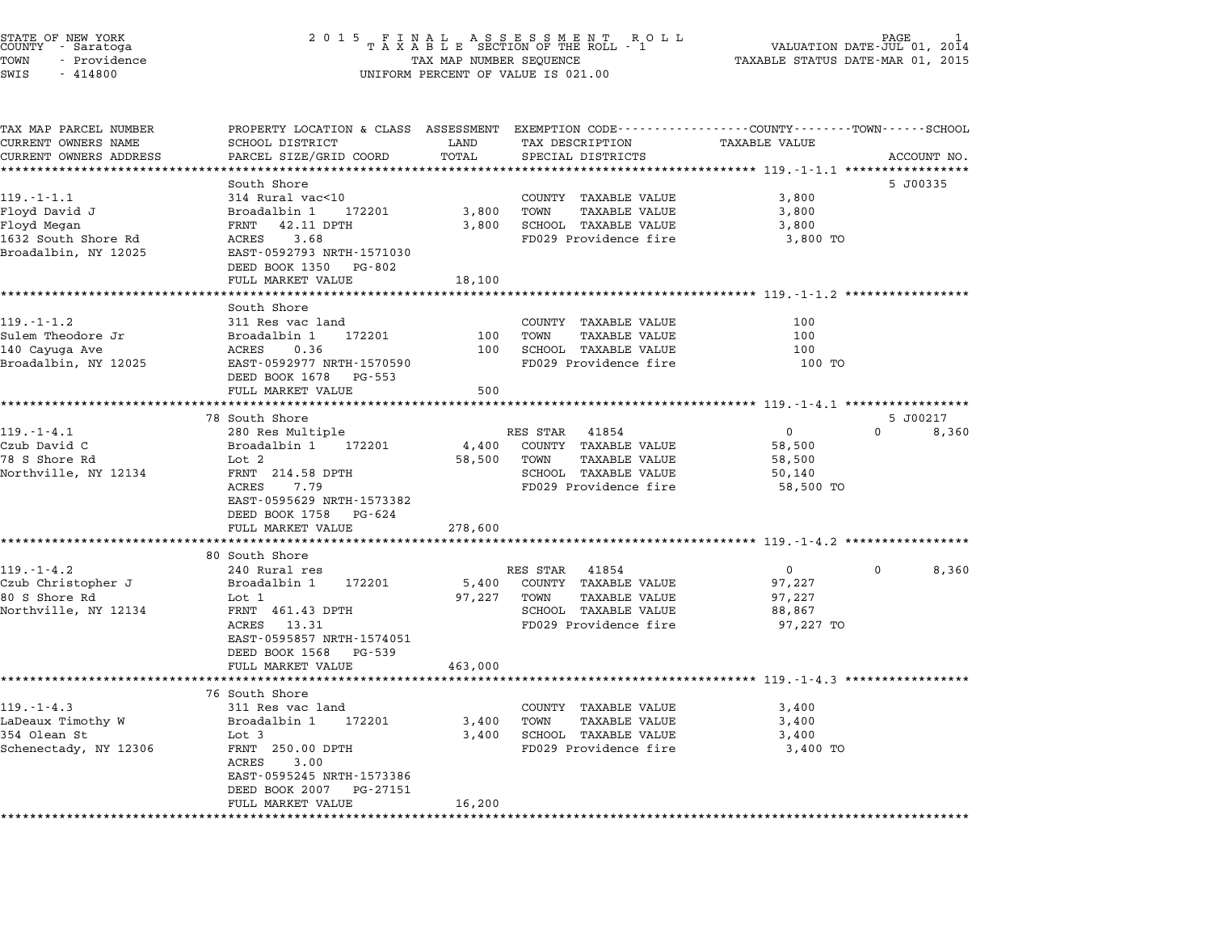STATE OF NEW YORK
COUNTY - Saratoga
TOWN - Providence
SWIS - 414800

# 2015 FINAL ASSESSMENT ROLL
## TAXABLE SECTION OF THE ROLL - 1

TAX MAP NUMBER SEQUENCE
UNIFORM PERCENT OF VALUE IS 021.00

VALUATION DATE-JUL 01, 2014
TAXABLE STATUS DATE-MAR 01, 2015

| TAX MAP PARCEL NUMBER / CURRENT OWNERS NAME / CURRENT OWNERS ADDRESS | PROPERTY LOCATION & CLASS / SCHOOL DISTRICT / PARCEL SIZE/GRID COORD | ASSESSMENT LAND / TOTAL | EXEMPTION CODE / TAX DESCRIPTION / SPECIAL DISTRICTS | COUNTY / TOWN / SCHOOL TAXABLE VALUE | ACCOUNT NO. |
|---|---|---|---|---|---|
| **119.-1-1.1** | South Shore | | | | 5 J00335 |
| 119.-1-1.1 | 314 Rural vac<10 | | COUNTY TAXABLE VALUE | 3,800 | |
| Floyd David J | Broadalbin 1 172201 | 3,800 | TOWN TAXABLE VALUE | 3,800 | |
| Floyd Megan | FRNT 42.11 DPTH | 3,800 | SCHOOL TAXABLE VALUE | 3,800 | |
| 1632 South Shore Rd | ACRES 3.68 | | FD029 Providence fire | 3,800 TO | |
| Broadalbin, NY 12025 | EAST-0592793 NRTH-1571030 | | | | |
| | DEED BOOK 1350 PG-802 | | | | |
| | FULL MARKET VALUE | 18,100 | | | |
| **119.-1-1.2** | South Shore | | | | |
| 119.-1-1.2 | 311 Res vac land | | COUNTY TAXABLE VALUE | 100 | |
| Sulem Theodore Jr | Broadalbin 1 172201 | 100 | TOWN TAXABLE VALUE | 100 | |
| 140 Cayuga Ave | ACRES 0.36 | 100 | SCHOOL TAXABLE VALUE | 100 | |
| Broadalbin, NY 12025 | EAST-0592977 NRTH-1570590 | | FD029 Providence fire | 100 TO | |
| | DEED BOOK 1678 PG-553 | | | | |
| | FULL MARKET VALUE | 500 | | | |
| **119.-1-4.1** | 78 South Shore | | | | 5 J00217 |
| 119.-1-4.1 | 280 Res Multiple | | RES STAR 41854 | 0 / 0 / 8,360 | |
| Czub David C | Broadalbin 1 172201 | 4,400 | COUNTY TAXABLE VALUE | 58,500 | |
| 78 S Shore Rd | Lot 2 | 58,500 | TOWN TAXABLE VALUE | 58,500 | |
| Northville, NY 12134 | FRNT 214.58 DPTH | | SCHOOL TAXABLE VALUE | 50,140 | |
| | ACRES 7.79 | | FD029 Providence fire | 58,500 TO | |
| | EAST-0595629 NRTH-1573382 | | | | |
| | DEED BOOK 1758 PG-624 | | | | |
| | FULL MARKET VALUE | 278,600 | | | |
| **119.-1-4.2** | 80 South Shore | | | | |
| 119.-1-4.2 | 240 Rural res | | RES STAR 41854 | 0 / 0 / 8,360 | |
| Czub Christopher J | Broadalbin 1 172201 | 5,400 | COUNTY TAXABLE VALUE | 97,227 | |
| 80 S Shore Rd | Lot 1 | 97,227 | TOWN TAXABLE VALUE | 97,227 | |
| Northville, NY 12134 | FRNT 461.43 DPTH | | SCHOOL TAXABLE VALUE | 88,867 | |
| | ACRES 13.31 | | FD029 Providence fire | 97,227 TO | |
| | EAST-0595857 NRTH-1574051 | | | | |
| | DEED BOOK 1568 PG-539 | | | | |
| | FULL MARKET VALUE | 463,000 | | | |
| **119.-1-4.3** | 76 South Shore | | | | |
| 119.-1-4.3 | 311 Res vac land | | COUNTY TAXABLE VALUE | 3,400 | |
| LaDeaux Timothy W | Broadalbin 1 172201 | 3,400 | TOWN TAXABLE VALUE | 3,400 | |
| 354 Olean St | Lot 3 | 3,400 | SCHOOL TAXABLE VALUE | 3,400 | |
| Schenectady, NY 12306 | FRNT 250.00 DPTH | | FD029 Providence fire | 3,400 TO | |
| | ACRES 3.00 | | | | |
| | EAST-0595245 NRTH-1573386 | | | | |
| | DEED BOOK 2007 PG-27151 | | | | |
| | FULL MARKET VALUE | 16,200 | | | |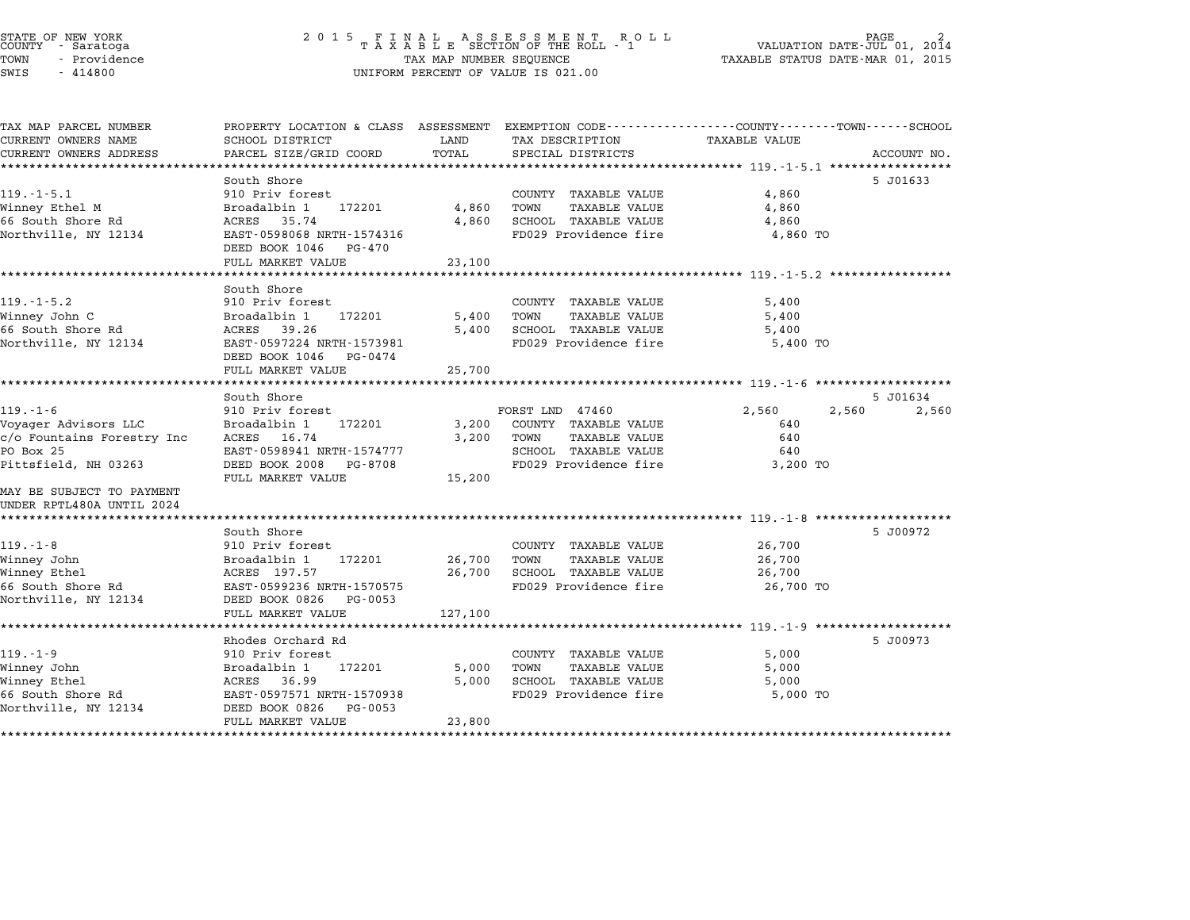STATE OF NEW YORK
COUNTY - Saratoga
TOWN - Providence
SWIS - 414800

2015 FINAL ASSESSMENT ROLL
TAXABLE SECTION OF THE ROLL - 1
TAX MAP NUMBER SEQUENCE
UNIFORM PERCENT OF VALUE IS 021.00

VALUATION DATE-JUL 01, 2014
TAXABLE STATUS DATE-MAR 01, 2015

| TAX MAP PARCEL NUMBER / CURRENT OWNERS NAME / CURRENT OWNERS ADDRESS | PROPERTY LOCATION & CLASS / SCHOOL DISTRICT / PARCEL SIZE/GRID COORD | ASSESSMENT LAND | TOTAL | EXEMPTION CODE / TAX DESCRIPTION / SPECIAL DISTRICTS | COUNTY TAXABLE VALUE | TOWN | SCHOOL | ACCOUNT NO. |
|---|---|---|---|---|---|---|---|---|
| **119.-1-5.1** | South Shore | | | | | | | 5 J01633 |
| 119.-1-5.1 | 910 Priv forest | | | COUNTY TAXABLE VALUE | 4,860 | | | |
| Winney Ethel M | Broadalbin 1 172201 | 4,860 | | TOWN TAXABLE VALUE | 4,860 | | | |
| 66 South Shore Rd | ACRES 35.74 | | 4,860 | SCHOOL TAXABLE VALUE | 4,860 | | | |
| Northville, NY 12134 | EAST-0598068 NRTH-1574316 | | | FD029 Providence fire | 4,860 TO | | | |
| | DEED BOOK 1046 PG-470 | | | | | | | |
| | FULL MARKET VALUE | | 23,100 | | | | | |
| **119.-1-5.2** | South Shore | | | | | | | |
| 119.-1-5.2 | 910 Priv forest | | | COUNTY TAXABLE VALUE | 5,400 | | | |
| Winney John C | Broadalbin 1 172201 | 5,400 | | TOWN TAXABLE VALUE | 5,400 | | | |
| 66 South Shore Rd | ACRES 39.26 | | 5,400 | SCHOOL TAXABLE VALUE | 5,400 | | | |
| Northville, NY 12134 | EAST-0597224 NRTH-1573981 | | | FD029 Providence fire | 5,400 TO | | | |
| | DEED BOOK 1046 PG-0474 | | | | | | | |
| | FULL MARKET VALUE | | 25,700 | | | | | |
| **119.-1-6** | South Shore | | | | | | | 5 J01634 |
| 119.-1-6 | 910 Priv forest | | | FORST LND 47460 | 2,560 | 2,560 | 2,560 | |
| Voyager Advisors LLC | Broadalbin 1 172201 | 3,200 | | COUNTY TAXABLE VALUE | 640 | | | |
| c/o Fountains Forestry Inc | ACRES 16.74 | | 3,200 | TOWN TAXABLE VALUE | 640 | | | |
| PO Box 25 | EAST-0598941 NRTH-1574777 | | | SCHOOL TAXABLE VALUE | 640 | | | |
| Pittsfield, NH 03263 | DEED BOOK 2008 PG-8708 | | | FD029 Providence fire | 3,200 TO | | | |
| | FULL MARKET VALUE | | 15,200 | | | | | |
| MAY BE SUBJECT TO PAYMENT UNDER RPTL480A UNTIL 2024 | | | | | | | | |
| **119.-1-8** | South Shore | | | | | | | 5 J00972 |
| 119.-1-8 | 910 Priv forest | | | COUNTY TAXABLE VALUE | 26,700 | | | |
| Winney John | Broadalbin 1 172201 | 26,700 | | TOWN TAXABLE VALUE | 26,700 | | | |
| Winney Ethel | ACRES 197.57 | | 26,700 | SCHOOL TAXABLE VALUE | 26,700 | | | |
| 66 South Shore Rd | EAST-0599236 NRTH-1570575 | | | FD029 Providence fire | 26,700 TO | | | |
| Northville, NY 12134 | DEED BOOK 0826 PG-0053 | | | | | | | |
| | FULL MARKET VALUE | | 127,100 | | | | | |
| **119.-1-9** | Rhodes Orchard Rd | | | | | | | 5 J00973 |
| 119.-1-9 | 910 Priv forest | | | COUNTY TAXABLE VALUE | 5,000 | | | |
| Winney John | Broadalbin 1 172201 | 5,000 | | TOWN TAXABLE VALUE | 5,000 | | | |
| Winney Ethel | ACRES 36.99 | | 5,000 | SCHOOL TAXABLE VALUE | 5,000 | | | |
| 66 South Shore Rd | EAST-0597571 NRTH-1570938 | | | FD029 Providence fire | 5,000 TO | | | |
| Northville, NY 12134 | DEED BOOK 0826 PG-0053 | | | | | | | |
| | FULL MARKET VALUE | | 23,800 | | | | | |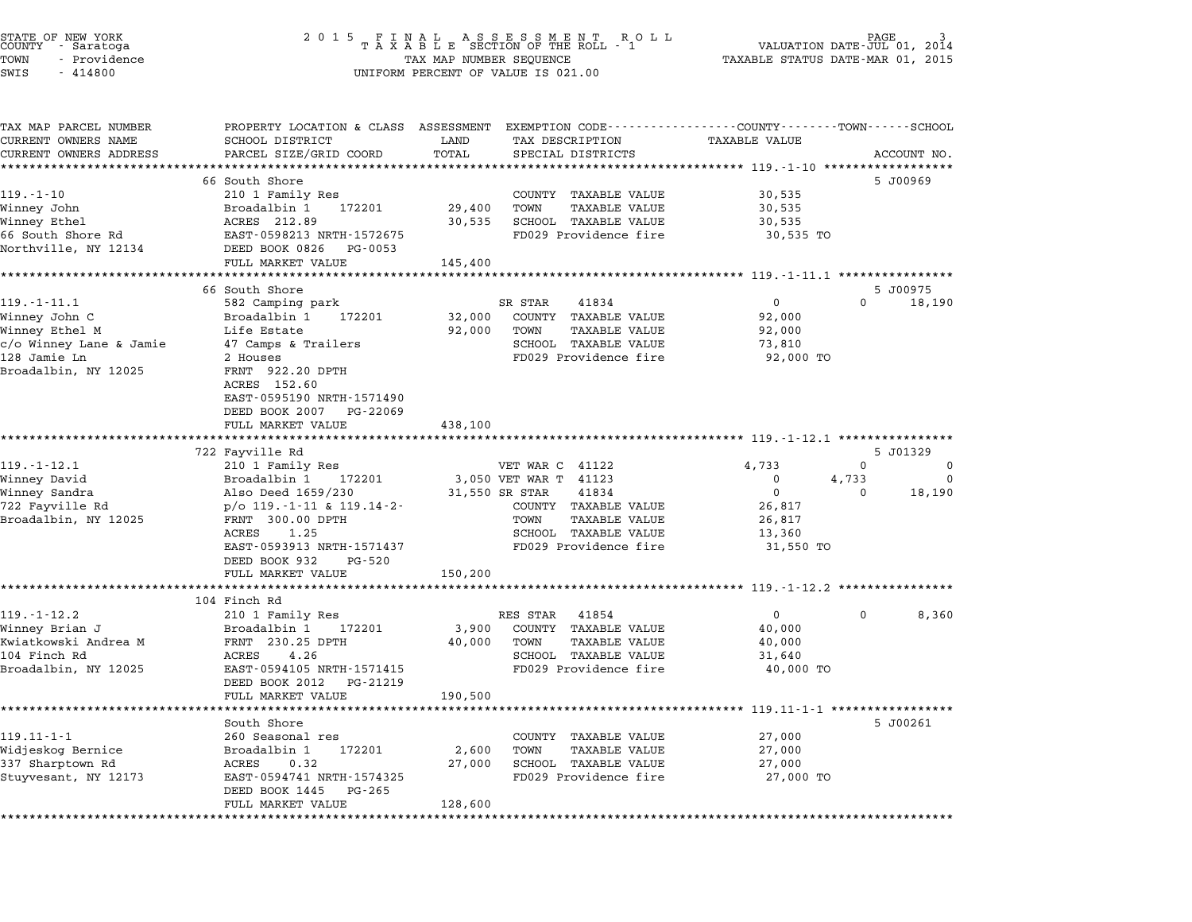STATE OF NEW YORK
COUNTY - Saratoga
TOWN - Providence
SWIS - 414800

2 0 1 5 F I N A L A S S E S S M E N T R O L L
T A X A B L E SECTION OF THE ROLL - 1
TAX MAP NUMBER SEQUENCE
UNIFORM PERCENT OF VALUE IS 021.00

VALUATION DATE-JUL 01, 2014
TAXABLE STATUS DATE-MAR 01, 2015

| TAX MAP PARCEL NUMBER / CURRENT OWNERS NAME / CURRENT OWNERS ADDRESS | PROPERTY LOCATION & CLASS / SCHOOL DISTRICT / PARCEL SIZE/GRID COORD | ASSESSMENT LAND / TOTAL | EXEMPTION CODE / TAX DESCRIPTION / SPECIAL DISTRICTS | COUNTY TAXABLE VALUE | TOWN | SCHOOL / ACCOUNT NO. |
|---|---|---|---|---|---|---|
| **119.-1-10** | 66 South Shore | | | | | 5 J00969 |
| 119.-1-10 | 210 1 Family Res | | COUNTY TAXABLE VALUE | 30,535 | | |
| Winney John | Broadalbin 1 172201 | 29,400 | TOWN TAXABLE VALUE | 30,535 | | |
| Winney Ethel | ACRES 212.89 | 30,535 | SCHOOL TAXABLE VALUE | 30,535 | | |
| 66 South Shore Rd | EAST-0598213 NRTH-1572675 | | FD029 Providence fire | 30,535 TO | | |
| Northville, NY 12134 | DEED BOOK 0826 PG-0053 | | | | | |
| | FULL MARKET VALUE | 145,400 | | | | |
| **119.-1-11.1** | 66 South Shore | | | | | 5 J00975 |
| 119.-1-11.1 | 582 Camping park | | SR STAR 41834 | 0 | 0 | 18,190 |
| Winney John C | Broadalbin 1 172201 | 32,000 | COUNTY TAXABLE VALUE | 92,000 | | |
| Winney Ethel M | Life Estate | 92,000 | TOWN TAXABLE VALUE | 92,000 | | |
| c/o Winney Lane & Jamie | 47 Camps & Trailers | | SCHOOL TAXABLE VALUE | 73,810 | | |
| 128 Jamie Ln | 2 Houses | | FD029 Providence fire | 92,000 TO | | |
| Broadalbin, NY 12025 | FRNT 922.20 DPTH | | | | | |
| | ACRES 152.60 | | | | | |
| | EAST-0595190 NRTH-1571490 | | | | | |
| | DEED BOOK 2007 PG-22069 | | | | | |
| | FULL MARKET VALUE | 438,100 | | | | |
| **119.-1-12.1** | 722 Fayville Rd | | | | | 5 J01329 |
| 119.-1-12.1 | 210 1 Family Res | | VET WAR C 41122 | 4,733 | 0 | 0 |
| Winney David | Broadalbin 1 172201 | 3,050 | VET WAR T 41123 | 0 | 4,733 | 0 |
| Winney Sandra | Also Deed 1659/230 | 31,550 | SR STAR 41834 | 0 | 0 | 18,190 |
| 722 Fayville Rd | p/o 119.-1-11 & 119.14-2- | | COUNTY TAXABLE VALUE | 26,817 | | |
| Broadalbin, NY 12025 | FRNT 300.00 DPTH | | TOWN TAXABLE VALUE | 26,817 | | |
| | ACRES 1.25 | | SCHOOL TAXABLE VALUE | 13,360 | | |
| | EAST-0593913 NRTH-1571437 | | FD029 Providence fire | 31,550 TO | | |
| | DEED BOOK 932 PG-520 | | | | | |
| | FULL MARKET VALUE | 150,200 | | | | |
| **119.-1-12.2** | 104 Finch Rd | | | | | |
| 119.-1-12.2 | 210 1 Family Res | | RES STAR 41854 | 0 | 0 | 8,360 |
| Winney Brian J | Broadalbin 1 172201 | 3,900 | COUNTY TAXABLE VALUE | 40,000 | | |
| Kwiatkowski Andrea M | FRNT 230.25 DPTH | 40,000 | TOWN TAXABLE VALUE | 40,000 | | |
| 104 Finch Rd | ACRES 4.26 | | SCHOOL TAXABLE VALUE | 31,640 | | |
| Broadalbin, NY 12025 | EAST-0594105 NRTH-1571415 | | FD029 Providence fire | 40,000 TO | | |
| | DEED BOOK 2012 PG-21219 | | | | | |
| | FULL MARKET VALUE | 190,500 | | | | |
| **119.11-1-1** | South Shore | | | | | 5 J00261 |
| 119.11-1-1 | 260 Seasonal res | | COUNTY TAXABLE VALUE | 27,000 | | |
| Widjeskog Bernice | Broadalbin 1 172201 | 2,600 | TOWN TAXABLE VALUE | 27,000 | | |
| 337 Sharptown Rd | ACRES 0.32 | 27,000 | SCHOOL TAXABLE VALUE | 27,000 | | |
| Stuyvesant, NY 12173 | EAST-0594741 NRTH-1574325 | | FD029 Providence fire | 27,000 TO | | |
| | DEED BOOK 1445 PG-265 | | | | | |
| | FULL MARKET VALUE | 128,600 | | | | |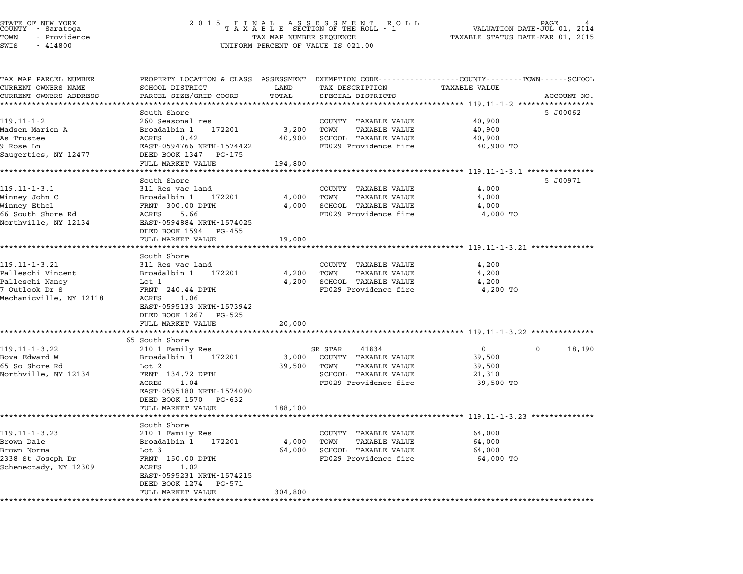STATE OF NEW YORK
COUNTY - Saratoga
TOWN - Providence
SWIS - 414800

# 2015 FINAL ASSESSMENT ROLL
TAXABLE SECTION OF THE ROLL - 1
TAX MAP NUMBER SEQUENCE
UNIFORM PERCENT OF VALUE IS 021.00

VALUATION DATE-JUL 01, 2014
TAXABLE STATUS DATE-MAR 01, 2015

| TAX MAP PARCEL NUMBER / CURRENT OWNERS NAME / CURRENT OWNERS ADDRESS | PROPERTY LOCATION & CLASS / SCHOOL DISTRICT / PARCEL SIZE/GRID COORD | ASSESSMENT LAND | TOTAL | EXEMPTION CODE / TAX DESCRIPTION / SPECIAL DISTRICTS | COUNTY / TOWN / SCHOOL TAXABLE VALUE | ACCOUNT NO. |
|---|---|---|---|---|---|---|
| **119.11-1-2** | South Shore | | | | | 5 J00062 |
| Madsen Marion A | 260 Seasonal res | | | COUNTY TAXABLE VALUE | 40,900 | |
| As Trustee | Broadalbin 1 172201 | 3,200 | | TOWN TAXABLE VALUE | 40,900 | |
| 9 Rose Ln | ACRES 0.42 | | 40,900 | SCHOOL TAXABLE VALUE | 40,900 | |
| Saugerties, NY 12477 | EAST-0594766 NRTH-1574422 | | | FD029 Providence fire | 40,900 TO | |
| | DEED BOOK 1347 PG-175 | | | | | |
| | FULL MARKET VALUE | | 194,800 | | | |
| **119.11-1-3.1** | South Shore | | | | | 5 J00971 |
| Winney John C | 311 Res vac land | | | COUNTY TAXABLE VALUE | 4,000 | |
| Winney Ethel | Broadalbin 1 172201 | 4,000 | | TOWN TAXABLE VALUE | 4,000 | |
| 66 South Shore Rd | FRNT 300.00 DPTH | | 4,000 | SCHOOL TAXABLE VALUE | 4,000 | |
| Northville, NY 12134 | ACRES 5.66 | | | FD029 Providence fire | 4,000 TO | |
| | EAST-0594884 NRTH-1574025 | | | | | |
| | DEED BOOK 1594 PG-455 | | | | | |
| | FULL MARKET VALUE | | 19,000 | | | |
| **119.11-1-3.21** | South Shore | | | | | |
| Palleschi Vincent | 311 Res vac land | | | COUNTY TAXABLE VALUE | 4,200 | |
| Palleschi Nancy | Broadalbin 1 172201 | 4,200 | | TOWN TAXABLE VALUE | 4,200 | |
| 7 Outlook Dr S | Lot 1 | | 4,200 | SCHOOL TAXABLE VALUE | 4,200 | |
| Mechanicville, NY 12118 | FRNT 240.44 DPTH | | | FD029 Providence fire | 4,200 TO | |
| | ACRES 1.06 | | | | | |
| | EAST-0595133 NRTH-1573942 | | | | | |
| | DEED BOOK 1267 PG-525 | | | | | |
| | FULL MARKET VALUE | | 20,000 | | | |
| **119.11-1-3.22** | 65 South Shore | | | | | |
| Bova Edward W | 210 1 Family Res | | | SR STAR 41834 | 0 0 18,190 | |
| 65 So Shore Rd | Broadalbin 1 172201 | 3,000 | | COUNTY TAXABLE VALUE | 39,500 | |
| Northville, NY 12134 | Lot 2 | | 39,500 | TOWN TAXABLE VALUE | 39,500 | |
| | FRNT 134.72 DPTH | | | SCHOOL TAXABLE VALUE | 21,310 | |
| | ACRES 1.04 | | | FD029 Providence fire | 39,500 TO | |
| | EAST-0595180 NRTH-1574090 | | | | | |
| | DEED BOOK 1570 PG-632 | | | | | |
| | FULL MARKET VALUE | | 188,100 | | | |
| **119.11-1-3.23** | South Shore | | | | | |
| Brown Dale | 210 1 Family Res | | | COUNTY TAXABLE VALUE | 64,000 | |
| Brown Norma | Broadalbin 1 172201 | 4,000 | | TOWN TAXABLE VALUE | 64,000 | |
| 2338 St Joseph Dr | Lot 3 | | 64,000 | SCHOOL TAXABLE VALUE | 64,000 | |
| Schenectady, NY 12309 | FRNT 150.00 DPTH | | | FD029 Providence fire | 64,000 TO | |
| | ACRES 1.02 | | | | | |
| | EAST-0595231 NRTH-1574215 | | | | | |
| | DEED BOOK 1274 PG-571 | | | | | |
| | FULL MARKET VALUE | | 304,800 | | | |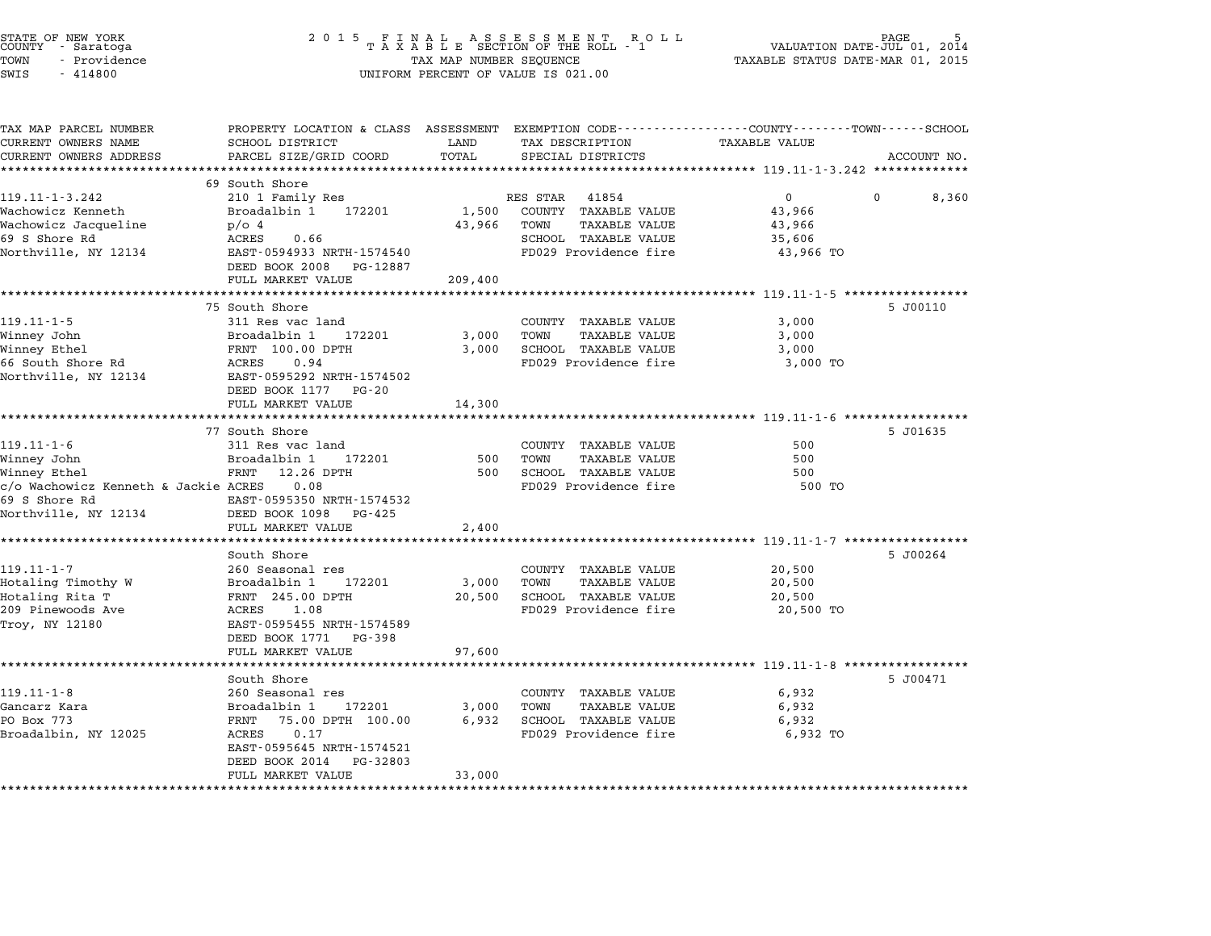STATE OF NEW YORK
COUNTY - Saratoga
TOWN - Providence
SWIS - 414800

2015 FINAL ASSESSMENT ROLL
TAXABLE SECTION OF THE ROLL - 1
TAX MAP NUMBER SEQUENCE
UNIFORM PERCENT OF VALUE IS 021.00

VALUATION DATE-JUL 01, 2014
TAXABLE STATUS DATE-MAR 01, 2015

| TAX MAP PARCEL NUMBER / CURRENT OWNERS NAME / CURRENT OWNERS ADDRESS | PROPERTY LOCATION & CLASS / SCHOOL DISTRICT / PARCEL SIZE/GRID COORD | ASSESSMENT LAND / TOTAL | EXEMPTION CODE / TAX DESCRIPTION / SPECIAL DISTRICTS | COUNTY / TOWN / SCHOOL TAXABLE VALUE | ACCOUNT NO. |
|---|---|---|---|---|---|
| **119.11-1-3.242** | 69 South Shore | | | | |
| 119.11-1-3.242 | 210 1 Family Res | | RES STAR 41854 | 0 &nbsp; 0 &nbsp; 8,360 | |
| Wachowicz Kenneth | Broadalbin 1 172201 | 1,500 | COUNTY TAXABLE VALUE | 43,966 | |
| Wachowicz Jacqueline | p/o 4 | 43,966 | TOWN TAXABLE VALUE | 43,966 | |
| 69 S Shore Rd | ACRES 0.66 | | SCHOOL TAXABLE VALUE | 35,606 | |
| Northville, NY 12134 | EAST-0594933 NRTH-1574540 | | FD029 Providence fire | 43,966 TO | |
| | DEED BOOK 2008 PG-12887 | | | | |
| | FULL MARKET VALUE | 209,400 | | | |
| **119.11-1-5** | 75 South Shore | | | | 5 J00110 |
| 119.11-1-5 | 311 Res vac land | | COUNTY TAXABLE VALUE | 3,000 | |
| Winney John | Broadalbin 1 172201 | 3,000 | TOWN TAXABLE VALUE | 3,000 | |
| Winney Ethel | FRNT 100.00 DPTH | 3,000 | SCHOOL TAXABLE VALUE | 3,000 | |
| 66 South Shore Rd | ACRES 0.94 | | FD029 Providence fire | 3,000 TO | |
| Northville, NY 12134 | EAST-0595292 NRTH-1574502 | | | | |
| | DEED BOOK 1177 PG-20 | | | | |
| | FULL MARKET VALUE | 14,300 | | | |
| **119.11-1-6** | 77 South Shore | | | | 5 J01635 |
| 119.11-1-6 | 311 Res vac land | | COUNTY TAXABLE VALUE | 500 | |
| Winney John | Broadalbin 1 172201 | 500 | TOWN TAXABLE VALUE | 500 | |
| Winney Ethel | FRNT 12.26 DPTH | 500 | SCHOOL TAXABLE VALUE | 500 | |
| c/o Wachowicz Kenneth & Jackie | ACRES 0.08 | | FD029 Providence fire | 500 TO | |
| 69 S Shore Rd | EAST-0595350 NRTH-1574532 | | | | |
| Northville, NY 12134 | DEED BOOK 1098 PG-425 | | | | |
| | FULL MARKET VALUE | 2,400 | | | |
| **119.11-1-7** | South Shore | | | | 5 J00264 |
| 119.11-1-7 | 260 Seasonal res | | COUNTY TAXABLE VALUE | 20,500 | |
| Hotaling Timothy W | Broadalbin 1 172201 | 3,000 | TOWN TAXABLE VALUE | 20,500 | |
| Hotaling Rita T | FRNT 245.00 DPTH | 20,500 | SCHOOL TAXABLE VALUE | 20,500 | |
| 209 Pinewoods Ave | ACRES 1.08 | | FD029 Providence fire | 20,500 TO | |
| Troy, NY 12180 | EAST-0595455 NRTH-1574589 | | | | |
| | DEED BOOK 1771 PG-398 | | | | |
| | FULL MARKET VALUE | 97,600 | | | |
| **119.11-1-8** | South Shore | | | | 5 J00471 |
| 119.11-1-8 | 260 Seasonal res | | COUNTY TAXABLE VALUE | 6,932 | |
| Gancarz Kara | Broadalbin 1 172201 | 3,000 | TOWN TAXABLE VALUE | 6,932 | |
| PO Box 773 | FRNT 75.00 DPTH 100.00 | 6,932 | SCHOOL TAXABLE VALUE | 6,932 | |
| Broadalbin, NY 12025 | ACRES 0.17 | | FD029 Providence fire | 6,932 TO | |
| | EAST-0595645 NRTH-1574521 | | | | |
| | DEED BOOK 2014 PG-32803 | | | | |
| | FULL MARKET VALUE | 33,000 | | | |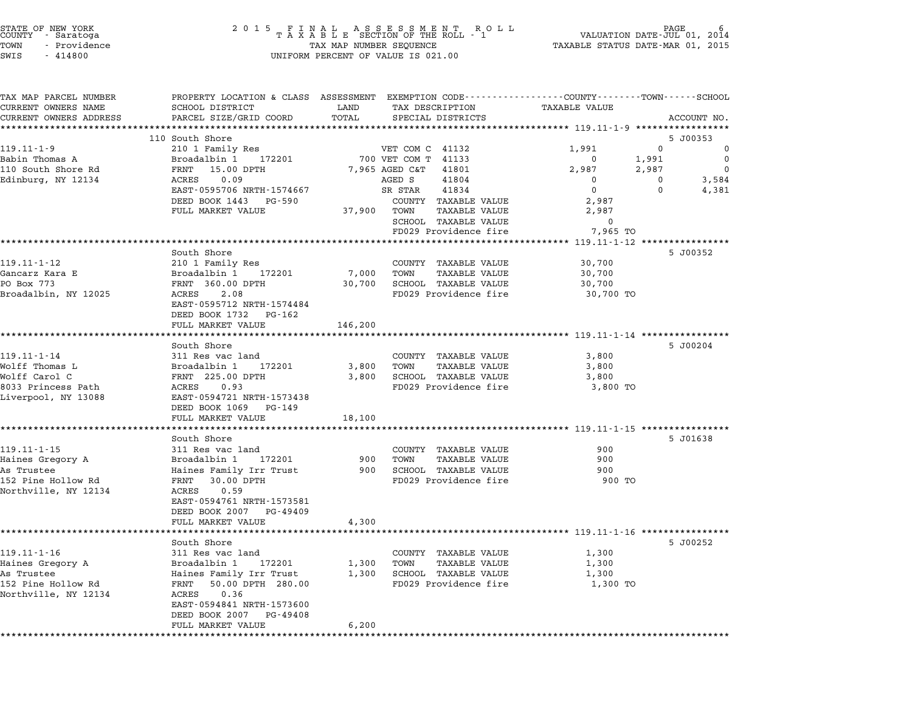STATE OF NEW YORK
COUNTY - Saratoga
TOWN - Providence
SWIS - 414800

2015 FINAL ASSESSMENT ROLL
TAXABLE SECTION OF THE ROLL - 1
TAX MAP NUMBER SEQUENCE
UNIFORM PERCENT OF VALUE IS 021.00

VALUATION DATE-JUL 01, 2014
TAXABLE STATUS DATE-MAR 01, 2015

| TAX MAP PARCEL NUMBER / CURRENT OWNERS NAME / CURRENT OWNERS ADDRESS | PROPERTY LOCATION & CLASS / SCHOOL DISTRICT / PARCEL SIZE/GRID COORD | ASSESSMENT LAND | TOTAL | EXEMPTION CODE / TAX DESCRIPTION / SPECIAL DISTRICTS | COUNTY TAXABLE VALUE | TOWN | SCHOOL | ACCOUNT NO. |
|---|---|---|---|---|---|---|---|---|
| **119.11-1-9** | 110 South Shore | | | | | | | 5 J00353 |
| 119.11-1-9 | 210 1 Family Res | | | VET COM C 41132 | 1,991 | 0 | 0 | |
| Babin Thomas A | Broadalbin 1 172201 | 700 | | VET COM T 41133 | 0 | 1,991 | 0 | |
| 110 South Shore Rd | FRNT 15.00 DPTH | | 7,965 | AGED C&T 41801 | 2,987 | 2,987 | 0 | |
| Edinburg, NY 12134 | ACRES 0.09 | | | AGED S 41804 | 0 | 0 | 3,584 | |
| | EAST-0595706 NRTH-1574667 | | | SR STAR 41834 | 0 | 0 | 4,381 | |
| | DEED BOOK 1443 PG-590 | | | COUNTY TAXABLE VALUE | 2,987 | | | |
| | FULL MARKET VALUE | | 37,900 | TOWN TAXABLE VALUE | 2,987 | | | |
| | | | | SCHOOL TAXABLE VALUE | 0 | | | |
| | | | | FD029 Providence fire | 7,965 TO | | | |
| **119.11-1-12** | South Shore | | | | | | | 5 J00352 |
| 119.11-1-12 | 210 1 Family Res | | | COUNTY TAXABLE VALUE | 30,700 | | | |
| Gancarz Kara E | Broadalbin 1 172201 | 7,000 | | TOWN TAXABLE VALUE | 30,700 | | | |
| PO Box 773 | FRNT 360.00 DPTH | | 30,700 | SCHOOL TAXABLE VALUE | 30,700 | | | |
| Broadalbin, NY 12025 | ACRES 2.08 | | | FD029 Providence fire | 30,700 TO | | | |
| | EAST-0595712 NRTH-1574484 | | | | | | | |
| | DEED BOOK 1732 PG-162 | | | | | | | |
| | FULL MARKET VALUE | | 146,200 | | | | | |
| **119.11-1-14** | South Shore | | | | | | | 5 J00204 |
| 119.11-1-14 | 311 Res vac land | | | COUNTY TAXABLE VALUE | 3,800 | | | |
| Wolff Thomas L | Broadalbin 1 172201 | 3,800 | | TOWN TAXABLE VALUE | 3,800 | | | |
| Wolff Carol C | FRNT 225.00 DPTH | | 3,800 | SCHOOL TAXABLE VALUE | 3,800 | | | |
| 8033 Princess Path | ACRES 0.93 | | | FD029 Providence fire | 3,800 TO | | | |
| Liverpool, NY 13088 | EAST-0594721 NRTH-1573438 | | | | | | | |
| | DEED BOOK 1069 PG-149 | | | | | | | |
| | FULL MARKET VALUE | | 18,100 | | | | | |
| **119.11-1-15** | South Shore | | | | | | | 5 J01638 |
| 119.11-1-15 | 311 Res vac land | | | COUNTY TAXABLE VALUE | 900 | | | |
| Haines Gregory A | Broadalbin 1 172201 | 900 | | TOWN TAXABLE VALUE | 900 | | | |
| As Trustee | Haines Family Irr Trust | | 900 | SCHOOL TAXABLE VALUE | 900 | | | |
| 152 Pine Hollow Rd | FRNT 30.00 DPTH | | | FD029 Providence fire | 900 TO | | | |
| Northville, NY 12134 | ACRES 0.59 | | | | | | | |
| | EAST-0594761 NRTH-1573581 | | | | | | | |
| | DEED BOOK 2007 PG-49409 | | | | | | | |
| | FULL MARKET VALUE | | 4,300 | | | | | |
| **119.11-1-16** | South Shore | | | | | | | 5 J00252 |
| 119.11-1-16 | 311 Res vac land | | | COUNTY TAXABLE VALUE | 1,300 | | | |
| Haines Gregory A | Broadalbin 1 172201 | 1,300 | | TOWN TAXABLE VALUE | 1,300 | | | |
| As Trustee | Haines Family Irr Trust | | 1,300 | SCHOOL TAXABLE VALUE | 1,300 | | | |
| 152 Pine Hollow Rd | FRNT 50.00 DPTH 280.00 | | | FD029 Providence fire | 1,300 TO | | | |
| Northville, NY 12134 | ACRES 0.36 | | | | | | | |
| | EAST-0594841 NRTH-1573600 | | | | | | | |
| | DEED BOOK 2007 PG-49408 | | | | | | | |
| | FULL MARKET VALUE | | 6,200 | | | | | |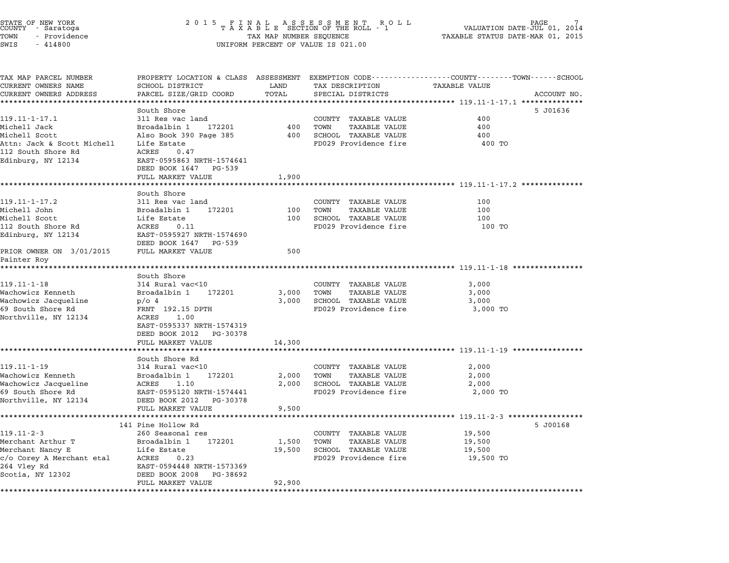STATE OF NEW YORK
COUNTY - Saratoga
TOWN - Providence
SWIS - 414800

# 2015 FINAL ASSESSMENT ROLL
TAXABLE SECTION OF THE ROLL - 1
TAX MAP NUMBER SEQUENCE
UNIFORM PERCENT OF VALUE IS 021.00

VALUATION DATE-JUL 01, 2014
TAXABLE STATUS DATE-MAR 01, 2015

| TAX MAP PARCEL NUMBER / CURRENT OWNERS NAME / CURRENT OWNERS ADDRESS | PROPERTY LOCATION & CLASS / SCHOOL DISTRICT / PARCEL SIZE/GRID COORD | ASSESSMENT LAND | TOTAL | EXEMPTION CODE / TAX DESCRIPTION / SPECIAL DISTRICTS | TAXABLE VALUE (COUNTY / TOWN / SCHOOL) | ACCOUNT NO. |
|---|---|---|---|---|---|---|
| **119.11-1-17.1** | South Shore | | | | | 5 J01636 |
| 119.11-1-17.1 | 311 Res vac land | | | COUNTY TAXABLE VALUE | 400 | |
| Michell Jack | Broadalbin 1 172201 | 400 | | TOWN TAXABLE VALUE | 400 | |
| Michell Scott | Also Book 390 Page 385 | | 400 | SCHOOL TAXABLE VALUE | 400 | |
| Attn: Jack & Scott Michell | Life Estate | | | FD029 Providence fire | 400 TO | |
| 112 South Shore Rd | ACRES 0.47 | | | | | |
| Edinburg, NY 12134 | EAST-0595863 NRTH-1574641 | | | | | |
| | DEED BOOK 1647 PG-539 | | | | | |
| | FULL MARKET VALUE | | 1,900 | | | |
| **119.11-1-17.2** | South Shore | | | | | |
| 119.11-1-17.2 | 311 Res vac land | | | COUNTY TAXABLE VALUE | 100 | |
| Michell John | Broadalbin 1 172201 | 100 | | TOWN TAXABLE VALUE | 100 | |
| Michell Scott | Life Estate | | 100 | SCHOOL TAXABLE VALUE | 100 | |
| 112 South Shore Rd | ACRES 0.11 | | | FD029 Providence fire | 100 TO | |
| Edinburg, NY 12134 | EAST-0595927 NRTH-1574690 | | | | | |
| | DEED BOOK 1647 PG-539 | | | | | |
| PRIOR OWNER ON 3/01/2015 | FULL MARKET VALUE | | 500 | | | |
| Painter Roy | | | | | | |
| **119.11-1-18** | South Shore | | | | | |
| 119.11-1-18 | 314 Rural vac<10 | | | COUNTY TAXABLE VALUE | 3,000 | |
| Wachowicz Kenneth | Broadalbin 1 172201 | 3,000 | | TOWN TAXABLE VALUE | 3,000 | |
| Wachowicz Jacqueline | p/o 4 | | 3,000 | SCHOOL TAXABLE VALUE | 3,000 | |
| 69 South Shore Rd | FRNT 192.15 DPTH | | | FD029 Providence fire | 3,000 TO | |
| Northville, NY 12134 | ACRES 1.00 | | | | | |
| | EAST-0595337 NRTH-1574319 | | | | | |
| | DEED BOOK 2012 PG-30378 | | | | | |
| | FULL MARKET VALUE | | 14,300 | | | |
| **119.11-1-19** | South Shore Rd | | | | | |
| 119.11-1-19 | 314 Rural vac<10 | | | COUNTY TAXABLE VALUE | 2,000 | |
| Wachowicz Kenneth | Broadalbin 1 172201 | 2,000 | | TOWN TAXABLE VALUE | 2,000 | |
| Wachowicz Jacqueline | ACRES 1.10 | | 2,000 | SCHOOL TAXABLE VALUE | 2,000 | |
| 69 South Shore Rd | EAST-0595120 NRTH-1574441 | | | FD029 Providence fire | 2,000 TO | |
| Northville, NY 12134 | DEED BOOK 2012 PG-30378 | | | | | |
| | FULL MARKET VALUE | | 9,500 | | | |
| **119.11-2-3** | 141 Pine Hollow Rd | | | | | 5 J00168 |
| 119.11-2-3 | 260 Seasonal res | | | COUNTY TAXABLE VALUE | 19,500 | |
| Merchant Arthur T | Broadalbin 1 172201 | 1,500 | | TOWN TAXABLE VALUE | 19,500 | |
| Merchant Nancy E | Life Estate | | 19,500 | SCHOOL TAXABLE VALUE | 19,500 | |
| c/o Corey A Merchant etal | ACRES 0.23 | | | FD029 Providence fire | 19,500 TO | |
| 264 Vley Rd | EAST-0594448 NRTH-1573369 | | | | | |
| Scotia, NY 12302 | DEED BOOK 2008 PG-38692 | | | | | |
| | FULL MARKET VALUE | | 92,900 | | | |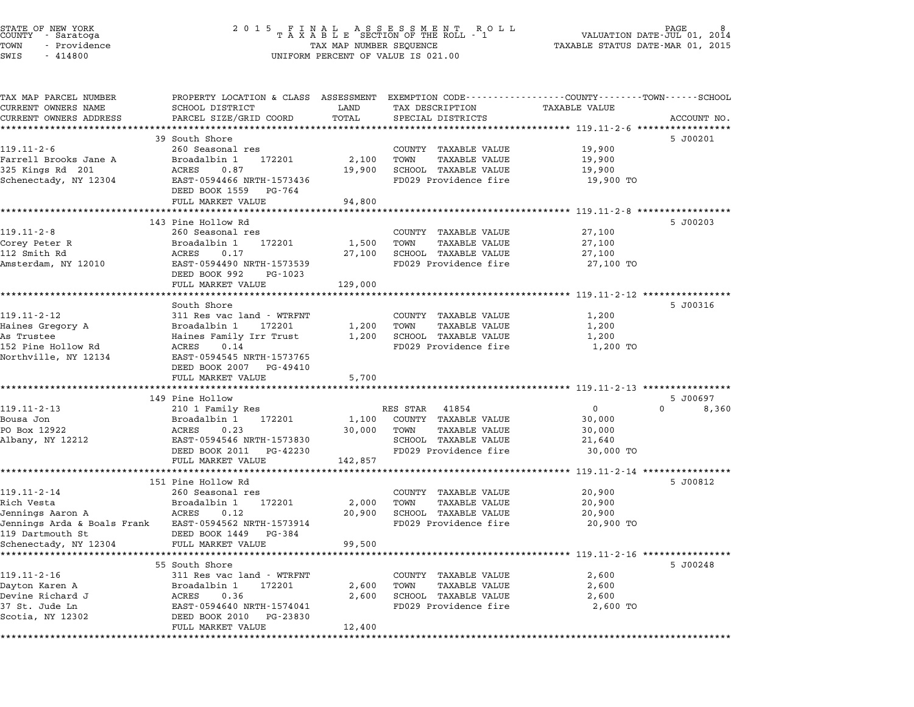STATE OF NEW YORK
COUNTY - Saratoga
TOWN - Providence
SWIS - 414800

2015 FINAL ASSESSMENT ROLL
TAXABLE SECTION OF THE ROLL - 1
TAX MAP NUMBER SEQUENCE
UNIFORM PERCENT OF VALUE IS 021.00

VALUATION DATE-JUL 01, 2014
TAXABLE STATUS DATE-MAR 01, 2015

| TAX MAP PARCEL NUMBER / CURRENT OWNERS NAME / CURRENT OWNERS ADDRESS | PROPERTY LOCATION & CLASS / SCHOOL DISTRICT / PARCEL SIZE/GRID COORD | ASSESSMENT LAND | TOTAL | EXEMPTION CODE / TAX DESCRIPTION / SPECIAL DISTRICTS | COUNTY / TAXABLE VALUE | TOWN | SCHOOL | ACCOUNT NO. |
|---|---|---|---|---|---|---|---|---|
| **119.11-2-6** | 39 South Shore | | | | | | | 5 J00201 |
| 119.11-2-6 | 260 Seasonal res | | | COUNTY TAXABLE VALUE | 19,900 | | | |
| Farrell Brooks Jane A | Broadalbin 1 172201 | 2,100 | | TOWN TAXABLE VALUE | 19,900 | | | |
| 325 Kings Rd 201 | ACRES 0.87 | | 19,900 | SCHOOL TAXABLE VALUE | 19,900 | | | |
| Schenectady, NY 12304 | EAST-0594466 NRTH-1573436 | | | FD029 Providence fire | 19,900 TO | | | |
| | DEED BOOK 1559 PG-764 | | | | | | | |
| | FULL MARKET VALUE | | 94,800 | | | | | |
| **119.11-2-8** | 143 Pine Hollow Rd | | | | | | | 5 J00203 |
| 119.11-2-8 | 260 Seasonal res | | | COUNTY TAXABLE VALUE | 27,100 | | | |
| Corey Peter R | Broadalbin 1 172201 | 1,500 | | TOWN TAXABLE VALUE | 27,100 | | | |
| 112 Smith Rd | ACRES 0.17 | | 27,100 | SCHOOL TAXABLE VALUE | 27,100 | | | |
| Amsterdam, NY 12010 | EAST-0594490 NRTH-1573539 | | | FD029 Providence fire | 27,100 TO | | | |
| | DEED BOOK 992 PG-1023 | | | | | | | |
| | FULL MARKET VALUE | | 129,000 | | | | | |
| **119.11-2-12** | South Shore | | | | | | | 5 J00316 |
| 119.11-2-12 | 311 Res vac land - WTRFNT | | | COUNTY TAXABLE VALUE | 1,200 | | | |
| Haines Gregory A | Broadalbin 1 172201 | 1,200 | | TOWN TAXABLE VALUE | 1,200 | | | |
| As Trustee | Haines Family Irr Trust | | 1,200 | SCHOOL TAXABLE VALUE | 1,200 | | | |
| 152 Pine Hollow Rd | ACRES 0.14 | | | FD029 Providence fire | 1,200 TO | | | |
| Northville, NY 12134 | EAST-0594545 NRTH-1573765 | | | | | | | |
| | DEED BOOK 2007 PG-49410 | | | | | | | |
| | FULL MARKET VALUE | | 5,700 | | | | | |
| **119.11-2-13** | 149 Pine Hollow | | | | | | | 5 J00697 |
| 119.11-2-13 | 210 1 Family Res | | | RES STAR 41854 | 0 | 0 | 8,360 | |
| Bousa Jon | Broadalbin 1 172201 | 1,100 | | COUNTY TAXABLE VALUE | 30,000 | | | |
| PO Box 12922 | ACRES 0.23 | | 30,000 | TOWN TAXABLE VALUE | 30,000 | | | |
| Albany, NY 12212 | EAST-0594546 NRTH-1573830 | | | SCHOOL TAXABLE VALUE | 21,640 | | | |
| | DEED BOOK 2011 PG-42230 | | | FD029 Providence fire | 30,000 TO | | | |
| | FULL MARKET VALUE | | 142,857 | | | | | |
| **119.11-2-14** | 151 Pine Hollow Rd | | | | | | | 5 J00812 |
| 119.11-2-14 | 260 Seasonal res | | | COUNTY TAXABLE VALUE | 20,900 | | | |
| Rich Vesta | Broadalbin 1 172201 | 2,000 | | TOWN TAXABLE VALUE | 20,900 | | | |
| Jennings Aaron A | ACRES 0.12 | | 20,900 | SCHOOL TAXABLE VALUE | 20,900 | | | |
| Jennings Arda & Boals Frank | EAST-0594562 NRTH-1573914 | | | FD029 Providence fire | 20,900 TO | | | |
| 119 Dartmouth St | DEED BOOK 1449 PG-384 | | | | | | | |
| Schenectady, NY 12304 | FULL MARKET VALUE | | 99,500 | | | | | |
| **119.11-2-16** | 55 South Shore | | | | | | | 5 J00248 |
| 119.11-2-16 | 311 Res vac land - WTRFNT | | | COUNTY TAXABLE VALUE | 2,600 | | | |
| Dayton Karen A | Broadalbin 1 172201 | 2,600 | | TOWN TAXABLE VALUE | 2,600 | | | |
| Devine Richard J | ACRES 0.36 | | 2,600 | SCHOOL TAXABLE VALUE | 2,600 | | | |
| 37 St. Jude Ln | EAST-0594640 NRTH-1574041 | | | FD029 Providence fire | 2,600 TO | | | |
| Scotia, NY 12302 | DEED BOOK 2010 PG-23830 | | | | | | | |
| | FULL MARKET VALUE | | 12,400 | | | | | |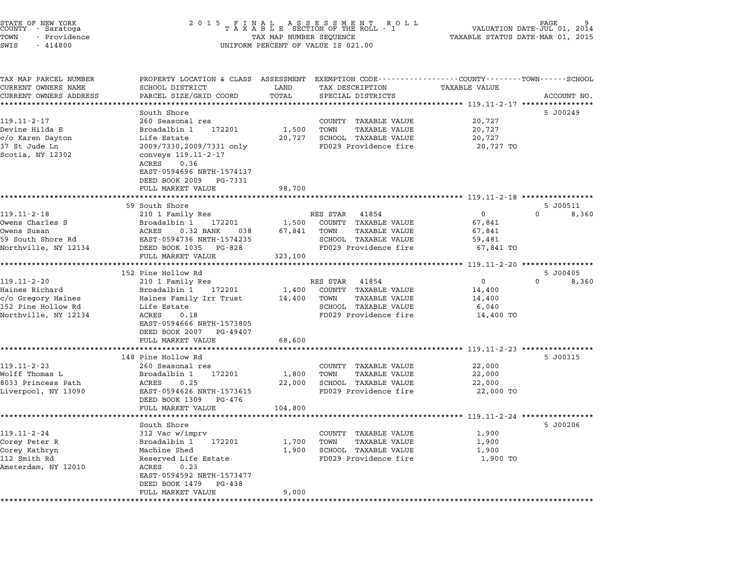STATE OF NEW YORK
COUNTY - Saratoga
TOWN - Providence
SWIS - 414800

2 0 1 5 F I N A L A S S E S S M E N T R O L L
T A X A B L E SECTION OF THE ROLL - 1
TAX MAP NUMBER SEQUENCE
UNIFORM PERCENT OF VALUE IS 021.00

VALUATION DATE-JUL 01, 2014
TAXABLE STATUS DATE-MAR 01, 2015

| TAX MAP PARCEL NUMBER / CURRENT OWNERS NAME / CURRENT OWNERS ADDRESS | PROPERTY LOCATION & CLASS / SCHOOL DISTRICT / PARCEL SIZE/GRID COORD | ASSESSMENT LAND / TOTAL | EXEMPTION CODE / TAX DESCRIPTION / SPECIAL DISTRICTS | COUNTY / TOWN / SCHOOL TAXABLE VALUE | ACCOUNT NO. |
|---|---|---|---|---|---|
| **119.11-2-17** | South Shore | | | | 5 J00249 |
| 119.11-2-17 | 260 Seasonal res | | COUNTY TAXABLE VALUE | 20,727 | |
| Devine Hilda E | Broadalbin 1 172201 | 1,500 | TOWN TAXABLE VALUE | 20,727 | |
| c/o Karen Dayton | Life Estate | 20,727 | SCHOOL TAXABLE VALUE | 20,727 | |
| 37 St Jude Ln | 2009/7330,2009/7331 only | | FD029 Providence fire | 20,727 TO | |
| Scotia, NY 12302 | conveys 119.11-2-17 | | | | |
| | ACRES 0.36 | | | | |
| | EAST-0594696 NRTH-1574137 | | | | |
| | DEED BOOK 2009 PG-7331 | | | | |
| | FULL MARKET VALUE | 98,700 | | | |
| **119.11-2-18** | 59 South Shore | | | | 5 J00511 |
| 119.11-2-18 | 210 1 Family Res | | RES STAR 41854 | 0 / 0 / 8,360 | |
| Owens Charles S | Broadalbin 1 172201 | 1,500 | COUNTY TAXABLE VALUE | 67,841 | |
| Owens Susan | ACRES 0.32 BANK 038 | 67,841 | TOWN TAXABLE VALUE | 67,841 | |
| 59 South Shore Rd | EAST-0594736 NRTH-1574235 | | SCHOOL TAXABLE VALUE | 59,481 | |
| Northville, NY 12134 | DEED BOOK 1035 PG-828 | | FD029 Providence fire | 67,841 TO | |
| | FULL MARKET VALUE | 323,100 | | | |
| **119.11-2-20** | 152 Pine Hollow Rd | | | | 5 J00405 |
| 119.11-2-20 | 210 1 Family Res | | RES STAR 41854 | 0 / 0 / 8,360 | |
| Haines Richard | Broadalbin 1 172201 | 1,400 | COUNTY TAXABLE VALUE | 14,400 | |
| c/o Gregory Haines | Haines Family Irr Trust | 14,400 | TOWN TAXABLE VALUE | 14,400 | |
| 152 Pine Hollow Rd | Life Estate | | SCHOOL TAXABLE VALUE | 6,040 | |
| Northville, NY 12134 | ACRES 0.18 | | FD029 Providence fire | 14,400 TO | |
| | EAST-0594666 NRTH-1573805 | | | | |
| | DEED BOOK 2007 PG-49407 | | | | |
| | FULL MARKET VALUE | 68,600 | | | |
| **119.11-2-23** | 148 Pine Hollow Rd | | | | 5 J00315 |
| 119.11-2-23 | 260 Seasonal res | | COUNTY TAXABLE VALUE | 22,000 | |
| Wolff Thomas L | Broadalbin 1 172201 | 1,800 | TOWN TAXABLE VALUE | 22,000 | |
| 8033 Princess Path | ACRES 0.25 | 22,000 | SCHOOL TAXABLE VALUE | 22,000 | |
| Liverpool, NY 13090 | EAST-0594626 NRTH-1573615 | | FD029 Providence fire | 22,000 TO | |
| | DEED BOOK 1309 PG-476 | | | | |
| | FULL MARKET VALUE | 104,800 | | | |
| **119.11-2-24** | South Shore | | | | 5 J00206 |
| 119.11-2-24 | 312 Vac w/imprv | | COUNTY TAXABLE VALUE | 1,900 | |
| Corey Peter R | Broadalbin 1 172201 | 1,700 | TOWN TAXABLE VALUE | 1,900 | |
| Corey Kathryn | Machine Shed | 1,900 | SCHOOL TAXABLE VALUE | 1,900 | |
| 112 Smith Rd | Reserved Life Estate | | FD029 Providence fire | 1,900 TO | |
| Amsterdam, NY 12010 | ACRES 0.23 | | | | |
| | EAST-0594592 NRTH-1573477 | | | | |
| | DEED BOOK 1479 PG-438 | | | | |
| | FULL MARKET VALUE | 9,000 | | | |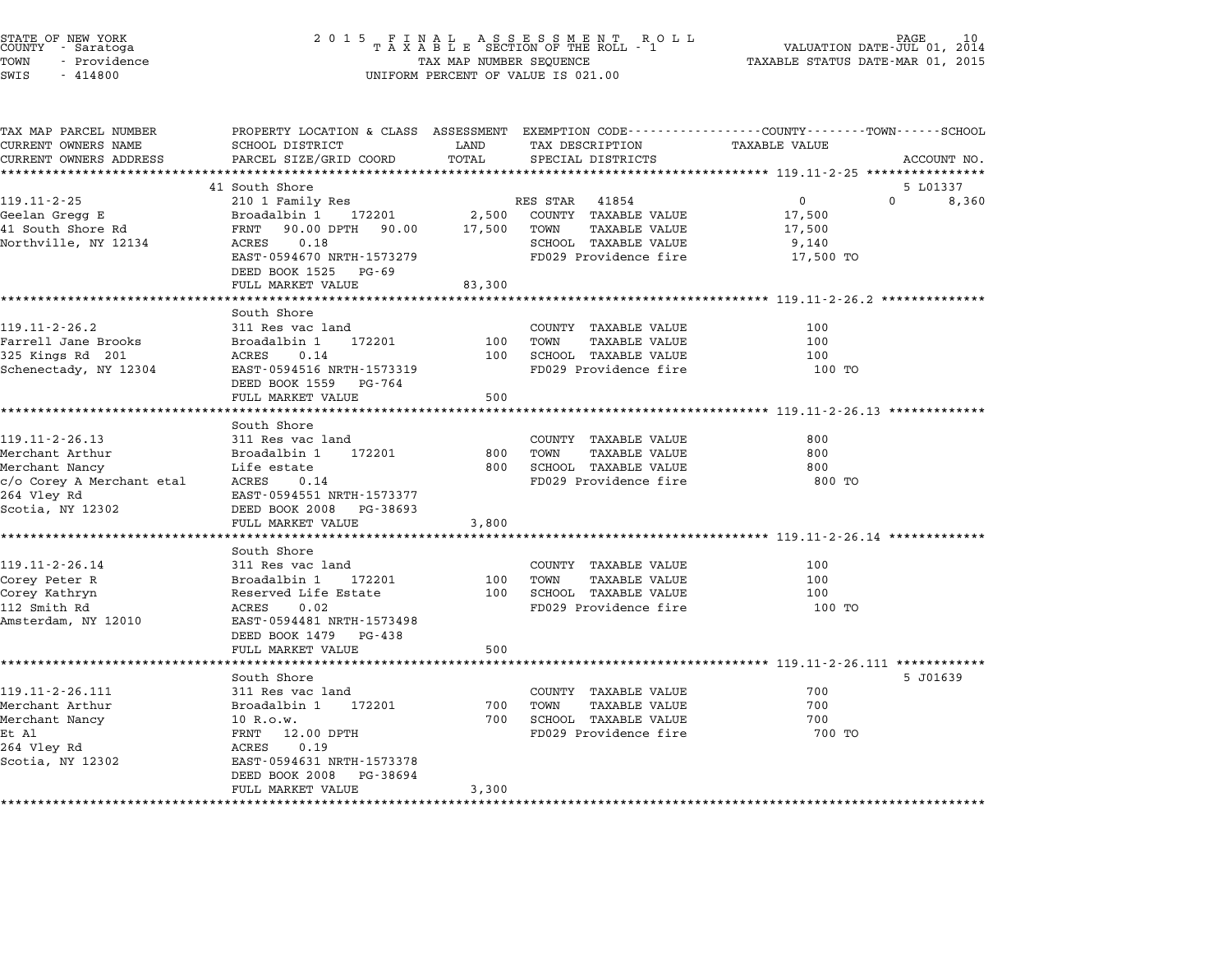STATE OF NEW YORK
COUNTY - Saratoga
TOWN - Providence
SWIS - 414800

2015 FINAL ASSESSMENT ROLL
TAXABLE SECTION OF THE ROLL - 1
TAX MAP NUMBER SEQUENCE
UNIFORM PERCENT OF VALUE IS 021.00

VALUATION DATE-JUL 01, 2014
TAXABLE STATUS DATE-MAR 01, 2015

| TAX MAP PARCEL NUMBER / CURRENT OWNERS NAME / CURRENT OWNERS ADDRESS | PROPERTY LOCATION & CLASS / SCHOOL DISTRICT / PARCEL SIZE/GRID COORD | ASSESSMENT LAND / TOTAL | EXEMPTION CODE / TAX DESCRIPTION / SPECIAL DISTRICTS | COUNTY | TOWN | SCHOOL | ACCOUNT NO. |
|---|---|---|---|---|---|---|---|
| **119.11-2-25** | 41 South Shore | | | | | | 5 L01337 |
| 119.11-2-25 | 210 1 Family Res | | RES STAR 41854 | 0 | 0 | 8,360 | |
| Geelan Gregg E | Broadalbin 1 172201 | 2,500 | COUNTY TAXABLE VALUE | 17,500 | | | |
| 41 South Shore Rd | FRNT 90.00 DPTH 90.00 | 17,500 | TOWN TAXABLE VALUE | | 17,500 | | |
| Northville, NY 12134 | ACRES 0.18 | | SCHOOL TAXABLE VALUE | | | 9,140 | |
| | EAST-0594670 NRTH-1573279 | | FD029 Providence fire | 17,500 TO | | | |
| | DEED BOOK 1525 PG-69 | | | | | | |
| | FULL MARKET VALUE | 83,300 | | | | | |
| **119.11-2-26.2** | South Shore | | | | | | |
| 119.11-2-26.2 | 311 Res vac land | | COUNTY TAXABLE VALUE | 100 | | | |
| Farrell Jane Brooks | Broadalbin 1 172201 | 100 | TOWN TAXABLE VALUE | | 100 | | |
| 325 Kings Rd 201 | ACRES 0.14 | 100 | SCHOOL TAXABLE VALUE | | | 100 | |
| Schenectady, NY 12304 | EAST-0594516 NRTH-1573319 | | FD029 Providence fire | 100 TO | | | |
| | DEED BOOK 1559 PG-764 | | | | | | |
| | FULL MARKET VALUE | 500 | | | | | |
| **119.11-2-26.13** | South Shore | | | | | | |
| 119.11-2-26.13 | 311 Res vac land | | COUNTY TAXABLE VALUE | 800 | | | |
| Merchant Arthur | Broadalbin 1 172201 | 800 | TOWN TAXABLE VALUE | | 800 | | |
| Merchant Nancy | Life estate | 800 | SCHOOL TAXABLE VALUE | | | 800 | |
| c/o Corey A Merchant etal | ACRES 0.14 | | FD029 Providence fire | 800 TO | | | |
| 264 Vley Rd | EAST-0594551 NRTH-1573377 | | | | | | |
| Scotia, NY 12302 | DEED BOOK 2008 PG-38693 | | | | | | |
| | FULL MARKET VALUE | 3,800 | | | | | |
| **119.11-2-26.14** | South Shore | | | | | | |
| 119.11-2-26.14 | 311 Res vac land | | COUNTY TAXABLE VALUE | 100 | | | |
| Corey Peter R | Broadalbin 1 172201 | 100 | TOWN TAXABLE VALUE | | 100 | | |
| Corey Kathryn | Reserved Life Estate | 100 | SCHOOL TAXABLE VALUE | | | 100 | |
| 112 Smith Rd | ACRES 0.02 | | FD029 Providence fire | 100 TO | | | |
| Amsterdam, NY 12010 | EAST-0594481 NRTH-1573498 | | | | | | |
| | DEED BOOK 1479 PG-438 | | | | | | |
| | FULL MARKET VALUE | 500 | | | | | |
| **119.11-2-26.111** | South Shore | | | | | | 5 J01639 |
| 119.11-2-26.111 | 311 Res vac land | | COUNTY TAXABLE VALUE | 700 | | | |
| Merchant Arthur | Broadalbin 1 172201 | 700 | TOWN TAXABLE VALUE | | 700 | | |
| Merchant Nancy | 10 R.o.w. | 700 | SCHOOL TAXABLE VALUE | | | 700 | |
| Et Al | FRNT 12.00 DPTH | | FD029 Providence fire | 700 TO | | | |
| 264 Vley Rd | ACRES 0.19 | | | | | | |
| Scotia, NY 12302 | EAST-0594631 NRTH-1573378 | | | | | | |
| | DEED BOOK 2008 PG-38694 | | | | | | |
| | FULL MARKET VALUE | 3,300 | | | | | |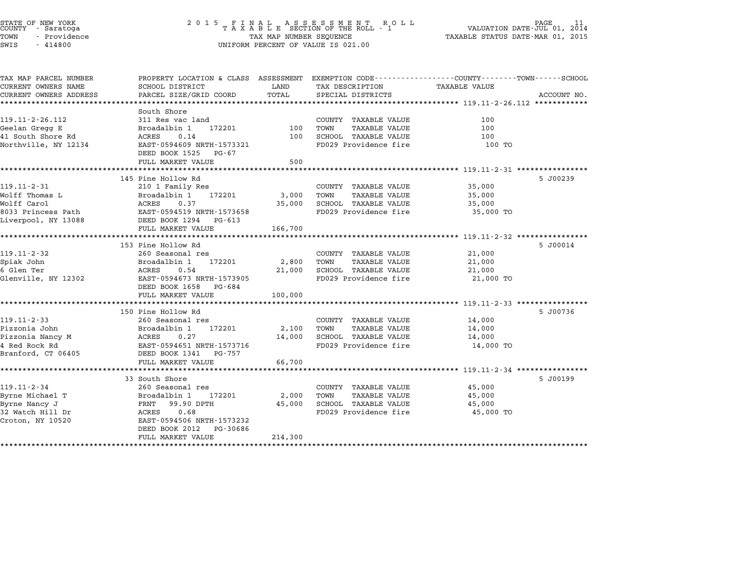STATE OF NEW YORK
COUNTY - Saratoga
TOWN - Providence
SWIS - 414800

2015 FINAL ASSESSMENT ROLL
TAXABLE SECTION OF THE ROLL - 1
TAX MAP NUMBER SEQUENCE
UNIFORM PERCENT OF VALUE IS 021.00

VALUATION DATE-JUL 01, 2014
TAXABLE STATUS DATE-MAR 01, 2015

| TAX MAP PARCEL NUMBER / CURRENT OWNERS NAME / CURRENT OWNERS ADDRESS | PROPERTY LOCATION & CLASS / SCHOOL DISTRICT / PARCEL SIZE/GRID COORD | ASSESSMENT LAND | TOTAL | EXEMPTION CODE / TAX DESCRIPTION / SPECIAL DISTRICTS | TAXABLE VALUE (COUNTY / TOWN / SCHOOL) | ACCOUNT NO. |
|---|---|---|---|---|---|---|
| **119.11-2-26.112** | South Shore | | | | | |
| 119.11-2-26.112 | 311 Res vac land | | | COUNTY TAXABLE VALUE | 100 | |
| Geelan Gregg E | Broadalbin 1 172201 | 100 | | TOWN TAXABLE VALUE | 100 | |
| 41 South Shore Rd | ACRES 0.14 | | 100 | SCHOOL TAXABLE VALUE | 100 | |
| Northville, NY 12134 | EAST-0594609 NRTH-1573321 | | | FD029 Providence fire | 100 TO | |
| | DEED BOOK 1525 PG-67 | | | | | |
| | FULL MARKET VALUE | | 500 | | | |
| **119.11-2-31** | 145 Pine Hollow Rd | | | | | 5 J00239 |
| 119.11-2-31 | 210 1 Family Res | | | COUNTY TAXABLE VALUE | 35,000 | |
| Wolff Thomas L | Broadalbin 1 172201 | 3,000 | | TOWN TAXABLE VALUE | 35,000 | |
| Wolff Carol | ACRES 0.37 | | 35,000 | SCHOOL TAXABLE VALUE | 35,000 | |
| 8033 Princess Path | EAST-0594519 NRTH-1573658 | | | FD029 Providence fire | 35,000 TO | |
| Liverpool, NY 13088 | DEED BOOK 1294 PG-613 | | | | | |
| | FULL MARKET VALUE | | 166,700 | | | |
| **119.11-2-32** | 153 Pine Hollow Rd | | | | | 5 J00014 |
| 119.11-2-32 | 260 Seasonal res | | | COUNTY TAXABLE VALUE | 21,000 | |
| Spiak John | Broadalbin 1 172201 | 2,800 | | TOWN TAXABLE VALUE | 21,000 | |
| 6 Glen Ter | ACRES 0.54 | | 21,000 | SCHOOL TAXABLE VALUE | 21,000 | |
| Glenville, NY 12302 | EAST-0594673 NRTH-1573905 | | | FD029 Providence fire | 21,000 TO | |
| | DEED BOOK 1658 PG-684 | | | | | |
| | FULL MARKET VALUE | | 100,000 | | | |
| **119.11-2-33** | 150 Pine Hollow Rd | | | | | 5 J00736 |
| 119.11-2-33 | 260 Seasonal res | | | COUNTY TAXABLE VALUE | 14,000 | |
| Pizzonia John | Broadalbin 1 172201 | 2,100 | | TOWN TAXABLE VALUE | 14,000 | |
| Pizzonia Nancy M | ACRES 0.27 | | 14,000 | SCHOOL TAXABLE VALUE | 14,000 | |
| 4 Red Rock Rd | EAST-0594651 NRTH-1573716 | | | FD029 Providence fire | 14,000 TO | |
| Branford, CT 06405 | DEED BOOK 1341 PG-757 | | | | | |
| | FULL MARKET VALUE | | 66,700 | | | |
| **119.11-2-34** | 33 South Shore | | | | | 5 J00199 |
| 119.11-2-34 | 260 Seasonal res | | | COUNTY TAXABLE VALUE | 45,000 | |
| Byrne Michael T | Broadalbin 1 172201 | 2,000 | | TOWN TAXABLE VALUE | 45,000 | |
| Byrne Nancy J | FRNT 99.90 DPTH | | 45,000 | SCHOOL TAXABLE VALUE | 45,000 | |
| 32 Watch Hill Dr | ACRES 0.68 | | | FD029 Providence fire | 45,000 TO | |
| Croton, NY 10520 | EAST-0594506 NRTH-1573232 | | | | | |
| | DEED BOOK 2012 PG-30686 | | | | | |
| | FULL MARKET VALUE | | 214,300 | | | |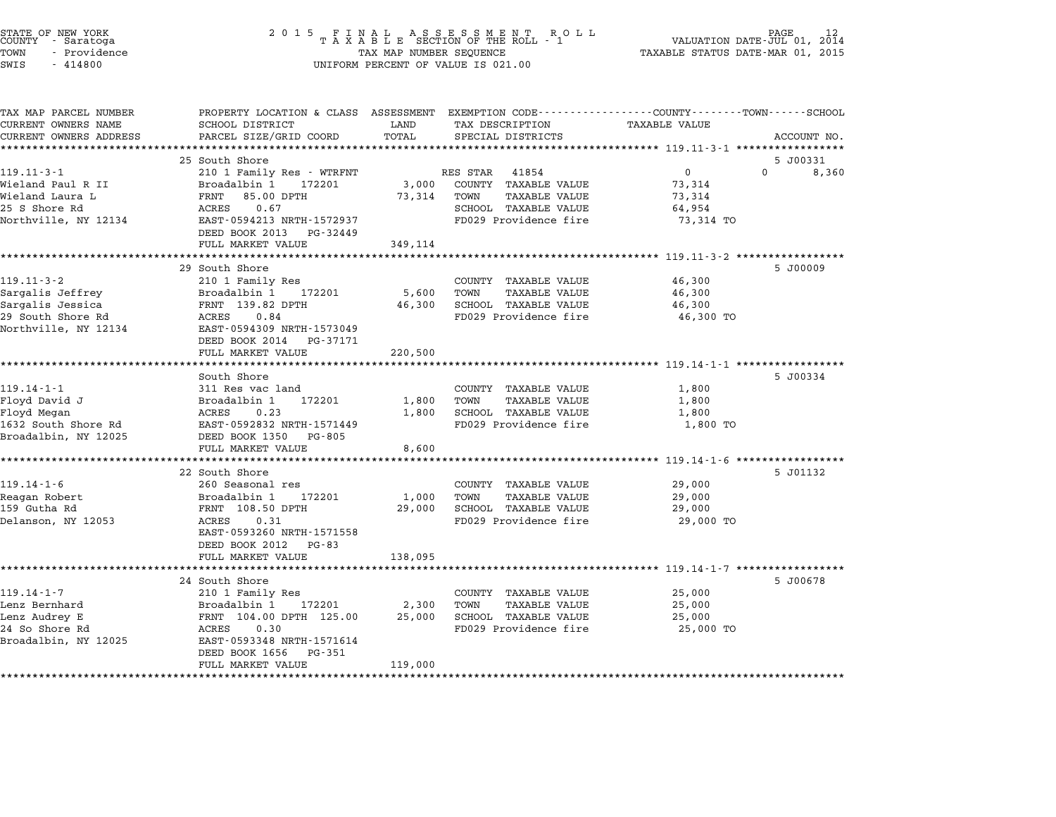STATE OF NEW YORK
COUNTY - Saratoga
TOWN - Providence
SWIS - 414800

2 0 1 5 F I N A L A S S E S S M E N T R O L L
T A X A B L E SECTION OF THE ROLL - 1
TAX MAP NUMBER SEQUENCE
UNIFORM PERCENT OF VALUE IS 021.00

VALUATION DATE-JUL 01, 2014
TAXABLE STATUS DATE-MAR 01, 2015

| TAX MAP PARCEL NUMBER / CURRENT OWNERS NAME / CURRENT OWNERS ADDRESS | PROPERTY LOCATION & CLASS / SCHOOL DISTRICT / PARCEL SIZE/GRID COORD | ASSESSMENT LAND / TOTAL | EXEMPTION CODE / TAX DESCRIPTION / SPECIAL DISTRICTS | COUNTY / TOWN / SCHOOL TAXABLE VALUE | ACCOUNT NO. |
|---|---|---|---|---|---|
| **119.11-3-1** | 25 South Shore | | | | 5 J00331 |
| 119.11-3-1 | 210 1 Family Res - WTRFNT | | RES STAR 41854 | 0 / 0 / 8,360 | |
| Wieland Paul R II | Broadalbin 1 172201 | 3,000 | COUNTY TAXABLE VALUE | 73,314 | |
| Wieland Laura L | FRNT 85.00 DPTH | 73,314 | TOWN TAXABLE VALUE | 73,314 | |
| 25 S Shore Rd | ACRES 0.67 | | SCHOOL TAXABLE VALUE | 64,954 | |
| Northville, NY 12134 | EAST-0594213 NRTH-1572937 | | FD029 Providence fire | 73,314 TO | |
| | DEED BOOK 2013 PG-32449 | | | | |
| | FULL MARKET VALUE | 349,114 | | | |
| **119.11-3-2** | 29 South Shore | | | | 5 J00009 |
| 119.11-3-2 | 210 1 Family Res | | COUNTY TAXABLE VALUE | 46,300 | |
| Sargalis Jeffrey | Broadalbin 1 172201 | 5,600 | TOWN TAXABLE VALUE | 46,300 | |
| Sargalis Jessica | FRNT 139.82 DPTH | 46,300 | SCHOOL TAXABLE VALUE | 46,300 | |
| 29 South Shore Rd | ACRES 0.84 | | FD029 Providence fire | 46,300 TO | |
| Northville, NY 12134 | EAST-0594309 NRTH-1573049 | | | | |
| | DEED BOOK 2014 PG-37171 | | | | |
| | FULL MARKET VALUE | 220,500 | | | |
| **119.14-1-1** | South Shore | | | | 5 J00334 |
| 119.14-1-1 | 311 Res vac land | | COUNTY TAXABLE VALUE | 1,800 | |
| Floyd David J | Broadalbin 1 172201 | 1,800 | TOWN TAXABLE VALUE | 1,800 | |
| Floyd Megan | ACRES 0.23 | 1,800 | SCHOOL TAXABLE VALUE | 1,800 | |
| 1632 South Shore Rd | EAST-0592832 NRTH-1571449 | | FD029 Providence fire | 1,800 TO | |
| Broadalbin, NY 12025 | DEED BOOK 1350 PG-805 | | | | |
| | FULL MARKET VALUE | 8,600 | | | |
| **119.14-1-6** | 22 South Shore | | | | 5 J01132 |
| 119.14-1-6 | 260 Seasonal res | | COUNTY TAXABLE VALUE | 29,000 | |
| Reagan Robert | Broadalbin 1 172201 | 1,000 | TOWN TAXABLE VALUE | 29,000 | |
| 159 Gutha Rd | FRNT 108.50 DPTH | 29,000 | SCHOOL TAXABLE VALUE | 29,000 | |
| Delanson, NY 12053 | ACRES 0.31 | | FD029 Providence fire | 29,000 TO | |
| | EAST-0593260 NRTH-1571558 | | | | |
| | DEED BOOK 2012 PG-83 | | | | |
| | FULL MARKET VALUE | 138,095 | | | |
| **119.14-1-7** | 24 South Shore | | | | 5 J00678 |
| 119.14-1-7 | 210 1 Family Res | | COUNTY TAXABLE VALUE | 25,000 | |
| Lenz Bernhard | Broadalbin 1 172201 | 2,300 | TOWN TAXABLE VALUE | 25,000 | |
| Lenz Audrey E | FRNT 104.00 DPTH 125.00 | 25,000 | SCHOOL TAXABLE VALUE | 25,000 | |
| 24 So Shore Rd | ACRES 0.30 | | FD029 Providence fire | 25,000 TO | |
| Broadalbin, NY 12025 | EAST-0593348 NRTH-1571614 | | | | |
| | DEED BOOK 1656 PG-351 | | | | |
| | FULL MARKET VALUE | 119,000 | | | |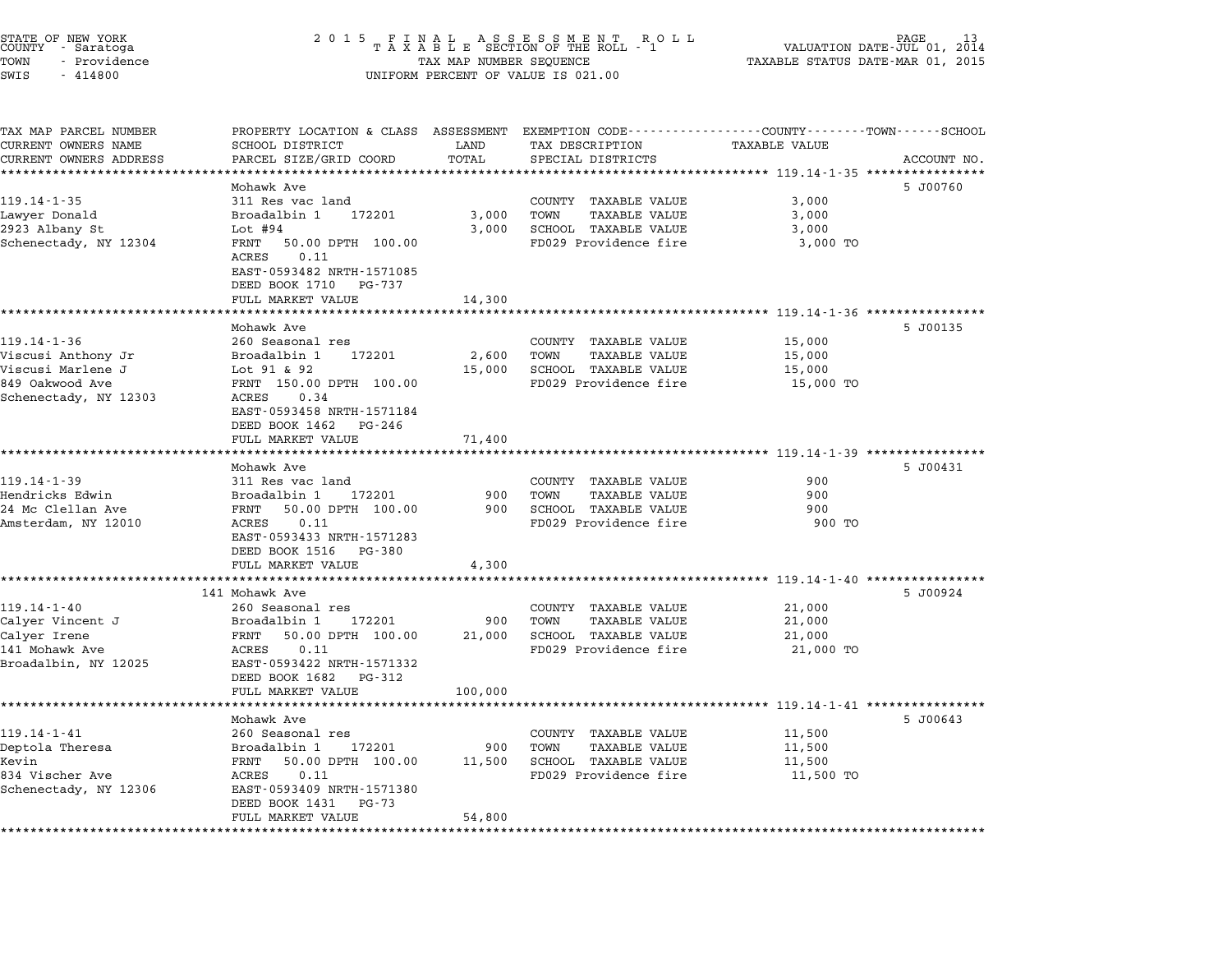STATE OF NEW YORK — COUNTY - Saratoga — TOWN - Providence — SWIS - 414800

2 0 1 5 F I N A L A S S E S S M E N T R O L L
T A X A B L E SECTION OF THE ROLL - 1
TAX MAP NUMBER SEQUENCE
UNIFORM PERCENT OF VALUE IS 021.00

VALUATION DATE-JUL 01, 2014
TAXABLE STATUS DATE-MAR 01, 2015

| TAX MAP PARCEL NUMBER / CURRENT OWNERS NAME / CURRENT OWNERS ADDRESS | PROPERTY LOCATION & CLASS / SCHOOL DISTRICT / PARCEL SIZE/GRID COORD | ASSESSMENT LAND / TOTAL | EXEMPTION CODE / TAX DESCRIPTION / SPECIAL DISTRICTS | COUNTY / TOWN / SCHOOL TAXABLE VALUE | ACCOUNT NO. |
|---|---|---|---|---|---|
| **119.14-1-35** | Mohawk Ave | | | | 5 J00760 |
| 119.14-1-35 | 311 Res vac land | | COUNTY TAXABLE VALUE | 3,000 | |
| Lawyer Donald | Broadalbin 1 172201 | 3,000 | TOWN TAXABLE VALUE | 3,000 | |
| 2923 Albany St | Lot #94 | 3,000 | SCHOOL TAXABLE VALUE | 3,000 | |
| Schenectady, NY 12304 | FRNT 50.00 DPTH 100.00 | | FD029 Providence fire | 3,000 TO | |
| | ACRES 0.11 | | | | |
| | EAST-0593482 NRTH-1571085 | | | | |
| | DEED BOOK 1710 PG-737 | | | | |
| | FULL MARKET VALUE | 14,300 | | | |
| **119.14-1-36** | Mohawk Ave | | | | 5 J00135 |
| 119.14-1-36 | 260 Seasonal res | | COUNTY TAXABLE VALUE | 15,000 | |
| Viscusi Anthony Jr | Broadalbin 1 172201 | 2,600 | TOWN TAXABLE VALUE | 15,000 | |
| Viscusi Marlene J | Lot 91 & 92 | 15,000 | SCHOOL TAXABLE VALUE | 15,000 | |
| 849 Oakwood Ave | FRNT 150.00 DPTH 100.00 | | FD029 Providence fire | 15,000 TO | |
| Schenectady, NY 12303 | ACRES 0.34 | | | | |
| | EAST-0593458 NRTH-1571184 | | | | |
| | DEED BOOK 1462 PG-246 | | | | |
| | FULL MARKET VALUE | 71,400 | | | |
| **119.14-1-39** | Mohawk Ave | | | | 5 J00431 |
| 119.14-1-39 | 311 Res vac land | | COUNTY TAXABLE VALUE | 900 | |
| Hendricks Edwin | Broadalbin 1 172201 | 900 | TOWN TAXABLE VALUE | 900 | |
| 24 Mc Clellan Ave | FRNT 50.00 DPTH 100.00 | 900 | SCHOOL TAXABLE VALUE | 900 | |
| Amsterdam, NY 12010 | ACRES 0.11 | | FD029 Providence fire | 900 TO | |
| | EAST-0593433 NRTH-1571283 | | | | |
| | DEED BOOK 1516 PG-380 | | | | |
| | FULL MARKET VALUE | 4,300 | | | |
| **119.14-1-40** | 141 Mohawk Ave | | | | 5 J00924 |
| 119.14-1-40 | 260 Seasonal res | | COUNTY TAXABLE VALUE | 21,000 | |
| Calyer Vincent J | Broadalbin 1 172201 | 900 | TOWN TAXABLE VALUE | 21,000 | |
| Calyer Irene | FRNT 50.00 DPTH 100.00 | 21,000 | SCHOOL TAXABLE VALUE | 21,000 | |
| 141 Mohawk Ave | ACRES 0.11 | | FD029 Providence fire | 21,000 TO | |
| Broadalbin, NY 12025 | EAST-0593422 NRTH-1571332 | | | | |
| | DEED BOOK 1682 PG-312 | | | | |
| | FULL MARKET VALUE | 100,000 | | | |
| **119.14-1-41** | Mohawk Ave | | | | 5 J00643 |
| 119.14-1-41 | 260 Seasonal res | | COUNTY TAXABLE VALUE | 11,500 | |
| Deptola Theresa | Broadalbin 1 172201 | 900 | TOWN TAXABLE VALUE | 11,500 | |
| Kevin | FRNT 50.00 DPTH 100.00 | 11,500 | SCHOOL TAXABLE VALUE | 11,500 | |
| 834 Vischer Ave | ACRES 0.11 | | FD029 Providence fire | 11,500 TO | |
| Schenectady, NY 12306 | EAST-0593409 NRTH-1571380 | | | | |
| | DEED BOOK 1431 PG-73 | | | | |
| | FULL MARKET VALUE | 54,800 | | | |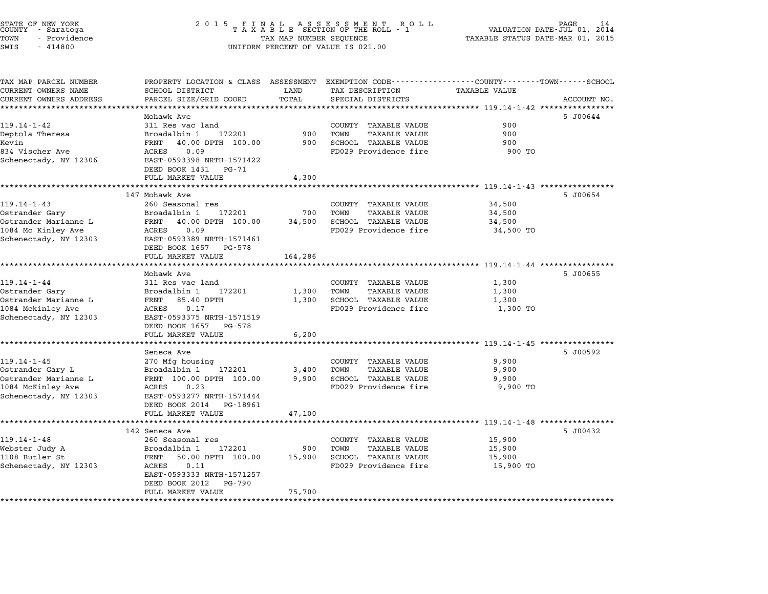STATE OF NEW YORK
COUNTY - Saratoga
TOWN - Providence
SWIS - 414800

2015 FINAL ASSESSMENT ROLL
TAXABLE SECTION OF THE ROLL - 1
TAX MAP NUMBER SEQUENCE
UNIFORM PERCENT OF VALUE IS 021.00

VALUATION DATE-JUL 01, 2014
TAXABLE STATUS DATE-MAR 01, 2015

| TAX MAP PARCEL NUMBER / CURRENT OWNERS NAME / CURRENT OWNERS ADDRESS | PROPERTY LOCATION & CLASS / SCHOOL DISTRICT / PARCEL SIZE/GRID COORD | ASSESSMENT LAND / TOTAL | EXEMPTION CODE / TAX DESCRIPTION / SPECIAL DISTRICTS | TAXABLE VALUE | ACCOUNT NO. |
|---|---|---|---|---|---|
| **119.14-1-42** | Mohawk Ave | | | | 5 J00644 |
| 119.14-1-42 | 311 Res vac land | | COUNTY TAXABLE VALUE | 900 | |
| Deptola Theresa | Broadalbin 1 172201 | 900 | TOWN TAXABLE VALUE | 900 | |
| Kevin | FRNT 40.00 DPTH 100.00 | 900 | SCHOOL TAXABLE VALUE | 900 | |
| 834 Vischer Ave | ACRES 0.09 | | FD029 Providence fire | 900 TO | |
| Schenectady, NY 12306 | EAST-0593398 NRTH-1571422 | | | | |
| | DEED BOOK 1431 PG-71 | | | | |
| | FULL MARKET VALUE | 4,300 | | | |
| **119.14-1-43** | 147 Mohawk Ave | | | | 5 J00654 |
| 119.14-1-43 | 260 Seasonal res | | COUNTY TAXABLE VALUE | 34,500 | |
| Ostrander Gary | Broadalbin 1 172201 | 700 | TOWN TAXABLE VALUE | 34,500 | |
| Ostrander Marianne L | FRNT 40.00 DPTH 100.00 | 34,500 | SCHOOL TAXABLE VALUE | 34,500 | |
| 1084 Mc Kinley Ave | ACRES 0.09 | | FD029 Providence fire | 34,500 TO | |
| Schenectady, NY 12303 | EAST-0593389 NRTH-1571461 | | | | |
| | DEED BOOK 1657 PG-578 | | | | |
| | FULL MARKET VALUE | 164,286 | | | |
| **119.14-1-44** | Mohawk Ave | | | | 5 J00655 |
| 119.14-1-44 | 311 Res vac land | | COUNTY TAXABLE VALUE | 1,300 | |
| Ostrander Gary | Broadalbin 1 172201 | 1,300 | TOWN TAXABLE VALUE | 1,300 | |
| Ostrander Marianne L | FRNT 85.40 DPTH | 1,300 | SCHOOL TAXABLE VALUE | 1,300 | |
| 1084 Mckinley Ave | ACRES 0.17 | | FD029 Providence fire | 1,300 TO | |
| Schenectady, NY 12303 | EAST-0593375 NRTH-1571519 | | | | |
| | DEED BOOK 1657 PG-578 | | | | |
| | FULL MARKET VALUE | 6,200 | | | |
| **119.14-1-45** | Seneca Ave | | | | 5 J00592 |
| 119.14-1-45 | 270 Mfg housing | | COUNTY TAXABLE VALUE | 9,900 | |
| Ostrander Gary L | Broadalbin 1 172201 | 3,400 | TOWN TAXABLE VALUE | 9,900 | |
| Ostrander Marianne L | FRNT 100.00 DPTH 100.00 | 9,900 | SCHOOL TAXABLE VALUE | 9,900 | |
| 1084 McKinley Ave | ACRES 0.23 | | FD029 Providence fire | 9,900 TO | |
| Schenectady, NY 12303 | EAST-0593277 NRTH-1571444 | | | | |
| | DEED BOOK 2014 PG-18961 | | | | |
| | FULL MARKET VALUE | 47,100 | | | |
| **119.14-1-48** | 142 Seneca Ave | | | | 5 J00432 |
| 119.14-1-48 | 260 Seasonal res | | COUNTY TAXABLE VALUE | 15,900 | |
| Webster Judy A | Broadalbin 1 172201 | 900 | TOWN TAXABLE VALUE | 15,900 | |
| 1108 Butler St | FRNT 50.00 DPTH 100.00 | 15,900 | SCHOOL TAXABLE VALUE | 15,900 | |
| Schenectady, NY 12303 | ACRES 0.11 | | FD029 Providence fire | 15,900 TO | |
| | EAST-0593333 NRTH-1571257 | | | | |
| | DEED BOOK 2012 PG-790 | | | | |
| | FULL MARKET VALUE | 75,700 | | | |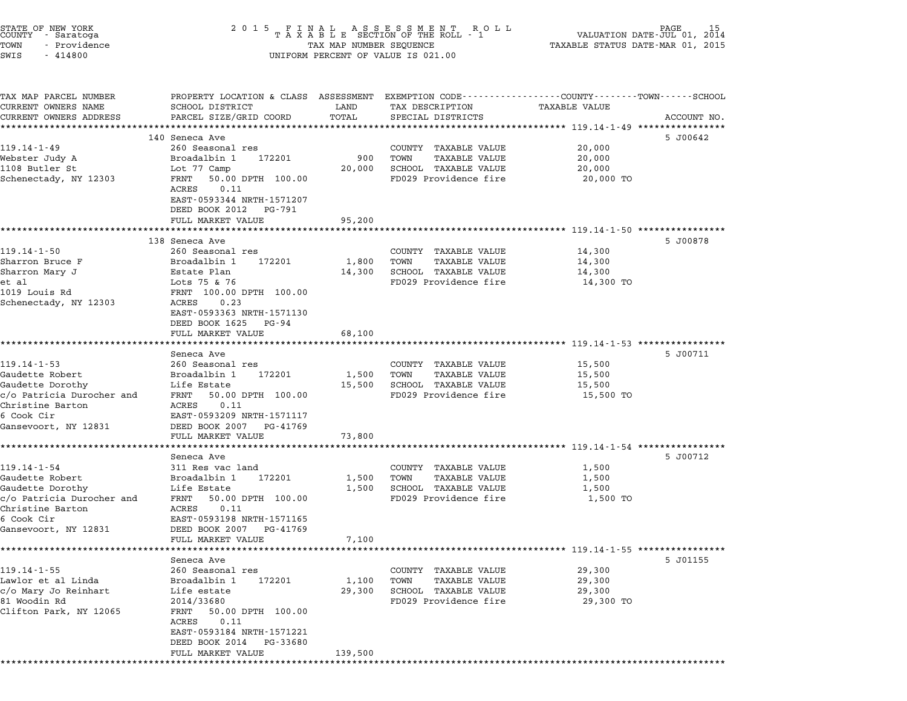STATE OF NEW YORK — COUNTY - Saratoga — TOWN - Providence — SWIS - 414800

2015 FINAL ASSESSMENT ROLL — TAXABLE SECTION OF THE ROLL - 1 — TAX MAP NUMBER SEQUENCE — UNIFORM PERCENT OF VALUE IS 021.00

VALUATION DATE-JUL 01, 2014 — TAXABLE STATUS DATE-MAR 01, 2015

| TAX MAP PARCEL NUMBER / CURRENT OWNERS NAME / CURRENT OWNERS ADDRESS | PROPERTY LOCATION & CLASS / SCHOOL DISTRICT / PARCEL SIZE/GRID COORD | ASSESSMENT LAND / TOTAL | EXEMPTION CODE / TAX DESCRIPTION / SPECIAL DISTRICTS | TAXABLE VALUE | ACCOUNT NO. |
|---|---|---|---|---|---|
| **119.14-1-49** | 140 Seneca Ave | | | | 5 J00642 |
| 119.14-1-49 | 260 Seasonal res | | COUNTY TAXABLE VALUE | 20,000 | |
| Webster Judy A | Broadalbin 1 172201 | 900 | TOWN TAXABLE VALUE | 20,000 | |
| 1108 Butler St | Lot 77 Camp | 20,000 | SCHOOL TAXABLE VALUE | 20,000 | |
| Schenectady, NY 12303 | FRNT 50.00 DPTH 100.00 | | FD029 Providence fire | 20,000 TO | |
| | ACRES 0.11 | | | | |
| | EAST-0593344 NRTH-1571207 | | | | |
| | DEED BOOK 2012 PG-791 | | | | |
| | FULL MARKET VALUE | 95,200 | | | |
| **119.14-1-50** | 138 Seneca Ave | | | | 5 J00878 |
| 119.14-1-50 | 260 Seasonal res | | COUNTY TAXABLE VALUE | 14,300 | |
| Sharron Bruce F | Broadalbin 1 172201 | 1,800 | TOWN TAXABLE VALUE | 14,300 | |
| Sharron Mary J | Estate Plan | 14,300 | SCHOOL TAXABLE VALUE | 14,300 | |
| et al | Lots 75 & 76 | | FD029 Providence fire | 14,300 TO | |
| 1019 Louis Rd | FRNT 100.00 DPTH 100.00 | | | | |
| Schenectady, NY 12303 | ACRES 0.23 | | | | |
| | EAST-0593363 NRTH-1571130 | | | | |
| | DEED BOOK 1625 PG-94 | | | | |
| | FULL MARKET VALUE | 68,100 | | | |
| **119.14-1-53** | Seneca Ave | | | | 5 J00711 |
| 119.14-1-53 | 260 Seasonal res | | COUNTY TAXABLE VALUE | 15,500 | |
| Gaudette Robert | Broadalbin 1 172201 | 1,500 | TOWN TAXABLE VALUE | 15,500 | |
| Gaudette Dorothy | Life Estate | 15,500 | SCHOOL TAXABLE VALUE | 15,500 | |
| c/o Patricia Durocher and | FRNT 50.00 DPTH 100.00 | | FD029 Providence fire | 15,500 TO | |
| Christine Barton | ACRES 0.11 | | | | |
| 6 Cook Cir | EAST-0593209 NRTH-1571117 | | | | |
| Gansevoort, NY 12831 | DEED BOOK 2007 PG-41769 | | | | |
| | FULL MARKET VALUE | 73,800 | | | |
| **119.14-1-54** | Seneca Ave | | | | 5 J00712 |
| 119.14-1-54 | 311 Res vac land | | COUNTY TAXABLE VALUE | 1,500 | |
| Gaudette Robert | Broadalbin 1 172201 | 1,500 | TOWN TAXABLE VALUE | 1,500 | |
| Gaudette Dorothy | Life Estate | 1,500 | SCHOOL TAXABLE VALUE | 1,500 | |
| c/o Patricia Durocher and | FRNT 50.00 DPTH 100.00 | | FD029 Providence fire | 1,500 TO | |
| Christine Barton | ACRES 0.11 | | | | |
| 6 Cook Cir | EAST-0593198 NRTH-1571165 | | | | |
| Gansevoort, NY 12831 | DEED BOOK 2007 PG-41769 | | | | |
| | FULL MARKET VALUE | 7,100 | | | |
| **119.14-1-55** | Seneca Ave | | | | 5 J01155 |
| 119.14-1-55 | 260 Seasonal res | | COUNTY TAXABLE VALUE | 29,300 | |
| Lawlor et al Linda | Broadalbin 1 172201 | 1,100 | TOWN TAXABLE VALUE | 29,300 | |
| c/o Mary Jo Reinhart | Life estate | 29,300 | SCHOOL TAXABLE VALUE | 29,300 | |
| 81 Woodin Rd | 2014/33680 | | FD029 Providence fire | 29,300 TO | |
| Clifton Park, NY 12065 | FRNT 50.00 DPTH 100.00 | | | | |
| | ACRES 0.11 | | | | |
| | EAST-0593184 NRTH-1571221 | | | | |
| | DEED BOOK 2014 PG-33680 | | | | |
| | FULL MARKET VALUE | 139,500 | | | |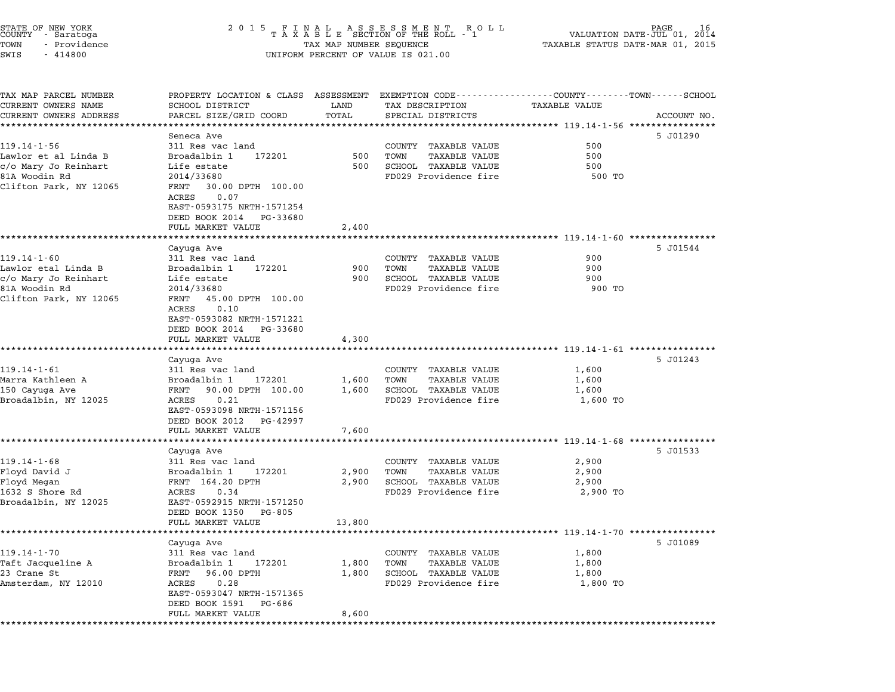STATE OF NEW YORK
COUNTY - Saratoga
TOWN - Providence
SWIS - 414800

2015 FINAL ASSESSMENT ROLL
TAXABLE SECTION OF THE ROLL - 1
TAX MAP NUMBER SEQUENCE
UNIFORM PERCENT OF VALUE IS 021.00

VALUATION DATE-JUL 01, 2014
TAXABLE STATUS DATE-MAR 01, 2015

| TAX MAP PARCEL NUMBER / CURRENT OWNERS NAME / CURRENT OWNERS ADDRESS | PROPERTY LOCATION & CLASS / SCHOOL DISTRICT / PARCEL SIZE/GRID COORD | ASSESSMENT LAND | TOTAL | EXEMPTION CODE / TAX DESCRIPTION / SPECIAL DISTRICTS | TAXABLE VALUE | ACCOUNT NO. |
|---|---|---|---|---|---|---|
| **119.14-1-56** | Seneca Ave | | | | | 5 J01290 |
| 119.14-1-56 | 311 Res vac land | | | COUNTY TAXABLE VALUE | 500 | |
| Lawlor et al Linda B | Broadalbin 1 172201 | 500 | | TOWN TAXABLE VALUE | 500 | |
| c/o Mary Jo Reinhart | Life estate | | 500 | SCHOOL TAXABLE VALUE | 500 | |
| 81A Woodin Rd | 2014/33680 | | | FD029 Providence fire | 500 TO | |
| Clifton Park, NY 12065 | FRNT 30.00 DPTH 100.00 | | | | | |
| | ACRES 0.07 | | | | | |
| | EAST-0593175 NRTH-1571254 | | | | | |
| | DEED BOOK 2014 PG-33680 | | | | | |
| | FULL MARKET VALUE | | 2,400 | | | |
| **119.14-1-60** | Cayuga Ave | | | | | 5 J01544 |
| 119.14-1-60 | 311 Res vac land | | | COUNTY TAXABLE VALUE | 900 | |
| Lawlor etal Linda B | Broadalbin 1 172201 | 900 | | TOWN TAXABLE VALUE | 900 | |
| c/o Mary Jo Reinhart | Life estate | | 900 | SCHOOL TAXABLE VALUE | 900 | |
| 81A Woodin Rd | 2014/33680 | | | FD029 Providence fire | 900 TO | |
| Clifton Park, NY 12065 | FRNT 45.00 DPTH 100.00 | | | | | |
| | ACRES 0.10 | | | | | |
| | EAST-0593082 NRTH-1571221 | | | | | |
| | DEED BOOK 2014 PG-33680 | | | | | |
| | FULL MARKET VALUE | | 4,300 | | | |
| **119.14-1-61** | Cayuga Ave | | | | | 5 J01243 |
| 119.14-1-61 | 311 Res vac land | | | COUNTY TAXABLE VALUE | 1,600 | |
| Marra Kathleen A | Broadalbin 1 172201 | 1,600 | | TOWN TAXABLE VALUE | 1,600 | |
| 150 Cayuga Ave | FRNT 90.00 DPTH 100.00 | | 1,600 | SCHOOL TAXABLE VALUE | 1,600 | |
| Broadalbin, NY 12025 | ACRES 0.21 | | | FD029 Providence fire | 1,600 TO | |
| | EAST-0593098 NRTH-1571156 | | | | | |
| | DEED BOOK 2012 PG-42997 | | | | | |
| | FULL MARKET VALUE | | 7,600 | | | |
| **119.14-1-68** | Cayuga Ave | | | | | 5 J01533 |
| 119.14-1-68 | 311 Res vac land | | | COUNTY TAXABLE VALUE | 2,900 | |
| Floyd David J | Broadalbin 1 172201 | 2,900 | | TOWN TAXABLE VALUE | 2,900 | |
| Floyd Megan | FRNT 164.20 DPTH | | 2,900 | SCHOOL TAXABLE VALUE | 2,900 | |
| 1632 S Shore Rd | ACRES 0.34 | | | FD029 Providence fire | 2,900 TO | |
| Broadalbin, NY 12025 | EAST-0592915 NRTH-1571250 | | | | | |
| | DEED BOOK 1350 PG-805 | | | | | |
| | FULL MARKET VALUE | | 13,800 | | | |
| **119.14-1-70** | Cayuga Ave | | | | | 5 J01089 |
| 119.14-1-70 | 311 Res vac land | | | COUNTY TAXABLE VALUE | 1,800 | |
| Taft Jacqueline A | Broadalbin 1 172201 | 1,800 | | TOWN TAXABLE VALUE | 1,800 | |
| 23 Crane St | FRNT 96.00 DPTH | | 1,800 | SCHOOL TAXABLE VALUE | 1,800 | |
| Amsterdam, NY 12010 | ACRES 0.28 | | | FD029 Providence fire | 1,800 TO | |
| | EAST-0593047 NRTH-1571365 | | | | | |
| | DEED BOOK 1591 PG-686 | | | | | |
| | FULL MARKET VALUE | | 8,600 | | | |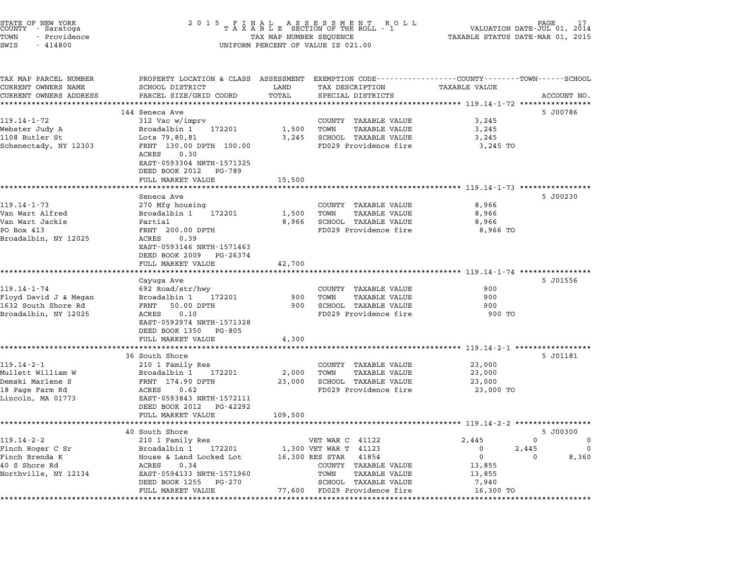STATE OF NEW YORK
COUNTY - Saratoga
TOWN - Providence
SWIS - 414800

2015 FINAL ASSESSMENT ROLL
TAXABLE SECTION OF THE ROLL - 1
TAX MAP NUMBER SEQUENCE
UNIFORM PERCENT OF VALUE IS 021.00

VALUATION DATE-JUL 01, 2014
TAXABLE STATUS DATE-MAR 01, 2015

| TAX MAP PARCEL NUMBER<br>CURRENT OWNERS NAME<br>CURRENT OWNERS ADDRESS | PROPERTY LOCATION & CLASS<br>SCHOOL DISTRICT<br>PARCEL SIZE/GRID COORD | ASSESSMENT<br>LAND<br>TOTAL | EXEMPTION CODE<br>TAX DESCRIPTION<br>SPECIAL DISTRICTS | COUNTY<br>TAXABLE VALUE | TOWN | SCHOOL<br>ACCOUNT NO. |
|---|---|---|---|---|---|---|
| **119.14-1-72** | 144 Seneca Ave | | | | | 5 J00786 |
| 119.14-1-72 | 312 Vac w/imprv | | COUNTY TAXABLE VALUE | 3,245 | | |
| Webster Judy A | Broadalbin 1 172201 | 1,500 | TOWN TAXABLE VALUE | 3,245 | | |
| 1108 Butler St | Lots 79,80,81 | 3,245 | SCHOOL TAXABLE VALUE | 3,245 | | |
| Schenectady, NY 12303 | FRNT 130.00 DPTH 100.00 | | FD029 Providence fire | 3,245 TO | | |
| | ACRES 0.30 | | | | | |
| | EAST-0593304 NRTH-1571325 | | | | | |
| | DEED BOOK 2012 PG-789 | | | | | |
| | FULL MARKET VALUE | 15,500 | | | | |
| **119.14-1-73** | Seneca Ave | | | | | 5 J00230 |
| 119.14-1-73 | 270 Mfg housing | | COUNTY TAXABLE VALUE | 8,966 | | |
| Van Wart Alfred | Broadalbin 1 172201 | 1,500 | TOWN TAXABLE VALUE | 8,966 | | |
| Van Wart Jackie | Partial | 8,966 | SCHOOL TAXABLE VALUE | 8,966 | | |
| PO Box 413 | FRNT 200.00 DPTH | | FD029 Providence fire | 8,966 TO | | |
| Broadalbin, NY 12025 | ACRES 0.39 | | | | | |
| | EAST-0593146 NRTH-1571463 | | | | | |
| | DEED BOOK 2009 PG-26374 | | | | | |
| | FULL MARKET VALUE | 42,700 | | | | |
| **119.14-1-74** | Cayuga Ave | | | | | 5 J01556 |
| 119.14-1-74 | 692 Road/str/hwy | | COUNTY TAXABLE VALUE | 900 | | |
| Floyd David J & Megan | Broadalbin 1 172201 | 900 | TOWN TAXABLE VALUE | 900 | | |
| 1632 South Shore Rd | FRNT 50.00 DPTH | 900 | SCHOOL TAXABLE VALUE | 900 | | |
| Broadalbin, NY 12025 | ACRES 0.10 | | FD029 Providence fire | 900 TO | | |
| | EAST-0592974 NRTH-1571328 | | | | | |
| | DEED BOOK 1350 PG-805 | | | | | |
| | FULL MARKET VALUE | 4,300 | | | | |
| **119.14-2-1** | 36 South Shore | | | | | 5 J01181 |
| 119.14-2-1 | 210 1 Family Res | | COUNTY TAXABLE VALUE | 23,000 | | |
| Mullett William W | Broadalbin 1 172201 | 2,000 | TOWN TAXABLE VALUE | 23,000 | | |
| Demski Marlene S | FRNT 174.90 DPTH | 23,000 | SCHOOL TAXABLE VALUE | 23,000 | | |
| 18 Page Farm Rd | ACRES 0.62 | | FD029 Providence fire | 23,000 TO | | |
| Lincoln, MA 01773 | EAST-0593843 NRTH-1572111 | | | | | |
| | DEED BOOK 2012 PG-42292 | | | | | |
| | FULL MARKET VALUE | 109,500 | | | | |
| **119.14-2-2** | 40 South Shore | | | | | 5 J00300 |
| 119.14-2-2 | 210 1 Family Res | | VET WAR C 41122 | 2,445 | 0 | 0 |
| Finch Roger C Sr | Broadalbin 1 172201 | 1,300 | VET WAR T 41123 | 0 | 2,445 | 0 |
| Finch Brenda K | House & Land Locked Lot | 16,300 | RES STAR 41854 | 0 | 0 | 8,360 |
| 40 S Shore Rd | ACRES 0.34 | | COUNTY TAXABLE VALUE | 13,855 | | |
| Northville, NY 12134 | EAST-0594133 NRTH-1571960 | | TOWN TAXABLE VALUE | 13,855 | | |
| | DEED BOOK 1255 PG-270 | | SCHOOL TAXABLE VALUE | 7,940 | | |
| | FULL MARKET VALUE | 77,600 | FD029 Providence fire | 16,300 TO | | |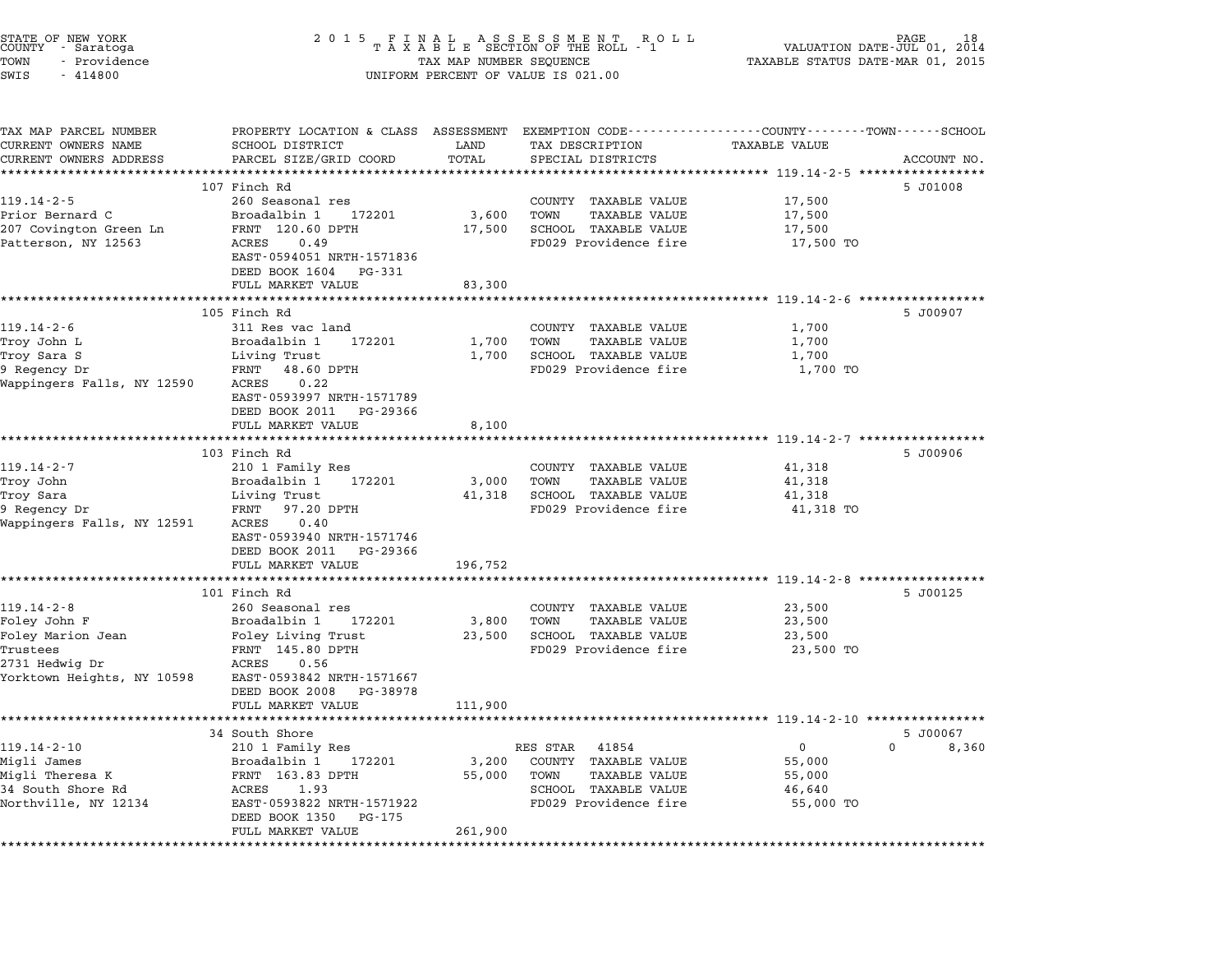STATE OF NEW YORK
COUNTY - Saratoga
TOWN - Providence
SWIS - 414800

# 2015 FINAL ASSESSMENT ROLL
TAXABLE SECTION OF THE ROLL - 1
TAX MAP NUMBER SEQUENCE
UNIFORM PERCENT OF VALUE IS 021.00

VALUATION DATE-JUL 01, 2014
TAXABLE STATUS DATE-MAR 01, 2015

| TAX MAP PARCEL NUMBER / CURRENT OWNERS NAME / CURRENT OWNERS ADDRESS | PROPERTY LOCATION & CLASS / SCHOOL DISTRICT / PARCEL SIZE/GRID COORD | ASSESSMENT LAND / TOTAL | EXEMPTION CODE / TAX DESCRIPTION / SPECIAL DISTRICTS | COUNTY / TOWN / SCHOOL TAXABLE VALUE | ACCOUNT NO. |
|---|---|---|---|---|---|
| **119.14-2-5** | 107 Finch Rd | | | | 5 J01008 |
| 119.14-2-5 | 260 Seasonal res | | COUNTY TAXABLE VALUE | 17,500 | |
| Prior Bernard C | Broadalbin 1 172201 | 3,600 | TOWN TAXABLE VALUE | 17,500 | |
| 207 Covington Green Ln | FRNT 120.60 DPTH | 17,500 | SCHOOL TAXABLE VALUE | 17,500 | |
| Patterson, NY 12563 | ACRES 0.49 | | FD029 Providence fire | 17,500 TO | |
| | EAST-0594051 NRTH-1571836 | | | | |
| | DEED BOOK 1604 PG-331 | | | | |
| | FULL MARKET VALUE | 83,300 | | | |
| **119.14-2-6** | 105 Finch Rd | | | | 5 J00907 |
| 119.14-2-6 | 311 Res vac land | | COUNTY TAXABLE VALUE | 1,700 | |
| Troy John L | Broadalbin 1 172201 | 1,700 | TOWN TAXABLE VALUE | 1,700 | |
| Troy Sara S | Living Trust | 1,700 | SCHOOL TAXABLE VALUE | 1,700 | |
| 9 Regency Dr | FRNT 48.60 DPTH | | FD029 Providence fire | 1,700 TO | |
| Wappingers Falls, NY 12590 | ACRES 0.22 | | | | |
| | EAST-0593997 NRTH-1571789 | | | | |
| | DEED BOOK 2011 PG-29366 | | | | |
| | FULL MARKET VALUE | 8,100 | | | |
| **119.14-2-7** | 103 Finch Rd | | | | 5 J00906 |
| 119.14-2-7 | 210 1 Family Res | | COUNTY TAXABLE VALUE | 41,318 | |
| Troy John | Broadalbin 1 172201 | 3,000 | TOWN TAXABLE VALUE | 41,318 | |
| Troy Sara | Living Trust | 41,318 | SCHOOL TAXABLE VALUE | 41,318 | |
| 9 Regency Dr | FRNT 97.20 DPTH | | FD029 Providence fire | 41,318 TO | |
| Wappingers Falls, NY 12591 | ACRES 0.40 | | | | |
| | EAST-0593940 NRTH-1571746 | | | | |
| | DEED BOOK 2011 PG-29366 | | | | |
| | FULL MARKET VALUE | 196,752 | | | |
| **119.14-2-8** | 101 Finch Rd | | | | 5 J00125 |
| 119.14-2-8 | 260 Seasonal res | | COUNTY TAXABLE VALUE | 23,500 | |
| Foley John F | Broadalbin 1 172201 | 3,800 | TOWN TAXABLE VALUE | 23,500 | |
| Foley Marion Jean | Foley Living Trust | 23,500 | SCHOOL TAXABLE VALUE | 23,500 | |
| Trustees | FRNT 145.80 DPTH | | FD029 Providence fire | 23,500 TO | |
| 2731 Hedwig Dr | ACRES 0.56 | | | | |
| Yorktown Heights, NY 10598 | EAST-0593842 NRTH-1571667 | | | | |
| | DEED BOOK 2008 PG-38978 | | | | |
| | FULL MARKET VALUE | 111,900 | | | |
| **119.14-2-10** | 34 South Shore | | | | 5 J00067 |
| 119.14-2-10 | 210 1 Family Res | | RES STAR 41854 | 0 0 | 8,360 |
| Migli James | Broadalbin 1 172201 | 3,200 | COUNTY TAXABLE VALUE | 55,000 | |
| Migli Theresa K | FRNT 163.83 DPTH | 55,000 | TOWN TAXABLE VALUE | 55,000 | |
| 34 South Shore Rd | ACRES 1.93 | | SCHOOL TAXABLE VALUE | 46,640 | |
| Northville, NY 12134 | EAST-0593822 NRTH-1571922 | | FD029 Providence fire | 55,000 TO | |
| | DEED BOOK 1350 PG-175 | | | | |
| | FULL MARKET VALUE | 261,900 | | | |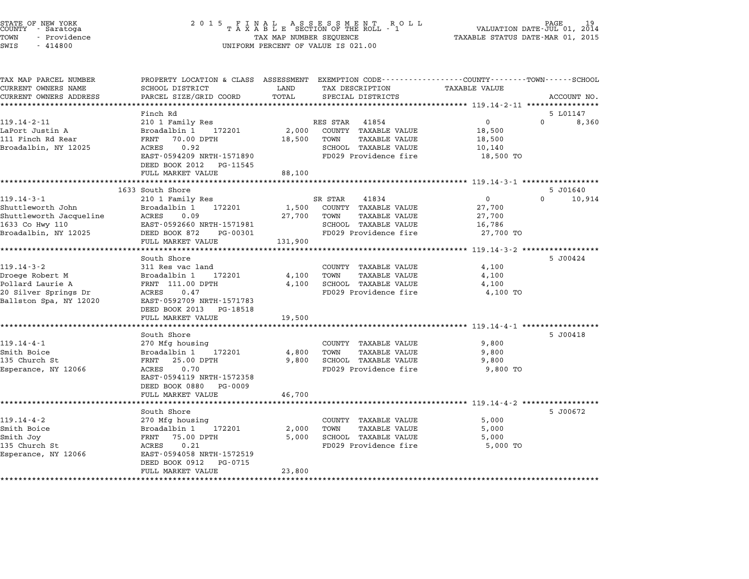STATE OF NEW YORK — 2015 FINAL ASSESSMENT ROLL
COUNTY - Saratoga — TAXABLE SECTION OF THE ROLL - 1 — VALUATION DATE-JUL 01, 2014
TOWN - Providence — TAX MAP NUMBER SEQUENCE — TAXABLE STATUS DATE-MAR 01, 2015
SWIS - 414800 — UNIFORM PERCENT OF VALUE IS 021.00

| TAX MAP PARCEL NUMBER / CURRENT OWNERS NAME / CURRENT OWNERS ADDRESS | PROPERTY LOCATION & CLASS / SCHOOL DISTRICT / PARCEL SIZE/GRID COORD | ASSESSMENT LAND / TOTAL | EXEMPTION CODE / TAX DESCRIPTION / SPECIAL DISTRICTS | COUNTY / TOWN / SCHOOL TAXABLE VALUE | ACCOUNT NO. |
|---|---|---|---|---|---|
| **119.14-2-11** | Finch Rd | | | | 5 L01147 |
| 119.14-2-11 | 210 1 Family Res | | RES STAR 41854 | 0 0 8,360 | |
| LaPort Justin A | Broadalbin 1 172201 | 2,000 | COUNTY TAXABLE VALUE | 18,500 | |
| 111 Finch Rd Rear | FRNT 70.00 DPTH | 18,500 | TOWN TAXABLE VALUE | 18,500 | |
| Broadalbin, NY 12025 | ACRES 0.92 | | SCHOOL TAXABLE VALUE | 10,140 | |
| | EAST-0594209 NRTH-1571890 | | FD029 Providence fire | 18,500 TO | |
| | DEED BOOK 2012 PG-11545 | | | | |
| | FULL MARKET VALUE | 88,100 | | | |
| **119.14-3-1** | 1633 South Shore | | | | 5 J01640 |
| 119.14-3-1 | 210 1 Family Res | | SR STAR 41834 | 0 0 10,914 | |
| Shuttleworth John | Broadalbin 1 172201 | 1,500 | COUNTY TAXABLE VALUE | 27,700 | |
| Shuttleworth Jacqueline | ACRES 0.09 | 27,700 | TOWN TAXABLE VALUE | 27,700 | |
| 1633 Co Hwy 110 | EAST-0592660 NRTH-1571981 | | SCHOOL TAXABLE VALUE | 16,786 | |
| Broadalbin, NY 12025 | DEED BOOK 872 PG-00301 | | FD029 Providence fire | 27,700 TO | |
| | FULL MARKET VALUE | 131,900 | | | |
| **119.14-3-2** | South Shore | | | | 5 J00424 |
| 119.14-3-2 | 311 Res vac land | | COUNTY TAXABLE VALUE | 4,100 | |
| Droege Robert M | Broadalbin 1 172201 | 4,100 | TOWN TAXABLE VALUE | 4,100 | |
| Pollard Laurie A | FRNT 111.00 DPTH | 4,100 | SCHOOL TAXABLE VALUE | 4,100 | |
| 20 Silver Springs Dr | ACRES 0.47 | | FD029 Providence fire | 4,100 TO | |
| Ballston Spa, NY 12020 | EAST-0592709 NRTH-1571783 | | | | |
| | DEED BOOK 2013 PG-18518 | | | | |
| | FULL MARKET VALUE | 19,500 | | | |
| **119.14-4-1** | South Shore | | | | 5 J00418 |
| 119.14-4-1 | 270 Mfg housing | | COUNTY TAXABLE VALUE | 9,800 | |
| Smith Boice | Broadalbin 1 172201 | 4,800 | TOWN TAXABLE VALUE | 9,800 | |
| 135 Church St | FRNT 25.00 DPTH | 9,800 | SCHOOL TAXABLE VALUE | 9,800 | |
| Esperance, NY 12066 | ACRES 0.70 | | FD029 Providence fire | 9,800 TO | |
| | EAST-0594119 NRTH-1572358 | | | | |
| | DEED BOOK 0880 PG-0009 | | | | |
| | FULL MARKET VALUE | 46,700 | | | |
| **119.14-4-2** | South Shore | | | | 5 J00672 |
| 119.14-4-2 | 270 Mfg housing | | COUNTY TAXABLE VALUE | 5,000 | |
| Smith Boice | Broadalbin 1 172201 | 2,000 | TOWN TAXABLE VALUE | 5,000 | |
| Smith Joy | FRNT 75.00 DPTH | 5,000 | SCHOOL TAXABLE VALUE | 5,000 | |
| 135 Church St | ACRES 0.21 | | FD029 Providence fire | 5,000 TO | |
| Esperance, NY 12066 | EAST-0594058 NRTH-1572519 | | | | |
| | DEED BOOK 0912 PG-0715 | | | | |
| | FULL MARKET VALUE | 23,800 | | | |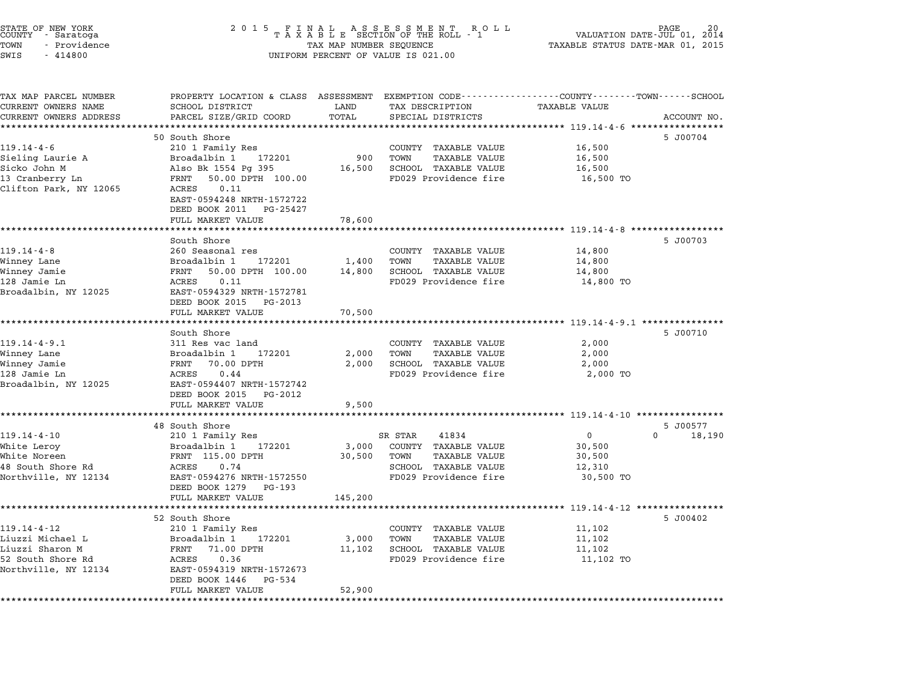STATE OF NEW YORK
COUNTY - Saratoga
TOWN - Providence
SWIS - 414800

2 0 1 5 F I N A L A S S E S S M E N T R O L L
T A X A B L E SECTION OF THE ROLL - 1
TAX MAP NUMBER SEQUENCE
UNIFORM PERCENT OF VALUE IS 021.00

VALUATION DATE-JUL 01, 2014
TAXABLE STATUS DATE-MAR 01, 2015

| TAX MAP PARCEL NUMBER / CURRENT OWNERS NAME / CURRENT OWNERS ADDRESS | PROPERTY LOCATION & CLASS / SCHOOL DISTRICT / PARCEL SIZE/GRID COORD | ASSESSMENT LAND / TOTAL | EXEMPTION CODE / TAX DESCRIPTION / SPECIAL DISTRICTS | COUNTY / TOWN / SCHOOL TAXABLE VALUE | ACCOUNT NO. |
|---|---|---|---|---|---|
| **119.14-4-6** | 50 South Shore | | | | 5 J00704 |
| 119.14-4-6 | 210 1 Family Res | | COUNTY TAXABLE VALUE | 16,500 | |
| Sieling Laurie A | Broadalbin 1 172201 | 900 | TOWN TAXABLE VALUE | 16,500 | |
| Sicko John M | Also Bk 1554 Pg 395 | 16,500 | SCHOOL TAXABLE VALUE | 16,500 | |
| 13 Cranberry Ln | FRNT 50.00 DPTH 100.00 | | FD029 Providence fire | 16,500 TO | |
| Clifton Park, NY 12065 | ACRES 0.11 | | | | |
| | EAST-0594248 NRTH-1572722 | | | | |
| | DEED BOOK 2011 PG-25427 | | | | |
| | FULL MARKET VALUE | 78,600 | | | |
| **119.14-4-8** | South Shore | | | | 5 J00703 |
| 119.14-4-8 | 260 Seasonal res | | COUNTY TAXABLE VALUE | 14,800 | |
| Winney Lane | Broadalbin 1 172201 | 1,400 | TOWN TAXABLE VALUE | 14,800 | |
| Winney Jamie | FRNT 50.00 DPTH 100.00 | 14,800 | SCHOOL TAXABLE VALUE | 14,800 | |
| 128 Jamie Ln | ACRES 0.11 | | FD029 Providence fire | 14,800 TO | |
| Broadalbin, NY 12025 | EAST-0594329 NRTH-1572781 | | | | |
| | DEED BOOK 2015 PG-2013 | | | | |
| | FULL MARKET VALUE | 70,500 | | | |
| **119.14-4-9.1** | South Shore | | | | 5 J00710 |
| 119.14-4-9.1 | 311 Res vac land | | COUNTY TAXABLE VALUE | 2,000 | |
| Winney Lane | Broadalbin 1 172201 | 2,000 | TOWN TAXABLE VALUE | 2,000 | |
| Winney Jamie | FRNT 70.00 DPTH | 2,000 | SCHOOL TAXABLE VALUE | 2,000 | |
| 128 Jamie Ln | ACRES 0.44 | | FD029 Providence fire | 2,000 TO | |
| Broadalbin, NY 12025 | EAST-0594407 NRTH-1572742 | | | | |
| | DEED BOOK 2015 PG-2012 | | | | |
| | FULL MARKET VALUE | 9,500 | | | |
| **119.14-4-10** | 48 South Shore | | | | 5 J00577 |
| 119.14-4-10 | 210 1 Family Res | | SR STAR 41834 | 0 / 0 / 18,190 | |
| White Leroy | Broadalbin 1 172201 | 3,000 | COUNTY TAXABLE VALUE | 30,500 | |
| White Noreen | FRNT 115.00 DPTH | 30,500 | TOWN TAXABLE VALUE | 30,500 | |
| 48 South Shore Rd | ACRES 0.74 | | SCHOOL TAXABLE VALUE | 12,310 | |
| Northville, NY 12134 | EAST-0594276 NRTH-1572550 | | FD029 Providence fire | 30,500 TO | |
| | DEED BOOK 1279 PG-193 | | | | |
| | FULL MARKET VALUE | 145,200 | | | |
| **119.14-4-12** | 52 South Shore | | | | 5 J00402 |
| 119.14-4-12 | 210 1 Family Res | | COUNTY TAXABLE VALUE | 11,102 | |
| Liuzzi Michael L | Broadalbin 1 172201 | 3,000 | TOWN TAXABLE VALUE | 11,102 | |
| Liuzzi Sharon M | FRNT 71.00 DPTH | 11,102 | SCHOOL TAXABLE VALUE | 11,102 | |
| 52 South Shore Rd | ACRES 0.36 | | FD029 Providence fire | 11,102 TO | |
| Northville, NY 12134 | EAST-0594319 NRTH-1572673 | | | | |
| | DEED BOOK 1446 PG-534 | | | | |
| | FULL MARKET VALUE | 52,900 | | | |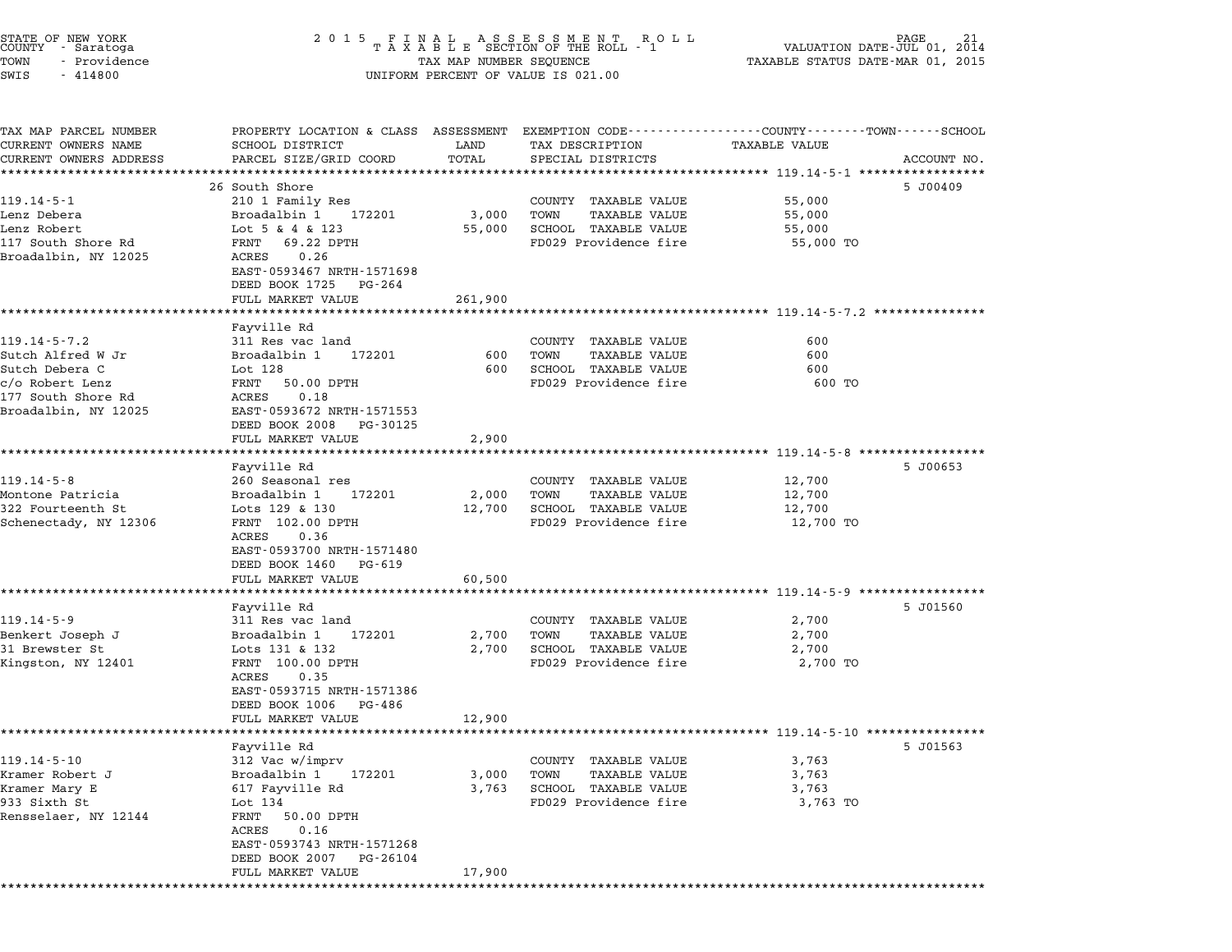STATE OF NEW YORK
COUNTY - Saratoga
TOWN - Providence
SWIS - 414800

2015 FINAL ASSESSMENT ROLL
TAXABLE SECTION OF THE ROLL - 1
TAX MAP NUMBER SEQUENCE
UNIFORM PERCENT OF VALUE IS 021.00

VALUATION DATE-JUL 01, 2014
TAXABLE STATUS DATE-MAR 01, 2015

| TAX MAP PARCEL NUMBER / CURRENT OWNERS NAME / CURRENT OWNERS ADDRESS | PROPERTY LOCATION & CLASS / SCHOOL DISTRICT / PARCEL SIZE/GRID COORD | ASSESSMENT LAND / TOTAL | EXEMPTION CODE / TAX DESCRIPTION / SPECIAL DISTRICTS | TAXABLE VALUE (COUNTY / TOWN / SCHOOL) | ACCOUNT NO. |
|---|---|---|---|---|---|
| **119.14-5-1** | 26 South Shore | | | | 5 J00409 |
| 119.14-5-1 | 210 1 Family Res | | COUNTY TAXABLE VALUE | 55,000 | |
| Lenz Debera | Broadalbin 1 172201 | 3,000 | TOWN TAXABLE VALUE | 55,000 | |
| Lenz Robert | Lot 5 & 4 & 123 | 55,000 | SCHOOL TAXABLE VALUE | 55,000 | |
| 117 South Shore Rd | FRNT 69.22 DPTH | | FD029 Providence fire | 55,000 TO | |
| Broadalbin, NY 12025 | ACRES 0.26 | | | | |
| | EAST-0593467 NRTH-1571698 | | | | |
| | DEED BOOK 1725 PG-264 | | | | |
| | FULL MARKET VALUE | 261,900 | | | |
| **119.14-5-7.2** | Fayville Rd | | | | |
| 119.14-5-7.2 | 311 Res vac land | | COUNTY TAXABLE VALUE | 600 | |
| Sutch Alfred W Jr | Broadalbin 1 172201 | 600 | TOWN TAXABLE VALUE | 600 | |
| Sutch Debera C | Lot 128 | 600 | SCHOOL TAXABLE VALUE | 600 | |
| c/o Robert Lenz | FRNT 50.00 DPTH | | FD029 Providence fire | 600 TO | |
| 177 South Shore Rd | ACRES 0.18 | | | | |
| Broadalbin, NY 12025 | EAST-0593672 NRTH-1571553 | | | | |
| | DEED BOOK 2008 PG-30125 | | | | |
| | FULL MARKET VALUE | 2,900 | | | |
| **119.14-5-8** | Fayville Rd | | | | 5 J00653 |
| 119.14-5-8 | 260 Seasonal res | | COUNTY TAXABLE VALUE | 12,700 | |
| Montone Patricia | Broadalbin 1 172201 | 2,000 | TOWN TAXABLE VALUE | 12,700 | |
| 322 Fourteenth St | Lots 129 & 130 | 12,700 | SCHOOL TAXABLE VALUE | 12,700 | |
| Schenectady, NY 12306 | FRNT 102.00 DPTH | | FD029 Providence fire | 12,700 TO | |
| | ACRES 0.36 | | | | |
| | EAST-0593700 NRTH-1571480 | | | | |
| | DEED BOOK 1460 PG-619 | | | | |
| | FULL MARKET VALUE | 60,500 | | | |
| **119.14-5-9** | Fayville Rd | | | | 5 J01560 |
| 119.14-5-9 | 311 Res vac land | | COUNTY TAXABLE VALUE | 2,700 | |
| Benkert Joseph J | Broadalbin 1 172201 | 2,700 | TOWN TAXABLE VALUE | 2,700 | |
| 31 Brewster St | Lots 131 & 132 | 2,700 | SCHOOL TAXABLE VALUE | 2,700 | |
| Kingston, NY 12401 | FRNT 100.00 DPTH | | FD029 Providence fire | 2,700 TO | |
| | ACRES 0.35 | | | | |
| | EAST-0593715 NRTH-1571386 | | | | |
| | DEED BOOK 1006 PG-486 | | | | |
| | FULL MARKET VALUE | 12,900 | | | |
| **119.14-5-10** | Fayville Rd | | | | 5 J01563 |
| 119.14-5-10 | 312 Vac w/imprv | | COUNTY TAXABLE VALUE | 3,763 | |
| Kramer Robert J | Broadalbin 1 172201 | 3,000 | TOWN TAXABLE VALUE | 3,763 | |
| Kramer Mary E | 617 Fayville Rd | 3,763 | SCHOOL TAXABLE VALUE | 3,763 | |
| 933 Sixth St | Lot 134 | | FD029 Providence fire | 3,763 TO | |
| Rensselaer, NY 12144 | FRNT 50.00 DPTH | | | | |
| | ACRES 0.16 | | | | |
| | EAST-0593743 NRTH-1571268 | | | | |
| | DEED BOOK 2007 PG-26104 | | | | |
| | FULL MARKET VALUE | 17,900 | | | |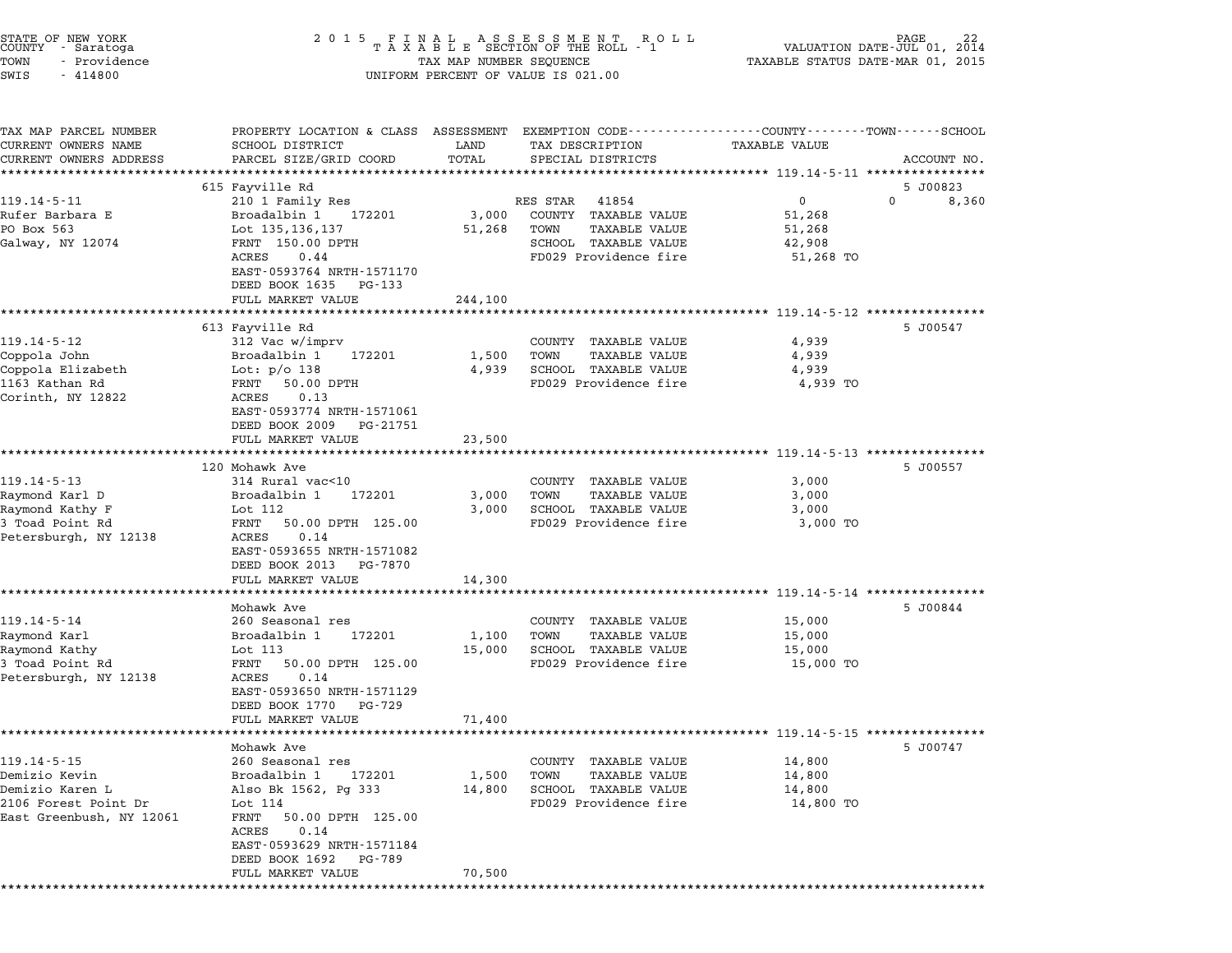STATE OF NEW YORK
COUNTY - Saratoga
TOWN - Providence
SWIS - 414800

2015 FINAL ASSESSMENT ROLL
TAXABLE SECTION OF THE ROLL - 1
TAX MAP NUMBER SEQUENCE
UNIFORM PERCENT OF VALUE IS 021.00

VALUATION DATE-JUL 01, 2014
TAXABLE STATUS DATE-MAR 01, 2015

| TAX MAP PARCEL NUMBER / CURRENT OWNERS NAME / CURRENT OWNERS ADDRESS | PROPERTY LOCATION & CLASS / SCHOOL DISTRICT / PARCEL SIZE/GRID COORD | ASSESSMENT LAND / TOTAL | EXEMPTION CODE / TAX DESCRIPTION / SPECIAL DISTRICTS | TAXABLE VALUE (COUNTY / TOWN / SCHOOL) | ACCOUNT NO. |
|---|---|---|---|---|---|
| **119.14-5-11** | 615 Fayville Rd | | | | 5 J00823 |
| Rufer Barbara E | 210 1 Family Res | | RES STAR 41854 | 0 / 0 / 8,360 | |
| PO Box 563 | Broadalbin 1 172201 | 3,000 | COUNTY TAXABLE VALUE | 51,268 | |
| Galway, NY 12074 | Lot 135,136,137 | 51,268 | TOWN TAXABLE VALUE | 51,268 | |
| | FRNT 150.00 DPTH | | SCHOOL TAXABLE VALUE | 42,908 | |
| | ACRES 0.44 | | FD029 Providence fire | 51,268 TO | |
| | EAST-0593764 NRTH-1571170 | | | | |
| | DEED BOOK 1635 PG-133 | | | | |
| | FULL MARKET VALUE | 244,100 | | | |
| **119.14-5-12** | 613 Fayville Rd | | | | 5 J00547 |
| Coppola John | 312 Vac w/imprv | | COUNTY TAXABLE VALUE | 4,939 | |
| Coppola Elizabeth | Broadalbin 1 172201 | 1,500 | TOWN TAXABLE VALUE | 4,939 | |
| 1163 Kathan Rd | Lot: p/o 138 | 4,939 | SCHOOL TAXABLE VALUE | 4,939 | |
| Corinth, NY 12822 | FRNT 50.00 DPTH | | FD029 Providence fire | 4,939 TO | |
| | ACRES 0.13 | | | | |
| | EAST-0593774 NRTH-1571061 | | | | |
| | DEED BOOK 2009 PG-21751 | | | | |
| | FULL MARKET VALUE | 23,500 | | | |
| **119.14-5-13** | 120 Mohawk Ave | | | | 5 J00557 |
| Raymond Karl D | 314 Rural vac<10 | | COUNTY TAXABLE VALUE | 3,000 | |
| Raymond Kathy F | Broadalbin 1 172201 | 3,000 | TOWN TAXABLE VALUE | 3,000 | |
| 3 Toad Point Rd | Lot 112 | 3,000 | SCHOOL TAXABLE VALUE | 3,000 | |
| Petersburgh, NY 12138 | FRNT 50.00 DPTH 125.00 | | FD029 Providence fire | 3,000 TO | |
| | ACRES 0.14 | | | | |
| | EAST-0593655 NRTH-1571082 | | | | |
| | DEED BOOK 2013 PG-7870 | | | | |
| | FULL MARKET VALUE | 14,300 | | | |
| **119.14-5-14** | Mohawk Ave | | | | 5 J00844 |
| Raymond Karl | 260 Seasonal res | | COUNTY TAXABLE VALUE | 15,000 | |
| Raymond Kathy | Broadalbin 1 172201 | 1,100 | TOWN TAXABLE VALUE | 15,000 | |
| 3 Toad Point Rd | Lot 113 | 15,000 | SCHOOL TAXABLE VALUE | 15,000 | |
| Petersburgh, NY 12138 | FRNT 50.00 DPTH 125.00 | | FD029 Providence fire | 15,000 TO | |
| | ACRES 0.14 | | | | |
| | EAST-0593650 NRTH-1571129 | | | | |
| | DEED BOOK 1770 PG-729 | | | | |
| | FULL MARKET VALUE | 71,400 | | | |
| **119.14-5-15** | Mohawk Ave | | | | 5 J00747 |
| Demizio Kevin | 260 Seasonal res | | COUNTY TAXABLE VALUE | 14,800 | |
| Demizio Karen L | Broadalbin 1 172201 | 1,500 | TOWN TAXABLE VALUE | 14,800 | |
| 2106 Forest Point Dr | Also Bk 1562, Pg 333 | 14,800 | SCHOOL TAXABLE VALUE | 14,800 | |
| East Greenbush, NY 12061 | Lot 114 | | FD029 Providence fire | 14,800 TO | |
| | FRNT 50.00 DPTH 125.00 | | | | |
| | ACRES 0.14 | | | | |
| | EAST-0593629 NRTH-1571184 | | | | |
| | DEED BOOK 1692 PG-789 | | | | |
| | FULL MARKET VALUE | 70,500 | | | |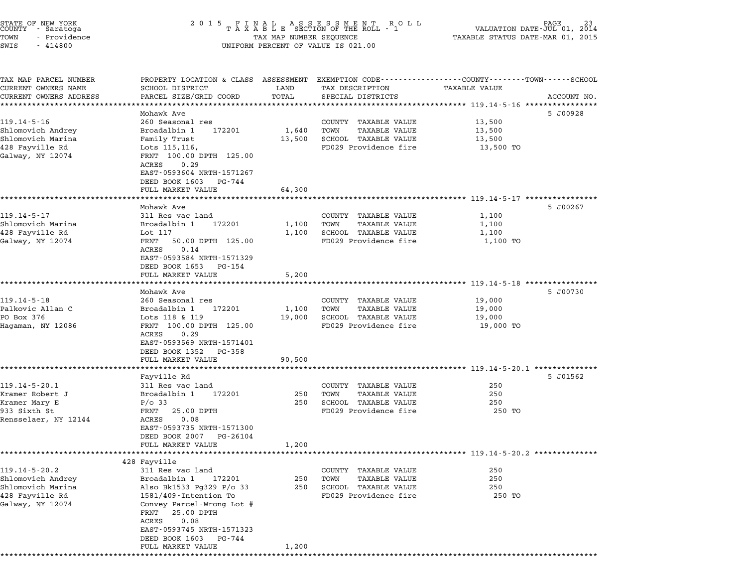STATE OF NEW YORK
COUNTY - Saratoga
TOWN - Providence
SWIS - 414800

2015 FINAL ASSESSMENT ROLL
TAXABLE SECTION OF THE ROLL - 1
TAX MAP NUMBER SEQUENCE
UNIFORM PERCENT OF VALUE IS 021.00

VALUATION DATE-JUL 01, 2014
TAXABLE STATUS DATE-MAR 01, 2015

| TAX MAP PARCEL NUMBER / CURRENT OWNERS NAME / CURRENT OWNERS ADDRESS | PROPERTY LOCATION & CLASS / SCHOOL DISTRICT / PARCEL SIZE/GRID COORD | ASSESSMENT LAND / TOTAL | EXEMPTION CODE / TAX DESCRIPTION / SPECIAL DISTRICTS | TAXABLE VALUE (COUNTY / TOWN / SCHOOL) | ACCOUNT NO. |
|---|---|---|---|---|---|
| **119.14-5-16** | Mohawk Ave | | | | 5 J00928 |
| Shlomovich Andrey | 260 Seasonal res | | COUNTY TAXABLE VALUE | 13,500 | |
| Shlomovich Marina | Broadalbin 1 172201 | 1,640 | TOWN TAXABLE VALUE | 13,500 | |
| 428 Fayville Rd | Family Trust | 13,500 | SCHOOL TAXABLE VALUE | 13,500 | |
| Galway, NY 12074 | Lots 115,116, | | FD029 Providence fire | 13,500 TO | |
| | FRNT 100.00 DPTH 125.00 | | | | |
| | ACRES 0.29 | | | | |
| | EAST-0593604 NRTH-1571267 | | | | |
| | DEED BOOK 1603 PG-744 | | | | |
| | FULL MARKET VALUE | 64,300 | | | |
| **119.14-5-17** | Mohawk Ave | | | | 5 J00267 |
| Shlomovich Marina | 311 Res vac land | | COUNTY TAXABLE VALUE | 1,100 | |
| 428 Fayville Rd | Broadalbin 1 172201 | 1,100 | TOWN TAXABLE VALUE | 1,100 | |
| Galway, NY 12074 | Lot 117 | 1,100 | SCHOOL TAXABLE VALUE | 1,100 | |
| | FRNT 50.00 DPTH 125.00 | | FD029 Providence fire | 1,100 TO | |
| | ACRES 0.14 | | | | |
| | EAST-0593584 NRTH-1571329 | | | | |
| | DEED BOOK 1653 PG-154 | | | | |
| | FULL MARKET VALUE | 5,200 | | | |
| **119.14-5-18** | Mohawk Ave | | | | 5 J00730 |
| Palkovic Allan C | 260 Seasonal res | | COUNTY TAXABLE VALUE | 19,000 | |
| PO Box 376 | Broadalbin 1 172201 | 1,100 | TOWN TAXABLE VALUE | 19,000 | |
| Hagaman, NY 12086 | Lots 118 & 119 | 19,000 | SCHOOL TAXABLE VALUE | 19,000 | |
| | FRNT 100.00 DPTH 125.00 | | FD029 Providence fire | 19,000 TO | |
| | ACRES 0.29 | | | | |
| | EAST-0593569 NRTH-1571401 | | | | |
| | DEED BOOK 1352 PG-358 | | | | |
| | FULL MARKET VALUE | 90,500 | | | |
| **119.14-5-20.1** | Fayville Rd | | | | 5 J01562 |
| Kramer Robert J | 311 Res vac land | | COUNTY TAXABLE VALUE | 250 | |
| Kramer Mary E | Broadalbin 1 172201 | 250 | TOWN TAXABLE VALUE | 250 | |
| 933 Sixth St | P/o 33 | 250 | SCHOOL TAXABLE VALUE | 250 | |
| Rensselaer, NY 12144 | FRNT 25.00 DPTH | | FD029 Providence fire | 250 TO | |
| | ACRES 0.08 | | | | |
| | EAST-0593735 NRTH-1571300 | | | | |
| | DEED BOOK 2007 PG-26104 | | | | |
| | FULL MARKET VALUE | 1,200 | | | |
| **119.14-5-20.2** | 428 Fayville | | | | |
| Shlomovich Andrey | 311 Res vac land | | COUNTY TAXABLE VALUE | 250 | |
| Shlomovich Marina | Broadalbin 1 172201 | 250 | TOWN TAXABLE VALUE | 250 | |
| 428 Fayville Rd | Also Bk1533 Pg329 P/o 33 | 250 | SCHOOL TAXABLE VALUE | 250 | |
| Galway, NY 12074 | 1581/409-Intention To | | FD029 Providence fire | 250 TO | |
| | Convey Parcel-Wrong Lot # | | | | |
| | FRNT 25.00 DPTH | | | | |
| | ACRES 0.08 | | | | |
| | EAST-0593745 NRTH-1571323 | | | | |
| | DEED BOOK 1603 PG-744 | | | | |
| | FULL MARKET VALUE | 1,200 | | | |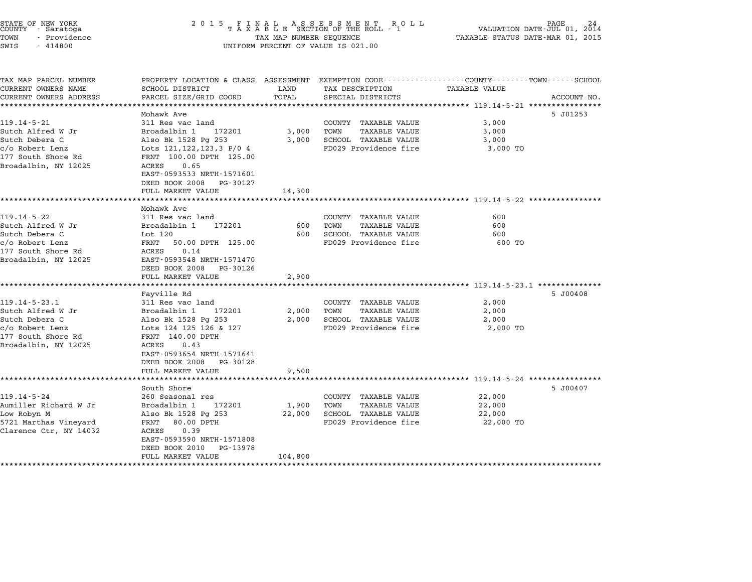STATE OF NEW YORK
COUNTY - Saratoga
TOWN - Providence
SWIS - 414800

2015 FINAL ASSESSMENT ROLL
TAXABLE SECTION OF THE ROLL - 1
TAX MAP NUMBER SEQUENCE
UNIFORM PERCENT OF VALUE IS 021.00

VALUATION DATE-JUL 01, 2014
TAXABLE STATUS DATE-MAR 01, 2015

| TAX MAP PARCEL NUMBER / CURRENT OWNERS NAME / CURRENT OWNERS ADDRESS | PROPERTY LOCATION & CLASS / SCHOOL DISTRICT / PARCEL SIZE/GRID COORD | ASSESSMENT LAND / TOTAL | EXEMPTION CODE / TAX DESCRIPTION / SPECIAL DISTRICTS | TAXABLE VALUE (COUNTY / TOWN / SCHOOL) | ACCOUNT NO. |
|---|---|---|---|---|---|
| **119.14-5-21** | Mohawk Ave | | | | 5 J01253 |
| 119.14-5-21 | 311 Res vac land | | COUNTY TAXABLE VALUE | 3,000 | |
| Sutch Alfred W Jr | Broadalbin 1 172201 | 3,000 | TOWN TAXABLE VALUE | 3,000 | |
| Sutch Debera C | Also Bk 1528 Pg 253 | 3,000 | SCHOOL TAXABLE VALUE | 3,000 | |
| c/o Robert Lenz | Lots 121,122,123,3 P/0 4 | | FD029 Providence fire | 3,000 TO | |
| 177 South Shore Rd | FRNT 100.00 DPTH 125.00 | | | | |
| Broadalbin, NY 12025 | ACRES 0.65 | | | | |
| | EAST-0593533 NRTH-1571601 | | | | |
| | DEED BOOK 2008 PG-30127 | | | | |
| | FULL MARKET VALUE | 14,300 | | | |
| **119.14-5-22** | Mohawk Ave | | | | |
| 119.14-5-22 | 311 Res vac land | | COUNTY TAXABLE VALUE | 600 | |
| Sutch Alfred W Jr | Broadalbin 1 172201 | 600 | TOWN TAXABLE VALUE | 600 | |
| Sutch Debera C | Lot 120 | 600 | SCHOOL TAXABLE VALUE | 600 | |
| c/o Robert Lenz | FRNT 50.00 DPTH 125.00 | | FD029 Providence fire | 600 TO | |
| 177 South Shore Rd | ACRES 0.14 | | | | |
| Broadalbin, NY 12025 | EAST-0593548 NRTH-1571470 | | | | |
| | DEED BOOK 2008 PG-30126 | | | | |
| | FULL MARKET VALUE | 2,900 | | | |
| **119.14-5-23.1** | Fayville Rd | | | | 5 J00408 |
| 119.14-5-23.1 | 311 Res vac land | | COUNTY TAXABLE VALUE | 2,000 | |
| Sutch Alfred W Jr | Broadalbin 1 172201 | 2,000 | TOWN TAXABLE VALUE | 2,000 | |
| Sutch Debera C | Also Bk 1528 Pg 253 | 2,000 | SCHOOL TAXABLE VALUE | 2,000 | |
| c/o Robert Lenz | Lots 124 125 126 & 127 | | FD029 Providence fire | 2,000 TO | |
| 177 South Shore Rd | FRNT 140.00 DPTH | | | | |
| Broadalbin, NY 12025 | ACRES 0.43 | | | | |
| | EAST-0593654 NRTH-1571641 | | | | |
| | DEED BOOK 2008 PG-30128 | | | | |
| | FULL MARKET VALUE | 9,500 | | | |
| **119.14-5-24** | South Shore | | | | 5 J00407 |
| 119.14-5-24 | 260 Seasonal res | | COUNTY TAXABLE VALUE | 22,000 | |
| Aumiller Richard W Jr | Broadalbin 1 172201 | 1,900 | TOWN TAXABLE VALUE | 22,000 | |
| Low Robyn M | Also Bk 1528 Pg 253 | 22,000 | SCHOOL TAXABLE VALUE | 22,000 | |
| 5721 Marthas Vineyard | FRNT 80.00 DPTH | | FD029 Providence fire | 22,000 TO | |
| Clarence Ctr, NY 14032 | ACRES 0.39 | | | | |
| | EAST-0593590 NRTH-1571808 | | | | |
| | DEED BOOK 2010 PG-13978 | | | | |
| | FULL MARKET VALUE | 104,800 | | | |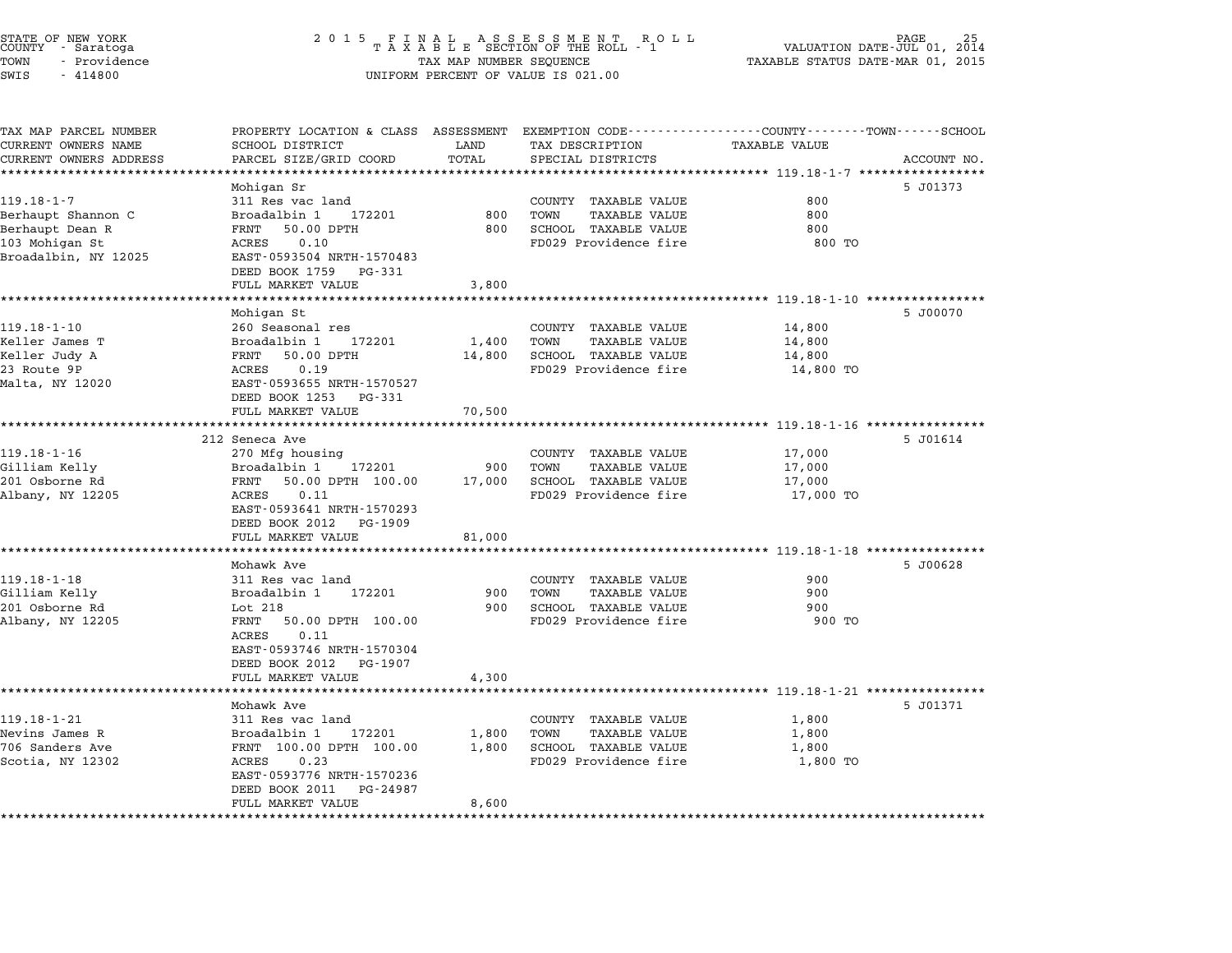STATE OF NEW YORK
COUNTY - Saratoga
TOWN - Providence
SWIS - 414800

# 2015 FINAL ASSESSMENT ROLL
TAXABLE SECTION OF THE ROLL - 1
TAX MAP NUMBER SEQUENCE
UNIFORM PERCENT OF VALUE IS 021.00

VALUATION DATE-JUL 01, 2014
TAXABLE STATUS DATE-MAR 01, 2015

| TAX MAP PARCEL NUMBER / CURRENT OWNERS NAME / CURRENT OWNERS ADDRESS | PROPERTY LOCATION & CLASS / SCHOOL DISTRICT / PARCEL SIZE/GRID COORD | ASSESSMENT LAND | TOTAL | EXEMPTION CODE / TAX DESCRIPTION / SPECIAL DISTRICTS | TAXABLE VALUE (COUNTY / TOWN / SCHOOL) | ACCOUNT NO. |
|---|---|---|---|---|---|---|
| 119.18-1-7 | Mohigan Sr | | | | | 5 J01373 |
| Berhaupt Shannon C | 311 Res vac land | | | COUNTY TAXABLE VALUE | 800 | |
| Berhaupt Dean R | Broadalbin 1 172201 | 800 | | TOWN TAXABLE VALUE | 800 | |
| 103 Mohigan St | FRNT 50.00 DPTH | | 800 | SCHOOL TAXABLE VALUE | 800 | |
| Broadalbin, NY 12025 | ACRES 0.10 | | | FD029 Providence fire | 800 TO | |
| | EAST-0593504 NRTH-1570483 | | | | | |
| | DEED BOOK 1759 PG-331 | | | | | |
| | FULL MARKET VALUE | | 3,800 | | | |
| 119.18-1-10 | Mohigan St | | | | | 5 J00070 |
| Keller James T | 260 Seasonal res | | | COUNTY TAXABLE VALUE | 14,800 | |
| Keller Judy A | Broadalbin 1 172201 | 1,400 | | TOWN TAXABLE VALUE | 14,800 | |
| 23 Route 9P | FRNT 50.00 DPTH | | 14,800 | SCHOOL TAXABLE VALUE | 14,800 | |
| Malta, NY 12020 | ACRES 0.19 | | | FD029 Providence fire | 14,800 TO | |
| | EAST-0593655 NRTH-1570527 | | | | | |
| | DEED BOOK 1253 PG-331 | | | | | |
| | FULL MARKET VALUE | | 70,500 | | | |
| 119.18-1-16 | 212 Seneca Ave | | | | | 5 J01614 |
| Gilliam Kelly | 270 Mfg housing | | | COUNTY TAXABLE VALUE | 17,000 | |
| 201 Osborne Rd | Broadalbin 1 172201 | 900 | | TOWN TAXABLE VALUE | 17,000 | |
| Albany, NY 12205 | FRNT 50.00 DPTH 100.00 | | 17,000 | SCHOOL TAXABLE VALUE | 17,000 | |
| | ACRES 0.11 | | | FD029 Providence fire | 17,000 TO | |
| | EAST-0593641 NRTH-1570293 | | | | | |
| | DEED BOOK 2012 PG-1909 | | | | | |
| | FULL MARKET VALUE | | 81,000 | | | |
| 119.18-1-18 | Mohawk Ave | | | | | 5 J00628 |
| Gilliam Kelly | 311 Res vac land | | | COUNTY TAXABLE VALUE | 900 | |
| 201 Osborne Rd | Broadalbin 1 172201 | 900 | | TOWN TAXABLE VALUE | 900 | |
| Albany, NY 12205 | Lot 218 | | 900 | SCHOOL TAXABLE VALUE | 900 | |
| | FRNT 50.00 DPTH 100.00 | | | FD029 Providence fire | 900 TO | |
| | ACRES 0.11 | | | | | |
| | EAST-0593746 NRTH-1570304 | | | | | |
| | DEED BOOK 2012 PG-1907 | | | | | |
| | FULL MARKET VALUE | | 4,300 | | | |
| 119.18-1-21 | Mohawk Ave | | | | | 5 J01371 |
| Nevins James R | 311 Res vac land | | | COUNTY TAXABLE VALUE | 1,800 | |
| 706 Sanders Ave | Broadalbin 1 172201 | 1,800 | | TOWN TAXABLE VALUE | 1,800 | |
| Scotia, NY 12302 | FRNT 100.00 DPTH 100.00 | | 1,800 | SCHOOL TAXABLE VALUE | 1,800 | |
| | ACRES 0.23 | | | FD029 Providence fire | 1,800 TO | |
| | EAST-0593776 NRTH-1570236 | | | | | |
| | DEED BOOK 2011 PG-24987 | | | | | |
| | FULL MARKET VALUE | | 8,600 | | | |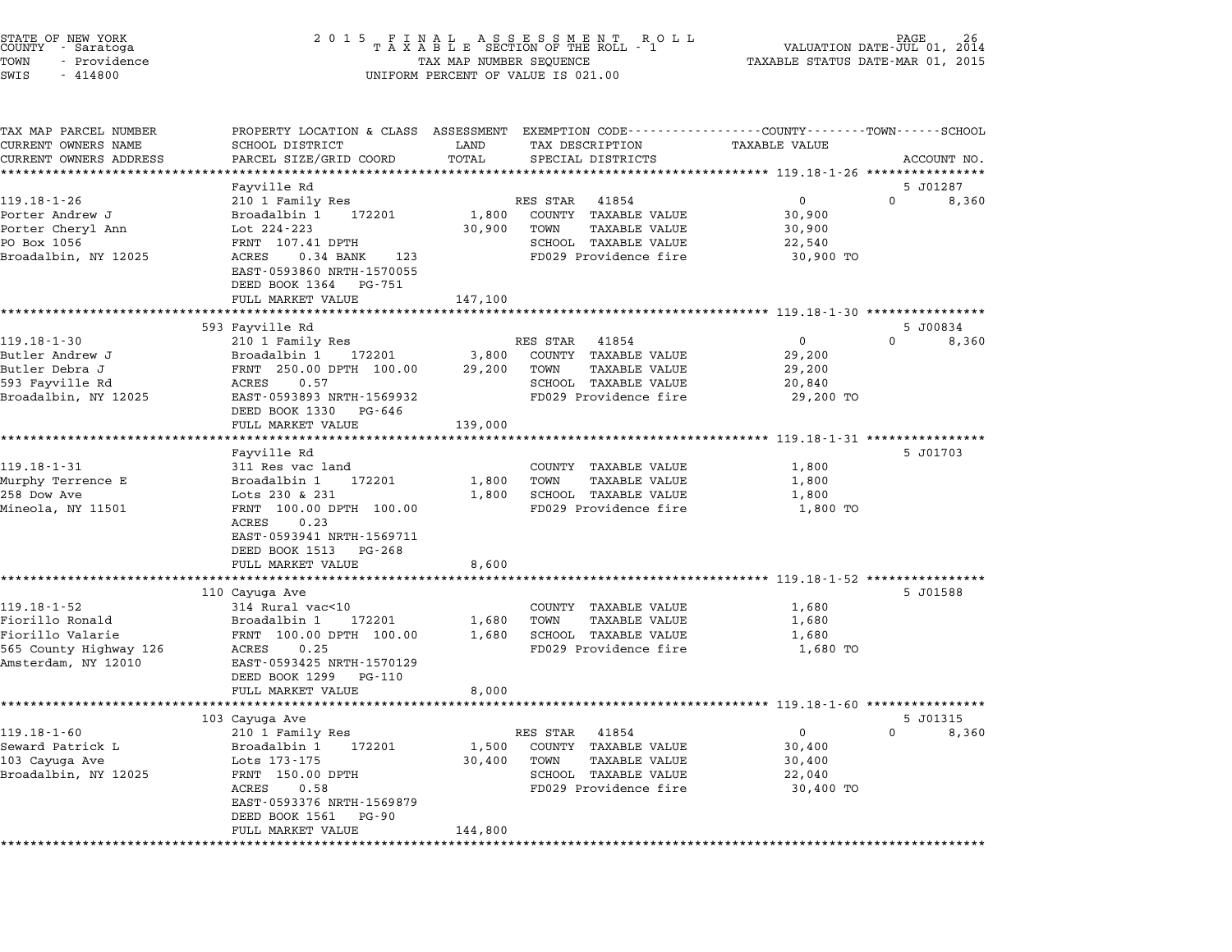STATE OF NEW YORK — 2015 FINAL ASSESSMENT ROLL — TAXABLE SECTION OF THE ROLL - 1 — VALUATION DATE-JUL 01, 2014
COUNTY - Saratoga — TAXABLE STATUS DATE-MAR 01, 2015
TOWN - Providence — TAX MAP NUMBER SEQUENCE
SWIS - 414800 — UNIFORM PERCENT OF VALUE IS 021.00

| TAX MAP PARCEL NUMBER / CURRENT OWNERS NAME / CURRENT OWNERS ADDRESS | PROPERTY LOCATION & CLASS / SCHOOL DISTRICT / PARCEL SIZE/GRID COORD | ASSESSMENT LAND | TOTAL | EXEMPTION CODE / TAX DESCRIPTION / SPECIAL DISTRICTS | COUNTY / TOWN TAXABLE VALUE | SCHOOL / ACCOUNT NO. |
|---|---|---|---|---|---|---|
| **119.18-1-26** | Fayville Rd | | | | | 5 J01287 |
| 119.18-1-26 | 210 1 Family Res | | | RES STAR 41854 | 0 | 0 8,360 |
| Porter Andrew J | Broadalbin 1 172201 | 1,800 | | COUNTY TAXABLE VALUE | 30,900 | |
| Porter Cheryl Ann | Lot 224-223 | | 30,900 | TOWN TAXABLE VALUE | 30,900 | |
| PO Box 1056 | FRNT 107.41 DPTH | | | SCHOOL TAXABLE VALUE | 22,540 | |
| Broadalbin, NY 12025 | ACRES 0.34 BANK 123 | | | FD029 Providence fire | 30,900 TO | |
| | EAST-0593860 NRTH-1570055 | | | | | |
| | DEED BOOK 1364 PG-751 | | | | | |
| | FULL MARKET VALUE | | 147,100 | | | |
| **119.18-1-30** | 593 Fayville Rd | | | | | 5 J00834 |
| 119.18-1-30 | 210 1 Family Res | | | RES STAR 41854 | 0 | 0 8,360 |
| Butler Andrew J | Broadalbin 1 172201 | 3,800 | | COUNTY TAXABLE VALUE | 29,200 | |
| Butler Debra J | FRNT 250.00 DPTH 100.00 | | 29,200 | TOWN TAXABLE VALUE | 29,200 | |
| 593 Fayville Rd | ACRES 0.57 | | | SCHOOL TAXABLE VALUE | 20,840 | |
| Broadalbin, NY 12025 | EAST-0593893 NRTH-1569932 | | | FD029 Providence fire | 29,200 TO | |
| | DEED BOOK 1330 PG-646 | | | | | |
| | FULL MARKET VALUE | | 139,000 | | | |
| **119.18-1-31** | Fayville Rd | | | | | 5 J01703 |
| 119.18-1-31 | 311 Res vac land | | | COUNTY TAXABLE VALUE | 1,800 | |
| Murphy Terrence E | Broadalbin 1 172201 | 1,800 | | TOWN TAXABLE VALUE | 1,800 | |
| 258 Dow Ave | Lots 230 & 231 | | 1,800 | SCHOOL TAXABLE VALUE | 1,800 | |
| Mineola, NY 11501 | FRNT 100.00 DPTH 100.00 | | | FD029 Providence fire | 1,800 TO | |
| | ACRES 0.23 | | | | | |
| | EAST-0593941 NRTH-1569711 | | | | | |
| | DEED BOOK 1513 PG-268 | | | | | |
| | FULL MARKET VALUE | | 8,600 | | | |
| **119.18-1-52** | 110 Cayuga Ave | | | | | 5 J01588 |
| 119.18-1-52 | 314 Rural vac<10 | | | COUNTY TAXABLE VALUE | 1,680 | |
| Fiorillo Ronald | Broadalbin 1 172201 | 1,680 | | TOWN TAXABLE VALUE | 1,680 | |
| Fiorillo Valarie | FRNT 100.00 DPTH 100.00 | | 1,680 | SCHOOL TAXABLE VALUE | 1,680 | |
| 565 County Highway 126 | ACRES 0.25 | | | FD029 Providence fire | 1,680 TO | |
| Amsterdam, NY 12010 | EAST-0593425 NRTH-1570129 | | | | | |
| | DEED BOOK 1299 PG-110 | | | | | |
| | FULL MARKET VALUE | | 8,000 | | | |
| **119.18-1-60** | 103 Cayuga Ave | | | | | 5 J01315 |
| 119.18-1-60 | 210 1 Family Res | | | RES STAR 41854 | 0 | 0 8,360 |
| Seward Patrick L | Broadalbin 1 172201 | 1,500 | | COUNTY TAXABLE VALUE | 30,400 | |
| 103 Cayuga Ave | Lots 173-175 | | 30,400 | TOWN TAXABLE VALUE | 30,400 | |
| Broadalbin, NY 12025 | FRNT 150.00 DPTH | | | SCHOOL TAXABLE VALUE | 22,040 | |
| | ACRES 0.58 | | | FD029 Providence fire | 30,400 TO | |
| | EAST-0593376 NRTH-1569879 | | | | | |
| | DEED BOOK 1561 PG-90 | | | | | |
| | FULL MARKET VALUE | | 144,800 | | | |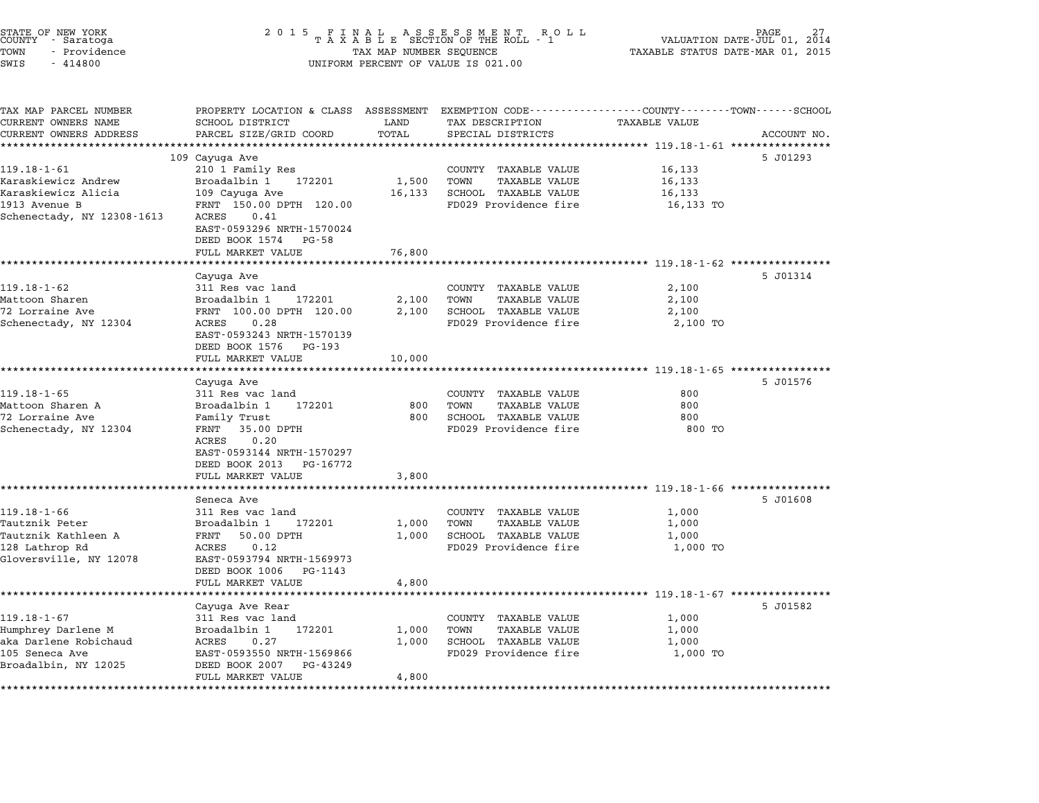STATE OF NEW YORK
COUNTY - Saratoga
TOWN - Providence
SWIS - 414800

2 0 1 5 F I N A L A S S E S S M E N T R O L L
T A X A B L E SECTION OF THE ROLL - 1
TAX MAP NUMBER SEQUENCE
UNIFORM PERCENT OF VALUE IS 021.00

VALUATION DATE-JUL 01, 2014
TAXABLE STATUS DATE-MAR 01, 2015

| TAX MAP PARCEL NUMBER / CURRENT OWNERS NAME / CURRENT OWNERS ADDRESS | PROPERTY LOCATION & CLASS / SCHOOL DISTRICT / PARCEL SIZE/GRID COORD | ASSESSMENT LAND / TOTAL | EXEMPTION CODE / TAX DESCRIPTION / SPECIAL DISTRICTS | TAXABLE VALUE (COUNTY / TOWN / SCHOOL) | ACCOUNT NO. |
|---|---|---|---|---|---|
| **119.18-1-61** | 109 Cayuga Ave | | | | 5 J01293 |
| 119.18-1-61 | 210 1 Family Res | | COUNTY TAXABLE VALUE | 16,133 | |
| Karaskiewicz Andrew | Broadalbin 1 172201 | 1,500 | TOWN TAXABLE VALUE | 16,133 | |
| Karaskiewicz Alicia | 109 Cayuga Ave | 16,133 | SCHOOL TAXABLE VALUE | 16,133 | |
| 1913 Avenue B | FRNT 150.00 DPTH 120.00 | | FD029 Providence fire | 16,133 TO | |
| Schenectady, NY 12308-1613 | ACRES 0.41 | | | | |
| | EAST-0593296 NRTH-1570024 | | | | |
| | DEED BOOK 1574 PG-58 | | | | |
| | FULL MARKET VALUE | 76,800 | | | |
| **119.18-1-62** | Cayuga Ave | | | | 5 J01314 |
| 119.18-1-62 | 311 Res vac land | | COUNTY TAXABLE VALUE | 2,100 | |
| Mattoon Sharen | Broadalbin 1 172201 | 2,100 | TOWN TAXABLE VALUE | 2,100 | |
| 72 Lorraine Ave | FRNT 100.00 DPTH 120.00 | 2,100 | SCHOOL TAXABLE VALUE | 2,100 | |
| Schenectady, NY 12304 | ACRES 0.28 | | FD029 Providence fire | 2,100 TO | |
| | EAST-0593243 NRTH-1570139 | | | | |
| | DEED BOOK 1576 PG-193 | | | | |
| | FULL MARKET VALUE | 10,000 | | | |
| **119.18-1-65** | Cayuga Ave | | | | 5 J01576 |
| 119.18-1-65 | 311 Res vac land | | COUNTY TAXABLE VALUE | 800 | |
| Mattoon Sharen A | Broadalbin 1 172201 | 800 | TOWN TAXABLE VALUE | 800 | |
| 72 Lorraine Ave | Family Trust | 800 | SCHOOL TAXABLE VALUE | 800 | |
| Schenectady, NY 12304 | FRNT 35.00 DPTH | | FD029 Providence fire | 800 TO | |
| | ACRES 0.20 | | | | |
| | EAST-0593144 NRTH-1570297 | | | | |
| | DEED BOOK 2013 PG-16772 | | | | |
| | FULL MARKET VALUE | 3,800 | | | |
| **119.18-1-66** | Seneca Ave | | | | 5 J01608 |
| 119.18-1-66 | 311 Res vac land | | COUNTY TAXABLE VALUE | 1,000 | |
| Tautznik Peter | Broadalbin 1 172201 | 1,000 | TOWN TAXABLE VALUE | 1,000 | |
| Tautznik Kathleen A | FRNT 50.00 DPTH | 1,000 | SCHOOL TAXABLE VALUE | 1,000 | |
| 128 Lathrop Rd | ACRES 0.12 | | FD029 Providence fire | 1,000 TO | |
| Gloversville, NY 12078 | EAST-0593794 NRTH-1569973 | | | | |
| | DEED BOOK 1006 PG-1143 | | | | |
| | FULL MARKET VALUE | 4,800 | | | |
| **119.18-1-67** | Cayuga Ave Rear | | | | 5 J01582 |
| 119.18-1-67 | 311 Res vac land | | COUNTY TAXABLE VALUE | 1,000 | |
| Humphrey Darlene M | Broadalbin 1 172201 | 1,000 | TOWN TAXABLE VALUE | 1,000 | |
| aka Darlene Robichaud | ACRES 0.27 | 1,000 | SCHOOL TAXABLE VALUE | 1,000 | |
| 105 Seneca Ave | EAST-0593550 NRTH-1569866 | | FD029 Providence fire | 1,000 TO | |
| Broadalbin, NY 12025 | DEED BOOK 2007 PG-43249 | | | | |
| | FULL MARKET VALUE | 4,800 | | | |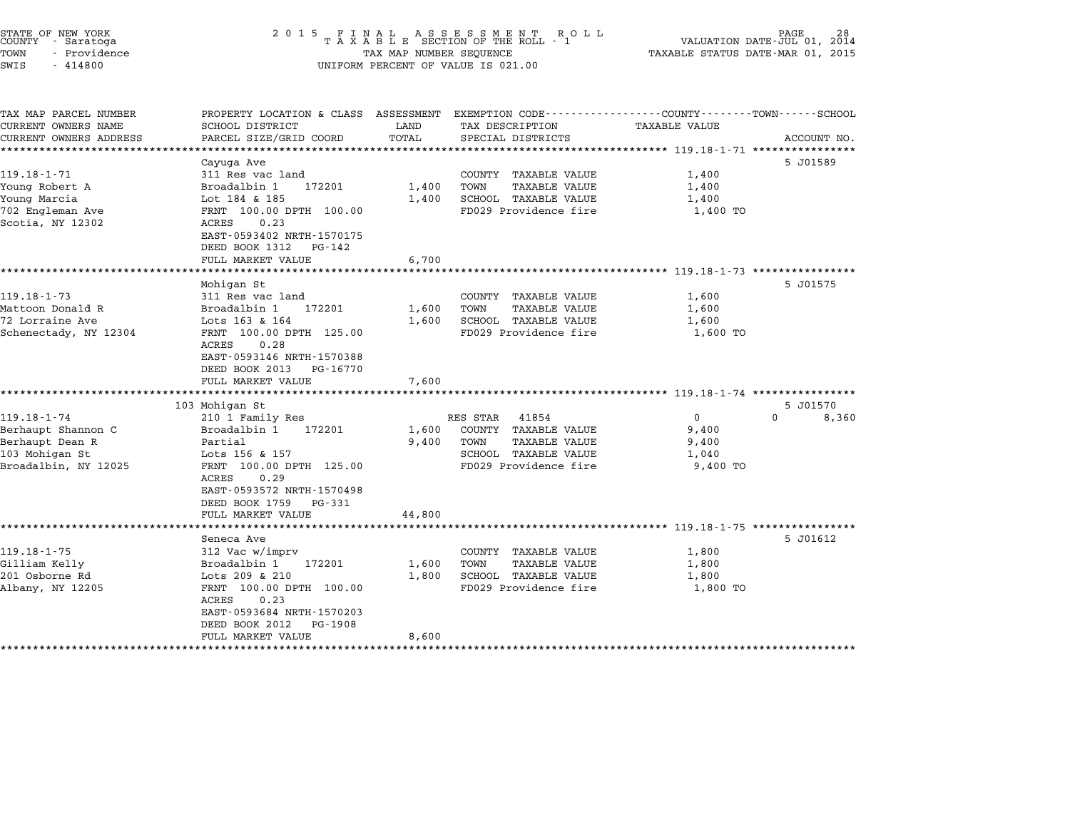STATE OF NEW YORK
COUNTY - Saratoga
TOWN - Providence
SWIS - 414800

# 2015 FINAL ASSESSMENT ROLL
TAXABLE SECTION OF THE ROLL - 1
TAX MAP NUMBER SEQUENCE
UNIFORM PERCENT OF VALUE IS 021.00

VALUATION DATE-JUL 01, 2014
TAXABLE STATUS DATE-MAR 01, 2015

| TAX MAP PARCEL NUMBER / CURRENT OWNERS NAME / CURRENT OWNERS ADDRESS | PROPERTY LOCATION & CLASS / SCHOOL DISTRICT / PARCEL SIZE/GRID COORD | ASSESSMENT LAND | ASSESSMENT TOTAL | EXEMPTION CODE / TAX DESCRIPTION / SPECIAL DISTRICTS | COUNTY TAXABLE VALUE | TOWN TAXABLE VALUE | SCHOOL TAXABLE VALUE | ACCOUNT NO. |
|---|---|---|---|---|---|---|---|---|
| **119.18-1-71** | Cayuga Ave | | | | | | | 5 J01589 |
| 119.18-1-71 | 311 Res vac land | | | COUNTY TAXABLE VALUE | 1,400 | | | |
| Young Robert A | Broadalbin 1 172201 | 1,400 | | TOWN TAXABLE VALUE | | 1,400 | | |
| Young Marcia | Lot 184 & 185 | | 1,400 | SCHOOL TAXABLE VALUE | | | 1,400 | |
| 702 Engleman Ave | FRNT 100.00 DPTH 100.00 | | | FD029 Providence fire | 1,400 TO | | | |
| Scotia, NY 12302 | ACRES 0.23 | | | | | | | |
| | EAST-0593402 NRTH-1570175 | | | | | | | |
| | DEED BOOK 1312 PG-142 | | | | | | | |
| | FULL MARKET VALUE | | 6,700 | | | | | |
| **119.18-1-73** | Mohigan St | | | | | | | 5 J01575 |
| 119.18-1-73 | 311 Res vac land | | | COUNTY TAXABLE VALUE | 1,600 | | | |
| Mattoon Donald R | Broadalbin 1 172201 | 1,600 | | TOWN TAXABLE VALUE | | 1,600 | | |
| 72 Lorraine Ave | Lots 163 & 164 | | 1,600 | SCHOOL TAXABLE VALUE | | | 1,600 | |
| Schenectady, NY 12304 | FRNT 100.00 DPTH 125.00 | | | FD029 Providence fire | 1,600 TO | | | |
| | ACRES 0.28 | | | | | | | |
| | EAST-0593146 NRTH-1570388 | | | | | | | |
| | DEED BOOK 2013 PG-16770 | | | | | | | |
| | FULL MARKET VALUE | | 7,600 | | | | | |
| **119.18-1-74** | 103 Mohigan St | | | | | | | 5 J01570 |
| 119.18-1-74 | 210 1 Family Res | | | RES STAR 41854 | 0 | 0 | 8,360 | |
| Berhaupt Shannon C | Broadalbin 1 172201 | 1,600 | | COUNTY TAXABLE VALUE | 9,400 | | | |
| Berhaupt Dean R | Partial | | 9,400 | TOWN TAXABLE VALUE | | 9,400 | | |
| 103 Mohigan St | Lots 156 & 157 | | | SCHOOL TAXABLE VALUE | | | 1,040 | |
| Broadalbin, NY 12025 | FRNT 100.00 DPTH 125.00 | | | FD029 Providence fire | 9,400 TO | | | |
| | ACRES 0.29 | | | | | | | |
| | EAST-0593572 NRTH-1570498 | | | | | | | |
| | DEED BOOK 1759 PG-331 | | | | | | | |
| | FULL MARKET VALUE | | 44,800 | | | | | |
| **119.18-1-75** | Seneca Ave | | | | | | | 5 J01612 |
| 119.18-1-75 | 312 Vac w/imprv | | | COUNTY TAXABLE VALUE | 1,800 | | | |
| Gilliam Kelly | Broadalbin 1 172201 | 1,600 | | TOWN TAXABLE VALUE | | 1,800 | | |
| 201 Osborne Rd | Lots 209 & 210 | | 1,800 | SCHOOL TAXABLE VALUE | | | 1,800 | |
| Albany, NY 12205 | FRNT 100.00 DPTH 100.00 | | | FD029 Providence fire | 1,800 TO | | | |
| | ACRES 0.23 | | | | | | | |
| | EAST-0593684 NRTH-1570203 | | | | | | | |
| | DEED BOOK 2012 PG-1908 | | | | | | | |
| | FULL MARKET VALUE | | 8,600 | | | | | |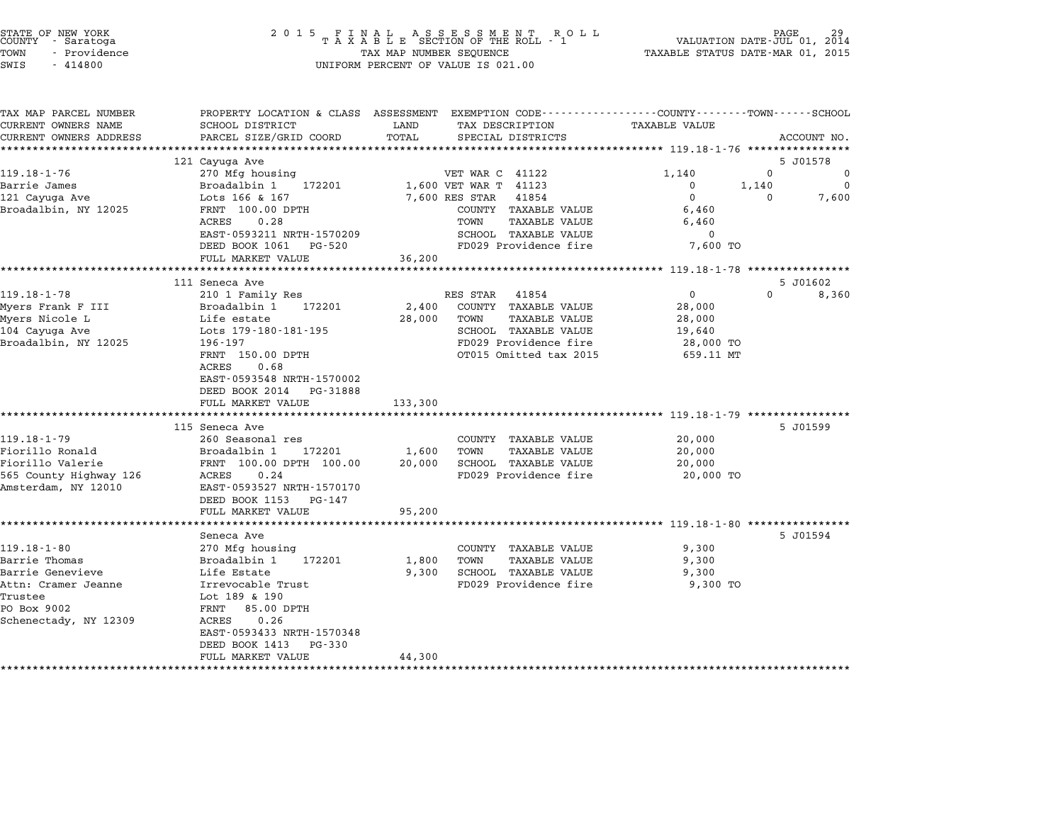STATE OF NEW YORK
COUNTY - Saratoga
TOWN - Providence
SWIS - 414800

2015 FINAL ASSESSMENT ROLL
TAXABLE SECTION OF THE ROLL - 1
TAX MAP NUMBER SEQUENCE
UNIFORM PERCENT OF VALUE IS 021.00

VALUATION DATE-JUL 01, 2014
TAXABLE STATUS DATE-MAR 01, 2015

| TAX MAP PARCEL NUMBER / CURRENT OWNERS NAME / CURRENT OWNERS ADDRESS | PROPERTY LOCATION & CLASS / SCHOOL DISTRICT / PARCEL SIZE/GRID COORD | ASSESSMENT LAND | TOTAL | EXEMPTION CODE / TAX DESCRIPTION / SPECIAL DISTRICTS | COUNTY TAXABLE VALUE | TOWN | SCHOOL / ACCOUNT NO. |
|---|---|---|---|---|---|---|---|
| | 121 Cayuga Ave | | | | | | 5 J01578 |
| 119.18-1-76 | 270 Mfg housing | | | VET WAR C 41122 | 1,140 | 0 | 0 |
| Barrie James | Broadalbin 1 172201 | 1,600 | | VET WAR T 41123 | 0 | 1,140 | 0 |
| 121 Cayuga Ave | Lots 166 & 167 | | 7,600 | RES STAR 41854 | 0 | 0 | 7,600 |
| Broadalbin, NY 12025 | FRNT 100.00 DPTH | | | COUNTY TAXABLE VALUE | 6,460 | | |
| | ACRES 0.28 | | | TOWN TAXABLE VALUE | 6,460 | | |
| | EAST-0593211 NRTH-1570209 | | | SCHOOL TAXABLE VALUE | 0 | | |
| | DEED BOOK 1061 PG-520 | | | FD029 Providence fire | 7,600 TO | | |
| | FULL MARKET VALUE | | 36,200 | | | | |
| | 111 Seneca Ave | | | | | | 5 J01602 |
| 119.18-1-78 | 210 1 Family Res | | | RES STAR 41854 | 0 | 0 | 8,360 |
| Myers Frank F III | Broadalbin 1 172201 | 2,400 | | COUNTY TAXABLE VALUE | 28,000 | | |
| Myers Nicole L | Life estate | | 28,000 | TOWN TAXABLE VALUE | 28,000 | | |
| 104 Cayuga Ave | Lots 179-180-181-195 | | | SCHOOL TAXABLE VALUE | 19,640 | | |
| Broadalbin, NY 12025 | 196-197 | | | FD029 Providence fire | 28,000 TO | | |
| | FRNT 150.00 DPTH | | | OT015 Omitted tax 2015 | 659.11 MT | | |
| | ACRES 0.68 | | | | | | |
| | EAST-0593548 NRTH-1570002 | | | | | | |
| | DEED BOOK 2014 PG-31888 | | | | | | |
| | FULL MARKET VALUE | | 133,300 | | | | |
| | 115 Seneca Ave | | | | | | 5 J01599 |
| 119.18-1-79 | 260 Seasonal res | | | COUNTY TAXABLE VALUE | 20,000 | | |
| Fiorillo Ronald | Broadalbin 1 172201 | 1,600 | | TOWN TAXABLE VALUE | 20,000 | | |
| Fiorillo Valerie | FRNT 100.00 DPTH 100.00 | | 20,000 | SCHOOL TAXABLE VALUE | 20,000 | | |
| 565 County Highway 126 | ACRES 0.24 | | | FD029 Providence fire | 20,000 TO | | |
| Amsterdam, NY 12010 | EAST-0593527 NRTH-1570170 | | | | | | |
| | DEED BOOK 1153 PG-147 | | | | | | |
| | FULL MARKET VALUE | | 95,200 | | | | |
| | Seneca Ave | | | | | | 5 J01594 |
| 119.18-1-80 | 270 Mfg housing | | | COUNTY TAXABLE VALUE | 9,300 | | |
| Barrie Thomas | Broadalbin 1 172201 | 1,800 | | TOWN TAXABLE VALUE | 9,300 | | |
| Barrie Genevieve | Life Estate | | 9,300 | SCHOOL TAXABLE VALUE | 9,300 | | |
| Attn: Cramer Jeanne | Irrevocable Trust | | | FD029 Providence fire | 9,300 TO | | |
| Trustee | Lot 189 & 190 | | | | | | |
| PO Box 9002 | FRNT 85.00 DPTH | | | | | | |
| Schenectady, NY 12309 | ACRES 0.26 | | | | | | |
| | EAST-0593433 NRTH-1570348 | | | | | | |
| | DEED BOOK 1413 PG-330 | | | | | | |
| | FULL MARKET VALUE | | 44,300 | | | | |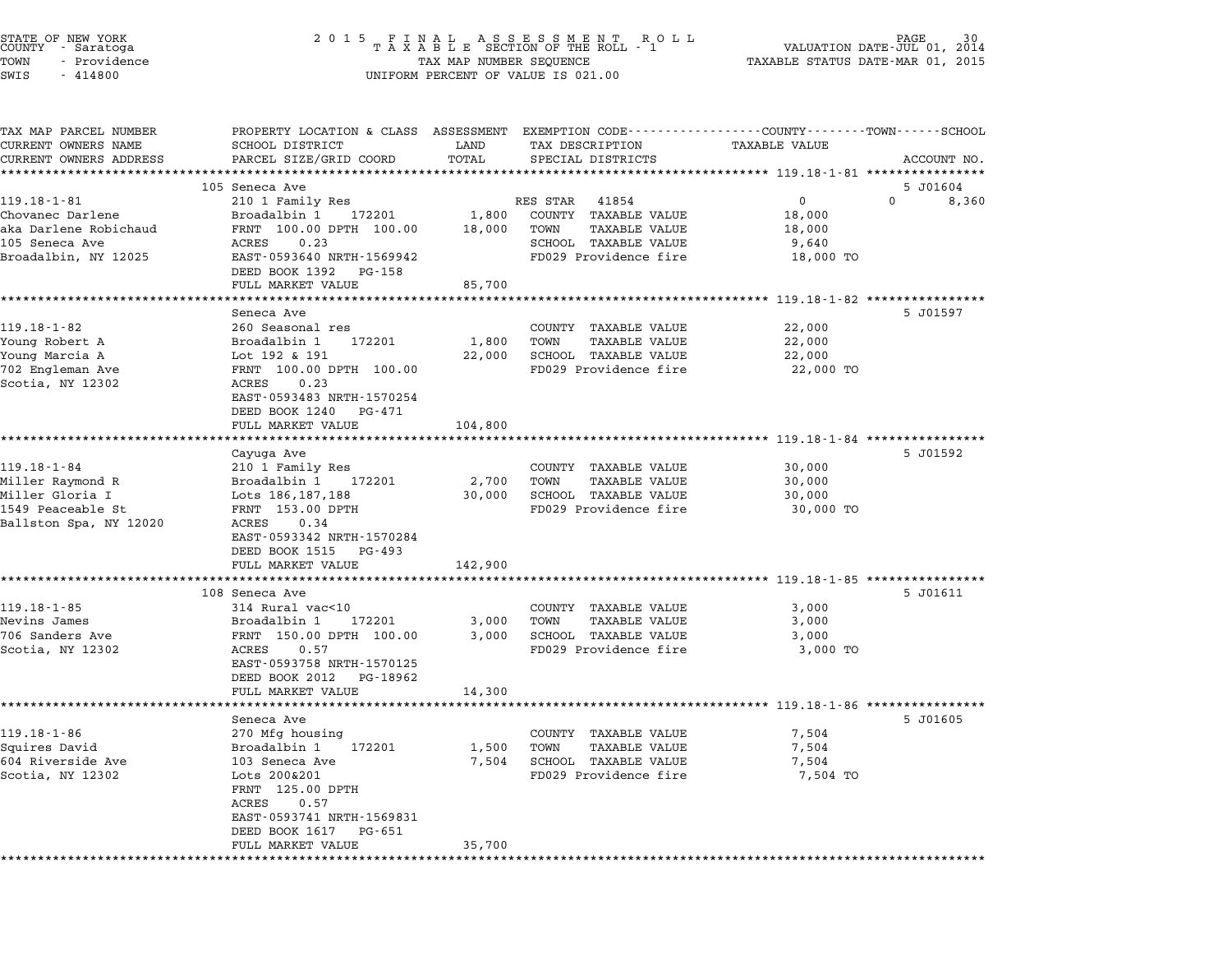STATE OF NEW YORK
COUNTY - Saratoga
TOWN - Providence
SWIS - 414800

2 0 1 5 F I N A L A S S E S S M E N T R O L L
T A X A B L E SECTION OF THE ROLL - 1
TAX MAP NUMBER SEQUENCE
UNIFORM PERCENT OF VALUE IS 021.00

VALUATION DATE-JUL 01, 2014
TAXABLE STATUS DATE-MAR 01, 2015

| TAX MAP PARCEL NUMBER / CURRENT OWNERS NAME / CURRENT OWNERS ADDRESS | PROPERTY LOCATION & CLASS / SCHOOL DISTRICT / PARCEL SIZE/GRID COORD | ASSESSMENT LAND | TOTAL | EXEMPTION CODE / TAX DESCRIPTION / SPECIAL DISTRICTS | COUNTY / TOWN / SCHOOL TAXABLE VALUE | ACCOUNT NO. |
|---|---|---|---|---|---|---|
| **119.18-1-81** | 105 Seneca Ave | | | | | 5 J01604 |
| 119.18-1-81 | 210 1 Family Res | | | RES STAR 41854 | 0 | 0 8,360 |
| Chovanec Darlene | Broadalbin 1 172201 | 1,800 | | COUNTY TAXABLE VALUE | 18,000 | |
| aka Darlene Robichaud | FRNT 100.00 DPTH 100.00 | | 18,000 | TOWN TAXABLE VALUE | 18,000 | |
| 105 Seneca Ave | ACRES 0.23 | | | SCHOOL TAXABLE VALUE | 9,640 | |
| Broadalbin, NY 12025 | EAST-0593640 NRTH-1569942 | | | FD029 Providence fire | 18,000 TO | |
| | DEED BOOK 1392 PG-158 | | | | | |
| | FULL MARKET VALUE | | 85,700 | | | |
| **119.18-1-82** | Seneca Ave | | | | | 5 J01597 |
| 119.18-1-82 | 260 Seasonal res | | | COUNTY TAXABLE VALUE | 22,000 | |
| Young Robert A | Broadalbin 1 172201 | 1,800 | | TOWN TAXABLE VALUE | 22,000 | |
| Young Marcia A | Lot 192 & 191 | | 22,000 | SCHOOL TAXABLE VALUE | 22,000 | |
| 702 Engleman Ave | FRNT 100.00 DPTH 100.00 | | | FD029 Providence fire | 22,000 TO | |
| Scotia, NY 12302 | ACRES 0.23 | | | | | |
| | EAST-0593483 NRTH-1570254 | | | | | |
| | DEED BOOK 1240 PG-471 | | | | | |
| | FULL MARKET VALUE | | 104,800 | | | |
| **119.18-1-84** | Cayuga Ave | | | | | 5 J01592 |
| 119.18-1-84 | 210 1 Family Res | | | COUNTY TAXABLE VALUE | 30,000 | |
| Miller Raymond R | Broadalbin 1 172201 | 2,700 | | TOWN TAXABLE VALUE | 30,000 | |
| Miller Gloria I | Lots 186,187,188 | | 30,000 | SCHOOL TAXABLE VALUE | 30,000 | |
| 1549 Peaceable St | FRNT 153.00 DPTH | | | FD029 Providence fire | 30,000 TO | |
| Ballston Spa, NY 12020 | ACRES 0.34 | | | | | |
| | EAST-0593342 NRTH-1570284 | | | | | |
| | DEED BOOK 1515 PG-493 | | | | | |
| | FULL MARKET VALUE | | 142,900 | | | |
| **119.18-1-85** | 108 Seneca Ave | | | | | 5 J01611 |
| 119.18-1-85 | 314 Rural vac<10 | | | COUNTY TAXABLE VALUE | 3,000 | |
| Nevins James | Broadalbin 1 172201 | 3,000 | | TOWN TAXABLE VALUE | 3,000 | |
| 706 Sanders Ave | FRNT 150.00 DPTH 100.00 | | 3,000 | SCHOOL TAXABLE VALUE | 3,000 | |
| Scotia, NY 12302 | ACRES 0.57 | | | FD029 Providence fire | 3,000 TO | |
| | EAST-0593758 NRTH-1570125 | | | | | |
| | DEED BOOK 2012 PG-18962 | | | | | |
| | FULL MARKET VALUE | | 14,300 | | | |
| **119.18-1-86** | Seneca Ave | | | | | 5 J01605 |
| 119.18-1-86 | 270 Mfg housing | | | COUNTY TAXABLE VALUE | 7,504 | |
| Squires David | Broadalbin 1 172201 | 1,500 | | TOWN TAXABLE VALUE | 7,504 | |
| 604 Riverside Ave | 103 Seneca Ave | | 7,504 | SCHOOL TAXABLE VALUE | 7,504 | |
| Scotia, NY 12302 | Lots 200&201 | | | FD029 Providence fire | 7,504 TO | |
| | FRNT 125.00 DPTH | | | | | |
| | ACRES 0.57 | | | | | |
| | EAST-0593741 NRTH-1569831 | | | | | |
| | DEED BOOK 1617 PG-651 | | | | | |
| | FULL MARKET VALUE | | 35,700 | | | |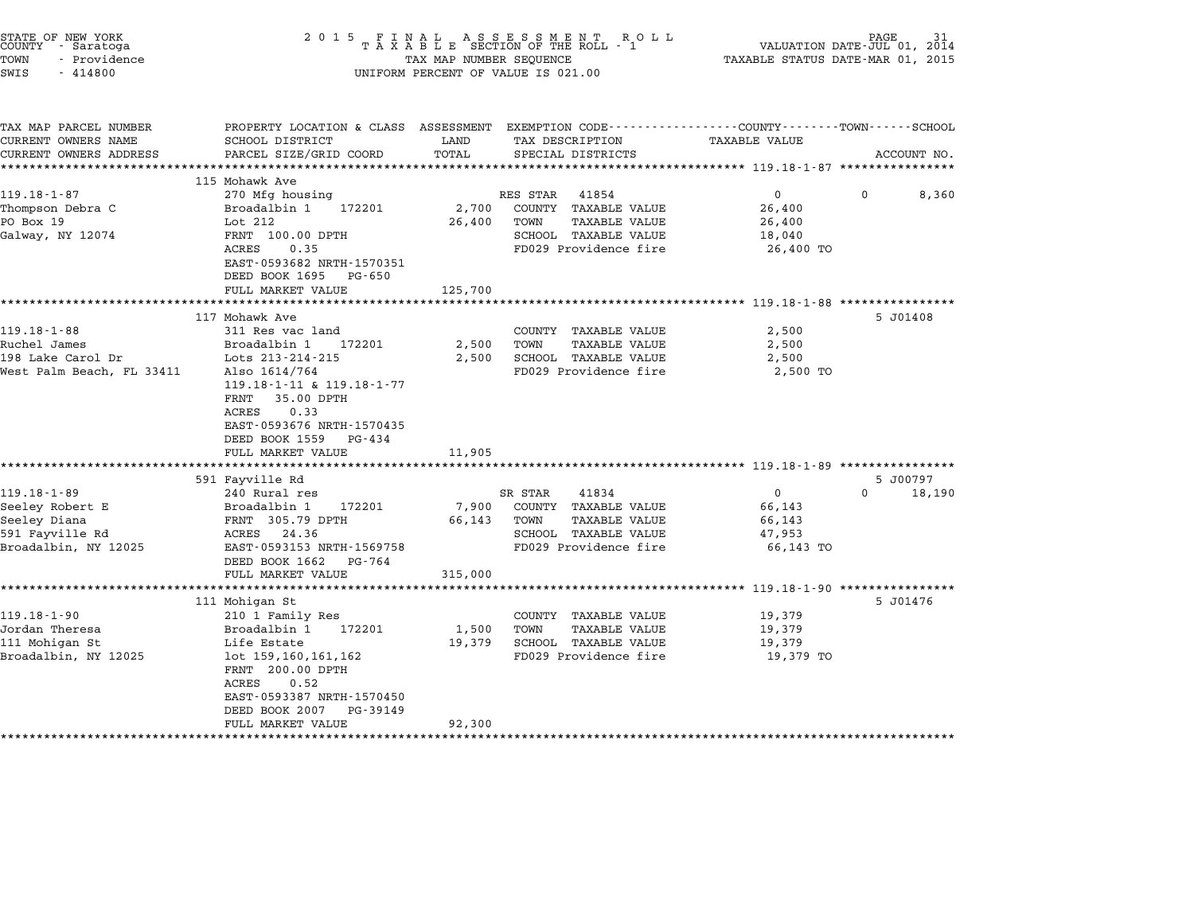STATE OF NEW YORK
COUNTY - Saratoga
TOWN - Providence
SWIS - 414800

2 0 1 5 F I N A L A S S E S S M E N T R O L L
T A X A B L E SECTION OF THE ROLL - 1
TAX MAP NUMBER SEQUENCE
UNIFORM PERCENT OF VALUE IS 021.00

VALUATION DATE-JUL 01, 2014
TAXABLE STATUS DATE-MAR 01, 2015

| TAX MAP PARCEL NUMBER / CURRENT OWNERS NAME / CURRENT OWNERS ADDRESS | PROPERTY LOCATION & CLASS / SCHOOL DISTRICT / PARCEL SIZE/GRID COORD | ASSESSMENT LAND | ASSESSMENT TOTAL | EXEMPTION CODE / TAX DESCRIPTION / SPECIAL DISTRICTS | COUNTY TAXABLE VALUE | TOWN | SCHOOL / ACCOUNT NO. |
|---|---|---|---|---|---|---|---|
| **119.18-1-87** | 115 Mohawk Ave | | | | | | |
| 119.18-1-87 | 270 Mfg housing | | | RES STAR 41854 | 0 | 0 | 8,360 |
| Thompson Debra C | Broadalbin 1 172201 | 2,700 | | COUNTY TAXABLE VALUE | 26,400 | | |
| PO Box 19 | Lot 212 | | 26,400 | TOWN TAXABLE VALUE | 26,400 | | |
| Galway, NY 12074 | FRNT 100.00 DPTH | | | SCHOOL TAXABLE VALUE | 18,040 | | |
| | ACRES 0.35 | | | FD029 Providence fire | 26,400 TO | | |
| | EAST-0593682 NRTH-1570351 | | | | | | |
| | DEED BOOK 1695 PG-650 | | | | | | |
| | FULL MARKET VALUE | | 125,700 | | | | |
| **119.18-1-88** | 117 Mohawk Ave | | | | | | 5 J01408 |
| 119.18-1-88 | 311 Res vac land | | | COUNTY TAXABLE VALUE | 2,500 | | |
| Ruchel James | Broadalbin 1 172201 | 2,500 | | TOWN TAXABLE VALUE | 2,500 | | |
| 198 Lake Carol Dr | Lots 213-214-215 | | 2,500 | SCHOOL TAXABLE VALUE | 2,500 | | |
| West Palm Beach, FL 33411 | Also 1614/764 | | | FD029 Providence fire | 2,500 TO | | |
| | 119.18-1-11 & 119.18-1-77 | | | | | | |
| | FRNT 35.00 DPTH | | | | | | |
| | ACRES 0.33 | | | | | | |
| | EAST-0593676 NRTH-1570435 | | | | | | |
| | DEED BOOK 1559 PG-434 | | | | | | |
| | FULL MARKET VALUE | | 11,905 | | | | |
| **119.18-1-89** | 591 Fayville Rd | | | | | | 5 J00797 |
| 119.18-1-89 | 240 Rural res | | | SR STAR 41834 | 0 | 0 | 18,190 |
| Seeley Robert E | Broadalbin 1 172201 | 7,900 | | COUNTY TAXABLE VALUE | 66,143 | | |
| Seeley Diana | FRNT 305.79 DPTH | | 66,143 | TOWN TAXABLE VALUE | 66,143 | | |
| 591 Fayville Rd | ACRES 24.36 | | | SCHOOL TAXABLE VALUE | 47,953 | | |
| Broadalbin, NY 12025 | EAST-0593153 NRTH-1569758 | | | FD029 Providence fire | 66,143 TO | | |
| | DEED BOOK 1662 PG-764 | | | | | | |
| | FULL MARKET VALUE | | 315,000 | | | | |
| **119.18-1-90** | 111 Mohigan St | | | | | | 5 J01476 |
| 119.18-1-90 | 210 1 Family Res | | | COUNTY TAXABLE VALUE | 19,379 | | |
| Jordan Theresa | Broadalbin 1 172201 | 1,500 | | TOWN TAXABLE VALUE | 19,379 | | |
| 111 Mohigan St | Life Estate | | 19,379 | SCHOOL TAXABLE VALUE | 19,379 | | |
| Broadalbin, NY 12025 | lot 159,160,161,162 | | | FD029 Providence fire | 19,379 TO | | |
| | FRNT 200.00 DPTH | | | | | | |
| | ACRES 0.52 | | | | | | |
| | EAST-0593387 NRTH-1570450 | | | | | | |
| | DEED BOOK 2007 PG-39149 | | | | | | |
| | FULL MARKET VALUE | | 92,300 | | | | |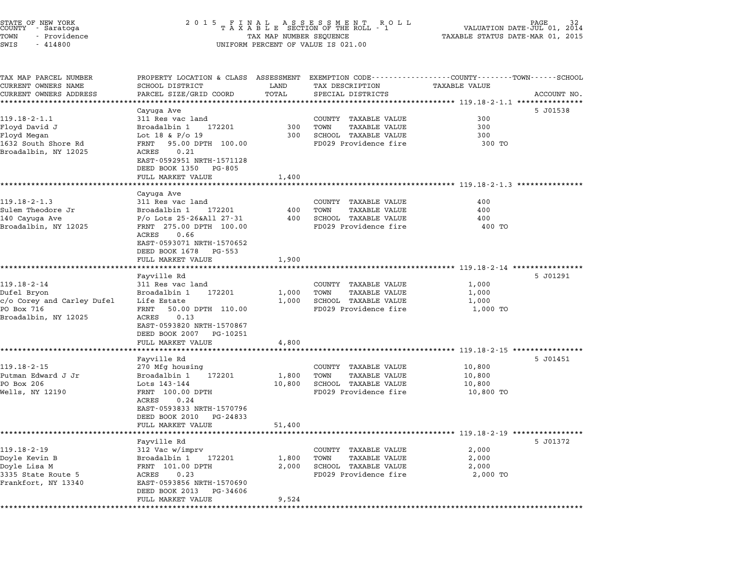STATE OF NEW YORK
COUNTY - Saratoga
TOWN - Providence
SWIS - 414800

2 0 1 5 F I N A L A S S E S S M E N T R O L L
T A X A B L E SECTION OF THE ROLL - 1
TAX MAP NUMBER SEQUENCE
UNIFORM PERCENT OF VALUE IS 021.00

VALUATION DATE-JUL 01, 2014
TAXABLE STATUS DATE-MAR 01, 2015

| TAX MAP PARCEL NUMBER / CURRENT OWNERS NAME / CURRENT OWNERS ADDRESS | PROPERTY LOCATION & CLASS / SCHOOL DISTRICT / PARCEL SIZE/GRID COORD | ASSESSMENT LAND / TOTAL | EXEMPTION CODE / TAX DESCRIPTION / SPECIAL DISTRICTS | TAXABLE VALUE | ACCOUNT NO. |
|---|---|---|---|---|---|
| 119.18-2-1.1 | Cayuga Ave | | | | 5 J01538 |
| Floyd David J | 311 Res vac land | | COUNTY TAXABLE VALUE | 300 | |
| Floyd Megan | Broadalbin 1 172201 | 300 | TOWN TAXABLE VALUE | 300 | |
| 1632 South Shore Rd | Lot 18 & P/o 19 | 300 | SCHOOL TAXABLE VALUE | 300 | |
| Broadalbin, NY 12025 | FRNT 95.00 DPTH 100.00 | | FD029 Providence fire | 300 TO | |
| | ACRES 0.21 | | | | |
| | EAST-0592951 NRTH-1571128 | | | | |
| | DEED BOOK 1350 PG-805 | | | | |
| | FULL MARKET VALUE | 1,400 | | | |
| 119.18-2-1.3 | Cayuga Ave | | | | |
| Sulem Theodore Jr | 311 Res vac land | | COUNTY TAXABLE VALUE | 400 | |
| 140 Cayuga Ave | Broadalbin 1 172201 | 400 | TOWN TAXABLE VALUE | 400 | |
| Broadalbin, NY 12025 | P/o Lots 25-26&All 27-31 | 400 | SCHOOL TAXABLE VALUE | 400 | |
| | FRNT 275.00 DPTH 100.00 | | FD029 Providence fire | 400 TO | |
| | ACRES 0.66 | | | | |
| | EAST-0593071 NRTH-1570652 | | | | |
| | DEED BOOK 1678 PG-553 | | | | |
| | FULL MARKET VALUE | 1,900 | | | |
| 119.18-2-14 | Fayville Rd | | | | 5 J01291 |
| Dufel Bryon | 311 Res vac land | | COUNTY TAXABLE VALUE | 1,000 | |
| c/o Corey and Carley Dufel | Broadalbin 1 172201 | 1,000 | TOWN TAXABLE VALUE | 1,000 | |
| PO Box 716 | Life Estate | 1,000 | SCHOOL TAXABLE VALUE | 1,000 | |
| Broadalbin, NY 12025 | FRNT 50.00 DPTH 110.00 | | FD029 Providence fire | 1,000 TO | |
| | ACRES 0.13 | | | | |
| | EAST-0593820 NRTH-1570867 | | | | |
| | DEED BOOK 2007 PG-10251 | | | | |
| | FULL MARKET VALUE | 4,800 | | | |
| 119.18-2-15 | Fayville Rd | | | | 5 J01451 |
| Putman Edward J Jr | 270 Mfg housing | | COUNTY TAXABLE VALUE | 10,800 | |
| PO Box 206 | Broadalbin 1 172201 | 1,800 | TOWN TAXABLE VALUE | 10,800 | |
| Wells, NY 12190 | Lots 143-144 | 10,800 | SCHOOL TAXABLE VALUE | 10,800 | |
| | FRNT 100.00 DPTH | | FD029 Providence fire | 10,800 TO | |
| | ACRES 0.24 | | | | |
| | EAST-0593833 NRTH-1570796 | | | | |
| | DEED BOOK 2010 PG-24833 | | | | |
| | FULL MARKET VALUE | 51,400 | | | |
| 119.18-2-19 | Fayville Rd | | | | 5 J01372 |
| Doyle Kevin B | 312 Vac w/imprv | | COUNTY TAXABLE VALUE | 2,000 | |
| Doyle Lisa M | Broadalbin 1 172201 | 1,800 | TOWN TAXABLE VALUE | 2,000 | |
| 3335 State Route 5 | FRNT 101.00 DPTH | 2,000 | SCHOOL TAXABLE VALUE | 2,000 | |
| Frankfort, NY 13340 | ACRES 0.23 | | FD029 Providence fire | 2,000 TO | |
| | EAST-0593856 NRTH-1570690 | | | | |
| | DEED BOOK 2013 PG-34606 | | | | |
| | FULL MARKET VALUE | 9,524 | | | |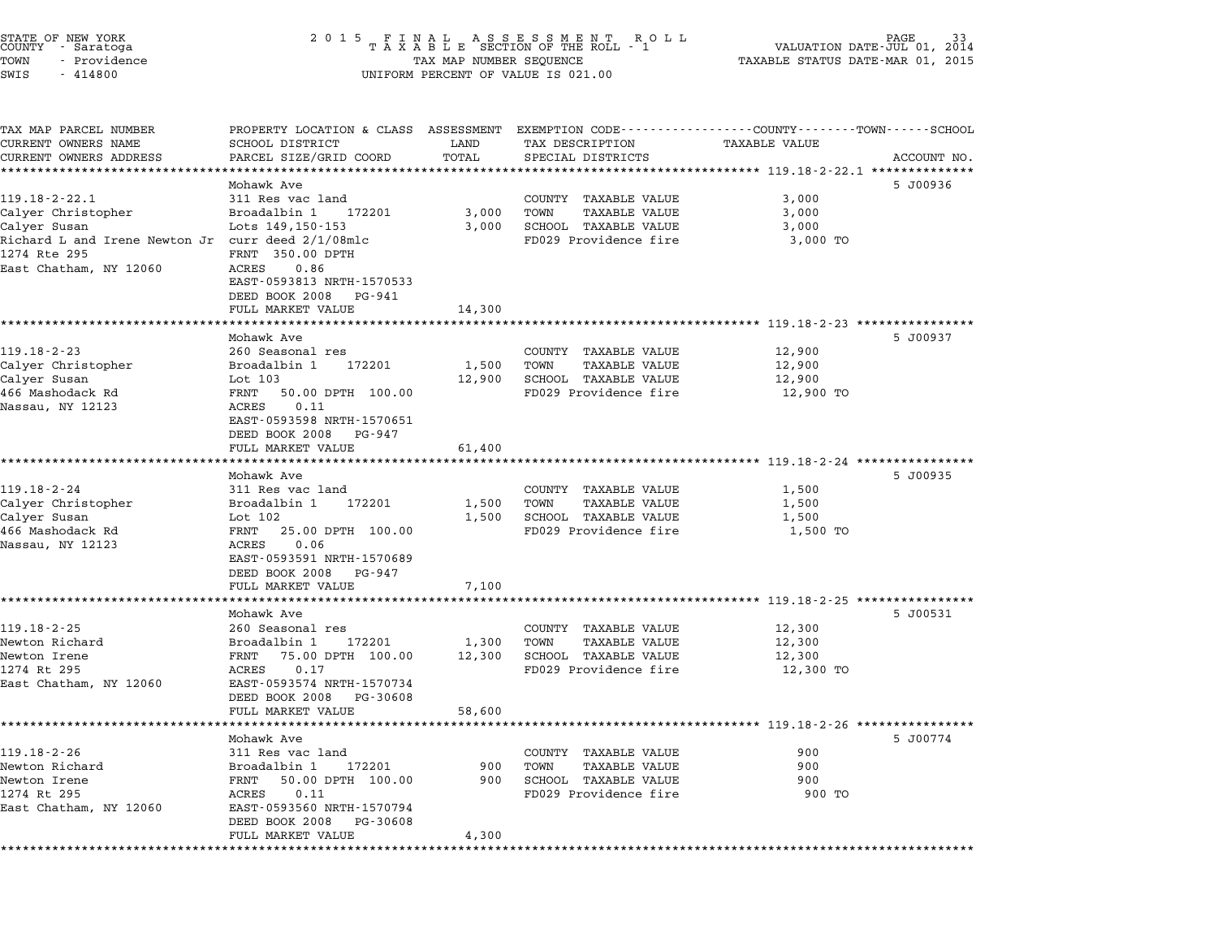STATE OF NEW YORK
COUNTY - Saratoga
TOWN - Providence
SWIS - 414800

2 0 1 5 F I N A L A S S E S S M E N T R O L L
T A X A B L E SECTION OF THE ROLL - 1
TAX MAP NUMBER SEQUENCE
UNIFORM PERCENT OF VALUE IS 021.00

VALUATION DATE-JUL 01, 2014
TAXABLE STATUS DATE-MAR 01, 2015

| TAX MAP PARCEL NUMBER / CURRENT OWNERS NAME / CURRENT OWNERS ADDRESS | PROPERTY LOCATION & CLASS / SCHOOL DISTRICT / PARCEL SIZE/GRID COORD | ASSESSMENT LAND / TOTAL | EXEMPTION CODE / TAX DESCRIPTION / SPECIAL DISTRICTS | TAXABLE VALUE (COUNTY--TOWN--SCHOOL) | ACCOUNT NO. |
|---|---|---|---|---|---|
| **119.18-2-22.1** | Mohawk Ave | | | | 5 J00936 |
| 119.18-2-22.1 | 311 Res vac land | | COUNTY TAXABLE VALUE | 3,000 | |
| Calyer Christopher | Broadalbin 1 172201 | 3,000 | TOWN TAXABLE VALUE | 3,000 | |
| Calyer Susan | Lots 149,150-153 | 3,000 | SCHOOL TAXABLE VALUE | 3,000 | |
| Richard L and Irene Newton Jr | curr deed 2/1/08mlc | | FD029 Providence fire | 3,000 TO | |
| 1274 Rte 295 | FRNT 350.00 DPTH | | | | |
| East Chatham, NY 12060 | ACRES 0.86 | | | | |
| | EAST-0593813 NRTH-1570533 | | | | |
| | DEED BOOK 2008 PG-941 | | | | |
| | FULL MARKET VALUE | 14,300 | | | |
| **119.18-2-23** | Mohawk Ave | | | | 5 J00937 |
| 119.18-2-23 | 260 Seasonal res | | COUNTY TAXABLE VALUE | 12,900 | |
| Calyer Christopher | Broadalbin 1 172201 | 1,500 | TOWN TAXABLE VALUE | 12,900 | |
| Calyer Susan | Lot 103 | 12,900 | SCHOOL TAXABLE VALUE | 12,900 | |
| 466 Mashodack Rd | FRNT 50.00 DPTH 100.00 | | FD029 Providence fire | 12,900 TO | |
| Nassau, NY 12123 | ACRES 0.11 | | | | |
| | EAST-0593598 NRTH-1570651 | | | | |
| | DEED BOOK 2008 PG-947 | | | | |
| | FULL MARKET VALUE | 61,400 | | | |
| **119.18-2-24** | Mohawk Ave | | | | 5 J00935 |
| 119.18-2-24 | 311 Res vac land | | COUNTY TAXABLE VALUE | 1,500 | |
| Calyer Christopher | Broadalbin 1 172201 | 1,500 | TOWN TAXABLE VALUE | 1,500 | |
| Calyer Susan | Lot 102 | 1,500 | SCHOOL TAXABLE VALUE | 1,500 | |
| 466 Mashodack Rd | FRNT 25.00 DPTH 100.00 | | FD029 Providence fire | 1,500 TO | |
| Nassau, NY 12123 | ACRES 0.06 | | | | |
| | EAST-0593591 NRTH-1570689 | | | | |
| | DEED BOOK 2008 PG-947 | | | | |
| | FULL MARKET VALUE | 7,100 | | | |
| **119.18-2-25** | Mohawk Ave | | | | 5 J00531 |
| 119.18-2-25 | 260 Seasonal res | | COUNTY TAXABLE VALUE | 12,300 | |
| Newton Richard | Broadalbin 1 172201 | 1,300 | TOWN TAXABLE VALUE | 12,300 | |
| Newton Irene | FRNT 75.00 DPTH 100.00 | 12,300 | SCHOOL TAXABLE VALUE | 12,300 | |
| 1274 Rt 295 | ACRES 0.17 | | FD029 Providence fire | 12,300 TO | |
| East Chatham, NY 12060 | EAST-0593574 NRTH-1570734 | | | | |
| | DEED BOOK 2008 PG-30608 | | | | |
| | FULL MARKET VALUE | 58,600 | | | |
| **119.18-2-26** | Mohawk Ave | | | | 5 J00774 |
| 119.18-2-26 | 311 Res vac land | | COUNTY TAXABLE VALUE | 900 | |
| Newton Richard | Broadalbin 1 172201 | 900 | TOWN TAXABLE VALUE | 900 | |
| Newton Irene | FRNT 50.00 DPTH 100.00 | 900 | SCHOOL TAXABLE VALUE | 900 | |
| 1274 Rt 295 | ACRES 0.11 | | FD029 Providence fire | 900 TO | |
| East Chatham, NY 12060 | EAST-0593560 NRTH-1570794 | | | | |
| | DEED BOOK 2008 PG-30608 | | | | |
| | FULL MARKET VALUE | 4,300 | | | |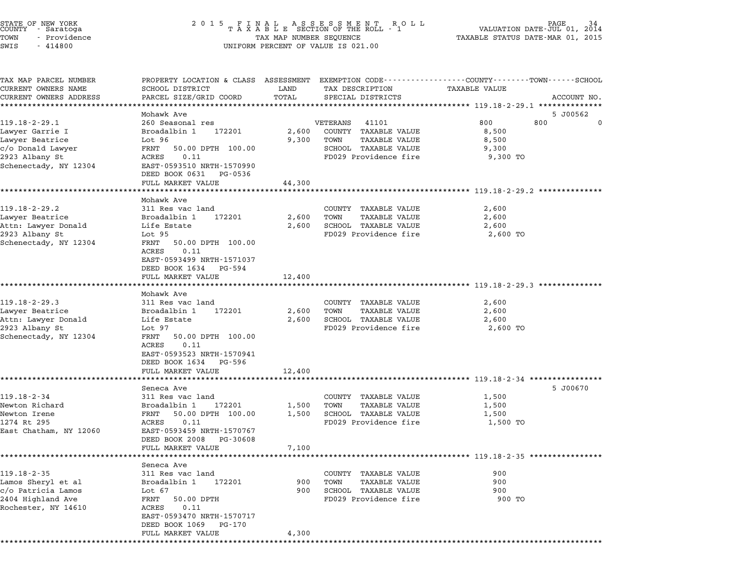STATE OF NEW YORK
COUNTY - Saratoga
TOWN - Providence
SWIS - 414800

2 0 1 5 F I N A L A S S E S S M E N T R O L L
T A X A B L E SECTION OF THE ROLL - 1
TAX MAP NUMBER SEQUENCE
UNIFORM PERCENT OF VALUE IS 021.00

VALUATION DATE-JUL 01, 2014
TAXABLE STATUS DATE-MAR 01, 2015

| TAX MAP PARCEL NUMBER / CURRENT OWNERS NAME / CURRENT OWNERS ADDRESS | PROPERTY LOCATION & CLASS / SCHOOL DISTRICT / PARCEL SIZE/GRID COORD | ASSESSMENT LAND / TOTAL | EXEMPTION CODE / TAX DESCRIPTION / SPECIAL DISTRICTS | COUNTY | TOWN | SCHOOL | ACCOUNT NO. |
|---|---|---|---|---|---|---|---|
| **119.18-2-29.1** | Mohawk Ave | | | | | | 5 J00562 |
| 119.18-2-29.1 | 260 Seasonal res | | VETERANS 41101 | 800 | 800 | 0 | |
| Lawyer Garrie I | Broadalbin 1 172201 | 2,600 | COUNTY TAXABLE VALUE | 8,500 | | | |
| Lawyer Beatrice | Lot 96 | 9,300 | TOWN TAXABLE VALUE | 8,500 | | | |
| c/o Donald Lawyer | FRNT 50.00 DPTH 100.00 | | SCHOOL TAXABLE VALUE | 9,300 | | | |
| 2923 Albany St | ACRES 0.11 | | FD029 Providence fire | 9,300 TO | | | |
| Schenectady, NY 12304 | EAST-0593510 NRTH-1570990 | | | | | | |
| | DEED BOOK 0631 PG-0536 | | | | | | |
| | FULL MARKET VALUE | 44,300 | | | | | |
| **119.18-2-29.2** | Mohawk Ave | | | | | | |
| 119.18-2-29.2 | 311 Res vac land | | COUNTY TAXABLE VALUE | 2,600 | | | |
| Lawyer Beatrice | Broadalbin 1 172201 | 2,600 | TOWN TAXABLE VALUE | 2,600 | | | |
| Attn: Lawyer Donald | Life Estate | 2,600 | SCHOOL TAXABLE VALUE | 2,600 | | | |
| 2923 Albany St | Lot 95 | | FD029 Providence fire | 2,600 TO | | | |
| Schenectady, NY 12304 | FRNT 50.00 DPTH 100.00 | | | | | | |
| | ACRES 0.11 | | | | | | |
| | EAST-0593499 NRTH-1571037 | | | | | | |
| | DEED BOOK 1634 PG-594 | | | | | | |
| | FULL MARKET VALUE | 12,400 | | | | | |
| **119.18-2-29.3** | Mohawk Ave | | | | | | |
| 119.18-2-29.3 | 311 Res vac land | | COUNTY TAXABLE VALUE | 2,600 | | | |
| Lawyer Beatrice | Broadalbin 1 172201 | 2,600 | TOWN TAXABLE VALUE | 2,600 | | | |
| Attn: Lawyer Donald | Life Estate | 2,600 | SCHOOL TAXABLE VALUE | 2,600 | | | |
| 2923 Albany St | Lot 97 | | FD029 Providence fire | 2,600 TO | | | |
| Schenectady, NY 12304 | FRNT 50.00 DPTH 100.00 | | | | | | |
| | ACRES 0.11 | | | | | | |
| | EAST-0593523 NRTH-1570941 | | | | | | |
| | DEED BOOK 1634 PG-596 | | | | | | |
| | FULL MARKET VALUE | 12,400 | | | | | |
| **119.18-2-34** | Seneca Ave | | | | | | 5 J00670 |
| 119.18-2-34 | 311 Res vac land | | COUNTY TAXABLE VALUE | 1,500 | | | |
| Newton Richard | Broadalbin 1 172201 | 1,500 | TOWN TAXABLE VALUE | 1,500 | | | |
| Newton Irene | FRNT 50.00 DPTH 100.00 | 1,500 | SCHOOL TAXABLE VALUE | 1,500 | | | |
| 1274 Rt 295 | ACRES 0.11 | | FD029 Providence fire | 1,500 TO | | | |
| East Chatham, NY 12060 | EAST-0593459 NRTH-1570767 | | | | | | |
| | DEED BOOK 2008 PG-30608 | | | | | | |
| | FULL MARKET VALUE | 7,100 | | | | | |
| **119.18-2-35** | Seneca Ave | | | | | | |
| 119.18-2-35 | 311 Res vac land | | COUNTY TAXABLE VALUE | 900 | | | |
| Lamos Sheryl et al | Broadalbin 1 172201 | 900 | TOWN TAXABLE VALUE | 900 | | | |
| c/o Patricia Lamos | Lot 67 | 900 | SCHOOL TAXABLE VALUE | 900 | | | |
| 2404 Highland Ave | FRNT 50.00 DPTH | | FD029 Providence fire | 900 TO | | | |
| Rochester, NY 14610 | ACRES 0.11 | | | | | | |
| | EAST-0593470 NRTH-1570717 | | | | | | |
| | DEED BOOK 1069 PG-170 | | | | | | |
| | FULL MARKET VALUE | 4,300 | | | | | |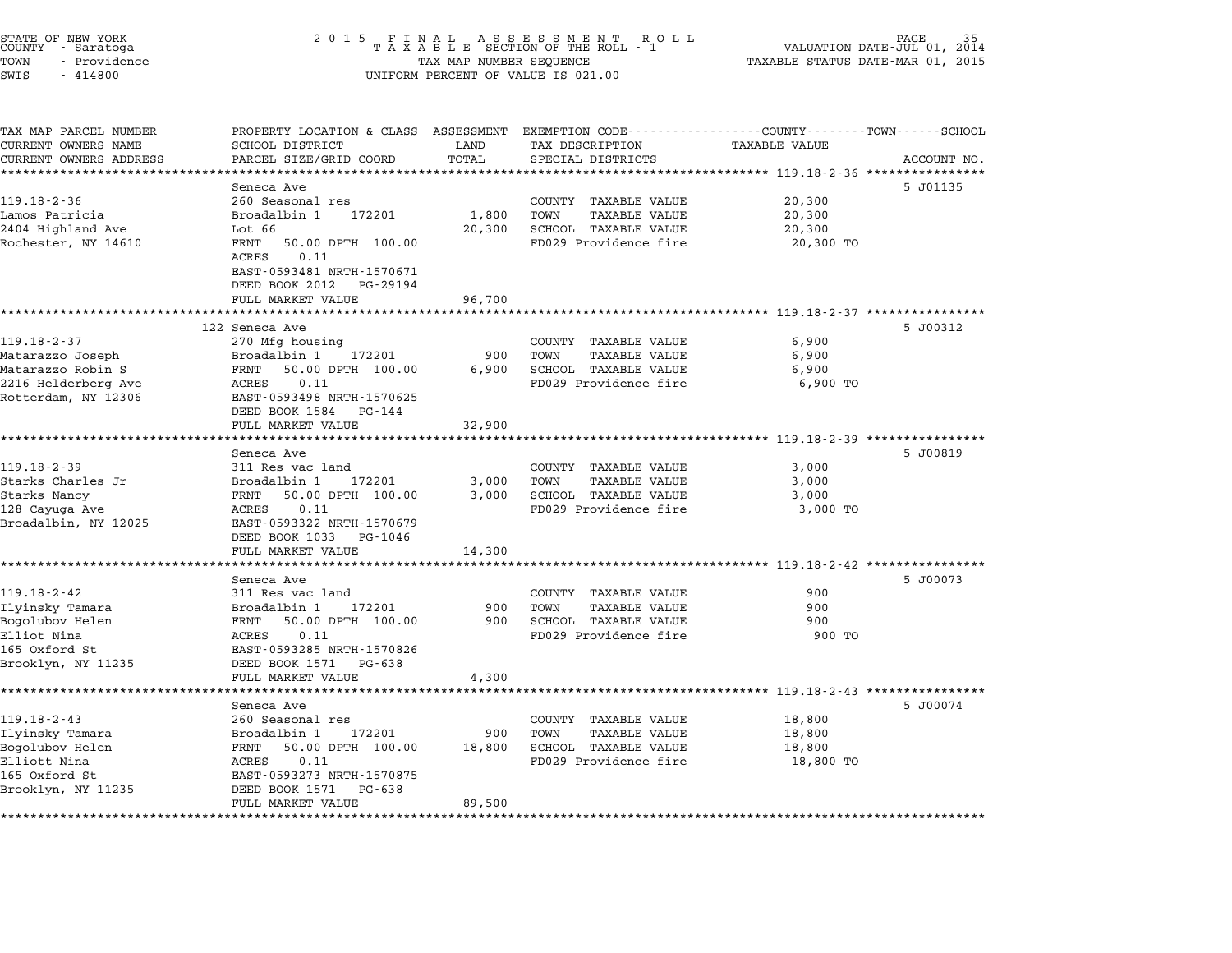STATE OF NEW YORK
COUNTY - Saratoga
TOWN - Providence
SWIS - 414800

2 0 1 5 F I N A L A S S E S S M E N T R O L L
T A X A B L E SECTION OF THE ROLL - 1
TAX MAP NUMBER SEQUENCE
UNIFORM PERCENT OF VALUE IS 021.00

VALUATION DATE-JUL 01, 2014
TAXABLE STATUS DATE-MAR 01, 2015

| TAX MAP PARCEL NUMBER / CURRENT OWNERS NAME / CURRENT OWNERS ADDRESS | PROPERTY LOCATION & CLASS / SCHOOL DISTRICT / PARCEL SIZE/GRID COORD | ASSESSMENT LAND / TOTAL | EXEMPTION CODE / TAX DESCRIPTION / SPECIAL DISTRICTS | TAXABLE VALUE | ACCOUNT NO. |
|---|---|---|---|---|---|
| **119.18-2-36** | Seneca Ave | | | | 5 J01135 |
| 119.18-2-36 | 260 Seasonal res | | COUNTY TAXABLE VALUE | 20,300 | |
| Lamos Patricia | Broadalbin 1 172201 | 1,800 | TOWN TAXABLE VALUE | 20,300 | |
| 2404 Highland Ave | Lot 66 | 20,300 | SCHOOL TAXABLE VALUE | 20,300 | |
| Rochester, NY 14610 | FRNT 50.00 DPTH 100.00 | | FD029 Providence fire | 20,300 TO | |
| | ACRES 0.11 | | | | |
| | EAST-0593481 NRTH-1570671 | | | | |
| | DEED BOOK 2012 PG-29194 | | | | |
| | FULL MARKET VALUE | 96,700 | | | |
| **119.18-2-37** | 122 Seneca Ave | | | | 5 J00312 |
| 119.18-2-37 | 270 Mfg housing | | COUNTY TAXABLE VALUE | 6,900 | |
| Matarazzo Joseph | Broadalbin 1 172201 | 900 | TOWN TAXABLE VALUE | 6,900 | |
| Matarazzo Robin S | FRNT 50.00 DPTH 100.00 | 6,900 | SCHOOL TAXABLE VALUE | 6,900 | |
| 2216 Helderberg Ave | ACRES 0.11 | | FD029 Providence fire | 6,900 TO | |
| Rotterdam, NY 12306 | EAST-0593498 NRTH-1570625 | | | | |
| | DEED BOOK 1584 PG-144 | | | | |
| | FULL MARKET VALUE | 32,900 | | | |
| **119.18-2-39** | Seneca Ave | | | | 5 J00819 |
| 119.18-2-39 | 311 Res vac land | | COUNTY TAXABLE VALUE | 3,000 | |
| Starks Charles Jr | Broadalbin 1 172201 | 3,000 | TOWN TAXABLE VALUE | 3,000 | |
| Starks Nancy | FRNT 50.00 DPTH 100.00 | 3,000 | SCHOOL TAXABLE VALUE | 3,000 | |
| 128 Cayuga Ave | ACRES 0.11 | | FD029 Providence fire | 3,000 TO | |
| Broadalbin, NY 12025 | EAST-0593322 NRTH-1570679 | | | | |
| | DEED BOOK 1033 PG-1046 | | | | |
| | FULL MARKET VALUE | 14,300 | | | |
| **119.18-2-42** | Seneca Ave | | | | 5 J00073 |
| 119.18-2-42 | 311 Res vac land | | COUNTY TAXABLE VALUE | 900 | |
| Ilyinsky Tamara | Broadalbin 1 172201 | 900 | TOWN TAXABLE VALUE | 900 | |
| Bogolubov Helen | FRNT 50.00 DPTH 100.00 | 900 | SCHOOL TAXABLE VALUE | 900 | |
| Elliot Nina | ACRES 0.11 | | FD029 Providence fire | 900 TO | |
| 165 Oxford St | EAST-0593285 NRTH-1570826 | | | | |
| Brooklyn, NY 11235 | DEED BOOK 1571 PG-638 | | | | |
| | FULL MARKET VALUE | 4,300 | | | |
| **119.18-2-43** | Seneca Ave | | | | 5 J00074 |
| 119.18-2-43 | 260 Seasonal res | | COUNTY TAXABLE VALUE | 18,800 | |
| Ilyinsky Tamara | Broadalbin 1 172201 | 900 | TOWN TAXABLE VALUE | 18,800 | |
| Bogolubov Helen | FRNT 50.00 DPTH 100.00 | 18,800 | SCHOOL TAXABLE VALUE | 18,800 | |
| Elliott Nina | ACRES 0.11 | | FD029 Providence fire | 18,800 TO | |
| 165 Oxford St | EAST-0593273 NRTH-1570875 | | | | |
| Brooklyn, NY 11235 | DEED BOOK 1571 PG-638 | | | | |
| | FULL MARKET VALUE | 89,500 | | | |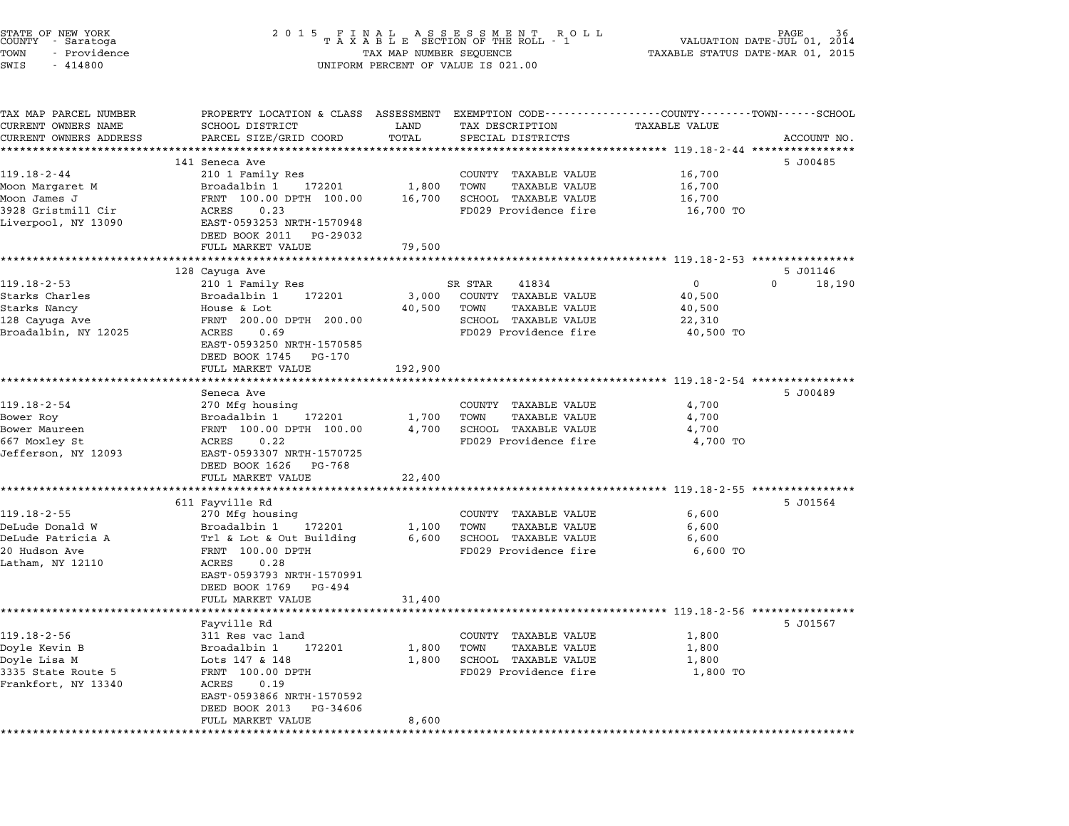STATE OF NEW YORK
COUNTY - Saratoga
TOWN - Providence
SWIS - 414800

2015 FINAL ASSESSMENT ROLL
TAXABLE SECTION OF THE ROLL - 1
TAX MAP NUMBER SEQUENCE
UNIFORM PERCENT OF VALUE IS 021.00

VALUATION DATE-JUL 01, 2014
TAXABLE STATUS DATE-MAR 01, 2015

| TAX MAP PARCEL NUMBER / CURRENT OWNERS NAME / CURRENT OWNERS ADDRESS | PROPERTY LOCATION & CLASS / SCHOOL DISTRICT / PARCEL SIZE/GRID COORD | ASSESSMENT LAND | TOTAL | EXEMPTION CODE / TAX DESCRIPTION / SPECIAL DISTRICTS | COUNTY / TOWN / SCHOOL TAXABLE VALUE | ACCOUNT NO. |
|---|---|---|---|---|---|---|
| **119.18-2-44** | 141 Seneca Ave | | | | | 5 J00485 |
| 119.18-2-44 | 210 1 Family Res | | | COUNTY TAXABLE VALUE | 16,700 | |
| Moon Margaret M | Broadalbin 1 172201 | 1,800 | | TOWN TAXABLE VALUE | 16,700 | |
| Moon James J | FRNT 100.00 DPTH 100.00 | | 16,700 | SCHOOL TAXABLE VALUE | 16,700 | |
| 3928 Gristmill Cir | ACRES 0.23 | | | FD029 Providence fire | 16,700 TO | |
| Liverpool, NY 13090 | EAST-0593253 NRTH-1570948 | | | | | |
| | DEED BOOK 2011 PG-29032 | | | | | |
| | FULL MARKET VALUE | | 79,500 | | | |
| **119.18-2-53** | 128 Cayuga Ave | | | | | 5 J01146 |
| 119.18-2-53 | 210 1 Family Res | | | SR STAR 41834 | 0 0 18,190 | |
| Starks Charles | Broadalbin 1 172201 | 3,000 | | COUNTY TAXABLE VALUE | 40,500 | |
| Starks Nancy | House & Lot | | 40,500 | TOWN TAXABLE VALUE | 40,500 | |
| 128 Cayuga Ave | FRNT 200.00 DPTH 200.00 | | | SCHOOL TAXABLE VALUE | 22,310 | |
| Broadalbin, NY 12025 | ACRES 0.69 | | | FD029 Providence fire | 40,500 TO | |
| | EAST-0593250 NRTH-1570585 | | | | | |
| | DEED BOOK 1745 PG-170 | | | | | |
| | FULL MARKET VALUE | | 192,900 | | | |
| **119.18-2-54** | Seneca Ave | | | | | 5 J00489 |
| 119.18-2-54 | 270 Mfg housing | | | COUNTY TAXABLE VALUE | 4,700 | |
| Bower Roy | Broadalbin 1 172201 | 1,700 | | TOWN TAXABLE VALUE | 4,700 | |
| Bower Maureen | FRNT 100.00 DPTH 100.00 | | 4,700 | SCHOOL TAXABLE VALUE | 4,700 | |
| 667 Moxley St | ACRES 0.22 | | | FD029 Providence fire | 4,700 TO | |
| Jefferson, NY 12093 | EAST-0593307 NRTH-1570725 | | | | | |
| | DEED BOOK 1626 PG-768 | | | | | |
| | FULL MARKET VALUE | | 22,400 | | | |
| **119.18-2-55** | 611 Fayville Rd | | | | | 5 J01564 |
| 119.18-2-55 | 270 Mfg housing | | | COUNTY TAXABLE VALUE | 6,600 | |
| DeLude Donald W | Broadalbin 1 172201 | 1,100 | | TOWN TAXABLE VALUE | 6,600 | |
| DeLude Patricia A | Trl & Lot & Out Building | | 6,600 | SCHOOL TAXABLE VALUE | 6,600 | |
| 20 Hudson Ave | FRNT 100.00 DPTH | | | FD029 Providence fire | 6,600 TO | |
| Latham, NY 12110 | ACRES 0.28 | | | | | |
| | EAST-0593793 NRTH-1570991 | | | | | |
| | DEED BOOK 1769 PG-494 | | | | | |
| | FULL MARKET VALUE | | 31,400 | | | |
| **119.18-2-56** | Fayville Rd | | | | | 5 J01567 |
| 119.18-2-56 | 311 Res vac land | | | COUNTY TAXABLE VALUE | 1,800 | |
| Doyle Kevin B | Broadalbin 1 172201 | 1,800 | | TOWN TAXABLE VALUE | 1,800 | |
| Doyle Lisa M | Lots 147 & 148 | | 1,800 | SCHOOL TAXABLE VALUE | 1,800 | |
| 3335 State Route 5 | FRNT 100.00 DPTH | | | FD029 Providence fire | 1,800 TO | |
| Frankfort, NY 13340 | ACRES 0.19 | | | | | |
| | EAST-0593866 NRTH-1570592 | | | | | |
| | DEED BOOK 2013 PG-34606 | | | | | |
| | FULL MARKET VALUE | | 8,600 | | | |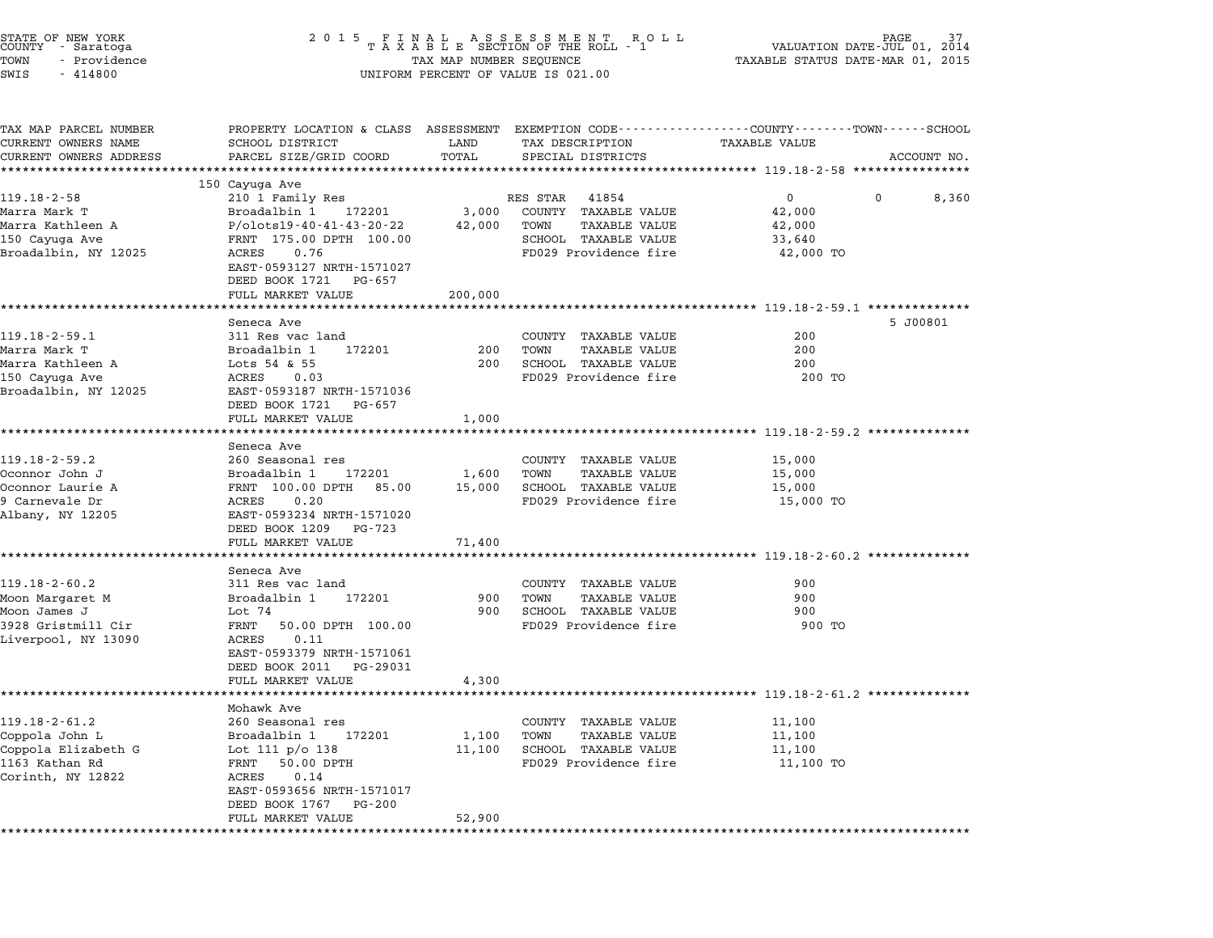STATE OF NEW YORK
COUNTY - Saratoga
TOWN - Providence
SWIS - 414800

2 0 1 5 F I N A L A S S E S S M E N T R O L L
T A X A B L E SECTION OF THE ROLL - 1
TAX MAP NUMBER SEQUENCE
UNIFORM PERCENT OF VALUE IS 021.00

VALUATION DATE-JUL 01, 2014
TAXABLE STATUS DATE-MAR 01, 2015

| TAX MAP PARCEL NUMBER / CURRENT OWNERS NAME / CURRENT OWNERS ADDRESS | PROPERTY LOCATION & CLASS / SCHOOL DISTRICT / PARCEL SIZE/GRID COORD | ASSESSMENT LAND / TOTAL | EXEMPTION CODE / TAX DESCRIPTION / SPECIAL DISTRICTS | COUNTY | TOWN | SCHOOL / ACCOUNT NO. |
|---|---|---|---|---|---|---|
| **119.18-2-58** | 150 Cayuga Ave | | | | | |
| 119.18-2-58 | 210 1 Family Res | | RES STAR 41854 | 0 | 0 | 8,360 |
| Marra Mark T | Broadalbin 1 172201 | 3,000 | COUNTY TAXABLE VALUE | 42,000 | | |
| Marra Kathleen A | P/olots19-40-41-43-20-22 | 42,000 | TOWN TAXABLE VALUE | | 42,000 | |
| 150 Cayuga Ave | FRNT 175.00 DPTH 100.00 | | SCHOOL TAXABLE VALUE | | | 33,640 |
| Broadalbin, NY 12025 | ACRES 0.76 | | FD029 Providence fire | 42,000 TO | | |
| | EAST-0593127 NRTH-1571027 | | | | | |
| | DEED BOOK 1721 PG-657 | | | | | |
| | FULL MARKET VALUE | 200,000 | | | | |
| **119.18-2-59.1** | Seneca Ave | | | | | 5 J00801 |
| 119.18-2-59.1 | 311 Res vac land | | COUNTY TAXABLE VALUE | 200 | | |
| Marra Mark T | Broadalbin 1 172201 | 200 | TOWN TAXABLE VALUE | | 200 | |
| Marra Kathleen A | Lots 54 & 55 | 200 | SCHOOL TAXABLE VALUE | | | 200 |
| 150 Cayuga Ave | ACRES 0.03 | | FD029 Providence fire | 200 TO | | |
| Broadalbin, NY 12025 | EAST-0593187 NRTH-1571036 | | | | | |
| | DEED BOOK 1721 PG-657 | | | | | |
| | FULL MARKET VALUE | 1,000 | | | | |
| **119.18-2-59.2** | Seneca Ave | | | | | |
| 119.18-2-59.2 | 260 Seasonal res | | COUNTY TAXABLE VALUE | 15,000 | | |
| Oconnor John J | Broadalbin 1 172201 | 1,600 | TOWN TAXABLE VALUE | | 15,000 | |
| Oconnor Laurie A | FRNT 100.00 DPTH 85.00 | 15,000 | SCHOOL TAXABLE VALUE | | | 15,000 |
| 9 Carnevale Dr | ACRES 0.20 | | FD029 Providence fire | 15,000 TO | | |
| Albany, NY 12205 | EAST-0593234 NRTH-1571020 | | | | | |
| | DEED BOOK 1209 PG-723 | | | | | |
| | FULL MARKET VALUE | 71,400 | | | | |
| **119.18-2-60.2** | Seneca Ave | | | | | |
| 119.18-2-60.2 | 311 Res vac land | | COUNTY TAXABLE VALUE | 900 | | |
| Moon Margaret M | Broadalbin 1 172201 | 900 | TOWN TAXABLE VALUE | | 900 | |
| Moon James J | Lot 74 | 900 | SCHOOL TAXABLE VALUE | | | 900 |
| 3928 Gristmill Cir | FRNT 50.00 DPTH 100.00 | | FD029 Providence fire | 900 TO | | |
| Liverpool, NY 13090 | ACRES 0.11 | | | | | |
| | EAST-0593379 NRTH-1571061 | | | | | |
| | DEED BOOK 2011 PG-29031 | | | | | |
| | FULL MARKET VALUE | 4,300 | | | | |
| **119.18-2-61.2** | Mohawk Ave | | | | | |
| 119.18-2-61.2 | 260 Seasonal res | | COUNTY TAXABLE VALUE | 11,100 | | |
| Coppola John L | Broadalbin 1 172201 | 1,100 | TOWN TAXABLE VALUE | | 11,100 | |
| Coppola Elizabeth G | Lot 111 p/o 138 | 11,100 | SCHOOL TAXABLE VALUE | | | 11,100 |
| 1163 Kathan Rd | FRNT 50.00 DPTH | | FD029 Providence fire | 11,100 TO | | |
| Corinth, NY 12822 | ACRES 0.14 | | | | | |
| | EAST-0593656 NRTH-1571017 | | | | | |
| | DEED BOOK 1767 PG-200 | | | | | |
| | FULL MARKET VALUE | 52,900 | | | | |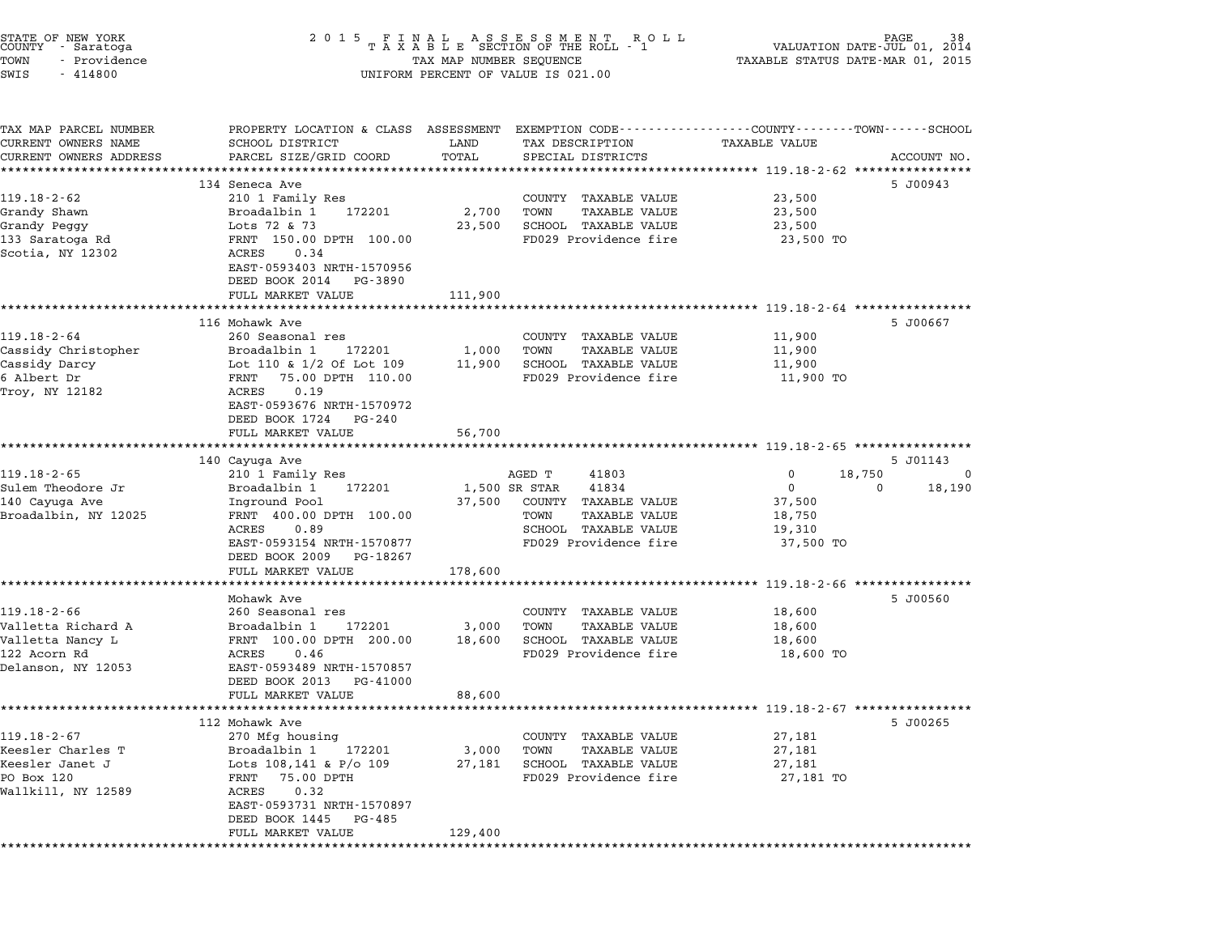STATE OF NEW YORK
COUNTY - Saratoga
TOWN - Providence
SWIS - 414800

2015 FINAL ASSESSMENT ROLL
TAXABLE SECTION OF THE ROLL - 1
TAX MAP NUMBER SEQUENCE
UNIFORM PERCENT OF VALUE IS 021.00

VALUATION DATE-JUL 01, 2014
TAXABLE STATUS DATE-MAR 01, 2015

| TAX MAP PARCEL NUMBER / CURRENT OWNERS NAME / CURRENT OWNERS ADDRESS | PROPERTY LOCATION & CLASS / SCHOOL DISTRICT / PARCEL SIZE/GRID COORD | ASSESSMENT LAND / TOTAL | EXEMPTION CODE / TAX DESCRIPTION / SPECIAL DISTRICTS | COUNTY | TOWN | SCHOOL | TAXABLE VALUE / ACCOUNT NO. |
|---|---|---|---|---|---|---|---|
| **119.18-2-62** | 134 Seneca Ave | | | | | | 5 J00943 |
| 119.18-2-62 | 210 1 Family Res | | COUNTY TAXABLE VALUE | | | | 23,500 |
| Grandy Shawn | Broadalbin 1 172201 | 2,700 | TOWN TAXABLE VALUE | | | | 23,500 |
| Grandy Peggy | Lots 72 & 73 | 23,500 | SCHOOL TAXABLE VALUE | | | | 23,500 |
| 133 Saratoga Rd | FRNT 150.00 DPTH 100.00 | | FD029 Providence fire | | | | 23,500 TO |
| Scotia, NY 12302 | ACRES 0.34 | | | | | | |
| | EAST-0593403 NRTH-1570956 | | | | | | |
| | DEED BOOK 2014 PG-3890 | | | | | | |
| | FULL MARKET VALUE | 111,900 | | | | | |
| **119.18-2-64** | 116 Mohawk Ave | | | | | | 5 J00667 |
| 119.18-2-64 | 260 Seasonal res | | COUNTY TAXABLE VALUE | | | | 11,900 |
| Cassidy Christopher | Broadalbin 1 172201 | 1,000 | TOWN TAXABLE VALUE | | | | 11,900 |
| Cassidy Darcy | Lot 110 & 1/2 Of Lot 109 | 11,900 | SCHOOL TAXABLE VALUE | | | | 11,900 |
| 6 Albert Dr | FRNT 75.00 DPTH 110.00 | | FD029 Providence fire | | | | 11,900 TO |
| Troy, NY 12182 | ACRES 0.19 | | | | | | |
| | EAST-0593676 NRTH-1570972 | | | | | | |
| | DEED BOOK 1724 PG-240 | | | | | | |
| | FULL MARKET VALUE | 56,700 | | | | | |
| **119.18-2-65** | 140 Cayuga Ave | | | | | | 5 J01143 |
| 119.18-2-65 | 210 1 Family Res | | AGED T 41803 | 0 | 18,750 | 0 | |
| Sulem Theodore Jr | Broadalbin 1 172201 | 1,500 | SR STAR 41834 | 0 | 0 | 18,190 | |
| 140 Cayuga Ave | Inground Pool | 37,500 | COUNTY TAXABLE VALUE | | | | 37,500 |
| Broadalbin, NY 12025 | FRNT 400.00 DPTH 100.00 | | TOWN TAXABLE VALUE | | | | 18,750 |
| | ACRES 0.89 | | SCHOOL TAXABLE VALUE | | | | 19,310 |
| | EAST-0593154 NRTH-1570877 | | FD029 Providence fire | | | | 37,500 TO |
| | DEED BOOK 2009 PG-18267 | | | | | | |
| | FULL MARKET VALUE | 178,600 | | | | | |
| **119.18-2-66** | Mohawk Ave | | | | | | 5 J00560 |
| 119.18-2-66 | 260 Seasonal res | | COUNTY TAXABLE VALUE | | | | 18,600 |
| Valletta Richard A | Broadalbin 1 172201 | 3,000 | TOWN TAXABLE VALUE | | | | 18,600 |
| Valletta Nancy L | FRNT 100.00 DPTH 200.00 | 18,600 | SCHOOL TAXABLE VALUE | | | | 18,600 |
| 122 Acorn Rd | ACRES 0.46 | | FD029 Providence fire | | | | 18,600 TO |
| Delanson, NY 12053 | EAST-0593489 NRTH-1570857 | | | | | | |
| | DEED BOOK 2013 PG-41000 | | | | | | |
| | FULL MARKET VALUE | 88,600 | | | | | |
| **119.18-2-67** | 112 Mohawk Ave | | | | | | 5 J00265 |
| 119.18-2-67 | 270 Mfg housing | | COUNTY TAXABLE VALUE | | | | 27,181 |
| Keesler Charles T | Broadalbin 1 172201 | 3,000 | TOWN TAXABLE VALUE | | | | 27,181 |
| Keesler Janet J | Lots 108,141 & P/o 109 | 27,181 | SCHOOL TAXABLE VALUE | | | | 27,181 |
| PO Box 120 | FRNT 75.00 DPTH | | FD029 Providence fire | | | | 27,181 TO |
| Wallkill, NY 12589 | ACRES 0.32 | | | | | | |
| | EAST-0593731 NRTH-1570897 | | | | | | |
| | DEED BOOK 1445 PG-485 | | | | | | |
| | FULL MARKET VALUE | 129,400 | | | | | |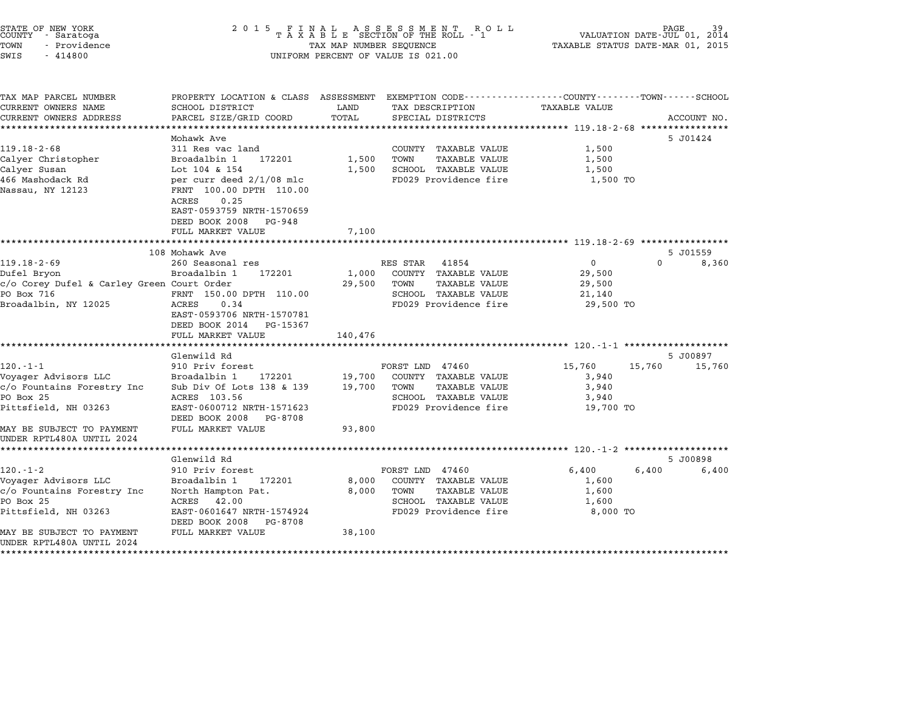STATE OF NEW YORK
COUNTY - Saratoga
TOWN - Providence
SWIS - 414800

# 2015 FINAL ASSESSMENT ROLL
TAXABLE SECTION OF THE ROLL - 1
TAX MAP NUMBER SEQUENCE
UNIFORM PERCENT OF VALUE IS 021.00

VALUATION DATE-JUL 01, 2014
TAXABLE STATUS DATE-MAR 01, 2015

| TAX MAP PARCEL NUMBER / CURRENT OWNERS NAME / CURRENT OWNERS ADDRESS | PROPERTY LOCATION & CLASS / SCHOOL DISTRICT / PARCEL SIZE/GRID COORD | ASSESSMENT LAND / TOTAL | EXEMPTION CODE / TAX DESCRIPTION / SPECIAL DISTRICTS | COUNTY TAXABLE VALUE | TOWN | SCHOOL / ACCOUNT NO. |
|---|---|---|---|---|---|---|
| **119.18-2-68** | Mohawk Ave | | | | | 5 J01424 |
| 119.18-2-68 | 311 Res vac land | | COUNTY TAXABLE VALUE | 1,500 | | |
| Calyer Christopher | Broadalbin 1 172201 | 1,500 | TOWN TAXABLE VALUE | 1,500 | | |
| Calyer Susan | Lot 104 & 154 | 1,500 | SCHOOL TAXABLE VALUE | 1,500 | | |
| 466 Mashodack Rd | per curr deed 2/1/08 mlc | | FD029 Providence fire | 1,500 TO | | |
| Nassau, NY 12123 | FRNT 100.00 DPTH 110.00 | | | | | |
| | ACRES 0.25 | | | | | |
| | EAST-0593759 NRTH-1570659 | | | | | |
| | DEED BOOK 2008 PG-948 | | | | | |
| | FULL MARKET VALUE | 7,100 | | | | |
| **119.18-2-69** | 108 Mohawk Ave | | | | | 5 J01559 |
| 119.18-2-69 | 260 Seasonal res | | RES STAR 41854 | 0 | 0 | 8,360 |
| Dufel Bryon | Broadalbin 1 172201 | 1,000 | COUNTY TAXABLE VALUE | 29,500 | | |
| c/o Corey Dufel & Carley Green | Court Order | 29,500 | TOWN TAXABLE VALUE | 29,500 | | |
| PO Box 716 | FRNT 150.00 DPTH 110.00 | | SCHOOL TAXABLE VALUE | 21,140 | | |
| Broadalbin, NY 12025 | ACRES 0.34 | | FD029 Providence fire | 29,500 TO | | |
| | EAST-0593706 NRTH-1570781 | | | | | |
| | DEED BOOK 2014 PG-15367 | | | | | |
| | FULL MARKET VALUE | 140,476 | | | | |
| **120.-1-1** | Glenwild Rd | | | | | 5 J00897 |
| 120.-1-1 | 910 Priv forest | | FORST LND 47460 | 15,760 | 15,760 | 15,760 |
| Voyager Advisors LLC | Broadalbin 1 172201 | 19,700 | COUNTY TAXABLE VALUE | 3,940 | | |
| c/o Fountains Forestry Inc | Sub Div Of Lots 138 & 139 | 19,700 | TOWN TAXABLE VALUE | 3,940 | | |
| PO Box 25 | ACRES 103.56 | | SCHOOL TAXABLE VALUE | 3,940 | | |
| Pittsfield, NH 03263 | EAST-0600712 NRTH-1571623 | | FD029 Providence fire | 19,700 TO | | |
| | DEED BOOK 2008 PG-8708 | | | | | |
| MAY BE SUBJECT TO PAYMENT UNDER RPTL480A UNTIL 2024 | FULL MARKET VALUE | 93,800 | | | | |
| **120.-1-2** | Glenwild Rd | | | | | 5 J00898 |
| 120.-1-2 | 910 Priv forest | | FORST LND 47460 | 6,400 | 6,400 | 6,400 |
| Voyager Advisors LLC | Broadalbin 1 172201 | 8,000 | COUNTY TAXABLE VALUE | 1,600 | | |
| c/o Fountains Forestry Inc | North Hampton Pat. | 8,000 | TOWN TAXABLE VALUE | 1,600 | | |
| PO Box 25 | ACRES 42.00 | | SCHOOL TAXABLE VALUE | 1,600 | | |
| Pittsfield, NH 03263 | EAST-0601647 NRTH-1574924 | | FD029 Providence fire | 8,000 TO | | |
| | DEED BOOK 2008 PG-8708 | | | | | |
| MAY BE SUBJECT TO PAYMENT UNDER RPTL480A UNTIL 2024 | FULL MARKET VALUE | 38,100 | | | | |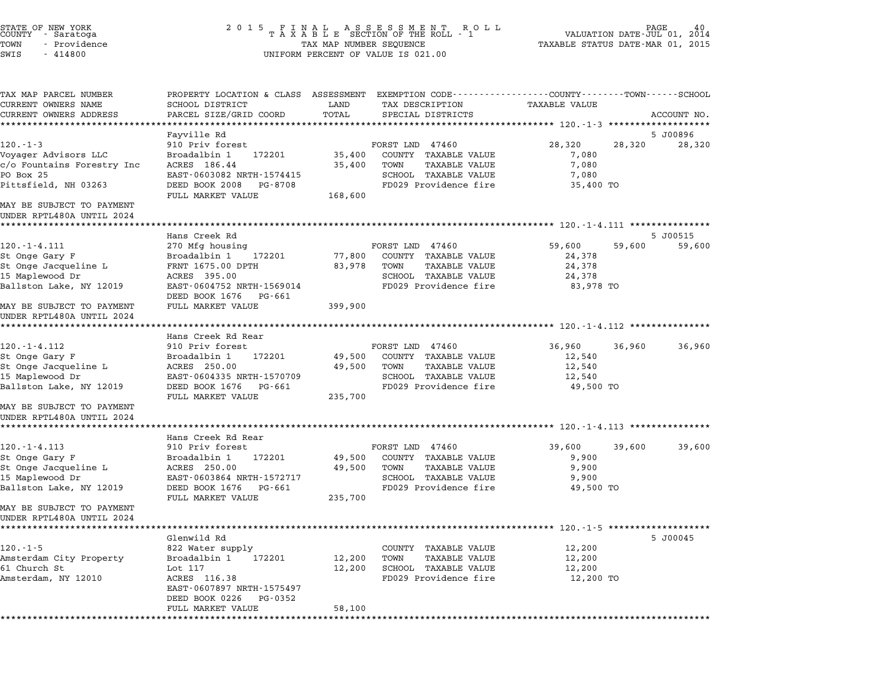STATE OF NEW YORK
COUNTY - Saratoga
TOWN - Providence
SWIS - 414800

2 0 1 5 F I N A L A S S E S S M E N T R O L L
T A X A B L E SECTION OF THE ROLL - 1
TAX MAP NUMBER SEQUENCE
UNIFORM PERCENT OF VALUE IS 021.00

VALUATION DATE-JUL 01, 2014
TAXABLE STATUS DATE-MAR 01, 2015

```
TAX MAP PARCEL NUMBER          PROPERTY LOCATION & CLASS  ASSESSMENT  EXEMPTION CODE-----------------COUNTY--------TOWN------SCHOOL
CURRENT OWNERS NAME            SCHOOL DISTRICT             LAND       TAX DESCRIPTION              TAXABLE VALUE
CURRENT OWNERS ADDRESS         PARCEL SIZE/GRID COORD      TOTAL      SPECIAL DISTRICTS                                        ACCOUNT NO.
******************************************************************************************************* 120.-1-3 *******************
                               Fayville Rd                                                                                 5 J00896
120.-1-3                       910 Priv forest                        FORST LND  47460              28,320      28,320      28,320
Voyager Advisors LLC           Broadalbin 1     172201      35,400    COUNTY  TAXABLE VALUE          7,080
c/o Fountains Forestry Inc     ACRES 186.44                 35,400    TOWN    TAXABLE VALUE          7,080
PO Box 25                      EAST-0603082 NRTH-1574415              SCHOOL  TAXABLE VALUE          7,080
Pittsfield, NH 03263           DEED BOOK 2008   PG-8708               FD029 Providence fire         35,400 TO
                               FULL MARKET VALUE           168,600
MAY BE SUBJECT TO PAYMENT
UNDER RPTL480A UNTIL 2024
******************************************************************************************************* 120.-1-4.111 ***************
                               Hans Creek Rd                                                                               5 J00515
120.-1-4.111                   270 Mfg housing                        FORST LND  47460              59,600      59,600      59,600
St Onge Gary F                 Broadalbin 1     172201      77,800    COUNTY  TAXABLE VALUE         24,378
St Onge Jacqueline L           FRNT 1675.00 DPTH            83,978    TOWN    TAXABLE VALUE         24,378
15 Maplewood Dr                ACRES 395.00                           SCHOOL  TAXABLE VALUE         24,378
Ballston Lake, NY 12019        EAST-0604752 NRTH-1569014              FD029 Providence fire         83,978 TO
                               DEED BOOK 1676   PG-661
MAY BE SUBJECT TO PAYMENT      FULL MARKET VALUE           399,900
UNDER RPTL480A UNTIL 2024
******************************************************************************************************* 120.-1-4.112 ***************
                               Hans Creek Rd Rear
120.-1-4.112                   910 Priv forest                        FORST LND  47460              36,960      36,960      36,960
St Onge Gary F                 Broadalbin 1     172201      49,500    COUNTY  TAXABLE VALUE         12,540
St Onge Jacqueline L           ACRES 250.00                 49,500    TOWN    TAXABLE VALUE         12,540
15 Maplewood Dr                EAST-0604335 NRTH-1570709              SCHOOL  TAXABLE VALUE         12,540
Ballston Lake, NY 12019        DEED BOOK 1676   PG-661                FD029 Providence fire         49,500 TO
                               FULL MARKET VALUE           235,700
MAY BE SUBJECT TO PAYMENT
UNDER RPTL480A UNTIL 2024
******************************************************************************************************* 120.-1-4.113 ***************
                               Hans Creek Rd Rear
120.-1-4.113                   910 Priv forest                        FORST LND  47460              39,600      39,600      39,600
St Onge Gary F                 Broadalbin 1     172201      49,500    COUNTY  TAXABLE VALUE          9,900
St Onge Jacqueline L           ACRES 250.00                 49,500    TOWN    TAXABLE VALUE          9,900
15 Maplewood Dr                EAST-0603864 NRTH-1572717              SCHOOL  TAXABLE VALUE          9,900
Ballston Lake, NY 12019        DEED BOOK 1676   PG-661                FD029 Providence fire         49,500 TO
                               FULL MARKET VALUE           235,700
MAY BE SUBJECT TO PAYMENT
UNDER RPTL480A UNTIL 2024
******************************************************************************************************* 120.-1-5 *******************
                               Glenwild Rd                                                                                 5 J00045
120.-1-5                       822 Water supply                       COUNTY  TAXABLE VALUE         12,200
Amsterdam City Property        Broadalbin 1     172201      12,200    TOWN    TAXABLE VALUE         12,200
61 Church St                   Lot 117                      12,200    SCHOOL  TAXABLE VALUE         12,200
Amsterdam, NY 12010            ACRES 116.38                           FD029 Providence fire         12,200 TO
                               EAST-0607897 NRTH-1575497
                               DEED BOOK 0226   PG-0352
                               FULL MARKET VALUE            58,100
************************************************************************************************************************************
```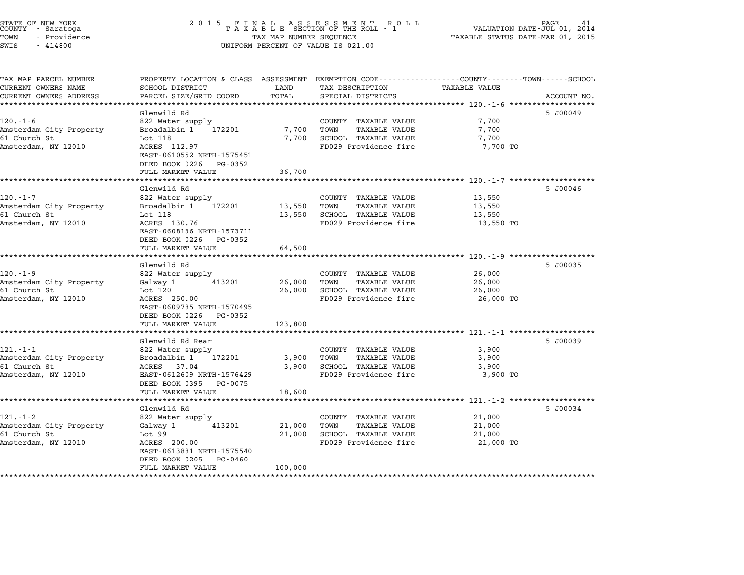STATE OF NEW YORK
COUNTY - Saratoga
TOWN - Providence
SWIS - 414800

2015 FINAL ASSESSMENT ROLL
TAXABLE SECTION OF THE ROLL - 1
TAX MAP NUMBER SEQUENCE
UNIFORM PERCENT OF VALUE IS 021.00

VALUATION DATE-JUL 01, 2014
TAXABLE STATUS DATE-MAR 01, 2015

| TAX MAP PARCEL NUMBER / CURRENT OWNERS NAME / CURRENT OWNERS ADDRESS | PROPERTY LOCATION & CLASS / SCHOOL DISTRICT / PARCEL SIZE/GRID COORD | ASSESSMENT LAND / TOTAL | EXEMPTION CODE / TAX DESCRIPTION / SPECIAL DISTRICTS | TAXABLE VALUE | ACCOUNT NO. |
|---|---|---|---|---|---|
| **120.-1-6** | Glenwild Rd | | | | 5 J00049 |
| 120.-1-6 | 822 Water supply | | COUNTY TAXABLE VALUE | 7,700 | |
| Amsterdam City Property | Broadalbin 1 172201 | 7,700 | TOWN TAXABLE VALUE | 7,700 | |
| 61 Church St | Lot 118 | 7,700 | SCHOOL TAXABLE VALUE | 7,700 | |
| Amsterdam, NY 12010 | ACRES 112.97 | | FD029 Providence fire | 7,700 TO | |
| | EAST-0610552 NRTH-1575451 | | | | |
| | DEED BOOK 0226 PG-0352 | | | | |
| | FULL MARKET VALUE | 36,700 | | | |
| **120.-1-7** | Glenwild Rd | | | | 5 J00046 |
| 120.-1-7 | 822 Water supply | | COUNTY TAXABLE VALUE | 13,550 | |
| Amsterdam City Property | Broadalbin 1 172201 | 13,550 | TOWN TAXABLE VALUE | 13,550 | |
| 61 Church St | Lot 118 | 13,550 | SCHOOL TAXABLE VALUE | 13,550 | |
| Amsterdam, NY 12010 | ACRES 130.76 | | FD029 Providence fire | 13,550 TO | |
| | EAST-0608136 NRTH-1573711 | | | | |
| | DEED BOOK 0226 PG-0352 | | | | |
| | FULL MARKET VALUE | 64,500 | | | |
| **120.-1-9** | Glenwild Rd | | | | 5 J00035 |
| 120.-1-9 | 822 Water supply | | COUNTY TAXABLE VALUE | 26,000 | |
| Amsterdam City Property | Galway 1 413201 | 26,000 | TOWN TAXABLE VALUE | 26,000 | |
| 61 Church St | Lot 120 | 26,000 | SCHOOL TAXABLE VALUE | 26,000 | |
| Amsterdam, NY 12010 | ACRES 250.00 | | FD029 Providence fire | 26,000 TO | |
| | EAST-0609785 NRTH-1570495 | | | | |
| | DEED BOOK 0226 PG-0352 | | | | |
| | FULL MARKET VALUE | 123,800 | | | |
| **121.-1-1** | Glenwild Rd Rear | | | | 5 J00039 |
| 121.-1-1 | 822 Water supply | | COUNTY TAXABLE VALUE | 3,900 | |
| Amsterdam City Property | Broadalbin 1 172201 | 3,900 | TOWN TAXABLE VALUE | 3,900 | |
| 61 Church St | ACRES 37.04 | 3,900 | SCHOOL TAXABLE VALUE | 3,900 | |
| Amsterdam, NY 12010 | EAST-0612609 NRTH-1576429 | | FD029 Providence fire | 3,900 TO | |
| | DEED BOOK 0395 PG-0075 | | | | |
| | FULL MARKET VALUE | 18,600 | | | |
| **121.-1-2** | Glenwild Rd | | | | 5 J00034 |
| 121.-1-2 | 822 Water supply | | COUNTY TAXABLE VALUE | 21,000 | |
| Amsterdam City Property | Galway 1 413201 | 21,000 | TOWN TAXABLE VALUE | 21,000 | |
| 61 Church St | Lot 99 | 21,000 | SCHOOL TAXABLE VALUE | 21,000 | |
| Amsterdam, NY 12010 | ACRES 200.00 | | FD029 Providence fire | 21,000 TO | |
| | EAST-0613881 NRTH-1575540 | | | | |
| | DEED BOOK 0205 PG-0460 | | | | |
| | FULL MARKET VALUE | 100,000 | | | |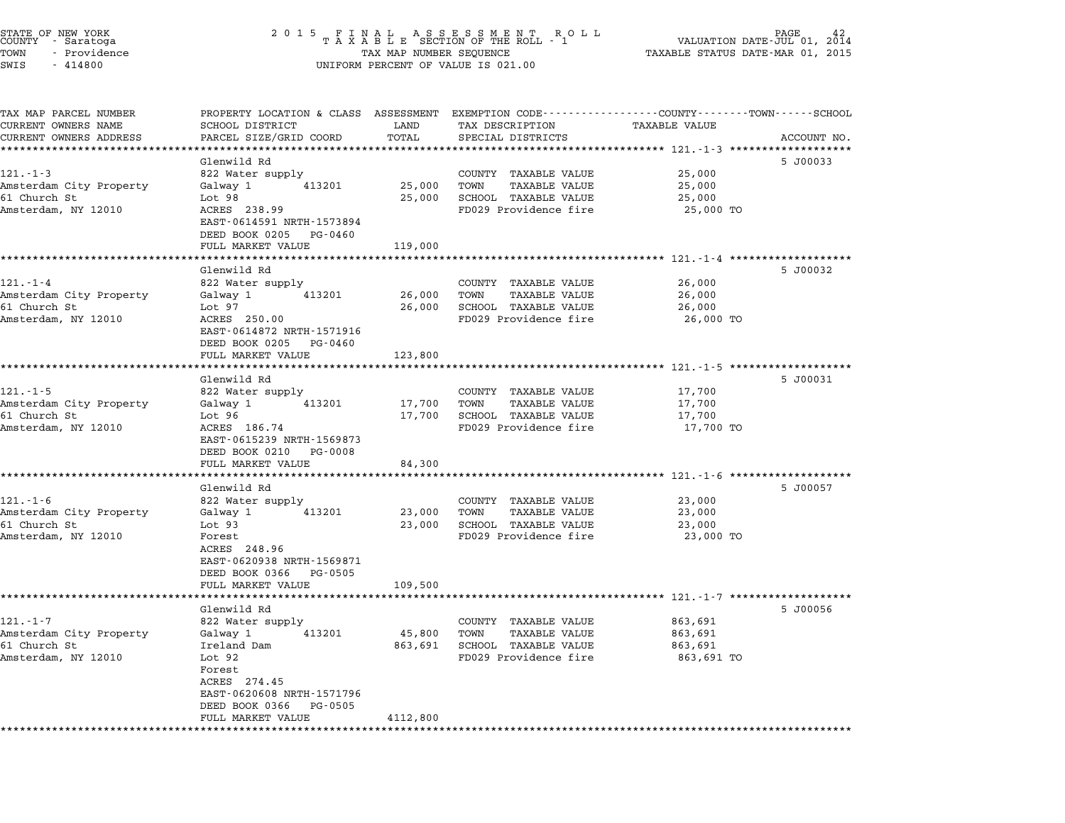STATE OF NEW YORK
COUNTY - Saratoga
TOWN - Providence
SWIS - 414800

2015 FINAL ASSESSMENT ROLL
TAXABLE SECTION OF THE ROLL - 1
TAX MAP NUMBER SEQUENCE
UNIFORM PERCENT OF VALUE IS 021.00

VALUATION DATE-JUL 01, 2014
TAXABLE STATUS DATE-MAR 01, 2015

| TAX MAP PARCEL NUMBER / CURRENT OWNERS NAME / CURRENT OWNERS ADDRESS | PROPERTY LOCATION & CLASS / SCHOOL DISTRICT / PARCEL SIZE/GRID COORD | ASSESSMENT LAND | ASSESSMENT TOTAL | EXEMPTION CODE / TAX DESCRIPTION / SPECIAL DISTRICTS | TAXABLE VALUE | ACCOUNT NO. |
|---|---|---|---|---|---|---|
| 121.-1-3 | Glenwild Rd | | | | | 5 J00033 |
| | 822 Water supply | | | COUNTY TAXABLE VALUE | 25,000 | |
| Amsterdam City Property | Galway 1 413201 | 25,000 | | TOWN TAXABLE VALUE | 25,000 | |
| 61 Church St | Lot 98 | | 25,000 | SCHOOL TAXABLE VALUE | 25,000 | |
| Amsterdam, NY 12010 | ACRES 238.99 | | | FD029 Providence fire | 25,000 TO | |
| | EAST-0614591 NRTH-1573894 | | | | | |
| | DEED BOOK 0205 PG-0460 | | | | | |
| | FULL MARKET VALUE | | 119,000 | | | |
| 121.-1-4 | Glenwild Rd | | | | | 5 J00032 |
| | 822 Water supply | | | COUNTY TAXABLE VALUE | 26,000 | |
| Amsterdam City Property | Galway 1 413201 | 26,000 | | TOWN TAXABLE VALUE | 26,000 | |
| 61 Church St | Lot 97 | | 26,000 | SCHOOL TAXABLE VALUE | 26,000 | |
| Amsterdam, NY 12010 | ACRES 250.00 | | | FD029 Providence fire | 26,000 TO | |
| | EAST-0614872 NRTH-1571916 | | | | | |
| | DEED BOOK 0205 PG-0460 | | | | | |
| | FULL MARKET VALUE | | 123,800 | | | |
| 121.-1-5 | Glenwild Rd | | | | | 5 J00031 |
| | 822 Water supply | | | COUNTY TAXABLE VALUE | 17,700 | |
| Amsterdam City Property | Galway 1 413201 | 17,700 | | TOWN TAXABLE VALUE | 17,700 | |
| 61 Church St | Lot 96 | | 17,700 | SCHOOL TAXABLE VALUE | 17,700 | |
| Amsterdam, NY 12010 | ACRES 186.74 | | | FD029 Providence fire | 17,700 TO | |
| | EAST-0615239 NRTH-1569873 | | | | | |
| | DEED BOOK 0210 PG-0008 | | | | | |
| | FULL MARKET VALUE | | 84,300 | | | |
| 121.-1-6 | Glenwild Rd | | | | | 5 J00057 |
| | 822 Water supply | | | COUNTY TAXABLE VALUE | 23,000 | |
| Amsterdam City Property | Galway 1 413201 | 23,000 | | TOWN TAXABLE VALUE | 23,000 | |
| 61 Church St | Lot 93 | | 23,000 | SCHOOL TAXABLE VALUE | 23,000 | |
| Amsterdam, NY 12010 | Forest | | | FD029 Providence fire | 23,000 TO | |
| | ACRES 248.96 | | | | | |
| | EAST-0620938 NRTH-1569871 | | | | | |
| | DEED BOOK 0366 PG-0505 | | | | | |
| | FULL MARKET VALUE | | 109,500 | | | |
| 121.-1-7 | Glenwild Rd | | | | | 5 J00056 |
| | 822 Water supply | | | COUNTY TAXABLE VALUE | 863,691 | |
| Amsterdam City Property | Galway 1 413201 | 45,800 | | TOWN TAXABLE VALUE | 863,691 | |
| 61 Church St | Ireland Dam | | 863,691 | SCHOOL TAXABLE VALUE | 863,691 | |
| Amsterdam, NY 12010 | Lot 92 | | | FD029 Providence fire | 863,691 TO | |
| | Forest | | | | | |
| | ACRES 274.45 | | | | | |
| | EAST-0620608 NRTH-1571796 | | | | | |
| | DEED BOOK 0366 PG-0505 | | | | | |
| | FULL MARKET VALUE | | 4112,800 | | | |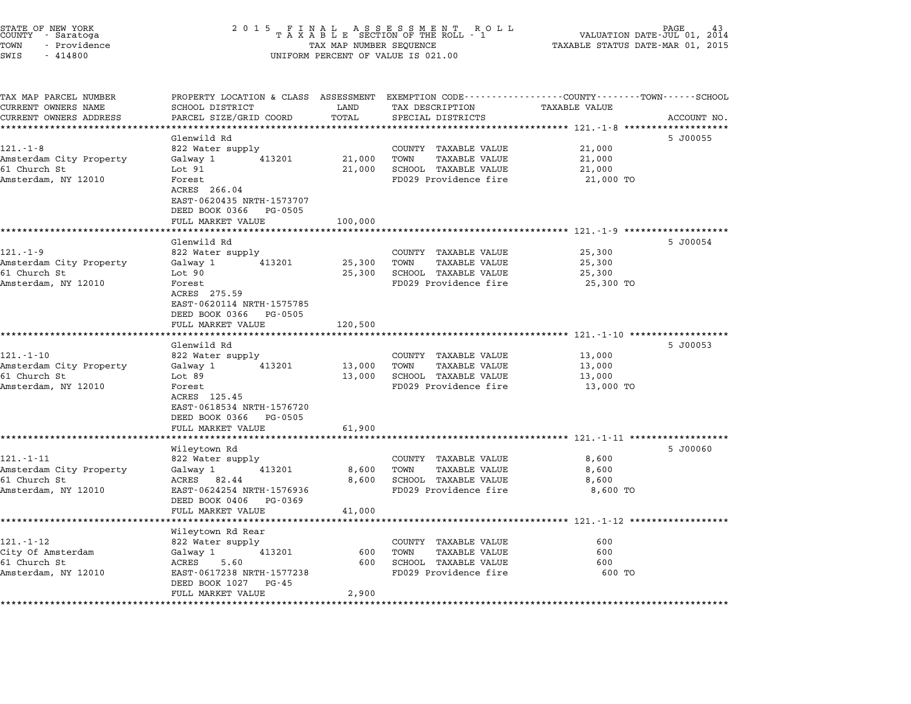STATE OF NEW YORK
COUNTY - Saratoga
TOWN - Providence
SWIS - 414800

2 0 1 5 F I N A L A S S E S S M E N T R O L L
T A X A B L E SECTION OF THE ROLL - 1
TAX MAP NUMBER SEQUENCE
UNIFORM PERCENT OF VALUE IS 021.00

VALUATION DATE-JUL 01, 2014
TAXABLE STATUS DATE-MAR 01, 2015

| TAX MAP PARCEL NUMBER / CURRENT OWNERS NAME / CURRENT OWNERS ADDRESS | PROPERTY LOCATION & CLASS / SCHOOL DISTRICT / PARCEL SIZE/GRID COORD | ASSESSMENT LAND | TOTAL | EXEMPTION CODE / TAX DESCRIPTION / SPECIAL DISTRICTS | TAXABLE VALUE (COUNTY / TOWN / SCHOOL) | ACCOUNT NO. |
|---|---|---|---|---|---|---|
| **121.-1-8** | Glenwild Rd | | | | | 5 J00055 |
| 121.-1-8 | 822 Water supply | | | COUNTY TAXABLE VALUE | 21,000 | |
| Amsterdam City Property | Galway 1 413201 | 21,000 | | TOWN TAXABLE VALUE | 21,000 | |
| 61 Church St | Lot 91 | | 21,000 | SCHOOL TAXABLE VALUE | 21,000 | |
| Amsterdam, NY 12010 | Forest | | | FD029 Providence fire | 21,000 TO | |
| | ACRES 266.04 | | | | | |
| | EAST-0620435 NRTH-1573707 | | | | | |
| | DEED BOOK 0366 PG-0505 | | | | | |
| | FULL MARKET VALUE | | 100,000 | | | |
| **121.-1-9** | Glenwild Rd | | | | | 5 J00054 |
| 121.-1-9 | 822 Water supply | | | COUNTY TAXABLE VALUE | 25,300 | |
| Amsterdam City Property | Galway 1 413201 | 25,300 | | TOWN TAXABLE VALUE | 25,300 | |
| 61 Church St | Lot 90 | | 25,300 | SCHOOL TAXABLE VALUE | 25,300 | |
| Amsterdam, NY 12010 | Forest | | | FD029 Providence fire | 25,300 TO | |
| | ACRES 275.59 | | | | | |
| | EAST-0620114 NRTH-1575785 | | | | | |
| | DEED BOOK 0366 PG-0505 | | | | | |
| | FULL MARKET VALUE | | 120,500 | | | |
| **121.-1-10** | Glenwild Rd | | | | | 5 J00053 |
| 121.-1-10 | 822 Water supply | | | COUNTY TAXABLE VALUE | 13,000 | |
| Amsterdam City Property | Galway 1 413201 | 13,000 | | TOWN TAXABLE VALUE | 13,000 | |
| 61 Church St | Lot 89 | | 13,000 | SCHOOL TAXABLE VALUE | 13,000 | |
| Amsterdam, NY 12010 | Forest | | | FD029 Providence fire | 13,000 TO | |
| | ACRES 125.45 | | | | | |
| | EAST-0618534 NRTH-1576720 | | | | | |
| | DEED BOOK 0366 PG-0505 | | | | | |
| | FULL MARKET VALUE | | 61,900 | | | |
| **121.-1-11** | Wileytown Rd | | | | | 5 J00060 |
| 121.-1-11 | 822 Water supply | | | COUNTY TAXABLE VALUE | 8,600 | |
| Amsterdam City Property | Galway 1 413201 | 8,600 | | TOWN TAXABLE VALUE | 8,600 | |
| 61 Church St | ACRES 82.44 | | 8,600 | SCHOOL TAXABLE VALUE | 8,600 | |
| Amsterdam, NY 12010 | EAST-0624254 NRTH-1576936 | | | FD029 Providence fire | 8,600 TO | |
| | DEED BOOK 0406 PG-0369 | | | | | |
| | FULL MARKET VALUE | | 41,000 | | | |
| **121.-1-12** | Wileytown Rd Rear | | | | | |
| 121.-1-12 | 822 Water supply | | | COUNTY TAXABLE VALUE | 600 | |
| City Of Amsterdam | Galway 1 413201 | 600 | | TOWN TAXABLE VALUE | 600 | |
| 61 Church St | ACRES 5.60 | | 600 | SCHOOL TAXABLE VALUE | 600 | |
| Amsterdam, NY 12010 | EAST-0617238 NRTH-1577238 | | | FD029 Providence fire | 600 TO | |
| | DEED BOOK 1027 PG-45 | | | | | |
| | FULL MARKET VALUE | | 2,900 | | | |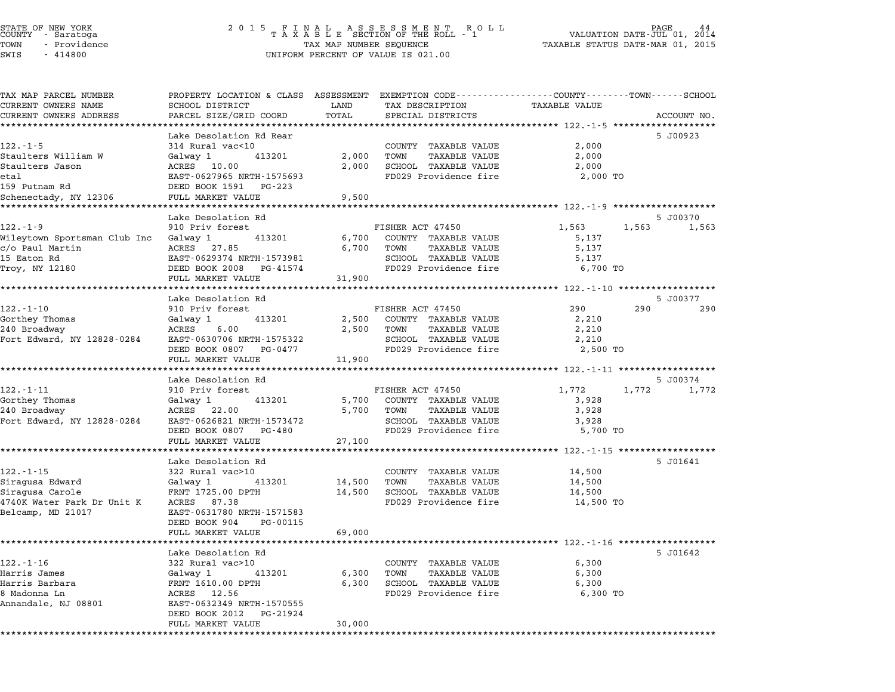STATE OF NEW YORK
COUNTY - Saratoga
TOWN - Providence
SWIS - 414800

2015 FINAL ASSESSMENT ROLL
TAXABLE SECTION OF THE ROLL - 1
TAX MAP NUMBER SEQUENCE
UNIFORM PERCENT OF VALUE IS 021.00

VALUATION DATE-JUL 01, 2014
TAXABLE STATUS DATE-MAR 01, 2015

| TAX MAP PARCEL NUMBER / CURRENT OWNERS NAME / CURRENT OWNERS ADDRESS | PROPERTY LOCATION & CLASS / SCHOOL DISTRICT / PARCEL SIZE/GRID COORD | ASSESSMENT LAND | TOTAL | EXEMPTION CODE / TAX DESCRIPTION / SPECIAL DISTRICTS | COUNTY | TOWN | SCHOOL | ACCOUNT NO. |
|---|---|---|---|---|---|---|---|---|
| 122.-1-5 | Lake Desolation Rd Rear | | | | | | | 5 J00923 |
| 122.-1-5 | 314 Rural vac<10 | | | COUNTY TAXABLE VALUE | 2,000 | | | |
| Staulters William W | Galway 1 413201 | 2,000 | | TOWN TAXABLE VALUE | | 2,000 | | |
| Staulters Jason | ACRES 10.00 | | 2,000 | SCHOOL TAXABLE VALUE | | | 2,000 | |
| etal | EAST-0627965 NRTH-1575693 | | | FD029 Providence fire | 2,000 TO | | | |
| 159 Putnam Rd | DEED BOOK 1591 PG-223 | | | | | | | |
| Schenectady, NY 12306 | FULL MARKET VALUE | | 9,500 | | | | | |
| 122.-1-9 | Lake Desolation Rd | | | | | | | 5 J00370 |
| 122.-1-9 | 910 Priv forest | | | FISHER ACT 47450 | 1,563 | 1,563 | 1,563 | |
| Wileytown Sportsman Club Inc | Galway 1 413201 | 6,700 | | COUNTY TAXABLE VALUE | 5,137 | | | |
| c/o Paul Martin | ACRES 27.85 | | 6,700 | TOWN TAXABLE VALUE | | 5,137 | | |
| 15 Eaton Rd | EAST-0629374 NRTH-1573981 | | | SCHOOL TAXABLE VALUE | | | 5,137 | |
| Troy, NY 12180 | DEED BOOK 2008 PG-41574 | | | FD029 Providence fire | 6,700 TO | | | |
| | FULL MARKET VALUE | | 31,900 | | | | | |
| 122.-1-10 | Lake Desolation Rd | | | | | | | 5 J00377 |
| 122.-1-10 | 910 Priv forest | | | FISHER ACT 47450 | 290 | 290 | 290 | |
| Gorthey Thomas | Galway 1 413201 | 2,500 | | COUNTY TAXABLE VALUE | 2,210 | | | |
| 240 Broadway | ACRES 6.00 | | 2,500 | TOWN TAXABLE VALUE | | 2,210 | | |
| Fort Edward, NY 12828-0284 | EAST-0630706 NRTH-1575322 | | | SCHOOL TAXABLE VALUE | | | 2,210 | |
| | DEED BOOK 0807 PG-0477 | | | FD029 Providence fire | 2,500 TO | | | |
| | FULL MARKET VALUE | | 11,900 | | | | | |
| 122.-1-11 | Lake Desolation Rd | | | | | | | 5 J00374 |
| 122.-1-11 | 910 Priv forest | | | FISHER ACT 47450 | 1,772 | 1,772 | 1,772 | |
| Gorthey Thomas | Galway 1 413201 | 5,700 | | COUNTY TAXABLE VALUE | 3,928 | | | |
| 240 Broadway | ACRES 22.00 | | 5,700 | TOWN TAXABLE VALUE | | 3,928 | | |
| Fort Edward, NY 12828-0284 | EAST-0626821 NRTH-1573472 | | | SCHOOL TAXABLE VALUE | | | 3,928 | |
| | DEED BOOK 0807 PG-480 | | | FD029 Providence fire | 5,700 TO | | | |
| | FULL MARKET VALUE | | 27,100 | | | | | |
| 122.-1-15 | Lake Desolation Rd | | | | | | | 5 J01641 |
| 122.-1-15 | 322 Rural vac>10 | | | COUNTY TAXABLE VALUE | 14,500 | | | |
| Siragusa Edward | Galway 1 413201 | 14,500 | | TOWN TAXABLE VALUE | | 14,500 | | |
| Siragusa Carole | FRNT 1725.00 DPTH | | 14,500 | SCHOOL TAXABLE VALUE | | | 14,500 | |
| 4740K Water Park Dr Unit K | ACRES 87.38 | | | FD029 Providence fire | 14,500 TO | | | |
| Belcamp, MD 21017 | EAST-0631780 NRTH-1571583 | | | | | | | |
| | DEED BOOK 904 PG-00115 | | | | | | | |
| | FULL MARKET VALUE | | 69,000 | | | | | |
| 122.-1-16 | Lake Desolation Rd | | | | | | | 5 J01642 |
| 122.-1-16 | 322 Rural vac>10 | | | COUNTY TAXABLE VALUE | 6,300 | | | |
| Harris James | Galway 1 413201 | 6,300 | | TOWN TAXABLE VALUE | | 6,300 | | |
| Harris Barbara | FRNT 1610.00 DPTH | | 6,300 | SCHOOL TAXABLE VALUE | | | 6,300 | |
| 8 Madonna Ln | ACRES 12.56 | | | FD029 Providence fire | 6,300 TO | | | |
| Annandale, NJ 08801 | EAST-0632349 NRTH-1570555 | | | | | | | |
| | DEED BOOK 2012 PG-21924 | | | | | | | |
| | FULL MARKET VALUE | | 30,000 | | | | | |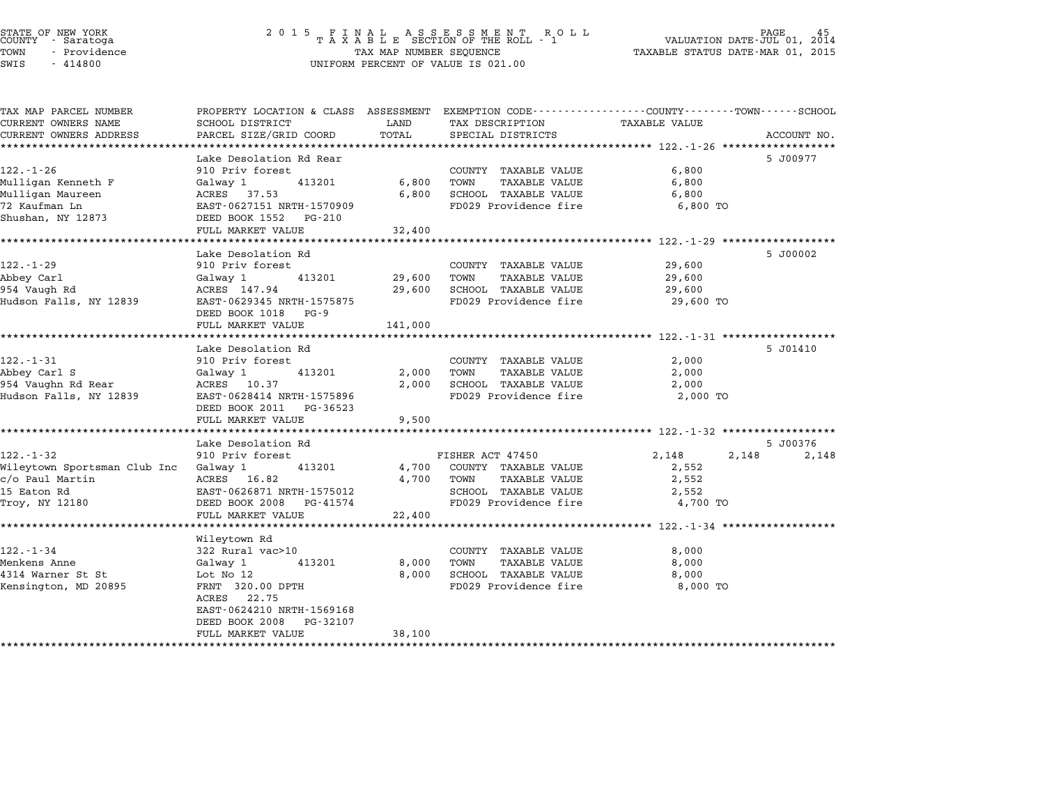STATE OF NEW YORK
COUNTY - Saratoga
TOWN - Providence
SWIS - 414800

2015 FINAL ASSESSMENT ROLL
TAXABLE SECTION OF THE ROLL - 1
TAX MAP NUMBER SEQUENCE
UNIFORM PERCENT OF VALUE IS 021.00

VALUATION DATE-JUL 01, 2014
TAXABLE STATUS DATE-MAR 01, 2015

| TAX MAP PARCEL NUMBER / CURRENT OWNERS NAME / CURRENT OWNERS ADDRESS | PROPERTY LOCATION & CLASS / SCHOOL DISTRICT / PARCEL SIZE/GRID COORD | ASSESSMENT LAND | TOTAL | EXEMPTION CODE / TAX DESCRIPTION / SPECIAL DISTRICTS | COUNTY | TOWN | SCHOOL / TAXABLE VALUE | ACCOUNT NO. |
|---|---|---|---|---|---|---|---|---|
| **122.-1-26** | Lake Desolation Rd Rear | | | | | | | 5 J00977 |
| 122.-1-26 | 910 Priv forest | | | COUNTY TAXABLE VALUE | 6,800 | | | |
| Mulligan Kenneth F | Galway 1 413201 | 6,800 | | TOWN TAXABLE VALUE | 6,800 | | | |
| Mulligan Maureen | ACRES 37.53 | | 6,800 | SCHOOL TAXABLE VALUE | 6,800 | | | |
| 72 Kaufman Ln | EAST-0627151 NRTH-1570909 | | | FD029 Providence fire | 6,800 TO | | | |
| Shushan, NY 12873 | DEED BOOK 1552 PG-210 | | | | | | | |
| | FULL MARKET VALUE | | 32,400 | | | | | |
| **122.-1-29** | Lake Desolation Rd | | | | | | | 5 J00002 |
| 122.-1-29 | 910 Priv forest | | | COUNTY TAXABLE VALUE | 29,600 | | | |
| Abbey Carl | Galway 1 413201 | 29,600 | | TOWN TAXABLE VALUE | 29,600 | | | |
| 954 Vaugh Rd | ACRES 147.94 | | 29,600 | SCHOOL TAXABLE VALUE | 29,600 | | | |
| Hudson Falls, NY 12839 | EAST-0629345 NRTH-1575875 | | | FD029 Providence fire | 29,600 TO | | | |
| | DEED BOOK 1018 PG-9 | | | | | | | |
| | FULL MARKET VALUE | | 141,000 | | | | | |
| **122.-1-31** | Lake Desolation Rd | | | | | | | 5 J01410 |
| 122.-1-31 | 910 Priv forest | | | COUNTY TAXABLE VALUE | 2,000 | | | |
| Abbey Carl S | Galway 1 413201 | 2,000 | | TOWN TAXABLE VALUE | 2,000 | | | |
| 954 Vaughn Rd Rear | ACRES 10.37 | | 2,000 | SCHOOL TAXABLE VALUE | 2,000 | | | |
| Hudson Falls, NY 12839 | EAST-0628414 NRTH-1575896 | | | FD029 Providence fire | 2,000 TO | | | |
| | DEED BOOK 2011 PG-36523 | | | | | | | |
| | FULL MARKET VALUE | | 9,500 | | | | | |
| **122.-1-32** | Lake Desolation Rd | | | | | | | 5 J00376 |
| 122.-1-32 | 910 Priv forest | | | FISHER ACT 47450 | 2,148 | 2,148 | 2,148 | |
| Wileytown Sportsman Club Inc | Galway 1 413201 | 4,700 | | COUNTY TAXABLE VALUE | 2,552 | | | |
| c/o Paul Martin | ACRES 16.82 | | 4,700 | TOWN TAXABLE VALUE | 2,552 | | | |
| 15 Eaton Rd | EAST-0626871 NRTH-1575012 | | | SCHOOL TAXABLE VALUE | 2,552 | | | |
| Troy, NY 12180 | DEED BOOK 2008 PG-41574 | | | FD029 Providence fire | 4,700 TO | | | |
| | FULL MARKET VALUE | | 22,400 | | | | | |
| **122.-1-34** | Wileytown Rd | | | | | | | |
| 122.-1-34 | 322 Rural vac>10 | | | COUNTY TAXABLE VALUE | 8,000 | | | |
| Menkens Anne | Galway 1 413201 | 8,000 | | TOWN TAXABLE VALUE | 8,000 | | | |
| 4314 Warner St St | Lot No 12 | | 8,000 | SCHOOL TAXABLE VALUE | 8,000 | | | |
| Kensington, MD 20895 | FRNT 320.00 DPTH | | | FD029 Providence fire | 8,000 TO | | | |
| | ACRES 22.75 | | | | | | | |
| | EAST-0624210 NRTH-1569168 | | | | | | | |
| | DEED BOOK 2008 PG-32107 | | | | | | | |
| | FULL MARKET VALUE | | 38,100 | | | | | |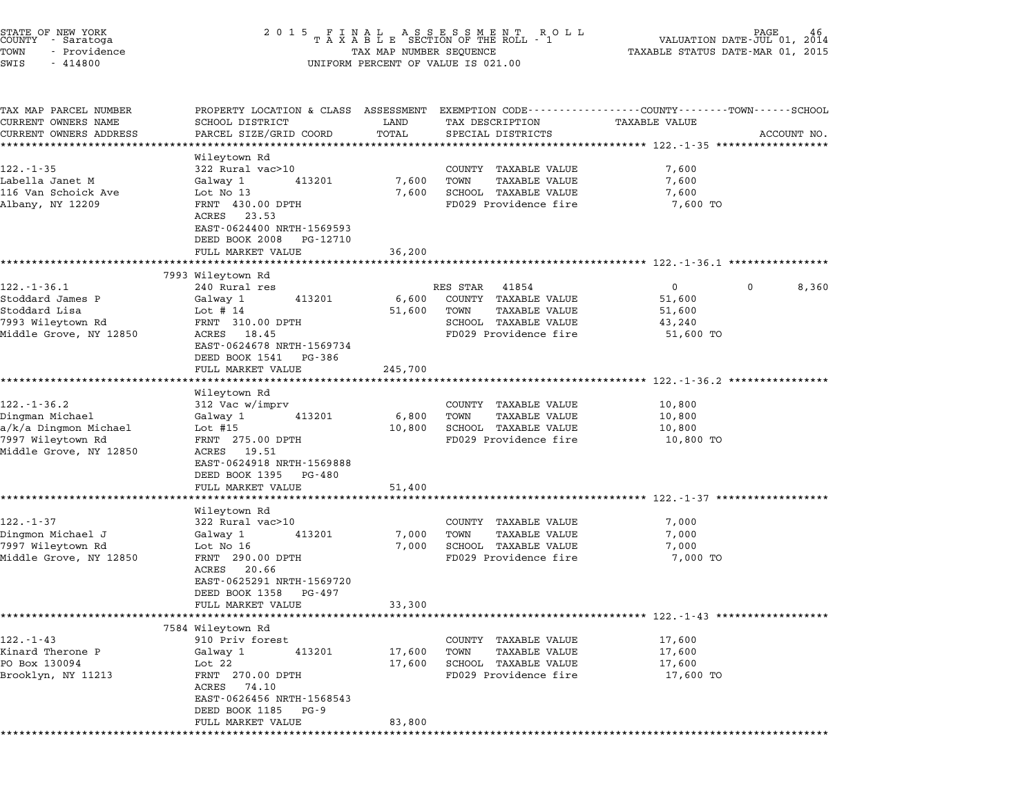STATE OF NEW YORK
COUNTY - Saratoga
TOWN - Providence
SWIS - 414800

2015 FINAL ASSESSMENT ROLL
TAXABLE SECTION OF THE ROLL - 1
TAX MAP NUMBER SEQUENCE
UNIFORM PERCENT OF VALUE IS 021.00

VALUATION DATE-JUL 01, 2014
TAXABLE STATUS DATE-MAR 01, 2015

| TAX MAP PARCEL NUMBER / CURRENT OWNERS NAME / CURRENT OWNERS ADDRESS | PROPERTY LOCATION & CLASS / SCHOOL DISTRICT / PARCEL SIZE/GRID COORD | ASSESSMENT LAND / TOTAL | EXEMPTION CODE / TAX DESCRIPTION / SPECIAL DISTRICTS | COUNTY TAXABLE VALUE | TOWN | SCHOOL | ACCOUNT NO. |
|---|---|---|---|---|---|---|---|
| **122.-1-35** | Wileytown Rd | | | | | | |
| 122.-1-35 | 322 Rural vac>10 | | COUNTY TAXABLE VALUE | 7,600 | | | |
| Labella Janet M | Galway 1 413201 | 7,600 | TOWN TAXABLE VALUE | 7,600 | | | |
| 116 Van Schoick Ave | Lot No 13 | 7,600 | SCHOOL TAXABLE VALUE | 7,600 | | | |
| Albany, NY 12209 | FRNT 430.00 DPTH | | FD029 Providence fire | 7,600 TO | | | |
| | ACRES 23.53 | | | | | | |
| | EAST-0624400 NRTH-1569593 | | | | | | |
| | DEED BOOK 2008 PG-12710 | | | | | | |
| | FULL MARKET VALUE | 36,200 | | | | | |
| **122.-1-36.1** | 7993 Wileytown Rd | | | | | | |
| 122.-1-36.1 | 240 Rural res | | RES STAR 41854 | 0 | 0 | 8,360 | |
| Stoddard James P | Galway 1 413201 | 6,600 | COUNTY TAXABLE VALUE | 51,600 | | | |
| Stoddard Lisa | Lot # 14 | 51,600 | TOWN TAXABLE VALUE | 51,600 | | | |
| 7993 Wileytown Rd | FRNT 310.00 DPTH | | SCHOOL TAXABLE VALUE | 43,240 | | | |
| Middle Grove, NY 12850 | ACRES 18.45 | | FD029 Providence fire | 51,600 TO | | | |
| | EAST-0624678 NRTH-1569734 | | | | | | |
| | DEED BOOK 1541 PG-386 | | | | | | |
| | FULL MARKET VALUE | 245,700 | | | | | |
| **122.-1-36.2** | Wileytown Rd | | | | | | |
| 122.-1-36.2 | 312 Vac w/imprv | | COUNTY TAXABLE VALUE | 10,800 | | | |
| Dingman Michael | Galway 1 413201 | 6,800 | TOWN TAXABLE VALUE | 10,800 | | | |
| a/k/a Dingmon Michael | Lot #15 | 10,800 | SCHOOL TAXABLE VALUE | 10,800 | | | |
| 7997 Wileytown Rd | FRNT 275.00 DPTH | | FD029 Providence fire | 10,800 TO | | | |
| Middle Grove, NY 12850 | ACRES 19.51 | | | | | | |
| | EAST-0624918 NRTH-1569888 | | | | | | |
| | DEED BOOK 1395 PG-480 | | | | | | |
| | FULL MARKET VALUE | 51,400 | | | | | |
| **122.-1-37** | Wileytown Rd | | | | | | |
| 122.-1-37 | 322 Rural vac>10 | | COUNTY TAXABLE VALUE | 7,000 | | | |
| Dingmon Michael J | Galway 1 413201 | 7,000 | TOWN TAXABLE VALUE | 7,000 | | | |
| 7997 Wileytown Rd | Lot No 16 | 7,000 | SCHOOL TAXABLE VALUE | 7,000 | | | |
| Middle Grove, NY 12850 | FRNT 290.00 DPTH | | FD029 Providence fire | 7,000 TO | | | |
| | ACRES 20.66 | | | | | | |
| | EAST-0625291 NRTH-1569720 | | | | | | |
| | DEED BOOK 1358 PG-497 | | | | | | |
| | FULL MARKET VALUE | 33,300 | | | | | |
| **122.-1-43** | 7584 Wileytown Rd | | | | | | |
| 122.-1-43 | 910 Priv forest | | COUNTY TAXABLE VALUE | 17,600 | | | |
| Kinard Therone P | Galway 1 413201 | 17,600 | TOWN TAXABLE VALUE | 17,600 | | | |
| PO Box 130094 | Lot 22 | 17,600 | SCHOOL TAXABLE VALUE | 17,600 | | | |
| Brooklyn, NY 11213 | FRNT 270.00 DPTH | | FD029 Providence fire | 17,600 TO | | | |
| | ACRES 74.10 | | | | | | |
| | EAST-0626456 NRTH-1568543 | | | | | | |
| | DEED BOOK 1185 PG-9 | | | | | | |
| | FULL MARKET VALUE | 83,800 | | | | | |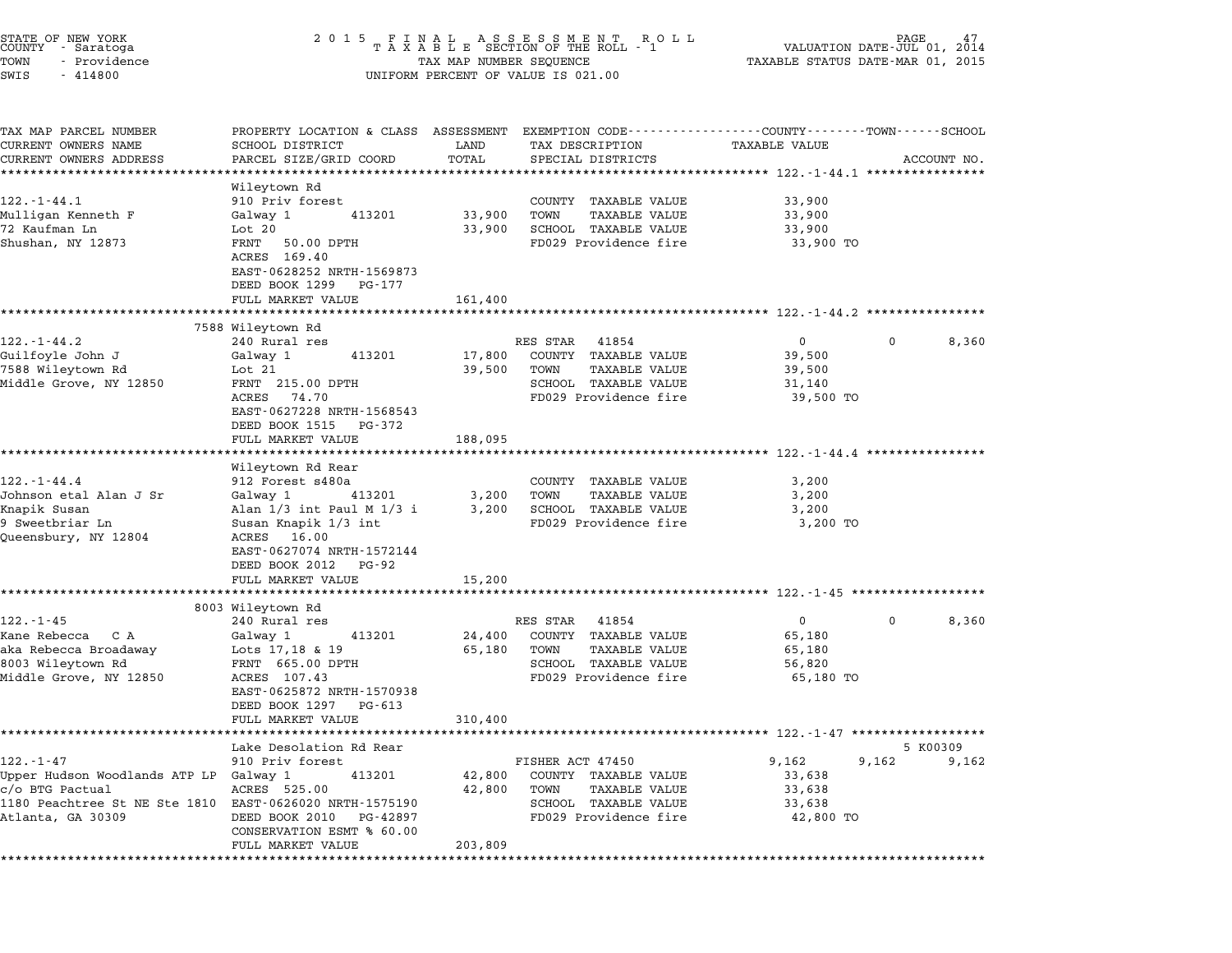STATE OF NEW YORK
COUNTY - Saratoga
TOWN - Providence
SWIS - 414800

2 0 1 5 F I N A L A S S E S S M E N T R O L L
T A X A B L E SECTION OF THE ROLL - 1
TAX MAP NUMBER SEQUENCE
UNIFORM PERCENT OF VALUE IS 021.00

VALUATION DATE-JUL 01, 2014
TAXABLE STATUS DATE-MAR 01, 2015

| TAX MAP PARCEL NUMBER / CURRENT OWNERS NAME / CURRENT OWNERS ADDRESS | PROPERTY LOCATION & CLASS / SCHOOL DISTRICT / PARCEL SIZE/GRID COORD | ASSESSMENT LAND | TOTAL | EXEMPTION CODE / TAX DESCRIPTION / SPECIAL DISTRICTS | COUNTY TAXABLE VALUE | TOWN | SCHOOL / ACCOUNT NO. |
|---|---|---|---|---|---|---|---|
| **122.-1-44.1** | Wileytown Rd | | | | | | |
| 122.-1-44.1 | 910 Priv forest | | | COUNTY TAXABLE VALUE | 33,900 | | |
| Mulligan Kenneth F | Galway 1 413201 | 33,900 | | TOWN TAXABLE VALUE | 33,900 | | |
| 72 Kaufman Ln | Lot 20 | | 33,900 | SCHOOL TAXABLE VALUE | 33,900 | | |
| Shushan, NY 12873 | FRNT 50.00 DPTH | | | FD029 Providence fire | 33,900 TO | | |
| | ACRES 169.40 | | | | | | |
| | EAST-0628252 NRTH-1569873 | | | | | | |
| | DEED BOOK 1299 PG-177 | | | | | | |
| | FULL MARKET VALUE | | 161,400 | | | | |
| **122.-1-44.2** | 7588 Wileytown Rd | | | | | | |
| 122.-1-44.2 | 240 Rural res | | | RES STAR 41854 | 0 | 0 | 8,360 |
| Guilfoyle John J | Galway 1 413201 | 17,800 | | COUNTY TAXABLE VALUE | 39,500 | | |
| 7588 Wileytown Rd | Lot 21 | | 39,500 | TOWN TAXABLE VALUE | 39,500 | | |
| Middle Grove, NY 12850 | FRNT 215.00 DPTH | | | SCHOOL TAXABLE VALUE | 31,140 | | |
| | ACRES 74.70 | | | FD029 Providence fire | 39,500 TO | | |
| | EAST-0627228 NRTH-1568543 | | | | | | |
| | DEED BOOK 1515 PG-372 | | | | | | |
| | FULL MARKET VALUE | | 188,095 | | | | |
| **122.-1-44.4** | Wileytown Rd Rear | | | | | | |
| 122.-1-44.4 | 912 Forest s480a | | | COUNTY TAXABLE VALUE | 3,200 | | |
| Johnson etal Alan J Sr | Galway 1 413201 | 3,200 | | TOWN TAXABLE VALUE | 3,200 | | |
| Knapik Susan | Alan 1/3 int Paul M 1/3 i | | 3,200 | SCHOOL TAXABLE VALUE | 3,200 | | |
| 9 Sweetbriar Ln | Susan Knapik 1/3 int | | | FD029 Providence fire | 3,200 TO | | |
| Queensbury, NY 12804 | ACRES 16.00 | | | | | | |
| | EAST-0627074 NRTH-1572144 | | | | | | |
| | DEED BOOK 2012 PG-92 | | | | | | |
| | FULL MARKET VALUE | | 15,200 | | | | |
| **122.-1-45** | 8003 Wileytown Rd | | | | | | |
| 122.-1-45 | 240 Rural res | | | RES STAR 41854 | 0 | 0 | 8,360 |
| Kane Rebecca C A | Galway 1 413201 | 24,400 | | COUNTY TAXABLE VALUE | 65,180 | | |
| aka Rebecca Broadaway | Lots 17,18 & 19 | | 65,180 | TOWN TAXABLE VALUE | 65,180 | | |
| 8003 Wileytown Rd | FRNT 665.00 DPTH | | | SCHOOL TAXABLE VALUE | 56,820 | | |
| Middle Grove, NY 12850 | ACRES 107.43 | | | FD029 Providence fire | 65,180 TO | | |
| | EAST-0625872 NRTH-1570938 | | | | | | |
| | DEED BOOK 1297 PG-613 | | | | | | |
| | FULL MARKET VALUE | | 310,400 | | | | |
| **122.-1-47** | Lake Desolation Rd Rear | | | | | | 5 K00309 |
| 122.-1-47 | 910 Priv forest | | | FISHER ACT 47450 | 9,162 | 9,162 | 9,162 |
| Upper Hudson Woodlands ATP LP | Galway 1 413201 | 42,800 | | COUNTY TAXABLE VALUE | 33,638 | | |
| c/o BTG Pactual | ACRES 525.00 | | 42,800 | TOWN TAXABLE VALUE | 33,638 | | |
| 1180 Peachtree St NE Ste 1810 | EAST-0626020 NRTH-1575190 | | | SCHOOL TAXABLE VALUE | 33,638 | | |
| Atlanta, GA 30309 | DEED BOOK 2010 PG-42897 | | | FD029 Providence fire | 42,800 TO | | |
| | CONSERVATION ESMT % 60.00 | | | | | | |
| | FULL MARKET VALUE | | 203,809 | | | | |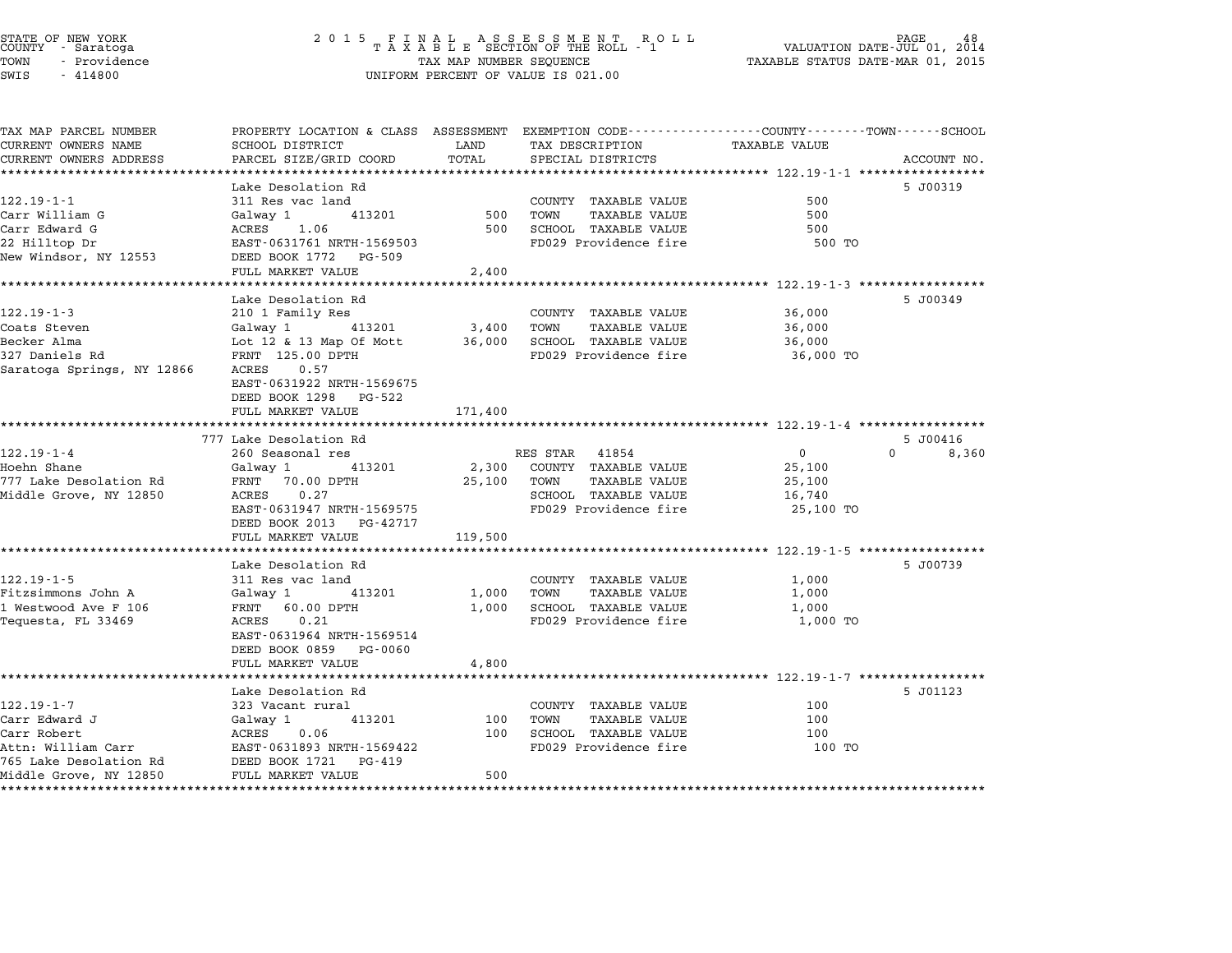STATE OF NEW YORK
COUNTY - Saratoga
TOWN - Providence
SWIS - 414800

2015 FINAL ASSESSMENT ROLL
TAXABLE SECTION OF THE ROLL - 1
TAX MAP NUMBER SEQUENCE
UNIFORM PERCENT OF VALUE IS 021.00

VALUATION DATE-JUL 01, 2014
TAXABLE STATUS DATE-MAR 01, 2015

| TAX MAP PARCEL NUMBER / CURRENT OWNERS NAME / CURRENT OWNERS ADDRESS | PROPERTY LOCATION & CLASS / SCHOOL DISTRICT / PARCEL SIZE/GRID COORD | ASSESSMENT LAND | TOTAL | EXEMPTION CODE / TAX DESCRIPTION / SPECIAL DISTRICTS | COUNTY / TOWN TAXABLE VALUE | SCHOOL | ACCOUNT NO. |
|---|---|---|---|---|---|---|---|
| **122.19-1-1** | Lake Desolation Rd | | | | | | 5 J00319 |
| 122.19-1-1 | 311 Res vac land | | | COUNTY TAXABLE VALUE | 500 | | |
| Carr William G | Galway 1 413201 | 500 | | TOWN TAXABLE VALUE | 500 | | |
| Carr Edward G | ACRES 1.06 | | 500 | SCHOOL TAXABLE VALUE | 500 | | |
| 22 Hilltop Dr | EAST-0631761 NRTH-1569503 | | | FD029 Providence fire | 500 TO | | |
| New Windsor, NY 12553 | DEED BOOK 1772 PG-509 | | | | | | |
| | FULL MARKET VALUE | | 2,400 | | | | |
| **122.19-1-3** | Lake Desolation Rd | | | | | | 5 J00349 |
| 122.19-1-3 | 210 1 Family Res | | | COUNTY TAXABLE VALUE | 36,000 | | |
| Coats Steven | Galway 1 413201 | 3,400 | | TOWN TAXABLE VALUE | 36,000 | | |
| Becker Alma | Lot 12 & 13 Map Of Mott | | 36,000 | SCHOOL TAXABLE VALUE | 36,000 | | |
| 327 Daniels Rd | FRNT 125.00 DPTH | | | FD029 Providence fire | 36,000 TO | | |
| Saratoga Springs, NY 12866 | ACRES 0.57 | | | | | | |
| | EAST-0631922 NRTH-1569675 | | | | | | |
| | DEED BOOK 1298 PG-522 | | | | | | |
| | FULL MARKET VALUE | | 171,400 | | | | |
| **122.19-1-4** | 777 Lake Desolation Rd | | | | | | 5 J00416 |
| 122.19-1-4 | 260 Seasonal res | | | RES STAR 41854 | 0 | 0 | 8,360 |
| Hoehn Shane | Galway 1 413201 | 2,300 | | COUNTY TAXABLE VALUE | 25,100 | | |
| 777 Lake Desolation Rd | FRNT 70.00 DPTH | | 25,100 | TOWN TAXABLE VALUE | 25,100 | | |
| Middle Grove, NY 12850 | ACRES 0.27 | | | SCHOOL TAXABLE VALUE | 16,740 | | |
| | EAST-0631947 NRTH-1569575 | | | FD029 Providence fire | 25,100 TO | | |
| | DEED BOOK 2013 PG-42717 | | | | | | |
| | FULL MARKET VALUE | | 119,500 | | | | |
| **122.19-1-5** | Lake Desolation Rd | | | | | | 5 J00739 |
| 122.19-1-5 | 311 Res vac land | | | COUNTY TAXABLE VALUE | 1,000 | | |
| Fitzsimmons John A | Galway 1 413201 | 1,000 | | TOWN TAXABLE VALUE | 1,000 | | |
| 1 Westwood Ave F 106 | FRNT 60.00 DPTH | | 1,000 | SCHOOL TAXABLE VALUE | 1,000 | | |
| Tequesta, FL 33469 | ACRES 0.21 | | | FD029 Providence fire | 1,000 TO | | |
| | EAST-0631964 NRTH-1569514 | | | | | | |
| | DEED BOOK 0859 PG-0060 | | | | | | |
| | FULL MARKET VALUE | | 4,800 | | | | |
| **122.19-1-7** | Lake Desolation Rd | | | | | | 5 J01123 |
| 122.19-1-7 | 323 Vacant rural | | | COUNTY TAXABLE VALUE | 100 | | |
| Carr Edward J | Galway 1 413201 | 100 | | TOWN TAXABLE VALUE | 100 | | |
| Carr Robert | ACRES 0.06 | | 100 | SCHOOL TAXABLE VALUE | 100 | | |
| Attn: William Carr | EAST-0631893 NRTH-1569422 | | | FD029 Providence fire | 100 TO | | |
| 765 Lake Desolation Rd | DEED BOOK 1721 PG-419 | | | | | | |
| Middle Grove, NY 12850 | FULL MARKET VALUE | | 500 | | | | |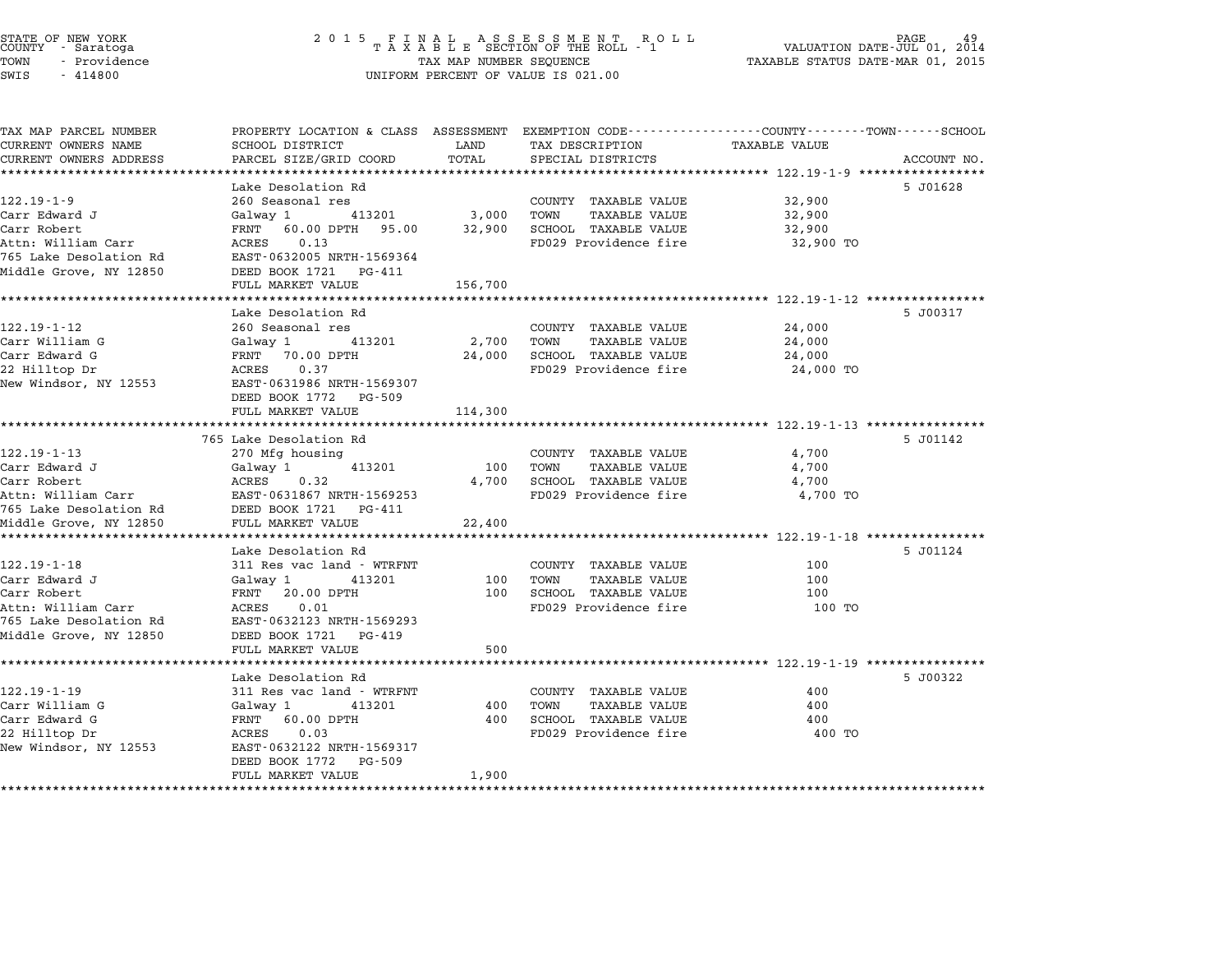STATE OF NEW YORK
COUNTY - Saratoga
TOWN - Providence
SWIS - 414800

2 0 1 5 F I N A L A S S E S S M E N T R O L L
T A X A B L E SECTION OF THE ROLL - 1
TAX MAP NUMBER SEQUENCE
UNIFORM PERCENT OF VALUE IS 021.00

VALUATION DATE-JUL 01, 2014
TAXABLE STATUS DATE-MAR 01, 2015

```
TAX MAP PARCEL NUMBER     PROPERTY LOCATION & CLASS  ASSESSMENT  EXEMPTION CODE-----------------COUNTY--------TOWN------SCHOOL
CURRENT OWNERS NAME       SCHOOL DISTRICT              LAND      TAX DESCRIPTION              TAXABLE VALUE
CURRENT OWNERS ADDRESS    PARCEL SIZE/GRID COORD       TOTAL     SPECIAL DISTRICTS                                      ACCOUNT NO.
******************************************************************************************************* 122.19-1-9 *****************
                          Lake Desolation Rd                                                                            5 J01628
122.19-1-9                260 Seasonal res                       COUNTY  TAXABLE VALUE            32,900
Carr Edward J             Galway 1        413201        3,000    TOWN    TAXABLE VALUE            32,900
Carr Robert               FRNT   60.00 DPTH   95.00    32,900    SCHOOL  TAXABLE VALUE            32,900
Attn: William Carr        ACRES    0.13                          FD029 Providence fire             32,900 TO
765 Lake Desolation Rd    EAST-0632005 NRTH-1569364
Middle Grove, NY 12850    DEED BOOK 1721   PG-411
                          FULL MARKET VALUE           156,700
******************************************************************************************************* 122.19-1-12 ****************
                          Lake Desolation Rd                                                                            5 J00317
122.19-1-12               260 Seasonal res                       COUNTY  TAXABLE VALUE            24,000
Carr William G            Galway 1        413201        2,700    TOWN    TAXABLE VALUE            24,000
Carr Edward G             FRNT   70.00 DPTH            24,000    SCHOOL  TAXABLE VALUE            24,000
22 Hilltop Dr             ACRES    0.37                          FD029 Providence fire             24,000 TO
New Windsor, NY 12553     EAST-0631986 NRTH-1569307
                          DEED BOOK 1772   PG-509
                          FULL MARKET VALUE           114,300
******************************************************************************************************* 122.19-1-13 ****************
                      765 Lake Desolation Rd                                                                            5 J01142
122.19-1-13               270 Mfg housing                        COUNTY  TAXABLE VALUE             4,700
Carr Edward J             Galway 1        413201          100    TOWN    TAXABLE VALUE             4,700
Carr Robert               ACRES    0.32                 4,700    SCHOOL  TAXABLE VALUE             4,700
Attn: William Carr        EAST-0631867 NRTH-1569253              FD029 Providence fire              4,700 TO
765 Lake Desolation Rd    DEED BOOK 1721   PG-411
Middle Grove, NY 12850    FULL MARKET VALUE            22,400
******************************************************************************************************* 122.19-1-18 ****************
                          Lake Desolation Rd                                                                            5 J01124
122.19-1-18               311 Res vac land - WTRFNT              COUNTY  TAXABLE VALUE               100
Carr Edward J             Galway 1        413201          100    TOWN    TAXABLE VALUE               100
Carr Robert               FRNT   20.00 DPTH               100    SCHOOL  TAXABLE VALUE               100
Attn: William Carr        ACRES    0.01                          FD029 Providence fire                100 TO
765 Lake Desolation Rd    EAST-0632123 NRTH-1569293
Middle Grove, NY 12850    DEED BOOK 1721   PG-419
                          FULL MARKET VALUE               500
******************************************************************************************************* 122.19-1-19 ****************
                          Lake Desolation Rd                                                                            5 J00322
122.19-1-19               311 Res vac land - WTRFNT              COUNTY  TAXABLE VALUE               400
Carr William G            Galway 1        413201          400    TOWN    TAXABLE VALUE               400
Carr Edward G             FRNT   60.00 DPTH               400    SCHOOL  TAXABLE VALUE               400
22 Hilltop Dr             ACRES    0.03                          FD029 Providence fire                400 TO
New Windsor, NY 12553     EAST-0632122 NRTH-1569317
                          DEED BOOK 1772   PG-509
                          FULL MARKET VALUE             1,900
************************************************************************************************************************************
```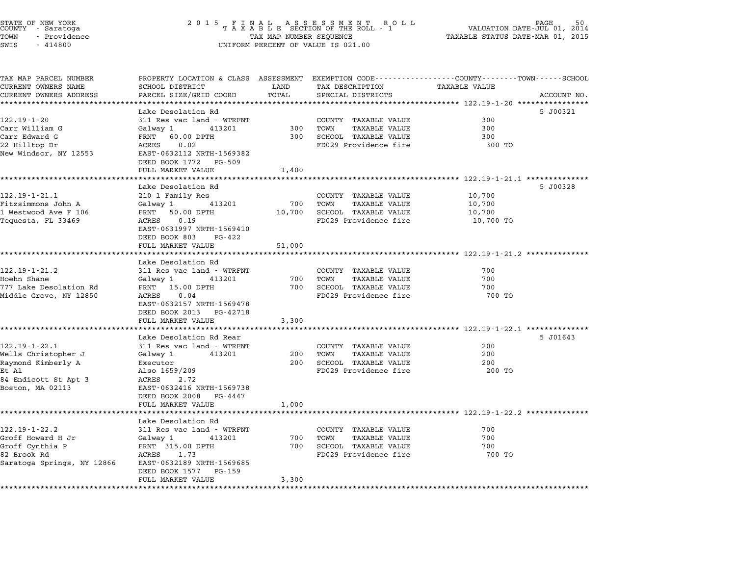STATE OF NEW YORK
COUNTY - Saratoga
TOWN - Providence
SWIS - 414800

2 0 1 5 F I N A L A S S E S S M E N T R O L L
T A X A B L E SECTION OF THE ROLL - 1
TAX MAP NUMBER SEQUENCE
UNIFORM PERCENT OF VALUE IS 021.00

VALUATION DATE-JUL 01, 2014
TAXABLE STATUS DATE-MAR 01, 2015

| TAX MAP PARCEL NUMBER<br>CURRENT OWNERS NAME<br>CURRENT OWNERS ADDRESS | PROPERTY LOCATION & CLASS<br>SCHOOL DISTRICT<br>PARCEL SIZE/GRID COORD | ASSESSMENT<br>LAND<br>TOTAL | EXEMPTION CODE<br>TAX DESCRIPTION<br>SPECIAL DISTRICTS | COUNTY--------TOWN------SCHOOL<br>TAXABLE VALUE | ACCOUNT NO. |
|---|---|---|---|---|---|
| **122.19-1-20** | Lake Desolation Rd | | | | 5 J00321 |
| 122.19-1-20 | 311 Res vac land - WTRFNT | | COUNTY TAXABLE VALUE | 300 | |
| Carr William G | Galway 1 413201 | 300 | TOWN TAXABLE VALUE | 300 | |
| Carr Edward G | FRNT 60.00 DPTH | 300 | SCHOOL TAXABLE VALUE | 300 | |
| 22 Hilltop Dr | ACRES 0.02 | | FD029 Providence fire | 300 TO | |
| New Windsor, NY 12553 | EAST-0632112 NRTH-1569382 | | | | |
| | DEED BOOK 1772 PG-509 | | | | |
| | FULL MARKET VALUE | 1,400 | | | |
| **122.19-1-21.1** | Lake Desolation Rd | | | | 5 J00328 |
| 122.19-1-21.1 | 210 1 Family Res | | COUNTY TAXABLE VALUE | 10,700 | |
| Fitzsimmons John A | Galway 1 413201 | 700 | TOWN TAXABLE VALUE | 10,700 | |
| 1 Westwood Ave F 106 | FRNT 50.00 DPTH | 10,700 | SCHOOL TAXABLE VALUE | 10,700 | |
| Tequesta, FL 33469 | ACRES 0.19 | | FD029 Providence fire | 10,700 TO | |
| | EAST-0631997 NRTH-1569410 | | | | |
| | DEED BOOK 803 PG-422 | | | | |
| | FULL MARKET VALUE | 51,000 | | | |
| **122.19-1-21.2** | Lake Desolation Rd | | | | |
| 122.19-1-21.2 | 311 Res vac land - WTRFNT | | COUNTY TAXABLE VALUE | 700 | |
| Hoehn Shane | Galway 1 413201 | 700 | TOWN TAXABLE VALUE | 700 | |
| 777 Lake Desolation Rd | FRNT 15.00 DPTH | 700 | SCHOOL TAXABLE VALUE | 700 | |
| Middle Grove, NY 12850 | ACRES 0.04 | | FD029 Providence fire | 700 TO | |
| | EAST-0632157 NRTH-1569478 | | | | |
| | DEED BOOK 2013 PG-42718 | | | | |
| | FULL MARKET VALUE | 3,300 | | | |
| **122.19-1-22.1** | Lake Desolation Rd Rear | | | | 5 J01643 |
| 122.19-1-22.1 | 311 Res vac land - WTRFNT | | COUNTY TAXABLE VALUE | 200 | |
| Wells Christopher J | Galway 1 413201 | 200 | TOWN TAXABLE VALUE | 200 | |
| Raymond Kimberly A | Executor | 200 | SCHOOL TAXABLE VALUE | 200 | |
| Et Al | Also 1659/209 | | FD029 Providence fire | 200 TO | |
| 84 Endicott St Apt 3 | ACRES 2.72 | | | | |
| Boston, MA 02113 | EAST-0632416 NRTH-1569738 | | | | |
| | DEED BOOK 2008 PG-4447 | | | | |
| | FULL MARKET VALUE | 1,000 | | | |
| **122.19-1-22.2** | Lake Desolation Rd | | | | |
| 122.19-1-22.2 | 311 Res vac land - WTRFNT | | COUNTY TAXABLE VALUE | 700 | |
| Groff Howard H Jr | Galway 1 413201 | 700 | TOWN TAXABLE VALUE | 700 | |
| Groff Cynthia P | FRNT 315.00 DPTH | 700 | SCHOOL TAXABLE VALUE | 700 | |
| 82 Brook Rd | ACRES 1.73 | | FD029 Providence fire | 700 TO | |
| Saratoga Springs, NY 12866 | EAST-0632189 NRTH-1569685 | | | | |
| | DEED BOOK 1577 PG-159 | | | | |
| | FULL MARKET VALUE | 3,300 | | | |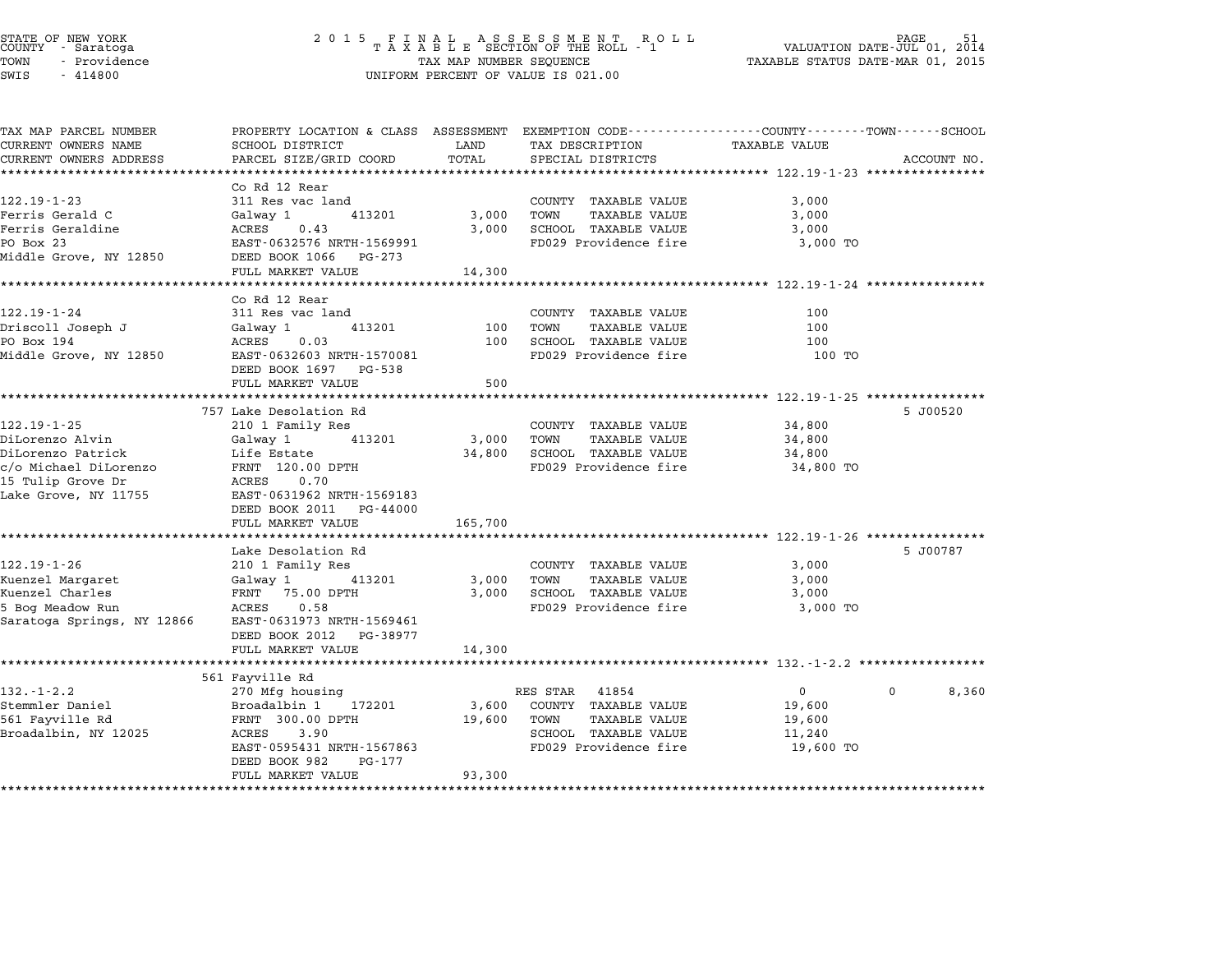STATE OF NEW YORK
COUNTY - Saratoga
TOWN - Providence
SWIS - 414800

2015 FINAL ASSESSMENT ROLL
TAXABLE SECTION OF THE ROLL - 1
TAX MAP NUMBER SEQUENCE
UNIFORM PERCENT OF VALUE IS 021.00

VALUATION DATE-JUL 01, 2014
TAXABLE STATUS DATE-MAR 01, 2015

| TAX MAP PARCEL NUMBER / CURRENT OWNERS NAME / CURRENT OWNERS ADDRESS | PROPERTY LOCATION & CLASS / SCHOOL DISTRICT / PARCEL SIZE/GRID COORD | ASSESSMENT LAND / TOTAL | EXEMPTION CODE / TAX DESCRIPTION / SPECIAL DISTRICTS | COUNTY TAXABLE VALUE | TOWN | SCHOOL | ACCOUNT NO. |
|---|---|---|---|---|---|---|---|
| **122.19-1-23** | Co Rd 12 Rear | | | | | | |
| 122.19-1-23 | 311 Res vac land | | COUNTY TAXABLE VALUE | 3,000 | | | |
| Ferris Gerald C | Galway 1 413201 | 3,000 | TOWN TAXABLE VALUE | 3,000 | | | |
| Ferris Geraldine | ACRES 0.43 | 3,000 | SCHOOL TAXABLE VALUE | 3,000 | | | |
| PO Box 23 | EAST-0632576 NRTH-1569991 | | FD029 Providence fire | 3,000 TO | | | |
| Middle Grove, NY 12850 | DEED BOOK 1066 PG-273 | | | | | | |
| | FULL MARKET VALUE | 14,300 | | | | | |
| **122.19-1-24** | Co Rd 12 Rear | | | | | | |
| 122.19-1-24 | 311 Res vac land | | COUNTY TAXABLE VALUE | 100 | | | |
| Driscoll Joseph J | Galway 1 413201 | 100 | TOWN TAXABLE VALUE | 100 | | | |
| PO Box 194 | ACRES 0.03 | 100 | SCHOOL TAXABLE VALUE | 100 | | | |
| Middle Grove, NY 12850 | EAST-0632603 NRTH-1570081 | | FD029 Providence fire | 100 TO | | | |
| | DEED BOOK 1697 PG-538 | | | | | | |
| | FULL MARKET VALUE | 500 | | | | | |
| **122.19-1-25** | 757 Lake Desolation Rd | | | | | | 5 J00520 |
| 122.19-1-25 | 210 1 Family Res | | COUNTY TAXABLE VALUE | 34,800 | | | |
| DiLorenzo Alvin | Galway 1 413201 | 3,000 | TOWN TAXABLE VALUE | 34,800 | | | |
| DiLorenzo Patrick | Life Estate | 34,800 | SCHOOL TAXABLE VALUE | 34,800 | | | |
| c/o Michael DiLorenzo | FRNT 120.00 DPTH | | FD029 Providence fire | 34,800 TO | | | |
| 15 Tulip Grove Dr | ACRES 0.70 | | | | | | |
| Lake Grove, NY 11755 | EAST-0631962 NRTH-1569183 | | | | | | |
| | DEED BOOK 2011 PG-44000 | | | | | | |
| | FULL MARKET VALUE | 165,700 | | | | | |
| **122.19-1-26** | Lake Desolation Rd | | | | | | 5 J00787 |
| 122.19-1-26 | 210 1 Family Res | | COUNTY TAXABLE VALUE | 3,000 | | | |
| Kuenzel Margaret | Galway 1 413201 | 3,000 | TOWN TAXABLE VALUE | 3,000 | | | |
| Kuenzel Charles | FRNT 75.00 DPTH | 3,000 | SCHOOL TAXABLE VALUE | 3,000 | | | |
| 5 Bog Meadow Run | ACRES 0.58 | | FD029 Providence fire | 3,000 TO | | | |
| Saratoga Springs, NY 12866 | EAST-0631973 NRTH-1569461 | | | | | | |
| | DEED BOOK 2012 PG-38977 | | | | | | |
| | FULL MARKET VALUE | 14,300 | | | | | |
| **132.-1-2.2** | 561 Fayville Rd | | | | | | |
| 132.-1-2.2 | 270 Mfg housing | | RES STAR 41854 | 0 | 0 | 8,360 | |
| Stemmler Daniel | Broadalbin 1 172201 | 3,600 | COUNTY TAXABLE VALUE | 19,600 | | | |
| 561 Fayville Rd | FRNT 300.00 DPTH | 19,600 | TOWN TAXABLE VALUE | 19,600 | | | |
| Broadalbin, NY 12025 | ACRES 3.90 | | SCHOOL TAXABLE VALUE | 11,240 | | | |
| | EAST-0595431 NRTH-1567863 | | FD029 Providence fire | 19,600 TO | | | |
| | DEED BOOK 982 PG-177 | | | | | | |
| | FULL MARKET VALUE | 93,300 | | | | | |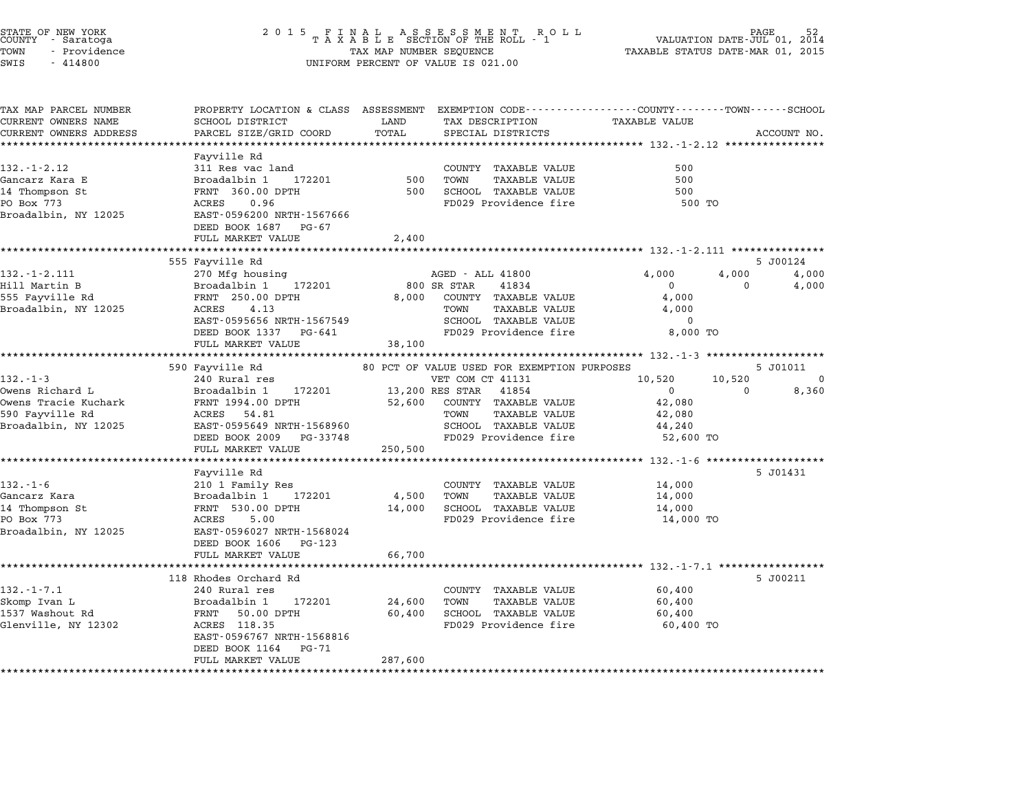STATE OF NEW YORK
COUNTY - Saratoga
TOWN - Providence
SWIS - 414800

2 0 1 5 F I N A L A S S E S S M E N T R O L L
T A X A B L E SECTION OF THE ROLL - 1
TAX MAP NUMBER SEQUENCE
UNIFORM PERCENT OF VALUE IS 021.00

VALUATION DATE-JUL 01, 2014
TAXABLE STATUS DATE-MAR 01, 2015

| TAX MAP PARCEL NUMBER / CURRENT OWNERS NAME / CURRENT OWNERS ADDRESS | PROPERTY LOCATION & CLASS / SCHOOL DISTRICT / PARCEL SIZE/GRID COORD | ASSESSMENT LAND | TOTAL | EXEMPTION CODE / TAX DESCRIPTION / SPECIAL DISTRICTS | COUNTY TAXABLE VALUE | TOWN | SCHOOL | ACCOUNT NO. |
|---|---|---|---|---|---|---|---|---|
| **132.-1-2.12** | Fayville Rd | | | | | | | |
| 132.-1-2.12 | 311 Res vac land | | | COUNTY TAXABLE VALUE | 500 | | | |
| Gancarz Kara E | Broadalbin 1 172201 | 500 | | TOWN TAXABLE VALUE | 500 | | | |
| 14 Thompson St | FRNT 360.00 DPTH | | 500 | SCHOOL TAXABLE VALUE | 500 | | | |
| PO Box 773 | ACRES 0.96 | | | FD029 Providence fire | 500 TO | | | |
| Broadalbin, NY 12025 | EAST-0596200 NRTH-1567666 | | | | | | | |
| | DEED BOOK 1687 PG-67 | | | | | | | |
| | FULL MARKET VALUE | | 2,400 | | | | | |
| **132.-1-2.111** | 555 Fayville Rd | | | | | | | 5 J00124 |
| 132.-1-2.111 | 270 Mfg housing | | | AGED - ALL 41800 | 4,000 | 4,000 | 4,000 | |
| Hill Martin B | Broadalbin 1 172201 | 800 | | SR STAR 41834 | 0 | 0 | 4,000 | |
| 555 Fayville Rd | FRNT 250.00 DPTH | | 8,000 | COUNTY TAXABLE VALUE | 4,000 | | | |
| Broadalbin, NY 12025 | ACRES 4.13 | | | TOWN TAXABLE VALUE | 4,000 | | | |
| | EAST-0595656 NRTH-1567549 | | | SCHOOL TAXABLE VALUE | 0 | | | |
| | DEED BOOK 1337 PG-641 | | | FD029 Providence fire | 8,000 TO | | | |
| | FULL MARKET VALUE | | 38,100 | | | | | |
| **132.-1-3** | 590 Fayville Rd | | | 80 PCT OF VALUE USED FOR EXEMPTION PURPOSES | | | | 5 J01011 |
| 132.-1-3 | 240 Rural res | | | VET COM CT 41131 | 10,520 | 10,520 | 0 | |
| Owens Richard L | Broadalbin 1 172201 | 13,200 | | RES STAR 41854 | 0 | 0 | 8,360 | |
| Owens Tracie Kuchark | FRNT 1994.00 DPTH | | 52,600 | COUNTY TAXABLE VALUE | 42,080 | | | |
| 590 Fayville Rd | ACRES 54.81 | | | TOWN TAXABLE VALUE | 42,080 | | | |
| Broadalbin, NY 12025 | EAST-0595649 NRTH-1568960 | | | SCHOOL TAXABLE VALUE | 44,240 | | | |
| | DEED BOOK 2009 PG-33748 | | | FD029 Providence fire | 52,600 TO | | | |
| | FULL MARKET VALUE | | 250,500 | | | | | |
| **132.-1-6** | Fayville Rd | | | | | | | 5 J01431 |
| 132.-1-6 | 210 1 Family Res | | | COUNTY TAXABLE VALUE | 14,000 | | | |
| Gancarz Kara | Broadalbin 1 172201 | 4,500 | | TOWN TAXABLE VALUE | 14,000 | | | |
| 14 Thompson St | FRNT 530.00 DPTH | | 14,000 | SCHOOL TAXABLE VALUE | 14,000 | | | |
| PO Box 773 | ACRES 5.00 | | | FD029 Providence fire | 14,000 TO | | | |
| Broadalbin, NY 12025 | EAST-0596027 NRTH-1568024 | | | | | | | |
| | DEED BOOK 1606 PG-123 | | | | | | | |
| | FULL MARKET VALUE | | 66,700 | | | | | |
| **132.-1-7.1** | 118 Rhodes Orchard Rd | | | | | | | 5 J00211 |
| 132.-1-7.1 | 240 Rural res | | | COUNTY TAXABLE VALUE | 60,400 | | | |
| Skomp Ivan L | Broadalbin 1 172201 | 24,600 | | TOWN TAXABLE VALUE | 60,400 | | | |
| 1537 Washout Rd | FRNT 50.00 DPTH | | 60,400 | SCHOOL TAXABLE VALUE | 60,400 | | | |
| Glenville, NY 12302 | ACRES 118.35 | | | FD029 Providence fire | 60,400 TO | | | |
| | EAST-0596767 NRTH-1568816 | | | | | | | |
| | DEED BOOK 1164 PG-71 | | | | | | | |
| | FULL MARKET VALUE | | 287,600 | | | | | |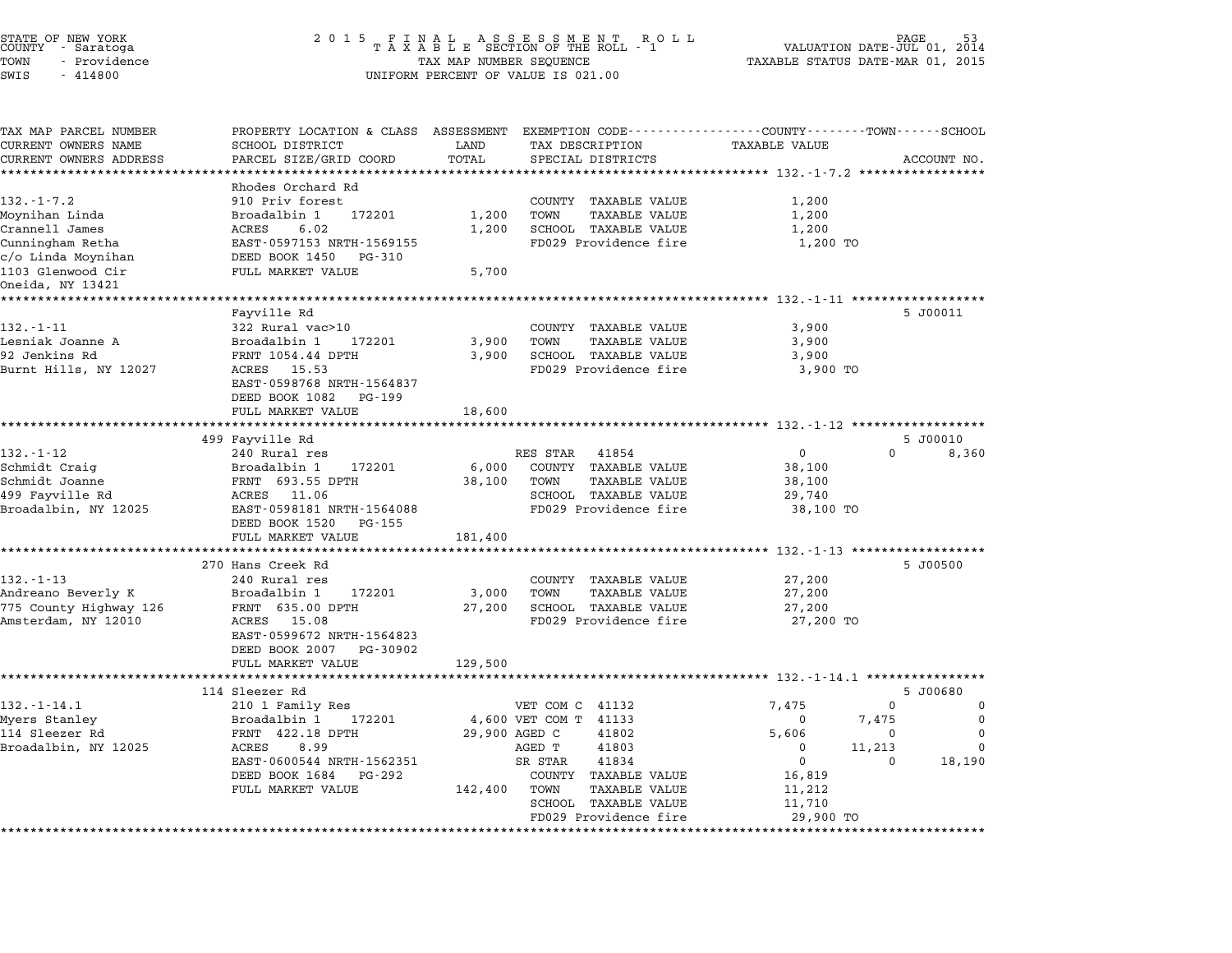STATE OF NEW YORK
COUNTY - Saratoga
TOWN - Providence
SWIS - 414800

2015 FINAL ASSESSMENT ROLL
TAXABLE SECTION OF THE ROLL - 1
TAX MAP NUMBER SEQUENCE
UNIFORM PERCENT OF VALUE IS 021.00

VALUATION DATE-JUL 01, 2014
TAXABLE STATUS DATE-MAR 01, 2015

| TAX MAP PARCEL NUMBER / CURRENT OWNERS NAME / CURRENT OWNERS ADDRESS | PROPERTY LOCATION & CLASS / SCHOOL DISTRICT / PARCEL SIZE/GRID COORD | ASSESSMENT LAND | TOTAL | EXEMPTION CODE / TAX DESCRIPTION / SPECIAL DISTRICTS | COUNTY TAXABLE VALUE | TOWN | SCHOOL | ACCOUNT NO. |
|---|---|---|---|---|---|---|---|---|
| **132.-1-7.2** | Rhodes Orchard Rd | | | | | | | |
| 132.-1-7.2 | 910 Priv forest | | | COUNTY TAXABLE VALUE | 1,200 | | | |
| Moynihan Linda | Broadalbin 1 172201 | 1,200 | | TOWN TAXABLE VALUE | 1,200 | | | |
| Crannell James | ACRES 6.02 | | 1,200 | SCHOOL TAXABLE VALUE | 1,200 | | | |
| Cunningham Retha | EAST-0597153 NRTH-1569155 | | | FD029 Providence fire | 1,200 TO | | | |
| c/o Linda Moynihan | DEED BOOK 1450 PG-310 | | | | | | | |
| 1103 Glenwood Cir | FULL MARKET VALUE | | 5,700 | | | | | |
| Oneida, NY 13421 | | | | | | | | |
| **132.-1-11** | Fayville Rd | | | | | | | 5 J00011 |
| 132.-1-11 | 322 Rural vac>10 | | | COUNTY TAXABLE VALUE | 3,900 | | | |
| Lesniak Joanne A | Broadalbin 1 172201 | 3,900 | | TOWN TAXABLE VALUE | 3,900 | | | |
| 92 Jenkins Rd | FRNT 1054.44 DPTH | | 3,900 | SCHOOL TAXABLE VALUE | 3,900 | | | |
| Burnt Hills, NY 12027 | ACRES 15.53 | | | FD029 Providence fire | 3,900 TO | | | |
| | EAST-0598768 NRTH-1564837 | | | | | | | |
| | DEED BOOK 1082 PG-199 | | | | | | | |
| | FULL MARKET VALUE | | 18,600 | | | | | |
| **132.-1-12** | 499 Fayville Rd | | | | | | | 5 J00010 |
| 132.-1-12 | 240 Rural res | | | RES STAR 41854 | 0 | 0 | 8,360 | |
| Schmidt Craig | Broadalbin 1 172201 | 6,000 | | COUNTY TAXABLE VALUE | 38,100 | | | |
| Schmidt Joanne | FRNT 693.55 DPTH | | 38,100 | TOWN TAXABLE VALUE | 38,100 | | | |
| 499 Fayville Rd | ACRES 11.06 | | | SCHOOL TAXABLE VALUE | 29,740 | | | |
| Broadalbin, NY 12025 | EAST-0598181 NRTH-1564088 | | | FD029 Providence fire | 38,100 TO | | | |
| | DEED BOOK 1520 PG-155 | | | | | | | |
| | FULL MARKET VALUE | | 181,400 | | | | | |
| **132.-1-13** | 270 Hans Creek Rd | | | | | | | 5 J00500 |
| 132.-1-13 | 240 Rural res | | | COUNTY TAXABLE VALUE | 27,200 | | | |
| Andreano Beverly K | Broadalbin 1 172201 | 3,000 | | TOWN TAXABLE VALUE | 27,200 | | | |
| 775 County Highway 126 | FRNT 635.00 DPTH | | 27,200 | SCHOOL TAXABLE VALUE | 27,200 | | | |
| Amsterdam, NY 12010 | ACRES 15.08 | | | FD029 Providence fire | 27,200 TO | | | |
| | EAST-0599672 NRTH-1564823 | | | | | | | |
| | DEED BOOK 2007 PG-30902 | | | | | | | |
| | FULL MARKET VALUE | | 129,500 | | | | | |
| **132.-1-14.1** | 114 Sleezer Rd | | | | | | | 5 J00680 |
| 132.-1-14.1 | 210 1 Family Res | | | VET COM C 41132 | 7,475 | 0 | 0 | |
| Myers Stanley | Broadalbin 1 172201 | 4,600 | | VET COM T 41133 | 0 | 7,475 | 0 | |
| 114 Sleezer Rd | FRNT 422.18 DPTH | | 29,900 | AGED C 41802 | 5,606 | 0 | 0 | |
| Broadalbin, NY 12025 | ACRES 8.99 | | | AGED T 41803 | 0 | 11,213 | 0 | |
| | EAST-0600544 NRTH-1562351 | | | SR STAR 41834 | 0 | 0 | 18,190 | |
| | DEED BOOK 1684 PG-292 | | | COUNTY TAXABLE VALUE | 16,819 | | | |
| | FULL MARKET VALUE | | 142,400 | TOWN TAXABLE VALUE | 11,212 | | | |
| | | | | SCHOOL TAXABLE VALUE | 11,710 | | | |
| | | | | FD029 Providence fire | 29,900 TO | | | |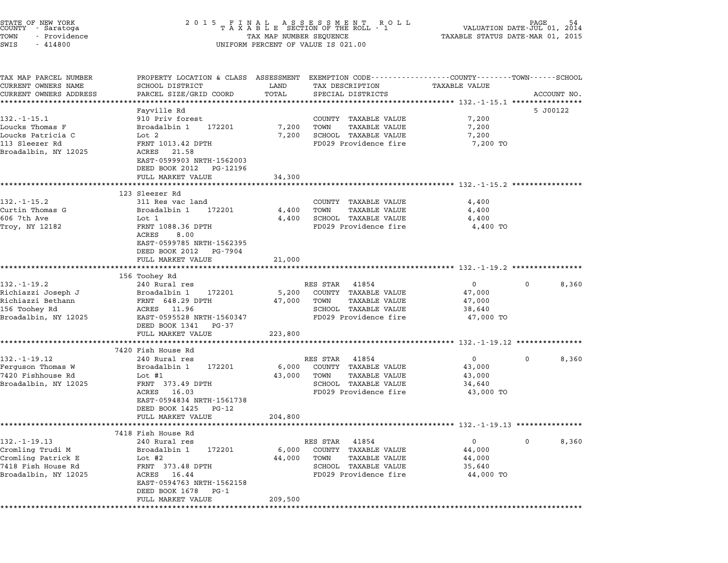STATE OF NEW YORK
COUNTY - Saratoga
TOWN - Providence
SWIS - 414800

2 0 1 5 F I N A L A S S E S S M E N T R O L L
T A X A B L E SECTION OF THE ROLL - 1
TAX MAP NUMBER SEQUENCE
UNIFORM PERCENT OF VALUE IS 021.00

VALUATION DATE-JUL 01, 2014
TAXABLE STATUS DATE-MAR 01, 2015

| TAX MAP PARCEL NUMBER / CURRENT OWNERS NAME / CURRENT OWNERS ADDRESS | PROPERTY LOCATION & CLASS / SCHOOL DISTRICT / PARCEL SIZE/GRID COORD | ASSESSMENT LAND | TOTAL | EXEMPTION CODE / TAX DESCRIPTION / SPECIAL DISTRICTS | COUNTY TAXABLE VALUE | TOWN | SCHOOL | ACCOUNT NO. |
|---|---|---|---|---|---|---|---|---|
| **132.-1-15.1** | Fayville Rd | | | | | | | 5 J00122 |
| 132.-1-15.1 | 910 Priv forest | | | COUNTY TAXABLE VALUE | 7,200 | | | |
| Loucks Thomas F | Broadalbin 1 172201 | 7,200 | | TOWN TAXABLE VALUE | 7,200 | | | |
| Loucks Patricia C | Lot 2 | | 7,200 | SCHOOL TAXABLE VALUE | 7,200 | | | |
| 113 Sleezer Rd | FRNT 1013.42 DPTH | | | FD029 Providence fire | 7,200 TO | | | |
| Broadalbin, NY 12025 | ACRES 21.58 | | | | | | | |
| | EAST-0599903 NRTH-1562003 | | | | | | | |
| | DEED BOOK 2012 PG-12196 | | | | | | | |
| | FULL MARKET VALUE | | 34,300 | | | | | |
| **132.-1-15.2** | 123 Sleezer Rd | | | | | | | |
| 132.-1-15.2 | 311 Res vac land | | | COUNTY TAXABLE VALUE | 4,400 | | | |
| Curtin Thomas G | Broadalbin 1 172201 | 4,400 | | TOWN TAXABLE VALUE | 4,400 | | | |
| 606 7th Ave | Lot 1 | | 4,400 | SCHOOL TAXABLE VALUE | 4,400 | | | |
| Troy, NY 12182 | FRNT 1088.36 DPTH | | | FD029 Providence fire | 4,400 TO | | | |
| | ACRES 8.00 | | | | | | | |
| | EAST-0599785 NRTH-1562395 | | | | | | | |
| | DEED BOOK 2012 PG-7904 | | | | | | | |
| | FULL MARKET VALUE | | 21,000 | | | | | |
| **132.-1-19.2** | 156 Toohey Rd | | | | | | | |
| 132.-1-19.2 | 240 Rural res | | | RES STAR 41854 | 0 | 0 | 8,360 | |
| Richiazzi Joseph J | Broadalbin 1 172201 | 5,200 | | COUNTY TAXABLE VALUE | 47,000 | | | |
| Richiazzi Bethann | FRNT 648.29 DPTH | | 47,000 | TOWN TAXABLE VALUE | 47,000 | | | |
| 156 Toohey Rd | ACRES 11.96 | | | SCHOOL TAXABLE VALUE | 38,640 | | | |
| Broadalbin, NY 12025 | EAST-0595528 NRTH-1560347 | | | FD029 Providence fire | 47,000 TO | | | |
| | DEED BOOK 1341 PG-37 | | | | | | | |
| | FULL MARKET VALUE | | 223,800 | | | | | |
| **132.-1-19.12** | 7420 Fish House Rd | | | | | | | |
| 132.-1-19.12 | 240 Rural res | | | RES STAR 41854 | 0 | 0 | 8,360 | |
| Ferguson Thomas W | Broadalbin 1 172201 | 6,000 | | COUNTY TAXABLE VALUE | 43,000 | | | |
| 7420 Fishhouse Rd | Lot #1 | | 43,000 | TOWN TAXABLE VALUE | 43,000 | | | |
| Broadalbin, NY 12025 | FRNT 373.49 DPTH | | | SCHOOL TAXABLE VALUE | 34,640 | | | |
| | ACRES 16.03 | | | FD029 Providence fire | 43,000 TO | | | |
| | EAST-0594834 NRTH-1561738 | | | | | | | |
| | DEED BOOK 1425 PG-12 | | | | | | | |
| | FULL MARKET VALUE | | 204,800 | | | | | |
| **132.-1-19.13** | 7418 Fish House Rd | | | | | | | |
| 132.-1-19.13 | 240 Rural res | | | RES STAR 41854 | 0 | 0 | 8,360 | |
| Cromling Trudi M | Broadalbin 1 172201 | 6,000 | | COUNTY TAXABLE VALUE | 44,000 | | | |
| Cromling Patrick E | Lot #2 | | 44,000 | TOWN TAXABLE VALUE | 44,000 | | | |
| 7418 Fish House Rd | FRNT 373.48 DPTH | | | SCHOOL TAXABLE VALUE | 35,640 | | | |
| Broadalbin, NY 12025 | ACRES 16.44 | | | FD029 Providence fire | 44,000 TO | | | |
| | EAST-0594763 NRTH-1562158 | | | | | | | |
| | DEED BOOK 1678 PG-1 | | | | | | | |
| | FULL MARKET VALUE | | 209,500 | | | | | |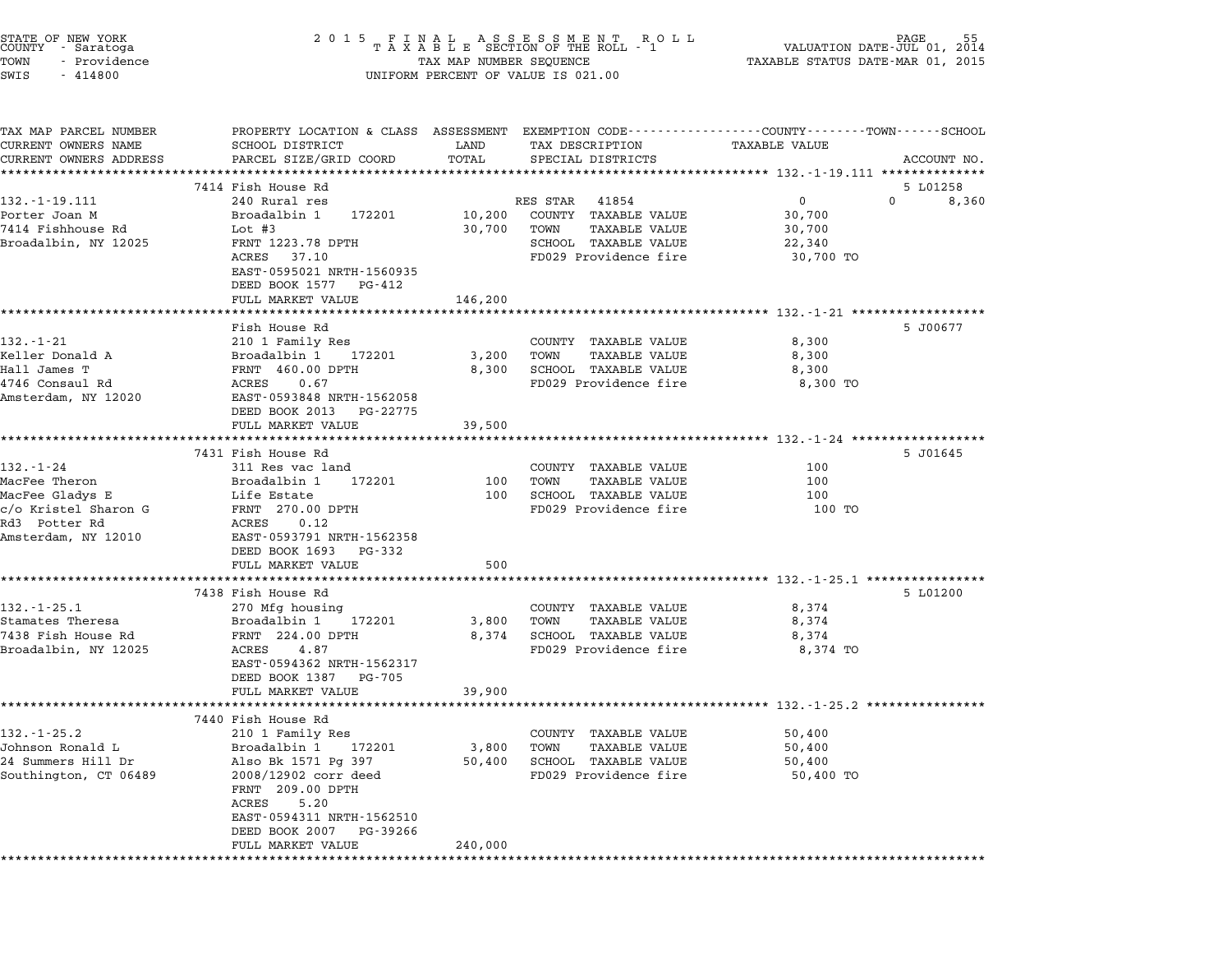STATE OF NEW YORK — 2015 FINAL ASSESSMENT ROLL — TAXABLE SECTION OF THE ROLL - 1
COUNTY - Saratoga — VALUATION DATE-JUL 01, 2014
TOWN - Providence — TAX MAP NUMBER SEQUENCE — TAXABLE STATUS DATE-MAR 01, 2015
SWIS - 414800 — UNIFORM PERCENT OF VALUE IS 021.00

| TAX MAP PARCEL NUMBER / CURRENT OWNERS NAME / CURRENT OWNERS ADDRESS | PROPERTY LOCATION & CLASS / SCHOOL DISTRICT / PARCEL SIZE/GRID COORD | ASSESSMENT LAND / TOTAL | EXEMPTION CODE / TAX DESCRIPTION / SPECIAL DISTRICTS | COUNTY | TOWN | SCHOOL | ACCOUNT NO. |
|---|---|---|---|---|---|---|---|
| **132.-1-19.111** | 7414 Fish House Rd | | | | | | 5 L01258 |
| Porter Joan M | 240 Rural res | | RES STAR 41854 | 0 | 0 | 8,360 | |
| 7414 Fishhouse Rd | Broadalbin 1 172201 | 10,200 | COUNTY TAXABLE VALUE | 30,700 | | | |
| Broadalbin, NY 12025 | Lot #3 | 30,700 | TOWN TAXABLE VALUE | | 30,700 | | |
| | FRNT 1223.78 DPTH | | SCHOOL TAXABLE VALUE | | | 22,340 | |
| | ACRES 37.10 | | FD029 Providence fire | 30,700 TO | | | |
| | EAST-0595021 NRTH-1560935 | | | | | | |
| | DEED BOOK 1577 PG-412 | | | | | | |
| | FULL MARKET VALUE | 146,200 | | | | | |
| **132.-1-21** | Fish House Rd | | | | | | 5 J00677 |
| Keller Donald A | 210 1 Family Res | | COUNTY TAXABLE VALUE | 8,300 | | | |
| Hall James T | Broadalbin 1 172201 | 3,200 | TOWN TAXABLE VALUE | | 8,300 | | |
| 4746 Consaul Rd | FRNT 460.00 DPTH | 8,300 | SCHOOL TAXABLE VALUE | | | 8,300 | |
| Amsterdam, NY 12020 | ACRES 0.67 | | FD029 Providence fire | 8,300 TO | | | |
| | EAST-0593848 NRTH-1562058 | | | | | | |
| | DEED BOOK 2013 PG-22775 | | | | | | |
| | FULL MARKET VALUE | 39,500 | | | | | |
| **132.-1-24** | 7431 Fish House Rd | | | | | | 5 J01645 |
| MacFee Theron | 311 Res vac land | | COUNTY TAXABLE VALUE | 100 | | | |
| MacFee Gladys E | Broadalbin 1 172201 | 100 | TOWN TAXABLE VALUE | | 100 | | |
| c/o Kristel Sharon G | Life Estate | 100 | SCHOOL TAXABLE VALUE | | | 100 | |
| Rd3 Potter Rd | FRNT 270.00 DPTH | | FD029 Providence fire | 100 TO | | | |
| Amsterdam, NY 12010 | ACRES 0.12 | | | | | | |
| | EAST-0593791 NRTH-1562358 | | | | | | |
| | DEED BOOK 1693 PG-332 | | | | | | |
| | FULL MARKET VALUE | 500 | | | | | |
| **132.-1-25.1** | 7438 Fish House Rd | | | | | | 5 L01200 |
| Stamates Theresa | 270 Mfg housing | | COUNTY TAXABLE VALUE | 8,374 | | | |
| 7438 Fish House Rd | Broadalbin 1 172201 | 3,800 | TOWN TAXABLE VALUE | | 8,374 | | |
| Broadalbin, NY 12025 | FRNT 224.00 DPTH | 8,374 | SCHOOL TAXABLE VALUE | | | 8,374 | |
| | ACRES 4.87 | | FD029 Providence fire | 8,374 TO | | | |
| | EAST-0594362 NRTH-1562317 | | | | | | |
| | DEED BOOK 1387 PG-705 | | | | | | |
| | FULL MARKET VALUE | 39,900 | | | | | |
| **132.-1-25.2** | 7440 Fish House Rd | | | | | | |
| Johnson Ronald L | 210 1 Family Res | | COUNTY TAXABLE VALUE | 50,400 | | | |
| 24 Summers Hill Dr | Broadalbin 1 172201 | 3,800 | TOWN TAXABLE VALUE | | 50,400 | | |
| Southington, CT 06489 | Also Bk 1571 Pg 397 | 50,400 | SCHOOL TAXABLE VALUE | | | 50,400 | |
| | 2008/12902 corr deed | | FD029 Providence fire | 50,400 TO | | | |
| | FRNT 209.00 DPTH | | | | | | |
| | ACRES 5.20 | | | | | | |
| | EAST-0594311 NRTH-1562510 | | | | | | |
| | DEED BOOK 2007 PG-39266 | | | | | | |
| | FULL MARKET VALUE | 240,000 | | | | | |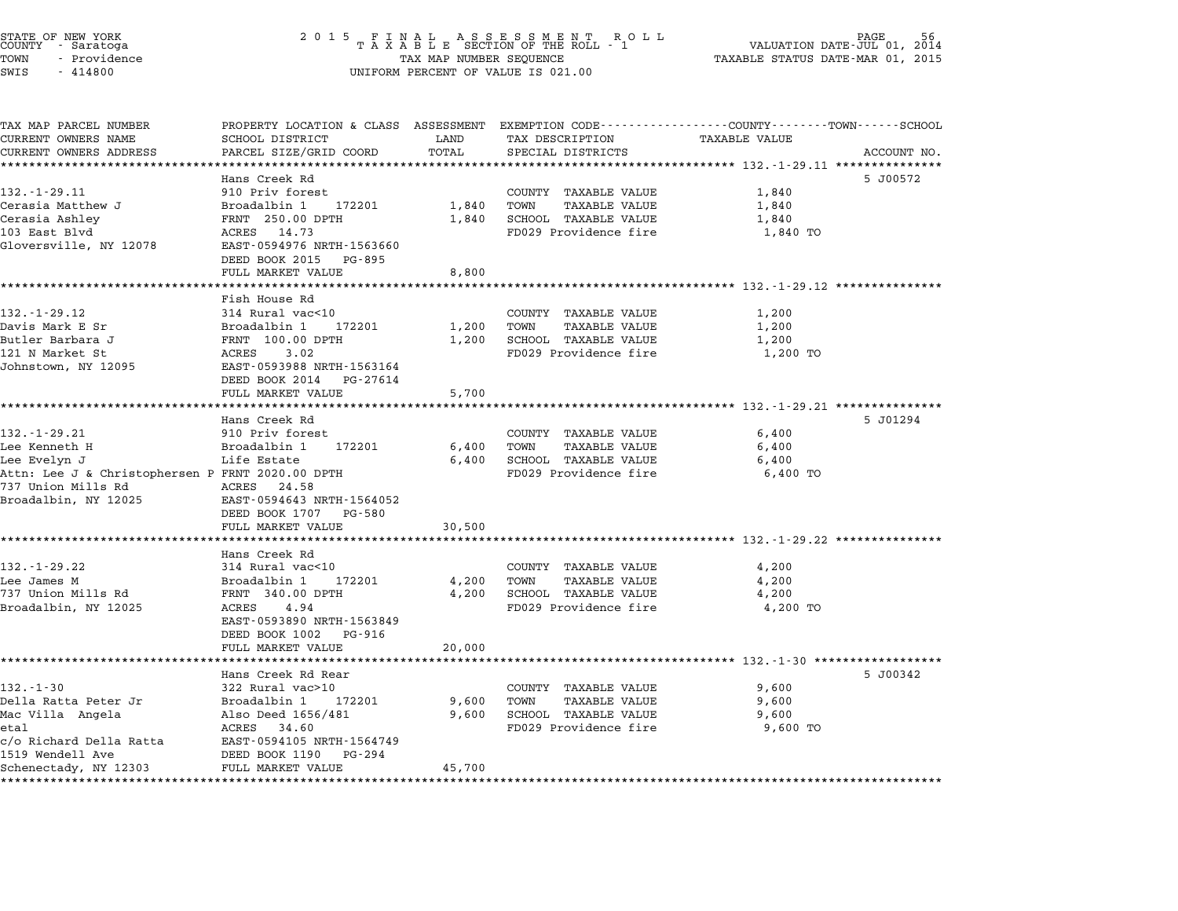STATE OF NEW YORK
COUNTY - Saratoga
TOWN - Providence
SWIS - 414800

2015 FINAL ASSESSMENT ROLL
TAXABLE SECTION OF THE ROLL - 1
TAX MAP NUMBER SEQUENCE
UNIFORM PERCENT OF VALUE IS 021.00

VALUATION DATE-JUL 01, 2014
TAXABLE STATUS DATE-MAR 01, 2015

| TAX MAP PARCEL NUMBER / CURRENT OWNERS NAME / CURRENT OWNERS ADDRESS | PROPERTY LOCATION & CLASS / SCHOOL DISTRICT / PARCEL SIZE/GRID COORD | ASSESSMENT LAND | TOTAL | EXEMPTION CODE / TAX DESCRIPTION / SPECIAL DISTRICTS | TAXABLE VALUE (COUNTY / TOWN / SCHOOL) | ACCOUNT NO. |
|---|---|---|---|---|---|---|
| **132.-1-29.11** | Hans Creek Rd | | | | | 5 J00572 |
| 132.-1-29.11 | 910 Priv forest | | | COUNTY TAXABLE VALUE | 1,840 | |
| Cerasia Matthew J | Broadalbin 1 172201 | 1,840 | | TOWN TAXABLE VALUE | 1,840 | |
| Cerasia Ashley | FRNT 250.00 DPTH | | 1,840 | SCHOOL TAXABLE VALUE | 1,840 | |
| 103 East Blvd | ACRES 14.73 | | | FD029 Providence fire | 1,840 TO | |
| Gloversville, NY 12078 | EAST-0594976 NRTH-1563660 | | | | | |
| | DEED BOOK 2015 PG-895 | | | | | |
| | FULL MARKET VALUE | | 8,800 | | | |
| **132.-1-29.12** | Fish House Rd | | | | | |
| 132.-1-29.12 | 314 Rural vac<10 | | | COUNTY TAXABLE VALUE | 1,200 | |
| Davis Mark E Sr | Broadalbin 1 172201 | 1,200 | | TOWN TAXABLE VALUE | 1,200 | |
| Butler Barbara J | FRNT 100.00 DPTH | | 1,200 | SCHOOL TAXABLE VALUE | 1,200 | |
| 121 N Market St | ACRES 3.02 | | | FD029 Providence fire | 1,200 TO | |
| Johnstown, NY 12095 | EAST-0593988 NRTH-1563164 | | | | | |
| | DEED BOOK 2014 PG-27614 | | | | | |
| | FULL MARKET VALUE | | 5,700 | | | |
| **132.-1-29.21** | Hans Creek Rd | | | | | 5 J01294 |
| 132.-1-29.21 | 910 Priv forest | | | COUNTY TAXABLE VALUE | 6,400 | |
| Lee Kenneth H | Broadalbin 1 172201 | 6,400 | | TOWN TAXABLE VALUE | 6,400 | |
| Lee Evelyn J | Life Estate | | 6,400 | SCHOOL TAXABLE VALUE | 6,400 | |
| Attn: Lee J & Christophersen P | FRNT 2020.00 DPTH | | | FD029 Providence fire | 6,400 TO | |
| 737 Union Mills Rd | ACRES 24.58 | | | | | |
| Broadalbin, NY 12025 | EAST-0594643 NRTH-1564052 | | | | | |
| | DEED BOOK 1707 PG-580 | | | | | |
| | FULL MARKET VALUE | | 30,500 | | | |
| **132.-1-29.22** | Hans Creek Rd | | | | | |
| 132.-1-29.22 | 314 Rural vac<10 | | | COUNTY TAXABLE VALUE | 4,200 | |
| Lee James M | Broadalbin 1 172201 | 4,200 | | TOWN TAXABLE VALUE | 4,200 | |
| 737 Union Mills Rd | FRNT 340.00 DPTH | | 4,200 | SCHOOL TAXABLE VALUE | 4,200 | |
| Broadalbin, NY 12025 | ACRES 4.94 | | | FD029 Providence fire | 4,200 TO | |
| | EAST-0593890 NRTH-1563849 | | | | | |
| | DEED BOOK 1002 PG-916 | | | | | |
| | FULL MARKET VALUE | | 20,000 | | | |
| **132.-1-30** | Hans Creek Rd Rear | | | | | 5 J00342 |
| 132.-1-30 | 322 Rural vac>10 | | | COUNTY TAXABLE VALUE | 9,600 | |
| Della Ratta Peter Jr | Broadalbin 1 172201 | 9,600 | | TOWN TAXABLE VALUE | 9,600 | |
| Mac Villa Angela | Also Deed 1656/481 | | 9,600 | SCHOOL TAXABLE VALUE | 9,600 | |
| etal | ACRES 34.60 | | | FD029 Providence fire | 9,600 TO | |
| c/o Richard Della Ratta | EAST-0594105 NRTH-1564749 | | | | | |
| 1519 Wendell Ave | DEED BOOK 1190 PG-294 | | | | | |
| Schenectady, NY 12303 | FULL MARKET VALUE | | 45,700 | | | |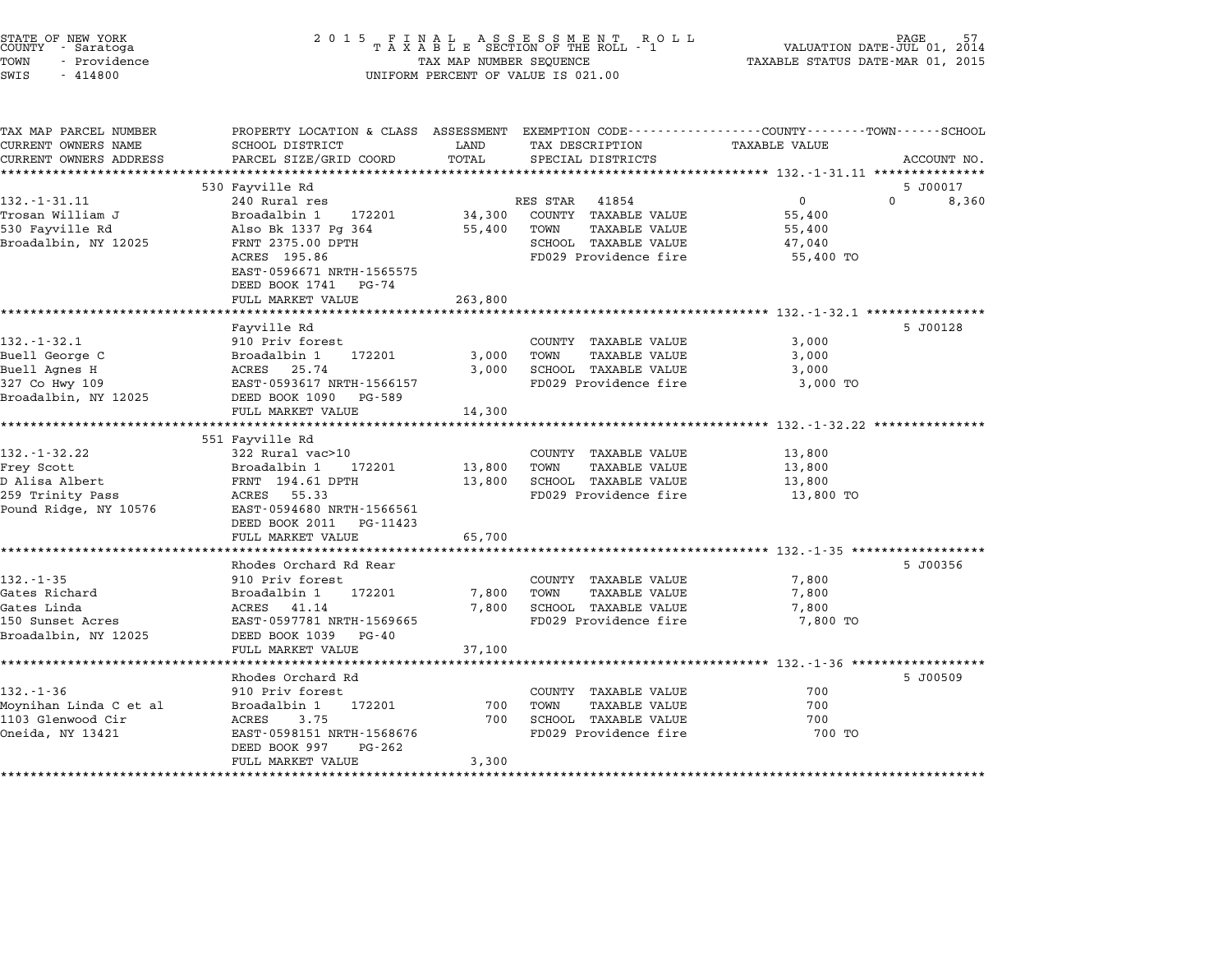STATE OF NEW YORK
COUNTY - Saratoga
TOWN - Providence
SWIS - 414800

2015 FINAL ASSESSMENT ROLL
TAXABLE SECTION OF THE ROLL - 1
TAX MAP NUMBER SEQUENCE
UNIFORM PERCENT OF VALUE IS 021.00

VALUATION DATE-JUL 01, 2014
TAXABLE STATUS DATE-MAR 01, 2015

| TAX MAP PARCEL NUMBER / CURRENT OWNERS NAME / CURRENT OWNERS ADDRESS | PROPERTY LOCATION & CLASS / SCHOOL DISTRICT / PARCEL SIZE/GRID COORD | ASSESSMENT LAND | TOTAL | EXEMPTION CODE / TAX DESCRIPTION / SPECIAL DISTRICTS | COUNTY / TOWN / SCHOOL TAXABLE VALUE | ACCOUNT NO. |
|---|---|---|---|---|---|---|
| **132.-1-31.11** | 530 Fayville Rd | | | | | 5 J00017 |
| 132.-1-31.11 | 240 Rural res | | | RES STAR 41854 | 0 &nbsp; 0 &nbsp; 8,360 | |
| Trosan William J | Broadalbin 1 172201 | 34,300 | | COUNTY TAXABLE VALUE | 55,400 | |
| 530 Fayville Rd | Also Bk 1337 Pg 364 | | 55,400 | TOWN TAXABLE VALUE | 55,400 | |
| Broadalbin, NY 12025 | FRNT 2375.00 DPTH | | | SCHOOL TAXABLE VALUE | 47,040 | |
| | ACRES 195.86 | | | FD029 Providence fire | 55,400 TO | |
| | EAST-0596671 NRTH-1565575 | | | | | |
| | DEED BOOK 1741 PG-74 | | | | | |
| | FULL MARKET VALUE | | 263,800 | | | |
| **132.-1-32.1** | Fayville Rd | | | | | 5 J00128 |
| 132.-1-32.1 | 910 Priv forest | | | COUNTY TAXABLE VALUE | 3,000 | |
| Buell George C | Broadalbin 1 172201 | 3,000 | | TOWN TAXABLE VALUE | 3,000 | |
| Buell Agnes H | ACRES 25.74 | | 3,000 | SCHOOL TAXABLE VALUE | 3,000 | |
| 327 Co Hwy 109 | EAST-0593617 NRTH-1566157 | | | FD029 Providence fire | 3,000 TO | |
| Broadalbin, NY 12025 | DEED BOOK 1090 PG-589 | | | | | |
| | FULL MARKET VALUE | | 14,300 | | | |
| **132.-1-32.22** | 551 Fayville Rd | | | | | |
| 132.-1-32.22 | 322 Rural vac>10 | | | COUNTY TAXABLE VALUE | 13,800 | |
| Frey Scott | Broadalbin 1 172201 | 13,800 | | TOWN TAXABLE VALUE | 13,800 | |
| D Alisa Albert | FRNT 194.61 DPTH | | 13,800 | SCHOOL TAXABLE VALUE | 13,800 | |
| 259 Trinity Pass | ACRES 55.33 | | | FD029 Providence fire | 13,800 TO | |
| Pound Ridge, NY 10576 | EAST-0594680 NRTH-1566561 | | | | | |
| | DEED BOOK 2011 PG-11423 | | | | | |
| | FULL MARKET VALUE | | 65,700 | | | |
| **132.-1-35** | Rhodes Orchard Rd Rear | | | | | 5 J00356 |
| 132.-1-35 | 910 Priv forest | | | COUNTY TAXABLE VALUE | 7,800 | |
| Gates Richard | Broadalbin 1 172201 | 7,800 | | TOWN TAXABLE VALUE | 7,800 | |
| Gates Linda | ACRES 41.14 | | 7,800 | SCHOOL TAXABLE VALUE | 7,800 | |
| 150 Sunset Acres | EAST-0597781 NRTH-1569665 | | | FD029 Providence fire | 7,800 TO | |
| Broadalbin, NY 12025 | DEED BOOK 1039 PG-40 | | | | | |
| | FULL MARKET VALUE | | 37,100 | | | |
| **132.-1-36** | Rhodes Orchard Rd | | | | | 5 J00509 |
| 132.-1-36 | 910 Priv forest | | | COUNTY TAXABLE VALUE | 700 | |
| Moynihan Linda C et al | Broadalbin 1 172201 | 700 | | TOWN TAXABLE VALUE | 700 | |
| 1103 Glenwood Cir | ACRES 3.75 | | 700 | SCHOOL TAXABLE VALUE | 700 | |
| Oneida, NY 13421 | EAST-0598151 NRTH-1568676 | | | FD029 Providence fire | 700 TO | |
| | DEED BOOK 997 PG-262 | | | | | |
| | FULL MARKET VALUE | | 3,300 | | | |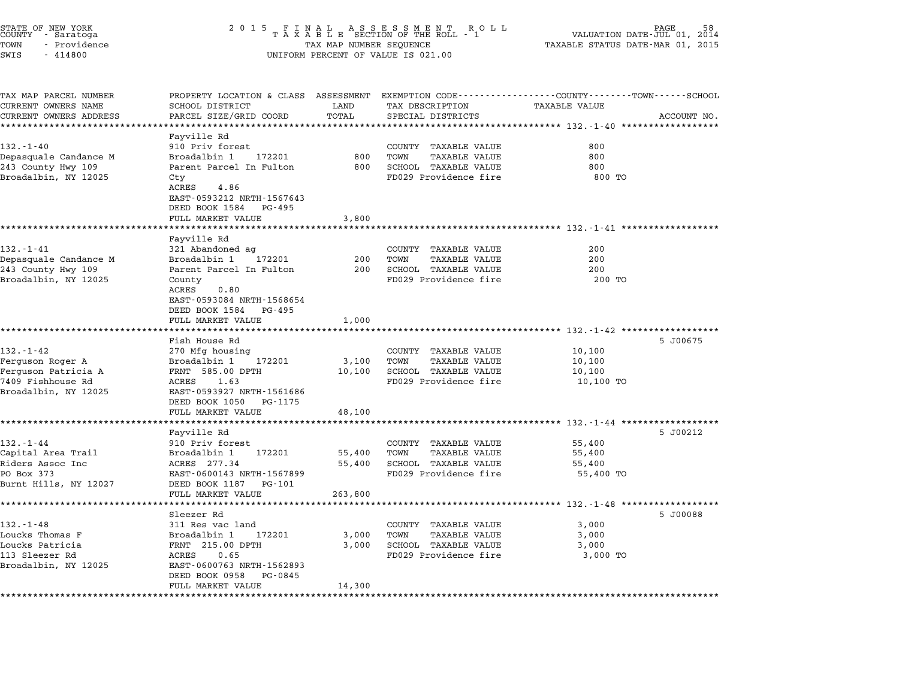STATE OF NEW YORK
COUNTY - Saratoga
TOWN - Providence
SWIS - 414800

2 0 1 5 F I N A L A S S E S S M E N T R O L L
T A X A B L E SECTION OF THE ROLL - 1
TAX MAP NUMBER SEQUENCE
UNIFORM PERCENT OF VALUE IS 021.00

VALUATION DATE-JUL 01, 2014
TAXABLE STATUS DATE-MAR 01, 2015

| TAX MAP PARCEL NUMBER / CURRENT OWNERS NAME / CURRENT OWNERS ADDRESS | PROPERTY LOCATION & CLASS / SCHOOL DISTRICT / PARCEL SIZE/GRID COORD | ASSESSMENT LAND | TOTAL | EXEMPTION CODE / TAX DESCRIPTION / SPECIAL DISTRICTS | TAXABLE VALUE (COUNTY / TOWN / SCHOOL) | ACCOUNT NO. |
|---|---|---|---|---|---|---|
| **132.-1-40** | Fayville Rd | | | | | |
| 132.-1-40 | 910 Priv forest | | | COUNTY TAXABLE VALUE | 800 | |
| Depasquale Candance M | Broadalbin 1 172201 | 800 | | TOWN TAXABLE VALUE | 800 | |
| 243 County Hwy 109 | Parent Parcel In Fulton | | 800 | SCHOOL TAXABLE VALUE | 800 | |
| Broadalbin, NY 12025 | Cty | | | FD029 Providence fire | 800 TO | |
| | ACRES 4.86 | | | | | |
| | EAST-0593212 NRTH-1567643 | | | | | |
| | DEED BOOK 1584 PG-495 | | | | | |
| | FULL MARKET VALUE | | 3,800 | | | |
| **132.-1-41** | Fayville Rd | | | | | |
| 132.-1-41 | 321 Abandoned ag | | | COUNTY TAXABLE VALUE | 200 | |
| Depasquale Candance M | Broadalbin 1 172201 | 200 | | TOWN TAXABLE VALUE | 200 | |
| 243 County Hwy 109 | Parent Parcel In Fulton | | 200 | SCHOOL TAXABLE VALUE | 200 | |
| Broadalbin, NY 12025 | County | | | FD029 Providence fire | 200 TO | |
| | ACRES 0.80 | | | | | |
| | EAST-0593084 NRTH-1568654 | | | | | |
| | DEED BOOK 1584 PG-495 | | | | | |
| | FULL MARKET VALUE | | 1,000 | | | |
| **132.-1-42** | Fish House Rd | | | | | 5 J00675 |
| 132.-1-42 | 270 Mfg housing | | | COUNTY TAXABLE VALUE | 10,100 | |
| Ferguson Roger A | Broadalbin 1 172201 | 3,100 | | TOWN TAXABLE VALUE | 10,100 | |
| Ferguson Patricia A | FRNT 585.00 DPTH | | 10,100 | SCHOOL TAXABLE VALUE | 10,100 | |
| 7409 Fishhouse Rd | ACRES 1.63 | | | FD029 Providence fire | 10,100 TO | |
| Broadalbin, NY 12025 | EAST-0593927 NRTH-1561686 | | | | | |
| | DEED BOOK 1050 PG-1175 | | | | | |
| | FULL MARKET VALUE | | 48,100 | | | |
| **132.-1-44** | Fayville Rd | | | | | 5 J00212 |
| 132.-1-44 | 910 Priv forest | | | COUNTY TAXABLE VALUE | 55,400 | |
| Capital Area Trail | Broadalbin 1 172201 | 55,400 | | TOWN TAXABLE VALUE | 55,400 | |
| Riders Assoc Inc | ACRES 277.34 | | 55,400 | SCHOOL TAXABLE VALUE | 55,400 | |
| PO Box 373 | EAST-0600143 NRTH-1567899 | | | FD029 Providence fire | 55,400 TO | |
| Burnt Hills, NY 12027 | DEED BOOK 1187 PG-101 | | | | | |
| | FULL MARKET VALUE | | 263,800 | | | |
| **132.-1-48** | Sleezer Rd | | | | | 5 J00088 |
| 132.-1-48 | 311 Res vac land | | | COUNTY TAXABLE VALUE | 3,000 | |
| Loucks Thomas F | Broadalbin 1 172201 | 3,000 | | TOWN TAXABLE VALUE | 3,000 | |
| Loucks Patricia | FRNT 215.00 DPTH | | 3,000 | SCHOOL TAXABLE VALUE | 3,000 | |
| 113 Sleezer Rd | ACRES 0.65 | | | FD029 Providence fire | 3,000 TO | |
| Broadalbin, NY 12025 | EAST-0600763 NRTH-1562893 | | | | | |
| | DEED BOOK 0958 PG-0845 | | | | | |
| | FULL MARKET VALUE | | 14,300 | | | |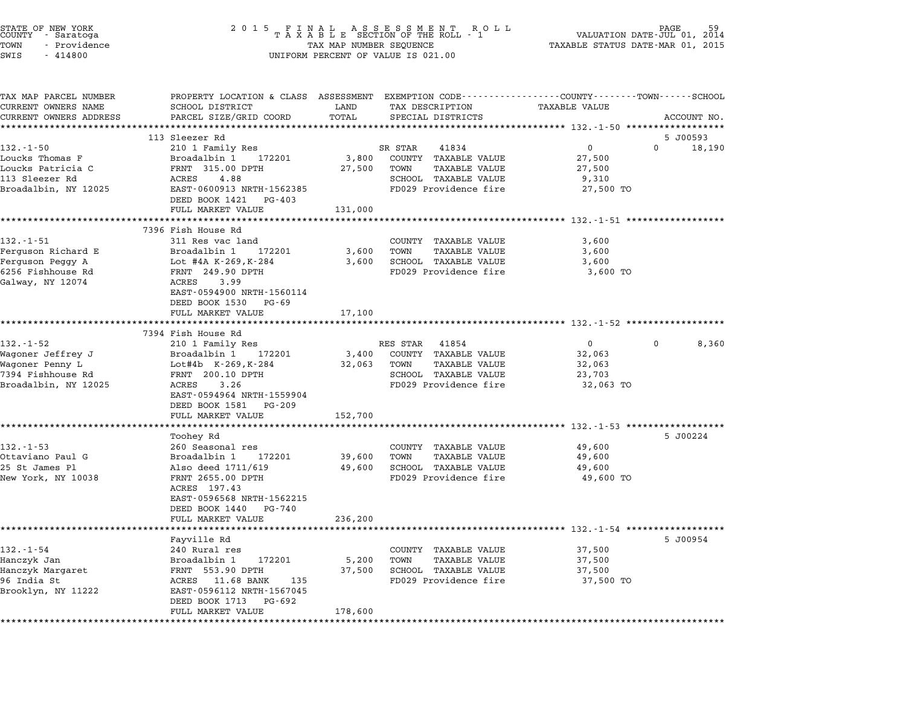STATE OF NEW YORK — 2015 FINAL ASSESSMENT ROLL — TAXABLE SECTION OF THE ROLL - 1
COUNTY - Saratoga — TAX MAP NUMBER SEQUENCE — VALUATION DATE-JUL 01, 2014
TOWN - Providence — UNIFORM PERCENT OF VALUE IS 021.00 — TAXABLE STATUS DATE-MAR 01, 2015
SWIS - 414800

| TAX MAP PARCEL NUMBER / CURRENT OWNERS NAME / CURRENT OWNERS ADDRESS | PROPERTY LOCATION & CLASS / SCHOOL DISTRICT / PARCEL SIZE/GRID COORD | ASSESSMENT LAND / TOTAL | EXEMPTION CODE / TAX DESCRIPTION / SPECIAL DISTRICTS | COUNTY / TOWN TAXABLE VALUE | SCHOOL | ACCOUNT NO. |
|---|---|---|---|---|---|---|
| 132.-1-50 | 113 Sleezer Rd | | | | | 5 J00593 |
| Loucks Thomas F | 210 1 Family Res | | SR STAR 41834 | 0 | 0 | 18,190 |
| Loucks Patricia C | Broadalbin 1 172201 | 3,800 | COUNTY TAXABLE VALUE | 27,500 | | |
| 113 Sleezer Rd | FRNT 315.00 DPTH | 27,500 | TOWN TAXABLE VALUE | 27,500 | | |
| Broadalbin, NY 12025 | ACRES 4.88 | | SCHOOL TAXABLE VALUE | 9,310 | | |
| | EAST-0600913 NRTH-1562385 | | FD029 Providence fire | 27,500 TO | | |
| | DEED BOOK 1421 PG-403 | | | | | |
| | FULL MARKET VALUE | 131,000 | | | | |
| 132.-1-51 | 7396 Fish House Rd | | | | | |
| Ferguson Richard E | 311 Res vac land | | COUNTY TAXABLE VALUE | 3,600 | | |
| Ferguson Peggy A | Broadalbin 1 172201 | 3,600 | TOWN TAXABLE VALUE | 3,600 | | |
| 6256 Fishhouse Rd | Lot #4A K-269,K-284 | 3,600 | SCHOOL TAXABLE VALUE | 3,600 | | |
| Galway, NY 12074 | FRNT 249.90 DPTH | | FD029 Providence fire | 3,600 TO | | |
| | ACRES 3.99 | | | | | |
| | EAST-0594900 NRTH-1560114 | | | | | |
| | DEED BOOK 1530 PG-69 | | | | | |
| | FULL MARKET VALUE | 17,100 | | | | |
| 132.-1-52 | 7394 Fish House Rd | | | | | |
| Wagoner Jeffrey J | 210 1 Family Res | | RES STAR 41854 | 0 | 0 | 8,360 |
| Wagoner Penny L | Broadalbin 1 172201 | 3,400 | COUNTY TAXABLE VALUE | 32,063 | | |
| 7394 Fishhouse Rd | Lot#4b K-269,K-284 | 32,063 | TOWN TAXABLE VALUE | 32,063 | | |
| Broadalbin, NY 12025 | FRNT 200.10 DPTH | | SCHOOL TAXABLE VALUE | 23,703 | | |
| | ACRES 3.26 | | FD029 Providence fire | 32,063 TO | | |
| | EAST-0594964 NRTH-1559904 | | | | | |
| | DEED BOOK 1581 PG-209 | | | | | |
| | FULL MARKET VALUE | 152,700 | | | | |
| 132.-1-53 | Toohey Rd | | | | | 5 J00224 |
| Ottaviano Paul G | 260 Seasonal res | | COUNTY TAXABLE VALUE | 49,600 | | |
| 25 St James Pl | Broadalbin 1 172201 | 39,600 | TOWN TAXABLE VALUE | 49,600 | | |
| New York, NY 10038 | Also deed 1711/619 | 49,600 | SCHOOL TAXABLE VALUE | 49,600 | | |
| | FRNT 2655.00 DPTH | | FD029 Providence fire | 49,600 TO | | |
| | ACRES 197.43 | | | | | |
| | EAST-0596568 NRTH-1562215 | | | | | |
| | DEED BOOK 1440 PG-740 | | | | | |
| | FULL MARKET VALUE | 236,200 | | | | |
| 132.-1-54 | Fayville Rd | | | | | 5 J00954 |
| Hanczyk Jan | 240 Rural res | | COUNTY TAXABLE VALUE | 37,500 | | |
| Hanczyk Margaret | Broadalbin 1 172201 | 5,200 | TOWN TAXABLE VALUE | 37,500 | | |
| 96 India St | FRNT 553.90 DPTH | 37,500 | SCHOOL TAXABLE VALUE | 37,500 | | |
| Brooklyn, NY 11222 | ACRES 11.68 BANK 135 | | FD029 Providence fire | 37,500 TO | | |
| | EAST-0596112 NRTH-1567045 | | | | | |
| | DEED BOOK 1713 PG-692 | | | | | |
| | FULL MARKET VALUE | 178,600 | | | | |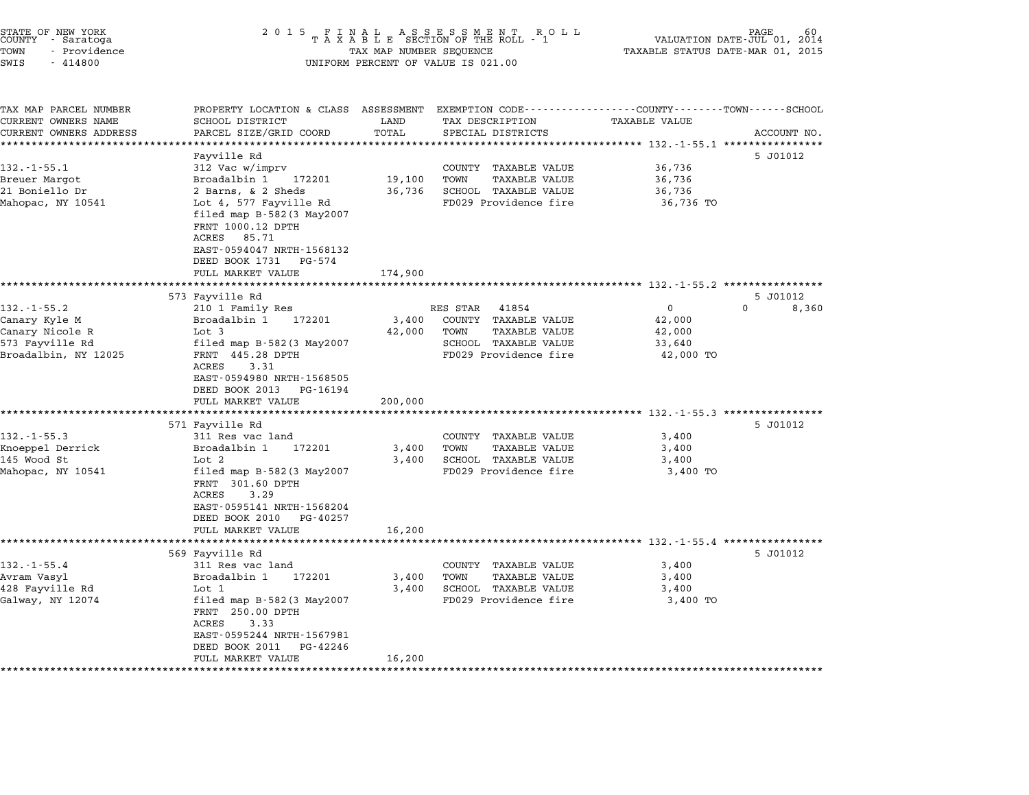STATE OF NEW YORK
COUNTY - Saratoga
TOWN - Providence
SWIS - 414800

2015 FINAL ASSESSMENT ROLL
TAXABLE SECTION OF THE ROLL - 1
TAX MAP NUMBER SEQUENCE
UNIFORM PERCENT OF VALUE IS 021.00

VALUATION DATE-JUL 01, 2014
TAXABLE STATUS DATE-MAR 01, 2015

| TAX MAP PARCEL NUMBER / CURRENT OWNERS NAME / CURRENT OWNERS ADDRESS | PROPERTY LOCATION & CLASS / SCHOOL DISTRICT / PARCEL SIZE/GRID COORD | ASSESSMENT LAND | TOTAL | EXEMPTION CODE / TAX DESCRIPTION / SPECIAL DISTRICTS | TAXABLE VALUE COUNTY/TOWN/SCHOOL | ACCOUNT NO. |
|---|---|---|---|---|---|---|
| **132.-1-55.1** | Fayville Rd | | | | | 5 J01012 |
| 132.-1-55.1 | 312 Vac w/imprv | | | COUNTY TAXABLE VALUE | 36,736 | |
| Breuer Margot | Broadalbin 1 172201 | 19,100 | | TOWN TAXABLE VALUE | 36,736 | |
| 21 Boniello Dr | 2 Barns, & 2 Sheds | | 36,736 | SCHOOL TAXABLE VALUE | 36,736 | |
| Mahopac, NY 10541 | Lot 4, 577 Fayville Rd | | | FD029 Providence fire | 36,736 TO | |
| | filed map B-582(3 May2007 | | | | | |
| | FRNT 1000.12 DPTH | | | | | |
| | ACRES 85.71 | | | | | |
| | EAST-0594047 NRTH-1568132 | | | | | |
| | DEED BOOK 1731 PG-574 | | | | | |
| | FULL MARKET VALUE | | 174,900 | | | |
| **132.-1-55.2** | 573 Fayville Rd | | | | | 5 J01012 |
| 132.-1-55.2 | 210 1 Family Res | | | RES STAR 41854 | 0 / 0 / 8,360 | |
| Canary Kyle M | Broadalbin 1 172201 | 3,400 | | COUNTY TAXABLE VALUE | 42,000 | |
| Canary Nicole R | Lot 3 | | 42,000 | TOWN TAXABLE VALUE | 42,000 | |
| 573 Fayville Rd | filed map B-582(3 May2007 | | | SCHOOL TAXABLE VALUE | 33,640 | |
| Broadalbin, NY 12025 | FRNT 445.28 DPTH | | | FD029 Providence fire | 42,000 TO | |
| | ACRES 3.31 | | | | | |
| | EAST-0594980 NRTH-1568505 | | | | | |
| | DEED BOOK 2013 PG-16194 | | | | | |
| | FULL MARKET VALUE | | 200,000 | | | |
| **132.-1-55.3** | 571 Fayville Rd | | | | | 5 J01012 |
| 132.-1-55.3 | 311 Res vac land | | | COUNTY TAXABLE VALUE | 3,400 | |
| Knoeppel Derrick | Broadalbin 1 172201 | 3,400 | | TOWN TAXABLE VALUE | 3,400 | |
| 145 Wood St | Lot 2 | | 3,400 | SCHOOL TAXABLE VALUE | 3,400 | |
| Mahopac, NY 10541 | filed map B-582(3 May2007 | | | FD029 Providence fire | 3,400 TO | |
| | FRNT 301.60 DPTH | | | | | |
| | ACRES 3.29 | | | | | |
| | EAST-0595141 NRTH-1568204 | | | | | |
| | DEED BOOK 2010 PG-40257 | | | | | |
| | FULL MARKET VALUE | | 16,200 | | | |
| **132.-1-55.4** | 569 Fayville Rd | | | | | 5 J01012 |
| 132.-1-55.4 | 311 Res vac land | | | COUNTY TAXABLE VALUE | 3,400 | |
| Avram Vasyl | Broadalbin 1 172201 | 3,400 | | TOWN TAXABLE VALUE | 3,400 | |
| 428 Fayville Rd | Lot 1 | | 3,400 | SCHOOL TAXABLE VALUE | 3,400 | |
| Galway, NY 12074 | filed map B-582(3 May2007 | | | FD029 Providence fire | 3,400 TO | |
| | FRNT 250.00 DPTH | | | | | |
| | ACRES 3.33 | | | | | |
| | EAST-0595244 NRTH-1567981 | | | | | |
| | DEED BOOK 2011 PG-42246 | | | | | |
| | FULL MARKET VALUE | | 16,200 | | | |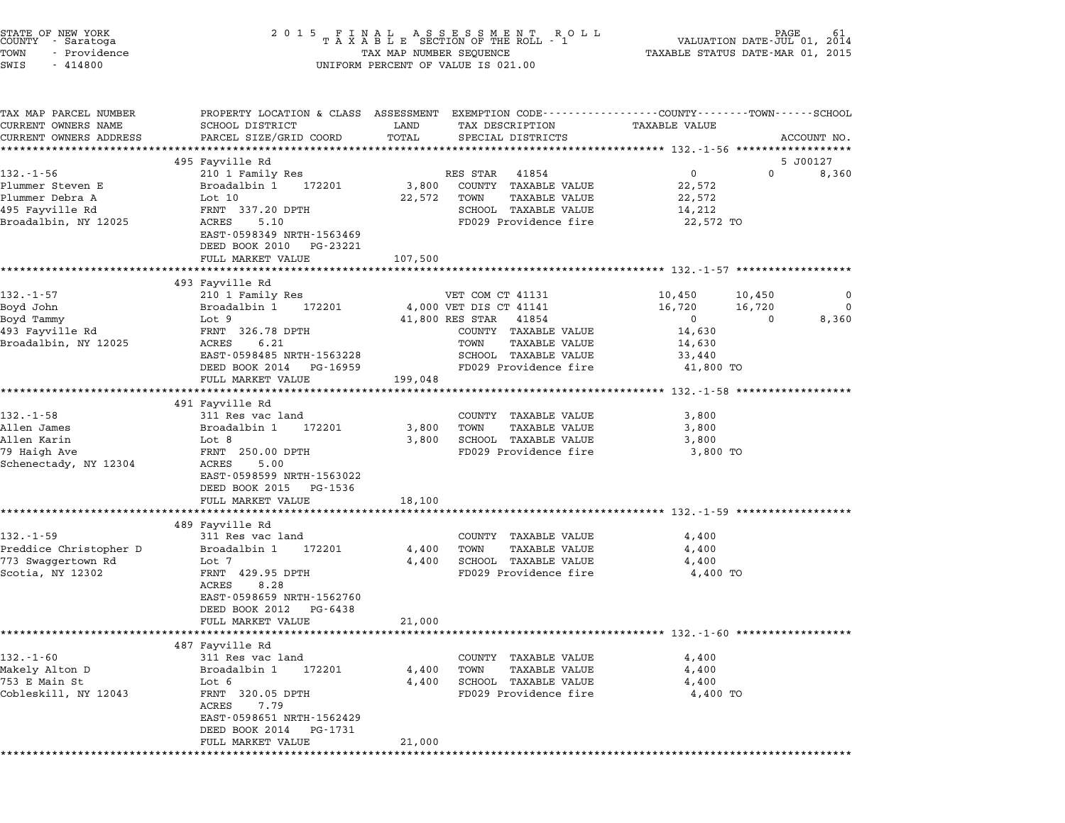STATE OF NEW YORK
COUNTY - Saratoga
TOWN - Providence
SWIS - 414800

2015 FINAL ASSESSMENT ROLL
TAXABLE SECTION OF THE ROLL - 1
TAX MAP NUMBER SEQUENCE
UNIFORM PERCENT OF VALUE IS 021.00

VALUATION DATE-JUL 01, 2014
TAXABLE STATUS DATE-MAR 01, 2015

| TAX MAP PARCEL NUMBER / CURRENT OWNERS NAME / CURRENT OWNERS ADDRESS | PROPERTY LOCATION & CLASS / SCHOOL DISTRICT / PARCEL SIZE/GRID COORD | ASSESSMENT LAND / TOTAL | EXEMPTION CODE / TAX DESCRIPTION / SPECIAL DISTRICTS | COUNTY TAXABLE VALUE | TOWN | SCHOOL / ACCOUNT NO. |
|---|---|---|---|---|---|---|
| **132.-1-56** | 495 Fayville Rd | | | | | 5 J00127 |
| 132.-1-56 | 210 1 Family Res | | RES STAR 41854 | 0 | 0 | 8,360 |
| Plummer Steven E | Broadalbin 1 172201 | 3,800 | COUNTY TAXABLE VALUE | 22,572 | | |
| Plummer Debra A | Lot 10 | 22,572 | TOWN TAXABLE VALUE | 22,572 | | |
| 495 Fayville Rd | FRNT 337.20 DPTH | | SCHOOL TAXABLE VALUE | 14,212 | | |
| Broadalbin, NY 12025 | ACRES 5.10 | | FD029 Providence fire | 22,572 TO | | |
| | EAST-0598349 NRTH-1563469 | | | | | |
| | DEED BOOK 2010 PG-23221 | | | | | |
| | FULL MARKET VALUE | 107,500 | | | | |
| **132.-1-57** | 493 Fayville Rd | | | | | |
| 132.-1-57 | 210 1 Family Res | | VET COM CT 41131 | 10,450 | 10,450 | 0 |
| Boyd John | Broadalbin 1 172201 | 4,000 | VET DIS CT 41141 | 16,720 | 16,720 | 0 |
| Boyd Tammy | Lot 9 | 41,800 | RES STAR 41854 | 0 | 0 | 8,360 |
| 493 Fayville Rd | FRNT 326.78 DPTH | | COUNTY TAXABLE VALUE | 14,630 | | |
| Broadalbin, NY 12025 | ACRES 6.21 | | TOWN TAXABLE VALUE | 14,630 | | |
| | EAST-0598485 NRTH-1563228 | | SCHOOL TAXABLE VALUE | 33,440 | | |
| | DEED BOOK 2014 PG-16959 | | FD029 Providence fire | 41,800 TO | | |
| | FULL MARKET VALUE | 199,048 | | | | |
| **132.-1-58** | 491 Fayville Rd | | | | | |
| 132.-1-58 | 311 Res vac land | | COUNTY TAXABLE VALUE | 3,800 | | |
| Allen James | Broadalbin 1 172201 | 3,800 | TOWN TAXABLE VALUE | 3,800 | | |
| Allen Karin | Lot 8 | 3,800 | SCHOOL TAXABLE VALUE | 3,800 | | |
| 79 Haigh Ave | FRNT 250.00 DPTH | | FD029 Providence fire | 3,800 TO | | |
| Schenectady, NY 12304 | ACRES 5.00 | | | | | |
| | EAST-0598599 NRTH-1563022 | | | | | |
| | DEED BOOK 2015 PG-1536 | | | | | |
| | FULL MARKET VALUE | 18,100 | | | | |
| **132.-1-59** | 489 Fayville Rd | | | | | |
| 132.-1-59 | 311 Res vac land | | COUNTY TAXABLE VALUE | 4,400 | | |
| Preddice Christopher D | Broadalbin 1 172201 | 4,400 | TOWN TAXABLE VALUE | 4,400 | | |
| 773 Swaggertown Rd | Lot 7 | 4,400 | SCHOOL TAXABLE VALUE | 4,400 | | |
| Scotia, NY 12302 | FRNT 429.95 DPTH | | FD029 Providence fire | 4,400 TO | | |
| | ACRES 8.28 | | | | | |
| | EAST-0598659 NRTH-1562760 | | | | | |
| | DEED BOOK 2012 PG-6438 | | | | | |
| | FULL MARKET VALUE | 21,000 | | | | |
| **132.-1-60** | 487 Fayville Rd | | | | | |
| 132.-1-60 | 311 Res vac land | | COUNTY TAXABLE VALUE | 4,400 | | |
| Makely Alton D | Broadalbin 1 172201 | 4,400 | TOWN TAXABLE VALUE | 4,400 | | |
| 753 E Main St | Lot 6 | 4,400 | SCHOOL TAXABLE VALUE | 4,400 | | |
| Cobleskill, NY 12043 | FRNT 320.05 DPTH | | FD029 Providence fire | 4,400 TO | | |
| | ACRES 7.79 | | | | | |
| | EAST-0598651 NRTH-1562429 | | | | | |
| | DEED BOOK 2014 PG-1731 | | | | | |
| | FULL MARKET VALUE | 21,000 | | | | |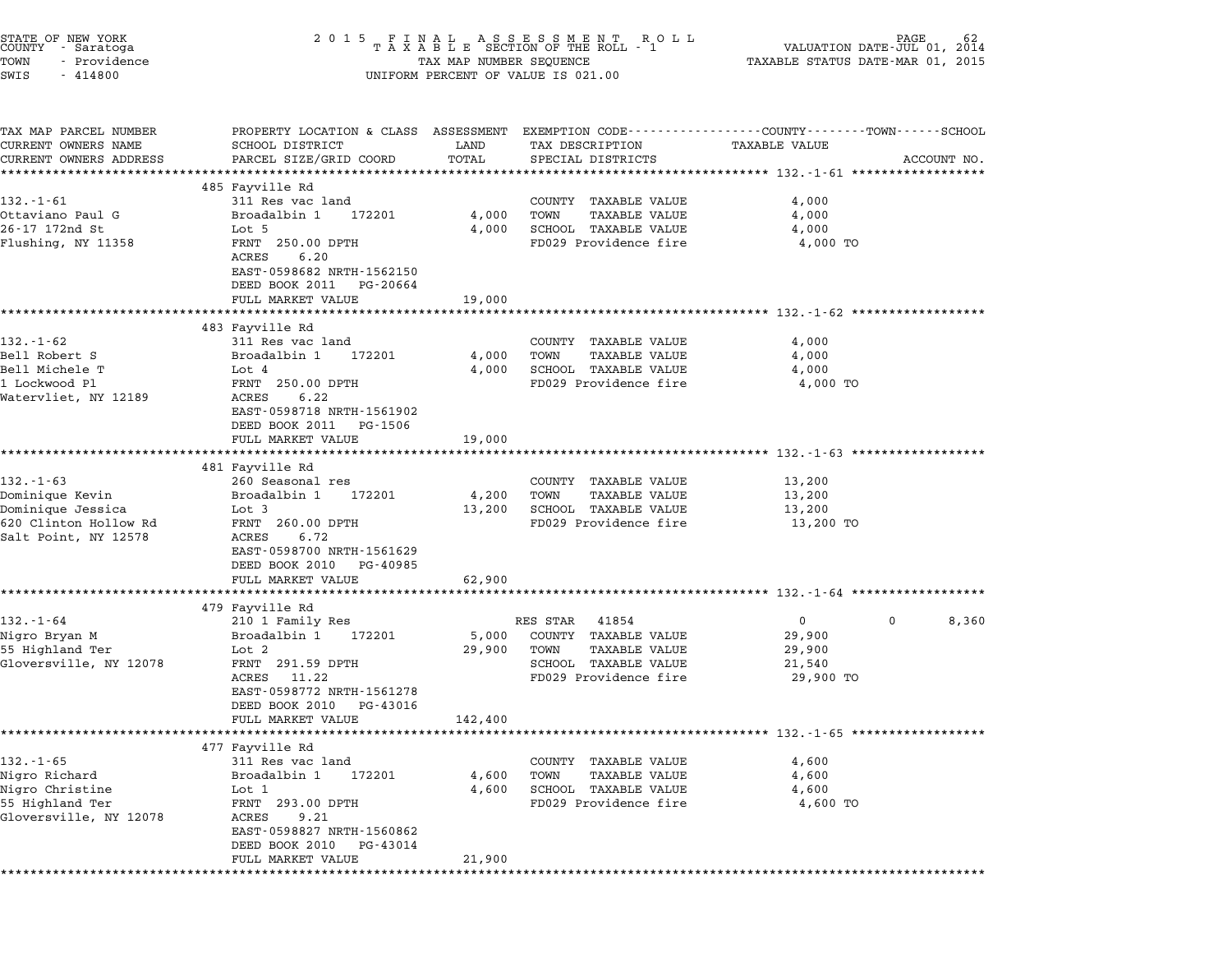STATE OF NEW YORK
COUNTY - Saratoga
TOWN - Providence
SWIS - 414800

2015 FINAL ASSESSMENT ROLL
TAXABLE SECTION OF THE ROLL - 1
TAX MAP NUMBER SEQUENCE
UNIFORM PERCENT OF VALUE IS 021.00

VALUATION DATE-JUL 01, 2014
TAXABLE STATUS DATE-MAR 01, 2015

| TAX MAP PARCEL NUMBER / CURRENT OWNERS NAME / CURRENT OWNERS ADDRESS | PROPERTY LOCATION & CLASS / SCHOOL DISTRICT / PARCEL SIZE/GRID COORD | ASSESSMENT LAND | TOTAL | EXEMPTION CODE / TAX DESCRIPTION / SPECIAL DISTRICTS | COUNTY / TAXABLE VALUE | TOWN | SCHOOL |
|---|---|---|---|---|---|---|---|
| **132.-1-61** | 485 Fayville Rd | | | | | | |
| 132.-1-61 | 311 Res vac land | | | COUNTY TAXABLE VALUE | 4,000 | | |
| Ottaviano Paul G | Broadalbin 1 172201 | 4,000 | | TOWN TAXABLE VALUE | 4,000 | | |
| 26-17 172nd St | Lot 5 | | 4,000 | SCHOOL TAXABLE VALUE | 4,000 | | |
| Flushing, NY 11358 | FRNT 250.00 DPTH | | | FD029 Providence fire | 4,000 TO | | |
| | ACRES 6.20 | | | | | | |
| | EAST-0598682 NRTH-1562150 | | | | | | |
| | DEED BOOK 2011 PG-20664 | | | | | | |
| | FULL MARKET VALUE | | 19,000 | | | | |
| **132.-1-62** | 483 Fayville Rd | | | | | | |
| 132.-1-62 | 311 Res vac land | | | COUNTY TAXABLE VALUE | 4,000 | | |
| Bell Robert S | Broadalbin 1 172201 | 4,000 | | TOWN TAXABLE VALUE | 4,000 | | |
| Bell Michele T | Lot 4 | | 4,000 | SCHOOL TAXABLE VALUE | 4,000 | | |
| 1 Lockwood Pl | FRNT 250.00 DPTH | | | FD029 Providence fire | 4,000 TO | | |
| Watervliet, NY 12189 | ACRES 6.22 | | | | | | |
| | EAST-0598718 NRTH-1561902 | | | | | | |
| | DEED BOOK 2011 PG-1506 | | | | | | |
| | FULL MARKET VALUE | | 19,000 | | | | |
| **132.-1-63** | 481 Fayville Rd | | | | | | |
| 132.-1-63 | 260 Seasonal res | | | COUNTY TAXABLE VALUE | 13,200 | | |
| Dominique Kevin | Broadalbin 1 172201 | 4,200 | | TOWN TAXABLE VALUE | 13,200 | | |
| Dominique Jessica | Lot 3 | | 13,200 | SCHOOL TAXABLE VALUE | 13,200 | | |
| 620 Clinton Hollow Rd | FRNT 260.00 DPTH | | | FD029 Providence fire | 13,200 TO | | |
| Salt Point, NY 12578 | ACRES 6.72 | | | | | | |
| | EAST-0598700 NRTH-1561629 | | | | | | |
| | DEED BOOK 2010 PG-40985 | | | | | | |
| | FULL MARKET VALUE | | 62,900 | | | | |
| **132.-1-64** | 479 Fayville Rd | | | | | | |
| 132.-1-64 | 210 1 Family Res | | | RES STAR 41854 | 0 | 0 | 8,360 |
| Nigro Bryan M | Broadalbin 1 172201 | 5,000 | | COUNTY TAXABLE VALUE | 29,900 | | |
| 55 Highland Ter | Lot 2 | | 29,900 | TOWN TAXABLE VALUE | 29,900 | | |
| Gloversville, NY 12078 | FRNT 291.59 DPTH | | | SCHOOL TAXABLE VALUE | 21,540 | | |
| | ACRES 11.22 | | | FD029 Providence fire | 29,900 TO | | |
| | EAST-0598772 NRTH-1561278 | | | | | | |
| | DEED BOOK 2010 PG-43016 | | | | | | |
| | FULL MARKET VALUE | | 142,400 | | | | |
| **132.-1-65** | 477 Fayville Rd | | | | | | |
| 132.-1-65 | 311 Res vac land | | | COUNTY TAXABLE VALUE | 4,600 | | |
| Nigro Richard | Broadalbin 1 172201 | 4,600 | | TOWN TAXABLE VALUE | 4,600 | | |
| Nigro Christine | Lot 1 | | 4,600 | SCHOOL TAXABLE VALUE | 4,600 | | |
| 55 Highland Ter | FRNT 293.00 DPTH | | | FD029 Providence fire | 4,600 TO | | |
| Gloversville, NY 12078 | ACRES 9.21 | | | | | | |
| | EAST-0598827 NRTH-1560862 | | | | | | |
| | DEED BOOK 2010 PG-43014 | | | | | | |
| | FULL MARKET VALUE | | 21,900 | | | | |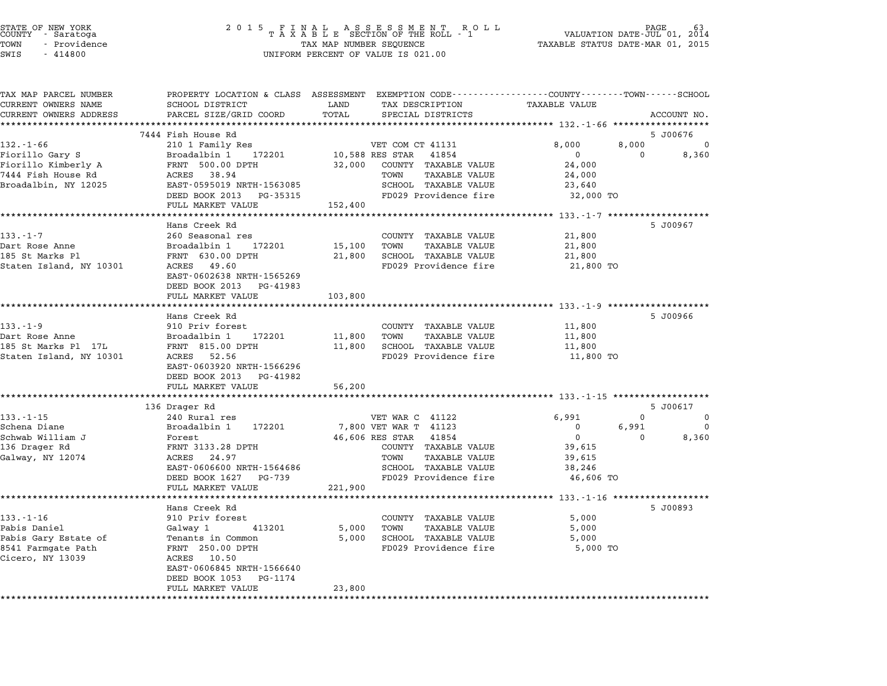STATE OF NEW YORK
COUNTY - Saratoga
TOWN - Providence
SWIS - 414800

2015 FINAL ASSESSMENT ROLL
TAXABLE SECTION OF THE ROLL - 1
TAX MAP NUMBER SEQUENCE
UNIFORM PERCENT OF VALUE IS 021.00

VALUATION DATE-JUL 01, 2014
TAXABLE STATUS DATE-MAR 01, 2015

| TAX MAP PARCEL NUMBER / CURRENT OWNERS NAME / CURRENT OWNERS ADDRESS | PROPERTY LOCATION & CLASS / SCHOOL DISTRICT / PARCEL SIZE/GRID COORD | ASSESSMENT LAND | TOTAL | EXEMPTION CODE / TAX DESCRIPTION / SPECIAL DISTRICTS | COUNTY TAXABLE VALUE | TOWN | SCHOOL | ACCOUNT NO. |
|---|---|---|---|---|---|---|---|---|
| **132.-1-66** | 7444 Fish House Rd | | | | | | | 5 J00676 |
| 132.-1-66 | 210 1 Family Res | | | VET COM CT 41131 | 8,000 | 8,000 | 0 | |
| Fiorillo Gary S | Broadalbin 1 172201 | 10,588 | | RES STAR 41854 | 0 | 0 | 8,360 | |
| Fiorillo Kimberly A | FRNT 500.00 DPTH | | 32,000 | COUNTY TAXABLE VALUE | 24,000 | | | |
| 7444 Fish House Rd | ACRES 38.94 | | | TOWN TAXABLE VALUE | 24,000 | | | |
| Broadalbin, NY 12025 | EAST-0595019 NRTH-1563085 | | | SCHOOL TAXABLE VALUE | 23,640 | | | |
| | DEED BOOK 2013 PG-35315 | | | FD029 Providence fire | 32,000 TO | | | |
| | FULL MARKET VALUE | | 152,400 | | | | | |
| **133.-1-7** | Hans Creek Rd | | | | | | | 5 J00967 |
| 133.-1-7 | 260 Seasonal res | | | COUNTY TAXABLE VALUE | 21,800 | | | |
| Dart Rose Anne | Broadalbin 1 172201 | 15,100 | | TOWN TAXABLE VALUE | 21,800 | | | |
| 185 St Marks Pl | FRNT 630.00 DPTH | | 21,800 | SCHOOL TAXABLE VALUE | 21,800 | | | |
| Staten Island, NY 10301 | ACRES 49.60 | | | FD029 Providence fire | 21,800 TO | | | |
| | EAST-0602638 NRTH-1565269 | | | | | | | |
| | DEED BOOK 2013 PG-41983 | | | | | | | |
| | FULL MARKET VALUE | | 103,800 | | | | | |
| **133.-1-9** | Hans Creek Rd | | | | | | | 5 J00966 |
| 133.-1-9 | 910 Priv forest | | | COUNTY TAXABLE VALUE | 11,800 | | | |
| Dart Rose Anne | Broadalbin 1 172201 | 11,800 | | TOWN TAXABLE VALUE | 11,800 | | | |
| 185 St Marks Pl 17L | FRNT 815.00 DPTH | | 11,800 | SCHOOL TAXABLE VALUE | 11,800 | | | |
| Staten Island, NY 10301 | ACRES 52.56 | | | FD029 Providence fire | 11,800 TO | | | |
| | EAST-0603920 NRTH-1566296 | | | | | | | |
| | DEED BOOK 2013 PG-41982 | | | | | | | |
| | FULL MARKET VALUE | | 56,200 | | | | | |
| **133.-1-15** | 136 Drager Rd | | | | | | | 5 J00617 |
| 133.-1-15 | 240 Rural res | | | VET WAR C 41122 | 6,991 | 0 | 0 | |
| Schena Diane | Broadalbin 1 172201 | 7,800 | | VET WAR T 41123 | 0 | 6,991 | 0 | |
| Schwab William J | Forest | | 46,606 | RES STAR 41854 | 0 | 0 | 8,360 | |
| 136 Drager Rd | FRNT 3133.28 DPTH | | | COUNTY TAXABLE VALUE | 39,615 | | | |
| Galway, NY 12074 | ACRES 24.97 | | | TOWN TAXABLE VALUE | 39,615 | | | |
| | EAST-0606600 NRTH-1564686 | | | SCHOOL TAXABLE VALUE | 38,246 | | | |
| | DEED BOOK 1627 PG-739 | | | FD029 Providence fire | 46,606 TO | | | |
| | FULL MARKET VALUE | | 221,900 | | | | | |
| **133.-1-16** | Hans Creek Rd | | | | | | | 5 J00893 |
| 133.-1-16 | 910 Priv forest | | | COUNTY TAXABLE VALUE | 5,000 | | | |
| Pabis Daniel | Galway 1 413201 | 5,000 | | TOWN TAXABLE VALUE | 5,000 | | | |
| Pabis Gary Estate of | Tenants in Common | | 5,000 | SCHOOL TAXABLE VALUE | 5,000 | | | |
| 8541 Farmgate Path | FRNT 250.00 DPTH | | | FD029 Providence fire | 5,000 TO | | | |
| Cicero, NY 13039 | ACRES 10.50 | | | | | | | |
| | EAST-0606845 NRTH-1566640 | | | | | | | |
| | DEED BOOK 1053 PG-1174 | | | | | | | |
| | FULL MARKET VALUE | | 23,800 | | | | | |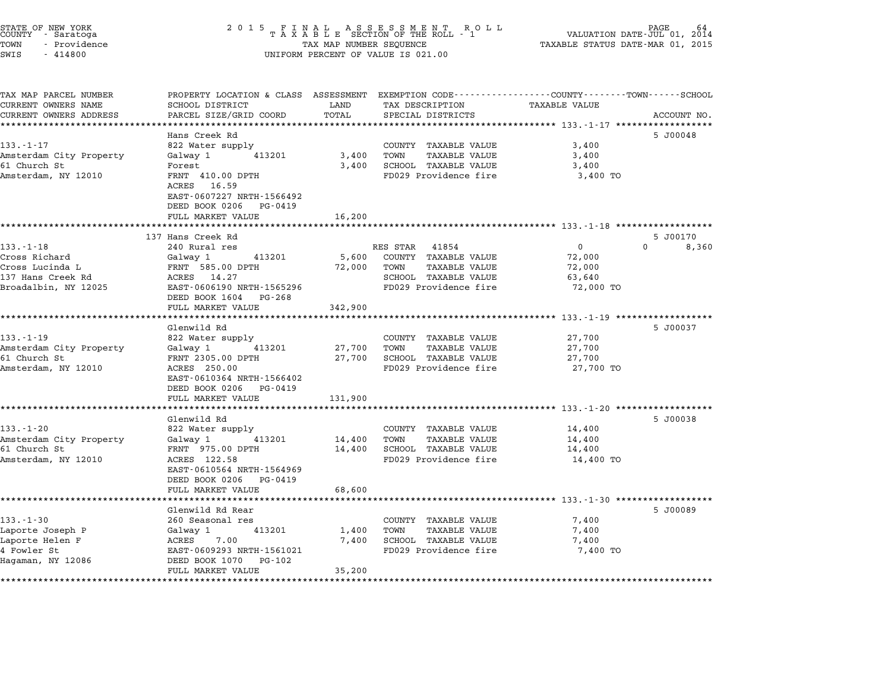STATE OF NEW YORK
COUNTY - Saratoga
TOWN - Providence
SWIS - 414800

2 0 1 5 F I N A L A S S E S S M E N T R O L L
T A X A B L E SECTION OF THE ROLL - 1
TAX MAP NUMBER SEQUENCE
UNIFORM PERCENT OF VALUE IS 021.00

VALUATION DATE-JUL 01, 2014
TAXABLE STATUS DATE-MAR 01, 2015

| TAX MAP PARCEL NUMBER / CURRENT OWNERS NAME / CURRENT OWNERS ADDRESS | PROPERTY LOCATION & CLASS / SCHOOL DISTRICT / PARCEL SIZE/GRID COORD | ASSESSMENT LAND / TOTAL | EXEMPTION CODE / TAX DESCRIPTION / SPECIAL DISTRICTS | COUNTY / TOWN / SCHOOL TAXABLE VALUE | ACCOUNT NO. |
|---|---|---|---|---|---|
| **133.-1-17** | Hans Creek Rd | | | | 5 J00048 |
| 133.-1-17 | 822 Water supply | | COUNTY TAXABLE VALUE | 3,400 | |
| Amsterdam City Property | Galway 1 413201 | 3,400 | TOWN TAXABLE VALUE | 3,400 | |
| 61 Church St | Forest | 3,400 | SCHOOL TAXABLE VALUE | 3,400 | |
| Amsterdam, NY 12010 | FRNT 410.00 DPTH | | FD029 Providence fire | 3,400 TO | |
| | ACRES 16.59 | | | | |
| | EAST-0607227 NRTH-1566492 | | | | |
| | DEED BOOK 0206 PG-0419 | | | | |
| | FULL MARKET VALUE | 16,200 | | | |
| **133.-1-18** | 137 Hans Creek Rd | | | | 5 J00170 |
| 133.-1-18 | 240 Rural res | | RES STAR 41854 | 0 0 8,360 | |
| Cross Richard | Galway 1 413201 | 5,600 | COUNTY TAXABLE VALUE | 72,000 | |
| Cross Lucinda L | FRNT 585.00 DPTH | 72,000 | TOWN TAXABLE VALUE | 72,000 | |
| 137 Hans Creek Rd | ACRES 14.27 | | SCHOOL TAXABLE VALUE | 63,640 | |
| Broadalbin, NY 12025 | EAST-0606190 NRTH-1565296 | | FD029 Providence fire | 72,000 TO | |
| | DEED BOOK 1604 PG-268 | | | | |
| | FULL MARKET VALUE | 342,900 | | | |
| **133.-1-19** | Glenwild Rd | | | | 5 J00037 |
| 133.-1-19 | 822 Water supply | | COUNTY TAXABLE VALUE | 27,700 | |
| Amsterdam City Property | Galway 1 413201 | 27,700 | TOWN TAXABLE VALUE | 27,700 | |
| 61 Church St | FRNT 2305.00 DPTH | 27,700 | SCHOOL TAXABLE VALUE | 27,700 | |
| Amsterdam, NY 12010 | ACRES 250.00 | | FD029 Providence fire | 27,700 TO | |
| | EAST-0610364 NRTH-1566402 | | | | |
| | DEED BOOK 0206 PG-0419 | | | | |
| | FULL MARKET VALUE | 131,900 | | | |
| **133.-1-20** | Glenwild Rd | | | | 5 J00038 |
| 133.-1-20 | 822 Water supply | | COUNTY TAXABLE VALUE | 14,400 | |
| Amsterdam City Property | Galway 1 413201 | 14,400 | TOWN TAXABLE VALUE | 14,400 | |
| 61 Church St | FRNT 975.00 DPTH | 14,400 | SCHOOL TAXABLE VALUE | 14,400 | |
| Amsterdam, NY 12010 | ACRES 122.58 | | FD029 Providence fire | 14,400 TO | |
| | EAST-0610564 NRTH-1564969 | | | | |
| | DEED BOOK 0206 PG-0419 | | | | |
| | FULL MARKET VALUE | 68,600 | | | |
| **133.-1-30** | Glenwild Rd Rear | | | | 5 J00089 |
| 133.-1-30 | 260 Seasonal res | | COUNTY TAXABLE VALUE | 7,400 | |
| Laporte Joseph P | Galway 1 413201 | 1,400 | TOWN TAXABLE VALUE | 7,400 | |
| Laporte Helen F | ACRES 7.00 | 7,400 | SCHOOL TAXABLE VALUE | 7,400 | |
| 4 Fowler St | EAST-0609293 NRTH-1561021 | | FD029 Providence fire | 7,400 TO | |
| Hagaman, NY 12086 | DEED BOOK 1070 PG-102 | | | | |
| | FULL MARKET VALUE | 35,200 | | | |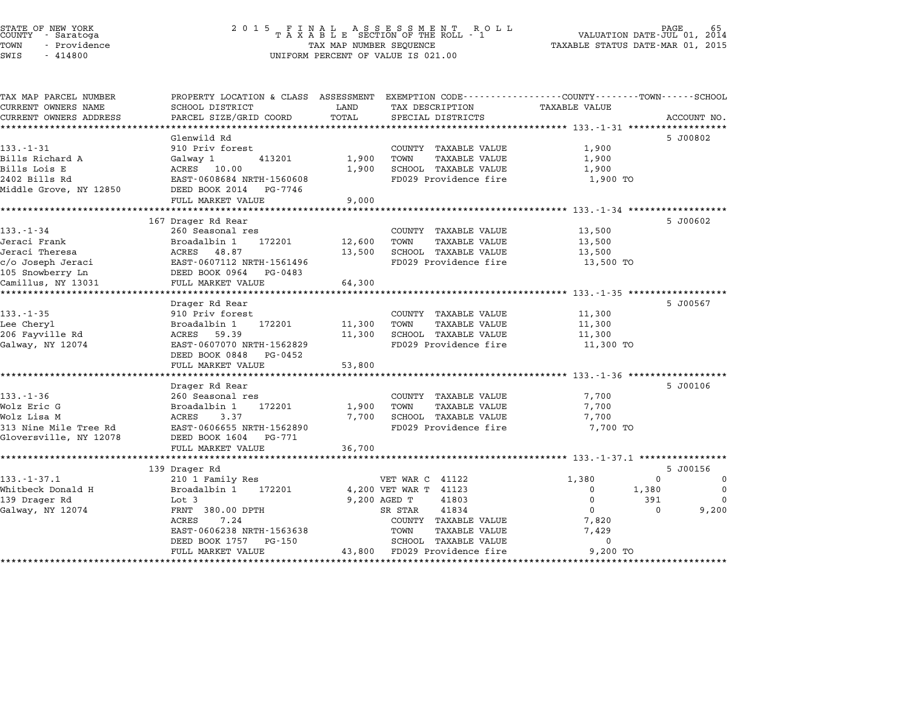STATE OF NEW YORK
COUNTY - Saratoga
TOWN - Providence
SWIS - 414800

2015 FINAL ASSESSMENT ROLL
TAXABLE SECTION OF THE ROLL - 1
TAX MAP NUMBER SEQUENCE
UNIFORM PERCENT OF VALUE IS 021.00

VALUATION DATE-JUL 01, 2014
TAXABLE STATUS DATE-MAR 01, 2015

| TAX MAP PARCEL NUMBER / CURRENT OWNERS NAME / CURRENT OWNERS ADDRESS | PROPERTY LOCATION & CLASS / SCHOOL DISTRICT / PARCEL SIZE/GRID COORD | ASSESSMENT LAND / TOTAL | EXEMPTION CODE / TAX DESCRIPTION / SPECIAL DISTRICTS | COUNTY | TOWN | SCHOOL | ACCOUNT NO. |
|---|---|---|---|---|---|---|---|
| **133.-1-31** | Glenwild Rd | | | | | | 5 J00802 |
| Bills Richard A | 910 Priv forest | | COUNTY TAXABLE VALUE | 1,900 | | | |
| Bills Lois E | Galway 1 413201 | 1,900 | TOWN TAXABLE VALUE | | 1,900 | | |
| 2402 Bills Rd | ACRES 10.00 | 1,900 | SCHOOL TAXABLE VALUE | | | 1,900 | |
| Middle Grove, NY 12850 | EAST-0608684 NRTH-1560608 | | FD029 Providence fire | 1,900 TO | | | |
| | DEED BOOK 2014 PG-7746 | | | | | | |
| | FULL MARKET VALUE | 9,000 | | | | | |
| **133.-1-34** | 167 Drager Rd Rear | | | | | | 5 J00602 |
| Jeraci Frank | 260 Seasonal res | | COUNTY TAXABLE VALUE | 13,500 | | | |
| Jeraci Theresa | Broadalbin 1 172201 | 12,600 | TOWN TAXABLE VALUE | | 13,500 | | |
| c/o Joseph Jeraci | ACRES 48.87 | 13,500 | SCHOOL TAXABLE VALUE | | | 13,500 | |
| 105 Snowberry Ln | EAST-0607112 NRTH-1561496 | | FD029 Providence fire | 13,500 TO | | | |
| Camillus, NY 13031 | DEED BOOK 0964 PG-0483 | | | | | | |
| | FULL MARKET VALUE | 64,300 | | | | | |
| **133.-1-35** | Drager Rd Rear | | | | | | 5 J00567 |
| Lee Cheryl | 910 Priv forest | | COUNTY TAXABLE VALUE | 11,300 | | | |
| 206 Fayville Rd | Broadalbin 1 172201 | 11,300 | TOWN TAXABLE VALUE | | 11,300 | | |
| Galway, NY 12074 | ACRES 59.39 | 11,300 | SCHOOL TAXABLE VALUE | | | 11,300 | |
| | EAST-0607070 NRTH-1562829 | | FD029 Providence fire | 11,300 TO | | | |
| | DEED BOOK 0848 PG-0452 | | | | | | |
| | FULL MARKET VALUE | 53,800 | | | | | |
| **133.-1-36** | Drager Rd Rear | | | | | | 5 J00106 |
| Wolz Eric G | 260 Seasonal res | | COUNTY TAXABLE VALUE | 7,700 | | | |
| Wolz Lisa M | Broadalbin 1 172201 | 1,900 | TOWN TAXABLE VALUE | | 7,700 | | |
| 313 Nine Mile Tree Rd | ACRES 3.37 | 7,700 | SCHOOL TAXABLE VALUE | | | 7,700 | |
| Gloversville, NY 12078 | EAST-0606655 NRTH-1562890 | | FD029 Providence fire | 7,700 TO | | | |
| | DEED BOOK 1604 PG-771 | | | | | | |
| | FULL MARKET VALUE | 36,700 | | | | | |
| **133.-1-37.1** | 139 Drager Rd | | | | | | 5 J00156 |
| Whitbeck Donald H | 210 1 Family Res | | VET WAR C 41122 | 1,380 | 0 | 0 | |
| 139 Drager Rd | Broadalbin 1 172201 | 4,200 | VET WAR T 41123 | 0 | 1,380 | 0 | |
| Galway, NY 12074 | Lot 3 | 9,200 | AGED T 41803 | 0 | 391 | 0 | |
| | FRNT 380.00 DPTH | | SR STAR 41834 | 0 | 0 | 9,200 | |
| | ACRES 7.24 | | COUNTY TAXABLE VALUE | 7,820 | | | |
| | EAST-0606238 NRTH-1563638 | | TOWN TAXABLE VALUE | | 7,429 | | |
| | DEED BOOK 1757 PG-150 | | SCHOOL TAXABLE VALUE | | | 0 | |
| | FULL MARKET VALUE | 43,800 | FD029 Providence fire | 9,200 TO | | | |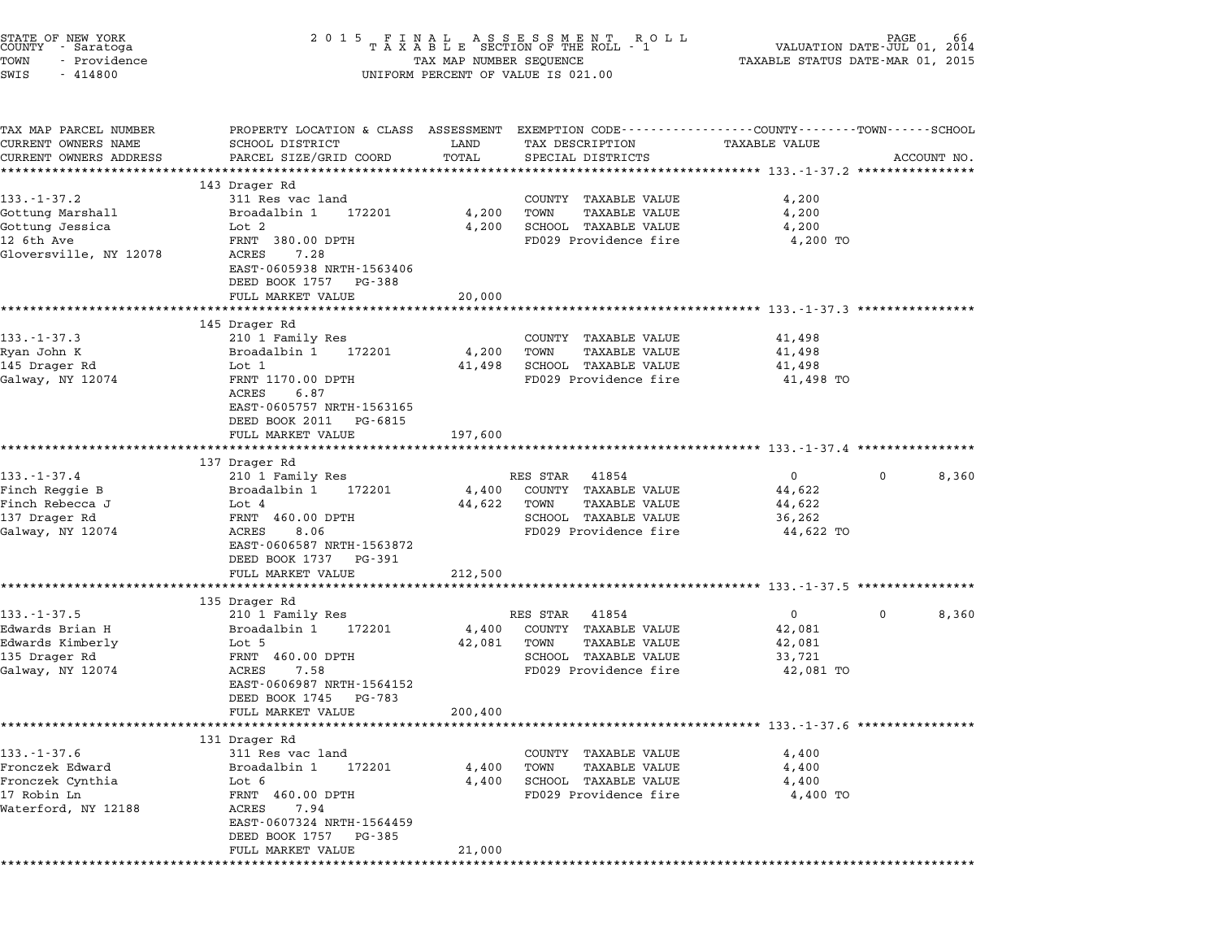STATE OF NEW YORK
COUNTY - Saratoga
TOWN - Providence
SWIS - 414800

2015 FINAL ASSESSMENT ROLL
TAXABLE SECTION OF THE ROLL - 1
TAX MAP NUMBER SEQUENCE
UNIFORM PERCENT OF VALUE IS 021.00

VALUATION DATE-JUL 01, 2014
TAXABLE STATUS DATE-MAR 01, 2015

| TAX MAP PARCEL NUMBER / CURRENT OWNERS NAME / CURRENT OWNERS ADDRESS | PROPERTY LOCATION & CLASS / SCHOOL DISTRICT / PARCEL SIZE/GRID COORD | ASSESSMENT LAND / TOTAL | EXEMPTION CODE / TAX DESCRIPTION / SPECIAL DISTRICTS | COUNTY TAXABLE VALUE | TOWN | SCHOOL | ACCOUNT NO. |
|---|---|---|---|---|---|---|---|
| **133.-1-37.2** | 143 Drager Rd | | | | | | |
| | 311 Res vac land | | COUNTY TAXABLE VALUE | 4,200 | | | |
| Gottung Marshall | Broadalbin 1 172201 | 4,200 | TOWN TAXABLE VALUE | 4,200 | | | |
| Gottung Jessica | Lot 2 | 4,200 | SCHOOL TAXABLE VALUE | 4,200 | | | |
| 12 6th Ave | FRNT 380.00 DPTH | | FD029 Providence fire | 4,200 TO | | | |
| Gloversville, NY 12078 | ACRES 7.28 | | | | | | |
| | EAST-0605938 NRTH-1563406 | | | | | | |
| | DEED BOOK 1757 PG-388 | | | | | | |
| | FULL MARKET VALUE | 20,000 | | | | | |
| **133.-1-37.3** | 145 Drager Rd | | | | | | |
| | 210 1 Family Res | | COUNTY TAXABLE VALUE | 41,498 | | | |
| Ryan John K | Broadalbin 1 172201 | 4,200 | TOWN TAXABLE VALUE | 41,498 | | | |
| 145 Drager Rd | Lot 1 | 41,498 | SCHOOL TAXABLE VALUE | 41,498 | | | |
| Galway, NY 12074 | FRNT 1170.00 DPTH | | FD029 Providence fire | 41,498 TO | | | |
| | ACRES 6.87 | | | | | | |
| | EAST-0605757 NRTH-1563165 | | | | | | |
| | DEED BOOK 2011 PG-6815 | | | | | | |
| | FULL MARKET VALUE | 197,600 | | | | | |
| **133.-1-37.4** | 137 Drager Rd | | | | | | |
| | 210 1 Family Res | | RES STAR 41854 | 0 | 0 | 8,360 | |
| Finch Reggie B | Broadalbin 1 172201 | 4,400 | COUNTY TAXABLE VALUE | 44,622 | | | |
| Finch Rebecca J | Lot 4 | 44,622 | TOWN TAXABLE VALUE | 44,622 | | | |
| 137 Drager Rd | FRNT 460.00 DPTH | | SCHOOL TAXABLE VALUE | 36,262 | | | |
| Galway, NY 12074 | ACRES 8.06 | | FD029 Providence fire | 44,622 TO | | | |
| | EAST-0606587 NRTH-1563872 | | | | | | |
| | DEED BOOK 1737 PG-391 | | | | | | |
| | FULL MARKET VALUE | 212,500 | | | | | |
| **133.-1-37.5** | 135 Drager Rd | | | | | | |
| | 210 1 Family Res | | RES STAR 41854 | 0 | 0 | 8,360 | |
| Edwards Brian H | Broadalbin 1 172201 | 4,400 | COUNTY TAXABLE VALUE | 42,081 | | | |
| Edwards Kimberly | Lot 5 | 42,081 | TOWN TAXABLE VALUE | 42,081 | | | |
| 135 Drager Rd | FRNT 460.00 DPTH | | SCHOOL TAXABLE VALUE | 33,721 | | | |
| Galway, NY 12074 | ACRES 7.58 | | FD029 Providence fire | 42,081 TO | | | |
| | EAST-0606987 NRTH-1564152 | | | | | | |
| | DEED BOOK 1745 PG-783 | | | | | | |
| | FULL MARKET VALUE | 200,400 | | | | | |
| **133.-1-37.6** | 131 Drager Rd | | | | | | |
| | 311 Res vac land | | COUNTY TAXABLE VALUE | 4,400 | | | |
| Fronczek Edward | Broadalbin 1 172201 | 4,400 | TOWN TAXABLE VALUE | 4,400 | | | |
| Fronczek Cynthia | Lot 6 | 4,400 | SCHOOL TAXABLE VALUE | 4,400 | | | |
| 17 Robin Ln | FRNT 460.00 DPTH | | FD029 Providence fire | 4,400 TO | | | |
| Waterford, NY 12188 | ACRES 7.94 | | | | | | |
| | EAST-0607324 NRTH-1564459 | | | | | | |
| | DEED BOOK 1757 PG-385 | | | | | | |
| | FULL MARKET VALUE | 21,000 | | | | | |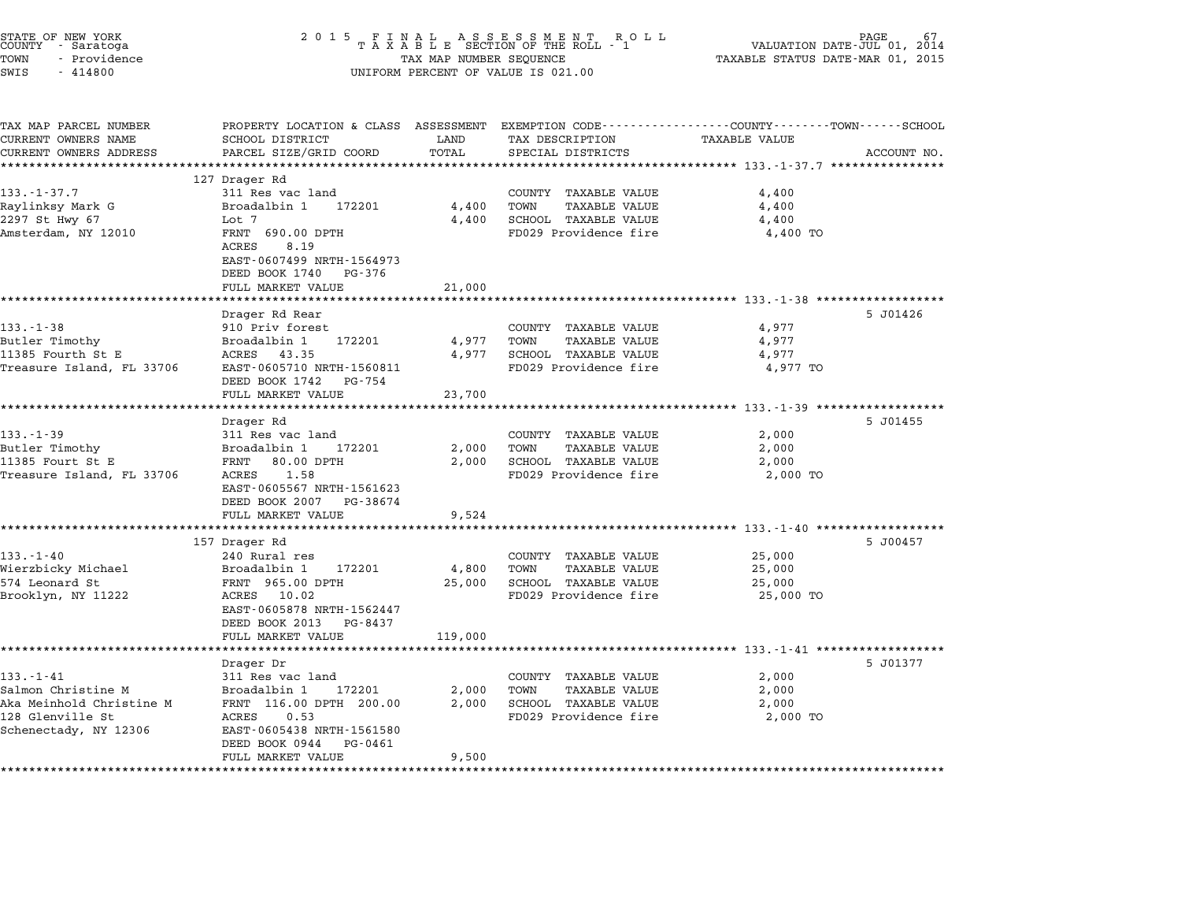STATE OF NEW YORK
COUNTY - Saratoga
TOWN - Providence
SWIS - 414800

2015 FINAL ASSESSMENT ROLL
TAXABLE SECTION OF THE ROLL - 1
TAX MAP NUMBER SEQUENCE
UNIFORM PERCENT OF VALUE IS 021.00

VALUATION DATE-JUL 01, 2014
TAXABLE STATUS DATE-MAR 01, 2015

| TAX MAP PARCEL NUMBER / CURRENT OWNERS NAME / CURRENT OWNERS ADDRESS | PROPERTY LOCATION & CLASS / SCHOOL DISTRICT / PARCEL SIZE/GRID COORD | ASSESSMENT LAND | TOTAL | EXEMPTION CODE / TAX DESCRIPTION / SPECIAL DISTRICTS | TAXABLE VALUE (COUNTY / TOWN / SCHOOL) | ACCOUNT NO. |
|---|---|---|---|---|---|---|
| **133.-1-37.7** | 127 Drager Rd | | | | | |
| Raylinksy Mark G | 311 Res vac land | | | COUNTY TAXABLE VALUE | 4,400 | |
| 2297 St Hwy 67 | Broadalbin 1 172201 | 4,400 | | TOWN TAXABLE VALUE | 4,400 | |
| Amsterdam, NY 12010 | Lot 7 | | 4,400 | SCHOOL TAXABLE VALUE | 4,400 | |
| | FRNT 690.00 DPTH | | | FD029 Providence fire | 4,400 TO | |
| | ACRES 8.19 | | | | | |
| | EAST-0607499 NRTH-1564973 | | | | | |
| | DEED BOOK 1740 PG-376 | | | | | |
| | FULL MARKET VALUE | | 21,000 | | | |
| **133.-1-38** | Drager Rd Rear | | | | | 5 J01426 |
| Butler Timothy | 910 Priv forest | | | COUNTY TAXABLE VALUE | 4,977 | |
| 11385 Fourth St E | Broadalbin 1 172201 | 4,977 | | TOWN TAXABLE VALUE | 4,977 | |
| Treasure Island, FL 33706 | ACRES 43.35 | | 4,977 | SCHOOL TAXABLE VALUE | 4,977 | |
| | EAST-0605710 NRTH-1560811 | | | FD029 Providence fire | 4,977 TO | |
| | DEED BOOK 1742 PG-754 | | | | | |
| | FULL MARKET VALUE | | 23,700 | | | |
| **133.-1-39** | Drager Rd | | | | | 5 J01455 |
| Butler Timothy | 311 Res vac land | | | COUNTY TAXABLE VALUE | 2,000 | |
| 11385 Fourt St E | Broadalbin 1 172201 | 2,000 | | TOWN TAXABLE VALUE | 2,000 | |
| Treasure Island, FL 33706 | FRNT 80.00 DPTH | | 2,000 | SCHOOL TAXABLE VALUE | 2,000 | |
| | ACRES 1.58 | | | FD029 Providence fire | 2,000 TO | |
| | EAST-0605567 NRTH-1561623 | | | | | |
| | DEED BOOK 2007 PG-38674 | | | | | |
| | FULL MARKET VALUE | | 9,524 | | | |
| **133.-1-40** | 157 Drager Rd | | | | | 5 J00457 |
| Wierzbicky Michael | 240 Rural res | | | COUNTY TAXABLE VALUE | 25,000 | |
| 574 Leonard St | Broadalbin 1 172201 | 4,800 | | TOWN TAXABLE VALUE | 25,000 | |
| Brooklyn, NY 11222 | FRNT 965.00 DPTH | | 25,000 | SCHOOL TAXABLE VALUE | 25,000 | |
| | ACRES 10.02 | | | FD029 Providence fire | 25,000 TO | |
| | EAST-0605878 NRTH-1562447 | | | | | |
| | DEED BOOK 2013 PG-8437 | | | | | |
| | FULL MARKET VALUE | | 119,000 | | | |
| **133.-1-41** | Drager Dr | | | | | 5 J01377 |
| Salmon Christine M | 311 Res vac land | | | COUNTY TAXABLE VALUE | 2,000 | |
| Aka Meinhold Christine M | Broadalbin 1 172201 | 2,000 | | TOWN TAXABLE VALUE | 2,000 | |
| 128 Glenville St | FRNT 116.00 DPTH 200.00 | | 2,000 | SCHOOL TAXABLE VALUE | 2,000 | |
| Schenectady, NY 12306 | ACRES 0.53 | | | FD029 Providence fire | 2,000 TO | |
| | EAST-0605438 NRTH-1561580 | | | | | |
| | DEED BOOK 0944 PG-0461 | | | | | |
| | FULL MARKET VALUE | | 9,500 | | | |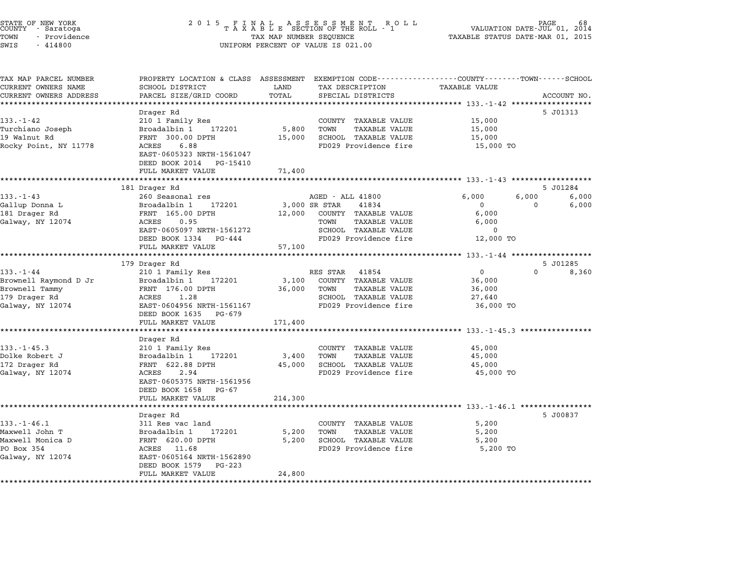STATE OF NEW YORK
COUNTY - Saratoga
TOWN - Providence
SWIS - 414800

2015 FINAL ASSESSMENT ROLL
TAXABLE SECTION OF THE ROLL - 1
TAX MAP NUMBER SEQUENCE
UNIFORM PERCENT OF VALUE IS 021.00

VALUATION DATE-JUL 01, 2014
TAXABLE STATUS DATE-MAR 01, 2015

| TAX MAP PARCEL NUMBER / CURRENT OWNERS NAME / CURRENT OWNERS ADDRESS | PROPERTY LOCATION & CLASS / SCHOOL DISTRICT / PARCEL SIZE/GRID COORD | ASSESSMENT LAND | TOTAL | EXEMPTION CODE / TAX DESCRIPTION / SPECIAL DISTRICTS | COUNTY TAXABLE VALUE | TOWN | SCHOOL | ACCOUNT NO. |
|---|---|---|---|---|---|---|---|---|
| **133.-1-42** | Drager Rd | | | | | | | 5 J01313 |
| 133.-1-42 | 210 1 Family Res | | | COUNTY TAXABLE VALUE | 15,000 | | | |
| Turchiano Joseph | Broadalbin 1 172201 | 5,800 | | TOWN TAXABLE VALUE | 15,000 | | | |
| 19 Walnut Rd | FRNT 300.00 DPTH | | 15,000 | SCHOOL TAXABLE VALUE | 15,000 | | | |
| Rocky Point, NY 11778 | ACRES 6.88 | | | FD029 Providence fire | 15,000 TO | | | |
| | EAST-0605323 NRTH-1561047 | | | | | | | |
| | DEED BOOK 2014 PG-15410 | | | | | | | |
| | FULL MARKET VALUE | | 71,400 | | | | | |
| **133.-1-43** | 181 Drager Rd | | | | | | | 5 J01284 |
| 133.-1-43 | 260 Seasonal res | | | AGED - ALL 41800 | 6,000 | 6,000 | 6,000 | |
| Gallup Donna L | Broadalbin 1 172201 | 3,000 | | SR STAR 41834 | 0 | 0 | 6,000 | |
| 181 Drager Rd | FRNT 165.00 DPTH | | 12,000 | COUNTY TAXABLE VALUE | 6,000 | | | |
| Galway, NY 12074 | ACRES 0.95 | | | TOWN TAXABLE VALUE | 6,000 | | | |
| | EAST-0605097 NRTH-1561272 | | | SCHOOL TAXABLE VALUE | 0 | | | |
| | DEED BOOK 1334 PG-444 | | | FD029 Providence fire | 12,000 TO | | | |
| | FULL MARKET VALUE | | 57,100 | | | | | |
| **133.-1-44** | 179 Drager Rd | | | | | | | 5 J01285 |
| 133.-1-44 | 210 1 Family Res | | | RES STAR 41854 | 0 | 0 | 8,360 | |
| Brownell Raymond D Jr | Broadalbin 1 172201 | 3,100 | | COUNTY TAXABLE VALUE | 36,000 | | | |
| Brownell Tammy | FRNT 176.00 DPTH | | 36,000 | TOWN TAXABLE VALUE | 36,000 | | | |
| 179 Drager Rd | ACRES 1.28 | | | SCHOOL TAXABLE VALUE | 27,640 | | | |
| Galway, NY 12074 | EAST-0604956 NRTH-1561167 | | | FD029 Providence fire | 36,000 TO | | | |
| | DEED BOOK 1635 PG-679 | | | | | | | |
| | FULL MARKET VALUE | | 171,400 | | | | | |
| **133.-1-45.3** | Drager Rd | | | | | | | |
| 133.-1-45.3 | 210 1 Family Res | | | COUNTY TAXABLE VALUE | 45,000 | | | |
| Dolke Robert J | Broadalbin 1 172201 | 3,400 | | TOWN TAXABLE VALUE | 45,000 | | | |
| 172 Drager Rd | FRNT 622.88 DPTH | | 45,000 | SCHOOL TAXABLE VALUE | 45,000 | | | |
| Galway, NY 12074 | ACRES 2.94 | | | FD029 Providence fire | 45,000 TO | | | |
| | EAST-0605375 NRTH-1561956 | | | | | | | |
| | DEED BOOK 1658 PG-67 | | | | | | | |
| | FULL MARKET VALUE | | 214,300 | | | | | |
| **133.-1-46.1** | Drager Rd | | | | | | | 5 J00837 |
| 133.-1-46.1 | 311 Res vac land | | | COUNTY TAXABLE VALUE | 5,200 | | | |
| Maxwell John T | Broadalbin 1 172201 | 5,200 | | TOWN TAXABLE VALUE | 5,200 | | | |
| Maxwell Monica D | FRNT 620.00 DPTH | | 5,200 | SCHOOL TAXABLE VALUE | 5,200 | | | |
| PO Box 354 | ACRES 11.68 | | | FD029 Providence fire | 5,200 TO | | | |
| Galway, NY 12074 | EAST-0605164 NRTH-1562890 | | | | | | | |
| | DEED BOOK 1579 PG-223 | | | | | | | |
| | FULL MARKET VALUE | | 24,800 | | | | | |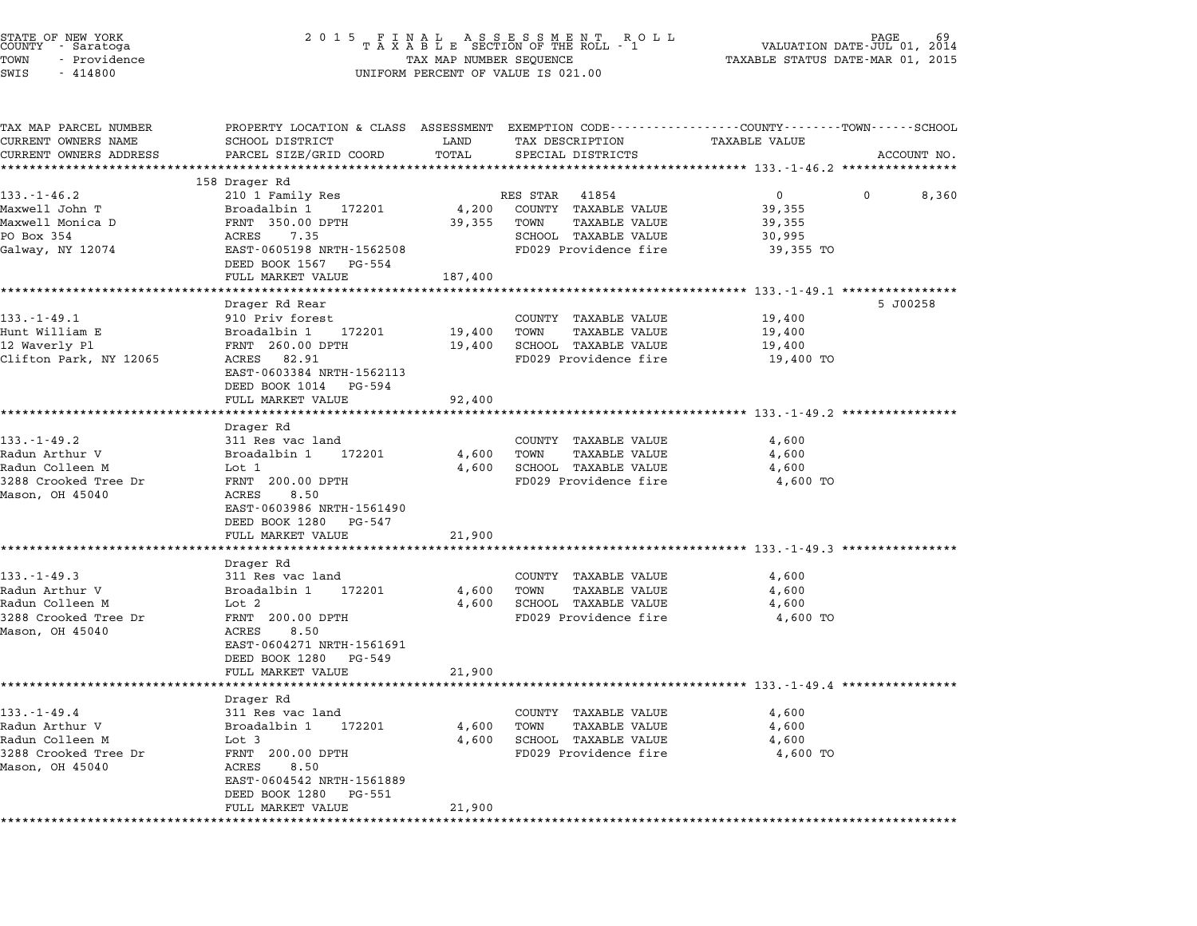STATE OF NEW YORK
COUNTY - Saratoga
TOWN - Providence
SWIS - 414800

2015 FINAL ASSESSMENT ROLL
TAXABLE SECTION OF THE ROLL - 1
TAX MAP NUMBER SEQUENCE
UNIFORM PERCENT OF VALUE IS 021.00

VALUATION DATE-JUL 01, 2014
TAXABLE STATUS DATE-MAR 01, 2015

| TAX MAP PARCEL NUMBER / CURRENT OWNERS NAME / CURRENT OWNERS ADDRESS | PROPERTY LOCATION & CLASS / SCHOOL DISTRICT / PARCEL SIZE/GRID COORD | ASSESSMENT LAND | TOTAL | EXEMPTION CODE / TAX DESCRIPTION / SPECIAL DISTRICTS | COUNTY TAXABLE VALUE | TOWN | SCHOOL | ACCOUNT NO. |
|---|---|---|---|---|---|---|---|---|
| **133.-1-46.2** | 158 Drager Rd | | | | | | | |
| 133.-1-46.2 | 210 1 Family Res | | | RES STAR 41854 | 0 | 0 | 8,360 | |
| Maxwell John T | Broadalbin 1 172201 | 4,200 | | COUNTY TAXABLE VALUE | 39,355 | | | |
| Maxwell Monica D | FRNT 350.00 DPTH | | 39,355 | TOWN TAXABLE VALUE | 39,355 | | | |
| PO Box 354 | ACRES 7.35 | | | SCHOOL TAXABLE VALUE | 30,995 | | | |
| Galway, NY 12074 | EAST-0605198 NRTH-1562508 | | | FD029 Providence fire | 39,355 TO | | | |
| | DEED BOOK 1567 PG-554 | | | | | | | |
| | FULL MARKET VALUE | | 187,400 | | | | | |
| **133.-1-49.1** | Drager Rd Rear | | | | | | | 5 J00258 |
| 133.-1-49.1 | 910 Priv forest | | | COUNTY TAXABLE VALUE | 19,400 | | | |
| Hunt William E | Broadalbin 1 172201 | 19,400 | | TOWN TAXABLE VALUE | 19,400 | | | |
| 12 Waverly Pl | FRNT 260.00 DPTH | | 19,400 | SCHOOL TAXABLE VALUE | 19,400 | | | |
| Clifton Park, NY 12065 | ACRES 82.91 | | | FD029 Providence fire | 19,400 TO | | | |
| | EAST-0603384 NRTH-1562113 | | | | | | | |
| | DEED BOOK 1014 PG-594 | | | | | | | |
| | FULL MARKET VALUE | | 92,400 | | | | | |
| **133.-1-49.2** | Drager Rd | | | | | | | |
| 133.-1-49.2 | 311 Res vac land | | | COUNTY TAXABLE VALUE | 4,600 | | | |
| Radun Arthur V | Broadalbin 1 172201 | 4,600 | | TOWN TAXABLE VALUE | 4,600 | | | |
| Radun Colleen M | Lot 1 | | 4,600 | SCHOOL TAXABLE VALUE | 4,600 | | | |
| 3288 Crooked Tree Dr | FRNT 200.00 DPTH | | | FD029 Providence fire | 4,600 TO | | | |
| Mason, OH 45040 | ACRES 8.50 | | | | | | | |
| | EAST-0603986 NRTH-1561490 | | | | | | | |
| | DEED BOOK 1280 PG-547 | | | | | | | |
| | FULL MARKET VALUE | | 21,900 | | | | | |
| **133.-1-49.3** | Drager Rd | | | | | | | |
| 133.-1-49.3 | 311 Res vac land | | | COUNTY TAXABLE VALUE | 4,600 | | | |
| Radun Arthur V | Broadalbin 1 172201 | 4,600 | | TOWN TAXABLE VALUE | 4,600 | | | |
| Radun Colleen M | Lot 2 | | 4,600 | SCHOOL TAXABLE VALUE | 4,600 | | | |
| 3288 Crooked Tree Dr | FRNT 200.00 DPTH | | | FD029 Providence fire | 4,600 TO | | | |
| Mason, OH 45040 | ACRES 8.50 | | | | | | | |
| | EAST-0604271 NRTH-1561691 | | | | | | | |
| | DEED BOOK 1280 PG-549 | | | | | | | |
| | FULL MARKET VALUE | | 21,900 | | | | | |
| **133.-1-49.4** | Drager Rd | | | | | | | |
| 133.-1-49.4 | 311 Res vac land | | | COUNTY TAXABLE VALUE | 4,600 | | | |
| Radun Arthur V | Broadalbin 1 172201 | 4,600 | | TOWN TAXABLE VALUE | 4,600 | | | |
| Radun Colleen M | Lot 3 | | 4,600 | SCHOOL TAXABLE VALUE | 4,600 | | | |
| 3288 Crooked Tree Dr | FRNT 200.00 DPTH | | | FD029 Providence fire | 4,600 TO | | | |
| Mason, OH 45040 | ACRES 8.50 | | | | | | | |
| | EAST-0604542 NRTH-1561889 | | | | | | | |
| | DEED BOOK 1280 PG-551 | | | | | | | |
| | FULL MARKET VALUE | | 21,900 | | | | | |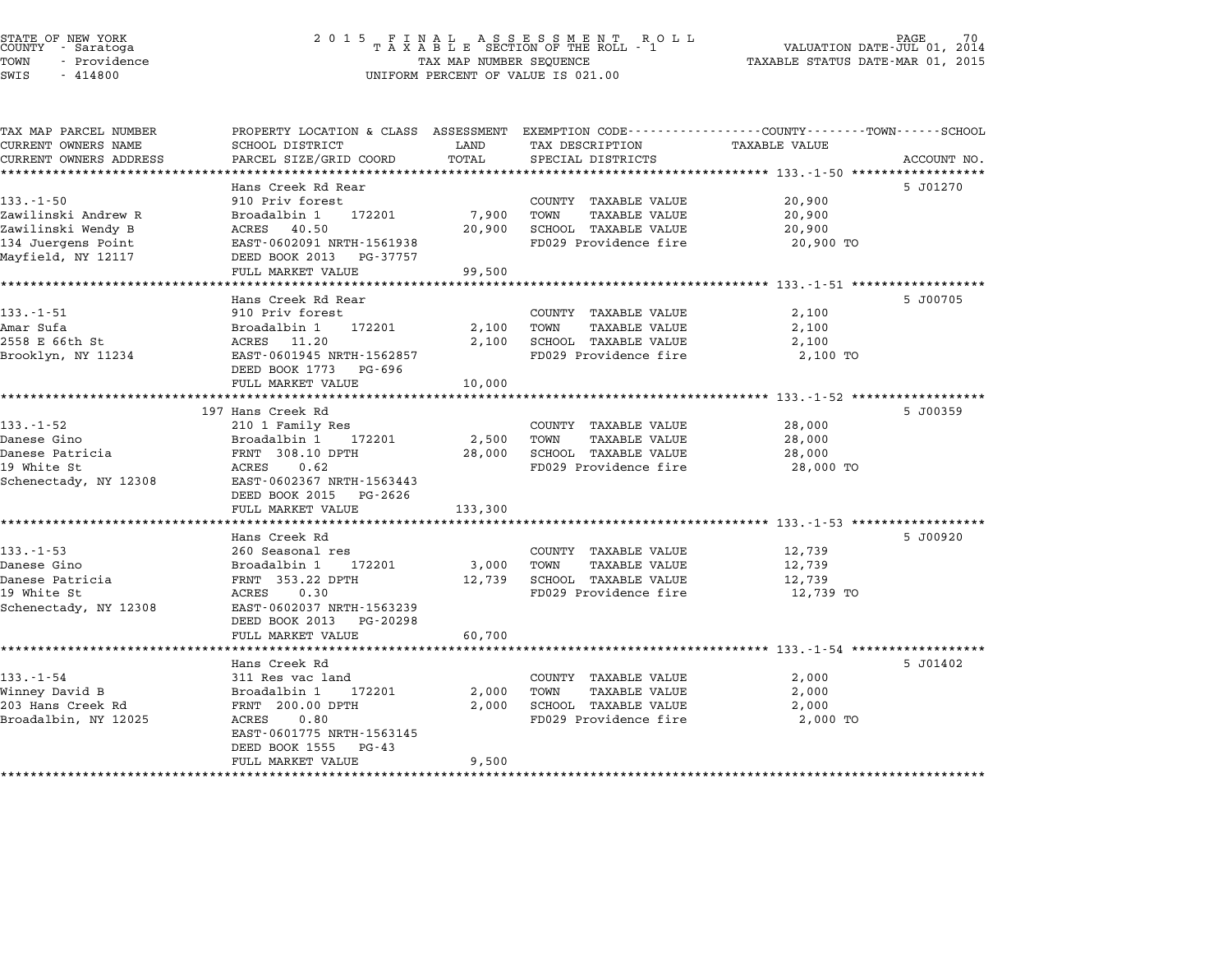STATE OF NEW YORK
COUNTY - Saratoga
TOWN - Providence
SWIS - 414800

2 0 1 5 F I N A L A S S E S S M E N T R O L L
T A X A B L E SECTION OF THE ROLL - 1
TAX MAP NUMBER SEQUENCE
UNIFORM PERCENT OF VALUE IS 021.00

VALUATION DATE-JUL 01, 2014
TAXABLE STATUS DATE-MAR 01, 2015

| TAX MAP PARCEL NUMBER / CURRENT OWNERS NAME / CURRENT OWNERS ADDRESS | PROPERTY LOCATION & CLASS / SCHOOL DISTRICT / PARCEL SIZE/GRID COORD | ASSESSMENT LAND / TOTAL | EXEMPTION CODE / TAX DESCRIPTION / SPECIAL DISTRICTS | TAXABLE VALUE | ACCOUNT NO. |
|---|---|---|---|---|---|
| **133.-1-50** | Hans Creek Rd Rear | | | | 5 J01270 |
| | 910 Priv forest | | COUNTY TAXABLE VALUE | 20,900 | |
| Zawilinski Andrew R | Broadalbin 1 172201 | 7,900 | TOWN TAXABLE VALUE | 20,900 | |
| Zawilinski Wendy B | ACRES 40.50 | 20,900 | SCHOOL TAXABLE VALUE | 20,900 | |
| 134 Juergens Point | EAST-0602091 NRTH-1561938 | | FD029 Providence fire | 20,900 TO | |
| Mayfield, NY 12117 | DEED BOOK 2013 PG-37757 | | | | |
| | FULL MARKET VALUE | 99,500 | | | |
| **133.-1-51** | Hans Creek Rd Rear | | | | 5 J00705 |
| | 910 Priv forest | | COUNTY TAXABLE VALUE | 2,100 | |
| Amar Sufa | Broadalbin 1 172201 | 2,100 | TOWN TAXABLE VALUE | 2,100 | |
| 2558 E 66th St | ACRES 11.20 | 2,100 | SCHOOL TAXABLE VALUE | 2,100 | |
| Brooklyn, NY 11234 | EAST-0601945 NRTH-1562857 | | FD029 Providence fire | 2,100 TO | |
| | DEED BOOK 1773 PG-696 | | | | |
| | FULL MARKET VALUE | 10,000 | | | |
| **133.-1-52** | 197 Hans Creek Rd | | | | 5 J00359 |
| | 210 1 Family Res | | COUNTY TAXABLE VALUE | 28,000 | |
| Danese Gino | Broadalbin 1 172201 | 2,500 | TOWN TAXABLE VALUE | 28,000 | |
| Danese Patricia | FRNT 308.10 DPTH | 28,000 | SCHOOL TAXABLE VALUE | 28,000 | |
| 19 White St | ACRES 0.62 | | FD029 Providence fire | 28,000 TO | |
| Schenectady, NY 12308 | EAST-0602367 NRTH-1563443 | | | | |
| | DEED BOOK 2015 PG-2626 | | | | |
| | FULL MARKET VALUE | 133,300 | | | |
| **133.-1-53** | Hans Creek Rd | | | | 5 J00920 |
| | 260 Seasonal res | | COUNTY TAXABLE VALUE | 12,739 | |
| Danese Gino | Broadalbin 1 172201 | 3,000 | TOWN TAXABLE VALUE | 12,739 | |
| Danese Patricia | FRNT 353.22 DPTH | 12,739 | SCHOOL TAXABLE VALUE | 12,739 | |
| 19 White St | ACRES 0.30 | | FD029 Providence fire | 12,739 TO | |
| Schenectady, NY 12308 | EAST-0602037 NRTH-1563239 | | | | |
| | DEED BOOK 2013 PG-20298 | | | | |
| | FULL MARKET VALUE | 60,700 | | | |
| **133.-1-54** | Hans Creek Rd | | | | 5 J01402 |
| | 311 Res vac land | | COUNTY TAXABLE VALUE | 2,000 | |
| Winney David B | Broadalbin 1 172201 | 2,000 | TOWN TAXABLE VALUE | 2,000 | |
| 203 Hans Creek Rd | FRNT 200.00 DPTH | 2,000 | SCHOOL TAXABLE VALUE | 2,000 | |
| Broadalbin, NY 12025 | ACRES 0.80 | | FD029 Providence fire | 2,000 TO | |
| | EAST-0601775 NRTH-1563145 | | | | |
| | DEED BOOK 1555 PG-43 | | | | |
| | FULL MARKET VALUE | 9,500 | | | |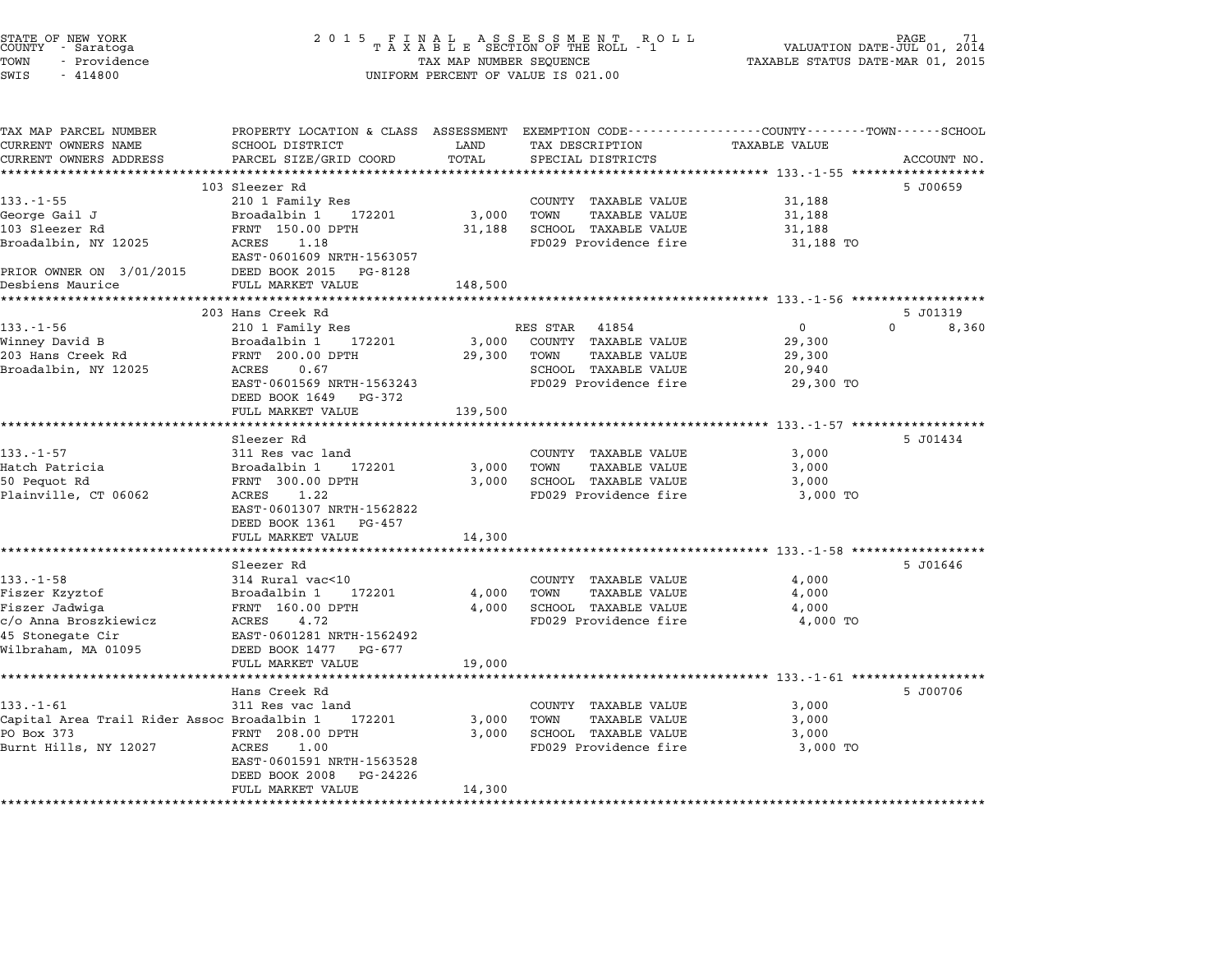STATE OF NEW YORK
COUNTY - Saratoga
TOWN - Providence
SWIS - 414800

2015 FINAL ASSESSMENT ROLL
TAXABLE SECTION OF THE ROLL - 1
TAX MAP NUMBER SEQUENCE
UNIFORM PERCENT OF VALUE IS 021.00

VALUATION DATE-JUL 01, 2014
TAXABLE STATUS DATE-MAR 01, 2015

| TAX MAP PARCEL NUMBER / CURRENT OWNERS NAME / CURRENT OWNERS ADDRESS | PROPERTY LOCATION & CLASS / SCHOOL DISTRICT / PARCEL SIZE/GRID COORD | ASSESSMENT LAND | TOTAL | EXEMPTION CODE / TAX DESCRIPTION / SPECIAL DISTRICTS | COUNTY TAXABLE VALUE | TOWN | SCHOOL | ACCOUNT NO. |
|---|---|---|---|---|---|---|---|---|
| **133.-1-55** | 103 Sleezer Rd | | | | | | | 5 J00659 |
| | 210 1 Family Res | | | COUNTY TAXABLE VALUE | 31,188 | | | |
| George Gail J | Broadalbin 1 172201 | 3,000 | | TOWN TAXABLE VALUE | 31,188 | | | |
| 103 Sleezer Rd | FRNT 150.00 DPTH | | 31,188 | SCHOOL TAXABLE VALUE | 31,188 | | | |
| Broadalbin, NY 12025 | ACRES 1.18 | | | FD029 Providence fire | 31,188 TO | | | |
| | EAST-0601609 NRTH-1563057 | | | | | | | |
| PRIOR OWNER ON 3/01/2015 | DEED BOOK 2015 PG-8128 | | | | | | | |
| Desbiens Maurice | FULL MARKET VALUE | | 148,500 | | | | | |
| **133.-1-56** | 203 Hans Creek Rd | | | | | | | 5 J01319 |
| | 210 1 Family Res | | | RES STAR 41854 | 0 | | 0 / 8,360 | |
| Winney David B | Broadalbin 1 172201 | 3,000 | | COUNTY TAXABLE VALUE | 29,300 | | | |
| 203 Hans Creek Rd | FRNT 200.00 DPTH | | 29,300 | TOWN TAXABLE VALUE | 29,300 | | | |
| Broadalbin, NY 12025 | ACRES 0.67 | | | SCHOOL TAXABLE VALUE | 20,940 | | | |
| | EAST-0601569 NRTH-1563243 | | | FD029 Providence fire | 29,300 TO | | | |
| | DEED BOOK 1649 PG-372 | | | | | | | |
| | FULL MARKET VALUE | | 139,500 | | | | | |
| **133.-1-57** | Sleezer Rd | | | | | | | 5 J01434 |
| | 311 Res vac land | | | COUNTY TAXABLE VALUE | 3,000 | | | |
| Hatch Patricia | Broadalbin 1 172201 | 3,000 | | TOWN TAXABLE VALUE | 3,000 | | | |
| 50 Pequot Rd | FRNT 300.00 DPTH | | 3,000 | SCHOOL TAXABLE VALUE | 3,000 | | | |
| Plainville, CT 06062 | ACRES 1.22 | | | FD029 Providence fire | 3,000 TO | | | |
| | EAST-0601307 NRTH-1562822 | | | | | | | |
| | DEED BOOK 1361 PG-457 | | | | | | | |
| | FULL MARKET VALUE | | 14,300 | | | | | |
| **133.-1-58** | Sleezer Rd | | | | | | | 5 J01646 |
| | 314 Rural vac<10 | | | COUNTY TAXABLE VALUE | 4,000 | | | |
| Fiszer Kzyztof | Broadalbin 1 172201 | 4,000 | | TOWN TAXABLE VALUE | 4,000 | | | |
| Fiszer Jadwiga | FRNT 160.00 DPTH | | 4,000 | SCHOOL TAXABLE VALUE | 4,000 | | | |
| c/o Anna Broszkiewicz | ACRES 4.72 | | | FD029 Providence fire | 4,000 TO | | | |
| 45 Stonegate Cir | EAST-0601281 NRTH-1562492 | | | | | | | |
| Wilbraham, MA 01095 | DEED BOOK 1477 PG-677 | | | | | | | |
| | FULL MARKET VALUE | | 19,000 | | | | | |
| **133.-1-61** | Hans Creek Rd | | | | | | | 5 J00706 |
| | 311 Res vac land | | | COUNTY TAXABLE VALUE | 3,000 | | | |
| Capital Area Trail Rider Assoc | Broadalbin 1 172201 | 3,000 | | TOWN TAXABLE VALUE | 3,000 | | | |
| PO Box 373 | FRNT 208.00 DPTH | | 3,000 | SCHOOL TAXABLE VALUE | 3,000 | | | |
| Burnt Hills, NY 12027 | ACRES 1.00 | | | FD029 Providence fire | 3,000 TO | | | |
| | EAST-0601591 NRTH-1563528 | | | | | | | |
| | DEED BOOK 2008 PG-24226 | | | | | | | |
| | FULL MARKET VALUE | | 14,300 | | | | | |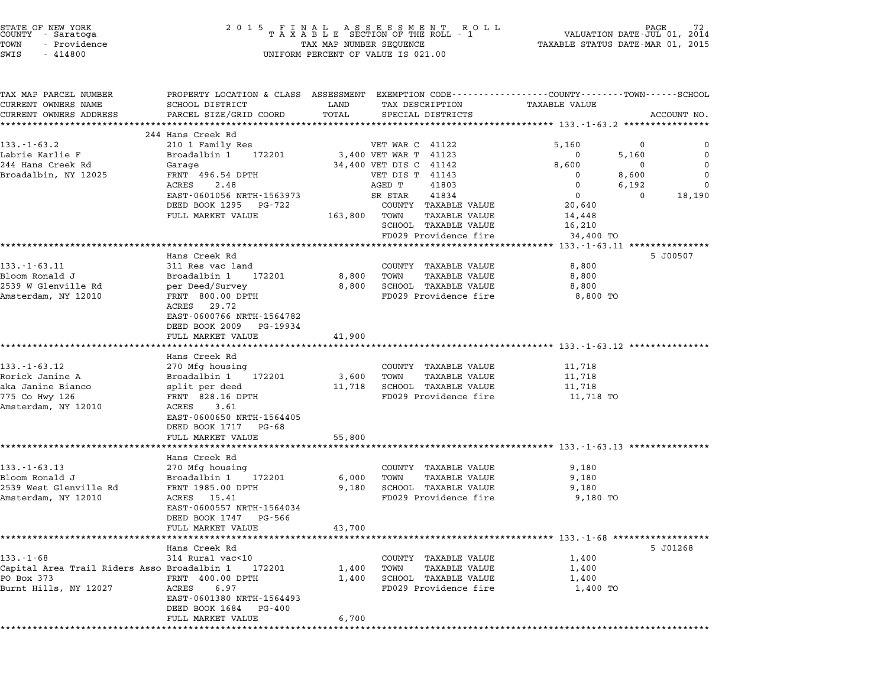STATE OF NEW YORK
COUNTY - Saratoga
TOWN - Providence
SWIS - 414800

2 0 1 5 F I N A L A S S E S S M E N T R O L L
T A X A B L E SECTION OF THE ROLL - 1
TAX MAP NUMBER SEQUENCE
UNIFORM PERCENT OF VALUE IS 021.00

VALUATION DATE-JUL 01, 2014
TAXABLE STATUS DATE-MAR 01, 2015

| TAX MAP PARCEL NUMBER / CURRENT OWNERS NAME / CURRENT OWNERS ADDRESS | PROPERTY LOCATION & CLASS / SCHOOL DISTRICT / PARCEL SIZE/GRID COORD | ASSESSMENT LAND / TOTAL | EXEMPTION CODE / TAX DESCRIPTION / SPECIAL DISTRICTS | COUNTY TAXABLE VALUE | TOWN | SCHOOL | ACCOUNT NO. |
|---|---|---|---|---|---|---|---|
| **133.-1-63.2** | 244 Hans Creek Rd | | | | | | |
| 133.-1-63.2 | 210 1 Family Res | | VET WAR C 41122 | 5,160 | 0 | 0 | |
| Labrie Karlie F | Broadalbin 1 172201 | 3,400 | VET WAR T 41123 | 0 | 5,160 | 0 | |
| 244 Hans Creek Rd | Garage | 34,400 | VET DIS C 41142 | 8,600 | 0 | 0 | |
| Broadalbin, NY 12025 | FRNT 496.54 DPTH | | VET DIS T 41143 | 0 | 8,600 | 0 | |
| | ACRES 2.48 | | AGED T 41803 | 0 | 6,192 | 0 | |
| | EAST-0601056 NRTH-1563973 | | SR STAR 41834 | 0 | 0 | 18,190 | |
| | DEED BOOK 1295 PG-722 | | COUNTY TAXABLE VALUE | 20,640 | | | |
| | FULL MARKET VALUE | 163,800 | TOWN TAXABLE VALUE | 14,448 | | | |
| | | | SCHOOL TAXABLE VALUE | 16,210 | | | |
| | | | FD029 Providence fire | 34,400 TO | | | |
| **133.-1-63.11** | Hans Creek Rd | | | | | | 5 J00507 |
| 133.-1-63.11 | 311 Res vac land | | COUNTY TAXABLE VALUE | 8,800 | | | |
| Bloom Ronald J | Broadalbin 1 172201 | 8,800 | TOWN TAXABLE VALUE | 8,800 | | | |
| 2539 W Glenville Rd | per Deed/Survey | 8,800 | SCHOOL TAXABLE VALUE | 8,800 | | | |
| Amsterdam, NY 12010 | FRNT 800.00 DPTH | | FD029 Providence fire | 8,800 TO | | | |
| | ACRES 29.72 | | | | | | |
| | EAST-0600766 NRTH-1564782 | | | | | | |
| | DEED BOOK 2009 PG-19934 | | | | | | |
| | FULL MARKET VALUE | 41,900 | | | | | |
| **133.-1-63.12** | Hans Creek Rd | | | | | | |
| 133.-1-63.12 | 270 Mfg housing | | COUNTY TAXABLE VALUE | 11,718 | | | |
| Rorick Janine A | Broadalbin 1 172201 | 3,600 | TOWN TAXABLE VALUE | 11,718 | | | |
| aka Janine Bianco | split per deed | 11,718 | SCHOOL TAXABLE VALUE | 11,718 | | | |
| 775 Co Hwy 126 | FRNT 828.16 DPTH | | FD029 Providence fire | 11,718 TO | | | |
| Amsterdam, NY 12010 | ACRES 3.61 | | | | | | |
| | EAST-0600650 NRTH-1564405 | | | | | | |
| | DEED BOOK 1717 PG-68 | | | | | | |
| | FULL MARKET VALUE | 55,800 | | | | | |
| **133.-1-63.13** | Hans Creek Rd | | | | | | |
| 133.-1-63.13 | 270 Mfg housing | | COUNTY TAXABLE VALUE | 9,180 | | | |
| Bloom Ronald J | Broadalbin 1 172201 | 6,000 | TOWN TAXABLE VALUE | 9,180 | | | |
| 2539 West Glenville Rd | FRNT 1985.00 DPTH | 9,180 | SCHOOL TAXABLE VALUE | 9,180 | | | |
| Amsterdam, NY 12010 | ACRES 15.41 | | FD029 Providence fire | 9,180 TO | | | |
| | EAST-0600557 NRTH-1564034 | | | | | | |
| | DEED BOOK 1747 PG-566 | | | | | | |
| | FULL MARKET VALUE | 43,700 | | | | | |
| **133.-1-68** | Hans Creek Rd | | | | | | 5 J01268 |
| 133.-1-68 | 314 Rural vac<10 | | COUNTY TAXABLE VALUE | 1,400 | | | |
| Capital Area Trail Riders Asso | Broadalbin 1 172201 | 1,400 | TOWN TAXABLE VALUE | 1,400 | | | |
| PO Box 373 | FRNT 400.00 DPTH | 1,400 | SCHOOL TAXABLE VALUE | 1,400 | | | |
| Burnt Hills, NY 12027 | ACRES 6.97 | | FD029 Providence fire | 1,400 TO | | | |
| | EAST-0601380 NRTH-1564493 | | | | | | |
| | DEED BOOK 1684 PG-400 | | | | | | |
| | FULL MARKET VALUE | 6,700 | | | | | |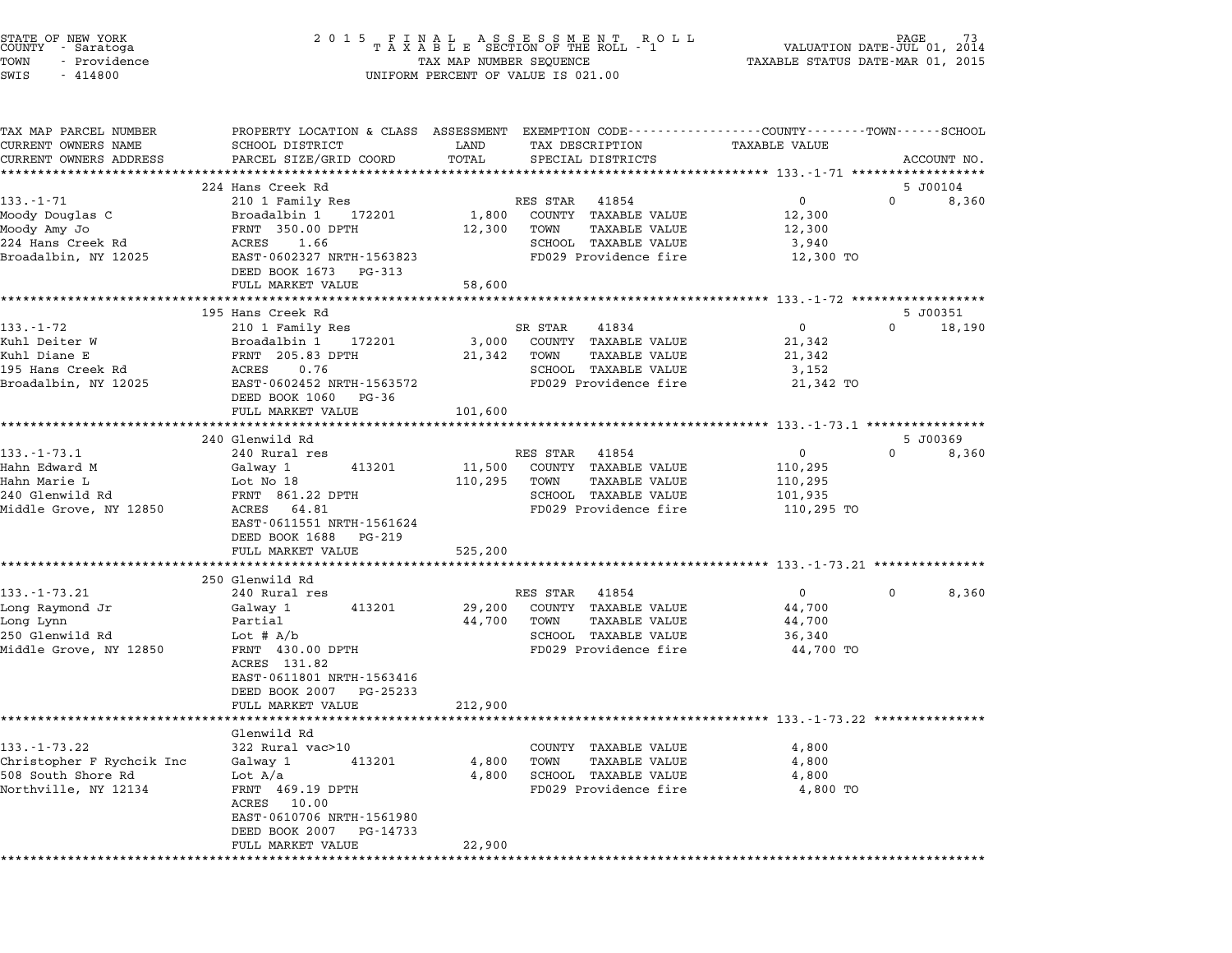STATE OF NEW YORK
COUNTY - Saratoga
TOWN - Providence
SWIS - 414800

2 0 1 5 F I N A L A S S E S S M E N T R O L L
T A X A B L E SECTION OF THE ROLL - 1
TAX MAP NUMBER SEQUENCE
UNIFORM PERCENT OF VALUE IS 021.00

VALUATION DATE-JUL 01, 2014
TAXABLE STATUS DATE-MAR 01, 2015

| TAX MAP PARCEL NUMBER<br>CURRENT OWNERS NAME<br>CURRENT OWNERS ADDRESS | PROPERTY LOCATION & CLASS<br>SCHOOL DISTRICT<br>PARCEL SIZE/GRID COORD | ASSESSMENT<br>LAND<br>TOTAL | EXEMPTION CODE<br>TAX DESCRIPTION<br>SPECIAL DISTRICTS | COUNTY / TOWN<br>TAXABLE VALUE | SCHOOL<br>ACCOUNT NO. |
|---|---|---|---|---|---|
| **133.-1-71** | 224 Hans Creek Rd | | | | 5 J00104 |
| 133.-1-71 | 210 1 Family Res | | RES STAR 41854 | 0 | 0 / 8,360 |
| Moody Douglas C | Broadalbin 1 172201 | 1,800 | COUNTY TAXABLE VALUE | 12,300 | |
| Moody Amy Jo | FRNT 350.00 DPTH | 12,300 | TOWN TAXABLE VALUE | 12,300 | |
| 224 Hans Creek Rd | ACRES 1.66 | | SCHOOL TAXABLE VALUE | 3,940 | |
| Broadalbin, NY 12025 | EAST-0602327 NRTH-1563823 | | FD029 Providence fire | 12,300 TO | |
| | DEED BOOK 1673 PG-313 | | | | |
| | FULL MARKET VALUE | 58,600 | | | |
| **133.-1-72** | 195 Hans Creek Rd | | | | 5 J00351 |
| 133.-1-72 | 210 1 Family Res | | SR STAR 41834 | 0 | 0 / 18,190 |
| Kuhl Deiter W | Broadalbin 1 172201 | 3,000 | COUNTY TAXABLE VALUE | 21,342 | |
| Kuhl Diane E | FRNT 205.83 DPTH | 21,342 | TOWN TAXABLE VALUE | 21,342 | |
| 195 Hans Creek Rd | ACRES 0.76 | | SCHOOL TAXABLE VALUE | 3,152 | |
| Broadalbin, NY 12025 | EAST-0602452 NRTH-1563572 | | FD029 Providence fire | 21,342 TO | |
| | DEED BOOK 1060 PG-36 | | | | |
| | FULL MARKET VALUE | 101,600 | | | |
| **133.-1-73.1** | 240 Glenwild Rd | | | | 5 J00369 |
| 133.-1-73.1 | 240 Rural res | | RES STAR 41854 | 0 | 0 / 8,360 |
| Hahn Edward M | Galway 1 413201 | 11,500 | COUNTY TAXABLE VALUE | 110,295 | |
| Hahn Marie L | Lot No 18 | 110,295 | TOWN TAXABLE VALUE | 110,295 | |
| 240 Glenwild Rd | FRNT 861.22 DPTH | | SCHOOL TAXABLE VALUE | 101,935 | |
| Middle Grove, NY 12850 | ACRES 64.81 | | FD029 Providence fire | 110,295 TO | |
| | EAST-0611551 NRTH-1561624 | | | | |
| | DEED BOOK 1688 PG-219 | | | | |
| | FULL MARKET VALUE | 525,200 | | | |
| **133.-1-73.21** | 250 Glenwild Rd | | | | |
| 133.-1-73.21 | 240 Rural res | | RES STAR 41854 | 0 | 0 / 8,360 |
| Long Raymond Jr | Galway 1 413201 | 29,200 | COUNTY TAXABLE VALUE | 44,700 | |
| Long Lynn | Partial | 44,700 | TOWN TAXABLE VALUE | 44,700 | |
| 250 Glenwild Rd | Lot # A/b | | SCHOOL TAXABLE VALUE | 36,340 | |
| Middle Grove, NY 12850 | FRNT 430.00 DPTH | | FD029 Providence fire | 44,700 TO | |
| | ACRES 131.82 | | | | |
| | EAST-0611801 NRTH-1563416 | | | | |
| | DEED BOOK 2007 PG-25233 | | | | |
| | FULL MARKET VALUE | 212,900 | | | |
| **133.-1-73.22** | Glenwild Rd | | | | |
| 133.-1-73.22 | 322 Rural vac>10 | | COUNTY TAXABLE VALUE | 4,800 | |
| Christopher F Rychcik Inc | Galway 1 413201 | 4,800 | TOWN TAXABLE VALUE | 4,800 | |
| 508 South Shore Rd | Lot A/a | 4,800 | SCHOOL TAXABLE VALUE | 4,800 | |
| Northville, NY 12134 | FRNT 469.19 DPTH | | FD029 Providence fire | 4,800 TO | |
| | ACRES 10.00 | | | | |
| | EAST-0610706 NRTH-1561980 | | | | |
| | DEED BOOK 2007 PG-14733 | | | | |
| | FULL MARKET VALUE | 22,900 | | | |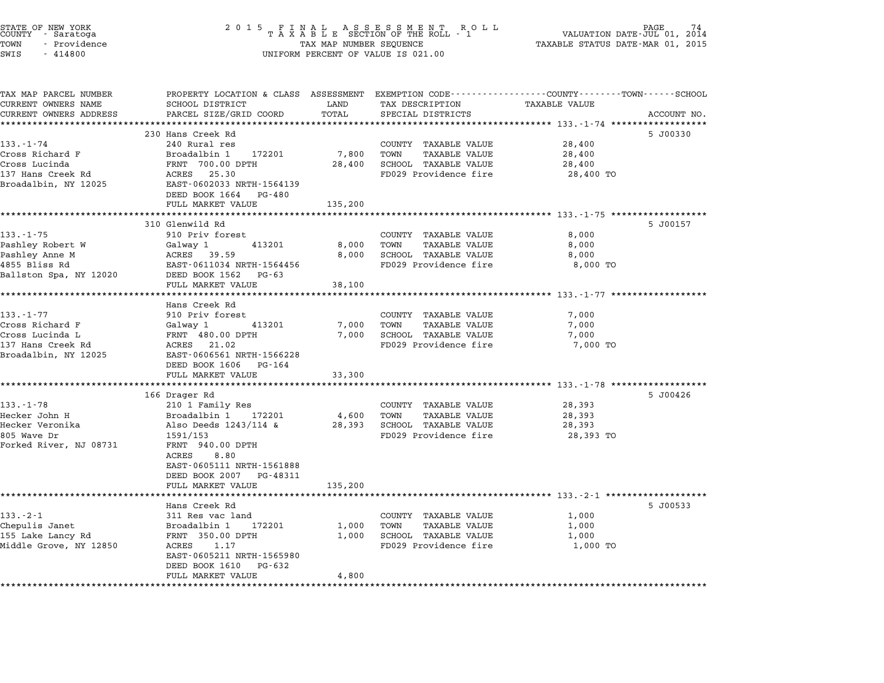STATE OF NEW YORK
COUNTY - Saratoga
TOWN - Providence
SWIS - 414800

2 0 1 5 F I N A L A S S E S S M E N T R O L L
T A X A B L E SECTION OF THE ROLL - 1
TAX MAP NUMBER SEQUENCE
UNIFORM PERCENT OF VALUE IS 021.00

VALUATION DATE-JUL 01, 2014
TAXABLE STATUS DATE-MAR 01, 2015

| TAX MAP PARCEL NUMBER / CURRENT OWNERS NAME / CURRENT OWNERS ADDRESS | PROPERTY LOCATION & CLASS / SCHOOL DISTRICT / PARCEL SIZE/GRID COORD | ASSESSMENT LAND | TOTAL | EXEMPTION CODE / TAX DESCRIPTION / SPECIAL DISTRICTS | TAXABLE VALUE (COUNTY / TOWN / SCHOOL) | ACCOUNT NO. |
|---|---|---|---|---|---|---|
| 133.-1-74 | 230 Hans Creek Rd | | | | | 5 J00330 |
| Cross Richard F | 240 Rural res | | | COUNTY TAXABLE VALUE | 28,400 | |
| Cross Lucinda | Broadalbin 1 172201 | 7,800 | | TOWN TAXABLE VALUE | 28,400 | |
| 137 Hans Creek Rd | FRNT 700.00 DPTH | | 28,400 | SCHOOL TAXABLE VALUE | 28,400 | |
| Broadalbin, NY 12025 | ACRES 25.30 | | | FD029 Providence fire | 28,400 TO | |
| | EAST-0602033 NRTH-1564139 | | | | | |
| | DEED BOOK 1664 PG-480 | | | | | |
| | FULL MARKET VALUE | | 135,200 | | | |
| 133.-1-75 | 310 Glenwild Rd | | | | | 5 J00157 |
| Pashley Robert W | 910 Priv forest | | | COUNTY TAXABLE VALUE | 8,000 | |
| Pashley Anne M | Galway 1 413201 | 8,000 | | TOWN TAXABLE VALUE | 8,000 | |
| 4855 Bliss Rd | ACRES 39.59 | | 8,000 | SCHOOL TAXABLE VALUE | 8,000 | |
| Ballston Spa, NY 12020 | EAST-0611034 NRTH-1564456 | | | FD029 Providence fire | 8,000 TO | |
| | DEED BOOK 1562 PG-63 | | | | | |
| | FULL MARKET VALUE | | 38,100 | | | |
| 133.-1-77 | Hans Creek Rd | | | | | |
| Cross Richard F | 910 Priv forest | | | COUNTY TAXABLE VALUE | 7,000 | |
| Cross Lucinda L | Galway 1 413201 | 7,000 | | TOWN TAXABLE VALUE | 7,000 | |
| 137 Hans Creek Rd | FRNT 480.00 DPTH | | 7,000 | SCHOOL TAXABLE VALUE | 7,000 | |
| Broadalbin, NY 12025 | ACRES 21.02 | | | FD029 Providence fire | 7,000 TO | |
| | EAST-0606561 NRTH-1566228 | | | | | |
| | DEED BOOK 1606 PG-164 | | | | | |
| | FULL MARKET VALUE | | 33,300 | | | |
| 133.-1-78 | 166 Drager Rd | | | | | 5 J00426 |
| Hecker John H | 210 1 Family Res | | | COUNTY TAXABLE VALUE | 28,393 | |
| Hecker Veronika | Broadalbin 1 172201 | 4,600 | | TOWN TAXABLE VALUE | 28,393 | |
| 805 Wave Dr | Also Deeds 1243/114 & | | 28,393 | SCHOOL TAXABLE VALUE | 28,393 | |
| Forked River, NJ 08731 | 1591/153 | | | FD029 Providence fire | 28,393 TO | |
| | FRNT 940.00 DPTH | | | | | |
| | ACRES 8.80 | | | | | |
| | EAST-0605111 NRTH-1561888 | | | | | |
| | DEED BOOK 2007 PG-48311 | | | | | |
| | FULL MARKET VALUE | | 135,200 | | | |
| 133.-2-1 | Hans Creek Rd | | | | | 5 J00533 |
| Chepulis Janet | 311 Res vac land | | | COUNTY TAXABLE VALUE | 1,000 | |
| 155 Lake Lancy Rd | Broadalbin 1 172201 | 1,000 | | TOWN TAXABLE VALUE | 1,000 | |
| Middle Grove, NY 12850 | FRNT 350.00 DPTH | | 1,000 | SCHOOL TAXABLE VALUE | 1,000 | |
| | ACRES 1.17 | | | FD029 Providence fire | 1,000 TO | |
| | EAST-0605211 NRTH-1565980 | | | | | |
| | DEED BOOK 1610 PG-632 | | | | | |
| | FULL MARKET VALUE | | 4,800 | | | |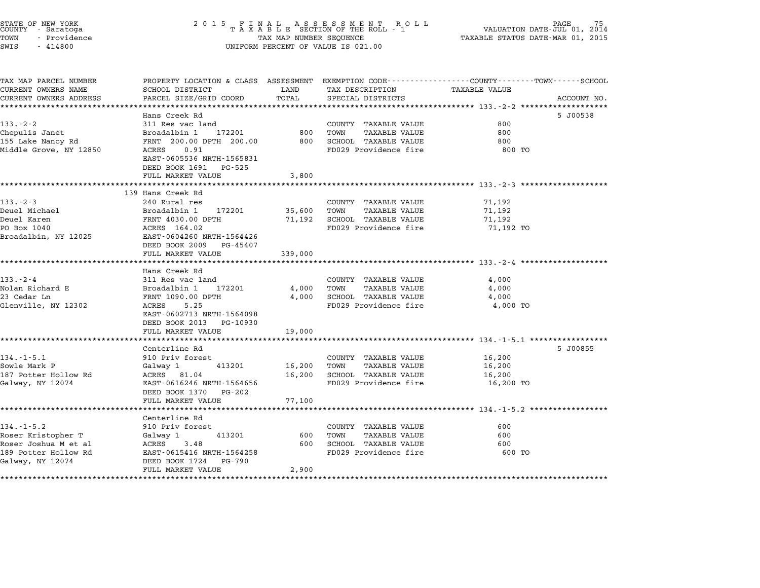STATE OF NEW YORK
COUNTY - Saratoga
TOWN - Providence
SWIS - 414800

2 0 1 5 F I N A L A S S E S S M E N T R O L L
T A X A B L E SECTION OF THE ROLL - 1
TAX MAP NUMBER SEQUENCE
UNIFORM PERCENT OF VALUE IS 021.00

VALUATION DATE-JUL 01, 2014
TAXABLE STATUS DATE-MAR 01, 2015

| TAX MAP PARCEL NUMBER / CURRENT OWNERS NAME / CURRENT OWNERS ADDRESS | PROPERTY LOCATION & CLASS / SCHOOL DISTRICT / PARCEL SIZE/GRID COORD | ASSESSMENT LAND | TOTAL | EXEMPTION CODE / TAX DESCRIPTION / SPECIAL DISTRICTS | TAXABLE VALUE | ACCOUNT NO. |
|---|---|---|---|---|---|---|
| **133.-2-2** | Hans Creek Rd | | | | | 5 J00538 |
| 133.-2-2 | 311 Res vac land | | | COUNTY TAXABLE VALUE | 800 | |
| Chepulis Janet | Broadalbin 1 172201 | 800 | | TOWN TAXABLE VALUE | 800 | |
| 155 Lake Nancy Rd | FRNT 200.00 DPTH 200.00 | | 800 | SCHOOL TAXABLE VALUE | 800 | |
| Middle Grove, NY 12850 | ACRES 0.91 | | | FD029 Providence fire | 800 TO | |
| | EAST-0605536 NRTH-1565831 | | | | | |
| | DEED BOOK 1691 PG-525 | | | | | |
| | FULL MARKET VALUE | | 3,800 | | | |
| **133.-2-3** | 139 Hans Creek Rd | | | | | |
| 133.-2-3 | 240 Rural res | | | COUNTY TAXABLE VALUE | 71,192 | |
| Deuel Michael | Broadalbin 1 172201 | 35,600 | | TOWN TAXABLE VALUE | 71,192 | |
| Deuel Karen | FRNT 4030.00 DPTH | | 71,192 | SCHOOL TAXABLE VALUE | 71,192 | |
| PO Box 1040 | ACRES 164.02 | | | FD029 Providence fire | 71,192 TO | |
| Broadalbin, NY 12025 | EAST-0604260 NRTH-1564426 | | | | | |
| | DEED BOOK 2009 PG-45407 | | | | | |
| | FULL MARKET VALUE | | 339,000 | | | |
| **133.-2-4** | Hans Creek Rd | | | | | |
| 133.-2-4 | 311 Res vac land | | | COUNTY TAXABLE VALUE | 4,000 | |
| Nolan Richard E | Broadalbin 1 172201 | 4,000 | | TOWN TAXABLE VALUE | 4,000 | |
| 23 Cedar Ln | FRNT 1090.00 DPTH | | 4,000 | SCHOOL TAXABLE VALUE | 4,000 | |
| Glenville, NY 12302 | ACRES 5.25 | | | FD029 Providence fire | 4,000 TO | |
| | EAST-0602713 NRTH-1564098 | | | | | |
| | DEED BOOK 2013 PG-10930 | | | | | |
| | FULL MARKET VALUE | | 19,000 | | | |
| **134.-1-5.1** | Centerline Rd | | | | | 5 J00855 |
| 134.-1-5.1 | 910 Priv forest | | | COUNTY TAXABLE VALUE | 16,200 | |
| Sowle Mark P | Galway 1 413201 | 16,200 | | TOWN TAXABLE VALUE | 16,200 | |
| 187 Potter Hollow Rd | ACRES 81.04 | | 16,200 | SCHOOL TAXABLE VALUE | 16,200 | |
| Galway, NY 12074 | EAST-0616246 NRTH-1564656 | | | FD029 Providence fire | 16,200 TO | |
| | DEED BOOK 1370 PG-202 | | | | | |
| | FULL MARKET VALUE | | 77,100 | | | |
| **134.-1-5.2** | Centerline Rd | | | | | |
| 134.-1-5.2 | 910 Priv forest | | | COUNTY TAXABLE VALUE | 600 | |
| Roser Kristopher T | Galway 1 413201 | 600 | | TOWN TAXABLE VALUE | 600 | |
| Roser Joshua M et al | ACRES 3.48 | | 600 | SCHOOL TAXABLE VALUE | 600 | |
| 189 Potter Hollow Rd | EAST-0615416 NRTH-1564258 | | | FD029 Providence fire | 600 TO | |
| Galway, NY 12074 | DEED BOOK 1724 PG-790 | | | | | |
| | FULL MARKET VALUE | | 2,900 | | | |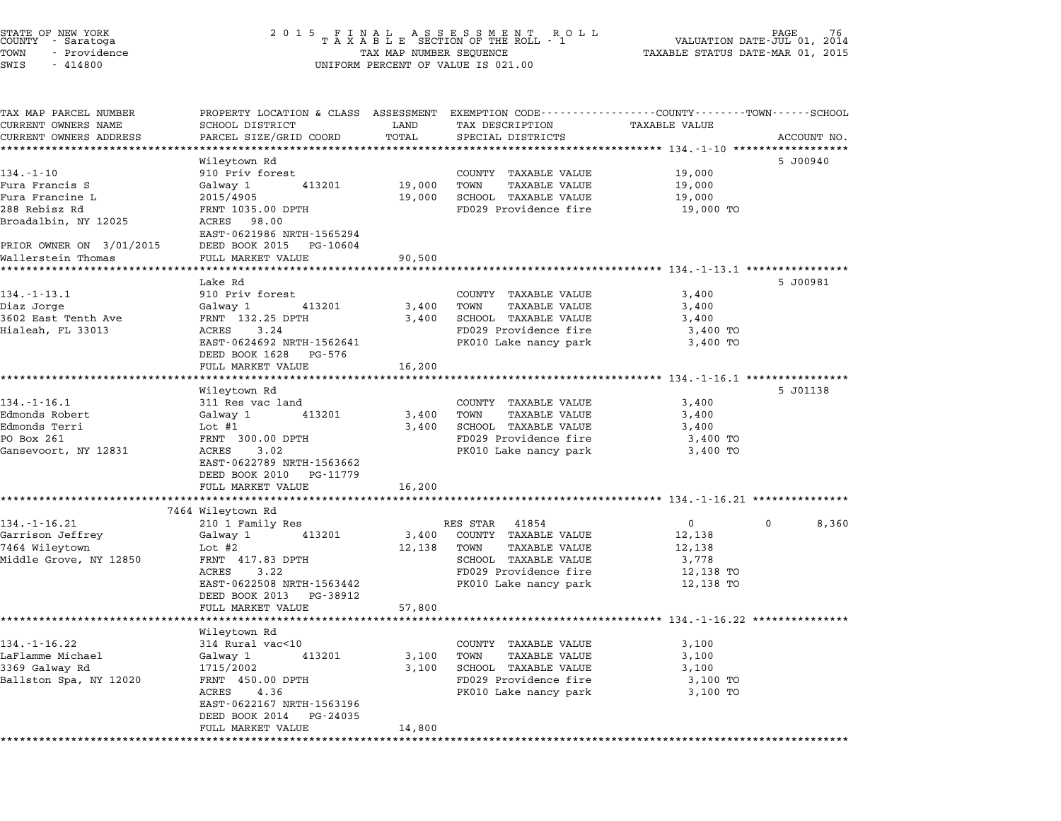STATE OF NEW YORK — COUNTY - Saratoga — TOWN - Providence — SWIS - 414800

2 0 1 5 F I N A L A S S E S S M E N T R O L L
T A X A B L E SECTION OF THE ROLL - 1
TAX MAP NUMBER SEQUENCE
UNIFORM PERCENT OF VALUE IS 021.00

VALUATION DATE-JUL 01, 2014
TAXABLE STATUS DATE-MAR 01, 2015

| TAX MAP PARCEL NUMBER / CURRENT OWNERS NAME / CURRENT OWNERS ADDRESS | PROPERTY LOCATION & CLASS / SCHOOL DISTRICT / PARCEL SIZE/GRID COORD | ASSESSMENT LAND | TOTAL | EXEMPTION CODE / TAX DESCRIPTION / SPECIAL DISTRICTS | COUNTY | TOWN | SCHOOL TAXABLE VALUE | ACCOUNT NO. |
|---|---|---|---|---|---|---|---|---|
| **134.-1-10** | Wileytown Rd | | | | | | | 5 J00940 |
| Fura Francis S | 910 Priv forest | | | COUNTY TAXABLE VALUE | 19,000 | | | |
| Fura Francine L | Galway 1 413201 | 19,000 | | TOWN TAXABLE VALUE | | 19,000 | | |
| 288 Rebisz Rd | 2015/4905 | | 19,000 | SCHOOL TAXABLE VALUE | | | 19,000 | |
| Broadalbin, NY 12025 | FRNT 1035.00 DPTH | | | FD029 Providence fire | 19,000 TO | | | |
| | ACRES 98.00 | | | | | | | |
| | EAST-0621986 NRTH-1565294 | | | | | | | |
| PRIOR OWNER ON 3/01/2015 | DEED BOOK 2015 PG-10604 | | | | | | | |
| Wallerstein Thomas | FULL MARKET VALUE | | 90,500 | | | | | |
| **134.-1-13.1** | Lake Rd | | | | | | | 5 J00981 |
| Diaz Jorge | 910 Priv forest | | | COUNTY TAXABLE VALUE | 3,400 | | | |
| 3602 East Tenth Ave | Galway 1 413201 | 3,400 | | TOWN TAXABLE VALUE | | 3,400 | | |
| Hialeah, FL 33013 | FRNT 132.25 DPTH | | 3,400 | SCHOOL TAXABLE VALUE | | | 3,400 | |
| | ACRES 3.24 | | | FD029 Providence fire | 3,400 TO | | | |
| | EAST-0624692 NRTH-1562641 | | | PK010 Lake nancy park | 3,400 TO | | | |
| | DEED BOOK 1628 PG-576 | | | | | | | |
| | FULL MARKET VALUE | | 16,200 | | | | | |
| **134.-1-16.1** | Wileytown Rd | | | | | | | 5 J01138 |
| Edmonds Robert | 311 Res vac land | | | COUNTY TAXABLE VALUE | 3,400 | | | |
| Edmonds Terri | Galway 1 413201 | 3,400 | | TOWN TAXABLE VALUE | | 3,400 | | |
| PO Box 261 | Lot #1 | | 3,400 | SCHOOL TAXABLE VALUE | | | 3,400 | |
| Gansevoort, NY 12831 | FRNT 300.00 DPTH | | | FD029 Providence fire | 3,400 TO | | | |
| | ACRES 3.02 | | | PK010 Lake nancy park | 3,400 TO | | | |
| | EAST-0622789 NRTH-1563662 | | | | | | | |
| | DEED BOOK 2010 PG-11779 | | | | | | | |
| | FULL MARKET VALUE | | 16,200 | | | | | |
| **134.-1-16.21** | 7464 Wileytown Rd | | | | | | | |
| Garrison Jeffrey | 210 1 Family Res | | | RES STAR 41854 | 0 | 0 | 8,360 | |
| 7464 Wileytown | Galway 1 413201 | 3,400 | | COUNTY TAXABLE VALUE | 12,138 | | | |
| Middle Grove, NY 12850 | Lot #2 | | 12,138 | TOWN TAXABLE VALUE | | 12,138 | | |
| | FRNT 417.83 DPTH | | | SCHOOL TAXABLE VALUE | | | 3,778 | |
| | ACRES 3.22 | | | FD029 Providence fire | 12,138 TO | | | |
| | EAST-0622508 NRTH-1563442 | | | PK010 Lake nancy park | 12,138 TO | | | |
| | DEED BOOK 2013 PG-38912 | | | | | | | |
| | FULL MARKET VALUE | | 57,800 | | | | | |
| **134.-1-16.22** | Wileytown Rd | | | | | | | |
| LaFlamme Michael | 314 Rural vac<10 | | | COUNTY TAXABLE VALUE | 3,100 | | | |
| 3369 Galway Rd | Galway 1 413201 | 3,100 | | TOWN TAXABLE VALUE | | 3,100 | | |
| Ballston Spa, NY 12020 | 1715/2002 | | 3,100 | SCHOOL TAXABLE VALUE | | | 3,100 | |
| | FRNT 450.00 DPTH | | | FD029 Providence fire | 3,100 TO | | | |
| | ACRES 4.36 | | | PK010 Lake nancy park | 3,100 TO | | | |
| | EAST-0622167 NRTH-1563196 | | | | | | | |
| | DEED BOOK 2014 PG-24035 | | | | | | | |
| | FULL MARKET VALUE | | 14,800 | | | | | |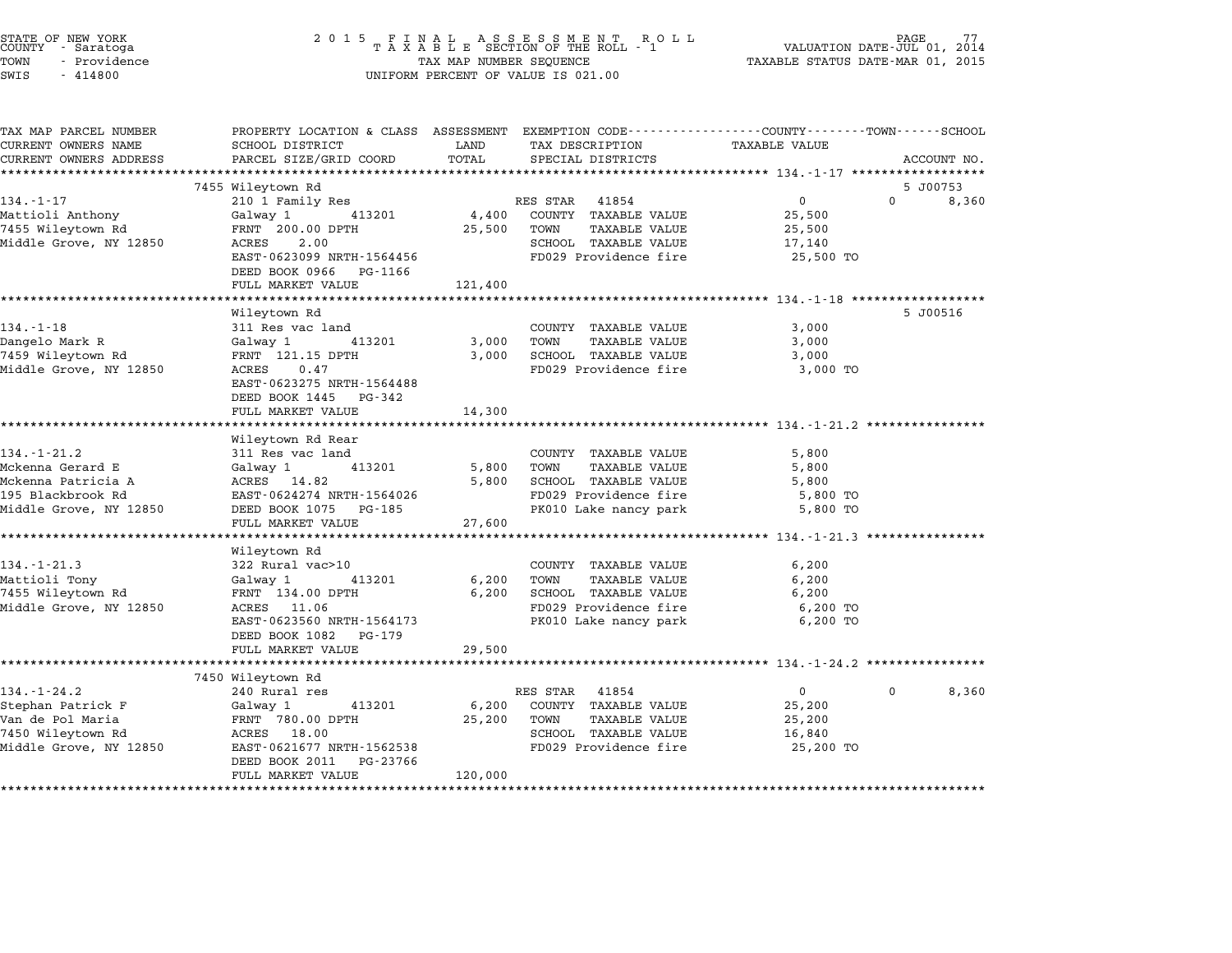STATE OF NEW YORK
COUNTY - Saratoga
TOWN - Providence
SWIS - 414800

2015 FINAL ASSESSMENT ROLL
TAXABLE SECTION OF THE ROLL - 1
TAX MAP NUMBER SEQUENCE
UNIFORM PERCENT OF VALUE IS 021.00

VALUATION DATE-JUL 01, 2014
TAXABLE STATUS DATE-MAR 01, 2015

| TAX MAP PARCEL NUMBER / CURRENT OWNERS NAME / CURRENT OWNERS ADDRESS | PROPERTY LOCATION & CLASS / SCHOOL DISTRICT / PARCEL SIZE/GRID COORD | ASSESSMENT LAND / TOTAL | EXEMPTION CODE / TAX DESCRIPTION / SPECIAL DISTRICTS | COUNTY | TOWN | SCHOOL | ACCOUNT NO. |
|---|---|---|---|---|---|---|---|
| **134.-1-17** | 7455 Wileytown Rd | | | | | | 5 J00753 |
| Mattioli Anthony | 210 1 Family Res | | RES STAR 41854 | 0 | 0 | 8,360 | |
| 7455 Wileytown Rd | Galway 1 413201 | 4,400 | COUNTY TAXABLE VALUE | 25,500 | | | |
| Middle Grove, NY 12850 | FRNT 200.00 DPTH | 25,500 | TOWN TAXABLE VALUE | | 25,500 | | |
| | ACRES 2.00 | | SCHOOL TAXABLE VALUE | | | 17,140 | |
| | EAST-0623099 NRTH-1564456 | | FD029 Providence fire | 25,500 TO | | | |
| | DEED BOOK 0966 PG-1166 | | | | | | |
| | FULL MARKET VALUE | 121,400 | | | | | |
| **134.-1-18** | Wileytown Rd | | | | | | 5 J00516 |
| Dangelo Mark R | 311 Res vac land | | COUNTY TAXABLE VALUE | 3,000 | | | |
| 7459 Wileytown Rd | Galway 1 413201 | 3,000 | TOWN TAXABLE VALUE | | 3,000 | | |
| Middle Grove, NY 12850 | FRNT 121.15 DPTH | 3,000 | SCHOOL TAXABLE VALUE | | | 3,000 | |
| | ACRES 0.47 | | FD029 Providence fire | 3,000 TO | | | |
| | EAST-0623275 NRTH-1564488 | | | | | | |
| | DEED BOOK 1445 PG-342 | | | | | | |
| | FULL MARKET VALUE | 14,300 | | | | | |
| **134.-1-21.2** | Wileytown Rd Rear | | | | | | |
| Mckenna Gerard E | 311 Res vac land | | COUNTY TAXABLE VALUE | 5,800 | | | |
| Mckenna Patricia A | Galway 1 413201 | 5,800 | TOWN TAXABLE VALUE | | 5,800 | | |
| 195 Blackbrook Rd | ACRES 14.82 | 5,800 | SCHOOL TAXABLE VALUE | | | 5,800 | |
| Middle Grove, NY 12850 | EAST-0624274 NRTH-1564026 | | FD029 Providence fire | 5,800 TO | | | |
| | DEED BOOK 1075 PG-185 | | PK010 Lake nancy park | 5,800 TO | | | |
| | FULL MARKET VALUE | 27,600 | | | | | |
| **134.-1-21.3** | Wileytown Rd | | | | | | |
| Mattioli Tony | 322 Rural vac>10 | | COUNTY TAXABLE VALUE | 6,200 | | | |
| 7455 Wileytown Rd | Galway 1 413201 | 6,200 | TOWN TAXABLE VALUE | | 6,200 | | |
| Middle Grove, NY 12850 | FRNT 134.00 DPTH | 6,200 | SCHOOL TAXABLE VALUE | | | 6,200 | |
| | ACRES 11.06 | | FD029 Providence fire | 6,200 TO | | | |
| | EAST-0623560 NRTH-1564173 | | PK010 Lake nancy park | 6,200 TO | | | |
| | DEED BOOK 1082 PG-179 | | | | | | |
| | FULL MARKET VALUE | 29,500 | | | | | |
| **134.-1-24.2** | 7450 Wileytown Rd | | | | | | |
| Stephan Patrick F | 240 Rural res | | RES STAR 41854 | 0 | 0 | 8,360 | |
| Van de Pol Maria | Galway 1 413201 | 6,200 | COUNTY TAXABLE VALUE | 25,200 | | | |
| 7450 Wileytown Rd | FRNT 780.00 DPTH | 25,200 | TOWN TAXABLE VALUE | | 25,200 | | |
| Middle Grove, NY 12850 | ACRES 18.00 | | SCHOOL TAXABLE VALUE | | | 16,840 | |
| | EAST-0621677 NRTH-1562538 | | FD029 Providence fire | 25,200 TO | | | |
| | DEED BOOK 2011 PG-23766 | | | | | | |
| | FULL MARKET VALUE | 120,000 | | | | | |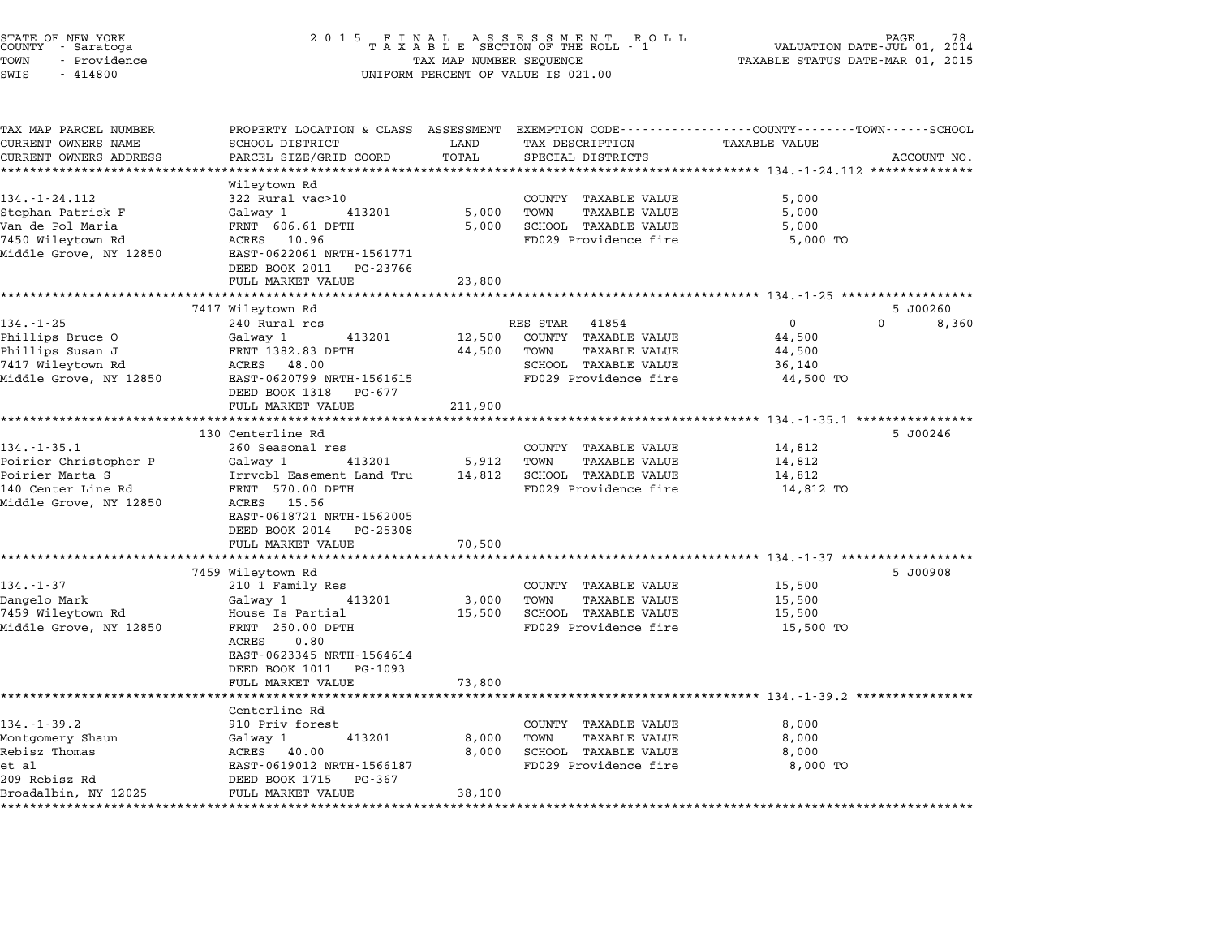STATE OF NEW YORK
COUNTY - Saratoga
TOWN - Providence
SWIS - 414800

2 0 1 5 F I N A L A S S E S S M E N T R O L L
T A X A B L E SECTION OF THE ROLL - 1
TAX MAP NUMBER SEQUENCE
UNIFORM PERCENT OF VALUE IS 021.00

VALUATION DATE-JUL 01, 2014
TAXABLE STATUS DATE-MAR 01, 2015

| TAX MAP PARCEL NUMBER / CURRENT OWNERS NAME / CURRENT OWNERS ADDRESS | PROPERTY LOCATION & CLASS / SCHOOL DISTRICT / PARCEL SIZE/GRID COORD | ASSESSMENT LAND | TOTAL | EXEMPTION CODE / TAX DESCRIPTION / SPECIAL DISTRICTS | COUNTY / TOWN / SCHOOL TAXABLE VALUE | ACCOUNT NO. |
|---|---|---|---|---|---|---|
| **134.-1-24.112** | Wileytown Rd | | | | | |
| 134.-1-24.112 | 322 Rural vac>10 | | | COUNTY TAXABLE VALUE | 5,000 | |
| Stephan Patrick F | Galway 1 413201 | 5,000 | | TOWN TAXABLE VALUE | 5,000 | |
| Van de Pol Maria | FRNT 606.61 DPTH | | 5,000 | SCHOOL TAXABLE VALUE | 5,000 | |
| 7450 Wileytown Rd | ACRES 10.96 | | | FD029 Providence fire | 5,000 TO | |
| Middle Grove, NY 12850 | EAST-0622061 NRTH-1561771 | | | | | |
| | DEED BOOK 2011 PG-23766 | | | | | |
| | FULL MARKET VALUE | | 23,800 | | | |
| **134.-1-25** | 7417 Wileytown Rd | | | | | 5 J00260 |
| 134.-1-25 | 240 Rural res | | | RES STAR 41854 | 0 0 8,360 | |
| Phillips Bruce O | Galway 1 413201 | 12,500 | | COUNTY TAXABLE VALUE | 44,500 | |
| Phillips Susan J | FRNT 1382.83 DPTH | | 44,500 | TOWN TAXABLE VALUE | 44,500 | |
| 7417 Wileytown Rd | ACRES 48.00 | | | SCHOOL TAXABLE VALUE | 36,140 | |
| Middle Grove, NY 12850 | EAST-0620799 NRTH-1561615 | | | FD029 Providence fire | 44,500 TO | |
| | DEED BOOK 1318 PG-677 | | | | | |
| | FULL MARKET VALUE | | 211,900 | | | |
| **134.-1-35.1** | 130 Centerline Rd | | | | | 5 J00246 |
| 134.-1-35.1 | 260 Seasonal res | | | COUNTY TAXABLE VALUE | 14,812 | |
| Poirier Christopher P | Galway 1 413201 | 5,912 | | TOWN TAXABLE VALUE | 14,812 | |
| Poirier Marta S | Irrvcbl Easement Land Tru | | 14,812 | SCHOOL TAXABLE VALUE | 14,812 | |
| 140 Center Line Rd | FRNT 570.00 DPTH | | | FD029 Providence fire | 14,812 TO | |
| Middle Grove, NY 12850 | ACRES 15.56 | | | | | |
| | EAST-0618721 NRTH-1562005 | | | | | |
| | DEED BOOK 2014 PG-25308 | | | | | |
| | FULL MARKET VALUE | | 70,500 | | | |
| **134.-1-37** | 7459 Wileytown Rd | | | | | 5 J00908 |
| 134.-1-37 | 210 1 Family Res | | | COUNTY TAXABLE VALUE | 15,500 | |
| Dangelo Mark | Galway 1 413201 | 3,000 | | TOWN TAXABLE VALUE | 15,500 | |
| 7459 Wileytown Rd | House Is Partial | | 15,500 | SCHOOL TAXABLE VALUE | 15,500 | |
| Middle Grove, NY 12850 | FRNT 250.00 DPTH | | | FD029 Providence fire | 15,500 TO | |
| | ACRES 0.80 | | | | | |
| | EAST-0623345 NRTH-1564614 | | | | | |
| | DEED BOOK 1011 PG-1093 | | | | | |
| | FULL MARKET VALUE | | 73,800 | | | |
| **134.-1-39.2** | Centerline Rd | | | | | |
| 134.-1-39.2 | 910 Priv forest | | | COUNTY TAXABLE VALUE | 8,000 | |
| Montgomery Shaun | Galway 1 413201 | 8,000 | | TOWN TAXABLE VALUE | 8,000 | |
| Rebisz Thomas | ACRES 40.00 | | 8,000 | SCHOOL TAXABLE VALUE | 8,000 | |
| et al | EAST-0619012 NRTH-1566187 | | | FD029 Providence fire | 8,000 TO | |
| 209 Rebisz Rd | DEED BOOK 1715 PG-367 | | | | | |
| Broadalbin, NY 12025 | FULL MARKET VALUE | | 38,100 | | | |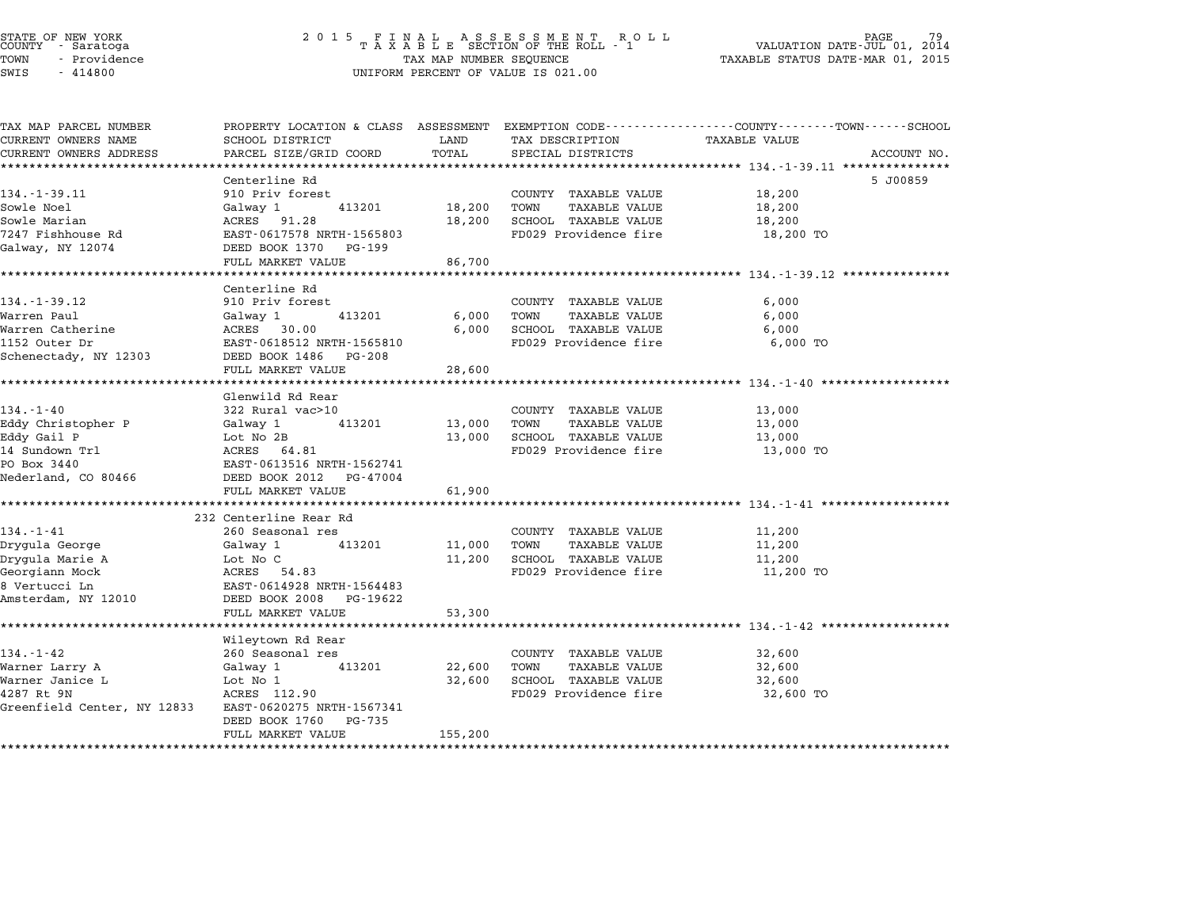STATE OF NEW YORK
COUNTY - Saratoga
TOWN - Providence
SWIS - 414800

# 2015 FINAL ASSESSMENT ROLL
TAXABLE SECTION OF THE ROLL - 1
TAX MAP NUMBER SEQUENCE
UNIFORM PERCENT OF VALUE IS 021.00

VALUATION DATE-JUL 01, 2014
TAXABLE STATUS DATE-MAR 01, 2015

| TAX MAP PARCEL NUMBER / CURRENT OWNERS NAME / CURRENT OWNERS ADDRESS | PROPERTY LOCATION & CLASS / SCHOOL DISTRICT / PARCEL SIZE/GRID COORD | ASSESSMENT LAND | TOTAL | EXEMPTION CODE / TAX DESCRIPTION / SPECIAL DISTRICTS | TAXABLE VALUE (COUNTY--TOWN--SCHOOL) | ACCOUNT NO. |
|---|---|---|---|---|---|---|
| **134.-1-39.11** | Centerline Rd | | | | | 5 J00859 |
| 134.-1-39.11 | 910 Priv forest | | | COUNTY TAXABLE VALUE | 18,200 | |
| Sowle Noel | Galway 1 413201 | 18,200 | | TOWN TAXABLE VALUE | 18,200 | |
| Sowle Marian | ACRES 91.28 | | 18,200 | SCHOOL TAXABLE VALUE | 18,200 | |
| 7247 Fishhouse Rd | EAST-0617578 NRTH-1565803 | | | FD029 Providence fire | 18,200 TO | |
| Galway, NY 12074 | DEED BOOK 1370 PG-199 | | | | | |
| | FULL MARKET VALUE | | 86,700 | | | |
| **134.-1-39.12** | Centerline Rd | | | | | |
| 134.-1-39.12 | 910 Priv forest | | | COUNTY TAXABLE VALUE | 6,000 | |
| Warren Paul | Galway 1 413201 | 6,000 | | TOWN TAXABLE VALUE | 6,000 | |
| Warren Catherine | ACRES 30.00 | | 6,000 | SCHOOL TAXABLE VALUE | 6,000 | |
| 1152 Outer Dr | EAST-0618512 NRTH-1565810 | | | FD029 Providence fire | 6,000 TO | |
| Schenectady, NY 12303 | DEED BOOK 1486 PG-208 | | | | | |
| | FULL MARKET VALUE | | 28,600 | | | |
| **134.-1-40** | Glenwild Rd Rear | | | | | |
| 134.-1-40 | 322 Rural vac>10 | | | COUNTY TAXABLE VALUE | 13,000 | |
| Eddy Christopher P | Galway 1 413201 | 13,000 | | TOWN TAXABLE VALUE | 13,000 | |
| Eddy Gail P | Lot No 2B | | 13,000 | SCHOOL TAXABLE VALUE | 13,000 | |
| 14 Sundown Trl | ACRES 64.81 | | | FD029 Providence fire | 13,000 TO | |
| PO Box 3440 | EAST-0613516 NRTH-1562741 | | | | | |
| Nederland, CO 80466 | DEED BOOK 2012 PG-47004 | | | | | |
| | FULL MARKET VALUE | | 61,900 | | | |
| **134.-1-41** | 232 Centerline Rear Rd | | | | | |
| 134.-1-41 | 260 Seasonal res | | | COUNTY TAXABLE VALUE | 11,200 | |
| Drygula George | Galway 1 413201 | 11,000 | | TOWN TAXABLE VALUE | 11,200 | |
| Drygula Marie A | Lot No C | | 11,200 | SCHOOL TAXABLE VALUE | 11,200 | |
| Georgiann Mock | ACRES 54.83 | | | FD029 Providence fire | 11,200 TO | |
| 8 Vertucci Ln | EAST-0614928 NRTH-1564483 | | | | | |
| Amsterdam, NY 12010 | DEED BOOK 2008 PG-19622 | | | | | |
| | FULL MARKET VALUE | | 53,300 | | | |
| **134.-1-42** | Wileytown Rd Rear | | | | | |
| 134.-1-42 | 260 Seasonal res | | | COUNTY TAXABLE VALUE | 32,600 | |
| Warner Larry A | Galway 1 413201 | 22,600 | | TOWN TAXABLE VALUE | 32,600 | |
| Warner Janice L | Lot No 1 | | 32,600 | SCHOOL TAXABLE VALUE | 32,600 | |
| 4287 Rt 9N | ACRES 112.90 | | | FD029 Providence fire | 32,600 TO | |
| Greenfield Center, NY 12833 | EAST-0620275 NRTH-1567341 | | | | | |
| | DEED BOOK 1760 PG-735 | | | | | |
| | FULL MARKET VALUE | | 155,200 | | | |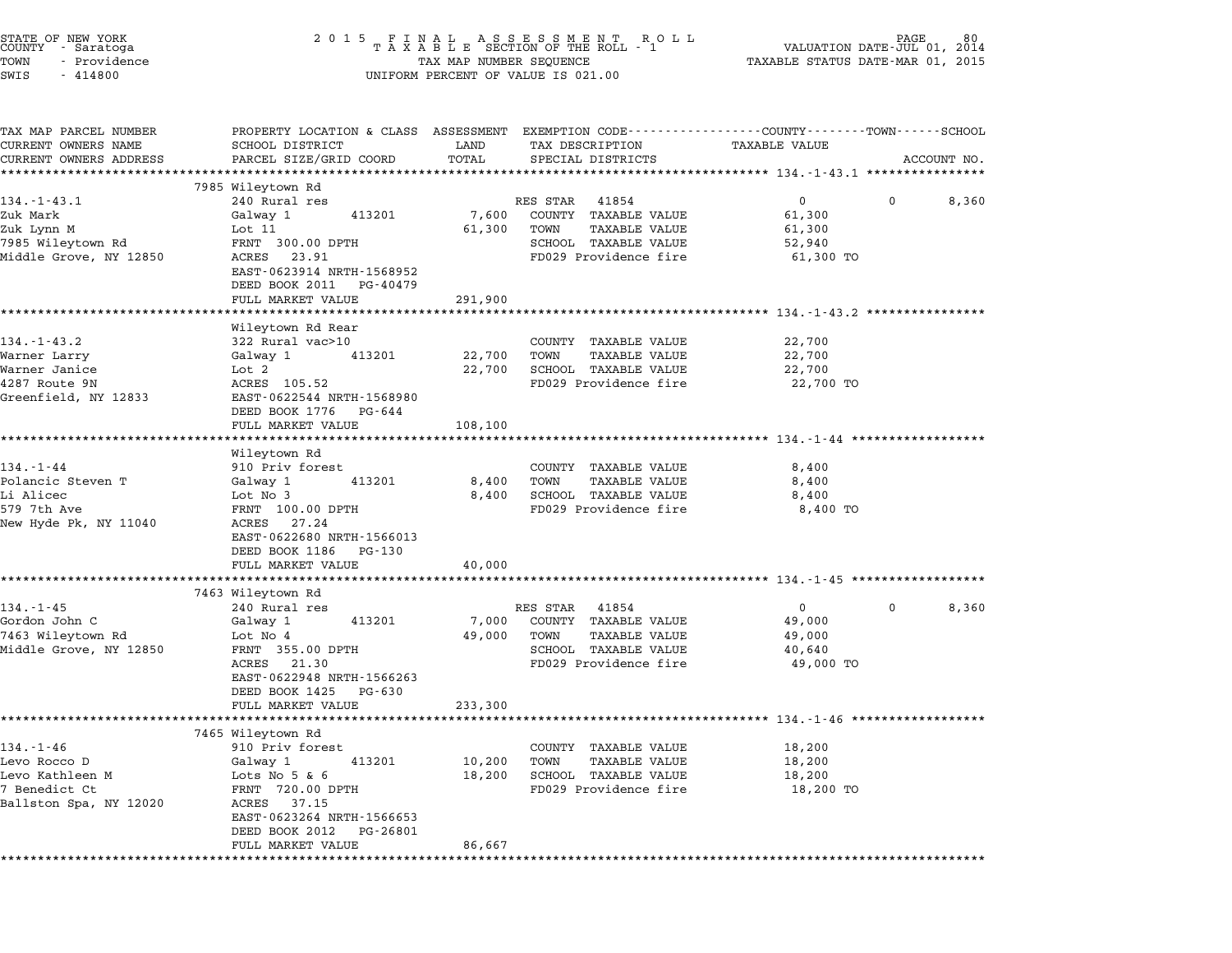STATE OF NEW YORK
COUNTY - Saratoga
TOWN - Providence
SWIS - 414800

2015 FINAL ASSESSMENT ROLL
TAXABLE SECTION OF THE ROLL - 1
TAX MAP NUMBER SEQUENCE
UNIFORM PERCENT OF VALUE IS 021.00

VALUATION DATE-JUL 01, 2014
TAXABLE STATUS DATE-MAR 01, 2015

| TAX MAP PARCEL NUMBER / CURRENT OWNERS NAME / CURRENT OWNERS ADDRESS | PROPERTY LOCATION & CLASS / SCHOOL DISTRICT / PARCEL SIZE/GRID COORD | ASSESSMENT LAND | TOTAL | EXEMPTION CODE / TAX DESCRIPTION / SPECIAL DISTRICTS | COUNTY TAXABLE VALUE | TOWN | SCHOOL / ACCOUNT NO. |
|---|---|---|---|---|---|---|---|
| **134.-1-43.1** | 7985 Wileytown Rd | | | | | | |
| 134.-1-43.1 | 240 Rural res | | | RES STAR 41854 | 0 | 0 | 8,360 |
| Zuk Mark | Galway 1 413201 | 7,600 | | COUNTY TAXABLE VALUE | 61,300 | | |
| Zuk Lynn M | Lot 11 | | 61,300 | TOWN TAXABLE VALUE | 61,300 | | |
| 7985 Wileytown Rd | FRNT 300.00 DPTH | | | SCHOOL TAXABLE VALUE | 52,940 | | |
| Middle Grove, NY 12850 | ACRES 23.91 | | | FD029 Providence fire | 61,300 TO | | |
| | EAST-0623914 NRTH-1568952 | | | | | | |
| | DEED BOOK 2011 PG-40479 | | | | | | |
| | FULL MARKET VALUE | | 291,900 | | | | |
| **134.-1-43.2** | Wileytown Rd Rear | | | | | | |
| 134.-1-43.2 | 322 Rural vac>10 | | | COUNTY TAXABLE VALUE | 22,700 | | |
| Warner Larry | Galway 1 413201 | 22,700 | | TOWN TAXABLE VALUE | 22,700 | | |
| Warner Janice | Lot 2 | | 22,700 | SCHOOL TAXABLE VALUE | 22,700 | | |
| 4287 Route 9N | ACRES 105.52 | | | FD029 Providence fire | 22,700 TO | | |
| Greenfield, NY 12833 | EAST-0622544 NRTH-1568980 | | | | | | |
| | DEED BOOK 1776 PG-644 | | | | | | |
| | FULL MARKET VALUE | | 108,100 | | | | |
| **134.-1-44** | Wileytown Rd | | | | | | |
| 134.-1-44 | 910 Priv forest | | | COUNTY TAXABLE VALUE | 8,400 | | |
| Polancic Steven T | Galway 1 413201 | 8,400 | | TOWN TAXABLE VALUE | 8,400 | | |
| Li Alicec | Lot No 3 | | 8,400 | SCHOOL TAXABLE VALUE | 8,400 | | |
| 579 7th Ave | FRNT 100.00 DPTH | | | FD029 Providence fire | 8,400 TO | | |
| New Hyde Pk, NY 11040 | ACRES 27.24 | | | | | | |
| | EAST-0622680 NRTH-1566013 | | | | | | |
| | DEED BOOK 1186 PG-130 | | | | | | |
| | FULL MARKET VALUE | | 40,000 | | | | |
| **134.-1-45** | 7463 Wileytown Rd | | | | | | |
| 134.-1-45 | 240 Rural res | | | RES STAR 41854 | 0 | 0 | 8,360 |
| Gordon John C | Galway 1 413201 | 7,000 | | COUNTY TAXABLE VALUE | 49,000 | | |
| 7463 Wileytown Rd | Lot No 4 | | 49,000 | TOWN TAXABLE VALUE | 49,000 | | |
| Middle Grove, NY 12850 | FRNT 355.00 DPTH | | | SCHOOL TAXABLE VALUE | 40,640 | | |
| | ACRES 21.30 | | | FD029 Providence fire | 49,000 TO | | |
| | EAST-0622948 NRTH-1566263 | | | | | | |
| | DEED BOOK 1425 PG-630 | | | | | | |
| | FULL MARKET VALUE | | 233,300 | | | | |
| **134.-1-46** | 7465 Wileytown Rd | | | | | | |
| 134.-1-46 | 910 Priv forest | | | COUNTY TAXABLE VALUE | 18,200 | | |
| Levo Rocco D | Galway 1 413201 | 10,200 | | TOWN TAXABLE VALUE | 18,200 | | |
| Levo Kathleen M | Lots No 5 & 6 | | 18,200 | SCHOOL TAXABLE VALUE | 18,200 | | |
| 7 Benedict Ct | FRNT 720.00 DPTH | | | FD029 Providence fire | 18,200 TO | | |
| Ballston Spa, NY 12020 | ACRES 37.15 | | | | | | |
| | EAST-0623264 NRTH-1566653 | | | | | | |
| | DEED BOOK 2012 PG-26801 | | | | | | |
| | FULL MARKET VALUE | | 86,667 | | | | |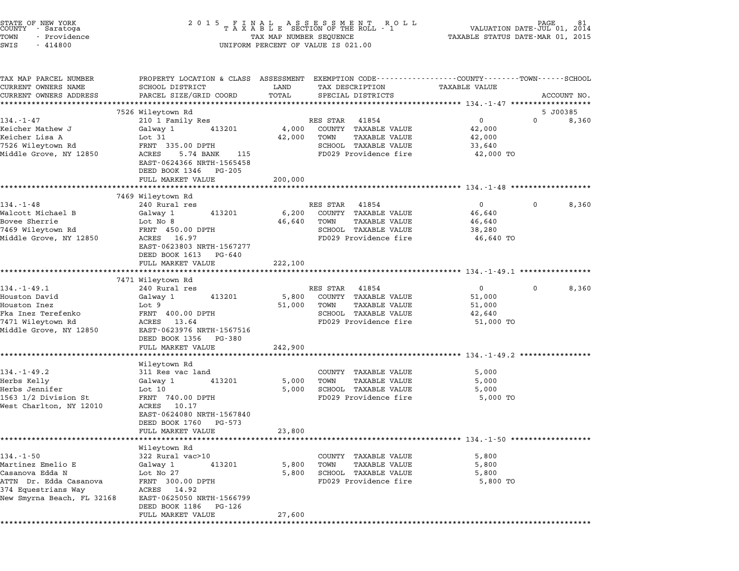STATE OF NEW YORK
COUNTY - Saratoga
TOWN - Providence
SWIS - 414800

2 0 1 5 F I N A L A S S E S S M E N T R O L L
T A X A B L E SECTION OF THE ROLL - 1
TAX MAP NUMBER SEQUENCE
UNIFORM PERCENT OF VALUE IS 021.00

VALUATION DATE-JUL 01, 2014
TAXABLE STATUS DATE-MAR 01, 2015

| TAX MAP PARCEL NUMBER / CURRENT OWNERS NAME / CURRENT OWNERS ADDRESS | PROPERTY LOCATION & CLASS / SCHOOL DISTRICT / PARCEL SIZE/GRID COORD | ASSESSMENT LAND / TOTAL | EXEMPTION CODE / TAX DESCRIPTION / SPECIAL DISTRICTS | COUNTY TAXABLE VALUE | TOWN | SCHOOL / ACCOUNT NO. |
|---|---|---|---|---|---|---|
| **134.-1-47** | 7526 Wileytown Rd | | | | | 5 J00385 |
| 134.-1-47 | 210 1 Family Res | | RES STAR 41854 | 0 | 0 | 8,360 |
| Keicher Mathew J | Galway 1 413201 | 4,000 | COUNTY TAXABLE VALUE | 42,000 | | |
| Keicher Lisa A | Lot 31 | 42,000 | TOWN TAXABLE VALUE | 42,000 | | |
| 7526 Wileytown Rd | FRNT 335.00 DPTH | | SCHOOL TAXABLE VALUE | 33,640 | | |
| Middle Grove, NY 12850 | ACRES 5.74 BANK 115 | | FD029 Providence fire | 42,000 TO | | |
| | EAST-0624366 NRTH-1565458 | | | | | |
| | DEED BOOK 1346 PG-205 | | | | | |
| | FULL MARKET VALUE | 200,000 | | | | |
| **134.-1-48** | 7469 Wileytown Rd | | | | | |
| 134.-1-48 | 240 Rural res | | RES STAR 41854 | 0 | 0 | 8,360 |
| Walcott Michael B | Galway 1 413201 | 6,200 | COUNTY TAXABLE VALUE | 46,640 | | |
| Bovee Sherrie | Lot No 8 | 46,640 | TOWN TAXABLE VALUE | 46,640 | | |
| 7469 Wileytown Rd | FRNT 450.00 DPTH | | SCHOOL TAXABLE VALUE | 38,280 | | |
| Middle Grove, NY 12850 | ACRES 16.97 | | FD029 Providence fire | 46,640 TO | | |
| | EAST-0623803 NRTH-1567277 | | | | | |
| | DEED BOOK 1613 PG-640 | | | | | |
| | FULL MARKET VALUE | 222,100 | | | | |
| **134.-1-49.1** | 7471 Wileytown Rd | | | | | |
| 134.-1-49.1 | 240 Rural res | | RES STAR 41854 | 0 | 0 | 8,360 |
| Houston David | Galway 1 413201 | 5,800 | COUNTY TAXABLE VALUE | 51,000 | | |
| Houston Inez | Lot 9 | 51,000 | TOWN TAXABLE VALUE | 51,000 | | |
| Fka Inez Terefenko | FRNT 400.00 DPTH | | SCHOOL TAXABLE VALUE | 42,640 | | |
| 7471 Wileytown Rd | ACRES 13.64 | | FD029 Providence fire | 51,000 TO | | |
| Middle Grove, NY 12850 | EAST-0623976 NRTH-1567516 | | | | | |
| | DEED BOOK 1356 PG-380 | | | | | |
| | FULL MARKET VALUE | 242,900 | | | | |
| **134.-1-49.2** | Wileytown Rd | | | | | |
| 134.-1-49.2 | 311 Res vac land | | COUNTY TAXABLE VALUE | 5,000 | | |
| Herbs Kelly | Galway 1 413201 | 5,000 | TOWN TAXABLE VALUE | 5,000 | | |
| Herbs Jennifer | Lot 10 | 5,000 | SCHOOL TAXABLE VALUE | 5,000 | | |
| 1563 1/2 Division St | FRNT 740.00 DPTH | | FD029 Providence fire | 5,000 TO | | |
| West Charlton, NY 12010 | ACRES 10.17 | | | | | |
| | EAST-0624080 NRTH-1567840 | | | | | |
| | DEED BOOK 1760 PG-573 | | | | | |
| | FULL MARKET VALUE | 23,800 | | | | |
| **134.-1-50** | Wileytown Rd | | | | | |
| 134.-1-50 | 322 Rural vac>10 | | COUNTY TAXABLE VALUE | 5,800 | | |
| Martinez Emelio E | Galway 1 413201 | 5,800 | TOWN TAXABLE VALUE | 5,800 | | |
| Casanova Edda N | Lot No 27 | 5,800 | SCHOOL TAXABLE VALUE | 5,800 | | |
| ATTN Dr. Edda Casanova | FRNT 300.00 DPTH | | FD029 Providence fire | 5,800 TO | | |
| 374 Equestrians Way | ACRES 14.92 | | | | | |
| New Smyrna Beach, FL 32168 | EAST-0625050 NRTH-1566799 | | | | | |
| | DEED BOOK 1186 PG-126 | | | | | |
| | FULL MARKET VALUE | 27,600 | | | | |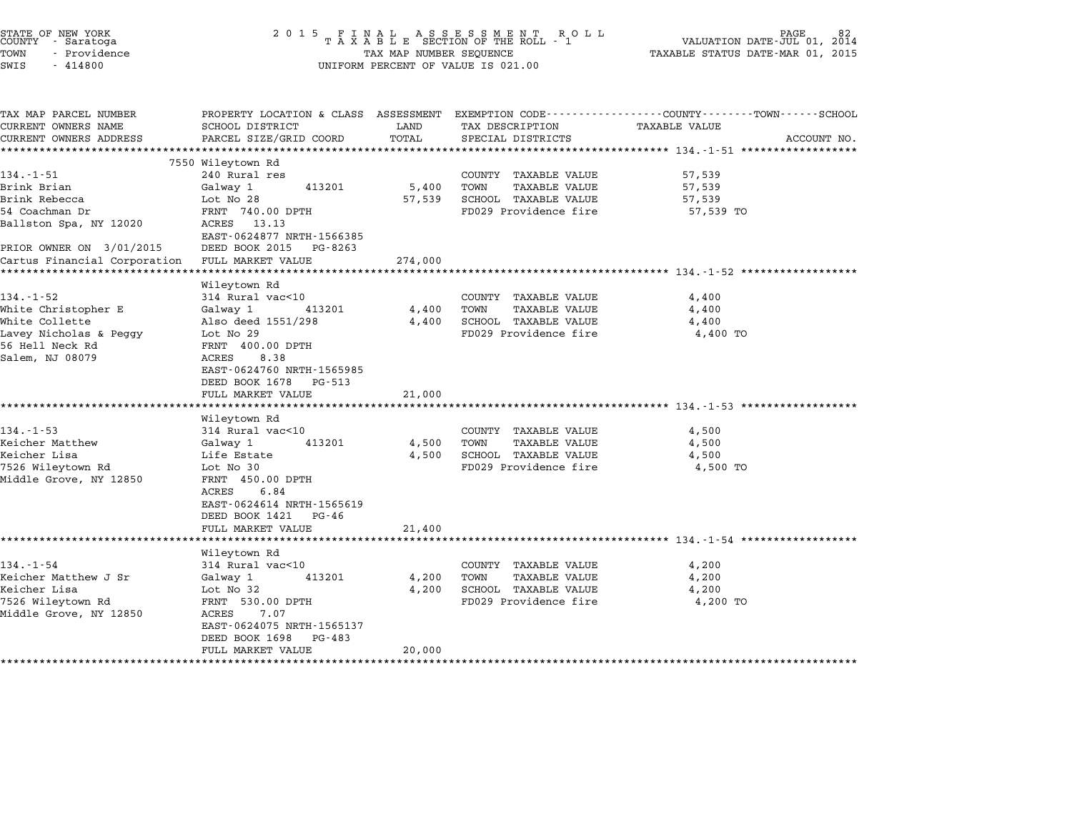STATE OF NEW YORK
COUNTY - Saratoga
TOWN - Providence
SWIS - 414800

2 0 1 5 F I N A L A S S E S S M E N T R O L L
T A X A B L E SECTION OF THE ROLL - 1
TAX MAP NUMBER SEQUENCE
UNIFORM PERCENT OF VALUE IS 021.00

VALUATION DATE-JUL 01, 2014
TAXABLE STATUS DATE-MAR 01, 2015

| TAX MAP PARCEL NUMBER / CURRENT OWNERS NAME / CURRENT OWNERS ADDRESS | PROPERTY LOCATION & CLASS / SCHOOL DISTRICT / PARCEL SIZE/GRID COORD | ASSESSMENT LAND | TOTAL | EXEMPTION CODE / TAX DESCRIPTION / SPECIAL DISTRICTS | TAXABLE VALUE | ACCOUNT NO. |
|---|---|---|---|---|---|---|
| **134.-1-51** | 7550 Wileytown Rd | | | | | |
| 134.-1-51 | 240 Rural res | | | COUNTY TAXABLE VALUE | 57,539 | |
| Brink Brian | Galway 1 413201 | 5,400 | | TOWN TAXABLE VALUE | 57,539 | |
| Brink Rebecca | Lot No 28 | | 57,539 | SCHOOL TAXABLE VALUE | 57,539 | |
| 54 Coachman Dr | FRNT 740.00 DPTH | | | FD029 Providence fire | 57,539 TO | |
| Ballston Spa, NY 12020 | ACRES 13.13 | | | | | |
| | EAST-0624877 NRTH-1566385 | | | | | |
| PRIOR OWNER ON 3/01/2015 | DEED BOOK 2015 PG-8263 | | | | | |
| Cartus Financial Corporation | FULL MARKET VALUE | | 274,000 | | | |
| **134.-1-52** | Wileytown Rd | | | | | |
| 134.-1-52 | 314 Rural vac<10 | | | COUNTY TAXABLE VALUE | 4,400 | |
| White Christopher E | Galway 1 413201 | 4,400 | | TOWN TAXABLE VALUE | 4,400 | |
| White Collette | Also deed 1551/298 | | 4,400 | SCHOOL TAXABLE VALUE | 4,400 | |
| Lavey Nicholas & Peggy | Lot No 29 | | | FD029 Providence fire | 4,400 TO | |
| 56 Hell Neck Rd | FRNT 400.00 DPTH | | | | | |
| Salem, NJ 08079 | ACRES 8.38 | | | | | |
| | EAST-0624760 NRTH-1565985 | | | | | |
| | DEED BOOK 1678 PG-513 | | | | | |
| | FULL MARKET VALUE | | 21,000 | | | |
| **134.-1-53** | Wileytown Rd | | | | | |
| 134.-1-53 | 314 Rural vac<10 | | | COUNTY TAXABLE VALUE | 4,500 | |
| Keicher Matthew | Galway 1 413201 | 4,500 | | TOWN TAXABLE VALUE | 4,500 | |
| Keicher Lisa | Life Estate | | 4,500 | SCHOOL TAXABLE VALUE | 4,500 | |
| 7526 Wileytown Rd | Lot No 30 | | | FD029 Providence fire | 4,500 TO | |
| Middle Grove, NY 12850 | FRNT 450.00 DPTH | | | | | |
| | ACRES 6.84 | | | | | |
| | EAST-0624614 NRTH-1565619 | | | | | |
| | DEED BOOK 1421 PG-46 | | | | | |
| | FULL MARKET VALUE | | 21,400 | | | |
| **134.-1-54** | Wileytown Rd | | | | | |
| 134.-1-54 | 314 Rural vac<10 | | | COUNTY TAXABLE VALUE | 4,200 | |
| Keicher Matthew J Sr | Galway 1 413201 | 4,200 | | TOWN TAXABLE VALUE | 4,200 | |
| Keicher Lisa | Lot No 32 | | 4,200 | SCHOOL TAXABLE VALUE | 4,200 | |
| 7526 Wileytown Rd | FRNT 530.00 DPTH | | | FD029 Providence fire | 4,200 TO | |
| Middle Grove, NY 12850 | ACRES 7.07 | | | | | |
| | EAST-0624075 NRTH-1565137 | | | | | |
| | DEED BOOK 1698 PG-483 | | | | | |
| | FULL MARKET VALUE | | 20,000 | | | |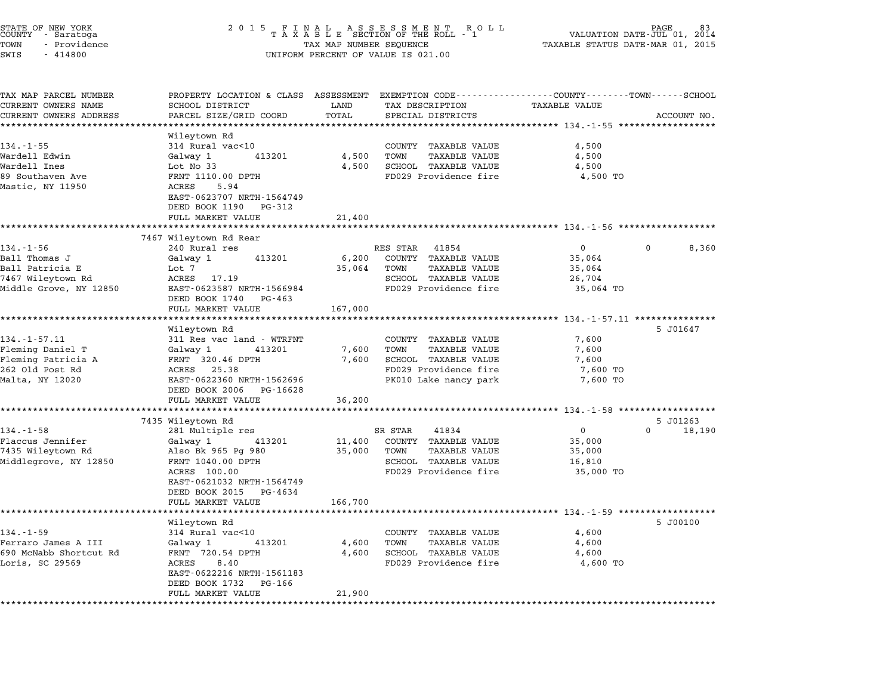STATE OF NEW YORK
COUNTY - Saratoga
TOWN - Providence
SWIS - 414800

2015 FINAL ASSESSMENT ROLL
TAXABLE SECTION OF THE ROLL - 1
TAX MAP NUMBER SEQUENCE
UNIFORM PERCENT OF VALUE IS 021.00

VALUATION DATE-JUL 01, 2014
TAXABLE STATUS DATE-MAR 01, 2015

| TAX MAP PARCEL NUMBER / CURRENT OWNERS NAME / CURRENT OWNERS ADDRESS | PROPERTY LOCATION & CLASS / SCHOOL DISTRICT / PARCEL SIZE/GRID COORD | ASSESSMENT LAND | ASSESSMENT TOTAL | EXEMPTION CODE / TAX DESCRIPTION / SPECIAL DISTRICTS | COUNTY TAXABLE VALUE | TOWN | SCHOOL | ACCOUNT NO. |
|---|---|---|---|---|---|---|---|---|
| **134.-1-55** | Wileytown Rd | | | | | | | |
| Wardell Edwin | 314 Rural vac<10 | | | COUNTY TAXABLE VALUE | 4,500 | | | |
| Wardell Ines | Galway 1 413201 | 4,500 | | TOWN TAXABLE VALUE | 4,500 | | | |
| 89 Southaven Ave | Lot No 33 | | 4,500 | SCHOOL TAXABLE VALUE | 4,500 | | | |
| Mastic, NY 11950 | FRNT 1110.00 DPTH | | | FD029 Providence fire | 4,500 TO | | | |
| | ACRES 5.94 | | | | | | | |
| | EAST-0623707 NRTH-1564749 | | | | | | | |
| | DEED BOOK 1190 PG-312 | | | | | | | |
| | FULL MARKET VALUE | | 21,400 | | | | | |
| **134.-1-56** | 7467 Wileytown Rd Rear | | | | | | | |
| Ball Thomas J | 240 Rural res | | | RES STAR 41854 | 0 | 0 | 8,360 | |
| Ball Patricia E | Galway 1 413201 | 6,200 | | COUNTY TAXABLE VALUE | 35,064 | | | |
| 7467 Wileytown Rd | Lot 7 | | 35,064 | TOWN TAXABLE VALUE | 35,064 | | | |
| Middle Grove, NY 12850 | ACRES 17.19 | | | SCHOOL TAXABLE VALUE | 26,704 | | | |
| | EAST-0623587 NRTH-1566984 | | | FD029 Providence fire | 35,064 TO | | | |
| | DEED BOOK 1740 PG-463 | | | | | | | |
| | FULL MARKET VALUE | | 167,000 | | | | | |
| **134.-1-57.11** | Wileytown Rd | | | | | | | 5 J01647 |
| Fleming Daniel T | 311 Res vac land - WTRFNT | | | COUNTY TAXABLE VALUE | 7,600 | | | |
| Fleming Patricia A | Galway 1 413201 | 7,600 | | TOWN TAXABLE VALUE | 7,600 | | | |
| 262 Old Post Rd | FRNT 320.46 DPTH | | 7,600 | SCHOOL TAXABLE VALUE | 7,600 | | | |
| Malta, NY 12020 | ACRES 25.38 | | | FD029 Providence fire | 7,600 TO | | | |
| | EAST-0622360 NRTH-1562696 | | | PK010 Lake nancy park | 7,600 TO | | | |
| | DEED BOOK 2006 PG-16628 | | | | | | | |
| | FULL MARKET VALUE | | 36,200 | | | | | |
| **134.-1-58** | 7435 Wileytown Rd | | | | | | | 5 J01263 |
| Flaccus Jennifer | 281 Multiple res | | | SR STAR 41834 | 0 | 0 | 18,190 | |
| 7435 Wileytown Rd | Galway 1 413201 | 11,400 | | COUNTY TAXABLE VALUE | 35,000 | | | |
| Middlegrove, NY 12850 | Also Bk 965 Pg 980 | | 35,000 | TOWN TAXABLE VALUE | 35,000 | | | |
| | FRNT 1040.00 DPTH | | | SCHOOL TAXABLE VALUE | 16,810 | | | |
| | ACRES 100.00 | | | FD029 Providence fire | 35,000 TO | | | |
| | EAST-0621032 NRTH-1564749 | | | | | | | |
| | DEED BOOK 2015 PG-4634 | | | | | | | |
| | FULL MARKET VALUE | | 166,700 | | | | | |
| **134.-1-59** | Wileytown Rd | | | | | | | 5 J00100 |
| Ferraro James A III | 314 Rural vac<10 | | | COUNTY TAXABLE VALUE | 4,600 | | | |
| 690 McNabb Shortcut Rd | Galway 1 413201 | 4,600 | | TOWN TAXABLE VALUE | 4,600 | | | |
| Loris, SC 29569 | FRNT 720.54 DPTH | | 4,600 | SCHOOL TAXABLE VALUE | 4,600 | | | |
| | ACRES 8.40 | | | FD029 Providence fire | 4,600 TO | | | |
| | EAST-0622216 NRTH-1561183 | | | | | | | |
| | DEED BOOK 1732 PG-166 | | | | | | | |
| | FULL MARKET VALUE | | 21,900 | | | | | |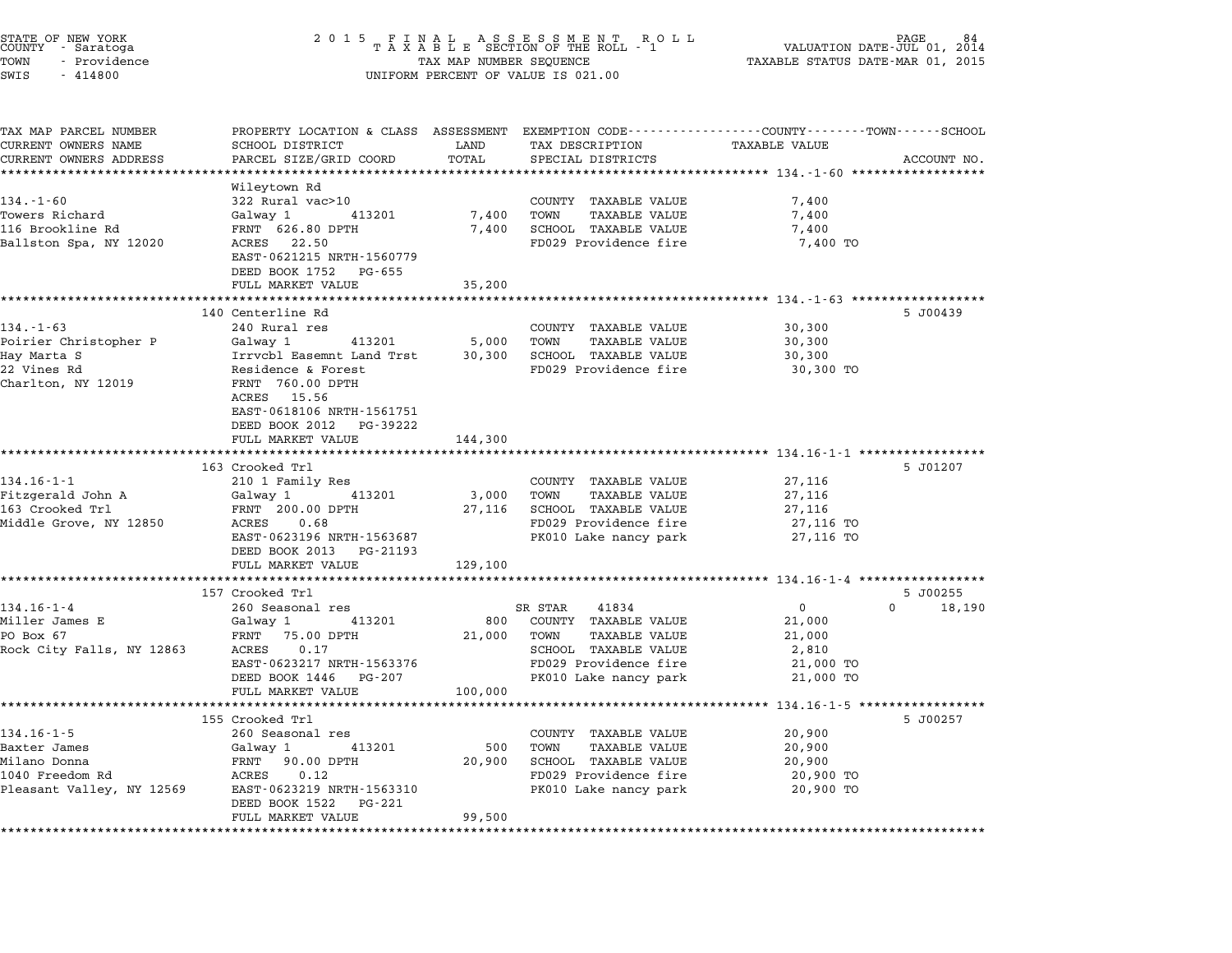STATE OF NEW YORK
COUNTY - Saratoga
TOWN - Providence
SWIS - 414800

2 0 1 5 F I N A L A S S E S S M E N T R O L L
T A X A B L E SECTION OF THE ROLL - 1
TAX MAP NUMBER SEQUENCE
UNIFORM PERCENT OF VALUE IS 021.00

VALUATION DATE-JUL 01, 2014
TAXABLE STATUS DATE-MAR 01, 2015

| TAX MAP PARCEL NUMBER / CURRENT OWNERS NAME / CURRENT OWNERS ADDRESS | PROPERTY LOCATION & CLASS / SCHOOL DISTRICT / PARCEL SIZE/GRID COORD | ASSESSMENT LAND | TOTAL | EXEMPTION CODE / TAX DESCRIPTION / SPECIAL DISTRICTS | TAXABLE VALUE (COUNTY / TOWN / SCHOOL) | ACCOUNT NO. |
|---|---|---|---|---|---|---|
| **134.-1-60** | Wileytown Rd | | | | | |
| 134.-1-60 | 322 Rural vac>10 | | | COUNTY TAXABLE VALUE | 7,400 | |
| Towers Richard | Galway 1 413201 | 7,400 | | TOWN TAXABLE VALUE | 7,400 | |
| 116 Brookline Rd | FRNT 626.80 DPTH | | 7,400 | SCHOOL TAXABLE VALUE | 7,400 | |
| Ballston Spa, NY 12020 | ACRES 22.50 | | | FD029 Providence fire | 7,400 TO | |
| | EAST-0621215 NRTH-1560779 | | | | | |
| | DEED BOOK 1752 PG-655 | | | | | |
| | FULL MARKET VALUE | | 35,200 | | | |
| **134.-1-63** | 140 Centerline Rd | | | | | 5 J00439 |
| 134.-1-63 | 240 Rural res | | | COUNTY TAXABLE VALUE | 30,300 | |
| Poirier Christopher P | Galway 1 413201 | 5,000 | | TOWN TAXABLE VALUE | 30,300 | |
| Hay Marta S | Irrvcbl Easemnt Land Trst | | 30,300 | SCHOOL TAXABLE VALUE | 30,300 | |
| 22 Vines Rd | Residence & Forest | | | FD029 Providence fire | 30,300 TO | |
| Charlton, NY 12019 | FRNT 760.00 DPTH | | | | | |
| | ACRES 15.56 | | | | | |
| | EAST-0618106 NRTH-1561751 | | | | | |
| | DEED BOOK 2012 PG-39222 | | | | | |
| | FULL MARKET VALUE | | 144,300 | | | |
| **134.16-1-1** | 163 Crooked Trl | | | | | 5 J01207 |
| 134.16-1-1 | 210 1 Family Res | | | COUNTY TAXABLE VALUE | 27,116 | |
| Fitzgerald John A | Galway 1 413201 | 3,000 | | TOWN TAXABLE VALUE | 27,116 | |
| 163 Crooked Trl | FRNT 200.00 DPTH | | 27,116 | SCHOOL TAXABLE VALUE | 27,116 | |
| Middle Grove, NY 12850 | ACRES 0.68 | | | FD029 Providence fire | 27,116 TO | |
| | EAST-0623196 NRTH-1563687 | | | PK010 Lake nancy park | 27,116 TO | |
| | DEED BOOK 2013 PG-21193 | | | | | |
| | FULL MARKET VALUE | | 129,100 | | | |
| **134.16-1-4** | 157 Crooked Trl | | | | | 5 J00255 |
| 134.16-1-4 | 260 Seasonal res | | | SR STAR 41834 | 0 0 18,190 | |
| Miller James E | Galway 1 413201 | 800 | | COUNTY TAXABLE VALUE | 21,000 | |
| PO Box 67 | FRNT 75.00 DPTH | | 21,000 | TOWN TAXABLE VALUE | 21,000 | |
| Rock City Falls, NY 12863 | ACRES 0.17 | | | SCHOOL TAXABLE VALUE | 2,810 | |
| | EAST-0623217 NRTH-1563376 | | | FD029 Providence fire | 21,000 TO | |
| | DEED BOOK 1446 PG-207 | | | PK010 Lake nancy park | 21,000 TO | |
| | FULL MARKET VALUE | | 100,000 | | | |
| **134.16-1-5** | 155 Crooked Trl | | | | | 5 J00257 |
| 134.16-1-5 | 260 Seasonal res | | | COUNTY TAXABLE VALUE | 20,900 | |
| Baxter James | Galway 1 413201 | 500 | | TOWN TAXABLE VALUE | 20,900 | |
| Milano Donna | FRNT 90.00 DPTH | | 20,900 | SCHOOL TAXABLE VALUE | 20,900 | |
| 1040 Freedom Rd | ACRES 0.12 | | | FD029 Providence fire | 20,900 TO | |
| Pleasant Valley, NY 12569 | EAST-0623219 NRTH-1563310 | | | PK010 Lake nancy park | 20,900 TO | |
| | DEED BOOK 1522 PG-221 | | | | | |
| | FULL MARKET VALUE | | 99,500 | | | |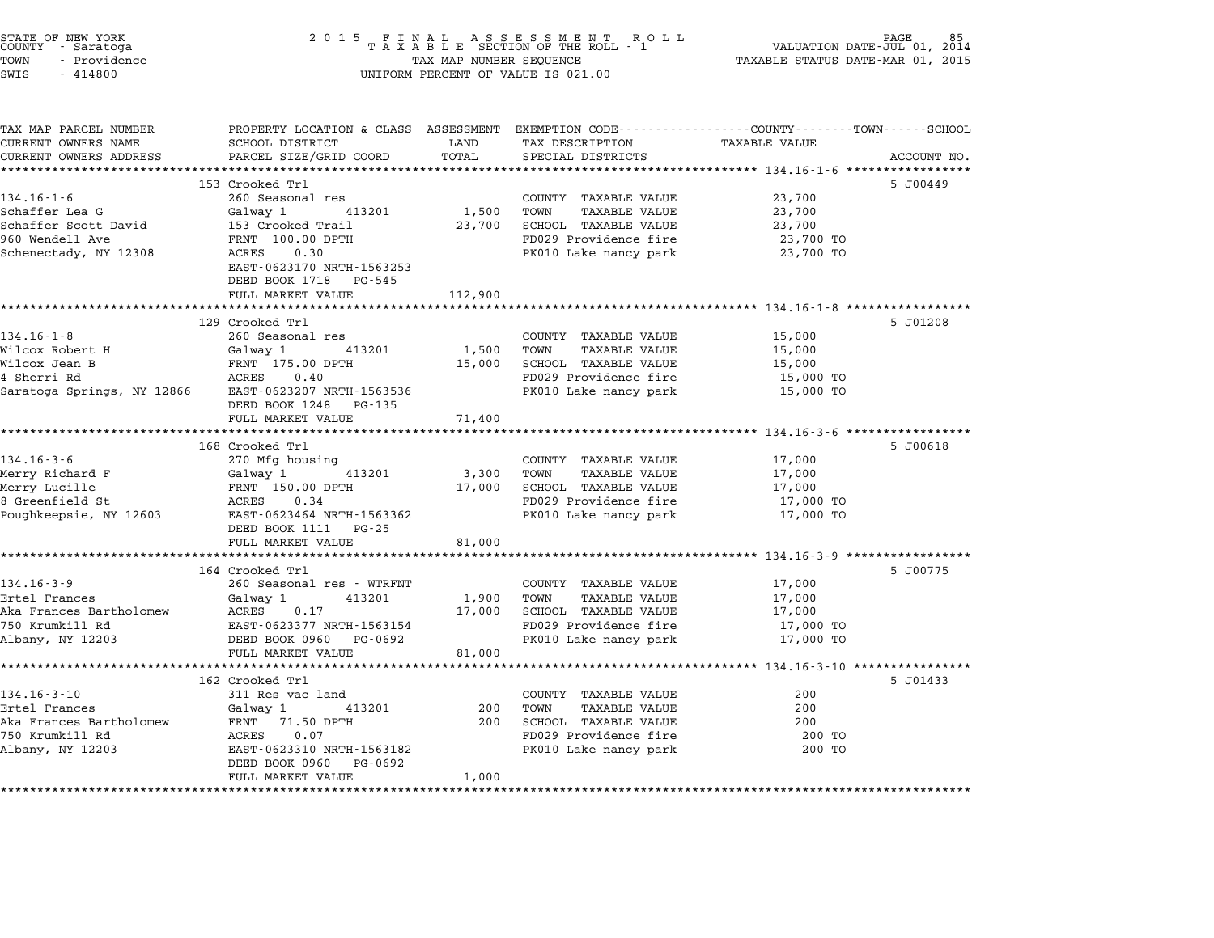STATE OF NEW YORK
COUNTY - Saratoga
TOWN - Providence
SWIS - 414800

2 0 1 5 F I N A L A S S E S S M E N T R O L L
T A X A B L E SECTION OF THE ROLL - 1
TAX MAP NUMBER SEQUENCE
UNIFORM PERCENT OF VALUE IS 021.00

VALUATION DATE-JUL 01, 2014
TAXABLE STATUS DATE-MAR 01, 2015

| TAX MAP PARCEL NUMBER / CURRENT OWNERS NAME / CURRENT OWNERS ADDRESS | PROPERTY LOCATION & CLASS / SCHOOL DISTRICT / PARCEL SIZE/GRID COORD | ASSESSMENT LAND | TOTAL | EXEMPTION CODE / TAX DESCRIPTION / SPECIAL DISTRICTS | TAXABLE VALUE (COUNTY--TOWN--SCHOOL) | ACCOUNT NO. |
|---|---|---|---|---|---|---|
| **134.16-1-6** | 153 Crooked Trl | | | | | 5 J00449 |
| 134.16-1-6 | 260 Seasonal res | | | COUNTY TAXABLE VALUE | 23,700 | |
| Schaffer Lea G | Galway 1 413201 | 1,500 | | TOWN TAXABLE VALUE | 23,700 | |
| Schaffer Scott David | 153 Crooked Trail | | 23,700 | SCHOOL TAXABLE VALUE | 23,700 | |
| 960 Wendell Ave | FRNT 100.00 DPTH | | | FD029 Providence fire | 23,700 TO | |
| Schenectady, NY 12308 | ACRES 0.30 | | | PK010 Lake nancy park | 23,700 TO | |
| | EAST-0623170 NRTH-1563253 | | | | | |
| | DEED BOOK 1718 PG-545 | | | | | |
| | FULL MARKET VALUE | | 112,900 | | | |
| **134.16-1-8** | 129 Crooked Trl | | | | | 5 J01208 |
| 134.16-1-8 | 260 Seasonal res | | | COUNTY TAXABLE VALUE | 15,000 | |
| Wilcox Robert H | Galway 1 413201 | 1,500 | | TOWN TAXABLE VALUE | 15,000 | |
| Wilcox Jean B | FRNT 175.00 DPTH | | 15,000 | SCHOOL TAXABLE VALUE | 15,000 | |
| 4 Sherri Rd | ACRES 0.40 | | | FD029 Providence fire | 15,000 TO | |
| Saratoga Springs, NY 12866 | EAST-0623207 NRTH-1563536 | | | PK010 Lake nancy park | 15,000 TO | |
| | DEED BOOK 1248 PG-135 | | | | | |
| | FULL MARKET VALUE | | 71,400 | | | |
| **134.16-3-6** | 168 Crooked Trl | | | | | 5 J00618 |
| 134.16-3-6 | 270 Mfg housing | | | COUNTY TAXABLE VALUE | 17,000 | |
| Merry Richard F | Galway 1 413201 | 3,300 | | TOWN TAXABLE VALUE | 17,000 | |
| Merry Lucille | FRNT 150.00 DPTH | | 17,000 | SCHOOL TAXABLE VALUE | 17,000 | |
| 8 Greenfield St | ACRES 0.34 | | | FD029 Providence fire | 17,000 TO | |
| Poughkeepsie, NY 12603 | EAST-0623464 NRTH-1563362 | | | PK010 Lake nancy park | 17,000 TO | |
| | DEED BOOK 1111 PG-25 | | | | | |
| | FULL MARKET VALUE | | 81,000 | | | |
| **134.16-3-9** | 164 Crooked Trl | | | | | 5 J00775 |
| 134.16-3-9 | 260 Seasonal res - WTRFNT | | | COUNTY TAXABLE VALUE | 17,000 | |
| Ertel Frances | Galway 1 413201 | 1,900 | | TOWN TAXABLE VALUE | 17,000 | |
| Aka Frances Bartholomew | ACRES 0.17 | | 17,000 | SCHOOL TAXABLE VALUE | 17,000 | |
| 750 Krumkill Rd | EAST-0623377 NRTH-1563154 | | | FD029 Providence fire | 17,000 TO | |
| Albany, NY 12203 | DEED BOOK 0960 PG-0692 | | | PK010 Lake nancy park | 17,000 TO | |
| | FULL MARKET VALUE | | 81,000 | | | |
| **134.16-3-10** | 162 Crooked Trl | | | | | 5 J01433 |
| 134.16-3-10 | 311 Res vac land | | | COUNTY TAXABLE VALUE | 200 | |
| Ertel Frances | Galway 1 413201 | 200 | | TOWN TAXABLE VALUE | 200 | |
| Aka Frances Bartholomew | FRNT 71.50 DPTH | | 200 | SCHOOL TAXABLE VALUE | 200 | |
| 750 Krumkill Rd | ACRES 0.07 | | | FD029 Providence fire | 200 TO | |
| Albany, NY 12203 | EAST-0623310 NRTH-1563182 | | | PK010 Lake nancy park | 200 TO | |
| | DEED BOOK 0960 PG-0692 | | | | | |
| | FULL MARKET VALUE | | 1,000 | | | |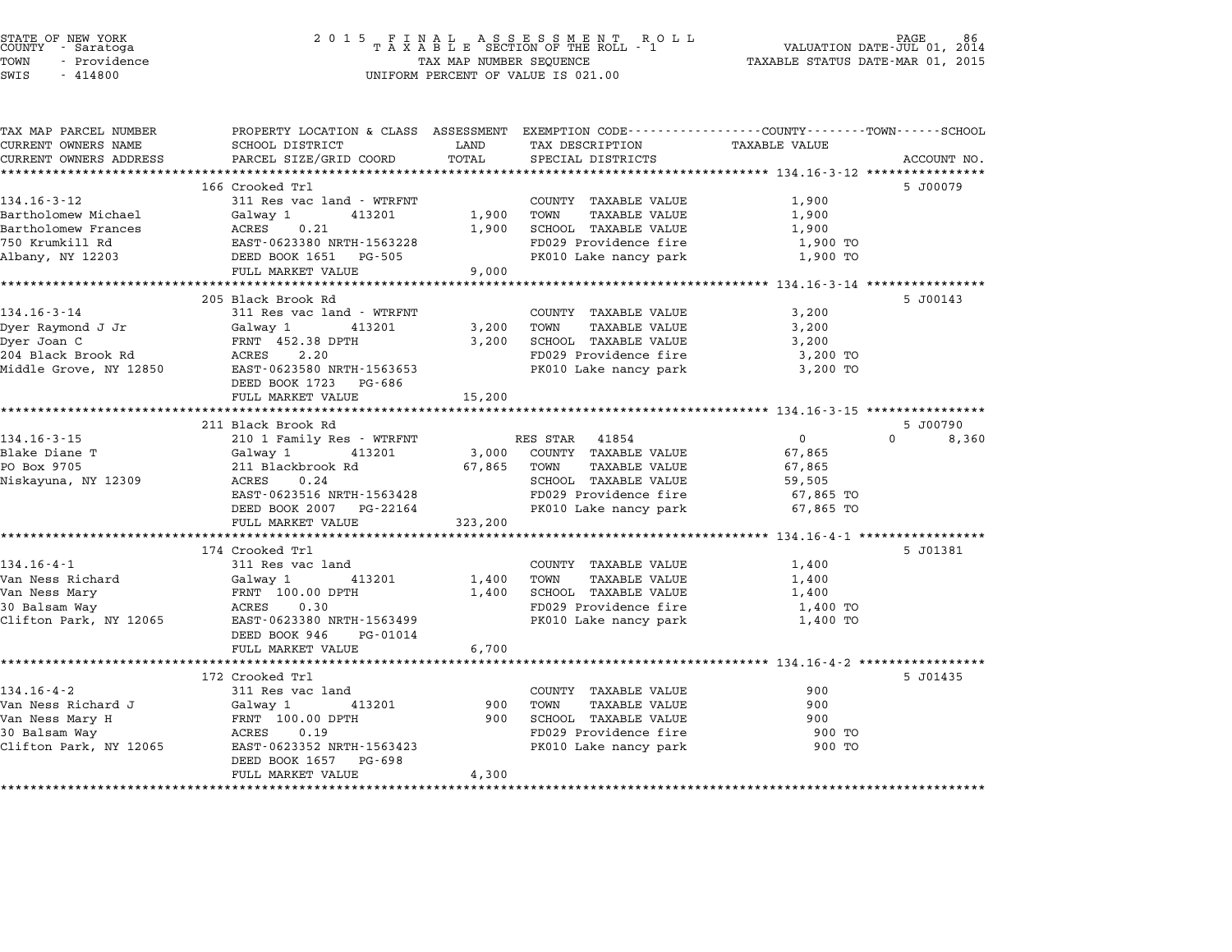STATE OF NEW YORK
COUNTY - Saratoga
TOWN - Providence
SWIS - 414800

2015 FINAL ASSESSMENT ROLL
TAXABLE SECTION OF THE ROLL - 1
TAX MAP NUMBER SEQUENCE
UNIFORM PERCENT OF VALUE IS 021.00

VALUATION DATE-JUL 01, 2014
TAXABLE STATUS DATE-MAR 01, 2015

| TAX MAP PARCEL NUMBER / CURRENT OWNERS NAME / CURRENT OWNERS ADDRESS | PROPERTY LOCATION & CLASS / SCHOOL DISTRICT / PARCEL SIZE/GRID COORD | ASSESSMENT LAND / TOTAL | EXEMPTION CODE / TAX DESCRIPTION / SPECIAL DISTRICTS | TAXABLE VALUE (COUNTY--TOWN--SCHOOL) | ACCOUNT NO. |
|---|---|---|---|---|---|
| | 166 Crooked Trl | | | | 5 J00079 |
| 134.16-3-12 | 311 Res vac land - WTRFNT | | COUNTY TAXABLE VALUE | 1,900 | |
| Bartholomew Michael | Galway 1 413201 | 1,900 | TOWN TAXABLE VALUE | 1,900 | |
| Bartholomew Frances | ACRES 0.21 | 1,900 | SCHOOL TAXABLE VALUE | 1,900 | |
| 750 Krumkill Rd | EAST-0623380 NRTH-1563228 | | FD029 Providence fire | 1,900 TO | |
| Albany, NY 12203 | DEED BOOK 1651 PG-505 | | PK010 Lake nancy park | 1,900 TO | |
| | FULL MARKET VALUE | 9,000 | | | |
| | 205 Black Brook Rd | | | | 5 J00143 |
| 134.16-3-14 | 311 Res vac land - WTRFNT | | COUNTY TAXABLE VALUE | 3,200 | |
| Dyer Raymond J Jr | Galway 1 413201 | 3,200 | TOWN TAXABLE VALUE | 3,200 | |
| Dyer Joan C | FRNT 452.38 DPTH | 3,200 | SCHOOL TAXABLE VALUE | 3,200 | |
| 204 Black Brook Rd | ACRES 2.20 | | FD029 Providence fire | 3,200 TO | |
| Middle Grove, NY 12850 | EAST-0623580 NRTH-1563653 | | PK010 Lake nancy park | 3,200 TO | |
| | DEED BOOK 1723 PG-686 | | | | |
| | FULL MARKET VALUE | 15,200 | | | |
| | 211 Black Brook Rd | | | | 5 J00790 |
| 134.16-3-15 | 210 1 Family Res - WTRFNT | | RES STAR 41854 | 0 0 8,360 | |
| Blake Diane T | Galway 1 413201 | 3,000 | COUNTY TAXABLE VALUE | 67,865 | |
| PO Box 9705 | 211 Blackbrook Rd | 67,865 | TOWN TAXABLE VALUE | 67,865 | |
| Niskayuna, NY 12309 | ACRES 0.24 | | SCHOOL TAXABLE VALUE | 59,505 | |
| | EAST-0623516 NRTH-1563428 | | FD029 Providence fire | 67,865 TO | |
| | DEED BOOK 2007 PG-22164 | | PK010 Lake nancy park | 67,865 TO | |
| | FULL MARKET VALUE | 323,200 | | | |
| | 174 Crooked Trl | | | | 5 J01381 |
| 134.16-4-1 | 311 Res vac land | | COUNTY TAXABLE VALUE | 1,400 | |
| Van Ness Richard | Galway 1 413201 | 1,400 | TOWN TAXABLE VALUE | 1,400 | |
| Van Ness Mary | FRNT 100.00 DPTH | 1,400 | SCHOOL TAXABLE VALUE | 1,400 | |
| 30 Balsam Way | ACRES 0.30 | | FD029 Providence fire | 1,400 TO | |
| Clifton Park, NY 12065 | EAST-0623380 NRTH-1563499 | | PK010 Lake nancy park | 1,400 TO | |
| | DEED BOOK 946 PG-01014 | | | | |
| | FULL MARKET VALUE | 6,700 | | | |
| | 172 Crooked Trl | | | | 5 J01435 |
| 134.16-4-2 | 311 Res vac land | | COUNTY TAXABLE VALUE | 900 | |
| Van Ness Richard J | Galway 1 413201 | 900 | TOWN TAXABLE VALUE | 900 | |
| Van Ness Mary H | FRNT 100.00 DPTH | 900 | SCHOOL TAXABLE VALUE | 900 | |
| 30 Balsam Way | ACRES 0.19 | | FD029 Providence fire | 900 TO | |
| Clifton Park, NY 12065 | EAST-0623352 NRTH-1563423 | | PK010 Lake nancy park | 900 TO | |
| | DEED BOOK 1657 PG-698 | | | | |
| | FULL MARKET VALUE | 4,300 | | | |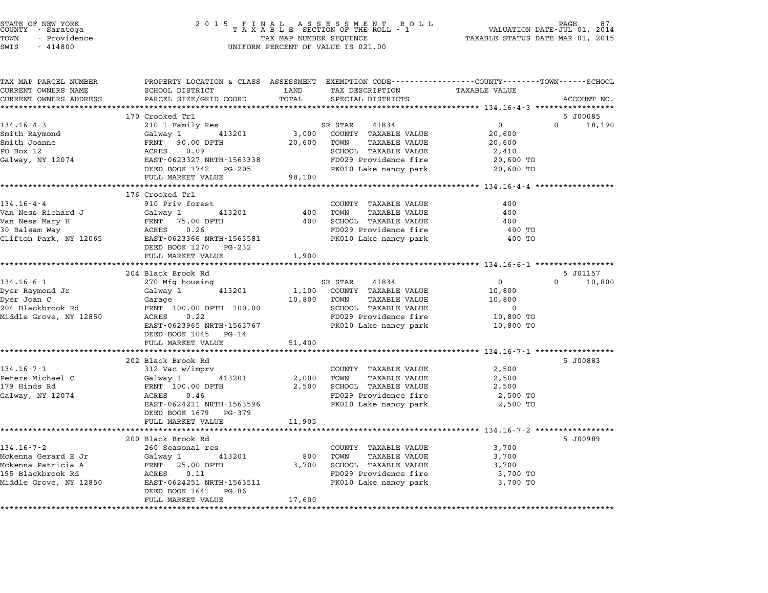STATE OF NEW YORK
COUNTY - Saratoga
TOWN - Providence
SWIS - 414800

2015 FINAL ASSESSMENT ROLL
TAXABLE SECTION OF THE ROLL - 1
TAX MAP NUMBER SEQUENCE
UNIFORM PERCENT OF VALUE IS 021.00

VALUATION DATE-JUL 01, 2014
TAXABLE STATUS DATE-MAR 01, 2015

| TAX MAP PARCEL NUMBER / CURRENT OWNERS NAME / CURRENT OWNERS ADDRESS | PROPERTY LOCATION & CLASS / SCHOOL DISTRICT / PARCEL SIZE/GRID COORD | ASSESSMENT LAND | TOTAL | EXEMPTION CODE / TAX DESCRIPTION / SPECIAL DISTRICTS | COUNTY TAXABLE VALUE | TOWN | SCHOOL | ACCOUNT NO. |
|---|---|---|---|---|---|---|---|---|
| **134.16-4-3** | 170 Crooked Trl | | | | | | | 5 J00085 |
| 134.16-4-3 | 210 1 Family Res | | | SR STAR 41834 | 0 | 0 | 18,190 | |
| Smith Raymond | Galway 1 413201 | 3,000 | | COUNTY TAXABLE VALUE | 20,600 | | | |
| Smith Joanne | FRNT 90.00 DPTH | | 20,600 | TOWN TAXABLE VALUE | 20,600 | | | |
| PO Box 12 | ACRES 0.09 | | | SCHOOL TAXABLE VALUE | 2,410 | | | |
| Galway, NY 12074 | EAST-0623327 NRTH-1563338 | | | FD029 Providence fire | 20,600 TO | | | |
| | DEED BOOK 1742 PG-205 | | | PK010 Lake nancy park | 20,600 TO | | | |
| | FULL MARKET VALUE | | 98,100 | | | | | |
| **134.16-4-4** | 176 Crooked Trl | | | | | | | |
| 134.16-4-4 | 910 Priv forest | | | COUNTY TAXABLE VALUE | 400 | | | |
| Van Ness Richard J | Galway 1 413201 | 400 | | TOWN TAXABLE VALUE | 400 | | | |
| Van Ness Mary H | FRNT 75.00 DPTH | | 400 | SCHOOL TAXABLE VALUE | 400 | | | |
| 30 Balsam Way | ACRES 0.26 | | | FD029 Providence fire | 400 TO | | | |
| Clifton Park, NY 12065 | EAST-0623366 NRTH-1563581 | | | PK010 Lake nancy park | 400 TO | | | |
| | DEED BOOK 1270 PG-232 | | | | | | | |
| | FULL MARKET VALUE | | 1,900 | | | | | |
| **134.16-6-1** | 204 Black Brook Rd | | | | | | | 5 J01157 |
| 134.16-6-1 | 270 Mfg housing | | | SR STAR 41834 | 0 | 0 | 10,800 | |
| Dyer Raymond Jr | Galway 1 413201 | 1,100 | | COUNTY TAXABLE VALUE | 10,800 | | | |
| Dyer Joan C | Garage | | 10,800 | TOWN TAXABLE VALUE | 10,800 | | | |
| 204 Blackbrook Rd | FRNT 100.00 DPTH 100.00 | | | SCHOOL TAXABLE VALUE | 0 | | | |
| Middle Grove, NY 12850 | ACRES 0.22 | | | FD029 Providence fire | 10,800 TO | | | |
| | EAST-0623965 NRTH-1563767 | | | PK010 Lake nancy park | 10,800 TO | | | |
| | DEED BOOK 1045 PG-14 | | | | | | | |
| | FULL MARKET VALUE | | 51,400 | | | | | |
| **134.16-7-1** | 202 Black Brook Rd | | | | | | | 5 J00883 |
| 134.16-7-1 | 312 Vac w/imprv | | | COUNTY TAXABLE VALUE | 2,500 | | | |
| Peters Michael C | Galway 1 413201 | 2,000 | | TOWN TAXABLE VALUE | 2,500 | | | |
| 179 Hinds Rd | FRNT 100.00 DPTH | | 2,500 | SCHOOL TAXABLE VALUE | 2,500 | | | |
| Galway, NY 12074 | ACRES 0.46 | | | FD029 Providence fire | 2,500 TO | | | |
| | EAST-0624211 NRTH-1563596 | | | PK010 Lake nancy park | 2,500 TO | | | |
| | DEED BOOK 1679 PG-379 | | | | | | | |
| | FULL MARKET VALUE | | 11,905 | | | | | |
| **134.16-7-2** | 200 Black Brook Rd | | | | | | | 5 J00989 |
| 134.16-7-2 | 260 Seasonal res | | | COUNTY TAXABLE VALUE | 3,700 | | | |
| Mckenna Gerard E Jr | Galway 1 413201 | 800 | | TOWN TAXABLE VALUE | 3,700 | | | |
| Mckenna Patricia A | FRNT 25.00 DPTH | | 3,700 | SCHOOL TAXABLE VALUE | 3,700 | | | |
| 195 Blackbrook Rd | ACRES 0.11 | | | FD029 Providence fire | 3,700 TO | | | |
| Middle Grove, NY 12850 | EAST-0624251 NRTH-1563511 | | | PK010 Lake nancy park | 3,700 TO | | | |
| | DEED BOOK 1641 PG-86 | | | | | | | |
| | FULL MARKET VALUE | | 17,600 | | | | | |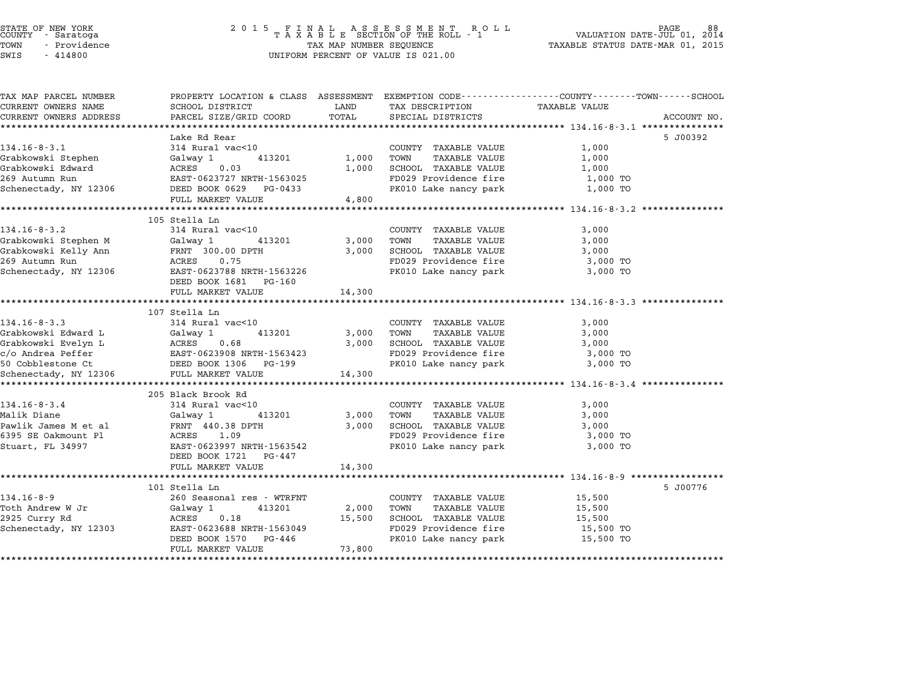STATE OF NEW YORK
COUNTY - Saratoga
TOWN - Providence
SWIS - 414800

2 0 1 5 F I N A L A S S E S S M E N T R O L L
T A X A B L E SECTION OF THE ROLL - 1
TAX MAP NUMBER SEQUENCE
UNIFORM PERCENT OF VALUE IS 021.00

VALUATION DATE-JUL 01, 2014
TAXABLE STATUS DATE-MAR 01, 2015

| TAX MAP PARCEL NUMBER / CURRENT OWNERS NAME / CURRENT OWNERS ADDRESS | PROPERTY LOCATION & CLASS / SCHOOL DISTRICT / PARCEL SIZE/GRID COORD | ASSESSMENT LAND / TOTAL | EXEMPTION CODE / TAX DESCRIPTION / SPECIAL DISTRICTS | TAXABLE VALUE (COUNTY--TOWN--SCHOOL) | ACCOUNT NO. |
|---|---|---|---|---|---|
| | Lake Rd Rear | | | | 5 J00392 |
| 134.16-8-3.1 | 314 Rural vac<10 | | COUNTY TAXABLE VALUE | 1,000 | |
| Grabkowski Stephen | Galway 1 413201 | 1,000 | TOWN TAXABLE VALUE | 1,000 | |
| Grabkowski Edward | ACRES 0.03 | 1,000 | SCHOOL TAXABLE VALUE | 1,000 | |
| 269 Autumn Run | EAST-0623727 NRTH-1563025 | | FD029 Providence fire | 1,000 TO | |
| Schenectady, NY 12306 | DEED BOOK 0629 PG-0433 | | PK010 Lake nancy park | 1,000 TO | |
| | FULL MARKET VALUE | 4,800 | | | |
| | 105 Stella Ln | | | | |
| 134.16-8-3.2 | 314 Rural vac<10 | | COUNTY TAXABLE VALUE | 3,000 | |
| Grabkowski Stephen M | Galway 1 413201 | 3,000 | TOWN TAXABLE VALUE | 3,000 | |
| Grabkowski Kelly Ann | FRNT 300.00 DPTH | 3,000 | SCHOOL TAXABLE VALUE | 3,000 | |
| 269 Autumn Run | ACRES 0.75 | | FD029 Providence fire | 3,000 TO | |
| Schenectady, NY 12306 | EAST-0623788 NRTH-1563226 | | PK010 Lake nancy park | 3,000 TO | |
| | DEED BOOK 1681 PG-160 | | | | |
| | FULL MARKET VALUE | 14,300 | | | |
| | 107 Stella Ln | | | | |
| 134.16-8-3.3 | 314 Rural vac<10 | | COUNTY TAXABLE VALUE | 3,000 | |
| Grabkowski Edward L | Galway 1 413201 | 3,000 | TOWN TAXABLE VALUE | 3,000 | |
| Grabkowski Evelyn L | ACRES 0.68 | 3,000 | SCHOOL TAXABLE VALUE | 3,000 | |
| c/o Andrea Peffer | EAST-0623908 NRTH-1563423 | | FD029 Providence fire | 3,000 TO | |
| 50 Cobblestone Ct | DEED BOOK 1306 PG-199 | | PK010 Lake nancy park | 3,000 TO | |
| Schenectady, NY 12306 | FULL MARKET VALUE | 14,300 | | | |
| | 205 Black Brook Rd | | | | |
| 134.16-8-3.4 | 314 Rural vac<10 | | COUNTY TAXABLE VALUE | 3,000 | |
| Malik Diane | Galway 1 413201 | 3,000 | TOWN TAXABLE VALUE | 3,000 | |
| Pawlik James M et al | FRNT 440.38 DPTH | 3,000 | SCHOOL TAXABLE VALUE | 3,000 | |
| 6395 SE Oakmount Pl | ACRES 1.09 | | FD029 Providence fire | 3,000 TO | |
| Stuart, FL 34997 | EAST-0623997 NRTH-1563542 | | PK010 Lake nancy park | 3,000 TO | |
| | DEED BOOK 1721 PG-447 | | | | |
| | FULL MARKET VALUE | 14,300 | | | |
| | 101 Stella Ln | | | | 5 J00776 |
| 134.16-8-9 | 260 Seasonal res - WTRFNT | | COUNTY TAXABLE VALUE | 15,500 | |
| Toth Andrew W Jr | Galway 1 413201 | 2,000 | TOWN TAXABLE VALUE | 15,500 | |
| 2925 Curry Rd | ACRES 0.18 | 15,500 | SCHOOL TAXABLE VALUE | 15,500 | |
| Schenectady, NY 12303 | EAST-0623688 NRTH-1563049 | | FD029 Providence fire | 15,500 TO | |
| | DEED BOOK 1570 PG-446 | | PK010 Lake nancy park | 15,500 TO | |
| | FULL MARKET VALUE | 73,800 | | | |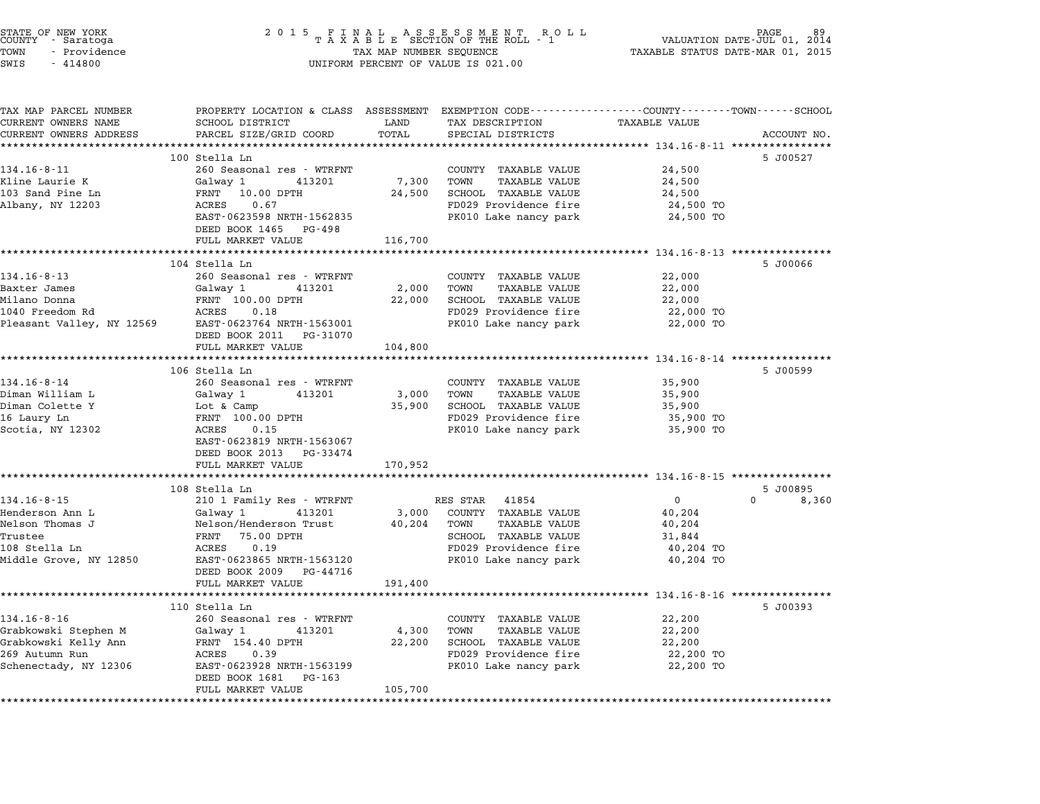STATE OF NEW YORK
COUNTY - Saratoga
TOWN - Providence
SWIS - 414800

2015 FINAL ASSESSMENT ROLL
TAXABLE SECTION OF THE ROLL - 1
TAX MAP NUMBER SEQUENCE
UNIFORM PERCENT OF VALUE IS 021.00

VALUATION DATE-JUL 01, 2014
TAXABLE STATUS DATE-MAR 01, 2015

| TAX MAP PARCEL NUMBER / CURRENT OWNERS NAME / CURRENT OWNERS ADDRESS | PROPERTY LOCATION & CLASS / SCHOOL DISTRICT / PARCEL SIZE/GRID COORD | ASSESSMENT LAND / TOTAL | EXEMPTION CODE / TAX DESCRIPTION / SPECIAL DISTRICTS | COUNTY / TOWN / SCHOOL TAXABLE VALUE | ACCOUNT NO. |
|---|---|---|---|---|---|
| **134.16-8-11** | 100 Stella Ln | | | | 5 J00527 |
| 134.16-8-11 | 260 Seasonal res - WTRFNT | | COUNTY TAXABLE VALUE | 24,500 | |
| Kline Laurie K | Galway 1 413201 | 7,300 | TOWN TAXABLE VALUE | 24,500 | |
| 103 Sand Pine Ln | FRNT 10.00 DPTH | 24,500 | SCHOOL TAXABLE VALUE | 24,500 | |
| Albany, NY 12203 | ACRES 0.67 | | FD029 Providence fire | 24,500 TO | |
| | EAST-0623598 NRTH-1562835 | | PK010 Lake nancy park | 24,500 TO | |
| | DEED BOOK 1465 PG-498 | | | | |
| | FULL MARKET VALUE | 116,700 | | | |
| **134.16-8-13** | 104 Stella Ln | | | | 5 J00066 |
| 134.16-8-13 | 260 Seasonal res - WTRFNT | | COUNTY TAXABLE VALUE | 22,000 | |
| Baxter James | Galway 1 413201 | 2,000 | TOWN TAXABLE VALUE | 22,000 | |
| Milano Donna | FRNT 100.00 DPTH | 22,000 | SCHOOL TAXABLE VALUE | 22,000 | |
| 1040 Freedom Rd | ACRES 0.18 | | FD029 Providence fire | 22,000 TO | |
| Pleasant Valley, NY 12569 | EAST-0623764 NRTH-1563001 | | PK010 Lake nancy park | 22,000 TO | |
| | DEED BOOK 2011 PG-31070 | | | | |
| | FULL MARKET VALUE | 104,800 | | | |
| **134.16-8-14** | 106 Stella Ln | | | | 5 J00599 |
| 134.16-8-14 | 260 Seasonal res - WTRFNT | | COUNTY TAXABLE VALUE | 35,900 | |
| Diman William L | Galway 1 413201 | 3,000 | TOWN TAXABLE VALUE | 35,900 | |
| Diman Colette Y | Lot & Camp | 35,900 | SCHOOL TAXABLE VALUE | 35,900 | |
| 16 Laury Ln | FRNT 100.00 DPTH | | FD029 Providence fire | 35,900 TO | |
| Scotia, NY 12302 | ACRES 0.15 | | PK010 Lake nancy park | 35,900 TO | |
| | EAST-0623819 NRTH-1563067 | | | | |
| | DEED BOOK 2013 PG-33474 | | | | |
| | FULL MARKET VALUE | 170,952 | | | |
| **134.16-8-15** | 108 Stella Ln | | | | 5 J00895 |
| 134.16-8-15 | 210 1 Family Res - WTRFNT | | RES STAR 41854 | 0 / 0 / 8,360 | |
| Henderson Ann L | Galway 1 413201 | 3,000 | COUNTY TAXABLE VALUE | 40,204 | |
| Nelson Thomas J | Nelson/Henderson Trust | 40,204 | TOWN TAXABLE VALUE | 40,204 | |
| Trustee | FRNT 75.00 DPTH | | SCHOOL TAXABLE VALUE | 31,844 | |
| 108 Stella Ln | ACRES 0.19 | | FD029 Providence fire | 40,204 TO | |
| Middle Grove, NY 12850 | EAST-0623865 NRTH-1563120 | | PK010 Lake nancy park | 40,204 TO | |
| | DEED BOOK 2009 PG-44716 | | | | |
| | FULL MARKET VALUE | 191,400 | | | |
| **134.16-8-16** | 110 Stella Ln | | | | 5 J00393 |
| 134.16-8-16 | 260 Seasonal res - WTRFNT | | COUNTY TAXABLE VALUE | 22,200 | |
| Grabkowski Stephen M | Galway 1 413201 | 4,300 | TOWN TAXABLE VALUE | 22,200 | |
| Grabkowski Kelly Ann | FRNT 154.40 DPTH | 22,200 | SCHOOL TAXABLE VALUE | 22,200 | |
| 269 Autumn Run | ACRES 0.39 | | FD029 Providence fire | 22,200 TO | |
| Schenectady, NY 12306 | EAST-0623928 NRTH-1563199 | | PK010 Lake nancy park | 22,200 TO | |
| | DEED BOOK 1681 PG-163 | | | | |
| | FULL MARKET VALUE | 105,700 | | | |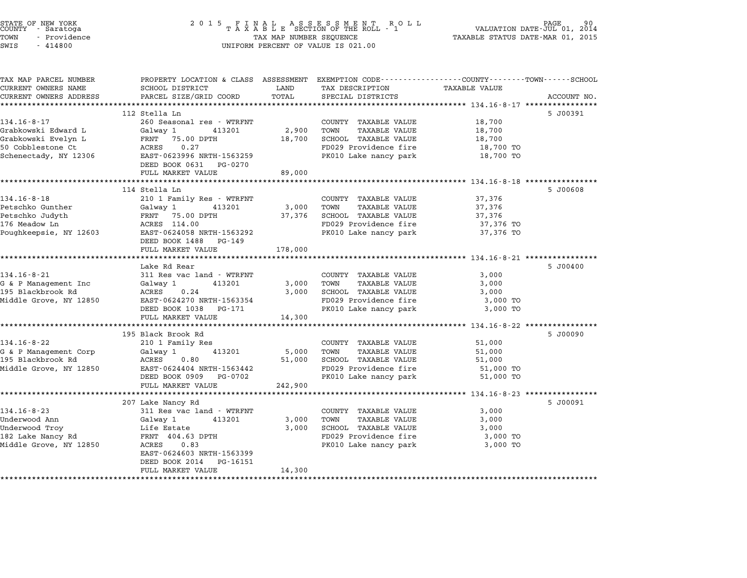STATE OF NEW YORK
COUNTY - Saratoga
TOWN - Providence
SWIS - 414800

# 2015 FINAL ASSESSMENT ROLL
TAXABLE SECTION OF THE ROLL - 1
TAX MAP NUMBER SEQUENCE
UNIFORM PERCENT OF VALUE IS 021.00

VALUATION DATE-JUL 01, 2014
TAXABLE STATUS DATE-MAR 01, 2015

| TAX MAP PARCEL NUMBER / CURRENT OWNERS NAME / CURRENT OWNERS ADDRESS | PROPERTY LOCATION & CLASS / SCHOOL DISTRICT / PARCEL SIZE/GRID COORD | ASSESSMENT LAND | TOTAL | EXEMPTION CODE / TAX DESCRIPTION / SPECIAL DISTRICTS | TAXABLE VALUE (COUNTY--TOWN--SCHOOL) | ACCOUNT NO. |
|---|---|---|---|---|---|---|
| **134.16-8-17** | 112 Stella Ln | | | | | 5 J00391 |
| Grabkowski Edward L | 260 Seasonal res - WTRFNT | | | COUNTY TAXABLE VALUE | 18,700 | |
| Grabkowski Evelyn L | Galway 1 413201 | 2,900 | | TOWN TAXABLE VALUE | 18,700 | |
| 50 Cobblestone Ct | FRNT 75.00 DPTH | | 18,700 | SCHOOL TAXABLE VALUE | 18,700 | |
| Schenectady, NY 12306 | ACRES 0.27 | | | FD029 Providence fire | 18,700 TO | |
| | EAST-0623996 NRTH-1563259 | | | PK010 Lake nancy park | 18,700 TO | |
| | DEED BOOK 0631 PG-0270 | | | | | |
| | FULL MARKET VALUE | | 89,000 | | | |
| **134.16-8-18** | 114 Stella Ln | | | | | 5 J00608 |
| Petschko Gunther | 210 1 Family Res - WTRFNT | | | COUNTY TAXABLE VALUE | 37,376 | |
| Petschko Judyth | Galway 1 413201 | 3,000 | | TOWN TAXABLE VALUE | 37,376 | |
| 176 Meadow Ln | FRNT 75.00 DPTH | | 37,376 | SCHOOL TAXABLE VALUE | 37,376 | |
| Poughkeepsie, NY 12603 | ACRES 114.00 | | | FD029 Providence fire | 37,376 TO | |
| | EAST-0624058 NRTH-1563292 | | | PK010 Lake nancy park | 37,376 TO | |
| | DEED BOOK 1488 PG-149 | | | | | |
| | FULL MARKET VALUE | | 178,000 | | | |
| **134.16-8-21** | Lake Rd Rear | | | | | 5 J00400 |
| G & P Management Inc | 311 Res vac land - WTRFNT | | | COUNTY TAXABLE VALUE | 3,000 | |
| 195 Blackbrook Rd | Galway 1 413201 | 3,000 | | TOWN TAXABLE VALUE | 3,000 | |
| Middle Grove, NY 12850 | ACRES 0.24 | | 3,000 | SCHOOL TAXABLE VALUE | 3,000 | |
| | EAST-0624270 NRTH-1563354 | | | FD029 Providence fire | 3,000 TO | |
| | DEED BOOK 1038 PG-171 | | | PK010 Lake nancy park | 3,000 TO | |
| | FULL MARKET VALUE | | 14,300 | | | |
| **134.16-8-22** | 195 Black Brook Rd | | | | | 5 J00090 |
| G & P Management Corp | 210 1 Family Res | | | COUNTY TAXABLE VALUE | 51,000 | |
| 195 Blackbrook Rd | Galway 1 413201 | 5,000 | | TOWN TAXABLE VALUE | 51,000 | |
| Middle Grove, NY 12850 | ACRES 0.80 | | 51,000 | SCHOOL TAXABLE VALUE | 51,000 | |
| | EAST-0624404 NRTH-1563442 | | | FD029 Providence fire | 51,000 TO | |
| | DEED BOOK 0909 PG-0702 | | | PK010 Lake nancy park | 51,000 TO | |
| | FULL MARKET VALUE | | 242,900 | | | |
| **134.16-8-23** | 207 Lake Nancy Rd | | | | | 5 J00091 |
| Underwood Ann | 311 Res vac land - WTRFNT | | | COUNTY TAXABLE VALUE | 3,000 | |
| Underwood Troy | Galway 1 413201 | 3,000 | | TOWN TAXABLE VALUE | 3,000 | |
| 182 Lake Nancy Rd | Life Estate | | 3,000 | SCHOOL TAXABLE VALUE | 3,000 | |
| Middle Grove, NY 12850 | FRNT 404.63 DPTH | | | FD029 Providence fire | 3,000 TO | |
| | ACRES 0.83 | | | PK010 Lake nancy park | 3,000 TO | |
| | EAST-0624603 NRTH-1563399 | | | | | |
| | DEED BOOK 2014 PG-16151 | | | | | |
| | FULL MARKET VALUE | | 14,300 | | | |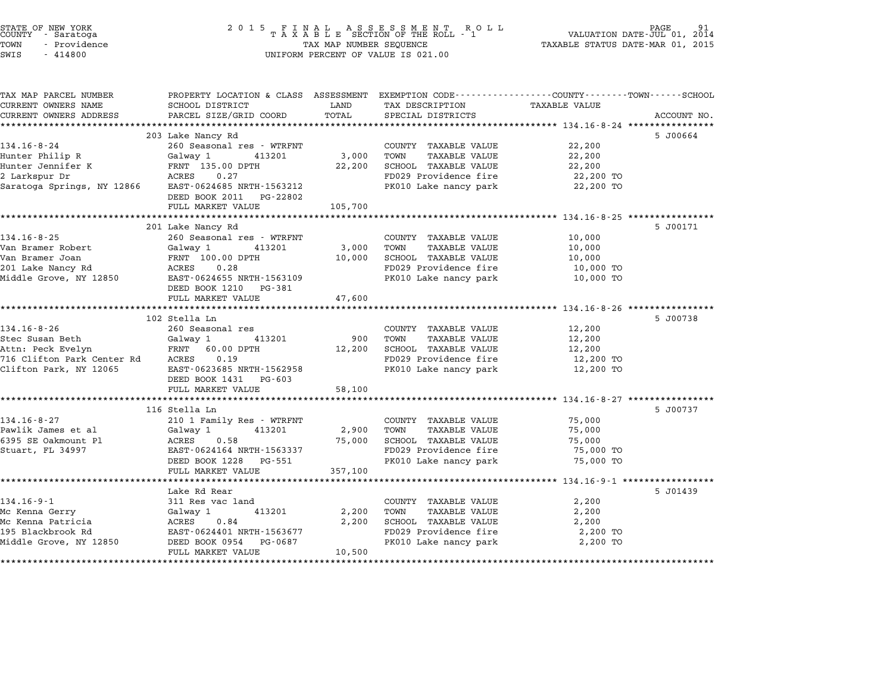STATE OF NEW YORK — COUNTY - Saratoga — TOWN - Providence — SWIS - 414800

2015 FINAL ASSESSMENT ROLL — TAXABLE SECTION OF THE ROLL - 1 — TAX MAP NUMBER SEQUENCE — UNIFORM PERCENT OF VALUE IS 021.00

VALUATION DATE-JUL 01, 2014 — TAXABLE STATUS DATE-MAR 01, 2015

| TAX MAP PARCEL NUMBER / CURRENT OWNERS NAME / CURRENT OWNERS ADDRESS | PROPERTY LOCATION & CLASS / SCHOOL DISTRICT / PARCEL SIZE/GRID COORD | ASSESSMENT LAND / TOTAL | EXEMPTION CODE / TAX DESCRIPTION / SPECIAL DISTRICTS | TAXABLE VALUE (COUNTY / TOWN / SCHOOL) | ACCOUNT NO. |
|---|---|---|---|---|---|
| **134.16-8-24** | 203 Lake Nancy Rd | | | | 5 J00664 |
| Hunter Philip R | 260 Seasonal res - WTRFNT | | COUNTY TAXABLE VALUE | 22,200 | |
| Hunter Jennifer K | Galway 1 413201 | 3,000 | TOWN TAXABLE VALUE | 22,200 | |
| 2 Larkspur Dr | FRNT 135.00 DPTH | 22,200 | SCHOOL TAXABLE VALUE | 22,200 | |
| Saratoga Springs, NY 12866 | ACRES 0.27 | | FD029 Providence fire | 22,200 TO | |
| | EAST-0624685 NRTH-1563212 | | PK010 Lake nancy park | 22,200 TO | |
| | DEED BOOK 2011 PG-22802 | | | | |
| | FULL MARKET VALUE | 105,700 | | | |
| **134.16-8-25** | 201 Lake Nancy Rd | | | | 5 J00171 |
| Van Bramer Robert | 260 Seasonal res - WTRFNT | | COUNTY TAXABLE VALUE | 10,000 | |
| Van Bramer Joan | Galway 1 413201 | 3,000 | TOWN TAXABLE VALUE | 10,000 | |
| 201 Lake Nancy Rd | FRNT 100.00 DPTH | 10,000 | SCHOOL TAXABLE VALUE | 10,000 | |
| Middle Grove, NY 12850 | ACRES 0.28 | | FD029 Providence fire | 10,000 TO | |
| | EAST-0624655 NRTH-1563109 | | PK010 Lake nancy park | 10,000 TO | |
| | DEED BOOK 1210 PG-381 | | | | |
| | FULL MARKET VALUE | 47,600 | | | |
| **134.16-8-26** | 102 Stella Ln | | | | 5 J00738 |
| Stec Susan Beth | 260 Seasonal res | | COUNTY TAXABLE VALUE | 12,200 | |
| Attn: Peck Evelyn | Galway 1 413201 | 900 | TOWN TAXABLE VALUE | 12,200 | |
| 716 Clifton Park Center Rd | FRNT 60.00 DPTH | 12,200 | SCHOOL TAXABLE VALUE | 12,200 | |
| Clifton Park, NY 12065 | ACRES 0.19 | | FD029 Providence fire | 12,200 TO | |
| | EAST-0623685 NRTH-1562958 | | PK010 Lake nancy park | 12,200 TO | |
| | DEED BOOK 1431 PG-603 | | | | |
| | FULL MARKET VALUE | 58,100 | | | |
| **134.16-8-27** | 116 Stella Ln | | | | 5 J00737 |
| Pawlik James et al | 210 1 Family Res - WTRFNT | | COUNTY TAXABLE VALUE | 75,000 | |
| 6395 SE Oakmount Pl | Galway 1 413201 | 2,900 | TOWN TAXABLE VALUE | 75,000 | |
| Stuart, FL 34997 | ACRES 0.58 | 75,000 | SCHOOL TAXABLE VALUE | 75,000 | |
| | EAST-0624164 NRTH-1563337 | | FD029 Providence fire | 75,000 TO | |
| | DEED BOOK 1228 PG-551 | | PK010 Lake nancy park | 75,000 TO | |
| | FULL MARKET VALUE | 357,100 | | | |
| **134.16-9-1** | Lake Rd Rear | | | | 5 J01439 |
| Mc Kenna Gerry | 311 Res vac land | | COUNTY TAXABLE VALUE | 2,200 | |
| Mc Kenna Patricia | Galway 1 413201 | 2,200 | TOWN TAXABLE VALUE | 2,200 | |
| 195 Blackbrook Rd | ACRES 0.84 | 2,200 | SCHOOL TAXABLE VALUE | 2,200 | |
| Middle Grove, NY 12850 | EAST-0624401 NRTH-1563677 | | FD029 Providence fire | 2,200 TO | |
| | DEED BOOK 0954 PG-0687 | | PK010 Lake nancy park | 2,200 TO | |
| | FULL MARKET VALUE | 10,500 | | | |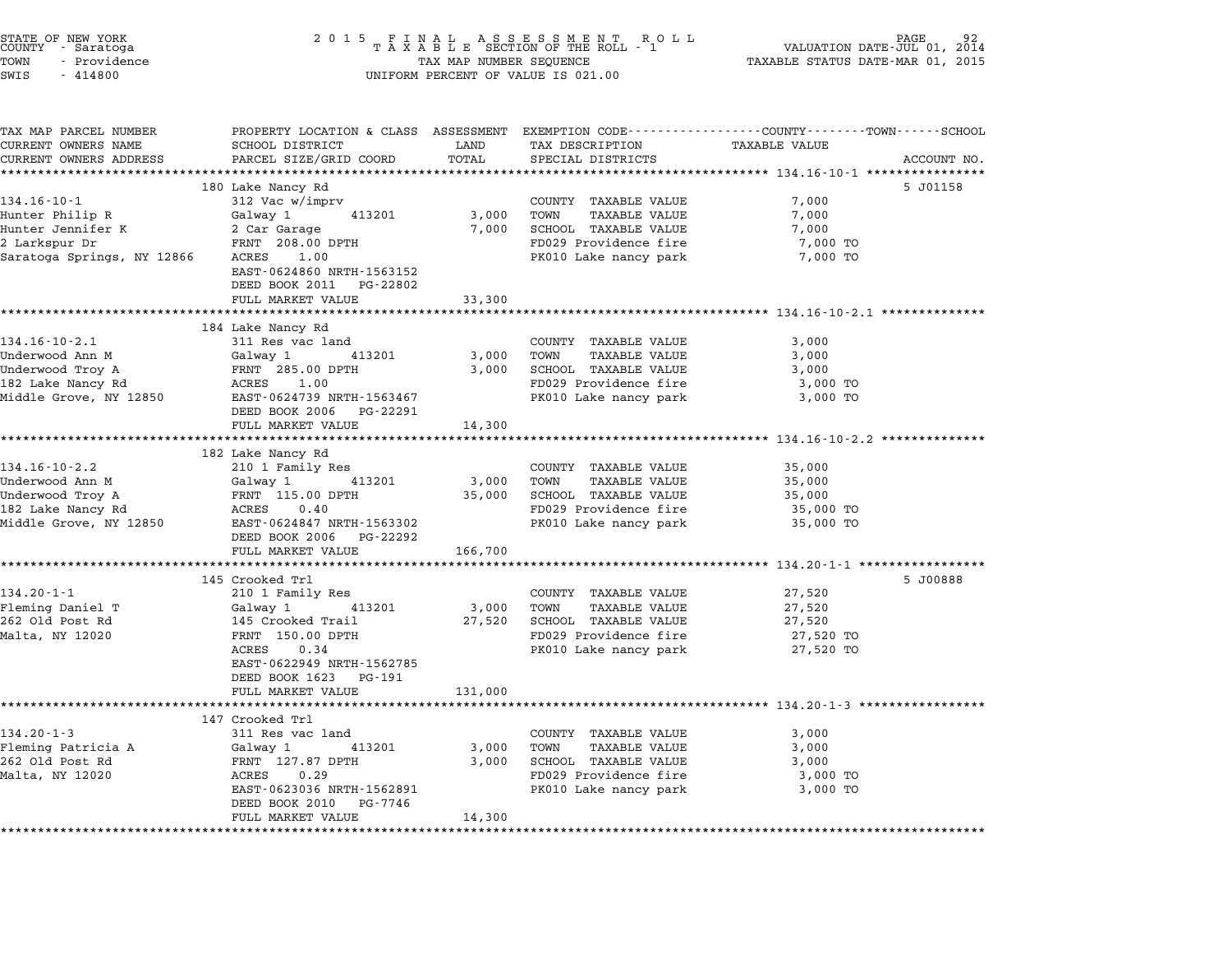STATE OF NEW YORK
COUNTY - Saratoga
TOWN - Providence
SWIS - 414800

2015 FINAL ASSESSMENT ROLL
TAXABLE SECTION OF THE ROLL - 1
TAX MAP NUMBER SEQUENCE
UNIFORM PERCENT OF VALUE IS 021.00

VALUATION DATE-JUL 01, 2014
TAXABLE STATUS DATE-MAR 01, 2015

| TAX MAP PARCEL NUMBER / CURRENT OWNERS NAME / CURRENT OWNERS ADDRESS | PROPERTY LOCATION & CLASS / SCHOOL DISTRICT / PARCEL SIZE/GRID COORD | ASSESSMENT LAND | TOTAL | EXEMPTION CODE / TAX DESCRIPTION / SPECIAL DISTRICTS | TAXABLE VALUE (COUNTY--TOWN--SCHOOL) | ACCOUNT NO. |
|---|---|---|---|---|---|---|
| **134.16-10-1** | 180 Lake Nancy Rd | | | | | 5 J01158 |
| 134.16-10-1 | 312 Vac w/imprv | | | COUNTY TAXABLE VALUE | 7,000 | |
| Hunter Philip R | Galway 1 413201 | 3,000 | | TOWN TAXABLE VALUE | 7,000 | |
| Hunter Jennifer K | 2 Car Garage | | 7,000 | SCHOOL TAXABLE VALUE | 7,000 | |
| 2 Larkspur Dr | FRNT 208.00 DPTH | | | FD029 Providence fire | 7,000 TO | |
| Saratoga Springs, NY 12866 | ACRES 1.00 | | | PK010 Lake nancy park | 7,000 TO | |
| | EAST-0624860 NRTH-1563152 | | | | | |
| | DEED BOOK 2011 PG-22802 | | | | | |
| | FULL MARKET VALUE | | 33,300 | | | |
| **134.16-10-2.1** | 184 Lake Nancy Rd | | | | | |
| 134.16-10-2.1 | 311 Res vac land | | | COUNTY TAXABLE VALUE | 3,000 | |
| Underwood Ann M | Galway 1 413201 | 3,000 | | TOWN TAXABLE VALUE | 3,000 | |
| Underwood Troy A | FRNT 285.00 DPTH | | 3,000 | SCHOOL TAXABLE VALUE | 3,000 | |
| 182 Lake Nancy Rd | ACRES 1.00 | | | FD029 Providence fire | 3,000 TO | |
| Middle Grove, NY 12850 | EAST-0624739 NRTH-1563467 | | | PK010 Lake nancy park | 3,000 TO | |
| | DEED BOOK 2006 PG-22291 | | | | | |
| | FULL MARKET VALUE | | 14,300 | | | |
| **134.16-10-2.2** | 182 Lake Nancy Rd | | | | | |
| 134.16-10-2.2 | 210 1 Family Res | | | COUNTY TAXABLE VALUE | 35,000 | |
| Underwood Ann M | Galway 1 413201 | 3,000 | | TOWN TAXABLE VALUE | 35,000 | |
| Underwood Troy A | FRNT 115.00 DPTH | | 35,000 | SCHOOL TAXABLE VALUE | 35,000 | |
| 182 Lake Nancy Rd | ACRES 0.40 | | | FD029 Providence fire | 35,000 TO | |
| Middle Grove, NY 12850 | EAST-0624847 NRTH-1563302 | | | PK010 Lake nancy park | 35,000 TO | |
| | DEED BOOK 2006 PG-22292 | | | | | |
| | FULL MARKET VALUE | | 166,700 | | | |
| **134.20-1-1** | 145 Crooked Trl | | | | | 5 J00888 |
| 134.20-1-1 | 210 1 Family Res | | | COUNTY TAXABLE VALUE | 27,520 | |
| Fleming Daniel T | Galway 1 413201 | 3,000 | | TOWN TAXABLE VALUE | 27,520 | |
| 262 Old Post Rd | 145 Crooked Trail | | 27,520 | SCHOOL TAXABLE VALUE | 27,520 | |
| Malta, NY 12020 | FRNT 150.00 DPTH | | | FD029 Providence fire | 27,520 TO | |
| | ACRES 0.34 | | | PK010 Lake nancy park | 27,520 TO | |
| | EAST-0622949 NRTH-1562785 | | | | | |
| | DEED BOOK 1623 PG-191 | | | | | |
| | FULL MARKET VALUE | | 131,000 | | | |
| **134.20-1-3** | 147 Crooked Trl | | | | | |
| 134.20-1-3 | 311 Res vac land | | | COUNTY TAXABLE VALUE | 3,000 | |
| Fleming Patricia A | Galway 1 413201 | 3,000 | | TOWN TAXABLE VALUE | 3,000 | |
| 262 Old Post Rd | FRNT 127.87 DPTH | | 3,000 | SCHOOL TAXABLE VALUE | 3,000 | |
| Malta, NY 12020 | ACRES 0.29 | | | FD029 Providence fire | 3,000 TO | |
| | EAST-0623036 NRTH-1562891 | | | PK010 Lake nancy park | 3,000 TO | |
| | DEED BOOK 2010 PG-7746 | | | | | |
| | FULL MARKET VALUE | | 14,300 | | | |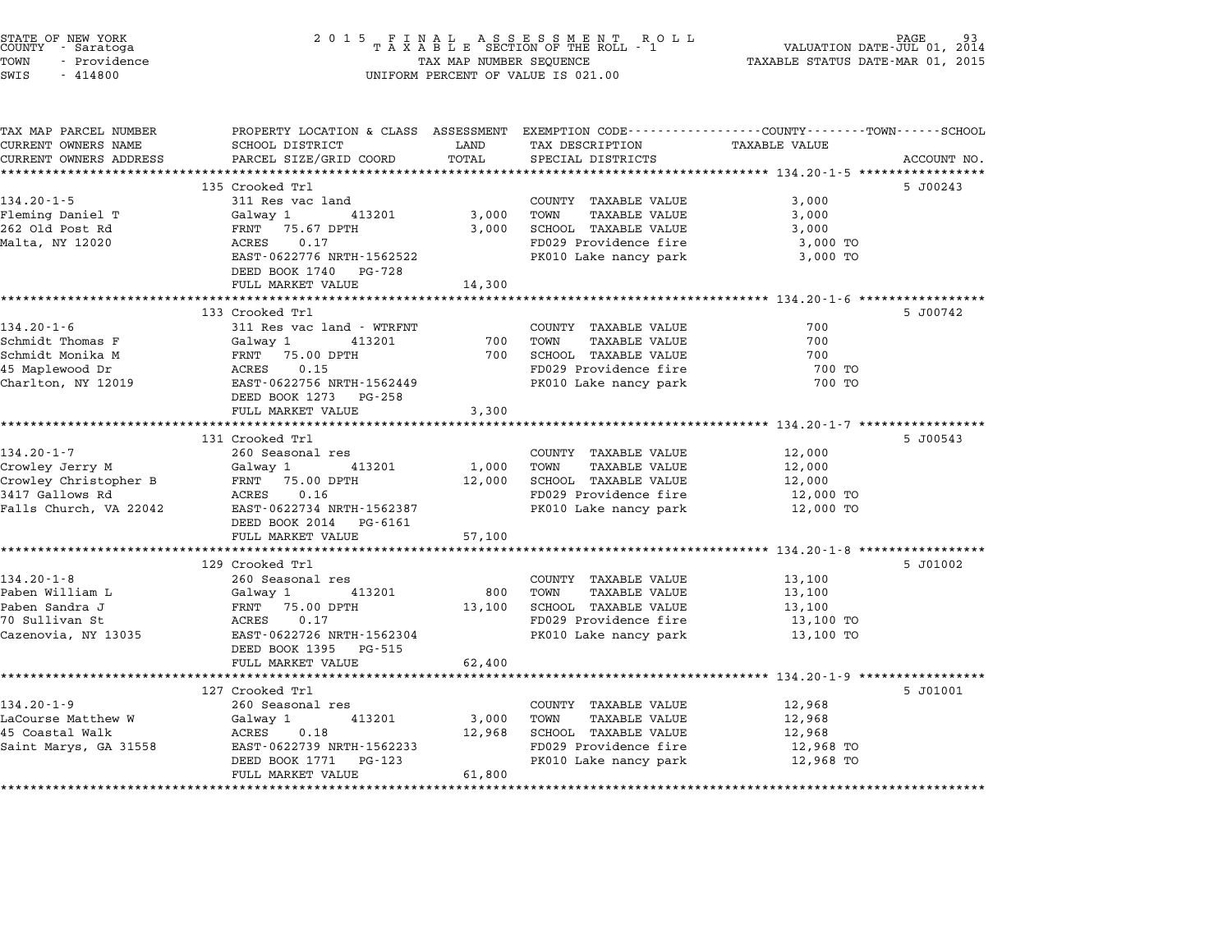STATE OF NEW YORK
COUNTY - Saratoga
TOWN - Providence
SWIS - 414800

# 2015 FINAL ASSESSMENT ROLL
TAXABLE SECTION OF THE ROLL - 1
TAX MAP NUMBER SEQUENCE
UNIFORM PERCENT OF VALUE IS 021.00

VALUATION DATE-JUL 01, 2014
TAXABLE STATUS DATE-MAR 01, 2015

| TAX MAP PARCEL NUMBER / CURRENT OWNERS NAME / CURRENT OWNERS ADDRESS | PROPERTY LOCATION & CLASS / SCHOOL DISTRICT / PARCEL SIZE/GRID COORD | ASSESSMENT LAND | TOTAL | EXEMPTION CODE / TAX DESCRIPTION / SPECIAL DISTRICTS | TAXABLE VALUE | ACCOUNT NO. |
|---|---|---|---|---|---|---|
| **134.20-1-5** | 135 Crooked Trl | | | | | 5 J00243 |
| 134.20-1-5 | 311 Res vac land | | | COUNTY TAXABLE VALUE | 3,000 | |
| Fleming Daniel T | Galway 1 413201 | 3,000 | | TOWN TAXABLE VALUE | 3,000 | |
| 262 Old Post Rd | FRNT 75.67 DPTH | | 3,000 | SCHOOL TAXABLE VALUE | 3,000 | |
| Malta, NY 12020 | ACRES 0.17 | | | FD029 Providence fire | 3,000 TO | |
| | EAST-0622776 NRTH-1562522 | | | PK010 Lake nancy park | 3,000 TO | |
| | DEED BOOK 1740 PG-728 | | | | | |
| | FULL MARKET VALUE | | 14,300 | | | |
| **134.20-1-6** | 133 Crooked Trl | | | | | 5 J00742 |
| 134.20-1-6 | 311 Res vac land - WTRFNT | | | COUNTY TAXABLE VALUE | 700 | |
| Schmidt Thomas F | Galway 1 413201 | 700 | | TOWN TAXABLE VALUE | 700 | |
| Schmidt Monika M | FRNT 75.00 DPTH | | 700 | SCHOOL TAXABLE VALUE | 700 | |
| 45 Maplewood Dr | ACRES 0.15 | | | FD029 Providence fire | 700 TO | |
| Charlton, NY 12019 | EAST-0622756 NRTH-1562449 | | | PK010 Lake nancy park | 700 TO | |
| | DEED BOOK 1273 PG-258 | | | | | |
| | FULL MARKET VALUE | | 3,300 | | | |
| **134.20-1-7** | 131 Crooked Trl | | | | | 5 J00543 |
| 134.20-1-7 | 260 Seasonal res | | | COUNTY TAXABLE VALUE | 12,000 | |
| Crowley Jerry M | Galway 1 413201 | 1,000 | | TOWN TAXABLE VALUE | 12,000 | |
| Crowley Christopher B | FRNT 75.00 DPTH | | 12,000 | SCHOOL TAXABLE VALUE | 12,000 | |
| 3417 Gallows Rd | ACRES 0.16 | | | FD029 Providence fire | 12,000 TO | |
| Falls Church, VA 22042 | EAST-0622734 NRTH-1562387 | | | PK010 Lake nancy park | 12,000 TO | |
| | DEED BOOK 2014 PG-6161 | | | | | |
| | FULL MARKET VALUE | | 57,100 | | | |
| **134.20-1-8** | 129 Crooked Trl | | | | | 5 J01002 |
| 134.20-1-8 | 260 Seasonal res | | | COUNTY TAXABLE VALUE | 13,100 | |
| Paben William L | Galway 1 413201 | 800 | | TOWN TAXABLE VALUE | 13,100 | |
| Paben Sandra J | FRNT 75.00 DPTH | | 13,100 | SCHOOL TAXABLE VALUE | 13,100 | |
| 70 Sullivan St | ACRES 0.17 | | | FD029 Providence fire | 13,100 TO | |
| Cazenovia, NY 13035 | EAST-0622726 NRTH-1562304 | | | PK010 Lake nancy park | 13,100 TO | |
| | DEED BOOK 1395 PG-515 | | | | | |
| | FULL MARKET VALUE | | 62,400 | | | |
| **134.20-1-9** | 127 Crooked Trl | | | | | 5 J01001 |
| 134.20-1-9 | 260 Seasonal res | | | COUNTY TAXABLE VALUE | 12,968 | |
| LaCourse Matthew W | Galway 1 413201 | 3,000 | | TOWN TAXABLE VALUE | 12,968 | |
| 45 Coastal Walk | ACRES 0.18 | | 12,968 | SCHOOL TAXABLE VALUE | 12,968 | |
| Saint Marys, GA 31558 | EAST-0622739 NRTH-1562233 | | | FD029 Providence fire | 12,968 TO | |
| | DEED BOOK 1771 PG-123 | | | PK010 Lake nancy park | 12,968 TO | |
| | FULL MARKET VALUE | | 61,800 | | | |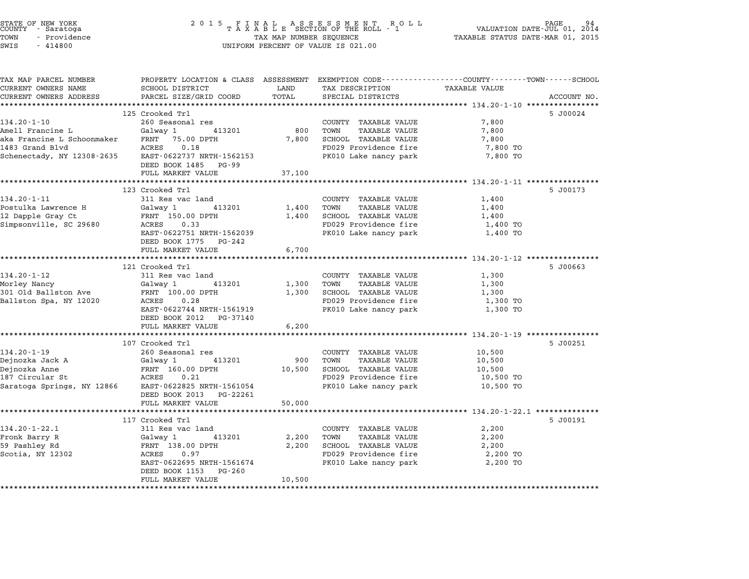STATE OF NEW YORK
COUNTY - Saratoga
TOWN - Providence
SWIS - 414800

2015 FINAL ASSESSMENT ROLL
TAXABLE SECTION OF THE ROLL - 1
TAX MAP NUMBER SEQUENCE
UNIFORM PERCENT OF VALUE IS 021.00

VALUATION DATE-JUL 01, 2014
TAXABLE STATUS DATE-MAR 01, 2015

| TAX MAP PARCEL NUMBER / CURRENT OWNERS NAME / CURRENT OWNERS ADDRESS | PROPERTY LOCATION & CLASS / SCHOOL DISTRICT / PARCEL SIZE/GRID COORD | ASSESSMENT LAND | TOTAL | EXEMPTION CODE / TAX DESCRIPTION / SPECIAL DISTRICTS | TAXABLE VALUE | ACCOUNT NO. |
|---|---|---|---|---|---|---|
| **134.20-1-10** | 125 Crooked Trl | | | | | 5 J00024 |
| 134.20-1-10 | 260 Seasonal res | | | COUNTY TAXABLE VALUE | 7,800 | |
| Amell Francine L | Galway 1 413201 | 800 | | TOWN TAXABLE VALUE | 7,800 | |
| aka Francine L Schoonmaker | FRNT 75.00 DPTH | | 7,800 | SCHOOL TAXABLE VALUE | 7,800 | |
| 1483 Grand Blvd | ACRES 0.18 | | | FD029 Providence fire | 7,800 TO | |
| Schenectady, NY 12308-2635 | EAST-0622737 NRTH-1562153 | | | PK010 Lake nancy park | 7,800 TO | |
| | DEED BOOK 1485 PG-99 | | | | | |
| | FULL MARKET VALUE | | 37,100 | | | |
| **134.20-1-11** | 123 Crooked Trl | | | | | 5 J00173 |
| 134.20-1-11 | 311 Res vac land | | | COUNTY TAXABLE VALUE | 1,400 | |
| Postulka Lawrence H | Galway 1 413201 | 1,400 | | TOWN TAXABLE VALUE | 1,400 | |
| 12 Dapple Gray Ct | FRNT 150.00 DPTH | | 1,400 | SCHOOL TAXABLE VALUE | 1,400 | |
| Simpsonville, SC 29680 | ACRES 0.33 | | | FD029 Providence fire | 1,400 TO | |
| | EAST-0622751 NRTH-1562039 | | | PK010 Lake nancy park | 1,400 TO | |
| | DEED BOOK 1775 PG-242 | | | | | |
| | FULL MARKET VALUE | | 6,700 | | | |
| **134.20-1-12** | 121 Crooked Trl | | | | | 5 J00663 |
| 134.20-1-12 | 311 Res vac land | | | COUNTY TAXABLE VALUE | 1,300 | |
| Morley Nancy | Galway 1 413201 | 1,300 | | TOWN TAXABLE VALUE | 1,300 | |
| 301 Old Ballston Ave | FRNT 100.00 DPTH | | 1,300 | SCHOOL TAXABLE VALUE | 1,300 | |
| Ballston Spa, NY 12020 | ACRES 0.28 | | | FD029 Providence fire | 1,300 TO | |
| | EAST-0622744 NRTH-1561919 | | | PK010 Lake nancy park | 1,300 TO | |
| | DEED BOOK 2012 PG-37140 | | | | | |
| | FULL MARKET VALUE | | 6,200 | | | |
| **134.20-1-19** | 107 Crooked Trl | | | | | 5 J00251 |
| 134.20-1-19 | 260 Seasonal res | | | COUNTY TAXABLE VALUE | 10,500 | |
| Dejnozka Jack A | Galway 1 413201 | 900 | | TOWN TAXABLE VALUE | 10,500 | |
| Dejnozka Anne | FRNT 160.00 DPTH | | 10,500 | SCHOOL TAXABLE VALUE | 10,500 | |
| 187 Circular St | ACRES 0.21 | | | FD029 Providence fire | 10,500 TO | |
| Saratoga Springs, NY 12866 | EAST-0622825 NRTH-1561054 | | | PK010 Lake nancy park | 10,500 TO | |
| | DEED BOOK 2013 PG-22261 | | | | | |
| | FULL MARKET VALUE | | 50,000 | | | |
| **134.20-1-22.1** | 117 Crooked Trl | | | | | 5 J00191 |
| 134.20-1-22.1 | 311 Res vac land | | | COUNTY TAXABLE VALUE | 2,200 | |
| Fronk Barry R | Galway 1 413201 | 2,200 | | TOWN TAXABLE VALUE | 2,200 | |
| 59 Pashley Rd | FRNT 138.00 DPTH | | 2,200 | SCHOOL TAXABLE VALUE | 2,200 | |
| Scotia, NY 12302 | ACRES 0.97 | | | FD029 Providence fire | 2,200 TO | |
| | EAST-0622695 NRTH-1561674 | | | PK010 Lake nancy park | 2,200 TO | |
| | DEED BOOK 1153 PG-260 | | | | | |
| | FULL MARKET VALUE | | 10,500 | | | |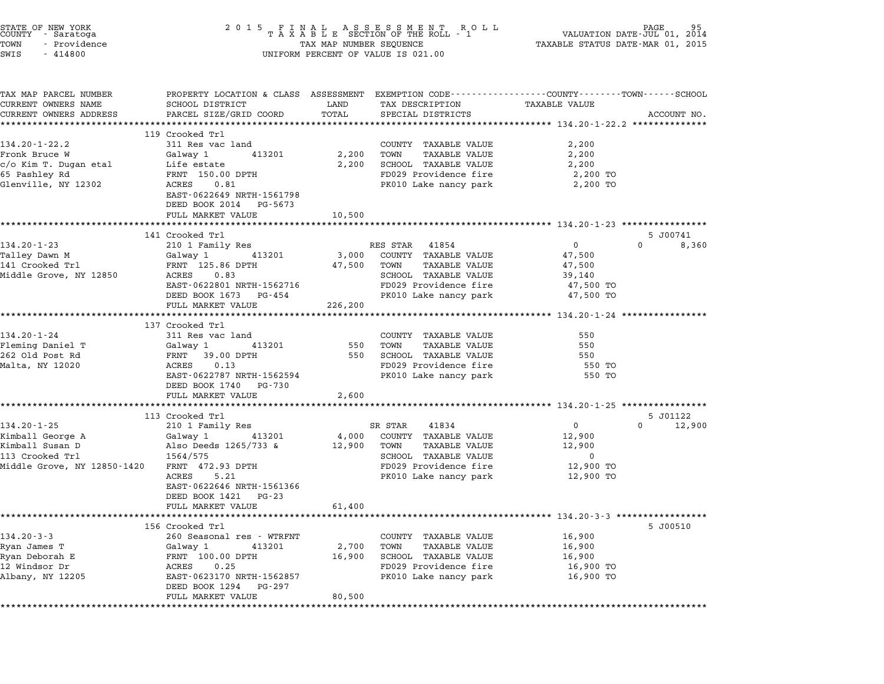STATE OF NEW YORK
COUNTY - Saratoga
TOWN - Providence
SWIS - 414800

2015 FINAL ASSESSMENT ROLL
TAXABLE SECTION OF THE ROLL - 1
TAX MAP NUMBER SEQUENCE
UNIFORM PERCENT OF VALUE IS 021.00

VALUATION DATE-JUL 01, 2014
TAXABLE STATUS DATE-MAR 01, 2015

| TAX MAP PARCEL NUMBER / CURRENT OWNERS NAME / CURRENT OWNERS ADDRESS | PROPERTY LOCATION & CLASS / SCHOOL DISTRICT / PARCEL SIZE/GRID COORD | ASSESSMENT LAND / TOTAL | EXEMPTION CODE / TAX DESCRIPTION / SPECIAL DISTRICTS | COUNTY | TOWN | SCHOOL | ACCOUNT NO. |
|---|---|---|---|---|---|---|---|
| **134.20-1-22.2** | 119 Crooked Trl | | | | | | |
| 134.20-1-22.2 | 311 Res vac land | | COUNTY TAXABLE VALUE | 2,200 | | | |
| Fronk Bruce W | Galway 1 413201 | 2,200 | TOWN TAXABLE VALUE | | 2,200 | | |
| c/o Kim T. Dugan etal | Life estate | 2,200 | SCHOOL TAXABLE VALUE | | | 2,200 | |
| 65 Pashley Rd | FRNT 150.00 DPTH | | FD029 Providence fire | 2,200 TO | | | |
| Glenville, NY 12302 | ACRES 0.81 | | PK010 Lake nancy park | 2,200 TO | | | |
| | EAST-0622649 NRTH-1561798 | | | | | | |
| | DEED BOOK 2014 PG-5673 | | | | | | |
| | FULL MARKET VALUE | 10,500 | | | | | |
| **134.20-1-23** | 141 Crooked Trl | | | | | | 5 J00741 |
| 134.20-1-23 | 210 1 Family Res | | RES STAR 41854 | 0 | 0 | 8,360 | |
| Talley Dawn M | Galway 1 413201 | 3,000 | COUNTY TAXABLE VALUE | 47,500 | | | |
| 141 Crooked Trl | FRNT 125.86 DPTH | 47,500 | TOWN TAXABLE VALUE | | 47,500 | | |
| Middle Grove, NY 12850 | ACRES 0.83 | | SCHOOL TAXABLE VALUE | | | 39,140 | |
| | EAST-0622801 NRTH-1562716 | | FD029 Providence fire | 47,500 TO | | | |
| | DEED BOOK 1673 PG-454 | | PK010 Lake nancy park | 47,500 TO | | | |
| | FULL MARKET VALUE | 226,200 | | | | | |
| **134.20-1-24** | 137 Crooked Trl | | | | | | |
| 134.20-1-24 | 311 Res vac land | | COUNTY TAXABLE VALUE | 550 | | | |
| Fleming Daniel T | Galway 1 413201 | 550 | TOWN TAXABLE VALUE | | 550 | | |
| 262 Old Post Rd | FRNT 39.00 DPTH | 550 | SCHOOL TAXABLE VALUE | | | 550 | |
| Malta, NY 12020 | ACRES 0.13 | | FD029 Providence fire | 550 TO | | | |
| | EAST-0622787 NRTH-1562594 | | PK010 Lake nancy park | 550 TO | | | |
| | DEED BOOK 1740 PG-730 | | | | | | |
| | FULL MARKET VALUE | 2,600 | | | | | |
| **134.20-1-25** | 113 Crooked Trl | | | | | | 5 J01122 |
| 134.20-1-25 | 210 1 Family Res | | SR STAR 41834 | 0 | 0 | 12,900 | |
| Kimball George A | Galway 1 413201 | 4,000 | COUNTY TAXABLE VALUE | 12,900 | | | |
| Kimball Susan D | Also Deeds 1265/733 & | 12,900 | TOWN TAXABLE VALUE | | 12,900 | | |
| 113 Crooked Trl | 1564/575 | | SCHOOL TAXABLE VALUE | | | 0 | |
| Middle Grove, NY 12850-1420 | FRNT 472.93 DPTH | | FD029 Providence fire | 12,900 TO | | | |
| | ACRES 5.21 | | PK010 Lake nancy park | 12,900 TO | | | |
| | EAST-0622646 NRTH-1561366 | | | | | | |
| | DEED BOOK 1421 PG-23 | | | | | | |
| | FULL MARKET VALUE | 61,400 | | | | | |
| **134.20-3-3** | 156 Crooked Trl | | | | | | 5 J00510 |
| 134.20-3-3 | 260 Seasonal res - WTRFNT | | COUNTY TAXABLE VALUE | 16,900 | | | |
| Ryan James T | Galway 1 413201 | 2,700 | TOWN TAXABLE VALUE | | 16,900 | | |
| Ryan Deborah E | FRNT 100.00 DPTH | 16,900 | SCHOOL TAXABLE VALUE | | | 16,900 | |
| 12 Windsor Dr | ACRES 0.25 | | FD029 Providence fire | 16,900 TO | | | |
| Albany, NY 12205 | EAST-0623170 NRTH-1562857 | | PK010 Lake nancy park | 16,900 TO | | | |
| | DEED BOOK 1294 PG-297 | | | | | | |
| | FULL MARKET VALUE | 80,500 | | | | | |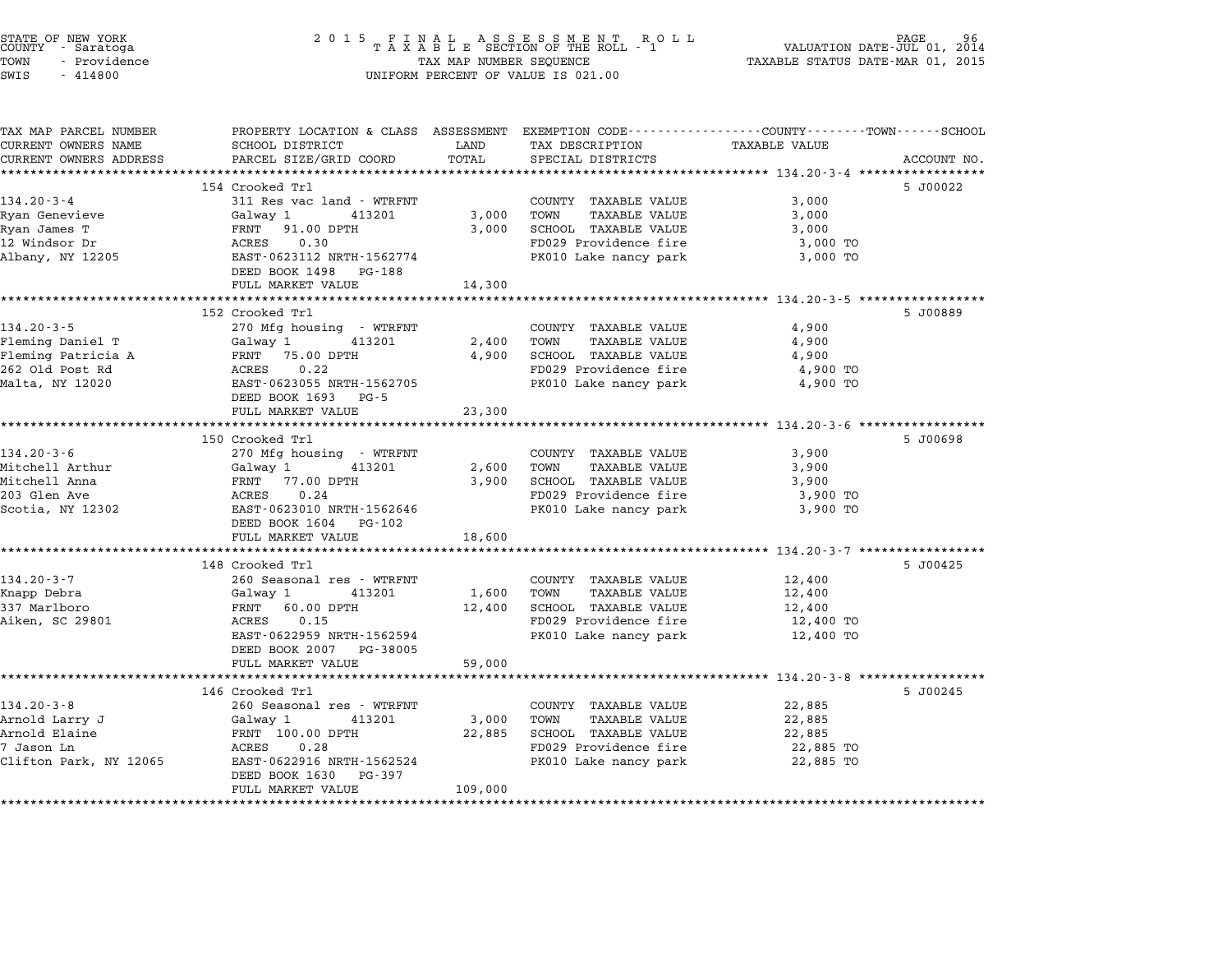STATE OF NEW YORK
COUNTY - Saratoga
TOWN - Providence
SWIS - 414800

2015 FINAL ASSESSMENT ROLL
TAXABLE SECTION OF THE ROLL - 1
TAX MAP NUMBER SEQUENCE
UNIFORM PERCENT OF VALUE IS 021.00

VALUATION DATE-JUL 01, 2014
TAXABLE STATUS DATE-MAR 01, 2015

| TAX MAP PARCEL NUMBER / CURRENT OWNERS NAME / CURRENT OWNERS ADDRESS | PROPERTY LOCATION & CLASS / SCHOOL DISTRICT / PARCEL SIZE/GRID COORD | ASSESSMENT LAND | TOTAL | EXEMPTION CODE / TAX DESCRIPTION / SPECIAL DISTRICTS | TAXABLE VALUE (COUNTY--TOWN--SCHOOL) | ACCOUNT NO. |
|---|---|---|---|---|---|---|
| | 154 Crooked Trl | | | | | 5 J00022 |
| 134.20-3-4 | 311 Res vac land - WTRFNT | | | COUNTY TAXABLE VALUE | 3,000 | |
| Ryan Genevieve | Galway 1 413201 | 3,000 | | TOWN TAXABLE VALUE | 3,000 | |
| Ryan James T | FRNT 91.00 DPTH | | 3,000 | SCHOOL TAXABLE VALUE | 3,000 | |
| 12 Windsor Dr | ACRES 0.30 | | | FD029 Providence fire | 3,000 TO | |
| Albany, NY 12205 | EAST-0623112 NRTH-1562774 | | | PK010 Lake nancy park | 3,000 TO | |
| | DEED BOOK 1498 PG-188 | | | | | |
| | FULL MARKET VALUE | | 14,300 | | | |
| | 152 Crooked Trl | | | | | 5 J00889 |
| 134.20-3-5 | 270 Mfg housing - WTRFNT | | | COUNTY TAXABLE VALUE | 4,900 | |
| Fleming Daniel T | Galway 1 413201 | 2,400 | | TOWN TAXABLE VALUE | 4,900 | |
| Fleming Patricia A | FRNT 75.00 DPTH | | 4,900 | SCHOOL TAXABLE VALUE | 4,900 | |
| 262 Old Post Rd | ACRES 0.22 | | | FD029 Providence fire | 4,900 TO | |
| Malta, NY 12020 | EAST-0623055 NRTH-1562705 | | | PK010 Lake nancy park | 4,900 TO | |
| | DEED BOOK 1693 PG-5 | | | | | |
| | FULL MARKET VALUE | | 23,300 | | | |
| | 150 Crooked Trl | | | | | 5 J00698 |
| 134.20-3-6 | 270 Mfg housing - WTRFNT | | | COUNTY TAXABLE VALUE | 3,900 | |
| Mitchell Arthur | Galway 1 413201 | 2,600 | | TOWN TAXABLE VALUE | 3,900 | |
| Mitchell Anna | FRNT 77.00 DPTH | | 3,900 | SCHOOL TAXABLE VALUE | 3,900 | |
| 203 Glen Ave | ACRES 0.24 | | | FD029 Providence fire | 3,900 TO | |
| Scotia, NY 12302 | EAST-0623010 NRTH-1562646 | | | PK010 Lake nancy park | 3,900 TO | |
| | DEED BOOK 1604 PG-102 | | | | | |
| | FULL MARKET VALUE | | 18,600 | | | |
| | 148 Crooked Trl | | | | | 5 J00425 |
| 134.20-3-7 | 260 Seasonal res - WTRFNT | | | COUNTY TAXABLE VALUE | 12,400 | |
| Knapp Debra | Galway 1 413201 | 1,600 | | TOWN TAXABLE VALUE | 12,400 | |
| 337 Marlboro | FRNT 60.00 DPTH | | 12,400 | SCHOOL TAXABLE VALUE | 12,400 | |
| Aiken, SC 29801 | ACRES 0.15 | | | FD029 Providence fire | 12,400 TO | |
| | EAST-0622959 NRTH-1562594 | | | PK010 Lake nancy park | 12,400 TO | |
| | DEED BOOK 2007 PG-38005 | | | | | |
| | FULL MARKET VALUE | | 59,000 | | | |
| | 146 Crooked Trl | | | | | 5 J00245 |
| 134.20-3-8 | 260 Seasonal res - WTRFNT | | | COUNTY TAXABLE VALUE | 22,885 | |
| Arnold Larry J | Galway 1 413201 | 3,000 | | TOWN TAXABLE VALUE | 22,885 | |
| Arnold Elaine | FRNT 100.00 DPTH | | 22,885 | SCHOOL TAXABLE VALUE | 22,885 | |
| 7 Jason Ln | ACRES 0.28 | | | FD029 Providence fire | 22,885 TO | |
| Clifton Park, NY 12065 | EAST-0622916 NRTH-1562524 | | | PK010 Lake nancy park | 22,885 TO | |
| | DEED BOOK 1630 PG-397 | | | | | |
| | FULL MARKET VALUE | | 109,000 | | | |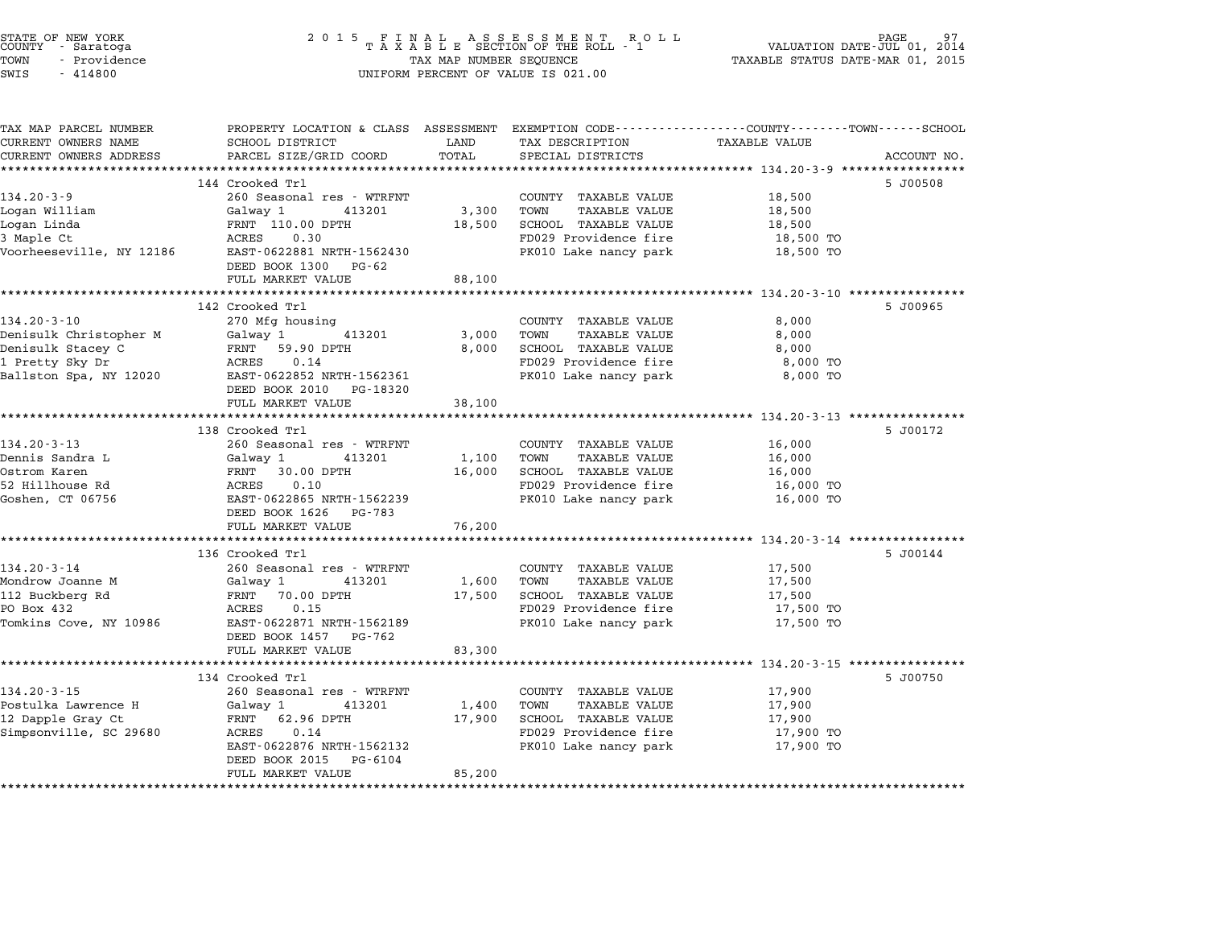STATE OF NEW YORK
COUNTY - Saratoga
TOWN - Providence
SWIS - 414800

2 0 1 5 F I N A L A S S E S S M E N T R O L L
T A X A B L E SECTION OF THE ROLL - 1
TAX MAP NUMBER SEQUENCE
UNIFORM PERCENT OF VALUE IS 021.00

VALUATION DATE-JUL 01, 2014
TAXABLE STATUS DATE-MAR 01, 2015

| TAX MAP PARCEL NUMBER<br>CURRENT OWNERS NAME<br>CURRENT OWNERS ADDRESS | PROPERTY LOCATION & CLASS<br>SCHOOL DISTRICT<br>PARCEL SIZE/GRID COORD | ASSESSMENT<br>LAND<br>TOTAL | EXEMPTION CODE------COUNTY-----TOWN-----SCHOOL<br>TAX DESCRIPTION<br>SPECIAL DISTRICTS | TAXABLE VALUE | ACCOUNT NO. |
|---|---|---|---|---|---|
| | 144 Crooked Trl | | | | 5 J00508 |
| 134.20-3-9 | 260 Seasonal res - WTRFNT | | COUNTY TAXABLE VALUE | 18,500 | |
| Logan William | Galway 1 413201 | 3,300 | TOWN TAXABLE VALUE | 18,500 | |
| Logan Linda | FRNT 110.00 DPTH | 18,500 | SCHOOL TAXABLE VALUE | 18,500 | |
| 3 Maple Ct | ACRES 0.30 | | FD029 Providence fire | 18,500 TO | |
| Voorheesville, NY 12186 | EAST-0622881 NRTH-1562430 | | PK010 Lake nancy park | 18,500 TO | |
| | DEED BOOK 1300 PG-62 | | | | |
| | FULL MARKET VALUE | 88,100 | | | |
| | 142 Crooked Trl | | | | 5 J00965 |
| 134.20-3-10 | 270 Mfg housing | | COUNTY TAXABLE VALUE | 8,000 | |
| Denisulk Christopher M | Galway 1 413201 | 3,000 | TOWN TAXABLE VALUE | 8,000 | |
| Denisulk Stacey C | FRNT 59.90 DPTH | 8,000 | SCHOOL TAXABLE VALUE | 8,000 | |
| 1 Pretty Sky Dr | ACRES 0.14 | | FD029 Providence fire | 8,000 TO | |
| Ballston Spa, NY 12020 | EAST-0622852 NRTH-1562361 | | PK010 Lake nancy park | 8,000 TO | |
| | DEED BOOK 2010 PG-18320 | | | | |
| | FULL MARKET VALUE | 38,100 | | | |
| | 138 Crooked Trl | | | | 5 J00172 |
| 134.20-3-13 | 260 Seasonal res - WTRFNT | | COUNTY TAXABLE VALUE | 16,000 | |
| Dennis Sandra L | Galway 1 413201 | 1,100 | TOWN TAXABLE VALUE | 16,000 | |
| Ostrom Karen | FRNT 30.00 DPTH | 16,000 | SCHOOL TAXABLE VALUE | 16,000 | |
| 52 Hillhouse Rd | ACRES 0.10 | | FD029 Providence fire | 16,000 TO | |
| Goshen, CT 06756 | EAST-0622865 NRTH-1562239 | | PK010 Lake nancy park | 16,000 TO | |
| | DEED BOOK 1626 PG-783 | | | | |
| | FULL MARKET VALUE | 76,200 | | | |
| | 136 Crooked Trl | | | | 5 J00144 |
| 134.20-3-14 | 260 Seasonal res - WTRFNT | | COUNTY TAXABLE VALUE | 17,500 | |
| Mondrow Joanne M | Galway 1 413201 | 1,600 | TOWN TAXABLE VALUE | 17,500 | |
| 112 Buckberg Rd | FRNT 70.00 DPTH | 17,500 | SCHOOL TAXABLE VALUE | 17,500 | |
| PO Box 432 | ACRES 0.15 | | FD029 Providence fire | 17,500 TO | |
| Tomkins Cove, NY 10986 | EAST-0622871 NRTH-1562189 | | PK010 Lake nancy park | 17,500 TO | |
| | DEED BOOK 1457 PG-762 | | | | |
| | FULL MARKET VALUE | 83,300 | | | |
| | 134 Crooked Trl | | | | 5 J00750 |
| 134.20-3-15 | 260 Seasonal res - WTRFNT | | COUNTY TAXABLE VALUE | 17,900 | |
| Postulka Lawrence H | Galway 1 413201 | 1,400 | TOWN TAXABLE VALUE | 17,900 | |
| 12 Dapple Gray Ct | FRNT 62.96 DPTH | 17,900 | SCHOOL TAXABLE VALUE | 17,900 | |
| Simpsonville, SC 29680 | ACRES 0.14 | | FD029 Providence fire | 17,900 TO | |
| | EAST-0622876 NRTH-1562132 | | PK010 Lake nancy park | 17,900 TO | |
| | DEED BOOK 2015 PG-6104 | | | | |
| | FULL MARKET VALUE | 85,200 | | | |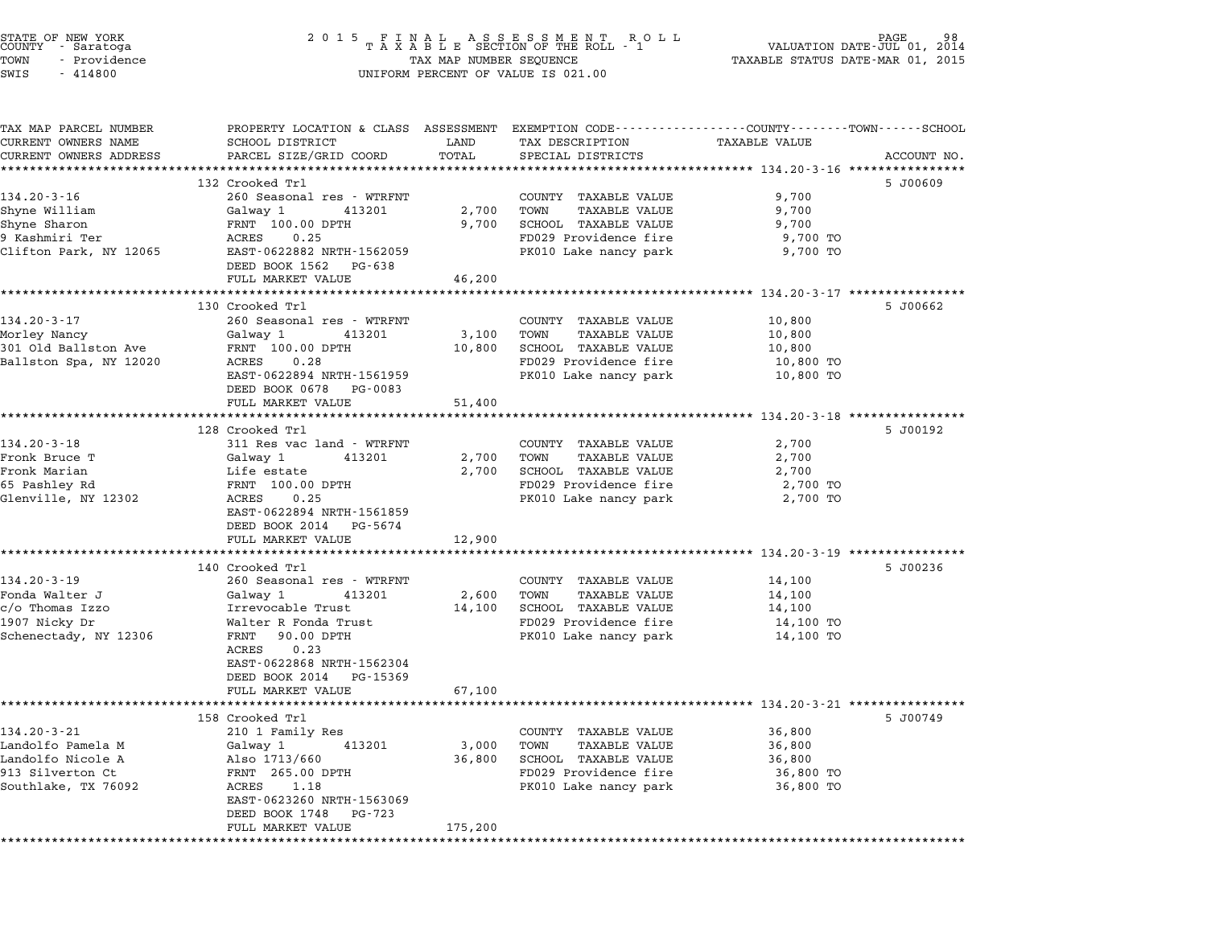STATE OF NEW YORK
COUNTY - Saratoga
TOWN - Providence
SWIS - 414800

2015 FINAL ASSESSMENT ROLL
TAXABLE SECTION OF THE ROLL - 1
TAX MAP NUMBER SEQUENCE
UNIFORM PERCENT OF VALUE IS 021.00

VALUATION DATE-JUL 01, 2014
TAXABLE STATUS DATE-MAR 01, 2015

| TAX MAP PARCEL NUMBER / CURRENT OWNERS NAME / CURRENT OWNERS ADDRESS | PROPERTY LOCATION & CLASS / SCHOOL DISTRICT / PARCEL SIZE/GRID COORD | ASSESSMENT LAND | ASSESSMENT TOTAL | EXEMPTION CODE / TAX DESCRIPTION / SPECIAL DISTRICTS | TAXABLE VALUE | ACCOUNT NO. |
|---|---|---|---|---|---|---|
| **134.20-3-16** | 132 Crooked Trl | | | | | 5 J00609 |
| 134.20-3-16 | 260 Seasonal res - WTRFNT | | | COUNTY TAXABLE VALUE | 9,700 | |
| Shyne William | Galway 1 413201 | 2,700 | | TOWN TAXABLE VALUE | 9,700 | |
| Shyne Sharon | FRNT 100.00 DPTH | | 9,700 | SCHOOL TAXABLE VALUE | 9,700 | |
| 9 Kashmiri Ter | ACRES 0.25 | | | FD029 Providence fire | 9,700 TO | |
| Clifton Park, NY 12065 | EAST-0622882 NRTH-1562059 | | | PK010 Lake nancy park | 9,700 TO | |
| | DEED BOOK 1562 PG-638 | | | | | |
| | FULL MARKET VALUE | | 46,200 | | | |
| **134.20-3-17** | 130 Crooked Trl | | | | | 5 J00662 |
| 134.20-3-17 | 260 Seasonal res - WTRFNT | | | COUNTY TAXABLE VALUE | 10,800 | |
| Morley Nancy | Galway 1 413201 | 3,100 | | TOWN TAXABLE VALUE | 10,800 | |
| 301 Old Ballston Ave | FRNT 100.00 DPTH | | 10,800 | SCHOOL TAXABLE VALUE | 10,800 | |
| Ballston Spa, NY 12020 | ACRES 0.28 | | | FD029 Providence fire | 10,800 TO | |
| | EAST-0622894 NRTH-1561959 | | | PK010 Lake nancy park | 10,800 TO | |
| | DEED BOOK 0678 PG-0083 | | | | | |
| | FULL MARKET VALUE | | 51,400 | | | |
| **134.20-3-18** | 128 Crooked Trl | | | | | 5 J00192 |
| 134.20-3-18 | 311 Res vac land - WTRFNT | | | COUNTY TAXABLE VALUE | 2,700 | |
| Fronk Bruce T | Galway 1 413201 | 2,700 | | TOWN TAXABLE VALUE | 2,700 | |
| Fronk Marian | Life estate | | 2,700 | SCHOOL TAXABLE VALUE | 2,700 | |
| 65 Pashley Rd | FRNT 100.00 DPTH | | | FD029 Providence fire | 2,700 TO | |
| Glenville, NY 12302 | ACRES 0.25 | | | PK010 Lake nancy park | 2,700 TO | |
| | EAST-0622894 NRTH-1561859 | | | | | |
| | DEED BOOK 2014 PG-5674 | | | | | |
| | FULL MARKET VALUE | | 12,900 | | | |
| **134.20-3-19** | 140 Crooked Trl | | | | | 5 J00236 |
| 134.20-3-19 | 260 Seasonal res - WTRFNT | | | COUNTY TAXABLE VALUE | 14,100 | |
| Fonda Walter J | Galway 1 413201 | 2,600 | | TOWN TAXABLE VALUE | 14,100 | |
| c/o Thomas Izzo | Irrevocable Trust | | 14,100 | SCHOOL TAXABLE VALUE | 14,100 | |
| 1907 Nicky Dr | Walter R Fonda Trust | | | FD029 Providence fire | 14,100 TO | |
| Schenectady, NY 12306 | FRNT 90.00 DPTH | | | PK010 Lake nancy park | 14,100 TO | |
| | ACRES 0.23 | | | | | |
| | EAST-0622868 NRTH-1562304 | | | | | |
| | DEED BOOK 2014 PG-15369 | | | | | |
| | FULL MARKET VALUE | | 67,100 | | | |
| **134.20-3-21** | 158 Crooked Trl | | | | | 5 J00749 |
| 134.20-3-21 | 210 1 Family Res | | | COUNTY TAXABLE VALUE | 36,800 | |
| Landolfo Pamela M | Galway 1 413201 | 3,000 | | TOWN TAXABLE VALUE | 36,800 | |
| Landolfo Nicole A | Also 1713/660 | | 36,800 | SCHOOL TAXABLE VALUE | 36,800 | |
| 913 Silverton Ct | FRNT 265.00 DPTH | | | FD029 Providence fire | 36,800 TO | |
| Southlake, TX 76092 | ACRES 1.18 | | | PK010 Lake nancy park | 36,800 TO | |
| | EAST-0623260 NRTH-1563069 | | | | | |
| | DEED BOOK 1748 PG-723 | | | | | |
| | FULL MARKET VALUE | | 175,200 | | | |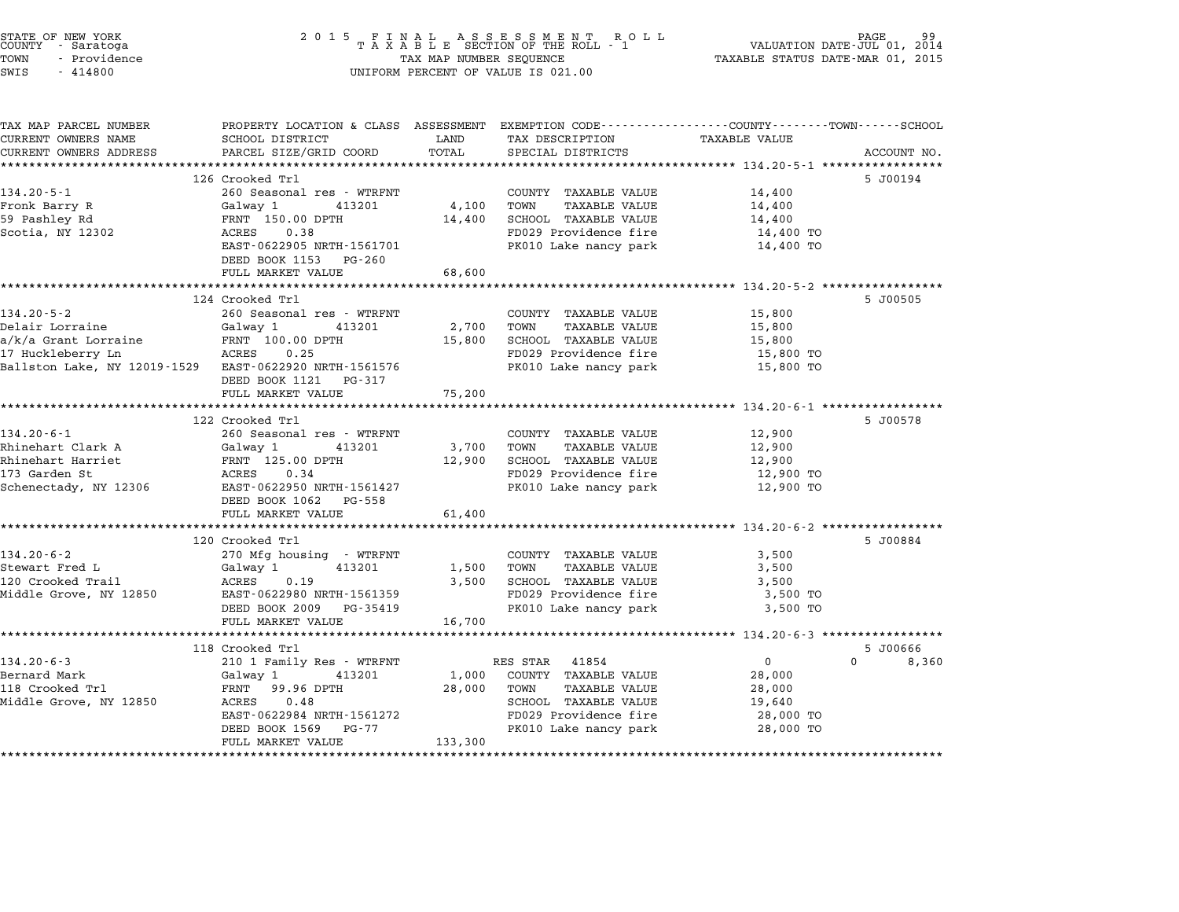STATE OF NEW YORK
COUNTY - Saratoga
TOWN - Providence
SWIS - 414800

2 0 1 5 F I N A L A S S E S S M E N T R O L L
T A X A B L E SECTION OF THE ROLL - 1
TAX MAP NUMBER SEQUENCE
UNIFORM PERCENT OF VALUE IS 021.00

VALUATION DATE-JUL 01, 2014
TAXABLE STATUS DATE-MAR 01, 2015

| TAX MAP PARCEL NUMBER / CURRENT OWNERS NAME / CURRENT OWNERS ADDRESS | PROPERTY LOCATION & CLASS / SCHOOL DISTRICT / PARCEL SIZE/GRID COORD | ASSESSMENT LAND / TOTAL | EXEMPTION CODE / TAX DESCRIPTION / SPECIAL DISTRICTS | TAXABLE VALUE (COUNTY / TOWN / SCHOOL) | ACCOUNT NO. |
|---|---|---|---|---|---|
| **134.20-5-1** | 126 Crooked Trl | | | | 5 J00194 |
| 134.20-5-1 | 260 Seasonal res - WTRFNT | | COUNTY TAXABLE VALUE | 14,400 | |
| Fronk Barry R | Galway 1 413201 | 4,100 | TOWN TAXABLE VALUE | 14,400 | |
| 59 Pashley Rd | FRNT 150.00 DPTH | 14,400 | SCHOOL TAXABLE VALUE | 14,400 | |
| Scotia, NY 12302 | ACRES 0.38 | | FD029 Providence fire | 14,400 TO | |
| | EAST-0622905 NRTH-1561701 | | PK010 Lake nancy park | 14,400 TO | |
| | DEED BOOK 1153 PG-260 | | | | |
| | FULL MARKET VALUE | 68,600 | | | |
| **134.20-5-2** | 124 Crooked Trl | | | | 5 J00505 |
| 134.20-5-2 | 260 Seasonal res - WTRFNT | | COUNTY TAXABLE VALUE | 15,800 | |
| Delair Lorraine | Galway 1 413201 | 2,700 | TOWN TAXABLE VALUE | 15,800 | |
| a/k/a Grant Lorraine | FRNT 100.00 DPTH | 15,800 | SCHOOL TAXABLE VALUE | 15,800 | |
| 17 Huckleberry Ln | ACRES 0.25 | | FD029 Providence fire | 15,800 TO | |
| Ballston Lake, NY 12019-1529 | EAST-0622920 NRTH-1561576 | | PK010 Lake nancy park | 15,800 TO | |
| | DEED BOOK 1121 PG-317 | | | | |
| | FULL MARKET VALUE | 75,200 | | | |
| **134.20-6-1** | 122 Crooked Trl | | | | 5 J00578 |
| 134.20-6-1 | 260 Seasonal res - WTRFNT | | COUNTY TAXABLE VALUE | 12,900 | |
| Rhinehart Clark A | Galway 1 413201 | 3,700 | TOWN TAXABLE VALUE | 12,900 | |
| Rhinehart Harriet | FRNT 125.00 DPTH | 12,900 | SCHOOL TAXABLE VALUE | 12,900 | |
| 173 Garden St | ACRES 0.34 | | FD029 Providence fire | 12,900 TO | |
| Schenectady, NY 12306 | EAST-0622950 NRTH-1561427 | | PK010 Lake nancy park | 12,900 TO | |
| | DEED BOOK 1062 PG-558 | | | | |
| | FULL MARKET VALUE | 61,400 | | | |
| **134.20-6-2** | 120 Crooked Trl | | | | 5 J00884 |
| 134.20-6-2 | 270 Mfg housing - WTRFNT | | COUNTY TAXABLE VALUE | 3,500 | |
| Stewart Fred L | Galway 1 413201 | 1,500 | TOWN TAXABLE VALUE | 3,500 | |
| 120 Crooked Trail | ACRES 0.19 | 3,500 | SCHOOL TAXABLE VALUE | 3,500 | |
| Middle Grove, NY 12850 | EAST-0622980 NRTH-1561359 | | FD029 Providence fire | 3,500 TO | |
| | DEED BOOK 2009 PG-35419 | | PK010 Lake nancy park | 3,500 TO | |
| | FULL MARKET VALUE | 16,700 | | | |
| **134.20-6-3** | 118 Crooked Trl | | | | 5 J00666 |
| 134.20-6-3 | 210 1 Family Res - WTRFNT | | RES STAR 41854 | 0 0 | 8,360 |
| Bernard Mark | Galway 1 413201 | 1,000 | COUNTY TAXABLE VALUE | 28,000 | |
| 118 Crooked Trl | FRNT 99.96 DPTH | 28,000 | TOWN TAXABLE VALUE | 28,000 | |
| Middle Grove, NY 12850 | ACRES 0.48 | | SCHOOL TAXABLE VALUE | 19,640 | |
| | EAST-0622984 NRTH-1561272 | | FD029 Providence fire | 28,000 TO | |
| | DEED BOOK 1569 PG-77 | | PK010 Lake nancy park | 28,000 TO | |
| | FULL MARKET VALUE | 133,300 | | | |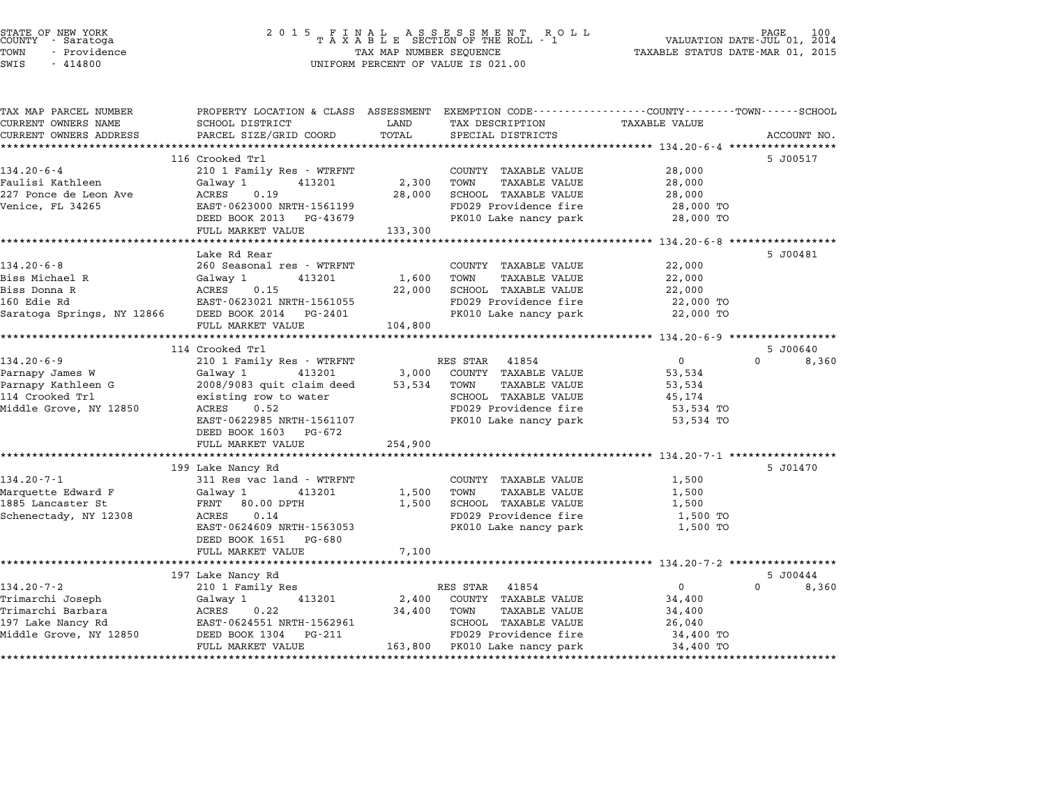STATE OF NEW YORK
COUNTY - Saratoga
TOWN - Providence
SWIS - 414800

2 0 1 5 F I N A L A S S E S S M E N T R O L L
T A X A B L E SECTION OF THE ROLL - 1
TAX MAP NUMBER SEQUENCE
UNIFORM PERCENT OF VALUE IS 021.00

VALUATION DATE-JUL 01, 2014
TAXABLE STATUS DATE-MAR 01, 2015

| TAX MAP PARCEL NUMBER / CURRENT OWNERS NAME / CURRENT OWNERS ADDRESS | PROPERTY LOCATION & CLASS / SCHOOL DISTRICT / PARCEL SIZE/GRID COORD | ASSESSMENT LAND | ASSESSMENT TOTAL | EXEMPTION CODE / TAX DESCRIPTION / SPECIAL DISTRICTS | COUNTY / TOWN / SCHOOL TAXABLE VALUE | ACCOUNT NO. |
|---|---|---|---|---|---|---|
| **134.20-6-4** | 116 Crooked Trl | | | | | 5 J00517 |
| 134.20-6-4 | 210 1 Family Res - WTRFNT | | | COUNTY TAXABLE VALUE | 28,000 | |
| Faulisi Kathleen | Galway 1 413201 | 2,300 | | TOWN TAXABLE VALUE | 28,000 | |
| 227 Ponce de Leon Ave | ACRES 0.19 | | 28,000 | SCHOOL TAXABLE VALUE | 28,000 | |
| Venice, FL 34265 | EAST-0623000 NRTH-1561199 | | | FD029 Providence fire | 28,000 TO | |
| | DEED BOOK 2013 PG-43679 | | | PK010 Lake nancy park | 28,000 TO | |
| | FULL MARKET VALUE | | 133,300 | | | |
| **134.20-6-8** | Lake Rd Rear | | | | | 5 J00481 |
| 134.20-6-8 | 260 Seasonal res - WTRFNT | | | COUNTY TAXABLE VALUE | 22,000 | |
| Biss Michael R | Galway 1 413201 | 1,600 | | TOWN TAXABLE VALUE | 22,000 | |
| Biss Donna R | ACRES 0.15 | | 22,000 | SCHOOL TAXABLE VALUE | 22,000 | |
| 160 Edie Rd | EAST-0623021 NRTH-1561055 | | | FD029 Providence fire | 22,000 TO | |
| Saratoga Springs, NY 12866 | DEED BOOK 2014 PG-2401 | | | PK010 Lake nancy park | 22,000 TO | |
| | FULL MARKET VALUE | | 104,800 | | | |
| **134.20-6-9** | 114 Crooked Trl | | | | | 5 J00640 |
| 134.20-6-9 | 210 1 Family Res - WTRFNT | | | RES STAR 41854 | 0 / 0 / 8,360 | |
| Parnapy James W | Galway 1 413201 | 3,000 | | COUNTY TAXABLE VALUE | 53,534 | |
| Parnapy Kathleen G | 2008/9083 quit claim deed | | 53,534 | TOWN TAXABLE VALUE | 53,534 | |
| 114 Crooked Trl | existing row to water | | | SCHOOL TAXABLE VALUE | 45,174 | |
| Middle Grove, NY 12850 | ACRES 0.52 | | | FD029 Providence fire | 53,534 TO | |
| | EAST-0622985 NRTH-1561107 | | | PK010 Lake nancy park | 53,534 TO | |
| | DEED BOOK 1603 PG-672 | | | | | |
| | FULL MARKET VALUE | | 254,900 | | | |
| **134.20-7-1** | 199 Lake Nancy Rd | | | | | 5 J01470 |
| 134.20-7-1 | 311 Res vac land - WTRFNT | | | COUNTY TAXABLE VALUE | 1,500 | |
| Marquette Edward F | Galway 1 413201 | 1,500 | | TOWN TAXABLE VALUE | 1,500 | |
| 1885 Lancaster St | FRNT 80.00 DPTH | | 1,500 | SCHOOL TAXABLE VALUE | 1,500 | |
| Schenectady, NY 12308 | ACRES 0.14 | | | FD029 Providence fire | 1,500 TO | |
| | EAST-0624609 NRTH-1563053 | | | PK010 Lake nancy park | 1,500 TO | |
| | DEED BOOK 1651 PG-680 | | | | | |
| | FULL MARKET VALUE | | 7,100 | | | |
| **134.20-7-2** | 197 Lake Nancy Rd | | | | | 5 J00444 |
| 134.20-7-2 | 210 1 Family Res | | | RES STAR 41854 | 0 / 0 / 8,360 | |
| Trimarchi Joseph | Galway 1 413201 | 2,400 | | COUNTY TAXABLE VALUE | 34,400 | |
| Trimarchi Barbara | ACRES 0.22 | | 34,400 | TOWN TAXABLE VALUE | 34,400 | |
| 197 Lake Nancy Rd | EAST-0624551 NRTH-1562961 | | | SCHOOL TAXABLE VALUE | 26,040 | |
| Middle Grove, NY 12850 | DEED BOOK 1304 PG-211 | | | FD029 Providence fire | 34,400 TO | |
| | FULL MARKET VALUE | | 163,800 | PK010 Lake nancy park | 34,400 TO | |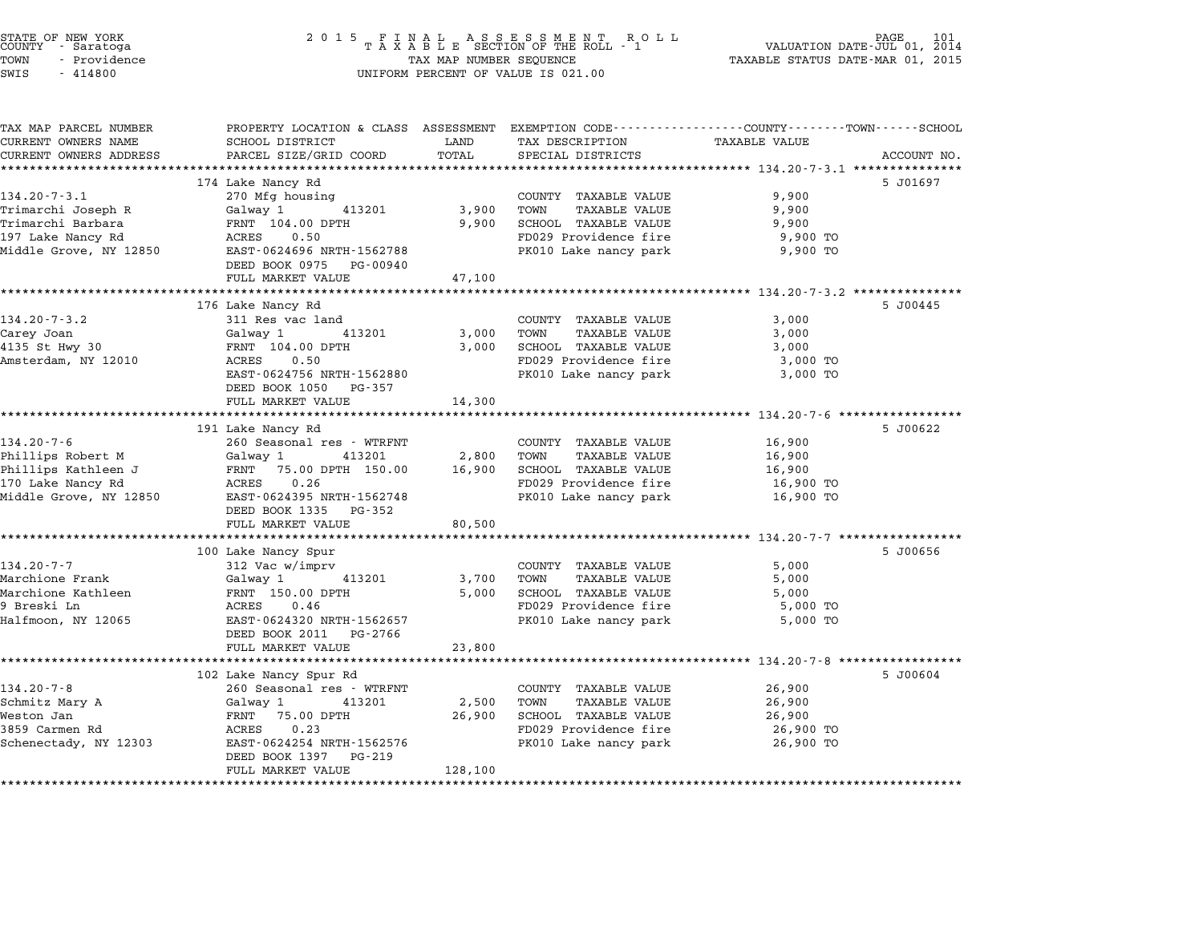STATE OF NEW YORK
COUNTY - Saratoga
TOWN - Providence
SWIS - 414800

2015 FINAL ASSESSMENT ROLL
TAXABLE SECTION OF THE ROLL - 1
TAX MAP NUMBER SEQUENCE
UNIFORM PERCENT OF VALUE IS 021.00

VALUATION DATE-JUL 01, 2014
TAXABLE STATUS DATE-MAR 01, 2015

| TAX MAP PARCEL NUMBER / CURRENT OWNERS NAME / CURRENT OWNERS ADDRESS | PROPERTY LOCATION & CLASS / SCHOOL DISTRICT / PARCEL SIZE/GRID COORD | ASSESSMENT LAND | TOTAL | EXEMPTION CODE / TAX DESCRIPTION / SPECIAL DISTRICTS | TAXABLE VALUE | ACCOUNT NO. |
|---|---|---|---|---|---|---|
| | 174 Lake Nancy Rd | | | | | 5 J01697 |
| 134.20-7-3.1 | 270 Mfg housing | | | COUNTY TAXABLE VALUE | 9,900 | |
| Trimarchi Joseph R | Galway 1 413201 | 3,900 | | TOWN TAXABLE VALUE | 9,900 | |
| Trimarchi Barbara | FRNT 104.00 DPTH | | 9,900 | SCHOOL TAXABLE VALUE | 9,900 | |
| 197 Lake Nancy Rd | ACRES 0.50 | | | FD029 Providence fire | 9,900 TO | |
| Middle Grove, NY 12850 | EAST-0624696 NRTH-1562788 | | | PK010 Lake nancy park | 9,900 TO | |
| | DEED BOOK 0975 PG-00940 | | | | | |
| | FULL MARKET VALUE | | 47,100 | | | |
| | 176 Lake Nancy Rd | | | | | 5 J00445 |
| 134.20-7-3.2 | 311 Res vac land | | | COUNTY TAXABLE VALUE | 3,000 | |
| Carey Joan | Galway 1 413201 | 3,000 | | TOWN TAXABLE VALUE | 3,000 | |
| 4135 St Hwy 30 | FRNT 104.00 DPTH | | 3,000 | SCHOOL TAXABLE VALUE | 3,000 | |
| Amsterdam, NY 12010 | ACRES 0.50 | | | FD029 Providence fire | 3,000 TO | |
| | EAST-0624756 NRTH-1562880 | | | PK010 Lake nancy park | 3,000 TO | |
| | DEED BOOK 1050 PG-357 | | | | | |
| | FULL MARKET VALUE | | 14,300 | | | |
| | 191 Lake Nancy Rd | | | | | 5 J00622 |
| 134.20-7-6 | 260 Seasonal res - WTRFNT | | | COUNTY TAXABLE VALUE | 16,900 | |
| Phillips Robert M | Galway 1 413201 | 2,800 | | TOWN TAXABLE VALUE | 16,900 | |
| Phillips Kathleen J | FRNT 75.00 DPTH 150.00 | | 16,900 | SCHOOL TAXABLE VALUE | 16,900 | |
| 170 Lake Nancy Rd | ACRES 0.26 | | | FD029 Providence fire | 16,900 TO | |
| Middle Grove, NY 12850 | EAST-0624395 NRTH-1562748 | | | PK010 Lake nancy park | 16,900 TO | |
| | DEED BOOK 1335 PG-352 | | | | | |
| | FULL MARKET VALUE | | 80,500 | | | |
| | 100 Lake Nancy Spur | | | | | 5 J00656 |
| 134.20-7-7 | 312 Vac w/imprv | | | COUNTY TAXABLE VALUE | 5,000 | |
| Marchione Frank | Galway 1 413201 | 3,700 | | TOWN TAXABLE VALUE | 5,000 | |
| Marchione Kathleen | FRNT 150.00 DPTH | | 5,000 | SCHOOL TAXABLE VALUE | 5,000 | |
| 9 Breski Ln | ACRES 0.46 | | | FD029 Providence fire | 5,000 TO | |
| Halfmoon, NY 12065 | EAST-0624320 NRTH-1562657 | | | PK010 Lake nancy park | 5,000 TO | |
| | DEED BOOK 2011 PG-2766 | | | | | |
| | FULL MARKET VALUE | | 23,800 | | | |
| | 102 Lake Nancy Spur Rd | | | | | 5 J00604 |
| 134.20-7-8 | 260 Seasonal res - WTRFNT | | | COUNTY TAXABLE VALUE | 26,900 | |
| Schmitz Mary A | Galway 1 413201 | 2,500 | | TOWN TAXABLE VALUE | 26,900 | |
| Weston Jan | FRNT 75.00 DPTH | | 26,900 | SCHOOL TAXABLE VALUE | 26,900 | |
| 3859 Carmen Rd | ACRES 0.23 | | | FD029 Providence fire | 26,900 TO | |
| Schenectady, NY 12303 | EAST-0624254 NRTH-1562576 | | | PK010 Lake nancy park | 26,900 TO | |
| | DEED BOOK 1397 PG-219 | | | | | |
| | FULL MARKET VALUE | | 128,100 | | | |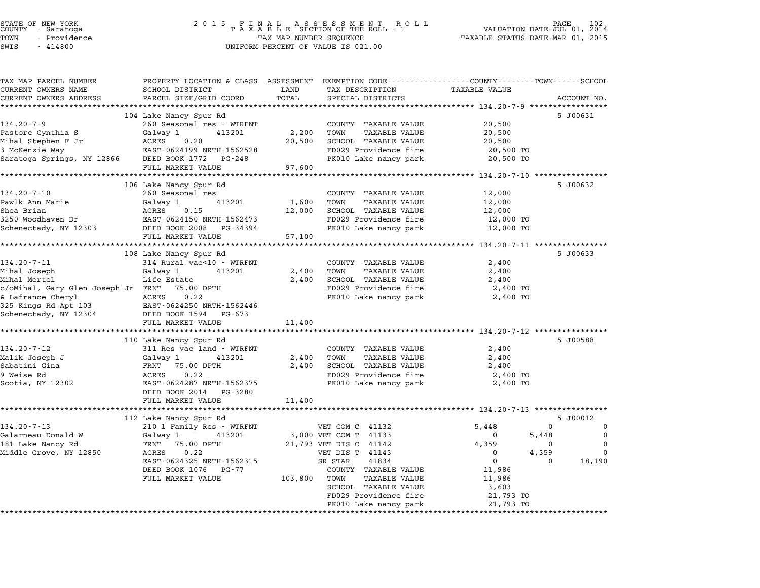STATE OF NEW YORK
COUNTY - Saratoga
TOWN - Providence
SWIS - 414800

2015 FINAL ASSESSMENT ROLL
TAXABLE SECTION OF THE ROLL - 1
TAX MAP NUMBER SEQUENCE
UNIFORM PERCENT OF VALUE IS 021.00

VALUATION DATE-JUL 01, 2014
TAXABLE STATUS DATE-MAR 01, 2015

| TAX MAP PARCEL NUMBER / CURRENT OWNERS NAME / CURRENT OWNERS ADDRESS | PROPERTY LOCATION & CLASS / SCHOOL DISTRICT / PARCEL SIZE/GRID COORD | ASSESSMENT LAND / TOTAL | EXEMPTION CODE / TAX DESCRIPTION / SPECIAL DISTRICTS | COUNTY TAXABLE VALUE | TOWN | SCHOOL | ACCOUNT NO. |
|---|---|---|---|---|---|---|---|
| | 104 Lake Nancy Spur Rd | | | | | | 5 J00631 |
| 134.20-7-9 | 260 Seasonal res - WTRFNT | | COUNTY TAXABLE VALUE | 20,500 | | | |
| Pastore Cynthia S | Galway 1 413201 | 2,200 | TOWN TAXABLE VALUE | 20,500 | | | |
| Mihal Stephen F Jr | ACRES 0.20 | 20,500 | SCHOOL TAXABLE VALUE | 20,500 | | | |
| 3 McKenzie Way | EAST-0624199 NRTH-1562528 | | FD029 Providence fire | 20,500 TO | | | |
| Saratoga Springs, NY 12866 | DEED BOOK 1772 PG-248 | | PK010 Lake nancy park | 20,500 TO | | | |
| | FULL MARKET VALUE | 97,600 | | | | | |
| | 106 Lake Nancy Spur Rd | | | | | | 5 J00632 |
| 134.20-7-10 | 260 Seasonal res | | COUNTY TAXABLE VALUE | 12,000 | | | |
| Pawlk Ann Marie | Galway 1 413201 | 1,600 | TOWN TAXABLE VALUE | 12,000 | | | |
| Shea Brian | ACRES 0.15 | 12,000 | SCHOOL TAXABLE VALUE | 12,000 | | | |
| 3250 Woodhaven Dr | EAST-0624150 NRTH-1562473 | | FD029 Providence fire | 12,000 TO | | | |
| Schenectady, NY 12303 | DEED BOOK 2008 PG-34394 | | PK010 Lake nancy park | 12,000 TO | | | |
| | FULL MARKET VALUE | 57,100 | | | | | |
| | 108 Lake Nancy Spur Rd | | | | | | 5 J00633 |
| 134.20-7-11 | 314 Rural vac<10 - WTRFNT | | COUNTY TAXABLE VALUE | 2,400 | | | |
| Mihal Joseph | Galway 1 413201 | 2,400 | TOWN TAXABLE VALUE | 2,400 | | | |
| Mihal Mertel | Life Estate | 2,400 | SCHOOL TAXABLE VALUE | 2,400 | | | |
| c/oMihal, Gary Glen Joseph Jr | FRNT 75.00 DPTH | | FD029 Providence fire | 2,400 TO | | | |
| & Lafrance Cheryl | ACRES 0.22 | | PK010 Lake nancy park | 2,400 TO | | | |
| 325 Kings Rd Apt 103 | EAST-0624250 NRTH-1562446 | | | | | | |
| Schenectady, NY 12304 | DEED BOOK 1594 PG-673 | | | | | | |
| | FULL MARKET VALUE | 11,400 | | | | | |
| | 110 Lake Nancy Spur Rd | | | | | | 5 J00588 |
| 134.20-7-12 | 311 Res vac land - WTRFNT | | COUNTY TAXABLE VALUE | 2,400 | | | |
| Malik Joseph J | Galway 1 413201 | 2,400 | TOWN TAXABLE VALUE | 2,400 | | | |
| Sabatini Gina | FRNT 75.00 DPTH | 2,400 | SCHOOL TAXABLE VALUE | 2,400 | | | |
| 9 Weise Rd | ACRES 0.22 | | FD029 Providence fire | 2,400 TO | | | |
| Scotia, NY 12302 | EAST-0624287 NRTH-1562375 | | PK010 Lake nancy park | 2,400 TO | | | |
| | DEED BOOK 2014 PG-3280 | | | | | | |
| | FULL MARKET VALUE | 11,400 | | | | | |
| | 112 Lake Nancy Spur Rd | | | | | | 5 J00012 |
| 134.20-7-13 | 210 1 Family Res - WTRFNT | | VET COM C 41132 | 5,448 | 0 | 0 | |
| Galarneau Donald W | Galway 1 413201 | 3,000 | VET COM T 41133 | 0 | 5,448 | 0 | |
| 181 Lake Nancy Rd | FRNT 75.00 DPTH | 21,793 | VET DIS C 41142 | 4,359 | 0 | 0 | |
| Middle Grove, NY 12850 | ACRES 0.22 | | VET DIS T 41143 | 0 | 4,359 | 0 | |
| | EAST-0624325 NRTH-1562315 | | SR STAR 41834 | 0 | 0 | 18,190 | |
| | DEED BOOK 1076 PG-77 | | COUNTY TAXABLE VALUE | 11,986 | | | |
| | FULL MARKET VALUE | 103,800 | TOWN TAXABLE VALUE | 11,986 | | | |
| | | | SCHOOL TAXABLE VALUE | 3,603 | | | |
| | | | FD029 Providence fire | 21,793 TO | | | |
| | | | PK010 Lake nancy park | 21,793 TO | | | |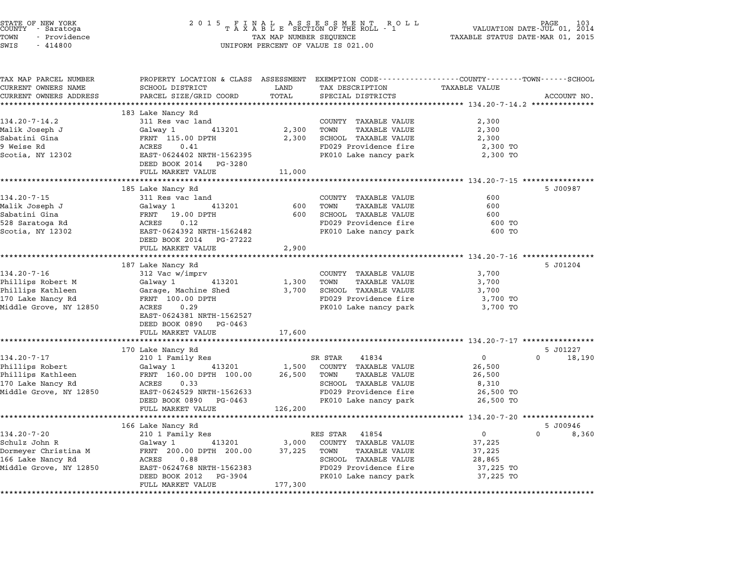STATE OF NEW YORK
COUNTY - Saratoga
TOWN - Providence
SWIS - 414800

2015 FINAL ASSESSMENT ROLL
TAXABLE SECTION OF THE ROLL - 1
TAX MAP NUMBER SEQUENCE
UNIFORM PERCENT OF VALUE IS 021.00

VALUATION DATE-JUL 01, 2014
TAXABLE STATUS DATE-MAR 01, 2015

| TAX MAP PARCEL NUMBER / CURRENT OWNERS NAME / CURRENT OWNERS ADDRESS | PROPERTY LOCATION & CLASS / SCHOOL DISTRICT / PARCEL SIZE/GRID COORD | ASSESSMENT LAND / TOTAL | EXEMPTION CODE / TAX DESCRIPTION / SPECIAL DISTRICTS | COUNTY / TOWN TAXABLE VALUE | SCHOOL | ACCOUNT NO. |
|---|---|---|---|---|---|---|
| **134.20-7-14.2** | 183 Lake Nancy Rd | | | | | |
| 134.20-7-14.2 | 311 Res vac land | | COUNTY TAXABLE VALUE | 2,300 | | |
| Malik Joseph J | Galway 1 413201 | 2,300 | TOWN TAXABLE VALUE | 2,300 | | |
| Sabatini Gina | FRNT 115.00 DPTH | 2,300 | SCHOOL TAXABLE VALUE | 2,300 | | |
| 9 Weise Rd | ACRES 0.41 | | FD029 Providence fire | 2,300 TO | | |
| Scotia, NY 12302 | EAST-0624402 NRTH-1562395 | | PK010 Lake nancy park | 2,300 TO | | |
| | DEED BOOK 2014 PG-3280 | | | | | |
| | FULL MARKET VALUE | 11,000 | | | | |
| **134.20-7-15** | 185 Lake Nancy Rd | | | | | 5 J00987 |
| 134.20-7-15 | 311 Res vac land | | COUNTY TAXABLE VALUE | 600 | | |
| Malik Joseph J | Galway 1 413201 | 600 | TOWN TAXABLE VALUE | 600 | | |
| Sabatini Gina | FRNT 19.00 DPTH | 600 | SCHOOL TAXABLE VALUE | 600 | | |
| 528 Saratoga Rd | ACRES 0.12 | | FD029 Providence fire | 600 TO | | |
| Scotia, NY 12302 | EAST-0624392 NRTH-1562482 | | PK010 Lake nancy park | 600 TO | | |
| | DEED BOOK 2014 PG-27222 | | | | | |
| | FULL MARKET VALUE | 2,900 | | | | |
| **134.20-7-16** | 187 Lake Nancy Rd | | | | | 5 J01204 |
| 134.20-7-16 | 312 Vac w/imprv | | COUNTY TAXABLE VALUE | 3,700 | | |
| Phillips Robert M | Galway 1 413201 | 1,300 | TOWN TAXABLE VALUE | 3,700 | | |
| Phillips Kathleen | Garage, Machine Shed | 3,700 | SCHOOL TAXABLE VALUE | 3,700 | | |
| 170 Lake Nancy Rd | FRNT 100.00 DPTH | | FD029 Providence fire | 3,700 TO | | |
| Middle Grove, NY 12850 | ACRES 0.29 | | PK010 Lake nancy park | 3,700 TO | | |
| | EAST-0624381 NRTH-1562527 | | | | | |
| | DEED BOOK 0890 PG-0463 | | | | | |
| | FULL MARKET VALUE | 17,600 | | | | |
| **134.20-7-17** | 170 Lake Nancy Rd | | | | | 5 J01227 |
| 134.20-7-17 | 210 1 Family Res | | SR STAR 41834 | 0 | 0 | 18,190 |
| Phillips Robert | Galway 1 413201 | 1,500 | COUNTY TAXABLE VALUE | 26,500 | | |
| Phillips Kathleen | FRNT 160.00 DPTH 100.00 | 26,500 | TOWN TAXABLE VALUE | 26,500 | | |
| 170 Lake Nancy Rd | ACRES 0.33 | | SCHOOL TAXABLE VALUE | 8,310 | | |
| Middle Grove, NY 12850 | EAST-0624529 NRTH-1562633 | | FD029 Providence fire | 26,500 TO | | |
| | DEED BOOK 0890 PG-0463 | | PK010 Lake nancy park | 26,500 TO | | |
| | FULL MARKET VALUE | 126,200 | | | | |
| **134.20-7-20** | 166 Lake Nancy Rd | | | | | 5 J00946 |
| 134.20-7-20 | 210 1 Family Res | | RES STAR 41854 | 0 | 0 | 8,360 |
| Schulz John R | Galway 1 413201 | 3,000 | COUNTY TAXABLE VALUE | 37,225 | | |
| Dormeyer Christina M | FRNT 200.00 DPTH 200.00 | 37,225 | TOWN TAXABLE VALUE | 37,225 | | |
| 166 Lake Nancy Rd | ACRES 0.88 | | SCHOOL TAXABLE VALUE | 28,865 | | |
| Middle Grove, NY 12850 | EAST-0624768 NRTH-1562383 | | FD029 Providence fire | 37,225 TO | | |
| | DEED BOOK 2012 PG-3904 | | PK010 Lake nancy park | 37,225 TO | | |
| | FULL MARKET VALUE | 177,300 | | | | |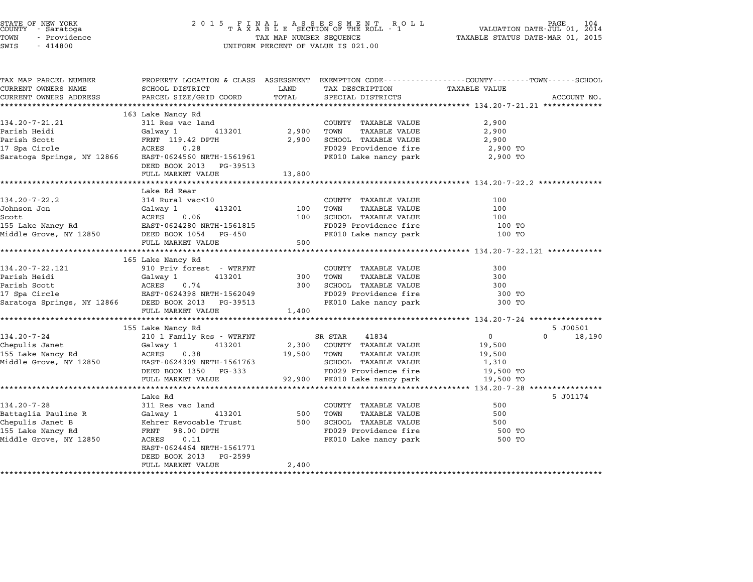STATE OF NEW YORK
COUNTY - Saratoga
TOWN - Providence
SWIS - 414800

2 0 1 5 F I N A L A S S E S S M E N T R O L L
T A X A B L E SECTION OF THE ROLL - 1
TAX MAP NUMBER SEQUENCE
UNIFORM PERCENT OF VALUE IS 021.00

VALUATION DATE-JUL 01, 2014
TAXABLE STATUS DATE-MAR 01, 2015

| TAX MAP PARCEL NUMBER / CURRENT OWNERS NAME / CURRENT OWNERS ADDRESS | PROPERTY LOCATION & CLASS / SCHOOL DISTRICT / PARCEL SIZE/GRID COORD | ASSESSMENT LAND | TOTAL | EXEMPTION CODE / TAX DESCRIPTION / SPECIAL DISTRICTS | COUNTY / TOWN TAXABLE VALUE | SCHOOL | ACCOUNT NO. |
|---|---|---|---|---|---|---|---|
| **134.20-7-21.21** | 163 Lake Nancy Rd | | | | | | |
| 134.20-7-21.21 | 311 Res vac land | | | COUNTY TAXABLE VALUE | 2,900 | | |
| Parish Heidi | Galway 1 413201 | 2,900 | | TOWN TAXABLE VALUE | 2,900 | | |
| Parish Scott | FRNT 119.42 DPTH | | 2,900 | SCHOOL TAXABLE VALUE | 2,900 | | |
| 17 Spa Circle | ACRES 0.28 | | | FD029 Providence fire | 2,900 TO | | |
| Saratoga Springs, NY 12866 | EAST-0624560 NRTH-1561961 | | | PK010 Lake nancy park | 2,900 TO | | |
| | DEED BOOK 2013 PG-39513 | | | | | | |
| | FULL MARKET VALUE | | 13,800 | | | | |
| **134.20-7-22.2** | Lake Rd Rear | | | | | | |
| 134.20-7-22.2 | 314 Rural vac<10 | | | COUNTY TAXABLE VALUE | 100 | | |
| Johnson Jon | Galway 1 413201 | 100 | | TOWN TAXABLE VALUE | 100 | | |
| Scott | ACRES 0.06 | | 100 | SCHOOL TAXABLE VALUE | 100 | | |
| 155 Lake Nancy Rd | EAST-0624280 NRTH-1561815 | | | FD029 Providence fire | 100 TO | | |
| Middle Grove, NY 12850 | DEED BOOK 1054 PG-450 | | | PK010 Lake nancy park | 100 TO | | |
| | FULL MARKET VALUE | | 500 | | | | |
| **134.20-7-22.121** | 165 Lake Nancy Rd | | | | | | |
| 134.20-7-22.121 | 910 Priv forest - WTRFNT | | | COUNTY TAXABLE VALUE | 300 | | |
| Parish Heidi | Galway 1 413201 | 300 | | TOWN TAXABLE VALUE | 300 | | |
| Parish Scott | ACRES 0.74 | | 300 | SCHOOL TAXABLE VALUE | 300 | | |
| 17 Spa Circle | EAST-0624398 NRTH-1562049 | | | FD029 Providence fire | 300 TO | | |
| Saratoga Springs, NY 12866 | DEED BOOK 2013 PG-39513 | | | PK010 Lake nancy park | 300 TO | | |
| | FULL MARKET VALUE | | 1,400 | | | | |
| **134.20-7-24** | 155 Lake Nancy Rd | | | | | | 5 J00501 |
| 134.20-7-24 | 210 1 Family Res - WTRFNT | | | SR STAR 41834 | 0 | 0 18,190 | |
| Chepulis Janet | Galway 1 413201 | 2,300 | | COUNTY TAXABLE VALUE | 19,500 | | |
| 155 Lake Nancy Rd | ACRES 0.38 | | 19,500 | TOWN TAXABLE VALUE | 19,500 | | |
| Middle Grove, NY 12850 | EAST-0624309 NRTH-1561763 | | | SCHOOL TAXABLE VALUE | 1,310 | | |
| | DEED BOOK 1350 PG-333 | | | FD029 Providence fire | 19,500 TO | | |
| | FULL MARKET VALUE | | 92,900 | PK010 Lake nancy park | 19,500 TO | | |
| **134.20-7-28** | Lake Rd | | | | | | 5 J01174 |
| 134.20-7-28 | 311 Res vac land | | | COUNTY TAXABLE VALUE | 500 | | |
| Battaglia Pauline R | Galway 1 413201 | 500 | | TOWN TAXABLE VALUE | 500 | | |
| Chepulis Janet B | Kehrer Revocable Trust | | 500 | SCHOOL TAXABLE VALUE | 500 | | |
| 155 Lake Nancy Rd | FRNT 98.00 DPTH | | | FD029 Providence fire | 500 TO | | |
| Middle Grove, NY 12850 | ACRES 0.11 | | | PK010 Lake nancy park | 500 TO | | |
| | EAST-0624464 NRTH-1561771 | | | | | | |
| | DEED BOOK 2013 PG-2599 | | | | | | |
| | FULL MARKET VALUE | | 2,400 | | | | |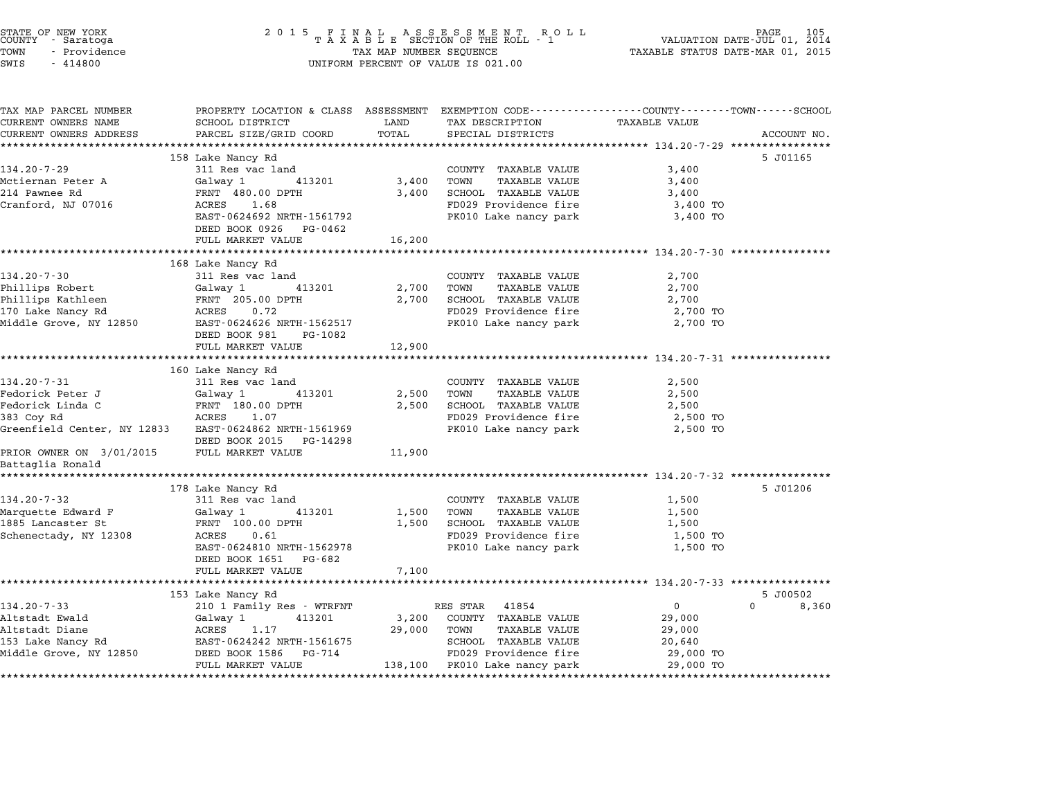STATE OF NEW YORK
COUNTY - Saratoga
TOWN - Providence
SWIS - 414800

2 0 1 5 F I N A L A S S E S S M E N T R O L L
T A X A B L E SECTION OF THE ROLL - 1
TAX MAP NUMBER SEQUENCE
UNIFORM PERCENT OF VALUE IS 021.00

VALUATION DATE-JUL 01, 2014
TAXABLE STATUS DATE-MAR 01, 2015

| TAX MAP PARCEL NUMBER / CURRENT OWNERS NAME / CURRENT OWNERS ADDRESS | PROPERTY LOCATION & CLASS / SCHOOL DISTRICT / PARCEL SIZE/GRID COORD | ASSESSMENT LAND / TOTAL | EXEMPTION CODE / TAX DESCRIPTION / SPECIAL DISTRICTS | TAXABLE VALUE (COUNTY--TOWN--SCHOOL) | ACCOUNT NO. |
|---|---|---|---|---|---|
| **134.20-7-29** | 158 Lake Nancy Rd | | | | 5 J01165 |
| 134.20-7-29 | 311 Res vac land | | COUNTY TAXABLE VALUE | 3,400 | |
| Mctiernan Peter A | Galway 1 413201 | 3,400 | TOWN TAXABLE VALUE | 3,400 | |
| 214 Pawnee Rd | FRNT 480.00 DPTH | 3,400 | SCHOOL TAXABLE VALUE | 3,400 | |
| Cranford, NJ 07016 | ACRES 1.68 | | FD029 Providence fire | 3,400 TO | |
| | EAST-0624692 NRTH-1561792 | | PK010 Lake nancy park | 3,400 TO | |
| | DEED BOOK 0926 PG-0462 | | | | |
| | FULL MARKET VALUE | 16,200 | | | |
| **134.20-7-30** | 168 Lake Nancy Rd | | | | |
| 134.20-7-30 | 311 Res vac land | | COUNTY TAXABLE VALUE | 2,700 | |
| Phillips Robert | Galway 1 413201 | 2,700 | TOWN TAXABLE VALUE | 2,700 | |
| Phillips Kathleen | FRNT 205.00 DPTH | 2,700 | SCHOOL TAXABLE VALUE | 2,700 | |
| 170 Lake Nancy Rd | ACRES 0.72 | | FD029 Providence fire | 2,700 TO | |
| Middle Grove, NY 12850 | EAST-0624626 NRTH-1562517 | | PK010 Lake nancy park | 2,700 TO | |
| | DEED BOOK 981 PG-1082 | | | | |
| | FULL MARKET VALUE | 12,900 | | | |
| **134.20-7-31** | 160 Lake Nancy Rd | | | | |
| 134.20-7-31 | 311 Res vac land | | COUNTY TAXABLE VALUE | 2,500 | |
| Fedorick Peter J | Galway 1 413201 | 2,500 | TOWN TAXABLE VALUE | 2,500 | |
| Fedorick Linda C | FRNT 180.00 DPTH | 2,500 | SCHOOL TAXABLE VALUE | 2,500 | |
| 383 Coy Rd | ACRES 1.07 | | FD029 Providence fire | 2,500 TO | |
| Greenfield Center, NY 12833 | EAST-0624862 NRTH-1561969 | | PK010 Lake nancy park | 2,500 TO | |
| | DEED BOOK 2015 PG-14298 | | | | |
| PRIOR OWNER ON 3/01/2015 | FULL MARKET VALUE | 11,900 | | | |
| Battaglia Ronald | | | | | |
| **134.20-7-32** | 178 Lake Nancy Rd | | | | 5 J01206 |
| 134.20-7-32 | 311 Res vac land | | COUNTY TAXABLE VALUE | 1,500 | |
| Marquette Edward F | Galway 1 413201 | 1,500 | TOWN TAXABLE VALUE | 1,500 | |
| 1885 Lancaster St | FRNT 100.00 DPTH | 1,500 | SCHOOL TAXABLE VALUE | 1,500 | |
| Schenectady, NY 12308 | ACRES 0.61 | | FD029 Providence fire | 1,500 TO | |
| | EAST-0624810 NRTH-1562978 | | PK010 Lake nancy park | 1,500 TO | |
| | DEED BOOK 1651 PG-682 | | | | |
| | FULL MARKET VALUE | 7,100 | | | |
| **134.20-7-33** | 153 Lake Nancy Rd | | | | 5 J00502 |
| 134.20-7-33 | 210 1 Family Res - WTRFNT | | RES STAR 41854 | 0 0 | 8,360 |
| Altstadt Ewald | Galway 1 413201 | 3,200 | COUNTY TAXABLE VALUE | 29,000 | |
| Altstadt Diane | ACRES 1.17 | 29,000 | TOWN TAXABLE VALUE | 29,000 | |
| 153 Lake Nancy Rd | EAST-0624242 NRTH-1561675 | | SCHOOL TAXABLE VALUE | 20,640 | |
| Middle Grove, NY 12850 | DEED BOOK 1586 PG-714 | | FD029 Providence fire | 29,000 TO | |
| | FULL MARKET VALUE | 138,100 | PK010 Lake nancy park | 29,000 TO | |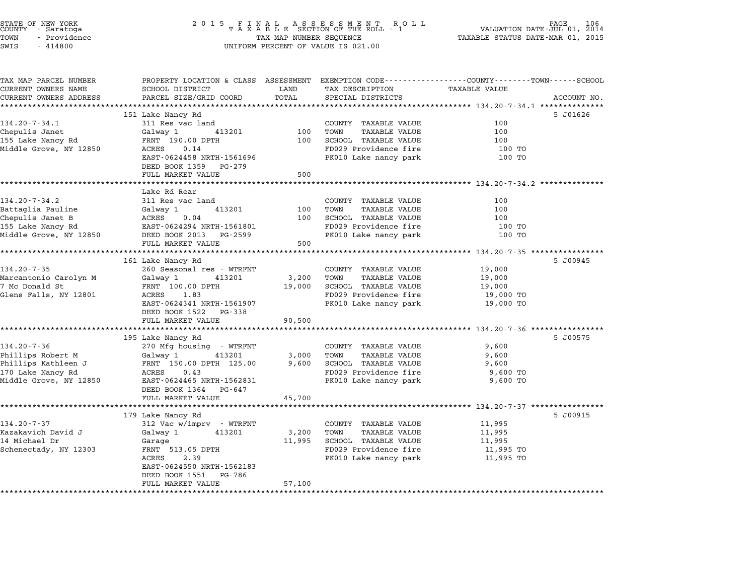STATE OF NEW YORK
COUNTY - Saratoga
TOWN - Providence
SWIS - 414800

2 0 1 5 F I N A L A S S E S S M E N T R O L L
T A X A B L E SECTION OF THE ROLL - 1
TAX MAP NUMBER SEQUENCE
UNIFORM PERCENT OF VALUE IS 021.00

VALUATION DATE-JUL 01, 2014
TAXABLE STATUS DATE-MAR 01, 2015

| TAX MAP PARCEL NUMBER / CURRENT OWNERS NAME / CURRENT OWNERS ADDRESS | PROPERTY LOCATION & CLASS / SCHOOL DISTRICT / PARCEL SIZE/GRID COORD | ASSESSMENT LAND / TOTAL | EXEMPTION CODE / TAX DESCRIPTION / SPECIAL DISTRICTS | TAXABLE VALUE (COUNTY--TOWN--SCHOOL) | ACCOUNT NO. |
|---|---|---|---|---|---|
| | 151 Lake Nancy Rd | | | | 5 J01626 |
| 134.20-7-34.1 | 311 Res vac land | | COUNTY TAXABLE VALUE | 100 | |
| Chepulis Janet | Galway 1 413201 | 100 | TOWN TAXABLE VALUE | 100 | |
| 155 Lake Nancy Rd | FRNT 190.00 DPTH | 100 | SCHOOL TAXABLE VALUE | 100 | |
| Middle Grove, NY 12850 | ACRES 0.14 | | FD029 Providence fire | 100 TO | |
| | EAST-0624458 NRTH-1561696 | | PK010 Lake nancy park | 100 TO | |
| | DEED BOOK 1359 PG-279 | | | | |
| | FULL MARKET VALUE | 500 | | | |
| | Lake Rd Rear | | | | |
| 134.20-7-34.2 | 311 Res vac land | | COUNTY TAXABLE VALUE | 100 | |
| Battaglia Pauline | Galway 1 413201 | 100 | TOWN TAXABLE VALUE | 100 | |
| Chepulis Janet B | ACRES 0.04 | 100 | SCHOOL TAXABLE VALUE | 100 | |
| 155 Lake Nancy Rd | EAST-0624294 NRTH-1561801 | | FD029 Providence fire | 100 TO | |
| Middle Grove, NY 12850 | DEED BOOK 2013 PG-2599 | | PK010 Lake nancy park | 100 TO | |
| | FULL MARKET VALUE | 500 | | | |
| | 161 Lake Nancy Rd | | | | 5 J00945 |
| 134.20-7-35 | 260 Seasonal res - WTRFNT | | COUNTY TAXABLE VALUE | 19,000 | |
| Marcantonio Carolyn M | Galway 1 413201 | 3,200 | TOWN TAXABLE VALUE | 19,000 | |
| 7 Mc Donald St | FRNT 100.00 DPTH | 19,000 | SCHOOL TAXABLE VALUE | 19,000 | |
| Glens Falls, NY 12801 | ACRES 1.83 | | FD029 Providence fire | 19,000 TO | |
| | EAST-0624341 NRTH-1561907 | | PK010 Lake nancy park | 19,000 TO | |
| | DEED BOOK 1522 PG-338 | | | | |
| | FULL MARKET VALUE | 90,500 | | | |
| | 195 Lake Nancy Rd | | | | 5 J00575 |
| 134.20-7-36 | 270 Mfg housing - WTRFNT | | COUNTY TAXABLE VALUE | 9,600 | |
| Phillips Robert M | Galway 1 413201 | 3,000 | TOWN TAXABLE VALUE | 9,600 | |
| Phillips Kathleen J | FRNT 150.00 DPTH 125.00 | 9,600 | SCHOOL TAXABLE VALUE | 9,600 | |
| 170 Lake Nancy Rd | ACRES 0.43 | | FD029 Providence fire | 9,600 TO | |
| Middle Grove, NY 12850 | EAST-0624465 NRTH-1562831 | | PK010 Lake nancy park | 9,600 TO | |
| | DEED BOOK 1364 PG-647 | | | | |
| | FULL MARKET VALUE | 45,700 | | | |
| | 179 Lake Nancy Rd | | | | 5 J00915 |
| 134.20-7-37 | 312 Vac w/imprv - WTRFNT | | COUNTY TAXABLE VALUE | 11,995 | |
| Kazakavich David J | Galway 1 413201 | 3,200 | TOWN TAXABLE VALUE | 11,995 | |
| 14 Michael Dr | Garage | 11,995 | SCHOOL TAXABLE VALUE | 11,995 | |
| Schenectady, NY 12303 | FRNT 513.05 DPTH | | FD029 Providence fire | 11,995 TO | |
| | ACRES 2.39 | | PK010 Lake nancy park | 11,995 TO | |
| | EAST-0624550 NRTH-1562183 | | | | |
| | DEED BOOK 1551 PG-786 | | | | |
| | FULL MARKET VALUE | 57,100 | | | |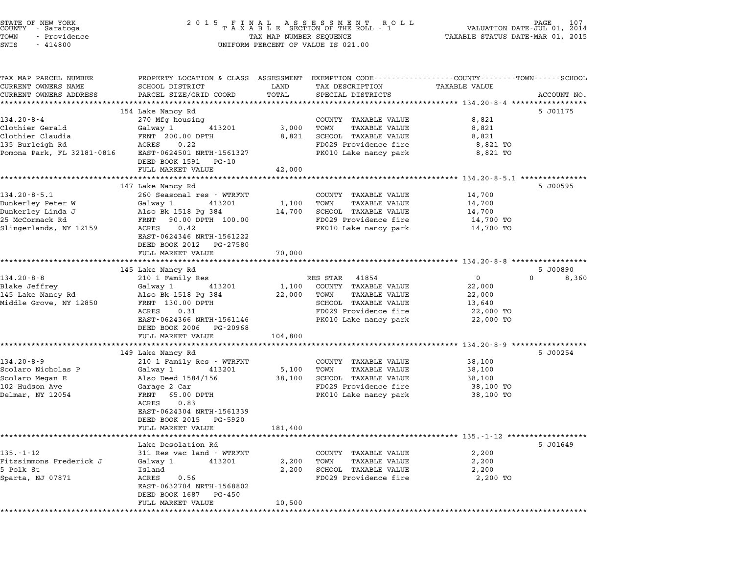STATE OF NEW YORK
COUNTY - Saratoga
TOWN - Providence
SWIS - 414800

2015 FINAL ASSESSMENT ROLL
TAXABLE SECTION OF THE ROLL - 1
TAX MAP NUMBER SEQUENCE
UNIFORM PERCENT OF VALUE IS 021.00

VALUATION DATE-JUL 01, 2014
TAXABLE STATUS DATE-MAR 01, 2015

| TAX MAP PARCEL NUMBER / CURRENT OWNERS NAME / CURRENT OWNERS ADDRESS | PROPERTY LOCATION & CLASS / SCHOOL DISTRICT / PARCEL SIZE/GRID COORD | ASSESSMENT LAND | TOTAL | EXEMPTION CODE / TAX DESCRIPTION / SPECIAL DISTRICTS | COUNTY TAXABLE VALUE | TOWN | SCHOOL | ACCOUNT NO. |
|---|---|---|---|---|---|---|---|---|
| 134.20-8-4 | 154 Lake Nancy Rd | | | | | | | 5 J01175 |
| Clothier Gerald | 270 Mfg housing | | | COUNTY TAXABLE VALUE | 8,821 | | | |
| Clothier Claudia | Galway 1 413201 | 3,000 | | TOWN TAXABLE VALUE | 8,821 | | | |
| 135 Burleigh Rd | FRNT 200.00 DPTH | | 8,821 | SCHOOL TAXABLE VALUE | 8,821 | | | |
| Pomona Park, FL 32181-0816 | ACRES 0.22 | | | FD029 Providence fire | 8,821 TO | | | |
| | EAST-0624501 NRTH-1561327 | | | PK010 Lake nancy park | 8,821 TO | | | |
| | DEED BOOK 1591 PG-10 | | | | | | | |
| | FULL MARKET VALUE | | 42,000 | | | | | |
| 134.20-8-5.1 | 147 Lake Nancy Rd | | | | | | | 5 J00595 |
| Dunkerley Peter W | 260 Seasonal res - WTRFNT | | | COUNTY TAXABLE VALUE | 14,700 | | | |
| Dunkerley Linda J | Galway 1 413201 | 1,100 | | TOWN TAXABLE VALUE | 14,700 | | | |
| 25 McCormack Rd | Also Bk 1518 Pg 384 | | 14,700 | SCHOOL TAXABLE VALUE | 14,700 | | | |
| Slingerlands, NY 12159 | FRNT 90.00 DPTH 100.00 | | | FD029 Providence fire | 14,700 TO | | | |
| | ACRES 0.42 | | | PK010 Lake nancy park | 14,700 TO | | | |
| | EAST-0624346 NRTH-1561222 | | | | | | | |
| | DEED BOOK 2012 PG-27580 | | | | | | | |
| | FULL MARKET VALUE | | 70,000 | | | | | |
| 134.20-8-8 | 145 Lake Nancy Rd | | | | | | | 5 J00890 |
| Blake Jeffrey | 210 1 Family Res | | | RES STAR 41854 | 0 | 0 | 8,360 | |
| 145 Lake Nancy Rd | Galway 1 413201 | 1,100 | | COUNTY TAXABLE VALUE | 22,000 | | | |
| Middle Grove, NY 12850 | Also Bk 1518 Pg 384 | | 22,000 | TOWN TAXABLE VALUE | 22,000 | | | |
| | FRNT 130.00 DPTH | | | SCHOOL TAXABLE VALUE | 13,640 | | | |
| | ACRES 0.31 | | | FD029 Providence fire | 22,000 TO | | | |
| | EAST-0624366 NRTH-1561146 | | | PK010 Lake nancy park | 22,000 TO | | | |
| | DEED BOOK 2006 PG-20968 | | | | | | | |
| | FULL MARKET VALUE | | 104,800 | | | | | |
| 134.20-8-9 | 149 Lake Nancy Rd | | | | | | | 5 J00254 |
| Scolaro Nicholas P | 210 1 Family Res - WTRFNT | | | COUNTY TAXABLE VALUE | 38,100 | | | |
| Scolaro Megan E | Galway 1 413201 | 5,100 | | TOWN TAXABLE VALUE | 38,100 | | | |
| 102 Hudson Ave | Also Deed 1584/156 | | 38,100 | SCHOOL TAXABLE VALUE | 38,100 | | | |
| Delmar, NY 12054 | Garage 2 Car | | | FD029 Providence fire | 38,100 TO | | | |
| | FRNT 65.00 DPTH | | | PK010 Lake nancy park | 38,100 TO | | | |
| | ACRES 0.83 | | | | | | | |
| | EAST-0624304 NRTH-1561339 | | | | | | | |
| | DEED BOOK 2015 PG-5920 | | | | | | | |
| | FULL MARKET VALUE | | 181,400 | | | | | |
| 135.-1-12 | Lake Desolation Rd | | | | | | | 5 J01649 |
| Fitzsimmons Frederick J | 311 Res vac land - WTRFNT | | | COUNTY TAXABLE VALUE | 2,200 | | | |
| 5 Polk St | Galway 1 413201 | 2,200 | | TOWN TAXABLE VALUE | 2,200 | | | |
| Sparta, NJ 07871 | Island | | 2,200 | SCHOOL TAXABLE VALUE | 2,200 | | | |
| | ACRES 0.56 | | | FD029 Providence fire | 2,200 TO | | | |
| | EAST-0632704 NRTH-1568802 | | | | | | | |
| | DEED BOOK 1687 PG-450 | | | | | | | |
| | FULL MARKET VALUE | | 10,500 | | | | | |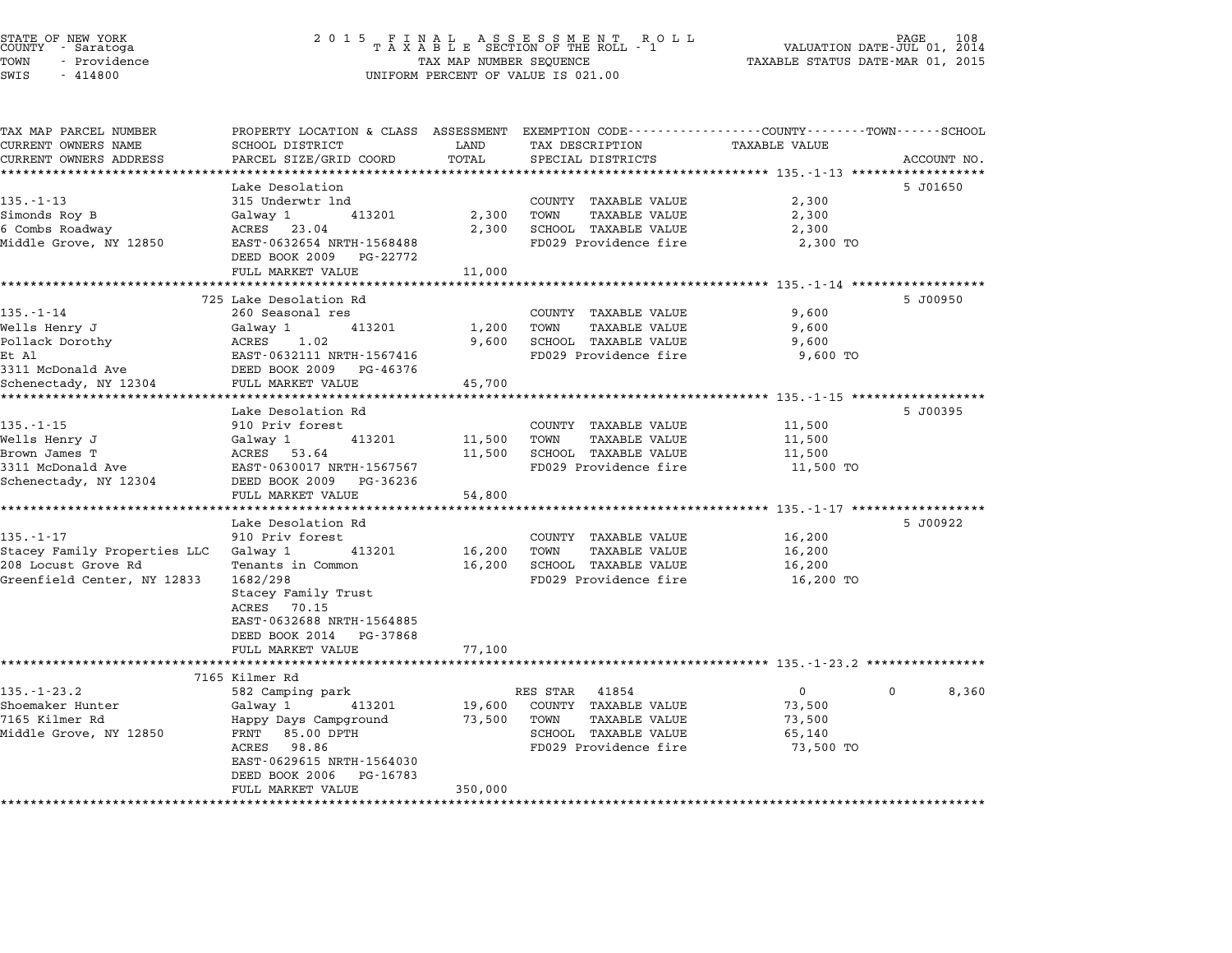STATE OF NEW YORK
COUNTY - Saratoga
TOWN - Providence
SWIS - 414800

2 0 1 5 FINAL ASSESSMENT ROLL
TAXABLE SECTION OF THE ROLL - 1
TAX MAP NUMBER SEQUENCE
UNIFORM PERCENT OF VALUE IS 021.00

VALUATION DATE-JUL 01, 2014
TAXABLE STATUS DATE-MAR 01, 2015

| TAX MAP PARCEL NUMBER / CURRENT OWNERS NAME / CURRENT OWNERS ADDRESS | PROPERTY LOCATION & CLASS / SCHOOL DISTRICT / PARCEL SIZE/GRID COORD | ASSESSMENT LAND / TOTAL | EXEMPTION CODE / TAX DESCRIPTION / SPECIAL DISTRICTS | TAXABLE VALUE (COUNTY / TOWN / SCHOOL) | ACCOUNT NO. |
|---|---|---|---|---|---|
| 135.-1-13 | Lake Desolation | | | | 5 J01650 |
| | 315 Underwtr lnd | | COUNTY TAXABLE VALUE | 2,300 | |
| Simonds Roy B | Galway 1 413201 | 2,300 | TOWN TAXABLE VALUE | 2,300 | |
| 6 Combs Roadway | ACRES 23.04 | 2,300 | SCHOOL TAXABLE VALUE | 2,300 | |
| Middle Grove, NY 12850 | EAST-0632654 NRTH-1568488 | | FD029 Providence fire | 2,300 TO | |
| | DEED BOOK 2009 PG-22772 | | | | |
| | FULL MARKET VALUE | 11,000 | | | |
| 135.-1-14 | 725 Lake Desolation Rd | | | | 5 J00950 |
| | 260 Seasonal res | | COUNTY TAXABLE VALUE | 9,600 | |
| Wells Henry J | Galway 1 413201 | 1,200 | TOWN TAXABLE VALUE | 9,600 | |
| Pollack Dorothy | ACRES 1.02 | 9,600 | SCHOOL TAXABLE VALUE | 9,600 | |
| Et Al | EAST-0632111 NRTH-1567416 | | FD029 Providence fire | 9,600 TO | |
| 3311 McDonald Ave | DEED BOOK 2009 PG-46376 | | | | |
| Schenectady, NY 12304 | FULL MARKET VALUE | 45,700 | | | |
| 135.-1-15 | Lake Desolation Rd | | | | 5 J00395 |
| | 910 Priv forest | | COUNTY TAXABLE VALUE | 11,500 | |
| Wells Henry J | Galway 1 413201 | 11,500 | TOWN TAXABLE VALUE | 11,500 | |
| Brown James T | ACRES 53.64 | 11,500 | SCHOOL TAXABLE VALUE | 11,500 | |
| 3311 McDonald Ave | EAST-0630017 NRTH-1567567 | | FD029 Providence fire | 11,500 TO | |
| Schenectady, NY 12304 | DEED BOOK 2009 PG-36236 | | | | |
| | FULL MARKET VALUE | 54,800 | | | |
| 135.-1-17 | Lake Desolation Rd | | | | 5 J00922 |
| | 910 Priv forest | | COUNTY TAXABLE VALUE | 16,200 | |
| Stacey Family Properties LLC | Galway 1 413201 | 16,200 | TOWN TAXABLE VALUE | 16,200 | |
| 208 Locust Grove Rd | Tenants in Common | 16,200 | SCHOOL TAXABLE VALUE | 16,200 | |
| Greenfield Center, NY 12833 | 1682/298 | | FD029 Providence fire | 16,200 TO | |
| | Stacey Family Trust | | | | |
| | ACRES 70.15 | | | | |
| | EAST-0632688 NRTH-1564885 | | | | |
| | DEED BOOK 2014 PG-37868 | | | | |
| | FULL MARKET VALUE | 77,100 | | | |
| 135.-1-23.2 | 7165 Kilmer Rd | | | | |
| | 582 Camping park | | RES STAR 41854 | 0 0 8,360 | |
| Shoemaker Hunter | Galway 1 413201 | 19,600 | COUNTY TAXABLE VALUE | 73,500 | |
| 7165 Kilmer Rd | Happy Days Campground | 73,500 | TOWN TAXABLE VALUE | 73,500 | |
| Middle Grove, NY 12850 | FRNT 85.00 DPTH | | SCHOOL TAXABLE VALUE | 65,140 | |
| | ACRES 98.86 | | FD029 Providence fire | 73,500 TO | |
| | EAST-0629615 NRTH-1564030 | | | | |
| | DEED BOOK 2006 PG-16783 | | | | |
| | FULL MARKET VALUE | 350,000 | | | |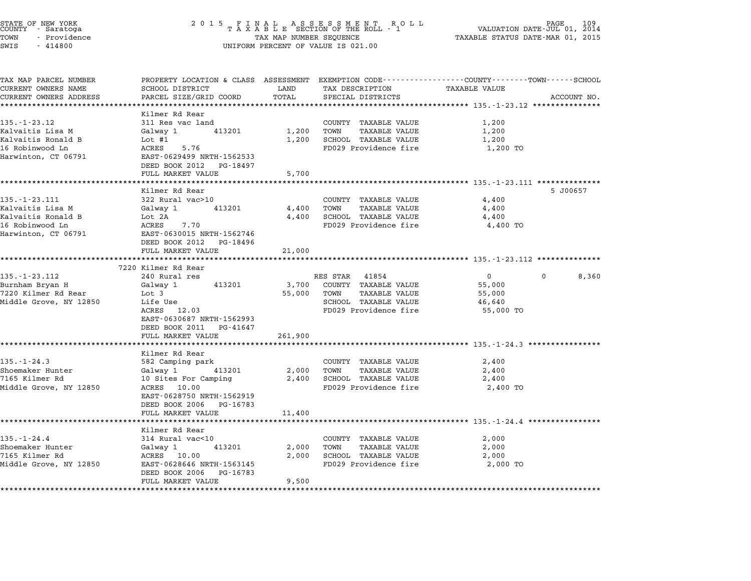STATE OF NEW YORK
COUNTY - Saratoga
TOWN - Providence
SWIS - 414800

2015 FINAL ASSESSMENT ROLL
TAXABLE SECTION OF THE ROLL - 1
TAX MAP NUMBER SEQUENCE
UNIFORM PERCENT OF VALUE IS 021.00

VALUATION DATE-JUL 01, 2014
TAXABLE STATUS DATE-MAR 01, 2015

| TAX MAP PARCEL NUMBER / CURRENT OWNERS NAME / CURRENT OWNERS ADDRESS | PROPERTY LOCATION & CLASS / SCHOOL DISTRICT / PARCEL SIZE/GRID COORD | ASSESSMENT LAND | TOTAL | EXEMPTION CODE / TAX DESCRIPTION / SPECIAL DISTRICTS | COUNTY | TOWN | SCHOOL TAXABLE VALUE | ACCOUNT NO. |
|---|---|---|---|---|---|---|---|---|
| **135.-1-23.12** | Kilmer Rd Rear | | | | | | | |
| 135.-1-23.12 | 311 Res vac land | | | COUNTY TAXABLE VALUE | 1,200 | | | |
| Kalvaitis Lisa M | Galway 1 413201 | 1,200 | | TOWN TAXABLE VALUE | | 1,200 | | |
| Kalvaitis Ronald B | Lot #1 | | 1,200 | SCHOOL TAXABLE VALUE | | | 1,200 | |
| 16 Robinwood Ln | ACRES 5.76 | | | FD029 Providence fire | 1,200 TO | | | |
| Harwinton, CT 06791 | EAST-0629499 NRTH-1562533 | | | | | | | |
| | DEED BOOK 2012 PG-18497 | | | | | | | |
| | FULL MARKET VALUE | | 5,700 | | | | | |
| **135.-1-23.111** | Kilmer Rd Rear | | | | | | | 5 J00657 |
| 135.-1-23.111 | 322 Rural vac>10 | | | COUNTY TAXABLE VALUE | 4,400 | | | |
| Kalvaitis Lisa M | Galway 1 413201 | 4,400 | | TOWN TAXABLE VALUE | | 4,400 | | |
| Kalvaitis Ronald B | Lot 2A | | 4,400 | SCHOOL TAXABLE VALUE | | | 4,400 | |
| 16 Robinwood Ln | ACRES 7.70 | | | FD029 Providence fire | 4,400 TO | | | |
| Harwinton, CT 06791 | EAST-0630015 NRTH-1562746 | | | | | | | |
| | DEED BOOK 2012 PG-18496 | | | | | | | |
| | FULL MARKET VALUE | | 21,000 | | | | | |
| **135.-1-23.112** | 7220 Kilmer Rd Rear | | | | | | | |
| 135.-1-23.112 | 240 Rural res | | | RES STAR 41854 | 0 | 0 | 8,360 | |
| Burnham Bryan H | Galway 1 413201 | 3,700 | | COUNTY TAXABLE VALUE | 55,000 | | | |
| 7220 Kilmer Rd Rear | Lot 3 | | 55,000 | TOWN TAXABLE VALUE | | 55,000 | | |
| Middle Grove, NY 12850 | Life Use | | | SCHOOL TAXABLE VALUE | | | 46,640 | |
| | ACRES 12.03 | | | FD029 Providence fire | 55,000 TO | | | |
| | EAST-0630687 NRTH-1562993 | | | | | | | |
| | DEED BOOK 2011 PG-41647 | | | | | | | |
| | FULL MARKET VALUE | | 261,900 | | | | | |
| **135.-1-24.3** | Kilmer Rd Rear | | | | | | | |
| 135.-1-24.3 | 582 Camping park | | | COUNTY TAXABLE VALUE | 2,400 | | | |
| Shoemaker Hunter | Galway 1 413201 | 2,000 | | TOWN TAXABLE VALUE | | 2,400 | | |
| 7165 Kilmer Rd | 10 Sites For Camping | | 2,400 | SCHOOL TAXABLE VALUE | | | 2,400 | |
| Middle Grove, NY 12850 | ACRES 10.00 | | | FD029 Providence fire | 2,400 TO | | | |
| | EAST-0628750 NRTH-1562919 | | | | | | | |
| | DEED BOOK 2006 PG-16783 | | | | | | | |
| | FULL MARKET VALUE | | 11,400 | | | | | |
| **135.-1-24.4** | Kilmer Rd Rear | | | | | | | |
| 135.-1-24.4 | 314 Rural vac<10 | | | COUNTY TAXABLE VALUE | 2,000 | | | |
| Shoemaker Hunter | Galway 1 413201 | 2,000 | | TOWN TAXABLE VALUE | | 2,000 | | |
| 7165 Kilmer Rd | ACRES 10.00 | | 2,000 | SCHOOL TAXABLE VALUE | | | 2,000 | |
| Middle Grove, NY 12850 | EAST-0628646 NRTH-1563145 | | | FD029 Providence fire | 2,000 TO | | | |
| | DEED BOOK 2006 PG-16783 | | | | | | | |
| | FULL MARKET VALUE | | 9,500 | | | | | |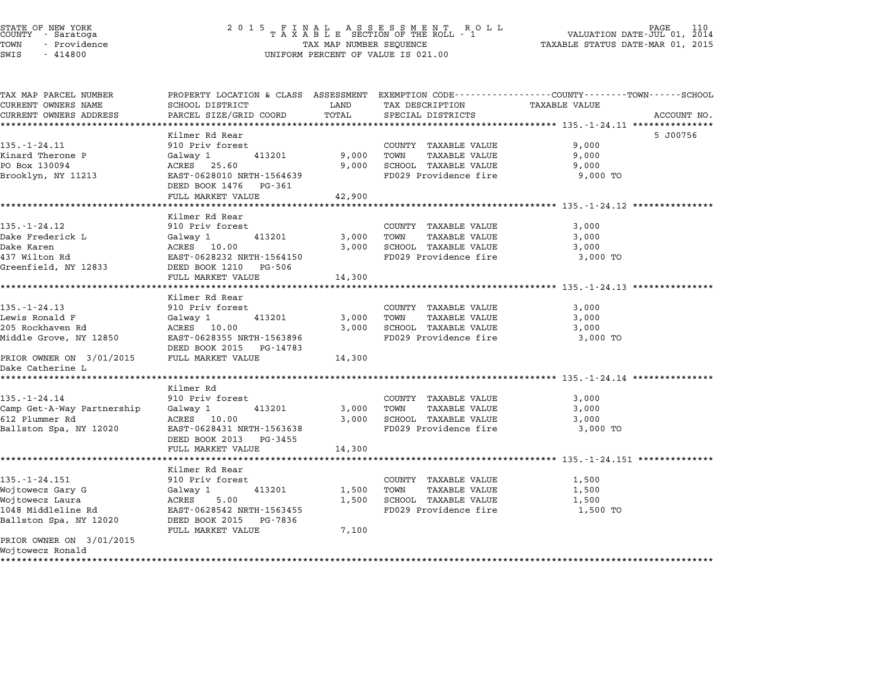STATE OF NEW YORK
COUNTY - Saratoga
TOWN - Providence
SWIS - 414800

2 0 1 5 F I N A L A S S E S S M E N T R O L L
T A X A B L E SECTION OF THE ROLL - 1
TAX MAP NUMBER SEQUENCE
UNIFORM PERCENT OF VALUE IS 021.00

VALUATION DATE-JUL 01, 2014
TAXABLE STATUS DATE-MAR 01, 2015

| TAX MAP PARCEL NUMBER / CURRENT OWNERS NAME / CURRENT OWNERS ADDRESS | PROPERTY LOCATION & CLASS / SCHOOL DISTRICT / PARCEL SIZE/GRID COORD | ASSESSMENT LAND / TOTAL | EXEMPTION CODE / TAX DESCRIPTION / SPECIAL DISTRICTS | TAXABLE VALUE (COUNTY / TOWN / SCHOOL) | ACCOUNT NO. |
|---|---|---|---|---|---|
| **135.-1-24.11** | Kilmer Rd Rear | | | | 5 J00756 |
| 135.-1-24.11 | 910 Priv forest | | COUNTY TAXABLE VALUE | 9,000 | |
| Kinard Therone P | Galway 1 413201 | 9,000 | TOWN TAXABLE VALUE | 9,000 | |
| PO Box 130094 | ACRES 25.60 | 9,000 | SCHOOL TAXABLE VALUE | 9,000 | |
| Brooklyn, NY 11213 | EAST-0628010 NRTH-1564639 | | FD029 Providence fire | 9,000 TO | |
| | DEED BOOK 1476 PG-361 | | | | |
| | FULL MARKET VALUE | 42,900 | | | |
| **135.-1-24.12** | Kilmer Rd Rear | | | | |
| 135.-1-24.12 | 910 Priv forest | | COUNTY TAXABLE VALUE | 3,000 | |
| Dake Frederick L | Galway 1 413201 | 3,000 | TOWN TAXABLE VALUE | 3,000 | |
| Dake Karen | ACRES 10.00 | 3,000 | SCHOOL TAXABLE VALUE | 3,000 | |
| 437 Wilton Rd | EAST-0628232 NRTH-1564150 | | FD029 Providence fire | 3,000 TO | |
| Greenfield, NY 12833 | DEED BOOK 1210 PG-506 | | | | |
| | FULL MARKET VALUE | 14,300 | | | |
| **135.-1-24.13** | Kilmer Rd Rear | | | | |
| 135.-1-24.13 | 910 Priv forest | | COUNTY TAXABLE VALUE | 3,000 | |
| Lewis Ronald F | Galway 1 413201 | 3,000 | TOWN TAXABLE VALUE | 3,000 | |
| 205 Rockhaven Rd | ACRES 10.00 | 3,000 | SCHOOL TAXABLE VALUE | 3,000 | |
| Middle Grove, NY 12850 | EAST-0628355 NRTH-1563896 | | FD029 Providence fire | 3,000 TO | |
| | DEED BOOK 2015 PG-14783 | | | | |
| PRIOR OWNER ON 3/01/2015 | FULL MARKET VALUE | 14,300 | | | |
| Dake Catherine L | | | | | |
| **135.-1-24.14** | Kilmer Rd | | | | |
| 135.-1-24.14 | 910 Priv forest | | COUNTY TAXABLE VALUE | 3,000 | |
| Camp Get-A-Way Partnership | Galway 1 413201 | 3,000 | TOWN TAXABLE VALUE | 3,000 | |
| 612 Plummer Rd | ACRES 10.00 | 3,000 | SCHOOL TAXABLE VALUE | 3,000 | |
| Ballston Spa, NY 12020 | EAST-0628431 NRTH-1563638 | | FD029 Providence fire | 3,000 TO | |
| | DEED BOOK 2013 PG-3455 | | | | |
| | FULL MARKET VALUE | 14,300 | | | |
| **135.-1-24.151** | Kilmer Rd Rear | | | | |
| 135.-1-24.151 | 910 Priv forest | | COUNTY TAXABLE VALUE | 1,500 | |
| Wojtowecz Gary G | Galway 1 413201 | 1,500 | TOWN TAXABLE VALUE | 1,500 | |
| Wojtowecz Laura | ACRES 5.00 | 1,500 | SCHOOL TAXABLE VALUE | 1,500 | |
| 1048 Middleline Rd | EAST-0628542 NRTH-1563455 | | FD029 Providence fire | 1,500 TO | |
| Ballston Spa, NY 12020 | DEED BOOK 2015 PG-7836 | | | | |
| | FULL MARKET VALUE | 7,100 | | | |
| PRIOR OWNER ON 3/01/2015 | | | | | |
| Wojtowecz Ronald | | | | | |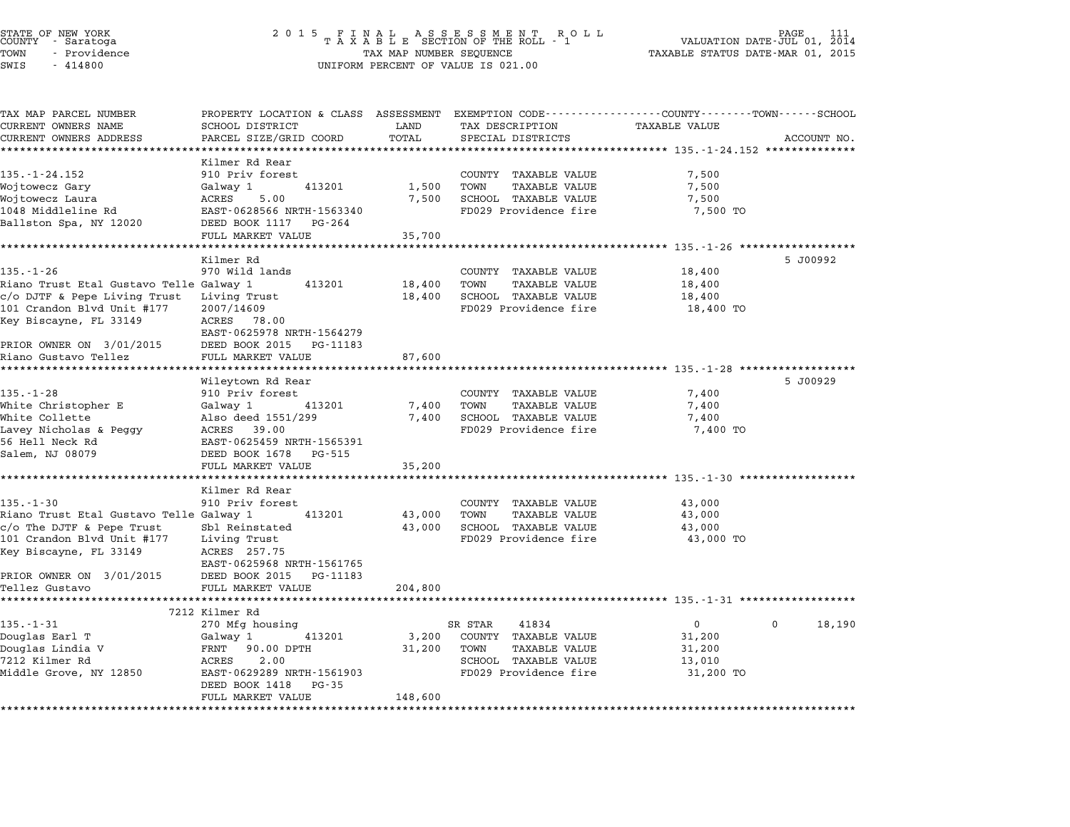STATE OF NEW YORK
COUNTY - Saratoga
TOWN - Providence
SWIS - 414800

2015 FINAL ASSESSMENT ROLL
TAXABLE SECTION OF THE ROLL - 1
TAX MAP NUMBER SEQUENCE
UNIFORM PERCENT OF VALUE IS 021.00

VALUATION DATE-JUL 01, 2014
TAXABLE STATUS DATE-MAR 01, 2015

| TAX MAP PARCEL NUMBER / CURRENT OWNERS NAME / CURRENT OWNERS ADDRESS | PROPERTY LOCATION & CLASS / SCHOOL DISTRICT / PARCEL SIZE/GRID COORD | ASSESSMENT LAND | TOTAL | EXEMPTION CODE / TAX DESCRIPTION / SPECIAL DISTRICTS | COUNTY | TOWN | SCHOOL TAXABLE VALUE | ACCOUNT NO. |
|---|---|---|---|---|---|---|---|---|
| **135.-1-24.152** | Kilmer Rd Rear | | | | | | | |
| | 910 Priv forest | | | COUNTY TAXABLE VALUE | 7,500 | | | |
| Wojtowecz Gary | Galway 1 413201 | 1,500 | | TOWN TAXABLE VALUE | | 7,500 | | |
| Wojtowecz Laura | ACRES 5.00 | | 7,500 | SCHOOL TAXABLE VALUE | | | 7,500 | |
| 1048 Middleline Rd | EAST-0628566 NRTH-1563340 | | | FD029 Providence fire | 7,500 TO | | | |
| Ballston Spa, NY 12020 | DEED BOOK 1117 PG-264 | | | | | | | |
| | FULL MARKET VALUE | | 35,700 | | | | | |
| **135.-1-26** | Kilmer Rd | | | | | | | 5 J00992 |
| | 970 Wild lands | | | COUNTY TAXABLE VALUE | 18,400 | | | |
| Riano Trust Etal Gustavo Telle | Galway 1 413201 | 18,400 | | TOWN TAXABLE VALUE | | 18,400 | | |
| c/o DJTF & Pepe Living Trust | Living Trust | | 18,400 | SCHOOL TAXABLE VALUE | | | 18,400 | |
| 101 Crandon Blvd Unit #177 | 2007/14609 | | | FD029 Providence fire | 18,400 TO | | | |
| Key Biscayne, FL 33149 | ACRES 78.00 | | | | | | | |
| | EAST-0625978 NRTH-1564279 | | | | | | | |
| PRIOR OWNER ON 3/01/2015 | DEED BOOK 2015 PG-11183 | | | | | | | |
| Riano Gustavo Tellez | FULL MARKET VALUE | | 87,600 | | | | | |
| **135.-1-28** | Wileytown Rd Rear | | | | | | | 5 J00929 |
| | 910 Priv forest | | | COUNTY TAXABLE VALUE | 7,400 | | | |
| White Christopher E | Galway 1 413201 | 7,400 | | TOWN TAXABLE VALUE | | 7,400 | | |
| White Collette | Also deed 1551/299 | | 7,400 | SCHOOL TAXABLE VALUE | | | 7,400 | |
| Lavey Nicholas & Peggy | ACRES 39.00 | | | FD029 Providence fire | 7,400 TO | | | |
| 56 Hell Neck Rd | EAST-0625459 NRTH-1565391 | | | | | | | |
| Salem, NJ 08079 | DEED BOOK 1678 PG-515 | | | | | | | |
| | FULL MARKET VALUE | | 35,200 | | | | | |
| **135.-1-30** | Kilmer Rd Rear | | | | | | | |
| | 910 Priv forest | | | COUNTY TAXABLE VALUE | 43,000 | | | |
| Riano Trust Etal Gustavo Telle | Galway 1 413201 | 43,000 | | TOWN TAXABLE VALUE | | 43,000 | | |
| c/o The DJTF & Pepe Trust | Sbl Reinstated | | 43,000 | SCHOOL TAXABLE VALUE | | | 43,000 | |
| 101 Crandon Blvd Unit #177 | Living Trust | | | FD029 Providence fire | 43,000 TO | | | |
| Key Biscayne, FL 33149 | ACRES 257.75 | | | | | | | |
| | EAST-0625968 NRTH-1561765 | | | | | | | |
| PRIOR OWNER ON 3/01/2015 | DEED BOOK 2015 PG-11183 | | | | | | | |
| Tellez Gustavo | FULL MARKET VALUE | | 204,800 | | | | | |
| **135.-1-31** | 7212 Kilmer Rd | | | | | | | |
| | 270 Mfg housing | | | SR STAR 41834 | 0 | 0 | 18,190 | |
| Douglas Earl T | Galway 1 413201 | 3,200 | | COUNTY TAXABLE VALUE | 31,200 | | | |
| Douglas Lindia V | FRNT 90.00 DPTH | | 31,200 | TOWN TAXABLE VALUE | | 31,200 | | |
| 7212 Kilmer Rd | ACRES 2.00 | | | SCHOOL TAXABLE VALUE | | | 13,010 | |
| Middle Grove, NY 12850 | EAST-0629289 NRTH-1561903 | | | FD029 Providence fire | 31,200 TO | | | |
| | DEED BOOK 1418 PG-35 | | | | | | | |
| | FULL MARKET VALUE | | 148,600 | | | | | |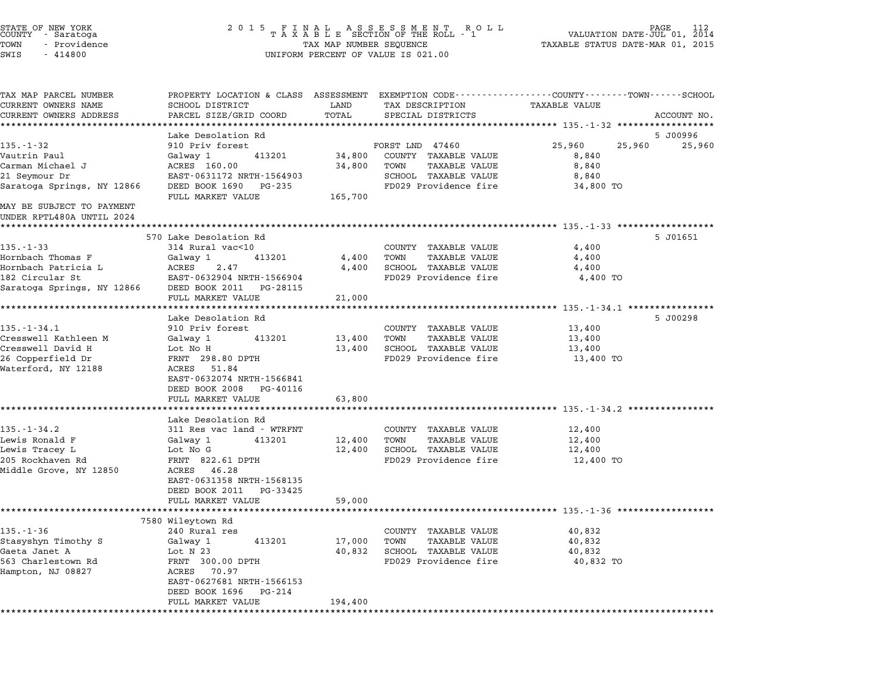STATE OF NEW YORK
COUNTY - Saratoga
TOWN - Providence
SWIS - 414800

2015 FINAL ASSESSMENT ROLL
TAXABLE SECTION OF THE ROLL - 1
TAX MAP NUMBER SEQUENCE
UNIFORM PERCENT OF VALUE IS 021.00

VALUATION DATE-JUL 01, 2014
TAXABLE STATUS DATE-MAR 01, 2015

| TAX MAP PARCEL NUMBER / CURRENT OWNERS NAME / CURRENT OWNERS ADDRESS | PROPERTY LOCATION & CLASS / SCHOOL DISTRICT / PARCEL SIZE/GRID COORD | ASSESSMENT LAND / TOTAL | EXEMPTION CODE / TAX DESCRIPTION / SPECIAL DISTRICTS | COUNTY TAXABLE VALUE | TOWN | SCHOOL | ACCOUNT NO. |
|---|---|---|---|---|---|---|---|
| **135.-1-32** | Lake Desolation Rd | | | | | | 5 J00996 |
| 135.-1-32 | 910 Priv forest | | FORST LND 47460 | 25,960 | 25,960 | 25,960 | |
| Vautrin Paul | Galway 1 413201 | 34,800 | COUNTY TAXABLE VALUE | 8,840 | | | |
| Carman Michael J | ACRES 160.00 | 34,800 | TOWN TAXABLE VALUE | 8,840 | | | |
| 21 Seymour Dr | EAST-0631172 NRTH-1564903 | | SCHOOL TAXABLE VALUE | 8,840 | | | |
| Saratoga Springs, NY 12866 | DEED BOOK 1690 PG-235 | | FD029 Providence fire | 34,800 TO | | | |
| | FULL MARKET VALUE | 165,700 | | | | | |
| MAY BE SUBJECT TO PAYMENT UNDER RPTL480A UNTIL 2024 | | | | | | | |
| **135.-1-33** | 570 Lake Desolation Rd | | | | | | 5 J01651 |
| 135.-1-33 | 314 Rural vac<10 | | COUNTY TAXABLE VALUE | 4,400 | | | |
| Hornbach Thomas F | Galway 1 413201 | 4,400 | TOWN TAXABLE VALUE | 4,400 | | | |
| Hornbach Patricia L | ACRES 2.47 | 4,400 | SCHOOL TAXABLE VALUE | 4,400 | | | |
| 182 Circular St | EAST-0632904 NRTH-1566904 | | FD029 Providence fire | 4,400 TO | | | |
| Saratoga Springs, NY 12866 | DEED BOOK 2011 PG-28115 | | | | | | |
| | FULL MARKET VALUE | 21,000 | | | | | |
| **135.-1-34.1** | Lake Desolation Rd | | | | | | 5 J00298 |
| 135.-1-34.1 | 910 Priv forest | | COUNTY TAXABLE VALUE | 13,400 | | | |
| Cresswell Kathleen M | Galway 1 413201 | 13,400 | TOWN TAXABLE VALUE | 13,400 | | | |
| Cresswell David H | Lot No H | 13,400 | SCHOOL TAXABLE VALUE | 13,400 | | | |
| 26 Copperfield Dr | FRNT 298.80 DPTH | | FD029 Providence fire | 13,400 TO | | | |
| Waterford, NY 12188 | ACRES 51.84 | | | | | | |
| | EAST-0632074 NRTH-1566841 | | | | | | |
| | DEED BOOK 2008 PG-40116 | | | | | | |
| | FULL MARKET VALUE | 63,800 | | | | | |
| **135.-1-34.2** | Lake Desolation Rd | | | | | | |
| 135.-1-34.2 | 311 Res vac land - WTRFNT | | COUNTY TAXABLE VALUE | 12,400 | | | |
| Lewis Ronald F | Galway 1 413201 | 12,400 | TOWN TAXABLE VALUE | 12,400 | | | |
| Lewis Tracey L | Lot No G | 12,400 | SCHOOL TAXABLE VALUE | 12,400 | | | |
| 205 Rockhaven Rd | FRNT 822.61 DPTH | | FD029 Providence fire | 12,400 TO | | | |
| Middle Grove, NY 12850 | ACRES 46.28 | | | | | | |
| | EAST-0631358 NRTH-1568135 | | | | | | |
| | DEED BOOK 2011 PG-33425 | | | | | | |
| | FULL MARKET VALUE | 59,000 | | | | | |
| **135.-1-36** | 7580 Wileytown Rd | | | | | | |
| 135.-1-36 | 240 Rural res | | COUNTY TAXABLE VALUE | 40,832 | | | |
| Stasyshyn Timothy S | Galway 1 413201 | 17,000 | TOWN TAXABLE VALUE | 40,832 | | | |
| Gaeta Janet A | Lot N 23 | 40,832 | SCHOOL TAXABLE VALUE | 40,832 | | | |
| 563 Charlestown Rd | FRNT 300.00 DPTH | | FD029 Providence fire | 40,832 TO | | | |
| Hampton, NJ 08827 | ACRES 70.97 | | | | | | |
| | EAST-0627681 NRTH-1566153 | | | | | | |
| | DEED BOOK 1696 PG-214 | | | | | | |
| | FULL MARKET VALUE | 194,400 | | | | | |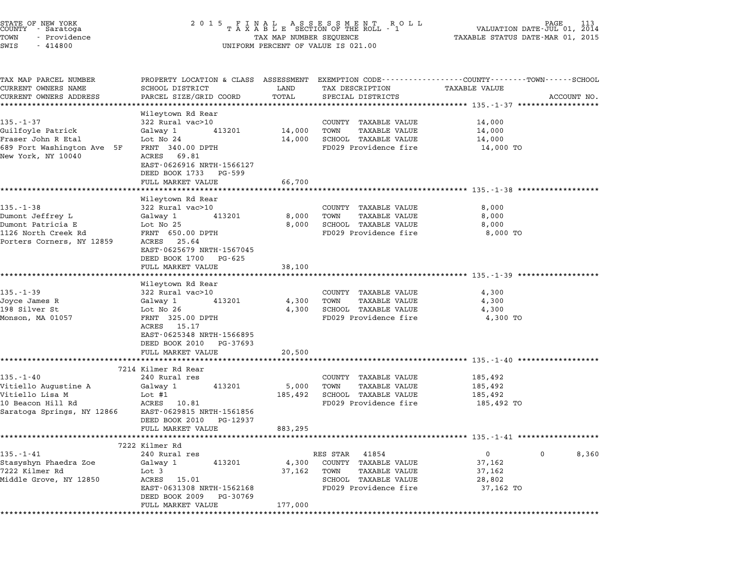STATE OF NEW YORK
COUNTY - Saratoga
TOWN - Providence
SWIS - 414800

2015 FINAL ASSESSMENT ROLL
TAXABLE SECTION OF THE ROLL - 1
TAX MAP NUMBER SEQUENCE
UNIFORM PERCENT OF VALUE IS 021.00

VALUATION DATE-JUL 01, 2014
TAXABLE STATUS DATE-MAR 01, 2015

| TAX MAP PARCEL NUMBER / CURRENT OWNERS NAME / CURRENT OWNERS ADDRESS | PROPERTY LOCATION & CLASS / SCHOOL DISTRICT / PARCEL SIZE/GRID COORD | ASSESSMENT LAND | TOTAL | EXEMPTION CODE / TAX DESCRIPTION / SPECIAL DISTRICTS | COUNTY TAXABLE VALUE | TOWN | SCHOOL | ACCOUNT NO. |
|---|---|---|---|---|---|---|---|---|
| **135.-1-37** | Wileytown Rd Rear | | | | | | | |
| Guilfoyle Patrick | 322 Rural vac>10 | | | COUNTY TAXABLE VALUE | 14,000 | | | |
| Fraser John R Etal | Galway 1 413201 | 14,000 | | TOWN TAXABLE VALUE | 14,000 | | | |
| 689 Fort Washington Ave 5F | Lot No 24 | | 14,000 | SCHOOL TAXABLE VALUE | 14,000 | | | |
| New York, NY 10040 | FRNT 340.00 DPTH | | | FD029 Providence fire | 14,000 TO | | | |
| | ACRES 69.81 | | | | | | | |
| | EAST-0626916 NRTH-1566127 | | | | | | | |
| | DEED BOOK 1733 PG-599 | | | | | | | |
| | FULL MARKET VALUE | | 66,700 | | | | | |
| **135.-1-38** | Wileytown Rd Rear | | | | | | | |
| Dumont Jeffrey L | 322 Rural vac>10 | | | COUNTY TAXABLE VALUE | 8,000 | | | |
| Dumont Patricia E | Galway 1 413201 | 8,000 | | TOWN TAXABLE VALUE | 8,000 | | | |
| 1126 North Creek Rd | Lot No 25 | | 8,000 | SCHOOL TAXABLE VALUE | 8,000 | | | |
| Porters Corners, NY 12859 | FRNT 650.00 DPTH | | | FD029 Providence fire | 8,000 TO | | | |
| | ACRES 25.64 | | | | | | | |
| | EAST-0625679 NRTH-1567045 | | | | | | | |
| | DEED BOOK 1700 PG-625 | | | | | | | |
| | FULL MARKET VALUE | | 38,100 | | | | | |
| **135.-1-39** | Wileytown Rd Rear | | | | | | | |
| Joyce James R | 322 Rural vac>10 | | | COUNTY TAXABLE VALUE | 4,300 | | | |
| 198 Silver St | Galway 1 413201 | 4,300 | | TOWN TAXABLE VALUE | 4,300 | | | |
| Monson, MA 01057 | Lot No 26 | | 4,300 | SCHOOL TAXABLE VALUE | 4,300 | | | |
| | FRNT 325.00 DPTH | | | FD029 Providence fire | 4,300 TO | | | |
| | ACRES 15.17 | | | | | | | |
| | EAST-0625348 NRTH-1566895 | | | | | | | |
| | DEED BOOK 2010 PG-37693 | | | | | | | |
| | FULL MARKET VALUE | | 20,500 | | | | | |
| **135.-1-40** | 7214 Kilmer Rd Rear | | | | | | | |
| Vitiello Augustine A | 240 Rural res | | | COUNTY TAXABLE VALUE | 185,492 | | | |
| Vitiello Lisa M | Galway 1 413201 | 5,000 | | TOWN TAXABLE VALUE | 185,492 | | | |
| 10 Beacon Hill Rd | Lot #1 | | 185,492 | SCHOOL TAXABLE VALUE | 185,492 | | | |
| Saratoga Springs, NY 12866 | ACRES 10.81 | | | FD029 Providence fire | 185,492 TO | | | |
| | EAST-0629815 NRTH-1561856 | | | | | | | |
| | DEED BOOK 2010 PG-12937 | | | | | | | |
| | FULL MARKET VALUE | | 883,295 | | | | | |
| **135.-1-41** | 7222 Kilmer Rd | | | | | | | |
| Stasyshyn Phaedra Zoe | 240 Rural res | | | RES STAR 41854 | 0 | 0 | 8,360 | |
| 7222 Kilmer Rd | Galway 1 413201 | 4,300 | | COUNTY TAXABLE VALUE | 37,162 | | | |
| Middle Grove, NY 12850 | Lot 3 | | 37,162 | TOWN TAXABLE VALUE | 37,162 | | | |
| | ACRES 15.01 | | | SCHOOL TAXABLE VALUE | 28,802 | | | |
| | EAST-0631308 NRTH-1562168 | | | FD029 Providence fire | 37,162 TO | | | |
| | DEED BOOK 2009 PG-30769 | | | | | | | |
| | FULL MARKET VALUE | | 177,000 | | | | | |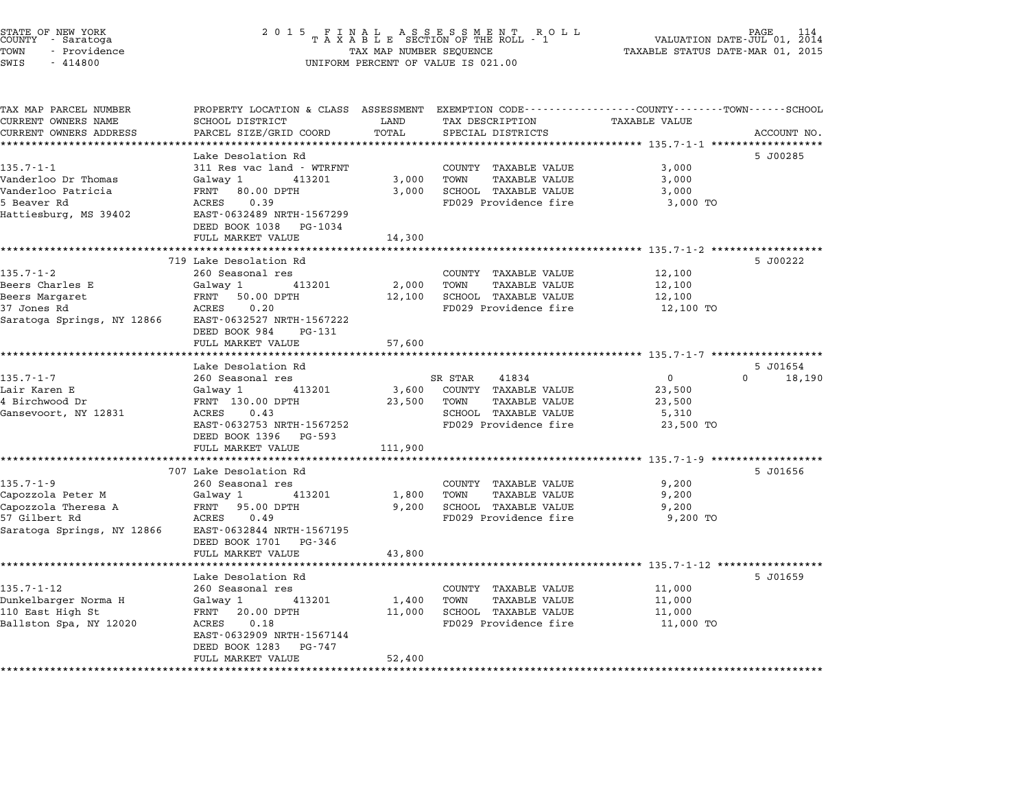STATE OF NEW YORK
COUNTY - Saratoga
TOWN - Providence
SWIS - 414800

2 0 1 5 F I N A L A S S E S S M E N T R O L L
T A X A B L E SECTION OF THE ROLL - 1
TAX MAP NUMBER SEQUENCE
UNIFORM PERCENT OF VALUE IS 021.00

VALUATION DATE-JUL 01, 2014
TAXABLE STATUS DATE-MAR 01, 2015

| TAX MAP PARCEL NUMBER / CURRENT OWNERS NAME / CURRENT OWNERS ADDRESS | PROPERTY LOCATION & CLASS / SCHOOL DISTRICT / PARCEL SIZE/GRID COORD | ASSESSMENT LAND / TOTAL | EXEMPTION CODE / TAX DESCRIPTION / SPECIAL DISTRICTS | COUNTY / TOWN / SCHOOL TAXABLE VALUE | ACCOUNT NO. |
|---|---|---|---|---|---|
| **135.7-1-1** | Lake Desolation Rd | | | | 5 J00285 |
| 135.7-1-1 | 311 Res vac land - WTRFNT | | COUNTY TAXABLE VALUE | 3,000 | |
| Vanderloo Dr Thomas | Galway 1 413201 | 3,000 | TOWN TAXABLE VALUE | 3,000 | |
| Vanderloo Patricia | FRNT 80.00 DPTH | 3,000 | SCHOOL TAXABLE VALUE | 3,000 | |
| 5 Beaver Rd | ACRES 0.39 | | FD029 Providence fire | 3,000 TO | |
| Hattiesburg, MS 39402 | EAST-0632489 NRTH-1567299 | | | | |
| | DEED BOOK 1038 PG-1034 | | | | |
| | FULL MARKET VALUE | 14,300 | | | |
| **135.7-1-2** | 719 Lake Desolation Rd | | | | 5 J00222 |
| 135.7-1-2 | 260 Seasonal res | | COUNTY TAXABLE VALUE | 12,100 | |
| Beers Charles E | Galway 1 413201 | 2,000 | TOWN TAXABLE VALUE | 12,100 | |
| Beers Margaret | FRNT 50.00 DPTH | 12,100 | SCHOOL TAXABLE VALUE | 12,100 | |
| 37 Jones Rd | ACRES 0.20 | | FD029 Providence fire | 12,100 TO | |
| Saratoga Springs, NY 12866 | EAST-0632527 NRTH-1567222 | | | | |
| | DEED BOOK 984 PG-131 | | | | |
| | FULL MARKET VALUE | 57,600 | | | |
| **135.7-1-7** | Lake Desolation Rd | | | | 5 J01654 |
| 135.7-1-7 | 260 Seasonal res | | SR STAR 41834 | 0 0 18,190 | |
| Lair Karen E | Galway 1 413201 | 3,600 | COUNTY TAXABLE VALUE | 23,500 | |
| 4 Birchwood Dr | FRNT 130.00 DPTH | 23,500 | TOWN TAXABLE VALUE | 23,500 | |
| Gansevoort, NY 12831 | ACRES 0.43 | | SCHOOL TAXABLE VALUE | 5,310 | |
| | EAST-0632753 NRTH-1567252 | | FD029 Providence fire | 23,500 TO | |
| | DEED BOOK 1396 PG-593 | | | | |
| | FULL MARKET VALUE | 111,900 | | | |
| **135.7-1-9** | 707 Lake Desolation Rd | | | | 5 J01656 |
| 135.7-1-9 | 260 Seasonal res | | COUNTY TAXABLE VALUE | 9,200 | |
| Capozzola Peter M | Galway 1 413201 | 1,800 | TOWN TAXABLE VALUE | 9,200 | |
| Capozzola Theresa A | FRNT 95.00 DPTH | 9,200 | SCHOOL TAXABLE VALUE | 9,200 | |
| 57 Gilbert Rd | ACRES 0.49 | | FD029 Providence fire | 9,200 TO | |
| Saratoga Springs, NY 12866 | EAST-0632844 NRTH-1567195 | | | | |
| | DEED BOOK 1701 PG-346 | | | | |
| | FULL MARKET VALUE | 43,800 | | | |
| **135.7-1-12** | Lake Desolation Rd | | | | 5 J01659 |
| 135.7-1-12 | 260 Seasonal res | | COUNTY TAXABLE VALUE | 11,000 | |
| Dunkelbarger Norma H | Galway 1 413201 | 1,400 | TOWN TAXABLE VALUE | 11,000 | |
| 110 East High St | FRNT 20.00 DPTH | 11,000 | SCHOOL TAXABLE VALUE | 11,000 | |
| Ballston Spa, NY 12020 | ACRES 0.18 | | FD029 Providence fire | 11,000 TO | |
| | EAST-0632909 NRTH-1567144 | | | | |
| | DEED BOOK 1283 PG-747 | | | | |
| | FULL MARKET VALUE | 52,400 | | | |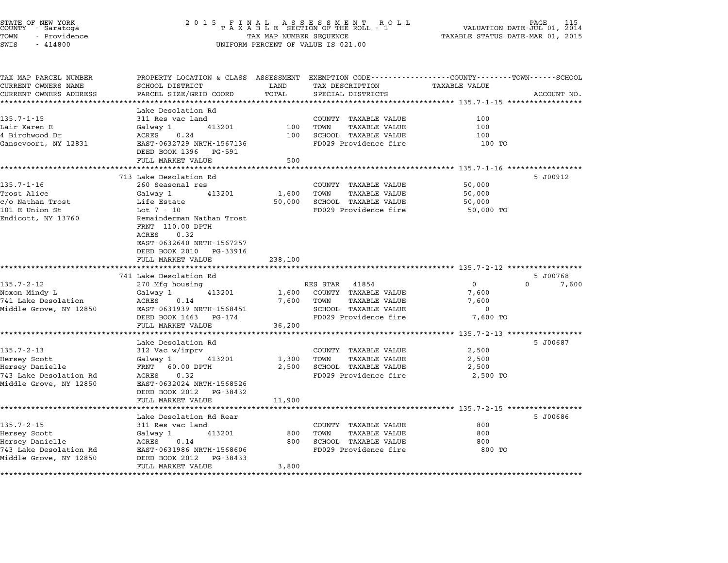STATE OF NEW YORK
COUNTY - Saratoga
TOWN - Providence
SWIS - 414800

# 2015 FINAL ASSESSMENT ROLL
## TAXABLE SECTION OF THE ROLL - 1
TAX MAP NUMBER SEQUENCE
UNIFORM PERCENT OF VALUE IS 021.00

VALUATION DATE-JUL 01, 2014
TAXABLE STATUS DATE-MAR 01, 2015

| TAX MAP PARCEL NUMBER / CURRENT OWNERS NAME / CURRENT OWNERS ADDRESS | PROPERTY LOCATION & CLASS / SCHOOL DISTRICT / PARCEL SIZE/GRID COORD | ASSESSMENT LAND / TOTAL | EXEMPTION CODE / TAX DESCRIPTION / SPECIAL DISTRICTS | COUNTY / TOWN / SCHOOL TAXABLE VALUE | ACCOUNT NO. |
|---|---|---|---|---|---|
| **135.7-1-15** | Lake Desolation Rd | | | | |
| 135.7-1-15 | 311 Res vac land | | COUNTY TAXABLE VALUE | 100 | |
| Lair Karen E | Galway 1 413201 | 100 | TOWN TAXABLE VALUE | 100 | |
| 4 Birchwood Dr | ACRES 0.24 | 100 | SCHOOL TAXABLE VALUE | 100 | |
| Gansevoort, NY 12831 | EAST-0632729 NRTH-1567136 | | FD029 Providence fire | 100 TO | |
| | DEED BOOK 1396 PG-591 | | | | |
| | FULL MARKET VALUE | 500 | | | |
| **135.7-1-16** | 713 Lake Desolation Rd | | | | 5 J00912 |
| 135.7-1-16 | 260 Seasonal res | | COUNTY TAXABLE VALUE | 50,000 | |
| Trost Alice | Galway 1 413201 | 1,600 | TOWN TAXABLE VALUE | 50,000 | |
| c/o Nathan Trost | Life Estate | 50,000 | SCHOOL TAXABLE VALUE | 50,000 | |
| 101 E Union St | Lot 7 - 10 | | FD029 Providence fire | 50,000 TO | |
| Endicott, NY 13760 | Remainderman Nathan Trost | | | | |
| | FRNT 110.00 DPTH | | | | |
| | ACRES 0.32 | | | | |
| | EAST-0632640 NRTH-1567257 | | | | |
| | DEED BOOK 2010 PG-33916 | | | | |
| | FULL MARKET VALUE | 238,100 | | | |
| **135.7-2-12** | 741 Lake Desolation Rd | | | | 5 J00768 |
| 135.7-2-12 | 270 Mfg housing | | RES STAR 41854 | 0 / 0 / 7,600 | |
| Noxon Mindy L | Galway 1 413201 | 1,600 | COUNTY TAXABLE VALUE | 7,600 | |
| 741 Lake Desolation | ACRES 0.14 | 7,600 | TOWN TAXABLE VALUE | 7,600 | |
| Middle Grove, NY 12850 | EAST-0631939 NRTH-1568451 | | SCHOOL TAXABLE VALUE | 0 | |
| | DEED BOOK 1463 PG-174 | | FD029 Providence fire | 7,600 TO | |
| | FULL MARKET VALUE | 36,200 | | | |
| **135.7-2-13** | Lake Desolation Rd | | | | 5 J00687 |
| 135.7-2-13 | 312 Vac w/imprv | | COUNTY TAXABLE VALUE | 2,500 | |
| Hersey Scott | Galway 1 413201 | 1,300 | TOWN TAXABLE VALUE | 2,500 | |
| Hersey Danielle | FRNT 60.00 DPTH | 2,500 | SCHOOL TAXABLE VALUE | 2,500 | |
| 743 Lake Desolation Rd | ACRES 0.32 | | FD029 Providence fire | 2,500 TO | |
| Middle Grove, NY 12850 | EAST-0632024 NRTH-1568526 | | | | |
| | DEED BOOK 2012 PG-38432 | | | | |
| | FULL MARKET VALUE | 11,900 | | | |
| **135.7-2-15** | Lake Desolation Rd Rear | | | | 5 J00686 |
| 135.7-2-15 | 311 Res vac land | | COUNTY TAXABLE VALUE | 800 | |
| Hersey Scott | Galway 1 413201 | 800 | TOWN TAXABLE VALUE | 800 | |
| Hersey Danielle | ACRES 0.14 | 800 | SCHOOL TAXABLE VALUE | 800 | |
| 743 Lake Desolation Rd | EAST-0631986 NRTH-1568606 | | FD029 Providence fire | 800 TO | |
| Middle Grove, NY 12850 | DEED BOOK 2012 PG-38433 | | | | |
| | FULL MARKET VALUE | 3,800 | | | |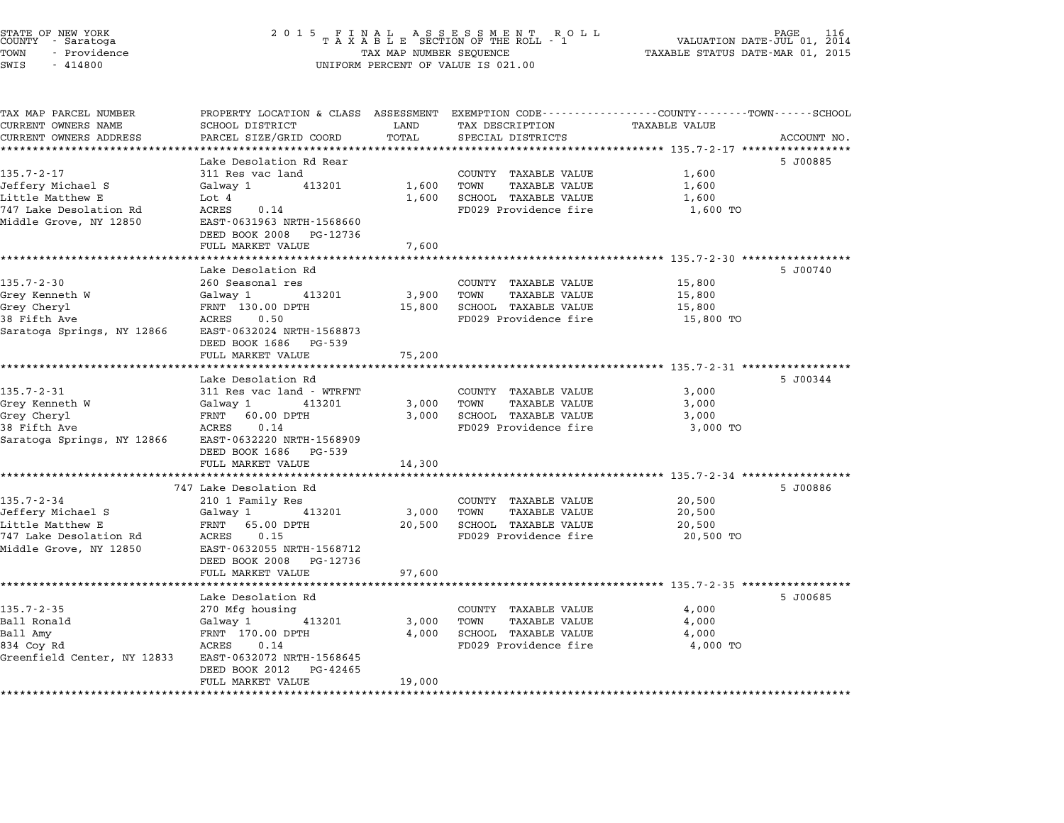STATE OF NEW YORK — 2015 FINAL ASSESSMENT ROLL — TAXABLE SECTION OF THE ROLL - 1
COUNTY - Saratoga — VALUATION DATE-JUL 01, 2014
TOWN - Providence — TAX MAP NUMBER SEQUENCE — TAXABLE STATUS DATE-MAR 01, 2015
SWIS - 414800 — UNIFORM PERCENT OF VALUE IS 021.00

| TAX MAP PARCEL NUMBER / CURRENT OWNERS NAME / CURRENT OWNERS ADDRESS | PROPERTY LOCATION & CLASS / SCHOOL DISTRICT / PARCEL SIZE/GRID COORD | ASSESSMENT LAND / TOTAL | EXEMPTION CODE / TAX DESCRIPTION / SPECIAL DISTRICTS | TAXABLE VALUE (COUNTY / TOWN / SCHOOL) | ACCOUNT NO. |
|---|---|---|---|---|---|
| 135.7-2-17 | Lake Desolation Rd Rear | | | | 5 J00885 |
| | 311 Res vac land | | COUNTY TAXABLE VALUE | 1,600 | |
| Jeffery Michael S | Galway 1 413201 | 1,600 | TOWN TAXABLE VALUE | 1,600 | |
| Little Matthew E | Lot 4 | 1,600 | SCHOOL TAXABLE VALUE | 1,600 | |
| 747 Lake Desolation Rd | ACRES 0.14 | | FD029 Providence fire | 1,600 TO | |
| Middle Grove, NY 12850 | EAST-0631963 NRTH-1568660 | | | | |
| | DEED BOOK 2008 PG-12736 | | | | |
| | FULL MARKET VALUE | 7,600 | | | |
| 135.7-2-30 | Lake Desolation Rd | | | | 5 J00740 |
| | 260 Seasonal res | | COUNTY TAXABLE VALUE | 15,800 | |
| Grey Kenneth W | Galway 1 413201 | 3,900 | TOWN TAXABLE VALUE | 15,800 | |
| Grey Cheryl | FRNT 130.00 DPTH | 15,800 | SCHOOL TAXABLE VALUE | 15,800 | |
| 38 Fifth Ave | ACRES 0.50 | | FD029 Providence fire | 15,800 TO | |
| Saratoga Springs, NY 12866 | EAST-0632024 NRTH-1568873 | | | | |
| | DEED BOOK 1686 PG-539 | | | | |
| | FULL MARKET VALUE | 75,200 | | | |
| 135.7-2-31 | Lake Desolation Rd | | | | 5 J00344 |
| | 311 Res vac land - WTRFNT | | COUNTY TAXABLE VALUE | 3,000 | |
| Grey Kenneth W | Galway 1 413201 | 3,000 | TOWN TAXABLE VALUE | 3,000 | |
| Grey Cheryl | FRNT 60.00 DPTH | 3,000 | SCHOOL TAXABLE VALUE | 3,000 | |
| 38 Fifth Ave | ACRES 0.14 | | FD029 Providence fire | 3,000 TO | |
| Saratoga Springs, NY 12866 | EAST-0632220 NRTH-1568909 | | | | |
| | DEED BOOK 1686 PG-539 | | | | |
| | FULL MARKET VALUE | 14,300 | | | |
| 135.7-2-34 | 747 Lake Desolation Rd | | | | 5 J00886 |
| | 210 1 Family Res | | COUNTY TAXABLE VALUE | 20,500 | |
| Jeffery Michael S | Galway 1 413201 | 3,000 | TOWN TAXABLE VALUE | 20,500 | |
| Little Matthew E | FRNT 65.00 DPTH | 20,500 | SCHOOL TAXABLE VALUE | 20,500 | |
| 747 Lake Desolation Rd | ACRES 0.15 | | FD029 Providence fire | 20,500 TO | |
| Middle Grove, NY 12850 | EAST-0632055 NRTH-1568712 | | | | |
| | DEED BOOK 2008 PG-12736 | | | | |
| | FULL MARKET VALUE | 97,600 | | | |
| 135.7-2-35 | Lake Desolation Rd | | | | 5 J00685 |
| | 270 Mfg housing | | COUNTY TAXABLE VALUE | 4,000 | |
| Ball Ronald | Galway 1 413201 | 3,000 | TOWN TAXABLE VALUE | 4,000 | |
| Ball Amy | FRNT 170.00 DPTH | 4,000 | SCHOOL TAXABLE VALUE | 4,000 | |
| 834 Coy Rd | ACRES 0.14 | | FD029 Providence fire | 4,000 TO | |
| Greenfield Center, NY 12833 | EAST-0632072 NRTH-1568645 | | | | |
| | DEED BOOK 2012 PG-42465 | | | | |
| | FULL MARKET VALUE | 19,000 | | | |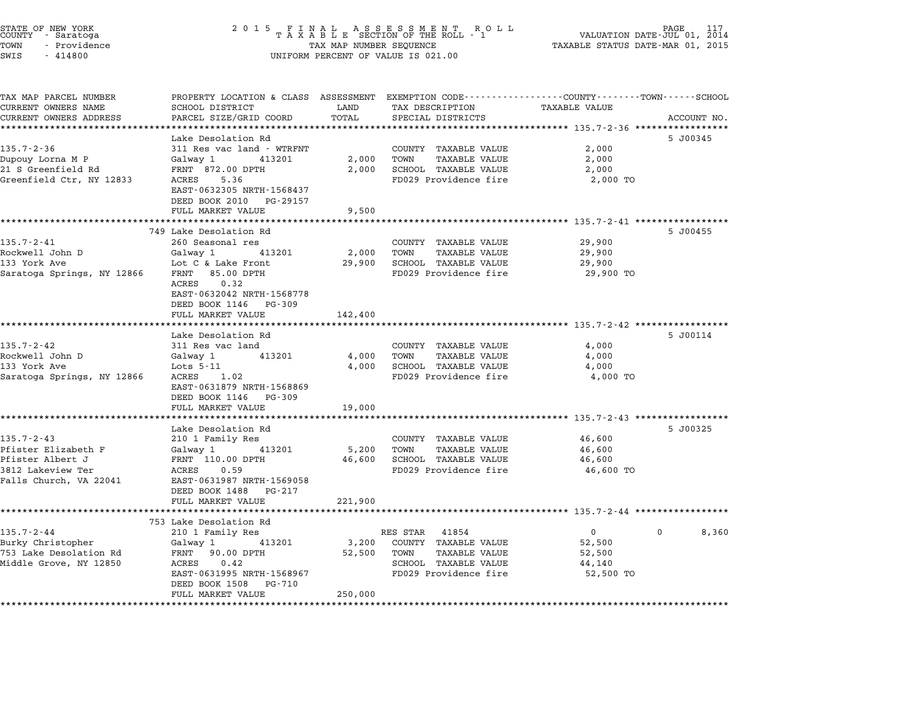STATE OF NEW YORK
COUNTY - Saratoga
TOWN - Providence
SWIS - 414800

2015 FINAL ASSESSMENT ROLL
TAXABLE SECTION OF THE ROLL - 1
TAX MAP NUMBER SEQUENCE
UNIFORM PERCENT OF VALUE IS 021.00

VALUATION DATE-JUL 01, 2014
TAXABLE STATUS DATE-MAR 01, 2015

| TAX MAP PARCEL NUMBER / CURRENT OWNERS NAME / CURRENT OWNERS ADDRESS | PROPERTY LOCATION & CLASS / SCHOOL DISTRICT / PARCEL SIZE/GRID COORD | ASSESSMENT LAND | TOTAL | EXEMPTION CODE / TAX DESCRIPTION / SPECIAL DISTRICTS | COUNTY TAXABLE VALUE | TOWN | SCHOOL | ACCOUNT NO. |
|---|---|---|---|---|---|---|---|---|
| **135.7-2-36** | Lake Desolation Rd | | | | | | | 5 J00345 |
| Dupouy Lorna M P | 311 Res vac land - WTRFNT | | | COUNTY TAXABLE VALUE | 2,000 | | | |
| 21 S Greenfield Rd | Galway 1 413201 | 2,000 | | TOWN TAXABLE VALUE | 2,000 | | | |
| Greenfield Ctr, NY 12833 | FRNT 872.00 DPTH | | 2,000 | SCHOOL TAXABLE VALUE | 2,000 | | | |
| | ACRES 5.36 | | | FD029 Providence fire | 2,000 TO | | | |
| | EAST-0632305 NRTH-1568437 | | | | | | | |
| | DEED BOOK 2010 PG-29157 | | | | | | | |
| | FULL MARKET VALUE | | 9,500 | | | | | |
| **135.7-2-41** | 749 Lake Desolation Rd | | | | | | | 5 J00455 |
| Rockwell John D | 260 Seasonal res | | | COUNTY TAXABLE VALUE | 29,900 | | | |
| 133 York Ave | Galway 1 413201 | 2,000 | | TOWN TAXABLE VALUE | 29,900 | | | |
| Saratoga Springs, NY 12866 | Lot C & Lake Front | | 29,900 | SCHOOL TAXABLE VALUE | 29,900 | | | |
| | FRNT 85.00 DPTH | | | FD029 Providence fire | 29,900 TO | | | |
| | ACRES 0.32 | | | | | | | |
| | EAST-0632042 NRTH-1568778 | | | | | | | |
| | DEED BOOK 1146 PG-309 | | | | | | | |
| | FULL MARKET VALUE | | 142,400 | | | | | |
| **135.7-2-42** | Lake Desolation Rd | | | | | | | 5 J00114 |
| Rockwell John D | 311 Res vac land | | | COUNTY TAXABLE VALUE | 4,000 | | | |
| 133 York Ave | Galway 1 413201 | 4,000 | | TOWN TAXABLE VALUE | 4,000 | | | |
| Saratoga Springs, NY 12866 | Lots 5-11 | | 4,000 | SCHOOL TAXABLE VALUE | 4,000 | | | |
| | ACRES 1.02 | | | FD029 Providence fire | 4,000 TO | | | |
| | EAST-0631879 NRTH-1568869 | | | | | | | |
| | DEED BOOK 1146 PG-309 | | | | | | | |
| | FULL MARKET VALUE | | 19,000 | | | | | |
| **135.7-2-43** | Lake Desolation Rd | | | | | | | 5 J00325 |
| Pfister Elizabeth F | 210 1 Family Res | | | COUNTY TAXABLE VALUE | 46,600 | | | |
| Pfister Albert J | Galway 1 413201 | 5,200 | | TOWN TAXABLE VALUE | 46,600 | | | |
| 3812 Lakeview Ter | FRNT 110.00 DPTH | | 46,600 | SCHOOL TAXABLE VALUE | 46,600 | | | |
| Falls Church, VA 22041 | ACRES 0.59 | | | FD029 Providence fire | 46,600 TO | | | |
| | EAST-0631987 NRTH-1569058 | | | | | | | |
| | DEED BOOK 1488 PG-217 | | | | | | | |
| | FULL MARKET VALUE | | 221,900 | | | | | |
| **135.7-2-44** | 753 Lake Desolation Rd | | | | | | | |
| Burky Christopher | 210 1 Family Res | | | RES STAR 41854 | 0 | 0 | 8,360 | |
| 753 Lake Desolation Rd | Galway 1 413201 | 3,200 | | COUNTY TAXABLE VALUE | 52,500 | | | |
| Middle Grove, NY 12850 | FRNT 90.00 DPTH | | 52,500 | TOWN TAXABLE VALUE | 52,500 | | | |
| | ACRES 0.42 | | | SCHOOL TAXABLE VALUE | 44,140 | | | |
| | EAST-0631995 NRTH-1568967 | | | FD029 Providence fire | 52,500 TO | | | |
| | DEED BOOK 1508 PG-710 | | | | | | | |
| | FULL MARKET VALUE | | 250,000 | | | | | |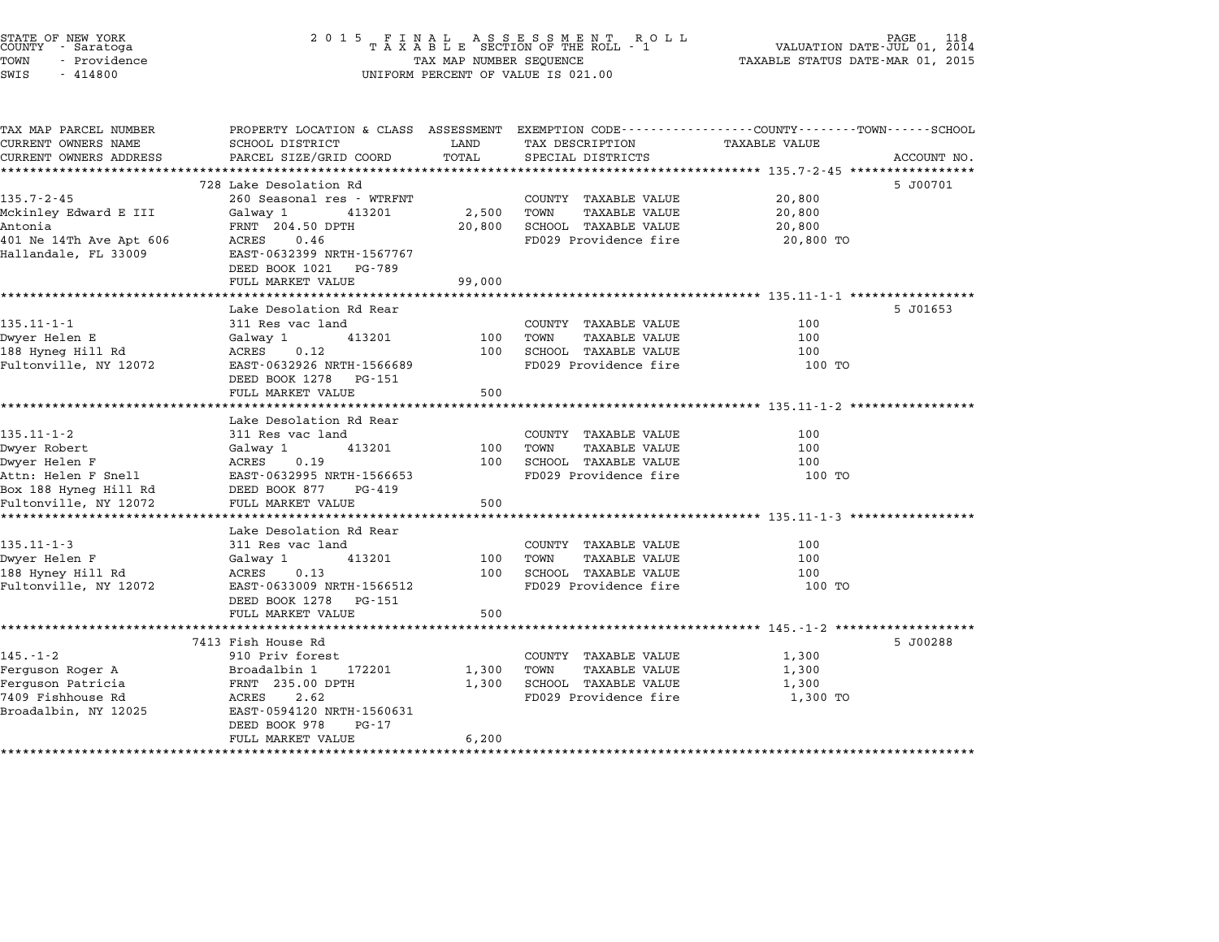STATE OF NEW YORK
COUNTY - Saratoga
TOWN - Providence
SWIS - 414800

2 0 1 5 F I N A L A S S E S S M E N T R O L L
T A X A B L E SECTION OF THE ROLL - 1
TAX MAP NUMBER SEQUENCE
UNIFORM PERCENT OF VALUE IS 021.00

VALUATION DATE-JUL 01, 2014
TAXABLE STATUS DATE-MAR 01, 2015

| TAX MAP PARCEL NUMBER / CURRENT OWNERS NAME / CURRENT OWNERS ADDRESS | PROPERTY LOCATION & CLASS / SCHOOL DISTRICT / PARCEL SIZE/GRID COORD | ASSESSMENT LAND / TOTAL | EXEMPTION CODE / TAX DESCRIPTION / SPECIAL DISTRICTS | COUNTY / TOWN / SCHOOL TAXABLE VALUE | ACCOUNT NO. |
|---|---|---|---|---|---|
| **135.7-2-45** | 728 Lake Desolation Rd | | | | 5 J00701 |
| 135.7-2-45 | 260 Seasonal res - WTRFNT | | COUNTY TAXABLE VALUE | 20,800 | |
| Mckinley Edward E III | Galway 1 413201 | 2,500 | TOWN TAXABLE VALUE | 20,800 | |
| Antonia | FRNT 204.50 DPTH | 20,800 | SCHOOL TAXABLE VALUE | 20,800 | |
| 401 Ne 14Th Ave Apt 606 | ACRES 0.46 | | FD029 Providence fire | 20,800 TO | |
| Hallandale, FL 33009 | EAST-0632399 NRTH-1567767 | | | | |
| | DEED BOOK 1021 PG-789 | | | | |
| | FULL MARKET VALUE | 99,000 | | | |
| **135.11-1-1** | Lake Desolation Rd Rear | | | | 5 J01653 |
| 135.11-1-1 | 311 Res vac land | | COUNTY TAXABLE VALUE | 100 | |
| Dwyer Helen E | Galway 1 413201 | 100 | TOWN TAXABLE VALUE | 100 | |
| 188 Hyneg Hill Rd | ACRES 0.12 | 100 | SCHOOL TAXABLE VALUE | 100 | |
| Fultonville, NY 12072 | EAST-0632926 NRTH-1566689 | | FD029 Providence fire | 100 TO | |
| | DEED BOOK 1278 PG-151 | | | | |
| | FULL MARKET VALUE | 500 | | | |
| **135.11-1-2** | Lake Desolation Rd Rear | | | | |
| 135.11-1-2 | 311 Res vac land | | COUNTY TAXABLE VALUE | 100 | |
| Dwyer Robert | Galway 1 413201 | 100 | TOWN TAXABLE VALUE | 100 | |
| Dwyer Helen F | ACRES 0.19 | 100 | SCHOOL TAXABLE VALUE | 100 | |
| Attn: Helen F Snell | EAST-0632995 NRTH-1566653 | | FD029 Providence fire | 100 TO | |
| Box 188 Hyneg Hill Rd | DEED BOOK 877 PG-419 | | | | |
| Fultonville, NY 12072 | FULL MARKET VALUE | 500 | | | |
| **135.11-1-3** | Lake Desolation Rd Rear | | | | |
| 135.11-1-3 | 311 Res vac land | | COUNTY TAXABLE VALUE | 100 | |
| Dwyer Helen F | Galway 1 413201 | 100 | TOWN TAXABLE VALUE | 100 | |
| 188 Hyney Hill Rd | ACRES 0.13 | 100 | SCHOOL TAXABLE VALUE | 100 | |
| Fultonville, NY 12072 | EAST-0633009 NRTH-1566512 | | FD029 Providence fire | 100 TO | |
| | DEED BOOK 1278 PG-151 | | | | |
| | FULL MARKET VALUE | 500 | | | |
| **145.-1-2** | 7413 Fish House Rd | | | | 5 J00288 |
| 145.-1-2 | 910 Priv forest | | COUNTY TAXABLE VALUE | 1,300 | |
| Ferguson Roger A | Broadalbin 1 172201 | 1,300 | TOWN TAXABLE VALUE | 1,300 | |
| Ferguson Patricia | FRNT 235.00 DPTH | 1,300 | SCHOOL TAXABLE VALUE | 1,300 | |
| 7409 Fishhouse Rd | ACRES 2.62 | | FD029 Providence fire | 1,300 TO | |
| Broadalbin, NY 12025 | EAST-0594120 NRTH-1560631 | | | | |
| | DEED BOOK 978 PG-17 | | | | |
| | FULL MARKET VALUE | 6,200 | | | |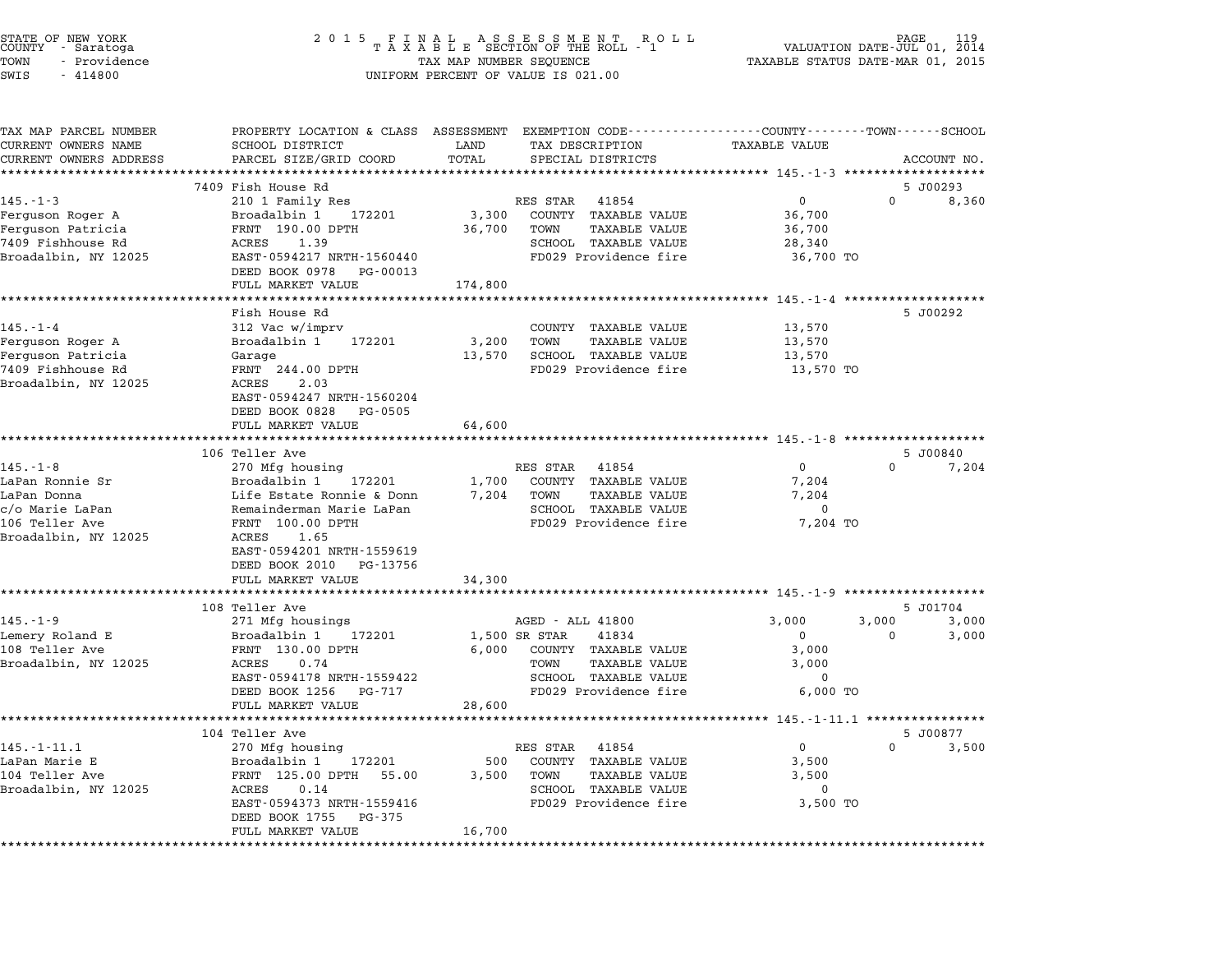STATE OF NEW YORK
COUNTY - Saratoga
TOWN - Providence
SWIS - 414800

2 0 1 5 F I N A L A S S E S S M E N T R O L L
T A X A B L E SECTION OF THE ROLL - 1
TAX MAP NUMBER SEQUENCE
UNIFORM PERCENT OF VALUE IS 021.00

VALUATION DATE-JUL 01, 2014
TAXABLE STATUS DATE-MAR 01, 2015

| TAX MAP PARCEL NUMBER / CURRENT OWNERS NAME / CURRENT OWNERS ADDRESS | PROPERTY LOCATION & CLASS / SCHOOL DISTRICT / PARCEL SIZE/GRID COORD | ASSESSMENT LAND / TOTAL | EXEMPTION CODE / TAX DESCRIPTION / SPECIAL DISTRICTS | COUNTY | TOWN | SCHOOL | ACCOUNT NO. |
|---|---|---|---|---|---|---|---|
| **145.-1-3** | 7409 Fish House Rd | | | | | | 5 J00293 |
| Ferguson Roger A | 210 1 Family Res | | RES STAR 41854 | 0 | 0 | 8,360 | |
| Ferguson Patricia | Broadalbin 1 172201 | 3,300 | COUNTY TAXABLE VALUE | 36,700 | | | |
| 7409 Fishhouse Rd | FRNT 190.00 DPTH | 36,700 | TOWN TAXABLE VALUE | | 36,700 | | |
| Broadalbin, NY 12025 | ACRES 1.39 | | SCHOOL TAXABLE VALUE | | | 28,340 | |
| | EAST-0594217 NRTH-1560440 | | FD029 Providence fire | 36,700 TO | | | |
| | DEED BOOK 0978 PG-00013 | | | | | | |
| | FULL MARKET VALUE | 174,800 | | | | | |
| **145.-1-4** | Fish House Rd | | | | | | 5 J00292 |
| Ferguson Roger A | 312 Vac w/imprv | | COUNTY TAXABLE VALUE | 13,570 | | | |
| Ferguson Patricia | Broadalbin 1 172201 | 3,200 | TOWN TAXABLE VALUE | | 13,570 | | |
| 7409 Fishhouse Rd | Garage | 13,570 | SCHOOL TAXABLE VALUE | | | 13,570 | |
| Broadalbin, NY 12025 | FRNT 244.00 DPTH | | FD029 Providence fire | 13,570 TO | | | |
| | ACRES 2.03 | | | | | | |
| | EAST-0594247 NRTH-1560204 | | | | | | |
| | DEED BOOK 0828 PG-0505 | | | | | | |
| | FULL MARKET VALUE | 64,600 | | | | | |
| **145.-1-8** | 106 Teller Ave | | | | | | 5 J00840 |
| LaPan Ronnie Sr | 270 Mfg housing | | RES STAR 41854 | 0 | 0 | 7,204 | |
| LaPan Donna | Broadalbin 1 172201 | 1,700 | COUNTY TAXABLE VALUE | 7,204 | | | |
| c/o Marie LaPan | Life Estate Ronnie & Donn | 7,204 | TOWN TAXABLE VALUE | | 7,204 | | |
| 106 Teller Ave | Remainderman Marie LaPan | | SCHOOL TAXABLE VALUE | | | 0 | |
| Broadalbin, NY 12025 | FRNT 100.00 DPTH | | FD029 Providence fire | 7,204 TO | | | |
| | ACRES 1.65 | | | | | | |
| | EAST-0594201 NRTH-1559619 | | | | | | |
| | DEED BOOK 2010 PG-13756 | | | | | | |
| | FULL MARKET VALUE | 34,300 | | | | | |
| **145.-1-9** | 108 Teller Ave | | | | | | 5 J01704 |
| Lemery Roland E | 271 Mfg housings | | AGED - ALL 41800 | 3,000 | 3,000 | 3,000 | |
| 108 Teller Ave | Broadalbin 1 172201 | 1,500 | SR STAR 41834 | 0 | 0 | 3,000 | |
| Broadalbin, NY 12025 | FRNT 130.00 DPTH | 6,000 | COUNTY TAXABLE VALUE | 3,000 | | | |
| | ACRES 0.74 | | TOWN TAXABLE VALUE | | 3,000 | | |
| | EAST-0594178 NRTH-1559422 | | SCHOOL TAXABLE VALUE | | | 0 | |
| | DEED BOOK 1256 PG-717 | | FD029 Providence fire | 6,000 TO | | | |
| | FULL MARKET VALUE | 28,600 | | | | | |
| **145.-1-11.1** | 104 Teller Ave | | | | | | 5 J00877 |
| LaPan Marie E | 270 Mfg housing | | RES STAR 41854 | 0 | 0 | 3,500 | |
| 104 Teller Ave | Broadalbin 1 172201 | 500 | COUNTY TAXABLE VALUE | 3,500 | | | |
| Broadalbin, NY 12025 | FRNT 125.00 DPTH 55.00 | 3,500 | TOWN TAXABLE VALUE | | 3,500 | | |
| | ACRES 0.14 | | SCHOOL TAXABLE VALUE | | | 0 | |
| | EAST-0594373 NRTH-1559416 | | FD029 Providence fire | 3,500 TO | | | |
| | DEED BOOK 1755 PG-375 | | | | | | |
| | FULL MARKET VALUE | 16,700 | | | | | |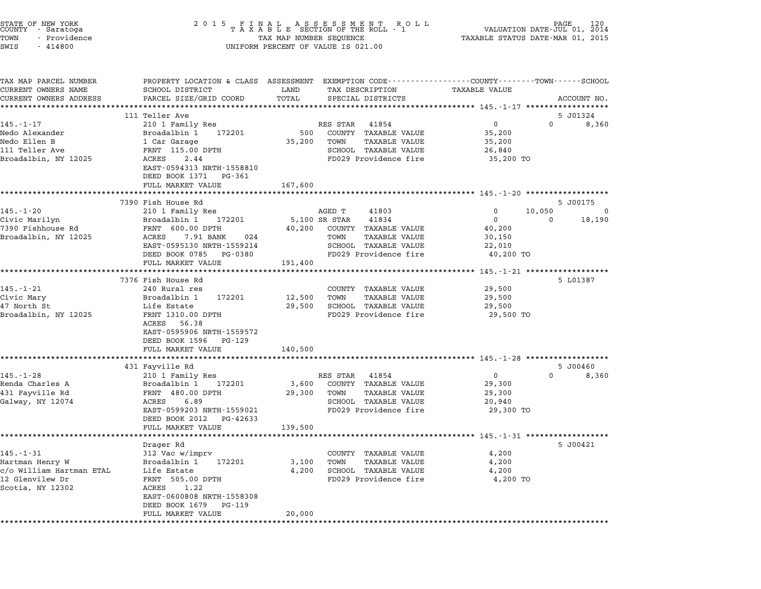STATE OF NEW YORK
COUNTY - Saratoga
TOWN - Providence
SWIS - 414800

2015 FINAL ASSESSMENT ROLL
TAXABLE SECTION OF THE ROLL - 1
TAX MAP NUMBER SEQUENCE
UNIFORM PERCENT OF VALUE IS 021.00

VALUATION DATE-JUL 01, 2014
TAXABLE STATUS DATE-MAR 01, 2015

| TAX MAP PARCEL NUMBER / CURRENT OWNERS NAME / CURRENT OWNERS ADDRESS | PROPERTY LOCATION & CLASS / SCHOOL DISTRICT / PARCEL SIZE/GRID COORD | ASSESSMENT LAND / TOTAL | EXEMPTION CODE / TAX DESCRIPTION / SPECIAL DISTRICTS | COUNTY TAXABLE VALUE | TOWN | SCHOOL | ACCOUNT NO. |
|---|---|---|---|---|---|---|---|
| **145.-1-17** | 111 Teller Ave | | | | | | 5 J01324 |
| 145.-1-17 | 210 1 Family Res | | RES STAR 41854 | 0 | 0 | 8,360 | |
| Nedo Alexander | Broadalbin 1 172201 | 500 | COUNTY TAXABLE VALUE | 35,200 | | | |
| Nedo Ellen B | 1 Car Garage | 35,200 | TOWN TAXABLE VALUE | 35,200 | | | |
| 111 Teller Ave | FRNT 115.00 DPTH | | SCHOOL TAXABLE VALUE | 26,840 | | | |
| Broadalbin, NY 12025 | ACRES 2.44 | | FD029 Providence fire | 35,200 TO | | | |
| | EAST-0594313 NRTH-1558810 | | | | | | |
| | DEED BOOK 1371 PG-361 | | | | | | |
| | FULL MARKET VALUE | 167,600 | | | | | |
| **145.-1-20** | 7390 Fish House Rd | | | | | | 5 J00175 |
| 145.-1-20 | 210 1 Family Res | | AGED T 41803 | 0 | 10,050 | 0 | |
| Civic Marilyn | Broadalbin 1 172201 | 5,100 | SR STAR 41834 | 0 | 0 | 18,190 | |
| 7390 Fishhouse Rd | FRNT 600.00 DPTH | 40,200 | COUNTY TAXABLE VALUE | 40,200 | | | |
| Broadalbin, NY 12025 | ACRES 7.91 BANK 024 | | TOWN TAXABLE VALUE | 30,150 | | | |
| | EAST-0595130 NRTH-1559214 | | SCHOOL TAXABLE VALUE | 22,010 | | | |
| | DEED BOOK 0785 PG-0380 | | FD029 Providence fire | 40,200 TO | | | |
| | FULL MARKET VALUE | 191,400 | | | | | |
| **145.-1-21** | 7376 Fish House Rd | | | | | | 5 L01387 |
| 145.-1-21 | 240 Rural res | | COUNTY TAXABLE VALUE | 29,500 | | | |
| Civic Mary | Broadalbin 1 172201 | 12,500 | TOWN TAXABLE VALUE | 29,500 | | | |
| 47 North St | Life Estate | 29,500 | SCHOOL TAXABLE VALUE | 29,500 | | | |
| Broadalbin, NY 12025 | FRNT 1310.00 DPTH | | FD029 Providence fire | 29,500 TO | | | |
| | ACRES 56.38 | | | | | | |
| | EAST-0595906 NRTH-1559572 | | | | | | |
| | DEED BOOK 1596 PG-129 | | | | | | |
| | FULL MARKET VALUE | 140,500 | | | | | |
| **145.-1-28** | 431 Fayville Rd | | | | | | 5 J00460 |
| 145.-1-28 | 210 1 Family Res | | RES STAR 41854 | 0 | 0 | 8,360 | |
| Renda Charles A | Broadalbin 1 172201 | 3,600 | COUNTY TAXABLE VALUE | 29,300 | | | |
| 431 Fayville Rd | FRNT 480.00 DPTH | 29,300 | TOWN TAXABLE VALUE | 29,300 | | | |
| Galway, NY 12074 | ACRES 6.89 | | SCHOOL TAXABLE VALUE | 20,940 | | | |
| | EAST-0599203 NRTH-1559021 | | FD029 Providence fire | 29,300 TO | | | |
| | DEED BOOK 2012 PG-42633 | | | | | | |
| | FULL MARKET VALUE | 139,500 | | | | | |
| **145.-1-31** | Drager Rd | | | | | | 5 J00421 |
| 145.-1-31 | 312 Vac w/imprv | | COUNTY TAXABLE VALUE | 4,200 | | | |
| Hartman Henry W | Broadalbin 1 172201 | 3,100 | TOWN TAXABLE VALUE | 4,200 | | | |
| c/o William Hartman ETAL | Life Estate | 4,200 | SCHOOL TAXABLE VALUE | 4,200 | | | |
| 12 Glenvilew Dr | FRNT 505.00 DPTH | | FD029 Providence fire | 4,200 TO | | | |
| Scotia, NY 12302 | ACRES 1.22 | | | | | | |
| | EAST-0600808 NRTH-1558308 | | | | | | |
| | DEED BOOK 1679 PG-119 | | | | | | |
| | FULL MARKET VALUE | 20,000 | | | | | |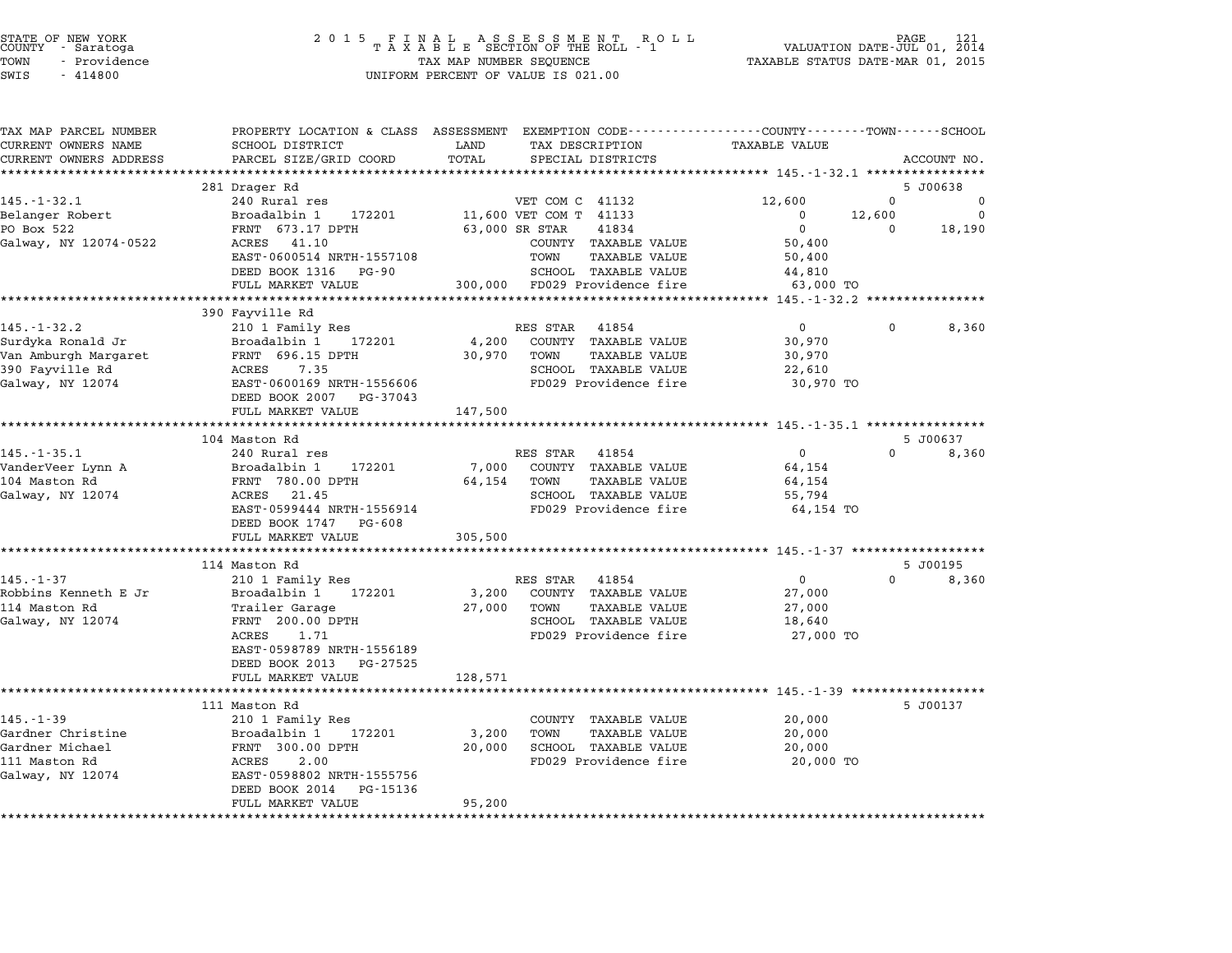STATE OF NEW YORK
COUNTY - Saratoga
TOWN - Providence
SWIS - 414800

2015 FINAL ASSESSMENT ROLL
TAXABLE SECTION OF THE ROLL - 1
TAX MAP NUMBER SEQUENCE
UNIFORM PERCENT OF VALUE IS 021.00

VALUATION DATE-JUL 01, 2014
TAXABLE STATUS DATE-MAR 01, 2015

| TAX MAP PARCEL NUMBER / CURRENT OWNERS NAME / CURRENT OWNERS ADDRESS | PROPERTY LOCATION & CLASS / SCHOOL DISTRICT / PARCEL SIZE/GRID COORD | ASSESSMENT LAND / TOTAL | EXEMPTION CODE / TAX DESCRIPTION / SPECIAL DISTRICTS | COUNTY TAXABLE VALUE | TOWN | SCHOOL / ACCOUNT NO. |
|---|---|---|---|---|---|---|
| **145.-1-32.1** | 281 Drager Rd | | | | | 5 J00638 |
| Belanger Robert | 240 Rural res | | VET COM C 41132 | 12,600 | 0 | 0 |
| PO Box 522 | Broadalbin 1 172201 | 11,600 | VET COM T 41133 | 0 | 12,600 | 0 |
| Galway, NY 12074-0522 | FRNT 673.17 DPTH | 63,000 | SR STAR 41834 | 0 | 0 | 18,190 |
| | ACRES 41.10 | | COUNTY TAXABLE VALUE | 50,400 | | |
| | EAST-0600514 NRTH-1557108 | | TOWN TAXABLE VALUE | 50,400 | | |
| | DEED BOOK 1316 PG-90 | | SCHOOL TAXABLE VALUE | 44,810 | | |
| | FULL MARKET VALUE | 300,000 | FD029 Providence fire | 63,000 TO | | |
| **145.-1-32.2** | 390 Fayville Rd | | | | | |
| Surdyka Ronald Jr | 210 1 Family Res | | RES STAR 41854 | 0 | 0 | 8,360 |
| Van Amburgh Margaret | Broadalbin 1 172201 | 4,200 | COUNTY TAXABLE VALUE | 30,970 | | |
| 390 Fayville Rd | FRNT 696.15 DPTH | 30,970 | TOWN TAXABLE VALUE | 30,970 | | |
| Galway, NY 12074 | ACRES 7.35 | | SCHOOL TAXABLE VALUE | 22,610 | | |
| | EAST-0600169 NRTH-1556606 | | FD029 Providence fire | 30,970 TO | | |
| | DEED BOOK 2007 PG-37043 | | | | | |
| | FULL MARKET VALUE | 147,500 | | | | |
| **145.-1-35.1** | 104 Maston Rd | | | | | 5 J00637 |
| VanderVeer Lynn A | 240 Rural res | | RES STAR 41854 | 0 | 0 | 8,360 |
| 104 Maston Rd | Broadalbin 1 172201 | 7,000 | COUNTY TAXABLE VALUE | 64,154 | | |
| Galway, NY 12074 | FRNT 780.00 DPTH | 64,154 | TOWN TAXABLE VALUE | 64,154 | | |
| | ACRES 21.45 | | SCHOOL TAXABLE VALUE | 55,794 | | |
| | EAST-0599444 NRTH-1556914 | | FD029 Providence fire | 64,154 TO | | |
| | DEED BOOK 1747 PG-608 | | | | | |
| | FULL MARKET VALUE | 305,500 | | | | |
| **145.-1-37** | 114 Maston Rd | | | | | 5 J00195 |
| Robbins Kenneth E Jr | 210 1 Family Res | | RES STAR 41854 | 0 | 0 | 8,360 |
| 114 Maston Rd | Broadalbin 1 172201 | 3,200 | COUNTY TAXABLE VALUE | 27,000 | | |
| Galway, NY 12074 | Trailer Garage | 27,000 | TOWN TAXABLE VALUE | 27,000 | | |
| | FRNT 200.00 DPTH | | SCHOOL TAXABLE VALUE | 18,640 | | |
| | ACRES 1.71 | | FD029 Providence fire | 27,000 TO | | |
| | EAST-0598789 NRTH-1556189 | | | | | |
| | DEED BOOK 2013 PG-27525 | | | | | |
| | FULL MARKET VALUE | 128,571 | | | | |
| **145.-1-39** | 111 Maston Rd | | | | | 5 J00137 |
| Gardner Christine | 210 1 Family Res | | COUNTY TAXABLE VALUE | 20,000 | | |
| Gardner Michael | Broadalbin 1 172201 | 3,200 | TOWN TAXABLE VALUE | 20,000 | | |
| 111 Maston Rd | FRNT 300.00 DPTH | 20,000 | SCHOOL TAXABLE VALUE | 20,000 | | |
| Galway, NY 12074 | ACRES 2.00 | | FD029 Providence fire | 20,000 TO | | |
| | EAST-0598802 NRTH-1555756 | | | | | |
| | DEED BOOK 2014 PG-15136 | | | | | |
| | FULL MARKET VALUE | 95,200 | | | | |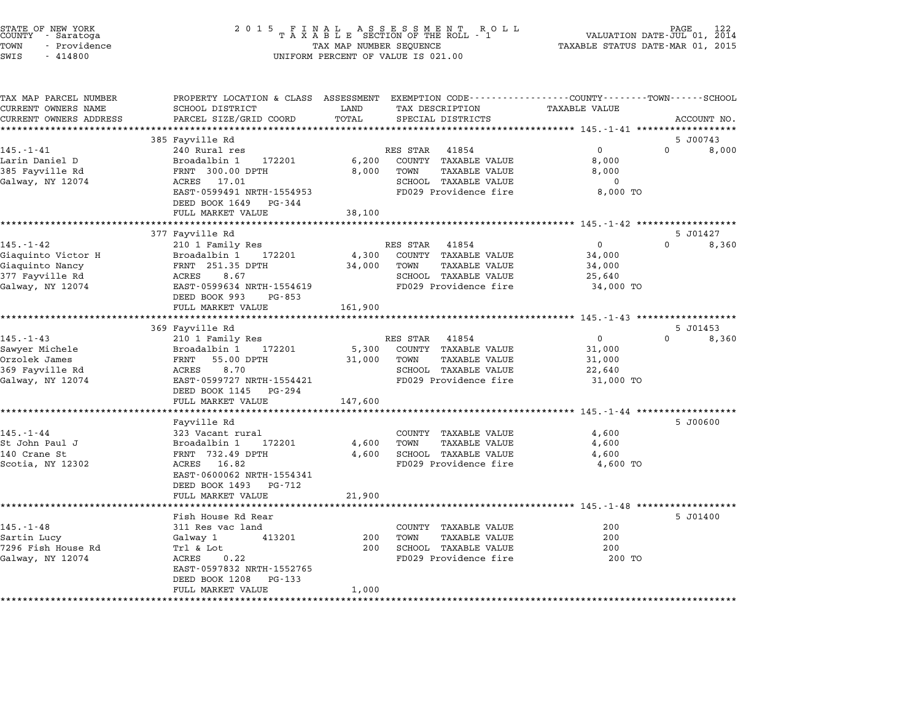STATE OF NEW YORK
COUNTY - Saratoga
TOWN - Providence
SWIS - 414800

2015 FINAL ASSESSMENT ROLL
TAXABLE SECTION OF THE ROLL - 1
TAX MAP NUMBER SEQUENCE
UNIFORM PERCENT OF VALUE IS 021.00

VALUATION DATE-JUL 01, 2014
TAXABLE STATUS DATE-MAR 01, 2015

| TAX MAP PARCEL NUMBER / CURRENT OWNERS NAME / CURRENT OWNERS ADDRESS | PROPERTY LOCATION & CLASS / SCHOOL DISTRICT / PARCEL SIZE/GRID COORD | ASSESSMENT LAND / TOTAL | EXEMPTION CODE / TAX DESCRIPTION / SPECIAL DISTRICTS | COUNTY / TOWN / SCHOOL TAXABLE VALUE | ACCOUNT NO. |
|---|---|---|---|---|---|
| **145.-1-41** | 385 Fayville Rd | | | | 5 J00743 |
| 145.-1-41 | 240 Rural res | | RES STAR 41854 | 0 | 0 8,000 |
| Larin Daniel D | Broadalbin 1 172201 | 6,200 | COUNTY TAXABLE VALUE | 8,000 | |
| 385 Fayville Rd | FRNT 300.00 DPTH | 8,000 | TOWN TAXABLE VALUE | 8,000 | |
| Galway, NY 12074 | ACRES 17.01 | | SCHOOL TAXABLE VALUE | 0 | |
| | EAST-0599491 NRTH-1554953 | | FD029 Providence fire | 8,000 TO | |
| | DEED BOOK 1649 PG-344 | | | | |
| | FULL MARKET VALUE | 38,100 | | | |
| **145.-1-42** | 377 Fayville Rd | | | | 5 J01427 |
| 145.-1-42 | 210 1 Family Res | | RES STAR 41854 | 0 | 0 8,360 |
| Giaquinto Victor H | Broadalbin 1 172201 | 4,300 | COUNTY TAXABLE VALUE | 34,000 | |
| Giaquinto Nancy | FRNT 251.35 DPTH | 34,000 | TOWN TAXABLE VALUE | 34,000 | |
| 377 Fayville Rd | ACRES 8.67 | | SCHOOL TAXABLE VALUE | 25,640 | |
| Galway, NY 12074 | EAST-0599634 NRTH-1554619 | | FD029 Providence fire | 34,000 TO | |
| | DEED BOOK 993 PG-853 | | | | |
| | FULL MARKET VALUE | 161,900 | | | |
| **145.-1-43** | 369 Fayville Rd | | | | 5 J01453 |
| 145.-1-43 | 210 1 Family Res | | RES STAR 41854 | 0 | 0 8,360 |
| Sawyer Michele | Broadalbin 1 172201 | 5,300 | COUNTY TAXABLE VALUE | 31,000 | |
| Orzolek James | FRNT 55.00 DPTH | 31,000 | TOWN TAXABLE VALUE | 31,000 | |
| 369 Fayville Rd | ACRES 8.70 | | SCHOOL TAXABLE VALUE | 22,640 | |
| Galway, NY 12074 | EAST-0599727 NRTH-1554421 | | FD029 Providence fire | 31,000 TO | |
| | DEED BOOK 1145 PG-294 | | | | |
| | FULL MARKET VALUE | 147,600 | | | |
| **145.-1-44** | Fayville Rd | | | | 5 J00600 |
| 145.-1-44 | 323 Vacant rural | | COUNTY TAXABLE VALUE | 4,600 | |
| St John Paul J | Broadalbin 1 172201 | 4,600 | TOWN TAXABLE VALUE | 4,600 | |
| 140 Crane St | FRNT 732.49 DPTH | 4,600 | SCHOOL TAXABLE VALUE | 4,600 | |
| Scotia, NY 12302 | ACRES 16.82 | | FD029 Providence fire | 4,600 TO | |
| | EAST-0600062 NRTH-1554341 | | | | |
| | DEED BOOK 1493 PG-712 | | | | |
| | FULL MARKET VALUE | 21,900 | | | |
| **145.-1-48** | Fish House Rd Rear | | | | 5 J01400 |
| 145.-1-48 | 311 Res vac land | | COUNTY TAXABLE VALUE | 200 | |
| Sartin Lucy | Galway 1 413201 | 200 | TOWN TAXABLE VALUE | 200 | |
| 7296 Fish House Rd | Trl & Lot | 200 | SCHOOL TAXABLE VALUE | 200 | |
| Galway, NY 12074 | ACRES 0.22 | | FD029 Providence fire | 200 TO | |
| | EAST-0597832 NRTH-1552765 | | | | |
| | DEED BOOK 1208 PG-133 | | | | |
| | FULL MARKET VALUE | 1,000 | | | |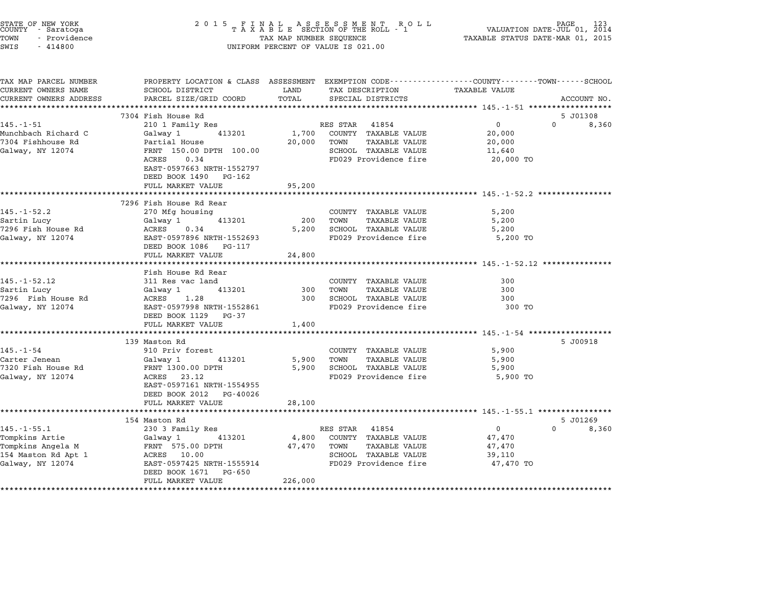STATE OF NEW YORK
COUNTY - Saratoga
TOWN - Providence
SWIS - 414800

2015 FINAL ASSESSMENT ROLL
TAXABLE SECTION OF THE ROLL - 1
TAX MAP NUMBER SEQUENCE
UNIFORM PERCENT OF VALUE IS 021.00

VALUATION DATE-JUL 01, 2014
TAXABLE STATUS DATE-MAR 01, 2015

| TAX MAP PARCEL NUMBER / CURRENT OWNERS NAME / CURRENT OWNERS ADDRESS | PROPERTY LOCATION & CLASS / SCHOOL DISTRICT / PARCEL SIZE/GRID COORD | ASSESSMENT LAND / TOTAL | EXEMPTION CODE / TAX DESCRIPTION / SPECIAL DISTRICTS | COUNTY / TAXABLE VALUE | TOWN | SCHOOL / ACCOUNT NO. |
|---|---|---|---|---|---|---|
| | 7304 Fish House Rd | | | | | 5 J01308 |
| 145.-1-51 | 210 1 Family Res | | RES STAR 41854 | 0 | 0 | 8,360 |
| Munchbach Richard C | Galway 1 413201 | 1,700 | COUNTY TAXABLE VALUE | 20,000 | | |
| 7304 Fishhouse Rd | Partial House | 20,000 | TOWN TAXABLE VALUE | 20,000 | | |
| Galway, NY 12074 | FRNT 150.00 DPTH 100.00 | | SCHOOL TAXABLE VALUE | 11,640 | | |
| | ACRES 0.34 | | FD029 Providence fire | 20,000 TO | | |
| | EAST-0597663 NRTH-1552797 | | | | | |
| | DEED BOOK 1490 PG-162 | | | | | |
| | FULL MARKET VALUE | 95,200 | | | | |
| | 7296 Fish House Rd Rear | | | | | |
| 145.-1-52.2 | 270 Mfg housing | | COUNTY TAXABLE VALUE | 5,200 | | |
| Sartin Lucy | Galway 1 413201 | 200 | TOWN TAXABLE VALUE | 5,200 | | |
| 7296 Fish House Rd | ACRES 0.34 | 5,200 | SCHOOL TAXABLE VALUE | 5,200 | | |
| Galway, NY 12074 | EAST-0597896 NRTH-1552693 | | FD029 Providence fire | 5,200 TO | | |
| | DEED BOOK 1086 PG-117 | | | | | |
| | FULL MARKET VALUE | 24,800 | | | | |
| | Fish House Rd Rear | | | | | |
| 145.-1-52.12 | 311 Res vac land | | COUNTY TAXABLE VALUE | 300 | | |
| Sartin Lucy | Galway 1 413201 | 300 | TOWN TAXABLE VALUE | 300 | | |
| 7296 Fish House Rd | ACRES 1.28 | 300 | SCHOOL TAXABLE VALUE | 300 | | |
| Galway, NY 12074 | EAST-0597998 NRTH-1552861 | | FD029 Providence fire | 300 TO | | |
| | DEED BOOK 1129 PG-37 | | | | | |
| | FULL MARKET VALUE | 1,400 | | | | |
| | 139 Maston Rd | | | | | 5 J00918 |
| 145.-1-54 | 910 Priv forest | | COUNTY TAXABLE VALUE | 5,900 | | |
| Carter Jenean | Galway 1 413201 | 5,900 | TOWN TAXABLE VALUE | 5,900 | | |
| 7320 Fish House Rd | FRNT 1300.00 DPTH | 5,900 | SCHOOL TAXABLE VALUE | 5,900 | | |
| Galway, NY 12074 | ACRES 23.12 | | FD029 Providence fire | 5,900 TO | | |
| | EAST-0597161 NRTH-1554955 | | | | | |
| | DEED BOOK 2012 PG-40026 | | | | | |
| | FULL MARKET VALUE | 28,100 | | | | |
| | 154 Maston Rd | | | | | 5 J01269 |
| 145.-1-55.1 | 230 3 Family Res | | RES STAR 41854 | 0 | 0 | 8,360 |
| Tompkins Artie | Galway 1 413201 | 4,800 | COUNTY TAXABLE VALUE | 47,470 | | |
| Tompkins Angela M | FRNT 575.00 DPTH | 47,470 | TOWN TAXABLE VALUE | 47,470 | | |
| 154 Maston Rd Apt 1 | ACRES 10.00 | | SCHOOL TAXABLE VALUE | 39,110 | | |
| Galway, NY 12074 | EAST-0597425 NRTH-1555914 | | FD029 Providence fire | 47,470 TO | | |
| | DEED BOOK 1671 PG-650 | | | | | |
| | FULL MARKET VALUE | 226,000 | | | | |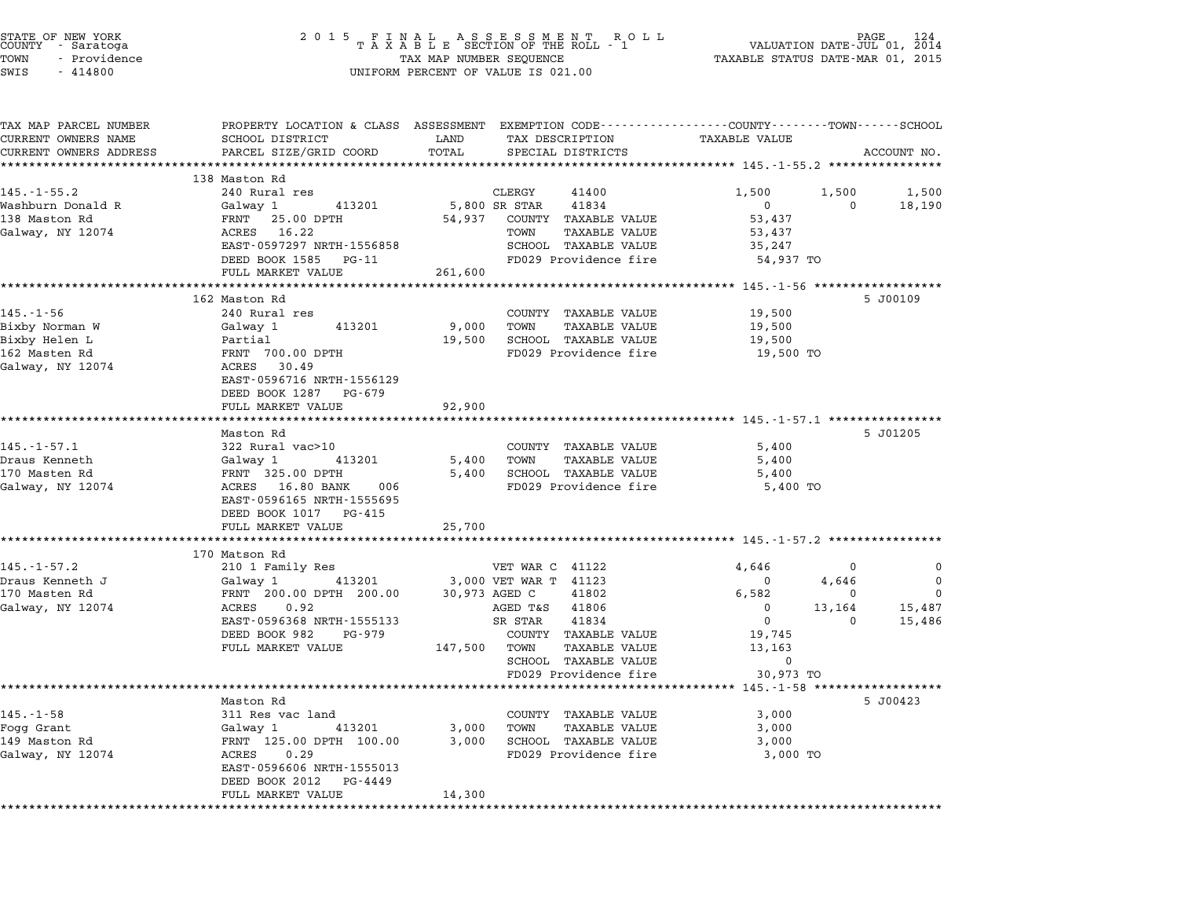STATE OF NEW YORK
COUNTY - Saratoga
TOWN - Providence
SWIS - 414800

2015 FINAL ASSESSMENT ROLL
TAXABLE SECTION OF THE ROLL - 1
TAX MAP NUMBER SEQUENCE
UNIFORM PERCENT OF VALUE IS 021.00

VALUATION DATE-JUL 01, 2014
TAXABLE STATUS DATE-MAR 01, 2015

| TAX MAP PARCEL NUMBER / CURRENT OWNERS NAME / CURRENT OWNERS ADDRESS | PROPERTY LOCATION & CLASS / SCHOOL DISTRICT / PARCEL SIZE/GRID COORD | ASSESSMENT LAND / TOTAL | EXEMPTION CODE / TAX DESCRIPTION / SPECIAL DISTRICTS | COUNTY TAXABLE VALUE | TOWN | SCHOOL | ACCOUNT NO. |
|---|---|---|---|---|---|---|---|
| **145.-1-55.2** | 138 Maston Rd | | | | | | |
| 145.-1-55.2 | 240 Rural res | | CLERGY 41400 | 1,500 | 1,500 | 1,500 | |
| Washburn Donald R | Galway 1 413201 | 5,800 | SR STAR 41834 | 0 | 0 | 18,190 | |
| 138 Maston Rd | FRNT 25.00 DPTH | 54,937 | COUNTY TAXABLE VALUE | 53,437 | | | |
| Galway, NY 12074 | ACRES 16.22 | | TOWN TAXABLE VALUE | 53,437 | | | |
| | EAST-0597297 NRTH-1556858 | | SCHOOL TAXABLE VALUE | 35,247 | | | |
| | DEED BOOK 1585 PG-11 | | FD029 Providence fire | 54,937 TO | | | |
| | FULL MARKET VALUE | 261,600 | | | | | |
| **145.-1-56** | 162 Maston Rd | | | | | | 5 J00109 |
| 145.-1-56 | 240 Rural res | | COUNTY TAXABLE VALUE | 19,500 | | | |
| Bixby Norman W | Galway 1 413201 | 9,000 | TOWN TAXABLE VALUE | 19,500 | | | |
| Bixby Helen L | Partial | 19,500 | SCHOOL TAXABLE VALUE | 19,500 | | | |
| 162 Masten Rd | FRNT 700.00 DPTH | | FD029 Providence fire | 19,500 TO | | | |
| Galway, NY 12074 | ACRES 30.49 | | | | | | |
| | EAST-0596716 NRTH-1556129 | | | | | | |
| | DEED BOOK 1287 PG-679 | | | | | | |
| | FULL MARKET VALUE | 92,900 | | | | | |
| **145.-1-57.1** | Maston Rd | | | | | | 5 J01205 |
| 145.-1-57.1 | 322 Rural vac>10 | | COUNTY TAXABLE VALUE | 5,400 | | | |
| Draus Kenneth | Galway 1 413201 | 5,400 | TOWN TAXABLE VALUE | 5,400 | | | |
| 170 Masten Rd | FRNT 325.00 DPTH | 5,400 | SCHOOL TAXABLE VALUE | 5,400 | | | |
| Galway, NY 12074 | ACRES 16.80 BANK 006 | | FD029 Providence fire | 5,400 TO | | | |
| | EAST-0596165 NRTH-1555695 | | | | | | |
| | DEED BOOK 1017 PG-415 | | | | | | |
| | FULL MARKET VALUE | 25,700 | | | | | |
| **145.-1-57.2** | 170 Matson Rd | | | | | | |
| 145.-1-57.2 | 210 1 Family Res | | VET WAR C 41122 | 4,646 | 0 | 0 | |
| Draus Kenneth J | Galway 1 413201 | 3,000 | VET WAR T 41123 | 0 | 4,646 | 0 | |
| 170 Masten Rd | FRNT 200.00 DPTH 200.00 | 30,973 | AGED C 41802 | 6,582 | 0 | 0 | |
| Galway, NY 12074 | ACRES 0.92 | | AGED T&S 41806 | 0 | 13,164 | 15,487 | |
| | EAST-0596368 NRTH-1555133 | | SR STAR 41834 | 0 | 0 | 15,486 | |
| | DEED BOOK 982 PG-979 | | COUNTY TAXABLE VALUE | 19,745 | | | |
| | FULL MARKET VALUE | 147,500 | TOWN TAXABLE VALUE | 13,163 | | | |
| | | | SCHOOL TAXABLE VALUE | 0 | | | |
| | | | FD029 Providence fire | 30,973 TO | | | |
| **145.-1-58** | Maston Rd | | | | | | 5 J00423 |
| 145.-1-58 | 311 Res vac land | | COUNTY TAXABLE VALUE | 3,000 | | | |
| Fogg Grant | Galway 1 413201 | 3,000 | TOWN TAXABLE VALUE | 3,000 | | | |
| 149 Maston Rd | FRNT 125.00 DPTH 100.00 | 3,000 | SCHOOL TAXABLE VALUE | 3,000 | | | |
| Galway, NY 12074 | ACRES 0.29 | | FD029 Providence fire | 3,000 TO | | | |
| | EAST-0596606 NRTH-1555013 | | | | | | |
| | DEED BOOK 2012 PG-4449 | | | | | | |
| | FULL MARKET VALUE | 14,300 | | | | | |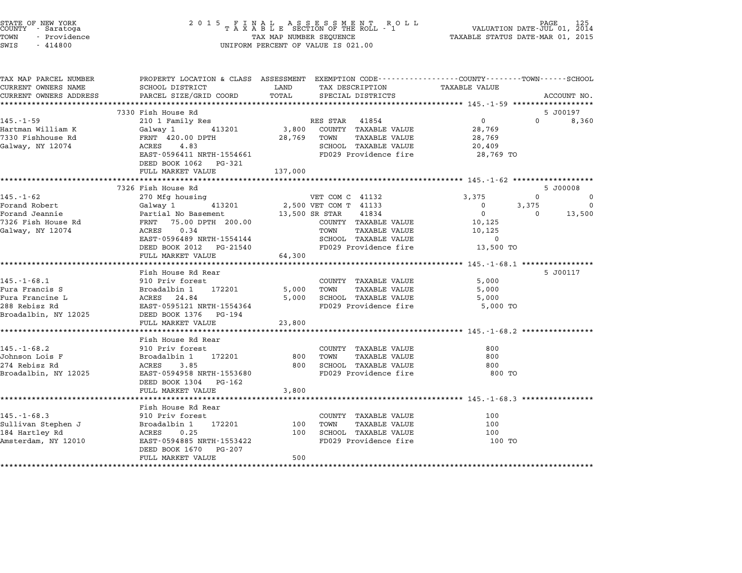STATE OF NEW YORK
COUNTY - Saratoga
TOWN - Providence
SWIS - 414800

2015 FINAL ASSESSMENT ROLL
TAXABLE SECTION OF THE ROLL - 1
TAX MAP NUMBER SEQUENCE
UNIFORM PERCENT OF VALUE IS 021.00

VALUATION DATE-JUL 01, 2014
TAXABLE STATUS DATE-MAR 01, 2015

| TAX MAP PARCEL NUMBER / CURRENT OWNERS NAME / CURRENT OWNERS ADDRESS | PROPERTY LOCATION & CLASS / SCHOOL DISTRICT / PARCEL SIZE/GRID COORD | ASSESSMENT LAND / TOTAL | EXEMPTION CODE / TAX DESCRIPTION / SPECIAL DISTRICTS | COUNTY TAXABLE VALUE | TOWN | SCHOOL | ACCOUNT NO. |
|---|---|---|---|---|---|---|---|
| **145.-1-59** | 7330 Fish House Rd | | | | | | 5 J00197 |
| 145.-1-59 | 210 1 Family Res | | RES STAR 41854 | 0 | 0 | 8,360 | |
| Hartman William K | Galway 1 413201 | 3,800 | COUNTY TAXABLE VALUE | 28,769 | | | |
| 7330 Fishhouse Rd | FRNT 420.00 DPTH | 28,769 | TOWN TAXABLE VALUE | 28,769 | | | |
| Galway, NY 12074 | ACRES 4.83 | | SCHOOL TAXABLE VALUE | 20,409 | | | |
| | EAST-0596411 NRTH-1554661 | | FD029 Providence fire | 28,769 TO | | | |
| | DEED BOOK 1062 PG-321 | | | | | | |
| | FULL MARKET VALUE | 137,000 | | | | | |
| **145.-1-62** | 7326 Fish House Rd | | | | | | 5 J00008 |
| 145.-1-62 | 270 Mfg housing | | VET COM C 41132 | 3,375 | 0 | 0 | |
| Forand Robert | Galway 1 413201 | 2,500 | VET COM T 41133 | 0 | 3,375 | 0 | |
| Forand Jeannie | Partial No Basement | 13,500 | SR STAR 41834 | 0 | 0 | 13,500 | |
| 7326 Fish House Rd | FRNT 75.00 DPTH 200.00 | | COUNTY TAXABLE VALUE | 10,125 | | | |
| Galway, NY 12074 | ACRES 0.34 | | TOWN TAXABLE VALUE | 10,125 | | | |
| | EAST-0596489 NRTH-1554144 | | SCHOOL TAXABLE VALUE | 0 | | | |
| | DEED BOOK 2012 PG-21540 | | FD029 Providence fire | 13,500 TO | | | |
| | FULL MARKET VALUE | 64,300 | | | | | |
| **145.-1-68.1** | Fish House Rd Rear | | | | | | 5 J00117 |
| 145.-1-68.1 | 910 Priv forest | | COUNTY TAXABLE VALUE | 5,000 | | | |
| Fura Francis S | Broadalbin 1 172201 | 5,000 | TOWN TAXABLE VALUE | 5,000 | | | |
| Fura Francine L | ACRES 24.84 | 5,000 | SCHOOL TAXABLE VALUE | 5,000 | | | |
| 288 Rebisz Rd | EAST-0595121 NRTH-1554364 | | FD029 Providence fire | 5,000 TO | | | |
| Broadalbin, NY 12025 | DEED BOOK 1376 PG-194 | | | | | | |
| | FULL MARKET VALUE | 23,800 | | | | | |
| **145.-1-68.2** | Fish House Rd Rear | | | | | | |
| 145.-1-68.2 | 910 Priv forest | | COUNTY TAXABLE VALUE | 800 | | | |
| Johnson Lois F | Broadalbin 1 172201 | 800 | TOWN TAXABLE VALUE | 800 | | | |
| 274 Rebisz Rd | ACRES 3.85 | 800 | SCHOOL TAXABLE VALUE | 800 | | | |
| Broadalbin, NY 12025 | EAST-0594958 NRTH-1553680 | | FD029 Providence fire | 800 TO | | | |
| | DEED BOOK 1304 PG-162 | | | | | | |
| | FULL MARKET VALUE | 3,800 | | | | | |
| **145.-1-68.3** | Fish House Rd Rear | | | | | | |
| 145.-1-68.3 | 910 Priv forest | | COUNTY TAXABLE VALUE | 100 | | | |
| Sullivan Stephen J | Broadalbin 1 172201 | 100 | TOWN TAXABLE VALUE | 100 | | | |
| 184 Hartley Rd | ACRES 0.25 | 100 | SCHOOL TAXABLE VALUE | 100 | | | |
| Amsterdam, NY 12010 | EAST-0594885 NRTH-1553422 | | FD029 Providence fire | 100 TO | | | |
| | DEED BOOK 1670 PG-207 | | | | | | |
| | FULL MARKET VALUE | 500 | | | | | |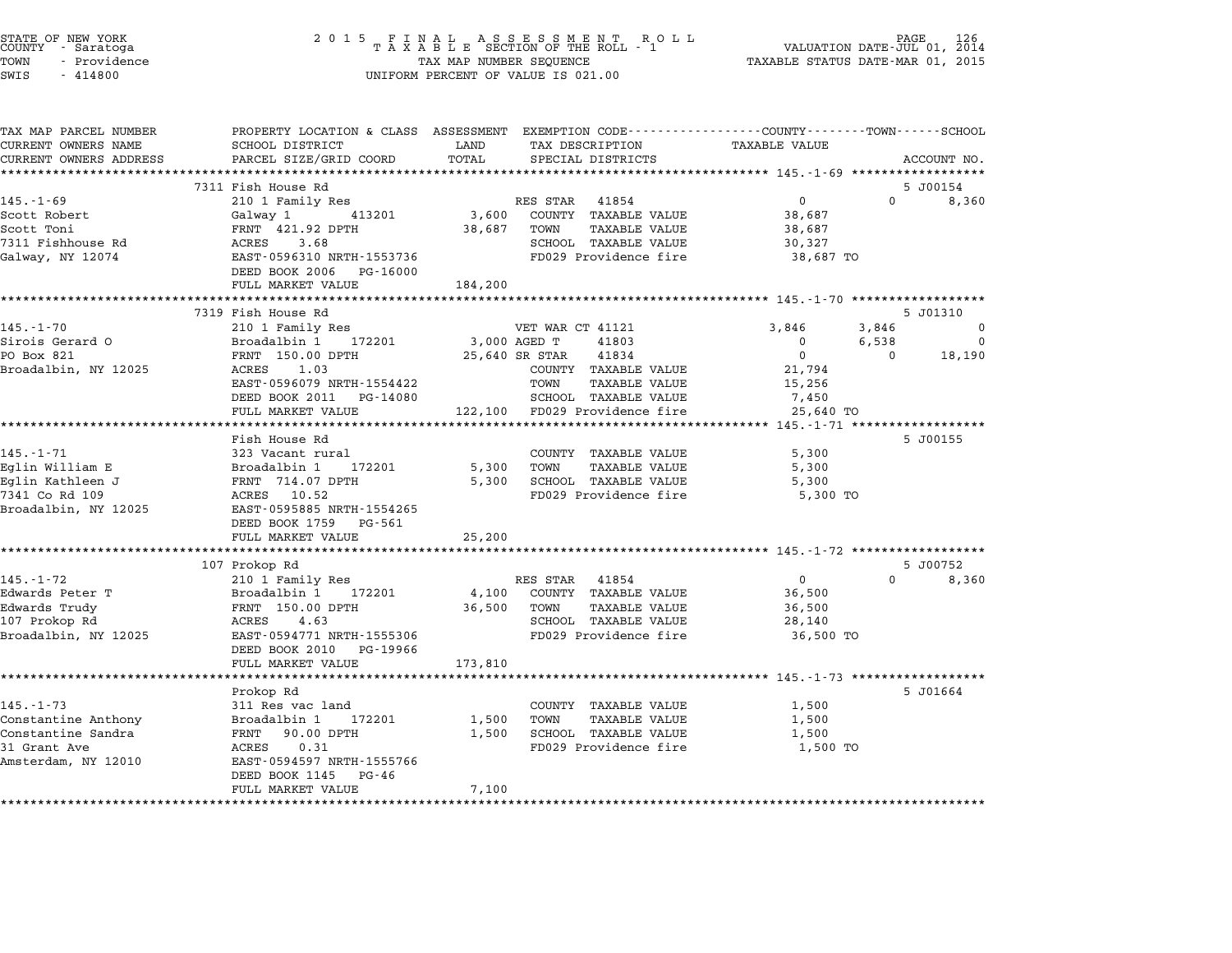STATE OF NEW YORK
COUNTY - Saratoga
TOWN - Providence
SWIS - 414800

2015 FINAL ASSESSMENT ROLL
TAXABLE SECTION OF THE ROLL - 1
TAX MAP NUMBER SEQUENCE
UNIFORM PERCENT OF VALUE IS 021.00

VALUATION DATE-JUL 01, 2014
TAXABLE STATUS DATE-MAR 01, 2015

| TAX MAP PARCEL NUMBER / CURRENT OWNERS NAME / CURRENT OWNERS ADDRESS | PROPERTY LOCATION & CLASS / SCHOOL DISTRICT / PARCEL SIZE/GRID COORD | ASSESSMENT LAND / TOTAL | EXEMPTION CODE / TAX DESCRIPTION / SPECIAL DISTRICTS | COUNTY TAXABLE VALUE | TOWN | SCHOOL | ACCOUNT NO. |
|---|---|---|---|---|---|---|---|
| | 7311 Fish House Rd | | | | | | 5 J00154 |
| 145.-1-69 | 210 1 Family Res | | RES STAR 41854 | 0 | 0 | 8,360 | |
| Scott Robert | Galway 1 413201 | 3,600 | COUNTY TAXABLE VALUE | 38,687 | | | |
| Scott Toni | FRNT 421.92 DPTH | 38,687 | TOWN TAXABLE VALUE | 38,687 | | | |
| 7311 Fishhouse Rd | ACRES 3.68 | | SCHOOL TAXABLE VALUE | 30,327 | | | |
| Galway, NY 12074 | EAST-0596310 NRTH-1553736 | | FD029 Providence fire | 38,687 TO | | | |
| | DEED BOOK 2006 PG-16000 | | | | | | |
| | FULL MARKET VALUE | 184,200 | | | | | |
| | 7319 Fish House Rd | | | | | | 5 J01310 |
| 145.-1-70 | 210 1 Family Res | | VET WAR CT 41121 | 3,846 | 3,846 | 0 | |
| Sirois Gerard O | Broadalbin 1 172201 | 3,000 | AGED T 41803 | 0 | 6,538 | 0 | |
| PO Box 821 | FRNT 150.00 DPTH | 25,640 | SR STAR 41834 | 0 | 0 | 18,190 | |
| Broadalbin, NY 12025 | ACRES 1.03 | | COUNTY TAXABLE VALUE | 21,794 | | | |
| | EAST-0596079 NRTH-1554422 | | TOWN TAXABLE VALUE | 15,256 | | | |
| | DEED BOOK 2011 PG-14080 | | SCHOOL TAXABLE VALUE | 7,450 | | | |
| | FULL MARKET VALUE | 122,100 | FD029 Providence fire | 25,640 TO | | | |
| | Fish House Rd | | | | | | 5 J00155 |
| 145.-1-71 | 323 Vacant rural | | COUNTY TAXABLE VALUE | 5,300 | | | |
| Eglin William E | Broadalbin 1 172201 | 5,300 | TOWN TAXABLE VALUE | 5,300 | | | |
| Eglin Kathleen J | FRNT 714.07 DPTH | 5,300 | SCHOOL TAXABLE VALUE | 5,300 | | | |
| 7341 Co Rd 109 | ACRES 10.52 | | FD029 Providence fire | 5,300 TO | | | |
| Broadalbin, NY 12025 | EAST-0595885 NRTH-1554265 | | | | | | |
| | DEED BOOK 1759 PG-561 | | | | | | |
| | FULL MARKET VALUE | 25,200 | | | | | |
| | 107 Prokop Rd | | | | | | 5 J00752 |
| 145.-1-72 | 210 1 Family Res | | RES STAR 41854 | 0 | 0 | 8,360 | |
| Edwards Peter T | Broadalbin 1 172201 | 4,100 | COUNTY TAXABLE VALUE | 36,500 | | | |
| Edwards Trudy | FRNT 150.00 DPTH | 36,500 | TOWN TAXABLE VALUE | 36,500 | | | |
| 107 Prokop Rd | ACRES 4.63 | | SCHOOL TAXABLE VALUE | 28,140 | | | |
| Broadalbin, NY 12025 | EAST-0594771 NRTH-1555306 | | FD029 Providence fire | 36,500 TO | | | |
| | DEED BOOK 2010 PG-19966 | | | | | | |
| | FULL MARKET VALUE | 173,810 | | | | | |
| | Prokop Rd | | | | | | 5 J01664 |
| 145.-1-73 | 311 Res vac land | | COUNTY TAXABLE VALUE | 1,500 | | | |
| Constantine Anthony | Broadalbin 1 172201 | 1,500 | TOWN TAXABLE VALUE | 1,500 | | | |
| Constantine Sandra | FRNT 90.00 DPTH | 1,500 | SCHOOL TAXABLE VALUE | 1,500 | | | |
| 31 Grant Ave | ACRES 0.31 | | FD029 Providence fire | 1,500 TO | | | |
| Amsterdam, NY 12010 | EAST-0594597 NRTH-1555766 | | | | | | |
| | DEED BOOK 1145 PG-46 | | | | | | |
| | FULL MARKET VALUE | 7,100 | | | | | |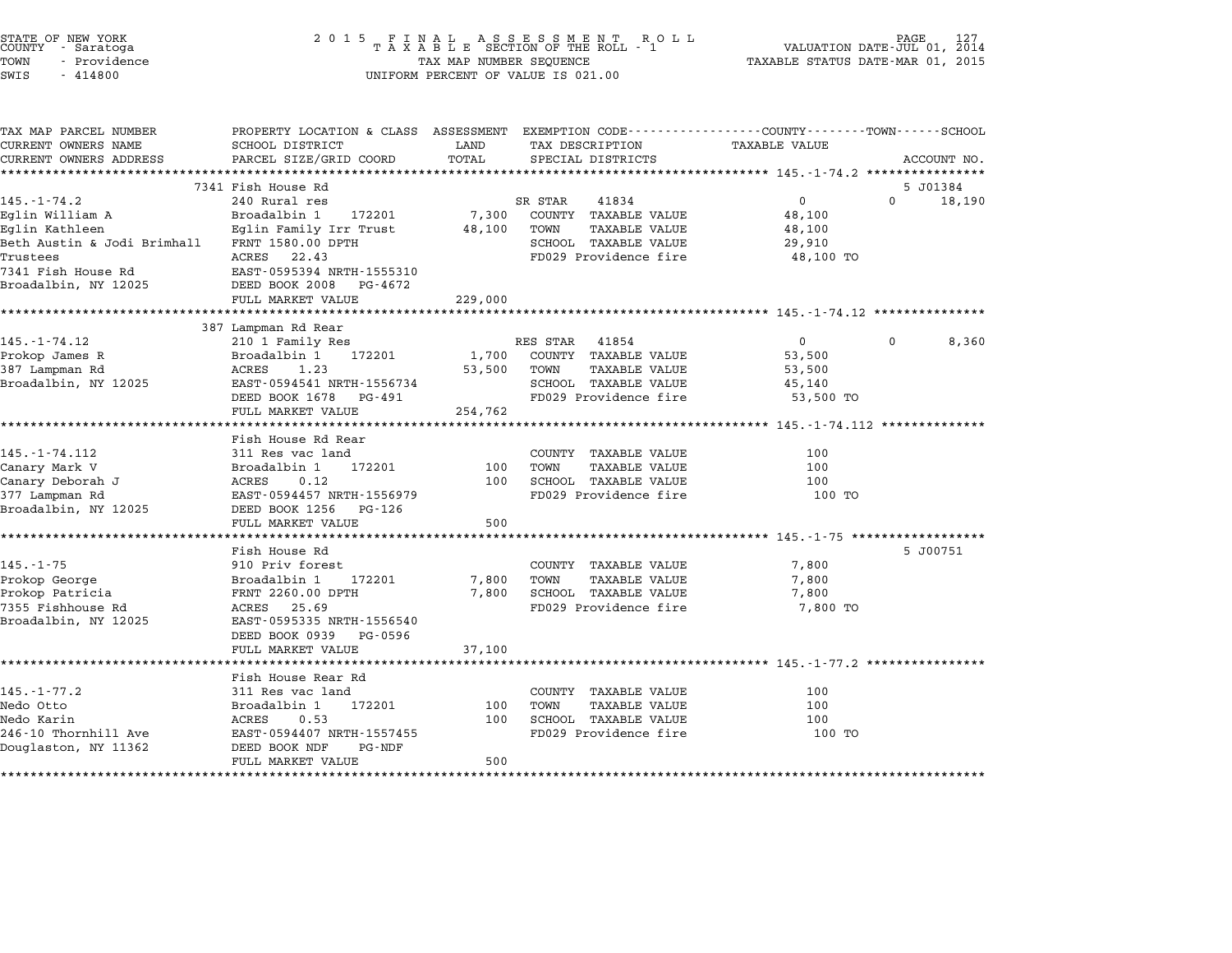STATE OF NEW YORK
COUNTY - Saratoga
TOWN - Providence
SWIS - 414800

2015 FINAL ASSESSMENT ROLL
TAXABLE SECTION OF THE ROLL - 1
TAX MAP NUMBER SEQUENCE
UNIFORM PERCENT OF VALUE IS 021.00

VALUATION DATE-JUL 01, 2014
TAXABLE STATUS DATE-MAR 01, 2015

| TAX MAP PARCEL NUMBER / CURRENT OWNERS NAME / CURRENT OWNERS ADDRESS | PROPERTY LOCATION & CLASS / SCHOOL DISTRICT / PARCEL SIZE/GRID COORD | ASSESSMENT LAND | ASSESSMENT TOTAL | EXEMPTION CODE / TAX DESCRIPTION / SPECIAL DISTRICTS | COUNTY TAXABLE VALUE | TOWN | SCHOOL | ACCOUNT NO. |
|---|---|---|---|---|---|---|---|---|
| **145.-1-74.2** | 7341 Fish House Rd | | | | | | | 5 J01384 |
| 145.-1-74.2 | 240 Rural res | | | SR STAR 41834 | 0 | 0 | 18,190 | |
| Eglin William A | Broadalbin 1 172201 | 7,300 | | COUNTY TAXABLE VALUE | 48,100 | | | |
| Eglin Kathleen | Eglin Family Irr Trust | | 48,100 | TOWN TAXABLE VALUE | 48,100 | | | |
| Beth Austin & Jodi Brimhall | FRNT 1580.00 DPTH | | | SCHOOL TAXABLE VALUE | 29,910 | | | |
| Trustees | ACRES 22.43 | | | FD029 Providence fire | 48,100 TO | | | |
| 7341 Fish House Rd | EAST-0595394 NRTH-1555310 | | | | | | | |
| Broadalbin, NY 12025 | DEED BOOK 2008 PG-4672 | | | | | | | |
| | FULL MARKET VALUE | | 229,000 | | | | | |
| **145.-1-74.12** | 387 Lampman Rd Rear | | | | | | | |
| 145.-1-74.12 | 210 1 Family Res | | | RES STAR 41854 | 0 | 0 | 8,360 | |
| Prokop James R | Broadalbin 1 172201 | 1,700 | | COUNTY TAXABLE VALUE | 53,500 | | | |
| 387 Lampman Rd | ACRES 1.23 | | 53,500 | TOWN TAXABLE VALUE | 53,500 | | | |
| Broadalbin, NY 12025 | EAST-0594541 NRTH-1556734 | | | SCHOOL TAXABLE VALUE | 45,140 | | | |
| | DEED BOOK 1678 PG-491 | | | FD029 Providence fire | 53,500 TO | | | |
| | FULL MARKET VALUE | | 254,762 | | | | | |
| **145.-1-74.112** | Fish House Rd Rear | | | | | | | |
| 145.-1-74.112 | 311 Res vac land | | | COUNTY TAXABLE VALUE | 100 | | | |
| Canary Mark V | Broadalbin 1 172201 | 100 | | TOWN TAXABLE VALUE | 100 | | | |
| Canary Deborah J | ACRES 0.12 | | 100 | SCHOOL TAXABLE VALUE | 100 | | | |
| 377 Lampman Rd | EAST-0594457 NRTH-1556979 | | | FD029 Providence fire | 100 TO | | | |
| Broadalbin, NY 12025 | DEED BOOK 1256 PG-126 | | | | | | | |
| | FULL MARKET VALUE | | 500 | | | | | |
| **145.-1-75** | Fish House Rd | | | | | | | 5 J00751 |
| 145.-1-75 | 910 Priv forest | | | COUNTY TAXABLE VALUE | 7,800 | | | |
| Prokop George | Broadalbin 1 172201 | 7,800 | | TOWN TAXABLE VALUE | 7,800 | | | |
| Prokop Patricia | FRNT 2260.00 DPTH | | 7,800 | SCHOOL TAXABLE VALUE | 7,800 | | | |
| 7355 Fishhouse Rd | ACRES 25.69 | | | FD029 Providence fire | 7,800 TO | | | |
| Broadalbin, NY 12025 | EAST-0595335 NRTH-1556540 | | | | | | | |
| | DEED BOOK 0939 PG-0596 | | | | | | | |
| | FULL MARKET VALUE | | 37,100 | | | | | |
| **145.-1-77.2** | Fish House Rear Rd | | | | | | | |
| 145.-1-77.2 | 311 Res vac land | | | COUNTY TAXABLE VALUE | 100 | | | |
| Nedo Otto | Broadalbin 1 172201 | 100 | | TOWN TAXABLE VALUE | 100 | | | |
| Nedo Karin | ACRES 0.53 | | 100 | SCHOOL TAXABLE VALUE | 100 | | | |
| 246-10 Thornhill Ave | EAST-0594407 NRTH-1557455 | | | FD029 Providence fire | 100 TO | | | |
| Douglaston, NY 11362 | DEED BOOK NDF PG-NDF | | | | | | | |
| | FULL MARKET VALUE | | 500 | | | | | |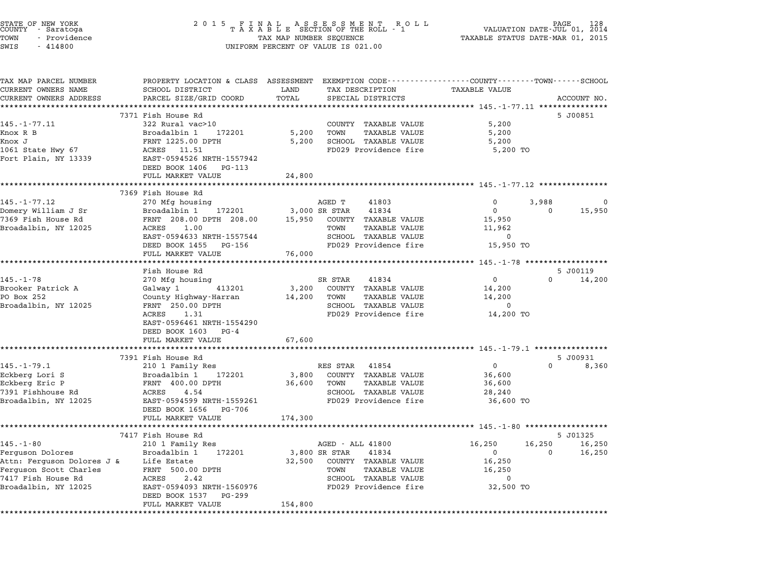STATE OF NEW YORK — 2015 FINAL ASSESSMENT ROLL — VALUATION DATE-JUL 01, 2014
COUNTY - Saratoga — TAXABLE SECTION OF THE ROLL - 1 — TAXABLE STATUS DATE-MAR 01, 2015
TOWN - Providence — TAX MAP NUMBER SEQUENCE
SWIS - 414800 — UNIFORM PERCENT OF VALUE IS 021.00

| TAX MAP PARCEL NUMBER / CURRENT OWNERS NAME / CURRENT OWNERS ADDRESS | PROPERTY LOCATION & CLASS / SCHOOL DISTRICT / PARCEL SIZE/GRID COORD | ASSESSMENT LAND | TOTAL | EXEMPTION CODE / TAX DESCRIPTION / SPECIAL DISTRICTS | COUNTY | TOWN | SCHOOL | ACCOUNT NO. |
|---|---|---|---|---|---|---|---|---|
| **145.-1-77.11** | 7371 Fish House Rd | | | | | | | 5 J00851 |
| | 322 Rural vac>10 | | | COUNTY TAXABLE VALUE | 5,200 | | | |
| Knox R B | Broadalbin 1 172201 | 5,200 | | TOWN TAXABLE VALUE | | 5,200 | | |
| Knox J | FRNT 1225.00 DPTH | | 5,200 | SCHOOL TAXABLE VALUE | | | 5,200 | |
| 1061 State Hwy 67 | ACRES 11.51 | | | FD029 Providence fire | 5,200 TO | | | |
| Fort Plain, NY 13339 | EAST-0594526 NRTH-1557942 | | | | | | | |
| | DEED BOOK 1406 PG-113 | | | | | | | |
| | FULL MARKET VALUE | | 24,800 | | | | | |
| **145.-1-77.12** | 7369 Fish House Rd | | | | | | | |
| | 270 Mfg housing | | | AGED T 41803 | 0 | 3,988 | 0 | |
| Domery William J Sr | Broadalbin 1 172201 | 3,000 | | SR STAR 41834 | 0 | 0 | 15,950 | |
| 7369 Fish House Rd | FRNT 208.00 DPTH 208.00 | | 15,950 | COUNTY TAXABLE VALUE | 15,950 | | | |
| Broadalbin, NY 12025 | ACRES 1.00 | | | TOWN TAXABLE VALUE | | 11,962 | | |
| | EAST-0594633 NRTH-1557544 | | | SCHOOL TAXABLE VALUE | | | 0 | |
| | DEED BOOK 1455 PG-156 | | | FD029 Providence fire | 15,950 TO | | | |
| | FULL MARKET VALUE | | 76,000 | | | | | |
| **145.-1-78** | Fish House Rd | | | | | | | 5 J00119 |
| | 270 Mfg housing | | | SR STAR 41834 | 0 | 0 | 14,200 | |
| Brooker Patrick A | Galway 1 413201 | 3,200 | | COUNTY TAXABLE VALUE | 14,200 | | | |
| PO Box 252 | County Highway-Harran | | 14,200 | TOWN TAXABLE VALUE | | 14,200 | | |
| Broadalbin, NY 12025 | FRNT 250.00 DPTH | | | SCHOOL TAXABLE VALUE | | | 0 | |
| | ACRES 1.31 | | | FD029 Providence fire | 14,200 TO | | | |
| | EAST-0596461 NRTH-1554290 | | | | | | | |
| | DEED BOOK 1603 PG-4 | | | | | | | |
| | FULL MARKET VALUE | | 67,600 | | | | | |
| **145.-1-79.1** | 7391 Fish House Rd | | | | | | | 5 J00931 |
| | 210 1 Family Res | | | RES STAR 41854 | 0 | 0 | 8,360 | |
| Eckberg Lori S | Broadalbin 1 172201 | 3,800 | | COUNTY TAXABLE VALUE | 36,600 | | | |
| Eckberg Eric P | FRNT 400.00 DPTH | | 36,600 | TOWN TAXABLE VALUE | | 36,600 | | |
| 7391 Fishhouse Rd | ACRES 4.54 | | | SCHOOL TAXABLE VALUE | | | 28,240 | |
| Broadalbin, NY 12025 | EAST-0594599 NRTH-1559261 | | | FD029 Providence fire | 36,600 TO | | | |
| | DEED BOOK 1656 PG-706 | | | | | | | |
| | FULL MARKET VALUE | | 174,300 | | | | | |
| **145.-1-80** | 7417 Fish House Rd | | | | | | | 5 J01325 |
| | 210 1 Family Res | | | AGED - ALL 41800 | 16,250 | 16,250 | 16,250 | |
| Ferguson Dolores | Broadalbin 1 172201 | 3,800 | | SR STAR 41834 | 0 | 0 | 16,250 | |
| Attn: Ferguson Dolores J & | Life Estate | | 32,500 | COUNTY TAXABLE VALUE | 16,250 | | | |
| Ferguson Scott Charles | FRNT 500.00 DPTH | | | TOWN TAXABLE VALUE | | 16,250 | | |
| 7417 Fish House Rd | ACRES 2.42 | | | SCHOOL TAXABLE VALUE | | | 0 | |
| Broadalbin, NY 12025 | EAST-0594093 NRTH-1560976 | | | FD029 Providence fire | 32,500 TO | | | |
| | DEED BOOK 1537 PG-299 | | | | | | | |
| | FULL MARKET VALUE | | 154,800 | | | | | |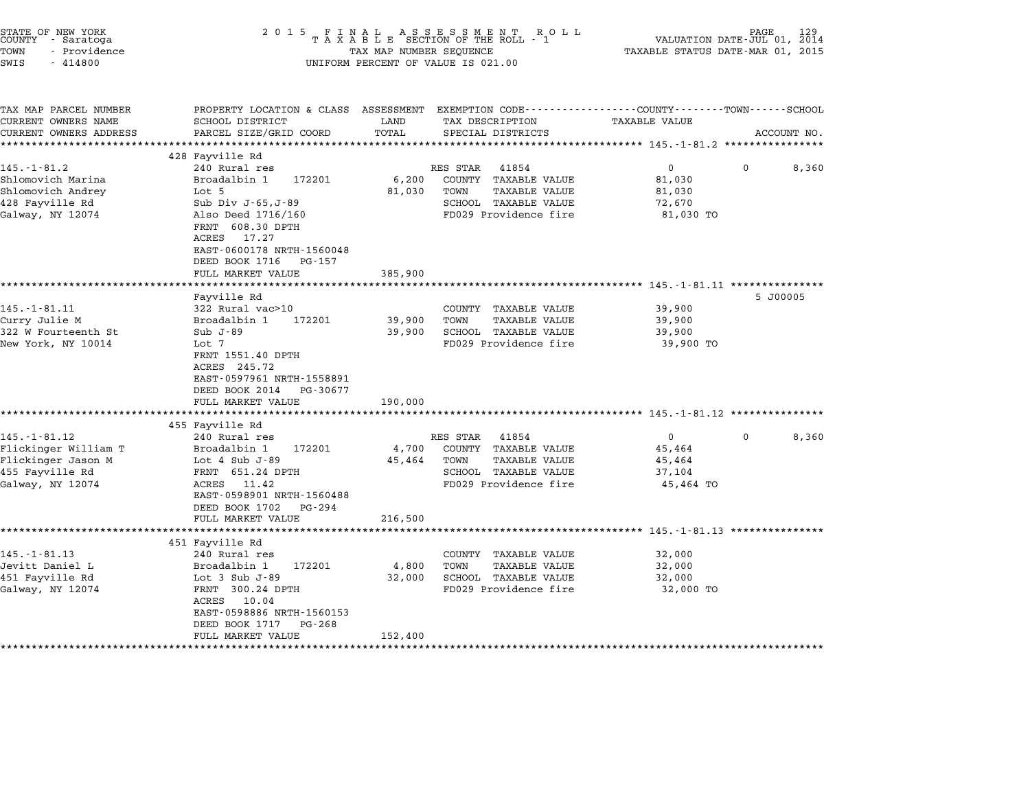STATE OF NEW YORK
COUNTY - Saratoga
TOWN - Providence
SWIS - 414800

2015 FINAL ASSESSMENT ROLL
TAXABLE SECTION OF THE ROLL - 1
TAX MAP NUMBER SEQUENCE
UNIFORM PERCENT OF VALUE IS 021.00

VALUATION DATE-JUL 01, 2014
TAXABLE STATUS DATE-MAR 01, 2015

| TAX MAP PARCEL NUMBER / CURRENT OWNERS NAME / CURRENT OWNERS ADDRESS | PROPERTY LOCATION & CLASS / SCHOOL DISTRICT / PARCEL SIZE/GRID COORD | ASSESSMENT LAND / TOTAL | EXEMPTION CODE / TAX DESCRIPTION / SPECIAL DISTRICTS | COUNTY TAXABLE VALUE | TOWN | SCHOOL / ACCOUNT NO. |
|---|---|---|---|---|---|---|
| **145.-1-81.2** | 428 Fayville Rd | | | | | |
| 145.-1-81.2 | 240 Rural res | | RES STAR 41854 | 0 | 0 | 8,360 |
| Shlomovich Marina | Broadalbin 1 172201 | 6,200 | COUNTY TAXABLE VALUE | 81,030 | | |
| Shlomovich Andrey | Lot 5 | 81,030 | TOWN TAXABLE VALUE | 81,030 | | |
| 428 Fayville Rd | Sub Div J-65,J-89 | | SCHOOL TAXABLE VALUE | 72,670 | | |
| Galway, NY 12074 | Also Deed 1716/160 | | FD029 Providence fire | 81,030 TO | | |
| | FRNT 608.30 DPTH | | | | | |
| | ACRES 17.27 | | | | | |
| | EAST-0600178 NRTH-1560048 | | | | | |
| | DEED BOOK 1716 PG-157 | | | | | |
| | FULL MARKET VALUE | 385,900 | | | | |
| **145.-1-81.11** | Fayville Rd | | | | | 5 J00005 |
| 145.-1-81.11 | 322 Rural vac>10 | | COUNTY TAXABLE VALUE | 39,900 | | |
| Curry Julie M | Broadalbin 1 172201 | 39,900 | TOWN TAXABLE VALUE | 39,900 | | |
| 322 W Fourteenth St | Sub J-89 | 39,900 | SCHOOL TAXABLE VALUE | 39,900 | | |
| New York, NY 10014 | Lot 7 | | FD029 Providence fire | 39,900 TO | | |
| | FRNT 1551.40 DPTH | | | | | |
| | ACRES 245.72 | | | | | |
| | EAST-0597961 NRTH-1558891 | | | | | |
| | DEED BOOK 2014 PG-30677 | | | | | |
| | FULL MARKET VALUE | 190,000 | | | | |
| **145.-1-81.12** | 455 Fayville Rd | | | | | |
| 145.-1-81.12 | 240 Rural res | | RES STAR 41854 | 0 | 0 | 8,360 |
| Flickinger William T | Broadalbin 1 172201 | 4,700 | COUNTY TAXABLE VALUE | 45,464 | | |
| Flickinger Jason M | Lot 4 Sub J-89 | 45,464 | TOWN TAXABLE VALUE | 45,464 | | |
| 455 Fayville Rd | FRNT 651.24 DPTH | | SCHOOL TAXABLE VALUE | 37,104 | | |
| Galway, NY 12074 | ACRES 11.42 | | FD029 Providence fire | 45,464 TO | | |
| | EAST-0598901 NRTH-1560488 | | | | | |
| | DEED BOOK 1702 PG-294 | | | | | |
| | FULL MARKET VALUE | 216,500 | | | | |
| **145.-1-81.13** | 451 Fayville Rd | | | | | |
| 145.-1-81.13 | 240 Rural res | | COUNTY TAXABLE VALUE | 32,000 | | |
| Jevitt Daniel L | Broadalbin 1 172201 | 4,800 | TOWN TAXABLE VALUE | 32,000 | | |
| 451 Fayville Rd | Lot 3 Sub J-89 | 32,000 | SCHOOL TAXABLE VALUE | 32,000 | | |
| Galway, NY 12074 | FRNT 300.24 DPTH | | FD029 Providence fire | 32,000 TO | | |
| | ACRES 10.04 | | | | | |
| | EAST-0598886 NRTH-1560153 | | | | | |
| | DEED BOOK 1717 PG-268 | | | | | |
| | FULL MARKET VALUE | 152,400 | | | | |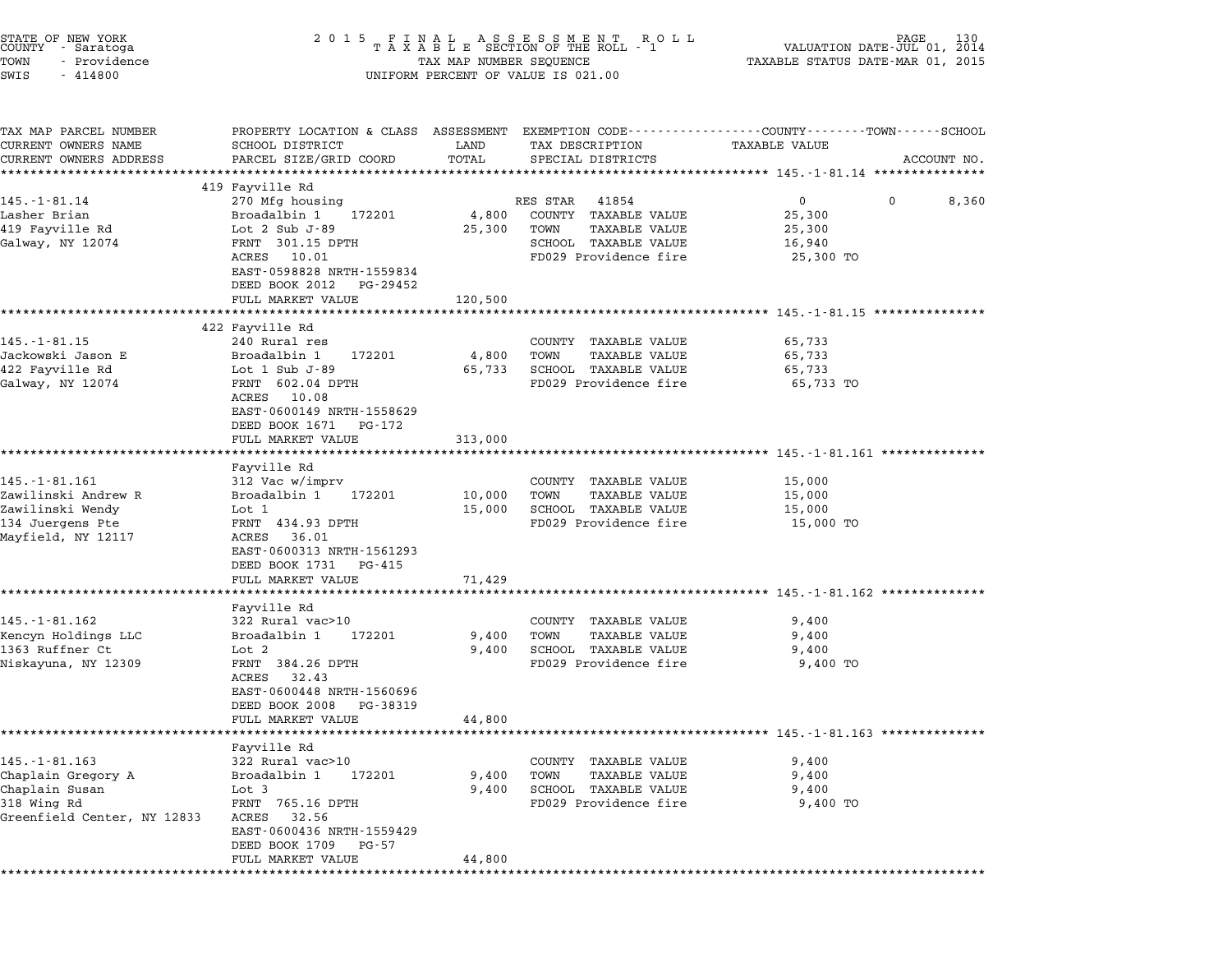STATE OF NEW YORK
COUNTY - Saratoga
TOWN - Providence
SWIS - 414800

2015 FINAL ASSESSMENT ROLL
TAXABLE SECTION OF THE ROLL - 1
TAX MAP NUMBER SEQUENCE
UNIFORM PERCENT OF VALUE IS 021.00

VALUATION DATE-JUL 01, 2014
TAXABLE STATUS DATE-MAR 01, 2015

| TAX MAP PARCEL NUMBER / CURRENT OWNERS NAME / CURRENT OWNERS ADDRESS | PROPERTY LOCATION & CLASS / SCHOOL DISTRICT / PARCEL SIZE/GRID COORD | ASSESSMENT LAND | TOTAL | EXEMPTION CODE / TAX DESCRIPTION / SPECIAL DISTRICTS | TAXABLE VALUE COUNTY | TOWN | SCHOOL | ACCOUNT NO. |
|---|---|---|---|---|---|---|---|---|
| **145.-1-81.14** | 419 Fayville Rd | | | | | | | |
| 145.-1-81.14 | 270 Mfg housing | | | RES STAR 41854 | 0 | 0 | 8,360 | |
| Lasher Brian | Broadalbin 1 172201 | 4,800 | | COUNTY TAXABLE VALUE | 25,300 | | | |
| 419 Fayville Rd | Lot 2 Sub J-89 | | 25,300 | TOWN TAXABLE VALUE | 25,300 | | | |
| Galway, NY 12074 | FRNT 301.15 DPTH | | | SCHOOL TAXABLE VALUE | 16,940 | | | |
| | ACRES 10.01 | | | FD029 Providence fire | 25,300 TO | | | |
| | EAST-0598828 NRTH-1559834 | | | | | | | |
| | DEED BOOK 2012 PG-29452 | | | | | | | |
| | FULL MARKET VALUE | | 120,500 | | | | | |
| **145.-1-81.15** | 422 Fayville Rd | | | | | | | |
| 145.-1-81.15 | 240 Rural res | | | COUNTY TAXABLE VALUE | 65,733 | | | |
| Jackowski Jason E | Broadalbin 1 172201 | 4,800 | | TOWN TAXABLE VALUE | 65,733 | | | |
| 422 Fayville Rd | Lot 1 Sub J-89 | | 65,733 | SCHOOL TAXABLE VALUE | 65,733 | | | |
| Galway, NY 12074 | FRNT 602.04 DPTH | | | FD029 Providence fire | 65,733 TO | | | |
| | ACRES 10.08 | | | | | | | |
| | EAST-0600149 NRTH-1558629 | | | | | | | |
| | DEED BOOK 1671 PG-172 | | | | | | | |
| | FULL MARKET VALUE | | 313,000 | | | | | |
| **145.-1-81.161** | Fayville Rd | | | | | | | |
| 145.-1-81.161 | 312 Vac w/imprv | | | COUNTY TAXABLE VALUE | 15,000 | | | |
| Zawilinski Andrew R | Broadalbin 1 172201 | 10,000 | | TOWN TAXABLE VALUE | 15,000 | | | |
| Zawilinski Wendy | Lot 1 | | 15,000 | SCHOOL TAXABLE VALUE | 15,000 | | | |
| 134 Juergens Pte | FRNT 434.93 DPTH | | | FD029 Providence fire | 15,000 TO | | | |
| Mayfield, NY 12117 | ACRES 36.01 | | | | | | | |
| | EAST-0600313 NRTH-1561293 | | | | | | | |
| | DEED BOOK 1731 PG-415 | | | | | | | |
| | FULL MARKET VALUE | | 71,429 | | | | | |
| **145.-1-81.162** | Fayville Rd | | | | | | | |
| 145.-1-81.162 | 322 Rural vac>10 | | | COUNTY TAXABLE VALUE | 9,400 | | | |
| Kencyn Holdings LLC | Broadalbin 1 172201 | 9,400 | | TOWN TAXABLE VALUE | 9,400 | | | |
| 1363 Ruffner Ct | Lot 2 | | 9,400 | SCHOOL TAXABLE VALUE | 9,400 | | | |
| Niskayuna, NY 12309 | FRNT 384.26 DPTH | | | FD029 Providence fire | 9,400 TO | | | |
| | ACRES 32.43 | | | | | | | |
| | EAST-0600448 NRTH-1560696 | | | | | | | |
| | DEED BOOK 2008 PG-38319 | | | | | | | |
| | FULL MARKET VALUE | | 44,800 | | | | | |
| **145.-1-81.163** | Fayville Rd | | | | | | | |
| 145.-1-81.163 | 322 Rural vac>10 | | | COUNTY TAXABLE VALUE | 9,400 | | | |
| Chaplain Gregory A | Broadalbin 1 172201 | 9,400 | | TOWN TAXABLE VALUE | 9,400 | | | |
| Chaplain Susan | Lot 3 | | 9,400 | SCHOOL TAXABLE VALUE | 9,400 | | | |
| 318 Wing Rd | FRNT 765.16 DPTH | | | FD029 Providence fire | 9,400 TO | | | |
| Greenfield Center, NY 12833 | ACRES 32.56 | | | | | | | |
| | EAST-0600436 NRTH-1559429 | | | | | | | |
| | DEED BOOK 1709 PG-57 | | | | | | | |
| | FULL MARKET VALUE | | 44,800 | | | | | |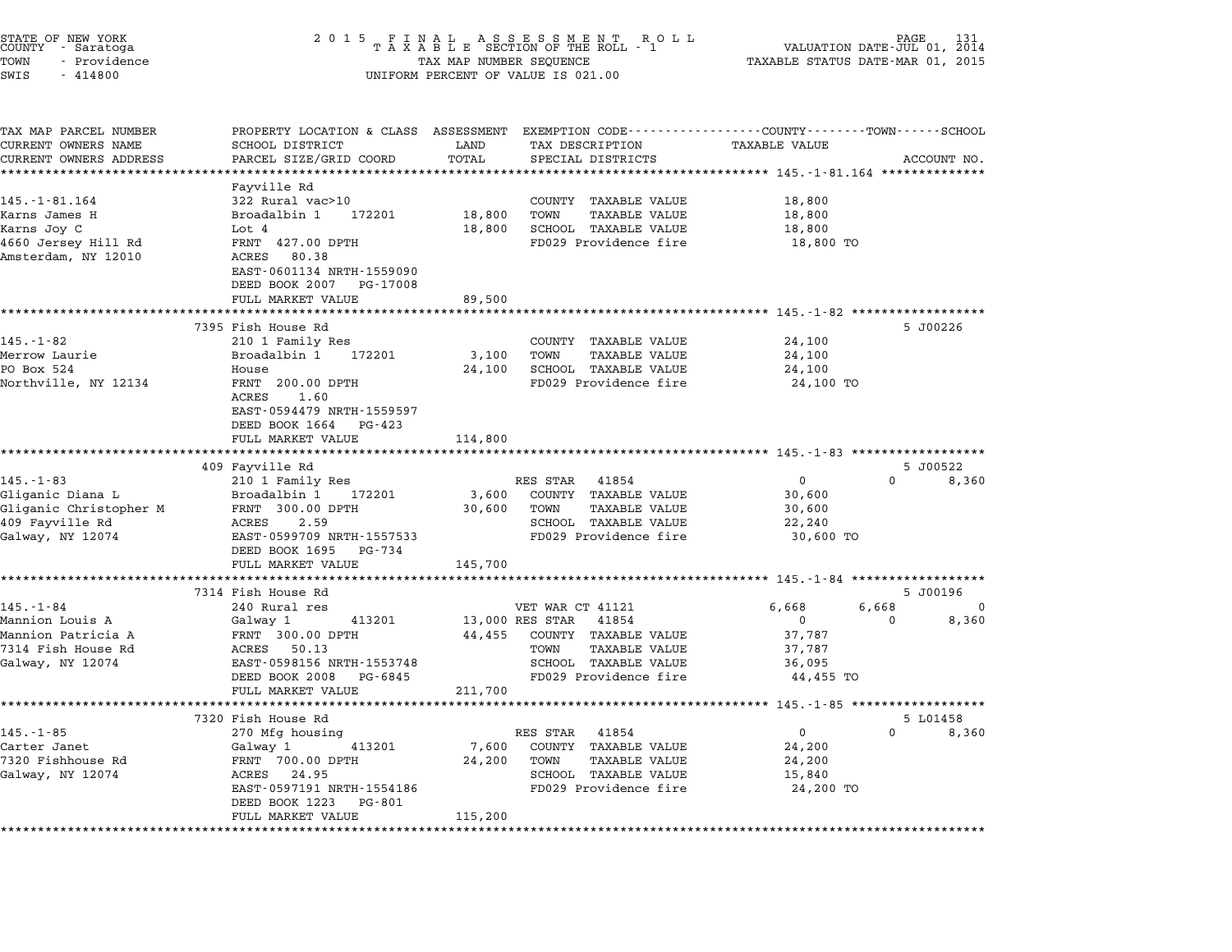STATE OF NEW YORK
COUNTY - Saratoga
TOWN - Providence
SWIS - 414800

2015 FINAL ASSESSMENT ROLL
TAXABLE SECTION OF THE ROLL - 1
TAX MAP NUMBER SEQUENCE
UNIFORM PERCENT OF VALUE IS 021.00

VALUATION DATE-JUL 01, 2014
TAXABLE STATUS DATE-MAR 01, 2015

| TAX MAP PARCEL NUMBER / CURRENT OWNERS NAME / CURRENT OWNERS ADDRESS | PROPERTY LOCATION & CLASS / SCHOOL DISTRICT / PARCEL SIZE/GRID COORD | ASSESSMENT LAND / TOTAL | EXEMPTION CODE / TAX DESCRIPTION / SPECIAL DISTRICTS | COUNTY TAXABLE VALUE | TOWN | SCHOOL | ACCOUNT NO. |
|---|---|---|---|---|---|---|---|
| **145.-1-81.164** | Fayville Rd | | | | | | |
| 145.-1-81.164 | 322 Rural vac>10 | | COUNTY TAXABLE VALUE | 18,800 | | | |
| Karns James H | Broadalbin 1 172201 | 18,800 | TOWN TAXABLE VALUE | 18,800 | | | |
| Karns Joy C | Lot 4 | 18,800 | SCHOOL TAXABLE VALUE | 18,800 | | | |
| 4660 Jersey Hill Rd | FRNT 427.00 DPTH | | FD029 Providence fire | 18,800 TO | | | |
| Amsterdam, NY 12010 | ACRES 80.38 | | | | | | |
| | EAST-0601134 NRTH-1559090 | | | | | | |
| | DEED BOOK 2007 PG-17008 | | | | | | |
| | FULL MARKET VALUE | 89,500 | | | | | |
| **145.-1-82** | 7395 Fish House Rd | | | | | | 5 J00226 |
| 145.-1-82 | 210 1 Family Res | | COUNTY TAXABLE VALUE | 24,100 | | | |
| Merrow Laurie | Broadalbin 1 172201 | 3,100 | TOWN TAXABLE VALUE | 24,100 | | | |
| PO Box 524 | House | 24,100 | SCHOOL TAXABLE VALUE | 24,100 | | | |
| Northville, NY 12134 | FRNT 200.00 DPTH | | FD029 Providence fire | 24,100 TO | | | |
| | ACRES 1.60 | | | | | | |
| | EAST-0594479 NRTH-1559597 | | | | | | |
| | DEED BOOK 1664 PG-423 | | | | | | |
| | FULL MARKET VALUE | 114,800 | | | | | |
| **145.-1-83** | 409 Fayville Rd | | | | | | 5 J00522 |
| 145.-1-83 | 210 1 Family Res | | RES STAR 41854 | 0 | 0 | 8,360 | |
| Gliganic Diana L | Broadalbin 1 172201 | 3,600 | COUNTY TAXABLE VALUE | 30,600 | | | |
| Gliganic Christopher M | FRNT 300.00 DPTH | 30,600 | TOWN TAXABLE VALUE | 30,600 | | | |
| 409 Fayville Rd | ACRES 2.59 | | SCHOOL TAXABLE VALUE | 22,240 | | | |
| Galway, NY 12074 | EAST-0599709 NRTH-1557533 | | FD029 Providence fire | 30,600 TO | | | |
| | DEED BOOK 1695 PG-734 | | | | | | |
| | FULL MARKET VALUE | 145,700 | | | | | |
| **145.-1-84** | 7314 Fish House Rd | | | | | | 5 J00196 |
| 145.-1-84 | 240 Rural res | | VET WAR CT 41121 | 6,668 | 6,668 | 0 | |
| Mannion Louis A | Galway 1 413201 | 13,000 | RES STAR 41854 | 0 | 0 | 8,360 | |
| Mannion Patricia A | FRNT 300.00 DPTH | 44,455 | COUNTY TAXABLE VALUE | 37,787 | | | |
| 7314 Fish House Rd | ACRES 50.13 | | TOWN TAXABLE VALUE | 37,787 | | | |
| Galway, NY 12074 | EAST-0598156 NRTH-1553748 | | SCHOOL TAXABLE VALUE | 36,095 | | | |
| | DEED BOOK 2008 PG-6845 | | FD029 Providence fire | 44,455 TO | | | |
| | FULL MARKET VALUE | 211,700 | | | | | |
| **145.-1-85** | 7320 Fish House Rd | | | | | | 5 L01458 |
| 145.-1-85 | 270 Mfg housing | | RES STAR 41854 | 0 | 0 | 8,360 | |
| Carter Janet | Galway 1 413201 | 7,600 | COUNTY TAXABLE VALUE | 24,200 | | | |
| 7320 Fishhouse Rd | FRNT 700.00 DPTH | 24,200 | TOWN TAXABLE VALUE | 24,200 | | | |
| Galway, NY 12074 | ACRES 24.95 | | SCHOOL TAXABLE VALUE | 15,840 | | | |
| | EAST-0597191 NRTH-1554186 | | FD029 Providence fire | 24,200 TO | | | |
| | DEED BOOK 1223 PG-801 | | | | | | |
| | FULL MARKET VALUE | 115,200 | | | | | |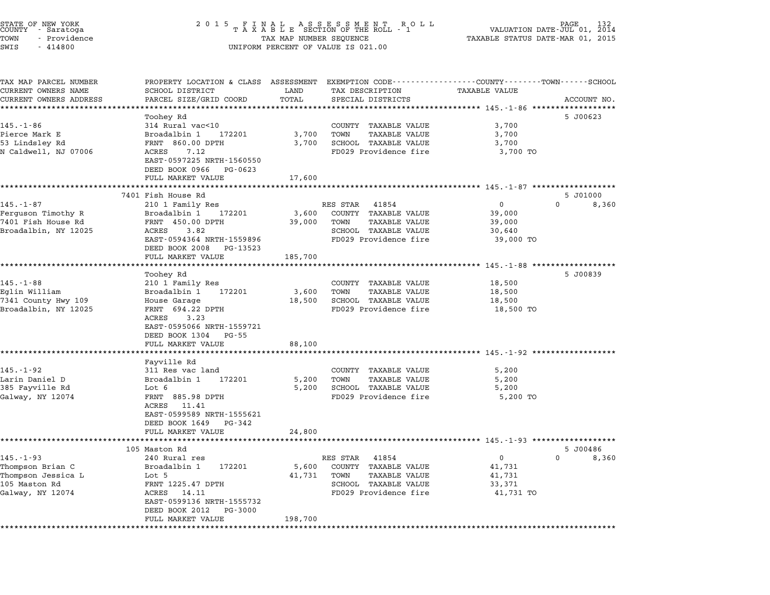STATE OF NEW YORK
COUNTY - Saratoga
TOWN - Providence
SWIS - 414800

2015 FINAL ASSESSMENT ROLL
TAXABLE SECTION OF THE ROLL - 1
TAX MAP NUMBER SEQUENCE
UNIFORM PERCENT OF VALUE IS 021.00

VALUATION DATE-JUL 01, 2014
TAXABLE STATUS DATE-MAR 01, 2015

| TAX MAP PARCEL NUMBER / CURRENT OWNERS NAME / CURRENT OWNERS ADDRESS | PROPERTY LOCATION & CLASS / SCHOOL DISTRICT / PARCEL SIZE/GRID COORD | ASSESSMENT LAND | TOTAL | EXEMPTION CODE / TAX DESCRIPTION / SPECIAL DISTRICTS | COUNTY TAXABLE VALUE | TOWN | SCHOOL | ACCOUNT NO. |
|---|---|---|---|---|---|---|---|---|
| **145.-1-86** | Toohey Rd | | | | | | | 5 J00623 |
| Pierce Mark E | 314 Rural vac<10 | | | COUNTY TAXABLE VALUE | 3,700 | | | |
| 53 Lindsley Rd | Broadalbin 1 172201 | 3,700 | | TOWN TAXABLE VALUE | 3,700 | | | |
| N Caldwell, NJ 07006 | FRNT 860.00 DPTH | | 3,700 | SCHOOL TAXABLE VALUE | 3,700 | | | |
| | ACRES 7.12 | | | FD029 Providence fire | 3,700 TO | | | |
| | EAST-0597225 NRTH-1560550 | | | | | | | |
| | DEED BOOK 0966 PG-0623 | | | | | | | |
| | FULL MARKET VALUE | | 17,600 | | | | | |
| **145.-1-87** | 7401 Fish House Rd | | | | | | | 5 J01000 |
| Ferguson Timothy R | 210 1 Family Res | | | RES STAR 41854 | 0 | 0 | 8,360 | |
| 7401 Fish House Rd | Broadalbin 1 172201 | 3,600 | | COUNTY TAXABLE VALUE | 39,000 | | | |
| Broadalbin, NY 12025 | FRNT 450.00 DPTH | | 39,000 | TOWN TAXABLE VALUE | 39,000 | | | |
| | ACRES 3.82 | | | SCHOOL TAXABLE VALUE | 30,640 | | | |
| | EAST-0594364 NRTH-1559896 | | | FD029 Providence fire | 39,000 TO | | | |
| | DEED BOOK 2008 PG-13523 | | | | | | | |
| | FULL MARKET VALUE | | 185,700 | | | | | |
| **145.-1-88** | Toohey Rd | | | | | | | 5 J00839 |
| Eglin William | 210 1 Family Res | | | COUNTY TAXABLE VALUE | 18,500 | | | |
| 7341 County Hwy 109 | Broadalbin 1 172201 | 3,600 | | TOWN TAXABLE VALUE | 18,500 | | | |
| Broadalbin, NY 12025 | House Garage | | 18,500 | SCHOOL TAXABLE VALUE | 18,500 | | | |
| | FRNT 694.22 DPTH | | | FD029 Providence fire | 18,500 TO | | | |
| | ACRES 3.23 | | | | | | | |
| | EAST-0595066 NRTH-1559721 | | | | | | | |
| | DEED BOOK 1304 PG-55 | | | | | | | |
| | FULL MARKET VALUE | | 88,100 | | | | | |
| **145.-1-92** | Fayville Rd | | | | | | | |
| Larin Daniel D | 311 Res vac land | | | COUNTY TAXABLE VALUE | 5,200 | | | |
| 385 Fayville Rd | Broadalbin 1 172201 | 5,200 | | TOWN TAXABLE VALUE | 5,200 | | | |
| Galway, NY 12074 | Lot 6 | | 5,200 | SCHOOL TAXABLE VALUE | 5,200 | | | |
| | FRNT 885.98 DPTH | | | FD029 Providence fire | 5,200 TO | | | |
| | ACRES 11.41 | | | | | | | |
| | EAST-0599589 NRTH-1555621 | | | | | | | |
| | DEED BOOK 1649 PG-342 | | | | | | | |
| | FULL MARKET VALUE | | 24,800 | | | | | |
| **145.-1-93** | 105 Maston Rd | | | | | | | 5 J00486 |
| Thompson Brian C | 240 Rural res | | | RES STAR 41854 | 0 | 0 | 8,360 | |
| Thompson Jessica L | Broadalbin 1 172201 | 5,600 | | COUNTY TAXABLE VALUE | 41,731 | | | |
| 105 Maston Rd | Lot 5 | | 41,731 | TOWN TAXABLE VALUE | 41,731 | | | |
| Galway, NY 12074 | FRNT 1225.47 DPTH | | | SCHOOL TAXABLE VALUE | 33,371 | | | |
| | ACRES 14.11 | | | FD029 Providence fire | 41,731 TO | | | |
| | EAST-0599136 NRTH-1555732 | | | | | | | |
| | DEED BOOK 2012 PG-3000 | | | | | | | |
| | FULL MARKET VALUE | | 198,700 | | | | | |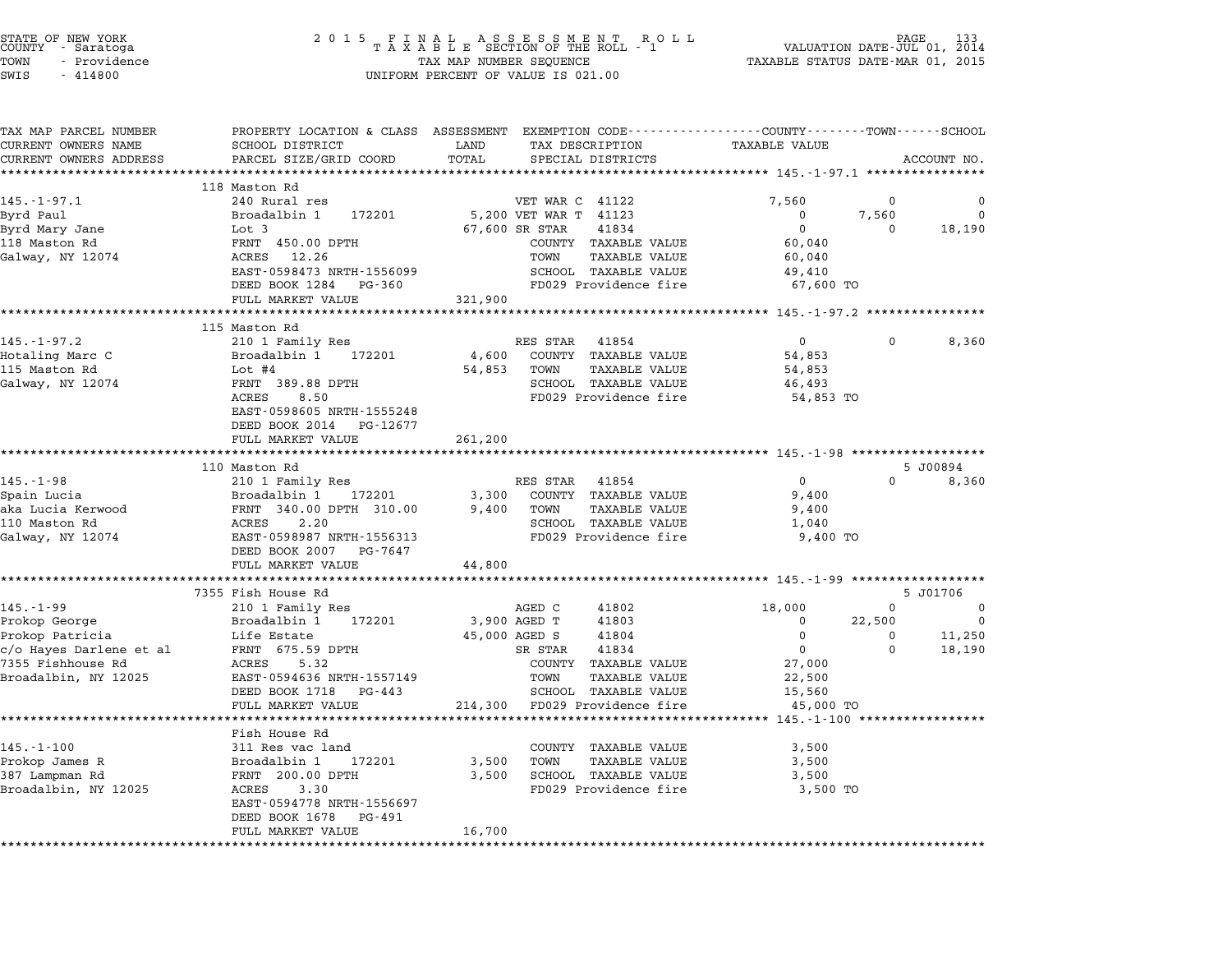STATE OF NEW YORK
COUNTY - Saratoga
TOWN - Providence
SWIS - 414800

2015 FINAL ASSESSMENT ROLL
TAXABLE SECTION OF THE ROLL - 1
TAX MAP NUMBER SEQUENCE
UNIFORM PERCENT OF VALUE IS 021.00

VALUATION DATE-JUL 01, 2014
TAXABLE STATUS DATE-MAR 01, 2015

| TAX MAP PARCEL NUMBER / CURRENT OWNERS NAME / CURRENT OWNERS ADDRESS | PROPERTY LOCATION & CLASS / SCHOOL DISTRICT / PARCEL SIZE/GRID COORD | ASSESSMENT LAND / TOTAL | EXEMPTION CODE / TAX DESCRIPTION / SPECIAL DISTRICTS | COUNTY TAXABLE VALUE | TOWN | SCHOOL | ACCOUNT NO. |
|---|---|---|---|---|---|---|---|
| **145.-1-97.1** | 118 Maston Rd | | | | | | |
| 145.-1-97.1 | 240 Rural res | | VET WAR C 41122 | 7,560 | 0 | 0 | |
| Byrd Paul | Broadalbin 1 172201 | 5,200 | VET WAR T 41123 | 0 | 7,560 | 0 | |
| Byrd Mary Jane | Lot 3 | 67,600 | SR STAR 41834 | 0 | 0 | 18,190 | |
| 118 Maston Rd | FRNT 450.00 DPTH | | COUNTY TAXABLE VALUE | 60,040 | | | |
| Galway, NY 12074 | ACRES 12.26 | | TOWN TAXABLE VALUE | 60,040 | | | |
| | EAST-0598473 NRTH-1556099 | | SCHOOL TAXABLE VALUE | 49,410 | | | |
| | DEED BOOK 1284 PG-360 | | FD029 Providence fire | 67,600 TO | | | |
| | FULL MARKET VALUE | 321,900 | | | | | |
| **145.-1-97.2** | 115 Maston Rd | | | | | | |
| 145.-1-97.2 | 210 1 Family Res | | RES STAR 41854 | 0 | 0 | 8,360 | |
| Hotaling Marc C | Broadalbin 1 172201 | 4,600 | COUNTY TAXABLE VALUE | 54,853 | | | |
| 115 Maston Rd | Lot #4 | 54,853 | TOWN TAXABLE VALUE | 54,853 | | | |
| Galway, NY 12074 | FRNT 389.88 DPTH | | SCHOOL TAXABLE VALUE | 46,493 | | | |
| | ACRES 8.50 | | FD029 Providence fire | 54,853 TO | | | |
| | EAST-0598605 NRTH-1555248 | | | | | | |
| | DEED BOOK 2014 PG-12677 | | | | | | |
| | FULL MARKET VALUE | 261,200 | | | | | |
| **145.-1-98** | 110 Maston Rd | | | | | | 5 J00894 |
| 145.-1-98 | 210 1 Family Res | | RES STAR 41854 | 0 | 0 | 8,360 | |
| Spain Lucia | Broadalbin 1 172201 | 3,300 | COUNTY TAXABLE VALUE | 9,400 | | | |
| aka Lucia Kerwood | FRNT 340.00 DPTH 310.00 | 9,400 | TOWN TAXABLE VALUE | 9,400 | | | |
| 110 Maston Rd | ACRES 2.20 | | SCHOOL TAXABLE VALUE | 1,040 | | | |
| Galway, NY 12074 | EAST-0598987 NRTH-1556313 | | FD029 Providence fire | 9,400 TO | | | |
| | DEED BOOK 2007 PG-7647 | | | | | | |
| | FULL MARKET VALUE | 44,800 | | | | | |
| **145.-1-99** | 7355 Fish House Rd | | | | | | 5 J01706 |
| 145.-1-99 | 210 1 Family Res | | AGED C 41802 | 18,000 | 0 | 0 | |
| Prokop George | Broadalbin 1 172201 | 3,900 | AGED T 41803 | 0 | 22,500 | 0 | |
| Prokop Patricia | Life Estate | 45,000 | AGED S 41804 | 0 | 0 | 11,250 | |
| c/o Hayes Darlene et al | FRNT 675.59 DPTH | | SR STAR 41834 | 0 | 0 | 18,190 | |
| 7355 Fishhouse Rd | ACRES 5.32 | | COUNTY TAXABLE VALUE | 27,000 | | | |
| Broadalbin, NY 12025 | EAST-0594636 NRTH-1557149 | | TOWN TAXABLE VALUE | 22,500 | | | |
| | DEED BOOK 1718 PG-443 | | SCHOOL TAXABLE VALUE | 15,560 | | | |
| | FULL MARKET VALUE | 214,300 | FD029 Providence fire | 45,000 TO | | | |
| **145.-1-100** | Fish House Rd | | | | | | |
| 145.-1-100 | 311 Res vac land | | COUNTY TAXABLE VALUE | 3,500 | | | |
| Prokop James R | Broadalbin 1 172201 | 3,500 | TOWN TAXABLE VALUE | 3,500 | | | |
| 387 Lampman Rd | FRNT 200.00 DPTH | 3,500 | SCHOOL TAXABLE VALUE | 3,500 | | | |
| Broadalbin, NY 12025 | ACRES 3.30 | | FD029 Providence fire | 3,500 TO | | | |
| | EAST-0594778 NRTH-1556697 | | | | | | |
| | DEED BOOK 1678 PG-491 | | | | | | |
| | FULL MARKET VALUE | 16,700 | | | | | |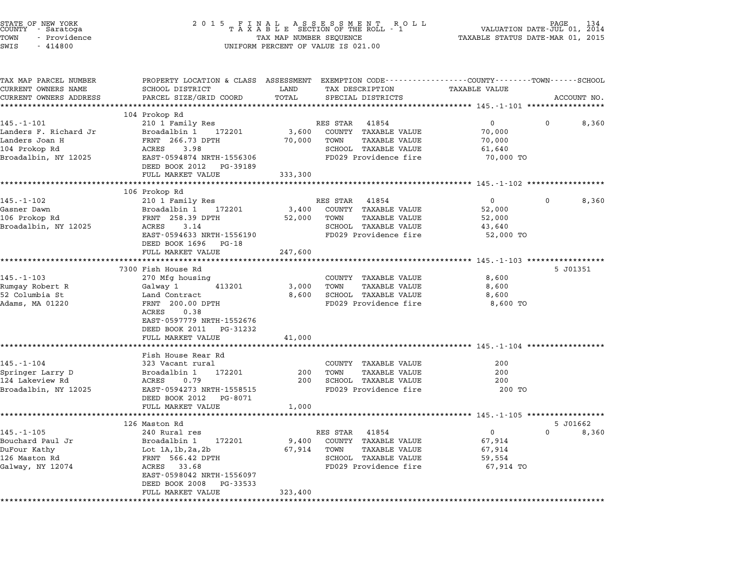STATE OF NEW YORK
COUNTY - Saratoga
TOWN - Providence
SWIS - 414800

2015 FINAL ASSESSMENT ROLL
TAXABLE SECTION OF THE ROLL - 1
TAX MAP NUMBER SEQUENCE
UNIFORM PERCENT OF VALUE IS 021.00

VALUATION DATE-JUL 01, 2014
TAXABLE STATUS DATE-MAR 01, 2015

| TAX MAP PARCEL NUMBER / CURRENT OWNERS NAME / CURRENT OWNERS ADDRESS | PROPERTY LOCATION & CLASS / SCHOOL DISTRICT / PARCEL SIZE/GRID COORD | ASSESSMENT LAND | TOTAL | EXEMPTION CODE / TAX DESCRIPTION / SPECIAL DISTRICTS | COUNTY TAXABLE VALUE | TOWN | SCHOOL | ACCOUNT NO. |
|---|---|---|---|---|---|---|---|---|
| 145.-1-101 | 104 Prokop Rd | | | | | | | |
| | 210 1 Family Res | | | RES STAR 41854 | 0 | 0 | 8,360 | |
| Landers F. Richard Jr | Broadalbin 1 172201 | 3,600 | | COUNTY TAXABLE VALUE | 70,000 | | | |
| Landers Joan H | FRNT 266.73 DPTH | | 70,000 | TOWN TAXABLE VALUE | 70,000 | | | |
| 104 Prokop Rd | ACRES 3.98 | | | SCHOOL TAXABLE VALUE | 61,640 | | | |
| Broadalbin, NY 12025 | EAST-0594874 NRTH-1556306 | | | FD029 Providence fire | 70,000 TO | | | |
| | DEED BOOK 2012 PG-39189 | | | | | | | |
| | FULL MARKET VALUE | | 333,300 | | | | | |
| 145.-1-102 | 106 Prokop Rd | | | | | | | |
| | 210 1 Family Res | | | RES STAR 41854 | 0 | 0 | 8,360 | |
| Gasner Dawn | Broadalbin 1 172201 | 3,400 | | COUNTY TAXABLE VALUE | 52,000 | | | |
| 106 Prokop Rd | FRNT 258.39 DPTH | | 52,000 | TOWN TAXABLE VALUE | 52,000 | | | |
| Broadalbin, NY 12025 | ACRES 3.14 | | | SCHOOL TAXABLE VALUE | 43,640 | | | |
| | EAST-0594633 NRTH-1556190 | | | FD029 Providence fire | 52,000 TO | | | |
| | DEED BOOK 1696 PG-18 | | | | | | | |
| | FULL MARKET VALUE | | 247,600 | | | | | |
| 145.-1-103 | 7300 Fish House Rd | | | | | | | 5 J01351 |
| | 270 Mfg housing | | | COUNTY TAXABLE VALUE | 8,600 | | | |
| Rumgay Robert R | Galway 1 413201 | 3,000 | | TOWN TAXABLE VALUE | 8,600 | | | |
| 52 Columbia St | Land Contract | | 8,600 | SCHOOL TAXABLE VALUE | 8,600 | | | |
| Adams, MA 01220 | FRNT 200.00 DPTH | | | FD029 Providence fire | 8,600 TO | | | |
| | ACRES 0.38 | | | | | | | |
| | EAST-0597779 NRTH-1552676 | | | | | | | |
| | DEED BOOK 2011 PG-31232 | | | | | | | |
| | FULL MARKET VALUE | | 41,000 | | | | | |
| 145.-1-104 | Fish House Rear Rd | | | | | | | |
| | 323 Vacant rural | | | COUNTY TAXABLE VALUE | 200 | | | |
| Springer Larry D | Broadalbin 1 172201 | 200 | | TOWN TAXABLE VALUE | 200 | | | |
| 124 Lakeview Rd | ACRES 0.79 | | 200 | SCHOOL TAXABLE VALUE | 200 | | | |
| Broadalbin, NY 12025 | EAST-0594273 NRTH-1558515 | | | FD029 Providence fire | 200 TO | | | |
| | DEED BOOK 2012 PG-8071 | | | | | | | |
| | FULL MARKET VALUE | | 1,000 | | | | | |
| 145.-1-105 | 126 Maston Rd | | | | | | | 5 J01662 |
| | 240 Rural res | | | RES STAR 41854 | 0 | 0 | 8,360 | |
| Bouchard Paul Jr | Broadalbin 1 172201 | 9,400 | | COUNTY TAXABLE VALUE | 67,914 | | | |
| DuFour Kathy | Lot 1A,1b,2a,2b | | 67,914 | TOWN TAXABLE VALUE | 67,914 | | | |
| 126 Maston Rd | FRNT 566.42 DPTH | | | SCHOOL TAXABLE VALUE | 59,554 | | | |
| Galway, NY 12074 | ACRES 33.68 | | | FD029 Providence fire | 67,914 TO | | | |
| | EAST-0598042 NRTH-1556097 | | | | | | | |
| | DEED BOOK 2008 PG-33533 | | | | | | | |
| | FULL MARKET VALUE | | 323,400 | | | | | |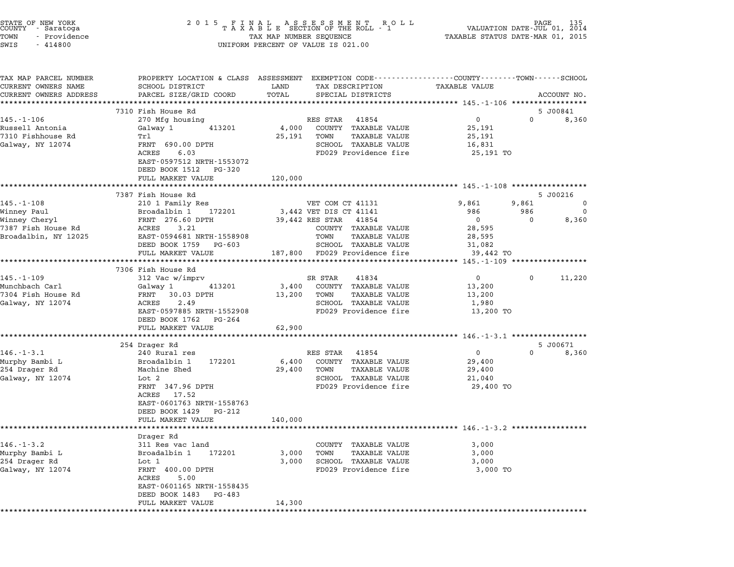STATE OF NEW YORK
COUNTY - Saratoga
TOWN - Providence
SWIS - 414800

2 0 1 5 F I N A L A S S E S S M E N T R O L L
T A X A B L E SECTION OF THE ROLL - 1
TAX MAP NUMBER SEQUENCE
UNIFORM PERCENT OF VALUE IS 021.00

VALUATION DATE-JUL 01, 2014
TAXABLE STATUS DATE-MAR 01, 2015

| TAX MAP PARCEL NUMBER / CURRENT OWNERS NAME / CURRENT OWNERS ADDRESS | PROPERTY LOCATION & CLASS / SCHOOL DISTRICT / PARCEL SIZE/GRID COORD | ASSESSMENT LAND / TOTAL | EXEMPTION CODE / TAX DESCRIPTION / SPECIAL DISTRICTS | COUNTY TAXABLE VALUE | TOWN | SCHOOL / ACCOUNT NO. |
|---|---|---|---|---|---|---|
| **145.-1-106** | 7310 Fish House Rd | | | | | 5 J00841 |
| Russell Antonia | 270 Mfg housing | | RES STAR 41854 | 0 | 0 | 8,360 |
| 7310 Fishhouse Rd | Galway 1 413201 | 4,000 | COUNTY TAXABLE VALUE | 25,191 | | |
| Galway, NY 12074 | Trl | 25,191 | TOWN TAXABLE VALUE | 25,191 | | |
| | FRNT 690.00 DPTH | | SCHOOL TAXABLE VALUE | 16,831 | | |
| | ACRES 6.03 | | FD029 Providence fire | 25,191 TO | | |
| | EAST-0597512 NRTH-1553072 | | | | | |
| | DEED BOOK 1512 PG-320 | | | | | |
| | FULL MARKET VALUE | 120,000 | | | | |
| **145.-1-108** | 7387 Fish House Rd | | | | | 5 J00216 |
| Winney Paul | 210 1 Family Res | | VET COM CT 41131 | 9,861 | 9,861 | 0 |
| Winney Cheryl | Broadalbin 1 172201 | 3,442 | VET DIS CT 41141 | 986 | 986 | 0 |
| 7387 Fish House Rd | FRNT 276.60 DPTH | 39,442 | RES STAR 41854 | 0 | 0 | 8,360 |
| Broadalbin, NY 12025 | ACRES 3.21 | | COUNTY TAXABLE VALUE | 28,595 | | |
| | EAST-0594681 NRTH-1558908 | | TOWN TAXABLE VALUE | 28,595 | | |
| | DEED BOOK 1759 PG-603 | | SCHOOL TAXABLE VALUE | 31,082 | | |
| | FULL MARKET VALUE | 187,800 | FD029 Providence fire | 39,442 TO | | |
| **145.-1-109** | 7306 Fish House Rd | | | | | |
| Munchbach Carl | 312 Vac w/imprv | | SR STAR 41834 | 0 | 0 | 11,220 |
| 7304 Fish House Rd | Galway 1 413201 | 3,400 | COUNTY TAXABLE VALUE | 13,200 | | |
| Galway, NY 12074 | FRNT 30.03 DPTH | 13,200 | TOWN TAXABLE VALUE | 13,200 | | |
| | ACRES 2.49 | | SCHOOL TAXABLE VALUE | 1,980 | | |
| | EAST-0597885 NRTH-1552908 | | FD029 Providence fire | 13,200 TO | | |
| | DEED BOOK 1762 PG-264 | | | | | |
| | FULL MARKET VALUE | 62,900 | | | | |
| **146.-1-3.1** | 254 Drager Rd | | | | | 5 J00671 |
| Murphy Bambi L | 240 Rural res | | RES STAR 41854 | 0 | 0 | 8,360 |
| 254 Drager Rd | Broadalbin 1 172201 | 6,400 | COUNTY TAXABLE VALUE | 29,400 | | |
| Galway, NY 12074 | Machine Shed | 29,400 | TOWN TAXABLE VALUE | 29,400 | | |
| | Lot 2 | | SCHOOL TAXABLE VALUE | 21,040 | | |
| | FRNT 347.96 DPTH | | FD029 Providence fire | 29,400 TO | | |
| | ACRES 17.52 | | | | | |
| | EAST-0601763 NRTH-1558763 | | | | | |
| | DEED BOOK 1429 PG-212 | | | | | |
| | FULL MARKET VALUE | 140,000 | | | | |
| **146.-1-3.2** | Drager Rd | | | | | |
| Murphy Bambi L | 311 Res vac land | | COUNTY TAXABLE VALUE | 3,000 | | |
| 254 Drager Rd | Broadalbin 1 172201 | 3,000 | TOWN TAXABLE VALUE | 3,000 | | |
| Galway, NY 12074 | Lot 1 | 3,000 | SCHOOL TAXABLE VALUE | 3,000 | | |
| | FRNT 400.00 DPTH | | FD029 Providence fire | 3,000 TO | | |
| | ACRES 5.00 | | | | | |
| | EAST-0601165 NRTH-1558435 | | | | | |
| | DEED BOOK 1483 PG-483 | | | | | |
| | FULL MARKET VALUE | 14,300 | | | | |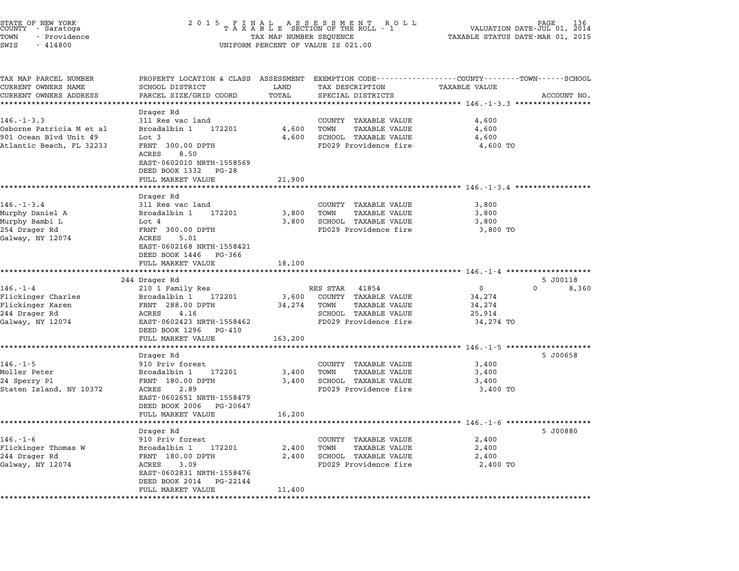STATE OF NEW YORK
COUNTY - Saratoga
TOWN - Providence
SWIS - 414800

# 2015 FINAL ASSESSMENT ROLL
TAXABLE SECTION OF THE ROLL - 1
TAX MAP NUMBER SEQUENCE
UNIFORM PERCENT OF VALUE IS 021.00

VALUATION DATE-JUL 01, 2014
TAXABLE STATUS DATE-MAR 01, 2015

| TAX MAP PARCEL NUMBER / CURRENT OWNERS NAME / CURRENT OWNERS ADDRESS | PROPERTY LOCATION & CLASS / SCHOOL DISTRICT / PARCEL SIZE/GRID COORD | ASSESSMENT LAND | TOTAL | EXEMPTION CODE / TAX DESCRIPTION / SPECIAL DISTRICTS | COUNTY / TOWN / SCHOOL TAXABLE VALUE | ACCOUNT NO. |
|---|---|---|---|---|---|---|
| **146.-1-3.3** | Drager Rd | | | | | |
| 146.-1-3.3 | 311 Res vac land | | | COUNTY TAXABLE VALUE | 4,600 | |
| Osborne Patricia M et al | Broadalbin 1 172201 | 4,600 | | TOWN TAXABLE VALUE | 4,600 | |
| 901 Ocean Blvd Unit 49 | Lot 3 | | 4,600 | SCHOOL TAXABLE VALUE | 4,600 | |
| Atlantic Beach, FL 32233 | FRNT 300.00 DPTH | | | FD029 Providence fire | 4,600 TO | |
| | ACRES 8.50 | | | | | |
| | EAST-0602010 NRTH-1558569 | | | | | |
| | DEED BOOK 1332 PG-28 | | | | | |
| | FULL MARKET VALUE | | 21,900 | | | |
| **146.-1-3.4** | Drager Rd | | | | | |
| 146.-1-3.4 | 311 Res vac land | | | COUNTY TAXABLE VALUE | 3,800 | |
| Murphy Daniel A | Broadalbin 1 172201 | 3,800 | | TOWN TAXABLE VALUE | 3,800 | |
| Murphy Bambi L | Lot 4 | | 3,800 | SCHOOL TAXABLE VALUE | 3,800 | |
| 254 Drager Rd | FRNT 300.00 DPTH | | | FD029 Providence fire | 3,800 TO | |
| Galway, NY 12074 | ACRES 5.01 | | | | | |
| | EAST-0602168 NRTH-1558421 | | | | | |
| | DEED BOOK 1446 PG-366 | | | | | |
| | FULL MARKET VALUE | | 18,100 | | | |
| **146.-1-4** | 244 Drager Rd | | | | | 5 J00118 |
| 146.-1-4 | 210 1 Family Res | | | RES STAR 41854 | 0 0 8,360 | |
| Flickinger Charles | Broadalbin 1 172201 | 3,600 | | COUNTY TAXABLE VALUE | 34,274 | |
| Flickinger Karen | FRNT 288.00 DPTH | | 34,274 | TOWN TAXABLE VALUE | 34,274 | |
| 244 Drager Rd | ACRES 4.16 | | | SCHOOL TAXABLE VALUE | 25,914 | |
| Galway, NY 12074 | EAST-0602423 NRTH-1558462 | | | FD029 Providence fire | 34,274 TO | |
| | DEED BOOK 1296 PG-410 | | | | | |
| | FULL MARKET VALUE | | 163,200 | | | |
| **146.-1-5** | Drager Rd | | | | | 5 J00658 |
| 146.-1-5 | 910 Priv forest | | | COUNTY TAXABLE VALUE | 3,400 | |
| Moller Peter | Broadalbin 1 172201 | 3,400 | | TOWN TAXABLE VALUE | 3,400 | |
| 24 Sperry Pl | FRNT 180.00 DPTH | | 3,400 | SCHOOL TAXABLE VALUE | 3,400 | |
| Staten Island, NY 10372 | ACRES 2.89 | | | FD029 Providence fire | 3,400 TO | |
| | EAST-0602651 NRTH-1558479 | | | | | |
| | DEED BOOK 2006 PG-20647 | | | | | |
| | FULL MARKET VALUE | | 16,200 | | | |
| **146.-1-6** | Drager Rd | | | | | 5 J00880 |
| 146.-1-6 | 910 Priv forest | | | COUNTY TAXABLE VALUE | 2,400 | |
| Flickinger Thomas W | Broadalbin 1 172201 | 2,400 | | TOWN TAXABLE VALUE | 2,400 | |
| 244 Drager Rd | FRNT 180.00 DPTH | | 2,400 | SCHOOL TAXABLE VALUE | 2,400 | |
| Galway, NY 12074 | ACRES 3.09 | | | FD029 Providence fire | 2,400 TO | |
| | EAST-0602831 NRTH-1558476 | | | | | |
| | DEED BOOK 2014 PG-22144 | | | | | |
| | FULL MARKET VALUE | | 11,400 | | | |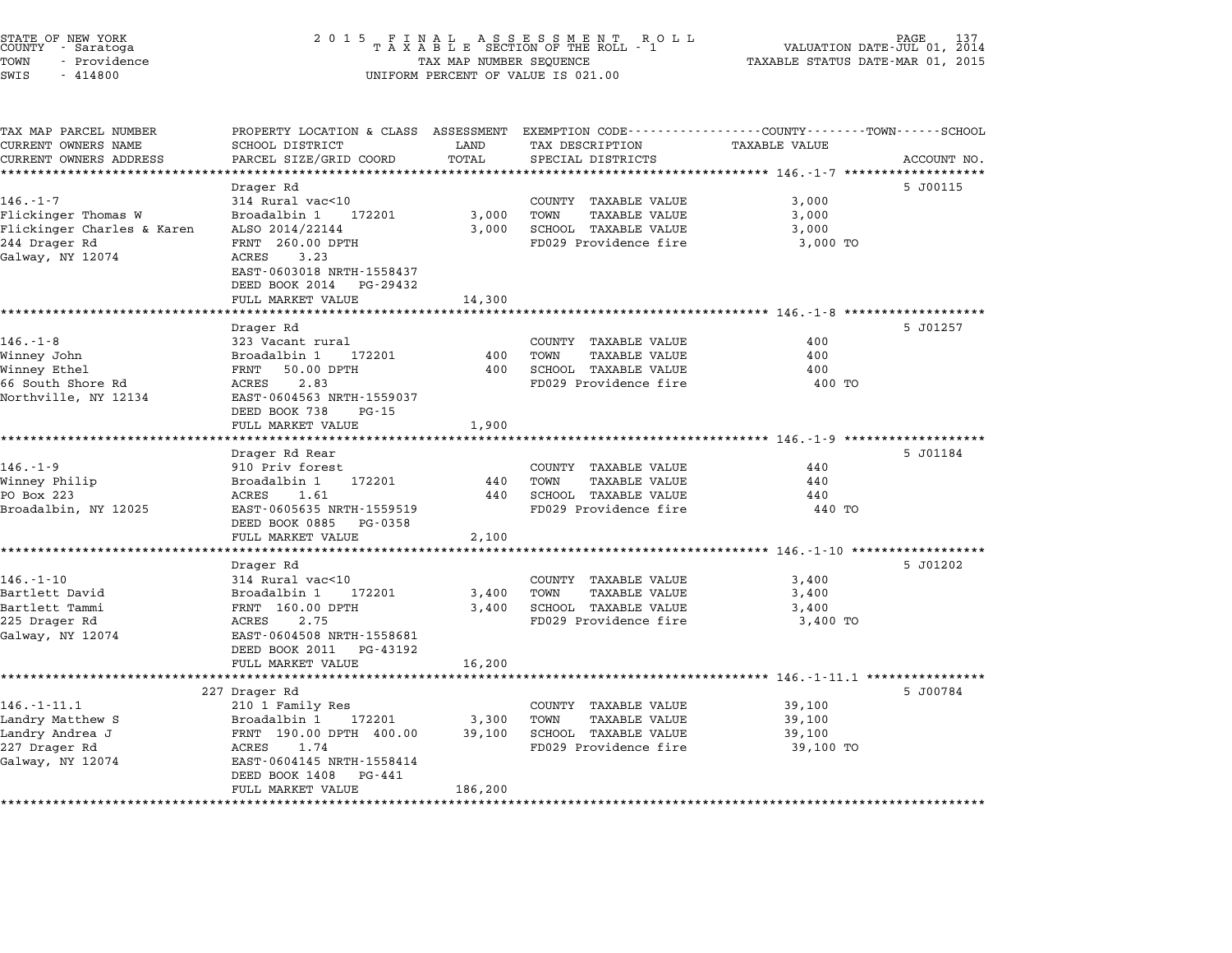STATE OF NEW YORK
COUNTY - Saratoga
TOWN - Providence
SWIS - 414800

2015 FINAL ASSESSMENT ROLL
TAXABLE SECTION OF THE ROLL - 1
TAX MAP NUMBER SEQUENCE
UNIFORM PERCENT OF VALUE IS 021.00

VALUATION DATE-JUL 01, 2014
TAXABLE STATUS DATE-MAR 01, 2015

| TAX MAP PARCEL NUMBER / CURRENT OWNERS NAME / CURRENT OWNERS ADDRESS | PROPERTY LOCATION & CLASS / SCHOOL DISTRICT / PARCEL SIZE/GRID COORD | ASSESSMENT LAND | TOTAL | EXEMPTION CODE / TAX DESCRIPTION / SPECIAL DISTRICTS | TAXABLE VALUE | ACCOUNT NO. |
|---|---|---|---|---|---|---|
| **146.-1-7** | Drager Rd | | | | | 5 J00115 |
| 146.-1-7 | 314 Rural vac<10 | | | COUNTY TAXABLE VALUE | 3,000 | |
| Flickinger Thomas W | Broadalbin 1 172201 | 3,000 | | TOWN TAXABLE VALUE | 3,000 | |
| Flickinger Charles & Karen | ALSO 2014/22144 | | 3,000 | SCHOOL TAXABLE VALUE | 3,000 | |
| 244 Drager Rd | FRNT 260.00 DPTH | | | FD029 Providence fire | 3,000 TO | |
| Galway, NY 12074 | ACRES 3.23 | | | | | |
| | EAST-0603018 NRTH-1558437 | | | | | |
| | DEED BOOK 2014 PG-29432 | | | | | |
| | FULL MARKET VALUE | | 14,300 | | | |
| **146.-1-8** | Drager Rd | | | | | 5 J01257 |
| 146.-1-8 | 323 Vacant rural | | | COUNTY TAXABLE VALUE | 400 | |
| Winney John | Broadalbin 1 172201 | 400 | | TOWN TAXABLE VALUE | 400 | |
| Winney Ethel | FRNT 50.00 DPTH | | 400 | SCHOOL TAXABLE VALUE | 400 | |
| 66 South Shore Rd | ACRES 2.83 | | | FD029 Providence fire | 400 TO | |
| Northville, NY 12134 | EAST-0604563 NRTH-1559037 | | | | | |
| | DEED BOOK 738 PG-15 | | | | | |
| | FULL MARKET VALUE | | 1,900 | | | |
| **146.-1-9** | Drager Rd Rear | | | | | 5 J01184 |
| 146.-1-9 | 910 Priv forest | | | COUNTY TAXABLE VALUE | 440 | |
| Winney Philip | Broadalbin 1 172201 | 440 | | TOWN TAXABLE VALUE | 440 | |
| PO Box 223 | ACRES 1.61 | | 440 | SCHOOL TAXABLE VALUE | 440 | |
| Broadalbin, NY 12025 | EAST-0605635 NRTH-1559519 | | | FD029 Providence fire | 440 TO | |
| | DEED BOOK 0885 PG-0358 | | | | | |
| | FULL MARKET VALUE | | 2,100 | | | |
| **146.-1-10** | Drager Rd | | | | | 5 J01202 |
| 146.-1-10 | 314 Rural vac<10 | | | COUNTY TAXABLE VALUE | 3,400 | |
| Bartlett David | Broadalbin 1 172201 | 3,400 | | TOWN TAXABLE VALUE | 3,400 | |
| Bartlett Tammi | FRNT 160.00 DPTH | | 3,400 | SCHOOL TAXABLE VALUE | 3,400 | |
| 225 Drager Rd | ACRES 2.75 | | | FD029 Providence fire | 3,400 TO | |
| Galway, NY 12074 | EAST-0604508 NRTH-1558681 | | | | | |
| | DEED BOOK 2011 PG-43192 | | | | | |
| | FULL MARKET VALUE | | 16,200 | | | |
| **146.-1-11.1** | 227 Drager Rd | | | | | 5 J00784 |
| 146.-1-11.1 | 210 1 Family Res | | | COUNTY TAXABLE VALUE | 39,100 | |
| Landry Matthew S | Broadalbin 1 172201 | 3,300 | | TOWN TAXABLE VALUE | 39,100 | |
| Landry Andrea J | FRNT 190.00 DPTH 400.00 | | 39,100 | SCHOOL TAXABLE VALUE | 39,100 | |
| 227 Drager Rd | ACRES 1.74 | | | FD029 Providence fire | 39,100 TO | |
| Galway, NY 12074 | EAST-0604145 NRTH-1558414 | | | | | |
| | DEED BOOK 1408 PG-441 | | | | | |
| | FULL MARKET VALUE | | 186,200 | | | |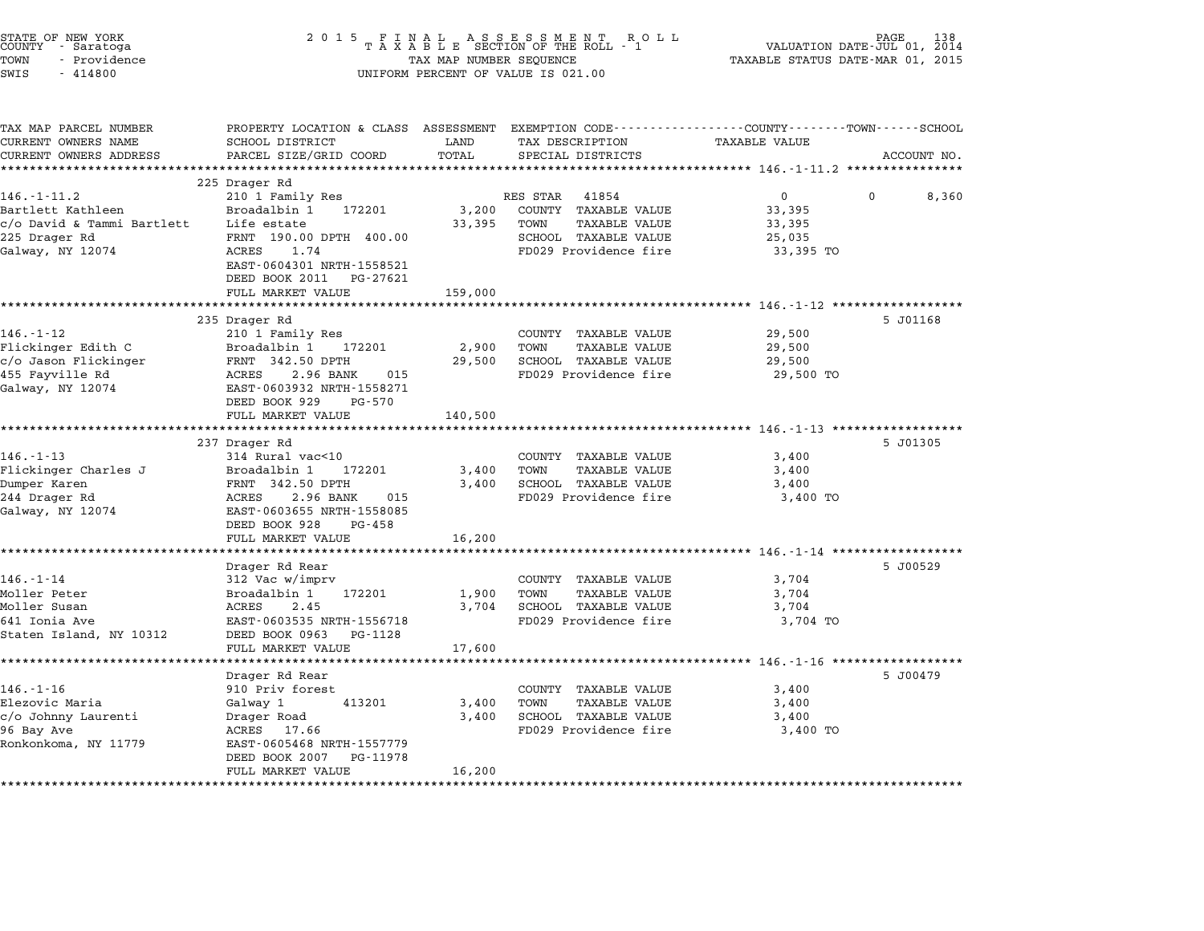STATE OF NEW YORK
COUNTY - Saratoga
TOWN - Providence
SWIS - 414800

2015 FINAL ASSESSMENT ROLL
TAXABLE SECTION OF THE ROLL - 1
TAX MAP NUMBER SEQUENCE
UNIFORM PERCENT OF VALUE IS 021.00

VALUATION DATE-JUL 01, 2014
TAXABLE STATUS DATE-MAR 01, 2015

| TAX MAP PARCEL NUMBER / CURRENT OWNERS NAME / CURRENT OWNERS ADDRESS | PROPERTY LOCATION & CLASS / SCHOOL DISTRICT / PARCEL SIZE/GRID COORD | ASSESSMENT LAND | ASSESSMENT TOTAL | EXEMPTION CODE / TAX DESCRIPTION / SPECIAL DISTRICTS | COUNTY TAXABLE VALUE | TOWN | SCHOOL | ACCOUNT NO. |
|---|---|---|---|---|---|---|---|---|
| **146.-1-11.2** | 225 Drager Rd | | | | | | | |
| | 210 1 Family Res | | | RES STAR 41854 | 0 | 0 | 8,360 | |
| Bartlett Kathleen | Broadalbin 1 172201 | 3,200 | | COUNTY TAXABLE VALUE | 33,395 | | | |
| c/o David & Tammi Bartlett | Life estate | | 33,395 | TOWN TAXABLE VALUE | 33,395 | | | |
| 225 Drager Rd | FRNT 190.00 DPTH 400.00 | | | SCHOOL TAXABLE VALUE | 25,035 | | | |
| Galway, NY 12074 | ACRES 1.74 | | | FD029 Providence fire | 33,395 TO | | | |
| | EAST-0604301 NRTH-1558521 | | | | | | | |
| | DEED BOOK 2011 PG-27621 | | | | | | | |
| | FULL MARKET VALUE | | 159,000 | | | | | |
| **146.-1-12** | 235 Drager Rd | | | | | | | 5 J01168 |
| | 210 1 Family Res | | | COUNTY TAXABLE VALUE | 29,500 | | | |
| Flickinger Edith C | Broadalbin 1 172201 | 2,900 | | TOWN TAXABLE VALUE | 29,500 | | | |
| c/o Jason Flickinger | FRNT 342.50 DPTH | | 29,500 | SCHOOL TAXABLE VALUE | 29,500 | | | |
| 455 Fayville Rd | ACRES 2.96 BANK 015 | | | FD029 Providence fire | 29,500 TO | | | |
| Galway, NY 12074 | EAST-0603932 NRTH-1558271 | | | | | | | |
| | DEED BOOK 929 PG-570 | | | | | | | |
| | FULL MARKET VALUE | | 140,500 | | | | | |
| **146.-1-13** | 237 Drager Rd | | | | | | | 5 J01305 |
| | 314 Rural vac<10 | | | COUNTY TAXABLE VALUE | 3,400 | | | |
| Flickinger Charles J | Broadalbin 1 172201 | 3,400 | | TOWN TAXABLE VALUE | 3,400 | | | |
| Dumper Karen | FRNT 342.50 DPTH | | 3,400 | SCHOOL TAXABLE VALUE | 3,400 | | | |
| 244 Drager Rd | ACRES 2.96 BANK 015 | | | FD029 Providence fire | 3,400 TO | | | |
| Galway, NY 12074 | EAST-0603655 NRTH-1558085 | | | | | | | |
| | DEED BOOK 928 PG-458 | | | | | | | |
| | FULL MARKET VALUE | | 16,200 | | | | | |
| **146.-1-14** | Drager Rd Rear | | | | | | | 5 J00529 |
| | 312 Vac w/imprv | | | COUNTY TAXABLE VALUE | 3,704 | | | |
| Moller Peter | Broadalbin 1 172201 | 1,900 | | TOWN TAXABLE VALUE | 3,704 | | | |
| Moller Susan | ACRES 2.45 | | 3,704 | SCHOOL TAXABLE VALUE | 3,704 | | | |
| 641 Ionia Ave | EAST-0603535 NRTH-1556718 | | | FD029 Providence fire | 3,704 TO | | | |
| Staten Island, NY 10312 | DEED BOOK 0963 PG-1128 | | | | | | | |
| | FULL MARKET VALUE | | 17,600 | | | | | |
| **146.-1-16** | Drager Rd Rear | | | | | | | 5 J00479 |
| | 910 Priv forest | | | COUNTY TAXABLE VALUE | 3,400 | | | |
| Elezovic Maria | Galway 1 413201 | 3,400 | | TOWN TAXABLE VALUE | 3,400 | | | |
| c/o Johnny Laurenti | Drager Road | | 3,400 | SCHOOL TAXABLE VALUE | 3,400 | | | |
| 96 Bay Ave | ACRES 17.66 | | | FD029 Providence fire | 3,400 TO | | | |
| Ronkonkoma, NY 11779 | EAST-0605468 NRTH-1557779 | | | | | | | |
| | DEED BOOK 2007 PG-11978 | | | | | | | |
| | FULL MARKET VALUE | | 16,200 | | | | | |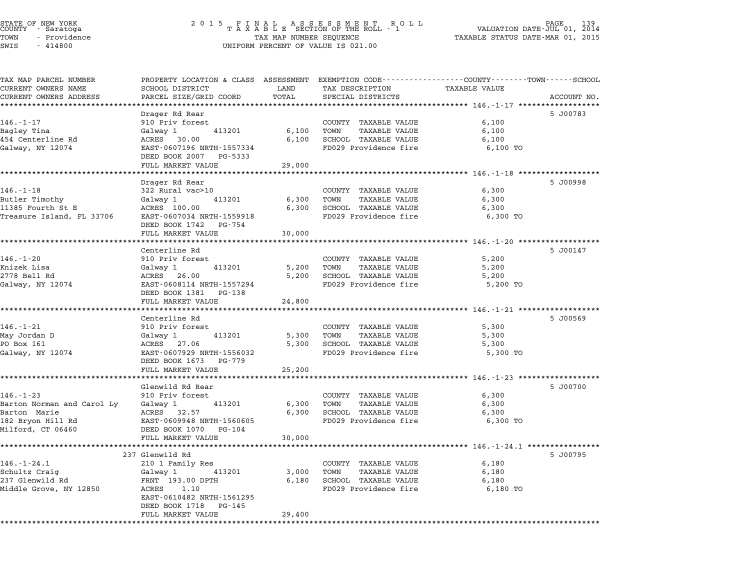STATE OF NEW YORK — COUNTY - Saratoga — TOWN - Providence — SWIS - 414800

# 2015 FINAL ASSESSMENT ROLL
## TAXABLE SECTION OF THE ROLL - 1
TAX MAP NUMBER SEQUENCE
UNIFORM PERCENT OF VALUE IS 021.00

VALUATION DATE-JUL 01, 2014
TAXABLE STATUS DATE-MAR 01, 2015

| TAX MAP PARCEL NUMBER / CURRENT OWNERS NAME / CURRENT OWNERS ADDRESS | PROPERTY LOCATION & CLASS / SCHOOL DISTRICT / PARCEL SIZE/GRID COORD | ASSESSMENT LAND | TOTAL | EXEMPTION CODE / TAX DESCRIPTION / SPECIAL DISTRICTS | TAXABLE VALUE (COUNTY / TOWN / SCHOOL) | ACCOUNT NO. |
|---|---|---|---|---|---|---|
| 146.-1-17 | Drager Rd Rear | | | | | 5 J00783 |
| | 910 Priv forest | | | COUNTY TAXABLE VALUE | 6,100 | |
| Bagley Tina | Galway 1 413201 | 6,100 | | TOWN TAXABLE VALUE | 6,100 | |
| 454 Centerline Rd | ACRES 30.00 | | 6,100 | SCHOOL TAXABLE VALUE | 6,100 | |
| Galway, NY 12074 | EAST-0607196 NRTH-1557334 | | | FD029 Providence fire | 6,100 TO | |
| | DEED BOOK 2007 PG-5333 | | | | | |
| | FULL MARKET VALUE | | 29,000 | | | |
| 146.-1-18 | Drager Rd Rear | | | | | 5 J00998 |
| | 322 Rural vac>10 | | | COUNTY TAXABLE VALUE | 6,300 | |
| Butler Timothy | Galway 1 413201 | 6,300 | | TOWN TAXABLE VALUE | 6,300 | |
| 11385 Fourth St E | ACRES 100.00 | | 6,300 | SCHOOL TAXABLE VALUE | 6,300 | |
| Treasure Island, FL 33706 | EAST-0607034 NRTH-1559918 | | | FD029 Providence fire | 6,300 TO | |
| | DEED BOOK 1742 PG-754 | | | | | |
| | FULL MARKET VALUE | | 30,000 | | | |
| 146.-1-20 | Centerline Rd | | | | | 5 J00147 |
| | 910 Priv forest | | | COUNTY TAXABLE VALUE | 5,200 | |
| Knizek Lisa | Galway 1 413201 | 5,200 | | TOWN TAXABLE VALUE | 5,200 | |
| 2778 Bell Rd | ACRES 26.00 | | 5,200 | SCHOOL TAXABLE VALUE | 5,200 | |
| Galway, NY 12074 | EAST-0608114 NRTH-1557294 | | | FD029 Providence fire | 5,200 TO | |
| | DEED BOOK 1381 PG-138 | | | | | |
| | FULL MARKET VALUE | | 24,800 | | | |
| 146.-1-21 | Centerline Rd | | | | | 5 J00569 |
| | 910 Priv forest | | | COUNTY TAXABLE VALUE | 5,300 | |
| May Jordan D | Galway 1 413201 | 5,300 | | TOWN TAXABLE VALUE | 5,300 | |
| PO Box 161 | ACRES 27.06 | | 5,300 | SCHOOL TAXABLE VALUE | 5,300 | |
| Galway, NY 12074 | EAST-0607929 NRTH-1556032 | | | FD029 Providence fire | 5,300 TO | |
| | DEED BOOK 1673 PG-779 | | | | | |
| | FULL MARKET VALUE | | 25,200 | | | |
| 146.-1-23 | Glenwild Rd Rear | | | | | 5 J00700 |
| | 910 Priv forest | | | COUNTY TAXABLE VALUE | 6,300 | |
| Barton Norman and Carol Ly | Galway 1 413201 | 6,300 | | TOWN TAXABLE VALUE | 6,300 | |
| Barton Marie | ACRES 32.57 | | 6,300 | SCHOOL TAXABLE VALUE | 6,300 | |
| 182 Bryon Hill Rd | EAST-0609948 NRTH-1560605 | | | FD029 Providence fire | 6,300 TO | |
| Milford, CT 06460 | DEED BOOK 1070 PG-104 | | | | | |
| | FULL MARKET VALUE | | 30,000 | | | |
| 146.-1-24.1 | 237 Glenwild Rd | | | | | 5 J00795 |
| | 210 1 Family Res | | | COUNTY TAXABLE VALUE | 6,180 | |
| Schultz Craig | Galway 1 413201 | 3,000 | | TOWN TAXABLE VALUE | 6,180 | |
| 237 Glenwild Rd | FRNT 193.00 DPTH | | 6,180 | SCHOOL TAXABLE VALUE | 6,180 | |
| Middle Grove, NY 12850 | ACRES 1.10 | | | FD029 Providence fire | 6,180 TO | |
| | EAST-0610482 NRTH-1561295 | | | | | |
| | DEED BOOK 1718 PG-145 | | | | | |
| | FULL MARKET VALUE | | 29,400 | | | |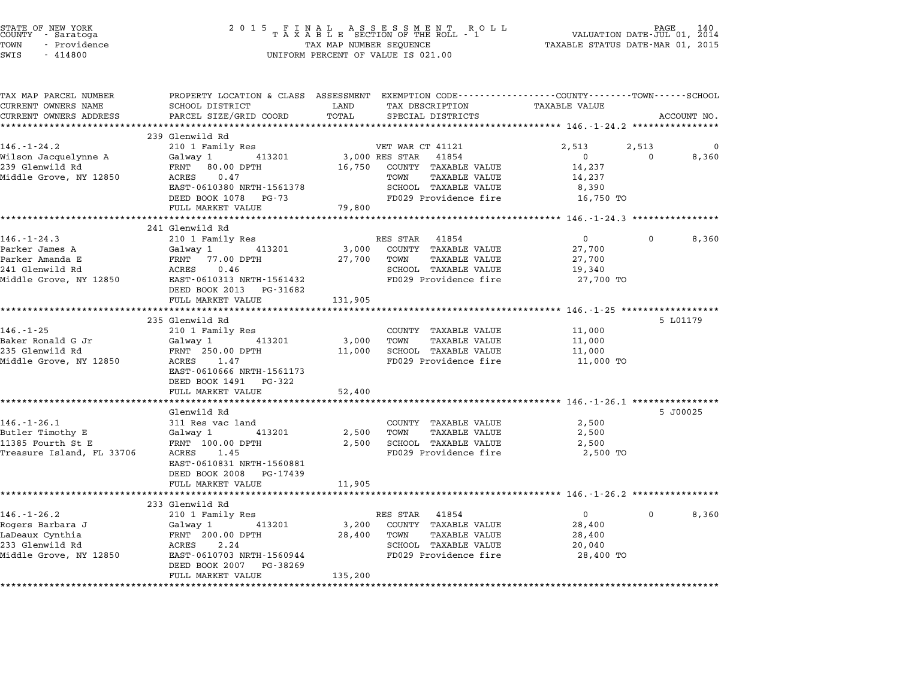STATE OF NEW YORK
COUNTY - Saratoga
TOWN - Providence
SWIS - 414800

# 2015 FINAL ASSESSMENT ROLL
TAXABLE SECTION OF THE ROLL - 1
TAX MAP NUMBER SEQUENCE
UNIFORM PERCENT OF VALUE IS 021.00

VALUATION DATE-JUL 01, 2014
TAXABLE STATUS DATE-MAR 01, 2015

| TAX MAP PARCEL NUMBER / CURRENT OWNERS NAME / CURRENT OWNERS ADDRESS | PROPERTY LOCATION & CLASS / SCHOOL DISTRICT / PARCEL SIZE/GRID COORD | ASSESSMENT LAND / TOTAL | EXEMPTION CODE / TAX DESCRIPTION / SPECIAL DISTRICTS | COUNTY TAXABLE VALUE | TOWN | SCHOOL | ACCOUNT NO. |
|---|---|---|---|---|---|---|---|
| **146.-1-24.2** | 239 Glenwild Rd | | | | | | |
| | 210 1 Family Res | | VET WAR CT 41121 | 2,513 | 2,513 | 0 | |
| Wilson Jacquelynne A | Galway 1 413201 | 3,000 | RES STAR 41854 | 0 | 0 | 8,360 | |
| 239 Glenwild Rd | FRNT 80.00 DPTH | 16,750 | COUNTY TAXABLE VALUE | 14,237 | | | |
| Middle Grove, NY 12850 | ACRES 0.47 | | TOWN TAXABLE VALUE | 14,237 | | | |
| | EAST-0610380 NRTH-1561378 | | SCHOOL TAXABLE VALUE | 8,390 | | | |
| | DEED BOOK 1078 PG-73 | | FD029 Providence fire | 16,750 TO | | | |
| | FULL MARKET VALUE | 79,800 | | | | | |
| **146.-1-24.3** | 241 Glenwild Rd | | | | | | |
| | 210 1 Family Res | | RES STAR 41854 | 0 | 0 | 8,360 | |
| Parker James A | Galway 1 413201 | 3,000 | COUNTY TAXABLE VALUE | 27,700 | | | |
| Parker Amanda E | FRNT 77.00 DPTH | 27,700 | TOWN TAXABLE VALUE | 27,700 | | | |
| 241 Glenwild Rd | ACRES 0.46 | | SCHOOL TAXABLE VALUE | 19,340 | | | |
| Middle Grove, NY 12850 | EAST-0610313 NRTH-1561432 | | FD029 Providence fire | 27,700 TO | | | |
| | DEED BOOK 2013 PG-31682 | | | | | | |
| | FULL MARKET VALUE | 131,905 | | | | | |
| **146.-1-25** | 235 Glenwild Rd | | | | | | 5 L01179 |
| | 210 1 Family Res | | COUNTY TAXABLE VALUE | 11,000 | | | |
| Baker Ronald G Jr | Galway 1 413201 | 3,000 | TOWN TAXABLE VALUE | 11,000 | | | |
| 235 Glenwild Rd | FRNT 250.00 DPTH | 11,000 | SCHOOL TAXABLE VALUE | 11,000 | | | |
| Middle Grove, NY 12850 | ACRES 1.47 | | FD029 Providence fire | 11,000 TO | | | |
| | EAST-0610666 NRTH-1561173 | | | | | | |
| | DEED BOOK 1491 PG-322 | | | | | | |
| | FULL MARKET VALUE | 52,400 | | | | | |
| **146.-1-26.1** | Glenwild Rd | | | | | | 5 J00025 |
| | 311 Res vac land | | COUNTY TAXABLE VALUE | 2,500 | | | |
| Butler Timothy E | Galway 1 413201 | 2,500 | TOWN TAXABLE VALUE | 2,500 | | | |
| 11385 Fourth St E | FRNT 100.00 DPTH | 2,500 | SCHOOL TAXABLE VALUE | 2,500 | | | |
| Treasure Island, FL 33706 | ACRES 1.45 | | FD029 Providence fire | 2,500 TO | | | |
| | EAST-0610831 NRTH-1560881 | | | | | | |
| | DEED BOOK 2008 PG-17439 | | | | | | |
| | FULL MARKET VALUE | 11,905 | | | | | |
| **146.-1-26.2** | 233 Glenwild Rd | | | | | | |
| | 210 1 Family Res | | RES STAR 41854 | 0 | 0 | 8,360 | |
| Rogers Barbara J | Galway 1 413201 | 3,200 | COUNTY TAXABLE VALUE | 28,400 | | | |
| LaDeaux Cynthia | FRNT 200.00 DPTH | 28,400 | TOWN TAXABLE VALUE | 28,400 | | | |
| 233 Glenwild Rd | ACRES 2.24 | | SCHOOL TAXABLE VALUE | 20,040 | | | |
| Middle Grove, NY 12850 | EAST-0610703 NRTH-1560944 | | FD029 Providence fire | 28,400 TO | | | |
| | DEED BOOK 2007 PG-38269 | | | | | | |
| | FULL MARKET VALUE | 135,200 | | | | | |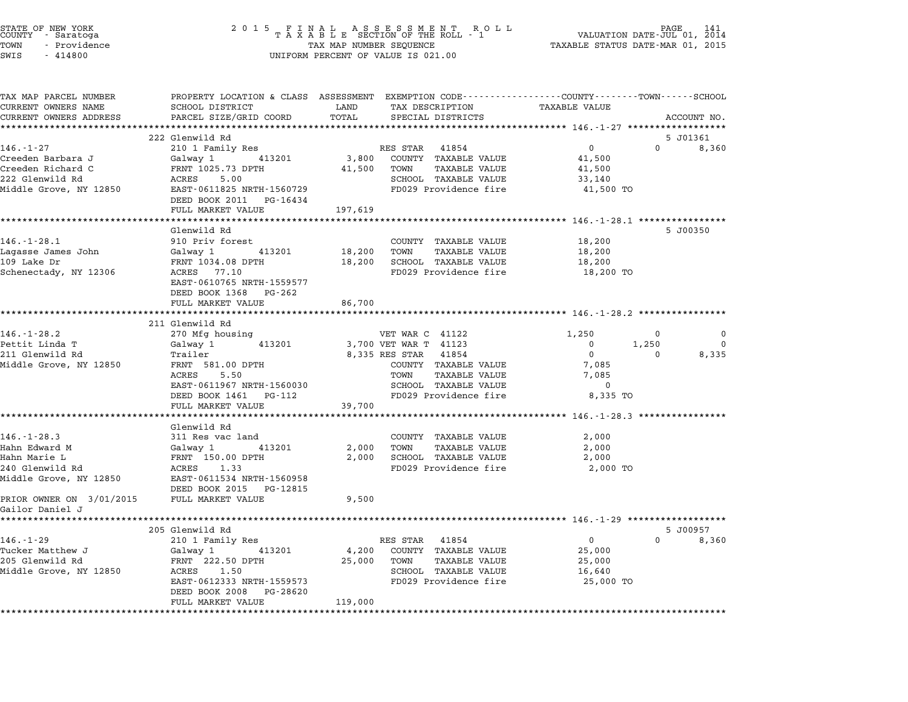STATE OF NEW YORK
COUNTY - Saratoga
TOWN - Providence
SWIS - 414800

2 0 1 5 F I N A L A S S E S S M E N T R O L L
T A X A B L E SECTION OF THE ROLL - 1
TAX MAP NUMBER SEQUENCE
UNIFORM PERCENT OF VALUE IS 021.00

VALUATION DATE-JUL 01, 2014
TAXABLE STATUS DATE-MAR 01, 2015

| TAX MAP PARCEL NUMBER<br>CURRENT OWNERS NAME<br>CURRENT OWNERS ADDRESS | PROPERTY LOCATION & CLASS<br>SCHOOL DISTRICT<br>PARCEL SIZE/GRID COORD | ASSESSMENT<br>LAND<br>TOTAL | EXEMPTION CODE<br>TAX DESCRIPTION<br>SPECIAL DISTRICTS | COUNTY<br>TAXABLE VALUE | TOWN | SCHOOL<br>ACCOUNT NO. |
|---|---|---|---|---|---|---|
| **146.-1-27** | 222 Glenwild Rd | | | | | 5 J01361 |
| 146.-1-27 | 210 1 Family Res | | RES STAR 41854 | 0 | 0 | 8,360 |
| Creeden Barbara J | Galway 1 413201 | 3,800 | COUNTY TAXABLE VALUE | 41,500 | | |
| Creeden Richard C | FRNT 1025.73 DPTH | 41,500 | TOWN TAXABLE VALUE | 41,500 | | |
| 222 Glenwild Rd | ACRES 5.00 | | SCHOOL TAXABLE VALUE | 33,140 | | |
| Middle Grove, NY 12850 | EAST-0611825 NRTH-1560729 | | FD029 Providence fire | 41,500 TO | | |
| | DEED BOOK 2011 PG-16434 | | | | | |
| | FULL MARKET VALUE | 197,619 | | | | |
| **146.-1-28.1** | Glenwild Rd | | | | | 5 J00350 |
| 146.-1-28.1 | 910 Priv forest | | COUNTY TAXABLE VALUE | 18,200 | | |
| Lagasse James John | Galway 1 413201 | 18,200 | TOWN TAXABLE VALUE | 18,200 | | |
| 109 Lake Dr | FRNT 1034.08 DPTH | 18,200 | SCHOOL TAXABLE VALUE | 18,200 | | |
| Schenectady, NY 12306 | ACRES 77.10 | | FD029 Providence fire | 18,200 TO | | |
| | EAST-0610765 NRTH-1559577 | | | | | |
| | DEED BOOK 1368 PG-262 | | | | | |
| | FULL MARKET VALUE | 86,700 | | | | |
| **146.-1-28.2** | 211 Glenwild Rd | | | | | |
| 146.-1-28.2 | 270 Mfg housing | | VET WAR C 41122 | 1,250 | 0 | 0 |
| Pettit Linda T | Galway 1 413201 | 3,700 | VET WAR T 41123 | 0 | 1,250 | 0 |
| 211 Glenwild Rd | Trailer | 8,335 | RES STAR 41854 | 0 | 0 | 8,335 |
| Middle Grove, NY 12850 | FRNT 581.00 DPTH | | COUNTY TAXABLE VALUE | 7,085 | | |
| | ACRES 5.50 | | TOWN TAXABLE VALUE | 7,085 | | |
| | EAST-0611967 NRTH-1560030 | | SCHOOL TAXABLE VALUE | 0 | | |
| | DEED BOOK 1461 PG-112 | | FD029 Providence fire | 8,335 TO | | |
| | FULL MARKET VALUE | 39,700 | | | | |
| **146.-1-28.3** | Glenwild Rd | | | | | |
| 146.-1-28.3 | 311 Res vac land | | COUNTY TAXABLE VALUE | 2,000 | | |
| Hahn Edward M | Galway 1 413201 | 2,000 | TOWN TAXABLE VALUE | 2,000 | | |
| Hahn Marie L | FRNT 150.00 DPTH | 2,000 | SCHOOL TAXABLE VALUE | 2,000 | | |
| 240 Glenwild Rd | ACRES 1.33 | | FD029 Providence fire | 2,000 TO | | |
| Middle Grove, NY 12850 | EAST-0611534 NRTH-1560958 | | | | | |
| | DEED BOOK 2015 PG-12815 | | | | | |
| PRIOR OWNER ON 3/01/2015 | FULL MARKET VALUE | 9,500 | | | | |
| Gailor Daniel J | | | | | | |
| **146.-1-29** | 205 Glenwild Rd | | | | | 5 J00957 |
| 146.-1-29 | 210 1 Family Res | | RES STAR 41854 | 0 | 0 | 8,360 |
| Tucker Matthew J | Galway 1 413201 | 4,200 | COUNTY TAXABLE VALUE | 25,000 | | |
| 205 Glenwild Rd | FRNT 222.50 DPTH | 25,000 | TOWN TAXABLE VALUE | 25,000 | | |
| Middle Grove, NY 12850 | ACRES 1.50 | | SCHOOL TAXABLE VALUE | 16,640 | | |
| | EAST-0612333 NRTH-1559573 | | FD029 Providence fire | 25,000 TO | | |
| | DEED BOOK 2008 PG-28620 | | | | | |
| | FULL MARKET VALUE | 119,000 | | | | |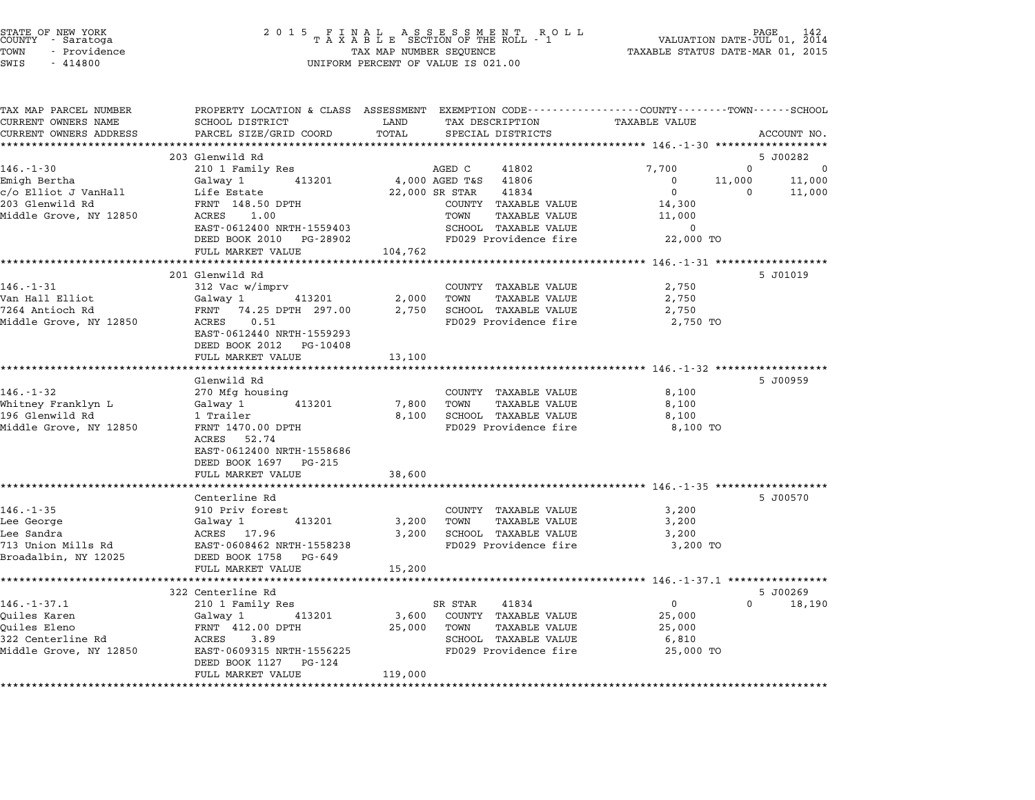STATE OF NEW YORK
COUNTY - Saratoga
TOWN - Providence
SWIS - 414800

2015 FINAL ASSESSMENT ROLL
TAXABLE SECTION OF THE ROLL - 1
TAX MAP NUMBER SEQUENCE
UNIFORM PERCENT OF VALUE IS 021.00

VALUATION DATE-JUL 01, 2014
TAXABLE STATUS DATE-MAR 01, 2015

| TAX MAP PARCEL NUMBER / CURRENT OWNERS NAME / CURRENT OWNERS ADDRESS | PROPERTY LOCATION & CLASS / SCHOOL DISTRICT / PARCEL SIZE/GRID COORD | ASSESSMENT LAND / TOTAL | EXEMPTION CODE / TAX DESCRIPTION / SPECIAL DISTRICTS | COUNTY | TOWN | SCHOOL | ACCOUNT NO. |
|---|---|---|---|---|---|---|---|
| **146.-1-30** | 203 Glenwild Rd | | | | | | 5 J00282 |
| Emigh Bertha | 210 1 Family Res | | AGED C 41802 | 7,700 | 0 | 0 | |
| c/o Elliot J VanHall | Galway 1 413201 | 4,000 | AGED T&S 41806 | 0 | 11,000 | 11,000 | |
| 203 Glenwild Rd | Life Estate | 22,000 | SR STAR 41834 | 0 | 0 | 11,000 | |
| Middle Grove, NY 12850 | FRNT 148.50 DPTH | | COUNTY TAXABLE VALUE | 14,300 | | | |
| | ACRES 1.00 | | TOWN TAXABLE VALUE | 11,000 | | | |
| | EAST-0612400 NRTH-1559403 | | SCHOOL TAXABLE VALUE | 0 | | | |
| | DEED BOOK 2010 PG-28902 | | FD029 Providence fire | 22,000 TO | | | |
| | FULL MARKET VALUE | 104,762 | | | | | |
| **146.-1-31** | 201 Glenwild Rd | | | | | | 5 J01019 |
| Van Hall Elliot | 312 Vac w/imprv | | COUNTY TAXABLE VALUE | 2,750 | | | |
| 7264 Antioch Rd | Galway 1 413201 | 2,000 | TOWN TAXABLE VALUE | 2,750 | | | |
| Middle Grove, NY 12850 | FRNT 74.25 DPTH 297.00 | 2,750 | SCHOOL TAXABLE VALUE | 2,750 | | | |
| | ACRES 0.51 | | FD029 Providence fire | 2,750 TO | | | |
| | EAST-0612440 NRTH-1559293 | | | | | | |
| | DEED BOOK 2012 PG-10408 | | | | | | |
| | FULL MARKET VALUE | 13,100 | | | | | |
| **146.-1-32** | Glenwild Rd | | | | | | 5 J00959 |
| Whitney Franklyn L | 270 Mfg housing | | COUNTY TAXABLE VALUE | 8,100 | | | |
| 196 Glenwild Rd | Galway 1 413201 | 7,800 | TOWN TAXABLE VALUE | 8,100 | | | |
| Middle Grove, NY 12850 | 1 Trailer | 8,100 | SCHOOL TAXABLE VALUE | 8,100 | | | |
| | FRNT 1470.00 DPTH | | FD029 Providence fire | 8,100 TO | | | |
| | ACRES 52.74 | | | | | | |
| | EAST-0612400 NRTH-1558686 | | | | | | |
| | DEED BOOK 1697 PG-215 | | | | | | |
| | FULL MARKET VALUE | 38,600 | | | | | |
| **146.-1-35** | Centerline Rd | | | | | | 5 J00570 |
| Lee George | 910 Priv forest | | COUNTY TAXABLE VALUE | 3,200 | | | |
| Lee Sandra | Galway 1 413201 | 3,200 | TOWN TAXABLE VALUE | 3,200 | | | |
| 713 Union Mills Rd | ACRES 17.96 | 3,200 | SCHOOL TAXABLE VALUE | 3,200 | | | |
| Broadalbin, NY 12025 | EAST-0608462 NRTH-1558238 | | FD029 Providence fire | 3,200 TO | | | |
| | DEED BOOK 1758 PG-649 | | | | | | |
| | FULL MARKET VALUE | 15,200 | | | | | |
| **146.-1-37.1** | 322 Centerline Rd | | | | | | 5 J00269 |
| Quiles Karen | 210 1 Family Res | | SR STAR 41834 | 0 | 0 | 18,190 | |
| Quiles Eleno | Galway 1 413201 | 3,600 | COUNTY TAXABLE VALUE | 25,000 | | | |
| 322 Centerline Rd | FRNT 412.00 DPTH | 25,000 | TOWN TAXABLE VALUE | 25,000 | | | |
| Middle Grove, NY 12850 | ACRES 3.89 | | SCHOOL TAXABLE VALUE | 6,810 | | | |
| | EAST-0609315 NRTH-1556225 | | FD029 Providence fire | 25,000 TO | | | |
| | DEED BOOK 1127 PG-124 | | | | | | |
| | FULL MARKET VALUE | 119,000 | | | | | |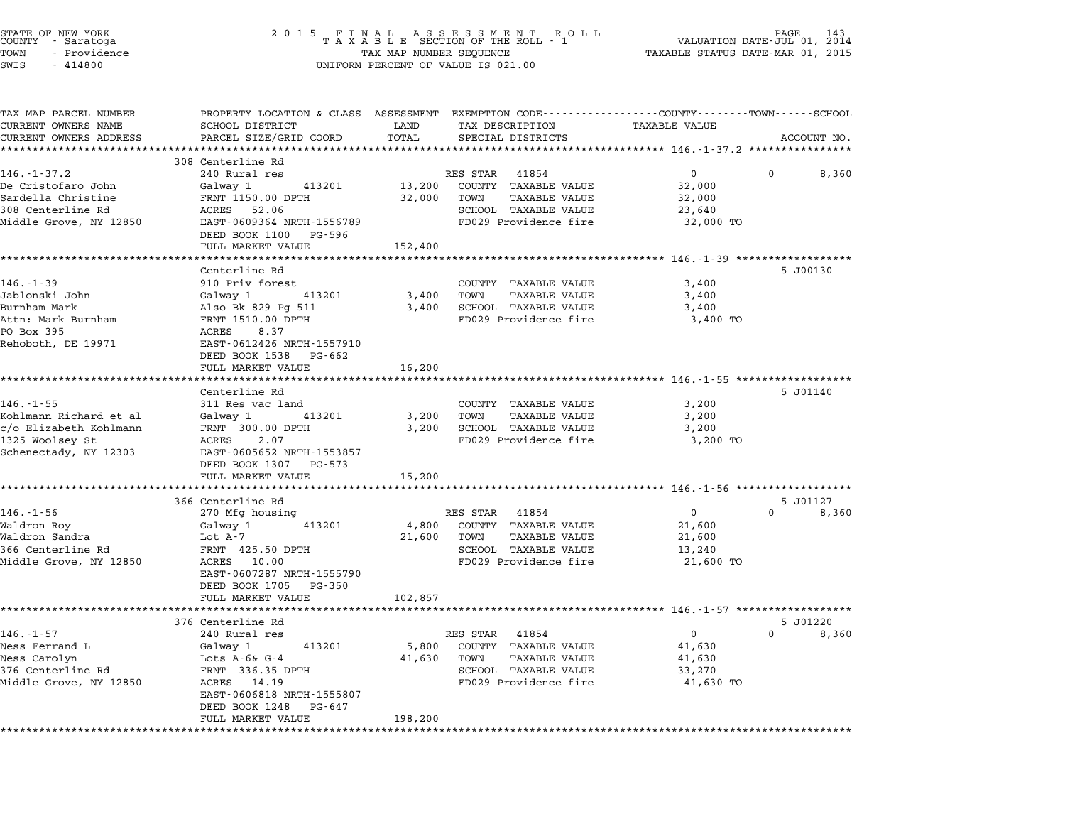STATE OF NEW YORK
COUNTY - Saratoga
TOWN - Providence
SWIS - 414800

2 0 1 5 F I N A L A S S E S S M E N T R O L L
T A X A B L E SECTION OF THE ROLL - 1
TAX MAP NUMBER SEQUENCE
UNIFORM PERCENT OF VALUE IS 021.00

VALUATION DATE-JUL 01, 2014
TAXABLE STATUS DATE-MAR 01, 2015

| TAX MAP PARCEL NUMBER / CURRENT OWNERS NAME / CURRENT OWNERS ADDRESS | PROPERTY LOCATION & CLASS / SCHOOL DISTRICT / PARCEL SIZE/GRID COORD | ASSESSMENT LAND / TOTAL | EXEMPTION CODE / TAX DESCRIPTION / SPECIAL DISTRICTS | COUNTY TAXABLE VALUE | TOWN | SCHOOL | ACCOUNT NO. |
|---|---|---|---|---|---|---|---|
| 146.-1-37.2 | 308 Centerline Rd | | | | | | |
| 146.-1-37.2 | 240 Rural res | | RES STAR 41854 | 0 | 0 | 8,360 | |
| De Cristofaro John | Galway 1 413201 | 13,200 | COUNTY TAXABLE VALUE | 32,000 | | | |
| Sardella Christine | FRNT 1150.00 DPTH | 32,000 | TOWN TAXABLE VALUE | 32,000 | | | |
| 308 Centerline Rd | ACRES 52.06 | | SCHOOL TAXABLE VALUE | 23,640 | | | |
| Middle Grove, NY 12850 | EAST-0609364 NRTH-1556789 | | FD029 Providence fire | 32,000 TO | | | |
| | DEED BOOK 1100 PG-596 | | | | | | |
| | FULL MARKET VALUE | 152,400 | | | | | |
| 146.-1-39 | Centerline Rd | | | | | | 5 J00130 |
| 146.-1-39 | 910 Priv forest | | COUNTY TAXABLE VALUE | 3,400 | | | |
| Jablonski John | Galway 1 413201 | 3,400 | TOWN TAXABLE VALUE | 3,400 | | | |
| Burnham Mark | Also Bk 829 Pg 511 | 3,400 | SCHOOL TAXABLE VALUE | 3,400 | | | |
| Attn: Mark Burnham | FRNT 1510.00 DPTH | | FD029 Providence fire | 3,400 TO | | | |
| PO Box 395 | ACRES 8.37 | | | | | | |
| Rehoboth, DE 19971 | EAST-0612426 NRTH-1557910 | | | | | | |
| | DEED BOOK 1538 PG-662 | | | | | | |
| | FULL MARKET VALUE | 16,200 | | | | | |
| 146.-1-55 | Centerline Rd | | | | | | 5 J01140 |
| 146.-1-55 | 311 Res vac land | | COUNTY TAXABLE VALUE | 3,200 | | | |
| Kohlmann Richard et al | Galway 1 413201 | 3,200 | TOWN TAXABLE VALUE | 3,200 | | | |
| c/o Elizabeth Kohlmann | FRNT 300.00 DPTH | 3,200 | SCHOOL TAXABLE VALUE | 3,200 | | | |
| 1325 Woolsey St | ACRES 2.07 | | FD029 Providence fire | 3,200 TO | | | |
| Schenectady, NY 12303 | EAST-0605652 NRTH-1553857 | | | | | | |
| | DEED BOOK 1307 PG-573 | | | | | | |
| | FULL MARKET VALUE | 15,200 | | | | | |
| 146.-1-56 | 366 Centerline Rd | | | | | | 5 J01127 |
| 146.-1-56 | 270 Mfg housing | | RES STAR 41854 | 0 | 0 | 8,360 | |
| Waldron Roy | Galway 1 413201 | 4,800 | COUNTY TAXABLE VALUE | 21,600 | | | |
| Waldron Sandra | Lot A-7 | 21,600 | TOWN TAXABLE VALUE | 21,600 | | | |
| 366 Centerline Rd | FRNT 425.50 DPTH | | SCHOOL TAXABLE VALUE | 13,240 | | | |
| Middle Grove, NY 12850 | ACRES 10.00 | | FD029 Providence fire | 21,600 TO | | | |
| | EAST-0607287 NRTH-1555790 | | | | | | |
| | DEED BOOK 1705 PG-350 | | | | | | |
| | FULL MARKET VALUE | 102,857 | | | | | |
| 146.-1-57 | 376 Centerline Rd | | | | | | 5 J01220 |
| 146.-1-57 | 240 Rural res | | RES STAR 41854 | 0 | 0 | 8,360 | |
| Ness Ferrand L | Galway 1 413201 | 5,800 | COUNTY TAXABLE VALUE | 41,630 | | | |
| Ness Carolyn | Lots A-6& G-4 | 41,630 | TOWN TAXABLE VALUE | 41,630 | | | |
| 376 Centerline Rd | FRNT 336.35 DPTH | | SCHOOL TAXABLE VALUE | 33,270 | | | |
| Middle Grove, NY 12850 | ACRES 14.19 | | FD029 Providence fire | 41,630 TO | | | |
| | EAST-0606818 NRTH-1555807 | | | | | | |
| | DEED BOOK 1248 PG-647 | | | | | | |
| | FULL MARKET VALUE | 198,200 | | | | | |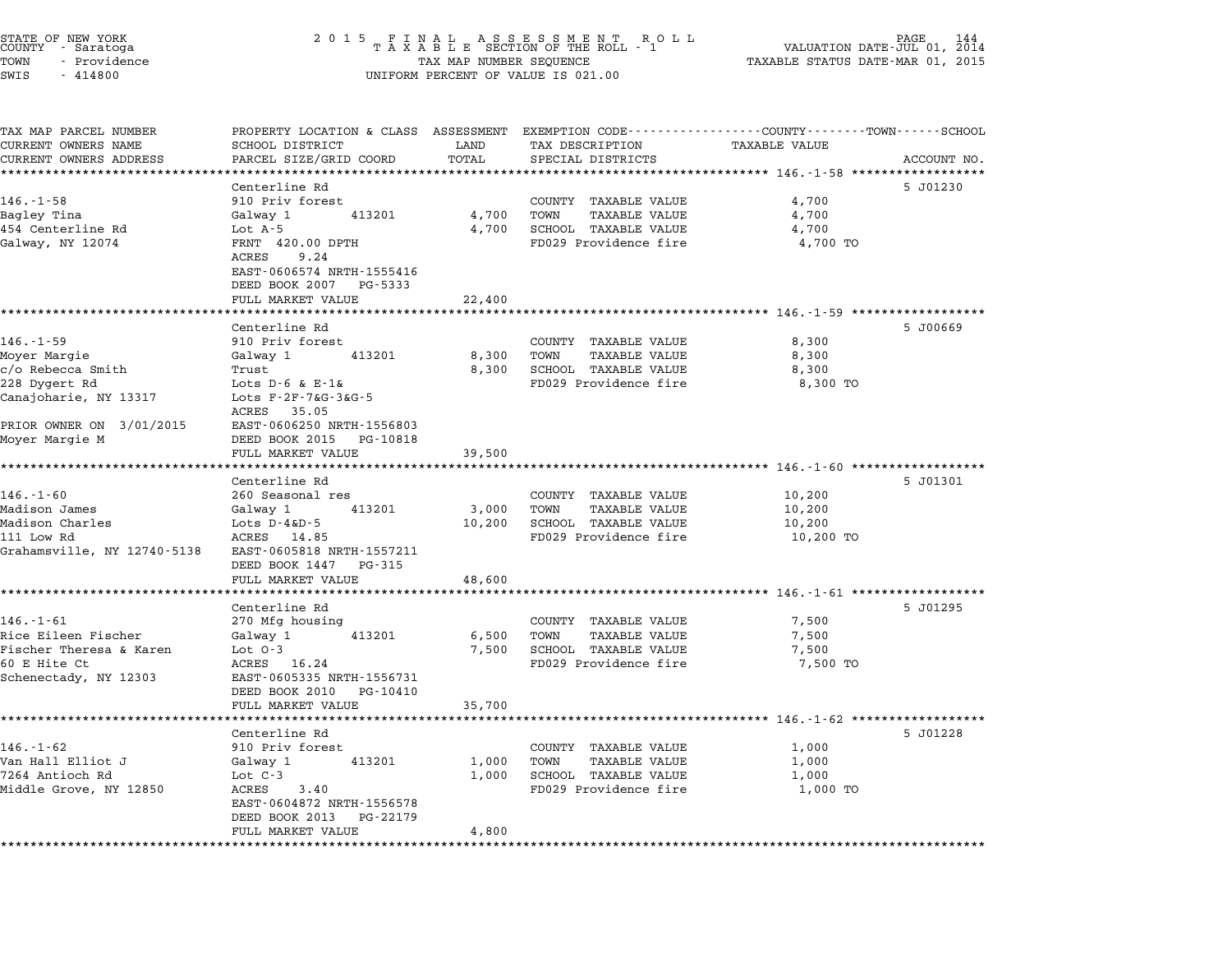STATE OF NEW YORK
COUNTY - Saratoga
TOWN - Providence
SWIS - 414800

2015 FINAL ASSESSMENT ROLL
TAXABLE SECTION OF THE ROLL - 1
TAX MAP NUMBER SEQUENCE
UNIFORM PERCENT OF VALUE IS 021.00

VALUATION DATE-JUL 01, 2014
TAXABLE STATUS DATE-MAR 01, 2015

| TAX MAP PARCEL NUMBER / CURRENT OWNERS NAME / CURRENT OWNERS ADDRESS | PROPERTY LOCATION & CLASS / SCHOOL DISTRICT / PARCEL SIZE/GRID COORD | ASSESSMENT LAND | TOTAL | EXEMPTION CODE / TAX DESCRIPTION / SPECIAL DISTRICTS | TAXABLE VALUE (COUNTY / TOWN / SCHOOL) | ACCOUNT NO. |
|---|---|---|---|---|---|---|
| **146.-1-58** | Centerline Rd | | | | | 5 J01230 |
| 146.-1-58 | 910 Priv forest | | | COUNTY TAXABLE VALUE | 4,700 | |
| Bagley Tina | Galway 1 413201 | 4,700 | | TOWN TAXABLE VALUE | 4,700 | |
| 454 Centerline Rd | Lot A-5 | | 4,700 | SCHOOL TAXABLE VALUE | 4,700 | |
| Galway, NY 12074 | FRNT 420.00 DPTH | | | FD029 Providence fire | 4,700 TO | |
| | ACRES 9.24 | | | | | |
| | EAST-0606574 NRTH-1555416 | | | | | |
| | DEED BOOK 2007 PG-5333 | | | | | |
| | FULL MARKET VALUE | | 22,400 | | | |
| **146.-1-59** | Centerline Rd | | | | | 5 J00669 |
| 146.-1-59 | 910 Priv forest | | | COUNTY TAXABLE VALUE | 8,300 | |
| Moyer Margie | Galway 1 413201 | 8,300 | | TOWN TAXABLE VALUE | 8,300 | |
| c/o Rebecca Smith | Trust | | 8,300 | SCHOOL TAXABLE VALUE | 8,300 | |
| 228 Dygert Rd | Lots D-6 & E-1& | | | FD029 Providence fire | 8,300 TO | |
| Canajoharie, NY 13317 | Lots F-2F-7&G-3&G-5 | | | | | |
| | ACRES 35.05 | | | | | |
| PRIOR OWNER ON 3/01/2015 | EAST-0606250 NRTH-1556803 | | | | | |
| Moyer Margie M | DEED BOOK 2015 PG-10818 | | | | | |
| | FULL MARKET VALUE | | 39,500 | | | |
| **146.-1-60** | Centerline Rd | | | | | 5 J01301 |
| 146.-1-60 | 260 Seasonal res | | | COUNTY TAXABLE VALUE | 10,200 | |
| Madison James | Galway 1 413201 | 3,000 | | TOWN TAXABLE VALUE | 10,200 | |
| Madison Charles | Lots D-4&D-5 | | 10,200 | SCHOOL TAXABLE VALUE | 10,200 | |
| 111 Low Rd | ACRES 14.85 | | | FD029 Providence fire | 10,200 TO | |
| Grahamsville, NY 12740-5138 | EAST-0605818 NRTH-1557211 | | | | | |
| | DEED BOOK 1447 PG-315 | | | | | |
| | FULL MARKET VALUE | | 48,600 | | | |
| **146.-1-61** | Centerline Rd | | | | | 5 J01295 |
| 146.-1-61 | 270 Mfg housing | | | COUNTY TAXABLE VALUE | 7,500 | |
| Rice Eileen Fischer | Galway 1 413201 | 6,500 | | TOWN TAXABLE VALUE | 7,500 | |
| Fischer Theresa & Karen | Lot O-3 | | 7,500 | SCHOOL TAXABLE VALUE | 7,500 | |
| 60 E Hite Ct | ACRES 16.24 | | | FD029 Providence fire | 7,500 TO | |
| Schenectady, NY 12303 | EAST-0605335 NRTH-1556731 | | | | | |
| | DEED BOOK 2010 PG-10410 | | | | | |
| | FULL MARKET VALUE | | 35,700 | | | |
| **146.-1-62** | Centerline Rd | | | | | 5 J01228 |
| 146.-1-62 | 910 Priv forest | | | COUNTY TAXABLE VALUE | 1,000 | |
| Van Hall Elliot J | Galway 1 413201 | 1,000 | | TOWN TAXABLE VALUE | 1,000 | |
| 7264 Antioch Rd | Lot C-3 | | 1,000 | SCHOOL TAXABLE VALUE | 1,000 | |
| Middle Grove, NY 12850 | ACRES 3.40 | | | FD029 Providence fire | 1,000 TO | |
| | EAST-0604872 NRTH-1556578 | | | | | |
| | DEED BOOK 2013 PG-22179 | | | | | |
| | FULL MARKET VALUE | | 4,800 | | | |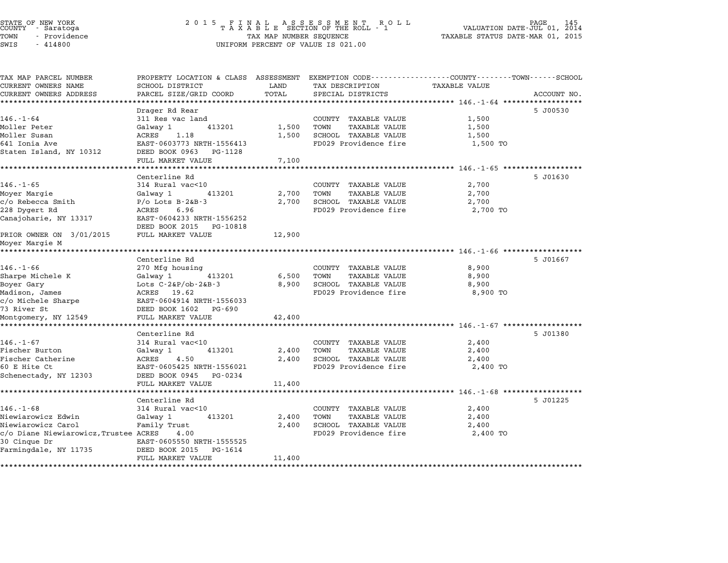STATE OF NEW YORK | 2015 FINAL ASSESSMENT ROLL | VALUATION DATE-JUL 01, 2014
COUNTY - Saratoga | TAXABLE SECTION OF THE ROLL - 1 | TAXABLE STATUS DATE-MAR 01, 2015
TOWN - Providence | TAX MAP NUMBER SEQUENCE
SWIS - 414800 | UNIFORM PERCENT OF VALUE IS 021.00

| TAX MAP PARCEL NUMBER / CURRENT OWNERS NAME / CURRENT OWNERS ADDRESS | PROPERTY LOCATION & CLASS / SCHOOL DISTRICT / PARCEL SIZE/GRID COORD | ASSESSMENT LAND / TOTAL | EXEMPTION CODE / TAX DESCRIPTION / SPECIAL DISTRICTS | TAXABLE VALUE (COUNTY / TOWN / SCHOOL) | ACCOUNT NO. |
|---|---|---|---|---|---|
| **146.-1-64** | Drager Rd Rear | | | | 5 J00530 |
| Moller Peter | 311 Res vac land | | COUNTY TAXABLE VALUE | 1,500 | |
| Moller Susan | Galway 1 413201 | 1,500 | TOWN TAXABLE VALUE | 1,500 | |
| 641 Ionia Ave | ACRES 1.18 | 1,500 | SCHOOL TAXABLE VALUE | 1,500 | |
| Staten Island, NY 10312 | EAST-0603773 NRTH-1556413 | | FD029 Providence fire | 1,500 TO | |
| | DEED BOOK 0963 PG-1128 | | | | |
| | FULL MARKET VALUE | 7,100 | | | |
| **146.-1-65** | Centerline Rd | | | | 5 J01630 |
| Moyer Margie | 314 Rural vac<10 | | COUNTY TAXABLE VALUE | 2,700 | |
| c/o Rebecca Smith | Galway 1 413201 | 2,700 | TOWN TAXABLE VALUE | 2,700 | |
| 228 Dygert Rd | P/o Lots B-2&B-3 | 2,700 | SCHOOL TAXABLE VALUE | 2,700 | |
| Canajoharie, NY 13317 | ACRES 6.96 | | FD029 Providence fire | 2,700 TO | |
| | EAST-0604233 NRTH-1556252 | | | | |
| | DEED BOOK 2015 PG-10818 | | | | |
| PRIOR OWNER ON 3/01/2015 | FULL MARKET VALUE | 12,900 | | | |
| Moyer Margie M | | | | | |
| **146.-1-66** | Centerline Rd | | | | 5 J01667 |
| Sharpe Michele K | 270 Mfg housing | | COUNTY TAXABLE VALUE | 8,900 | |
| Boyer Gary | Galway 1 413201 | 6,500 | TOWN TAXABLE VALUE | 8,900 | |
| Madison, James | Lots C-2&P/ob-2&B-3 | 8,900 | SCHOOL TAXABLE VALUE | 8,900 | |
| c/o Michele Sharpe | ACRES 19.62 | | FD029 Providence fire | 8,900 TO | |
| 73 River St | EAST-0604914 NRTH-1556033 | | | | |
| Montgomery, NY 12549 | DEED BOOK 1602 PG-690 | | | | |
| | FULL MARKET VALUE | 42,400 | | | |
| **146.-1-67** | Centerline Rd | | | | 5 J01380 |
| Fischer Burton | 314 Rural vac<10 | | COUNTY TAXABLE VALUE | 2,400 | |
| Fischer Catherine | Galway 1 413201 | 2,400 | TOWN TAXABLE VALUE | 2,400 | |
| 60 E Hite Ct | ACRES 4.50 | 2,400 | SCHOOL TAXABLE VALUE | 2,400 | |
| Schenectady, NY 12303 | EAST-0605425 NRTH-1556021 | | FD029 Providence fire | 2,400 TO | |
| | DEED BOOK 0945 PG-0234 | | | | |
| | FULL MARKET VALUE | 11,400 | | | |
| **146.-1-68** | Centerline Rd | | | | 5 J01225 |
| Niewiarowicz Edwin | 314 Rural vac<10 | | COUNTY TAXABLE VALUE | 2,400 | |
| Niewiarowicz Carol | Galway 1 413201 | 2,400 | TOWN TAXABLE VALUE | 2,400 | |
| c/o Diane Niewiarowicz,Trustee | Family Trust | 2,400 | SCHOOL TAXABLE VALUE | 2,400 | |
| 30 Cinque Dr | ACRES 4.00 | | FD029 Providence fire | 2,400 TO | |
| Farmingdale, NY 11735 | EAST-0605550 NRTH-1555525 | | | | |
| | DEED BOOK 2015 PG-1614 | | | | |
| | FULL MARKET VALUE | 11,400 | | | |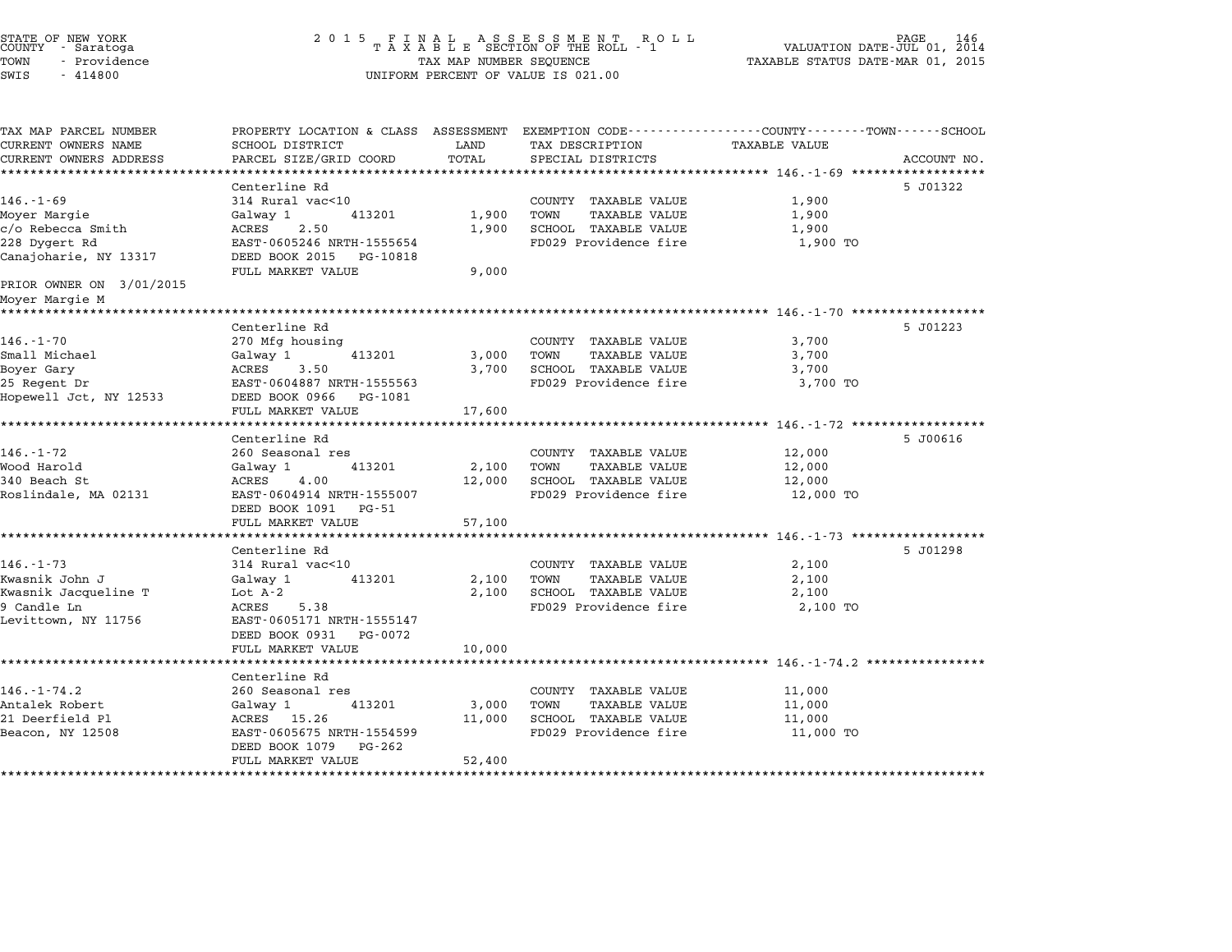STATE OF NEW YORK
COUNTY - Saratoga
TOWN - Providence
SWIS - 414800

2015 FINAL ASSESSMENT ROLL
TAXABLE SECTION OF THE ROLL - 1
TAX MAP NUMBER SEQUENCE
UNIFORM PERCENT OF VALUE IS 021.00

VALUATION DATE-JUL 01, 2014
TAXABLE STATUS DATE-MAR 01, 2015

| TAX MAP PARCEL NUMBER / CURRENT OWNERS NAME / CURRENT OWNERS ADDRESS | PROPERTY LOCATION & CLASS / SCHOOL DISTRICT / PARCEL SIZE/GRID COORD | ASSESSMENT LAND / TOTAL | EXEMPTION CODE / TAX DESCRIPTION / SPECIAL DISTRICTS | TAXABLE VALUE | ACCOUNT NO. |
|---|---|---|---|---|---|
| **146.-1-69** | Centerline Rd | | | | 5 J01322 |
| 146.-1-69 | 314 Rural vac<10 | | COUNTY TAXABLE VALUE | 1,900 | |
| Moyer Margie | Galway 1 413201 | 1,900 | TOWN TAXABLE VALUE | 1,900 | |
| c/o Rebecca Smith | ACRES 2.50 | 1,900 | SCHOOL TAXABLE VALUE | 1,900 | |
| 228 Dygert Rd | EAST-0605246 NRTH-1555654 | | FD029 Providence fire | 1,900 TO | |
| Canajoharie, NY 13317 | DEED BOOK 2015 PG-10818 | | | | |
| | FULL MARKET VALUE | 9,000 | | | |
| PRIOR OWNER ON 3/01/2015 | | | | | |
| Moyer Margie M | | | | | |
| **146.-1-70** | Centerline Rd | | | | 5 J01223 |
| 146.-1-70 | 270 Mfg housing | | COUNTY TAXABLE VALUE | 3,700 | |
| Small Michael | Galway 1 413201 | 3,000 | TOWN TAXABLE VALUE | 3,700 | |
| Boyer Gary | ACRES 3.50 | 3,700 | SCHOOL TAXABLE VALUE | 3,700 | |
| 25 Regent Dr | EAST-0604887 NRTH-1555563 | | FD029 Providence fire | 3,700 TO | |
| Hopewell Jct, NY 12533 | DEED BOOK 0966 PG-1081 | | | | |
| | FULL MARKET VALUE | 17,600 | | | |
| **146.-1-72** | Centerline Rd | | | | 5 J00616 |
| 146.-1-72 | 260 Seasonal res | | COUNTY TAXABLE VALUE | 12,000 | |
| Wood Harold | Galway 1 413201 | 2,100 | TOWN TAXABLE VALUE | 12,000 | |
| 340 Beach St | ACRES 4.00 | 12,000 | SCHOOL TAXABLE VALUE | 12,000 | |
| Roslindale, MA 02131 | EAST-0604914 NRTH-1555007 | | FD029 Providence fire | 12,000 TO | |
| | DEED BOOK 1091 PG-51 | | | | |
| | FULL MARKET VALUE | 57,100 | | | |
| **146.-1-73** | Centerline Rd | | | | 5 J01298 |
| 146.-1-73 | 314 Rural vac<10 | | COUNTY TAXABLE VALUE | 2,100 | |
| Kwasnik John J | Galway 1 413201 | 2,100 | TOWN TAXABLE VALUE | 2,100 | |
| Kwasnik Jacqueline T | Lot A-2 | 2,100 | SCHOOL TAXABLE VALUE | 2,100 | |
| 9 Candle Ln | ACRES 5.38 | | FD029 Providence fire | 2,100 TO | |
| Levittown, NY 11756 | EAST-0605171 NRTH-1555147 | | | | |
| | DEED BOOK 0931 PG-0072 | | | | |
| | FULL MARKET VALUE | 10,000 | | | |
| **146.-1-74.2** | Centerline Rd | | | | |
| 146.-1-74.2 | 260 Seasonal res | | COUNTY TAXABLE VALUE | 11,000 | |
| Antalek Robert | Galway 1 413201 | 3,000 | TOWN TAXABLE VALUE | 11,000 | |
| 21 Deerfield Pl | ACRES 15.26 | 11,000 | SCHOOL TAXABLE VALUE | 11,000 | |
| Beacon, NY 12508 | EAST-0605675 NRTH-1554599 | | FD029 Providence fire | 11,000 TO | |
| | DEED BOOK 1079 PG-262 | | | | |
| | FULL MARKET VALUE | 52,400 | | | |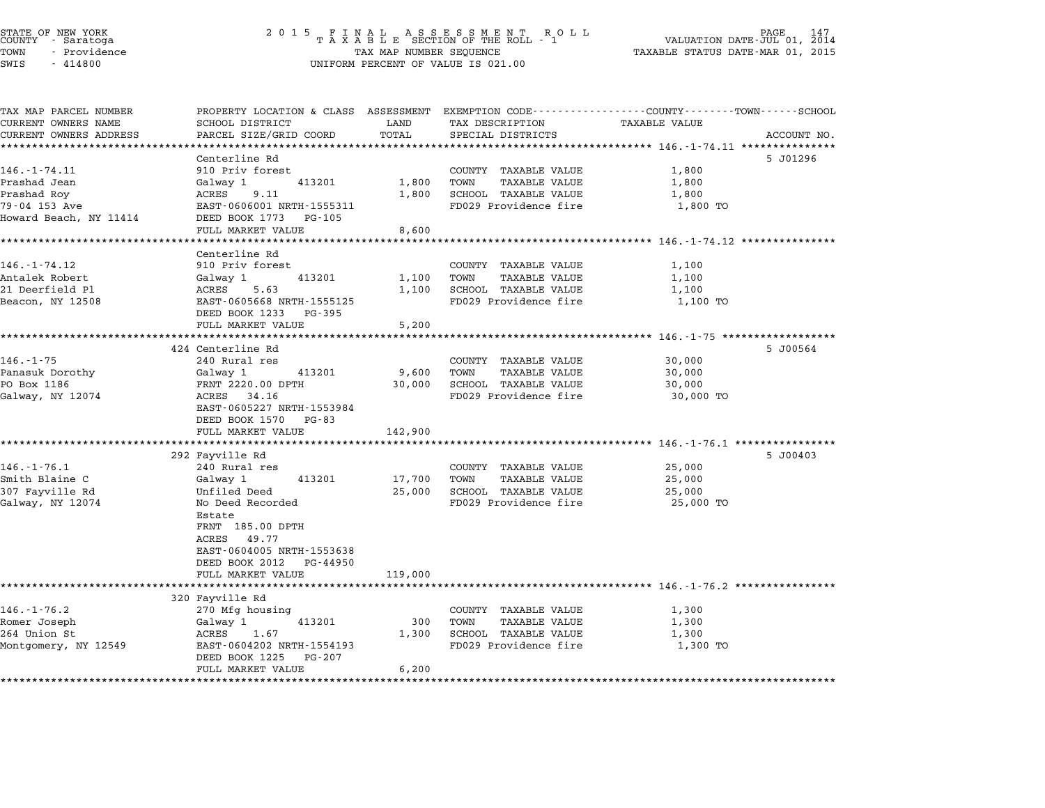STATE OF NEW YORK
COUNTY - Saratoga
TOWN - Providence
SWIS - 414800

# 2015 FINAL ASSESSMENT ROLL
TAXABLE SECTION OF THE ROLL - 1
TAX MAP NUMBER SEQUENCE
UNIFORM PERCENT OF VALUE IS 021.00

VALUATION DATE-JUL 01, 2014
TAXABLE STATUS DATE-MAR 01, 2015

| TAX MAP PARCEL NUMBER / CURRENT OWNERS NAME / CURRENT OWNERS ADDRESS | PROPERTY LOCATION & CLASS / SCHOOL DISTRICT / PARCEL SIZE/GRID COORD | ASSESSMENT LAND / TOTAL | EXEMPTION CODE / TAX DESCRIPTION / SPECIAL DISTRICTS | TAXABLE VALUE (COUNTY / TOWN / SCHOOL) | ACCOUNT NO. |
|---|---|---|---|---|---|
| **146.-1-74.11** | Centerline Rd | | | | 5 J01296 |
| 146.-1-74.11 | 910 Priv forest | | COUNTY TAXABLE VALUE | 1,800 | |
| Prashad Jean | Galway 1 413201 | 1,800 | TOWN TAXABLE VALUE | 1,800 | |
| Prashad Roy | ACRES 9.11 | 1,800 | SCHOOL TAXABLE VALUE | 1,800 | |
| 79-04 153 Ave | EAST-0606001 NRTH-1555311 | | FD029 Providence fire | 1,800 TO | |
| Howard Beach, NY 11414 | DEED BOOK 1773 PG-105 | | | | |
| | FULL MARKET VALUE | 8,600 | | | |
| **146.-1-74.12** | Centerline Rd | | | | |
| 146.-1-74.12 | 910 Priv forest | | COUNTY TAXABLE VALUE | 1,100 | |
| Antalek Robert | Galway 1 413201 | 1,100 | TOWN TAXABLE VALUE | 1,100 | |
| 21 Deerfield Pl | ACRES 5.63 | 1,100 | SCHOOL TAXABLE VALUE | 1,100 | |
| Beacon, NY 12508 | EAST-0605668 NRTH-1555125 | | FD029 Providence fire | 1,100 TO | |
| | DEED BOOK 1233 PG-395 | | | | |
| | FULL MARKET VALUE | 5,200 | | | |
| **146.-1-75** | 424 Centerline Rd | | | | 5 J00564 |
| 146.-1-75 | 240 Rural res | | COUNTY TAXABLE VALUE | 30,000 | |
| Panasuk Dorothy | Galway 1 413201 | 9,600 | TOWN TAXABLE VALUE | 30,000 | |
| PO Box 1186 | FRNT 2220.00 DPTH | 30,000 | SCHOOL TAXABLE VALUE | 30,000 | |
| Galway, NY 12074 | ACRES 34.16 | | FD029 Providence fire | 30,000 TO | |
| | EAST-0605227 NRTH-1553984 | | | | |
| | DEED BOOK 1570 PG-83 | | | | |
| | FULL MARKET VALUE | 142,900 | | | |
| **146.-1-76.1** | 292 Fayville Rd | | | | 5 J00403 |
| 146.-1-76.1 | 240 Rural res | | COUNTY TAXABLE VALUE | 25,000 | |
| Smith Blaine C | Galway 1 413201 | 17,700 | TOWN TAXABLE VALUE | 25,000 | |
| 307 Fayville Rd | Unfiled Deed | 25,000 | SCHOOL TAXABLE VALUE | 25,000 | |
| Galway, NY 12074 | No Deed Recorded | | FD029 Providence fire | 25,000 TO | |
| | Estate | | | | |
| | FRNT 185.00 DPTH | | | | |
| | ACRES 49.77 | | | | |
| | EAST-0604005 NRTH-1553638 | | | | |
| | DEED BOOK 2012 PG-44950 | | | | |
| | FULL MARKET VALUE | 119,000 | | | |
| **146.-1-76.2** | 320 Fayville Rd | | | | |
| 146.-1-76.2 | 270 Mfg housing | | COUNTY TAXABLE VALUE | 1,300 | |
| Romer Joseph | Galway 1 413201 | 300 | TOWN TAXABLE VALUE | 1,300 | |
| 264 Union St | ACRES 1.67 | 1,300 | SCHOOL TAXABLE VALUE | 1,300 | |
| Montgomery, NY 12549 | EAST-0604202 NRTH-1554193 | | FD029 Providence fire | 1,300 TO | |
| | DEED BOOK 1225 PG-207 | | | | |
| | FULL MARKET VALUE | 6,200 | | | |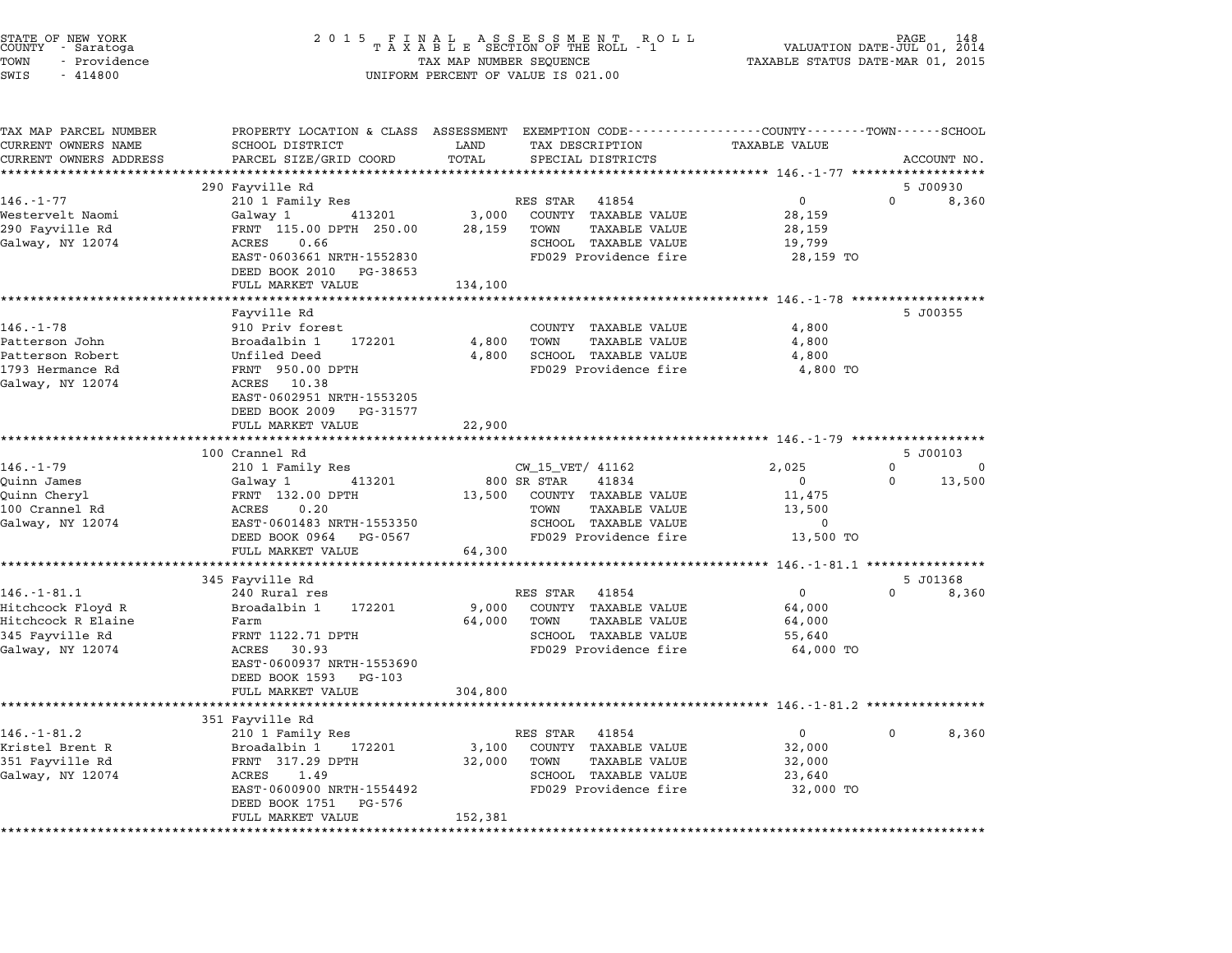STATE OF NEW YORK
COUNTY - Saratoga
TOWN - Providence
SWIS - 414800

2 0 1 5 F I N A L A S S E S S M E N T R O L L
T A X A B L E SECTION OF THE ROLL - 1
TAX MAP NUMBER SEQUENCE
UNIFORM PERCENT OF VALUE IS 021.00

VALUATION DATE-JUL 01, 2014
TAXABLE STATUS DATE-MAR 01, 2015

| TAX MAP PARCEL NUMBER / CURRENT OWNERS NAME / CURRENT OWNERS ADDRESS | PROPERTY LOCATION & CLASS / SCHOOL DISTRICT / PARCEL SIZE/GRID COORD | ASSESSMENT LAND / TOTAL | EXEMPTION CODE / TAX DESCRIPTION / SPECIAL DISTRICTS | COUNTY TAXABLE VALUE | TOWN | SCHOOL / ACCOUNT NO. |
|---|---|---|---|---|---|---|
| **146.-1-77** | 290 Fayville Rd | | | | | 5 J00930 |
| | 210 1 Family Res | | RES STAR 41854 | 0 | 0 | 8,360 |
| Westervelt Naomi | Galway 1 413201 | 3,000 | COUNTY TAXABLE VALUE | 28,159 | | |
| 290 Fayville Rd | FRNT 115.00 DPTH 250.00 | 28,159 | TOWN TAXABLE VALUE | 28,159 | | |
| Galway, NY 12074 | ACRES 0.66 | | SCHOOL TAXABLE VALUE | 19,799 | | |
| | EAST-0603661 NRTH-1552830 | | FD029 Providence fire | 28,159 TO | | |
| | DEED BOOK 2010 PG-38653 | | | | | |
| | FULL MARKET VALUE | 134,100 | | | | |
| **146.-1-78** | Fayville Rd | | | | | 5 J00355 |
| | 910 Priv forest | | COUNTY TAXABLE VALUE | 4,800 | | |
| Patterson John | Broadalbin 1 172201 | 4,800 | TOWN TAXABLE VALUE | 4,800 | | |
| Patterson Robert | Unfiled Deed | 4,800 | SCHOOL TAXABLE VALUE | 4,800 | | |
| 1793 Hermance Rd | FRNT 950.00 DPTH | | FD029 Providence fire | 4,800 TO | | |
| Galway, NY 12074 | ACRES 10.38 | | | | | |
| | EAST-0602951 NRTH-1553205 | | | | | |
| | DEED BOOK 2009 PG-31577 | | | | | |
| | FULL MARKET VALUE | 22,900 | | | | |
| **146.-1-79** | 100 Crannel Rd | | | | | 5 J00103 |
| | 210 1 Family Res | | CW_15_VET/ 41162 | 2,025 | 0 | 0 |
| Quinn James | Galway 1 413201 | 800 | SR STAR 41834 | 0 | 0 | 13,500 |
| Quinn Cheryl | FRNT 132.00 DPTH | 13,500 | COUNTY TAXABLE VALUE | 11,475 | | |
| 100 Crannel Rd | ACRES 0.20 | | TOWN TAXABLE VALUE | 13,500 | | |
| Galway, NY 12074 | EAST-0601483 NRTH-1553350 | | SCHOOL TAXABLE VALUE | 0 | | |
| | DEED BOOK 0964 PG-0567 | | FD029 Providence fire | 13,500 TO | | |
| | FULL MARKET VALUE | 64,300 | | | | |
| **146.-1-81.1** | 345 Fayville Rd | | | | | 5 J01368 |
| | 240 Rural res | | RES STAR 41854 | 0 | 0 | 8,360 |
| Hitchcock Floyd R | Broadalbin 1 172201 | 9,000 | COUNTY TAXABLE VALUE | 64,000 | | |
| Hitchcock R Elaine | Farm | 64,000 | TOWN TAXABLE VALUE | 64,000 | | |
| 345 Fayville Rd | FRNT 1122.71 DPTH | | SCHOOL TAXABLE VALUE | 55,640 | | |
| Galway, NY 12074 | ACRES 30.93 | | FD029 Providence fire | 64,000 TO | | |
| | EAST-0600937 NRTH-1553690 | | | | | |
| | DEED BOOK 1593 PG-103 | | | | | |
| | FULL MARKET VALUE | 304,800 | | | | |
| **146.-1-81.2** | 351 Fayville Rd | | | | | |
| | 210 1 Family Res | | RES STAR 41854 | 0 | 0 | 8,360 |
| Kristel Brent R | Broadalbin 1 172201 | 3,100 | COUNTY TAXABLE VALUE | 32,000 | | |
| 351 Fayville Rd | FRNT 317.29 DPTH | 32,000 | TOWN TAXABLE VALUE | 32,000 | | |
| Galway, NY 12074 | ACRES 1.49 | | SCHOOL TAXABLE VALUE | 23,640 | | |
| | EAST-0600900 NRTH-1554492 | | FD029 Providence fire | 32,000 TO | | |
| | DEED BOOK 1751 PG-576 | | | | | |
| | FULL MARKET VALUE | 152,381 | | | | |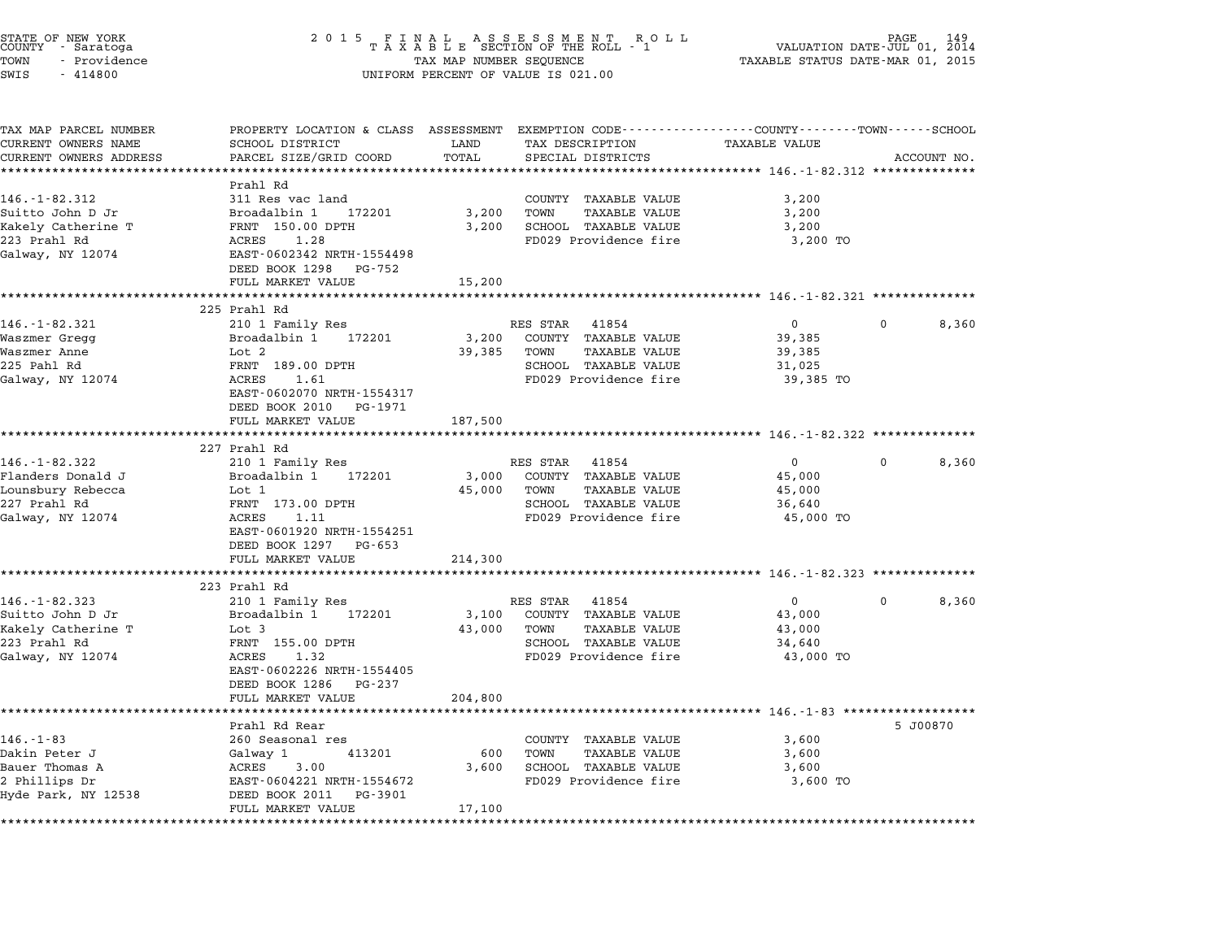STATE OF NEW YORK
COUNTY - Saratoga
TOWN - Providence
SWIS - 414800

2015 FINAL ASSESSMENT ROLL
TAXABLE SECTION OF THE ROLL - 1
TAX MAP NUMBER SEQUENCE
UNIFORM PERCENT OF VALUE IS 021.00

VALUATION DATE-JUL 01, 2014
TAXABLE STATUS DATE-MAR 01, 2015

| TAX MAP PARCEL NUMBER / CURRENT OWNERS NAME / CURRENT OWNERS ADDRESS | PROPERTY LOCATION & CLASS / SCHOOL DISTRICT / PARCEL SIZE/GRID COORD | ASSESSMENT LAND | TOTAL | EXEMPTION CODE / TAX DESCRIPTION / SPECIAL DISTRICTS | COUNTY TAXABLE VALUE | TOWN | SCHOOL | ACCOUNT NO. |
|---|---|---|---|---|---|---|---|---|
| **146.-1-82.312** | Prahl Rd | | | | | | | |
| Suitto John D Jr | 311 Res vac land | | | COUNTY TAXABLE VALUE | 3,200 | | | |
| Kakely Catherine T | Broadalbin 1 172201 | 3,200 | | TOWN TAXABLE VALUE | 3,200 | | | |
| 223 Prahl Rd | FRNT 150.00 DPTH | | 3,200 | SCHOOL TAXABLE VALUE | 3,200 | | | |
| Galway, NY 12074 | ACRES 1.28 | | | FD029 Providence fire | 3,200 TO | | | |
| | EAST-0602342 NRTH-1554498 | | | | | | | |
| | DEED BOOK 1298 PG-752 | | | | | | | |
| | FULL MARKET VALUE | | 15,200 | | | | | |
| **146.-1-82.321** | 225 Prahl Rd | | | | | | | |
| Waszmer Gregg | 210 1 Family Res | | | RES STAR 41854 | 0 | 0 | 8,360 | |
| Waszmer Anne | Broadalbin 1 172201 | 3,200 | | COUNTY TAXABLE VALUE | 39,385 | | | |
| 225 Pahl Rd | Lot 2 | | 39,385 | TOWN TAXABLE VALUE | 39,385 | | | |
| Galway, NY 12074 | FRNT 189.00 DPTH | | | SCHOOL TAXABLE VALUE | 31,025 | | | |
| | ACRES 1.61 | | | FD029 Providence fire | 39,385 TO | | | |
| | EAST-0602070 NRTH-1554317 | | | | | | | |
| | DEED BOOK 2010 PG-1971 | | | | | | | |
| | FULL MARKET VALUE | | 187,500 | | | | | |
| **146.-1-82.322** | 227 Prahl Rd | | | | | | | |
| Flanders Donald J | 210 1 Family Res | | | RES STAR 41854 | 0 | 0 | 8,360 | |
| Lounsbury Rebecca | Broadalbin 1 172201 | 3,000 | | COUNTY TAXABLE VALUE | 45,000 | | | |
| 227 Prahl Rd | Lot 1 | | 45,000 | TOWN TAXABLE VALUE | 45,000 | | | |
| Galway, NY 12074 | FRNT 173.00 DPTH | | | SCHOOL TAXABLE VALUE | 36,640 | | | |
| | ACRES 1.11 | | | FD029 Providence fire | 45,000 TO | | | |
| | EAST-0601920 NRTH-1554251 | | | | | | | |
| | DEED BOOK 1297 PG-653 | | | | | | | |
| | FULL MARKET VALUE | | 214,300 | | | | | |
| **146.-1-82.323** | 223 Prahl Rd | | | | | | | |
| Suitto John D Jr | 210 1 Family Res | | | RES STAR 41854 | 0 | 0 | 8,360 | |
| Kakely Catherine T | Broadalbin 1 172201 | 3,100 | | COUNTY TAXABLE VALUE | 43,000 | | | |
| 223 Prahl Rd | Lot 3 | | 43,000 | TOWN TAXABLE VALUE | 43,000 | | | |
| Galway, NY 12074 | FRNT 155.00 DPTH | | | SCHOOL TAXABLE VALUE | 34,640 | | | |
| | ACRES 1.32 | | | FD029 Providence fire | 43,000 TO | | | |
| | EAST-0602226 NRTH-1554405 | | | | | | | |
| | DEED BOOK 1286 PG-237 | | | | | | | |
| | FULL MARKET VALUE | | 204,800 | | | | | |
| **146.-1-83** | Prahl Rd Rear | | | | | | | 5 J00870 |
| Dakin Peter J | 260 Seasonal res | | | COUNTY TAXABLE VALUE | 3,600 | | | |
| Bauer Thomas A | Galway 1 413201 | 600 | | TOWN TAXABLE VALUE | 3,600 | | | |
| 2 Phillips Dr | ACRES 3.00 | | 3,600 | SCHOOL TAXABLE VALUE | 3,600 | | | |
| Hyde Park, NY 12538 | EAST-0604221 NRTH-1554672 | | | FD029 Providence fire | 3,600 TO | | | |
| | DEED BOOK 2011 PG-3901 | | | | | | | |
| | FULL MARKET VALUE | | 17,100 | | | | | |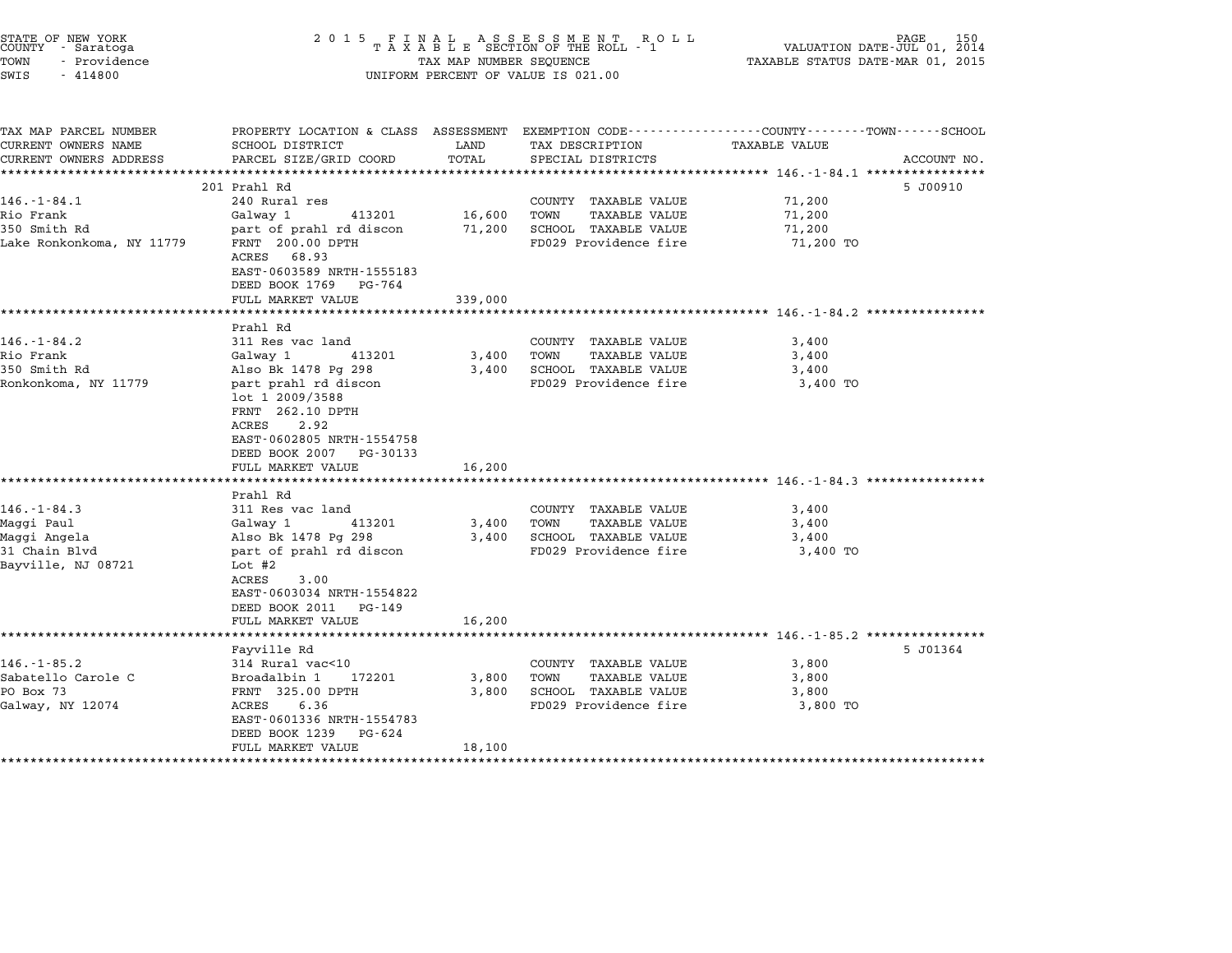STATE OF NEW YORK
COUNTY - Saratoga
TOWN - Providence
SWIS - 414800

# 2015 FINAL ASSESSMENT ROLL
TAXABLE SECTION OF THE ROLL - 1
TAX MAP NUMBER SEQUENCE
UNIFORM PERCENT OF VALUE IS 021.00

VALUATION DATE-JUL 01, 2014
TAXABLE STATUS DATE-MAR 01, 2015

| TAX MAP PARCEL NUMBER / CURRENT OWNERS NAME / CURRENT OWNERS ADDRESS | PROPERTY LOCATION & CLASS / SCHOOL DISTRICT / PARCEL SIZE/GRID COORD | ASSESSMENT LAND | TOTAL | EXEMPTION CODE / TAX DESCRIPTION / SPECIAL DISTRICTS | TAXABLE VALUE (COUNTY--------TOWN------SCHOOL) | ACCOUNT NO. |
|---|---|---|---|---|---|---|
| **146.-1-84.1** | 201 Prahl Rd | | | | | 5 J00910 |
| 146.-1-84.1 | 240 Rural res | | | COUNTY TAXABLE VALUE | 71,200 | |
| Rio Frank | Galway 1 413201 | 16,600 | | TOWN TAXABLE VALUE | 71,200 | |
| 350 Smith Rd | part of prahl rd discon | | 71,200 | SCHOOL TAXABLE VALUE | 71,200 | |
| Lake Ronkonkoma, NY 11779 | FRNT 200.00 DPTH | | | FD029 Providence fire | 71,200 TO | |
| | ACRES 68.93 | | | | | |
| | EAST-0603589 NRTH-1555183 | | | | | |
| | DEED BOOK 1769 PG-764 | | | | | |
| | FULL MARKET VALUE | | 339,000 | | | |
| **146.-1-84.2** | Prahl Rd | | | | | |
| 146.-1-84.2 | 311 Res vac land | | | COUNTY TAXABLE VALUE | 3,400 | |
| Rio Frank | Galway 1 413201 | 3,400 | | TOWN TAXABLE VALUE | 3,400 | |
| 350 Smith Rd | Also Bk 1478 Pg 298 | | 3,400 | SCHOOL TAXABLE VALUE | 3,400 | |
| Ronkonkoma, NY 11779 | part prahl rd discon | | | FD029 Providence fire | 3,400 TO | |
| | lot 1 2009/3588 | | | | | |
| | FRNT 262.10 DPTH | | | | | |
| | ACRES 2.92 | | | | | |
| | EAST-0602805 NRTH-1554758 | | | | | |
| | DEED BOOK 2007 PG-30133 | | | | | |
| | FULL MARKET VALUE | | 16,200 | | | |
| **146.-1-84.3** | Prahl Rd | | | | | |
| 146.-1-84.3 | 311 Res vac land | | | COUNTY TAXABLE VALUE | 3,400 | |
| Maggi Paul | Galway 1 413201 | 3,400 | | TOWN TAXABLE VALUE | 3,400 | |
| Maggi Angela | Also Bk 1478 Pg 298 | | 3,400 | SCHOOL TAXABLE VALUE | 3,400 | |
| 31 Chain Blvd | part of prahl rd discon | | | FD029 Providence fire | 3,400 TO | |
| Bayville, NJ 08721 | Lot #2 | | | | | |
| | ACRES 3.00 | | | | | |
| | EAST-0603034 NRTH-1554822 | | | | | |
| | DEED BOOK 2011 PG-149 | | | | | |
| | FULL MARKET VALUE | | 16,200 | | | |
| **146.-1-85.2** | Fayville Rd | | | | | 5 J01364 |
| 146.-1-85.2 | 314 Rural vac<10 | | | COUNTY TAXABLE VALUE | 3,800 | |
| Sabatello Carole C | Broadalbin 1 172201 | 3,800 | | TOWN TAXABLE VALUE | 3,800 | |
| PO Box 73 | FRNT 325.00 DPTH | | 3,800 | SCHOOL TAXABLE VALUE | 3,800 | |
| Galway, NY 12074 | ACRES 6.36 | | | FD029 Providence fire | 3,800 TO | |
| | EAST-0601336 NRTH-1554783 | | | | | |
| | DEED BOOK 1239 PG-624 | | | | | |
| | FULL MARKET VALUE | | 18,100 | | | |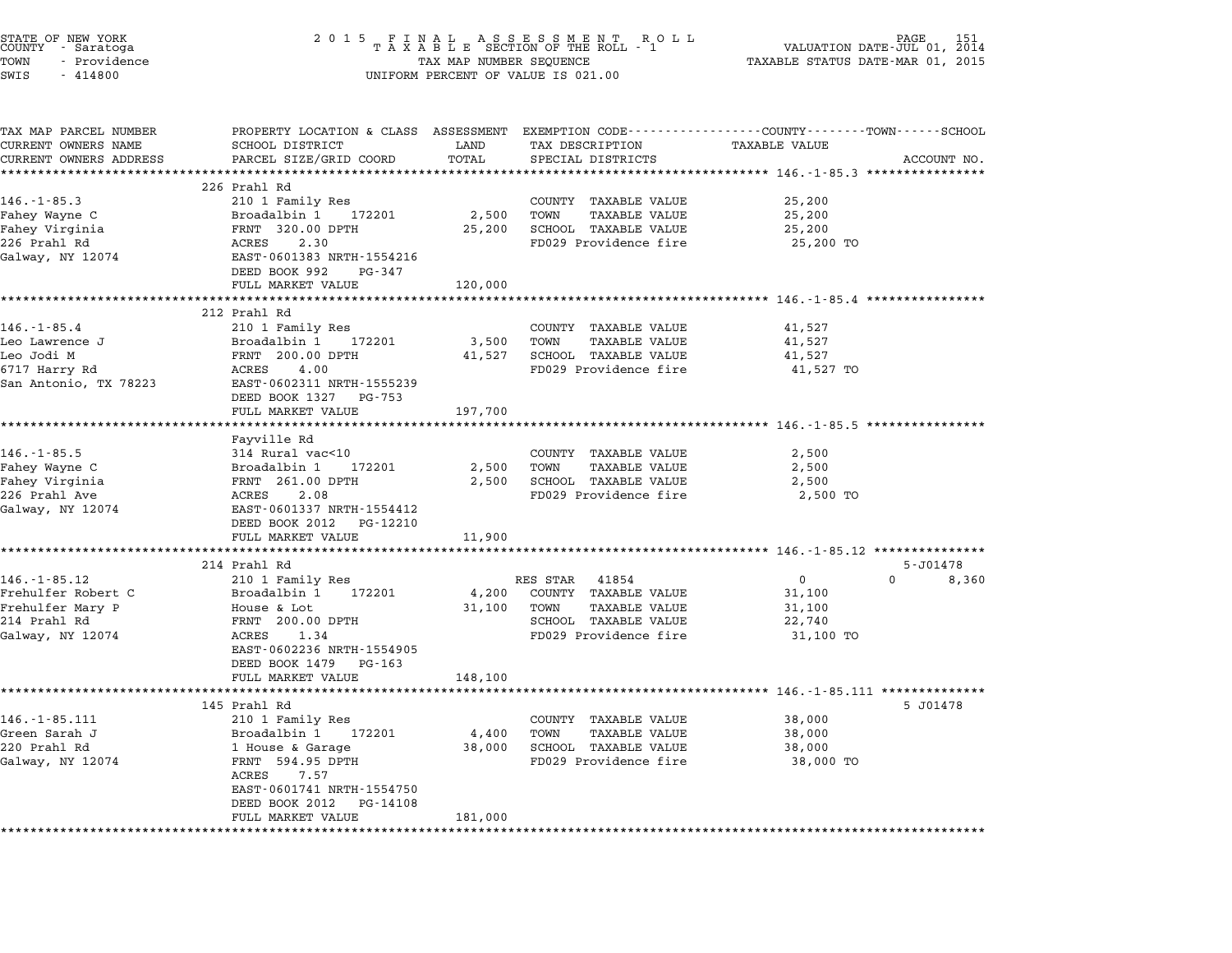STATE OF NEW YORK
COUNTY - Saratoga
TOWN - Providence
SWIS - 414800

# 2015 FINAL ASSESSMENT ROLL
TAXABLE SECTION OF THE ROLL - 1
TAX MAP NUMBER SEQUENCE
UNIFORM PERCENT OF VALUE IS 021.00

VALUATION DATE-JUL 01, 2014
TAXABLE STATUS DATE-MAR 01, 2015

| TAX MAP PARCEL NUMBER / CURRENT OWNERS NAME / CURRENT OWNERS ADDRESS | PROPERTY LOCATION & CLASS / SCHOOL DISTRICT / PARCEL SIZE/GRID COORD | ASSESSMENT LAND / TOTAL | EXEMPTION CODE / TAX DESCRIPTION / SPECIAL DISTRICTS | COUNTY / TOWN / SCHOOL TAXABLE VALUE | ACCOUNT NO. |
|---|---|---|---|---|---|
| **146.-1-85.3** | 226 Prahl Rd | | | | |
| Fahey Wayne C | 210 1 Family Res | | COUNTY TAXABLE VALUE | 25,200 | |
| Fahey Virginia | Broadalbin 1 172201 | 2,500 | TOWN TAXABLE VALUE | 25,200 | |
| 226 Prahl Rd | FRNT 320.00 DPTH | 25,200 | SCHOOL TAXABLE VALUE | 25,200 | |
| Galway, NY 12074 | ACRES 2.30 | | FD029 Providence fire | 25,200 TO | |
| | EAST-0601383 NRTH-1554216 | | | | |
| | DEED BOOK 992 PG-347 | | | | |
| | FULL MARKET VALUE | 120,000 | | | |
| **146.-1-85.4** | 212 Prahl Rd | | | | |
| Leo Lawrence J | 210 1 Family Res | | COUNTY TAXABLE VALUE | 41,527 | |
| Leo Jodi M | Broadalbin 1 172201 | 3,500 | TOWN TAXABLE VALUE | 41,527 | |
| 6717 Harry Rd | FRNT 200.00 DPTH | 41,527 | SCHOOL TAXABLE VALUE | 41,527 | |
| San Antonio, TX 78223 | ACRES 4.00 | | FD029 Providence fire | 41,527 TO | |
| | EAST-0602311 NRTH-1555239 | | | | |
| | DEED BOOK 1327 PG-753 | | | | |
| | FULL MARKET VALUE | 197,700 | | | |
| **146.-1-85.5** | Fayville Rd | | | | |
| Fahey Wayne C | 314 Rural vac<10 | | COUNTY TAXABLE VALUE | 2,500 | |
| Fahey Virginia | Broadalbin 1 172201 | 2,500 | TOWN TAXABLE VALUE | 2,500 | |
| 226 Prahl Ave | FRNT 261.00 DPTH | 2,500 | SCHOOL TAXABLE VALUE | 2,500 | |
| Galway, NY 12074 | ACRES 2.08 | | FD029 Providence fire | 2,500 TO | |
| | EAST-0601337 NRTH-1554412 | | | | |
| | DEED BOOK 2012 PG-12210 | | | | |
| | FULL MARKET VALUE | 11,900 | | | |
| **146.-1-85.12** | 214 Prahl Rd | | | | 5-J01478 |
| Frehulfer Robert C | 210 1 Family Res | | RES STAR 41854 | 0 0 8,360 | |
| Frehulfer Mary P | Broadalbin 1 172201 | 4,200 | COUNTY TAXABLE VALUE | 31,100 | |
| 214 Prahl Rd | House & Lot | 31,100 | TOWN TAXABLE VALUE | 31,100 | |
| Galway, NY 12074 | FRNT 200.00 DPTH | | SCHOOL TAXABLE VALUE | 22,740 | |
| | ACRES 1.34 | | FD029 Providence fire | 31,100 TO | |
| | EAST-0602236 NRTH-1554905 | | | | |
| | DEED BOOK 1479 PG-163 | | | | |
| | FULL MARKET VALUE | 148,100 | | | |
| **146.-1-85.111** | 145 Prahl Rd | | | | 5 J01478 |
| Green Sarah J | 210 1 Family Res | | COUNTY TAXABLE VALUE | 38,000 | |
| 220 Prahl Rd | Broadalbin 1 172201 | 4,400 | TOWN TAXABLE VALUE | 38,000 | |
| Galway, NY 12074 | 1 House & Garage | 38,000 | SCHOOL TAXABLE VALUE | 38,000 | |
| | FRNT 594.95 DPTH | | FD029 Providence fire | 38,000 TO | |
| | ACRES 7.57 | | | | |
| | EAST-0601741 NRTH-1554750 | | | | |
| | DEED BOOK 2012 PG-14108 | | | | |
| | FULL MARKET VALUE | 181,000 | | | |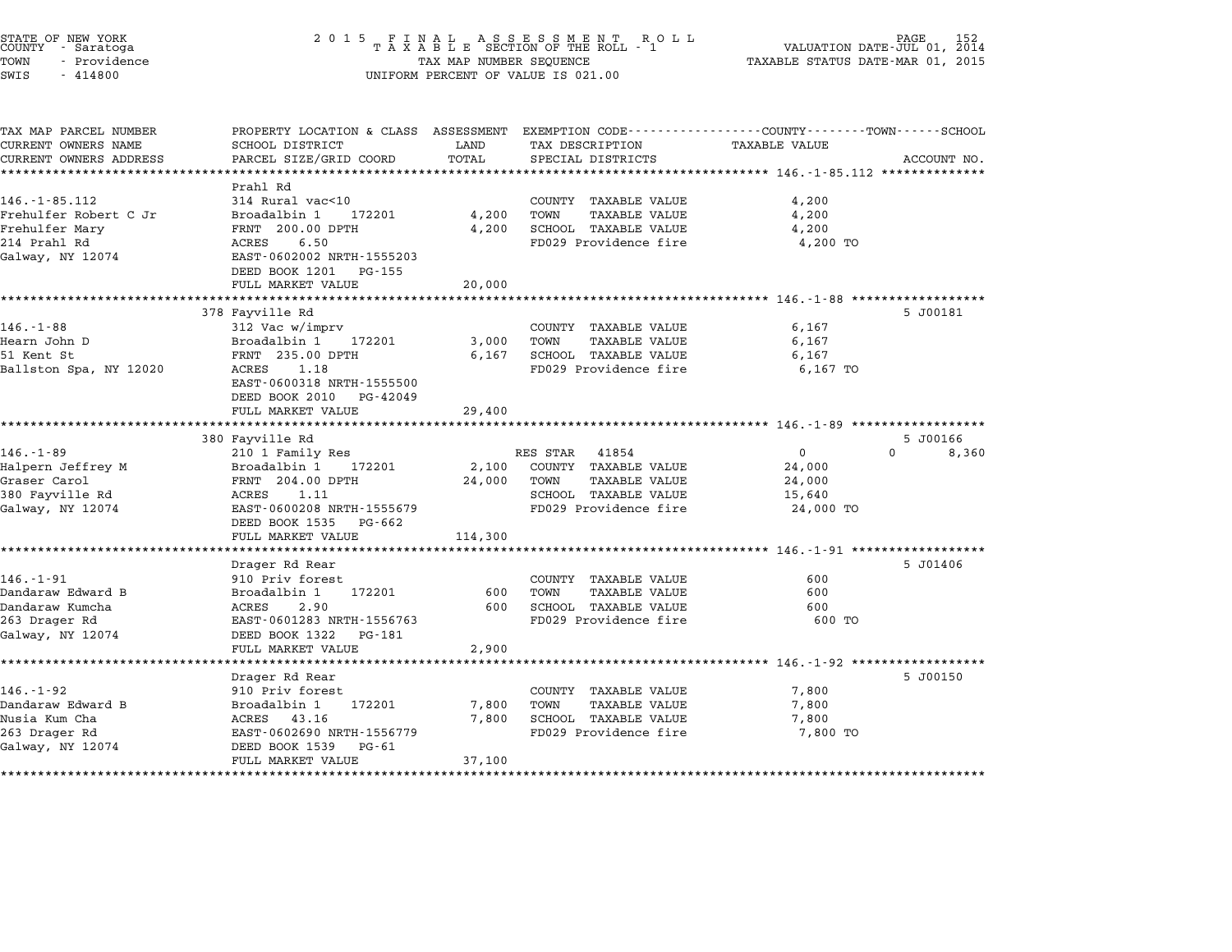STATE OF NEW YORK
COUNTY - Saratoga
TOWN - Providence
SWIS - 414800

2 0 1 5 F I N A L A S S E S S M E N T R O L L
T A X A B L E SECTION OF THE ROLL - 1
TAX MAP NUMBER SEQUENCE
UNIFORM PERCENT OF VALUE IS 021.00

VALUATION DATE-JUL 01, 2014
TAXABLE STATUS DATE-MAR 01, 2015

| TAX MAP PARCEL NUMBER / CURRENT OWNERS NAME / CURRENT OWNERS ADDRESS | PROPERTY LOCATION & CLASS / SCHOOL DISTRICT / PARCEL SIZE/GRID COORD | ASSESSMENT LAND / TOTAL | EXEMPTION CODE / TAX DESCRIPTION / SPECIAL DISTRICTS | COUNTY / TOWN / SCHOOL TAXABLE VALUE | ACCOUNT NO. |
|---|---|---|---|---|---|
| **146.-1-85.112** | Prahl Rd | | | | |
| 146.-1-85.112 | 314 Rural vac<10 | | COUNTY TAXABLE VALUE | 4,200 | |
| Frehulfer Robert C Jr | Broadalbin 1 172201 | 4,200 | TOWN TAXABLE VALUE | 4,200 | |
| Frehulfer Mary | FRNT 200.00 DPTH | 4,200 | SCHOOL TAXABLE VALUE | 4,200 | |
| 214 Prahl Rd | ACRES 6.50 | | FD029 Providence fire | 4,200 TO | |
| Galway, NY 12074 | EAST-0602002 NRTH-1555203 | | | | |
| | DEED BOOK 1201 PG-155 | | | | |
| | FULL MARKET VALUE | 20,000 | | | |
| **146.-1-88** | 378 Fayville Rd | | | | 5 J00181 |
| 146.-1-88 | 312 Vac w/imprv | | COUNTY TAXABLE VALUE | 6,167 | |
| Hearn John D | Broadalbin 1 172201 | 3,000 | TOWN TAXABLE VALUE | 6,167 | |
| 51 Kent St | FRNT 235.00 DPTH | 6,167 | SCHOOL TAXABLE VALUE | 6,167 | |
| Ballston Spa, NY 12020 | ACRES 1.18 | | FD029 Providence fire | 6,167 TO | |
| | EAST-0600318 NRTH-1555500 | | | | |
| | DEED BOOK 2010 PG-42049 | | | | |
| | FULL MARKET VALUE | 29,400 | | | |
| **146.-1-89** | 380 Fayville Rd | | | | 5 J00166 |
| 146.-1-89 | 210 1 Family Res | | RES STAR 41854 | 0 0 8,360 | |
| Halpern Jeffrey M | Broadalbin 1 172201 | 2,100 | COUNTY TAXABLE VALUE | 24,000 | |
| Graser Carol | FRNT 204.00 DPTH | 24,000 | TOWN TAXABLE VALUE | 24,000 | |
| 380 Fayville Rd | ACRES 1.11 | | SCHOOL TAXABLE VALUE | 15,640 | |
| Galway, NY 12074 | EAST-0600208 NRTH-1555679 | | FD029 Providence fire | 24,000 TO | |
| | DEED BOOK 1535 PG-662 | | | | |
| | FULL MARKET VALUE | 114,300 | | | |
| **146.-1-91** | Drager Rd Rear | | | | 5 J01406 |
| 146.-1-91 | 910 Priv forest | | COUNTY TAXABLE VALUE | 600 | |
| Dandaraw Edward B | Broadalbin 1 172201 | 600 | TOWN TAXABLE VALUE | 600 | |
| Dandaraw Kumcha | ACRES 2.90 | 600 | SCHOOL TAXABLE VALUE | 600 | |
| 263 Drager Rd | EAST-0601283 NRTH-1556763 | | FD029 Providence fire | 600 TO | |
| Galway, NY 12074 | DEED BOOK 1322 PG-181 | | | | |
| | FULL MARKET VALUE | 2,900 | | | |
| **146.-1-92** | Drager Rd Rear | | | | 5 J00150 |
| 146.-1-92 | 910 Priv forest | | COUNTY TAXABLE VALUE | 7,800 | |
| Dandaraw Edward B | Broadalbin 1 172201 | 7,800 | TOWN TAXABLE VALUE | 7,800 | |
| Nusia Kum Cha | ACRES 43.16 | 7,800 | SCHOOL TAXABLE VALUE | 7,800 | |
| 263 Drager Rd | EAST-0602690 NRTH-1556779 | | FD029 Providence fire | 7,800 TO | |
| Galway, NY 12074 | DEED BOOK 1539 PG-61 | | | | |
| | FULL MARKET VALUE | 37,100 | | | |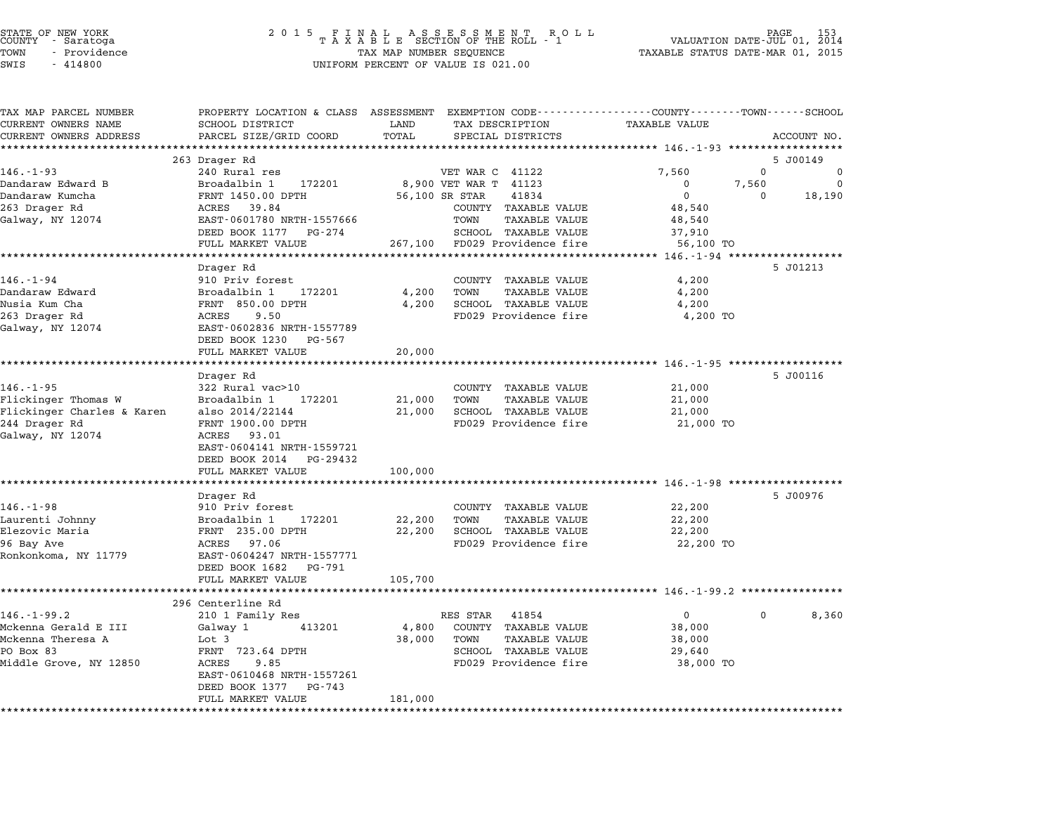STATE OF NEW YORK
COUNTY - Saratoga
TOWN - Providence
SWIS - 414800

2 0 1 5 F I N A L A S S E S S M E N T R O L L
T A X A B L E SECTION OF THE ROLL - 1
TAX MAP NUMBER SEQUENCE
UNIFORM PERCENT OF VALUE IS 021.00

VALUATION DATE-JUL 01, 2014
TAXABLE STATUS DATE-MAR 01, 2015

| TAX MAP PARCEL NUMBER / CURRENT OWNERS NAME / CURRENT OWNERS ADDRESS | PROPERTY LOCATION & CLASS / SCHOOL DISTRICT / PARCEL SIZE/GRID COORD | ASSESSMENT LAND / TOTAL | EXEMPTION CODE / TAX DESCRIPTION / SPECIAL DISTRICTS | COUNTY | TOWN | SCHOOL | ACCOUNT NO. |
|---|---|---|---|---|---|---|---|
| 146.-1-93 | 263 Drager Rd | | | | | | 5 J00149 |
| | 240 Rural res | | VET WAR C 41122 | 7,560 | 0 | 0 | |
| Dandaraw Edward B | Broadalbin 1 172201 | 8,900 | VET WAR T 41123 | 0 | 7,560 | 0 | |
| Dandaraw Kumcha | FRNT 1450.00 DPTH | 56,100 | SR STAR 41834 | 0 | 0 | 18,190 | |
| 263 Drager Rd | ACRES 39.84 | | COUNTY TAXABLE VALUE | 48,540 | | | |
| Galway, NY 12074 | EAST-0601780 NRTH-1557666 | | TOWN TAXABLE VALUE | | 48,540 | | |
| | DEED BOOK 1177 PG-274 | | SCHOOL TAXABLE VALUE | | | 37,910 | |
| | FULL MARKET VALUE | 267,100 | FD029 Providence fire | 56,100 TO | | | |
| 146.-1-94 | Drager Rd | | | | | | 5 J01213 |
| | 910 Priv forest | | COUNTY TAXABLE VALUE | 4,200 | | | |
| Dandaraw Edward | Broadalbin 1 172201 | 4,200 | TOWN TAXABLE VALUE | | 4,200 | | |
| Nusia Kum Cha | FRNT 850.00 DPTH | 4,200 | SCHOOL TAXABLE VALUE | | | 4,200 | |
| 263 Drager Rd | ACRES 9.50 | | FD029 Providence fire | 4,200 TO | | | |
| Galway, NY 12074 | EAST-0602836 NRTH-1557789 | | | | | | |
| | DEED BOOK 1230 PG-567 | | | | | | |
| | FULL MARKET VALUE | 20,000 | | | | | |
| 146.-1-95 | Drager Rd | | | | | | 5 J00116 |
| | 322 Rural vac>10 | | COUNTY TAXABLE VALUE | 21,000 | | | |
| Flickinger Thomas W | Broadalbin 1 172201 | 21,000 | TOWN TAXABLE VALUE | | 21,000 | | |
| Flickinger Charles & Karen | also 2014/22144 | 21,000 | SCHOOL TAXABLE VALUE | | | 21,000 | |
| 244 Drager Rd | FRNT 1900.00 DPTH | | FD029 Providence fire | 21,000 TO | | | |
| Galway, NY 12074 | ACRES 93.01 | | | | | | |
| | EAST-0604141 NRTH-1559721 | | | | | | |
| | DEED BOOK 2014 PG-29432 | | | | | | |
| | FULL MARKET VALUE | 100,000 | | | | | |
| 146.-1-98 | Drager Rd | | | | | | 5 J00976 |
| | 910 Priv forest | | COUNTY TAXABLE VALUE | 22,200 | | | |
| Laurenti Johnny | Broadalbin 1 172201 | 22,200 | TOWN TAXABLE VALUE | | 22,200 | | |
| Elezovic Maria | FRNT 235.00 DPTH | 22,200 | SCHOOL TAXABLE VALUE | | | 22,200 | |
| 96 Bay Ave | ACRES 97.06 | | FD029 Providence fire | 22,200 TO | | | |
| Ronkonkoma, NY 11779 | EAST-0604247 NRTH-1557771 | | | | | | |
| | DEED BOOK 1682 PG-791 | | | | | | |
| | FULL MARKET VALUE | 105,700 | | | | | |
| 146.-1-99.2 | 296 Centerline Rd | | | | | | |
| | 210 1 Family Res | | RES STAR 41854 | 0 | 0 | 8,360 | |
| Mckenna Gerald E III | Galway 1 413201 | 4,800 | COUNTY TAXABLE VALUE | 38,000 | | | |
| Mckenna Theresa A | Lot 3 | 38,000 | TOWN TAXABLE VALUE | | 38,000 | | |
| PO Box 83 | FRNT 723.64 DPTH | | SCHOOL TAXABLE VALUE | | | 29,640 | |
| Middle Grove, NY 12850 | ACRES 9.85 | | FD029 Providence fire | 38,000 TO | | | |
| | EAST-0610468 NRTH-1557261 | | | | | | |
| | DEED BOOK 1377 PG-743 | | | | | | |
| | FULL MARKET VALUE | 181,000 | | | | | |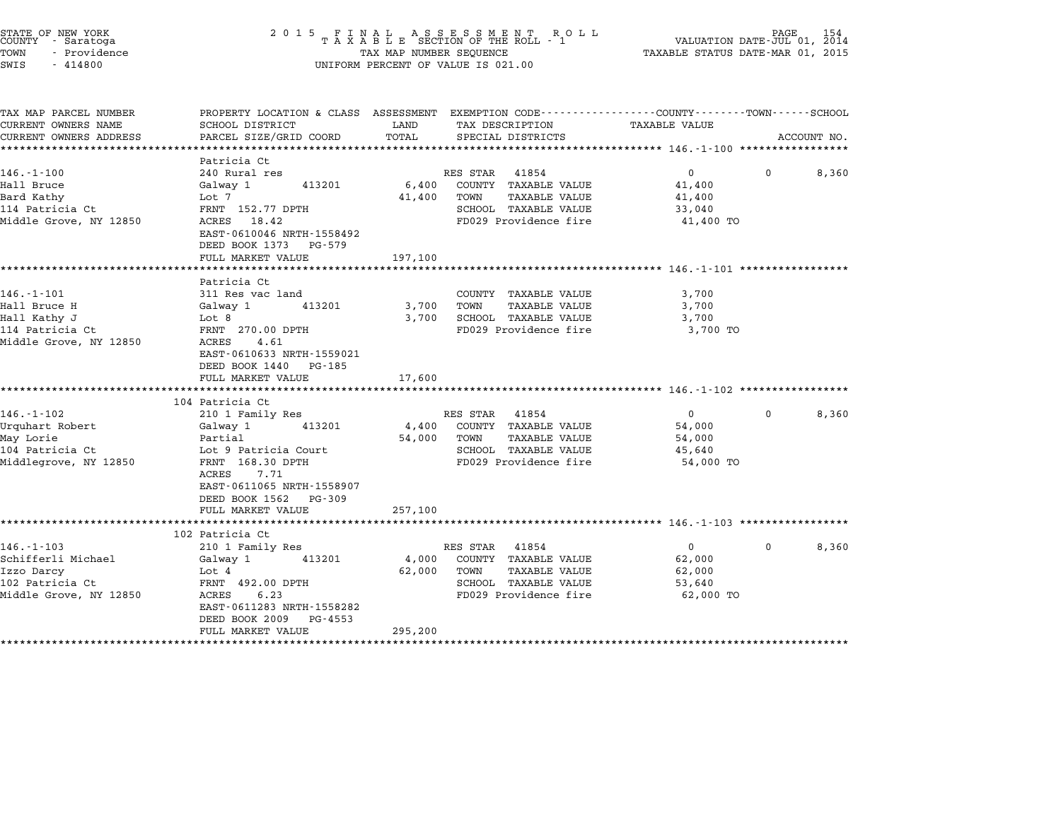STATE OF NEW YORK
COUNTY - Saratoga
TOWN - Providence
SWIS - 414800

2 0 1 5 F I N A L A S S E S S M E N T R O L L
T A X A B L E SECTION OF THE ROLL - 1
TAX MAP NUMBER SEQUENCE
UNIFORM PERCENT OF VALUE IS 021.00

VALUATION DATE-JUL 01, 2014
TAXABLE STATUS DATE-MAR 01, 2015

| TAX MAP PARCEL NUMBER / CURRENT OWNERS NAME / CURRENT OWNERS ADDRESS | PROPERTY LOCATION & CLASS / SCHOOL DISTRICT / PARCEL SIZE/GRID COORD | ASSESSMENT LAND | ASSESSMENT TOTAL | EXEMPTION CODE / TAX DESCRIPTION / SPECIAL DISTRICTS | COUNTY TAXABLE VALUE | TOWN | SCHOOL | ACCOUNT NO. |
|---|---|---|---|---|---|---|---|---|
| **146.-1-100** | Patricia Ct | | | | | | | |
| 146.-1-100 | 240 Rural res | | | RES STAR 41854 | 0 | 0 | 8,360 | |
| Hall Bruce | Galway 1 413201 | 6,400 | | COUNTY TAXABLE VALUE | 41,400 | | | |
| Bard Kathy | Lot 7 | | 41,400 | TOWN TAXABLE VALUE | 41,400 | | | |
| 114 Patricia Ct | FRNT 152.77 DPTH | | | SCHOOL TAXABLE VALUE | 33,040 | | | |
| Middle Grove, NY 12850 | ACRES 18.42 | | | FD029 Providence fire | 41,400 TO | | | |
| | EAST-0610046 NRTH-1558492 | | | | | | | |
| | DEED BOOK 1373 PG-579 | | | | | | | |
| | FULL MARKET VALUE | | 197,100 | | | | | |
| **146.-1-101** | Patricia Ct | | | | | | | |
| 146.-1-101 | 311 Res vac land | | | COUNTY TAXABLE VALUE | 3,700 | | | |
| Hall Bruce H | Galway 1 413201 | 3,700 | | TOWN TAXABLE VALUE | 3,700 | | | |
| Hall Kathy J | Lot 8 | | 3,700 | SCHOOL TAXABLE VALUE | 3,700 | | | |
| 114 Patricia Ct | FRNT 270.00 DPTH | | | FD029 Providence fire | 3,700 TO | | | |
| Middle Grove, NY 12850 | ACRES 4.61 | | | | | | | |
| | EAST-0610633 NRTH-1559021 | | | | | | | |
| | DEED BOOK 1440 PG-185 | | | | | | | |
| | FULL MARKET VALUE | | 17,600 | | | | | |
| **146.-1-102** | 104 Patricia Ct | | | | | | | |
| 146.-1-102 | 210 1 Family Res | | | RES STAR 41854 | 0 | 0 | 8,360 | |
| Urquhart Robert | Galway 1 413201 | 4,400 | | COUNTY TAXABLE VALUE | 54,000 | | | |
| May Lorie | Partial | | 54,000 | TOWN TAXABLE VALUE | 54,000 | | | |
| 104 Patricia Ct | Lot 9 Patricia Court | | | SCHOOL TAXABLE VALUE | 45,640 | | | |
| Middlegrove, NY 12850 | FRNT 168.30 DPTH | | | FD029 Providence fire | 54,000 TO | | | |
| | ACRES 7.71 | | | | | | | |
| | EAST-0611065 NRTH-1558907 | | | | | | | |
| | DEED BOOK 1562 PG-309 | | | | | | | |
| | FULL MARKET VALUE | | 257,100 | | | | | |
| **146.-1-103** | 102 Patricia Ct | | | | | | | |
| 146.-1-103 | 210 1 Family Res | | | RES STAR 41854 | 0 | 0 | 8,360 | |
| Schifferli Michael | Galway 1 413201 | 4,000 | | COUNTY TAXABLE VALUE | 62,000 | | | |
| Izzo Darcy | Lot 4 | | 62,000 | TOWN TAXABLE VALUE | 62,000 | | | |
| 102 Patricia Ct | FRNT 492.00 DPTH | | | SCHOOL TAXABLE VALUE | 53,640 | | | |
| Middle Grove, NY 12850 | ACRES 6.23 | | | FD029 Providence fire | 62,000 TO | | | |
| | EAST-0611283 NRTH-1558282 | | | | | | | |
| | DEED BOOK 2009 PG-4553 | | | | | | | |
| | FULL MARKET VALUE | | 295,200 | | | | | |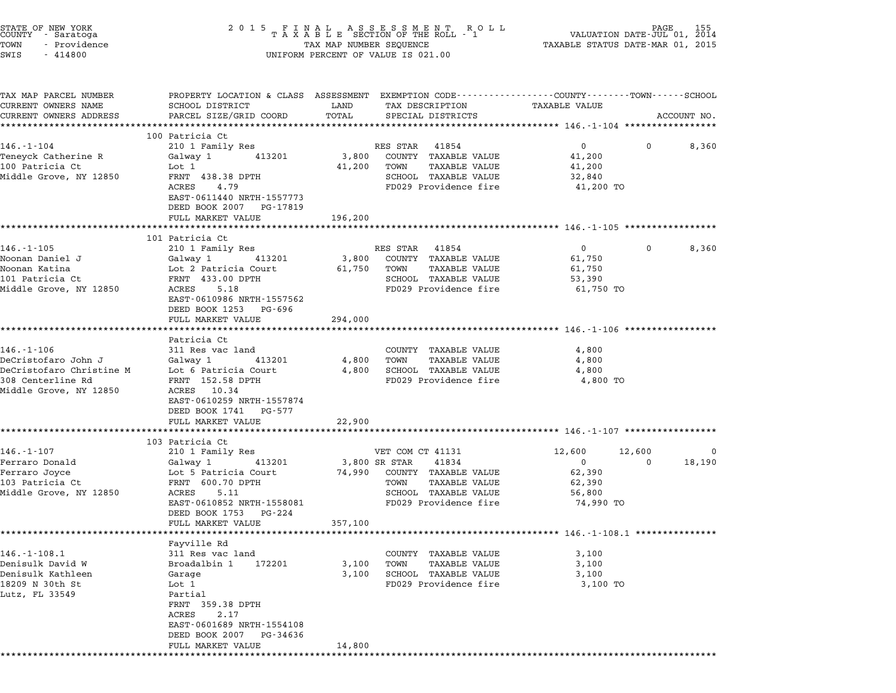STATE OF NEW YORK
COUNTY - Saratoga
TOWN - Providence
SWIS - 414800

2015 FINAL ASSESSMENT ROLL
TAXABLE SECTION OF THE ROLL - 1
TAX MAP NUMBER SEQUENCE
UNIFORM PERCENT OF VALUE IS 021.00

VALUATION DATE-JUL 01, 2014
TAXABLE STATUS DATE-MAR 01, 2015

| TAX MAP PARCEL NUMBER / CURRENT OWNERS NAME / CURRENT OWNERS ADDRESS | PROPERTY LOCATION & CLASS / SCHOOL DISTRICT / PARCEL SIZE/GRID COORD | ASSESSMENT LAND / TOTAL | EXEMPTION CODE / TAX DESCRIPTION / SPECIAL DISTRICTS | COUNTY TAXABLE VALUE | TOWN | SCHOOL / ACCOUNT NO. |
|---|---|---|---|---|---|---|
| **146.-1-104** | 100 Patricia Ct | | | | | |
| | 210 1 Family Res | | RES STAR 41854 | 0 | 0 | 8,360 |
| Teneyck Catherine R | Galway 1 413201 | 3,800 | COUNTY TAXABLE VALUE | 41,200 | | |
| 100 Patricia Ct | Lot 1 | 41,200 | TOWN TAXABLE VALUE | 41,200 | | |
| Middle Grove, NY 12850 | FRNT 438.38 DPTH | | SCHOOL TAXABLE VALUE | 32,840 | | |
| | ACRES 4.79 | | FD029 Providence fire | 41,200 TO | | |
| | EAST-0611440 NRTH-1557773 | | | | | |
| | DEED BOOK 2007 PG-17819 | | | | | |
| | FULL MARKET VALUE | 196,200 | | | | |
| **146.-1-105** | 101 Patricia Ct | | | | | |
| | 210 1 Family Res | | RES STAR 41854 | 0 | 0 | 8,360 |
| Noonan Daniel J | Galway 1 413201 | 3,800 | COUNTY TAXABLE VALUE | 61,750 | | |
| Noonan Katina | Lot 2 Patricia Court | 61,750 | TOWN TAXABLE VALUE | 61,750 | | |
| 101 Patricia Ct | FRNT 433.00 DPTH | | SCHOOL TAXABLE VALUE | 53,390 | | |
| Middle Grove, NY 12850 | ACRES 5.18 | | FD029 Providence fire | 61,750 TO | | |
| | EAST-0610986 NRTH-1557562 | | | | | |
| | DEED BOOK 1253 PG-696 | | | | | |
| | FULL MARKET VALUE | 294,000 | | | | |
| **146.-1-106** | Patricia Ct | | | | | |
| | 311 Res vac land | | COUNTY TAXABLE VALUE | 4,800 | | |
| DeCristofaro John J | Galway 1 413201 | 4,800 | TOWN TAXABLE VALUE | 4,800 | | |
| DeCristofaro Christine M | Lot 6 Patricia Court | 4,800 | SCHOOL TAXABLE VALUE | 4,800 | | |
| 308 Centerline Rd | FRNT 152.58 DPTH | | FD029 Providence fire | 4,800 TO | | |
| Middle Grove, NY 12850 | ACRES 10.34 | | | | | |
| | EAST-0610259 NRTH-1557874 | | | | | |
| | DEED BOOK 1741 PG-577 | | | | | |
| | FULL MARKET VALUE | 22,900 | | | | |
| **146.-1-107** | 103 Patricia Ct | | | | | |
| | 210 1 Family Res | | VET COM CT 41131 | 12,600 | 12,600 | 0 |
| Ferraro Donald | Galway 1 413201 | 3,800 | SR STAR 41834 | 0 | 0 | 18,190 |
| Ferraro Joyce | Lot 5 Patricia Court | 74,990 | COUNTY TAXABLE VALUE | 62,390 | | |
| 103 Patricia Ct | FRNT 600.70 DPTH | | TOWN TAXABLE VALUE | 62,390 | | |
| Middle Grove, NY 12850 | ACRES 5.11 | | SCHOOL TAXABLE VALUE | 56,800 | | |
| | EAST-0610852 NRTH-1558081 | | FD029 Providence fire | 74,990 TO | | |
| | DEED BOOK 1753 PG-224 | | | | | |
| | FULL MARKET VALUE | 357,100 | | | | |
| **146.-1-108.1** | Fayville Rd | | | | | |
| | 311 Res vac land | | COUNTY TAXABLE VALUE | 3,100 | | |
| Denisulk David W | Broadalbin 1 172201 | 3,100 | TOWN TAXABLE VALUE | 3,100 | | |
| Denisulk Kathleen | Garage | 3,100 | SCHOOL TAXABLE VALUE | 3,100 | | |
| 18209 N 30th St | Lot 1 | | FD029 Providence fire | 3,100 TO | | |
| Lutz, FL 33549 | Partial | | | | | |
| | FRNT 359.38 DPTH | | | | | |
| | ACRES 2.17 | | | | | |
| | EAST-0601689 NRTH-1554108 | | | | | |
| | DEED BOOK 2007 PG-34636 | | | | | |
| | FULL MARKET VALUE | 14,800 | | | | |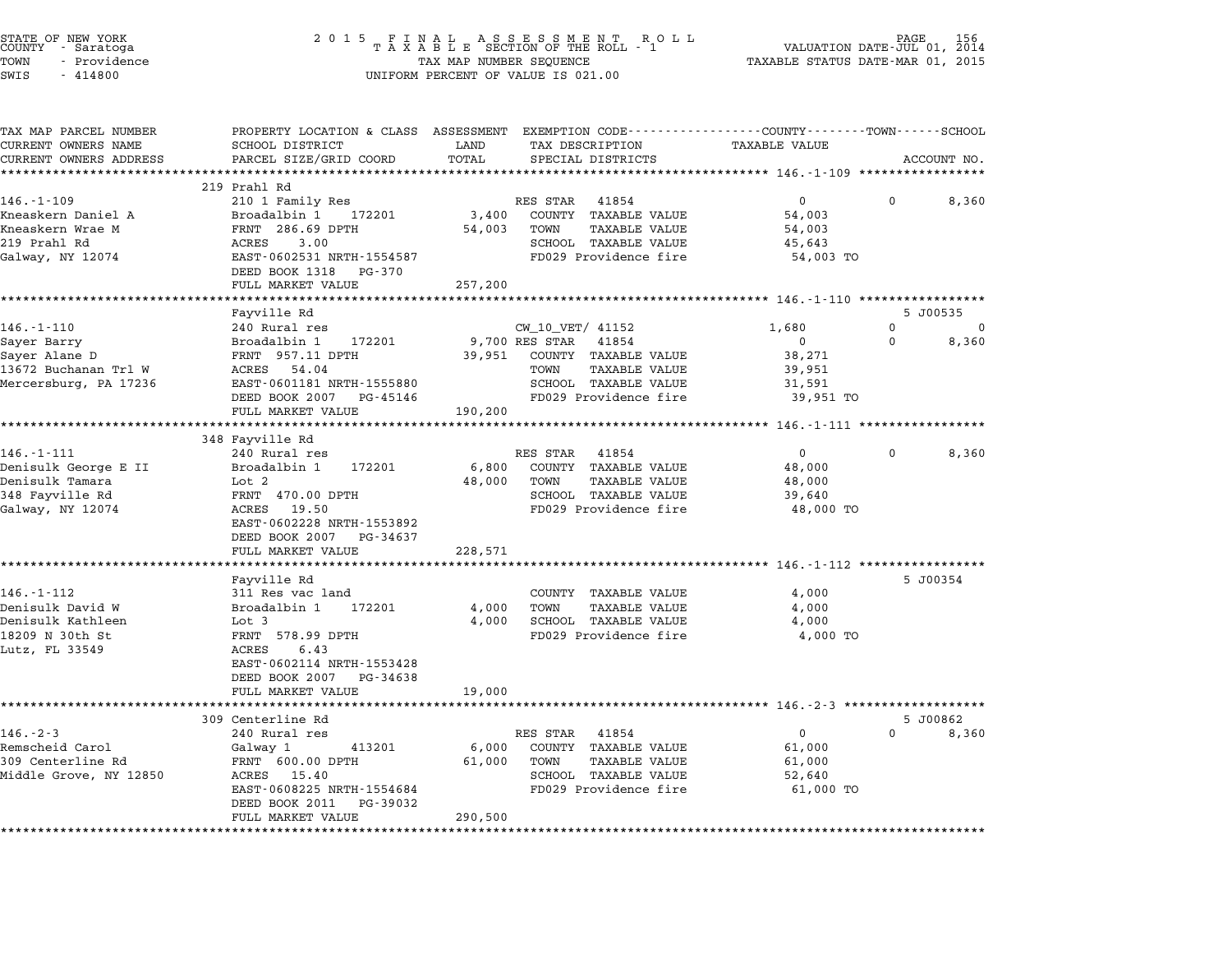STATE OF NEW YORK
COUNTY - Saratoga
TOWN - Providence
SWIS - 414800

2015 FINAL ASSESSMENT ROLL
TAXABLE SECTION OF THE ROLL - 1
TAX MAP NUMBER SEQUENCE
UNIFORM PERCENT OF VALUE IS 021.00

VALUATION DATE-JUL 01, 2014
TAXABLE STATUS DATE-MAR 01, 2015

| TAX MAP PARCEL NUMBER / CURRENT OWNERS NAME / CURRENT OWNERS ADDRESS | PROPERTY LOCATION & CLASS / SCHOOL DISTRICT / PARCEL SIZE/GRID COORD | ASSESSMENT LAND | TOTAL | EXEMPTION CODE / TAX DESCRIPTION / SPECIAL DISTRICTS | COUNTY TAXABLE VALUE | TOWN | SCHOOL | ACCOUNT NO. |
|---|---|---|---|---|---|---|---|---|
| **146.-1-109** | 219 Prahl Rd | | | | | | | |
| 146.-1-109 | 210 1 Family Res | | | RES STAR 41854 | 0 | 0 | 8,360 | |
| Kneaskern Daniel A | Broadalbin 1 172201 | 3,400 | | COUNTY TAXABLE VALUE | 54,003 | | | |
| Kneaskern Wrae M | FRNT 286.69 DPTH | | 54,003 | TOWN TAXABLE VALUE | 54,003 | | | |
| 219 Prahl Rd | ACRES 3.00 | | | SCHOOL TAXABLE VALUE | 45,643 | | | |
| Galway, NY 12074 | EAST-0602531 NRTH-1554587 | | | FD029 Providence fire | 54,003 TO | | | |
| | DEED BOOK 1318 PG-370 | | | | | | | |
| | FULL MARKET VALUE | | 257,200 | | | | | |
| **146.-1-110** | Fayville Rd | | | | | | | 5 J00535 |
| 146.-1-110 | 240 Rural res | | | CW_10_VET/ 41152 | 1,680 | 0 | 0 | |
| Sayer Barry | Broadalbin 1 172201 | 9,700 | | RES STAR 41854 | 0 | 0 | 8,360 | |
| Sayer Alane D | FRNT 957.11 DPTH | | 39,951 | COUNTY TAXABLE VALUE | 38,271 | | | |
| 13672 Buchanan Trl W | ACRES 54.04 | | | TOWN TAXABLE VALUE | 39,951 | | | |
| Mercersburg, PA 17236 | EAST-0601181 NRTH-1555880 | | | SCHOOL TAXABLE VALUE | 31,591 | | | |
| | DEED BOOK 2007 PG-45146 | | | FD029 Providence fire | 39,951 TO | | | |
| | FULL MARKET VALUE | | 190,200 | | | | | |
| **146.-1-111** | 348 Fayville Rd | | | | | | | |
| 146.-1-111 | 240 Rural res | | | RES STAR 41854 | 0 | 0 | 8,360 | |
| Denisulk George E II | Broadalbin 1 172201 | 6,800 | | COUNTY TAXABLE VALUE | 48,000 | | | |
| Denisulk Tamara | Lot 2 | | 48,000 | TOWN TAXABLE VALUE | 48,000 | | | |
| 348 Fayville Rd | FRNT 470.00 DPTH | | | SCHOOL TAXABLE VALUE | 39,640 | | | |
| Galway, NY 12074 | ACRES 19.50 | | | FD029 Providence fire | 48,000 TO | | | |
| | EAST-0602228 NRTH-1553892 | | | | | | | |
| | DEED BOOK 2007 PG-34637 | | | | | | | |
| | FULL MARKET VALUE | | 228,571 | | | | | |
| **146.-1-112** | Fayville Rd | | | | | | | 5 J00354 |
| 146.-1-112 | 311 Res vac land | | | COUNTY TAXABLE VALUE | 4,000 | | | |
| Denisulk David W | Broadalbin 1 172201 | 4,000 | | TOWN TAXABLE VALUE | 4,000 | | | |
| Denisulk Kathleen | Lot 3 | | 4,000 | SCHOOL TAXABLE VALUE | 4,000 | | | |
| 18209 N 30th St | FRNT 578.99 DPTH | | | FD029 Providence fire | 4,000 TO | | | |
| Lutz, FL 33549 | ACRES 6.43 | | | | | | | |
| | EAST-0602114 NRTH-1553428 | | | | | | | |
| | DEED BOOK 2007 PG-34638 | | | | | | | |
| | FULL MARKET VALUE | | 19,000 | | | | | |
| **146.-2-3** | 309 Centerline Rd | | | | | | | 5 J00862 |
| 146.-2-3 | 240 Rural res | | | RES STAR 41854 | 0 | 0 | 8,360 | |
| Remscheid Carol | Galway 1 413201 | 6,000 | | COUNTY TAXABLE VALUE | 61,000 | | | |
| 309 Centerline Rd | FRNT 600.00 DPTH | | 61,000 | TOWN TAXABLE VALUE | 61,000 | | | |
| Middle Grove, NY 12850 | ACRES 15.40 | | | SCHOOL TAXABLE VALUE | 52,640 | | | |
| | EAST-0608225 NRTH-1554684 | | | FD029 Providence fire | 61,000 TO | | | |
| | DEED BOOK 2011 PG-39032 | | | | | | | |
| | FULL MARKET VALUE | | 290,500 | | | | | |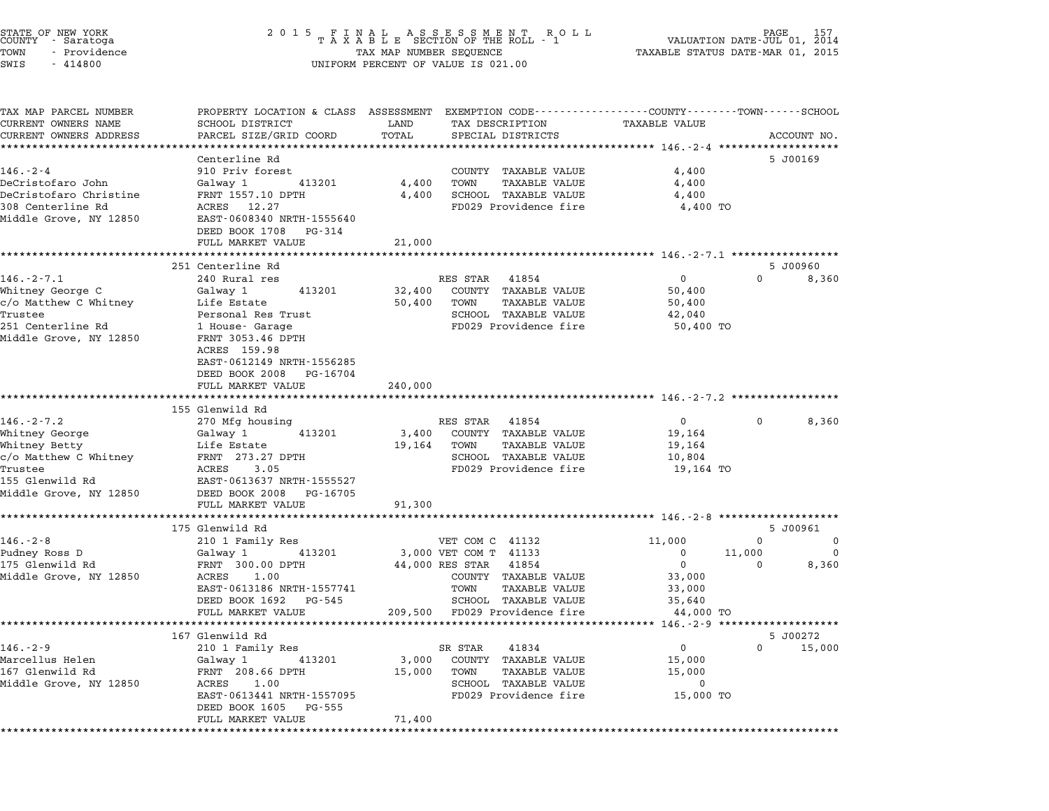STATE OF NEW YORK
COUNTY - Saratoga
TOWN - Providence
SWIS - 414800

2015 FINAL ASSESSMENT ROLL
TAXABLE SECTION OF THE ROLL - 1
TAX MAP NUMBER SEQUENCE
UNIFORM PERCENT OF VALUE IS 021.00

VALUATION DATE-JUL 01, 2014
TAXABLE STATUS DATE-MAR 01, 2015

| TAX MAP PARCEL NUMBER / CURRENT OWNERS NAME / CURRENT OWNERS ADDRESS | PROPERTY LOCATION & CLASS / SCHOOL DISTRICT / PARCEL SIZE/GRID COORD | ASSESSMENT LAND / TOTAL | EXEMPTION CODE / TAX DESCRIPTION / SPECIAL DISTRICTS | COUNTY TAXABLE VALUE | TOWN | SCHOOL | ACCOUNT NO. |
|---|---|---|---|---|---|---|---|
| **146.-2-4** | Centerline Rd | | | | | | 5 J00169 |
| 146.-2-4 | 910 Priv forest | | COUNTY TAXABLE VALUE | 4,400 | | | |
| DeCristofaro John | Galway 1 413201 | 4,400 | TOWN TAXABLE VALUE | 4,400 | | | |
| DeCristofaro Christine | FRNT 1557.10 DPTH | 4,400 | SCHOOL TAXABLE VALUE | 4,400 | | | |
| 308 Centerline Rd | ACRES 12.27 | | FD029 Providence fire | 4,400 TO | | | |
| Middle Grove, NY 12850 | EAST-0608340 NRTH-1555640 | | | | | | |
| | DEED BOOK 1708 PG-314 | | | | | | |
| | FULL MARKET VALUE | 21,000 | | | | | |
| **146.-2-7.1** | 251 Centerline Rd | | | | | | 5 J00960 |
| 146.-2-7.1 | 240 Rural res | | RES STAR 41854 | 0 | 0 | 8,360 | |
| Whitney George C | Galway 1 413201 | 32,400 | COUNTY TAXABLE VALUE | 50,400 | | | |
| c/o Matthew C Whitney | Life Estate | 50,400 | TOWN TAXABLE VALUE | 50,400 | | | |
| Trustee | Personal Res Trust | | SCHOOL TAXABLE VALUE | 42,040 | | | |
| 251 Centerline Rd | 1 House- Garage | | FD029 Providence fire | 50,400 TO | | | |
| Middle Grove, NY 12850 | FRNT 3053.46 DPTH | | | | | | |
| | ACRES 159.98 | | | | | | |
| | EAST-0612149 NRTH-1556285 | | | | | | |
| | DEED BOOK 2008 PG-16704 | | | | | | |
| | FULL MARKET VALUE | 240,000 | | | | | |
| **146.-2-7.2** | 155 Glenwild Rd | | | | | | |
| 146.-2-7.2 | 270 Mfg housing | | RES STAR 41854 | 0 | 0 | 8,360 | |
| Whitney George | Galway 1 413201 | 3,400 | COUNTY TAXABLE VALUE | 19,164 | | | |
| Whitney Betty | Life Estate | 19,164 | TOWN TAXABLE VALUE | 19,164 | | | |
| c/o Matthew C Whitney | FRNT 273.27 DPTH | | SCHOOL TAXABLE VALUE | 10,804 | | | |
| Trustee | ACRES 3.05 | | FD029 Providence fire | 19,164 TO | | | |
| 155 Glenwild Rd | EAST-0613637 NRTH-1555527 | | | | | | |
| Middle Grove, NY 12850 | DEED BOOK 2008 PG-16705 | | | | | | |
| | FULL MARKET VALUE | 91,300 | | | | | |
| **146.-2-8** | 175 Glenwild Rd | | | | | | 5 J00961 |
| 146.-2-8 | 210 1 Family Res | | VET COM C 41132 | 11,000 | 0 | 0 | |
| Pudney Ross D | Galway 1 413201 | 3,000 | VET COM T 41133 | 0 | 11,000 | 0 | |
| 175 Glenwild Rd | FRNT 300.00 DPTH | 44,000 | RES STAR 41854 | 0 | 0 | 8,360 | |
| Middle Grove, NY 12850 | ACRES 1.00 | | COUNTY TAXABLE VALUE | 33,000 | | | |
| | EAST-0613186 NRTH-1557741 | | TOWN TAXABLE VALUE | 33,000 | | | |
| | DEED BOOK 1692 PG-545 | | SCHOOL TAXABLE VALUE | 35,640 | | | |
| | FULL MARKET VALUE | 209,500 | FD029 Providence fire | 44,000 TO | | | |
| **146.-2-9** | 167 Glenwild Rd | | | | | | 5 J00272 |
| 146.-2-9 | 210 1 Family Res | | SR STAR 41834 | 0 | 0 | 15,000 | |
| Marcellus Helen | Galway 1 413201 | 3,000 | COUNTY TAXABLE VALUE | 15,000 | | | |
| 167 Glenwild Rd | FRNT 208.66 DPTH | 15,000 | TOWN TAXABLE VALUE | 15,000 | | | |
| Middle Grove, NY 12850 | ACRES 1.00 | | SCHOOL TAXABLE VALUE | 0 | | | |
| | EAST-0613441 NRTH-1557095 | | FD029 Providence fire | 15,000 TO | | | |
| | DEED BOOK 1605 PG-555 | | | | | | |
| | FULL MARKET VALUE | 71,400 | | | | | |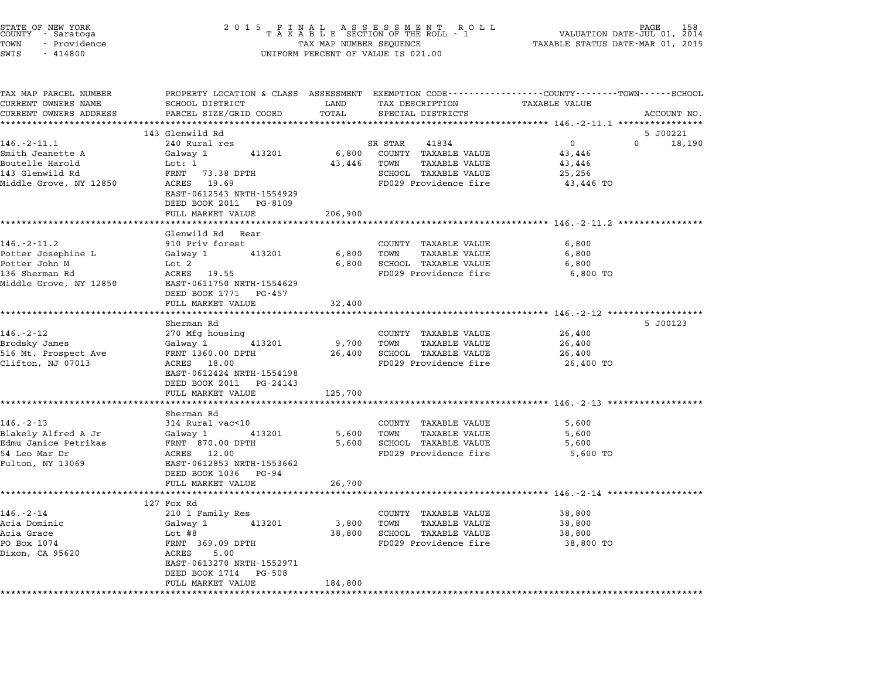STATE OF NEW YORK
COUNTY - Saratoga
TOWN - Providence
SWIS - 414800

# 2015 FINAL ASSESSMENT ROLL
TAXABLE SECTION OF THE ROLL - 1
TAX MAP NUMBER SEQUENCE
UNIFORM PERCENT OF VALUE IS 021.00

VALUATION DATE-JUL 01, 2014
TAXABLE STATUS DATE-MAR 01, 2015

| TAX MAP PARCEL NUMBER / CURRENT OWNERS NAME / CURRENT OWNERS ADDRESS | PROPERTY LOCATION & CLASS / SCHOOL DISTRICT / PARCEL SIZE/GRID COORD | ASSESSMENT LAND / TOTAL | EXEMPTION CODE / TAX DESCRIPTION / SPECIAL DISTRICTS | COUNTY / TOWN / SCHOOL TAXABLE VALUE | ACCOUNT NO. |
|---|---|---|---|---|---|
| | 143 Glenwild Rd | | | | 5 J00221 |
| 146.-2-11.1 | 240 Rural res | | SR STAR 41834 | 0 | 0 18,190 |
| Smith Jeanette A | Galway 1 413201 | 6,800 | COUNTY TAXABLE VALUE | 43,446 | |
| Boutelle Harold | Lot: 1 | 43,446 | TOWN TAXABLE VALUE | 43,446 | |
| 143 Glenwild Rd | FRNT 73.38 DPTH | | SCHOOL TAXABLE VALUE | 25,256 | |
| Middle Grove, NY 12850 | ACRES 19.69 | | FD029 Providence fire | 43,446 TO | |
| | EAST-0612543 NRTH-1554929 | | | | |
| | DEED BOOK 2011 PG-8109 | | | | |
| | FULL MARKET VALUE | 206,900 | | | |
| | Glenwild Rd Rear | | | | |
| 146.-2-11.2 | 910 Priv forest | | COUNTY TAXABLE VALUE | 6,800 | |
| Potter Josephine L | Galway 1 413201 | 6,800 | TOWN TAXABLE VALUE | 6,800 | |
| Potter John M | Lot 2 | 6,800 | SCHOOL TAXABLE VALUE | 6,800 | |
| 136 Sherman Rd | ACRES 19.55 | | FD029 Providence fire | 6,800 TO | |
| Middle Grove, NY 12850 | EAST-0611750 NRTH-1554629 | | | | |
| | DEED BOOK 1771 PG-457 | | | | |
| | FULL MARKET VALUE | 32,400 | | | |
| | Sherman Rd | | | | 5 J00123 |
| 146.-2-12 | 270 Mfg housing | | COUNTY TAXABLE VALUE | 26,400 | |
| Brodsky James | Galway 1 413201 | 9,700 | TOWN TAXABLE VALUE | 26,400 | |
| 516 Mt. Prospect Ave | FRNT 1360.00 DPTH | 26,400 | SCHOOL TAXABLE VALUE | 26,400 | |
| Clifton, NJ 07013 | ACRES 18.00 | | FD029 Providence fire | 26,400 TO | |
| | EAST-0612424 NRTH-1554198 | | | | |
| | DEED BOOK 2011 PG-24143 | | | | |
| | FULL MARKET VALUE | 125,700 | | | |
| | Sherman Rd | | | | |
| 146.-2-13 | 314 Rural vac<10 | | COUNTY TAXABLE VALUE | 5,600 | |
| Blakely Alfred A Jr | Galway 1 413201 | 5,600 | TOWN TAXABLE VALUE | 5,600 | |
| Edmu Janice Petrikas | FRNT 870.00 DPTH | 5,600 | SCHOOL TAXABLE VALUE | 5,600 | |
| 54 Leo Mar Dr | ACRES 12.00 | | FD029 Providence fire | 5,600 TO | |
| Fulton, NY 13069 | EAST-0612853 NRTH-1553662 | | | | |
| | DEED BOOK 1036 PG-94 | | | | |
| | FULL MARKET VALUE | 26,700 | | | |
| | 127 Fox Rd | | | | |
| 146.-2-14 | 210 1 Family Res | | COUNTY TAXABLE VALUE | 38,800 | |
| Acia Dominic | Galway 1 413201 | 3,800 | TOWN TAXABLE VALUE | 38,800 | |
| Acia Grace | Lot #8 | 38,800 | SCHOOL TAXABLE VALUE | 38,800 | |
| PO Box 1074 | FRNT 369.09 DPTH | | FD029 Providence fire | 38,800 TO | |
| Dixon, CA 95620 | ACRES 5.00 | | | | |
| | EAST-0613270 NRTH-1552971 | | | | |
| | DEED BOOK 1714 PG-508 | | | | |
| | FULL MARKET VALUE | 184,800 | | | |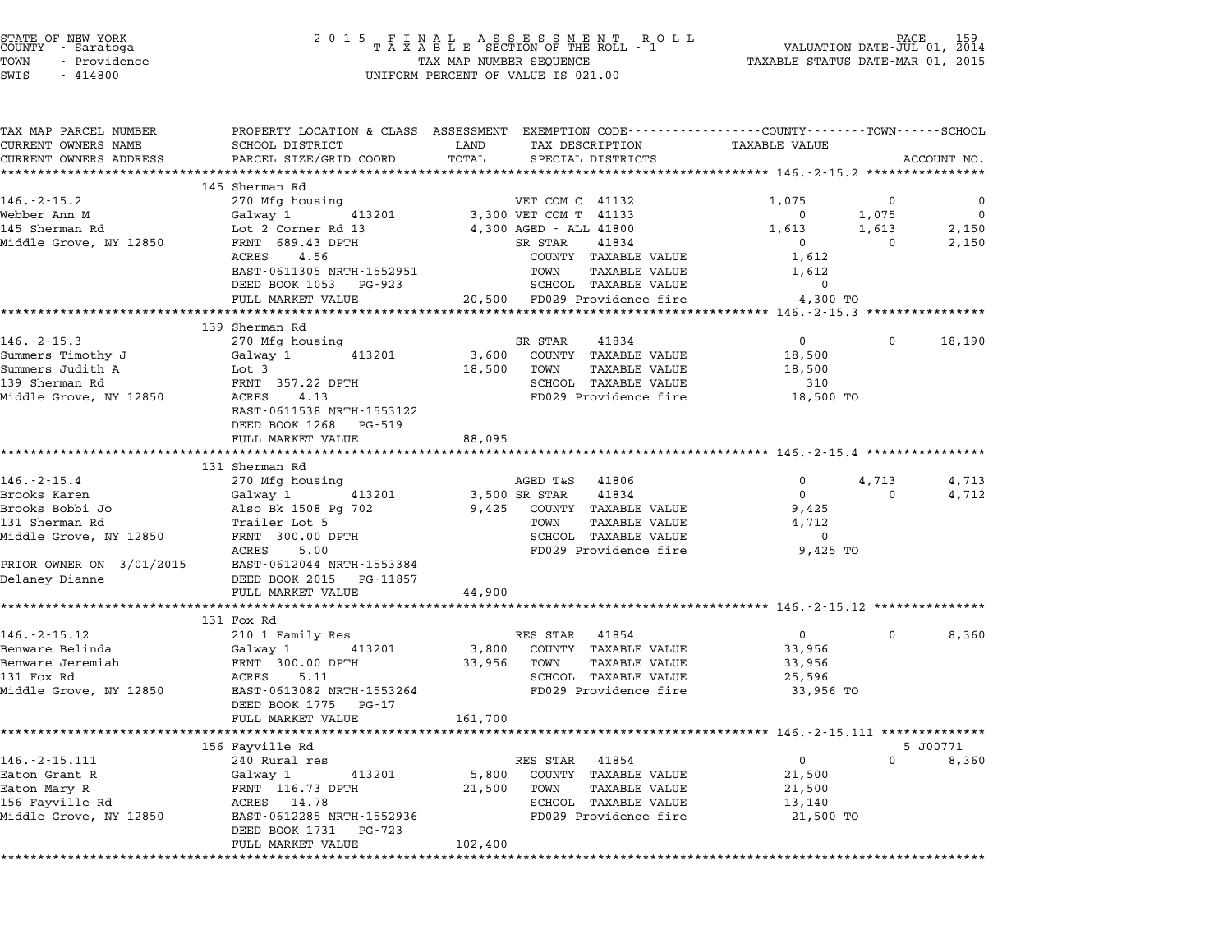STATE OF NEW YORK
COUNTY - Saratoga
TOWN - Providence
SWIS - 414800

2015 FINAL ASSESSMENT ROLL
TAXABLE SECTION OF THE ROLL - 1
TAX MAP NUMBER SEQUENCE
UNIFORM PERCENT OF VALUE IS 021.00

VALUATION DATE-JUL 01, 2014
TAXABLE STATUS DATE-MAR 01, 2015

| TAX MAP PARCEL NUMBER / CURRENT OWNERS NAME / CURRENT OWNERS ADDRESS | PROPERTY LOCATION & CLASS / SCHOOL DISTRICT / PARCEL SIZE/GRID COORD | ASSESSMENT LAND / TOTAL | EXEMPTION CODE / TAX DESCRIPTION / SPECIAL DISTRICTS | COUNTY TAXABLE VALUE | TOWN | SCHOOL / ACCOUNT NO. |
|---|---|---|---|---|---|---|
| **146.-2-15.2** | 145 Sherman Rd | | | | | |
| 146.-2-15.2 | 270 Mfg housing | | VET COM C 41132 | 1,075 | 0 | 0 |
| Webber Ann M | Galway 1 413201 | 3,300 | VET COM T 41133 | 0 | 1,075 | 0 |
| 145 Sherman Rd | Lot 2 Corner Rd 13 | 4,300 | AGED - ALL 41800 | 1,613 | 1,613 | 2,150 |
| Middle Grove, NY 12850 | FRNT 689.43 DPTH | | SR STAR 41834 | 0 | 0 | 2,150 |
| | ACRES 4.56 | | COUNTY TAXABLE VALUE | 1,612 | | |
| | EAST-0611305 NRTH-1552951 | | TOWN TAXABLE VALUE | 1,612 | | |
| | DEED BOOK 1053 PG-923 | | SCHOOL TAXABLE VALUE | 0 | | |
| | FULL MARKET VALUE | 20,500 | FD029 Providence fire | 4,300 TO | | |
| **146.-2-15.3** | 139 Sherman Rd | | | | | |
| 146.-2-15.3 | 270 Mfg housing | | SR STAR 41834 | 0 | 0 | 18,190 |
| Summers Timothy J | Galway 1 413201 | 3,600 | COUNTY TAXABLE VALUE | 18,500 | | |
| Summers Judith A | Lot 3 | 18,500 | TOWN TAXABLE VALUE | 18,500 | | |
| 139 Sherman Rd | FRNT 357.22 DPTH | | SCHOOL TAXABLE VALUE | 310 | | |
| Middle Grove, NY 12850 | ACRES 4.13 | | FD029 Providence fire | 18,500 TO | | |
| | EAST-0611538 NRTH-1553122 | | | | | |
| | DEED BOOK 1268 PG-519 | | | | | |
| | FULL MARKET VALUE | 88,095 | | | | |
| **146.-2-15.4** | 131 Sherman Rd | | | | | |
| 146.-2-15.4 | 270 Mfg housing | | AGED T&S 41806 | 0 | 4,713 | 4,713 |
| Brooks Karen | Galway 1 413201 | 3,500 | SR STAR 41834 | 0 | 0 | 4,712 |
| Brooks Bobbi Jo | Also Bk 1508 Pg 702 | 9,425 | COUNTY TAXABLE VALUE | 9,425 | | |
| 131 Sherman Rd | Trailer Lot 5 | | TOWN TAXABLE VALUE | 4,712 | | |
| Middle Grove, NY 12850 | FRNT 300.00 DPTH | | SCHOOL TAXABLE VALUE | 0 | | |
| | ACRES 5.00 | | FD029 Providence fire | 9,425 TO | | |
| PRIOR OWNER ON 3/01/2015 | EAST-0612044 NRTH-1553384 | | | | | |
| Delaney Dianne | DEED BOOK 2015 PG-11857 | | | | | |
| | FULL MARKET VALUE | 44,900 | | | | |
| **146.-2-15.12** | 131 Fox Rd | | | | | |
| 146.-2-15.12 | 210 1 Family Res | | RES STAR 41854 | 0 | 0 | 8,360 |
| Benware Belinda | Galway 1 413201 | 3,800 | COUNTY TAXABLE VALUE | 33,956 | | |
| Benware Jeremiah | FRNT 300.00 DPTH | 33,956 | TOWN TAXABLE VALUE | 33,956 | | |
| 131 Fox Rd | ACRES 5.11 | | SCHOOL TAXABLE VALUE | 25,596 | | |
| Middle Grove, NY 12850 | EAST-0613082 NRTH-1553264 | | FD029 Providence fire | 33,956 TO | | |
| | DEED BOOK 1775 PG-17 | | | | | |
| | FULL MARKET VALUE | 161,700 | | | | |
| **146.-2-15.111** | 156 Fayville Rd | | | | | 5 J00771 |
| 146.-2-15.111 | 240 Rural res | | RES STAR 41854 | 0 | 0 | 8,360 |
| Eaton Grant R | Galway 1 413201 | 5,800 | COUNTY TAXABLE VALUE | 21,500 | | |
| Eaton Mary R | FRNT 116.73 DPTH | 21,500 | TOWN TAXABLE VALUE | 21,500 | | |
| 156 Fayville Rd | ACRES 14.78 | | SCHOOL TAXABLE VALUE | 13,140 | | |
| Middle Grove, NY 12850 | EAST-0612285 NRTH-1552936 | | FD029 Providence fire | 21,500 TO | | |
| | DEED BOOK 1731 PG-723 | | | | | |
| | FULL MARKET VALUE | 102,400 | | | | |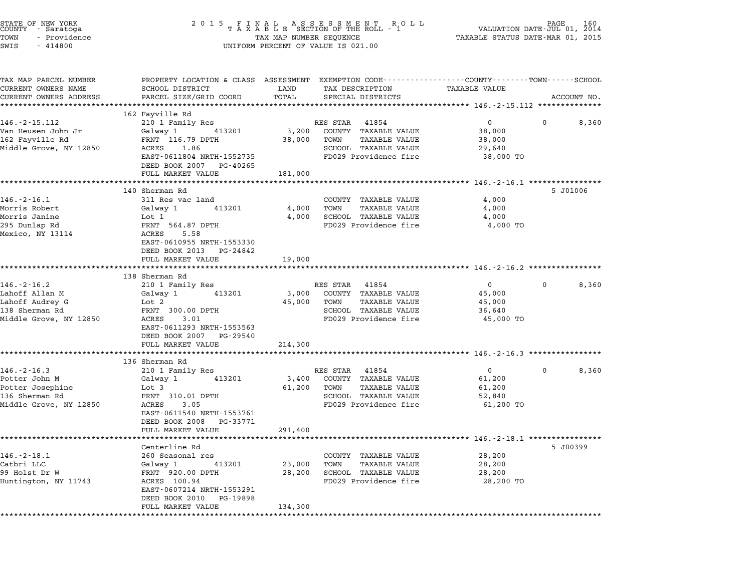STATE OF NEW YORK
COUNTY - Saratoga
TOWN - Providence
SWIS - 414800

2 0 1 5 F I N A L A S S E S S M E N T R O L L
T A X A B L E SECTION OF THE ROLL - 1
TAX MAP NUMBER SEQUENCE
UNIFORM PERCENT OF VALUE IS 021.00

VALUATION DATE-JUL 01, 2014
TAXABLE STATUS DATE-MAR 01, 2015

| TAX MAP PARCEL NUMBER / CURRENT OWNERS NAME / CURRENT OWNERS ADDRESS | PROPERTY LOCATION & CLASS / SCHOOL DISTRICT / PARCEL SIZE/GRID COORD | ASSESSMENT LAND | TOTAL | EXEMPTION CODE / TAX DESCRIPTION / SPECIAL DISTRICTS | COUNTY TAXABLE VALUE | TOWN | SCHOOL | ACCOUNT NO. |
|---|---|---|---|---|---|---|---|---|
| 146.-2-15.112 | 162 Fayville Rd | | | | | | | |
| 146.-2-15.112 | 210 1 Family Res | | | RES STAR 41854 | 0 | 0 | 8,360 | |
| Van Heusen John Jr | Galway 1 413201 | 3,200 | | COUNTY TAXABLE VALUE | 38,000 | | | |
| 162 Fayville Rd | FRNT 116.79 DPTH | | 38,000 | TOWN TAXABLE VALUE | 38,000 | | | |
| Middle Grove, NY 12850 | ACRES 1.86 | | | SCHOOL TAXABLE VALUE | 29,640 | | | |
| | EAST-0611804 NRTH-1552735 | | | FD029 Providence fire | 38,000 TO | | | |
| | DEED BOOK 2007 PG-40265 | | | | | | | |
| | FULL MARKET VALUE | | 181,000 | | | | | |
| 146.-2-16.1 | 140 Sherman Rd | | | | | | | 5 J01006 |
| 146.-2-16.1 | 311 Res vac land | | | COUNTY TAXABLE VALUE | 4,000 | | | |
| Morris Robert | Galway 1 413201 | 4,000 | | TOWN TAXABLE VALUE | 4,000 | | | |
| Morris Janine | Lot 1 | | 4,000 | SCHOOL TAXABLE VALUE | 4,000 | | | |
| 295 Dunlap Rd | FRNT 564.87 DPTH | | | FD029 Providence fire | 4,000 TO | | | |
| Mexico, NY 13114 | ACRES 5.58 | | | | | | | |
| | EAST-0610955 NRTH-1553330 | | | | | | | |
| | DEED BOOK 2013 PG-24842 | | | | | | | |
| | FULL MARKET VALUE | | 19,000 | | | | | |
| 146.-2-16.2 | 138 Sherman Rd | | | | | | | |
| 146.-2-16.2 | 210 1 Family Res | | | RES STAR 41854 | 0 | 0 | 8,360 | |
| Lahoff Allan M | Galway 1 413201 | 3,000 | | COUNTY TAXABLE VALUE | 45,000 | | | |
| Lahoff Audrey G | Lot 2 | | 45,000 | TOWN TAXABLE VALUE | 45,000 | | | |
| 138 Sherman Rd | FRNT 300.00 DPTH | | | SCHOOL TAXABLE VALUE | 36,640 | | | |
| Middle Grove, NY 12850 | ACRES 3.01 | | | FD029 Providence fire | 45,000 TO | | | |
| | EAST-0611293 NRTH-1553563 | | | | | | | |
| | DEED BOOK 2007 PG-29540 | | | | | | | |
| | FULL MARKET VALUE | | 214,300 | | | | | |
| 146.-2-16.3 | 136 Sherman Rd | | | | | | | |
| 146.-2-16.3 | 210 1 Family Res | | | RES STAR 41854 | 0 | 0 | 8,360 | |
| Potter John M | Galway 1 413201 | 3,400 | | COUNTY TAXABLE VALUE | 61,200 | | | |
| Potter Josephine | Lot 3 | | 61,200 | TOWN TAXABLE VALUE | 61,200 | | | |
| 136 Sherman Rd | FRNT 310.01 DPTH | | | SCHOOL TAXABLE VALUE | 52,840 | | | |
| Middle Grove, NY 12850 | ACRES 3.05 | | | FD029 Providence fire | 61,200 TO | | | |
| | EAST-0611540 NRTH-1553761 | | | | | | | |
| | DEED BOOK 2008 PG-33771 | | | | | | | |
| | FULL MARKET VALUE | | 291,400 | | | | | |
| 146.-2-18.1 | Centerline Rd | | | | | | | 5 J00399 |
| 146.-2-18.1 | 260 Seasonal res | | | COUNTY TAXABLE VALUE | 28,200 | | | |
| Catbri LLC | Galway 1 413201 | 23,000 | | TOWN TAXABLE VALUE | 28,200 | | | |
| 99 Holst Dr W | FRNT 920.00 DPTH | | 28,200 | SCHOOL TAXABLE VALUE | 28,200 | | | |
| Huntington, NY 11743 | ACRES 100.94 | | | FD029 Providence fire | 28,200 TO | | | |
| | EAST-0607214 NRTH-1553291 | | | | | | | |
| | DEED BOOK 2010 PG-19898 | | | | | | | |
| | FULL MARKET VALUE | | 134,300 | | | | | |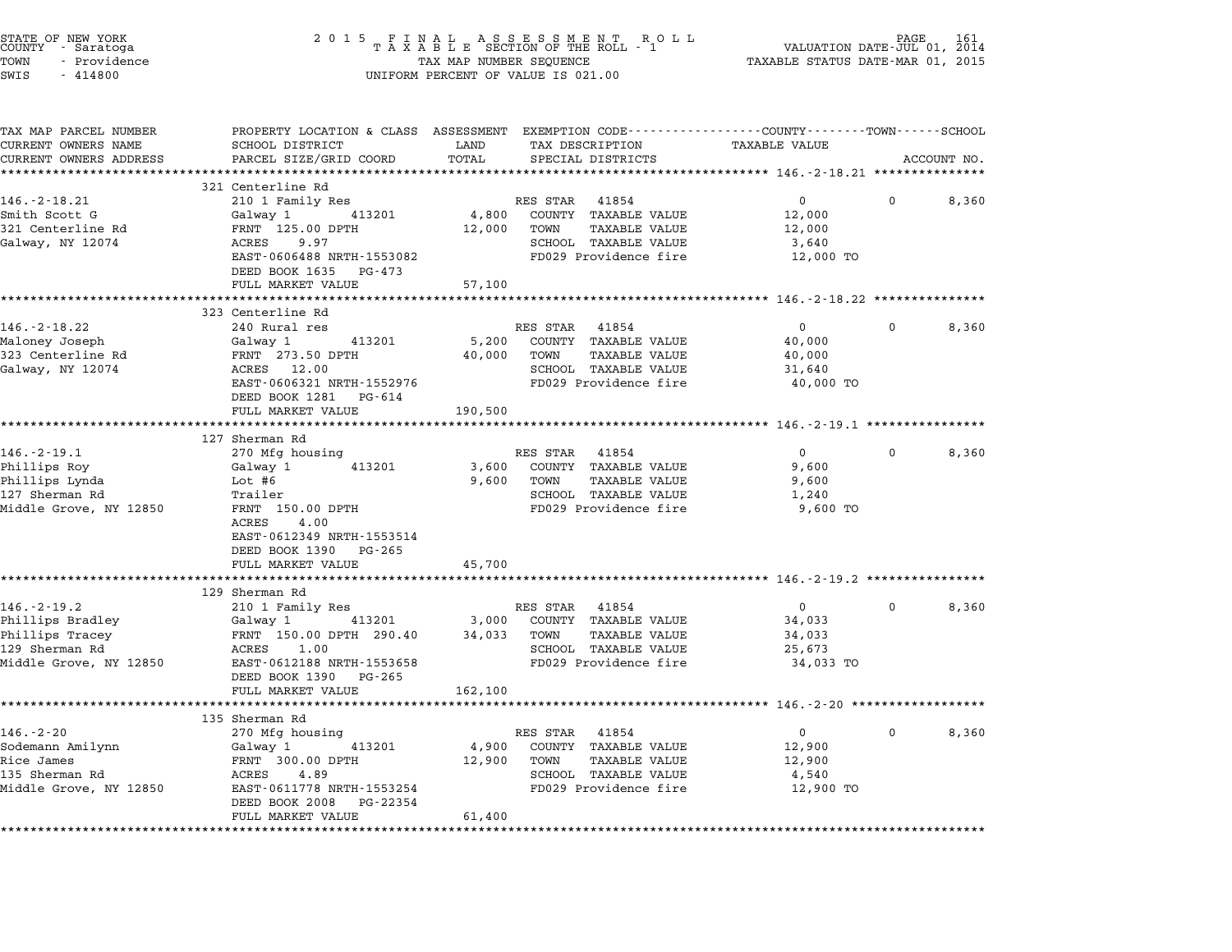STATE OF NEW YORK
COUNTY - Saratoga
TOWN - Providence
SWIS - 414800

2015 FINAL ASSESSMENT ROLL
TAXABLE SECTION OF THE ROLL - 1
TAX MAP NUMBER SEQUENCE
UNIFORM PERCENT OF VALUE IS 021.00

VALUATION DATE-JUL 01, 2014
TAXABLE STATUS DATE-MAR 01, 2015

| TAX MAP PARCEL NUMBER / CURRENT OWNERS NAME / CURRENT OWNERS ADDRESS | PROPERTY LOCATION & CLASS / SCHOOL DISTRICT / PARCEL SIZE/GRID COORD | ASSESSMENT LAND / TOTAL | EXEMPTION CODE / TAX DESCRIPTION / SPECIAL DISTRICTS | COUNTY TAXABLE VALUE | TOWN | SCHOOL / ACCOUNT NO. |
|---|---|---|---|---|---|---|
| **146.-2-18.21** | 321 Centerline Rd | | | | | |
| 146.-2-18.21 | 210 1 Family Res | | RES STAR 41854 | 0 | 0 | 8,360 |
| Smith Scott G | Galway 1 413201 | 4,800 | COUNTY TAXABLE VALUE | 12,000 | | |
| 321 Centerline Rd | FRNT 125.00 DPTH | 12,000 | TOWN TAXABLE VALUE | 12,000 | | |
| Galway, NY 12074 | ACRES 9.97 | | SCHOOL TAXABLE VALUE | 3,640 | | |
| | EAST-0606488 NRTH-1553082 | | FD029 Providence fire | 12,000 TO | | |
| | DEED BOOK 1635 PG-473 | | | | | |
| | FULL MARKET VALUE | 57,100 | | | | |
| **146.-2-18.22** | 323 Centerline Rd | | | | | |
| 146.-2-18.22 | 240 Rural res | | RES STAR 41854 | 0 | 0 | 8,360 |
| Maloney Joseph | Galway 1 413201 | 5,200 | COUNTY TAXABLE VALUE | 40,000 | | |
| 323 Centerline Rd | FRNT 273.50 DPTH | 40,000 | TOWN TAXABLE VALUE | 40,000 | | |
| Galway, NY 12074 | ACRES 12.00 | | SCHOOL TAXABLE VALUE | 31,640 | | |
| | EAST-0606321 NRTH-1552976 | | FD029 Providence fire | 40,000 TO | | |
| | DEED BOOK 1281 PG-614 | | | | | |
| | FULL MARKET VALUE | 190,500 | | | | |
| **146.-2-19.1** | 127 Sherman Rd | | | | | |
| 146.-2-19.1 | 270 Mfg housing | | RES STAR 41854 | 0 | 0 | 8,360 |
| Phillips Roy | Galway 1 413201 | 3,600 | COUNTY TAXABLE VALUE | 9,600 | | |
| Phillips Lynda | Lot #6 | 9,600 | TOWN TAXABLE VALUE | 9,600 | | |
| 127 Sherman Rd | Trailer | | SCHOOL TAXABLE VALUE | 1,240 | | |
| Middle Grove, NY 12850 | FRNT 150.00 DPTH | | FD029 Providence fire | 9,600 TO | | |
| | ACRES 4.00 | | | | | |
| | EAST-0612349 NRTH-1553514 | | | | | |
| | DEED BOOK 1390 PG-265 | | | | | |
| | FULL MARKET VALUE | 45,700 | | | | |
| **146.-2-19.2** | 129 Sherman Rd | | | | | |
| 146.-2-19.2 | 210 1 Family Res | | RES STAR 41854 | 0 | 0 | 8,360 |
| Phillips Bradley | Galway 1 413201 | 3,000 | COUNTY TAXABLE VALUE | 34,033 | | |
| Phillips Tracey | FRNT 150.00 DPTH 290.40 | 34,033 | TOWN TAXABLE VALUE | 34,033 | | |
| 129 Sherman Rd | ACRES 1.00 | | SCHOOL TAXABLE VALUE | 25,673 | | |
| Middle Grove, NY 12850 | EAST-0612188 NRTH-1553658 | | FD029 Providence fire | 34,033 TO | | |
| | DEED BOOK 1390 PG-265 | | | | | |
| | FULL MARKET VALUE | 162,100 | | | | |
| **146.-2-20** | 135 Sherman Rd | | | | | |
| 146.-2-20 | 270 Mfg housing | | RES STAR 41854 | 0 | 0 | 8,360 |
| Sodemann Amilynn | Galway 1 413201 | 4,900 | COUNTY TAXABLE VALUE | 12,900 | | |
| Rice James | FRNT 300.00 DPTH | 12,900 | TOWN TAXABLE VALUE | 12,900 | | |
| 135 Sherman Rd | ACRES 4.89 | | SCHOOL TAXABLE VALUE | 4,540 | | |
| Middle Grove, NY 12850 | EAST-0611778 NRTH-1553254 | | FD029 Providence fire | 12,900 TO | | |
| | DEED BOOK 2008 PG-22354 | | | | | |
| | FULL MARKET VALUE | 61,400 | | | | |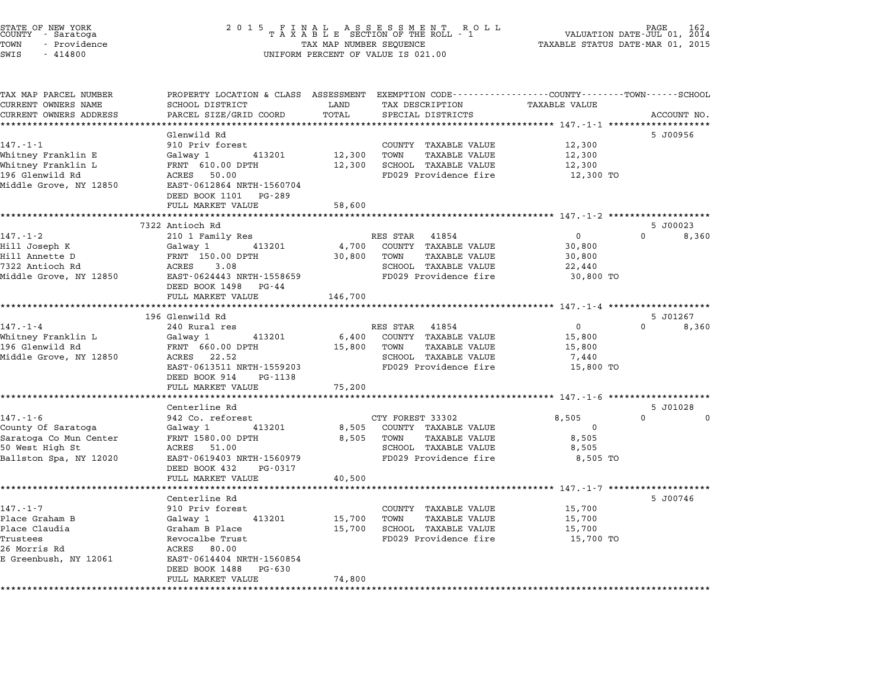STATE OF NEW YORK — 2015 FINAL ASSESSMENT ROLL — PAGE 162
COUNTY - Saratoga — TAXABLE SECTION OF THE ROLL - 1 — VALUATION DATE-JUL 01, 2014
TOWN - Providence — TAX MAP NUMBER SEQUENCE — TAXABLE STATUS DATE-MAR 01, 2015
SWIS - 414800 — UNIFORM PERCENT OF VALUE IS 021.00

| TAX MAP PARCEL NUMBER / CURRENT OWNERS NAME / CURRENT OWNERS ADDRESS | PROPERTY LOCATION & CLASS / SCHOOL DISTRICT / PARCEL SIZE/GRID COORD | ASSESSMENT LAND | TOTAL | EXEMPTION CODE / TAX DESCRIPTION / SPECIAL DISTRICTS | COUNTY | TOWN | SCHOOL | ACCOUNT NO. |
|---|---|---|---|---|---|---|---|---|
| **147.-1-1** | Glenwild Rd | | | | | | | 5 J00956 |
| | 910 Priv forest | | | COUNTY TAXABLE VALUE | 12,300 | | | |
| Whitney Franklin E | Galway 1 413201 | 12,300 | | TOWN TAXABLE VALUE | | 12,300 | | |
| Whitney Franklin L | FRNT 610.00 DPTH | | 12,300 | SCHOOL TAXABLE VALUE | | | 12,300 | |
| 196 Glenwild Rd | ACRES 50.00 | | | FD029 Providence fire | 12,300 TO | | | |
| Middle Grove, NY 12850 | EAST-0612864 NRTH-1560704 | | | | | | | |
| | DEED BOOK 1101 PG-289 | | | | | | | |
| | FULL MARKET VALUE | | 58,600 | | | | | |
| **147.-1-2** | 7322 Antioch Rd | | | | | | | 5 J00023 |
| | 210 1 Family Res | | | RES STAR 41854 | 0 | 0 | 8,360 | |
| Hill Joseph K | Galway 1 413201 | 4,700 | | COUNTY TAXABLE VALUE | 30,800 | | | |
| Hill Annette D | FRNT 150.00 DPTH | | 30,800 | TOWN TAXABLE VALUE | | 30,800 | | |
| 7322 Antioch Rd | ACRES 3.08 | | | SCHOOL TAXABLE VALUE | | | 22,440 | |
| Middle Grove, NY 12850 | EAST-0624443 NRTH-1558659 | | | FD029 Providence fire | 30,800 TO | | | |
| | DEED BOOK 1498 PG-44 | | | | | | | |
| | FULL MARKET VALUE | | 146,700 | | | | | |
| **147.-1-4** | 196 Glenwild Rd | | | | | | | 5 J01267 |
| | 240 Rural res | | | RES STAR 41854 | 0 | 0 | 8,360 | |
| Whitney Franklin L | Galway 1 413201 | 6,400 | | COUNTY TAXABLE VALUE | 15,800 | | | |
| 196 Glenwild Rd | FRNT 660.00 DPTH | | 15,800 | TOWN TAXABLE VALUE | | 15,800 | | |
| Middle Grove, NY 12850 | ACRES 22.52 | | | SCHOOL TAXABLE VALUE | | | 7,440 | |
| | EAST-0613511 NRTH-1559203 | | | FD029 Providence fire | 15,800 TO | | | |
| | DEED BOOK 914 PG-1138 | | | | | | | |
| | FULL MARKET VALUE | | 75,200 | | | | | |
| **147.-1-6** | Centerline Rd | | | | | | | 5 J01028 |
| | 942 Co. reforest | | | CTY FOREST 33302 | 8,505 | 0 | 0 | |
| County Of Saratoga | Galway 1 413201 | 8,505 | | COUNTY TAXABLE VALUE | 0 | | | |
| Saratoga Co Mun Center | FRNT 1580.00 DPTH | | 8,505 | TOWN TAXABLE VALUE | | 8,505 | | |
| 50 West High St | ACRES 51.00 | | | SCHOOL TAXABLE VALUE | | | 8,505 | |
| Ballston Spa, NY 12020 | EAST-0619403 NRTH-1560979 | | | FD029 Providence fire | 8,505 TO | | | |
| | DEED BOOK 432 PG-0317 | | | | | | | |
| | FULL MARKET VALUE | | 40,500 | | | | | |
| **147.-1-7** | Centerline Rd | | | | | | | 5 J00746 |
| | 910 Priv forest | | | COUNTY TAXABLE VALUE | 15,700 | | | |
| Place Graham B | Galway 1 413201 | 15,700 | | TOWN TAXABLE VALUE | | 15,700 | | |
| Place Claudia | Graham B Place | | 15,700 | SCHOOL TAXABLE VALUE | | | 15,700 | |
| Trustees | Revocalbe Trust | | | FD029 Providence fire | 15,700 TO | | | |
| 26 Morris Rd | ACRES 80.00 | | | | | | | |
| E Greenbush, NY 12061 | EAST-0614404 NRTH-1560854 | | | | | | | |
| | DEED BOOK 1488 PG-630 | | | | | | | |
| | FULL MARKET VALUE | | 74,800 | | | | | |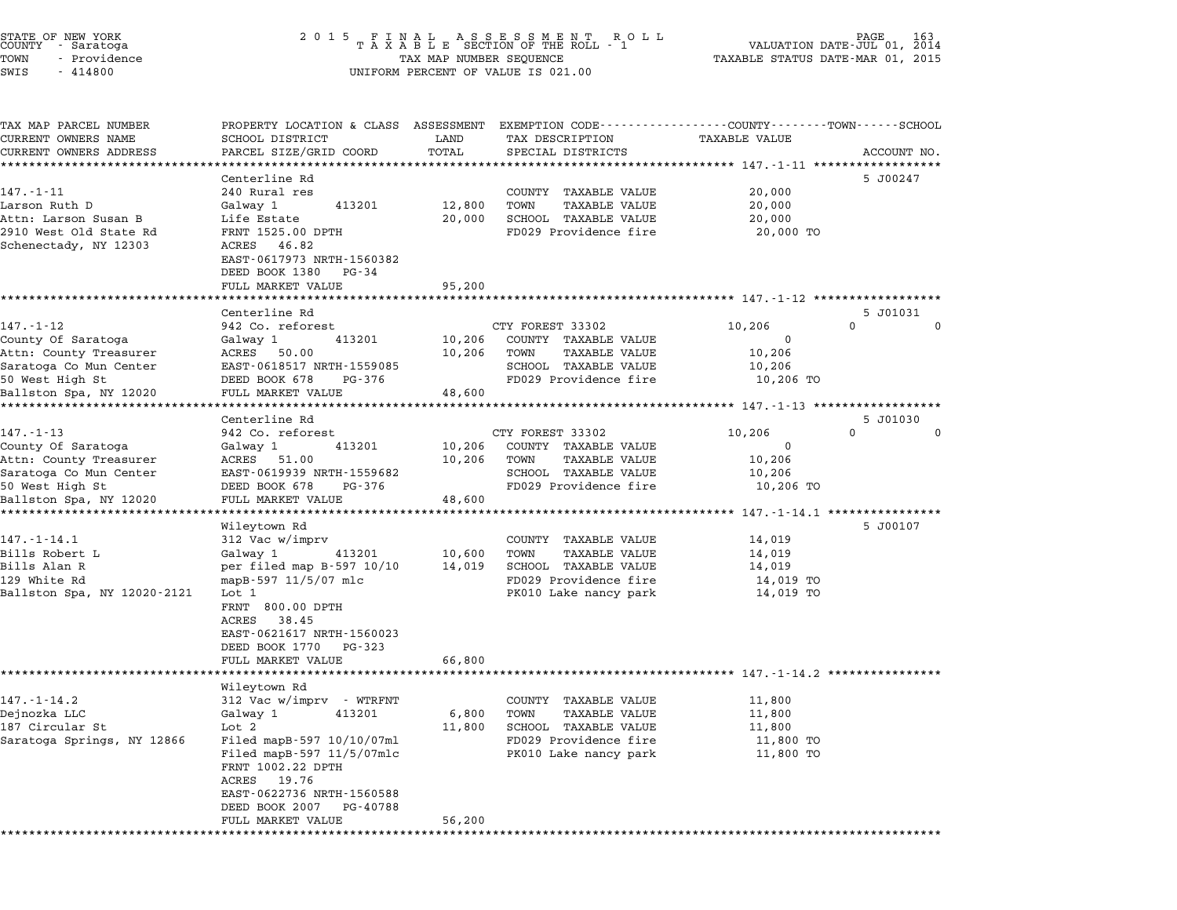STATE OF NEW YORK
COUNTY - Saratoga
TOWN - Providence
SWIS - 414800

2015 FINAL ASSESSMENT ROLL
TAXABLE SECTION OF THE ROLL - 1
TAX MAP NUMBER SEQUENCE
UNIFORM PERCENT OF VALUE IS 021.00

VALUATION DATE-JUL 01, 2014
TAXABLE STATUS DATE-MAR 01, 2015

| TAX MAP PARCEL NUMBER / CURRENT OWNERS NAME / CURRENT OWNERS ADDRESS | PROPERTY LOCATION & CLASS / SCHOOL DISTRICT / PARCEL SIZE/GRID COORD | ASSESSMENT LAND | TOTAL | EXEMPTION CODE / TAX DESCRIPTION / SPECIAL DISTRICTS | COUNTY | TOWN | SCHOOL | TAXABLE VALUE | ACCOUNT NO. |
|---|---|---|---|---|---|---|---|---|---|
| **147.-1-11** | Centerline Rd | | | | | | | | 5 J00247 |
| 147.-1-11 | 240 Rural res | | | COUNTY TAXABLE VALUE | | | | 20,000 | |
| Larson Ruth D | Galway 1 413201 | 12,800 | | TOWN TAXABLE VALUE | | | | 20,000 | |
| Attn: Larson Susan B | Life Estate | | 20,000 | SCHOOL TAXABLE VALUE | | | | 20,000 | |
| 2910 West Old State Rd | FRNT 1525.00 DPTH | | | FD029 Providence fire | | | | 20,000 TO | |
| Schenectady, NY 12303 | ACRES 46.82 | | | | | | | | |
| | EAST-0617973 NRTH-1560382 | | | | | | | | |
| | DEED BOOK 1380 PG-34 | | | | | | | | |
| | FULL MARKET VALUE | | 95,200 | | | | | | |
| **147.-1-12** | Centerline Rd | | | | | | | | 5 J01031 |
| 147.-1-12 | 942 Co. reforest | | | CTY FOREST 33302 | 10,206 | 0 | 0 | | |
| County Of Saratoga | Galway 1 413201 | 10,206 | | COUNTY TAXABLE VALUE | | | | 0 | |
| Attn: County Treasurer | ACRES 50.00 | | 10,206 | TOWN TAXABLE VALUE | | | | 10,206 | |
| Saratoga Co Mun Center | EAST-0618517 NRTH-1559085 | | | SCHOOL TAXABLE VALUE | | | | 10,206 | |
| 50 West High St | DEED BOOK 678 PG-376 | | | FD029 Providence fire | | | | 10,206 TO | |
| Ballston Spa, NY 12020 | FULL MARKET VALUE | | 48,600 | | | | | | |
| **147.-1-13** | Centerline Rd | | | | | | | | 5 J01030 |
| 147.-1-13 | 942 Co. reforest | | | CTY FOREST 33302 | 10,206 | 0 | 0 | | |
| County Of Saratoga | Galway 1 413201 | 10,206 | | COUNTY TAXABLE VALUE | | | | 0 | |
| Attn: County Treasurer | ACRES 51.00 | | 10,206 | TOWN TAXABLE VALUE | | | | 10,206 | |
| Saratoga Co Mun Center | EAST-0619939 NRTH-1559682 | | | SCHOOL TAXABLE VALUE | | | | 10,206 | |
| 50 West High St | DEED BOOK 678 PG-376 | | | FD029 Providence fire | | | | 10,206 TO | |
| Ballston Spa, NY 12020 | FULL MARKET VALUE | | 48,600 | | | | | | |
| **147.-1-14.1** | Wileytown Rd | | | | | | | | 5 J00107 |
| 147.-1-14.1 | 312 Vac w/imprv | | | COUNTY TAXABLE VALUE | | | | 14,019 | |
| Bills Robert L | Galway 1 413201 | 10,600 | | TOWN TAXABLE VALUE | | | | 14,019 | |
| Bills Alan R | per filed map B-597 10/10 | | 14,019 | SCHOOL TAXABLE VALUE | | | | 14,019 | |
| 129 White Rd | mapB-597 11/5/07 mlc | | | FD029 Providence fire | | | | 14,019 TO | |
| Ballston Spa, NY 12020-2121 | Lot 1 | | | PK010 Lake nancy park | | | | 14,019 TO | |
| | FRNT 800.00 DPTH | | | | | | | | |
| | ACRES 38.45 | | | | | | | | |
| | EAST-0621617 NRTH-1560023 | | | | | | | | |
| | DEED BOOK 1770 PG-323 | | | | | | | | |
| | FULL MARKET VALUE | | 66,800 | | | | | | |
| **147.-1-14.2** | Wileytown Rd | | | | | | | | |
| 147.-1-14.2 | 312 Vac w/imprv - WTRFNT | | | COUNTY TAXABLE VALUE | | | | 11,800 | |
| Dejnozka LLC | Galway 1 413201 | 6,800 | | TOWN TAXABLE VALUE | | | | 11,800 | |
| 187 Circular St | Lot 2 | | 11,800 | SCHOOL TAXABLE VALUE | | | | 11,800 | |
| Saratoga Springs, NY 12866 | Filed mapB-597 10/10/07ml | | | FD029 Providence fire | | | | 11,800 TO | |
| | Filed mapB-597 11/5/07mlc | | | PK010 Lake nancy park | | | | 11,800 TO | |
| | FRNT 1002.22 DPTH | | | | | | | | |
| | ACRES 19.76 | | | | | | | | |
| | EAST-0622736 NRTH-1560588 | | | | | | | | |
| | DEED BOOK 2007 PG-40788 | | | | | | | | |
| | FULL MARKET VALUE | | 56,200 | | | | | | |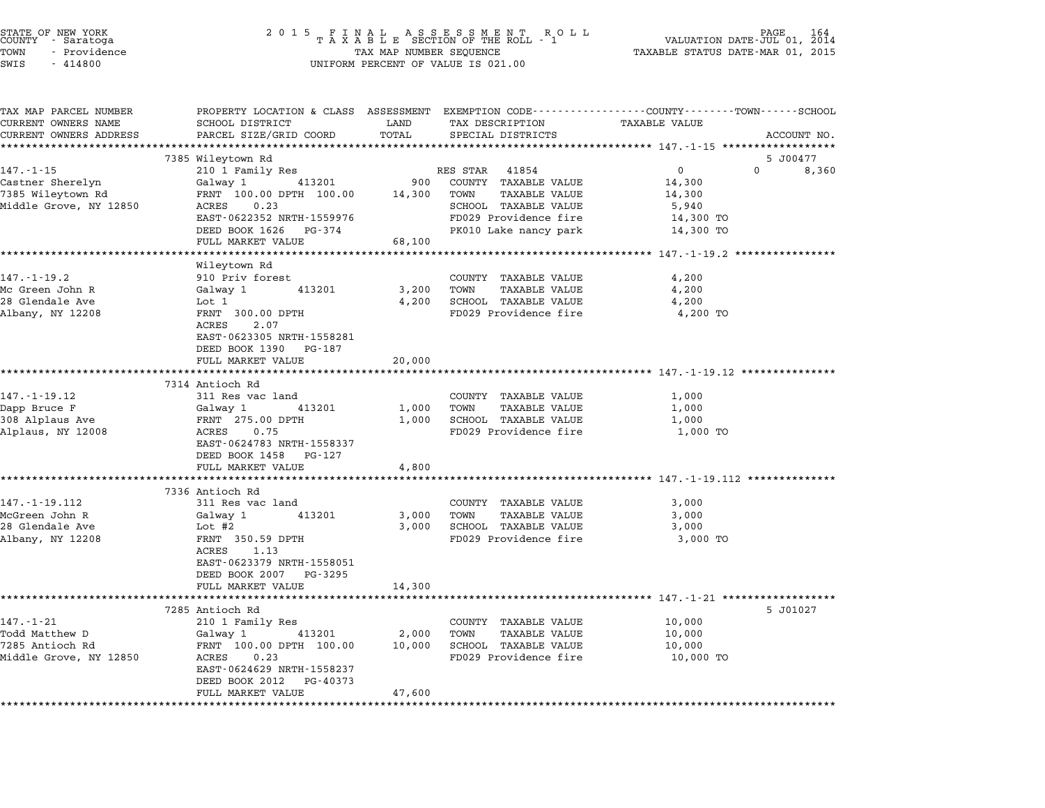STATE OF NEW YORK
COUNTY - Saratoga
TOWN - Providence
SWIS - 414800

# 2015 FINAL ASSESSMENT ROLL
TAXABLE SECTION OF THE ROLL - 1
TAX MAP NUMBER SEQUENCE
UNIFORM PERCENT OF VALUE IS 021.00

VALUATION DATE-JUL 01, 2014
TAXABLE STATUS DATE-MAR 01, 2015

| TAX MAP PARCEL NUMBER / CURRENT OWNERS NAME / CURRENT OWNERS ADDRESS | PROPERTY LOCATION & CLASS / SCHOOL DISTRICT / PARCEL SIZE/GRID COORD | ASSESSMENT LAND | TOTAL | EXEMPTION CODE / TAX DESCRIPTION / SPECIAL DISTRICTS | COUNTY | TOWN | SCHOOL / TAXABLE VALUE | ACCOUNT NO. |
|---|---|---|---|---|---|---|---|---|
| **147.-1-15** | 7385 Wileytown Rd | | | | | | | 5 J00477 |
| 147.-1-15 | 210 1 Family Res | | | RES STAR 41854 | 0 | 0 | 8,360 | |
| Castner Sherelyn | Galway 1 413201 | 900 | | COUNTY TAXABLE VALUE | 14,300 | | | |
| 7385 Wileytown Rd | FRNT 100.00 DPTH 100.00 | | 14,300 | TOWN TAXABLE VALUE | | 14,300 | | |
| Middle Grove, NY 12850 | ACRES 0.23 | | | SCHOOL TAXABLE VALUE | | | 5,940 | |
| | EAST-0622352 NRTH-1559976 | | | FD029 Providence fire | | | 14,300 TO | |
| | DEED BOOK 1626 PG-374 | | | PK010 Lake nancy park | | | 14,300 TO | |
| | FULL MARKET VALUE | | 68,100 | | | | | |
| **147.-1-19.2** | Wileytown Rd | | | | | | | |
| 147.-1-19.2 | 910 Priv forest | | | COUNTY TAXABLE VALUE | 4,200 | | | |
| Mc Green John R | Galway 1 413201 | 3,200 | | TOWN TAXABLE VALUE | | 4,200 | | |
| 28 Glendale Ave | Lot 1 | | 4,200 | SCHOOL TAXABLE VALUE | | | 4,200 | |
| Albany, NY 12208 | FRNT 300.00 DPTH | | | FD029 Providence fire | | | 4,200 TO | |
| | ACRES 2.07 | | | | | | | |
| | EAST-0623305 NRTH-1558281 | | | | | | | |
| | DEED BOOK 1390 PG-187 | | | | | | | |
| | FULL MARKET VALUE | | 20,000 | | | | | |
| **147.-1-19.12** | 7314 Antioch Rd | | | | | | | |
| 147.-1-19.12 | 311 Res vac land | | | COUNTY TAXABLE VALUE | 1,000 | | | |
| Dapp Bruce F | Galway 1 413201 | 1,000 | | TOWN TAXABLE VALUE | | 1,000 | | |
| 308 Alplaus Ave | FRNT 275.00 DPTH | | 1,000 | SCHOOL TAXABLE VALUE | | | 1,000 | |
| Alplaus, NY 12008 | ACRES 0.75 | | | FD029 Providence fire | | | 1,000 TO | |
| | EAST-0624783 NRTH-1558337 | | | | | | | |
| | DEED BOOK 1458 PG-127 | | | | | | | |
| | FULL MARKET VALUE | | 4,800 | | | | | |
| **147.-1-19.112** | 7336 Antioch Rd | | | | | | | |
| 147.-1-19.112 | 311 Res vac land | | | COUNTY TAXABLE VALUE | 3,000 | | | |
| McGreen John R | Galway 1 413201 | 3,000 | | TOWN TAXABLE VALUE | | 3,000 | | |
| 28 Glendale Ave | Lot #2 | | 3,000 | SCHOOL TAXABLE VALUE | | | 3,000 | |
| Albany, NY 12208 | FRNT 350.59 DPTH | | | FD029 Providence fire | | | 3,000 TO | |
| | ACRES 1.13 | | | | | | | |
| | EAST-0623379 NRTH-1558051 | | | | | | | |
| | DEED BOOK 2007 PG-3295 | | | | | | | |
| | FULL MARKET VALUE | | 14,300 | | | | | |
| **147.-1-21** | 7285 Antioch Rd | | | | | | | 5 J01027 |
| 147.-1-21 | 210 1 Family Res | | | COUNTY TAXABLE VALUE | 10,000 | | | |
| Todd Matthew D | Galway 1 413201 | 2,000 | | TOWN TAXABLE VALUE | | 10,000 | | |
| 7285 Antioch Rd | FRNT 100.00 DPTH 100.00 | | 10,000 | SCHOOL TAXABLE VALUE | | | 10,000 | |
| Middle Grove, NY 12850 | ACRES 0.23 | | | FD029 Providence fire | | | 10,000 TO | |
| | EAST-0624629 NRTH-1558237 | | | | | | | |
| | DEED BOOK 2012 PG-40373 | | | | | | | |
| | FULL MARKET VALUE | | 47,600 | | | | | |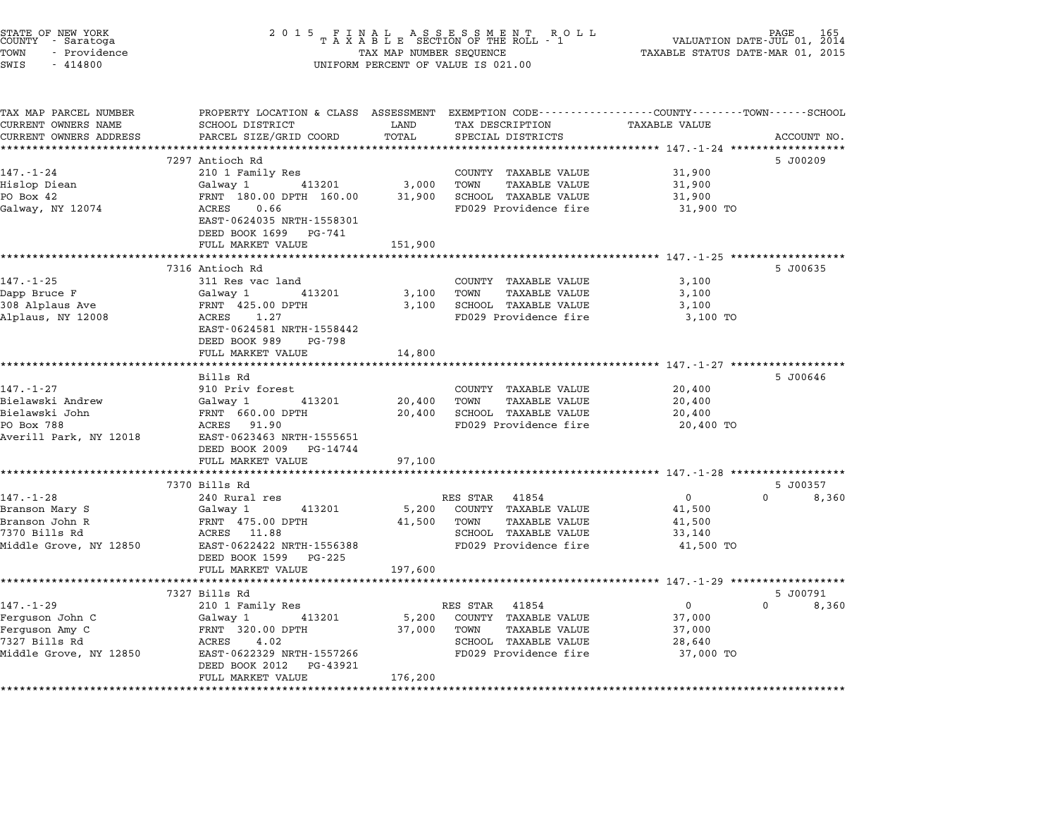STATE OF NEW YORK
COUNTY - Saratoga
TOWN - Providence
SWIS - 414800

2 0 1 5 F I N A L A S S E S S M E N T R O L L
T A X A B L E SECTION OF THE ROLL - 1
TAX MAP NUMBER SEQUENCE
UNIFORM PERCENT OF VALUE IS 021.00

VALUATION DATE-JUL 01, 2014
TAXABLE STATUS DATE-MAR 01, 2015

| TAX MAP PARCEL NUMBER / CURRENT OWNERS NAME / CURRENT OWNERS ADDRESS | PROPERTY LOCATION & CLASS / SCHOOL DISTRICT / PARCEL SIZE/GRID COORD | ASSESSMENT LAND | TOTAL | EXEMPTION CODE / TAX DESCRIPTION / SPECIAL DISTRICTS | COUNTY / TOWN / SCHOOL TAXABLE VALUE | ACCOUNT NO. |
|---|---|---|---|---|---|---|
| **147.-1-24** | 7297 Antioch Rd | | | | | 5 J00209 |
| Hislop Diean | 210 1 Family Res | | | COUNTY TAXABLE VALUE | 31,900 | |
| PO Box 42 | Galway 1 413201 | 3,000 | | TOWN TAXABLE VALUE | 31,900 | |
| Galway, NY 12074 | FRNT 180.00 DPTH 160.00 | | 31,900 | SCHOOL TAXABLE VALUE | 31,900 | |
| | ACRES 0.66 | | | FD029 Providence fire | 31,900 TO | |
| | EAST-0624035 NRTH-1558301 | | | | | |
| | DEED BOOK 1699 PG-741 | | | | | |
| | FULL MARKET VALUE | | 151,900 | | | |
| **147.-1-25** | 7316 Antioch Rd | | | | | 5 J00635 |
| Dapp Bruce F | 311 Res vac land | | | COUNTY TAXABLE VALUE | 3,100 | |
| 308 Alplaus Ave | Galway 1 413201 | 3,100 | | TOWN TAXABLE VALUE | 3,100 | |
| Alplaus, NY 12008 | FRNT 425.00 DPTH | | 3,100 | SCHOOL TAXABLE VALUE | 3,100 | |
| | ACRES 1.27 | | | FD029 Providence fire | 3,100 TO | |
| | EAST-0624581 NRTH-1558442 | | | | | |
| | DEED BOOK 989 PG-798 | | | | | |
| | FULL MARKET VALUE | | 14,800 | | | |
| **147.-1-27** | Bills Rd | | | | | 5 J00646 |
| Bielawski Andrew | 910 Priv forest | | | COUNTY TAXABLE VALUE | 20,400 | |
| Bielawski John | Galway 1 413201 | 20,400 | | TOWN TAXABLE VALUE | 20,400 | |
| PO Box 788 | FRNT 660.00 DPTH | | 20,400 | SCHOOL TAXABLE VALUE | 20,400 | |
| Averill Park, NY 12018 | ACRES 91.90 | | | FD029 Providence fire | 20,400 TO | |
| | EAST-0623463 NRTH-1555651 | | | | | |
| | DEED BOOK 2009 PG-14744 | | | | | |
| | FULL MARKET VALUE | | 97,100 | | | |
| **147.-1-28** | 7370 Bills Rd | | | | | 5 J00357 |
| Branson Mary S | 240 Rural res | | | RES STAR 41854 | 0 / 0 / 8,360 | |
| Branson John R | Galway 1 413201 | 5,200 | | COUNTY TAXABLE VALUE | 41,500 | |
| 7370 Bills Rd | FRNT 475.00 DPTH | | 41,500 | TOWN TAXABLE VALUE | 41,500 | |
| Middle Grove, NY 12850 | ACRES 11.88 | | | SCHOOL TAXABLE VALUE | 33,140 | |
| | EAST-0622422 NRTH-1556388 | | | FD029 Providence fire | 41,500 TO | |
| | DEED BOOK 1599 PG-225 | | | | | |
| | FULL MARKET VALUE | | 197,600 | | | |
| **147.-1-29** | 7327 Bills Rd | | | | | 5 J00791 |
| Ferguson John C | 210 1 Family Res | | | RES STAR 41854 | 0 / 0 / 8,360 | |
| Ferguson Amy C | Galway 1 413201 | 5,200 | | COUNTY TAXABLE VALUE | 37,000 | |
| 7327 Bills Rd | FRNT 320.00 DPTH | | 37,000 | TOWN TAXABLE VALUE | 37,000 | |
| Middle Grove, NY 12850 | ACRES 4.02 | | | SCHOOL TAXABLE VALUE | 28,640 | |
| | EAST-0622329 NRTH-1557266 | | | FD029 Providence fire | 37,000 TO | |
| | DEED BOOK 2012 PG-43921 | | | | | |
| | FULL MARKET VALUE | | 176,200 | | | |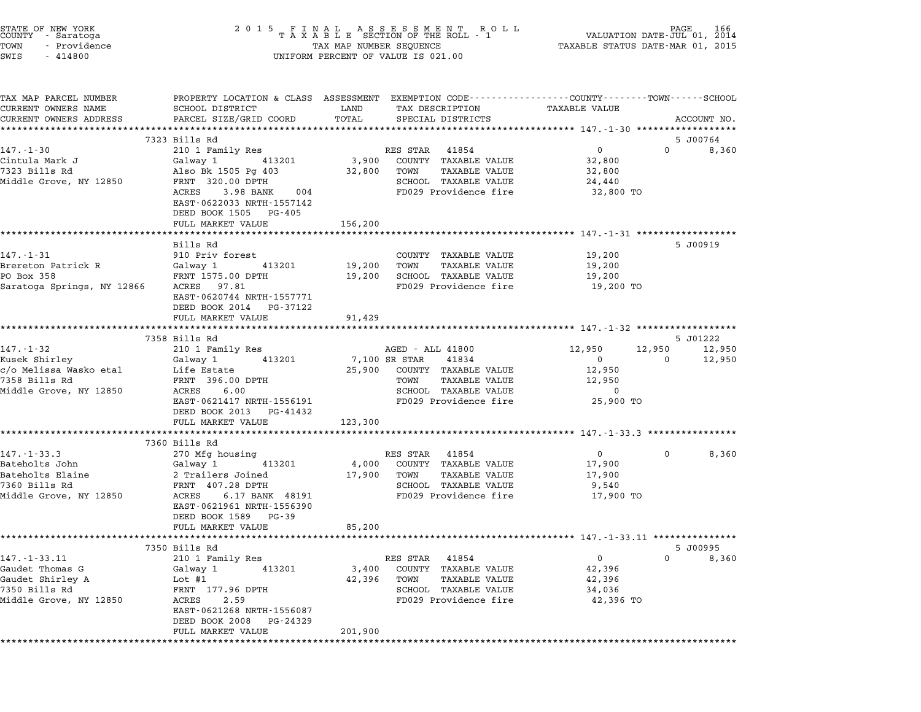STATE OF NEW YORK
COUNTY - Saratoga
TOWN - Providence
SWIS - 414800

2 0 1 5 F I N A L A S S E S S M E N T R O L L
T A X A B L E SECTION OF THE ROLL - 1
TAX MAP NUMBER SEQUENCE
UNIFORM PERCENT OF VALUE IS 021.00

VALUATION DATE-JUL 01, 2014
TAXABLE STATUS DATE-MAR 01, 2015

| TAX MAP PARCEL NUMBER / CURRENT OWNERS NAME / CURRENT OWNERS ADDRESS | PROPERTY LOCATION & CLASS / SCHOOL DISTRICT / PARCEL SIZE/GRID COORD | ASSESSMENT LAND / TOTAL | EXEMPTION CODE / TAX DESCRIPTION / SPECIAL DISTRICTS | COUNTY TAXABLE VALUE | TOWN | SCHOOL / ACCOUNT NO. |
|---|---|---|---|---|---|---|
| | 7323 Bills Rd | | | | | 5 J00764 |
| 147.-1-30 | 210 1 Family Res | | RES STAR 41854 | 0 | 0 | 8,360 |
| Cintula Mark J | Galway 1 413201 | 3,900 | COUNTY TAXABLE VALUE | 32,800 | | |
| 7323 Bills Rd | Also Bk 1505 Pg 403 | 32,800 | TOWN TAXABLE VALUE | 32,800 | | |
| Middle Grove, NY 12850 | FRNT 320.00 DPTH | | SCHOOL TAXABLE VALUE | 24,440 | | |
| | ACRES 3.98 BANK 004 | | FD029 Providence fire | 32,800 TO | | |
| | EAST-0622033 NRTH-1557142 | | | | | |
| | DEED BOOK 1505 PG-405 | | | | | |
| | FULL MARKET VALUE | 156,200 | | | | |
| | Bills Rd | | | | | 5 J00919 |
| 147.-1-31 | 910 Priv forest | | COUNTY TAXABLE VALUE | 19,200 | | |
| Brereton Patrick R | Galway 1 413201 | 19,200 | TOWN TAXABLE VALUE | 19,200 | | |
| PO Box 358 | FRNT 1575.00 DPTH | 19,200 | SCHOOL TAXABLE VALUE | 19,200 | | |
| Saratoga Springs, NY 12866 | ACRES 97.81 | | FD029 Providence fire | 19,200 TO | | |
| | EAST-0620744 NRTH-1557771 | | | | | |
| | DEED BOOK 2014 PG-37122 | | | | | |
| | FULL MARKET VALUE | 91,429 | | | | |
| | 7358 Bills Rd | | | | | 5 J01222 |
| 147.-1-32 | 210 1 Family Res | | AGED - ALL 41800 | 12,950 | 12,950 | 12,950 |
| Kusek Shirley | Galway 1 413201 | 7,100 | SR STAR 41834 | 0 | 0 | 12,950 |
| c/o Melissa Wasko etal | Life Estate | 25,900 | COUNTY TAXABLE VALUE | 12,950 | | |
| 7358 Bills Rd | FRNT 396.00 DPTH | | TOWN TAXABLE VALUE | 12,950 | | |
| Middle Grove, NY 12850 | ACRES 6.00 | | SCHOOL TAXABLE VALUE | 0 | | |
| | EAST-0621417 NRTH-1556191 | | FD029 Providence fire | 25,900 TO | | |
| | DEED BOOK 2013 PG-41432 | | | | | |
| | FULL MARKET VALUE | 123,300 | | | | |
| | 7360 Bills Rd | | | | | |
| 147.-1-33.3 | 270 Mfg housing | | RES STAR 41854 | 0 | 0 | 8,360 |
| Bateholts John | Galway 1 413201 | 4,000 | COUNTY TAXABLE VALUE | 17,900 | | |
| Bateholts Elaine | 2 Trailers Joined | 17,900 | TOWN TAXABLE VALUE | 17,900 | | |
| 7360 Bills Rd | FRNT 407.28 DPTH | | SCHOOL TAXABLE VALUE | 9,540 | | |
| Middle Grove, NY 12850 | ACRES 6.17 BANK 48191 | | FD029 Providence fire | 17,900 TO | | |
| | EAST-0621961 NRTH-1556390 | | | | | |
| | DEED BOOK 1589 PG-39 | | | | | |
| | FULL MARKET VALUE | 85,200 | | | | |
| | 7350 Bills Rd | | | | | 5 J00995 |
| 147.-1-33.11 | 210 1 Family Res | | RES STAR 41854 | 0 | 0 | 8,360 |
| Gaudet Thomas G | Galway 1 413201 | 3,400 | COUNTY TAXABLE VALUE | 42,396 | | |
| Gaudet Shirley A | Lot #1 | 42,396 | TOWN TAXABLE VALUE | 42,396 | | |
| 7350 Bills Rd | FRNT 177.96 DPTH | | SCHOOL TAXABLE VALUE | 34,036 | | |
| Middle Grove, NY 12850 | ACRES 2.59 | | FD029 Providence fire | 42,396 TO | | |
| | EAST-0621268 NRTH-1556087 | | | | | |
| | DEED BOOK 2008 PG-24329 | | | | | |
| | FULL MARKET VALUE | 201,900 | | | | |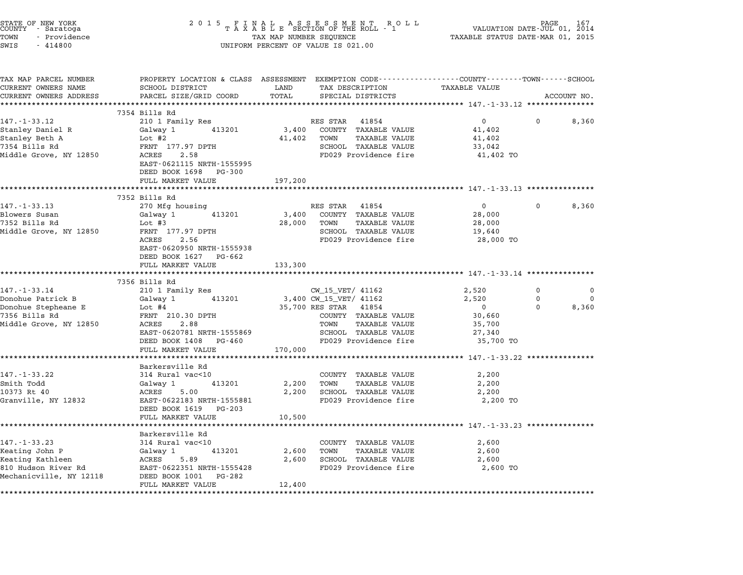STATE OF NEW YORK
COUNTY - Saratoga
TOWN - Providence
SWIS - 414800

2015 FINAL ASSESSMENT ROLL
TAXABLE SECTION OF THE ROLL - 1
TAX MAP NUMBER SEQUENCE
UNIFORM PERCENT OF VALUE IS 021.00

VALUATION DATE-JUL 01, 2014
TAXABLE STATUS DATE-MAR 01, 2015

| TAX MAP PARCEL NUMBER / CURRENT OWNERS NAME / CURRENT OWNERS ADDRESS | PROPERTY LOCATION & CLASS / SCHOOL DISTRICT / PARCEL SIZE/GRID COORD | ASSESSMENT LAND / TOTAL | EXEMPTION CODE / TAX DESCRIPTION / SPECIAL DISTRICTS | COUNTY TAXABLE VALUE | TOWN | SCHOOL / ACCOUNT NO. |
|---|---|---|---|---|---|---|
| **147.-1-33.12** | 7354 Bills Rd | | | | | |
| 147.-1-33.12 | 210 1 Family Res | | RES STAR 41854 | 0 | 0 | 8,360 |
| Stanley Daniel R | Galway 1 413201 | 3,400 | COUNTY TAXABLE VALUE | 41,402 | | |
| Stanley Beth A | Lot #2 | 41,402 | TOWN TAXABLE VALUE | 41,402 | | |
| 7354 Bills Rd | FRNT 177.97 DPTH | | SCHOOL TAXABLE VALUE | 33,042 | | |
| Middle Grove, NY 12850 | ACRES 2.58 | | FD029 Providence fire | 41,402 TO | | |
| | EAST-0621115 NRTH-1555995 | | | | | |
| | DEED BOOK 1698 PG-300 | | | | | |
| | FULL MARKET VALUE | 197,200 | | | | |
| **147.-1-33.13** | 7352 Bills Rd | | | | | |
| 147.-1-33.13 | 270 Mfg housing | | RES STAR 41854 | 0 | 0 | 8,360 |
| Blowers Susan | Galway 1 413201 | 3,400 | COUNTY TAXABLE VALUE | 28,000 | | |
| 7352 Bills Rd | Lot #3 | 28,000 | TOWN TAXABLE VALUE | 28,000 | | |
| Middle Grove, NY 12850 | FRNT 177.97 DPTH | | SCHOOL TAXABLE VALUE | 19,640 | | |
| | ACRES 2.56 | | FD029 Providence fire | 28,000 TO | | |
| | EAST-0620950 NRTH-1555938 | | | | | |
| | DEED BOOK 1627 PG-662 | | | | | |
| | FULL MARKET VALUE | 133,300 | | | | |
| **147.-1-33.14** | 7356 Bills Rd | | | | | |
| 147.-1-33.14 | 210 1 Family Res | | CW_15_VET/ 41162 | 2,520 | 0 | 0 |
| Donohue Patrick B | Galway 1 413201 | 3,400 | CW_15_VET/ 41162 | 2,520 | 0 | 0 |
| Donohue Stepheane E | Lot #4 | 35,700 | RES STAR 41854 | 0 | 0 | 8,360 |
| 7356 Bills Rd | FRNT 210.30 DPTH | | COUNTY TAXABLE VALUE | 30,660 | | |
| Middle Grove, NY 12850 | ACRES 2.88 | | TOWN TAXABLE VALUE | 35,700 | | |
| | EAST-0620781 NRTH-1555869 | | SCHOOL TAXABLE VALUE | 27,340 | | |
| | DEED BOOK 1408 PG-460 | | FD029 Providence fire | 35,700 TO | | |
| | FULL MARKET VALUE | 170,000 | | | | |
| **147.-1-33.22** | Barkersville Rd | | | | | |
| 147.-1-33.22 | 314 Rural vac<10 | | COUNTY TAXABLE VALUE | 2,200 | | |
| Smith Todd | Galway 1 413201 | 2,200 | TOWN TAXABLE VALUE | 2,200 | | |
| 10373 Rt 40 | ACRES 5.00 | 2,200 | SCHOOL TAXABLE VALUE | 2,200 | | |
| Granville, NY 12832 | EAST-0622183 NRTH-1555881 | | FD029 Providence fire | 2,200 TO | | |
| | DEED BOOK 1619 PG-203 | | | | | |
| | FULL MARKET VALUE | 10,500 | | | | |
| **147.-1-33.23** | Barkersville Rd | | | | | |
| 147.-1-33.23 | 314 Rural vac<10 | | COUNTY TAXABLE VALUE | 2,600 | | |
| Keating John P | Galway 1 413201 | 2,600 | TOWN TAXABLE VALUE | 2,600 | | |
| Keating Kathleen | ACRES 5.89 | 2,600 | SCHOOL TAXABLE VALUE | 2,600 | | |
| 810 Hudson River Rd | EAST-0622351 NRTH-1555428 | | FD029 Providence fire | 2,600 TO | | |
| Mechanicville, NY 12118 | DEED BOOK 1001 PG-282 | | | | | |
| | FULL MARKET VALUE | 12,400 | | | | |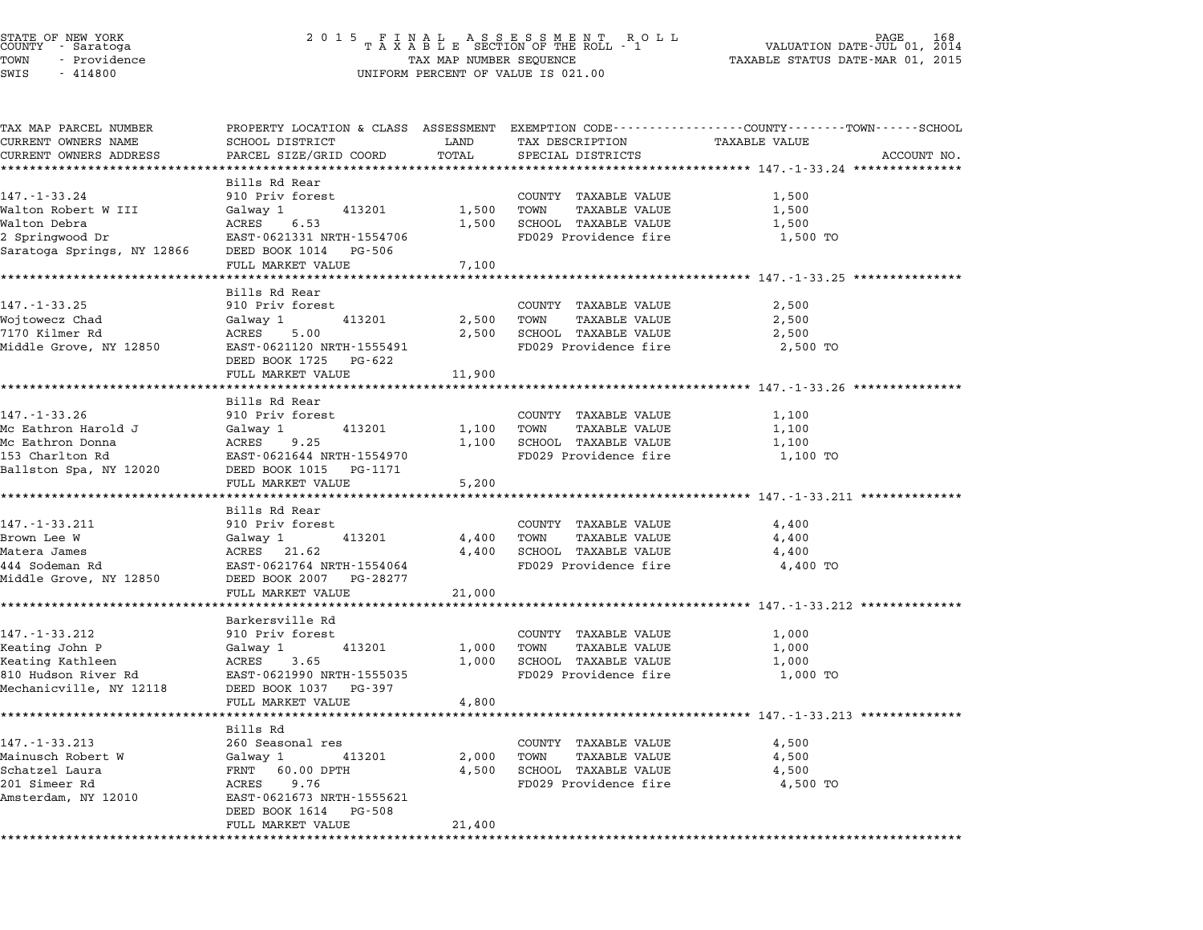STATE OF NEW YORK
COUNTY - Saratoga
TOWN - Providence
SWIS - 414800

2015 FINAL ASSESSMENT ROLL
TAXABLE SECTION OF THE ROLL - 1
TAX MAP NUMBER SEQUENCE
UNIFORM PERCENT OF VALUE IS 021.00

VALUATION DATE-JUL 01, 2014
TAXABLE STATUS DATE-MAR 01, 2015

| TAX MAP PARCEL NUMBER / CURRENT OWNERS NAME / CURRENT OWNERS ADDRESS | PROPERTY LOCATION & CLASS / SCHOOL DISTRICT / PARCEL SIZE/GRID COORD | ASSESSMENT LAND | TOTAL | EXEMPTION CODE / TAX DESCRIPTION / SPECIAL DISTRICTS | TAXABLE VALUE (COUNTY / TOWN / SCHOOL) | ACCOUNT NO. |
|---|---|---|---|---|---|---|
| **147.-1-33.24** | Bills Rd Rear | | | | | |
| 147.-1-33.24 | 910 Priv forest | | | COUNTY TAXABLE VALUE | 1,500 | |
| Walton Robert W III | Galway 1 413201 | 1,500 | | TOWN TAXABLE VALUE | 1,500 | |
| Walton Debra | ACRES 6.53 | | 1,500 | SCHOOL TAXABLE VALUE | 1,500 | |
| 2 Springwood Dr | EAST-0621331 NRTH-1554706 | | | FD029 Providence fire | 1,500 TO | |
| Saratoga Springs, NY 12866 | DEED BOOK 1014 PG-506 | | | | | |
| | FULL MARKET VALUE | | 7,100 | | | |
| **147.-1-33.25** | Bills Rd Rear | | | | | |
| 147.-1-33.25 | 910 Priv forest | | | COUNTY TAXABLE VALUE | 2,500 | |
| Wojtowecz Chad | Galway 1 413201 | 2,500 | | TOWN TAXABLE VALUE | 2,500 | |
| 7170 Kilmer Rd | ACRES 5.00 | | 2,500 | SCHOOL TAXABLE VALUE | 2,500 | |
| Middle Grove, NY 12850 | EAST-0621120 NRTH-1555491 | | | FD029 Providence fire | 2,500 TO | |
| | DEED BOOK 1725 PG-622 | | | | | |
| | FULL MARKET VALUE | | 11,900 | | | |
| **147.-1-33.26** | Bills Rd Rear | | | | | |
| 147.-1-33.26 | 910 Priv forest | | | COUNTY TAXABLE VALUE | 1,100 | |
| Mc Eathron Harold J | Galway 1 413201 | 1,100 | | TOWN TAXABLE VALUE | 1,100 | |
| Mc Eathron Donna | ACRES 9.25 | | 1,100 | SCHOOL TAXABLE VALUE | 1,100 | |
| 153 Charlton Rd | EAST-0621644 NRTH-1554970 | | | FD029 Providence fire | 1,100 TO | |
| Ballston Spa, NY 12020 | DEED BOOK 1015 PG-1171 | | | | | |
| | FULL MARKET VALUE | | 5,200 | | | |
| **147.-1-33.211** | Bills Rd Rear | | | | | |
| 147.-1-33.211 | 910 Priv forest | | | COUNTY TAXABLE VALUE | 4,400 | |
| Brown Lee W | Galway 1 413201 | 4,400 | | TOWN TAXABLE VALUE | 4,400 | |
| Matera James | ACRES 21.62 | | 4,400 | SCHOOL TAXABLE VALUE | 4,400 | |
| 444 Sodeman Rd | EAST-0621764 NRTH-1554064 | | | FD029 Providence fire | 4,400 TO | |
| Middle Grove, NY 12850 | DEED BOOK 2007 PG-28277 | | | | | |
| | FULL MARKET VALUE | | 21,000 | | | |
| **147.-1-33.212** | Barkersville Rd | | | | | |
| 147.-1-33.212 | 910 Priv forest | | | COUNTY TAXABLE VALUE | 1,000 | |
| Keating John P | Galway 1 413201 | 1,000 | | TOWN TAXABLE VALUE | 1,000 | |
| Keating Kathleen | ACRES 3.65 | | 1,000 | SCHOOL TAXABLE VALUE | 1,000 | |
| 810 Hudson River Rd | EAST-0621990 NRTH-1555035 | | | FD029 Providence fire | 1,000 TO | |
| Mechanicville, NY 12118 | DEED BOOK 1037 PG-397 | | | | | |
| | FULL MARKET VALUE | | 4,800 | | | |
| **147.-1-33.213** | Bills Rd | | | | | |
| 147.-1-33.213 | 260 Seasonal res | | | COUNTY TAXABLE VALUE | 4,500 | |
| Mainusch Robert W | Galway 1 413201 | 2,000 | | TOWN TAXABLE VALUE | 4,500 | |
| Schatzel Laura | FRNT 60.00 DPTH | | 4,500 | SCHOOL TAXABLE VALUE | 4,500 | |
| 201 Simeer Rd | ACRES 9.76 | | | FD029 Providence fire | 4,500 TO | |
| Amsterdam, NY 12010 | EAST-0621673 NRTH-1555621 | | | | | |
| | DEED BOOK 1614 PG-508 | | | | | |
| | FULL MARKET VALUE | | 21,400 | | | |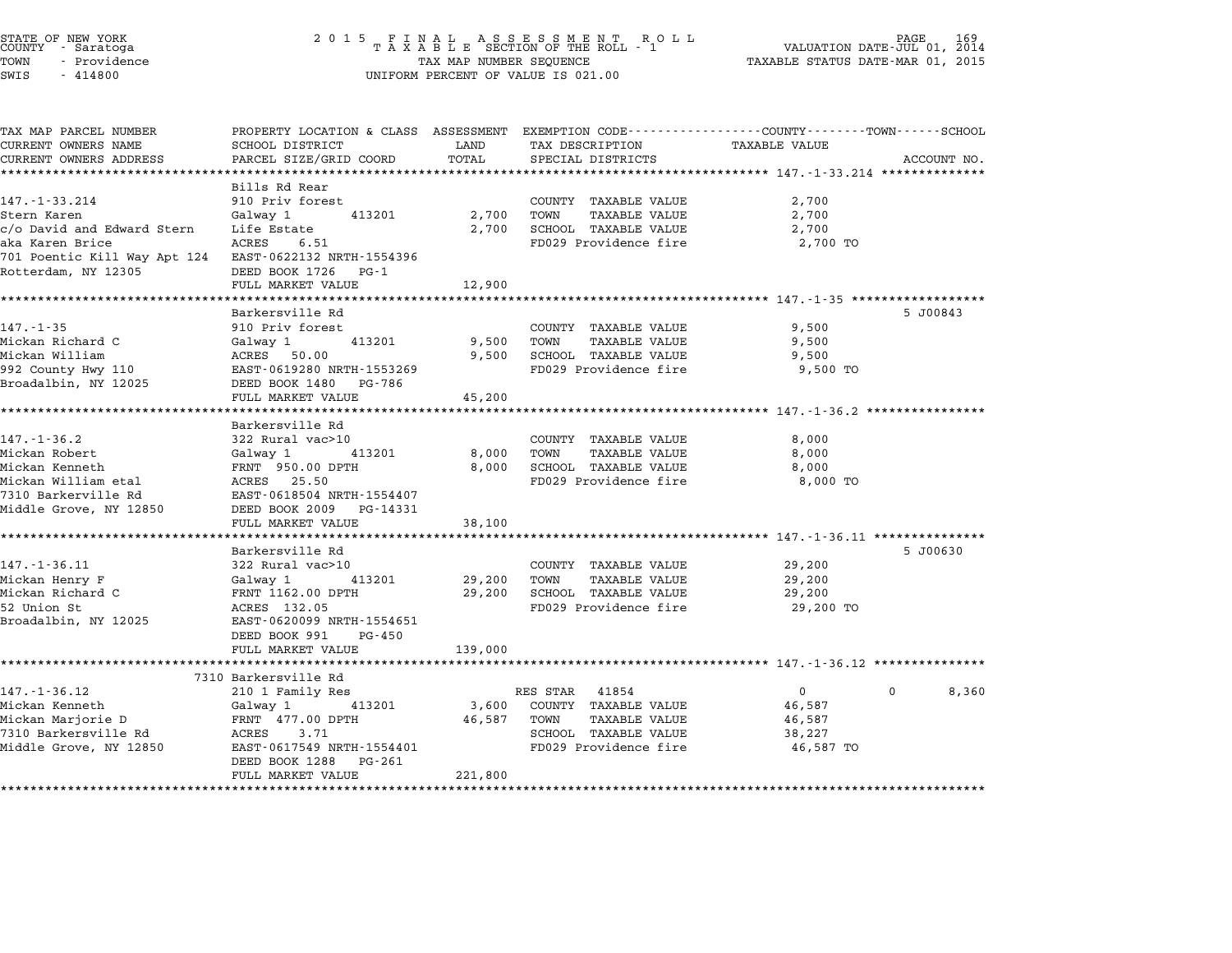STATE OF NEW YORK
COUNTY - Saratoga
TOWN - Providence
SWIS - 414800

2015 FINAL ASSESSMENT ROLL
TAXABLE SECTION OF THE ROLL - 1
TAX MAP NUMBER SEQUENCE
UNIFORM PERCENT OF VALUE IS 021.00

VALUATION DATE-JUL 01, 2014
TAXABLE STATUS DATE-MAR 01, 2015

| TAX MAP PARCEL NUMBER / CURRENT OWNERS NAME / CURRENT OWNERS ADDRESS | PROPERTY LOCATION & CLASS / SCHOOL DISTRICT / PARCEL SIZE/GRID COORD | ASSESSMENT LAND | TOTAL | EXEMPTION CODE / TAX DESCRIPTION / SPECIAL DISTRICTS | COUNTY / TOWN / SCHOOL TAXABLE VALUE | ACCOUNT NO. |
|---|---|---|---|---|---|---|
| **147.-1-33.214** | Bills Rd Rear | | | | | |
| 147.-1-33.214 | 910 Priv forest | | | COUNTY TAXABLE VALUE | 2,700 | |
| Stern Karen | Galway 1 413201 | 2,700 | | TOWN TAXABLE VALUE | 2,700 | |
| c/o David and Edward Stern | Life Estate | | 2,700 | SCHOOL TAXABLE VALUE | 2,700 | |
| aka Karen Brice | ACRES 6.51 | | | FD029 Providence fire | 2,700 TO | |
| 701 Poentic Kill Way Apt 124 | EAST-0622132 NRTH-1554396 | | | | | |
| Rotterdam, NY 12305 | DEED BOOK 1726 PG-1 | | | | | |
| | FULL MARKET VALUE | | 12,900 | | | |
| **147.-1-35** | Barkersville Rd | | | | | 5 J00843 |
| 147.-1-35 | 910 Priv forest | | | COUNTY TAXABLE VALUE | 9,500 | |
| Mickan Richard C | Galway 1 413201 | 9,500 | | TOWN TAXABLE VALUE | 9,500 | |
| Mickan William | ACRES 50.00 | | 9,500 | SCHOOL TAXABLE VALUE | 9,500 | |
| 992 County Hwy 110 | EAST-0619280 NRTH-1553269 | | | FD029 Providence fire | 9,500 TO | |
| Broadalbin, NY 12025 | DEED BOOK 1480 PG-786 | | | | | |
| | FULL MARKET VALUE | | 45,200 | | | |
| **147.-1-36.2** | Barkersville Rd | | | | | |
| 147.-1-36.2 | 322 Rural vac>10 | | | COUNTY TAXABLE VALUE | 8,000 | |
| Mickan Robert | Galway 1 413201 | 8,000 | | TOWN TAXABLE VALUE | 8,000 | |
| Mickan Kenneth | FRNT 950.00 DPTH | | 8,000 | SCHOOL TAXABLE VALUE | 8,000 | |
| Mickan William etal | ACRES 25.50 | | | FD029 Providence fire | 8,000 TO | |
| 7310 Barkerville Rd | EAST-0618504 NRTH-1554407 | | | | | |
| Middle Grove, NY 12850 | DEED BOOK 2009 PG-14331 | | | | | |
| | FULL MARKET VALUE | | 38,100 | | | |
| **147.-1-36.11** | Barkersville Rd | | | | | 5 J00630 |
| 147.-1-36.11 | 322 Rural vac>10 | | | COUNTY TAXABLE VALUE | 29,200 | |
| Mickan Henry F | Galway 1 413201 | 29,200 | | TOWN TAXABLE VALUE | 29,200 | |
| Mickan Richard C | FRNT 1162.00 DPTH | | 29,200 | SCHOOL TAXABLE VALUE | 29,200 | |
| 52 Union St | ACRES 132.05 | | | FD029 Providence fire | 29,200 TO | |
| Broadalbin, NY 12025 | EAST-0620099 NRTH-1554651 | | | | | |
| | DEED BOOK 991 PG-450 | | | | | |
| | FULL MARKET VALUE | | 139,000 | | | |
| **147.-1-36.12** | 7310 Barkersville Rd | | | | | |
| 147.-1-36.12 | 210 1 Family Res | | | RES STAR 41854 | 0 0 8,360 | |
| Mickan Kenneth | Galway 1 413201 | 3,600 | | COUNTY TAXABLE VALUE | 46,587 | |
| Mickan Marjorie D | FRNT 477.00 DPTH | | 46,587 | TOWN TAXABLE VALUE | 46,587 | |
| 7310 Barkersville Rd | ACRES 3.71 | | | SCHOOL TAXABLE VALUE | 38,227 | |
| Middle Grove, NY 12850 | EAST-0617549 NRTH-1554401 | | | FD029 Providence fire | 46,587 TO | |
| | DEED BOOK 1288 PG-261 | | | | | |
| | FULL MARKET VALUE | | 221,800 | | | |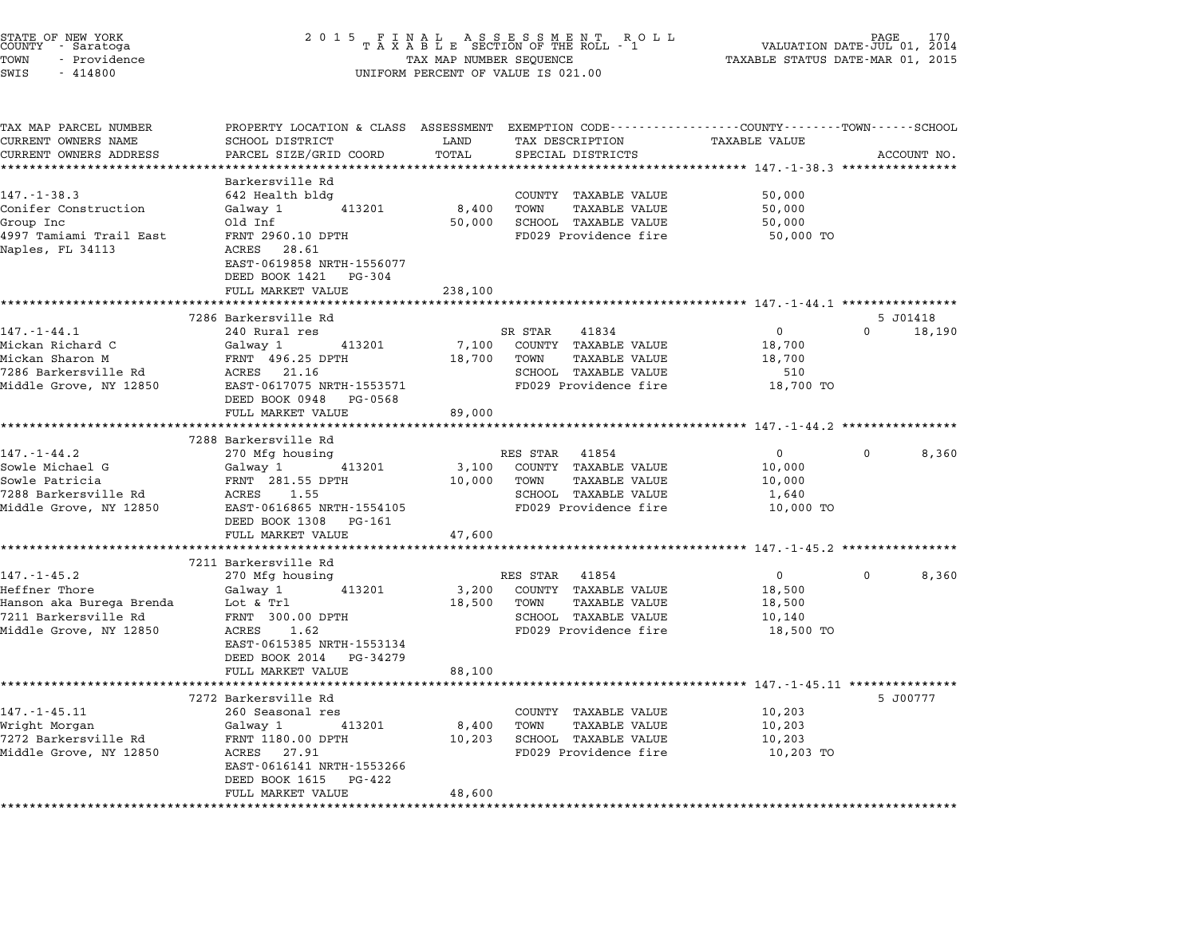STATE OF NEW YORK
COUNTY - Saratoga
TOWN - Providence
SWIS - 414800

2015 FINAL ASSESSMENT ROLL
TAXABLE SECTION OF THE ROLL - 1
TAX MAP NUMBER SEQUENCE
UNIFORM PERCENT OF VALUE IS 021.00

VALUATION DATE-JUL 01, 2014
TAXABLE STATUS DATE-MAR 01, 2015

| TAX MAP PARCEL NUMBER / CURRENT OWNERS NAME / CURRENT OWNERS ADDRESS | PROPERTY LOCATION & CLASS / SCHOOL DISTRICT / PARCEL SIZE/GRID COORD | ASSESSMENT LAND | TOTAL | EXEMPTION CODE / TAX DESCRIPTION / SPECIAL DISTRICTS | COUNTY | TOWN | SCHOOL | ACCOUNT NO. |
|---|---|---|---|---|---|---|---|---|
| **147.-1-38.3** | Barkersville Rd | | | | | | | |
| 147.-1-38.3 | 642 Health bldg | | | COUNTY TAXABLE VALUE | 50,000 | | | |
| Conifer Construction | Galway 1 413201 | 8,400 | | TOWN TAXABLE VALUE | 50,000 | | | |
| Group Inc | Old Inf | | 50,000 | SCHOOL TAXABLE VALUE | 50,000 | | | |
| 4997 Tamiami Trail East | FRNT 2960.10 DPTH | | | FD029 Providence fire | 50,000 TO | | | |
| Naples, FL 34113 | ACRES 28.61 | | | | | | | |
| | EAST-0619858 NRTH-1556077 | | | | | | | |
| | DEED BOOK 1421 PG-304 | | | | | | | |
| | FULL MARKET VALUE | | 238,100 | | | | | |
| **147.-1-44.1** | 7286 Barkersville Rd | | | | | | | 5 J01418 |
| 147.-1-44.1 | 240 Rural res | | | SR STAR 41834 | 0 | 0 | 18,190 | |
| Mickan Richard C | Galway 1 413201 | 7,100 | | COUNTY TAXABLE VALUE | 18,700 | | | |
| Mickan Sharon M | FRNT 496.25 DPTH | | 18,700 | TOWN TAXABLE VALUE | 18,700 | | | |
| 7286 Barkersville Rd | ACRES 21.16 | | | SCHOOL TAXABLE VALUE | 510 | | | |
| Middle Grove, NY 12850 | EAST-0617075 NRTH-1553571 | | | FD029 Providence fire | 18,700 TO | | | |
| | DEED BOOK 0948 PG-0568 | | | | | | | |
| | FULL MARKET VALUE | | 89,000 | | | | | |
| **147.-1-44.2** | 7288 Barkersville Rd | | | | | | | |
| 147.-1-44.2 | 270 Mfg housing | | | RES STAR 41854 | 0 | 0 | 8,360 | |
| Sowle Michael G | Galway 1 413201 | 3,100 | | COUNTY TAXABLE VALUE | 10,000 | | | |
| Sowle Patricia | FRNT 281.55 DPTH | | 10,000 | TOWN TAXABLE VALUE | 10,000 | | | |
| 7288 Barkersville Rd | ACRES 1.55 | | | SCHOOL TAXABLE VALUE | 1,640 | | | |
| Middle Grove, NY 12850 | EAST-0616865 NRTH-1554105 | | | FD029 Providence fire | 10,000 TO | | | |
| | DEED BOOK 1308 PG-161 | | | | | | | |
| | FULL MARKET VALUE | | 47,600 | | | | | |
| **147.-1-45.2** | 7211 Barkersville Rd | | | | | | | |
| 147.-1-45.2 | 270 Mfg housing | | | RES STAR 41854 | 0 | 0 | 8,360 | |
| Heffner Thore | Galway 1 413201 | 3,200 | | COUNTY TAXABLE VALUE | 18,500 | | | |
| Hanson aka Burega Brenda | Lot & Trl | | 18,500 | TOWN TAXABLE VALUE | 18,500 | | | |
| 7211 Barkersville Rd | FRNT 300.00 DPTH | | | SCHOOL TAXABLE VALUE | 10,140 | | | |
| Middle Grove, NY 12850 | ACRES 1.62 | | | FD029 Providence fire | 18,500 TO | | | |
| | EAST-0615385 NRTH-1553134 | | | | | | | |
| | DEED BOOK 2014 PG-34279 | | | | | | | |
| | FULL MARKET VALUE | | 88,100 | | | | | |
| **147.-1-45.11** | 7272 Barkersville Rd | | | | | | | 5 J00777 |
| 147.-1-45.11 | 260 Seasonal res | | | COUNTY TAXABLE VALUE | 10,203 | | | |
| Wright Morgan | Galway 1 413201 | 8,400 | | TOWN TAXABLE VALUE | 10,203 | | | |
| 7272 Barkersville Rd | FRNT 1180.00 DPTH | | 10,203 | SCHOOL TAXABLE VALUE | 10,203 | | | |
| Middle Grove, NY 12850 | ACRES 27.91 | | | FD029 Providence fire | 10,203 TO | | | |
| | EAST-0616141 NRTH-1553266 | | | | | | | |
| | DEED BOOK 1615 PG-422 | | | | | | | |
| | FULL MARKET VALUE | | 48,600 | | | | | |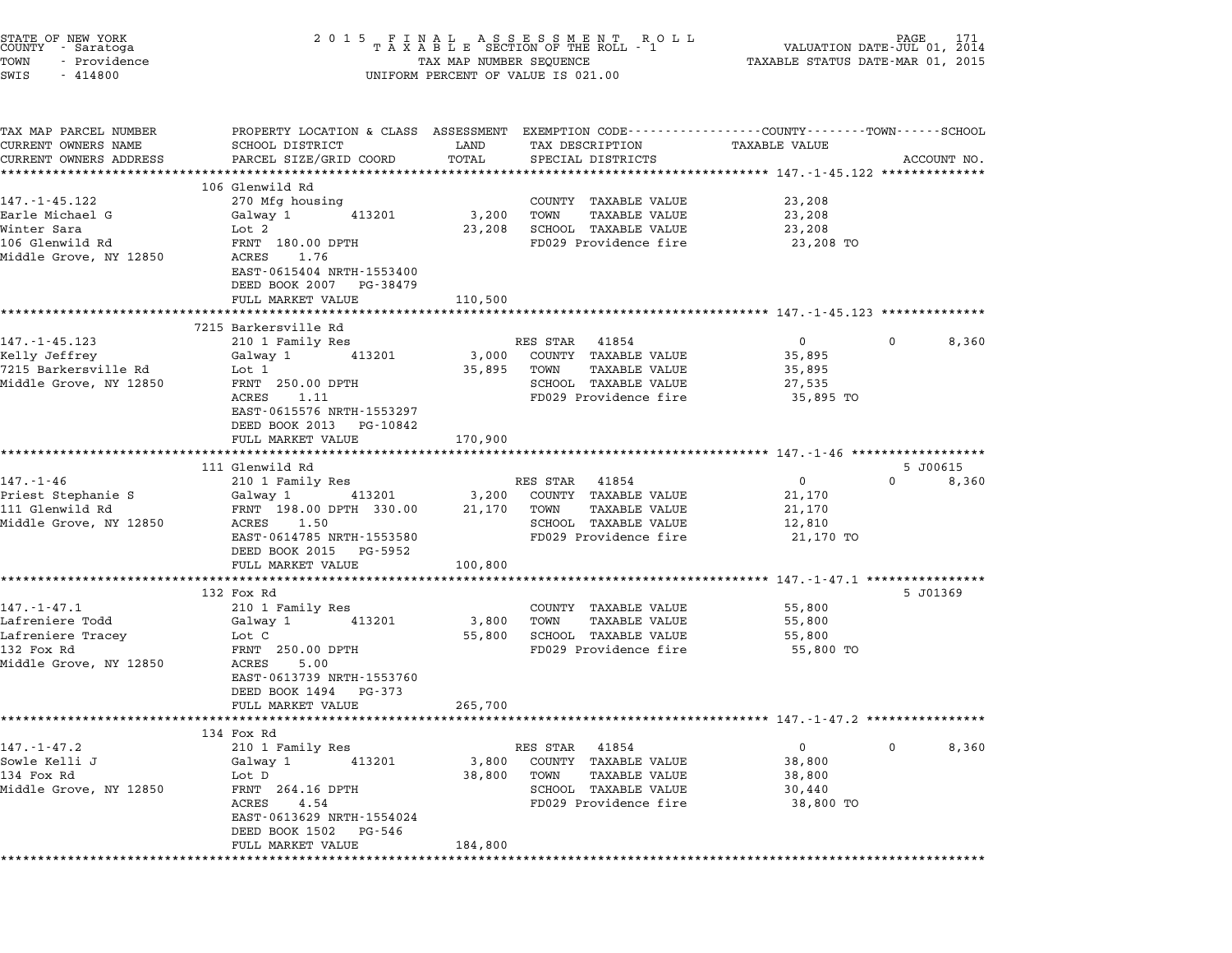STATE OF NEW YORK
COUNTY - Saratoga
TOWN - Providence
SWIS - 414800

2 0 1 5 F I N A L A S S E S S M E N T R O L L
T A X A B L E SECTION OF THE ROLL - 1
TAX MAP NUMBER SEQUENCE
UNIFORM PERCENT OF VALUE IS 021.00

VALUATION DATE-JUL 01, 2014
TAXABLE STATUS DATE-MAR 01, 2015

| TAX MAP PARCEL NUMBER / CURRENT OWNERS NAME / CURRENT OWNERS ADDRESS | PROPERTY LOCATION & CLASS / SCHOOL DISTRICT / PARCEL SIZE/GRID COORD | ASSESSMENT LAND / TOTAL | EXEMPTION CODE / TAX DESCRIPTION / SPECIAL DISTRICTS | COUNTY / TAXABLE VALUE | TOWN | SCHOOL | ACCOUNT NO. |
|---|---|---|---|---|---|---|---|
| **147.-1-45.122** | 106 Glenwild Rd | | | | | | |
| 147.-1-45.122 | 270 Mfg housing | | COUNTY TAXABLE VALUE | 23,208 | | | |
| Earle Michael G | Galway 1 413201 | 3,200 | TOWN TAXABLE VALUE | 23,208 | | | |
| Winter Sara | Lot 2 | 23,208 | SCHOOL TAXABLE VALUE | 23,208 | | | |
| 106 Glenwild Rd | FRNT 180.00 DPTH | | FD029 Providence fire | 23,208 TO | | | |
| Middle Grove, NY 12850 | ACRES 1.76 | | | | | | |
| | EAST-0615404 NRTH-1553400 | | | | | | |
| | DEED BOOK 2007 PG-38479 | | | | | | |
| | FULL MARKET VALUE | 110,500 | | | | | |
| **147.-1-45.123** | 7215 Barkersville Rd | | | | | | |
| 147.-1-45.123 | 210 1 Family Res | | RES STAR 41854 | 0 | 0 | 8,360 | |
| Kelly Jeffrey | Galway 1 413201 | 3,000 | COUNTY TAXABLE VALUE | 35,895 | | | |
| 7215 Barkersville Rd | Lot 1 | 35,895 | TOWN TAXABLE VALUE | 35,895 | | | |
| Middle Grove, NY 12850 | FRNT 250.00 DPTH | | SCHOOL TAXABLE VALUE | 27,535 | | | |
| | ACRES 1.11 | | FD029 Providence fire | 35,895 TO | | | |
| | EAST-0615576 NRTH-1553297 | | | | | | |
| | DEED BOOK 2013 PG-10842 | | | | | | |
| | FULL MARKET VALUE | 170,900 | | | | | |
| **147.-1-46** | 111 Glenwild Rd | | | | | | 5 J00615 |
| 147.-1-46 | 210 1 Family Res | | RES STAR 41854 | 0 | 0 | 8,360 | |
| Priest Stephanie S | Galway 1 413201 | 3,200 | COUNTY TAXABLE VALUE | 21,170 | | | |
| 111 Glenwild Rd | FRNT 198.00 DPTH 330.00 | 21,170 | TOWN TAXABLE VALUE | 21,170 | | | |
| Middle Grove, NY 12850 | ACRES 1.50 | | SCHOOL TAXABLE VALUE | 12,810 | | | |
| | EAST-0614785 NRTH-1553580 | | FD029 Providence fire | 21,170 TO | | | |
| | DEED BOOK 2015 PG-5952 | | | | | | |
| | FULL MARKET VALUE | 100,800 | | | | | |
| **147.-1-47.1** | 132 Fox Rd | | | | | | 5 J01369 |
| 147.-1-47.1 | 210 1 Family Res | | COUNTY TAXABLE VALUE | 55,800 | | | |
| Lafreniere Todd | Galway 1 413201 | 3,800 | TOWN TAXABLE VALUE | 55,800 | | | |
| Lafreniere Tracey | Lot C | 55,800 | SCHOOL TAXABLE VALUE | 55,800 | | | |
| 132 Fox Rd | FRNT 250.00 DPTH | | FD029 Providence fire | 55,800 TO | | | |
| Middle Grove, NY 12850 | ACRES 5.00 | | | | | | |
| | EAST-0613739 NRTH-1553760 | | | | | | |
| | DEED BOOK 1494 PG-373 | | | | | | |
| | FULL MARKET VALUE | 265,700 | | | | | |
| **147.-1-47.2** | 134 Fox Rd | | | | | | |
| 147.-1-47.2 | 210 1 Family Res | | RES STAR 41854 | 0 | 0 | 8,360 | |
| Sowle Kelli J | Galway 1 413201 | 3,800 | COUNTY TAXABLE VALUE | 38,800 | | | |
| 134 Fox Rd | Lot D | 38,800 | TOWN TAXABLE VALUE | 38,800 | | | |
| Middle Grove, NY 12850 | FRNT 264.16 DPTH | | SCHOOL TAXABLE VALUE | 30,440 | | | |
| | ACRES 4.54 | | FD029 Providence fire | 38,800 TO | | | |
| | EAST-0613629 NRTH-1554024 | | | | | | |
| | DEED BOOK 1502 PG-546 | | | | | | |
| | FULL MARKET VALUE | 184,800 | | | | | |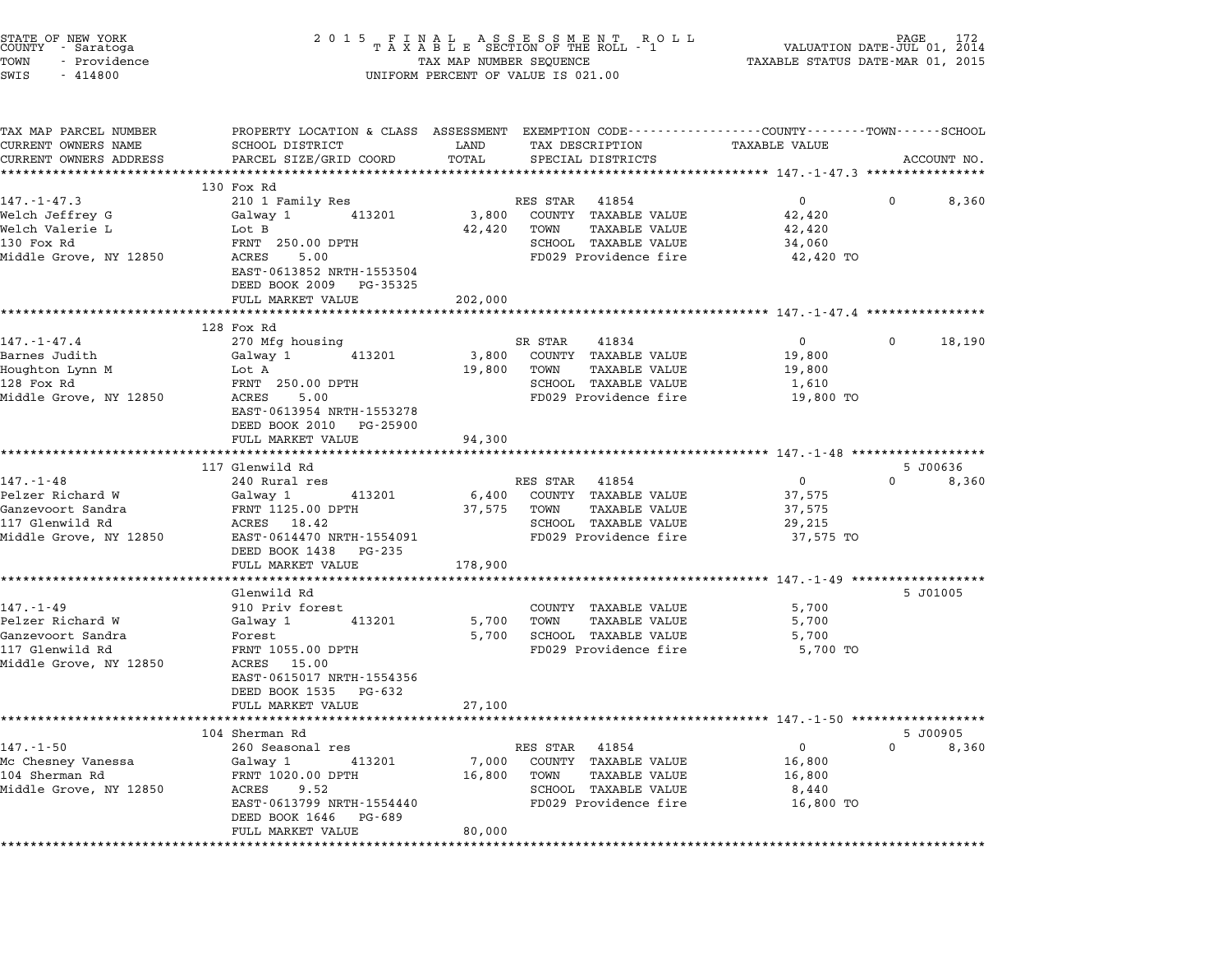STATE OF NEW YORK
COUNTY - Saratoga
TOWN - Providence
SWIS - 414800

2015 FINAL ASSESSMENT ROLL
TAXABLE SECTION OF THE ROLL - 1
TAX MAP NUMBER SEQUENCE
UNIFORM PERCENT OF VALUE IS 021.00

VALUATION DATE-JUL 01, 2014
TAXABLE STATUS DATE-MAR 01, 2015

| TAX MAP PARCEL NUMBER / CURRENT OWNERS NAME / CURRENT OWNERS ADDRESS | PROPERTY LOCATION & CLASS / SCHOOL DISTRICT / PARCEL SIZE/GRID COORD | ASSESSMENT LAND / TOTAL | EXEMPTION CODE / TAX DESCRIPTION / SPECIAL DISTRICTS | COUNTY TAXABLE VALUE | TOWN | SCHOOL / ACCOUNT NO. |
|---|---|---|---|---|---|---|
| **147.-1-47.3** | 130 Fox Rd | | | | | |
| 147.-1-47.3 | 210 1 Family Res | | RES STAR 41854 | 0 | 0 | 8,360 |
| Welch Jeffrey G | Galway 1 413201 | 3,800 | COUNTY TAXABLE VALUE | 42,420 | | |
| Welch Valerie L | Lot B | 42,420 | TOWN TAXABLE VALUE | 42,420 | | |
| 130 Fox Rd | FRNT 250.00 DPTH | | SCHOOL TAXABLE VALUE | 34,060 | | |
| Middle Grove, NY 12850 | ACRES 5.00 | | FD029 Providence fire | 42,420 TO | | |
| | EAST-0613852 NRTH-1553504 | | | | | |
| | DEED BOOK 2009 PG-35325 | | | | | |
| | FULL MARKET VALUE | 202,000 | | | | |
| **147.-1-47.4** | 128 Fox Rd | | | | | |
| 147.-1-47.4 | 270 Mfg housing | | SR STAR 41834 | 0 | 0 | 18,190 |
| Barnes Judith | Galway 1 413201 | 3,800 | COUNTY TAXABLE VALUE | 19,800 | | |
| Houghton Lynn M | Lot A | 19,800 | TOWN TAXABLE VALUE | 19,800 | | |
| 128 Fox Rd | FRNT 250.00 DPTH | | SCHOOL TAXABLE VALUE | 1,610 | | |
| Middle Grove, NY 12850 | ACRES 5.00 | | FD029 Providence fire | 19,800 TO | | |
| | EAST-0613954 NRTH-1553278 | | | | | |
| | DEED BOOK 2010 PG-25900 | | | | | |
| | FULL MARKET VALUE | 94,300 | | | | |
| **147.-1-48** | 117 Glenwild Rd | | | | | 5 J00636 |
| 147.-1-48 | 240 Rural res | | RES STAR 41854 | 0 | 0 | 8,360 |
| Pelzer Richard W | Galway 1 413201 | 6,400 | COUNTY TAXABLE VALUE | 37,575 | | |
| Ganzevoort Sandra | FRNT 1125.00 DPTH | 37,575 | TOWN TAXABLE VALUE | 37,575 | | |
| 117 Glenwild Rd | ACRES 18.42 | | SCHOOL TAXABLE VALUE | 29,215 | | |
| Middle Grove, NY 12850 | EAST-0614470 NRTH-1554091 | | FD029 Providence fire | 37,575 TO | | |
| | DEED BOOK 1438 PG-235 | | | | | |
| | FULL MARKET VALUE | 178,900 | | | | |
| **147.-1-49** | Glenwild Rd | | | | | 5 J01005 |
| 147.-1-49 | 910 Priv forest | | COUNTY TAXABLE VALUE | 5,700 | | |
| Pelzer Richard W | Galway 1 413201 | 5,700 | TOWN TAXABLE VALUE | 5,700 | | |
| Ganzevoort Sandra | Forest | 5,700 | SCHOOL TAXABLE VALUE | 5,700 | | |
| 117 Glenwild Rd | FRNT 1055.00 DPTH | | FD029 Providence fire | 5,700 TO | | |
| Middle Grove, NY 12850 | ACRES 15.00 | | | | | |
| | EAST-0615017 NRTH-1554356 | | | | | |
| | DEED BOOK 1535 PG-632 | | | | | |
| | FULL MARKET VALUE | 27,100 | | | | |
| **147.-1-50** | 104 Sherman Rd | | | | | 5 J00905 |
| 147.-1-50 | 260 Seasonal res | | RES STAR 41854 | 0 | 0 | 8,360 |
| Mc Chesney Vanessa | Galway 1 413201 | 7,000 | COUNTY TAXABLE VALUE | 16,800 | | |
| 104 Sherman Rd | FRNT 1020.00 DPTH | 16,800 | TOWN TAXABLE VALUE | 16,800 | | |
| Middle Grove, NY 12850 | ACRES 9.52 | | SCHOOL TAXABLE VALUE | 8,440 | | |
| | EAST-0613799 NRTH-1554440 | | FD029 Providence fire | 16,800 TO | | |
| | DEED BOOK 1646 PG-689 | | | | | |
| | FULL MARKET VALUE | 80,000 | | | | |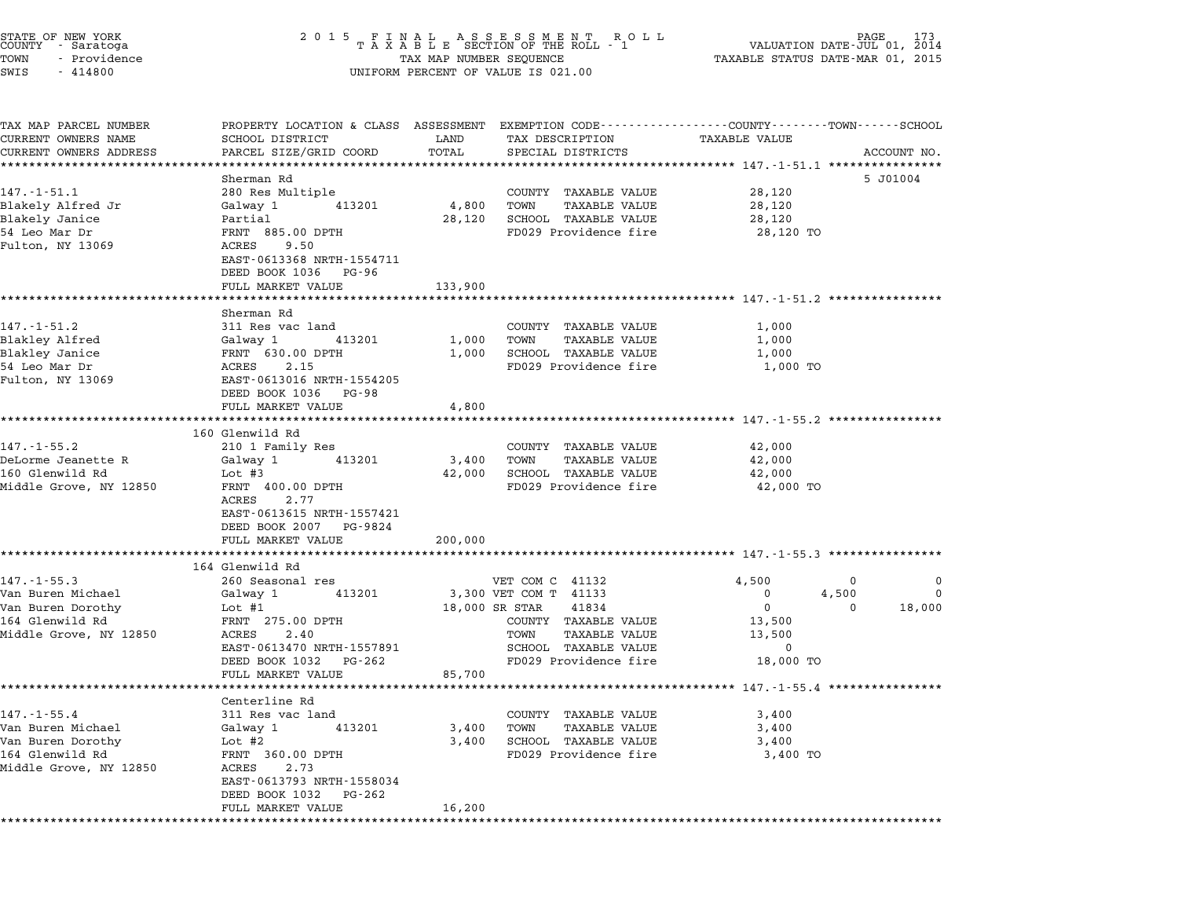STATE OF NEW YORK
COUNTY - Saratoga
TOWN - Providence
SWIS - 414800

# 2015 FINAL ASSESSMENT ROLL
TAXABLE SECTION OF THE ROLL - 1
TAX MAP NUMBER SEQUENCE
UNIFORM PERCENT OF VALUE IS 021.00

VALUATION DATE-JUL 01, 2014
TAXABLE STATUS DATE-MAR 01, 2015

| TAX MAP PARCEL NUMBER / CURRENT OWNERS NAME / CURRENT OWNERS ADDRESS | PROPERTY LOCATION & CLASS / SCHOOL DISTRICT / PARCEL SIZE/GRID COORD | ASSESSMENT LAND / TOTAL | EXEMPTION CODE / TAX DESCRIPTION / SPECIAL DISTRICTS | COUNTY TAXABLE VALUE | TOWN | SCHOOL | ACCOUNT NO. |
|---|---|---|---|---|---|---|---|
| **147.-1-51.1** | Sherman Rd | | | | | | 5 J01004 |
| 147.-1-51.1 | 280 Res Multiple | | COUNTY TAXABLE VALUE | 28,120 | | | |
| Blakely Alfred Jr | Galway 1 413201 | 4,800 | TOWN TAXABLE VALUE | 28,120 | | | |
| Blakely Janice | Partial | 28,120 | SCHOOL TAXABLE VALUE | 28,120 | | | |
| 54 Leo Mar Dr | FRNT 885.00 DPTH | | FD029 Providence fire | 28,120 TO | | | |
| Fulton, NY 13069 | ACRES 9.50 | | | | | | |
| | EAST-0613368 NRTH-1554711 | | | | | | |
| | DEED BOOK 1036 PG-96 | | | | | | |
| | FULL MARKET VALUE | 133,900 | | | | | |
| **147.-1-51.2** | Sherman Rd | | | | | | |
| 147.-1-51.2 | 311 Res vac land | | COUNTY TAXABLE VALUE | 1,000 | | | |
| Blakley Alfred | Galway 1 413201 | 1,000 | TOWN TAXABLE VALUE | 1,000 | | | |
| Blakley Janice | FRNT 630.00 DPTH | 1,000 | SCHOOL TAXABLE VALUE | 1,000 | | | |
| 54 Leo Mar Dr | ACRES 2.15 | | FD029 Providence fire | 1,000 TO | | | |
| Fulton, NY 13069 | EAST-0613016 NRTH-1554205 | | | | | | |
| | DEED BOOK 1036 PG-98 | | | | | | |
| | FULL MARKET VALUE | 4,800 | | | | | |
| **147.-1-55.2** | 160 Glenwild Rd | | | | | | |
| 147.-1-55.2 | 210 1 Family Res | | COUNTY TAXABLE VALUE | 42,000 | | | |
| DeLorme Jeanette R | Galway 1 413201 | 3,400 | TOWN TAXABLE VALUE | 42,000 | | | |
| 160 Glenwild Rd | Lot #3 | 42,000 | SCHOOL TAXABLE VALUE | 42,000 | | | |
| Middle Grove, NY 12850 | FRNT 400.00 DPTH | | FD029 Providence fire | 42,000 TO | | | |
| | ACRES 2.77 | | | | | | |
| | EAST-0613615 NRTH-1557421 | | | | | | |
| | DEED BOOK 2007 PG-9824 | | | | | | |
| | FULL MARKET VALUE | 200,000 | | | | | |
| **147.-1-55.3** | 164 Glenwild Rd | | | | | | |
| 147.-1-55.3 | 260 Seasonal res | | VET COM C 41132 | 4,500 | 0 | 0 | |
| Van Buren Michael | Galway 1 413201 | 3,300 | VET COM T 41133 | 0 | 4,500 | 0 | |
| Van Buren Dorothy | Lot #1 | 18,000 | SR STAR 41834 | 0 | 0 | 18,000 | |
| 164 Glenwild Rd | FRNT 275.00 DPTH | | COUNTY TAXABLE VALUE | 13,500 | | | |
| Middle Grove, NY 12850 | ACRES 2.40 | | TOWN TAXABLE VALUE | 13,500 | | | |
| | EAST-0613470 NRTH-1557891 | | SCHOOL TAXABLE VALUE | 0 | | | |
| | DEED BOOK 1032 PG-262 | | FD029 Providence fire | 18,000 TO | | | |
| | FULL MARKET VALUE | 85,700 | | | | | |
| **147.-1-55.4** | Centerline Rd | | | | | | |
| 147.-1-55.4 | 311 Res vac land | | COUNTY TAXABLE VALUE | 3,400 | | | |
| Van Buren Michael | Galway 1 413201 | 3,400 | TOWN TAXABLE VALUE | 3,400 | | | |
| Van Buren Dorothy | Lot #2 | 3,400 | SCHOOL TAXABLE VALUE | 3,400 | | | |
| 164 Glenwild Rd | FRNT 360.00 DPTH | | FD029 Providence fire | 3,400 TO | | | |
| Middle Grove, NY 12850 | ACRES 2.73 | | | | | | |
| | EAST-0613793 NRTH-1558034 | | | | | | |
| | DEED BOOK 1032 PG-262 | | | | | | |
| | FULL MARKET VALUE | 16,200 | | | | | |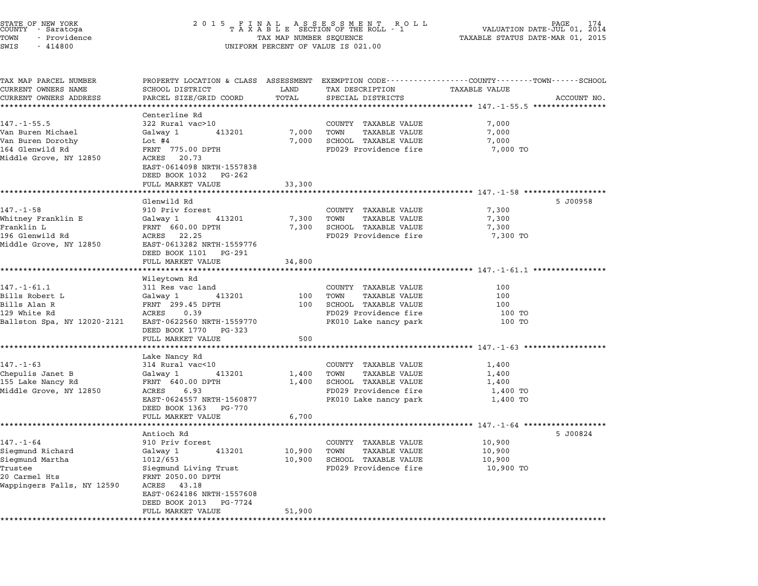STATE OF NEW YORK
COUNTY - Saratoga
TOWN - Providence
SWIS - 414800

2 0 1 5 F I N A L A S S E S S M E N T R O L L
T A X A B L E SECTION OF THE ROLL - 1
TAX MAP NUMBER SEQUENCE
UNIFORM PERCENT OF VALUE IS 021.00

VALUATION DATE-JUL 01, 2014
TAXABLE STATUS DATE-MAR 01, 2015

| TAX MAP PARCEL NUMBER / CURRENT OWNERS NAME / CURRENT OWNERS ADDRESS | PROPERTY LOCATION & CLASS / SCHOOL DISTRICT / PARCEL SIZE/GRID COORD | ASSESSMENT LAND / TOTAL | EXEMPTION CODE / TAX DESCRIPTION / SPECIAL DISTRICTS | COUNTY--------TOWN------SCHOOL TAXABLE VALUE | ACCOUNT NO. |
|---|---|---|---|---|---|
| **147.-1-55.5** | Centerline Rd | | | | |
| 147.-1-55.5 | 322 Rural vac>10 | | COUNTY TAXABLE VALUE | 7,000 | |
| Van Buren Michael | Galway 1 413201 | 7,000 | TOWN TAXABLE VALUE | 7,000 | |
| Van Buren Dorothy | Lot #4 | 7,000 | SCHOOL TAXABLE VALUE | 7,000 | |
| 164 Glenwild Rd | FRNT 775.00 DPTH | | FD029 Providence fire | 7,000 TO | |
| Middle Grove, NY 12850 | ACRES 20.73 | | | | |
| | EAST-0614098 NRTH-1557838 | | | | |
| | DEED BOOK 1032 PG-262 | | | | |
| | FULL MARKET VALUE | 33,300 | | | |
| **147.-1-58** | Glenwild Rd | | | | 5 J00958 |
| 147.-1-58 | 910 Priv forest | | COUNTY TAXABLE VALUE | 7,300 | |
| Whitney Franklin E | Galway 1 413201 | 7,300 | TOWN TAXABLE VALUE | 7,300 | |
| Franklin L | FRNT 660.00 DPTH | 7,300 | SCHOOL TAXABLE VALUE | 7,300 | |
| 196 Glenwild Rd | ACRES 22.25 | | FD029 Providence fire | 7,300 TO | |
| Middle Grove, NY 12850 | EAST-0613282 NRTH-1559776 | | | | |
| | DEED BOOK 1101 PG-291 | | | | |
| | FULL MARKET VALUE | 34,800 | | | |
| **147.-1-61.1** | Wileytown Rd | | | | |
| 147.-1-61.1 | 311 Res vac land | | COUNTY TAXABLE VALUE | 100 | |
| Bills Robert L | Galway 1 413201 | 100 | TOWN TAXABLE VALUE | 100 | |
| Bills Alan R | FRNT 299.45 DPTH | 100 | SCHOOL TAXABLE VALUE | 100 | |
| 129 White Rd | ACRES 0.39 | | FD029 Providence fire | 100 TO | |
| Ballston Spa, NY 12020-2121 | EAST-0622560 NRTH-1559770 | | PK010 Lake nancy park | 100 TO | |
| | DEED BOOK 1770 PG-323 | | | | |
| | FULL MARKET VALUE | 500 | | | |
| **147.-1-63** | Lake Nancy Rd | | | | |
| 147.-1-63 | 314 Rural vac<10 | | COUNTY TAXABLE VALUE | 1,400 | |
| Chepulis Janet B | Galway 1 413201 | 1,400 | TOWN TAXABLE VALUE | 1,400 | |
| 155 Lake Nancy Rd | FRNT 640.00 DPTH | 1,400 | SCHOOL TAXABLE VALUE | 1,400 | |
| Middle Grove, NY 12850 | ACRES 6.93 | | FD029 Providence fire | 1,400 TO | |
| | EAST-0624557 NRTH-1560877 | | PK010 Lake nancy park | 1,400 TO | |
| | DEED BOOK 1363 PG-770 | | | | |
| | FULL MARKET VALUE | 6,700 | | | |
| **147.-1-64** | Antioch Rd | | | | 5 J00824 |
| 147.-1-64 | 910 Priv forest | | COUNTY TAXABLE VALUE | 10,900 | |
| Siegmund Richard | Galway 1 413201 | 10,900 | TOWN TAXABLE VALUE | 10,900 | |
| Siegmund Martha | 1012/653 | 10,900 | SCHOOL TAXABLE VALUE | 10,900 | |
| Trustee | Siegmund Living Trust | | FD029 Providence fire | 10,900 TO | |
| 20 Carmel Hts | FRNT 2050.00 DPTH | | | | |
| Wappingers Falls, NY 12590 | ACRES 43.18 | | | | |
| | EAST-0624186 NRTH-1557608 | | | | |
| | DEED BOOK 2013 PG-7724 | | | | |
| | FULL MARKET VALUE | 51,900 | | | |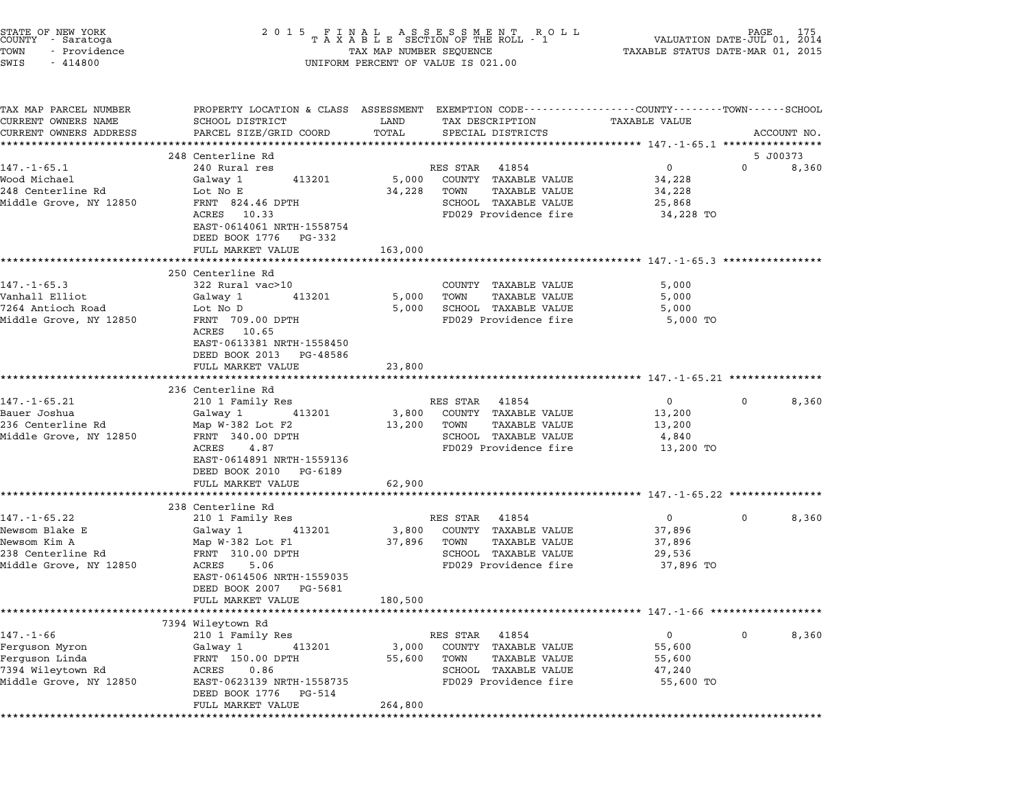STATE OF NEW YORK
COUNTY - Saratoga
TOWN - Providence
SWIS - 414800

2015 FINAL ASSESSMENT ROLL
TAXABLE SECTION OF THE ROLL - 1
TAX MAP NUMBER SEQUENCE
UNIFORM PERCENT OF VALUE IS 021.00

VALUATION DATE-JUL 01, 2014
TAXABLE STATUS DATE-MAR 01, 2015

| TAX MAP PARCEL NUMBER / CURRENT OWNERS NAME / CURRENT OWNERS ADDRESS | PROPERTY LOCATION & CLASS / SCHOOL DISTRICT / PARCEL SIZE/GRID COORD | ASSESSMENT LAND / TOTAL | EXEMPTION CODE / TAX DESCRIPTION / SPECIAL DISTRICTS | COUNTY TAXABLE VALUE | TOWN | SCHOOL / ACCOUNT NO. |
|---|---|---|---|---|---|---|
| **147.-1-65.1** | 248 Centerline Rd | | | | | 5 J00373 |
| 147.-1-65.1 | 240 Rural res | | RES STAR 41854 | 0 | 0 | 8,360 |
| Wood Michael | Galway 1 413201 | 5,000 | COUNTY TAXABLE VALUE | 34,228 | | |
| 248 Centerline Rd | Lot No E | 34,228 | TOWN TAXABLE VALUE | 34,228 | | |
| Middle Grove, NY 12850 | FRNT 824.46 DPTH | | SCHOOL TAXABLE VALUE | 25,868 | | |
| | ACRES 10.33 | | FD029 Providence fire | 34,228 TO | | |
| | EAST-0614061 NRTH-1558754 | | | | | |
| | DEED BOOK 1776 PG-332 | | | | | |
| | FULL MARKET VALUE | 163,000 | | | | |
| **147.-1-65.3** | 250 Centerline Rd | | | | | |
| 147.-1-65.3 | 322 Rural vac>10 | | COUNTY TAXABLE VALUE | 5,000 | | |
| Vanhall Elliot | Galway 1 413201 | 5,000 | TOWN TAXABLE VALUE | 5,000 | | |
| 7264 Antioch Road | Lot No D | 5,000 | SCHOOL TAXABLE VALUE | 5,000 | | |
| Middle Grove, NY 12850 | FRNT 709.00 DPTH | | FD029 Providence fire | 5,000 TO | | |
| | ACRES 10.65 | | | | | |
| | EAST-0613381 NRTH-1558450 | | | | | |
| | DEED BOOK 2013 PG-48586 | | | | | |
| | FULL MARKET VALUE | 23,800 | | | | |
| **147.-1-65.21** | 236 Centerline Rd | | | | | |
| 147.-1-65.21 | 210 1 Family Res | | RES STAR 41854 | 0 | 0 | 8,360 |
| Bauer Joshua | Galway 1 413201 | 3,800 | COUNTY TAXABLE VALUE | 13,200 | | |
| 236 Centerline Rd | Map W-382 Lot F2 | 13,200 | TOWN TAXABLE VALUE | 13,200 | | |
| Middle Grove, NY 12850 | FRNT 340.00 DPTH | | SCHOOL TAXABLE VALUE | 4,840 | | |
| | ACRES 4.87 | | FD029 Providence fire | 13,200 TO | | |
| | EAST-0614891 NRTH-1559136 | | | | | |
| | DEED BOOK 2010 PG-6189 | | | | | |
| | FULL MARKET VALUE | 62,900 | | | | |
| **147.-1-65.22** | 238 Centerline Rd | | | | | |
| 147.-1-65.22 | 210 1 Family Res | | RES STAR 41854 | 0 | 0 | 8,360 |
| Newsom Blake E | Galway 1 413201 | 3,800 | COUNTY TAXABLE VALUE | 37,896 | | |
| Newsom Kim A | Map W-382 Lot F1 | 37,896 | TOWN TAXABLE VALUE | 37,896 | | |
| 238 Centerline Rd | FRNT 310.00 DPTH | | SCHOOL TAXABLE VALUE | 29,536 | | |
| Middle Grove, NY 12850 | ACRES 5.06 | | FD029 Providence fire | 37,896 TO | | |
| | EAST-0614506 NRTH-1559035 | | | | | |
| | DEED BOOK 2007 PG-5681 | | | | | |
| | FULL MARKET VALUE | 180,500 | | | | |
| **147.-1-66** | 7394 Wileytown Rd | | | | | |
| 147.-1-66 | 210 1 Family Res | | RES STAR 41854 | 0 | 0 | 8,360 |
| Ferguson Myron | Galway 1 413201 | 3,000 | COUNTY TAXABLE VALUE | 55,600 | | |
| Ferguson Linda | FRNT 150.00 DPTH | 55,600 | TOWN TAXABLE VALUE | 55,600 | | |
| 7394 Wileytown Rd | ACRES 0.86 | | SCHOOL TAXABLE VALUE | 47,240 | | |
| Middle Grove, NY 12850 | EAST-0623139 NRTH-1558735 | | FD029 Providence fire | 55,600 TO | | |
| | DEED BOOK 1776 PG-514 | | | | | |
| | FULL MARKET VALUE | 264,800 | | | | |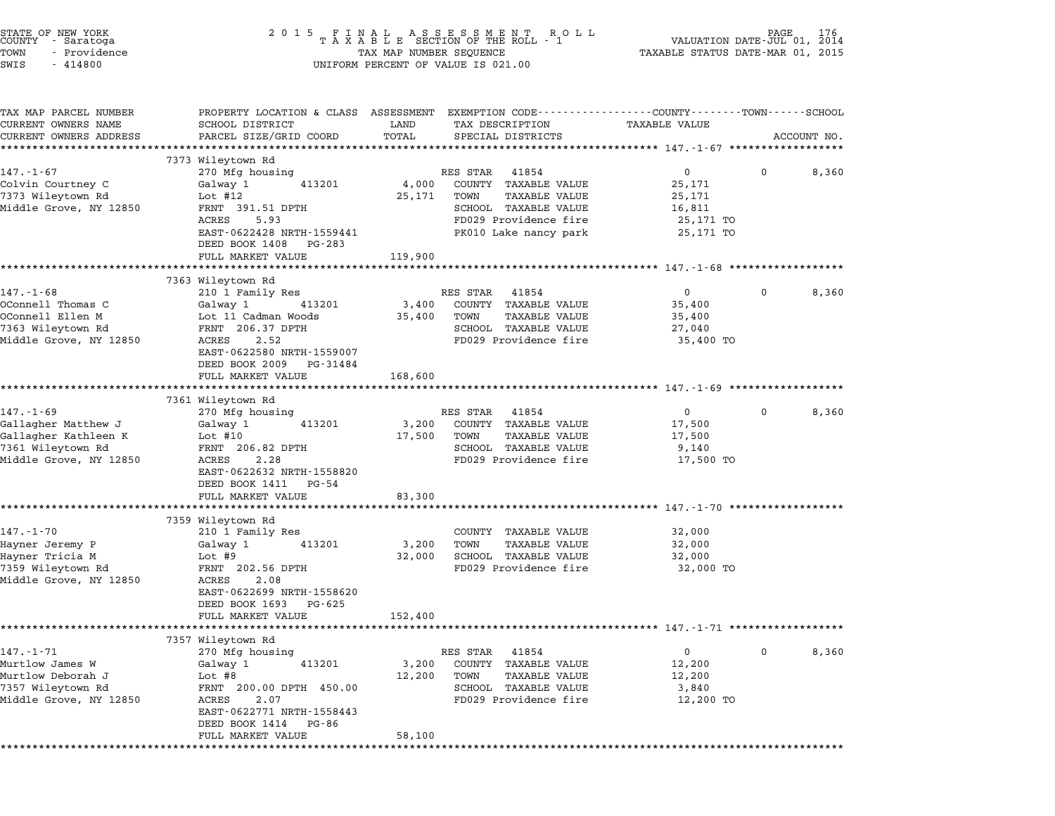STATE OF NEW YORK
COUNTY - Saratoga
TOWN - Providence
SWIS - 414800

# 2015 FINAL ASSESSMENT ROLL
TAXABLE SECTION OF THE ROLL - 1
TAX MAP NUMBER SEQUENCE
UNIFORM PERCENT OF VALUE IS 021.00

VALUATION DATE-JUL 01, 2014
TAXABLE STATUS DATE-MAR 01, 2015

| TAX MAP PARCEL NUMBER / CURRENT OWNERS NAME / CURRENT OWNERS ADDRESS | PROPERTY LOCATION & CLASS / SCHOOL DISTRICT / PARCEL SIZE/GRID COORD | ASSESSMENT LAND / TOTAL | EXEMPTION CODE / TAX DESCRIPTION / SPECIAL DISTRICTS | COUNTY TAXABLE VALUE | TOWN | SCHOOL | ACCOUNT NO. |
|---|---|---|---|---|---|---|---|
| 147.-1-67 | 7373 Wileytown Rd | | | | | | |
| | 270 Mfg housing | | RES STAR 41854 | 0 | 0 | 8,360 | |
| Colvin Courtney C | Galway 1 413201 | 4,000 | COUNTY TAXABLE VALUE | 25,171 | | | |
| 7373 Wileytown Rd | Lot #12 | 25,171 | TOWN TAXABLE VALUE | 25,171 | | | |
| Middle Grove, NY 12850 | FRNT 391.51 DPTH | | SCHOOL TAXABLE VALUE | 16,811 | | | |
| | ACRES 5.93 | | FD029 Providence fire | 25,171 TO | | | |
| | EAST-0622428 NRTH-1559441 | | PK010 Lake nancy park | 25,171 TO | | | |
| | DEED BOOK 1408 PG-283 | | | | | | |
| | FULL MARKET VALUE | 119,900 | | | | | |
| 147.-1-68 | 7363 Wileytown Rd | | | | | | |
| | 210 1 Family Res | | RES STAR 41854 | 0 | 0 | 8,360 | |
| OConnell Thomas C | Galway 1 413201 | 3,400 | COUNTY TAXABLE VALUE | 35,400 | | | |
| OConnell Ellen M | Lot 11 Cadman Woods | 35,400 | TOWN TAXABLE VALUE | 35,400 | | | |
| 7363 Wileytown Rd | FRNT 206.37 DPTH | | SCHOOL TAXABLE VALUE | 27,040 | | | |
| Middle Grove, NY 12850 | ACRES 2.52 | | FD029 Providence fire | 35,400 TO | | | |
| | EAST-0622580 NRTH-1559007 | | | | | | |
| | DEED BOOK 2009 PG-31484 | | | | | | |
| | FULL MARKET VALUE | 168,600 | | | | | |
| 147.-1-69 | 7361 Wileytown Rd | | | | | | |
| | 270 Mfg housing | | RES STAR 41854 | 0 | 0 | 8,360 | |
| Gallagher Matthew J | Galway 1 413201 | 3,200 | COUNTY TAXABLE VALUE | 17,500 | | | |
| Gallagher Kathleen K | Lot #10 | 17,500 | TOWN TAXABLE VALUE | 17,500 | | | |
| 7361 Wileytown Rd | FRNT 206.82 DPTH | | SCHOOL TAXABLE VALUE | 9,140 | | | |
| Middle Grove, NY 12850 | ACRES 2.28 | | FD029 Providence fire | 17,500 TO | | | |
| | EAST-0622632 NRTH-1558820 | | | | | | |
| | DEED BOOK 1411 PG-54 | | | | | | |
| | FULL MARKET VALUE | 83,300 | | | | | |
| 147.-1-70 | 7359 Wileytown Rd | | | | | | |
| | 210 1 Family Res | | COUNTY TAXABLE VALUE | 32,000 | | | |
| Hayner Jeremy P | Galway 1 413201 | 3,200 | TOWN TAXABLE VALUE | 32,000 | | | |
| Hayner Tricia M | Lot #9 | 32,000 | SCHOOL TAXABLE VALUE | 32,000 | | | |
| 7359 Wileytown Rd | FRNT 202.56 DPTH | | FD029 Providence fire | 32,000 TO | | | |
| Middle Grove, NY 12850 | ACRES 2.08 | | | | | | |
| | EAST-0622699 NRTH-1558620 | | | | | | |
| | DEED BOOK 1693 PG-625 | | | | | | |
| | FULL MARKET VALUE | 152,400 | | | | | |
| 147.-1-71 | 7357 Wileytown Rd | | | | | | |
| | 270 Mfg housing | | RES STAR 41854 | 0 | 0 | 8,360 | |
| Murtlow James W | Galway 1 413201 | 3,200 | COUNTY TAXABLE VALUE | 12,200 | | | |
| Murtlow Deborah J | Lot #8 | 12,200 | TOWN TAXABLE VALUE | 12,200 | | | |
| 7357 Wileytown Rd | FRNT 200.00 DPTH 450.00 | | SCHOOL TAXABLE VALUE | 3,840 | | | |
| Middle Grove, NY 12850 | ACRES 2.07 | | FD029 Providence fire | 12,200 TO | | | |
| | EAST-0622771 NRTH-1558443 | | | | | | |
| | DEED BOOK 1414 PG-86 | | | | | | |
| | FULL MARKET VALUE | 58,100 | | | | | |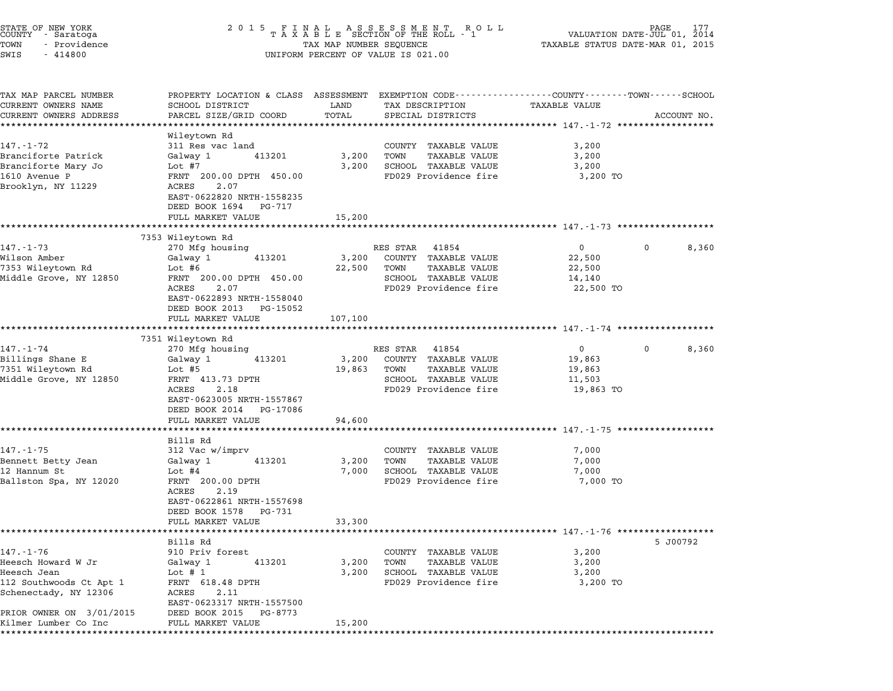STATE OF NEW YORK
COUNTY - Saratoga
TOWN - Providence
SWIS - 414800

2 0 1 5 F I N A L A S S E S S M E N T R O L L
T A X A B L E SECTION OF THE ROLL - 1
TAX MAP NUMBER SEQUENCE
UNIFORM PERCENT OF VALUE IS 021.00

VALUATION DATE-JUL 01, 2014
TAXABLE STATUS DATE-MAR 01, 2015

| TAX MAP PARCEL NUMBER / CURRENT OWNERS NAME / CURRENT OWNERS ADDRESS | PROPERTY LOCATION & CLASS / SCHOOL DISTRICT / PARCEL SIZE/GRID COORD | ASSESSMENT LAND | TOTAL | EXEMPTION CODE / TAX DESCRIPTION / SPECIAL DISTRICTS | COUNTY TAXABLE VALUE | TOWN | SCHOOL | ACCOUNT NO. |
|---|---|---|---|---|---|---|---|---|
| **147.-1-72** | Wileytown Rd | | | | | | | |
| Branciforte Patrick | 311 Res vac land | | | COUNTY TAXABLE VALUE | 3,200 | | | |
| Branciforte Mary Jo | Galway 1 413201 | 3,200 | | TOWN TAXABLE VALUE | 3,200 | | | |
| 1610 Avenue P | Lot #7 | | 3,200 | SCHOOL TAXABLE VALUE | 3,200 | | | |
| Brooklyn, NY 11229 | FRNT 200.00 DPTH 450.00 | | | FD029 Providence fire | 3,200 TO | | | |
| | ACRES 2.07 | | | | | | | |
| | EAST-0622820 NRTH-1558235 | | | | | | | |
| | DEED BOOK 1694 PG-717 | | | | | | | |
| | FULL MARKET VALUE | | 15,200 | | | | | |
| **147.-1-73** | 7353 Wileytown Rd | | | | | | | |
| Wilson Amber | 270 Mfg housing | | | RES STAR 41854 | 0 | 0 | 8,360 | |
| 7353 Wileytown Rd | Galway 1 413201 | 3,200 | | COUNTY TAXABLE VALUE | 22,500 | | | |
| Middle Grove, NY 12850 | Lot #6 | | 22,500 | TOWN TAXABLE VALUE | 22,500 | | | |
| | FRNT 200.00 DPTH 450.00 | | | SCHOOL TAXABLE VALUE | 14,140 | | | |
| | ACRES 2.07 | | | FD029 Providence fire | 22,500 TO | | | |
| | EAST-0622893 NRTH-1558040 | | | | | | | |
| | DEED BOOK 2013 PG-15052 | | | | | | | |
| | FULL MARKET VALUE | | 107,100 | | | | | |
| **147.-1-74** | 7351 Wileytown Rd | | | | | | | |
| Billings Shane E | 270 Mfg housing | | | RES STAR 41854 | 0 | 0 | 8,360 | |
| 7351 Wileytown Rd | Galway 1 413201 | 3,200 | | COUNTY TAXABLE VALUE | 19,863 | | | |
| Middle Grove, NY 12850 | Lot #5 | | 19,863 | TOWN TAXABLE VALUE | 19,863 | | | |
| | FRNT 413.73 DPTH | | | SCHOOL TAXABLE VALUE | 11,503 | | | |
| | ACRES 2.18 | | | FD029 Providence fire | 19,863 TO | | | |
| | EAST-0623005 NRTH-1557867 | | | | | | | |
| | DEED BOOK 2014 PG-17086 | | | | | | | |
| | FULL MARKET VALUE | | 94,600 | | | | | |
| **147.-1-75** | Bills Rd | | | | | | | |
| Bennett Betty Jean | 312 Vac w/imprv | | | COUNTY TAXABLE VALUE | 7,000 | | | |
| 12 Hannum St | Galway 1 413201 | 3,200 | | TOWN TAXABLE VALUE | 7,000 | | | |
| Ballston Spa, NY 12020 | Lot #4 | | 7,000 | SCHOOL TAXABLE VALUE | 7,000 | | | |
| | FRNT 200.00 DPTH | | | FD029 Providence fire | 7,000 TO | | | |
| | ACRES 2.19 | | | | | | | |
| | EAST-0622861 NRTH-1557698 | | | | | | | |
| | DEED BOOK 1578 PG-731 | | | | | | | |
| | FULL MARKET VALUE | | 33,300 | | | | | |
| **147.-1-76** | Bills Rd | | | | | | | 5 J00792 |
| Heesch Howard W Jr | 910 Priv forest | | | COUNTY TAXABLE VALUE | 3,200 | | | |
| Heesch Jean | Galway 1 413201 | 3,200 | | TOWN TAXABLE VALUE | 3,200 | | | |
| 112 Southwoods Ct Apt 1 | Lot # 1 | | 3,200 | SCHOOL TAXABLE VALUE | 3,200 | | | |
| Schenectady, NY 12306 | FRNT 618.48 DPTH | | | FD029 Providence fire | 3,200 TO | | | |
| | ACRES 2.11 | | | | | | | |
| | EAST-0623317 NRTH-1557500 | | | | | | | |
| PRIOR OWNER ON 3/01/2015 | DEED BOOK 2015 PG-8773 | | | | | | | |
| Kilmer Lumber Co Inc | FULL MARKET VALUE | | 15,200 | | | | | |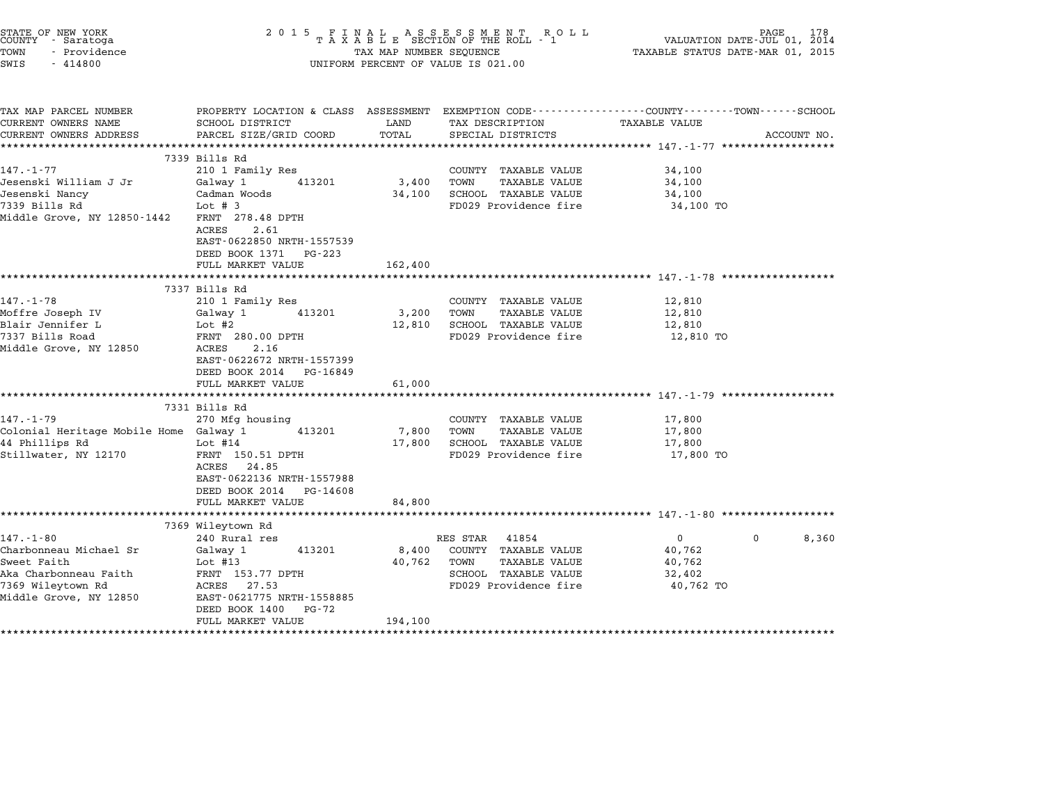STATE OF NEW YORK
COUNTY - Saratoga
TOWN - Providence
SWIS - 414800

2015 FINAL ASSESSMENT ROLL
TAXABLE SECTION OF THE ROLL - 1
TAX MAP NUMBER SEQUENCE
UNIFORM PERCENT OF VALUE IS 021.00

VALUATION DATE-JUL 01, 2014
TAXABLE STATUS DATE-MAR 01, 2015

| TAX MAP PARCEL NUMBER / CURRENT OWNERS NAME / CURRENT OWNERS ADDRESS | PROPERTY LOCATION & CLASS / SCHOOL DISTRICT / PARCEL SIZE/GRID COORD | ASSESSMENT LAND | TOTAL | EXEMPTION CODE / TAX DESCRIPTION / SPECIAL DISTRICTS | COUNTY TAXABLE VALUE | TOWN | SCHOOL | ACCOUNT NO. |
|---|---|---|---|---|---|---|---|---|
| **147.-1-77** | 7339 Bills Rd | | | | | | | |
| 147.-1-77 | 210 1 Family Res | | | COUNTY TAXABLE VALUE | 34,100 | | | |
| Jesenski William J Jr | Galway 1 413201 | 3,400 | | TOWN TAXABLE VALUE | 34,100 | | | |
| Jesenski Nancy | Cadman Woods | | 34,100 | SCHOOL TAXABLE VALUE | 34,100 | | | |
| 7339 Bills Rd | Lot # 3 | | | FD029 Providence fire | 34,100 TO | | | |
| Middle Grove, NY 12850-1442 | FRNT 278.48 DPTH | | | | | | | |
| | ACRES 2.61 | | | | | | | |
| | EAST-0622850 NRTH-1557539 | | | | | | | |
| | DEED BOOK 1371 PG-223 | | | | | | | |
| | FULL MARKET VALUE | | 162,400 | | | | | |
| **147.-1-78** | 7337 Bills Rd | | | | | | | |
| 147.-1-78 | 210 1 Family Res | | | COUNTY TAXABLE VALUE | 12,810 | | | |
| Moffre Joseph IV | Galway 1 413201 | 3,200 | | TOWN TAXABLE VALUE | 12,810 | | | |
| Blair Jennifer L | Lot #2 | | 12,810 | SCHOOL TAXABLE VALUE | 12,810 | | | |
| 7337 Bills Road | FRNT 280.00 DPTH | | | FD029 Providence fire | 12,810 TO | | | |
| Middle Grove, NY 12850 | ACRES 2.16 | | | | | | | |
| | EAST-0622672 NRTH-1557399 | | | | | | | |
| | DEED BOOK 2014 PG-16849 | | | | | | | |
| | FULL MARKET VALUE | | 61,000 | | | | | |
| **147.-1-79** | 7331 Bills Rd | | | | | | | |
| 147.-1-79 | 270 Mfg housing | | | COUNTY TAXABLE VALUE | 17,800 | | | |
| Colonial Heritage Mobile Home | Galway 1 413201 | 7,800 | | TOWN TAXABLE VALUE | 17,800 | | | |
| 44 Phillips Rd | Lot #14 | | 17,800 | SCHOOL TAXABLE VALUE | 17,800 | | | |
| Stillwater, NY 12170 | FRNT 150.51 DPTH | | | FD029 Providence fire | 17,800 TO | | | |
| | ACRES 24.85 | | | | | | | |
| | EAST-0622136 NRTH-1557988 | | | | | | | |
| | DEED BOOK 2014 PG-14608 | | | | | | | |
| | FULL MARKET VALUE | | 84,800 | | | | | |
| **147.-1-80** | 7369 Wileytown Rd | | | | | | | |
| 147.-1-80 | 240 Rural res | | | RES STAR 41854 | 0 | 0 | 8,360 | |
| Charbonneau Michael Sr | Galway 1 413201 | 8,400 | | COUNTY TAXABLE VALUE | 40,762 | | | |
| Sweet Faith | Lot #13 | | 40,762 | TOWN TAXABLE VALUE | 40,762 | | | |
| Aka Charbonneau Faith | FRNT 153.77 DPTH | | | SCHOOL TAXABLE VALUE | 32,402 | | | |
| 7369 Wileytown Rd | ACRES 27.53 | | | FD029 Providence fire | 40,762 TO | | | |
| Middle Grove, NY 12850 | EAST-0621775 NRTH-1558885 | | | | | | | |
| | DEED BOOK 1400 PG-72 | | | | | | | |
| | FULL MARKET VALUE | | 194,100 | | | | | |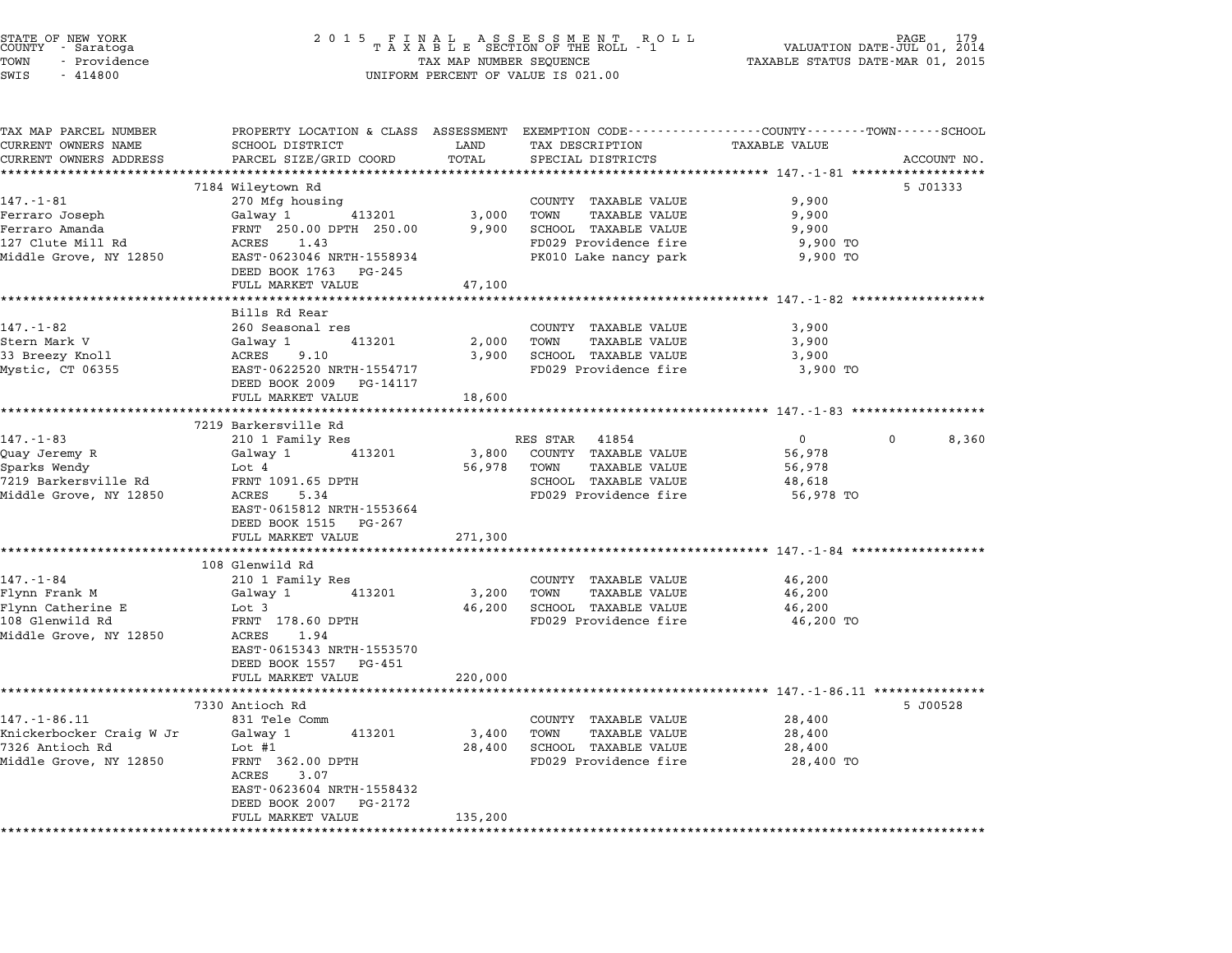STATE OF NEW YORK
COUNTY - Saratoga
TOWN - Providence
SWIS - 414800

2015 FINAL ASSESSMENT ROLL
TAXABLE SECTION OF THE ROLL - 1
TAX MAP NUMBER SEQUENCE
UNIFORM PERCENT OF VALUE IS 021.00

VALUATION DATE-JUL 01, 2014
TAXABLE STATUS DATE-MAR 01, 2015

| TAX MAP PARCEL NUMBER / CURRENT OWNERS NAME / CURRENT OWNERS ADDRESS | PROPERTY LOCATION & CLASS / SCHOOL DISTRICT / PARCEL SIZE/GRID COORD | ASSESSMENT LAND | TOTAL | EXEMPTION CODE / TAX DESCRIPTION / SPECIAL DISTRICTS | COUNTY | TOWN | SCHOOL (TAXABLE VALUE) | ACCOUNT NO. |
|---|---|---|---|---|---|---|---|---|
| 147.-1-81 | 7184 Wileytown Rd | | | | | | | 5 J01333 |
| | 270 Mfg housing | | | COUNTY TAXABLE VALUE | 9,900 | | | |
| Ferraro Joseph | Galway 1 413201 | 3,000 | | TOWN TAXABLE VALUE | | 9,900 | | |
| Ferraro Amanda | FRNT 250.00 DPTH 250.00 | | 9,900 | SCHOOL TAXABLE VALUE | | | 9,900 | |
| 127 Clute Mill Rd | ACRES 1.43 | | | FD029 Providence fire | 9,900 TO | | | |
| Middle Grove, NY 12850 | EAST-0623046 NRTH-1558934 | | | PK010 Lake nancy park | 9,900 TO | | | |
| | DEED BOOK 1763 PG-245 | | | | | | | |
| | FULL MARKET VALUE | | 47,100 | | | | | |
| 147.-1-82 | Bills Rd Rear | | | | | | | |
| | 260 Seasonal res | | | COUNTY TAXABLE VALUE | 3,900 | | | |
| Stern Mark V | Galway 1 413201 | 2,000 | | TOWN TAXABLE VALUE | | 3,900 | | |
| 33 Breezy Knoll | ACRES 9.10 | | 3,900 | SCHOOL TAXABLE VALUE | | | 3,900 | |
| Mystic, CT 06355 | EAST-0622520 NRTH-1554717 | | | FD029 Providence fire | 3,900 TO | | | |
| | DEED BOOK 2009 PG-14117 | | | | | | | |
| | FULL MARKET VALUE | | 18,600 | | | | | |
| 147.-1-83 | 7219 Barkersville Rd | | | | | | | |
| | 210 1 Family Res | | | RES STAR 41854 | 0 | 0 | 8,360 | |
| Quay Jeremy R | Galway 1 413201 | 3,800 | | COUNTY TAXABLE VALUE | 56,978 | | | |
| Sparks Wendy | Lot 4 | | 56,978 | TOWN TAXABLE VALUE | | 56,978 | | |
| 7219 Barkersville Rd | FRNT 1091.65 DPTH | | | SCHOOL TAXABLE VALUE | | | 48,618 | |
| Middle Grove, NY 12850 | ACRES 5.34 | | | FD029 Providence fire | 56,978 TO | | | |
| | EAST-0615812 NRTH-1553664 | | | | | | | |
| | DEED BOOK 1515 PG-267 | | | | | | | |
| | FULL MARKET VALUE | | 271,300 | | | | | |
| 147.-1-84 | 108 Glenwild Rd | | | | | | | |
| | 210 1 Family Res | | | COUNTY TAXABLE VALUE | 46,200 | | | |
| Flynn Frank M | Galway 1 413201 | 3,200 | | TOWN TAXABLE VALUE | | 46,200 | | |
| Flynn Catherine E | Lot 3 | | 46,200 | SCHOOL TAXABLE VALUE | | | 46,200 | |
| 108 Glenwild Rd | FRNT 178.60 DPTH | | | FD029 Providence fire | 46,200 TO | | | |
| Middle Grove, NY 12850 | ACRES 1.94 | | | | | | | |
| | EAST-0615343 NRTH-1553570 | | | | | | | |
| | DEED BOOK 1557 PG-451 | | | | | | | |
| | FULL MARKET VALUE | | 220,000 | | | | | |
| 147.-1-86.11 | 7330 Antioch Rd | | | | | | | 5 J00528 |
| | 831 Tele Comm | | | COUNTY TAXABLE VALUE | 28,400 | | | |
| Knickerbocker Craig W Jr | Galway 1 413201 | 3,400 | | TOWN TAXABLE VALUE | | 28,400 | | |
| 7326 Antioch Rd | Lot #1 | | 28,400 | SCHOOL TAXABLE VALUE | | | 28,400 | |
| Middle Grove, NY 12850 | FRNT 362.00 DPTH | | | FD029 Providence fire | 28,400 TO | | | |
| | ACRES 3.07 | | | | | | | |
| | EAST-0623604 NRTH-1558432 | | | | | | | |
| | DEED BOOK 2007 PG-2172 | | | | | | | |
| | FULL MARKET VALUE | | 135,200 | | | | | |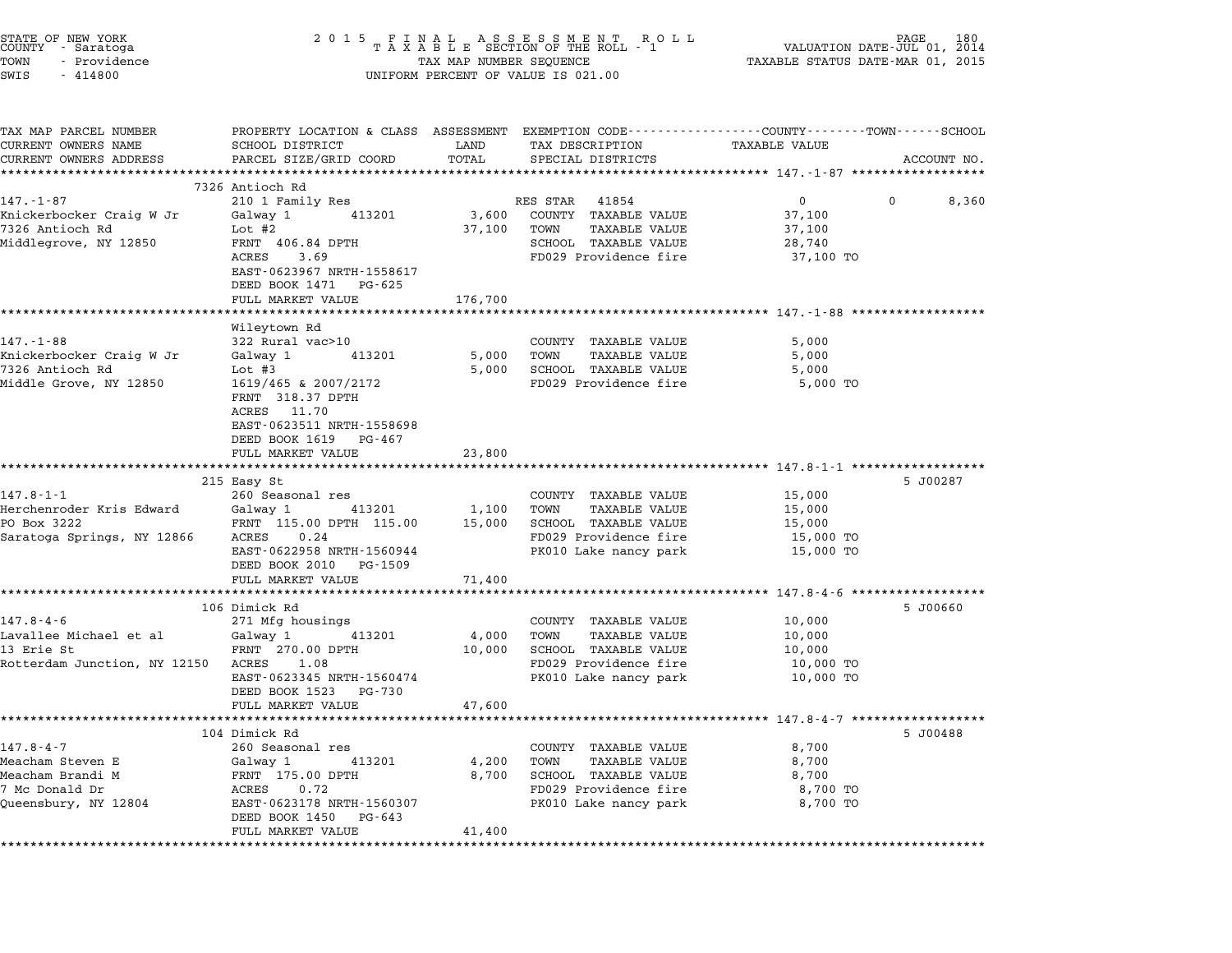STATE OF NEW YORK
COUNTY - Saratoga
TOWN - Providence
SWIS - 414800

2015 FINAL ASSESSMENT ROLL
TAXABLE SECTION OF THE ROLL - 1
TAX MAP NUMBER SEQUENCE
UNIFORM PERCENT OF VALUE IS 021.00

VALUATION DATE-JUL 01, 2014
TAXABLE STATUS DATE-MAR 01, 2015

| TAX MAP PARCEL NUMBER / CURRENT OWNERS NAME / CURRENT OWNERS ADDRESS | PROPERTY LOCATION & CLASS / SCHOOL DISTRICT / PARCEL SIZE/GRID COORD | ASSESSMENT LAND / TOTAL | EXEMPTION CODE / TAX DESCRIPTION / SPECIAL DISTRICTS | COUNTY / TOWN / SCHOOL TAXABLE VALUE | ACCOUNT NO. |
|---|---|---|---|---|---|
| **147.-1-87** | 7326 Antioch Rd | | | | |
| Knickerbocker Craig W Jr | 210 1 Family Res | | RES STAR 41854 | 0 / 0 / 8,360 | |
| 7326 Antioch Rd | Galway 1 413201 | 3,600 | COUNTY TAXABLE VALUE | 37,100 | |
| Middlegrove, NY 12850 | Lot #2 | 37,100 | TOWN TAXABLE VALUE | 37,100 | |
| | FRNT 406.84 DPTH | | SCHOOL TAXABLE VALUE | 28,740 | |
| | ACRES 3.69 | | FD029 Providence fire | 37,100 TO | |
| | EAST-0623967 NRTH-1558617 | | | | |
| | DEED BOOK 1471 PG-625 | | | | |
| | FULL MARKET VALUE | 176,700 | | | |
| **147.-1-88** | Wileytown Rd | | | | |
| Knickerbocker Craig W Jr | 322 Rural vac>10 | | COUNTY TAXABLE VALUE | 5,000 | |
| 7326 Antioch Rd | Galway 1 413201 | 5,000 | TOWN TAXABLE VALUE | 5,000 | |
| Middle Grove, NY 12850 | Lot #3 | 5,000 | SCHOOL TAXABLE VALUE | 5,000 | |
| | 1619/465 & 2007/2172 | | FD029 Providence fire | 5,000 TO | |
| | FRNT 318.37 DPTH | | | | |
| | ACRES 11.70 | | | | |
| | EAST-0623511 NRTH-1558698 | | | | |
| | DEED BOOK 1619 PG-467 | | | | |
| | FULL MARKET VALUE | 23,800 | | | |
| **147.8-1-1** | 215 Easy St | | | | 5 J00287 |
| Herchenroder Kris Edward | 260 Seasonal res | | COUNTY TAXABLE VALUE | 15,000 | |
| PO Box 3222 | Galway 1 413201 | 1,100 | TOWN TAXABLE VALUE | 15,000 | |
| Saratoga Springs, NY 12866 | FRNT 115.00 DPTH 115.00 | 15,000 | SCHOOL TAXABLE VALUE | 15,000 | |
| | ACRES 0.24 | | FD029 Providence fire | 15,000 TO | |
| | EAST-0622958 NRTH-1560944 | | PK010 Lake nancy park | 15,000 TO | |
| | DEED BOOK 2010 PG-1509 | | | | |
| | FULL MARKET VALUE | 71,400 | | | |
| **147.8-4-6** | 106 Dimick Rd | | | | 5 J00660 |
| Lavallee Michael et al | 271 Mfg housings | | COUNTY TAXABLE VALUE | 10,000 | |
| 13 Erie St | Galway 1 413201 | 4,000 | TOWN TAXABLE VALUE | 10,000 | |
| Rotterdam Junction, NY 12150 | FRNT 270.00 DPTH | 10,000 | SCHOOL TAXABLE VALUE | 10,000 | |
| | ACRES 1.08 | | FD029 Providence fire | 10,000 TO | |
| | EAST-0623345 NRTH-1560474 | | PK010 Lake nancy park | 10,000 TO | |
| | DEED BOOK 1523 PG-730 | | | | |
| | FULL MARKET VALUE | 47,600 | | | |
| **147.8-4-7** | 104 Dimick Rd | | | | 5 J00488 |
| Meacham Steven E | 260 Seasonal res | | COUNTY TAXABLE VALUE | 8,700 | |
| Meacham Brandi M | Galway 1 413201 | 4,200 | TOWN TAXABLE VALUE | 8,700 | |
| 7 Mc Donald Dr | FRNT 175.00 DPTH | 8,700 | SCHOOL TAXABLE VALUE | 8,700 | |
| Queensbury, NY 12804 | ACRES 0.72 | | FD029 Providence fire | 8,700 TO | |
| | EAST-0623178 NRTH-1560307 | | PK010 Lake nancy park | 8,700 TO | |
| | DEED BOOK 1450 PG-643 | | | | |
| | FULL MARKET VALUE | 41,400 | | | |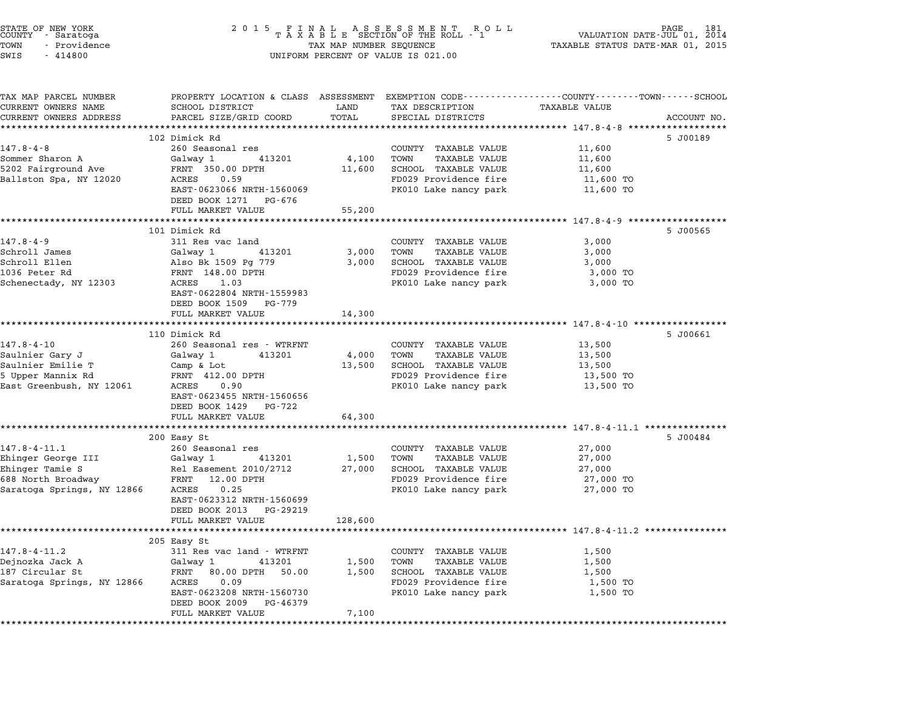STATE OF NEW YORK
COUNTY - Saratoga
TOWN - Providence
SWIS - 414800

2015 FINAL ASSESSMENT ROLL
TAXABLE SECTION OF THE ROLL - 1
TAX MAP NUMBER SEQUENCE
UNIFORM PERCENT OF VALUE IS 021.00

VALUATION DATE-JUL 01, 2014
TAXABLE STATUS DATE-MAR 01, 2015

| TAX MAP PARCEL NUMBER / CURRENT OWNERS NAME / CURRENT OWNERS ADDRESS | PROPERTY LOCATION & CLASS / SCHOOL DISTRICT / PARCEL SIZE/GRID COORD | ASSESSMENT LAND / TOTAL | EXEMPTION CODE / TAX DESCRIPTION / SPECIAL DISTRICTS | TAXABLE VALUE (COUNTY / TOWN / SCHOOL) | ACCOUNT NO. |
|---|---|---|---|---|---|
| **147.8-4-8** | 102 Dimick Rd | | | | 5 J00189 |
| Sommer Sharon A | 260 Seasonal res | | COUNTY TAXABLE VALUE | 11,600 | |
| 5202 Fairground Ave | Galway 1 413201 | 4,100 | TOWN TAXABLE VALUE | 11,600 | |
| Ballston Spa, NY 12020 | FRNT 350.00 DPTH | 11,600 | SCHOOL TAXABLE VALUE | 11,600 | |
| | ACRES 0.59 | | FD029 Providence fire | 11,600 TO | |
| | EAST-0623066 NRTH-1560069 | | PK010 Lake nancy park | 11,600 TO | |
| | DEED BOOK 1271 PG-676 | | | | |
| | FULL MARKET VALUE | 55,200 | | | |
| **147.8-4-9** | 101 Dimick Rd | | | | 5 J00565 |
| Schroll James | 311 Res vac land | | COUNTY TAXABLE VALUE | 3,000 | |
| Schroll Ellen | Galway 1 413201 | 3,000 | TOWN TAXABLE VALUE | 3,000 | |
| 1036 Peter Rd | Also Bk 1509 Pg 779 | 3,000 | SCHOOL TAXABLE VALUE | 3,000 | |
| Schenectady, NY 12303 | FRNT 148.00 DPTH | | FD029 Providence fire | 3,000 TO | |
| | ACRES 1.03 | | PK010 Lake nancy park | 3,000 TO | |
| | EAST-0622804 NRTH-1559983 | | | | |
| | DEED BOOK 1509 PG-779 | | | | |
| | FULL MARKET VALUE | 14,300 | | | |
| **147.8-4-10** | 110 Dimick Rd | | | | 5 J00661 |
| Saulnier Gary J | 260 Seasonal res - WTRFNT | | COUNTY TAXABLE VALUE | 13,500 | |
| Saulnier Emilie T | Galway 1 413201 | 4,000 | TOWN TAXABLE VALUE | 13,500 | |
| 5 Upper Mannix Rd | Camp & Lot | 13,500 | SCHOOL TAXABLE VALUE | 13,500 | |
| East Greenbush, NY 12061 | FRNT 412.00 DPTH | | FD029 Providence fire | 13,500 TO | |
| | ACRES 0.90 | | PK010 Lake nancy park | 13,500 TO | |
| | EAST-0623455 NRTH-1560656 | | | | |
| | DEED BOOK 1429 PG-722 | | | | |
| | FULL MARKET VALUE | 64,300 | | | |
| **147.8-4-11.1** | 200 Easy St | | | | 5 J00484 |
| Ehinger George III | 260 Seasonal res | | COUNTY TAXABLE VALUE | 27,000 | |
| Ehinger Tamie S | Galway 1 413201 | 1,500 | TOWN TAXABLE VALUE | 27,000 | |
| 688 North Broadway | Rel Easement 2010/2712 | 27,000 | SCHOOL TAXABLE VALUE | 27,000 | |
| Saratoga Springs, NY 12866 | FRNT 12.00 DPTH | | FD029 Providence fire | 27,000 TO | |
| | ACRES 0.25 | | PK010 Lake nancy park | 27,000 TO | |
| | EAST-0623312 NRTH-1560699 | | | | |
| | DEED BOOK 2013 PG-29219 | | | | |
| | FULL MARKET VALUE | 128,600 | | | |
| **147.8-4-11.2** | 205 Easy St | | | | |
| Dejnozka Jack A | 311 Res vac land - WTRFNT | | COUNTY TAXABLE VALUE | 1,500 | |
| 187 Circular St | Galway 1 413201 | 1,500 | TOWN TAXABLE VALUE | 1,500 | |
| Saratoga Springs, NY 12866 | FRNT 80.00 DPTH 50.00 | 1,500 | SCHOOL TAXABLE VALUE | 1,500 | |
| | ACRES 0.09 | | FD029 Providence fire | 1,500 TO | |
| | EAST-0623208 NRTH-1560730 | | PK010 Lake nancy park | 1,500 TO | |
| | DEED BOOK 2009 PG-46379 | | | | |
| | FULL MARKET VALUE | 7,100 | | | |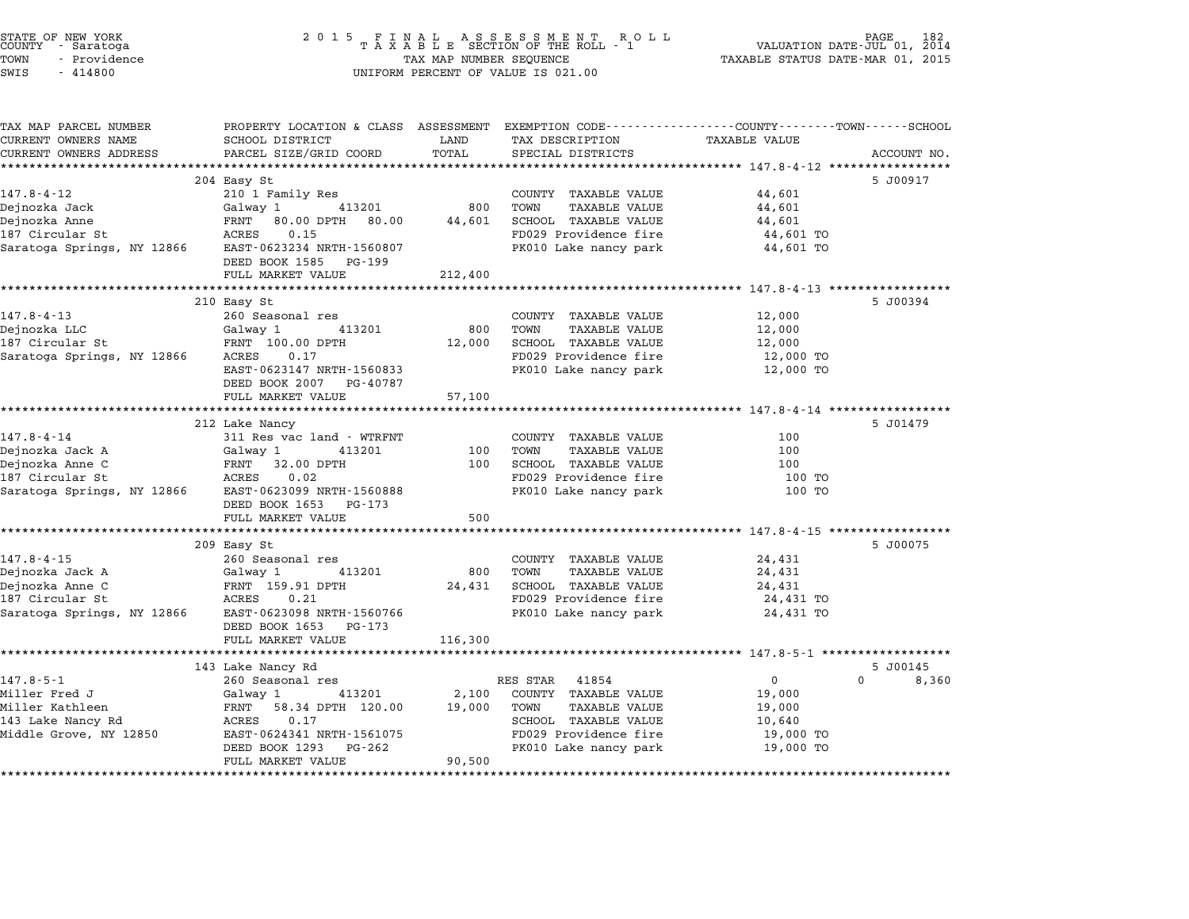STATE OF NEW YORK
COUNTY - Saratoga
TOWN - Providence
SWIS - 414800

2015 FINAL ASSESSMENT ROLL
TAXABLE SECTION OF THE ROLL - 1
TAX MAP NUMBER SEQUENCE
UNIFORM PERCENT OF VALUE IS 021.00

VALUATION DATE-JUL 01, 2014
TAXABLE STATUS DATE-MAR 01, 2015

| TAX MAP PARCEL NUMBER / CURRENT OWNERS NAME / CURRENT OWNERS ADDRESS | PROPERTY LOCATION & CLASS / SCHOOL DISTRICT / PARCEL SIZE/GRID COORD | ASSESSMENT LAND | TOTAL | EXEMPTION CODE / TAX DESCRIPTION / SPECIAL DISTRICTS | COUNTY / TOWN / SCHOOL TAXABLE VALUE | ACCOUNT NO. |
|---|---|---|---|---|---|---|
| | 204 Easy St | | | | | 5 J00917 |
| 147.8-4-12 | 210 1 Family Res | | | COUNTY TAXABLE VALUE | 44,601 | |
| Dejnozka Jack | Galway 1 413201 | 800 | | TOWN TAXABLE VALUE | 44,601 | |
| Dejnozka Anne | FRNT 80.00 DPTH 80.00 | | 44,601 | SCHOOL TAXABLE VALUE | 44,601 | |
| 187 Circular St | ACRES 0.15 | | | FD029 Providence fire | 44,601 TO | |
| Saratoga Springs, NY 12866 | EAST-0623234 NRTH-1560807 | | | PK010 Lake nancy park | 44,601 TO | |
| | DEED BOOK 1585 PG-199 | | | | | |
| | FULL MARKET VALUE | | 212,400 | | | |
| | 210 Easy St | | | | | 5 J00394 |
| 147.8-4-13 | 260 Seasonal res | | | COUNTY TAXABLE VALUE | 12,000 | |
| Dejnozka LLC | Galway 1 413201 | 800 | | TOWN TAXABLE VALUE | 12,000 | |
| 187 Circular St | FRNT 100.00 DPTH | | 12,000 | SCHOOL TAXABLE VALUE | 12,000 | |
| Saratoga Springs, NY 12866 | ACRES 0.17 | | | FD029 Providence fire | 12,000 TO | |
| | EAST-0623147 NRTH-1560833 | | | PK010 Lake nancy park | 12,000 TO | |
| | DEED BOOK 2007 PG-40787 | | | | | |
| | FULL MARKET VALUE | | 57,100 | | | |
| | 212 Lake Nancy | | | | | 5 J01479 |
| 147.8-4-14 | 311 Res vac land - WTRFNT | | | COUNTY TAXABLE VALUE | 100 | |
| Dejnozka Jack A | Galway 1 413201 | 100 | | TOWN TAXABLE VALUE | 100 | |
| Dejnozka Anne C | FRNT 32.00 DPTH | | 100 | SCHOOL TAXABLE VALUE | 100 | |
| 187 Circular St | ACRES 0.02 | | | FD029 Providence fire | 100 TO | |
| Saratoga Springs, NY 12866 | EAST-0623099 NRTH-1560888 | | | PK010 Lake nancy park | 100 TO | |
| | DEED BOOK 1653 PG-173 | | | | | |
| | FULL MARKET VALUE | | 500 | | | |
| | 209 Easy St | | | | | 5 J00075 |
| 147.8-4-15 | 260 Seasonal res | | | COUNTY TAXABLE VALUE | 24,431 | |
| Dejnozka Jack A | Galway 1 413201 | 800 | | TOWN TAXABLE VALUE | 24,431 | |
| Dejnozka Anne C | FRNT 159.91 DPTH | | 24,431 | SCHOOL TAXABLE VALUE | 24,431 | |
| 187 Circular St | ACRES 0.21 | | | FD029 Providence fire | 24,431 TO | |
| Saratoga Springs, NY 12866 | EAST-0623098 NRTH-1560766 | | | PK010 Lake nancy park | 24,431 TO | |
| | DEED BOOK 1653 PG-173 | | | | | |
| | FULL MARKET VALUE | | 116,300 | | | |
| | 143 Lake Nancy Rd | | | | | 5 J00145 |
| 147.8-5-1 | 260 Seasonal res | | | RES STAR 41854 | 0 0 | 8,360 |
| Miller Fred J | Galway 1 413201 | 2,100 | | COUNTY TAXABLE VALUE | 19,000 | |
| Miller Kathleen | FRNT 58.34 DPTH 120.00 | | 19,000 | TOWN TAXABLE VALUE | 19,000 | |
| 143 Lake Nancy Rd | ACRES 0.17 | | | SCHOOL TAXABLE VALUE | 10,640 | |
| Middle Grove, NY 12850 | EAST-0624341 NRTH-1561075 | | | FD029 Providence fire | 19,000 TO | |
| | DEED BOOK 1293 PG-262 | | | PK010 Lake nancy park | 19,000 TO | |
| | FULL MARKET VALUE | | 90,500 | | | |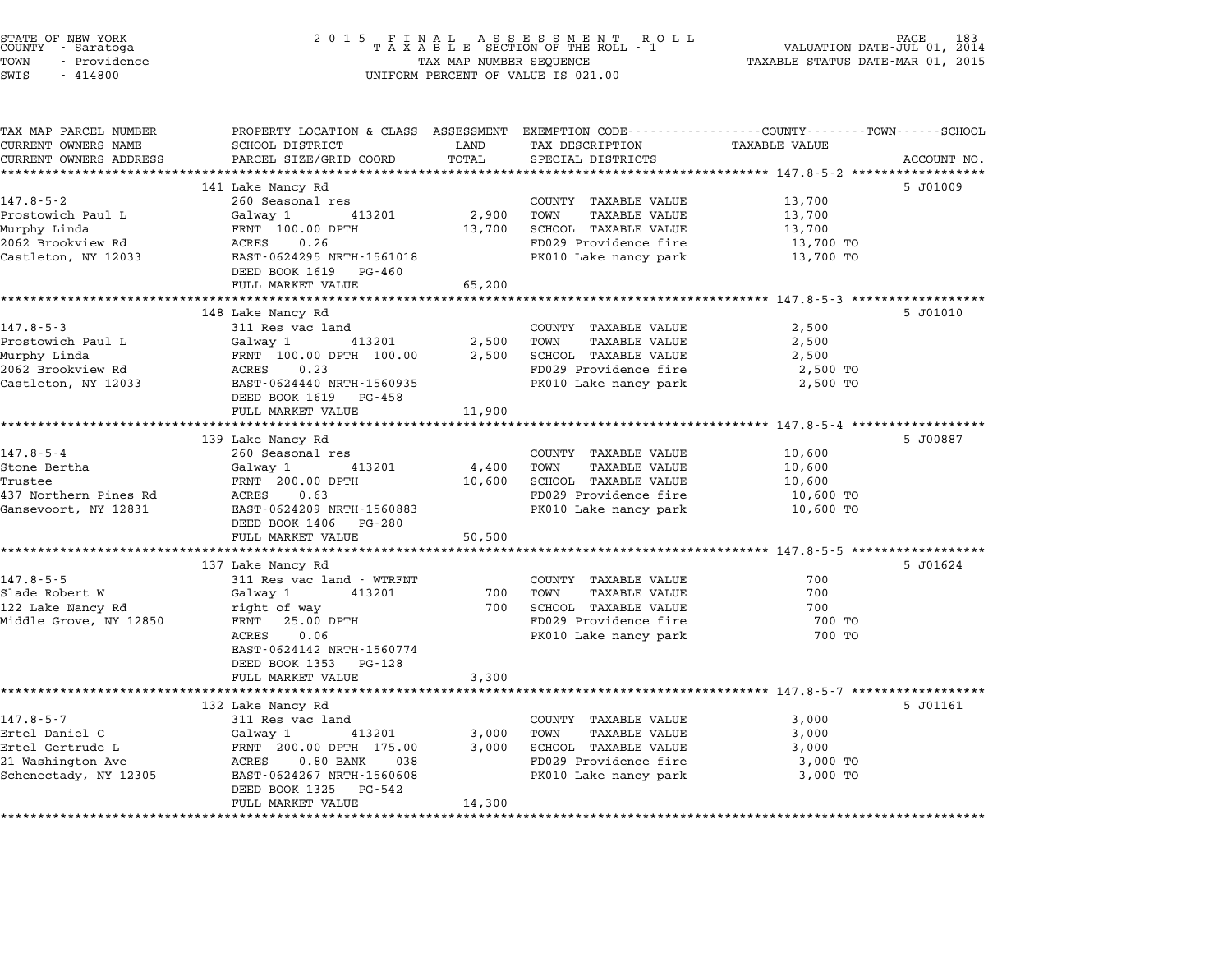STATE OF NEW YORK
COUNTY - Saratoga
TOWN - Providence
SWIS - 414800

2 0 1 5 F I N A L A S S E S S M E N T R O L L
T A X A B L E SECTION OF THE ROLL - 1
TAX MAP NUMBER SEQUENCE
UNIFORM PERCENT OF VALUE IS 021.00

VALUATION DATE-JUL 01, 2014
TAXABLE STATUS DATE-MAR 01, 2015

| TAX MAP PARCEL NUMBER / CURRENT OWNERS NAME / CURRENT OWNERS ADDRESS | PROPERTY LOCATION & CLASS / SCHOOL DISTRICT / PARCEL SIZE/GRID COORD | ASSESSMENT LAND | TOTAL | EXEMPTION CODE / TAX DESCRIPTION / SPECIAL DISTRICTS | TAXABLE VALUE (COUNTY / TOWN / SCHOOL) | ACCOUNT NO. |
|---|---|---|---|---|---|---|
| **147.8-5-2** | 141 Lake Nancy Rd | | | | | 5 J01009 |
| Prostowich Paul L | 260 Seasonal res | | | COUNTY TAXABLE VALUE | 13,700 | |
| Murphy Linda | Galway 1 413201 | 2,900 | | TOWN TAXABLE VALUE | 13,700 | |
| 2062 Brookview Rd | FRNT 100.00 DPTH | | 13,700 | SCHOOL TAXABLE VALUE | 13,700 | |
| Castleton, NY 12033 | ACRES 0.26 | | | FD029 Providence fire | 13,700 TO | |
| | EAST-0624295 NRTH-1561018 | | | PK010 Lake nancy park | 13,700 TO | |
| | DEED BOOK 1619 PG-460 | | | | | |
| | FULL MARKET VALUE | | 65,200 | | | |
| **147.8-5-3** | 148 Lake Nancy Rd | | | | | 5 J01010 |
| Prostowich Paul L | 311 Res vac land | | | COUNTY TAXABLE VALUE | 2,500 | |
| Murphy Linda | Galway 1 413201 | 2,500 | | TOWN TAXABLE VALUE | 2,500 | |
| 2062 Brookview Rd | FRNT 100.00 DPTH 100.00 | | 2,500 | SCHOOL TAXABLE VALUE | 2,500 | |
| Castleton, NY 12033 | ACRES 0.23 | | | FD029 Providence fire | 2,500 TO | |
| | EAST-0624440 NRTH-1560935 | | | PK010 Lake nancy park | 2,500 TO | |
| | DEED BOOK 1619 PG-458 | | | | | |
| | FULL MARKET VALUE | | 11,900 | | | |
| **147.8-5-4** | 139 Lake Nancy Rd | | | | | 5 J00887 |
| Stone Bertha | 260 Seasonal res | | | COUNTY TAXABLE VALUE | 10,600 | |
| Trustee | Galway 1 413201 | 4,400 | | TOWN TAXABLE VALUE | 10,600 | |
| 437 Northern Pines Rd | FRNT 200.00 DPTH | | 10,600 | SCHOOL TAXABLE VALUE | 10,600 | |
| Gansevoort, NY 12831 | ACRES 0.63 | | | FD029 Providence fire | 10,600 TO | |
| | EAST-0624209 NRTH-1560883 | | | PK010 Lake nancy park | 10,600 TO | |
| | DEED BOOK 1406 PG-280 | | | | | |
| | FULL MARKET VALUE | | 50,500 | | | |
| **147.8-5-5** | 137 Lake Nancy Rd | | | | | 5 J01624 |
| Slade Robert W | 311 Res vac land - WTRFNT | | | COUNTY TAXABLE VALUE | 700 | |
| 122 Lake Nancy Rd | Galway 1 413201 | 700 | | TOWN TAXABLE VALUE | 700 | |
| Middle Grove, NY 12850 | right of way | | 700 | SCHOOL TAXABLE VALUE | 700 | |
| | FRNT 25.00 DPTH | | | FD029 Providence fire | 700 TO | |
| | ACRES 0.06 | | | PK010 Lake nancy park | 700 TO | |
| | EAST-0624142 NRTH-1560774 | | | | | |
| | DEED BOOK 1353 PG-128 | | | | | |
| | FULL MARKET VALUE | | 3,300 | | | |
| **147.8-5-7** | 132 Lake Nancy Rd | | | | | 5 J01161 |
| Ertel Daniel C | 311 Res vac land | | | COUNTY TAXABLE VALUE | 3,000 | |
| Ertel Gertrude L | Galway 1 413201 | 3,000 | | TOWN TAXABLE VALUE | 3,000 | |
| 21 Washington Ave | FRNT 200.00 DPTH 175.00 | | 3,000 | SCHOOL TAXABLE VALUE | 3,000 | |
| Schenectady, NY 12305 | ACRES 0.80 BANK 038 | | | FD029 Providence fire | 3,000 TO | |
| | EAST-0624267 NRTH-1560608 | | | PK010 Lake nancy park | 3,000 TO | |
| | DEED BOOK 1325 PG-542 | | | | | |
| | FULL MARKET VALUE | | 14,300 | | | |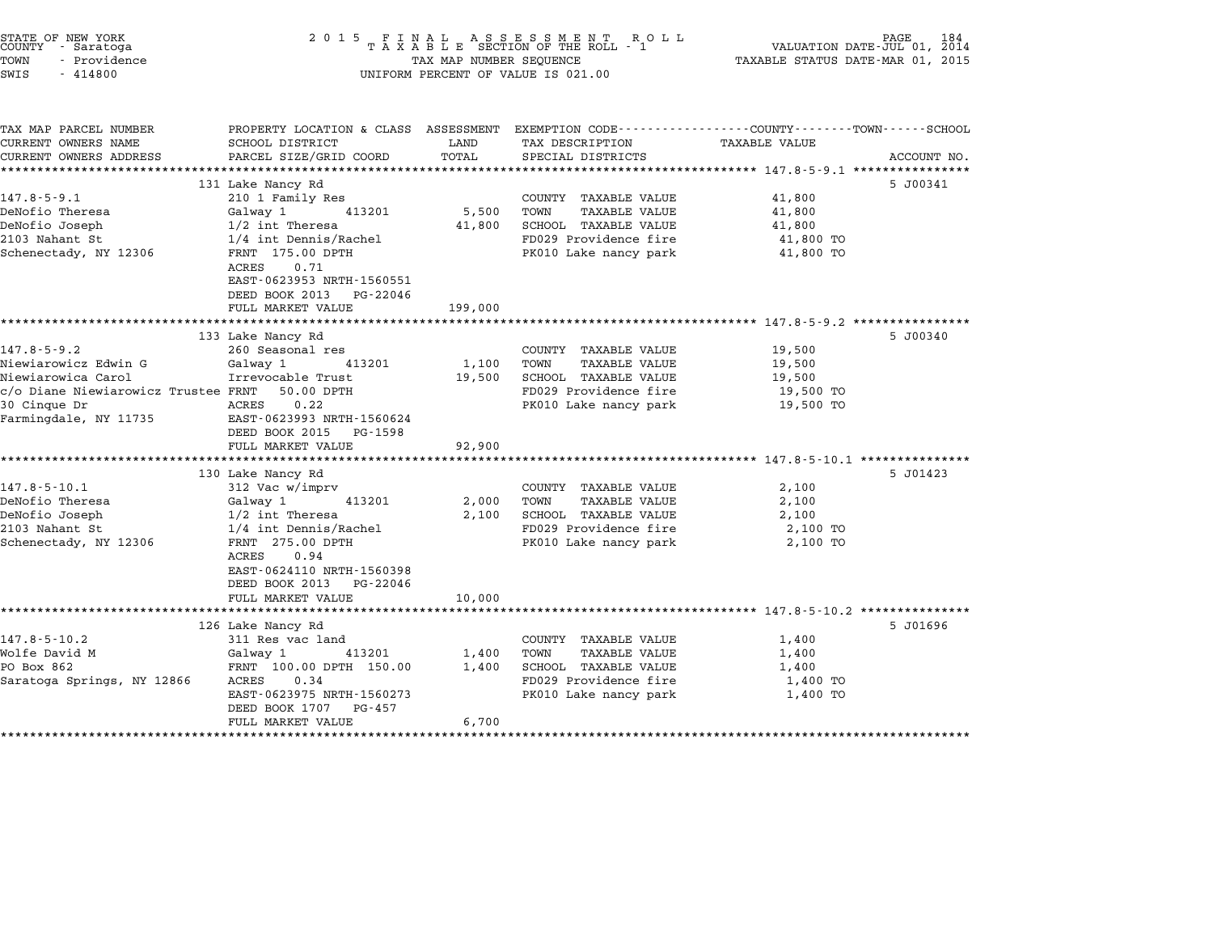STATE OF NEW YORK
COUNTY - Saratoga
TOWN - Providence
SWIS - 414800

# 2015 FINAL ASSESSMENT ROLL
TAXABLE SECTION OF THE ROLL - 1
TAX MAP NUMBER SEQUENCE
UNIFORM PERCENT OF VALUE IS 021.00

VALUATION DATE-JUL 01, 2014
TAXABLE STATUS DATE-MAR 01, 2015

| TAX MAP PARCEL NUMBER / CURRENT OWNERS NAME / CURRENT OWNERS ADDRESS | PROPERTY LOCATION & CLASS / SCHOOL DISTRICT / PARCEL SIZE/GRID COORD | ASSESSMENT LAND | ASSESSMENT TOTAL | EXEMPTION CODE / TAX DESCRIPTION / SPECIAL DISTRICTS | TAXABLE VALUE | ACCOUNT NO. |
|---|---|---|---|---|---|---|
| 147.8-5-9.1 | 131 Lake Nancy Rd | | | | | 5 J00341 |
| | 210 1 Family Res | | | COUNTY TAXABLE VALUE | 41,800 | |
| DeNofio Theresa | Galway 1 413201 | 5,500 | | TOWN TAXABLE VALUE | 41,800 | |
| DeNofio Joseph | 1/2 int Theresa | | 41,800 | SCHOOL TAXABLE VALUE | 41,800 | |
| 2103 Nahant St | 1/4 int Dennis/Rachel | | | FD029 Providence fire | 41,800 TO | |
| Schenectady, NY 12306 | FRNT 175.00 DPTH | | | PK010 Lake nancy park | 41,800 TO | |
| | ACRES 0.71 | | | | | |
| | EAST-0623953 NRTH-1560551 | | | | | |
| | DEED BOOK 2013 PG-22046 | | | | | |
| | FULL MARKET VALUE | | 199,000 | | | |
| 147.8-5-9.2 | 133 Lake Nancy Rd | | | | | 5 J00340 |
| | 260 Seasonal res | | | COUNTY TAXABLE VALUE | 19,500 | |
| Niewiarowicz Edwin G | Galway 1 413201 | 1,100 | | TOWN TAXABLE VALUE | 19,500 | |
| Niewiarowica Carol | Irrevocable Trust | | 19,500 | SCHOOL TAXABLE VALUE | 19,500 | |
| c/o Diane Niewiarowicz Trustee | FRNT 50.00 DPTH | | | FD029 Providence fire | 19,500 TO | |
| 30 Cinque Dr | ACRES 0.22 | | | PK010 Lake nancy park | 19,500 TO | |
| Farmingdale, NY 11735 | EAST-0623993 NRTH-1560624 | | | | | |
| | DEED BOOK 2015 PG-1598 | | | | | |
| | FULL MARKET VALUE | | 92,900 | | | |
| 147.8-5-10.1 | 130 Lake Nancy Rd | | | | | 5 J01423 |
| | 312 Vac w/imprv | | | COUNTY TAXABLE VALUE | 2,100 | |
| DeNofio Theresa | Galway 1 413201 | 2,000 | | TOWN TAXABLE VALUE | 2,100 | |
| DeNofio Joseph | 1/2 int Theresa | | 2,100 | SCHOOL TAXABLE VALUE | 2,100 | |
| 2103 Nahant St | 1/4 int Dennis/Rachel | | | FD029 Providence fire | 2,100 TO | |
| Schenectady, NY 12306 | FRNT 275.00 DPTH | | | PK010 Lake nancy park | 2,100 TO | |
| | ACRES 0.94 | | | | | |
| | EAST-0624110 NRTH-1560398 | | | | | |
| | DEED BOOK 2013 PG-22046 | | | | | |
| | FULL MARKET VALUE | | 10,000 | | | |
| 147.8-5-10.2 | 126 Lake Nancy Rd | | | | | 5 J01696 |
| | 311 Res vac land | | | COUNTY TAXABLE VALUE | 1,400 | |
| Wolfe David M | Galway 1 413201 | 1,400 | | TOWN TAXABLE VALUE | 1,400 | |
| PO Box 862 | FRNT 100.00 DPTH 150.00 | | 1,400 | SCHOOL TAXABLE VALUE | 1,400 | |
| Saratoga Springs, NY 12866 | ACRES 0.34 | | | FD029 Providence fire | 1,400 TO | |
| | EAST-0623975 NRTH-1560273 | | | PK010 Lake nancy park | 1,400 TO | |
| | DEED BOOK 1707 PG-457 | | | | | |
| | FULL MARKET VALUE | | 6,700 | | | |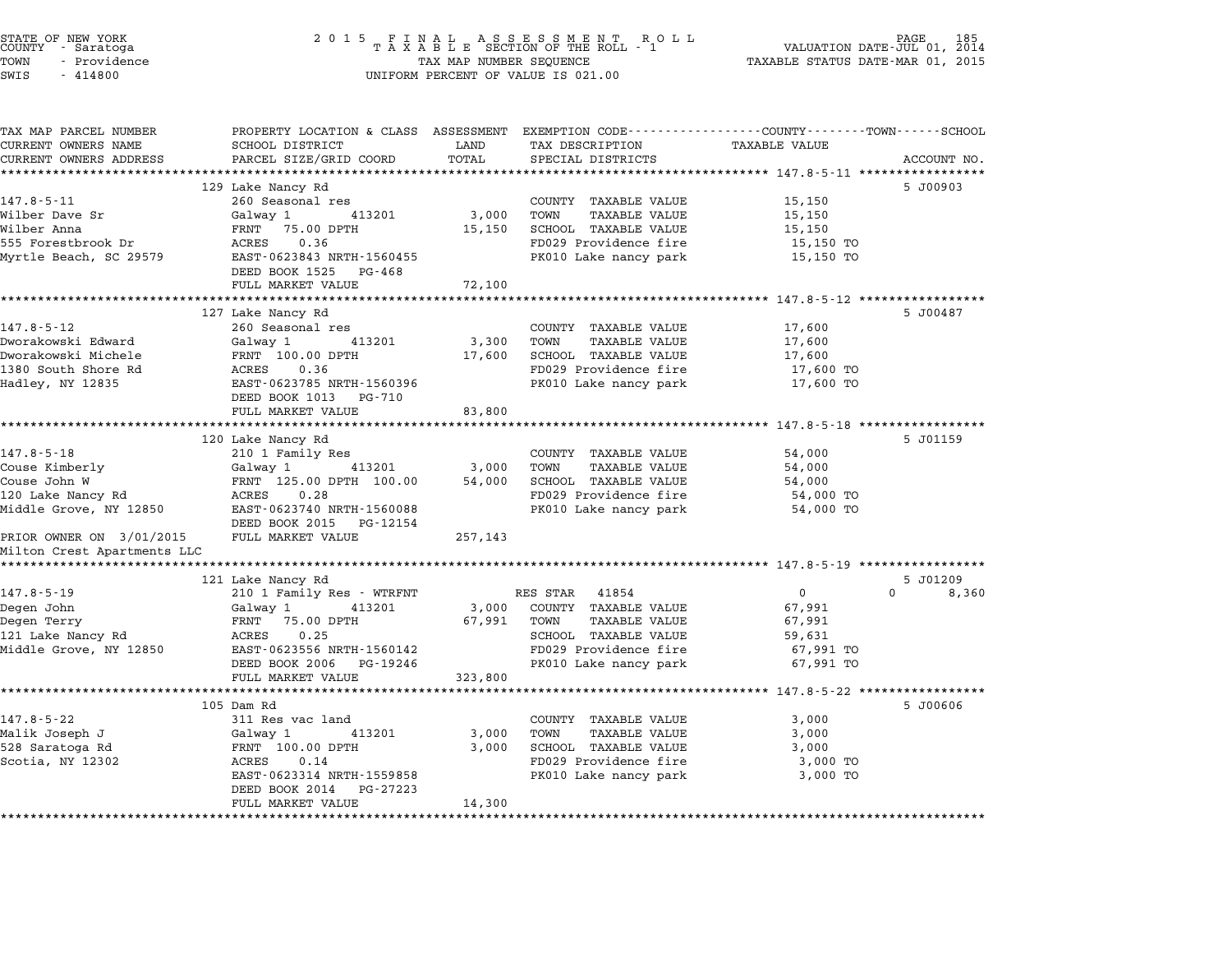STATE OF NEW YORK
COUNTY - Saratoga
TOWN - Providence
SWIS - 414800

2015 FINAL ASSESSMENT ROLL
TAXABLE SECTION OF THE ROLL - 1
TAX MAP NUMBER SEQUENCE
UNIFORM PERCENT OF VALUE IS 021.00

VALUATION DATE-JUL 01, 2014
TAXABLE STATUS DATE-MAR 01, 2015

| TAX MAP PARCEL NUMBER / CURRENT OWNERS NAME / CURRENT OWNERS ADDRESS | PROPERTY LOCATION & CLASS / SCHOOL DISTRICT / PARCEL SIZE/GRID COORD | ASSESSMENT LAND | TOTAL | EXEMPTION CODE / TAX DESCRIPTION / SPECIAL DISTRICTS | COUNTY / TOWN / SCHOOL TAXABLE VALUE | ACCOUNT NO. |
|---|---|---|---|---|---|---|
| **147.8-5-11** | 129 Lake Nancy Rd | | | | | 5 J00903 |
| 147.8-5-11 | 260 Seasonal res | | | COUNTY TAXABLE VALUE | 15,150 | |
| Wilber Dave Sr | Galway 1 413201 | 3,000 | | TOWN TAXABLE VALUE | 15,150 | |
| Wilber Anna | FRNT 75.00 DPTH | | 15,150 | SCHOOL TAXABLE VALUE | 15,150 | |
| 555 Forestbrook Dr | ACRES 0.36 | | | FD029 Providence fire | 15,150 TO | |
| Myrtle Beach, SC 29579 | EAST-0623843 NRTH-1560455 | | | PK010 Lake nancy park | 15,150 TO | |
| | DEED BOOK 1525 PG-468 | | | | | |
| | FULL MARKET VALUE | | 72,100 | | | |
| **147.8-5-12** | 127 Lake Nancy Rd | | | | | 5 J00487 |
| 147.8-5-12 | 260 Seasonal res | | | COUNTY TAXABLE VALUE | 17,600 | |
| Dworakowski Edward | Galway 1 413201 | 3,300 | | TOWN TAXABLE VALUE | 17,600 | |
| Dworakowski Michele | FRNT 100.00 DPTH | | 17,600 | SCHOOL TAXABLE VALUE | 17,600 | |
| 1380 South Shore Rd | ACRES 0.36 | | | FD029 Providence fire | 17,600 TO | |
| Hadley, NY 12835 | EAST-0623785 NRTH-1560396 | | | PK010 Lake nancy park | 17,600 TO | |
| | DEED BOOK 1013 PG-710 | | | | | |
| | FULL MARKET VALUE | | 83,800 | | | |
| **147.8-5-18** | 120 Lake Nancy Rd | | | | | 5 J01159 |
| 147.8-5-18 | 210 1 Family Res | | | COUNTY TAXABLE VALUE | 54,000 | |
| Couse Kimberly | Galway 1 413201 | 3,000 | | TOWN TAXABLE VALUE | 54,000 | |
| Couse John W | FRNT 125.00 DPTH 100.00 | | 54,000 | SCHOOL TAXABLE VALUE | 54,000 | |
| 120 Lake Nancy Rd | ACRES 0.28 | | | FD029 Providence fire | 54,000 TO | |
| Middle Grove, NY 12850 | EAST-0623740 NRTH-1560088 | | | PK010 Lake nancy park | 54,000 TO | |
| | DEED BOOK 2015 PG-12154 | | | | | |
| PRIOR OWNER ON 3/01/2015 | FULL MARKET VALUE | | 257,143 | | | |
| Milton Crest Apartments LLC | | | | | | |
| **147.8-5-19** | 121 Lake Nancy Rd | | | | | 5 J01209 |
| 147.8-5-19 | 210 1 Family Res - WTRFNT | | | RES STAR 41854 | 0 / 0 / 8,360 | |
| Degen John | Galway 1 413201 | 3,000 | | COUNTY TAXABLE VALUE | 67,991 | |
| Degen Terry | FRNT 75.00 DPTH | | 67,991 | TOWN TAXABLE VALUE | 67,991 | |
| 121 Lake Nancy Rd | ACRES 0.25 | | | SCHOOL TAXABLE VALUE | 59,631 | |
| Middle Grove, NY 12850 | EAST-0623556 NRTH-1560142 | | | FD029 Providence fire | 67,991 TO | |
| | DEED BOOK 2006 PG-19246 | | | PK010 Lake nancy park | 67,991 TO | |
| | FULL MARKET VALUE | | 323,800 | | | |
| **147.8-5-22** | 105 Dam Rd | | | | | 5 J00606 |
| 147.8-5-22 | 311 Res vac land | | | COUNTY TAXABLE VALUE | 3,000 | |
| Malik Joseph J | Galway 1 413201 | 3,000 | | TOWN TAXABLE VALUE | 3,000 | |
| 528 Saratoga Rd | FRNT 100.00 DPTH | | 3,000 | SCHOOL TAXABLE VALUE | 3,000 | |
| Scotia, NY 12302 | ACRES 0.14 | | | FD029 Providence fire | 3,000 TO | |
| | EAST-0623314 NRTH-1559858 | | | PK010 Lake nancy park | 3,000 TO | |
| | DEED BOOK 2014 PG-27223 | | | | | |
| | FULL MARKET VALUE | | 14,300 | | | |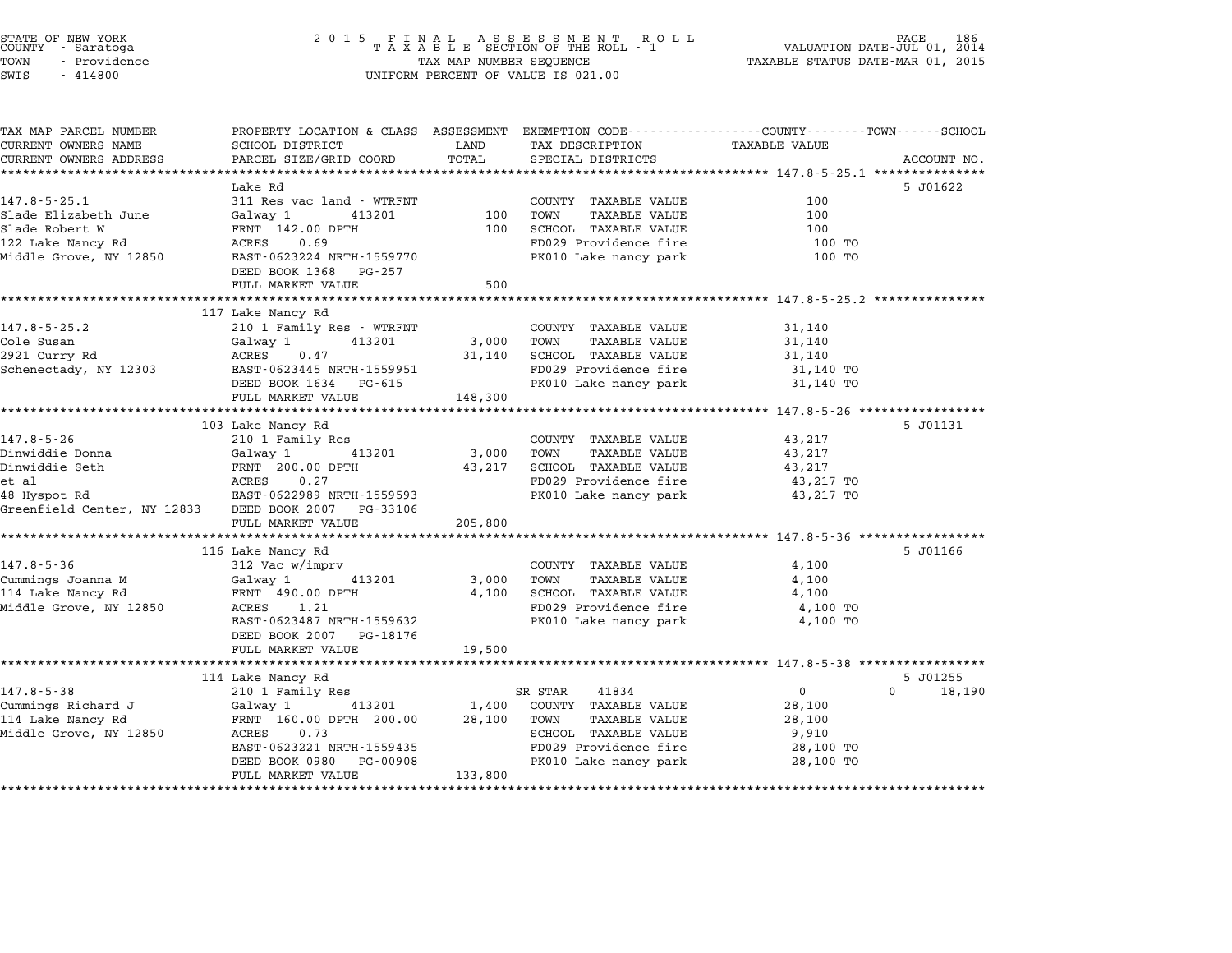STATE OF NEW YORK
COUNTY - Saratoga
TOWN - Providence
SWIS - 414800

2015 FINAL ASSESSMENT ROLL
TAXABLE SECTION OF THE ROLL - 1
TAX MAP NUMBER SEQUENCE
UNIFORM PERCENT OF VALUE IS 021.00

VALUATION DATE-JUL 01, 2014
TAXABLE STATUS DATE-MAR 01, 2015

| TAX MAP PARCEL NUMBER / CURRENT OWNERS NAME / CURRENT OWNERS ADDRESS | PROPERTY LOCATION & CLASS / SCHOOL DISTRICT / PARCEL SIZE/GRID COORD | ASSESSMENT LAND / TOTAL | EXEMPTION CODE / TAX DESCRIPTION / SPECIAL DISTRICTS | COUNTY / TAXABLE VALUE | TOWN | SCHOOL / ACCOUNT NO. |
|---|---|---|---|---|---|---|
| **147.8-5-25.1** | Lake Rd | | | | | 5 J01622 |
| 147.8-5-25.1 | 311 Res vac land - WTRFNT | | COUNTY TAXABLE VALUE | 100 | | |
| Slade Elizabeth June | Galway 1 413201 | 100 | TOWN TAXABLE VALUE | 100 | | |
| Slade Robert W | FRNT 142.00 DPTH | 100 | SCHOOL TAXABLE VALUE | 100 | | |
| 122 Lake Nancy Rd | ACRES 0.69 | | FD029 Providence fire | 100 TO | | |
| Middle Grove, NY 12850 | EAST-0623224 NRTH-1559770 | | PK010 Lake nancy park | 100 TO | | |
| | DEED BOOK 1368 PG-257 | | | | | |
| | FULL MARKET VALUE | 500 | | | | |
| **147.8-5-25.2** | 117 Lake Nancy Rd | | | | | |
| 147.8-5-25.2 | 210 1 Family Res - WTRFNT | | COUNTY TAXABLE VALUE | 31,140 | | |
| Cole Susan | Galway 1 413201 | 3,000 | TOWN TAXABLE VALUE | 31,140 | | |
| 2921 Curry Rd | ACRES 0.47 | 31,140 | SCHOOL TAXABLE VALUE | 31,140 | | |
| Schenectady, NY 12303 | EAST-0623445 NRTH-1559951 | | FD029 Providence fire | 31,140 TO | | |
| | DEED BOOK 1634 PG-615 | | PK010 Lake nancy park | 31,140 TO | | |
| | FULL MARKET VALUE | 148,300 | | | | |
| **147.8-5-26** | 103 Lake Nancy Rd | | | | | 5 J01131 |
| 147.8-5-26 | 210 1 Family Res | | COUNTY TAXABLE VALUE | 43,217 | | |
| Dinwiddie Donna | Galway 1 413201 | 3,000 | TOWN TAXABLE VALUE | 43,217 | | |
| Dinwiddie Seth | FRNT 200.00 DPTH | 43,217 | SCHOOL TAXABLE VALUE | 43,217 | | |
| et al | ACRES 0.27 | | FD029 Providence fire | 43,217 TO | | |
| 48 Hyspot Rd | EAST-0622989 NRTH-1559593 | | PK010 Lake nancy park | 43,217 TO | | |
| Greenfield Center, NY 12833 | DEED BOOK 2007 PG-33106 | | | | | |
| | FULL MARKET VALUE | 205,800 | | | | |
| **147.8-5-36** | 116 Lake Nancy Rd | | | | | 5 J01166 |
| 147.8-5-36 | 312 Vac w/imprv | | COUNTY TAXABLE VALUE | 4,100 | | |
| Cummings Joanna M | Galway 1 413201 | 3,000 | TOWN TAXABLE VALUE | 4,100 | | |
| 114 Lake Nancy Rd | FRNT 490.00 DPTH | 4,100 | SCHOOL TAXABLE VALUE | 4,100 | | |
| Middle Grove, NY 12850 | ACRES 1.21 | | FD029 Providence fire | 4,100 TO | | |
| | EAST-0623487 NRTH-1559632 | | PK010 Lake nancy park | 4,100 TO | | |
| | DEED BOOK 2007 PG-18176 | | | | | |
| | FULL MARKET VALUE | 19,500 | | | | |
| **147.8-5-38** | 114 Lake Nancy Rd | | | | | 5 J01255 |
| 147.8-5-38 | 210 1 Family Res | | SR STAR 41834 | 0 | 0 | 18,190 |
| Cummings Richard J | Galway 1 413201 | 1,400 | COUNTY TAXABLE VALUE | 28,100 | | |
| 114 Lake Nancy Rd | FRNT 160.00 DPTH 200.00 | 28,100 | TOWN TAXABLE VALUE | 28,100 | | |
| Middle Grove, NY 12850 | ACRES 0.73 | | SCHOOL TAXABLE VALUE | 9,910 | | |
| | EAST-0623221 NRTH-1559435 | | FD029 Providence fire | 28,100 TO | | |
| | DEED BOOK 0980 PG-00908 | | PK010 Lake nancy park | 28,100 TO | | |
| | FULL MARKET VALUE | 133,800 | | | | |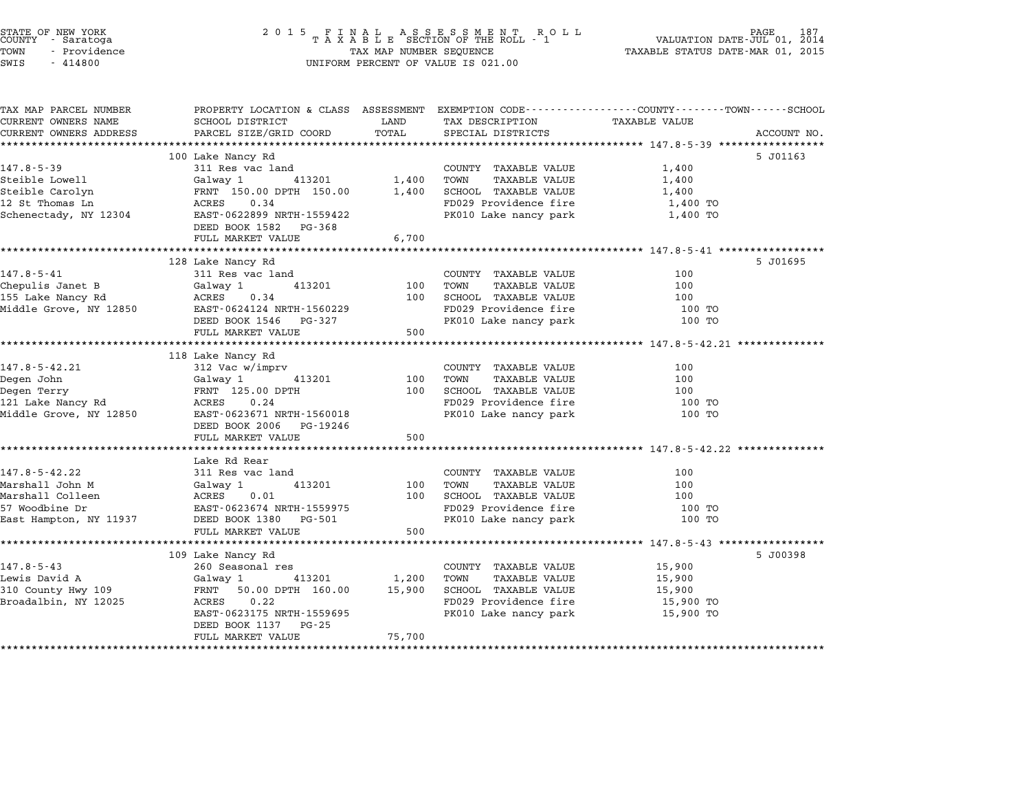STATE OF NEW YORK
COUNTY - Saratoga
TOWN - Providence
SWIS - 414800

# 2015 FINAL ASSESSMENT ROLL
TAXABLE SECTION OF THE ROLL - 1
TAX MAP NUMBER SEQUENCE
UNIFORM PERCENT OF VALUE IS 021.00

VALUATION DATE-JUL 01, 2014
TAXABLE STATUS DATE-MAR 01, 2015

| TAX MAP PARCEL NUMBER / CURRENT OWNERS NAME / CURRENT OWNERS ADDRESS | PROPERTY LOCATION & CLASS / SCHOOL DISTRICT / PARCEL SIZE/GRID COORD | ASSESSMENT LAND / TOTAL | EXEMPTION CODE / TAX DESCRIPTION / SPECIAL DISTRICTS | TAXABLE VALUE | ACCOUNT NO. |
|---|---|---|---|---|---|
| | 100 Lake Nancy Rd | | | | 5 J01163 |
| 147.8-5-39 | 311 Res vac land | | COUNTY TAXABLE VALUE | 1,400 | |
| Steible Lowell | Galway 1 413201 | 1,400 | TOWN TAXABLE VALUE | 1,400 | |
| Steible Carolyn | FRNT 150.00 DPTH 150.00 | 1,400 | SCHOOL TAXABLE VALUE | 1,400 | |
| 12 St Thomas Ln | ACRES 0.34 | | FD029 Providence fire | 1,400 TO | |
| Schenectady, NY 12304 | EAST-0622899 NRTH-1559422 | | PK010 Lake nancy park | 1,400 TO | |
| | DEED BOOK 1582 PG-368 | | | | |
| | FULL MARKET VALUE | 6,700 | | | |
| | 128 Lake Nancy Rd | | | | 5 J01695 |
| 147.8-5-41 | 311 Res vac land | | COUNTY TAXABLE VALUE | 100 | |
| Chepulis Janet B | Galway 1 413201 | 100 | TOWN TAXABLE VALUE | 100 | |
| 155 Lake Nancy Rd | ACRES 0.34 | 100 | SCHOOL TAXABLE VALUE | 100 | |
| Middle Grove, NY 12850 | EAST-0624124 NRTH-1560229 | | FD029 Providence fire | 100 TO | |
| | DEED BOOK 1546 PG-327 | | PK010 Lake nancy park | 100 TO | |
| | FULL MARKET VALUE | 500 | | | |
| | 118 Lake Nancy Rd | | | | |
| 147.8-5-42.21 | 312 Vac w/imprv | | COUNTY TAXABLE VALUE | 100 | |
| Degen John | Galway 1 413201 | 100 | TOWN TAXABLE VALUE | 100 | |
| Degen Terry | FRNT 125.00 DPTH | 100 | SCHOOL TAXABLE VALUE | 100 | |
| 121 Lake Nancy Rd | ACRES 0.24 | | FD029 Providence fire | 100 TO | |
| Middle Grove, NY 12850 | EAST-0623671 NRTH-1560018 | | PK010 Lake nancy park | 100 TO | |
| | DEED BOOK 2006 PG-19246 | | | | |
| | FULL MARKET VALUE | 500 | | | |
| | Lake Rd Rear | | | | |
| 147.8-5-42.22 | 311 Res vac land | | COUNTY TAXABLE VALUE | 100 | |
| Marshall John M | Galway 1 413201 | 100 | TOWN TAXABLE VALUE | 100 | |
| Marshall Colleen | ACRES 0.01 | 100 | SCHOOL TAXABLE VALUE | 100 | |
| 57 Woodbine Dr | EAST-0623674 NRTH-1559975 | | FD029 Providence fire | 100 TO | |
| East Hampton, NY 11937 | DEED BOOK 1380 PG-501 | | PK010 Lake nancy park | 100 TO | |
| | FULL MARKET VALUE | 500 | | | |
| | 109 Lake Nancy Rd | | | | 5 J00398 |
| 147.8-5-43 | 260 Seasonal res | | COUNTY TAXABLE VALUE | 15,900 | |
| Lewis David A | Galway 1 413201 | 1,200 | TOWN TAXABLE VALUE | 15,900 | |
| 310 County Hwy 109 | FRNT 50.00 DPTH 160.00 | 15,900 | SCHOOL TAXABLE VALUE | 15,900 | |
| Broadalbin, NY 12025 | ACRES 0.22 | | FD029 Providence fire | 15,900 TO | |
| | EAST-0623175 NRTH-1559695 | | PK010 Lake nancy park | 15,900 TO | |
| | DEED BOOK 1137 PG-25 | | | | |
| | FULL MARKET VALUE | 75,700 | | | |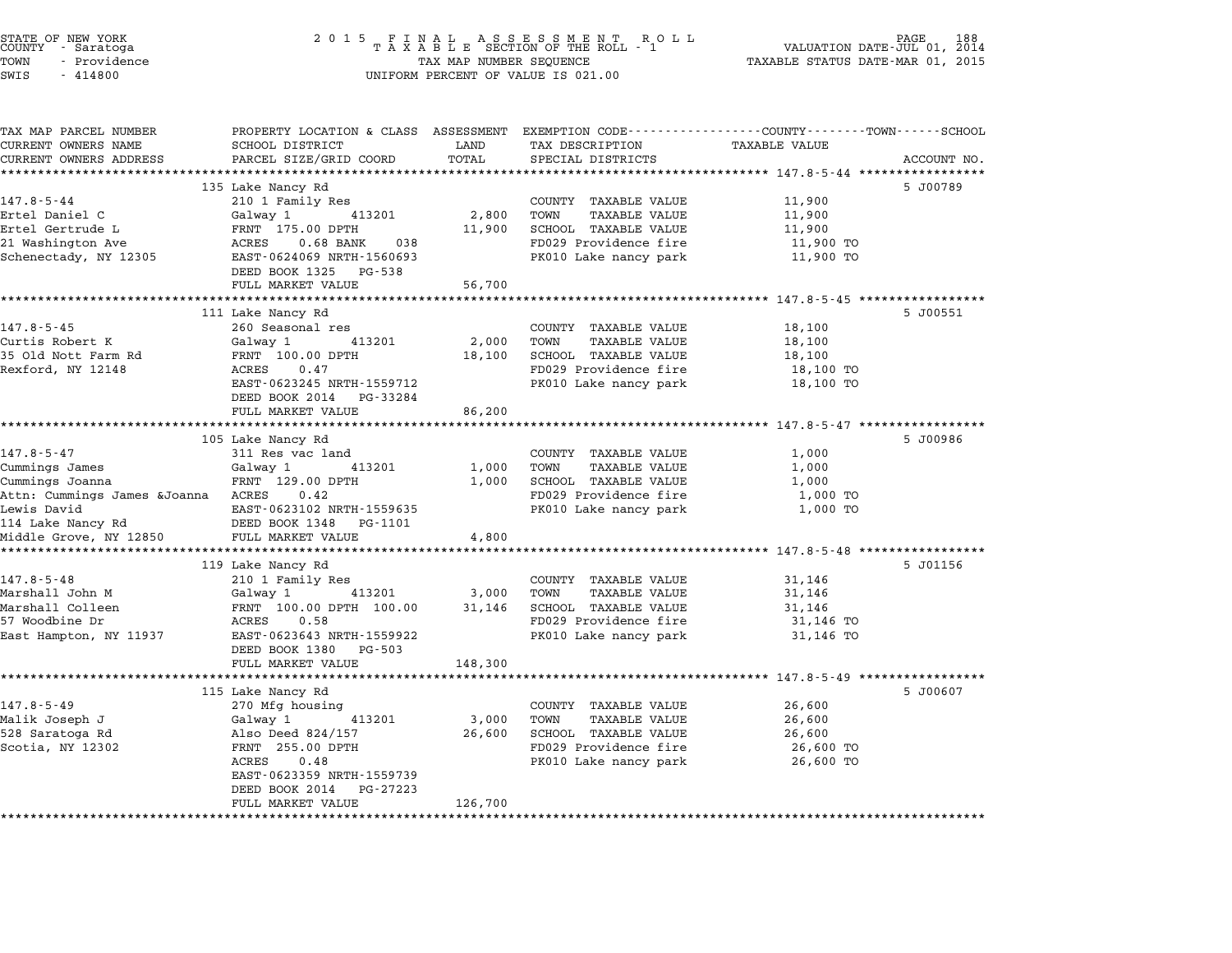STATE OF NEW YORK
COUNTY - Saratoga
TOWN - Providence
SWIS - 414800

2015 FINAL ASSESSMENT ROLL
TAXABLE SECTION OF THE ROLL - 1
TAX MAP NUMBER SEQUENCE
UNIFORM PERCENT OF VALUE IS 021.00

VALUATION DATE-JUL 01, 2014
TAXABLE STATUS DATE-MAR 01, 2015

| TAX MAP PARCEL NUMBER / CURRENT OWNERS NAME / CURRENT OWNERS ADDRESS | PROPERTY LOCATION & CLASS / SCHOOL DISTRICT / PARCEL SIZE/GRID COORD | ASSESSMENT LAND | TOTAL | EXEMPTION CODE / TAX DESCRIPTION / SPECIAL DISTRICTS | TAXABLE VALUE (COUNTY--TOWN--SCHOOL) | ACCOUNT NO. |
|---|---|---|---|---|---|---|
| | 135 Lake Nancy Rd | | | | | 5 J00789 |
| 147.8-5-44 | 210 1 Family Res | | | COUNTY TAXABLE VALUE | 11,900 | |
| Ertel Daniel C | Galway 1 413201 | 2,800 | | TOWN TAXABLE VALUE | 11,900 | |
| Ertel Gertrude L | FRNT 175.00 DPTH | | 11,900 | SCHOOL TAXABLE VALUE | 11,900 | |
| 21 Washington Ave | ACRES 0.68 BANK 038 | | | FD029 Providence fire | 11,900 TO | |
| Schenectady, NY 12305 | EAST-0624069 NRTH-1560693 | | | PK010 Lake nancy park | 11,900 TO | |
| | DEED BOOK 1325 PG-538 | | | | | |
| | FULL MARKET VALUE | | 56,700 | | | |
| | 111 Lake Nancy Rd | | | | | 5 J00551 |
| 147.8-5-45 | 260 Seasonal res | | | COUNTY TAXABLE VALUE | 18,100 | |
| Curtis Robert K | Galway 1 413201 | 2,000 | | TOWN TAXABLE VALUE | 18,100 | |
| 35 Old Nott Farm Rd | FRNT 100.00 DPTH | | 18,100 | SCHOOL TAXABLE VALUE | 18,100 | |
| Rexford, NY 12148 | ACRES 0.47 | | | FD029 Providence fire | 18,100 TO | |
| | EAST-0623245 NRTH-1559712 | | | PK010 Lake nancy park | 18,100 TO | |
| | DEED BOOK 2014 PG-33284 | | | | | |
| | FULL MARKET VALUE | | 86,200 | | | |
| | 105 Lake Nancy Rd | | | | | 5 J00986 |
| 147.8-5-47 | 311 Res vac land | | | COUNTY TAXABLE VALUE | 1,000 | |
| Cummings James | Galway 1 413201 | 1,000 | | TOWN TAXABLE VALUE | 1,000 | |
| Cummings Joanna | FRNT 129.00 DPTH | | 1,000 | SCHOOL TAXABLE VALUE | 1,000 | |
| Attn: Cummings James &Joanna | ACRES 0.42 | | | FD029 Providence fire | 1,000 TO | |
| Lewis David | EAST-0623102 NRTH-1559635 | | | PK010 Lake nancy park | 1,000 TO | |
| 114 Lake Nancy Rd | DEED BOOK 1348 PG-1101 | | | | | |
| Middle Grove, NY 12850 | FULL MARKET VALUE | | 4,800 | | | |
| | 119 Lake Nancy Rd | | | | | 5 J01156 |
| 147.8-5-48 | 210 1 Family Res | | | COUNTY TAXABLE VALUE | 31,146 | |
| Marshall John M | Galway 1 413201 | 3,000 | | TOWN TAXABLE VALUE | 31,146 | |
| Marshall Colleen | FRNT 100.00 DPTH 100.00 | | 31,146 | SCHOOL TAXABLE VALUE | 31,146 | |
| 57 Woodbine Dr | ACRES 0.58 | | | FD029 Providence fire | 31,146 TO | |
| East Hampton, NY 11937 | EAST-0623643 NRTH-1559922 | | | PK010 Lake nancy park | 31,146 TO | |
| | DEED BOOK 1380 PG-503 | | | | | |
| | FULL MARKET VALUE | | 148,300 | | | |
| | 115 Lake Nancy Rd | | | | | 5 J00607 |
| 147.8-5-49 | 270 Mfg housing | | | COUNTY TAXABLE VALUE | 26,600 | |
| Malik Joseph J | Galway 1 413201 | 3,000 | | TOWN TAXABLE VALUE | 26,600 | |
| 528 Saratoga Rd | Also Deed 824/157 | | 26,600 | SCHOOL TAXABLE VALUE | 26,600 | |
| Scotia, NY 12302 | FRNT 255.00 DPTH | | | FD029 Providence fire | 26,600 TO | |
| | ACRES 0.48 | | | PK010 Lake nancy park | 26,600 TO | |
| | EAST-0623359 NRTH-1559739 | | | | | |
| | DEED BOOK 2014 PG-27223 | | | | | |
| | FULL MARKET VALUE | | 126,700 | | | |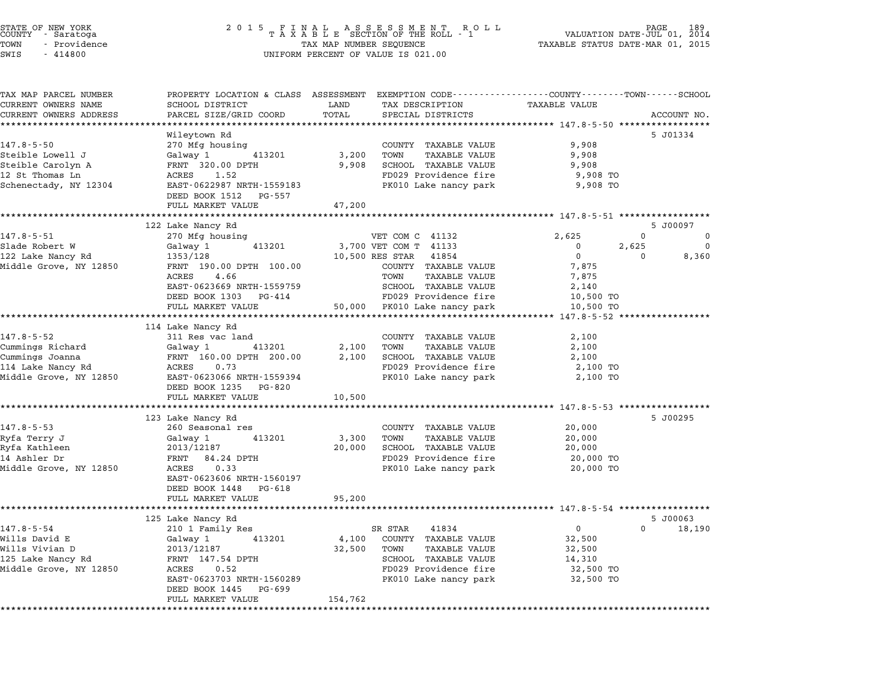STATE OF NEW YORK
COUNTY - Saratoga
TOWN - Providence
SWIS - 414800

2015 FINAL ASSESSMENT ROLL
TAXABLE SECTION OF THE ROLL - 1
TAX MAP NUMBER SEQUENCE
UNIFORM PERCENT OF VALUE IS 021.00

VALUATION DATE-JUL 01, 2014
TAXABLE STATUS DATE-MAR 01, 2015

| TAX MAP PARCEL NUMBER / CURRENT OWNERS NAME / CURRENT OWNERS ADDRESS | PROPERTY LOCATION & CLASS / SCHOOL DISTRICT / PARCEL SIZE/GRID COORD | ASSESSMENT LAND | TOTAL | EXEMPTION CODE / TAX DESCRIPTION / SPECIAL DISTRICTS | COUNTY TAXABLE VALUE | TOWN | SCHOOL | ACCOUNT NO. |
|---|---|---|---|---|---|---|---|---|
| **147.8-5-50** | Wileytown Rd | | | | | | | 5 J01334 |
| 147.8-5-50 | 270 Mfg housing | | | COUNTY TAXABLE VALUE | 9,908 | | | |
| Steible Lowell J | Galway 1 413201 | 3,200 | | TOWN TAXABLE VALUE | 9,908 | | | |
| Steible Carolyn A | FRNT 320.00 DPTH | | 9,908 | SCHOOL TAXABLE VALUE | 9,908 | | | |
| 12 St Thomas Ln | ACRES 1.52 | | | FD029 Providence fire | 9,908 TO | | | |
| Schenectady, NY 12304 | EAST-0622987 NRTH-1559183 | | | PK010 Lake nancy park | 9,908 TO | | | |
| | DEED BOOK 1512 PG-557 | | | | | | | |
| | FULL MARKET VALUE | | 47,200 | | | | | |
| **147.8-5-51** | 122 Lake Nancy Rd | | | | | | | 5 J00097 |
| 147.8-5-51 | 270 Mfg housing | | | VET COM C 41132 | 2,625 | 0 | 0 | |
| Slade Robert W | Galway 1 413201 | 3,700 | | VET COM T 41133 | 0 | 2,625 | 0 | |
| 122 Lake Nancy Rd | 1353/128 | | 10,500 | RES STAR 41854 | 0 | 0 | 8,360 | |
| Middle Grove, NY 12850 | FRNT 190.00 DPTH 100.00 | | | COUNTY TAXABLE VALUE | 7,875 | | | |
| | ACRES 4.66 | | | TOWN TAXABLE VALUE | 7,875 | | | |
| | EAST-0623669 NRTH-1559759 | | | SCHOOL TAXABLE VALUE | 2,140 | | | |
| | DEED BOOK 1303 PG-414 | | | FD029 Providence fire | 10,500 TO | | | |
| | FULL MARKET VALUE | | 50,000 | PK010 Lake nancy park | 10,500 TO | | | |
| **147.8-5-52** | 114 Lake Nancy Rd | | | | | | | |
| 147.8-5-52 | 311 Res vac land | | | COUNTY TAXABLE VALUE | 2,100 | | | |
| Cummings Richard | Galway 1 413201 | 2,100 | | TOWN TAXABLE VALUE | 2,100 | | | |
| Cummings Joanna | FRNT 160.00 DPTH 200.00 | | 2,100 | SCHOOL TAXABLE VALUE | 2,100 | | | |
| 114 Lake Nancy Rd | ACRES 0.73 | | | FD029 Providence fire | 2,100 TO | | | |
| Middle Grove, NY 12850 | EAST-0623066 NRTH-1559394 | | | PK010 Lake nancy park | 2,100 TO | | | |
| | DEED BOOK 1235 PG-820 | | | | | | | |
| | FULL MARKET VALUE | | 10,500 | | | | | |
| **147.8-5-53** | 123 Lake Nancy Rd | | | | | | | 5 J00295 |
| 147.8-5-53 | 260 Seasonal res | | | COUNTY TAXABLE VALUE | 20,000 | | | |
| Ryfa Terry J | Galway 1 413201 | 3,300 | | TOWN TAXABLE VALUE | 20,000 | | | |
| Ryfa Kathleen | 2013/12187 | | 20,000 | SCHOOL TAXABLE VALUE | 20,000 | | | |
| 14 Ashler Dr | FRNT 84.24 DPTH | | | FD029 Providence fire | 20,000 TO | | | |
| Middle Grove, NY 12850 | ACRES 0.33 | | | PK010 Lake nancy park | 20,000 TO | | | |
| | EAST-0623606 NRTH-1560197 | | | | | | | |
| | DEED BOOK 1448 PG-618 | | | | | | | |
| | FULL MARKET VALUE | | 95,200 | | | | | |
| **147.8-5-54** | 125 Lake Nancy Rd | | | | | | | 5 J00063 |
| 147.8-5-54 | 210 1 Family Res | | | SR STAR 41834 | 0 | 0 | 18,190 | |
| Wills David E | Galway 1 413201 | 4,100 | | COUNTY TAXABLE VALUE | 32,500 | | | |
| Wills Vivian D | 2013/12187 | | 32,500 | TOWN TAXABLE VALUE | 32,500 | | | |
| 125 Lake Nancy Rd | FRNT 147.54 DPTH | | | SCHOOL TAXABLE VALUE | 14,310 | | | |
| Middle Grove, NY 12850 | ACRES 0.52 | | | FD029 Providence fire | 32,500 TO | | | |
| | EAST-0623703 NRTH-1560289 | | | PK010 Lake nancy park | 32,500 TO | | | |
| | DEED BOOK 1445 PG-699 | | | | | | | |
| | FULL MARKET VALUE | | 154,762 | | | | | |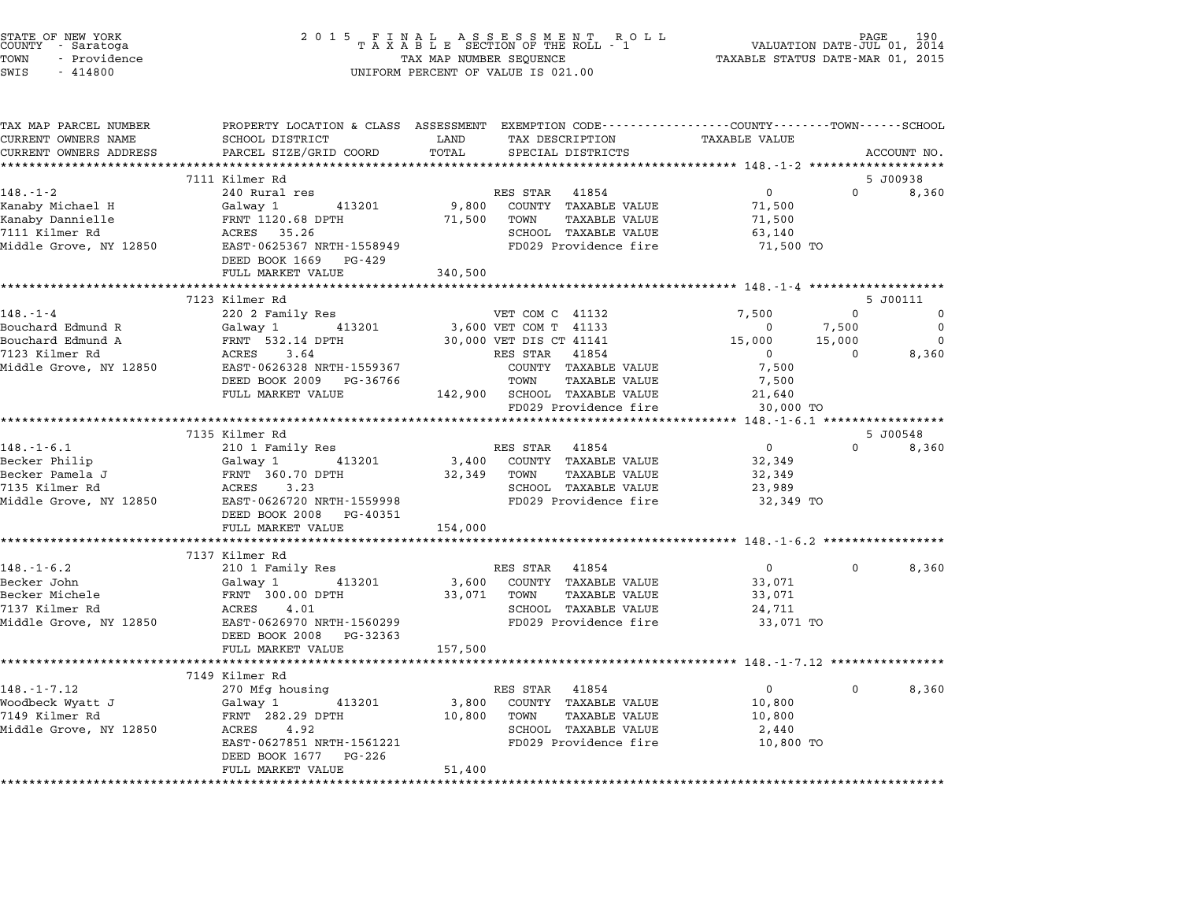STATE OF NEW YORK
COUNTY - Saratoga
TOWN - Providence
SWIS - 414800

2015 FINAL ASSESSMENT ROLL
TAXABLE SECTION OF THE ROLL - 1
TAX MAP NUMBER SEQUENCE
UNIFORM PERCENT OF VALUE IS 021.00

VALUATION DATE-JUL 01, 2014
TAXABLE STATUS DATE-MAR 01, 2015

| TAX MAP PARCEL NUMBER / CURRENT OWNERS NAME / CURRENT OWNERS ADDRESS | PROPERTY LOCATION & CLASS / SCHOOL DISTRICT / PARCEL SIZE/GRID COORD | ASSESSMENT LAND / TOTAL | EXEMPTION CODE / TAX DESCRIPTION / SPECIAL DISTRICTS | COUNTY TAXABLE VALUE | TOWN | SCHOOL / ACCOUNT NO. |
|---|---|---|---|---|---|---|
| | 7111 Kilmer Rd | | | | | 5 J00938 |
| 148.-1-2 | 240 Rural res | | RES STAR 41854 | 0 | 0 | 8,360 |
| Kanaby Michael H | Galway 1 413201 | 9,800 | COUNTY TAXABLE VALUE | 71,500 | | |
| Kanaby Dannielle | FRNT 1120.68 DPTH | 71,500 | TOWN TAXABLE VALUE | 71,500 | | |
| 7111 Kilmer Rd | ACRES 35.26 | | SCHOOL TAXABLE VALUE | 63,140 | | |
| Middle Grove, NY 12850 | EAST-0625367 NRTH-1558949 | | FD029 Providence fire | 71,500 TO | | |
| | DEED BOOK 1669 PG-429 | | | | | |
| | FULL MARKET VALUE | 340,500 | | | | |
| | 7123 Kilmer Rd | | | | | 5 J00111 |
| 148.-1-4 | 220 2 Family Res | | VET COM C 41132 | 7,500 | 0 | 0 |
| Bouchard Edmund R | Galway 1 413201 | 3,600 | VET COM T 41133 | 0 | 7,500 | 0 |
| Bouchard Edmund A | FRNT 532.14 DPTH | 30,000 | VET DIS CT 41141 | 15,000 | 15,000 | 0 |
| 7123 Kilmer Rd | ACRES 3.64 | | RES STAR 41854 | 0 | 0 | 8,360 |
| Middle Grove, NY 12850 | EAST-0626328 NRTH-1559367 | | COUNTY TAXABLE VALUE | 7,500 | | |
| | DEED BOOK 2009 PG-36766 | | TOWN TAXABLE VALUE | 7,500 | | |
| | FULL MARKET VALUE | 142,900 | SCHOOL TAXABLE VALUE | 21,640 | | |
| | | | FD029 Providence fire | 30,000 TO | | |
| | 7135 Kilmer Rd | | | | | 5 J00548 |
| 148.-1-6.1 | 210 1 Family Res | | RES STAR 41854 | 0 | 0 | 8,360 |
| Becker Philip | Galway 1 413201 | 3,400 | COUNTY TAXABLE VALUE | 32,349 | | |
| Becker Pamela J | FRNT 360.70 DPTH | 32,349 | TOWN TAXABLE VALUE | 32,349 | | |
| 7135 Kilmer Rd | ACRES 3.23 | | SCHOOL TAXABLE VALUE | 23,989 | | |
| Middle Grove, NY 12850 | EAST-0626720 NRTH-1559998 | | FD029 Providence fire | 32,349 TO | | |
| | DEED BOOK 2008 PG-40351 | | | | | |
| | FULL MARKET VALUE | 154,000 | | | | |
| | 7137 Kilmer Rd | | | | | |
| 148.-1-6.2 | 210 1 Family Res | | RES STAR 41854 | 0 | 0 | 8,360 |
| Becker John | Galway 1 413201 | 3,600 | COUNTY TAXABLE VALUE | 33,071 | | |
| Becker Michele | FRNT 300.00 DPTH | 33,071 | TOWN TAXABLE VALUE | 33,071 | | |
| 7137 Kilmer Rd | ACRES 4.01 | | SCHOOL TAXABLE VALUE | 24,711 | | |
| Middle Grove, NY 12850 | EAST-0626970 NRTH-1560299 | | FD029 Providence fire | 33,071 TO | | |
| | DEED BOOK 2008 PG-32363 | | | | | |
| | FULL MARKET VALUE | 157,500 | | | | |
| | 7149 Kilmer Rd | | | | | |
| 148.-1-7.12 | 270 Mfg housing | | RES STAR 41854 | 0 | 0 | 8,360 |
| Woodbeck Wyatt J | Galway 1 413201 | 3,800 | COUNTY TAXABLE VALUE | 10,800 | | |
| 7149 Kilmer Rd | FRNT 282.29 DPTH | 10,800 | TOWN TAXABLE VALUE | 10,800 | | |
| Middle Grove, NY 12850 | ACRES 4.92 | | SCHOOL TAXABLE VALUE | 2,440 | | |
| | EAST-0627851 NRTH-1561221 | | FD029 Providence fire | 10,800 TO | | |
| | DEED BOOK 1677 PG-226 | | | | | |
| | FULL MARKET VALUE | 51,400 | | | | |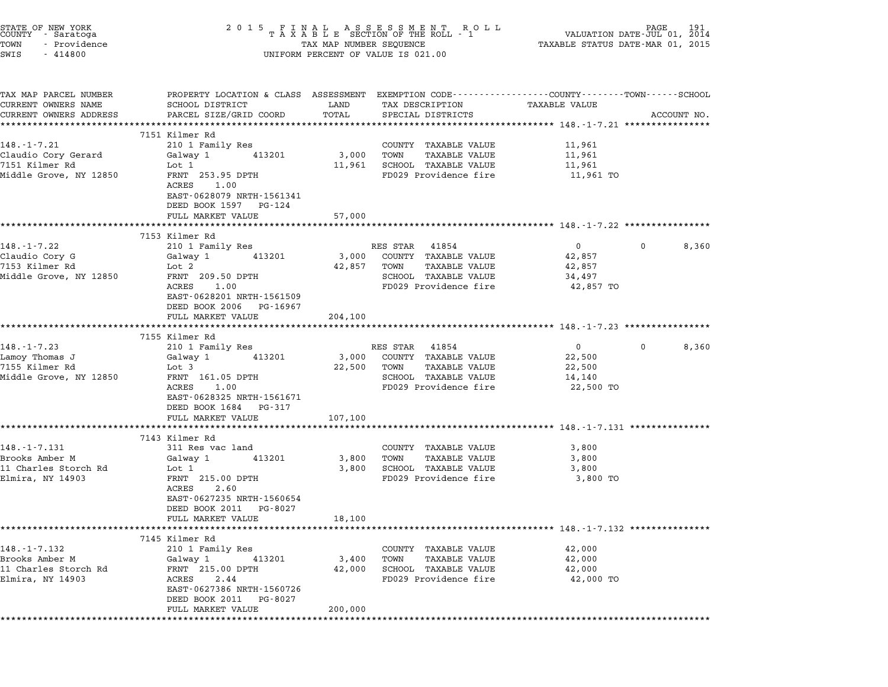STATE OF NEW YORK · COUNTY - Saratoga · TOWN - Providence · SWIS - 414800

**2 0 1 5 F I N A L A S S E S S M E N T R O L L**
**T A X A B L E SECTION OF THE ROLL - 1**
TAX MAP NUMBER SEQUENCE
UNIFORM PERCENT OF VALUE IS 021.00

VALUATION DATE-JUL 01, 2014
TAXABLE STATUS DATE-MAR 01, 2015

| TAX MAP PARCEL NUMBER / CURRENT OWNERS NAME / CURRENT OWNERS ADDRESS | PROPERTY LOCATION & CLASS / SCHOOL DISTRICT / PARCEL SIZE/GRID COORD | ASSESSMENT LAND | ASSESSMENT TOTAL | EXEMPTION CODE / TAX DESCRIPTION / SPECIAL DISTRICTS | COUNTY TAXABLE VALUE | TOWN | SCHOOL | ACCOUNT NO. |
|---|---|---|---|---|---|---|---|---|
| **148.-1-7.21** | 7151 Kilmer Rd | | | | | | | |
| 148.-1-7.21 | 210 1 Family Res | | | COUNTY TAXABLE VALUE | 11,961 | | | |
| Claudio Cory Gerard | Galway 1 413201 | 3,000 | | TOWN TAXABLE VALUE | 11,961 | | | |
| 7151 Kilmer Rd | Lot 1 | | 11,961 | SCHOOL TAXABLE VALUE | 11,961 | | | |
| Middle Grove, NY 12850 | FRNT 253.95 DPTH | | | FD029 Providence fire | 11,961 TO | | | |
| | ACRES 1.00 | | | | | | | |
| | EAST-0628079 NRTH-1561341 | | | | | | | |
| | DEED BOOK 1597 PG-124 | | | | | | | |
| | FULL MARKET VALUE | | 57,000 | | | | | |
| **148.-1-7.22** | 7153 Kilmer Rd | | | | | | | |
| 148.-1-7.22 | 210 1 Family Res | | | RES STAR 41854 | 0 | 0 | 8,360 | |
| Claudio Cory G | Galway 1 413201 | 3,000 | | COUNTY TAXABLE VALUE | 42,857 | | | |
| 7153 Kilmer Rd | Lot 2 | | 42,857 | TOWN TAXABLE VALUE | 42,857 | | | |
| Middle Grove, NY 12850 | FRNT 209.50 DPTH | | | SCHOOL TAXABLE VALUE | 34,497 | | | |
| | ACRES 1.00 | | | FD029 Providence fire | 42,857 TO | | | |
| | EAST-0628201 NRTH-1561509 | | | | | | | |
| | DEED BOOK 2006 PG-16967 | | | | | | | |
| | FULL MARKET VALUE | | 204,100 | | | | | |
| **148.-1-7.23** | 7155 Kilmer Rd | | | | | | | |
| 148.-1-7.23 | 210 1 Family Res | | | RES STAR 41854 | 0 | 0 | 8,360 | |
| Lamoy Thomas J | Galway 1 413201 | 3,000 | | COUNTY TAXABLE VALUE | 22,500 | | | |
| 7155 Kilmer Rd | Lot 3 | | 22,500 | TOWN TAXABLE VALUE | 22,500 | | | |
| Middle Grove, NY 12850 | FRNT 161.05 DPTH | | | SCHOOL TAXABLE VALUE | 14,140 | | | |
| | ACRES 1.00 | | | FD029 Providence fire | 22,500 TO | | | |
| | EAST-0628325 NRTH-1561671 | | | | | | | |
| | DEED BOOK 1684 PG-317 | | | | | | | |
| | FULL MARKET VALUE | | 107,100 | | | | | |
| **148.-1-7.131** | 7143 Kilmer Rd | | | | | | | |
| 148.-1-7.131 | 311 Res vac land | | | COUNTY TAXABLE VALUE | 3,800 | | | |
| Brooks Amber M | Galway 1 413201 | 3,800 | | TOWN TAXABLE VALUE | 3,800 | | | |
| 11 Charles Storch Rd | Lot 1 | | 3,800 | SCHOOL TAXABLE VALUE | 3,800 | | | |
| Elmira, NY 14903 | FRNT 215.00 DPTH | | | FD029 Providence fire | 3,800 TO | | | |
| | ACRES 2.60 | | | | | | | |
| | EAST-0627235 NRTH-1560654 | | | | | | | |
| | DEED BOOK 2011 PG-8027 | | | | | | | |
| | FULL MARKET VALUE | | 18,100 | | | | | |
| **148.-1-7.132** | 7145 Kilmer Rd | | | | | | | |
| 148.-1-7.132 | 210 1 Family Res | | | COUNTY TAXABLE VALUE | 42,000 | | | |
| Brooks Amber M | Galway 1 413201 | 3,400 | | TOWN TAXABLE VALUE | 42,000 | | | |
| 11 Charles Storch Rd | FRNT 215.00 DPTH | | 42,000 | SCHOOL TAXABLE VALUE | 42,000 | | | |
| Elmira, NY 14903 | ACRES 2.44 | | | FD029 Providence fire | 42,000 TO | | | |
| | EAST-0627386 NRTH-1560726 | | | | | | | |
| | DEED BOOK 2011 PG-8027 | | | | | | | |
| | FULL MARKET VALUE | | 200,000 | | | | | |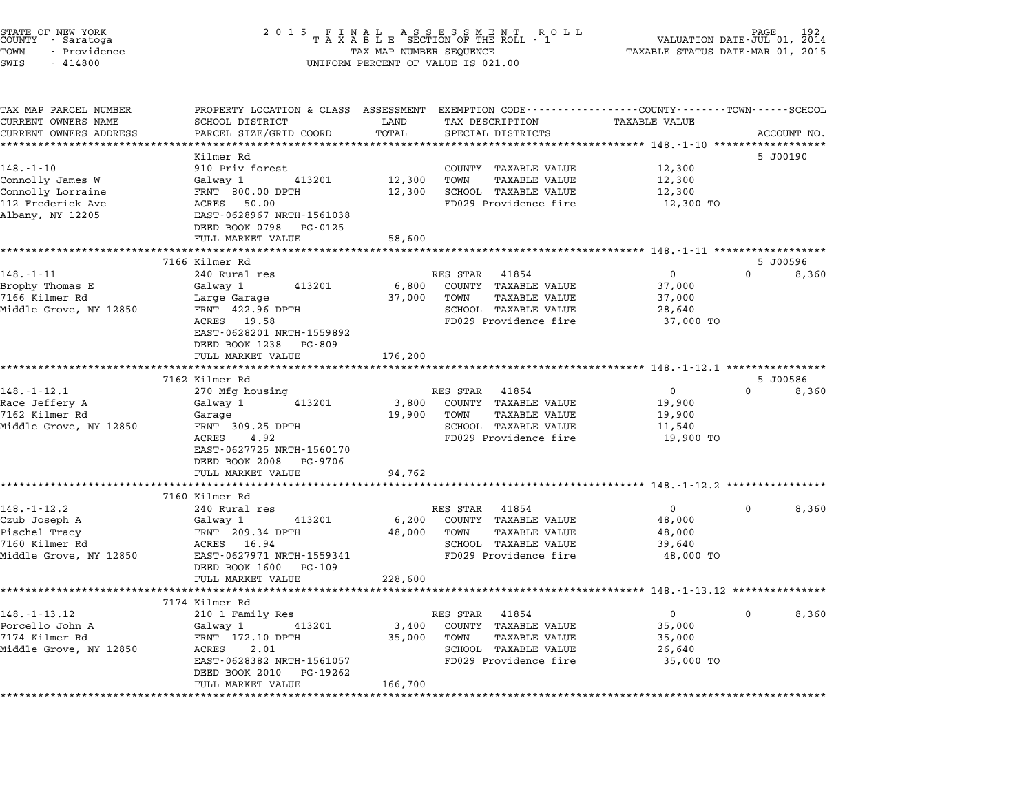STATE OF NEW YORK
COUNTY - Saratoga
TOWN - Providence
SWIS - 414800

2015 FINAL ASSESSMENT ROLL
TAXABLE SECTION OF THE ROLL - 1
TAX MAP NUMBER SEQUENCE
UNIFORM PERCENT OF VALUE IS 021.00

VALUATION DATE-JUL 01, 2014
TAXABLE STATUS DATE-MAR 01, 2015

| TAX MAP PARCEL NUMBER / CURRENT OWNERS NAME / CURRENT OWNERS ADDRESS | PROPERTY LOCATION & CLASS / SCHOOL DISTRICT / PARCEL SIZE/GRID COORD | ASSESSMENT LAND | TOTAL | EXEMPTION CODE / TAX DESCRIPTION / SPECIAL DISTRICTS | COUNTY TAXABLE VALUE | TOWN | SCHOOL | ACCOUNT NO. |
|---|---|---|---|---|---|---|---|---|
| 148.-1-10 | Kilmer Rd | | | | | | | 5 J00190 |
| Connolly James W | 910 Priv forest | | | COUNTY TAXABLE VALUE | 12,300 | | | |
| Connolly Lorraine | Galway 1 413201 | 12,300 | | TOWN TAXABLE VALUE | 12,300 | | | |
| 112 Frederick Ave | FRNT 800.00 DPTH | | 12,300 | SCHOOL TAXABLE VALUE | 12,300 | | | |
| Albany, NY 12205 | ACRES 50.00 | | | FD029 Providence fire | 12,300 TO | | | |
| | EAST-0628967 NRTH-1561038 | | | | | | | |
| | DEED BOOK 0798 PG-0125 | | | | | | | |
| | FULL MARKET VALUE | | 58,600 | | | | | |
| 148.-1-11 | 7166 Kilmer Rd | | | | | | | 5 J00596 |
| Brophy Thomas E | 240 Rural res | | | RES STAR 41854 | 0 | 0 | 8,360 | |
| 7166 Kilmer Rd | Galway 1 413201 | 6,800 | | COUNTY TAXABLE VALUE | 37,000 | | | |
| Middle Grove, NY 12850 | Large Garage | | 37,000 | TOWN TAXABLE VALUE | 37,000 | | | |
| | FRNT 422.96 DPTH | | | SCHOOL TAXABLE VALUE | 28,640 | | | |
| | ACRES 19.58 | | | FD029 Providence fire | 37,000 TO | | | |
| | EAST-0628201 NRTH-1559892 | | | | | | | |
| | DEED BOOK 1238 PG-809 | | | | | | | |
| | FULL MARKET VALUE | | 176,200 | | | | | |
| 148.-1-12.1 | 7162 Kilmer Rd | | | | | | | 5 J00586 |
| Race Jeffery A | 270 Mfg housing | | | RES STAR 41854 | 0 | 0 | 8,360 | |
| 7162 Kilmer Rd | Galway 1 413201 | 3,800 | | COUNTY TAXABLE VALUE | 19,900 | | | |
| Middle Grove, NY 12850 | Garage | | 19,900 | TOWN TAXABLE VALUE | 19,900 | | | |
| | FRNT 309.25 DPTH | | | SCHOOL TAXABLE VALUE | 11,540 | | | |
| | ACRES 4.92 | | | FD029 Providence fire | 19,900 TO | | | |
| | EAST-0627725 NRTH-1560170 | | | | | | | |
| | DEED BOOK 2008 PG-9706 | | | | | | | |
| | FULL MARKET VALUE | | 94,762 | | | | | |
| 148.-1-12.2 | 7160 Kilmer Rd | | | | | | | |
| Czub Joseph A | 240 Rural res | | | RES STAR 41854 | 0 | 0 | 8,360 | |
| Pischel Tracy | Galway 1 413201 | 6,200 | | COUNTY TAXABLE VALUE | 48,000 | | | |
| 7160 Kilmer Rd | FRNT 209.34 DPTH | | 48,000 | TOWN TAXABLE VALUE | 48,000 | | | |
| Middle Grove, NY 12850 | ACRES 16.94 | | | SCHOOL TAXABLE VALUE | 39,640 | | | |
| | EAST-0627971 NRTH-1559341 | | | FD029 Providence fire | 48,000 TO | | | |
| | DEED BOOK 1600 PG-109 | | | | | | | |
| | FULL MARKET VALUE | | 228,600 | | | | | |
| 148.-1-13.12 | 7174 Kilmer Rd | | | | | | | |
| Porcello John A | 210 1 Family Res | | | RES STAR 41854 | 0 | 0 | 8,360 | |
| 7174 Kilmer Rd | Galway 1 413201 | 3,400 | | COUNTY TAXABLE VALUE | 35,000 | | | |
| Middle Grove, NY 12850 | FRNT 172.10 DPTH | | 35,000 | TOWN TAXABLE VALUE | 35,000 | | | |
| | ACRES 2.01 | | | SCHOOL TAXABLE VALUE | 26,640 | | | |
| | EAST-0628382 NRTH-1561057 | | | FD029 Providence fire | 35,000 TO | | | |
| | DEED BOOK 2010 PG-19262 | | | | | | | |
| | FULL MARKET VALUE | | 166,700 | | | | | |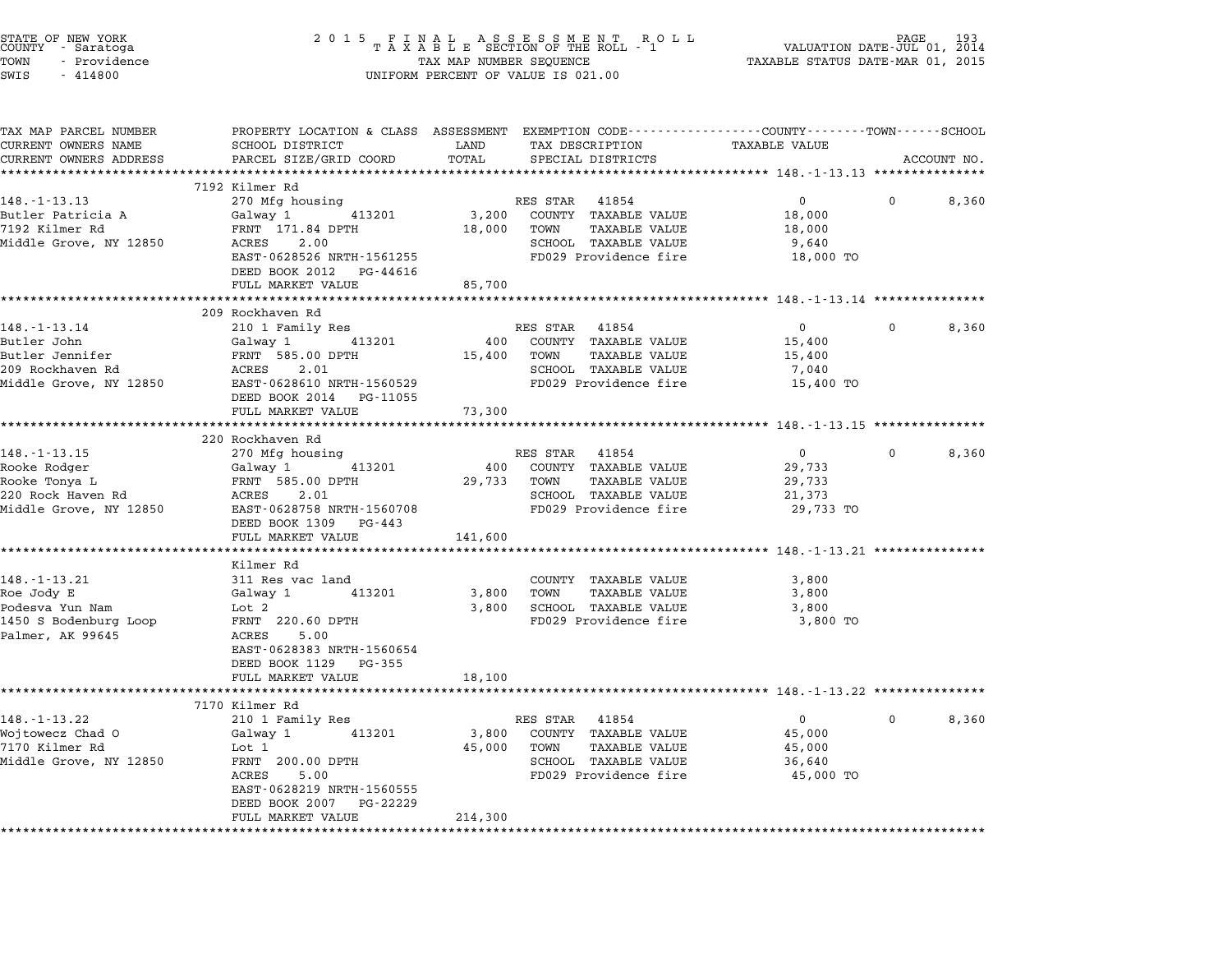STATE OF NEW YORK
COUNTY - Saratoga
TOWN - Providence
SWIS - 414800

2 0 1 5 F I N A L A S S E S S M E N T R O L L
T A X A B L E SECTION OF THE ROLL - 1
TAX MAP NUMBER SEQUENCE
UNIFORM PERCENT OF VALUE IS 021.00

VALUATION DATE-JUL 01, 2014
TAXABLE STATUS DATE-MAR 01, 2015

| TAX MAP PARCEL NUMBER / CURRENT OWNERS NAME / CURRENT OWNERS ADDRESS | PROPERTY LOCATION & CLASS / SCHOOL DISTRICT / PARCEL SIZE/GRID COORD | ASSESSMENT LAND / TOTAL | EXEMPTION CODE / TAX DESCRIPTION / SPECIAL DISTRICTS | COUNTY / TAXABLE VALUE | TOWN | SCHOOL / ACCOUNT NO. |
|---|---|---|---|---|---|---|
| **148.-1-13.13** | 7192 Kilmer Rd | | | | | |
| 148.-1-13.13 | 270 Mfg housing | | RES STAR 41854 | 0 | 0 | 8,360 |
| Butler Patricia A | Galway 1 413201 | 3,200 | COUNTY TAXABLE VALUE | 18,000 | | |
| 7192 Kilmer Rd | FRNT 171.84 DPTH | 18,000 | TOWN TAXABLE VALUE | 18,000 | | |
| Middle Grove, NY 12850 | ACRES 2.00 | | SCHOOL TAXABLE VALUE | 9,640 | | |
| | EAST-0628526 NRTH-1561255 | | FD029 Providence fire | 18,000 TO | | |
| | DEED BOOK 2012 PG-44616 | | | | | |
| | FULL MARKET VALUE | 85,700 | | | | |
| **148.-1-13.14** | 209 Rockhaven Rd | | | | | |
| 148.-1-13.14 | 210 1 Family Res | | RES STAR 41854 | 0 | 0 | 8,360 |
| Butler John | Galway 1 413201 | 400 | COUNTY TAXABLE VALUE | 15,400 | | |
| Butler Jennifer | FRNT 585.00 DPTH | 15,400 | TOWN TAXABLE VALUE | 15,400 | | |
| 209 Rockhaven Rd | ACRES 2.01 | | SCHOOL TAXABLE VALUE | 7,040 | | |
| Middle Grove, NY 12850 | EAST-0628610 NRTH-1560529 | | FD029 Providence fire | 15,400 TO | | |
| | DEED BOOK 2014 PG-11055 | | | | | |
| | FULL MARKET VALUE | 73,300 | | | | |
| **148.-1-13.15** | 220 Rockhaven Rd | | | | | |
| 148.-1-13.15 | 270 Mfg housing | | RES STAR 41854 | 0 | 0 | 8,360 |
| Rooke Rodger | Galway 1 413201 | 400 | COUNTY TAXABLE VALUE | 29,733 | | |
| Rooke Tonya L | FRNT 585.00 DPTH | 29,733 | TOWN TAXABLE VALUE | 29,733 | | |
| 220 Rock Haven Rd | ACRES 2.01 | | SCHOOL TAXABLE VALUE | 21,373 | | |
| Middle Grove, NY 12850 | EAST-0628758 NRTH-1560708 | | FD029 Providence fire | 29,733 TO | | |
| | DEED BOOK 1309 PG-443 | | | | | |
| | FULL MARKET VALUE | 141,600 | | | | |
| **148.-1-13.21** | Kilmer Rd | | | | | |
| 148.-1-13.21 | 311 Res vac land | | COUNTY TAXABLE VALUE | 3,800 | | |
| Roe Jody E | Galway 1 413201 | 3,800 | TOWN TAXABLE VALUE | 3,800 | | |
| Podesva Yun Nam | Lot 2 | 3,800 | SCHOOL TAXABLE VALUE | 3,800 | | |
| 1450 S Bodenburg Loop | FRNT 220.60 DPTH | | FD029 Providence fire | 3,800 TO | | |
| Palmer, AK 99645 | ACRES 5.00 | | | | | |
| | EAST-0628383 NRTH-1560654 | | | | | |
| | DEED BOOK 1129 PG-355 | | | | | |
| | FULL MARKET VALUE | 18,100 | | | | |
| **148.-1-13.22** | 7170 Kilmer Rd | | | | | |
| 148.-1-13.22 | 210 1 Family Res | | RES STAR 41854 | 0 | 0 | 8,360 |
| Wojtowecz Chad O | Galway 1 413201 | 3,800 | COUNTY TAXABLE VALUE | 45,000 | | |
| 7170 Kilmer Rd | Lot 1 | 45,000 | TOWN TAXABLE VALUE | 45,000 | | |
| Middle Grove, NY 12850 | FRNT 200.00 DPTH | | SCHOOL TAXABLE VALUE | 36,640 | | |
| | ACRES 5.00 | | FD029 Providence fire | 45,000 TO | | |
| | EAST-0628219 NRTH-1560555 | | | | | |
| | DEED BOOK 2007 PG-22229 | | | | | |
| | FULL MARKET VALUE | 214,300 | | | | |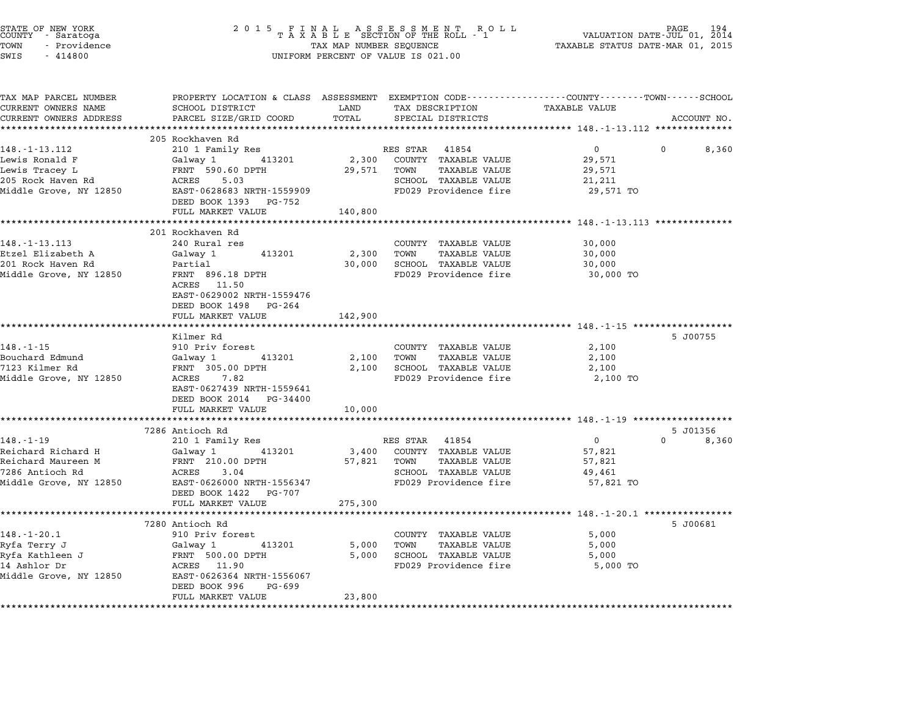STATE OF NEW YORK
COUNTY - Saratoga
TOWN - Providence
SWIS - 414800

2015 FINAL ASSESSMENT ROLL
TAXABLE SECTION OF THE ROLL - 1
TAX MAP NUMBER SEQUENCE
UNIFORM PERCENT OF VALUE IS 021.00

VALUATION DATE-JUL 01, 2014
TAXABLE STATUS DATE-MAR 01, 2015

| TAX MAP PARCEL NUMBER / CURRENT OWNERS NAME / CURRENT OWNERS ADDRESS | PROPERTY LOCATION & CLASS / SCHOOL DISTRICT / PARCEL SIZE/GRID COORD | ASSESSMENT LAND | TOTAL | EXEMPTION CODE / TAX DESCRIPTION / SPECIAL DISTRICTS | COUNTY TAXABLE VALUE | TOWN | SCHOOL / ACCOUNT NO. |
|---|---|---|---|---|---|---|---|
| | **205 Rockhaven Rd** | | | | | | |
| 148.-1-13.112 | 210 1 Family Res | | | RES STAR 41854 | 0 | 0 | 8,360 |
| Lewis Ronald F | Galway 1 413201 | 2,300 | | COUNTY TAXABLE VALUE | 29,571 | | |
| Lewis Tracey L | FRNT 590.60 DPTH | | 29,571 | TOWN TAXABLE VALUE | 29,571 | | |
| 205 Rock Haven Rd | ACRES 5.03 | | | SCHOOL TAXABLE VALUE | 21,211 | | |
| Middle Grove, NY 12850 | EAST-0628683 NRTH-1559909 | | | FD029 Providence fire | 29,571 TO | | |
| | DEED BOOK 1393 PG-752 | | | | | | |
| | FULL MARKET VALUE | | 140,800 | | | | |
| | **201 Rockhaven Rd** | | | | | | |
| 148.-1-13.113 | 240 Rural res | | | COUNTY TAXABLE VALUE | 30,000 | | |
| Etzel Elizabeth A | Galway 1 413201 | 2,300 | | TOWN TAXABLE VALUE | 30,000 | | |
| 201 Rock Haven Rd | Partial | | 30,000 | SCHOOL TAXABLE VALUE | 30,000 | | |
| Middle Grove, NY 12850 | FRNT 896.18 DPTH | | | FD029 Providence fire | 30,000 TO | | |
| | ACRES 11.50 | | | | | | |
| | EAST-0629002 NRTH-1559476 | | | | | | |
| | DEED BOOK 1498 PG-264 | | | | | | |
| | FULL MARKET VALUE | | 142,900 | | | | |
| | **Kilmer Rd** | | | | | | 5 J00755 |
| 148.-1-15 | 910 Priv forest | | | COUNTY TAXABLE VALUE | 2,100 | | |
| Bouchard Edmund | Galway 1 413201 | 2,100 | | TOWN TAXABLE VALUE | 2,100 | | |
| 7123 Kilmer Rd | FRNT 305.00 DPTH | | 2,100 | SCHOOL TAXABLE VALUE | 2,100 | | |
| Middle Grove, NY 12850 | ACRES 7.82 | | | FD029 Providence fire | 2,100 TO | | |
| | EAST-0627439 NRTH-1559641 | | | | | | |
| | DEED BOOK 2014 PG-34400 | | | | | | |
| | FULL MARKET VALUE | | 10,000 | | | | |
| | **7286 Antioch Rd** | | | | | | 5 J01356 |
| 148.-1-19 | 210 1 Family Res | | | RES STAR 41854 | 0 | 0 | 8,360 |
| Reichard Richard H | Galway 1 413201 | 3,400 | | COUNTY TAXABLE VALUE | 57,821 | | |
| Reichard Maureen M | FRNT 210.00 DPTH | | 57,821 | TOWN TAXABLE VALUE | 57,821 | | |
| 7286 Antioch Rd | ACRES 3.04 | | | SCHOOL TAXABLE VALUE | 49,461 | | |
| Middle Grove, NY 12850 | EAST-0626000 NRTH-1556347 | | | FD029 Providence fire | 57,821 TO | | |
| | DEED BOOK 1422 PG-707 | | | | | | |
| | FULL MARKET VALUE | | 275,300 | | | | |
| | **7280 Antioch Rd** | | | | | | 5 J00681 |
| 148.-1-20.1 | 910 Priv forest | | | COUNTY TAXABLE VALUE | 5,000 | | |
| Ryfa Terry J | Galway 1 413201 | 5,000 | | TOWN TAXABLE VALUE | 5,000 | | |
| Ryfa Kathleen J | FRNT 500.00 DPTH | | 5,000 | SCHOOL TAXABLE VALUE | 5,000 | | |
| 14 Ashlor Dr | ACRES 11.90 | | | FD029 Providence fire | 5,000 TO | | |
| Middle Grove, NY 12850 | EAST-0626364 NRTH-1556067 | | | | | | |
| | DEED BOOK 996 PG-699 | | | | | | |
| | FULL MARKET VALUE | | 23,800 | | | | |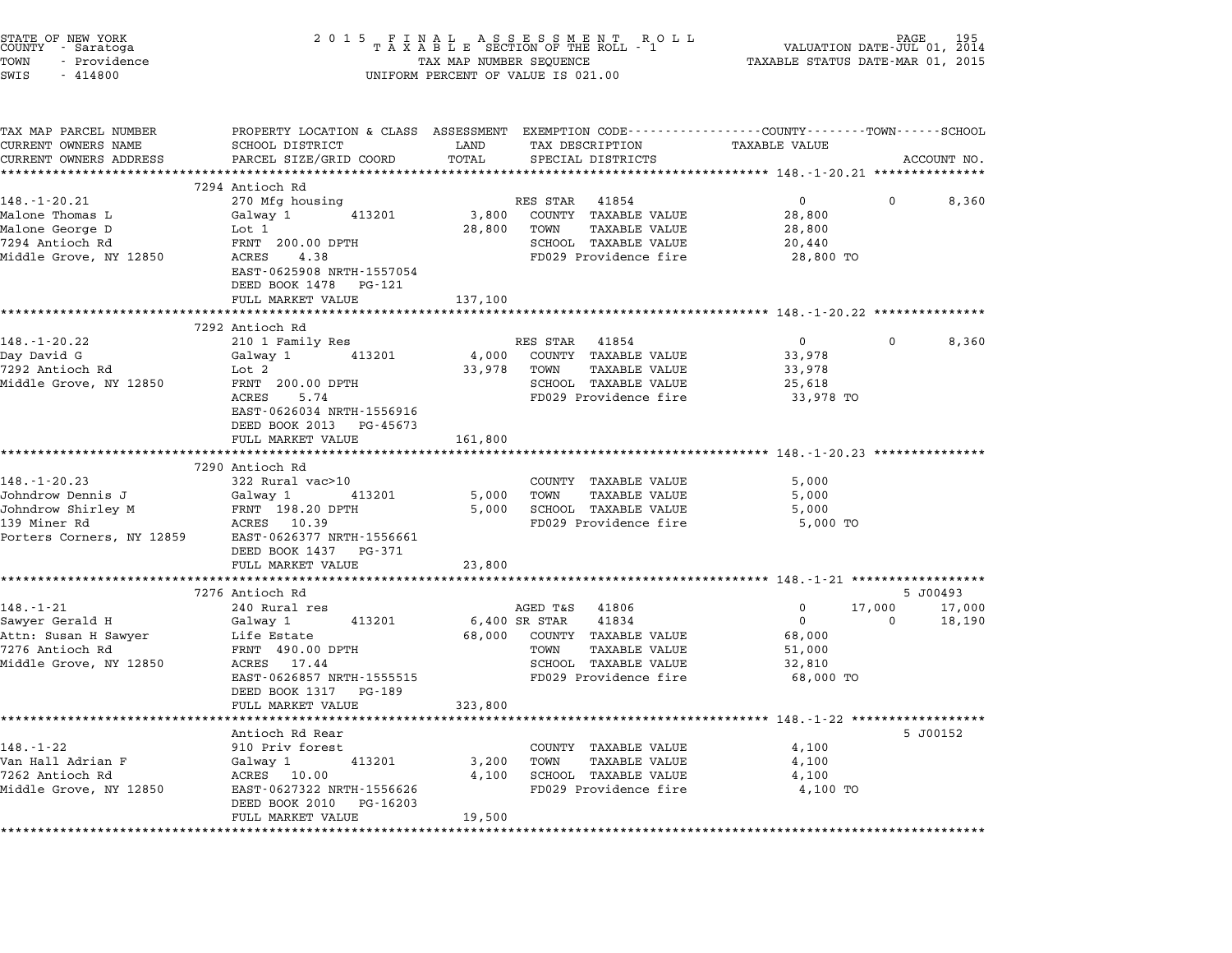STATE OF NEW YORK
COUNTY - Saratoga
TOWN - Providence
SWIS - 414800

2015 FINAL ASSESSMENT ROLL
TAXABLE SECTION OF THE ROLL - 1
TAX MAP NUMBER SEQUENCE
UNIFORM PERCENT OF VALUE IS 021.00

VALUATION DATE-JUL 01, 2014
TAXABLE STATUS DATE-MAR 01, 2015

| TAX MAP PARCEL NUMBER / CURRENT OWNERS NAME / CURRENT OWNERS ADDRESS | PROPERTY LOCATION & CLASS / SCHOOL DISTRICT / PARCEL SIZE/GRID COORD | ASSESSMENT LAND | TOTAL | EXEMPTION CODE / TAX DESCRIPTION / SPECIAL DISTRICTS | COUNTY TAXABLE VALUE | TOWN | SCHOOL / ACCOUNT NO. |
|---|---|---|---|---|---|---|---|
| **148.-1-20.21** | 7294 Antioch Rd | | | | | | |
| 148.-1-20.21 | 270 Mfg housing | | | RES STAR 41854 | 0 | 0 | 8,360 |
| Malone Thomas L | Galway 1 413201 | 3,800 | | COUNTY TAXABLE VALUE | 28,800 | | |
| Malone George D | Lot 1 | | 28,800 | TOWN TAXABLE VALUE | 28,800 | | |
| 7294 Antioch Rd | FRNT 200.00 DPTH | | | SCHOOL TAXABLE VALUE | 20,440 | | |
| Middle Grove, NY 12850 | ACRES 4.38 | | | FD029 Providence fire | 28,800 TO | | |
| | EAST-0625908 NRTH-1557054 | | | | | | |
| | DEED BOOK 1478 PG-121 | | | | | | |
| | FULL MARKET VALUE | | 137,100 | | | | |
| **148.-1-20.22** | 7292 Antioch Rd | | | | | | |
| 148.-1-20.22 | 210 1 Family Res | | | RES STAR 41854 | 0 | 0 | 8,360 |
| Day David G | Galway 1 413201 | 4,000 | | COUNTY TAXABLE VALUE | 33,978 | | |
| 7292 Antioch Rd | Lot 2 | | 33,978 | TOWN TAXABLE VALUE | 33,978 | | |
| Middle Grove, NY 12850 | FRNT 200.00 DPTH | | | SCHOOL TAXABLE VALUE | 25,618 | | |
| | ACRES 5.74 | | | FD029 Providence fire | 33,978 TO | | |
| | EAST-0626034 NRTH-1556916 | | | | | | |
| | DEED BOOK 2013 PG-45673 | | | | | | |
| | FULL MARKET VALUE | | 161,800 | | | | |
| **148.-1-20.23** | 7290 Antioch Rd | | | | | | |
| 148.-1-20.23 | 322 Rural vac>10 | | | COUNTY TAXABLE VALUE | 5,000 | | |
| Johndrow Dennis J | Galway 1 413201 | 5,000 | | TOWN TAXABLE VALUE | 5,000 | | |
| Johndrow Shirley M | FRNT 198.20 DPTH | | 5,000 | SCHOOL TAXABLE VALUE | 5,000 | | |
| 139 Miner Rd | ACRES 10.39 | | | FD029 Providence fire | 5,000 TO | | |
| Porters Corners, NY 12859 | EAST-0626377 NRTH-1556661 | | | | | | |
| | DEED BOOK 1437 PG-371 | | | | | | |
| | FULL MARKET VALUE | | 23,800 | | | | |
| **148.-1-21** | 7276 Antioch Rd | | | | | | 5 J00493 |
| 148.-1-21 | 240 Rural res | | | AGED T&S 41806 | 0 | 17,000 | 17,000 |
| Sawyer Gerald H | Galway 1 413201 | 6,400 | | SR STAR 41834 | 0 | 0 | 18,190 |
| Attn: Susan H Sawyer | Life Estate | | 68,000 | COUNTY TAXABLE VALUE | 68,000 | | |
| 7276 Antioch Rd | FRNT 490.00 DPTH | | | TOWN TAXABLE VALUE | 51,000 | | |
| Middle Grove, NY 12850 | ACRES 17.44 | | | SCHOOL TAXABLE VALUE | 32,810 | | |
| | EAST-0626857 NRTH-1555515 | | | FD029 Providence fire | 68,000 TO | | |
| | DEED BOOK 1317 PG-189 | | | | | | |
| | FULL MARKET VALUE | | 323,800 | | | | |
| **148.-1-22** | Antioch Rd Rear | | | | | | 5 J00152 |
| 148.-1-22 | 910 Priv forest | | | COUNTY TAXABLE VALUE | 4,100 | | |
| Van Hall Adrian F | Galway 1 413201 | 3,200 | | TOWN TAXABLE VALUE | 4,100 | | |
| 7262 Antioch Rd | ACRES 10.00 | | 4,100 | SCHOOL TAXABLE VALUE | 4,100 | | |
| Middle Grove, NY 12850 | EAST-0627322 NRTH-1556626 | | | FD029 Providence fire | 4,100 TO | | |
| | DEED BOOK 2010 PG-16203 | | | | | | |
| | FULL MARKET VALUE | | 19,500 | | | | |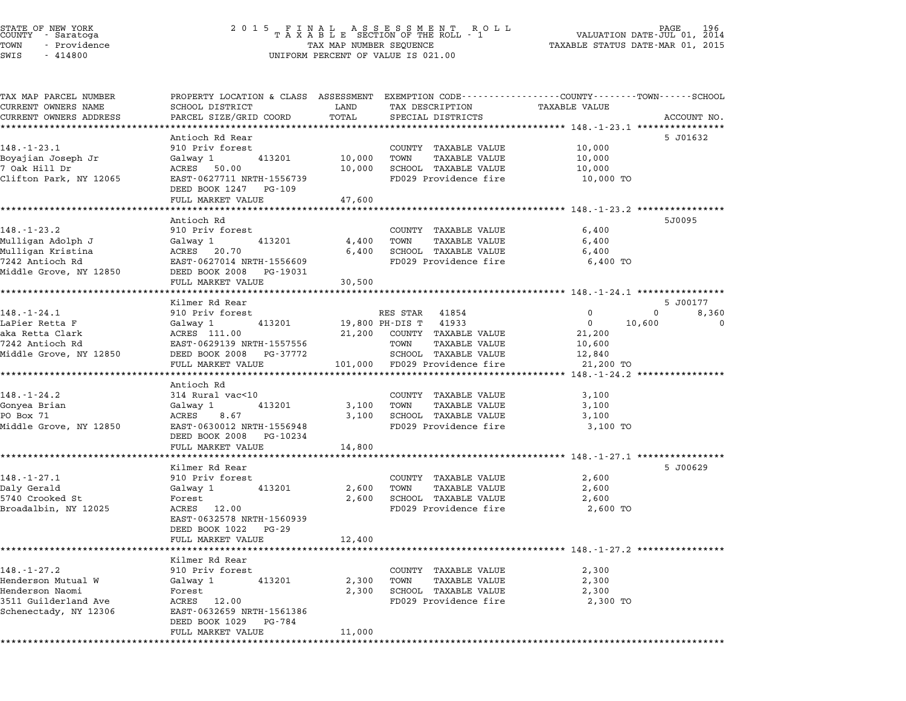STATE OF NEW YORK
COUNTY - Saratoga
TOWN - Providence
SWIS - 414800

2 0 1 5 F I N A L A S S E S S M E N T R O L L
T A X A B L E SECTION OF THE ROLL - 1
TAX MAP NUMBER SEQUENCE
UNIFORM PERCENT OF VALUE IS 021.00

VALUATION DATE-JUL 01, 2014
TAXABLE STATUS DATE-MAR 01, 2015

| TAX MAP PARCEL NUMBER / CURRENT OWNERS NAME / CURRENT OWNERS ADDRESS | PROPERTY LOCATION & CLASS / SCHOOL DISTRICT / PARCEL SIZE/GRID COORD | ASSESSMENT LAND | ASSESSMENT TOTAL | EXEMPTION CODE / TAX DESCRIPTION / SPECIAL DISTRICTS | COUNTY TAXABLE VALUE | TOWN | SCHOOL | ACCOUNT NO. |
|---|---|---|---|---|---|---|---|---|
| **148.-1-23.1** | Antioch Rd Rear | | | | | | | 5 J01632 |
| 148.-1-23.1 | 910 Priv forest | | | COUNTY TAXABLE VALUE | 10,000 | | | |
| Boyajian Joseph Jr | Galway 1 413201 | 10,000 | | TOWN TAXABLE VALUE | 10,000 | | | |
| 7 Oak Hill Dr | ACRES 50.00 | | 10,000 | SCHOOL TAXABLE VALUE | 10,000 | | | |
| Clifton Park, NY 12065 | EAST-0627711 NRTH-1556739 | | | FD029 Providence fire | 10,000 TO | | | |
| | DEED BOOK 1247 PG-109 | | | | | | | |
| | FULL MARKET VALUE | | 47,600 | | | | | |
| **148.-1-23.2** | Antioch Rd | | | | | | | 5J0095 |
| 148.-1-23.2 | 910 Priv forest | | | COUNTY TAXABLE VALUE | 6,400 | | | |
| Mulligan Adolph J | Galway 1 413201 | 4,400 | | TOWN TAXABLE VALUE | 6,400 | | | |
| Mulligan Kristina | ACRES 20.70 | | 6,400 | SCHOOL TAXABLE VALUE | 6,400 | | | |
| 7242 Antioch Rd | EAST-0627014 NRTH-1556609 | | | FD029 Providence fire | 6,400 TO | | | |
| Middle Grove, NY 12850 | DEED BOOK 2008 PG-19031 | | | | | | | |
| | FULL MARKET VALUE | | 30,500 | | | | | |
| **148.-1-24.1** | Kilmer Rd Rear | | | | | | | 5 J00177 |
| 148.-1-24.1 | 910 Priv forest | | | RES STAR 41854 | 0 | 0 | 8,360 | |
| LaPier Retta F | Galway 1 413201 | 19,800 | | PH-DIS T 41933 | 0 | 10,600 | 0 | |
| aka Retta Clark | ACRES 111.00 | | 21,200 | COUNTY TAXABLE VALUE | 21,200 | | | |
| 7242 Antioch Rd | EAST-0629139 NRTH-1557556 | | | TOWN TAXABLE VALUE | 10,600 | | | |
| Middle Grove, NY 12850 | DEED BOOK 2008 PG-37772 | | | SCHOOL TAXABLE VALUE | 12,840 | | | |
| | FULL MARKET VALUE | | 101,000 | FD029 Providence fire | 21,200 TO | | | |
| **148.-1-24.2** | Antioch Rd | | | | | | | |
| 148.-1-24.2 | 314 Rural vac<10 | | | COUNTY TAXABLE VALUE | 3,100 | | | |
| Gonyea Brian | Galway 1 413201 | 3,100 | | TOWN TAXABLE VALUE | 3,100 | | | |
| PO Box 71 | ACRES 8.67 | | 3,100 | SCHOOL TAXABLE VALUE | 3,100 | | | |
| Middle Grove, NY 12850 | EAST-0630012 NRTH-1556948 | | | FD029 Providence fire | 3,100 TO | | | |
| | DEED BOOK 2008 PG-10234 | | | | | | | |
| | FULL MARKET VALUE | | 14,800 | | | | | |
| **148.-1-27.1** | Kilmer Rd Rear | | | | | | | 5 J00629 |
| 148.-1-27.1 | 910 Priv forest | | | COUNTY TAXABLE VALUE | 2,600 | | | |
| Daly Gerald | Galway 1 413201 | 2,600 | | TOWN TAXABLE VALUE | 2,600 | | | |
| 5740 Crooked St | Forest | | 2,600 | SCHOOL TAXABLE VALUE | 2,600 | | | |
| Broadalbin, NY 12025 | ACRES 12.00 | | | FD029 Providence fire | 2,600 TO | | | |
| | EAST-0632578 NRTH-1560939 | | | | | | | |
| | DEED BOOK 1022 PG-29 | | | | | | | |
| | FULL MARKET VALUE | | 12,400 | | | | | |
| **148.-1-27.2** | Kilmer Rd Rear | | | | | | | |
| 148.-1-27.2 | 910 Priv forest | | | COUNTY TAXABLE VALUE | 2,300 | | | |
| Henderson Mutual W | Galway 1 413201 | 2,300 | | TOWN TAXABLE VALUE | 2,300 | | | |
| Henderson Naomi | Forest | | 2,300 | SCHOOL TAXABLE VALUE | 2,300 | | | |
| 3511 Guilderland Ave | ACRES 12.00 | | | FD029 Providence fire | 2,300 TO | | | |
| Schenectady, NY 12306 | EAST-0632659 NRTH-1561386 | | | | | | | |
| | DEED BOOK 1029 PG-784 | | | | | | | |
| | FULL MARKET VALUE | | 11,000 | | | | | |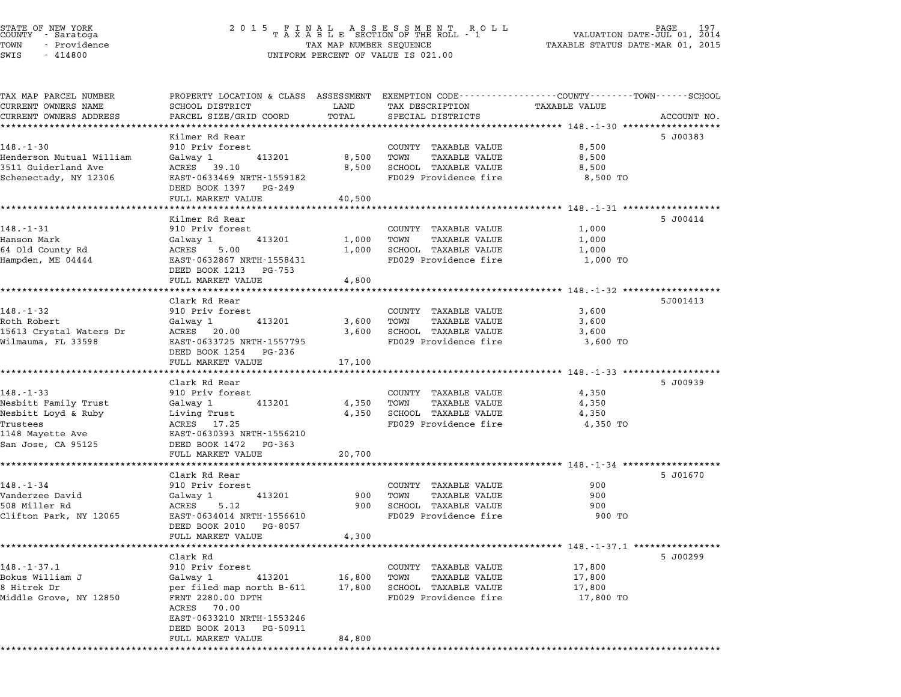STATE OF NEW YORK
COUNTY - Saratoga
TOWN - Providence
SWIS - 414800

2 0 1 5 F I N A L A S S E S S M E N T R O L L
T A X A B L E SECTION OF THE ROLL - 1
TAX MAP NUMBER SEQUENCE
UNIFORM PERCENT OF VALUE IS 021.00

VALUATION DATE-JUL 01, 2014
TAXABLE STATUS DATE-MAR 01, 2015

| TAX MAP PARCEL NUMBER / CURRENT OWNERS NAME / CURRENT OWNERS ADDRESS | PROPERTY LOCATION & CLASS / SCHOOL DISTRICT / PARCEL SIZE/GRID COORD | ASSESSMENT LAND / TOTAL | EXEMPTION CODE / TAX DESCRIPTION / SPECIAL DISTRICTS | TAXABLE VALUE | ACCOUNT NO. |
|---|---|---|---|---|---|
| 148.-1-30 | Kilmer Rd Rear | | | | 5 J00383 |
| | 910 Priv forest | | COUNTY TAXABLE VALUE | 8,500 | |
| Henderson Mutual William | Galway 1 413201 | 8,500 | TOWN TAXABLE VALUE | 8,500 | |
| 3511 Guiderland Ave | ACRES 39.10 | 8,500 | SCHOOL TAXABLE VALUE | 8,500 | |
| Schenectady, NY 12306 | EAST-0633469 NRTH-1559182 | | FD029 Providence fire | 8,500 TO | |
| | DEED BOOK 1397 PG-249 | | | | |
| | FULL MARKET VALUE | 40,500 | | | |
| 148.-1-31 | Kilmer Rd Rear | | | | 5 J00414 |
| | 910 Priv forest | | COUNTY TAXABLE VALUE | 1,000 | |
| Hanson Mark | Galway 1 413201 | 1,000 | TOWN TAXABLE VALUE | 1,000 | |
| 64 Old County Rd | ACRES 5.00 | 1,000 | SCHOOL TAXABLE VALUE | 1,000 | |
| Hampden, ME 04444 | EAST-0632867 NRTH-1558431 | | FD029 Providence fire | 1,000 TO | |
| | DEED BOOK 1213 PG-753 | | | | |
| | FULL MARKET VALUE | 4,800 | | | |
| 148.-1-32 | Clark Rd Rear | | | | 5J001413 |
| | 910 Priv forest | | COUNTY TAXABLE VALUE | 3,600 | |
| Roth Robert | Galway 1 413201 | 3,600 | TOWN TAXABLE VALUE | 3,600 | |
| 15613 Crystal Waters Dr | ACRES 20.00 | 3,600 | SCHOOL TAXABLE VALUE | 3,600 | |
| Wilmauma, FL 33598 | EAST-0633725 NRTH-1557795 | | FD029 Providence fire | 3,600 TO | |
| | DEED BOOK 1254 PG-236 | | | | |
| | FULL MARKET VALUE | 17,100 | | | |
| 148.-1-33 | Clark Rd Rear | | | | 5 J00939 |
| | 910 Priv forest | | COUNTY TAXABLE VALUE | 4,350 | |
| Nesbitt Family Trust | Galway 1 413201 | 4,350 | TOWN TAXABLE VALUE | 4,350 | |
| Nesbitt Loyd & Ruby | Living Trust | 4,350 | SCHOOL TAXABLE VALUE | 4,350 | |
| Trustees | ACRES 17.25 | | FD029 Providence fire | 4,350 TO | |
| 1148 Mayette Ave | EAST-0630393 NRTH-1556210 | | | | |
| San Jose, CA 95125 | DEED BOOK 1472 PG-363 | | | | |
| | FULL MARKET VALUE | 20,700 | | | |
| 148.-1-34 | Clark Rd Rear | | | | 5 J01670 |
| | 910 Priv forest | | COUNTY TAXABLE VALUE | 900 | |
| Vanderzee David | Galway 1 413201 | 900 | TOWN TAXABLE VALUE | 900 | |
| 508 Miller Rd | ACRES 5.12 | 900 | SCHOOL TAXABLE VALUE | 900 | |
| Clifton Park, NY 12065 | EAST-0634014 NRTH-1556610 | | FD029 Providence fire | 900 TO | |
| | DEED BOOK 2010 PG-8057 | | | | |
| | FULL MARKET VALUE | 4,300 | | | |
| 148.-1-37.1 | Clark Rd | | | | 5 J00299 |
| | 910 Priv forest | | COUNTY TAXABLE VALUE | 17,800 | |
| Bokus William J | Galway 1 413201 | 16,800 | TOWN TAXABLE VALUE | 17,800 | |
| 8 Hitrek Dr | per filed map north B-611 | 17,800 | SCHOOL TAXABLE VALUE | 17,800 | |
| Middle Grove, NY 12850 | FRNT 2280.00 DPTH | | FD029 Providence fire | 17,800 TO | |
| | ACRES 70.00 | | | | |
| | EAST-0633210 NRTH-1553246 | | | | |
| | DEED BOOK 2013 PG-50911 | | | | |
| | FULL MARKET VALUE | 84,800 | | | |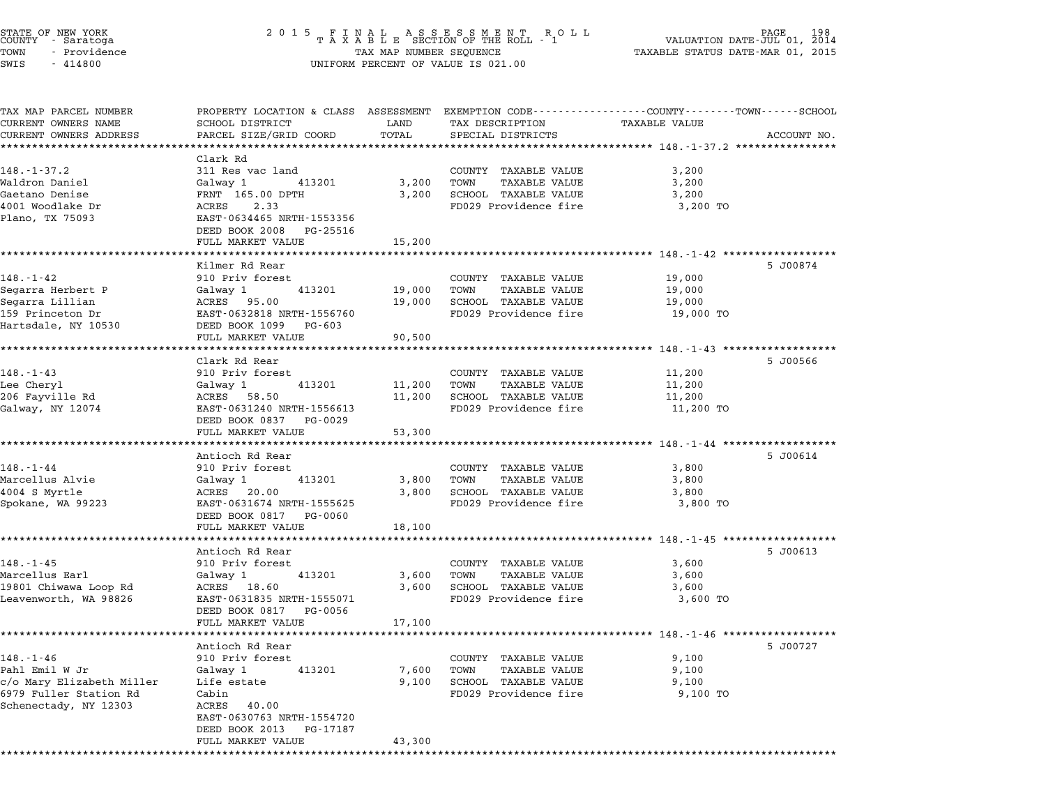STATE OF NEW YORK
COUNTY - Saratoga
TOWN - Providence
SWIS - 414800

2 0 1 5 F I N A L A S S E S S M E N T R O L L
T A X A B L E SECTION OF THE ROLL - 1
TAX MAP NUMBER SEQUENCE
UNIFORM PERCENT OF VALUE IS 021.00

VALUATION DATE-JUL 01, 2014
TAXABLE STATUS DATE-MAR 01, 2015

| TAX MAP PARCEL NUMBER / CURRENT OWNERS NAME / CURRENT OWNERS ADDRESS | PROPERTY LOCATION & CLASS / SCHOOL DISTRICT / PARCEL SIZE/GRID COORD | ASSESSMENT LAND / TOTAL | EXEMPTION CODE / TAX DESCRIPTION / SPECIAL DISTRICTS | TAXABLE VALUE (COUNTY / TOWN / SCHOOL) | ACCOUNT NO. |
|---|---|---|---|---|---|
| **148.-1-37.2** | Clark Rd | | | | |
| 148.-1-37.2 | 311 Res vac land | | COUNTY TAXABLE VALUE | 3,200 | |
| Waldron Daniel | Galway 1 413201 | 3,200 | TOWN TAXABLE VALUE | 3,200 | |
| Gaetano Denise | FRNT 165.00 DPTH | 3,200 | SCHOOL TAXABLE VALUE | 3,200 | |
| 4001 Woodlake Dr | ACRES 2.33 | | FD029 Providence fire | 3,200 TO | |
| Plano, TX 75093 | EAST-0634465 NRTH-1553356 | | | | |
| | DEED BOOK 2008 PG-25516 | | | | |
| | FULL MARKET VALUE | 15,200 | | | |
| **148.-1-42** | Kilmer Rd Rear | | | | 5 J00874 |
| 148.-1-42 | 910 Priv forest | | COUNTY TAXABLE VALUE | 19,000 | |
| Segarra Herbert P | Galway 1 413201 | 19,000 | TOWN TAXABLE VALUE | 19,000 | |
| Segarra Lillian | ACRES 95.00 | 19,000 | SCHOOL TAXABLE VALUE | 19,000 | |
| 159 Princeton Dr | EAST-0632818 NRTH-1556760 | | FD029 Providence fire | 19,000 TO | |
| Hartsdale, NY 10530 | DEED BOOK 1099 PG-603 | | | | |
| | FULL MARKET VALUE | 90,500 | | | |
| **148.-1-43** | Clark Rd Rear | | | | 5 J00566 |
| 148.-1-43 | 910 Priv forest | | COUNTY TAXABLE VALUE | 11,200 | |
| Lee Cheryl | Galway 1 413201 | 11,200 | TOWN TAXABLE VALUE | 11,200 | |
| 206 Fayville Rd | ACRES 58.50 | 11,200 | SCHOOL TAXABLE VALUE | 11,200 | |
| Galway, NY 12074 | EAST-0631240 NRTH-1556613 | | FD029 Providence fire | 11,200 TO | |
| | DEED BOOK 0837 PG-0029 | | | | |
| | FULL MARKET VALUE | 53,300 | | | |
| **148.-1-44** | Antioch Rd Rear | | | | 5 J00614 |
| 148.-1-44 | 910 Priv forest | | COUNTY TAXABLE VALUE | 3,800 | |
| Marcellus Alvie | Galway 1 413201 | 3,800 | TOWN TAXABLE VALUE | 3,800 | |
| 4004 S Myrtle | ACRES 20.00 | 3,800 | SCHOOL TAXABLE VALUE | 3,800 | |
| Spokane, WA 99223 | EAST-0631674 NRTH-1555625 | | FD029 Providence fire | 3,800 TO | |
| | DEED BOOK 0817 PG-0060 | | | | |
| | FULL MARKET VALUE | 18,100 | | | |
| **148.-1-45** | Antioch Rd Rear | | | | 5 J00613 |
| 148.-1-45 | 910 Priv forest | | COUNTY TAXABLE VALUE | 3,600 | |
| Marcellus Earl | Galway 1 413201 | 3,600 | TOWN TAXABLE VALUE | 3,600 | |
| 19801 Chiwawa Loop Rd | ACRES 18.60 | 3,600 | SCHOOL TAXABLE VALUE | 3,600 | |
| Leavenworth, WA 98826 | EAST-0631835 NRTH-1555071 | | FD029 Providence fire | 3,600 TO | |
| | DEED BOOK 0817 PG-0056 | | | | |
| | FULL MARKET VALUE | 17,100 | | | |
| **148.-1-46** | Antioch Rd Rear | | | | 5 J00727 |
| 148.-1-46 | 910 Priv forest | | COUNTY TAXABLE VALUE | 9,100 | |
| Pahl Emil W Jr | Galway 1 413201 | 7,600 | TOWN TAXABLE VALUE | 9,100 | |
| c/o Mary Elizabeth Miller | Life estate | 9,100 | SCHOOL TAXABLE VALUE | 9,100 | |
| 6979 Fuller Station Rd | Cabin | | FD029 Providence fire | 9,100 TO | |
| Schenectady, NY 12303 | ACRES 40.00 | | | | |
| | EAST-0630763 NRTH-1554720 | | | | |
| | DEED BOOK 2013 PG-17187 | | | | |
| | FULL MARKET VALUE | 43,300 | | | |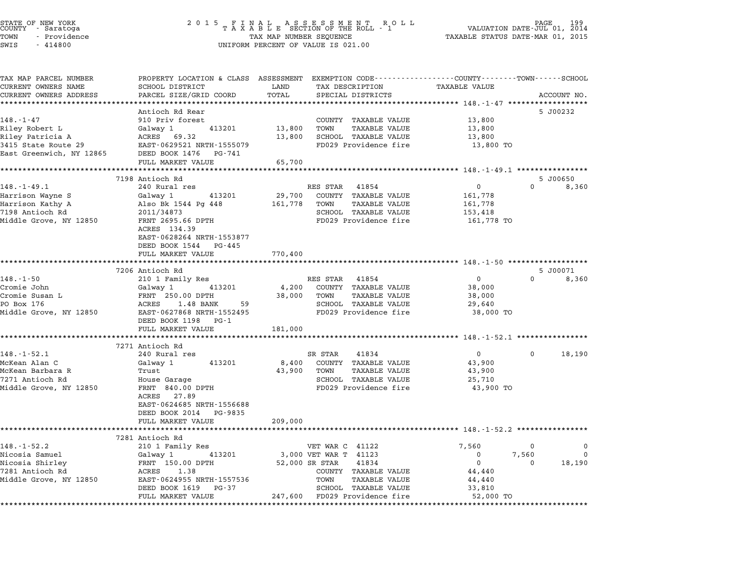STATE OF NEW YORK
COUNTY - Saratoga
TOWN - Providence
SWIS - 414800

2015 FINAL ASSESSMENT ROLL
TAXABLE SECTION OF THE ROLL - 1
TAX MAP NUMBER SEQUENCE
UNIFORM PERCENT OF VALUE IS 021.00

VALUATION DATE-JUL 01, 2014
TAXABLE STATUS DATE-MAR 01, 2015

| TAX MAP PARCEL NUMBER / CURRENT OWNERS NAME / CURRENT OWNERS ADDRESS | PROPERTY LOCATION & CLASS / SCHOOL DISTRICT / PARCEL SIZE/GRID COORD | ASSESSMENT LAND / TOTAL | EXEMPTION CODE / TAX DESCRIPTION / SPECIAL DISTRICTS | COUNTY | TOWN | SCHOOL | ACCOUNT NO. |
|---|---|---|---|---|---|---|---|
| 148.-1-47 | Antioch Rd Rear | | | | | | 5 J00232 |
| | 910 Priv forest | | COUNTY TAXABLE VALUE | 13,800 | | | |
| Riley Robert L | Galway 1 413201 | 13,800 | TOWN TAXABLE VALUE | | 13,800 | | |
| Riley Patricia A | ACRES 69.32 | 13,800 | SCHOOL TAXABLE VALUE | | | 13,800 | |
| 3415 State Route 29 | EAST-0629521 NRTH-1555079 | | FD029 Providence fire | 13,800 TO | | | |
| East Greenwich, NY 12865 | DEED BOOK 1476 PG-741 | | | | | | |
| | FULL MARKET VALUE | 65,700 | | | | | |
| 148.-1-49.1 | 7198 Antioch Rd | | | | | | 5 J00650 |
| | 240 Rural res | | RES STAR 41854 | 0 | 0 | 8,360 | |
| Harrison Wayne S | Galway 1 413201 | 29,700 | COUNTY TAXABLE VALUE | 161,778 | | | |
| Harrison Kathy A | Also Bk 1544 Pg 448 | 161,778 | TOWN TAXABLE VALUE | | 161,778 | | |
| 7198 Antioch Rd | 2011/34873 | | SCHOOL TAXABLE VALUE | | | 153,418 | |
| Middle Grove, NY 12850 | FRNT 2695.66 DPTH | | FD029 Providence fire | 161,778 TO | | | |
| | ACRES 134.39 | | | | | | |
| | EAST-0628264 NRTH-1553877 | | | | | | |
| | DEED BOOK 1544 PG-445 | | | | | | |
| | FULL MARKET VALUE | 770,400 | | | | | |
| 148.-1-50 | 7206 Antioch Rd | | | | | | 5 J00071 |
| | 210 1 Family Res | | RES STAR 41854 | 0 | 0 | 8,360 | |
| Cromie John | Galway 1 413201 | 4,200 | COUNTY TAXABLE VALUE | 38,000 | | | |
| Cromie Susan L | FRNT 250.00 DPTH | 38,000 | TOWN TAXABLE VALUE | | 38,000 | | |
| PO Box 176 | ACRES 1.48 BANK 59 | | SCHOOL TAXABLE VALUE | | | 29,640 | |
| Middle Grove, NY 12850 | EAST-0627868 NRTH-1552495 | | FD029 Providence fire | 38,000 TO | | | |
| | DEED BOOK 1198 PG-1 | | | | | | |
| | FULL MARKET VALUE | 181,000 | | | | | |
| 148.-1-52.1 | 7271 Antioch Rd | | | | | | |
| | 240 Rural res | | SR STAR 41834 | 0 | 0 | 18,190 | |
| McKean Alan C | Galway 1 413201 | 8,400 | COUNTY TAXABLE VALUE | 43,900 | | | |
| McKean Barbara R | Trust | 43,900 | TOWN TAXABLE VALUE | | 43,900 | | |
| 7271 Antioch Rd | House Garage | | SCHOOL TAXABLE VALUE | | | 25,710 | |
| Middle Grove, NY 12850 | FRNT 840.00 DPTH | | FD029 Providence fire | 43,900 TO | | | |
| | ACRES 27.89 | | | | | | |
| | EAST-0624685 NRTH-1556688 | | | | | | |
| | DEED BOOK 2014 PG-9835 | | | | | | |
| | FULL MARKET VALUE | 209,000 | | | | | |
| 148.-1-52.2 | 7281 Antioch Rd | | | | | | |
| | 210 1 Family Res | | VET WAR C 41122 | 7,560 | 0 | 0 | |
| Nicosia Samuel | Galway 1 413201 | 3,000 | VET WAR T 41123 | 0 | 7,560 | 0 | |
| Nicosia Shirley | FRNT 150.00 DPTH | 52,000 | SR STAR 41834 | 0 | 0 | 18,190 | |
| 7281 Antioch Rd | ACRES 1.38 | | COUNTY TAXABLE VALUE | 44,440 | | | |
| Middle Grove, NY 12850 | EAST-0624955 NRTH-1557536 | | TOWN TAXABLE VALUE | | 44,440 | | |
| | DEED BOOK 1619 PG-37 | | SCHOOL TAXABLE VALUE | | | 33,810 | |
| | FULL MARKET VALUE | 247,600 | FD029 Providence fire | 52,000 TO | | | |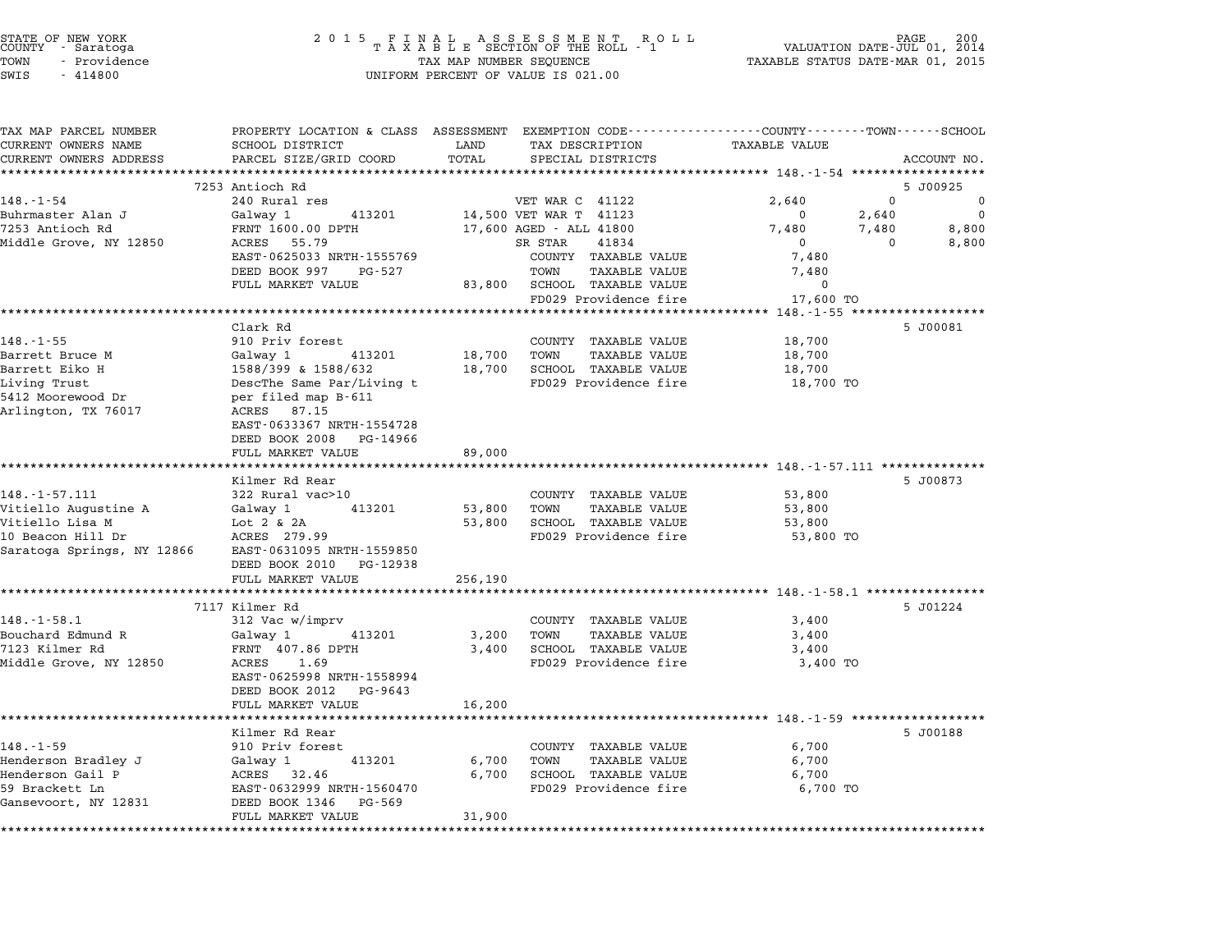STATE OF NEW YORK
COUNTY - Saratoga
TOWN - Providence
SWIS - 414800

2 0 1 5 F I N A L A S S E S S M E N T R O L L
T A X A B L E SECTION OF THE ROLL - 1
TAX MAP NUMBER SEQUENCE
UNIFORM PERCENT OF VALUE IS 021.00

VALUATION DATE-JUL 01, 2014
TAXABLE STATUS DATE-MAR 01, 2015

| TAX MAP PARCEL NUMBER / CURRENT OWNERS NAME / CURRENT OWNERS ADDRESS | PROPERTY LOCATION & CLASS / SCHOOL DISTRICT / PARCEL SIZE/GRID COORD | ASSESSMENT LAND | TOTAL | EXEMPTION CODE / TAX DESCRIPTION / SPECIAL DISTRICTS | COUNTY TAXABLE VALUE | TOWN | SCHOOL | ACCOUNT NO. |
|---|---|---|---|---|---|---|---|---|
| **148.-1-54** | 7253 Antioch Rd | | | | | | | 5 J00925 |
| Buhrmaster Alan J | 240 Rural res | | | VET WAR C 41122 | 2,640 | 0 | 0 | |
| 7253 Antioch Rd | Galway 1 413201 | 14,500 | | VET WAR T 41123 | 0 | 2,640 | 0 | |
| Middle Grove, NY 12850 | FRNT 1600.00 DPTH | | 17,600 | AGED - ALL 41800 | 7,480 | 7,480 | 8,800 | |
| | ACRES 55.79 | | | SR STAR 41834 | 0 | 0 | 8,800 | |
| | EAST-0625033 NRTH-1555769 | | | COUNTY TAXABLE VALUE | 7,480 | | | |
| | DEED BOOK 997 PG-527 | | | TOWN TAXABLE VALUE | 7,480 | | | |
| | FULL MARKET VALUE | | 83,800 | SCHOOL TAXABLE VALUE | 0 | | | |
| | | | | FD029 Providence fire | 17,600 TO | | | |
| **148.-1-55** | Clark Rd | | | | | | | 5 J00081 |
| Barrett Bruce M | 910 Priv forest | | | COUNTY TAXABLE VALUE | 18,700 | | | |
| Barrett Eiko H | Galway 1 413201 | 18,700 | | TOWN TAXABLE VALUE | 18,700 | | | |
| Living Trust | 1588/399 & 1588/632 | | 18,700 | SCHOOL TAXABLE VALUE | 18,700 | | | |
| 5412 Moorewood Dr | DescThe Same Par/Living t | | | FD029 Providence fire | 18,700 TO | | | |
| Arlington, TX 76017 | per filed map B-611 | | | | | | | |
| | ACRES 87.15 | | | | | | | |
| | EAST-0633367 NRTH-1554728 | | | | | | | |
| | DEED BOOK 2008 PG-14966 | | | | | | | |
| | FULL MARKET VALUE | | 89,000 | | | | | |
| **148.-1-57.111** | Kilmer Rd Rear | | | | | | | 5 J00873 |
| Vitiello Augustine A | 322 Rural vac>10 | | | COUNTY TAXABLE VALUE | 53,800 | | | |
| Vitiello Lisa M | Galway 1 413201 | 53,800 | | TOWN TAXABLE VALUE | 53,800 | | | |
| 10 Beacon Hill Dr | Lot 2 & 2A | | 53,800 | SCHOOL TAXABLE VALUE | 53,800 | | | |
| Saratoga Springs, NY 12866 | ACRES 279.99 | | | FD029 Providence fire | 53,800 TO | | | |
| | EAST-0631095 NRTH-1559850 | | | | | | | |
| | DEED BOOK 2010 PG-12938 | | | | | | | |
| | FULL MARKET VALUE | | 256,190 | | | | | |
| **148.-1-58.1** | 7117 Kilmer Rd | | | | | | | 5 J01224 |
| Bouchard Edmund R | 312 Vac w/imprv | | | COUNTY TAXABLE VALUE | 3,400 | | | |
| 7123 Kilmer Rd | Galway 1 413201 | 3,200 | | TOWN TAXABLE VALUE | 3,400 | | | |
| Middle Grove, NY 12850 | FRNT 407.86 DPTH | | 3,400 | SCHOOL TAXABLE VALUE | 3,400 | | | |
| | ACRES 1.69 | | | FD029 Providence fire | 3,400 TO | | | |
| | EAST-0625998 NRTH-1558994 | | | | | | | |
| | DEED BOOK 2012 PG-9643 | | | | | | | |
| | FULL MARKET VALUE | | 16,200 | | | | | |
| **148.-1-59** | Kilmer Rd Rear | | | | | | | 5 J00188 |
| Henderson Bradley J | 910 Priv forest | | | COUNTY TAXABLE VALUE | 6,700 | | | |
| Henderson Gail P | Galway 1 413201 | 6,700 | | TOWN TAXABLE VALUE | 6,700 | | | |
| 59 Brackett Ln | ACRES 32.46 | | 6,700 | SCHOOL TAXABLE VALUE | 6,700 | | | |
| Gansevoort, NY 12831 | EAST-0632999 NRTH-1560470 | | | FD029 Providence fire | 6,700 TO | | | |
| | DEED BOOK 1346 PG-569 | | | | | | | |
| | FULL MARKET VALUE | | 31,900 | | | | | |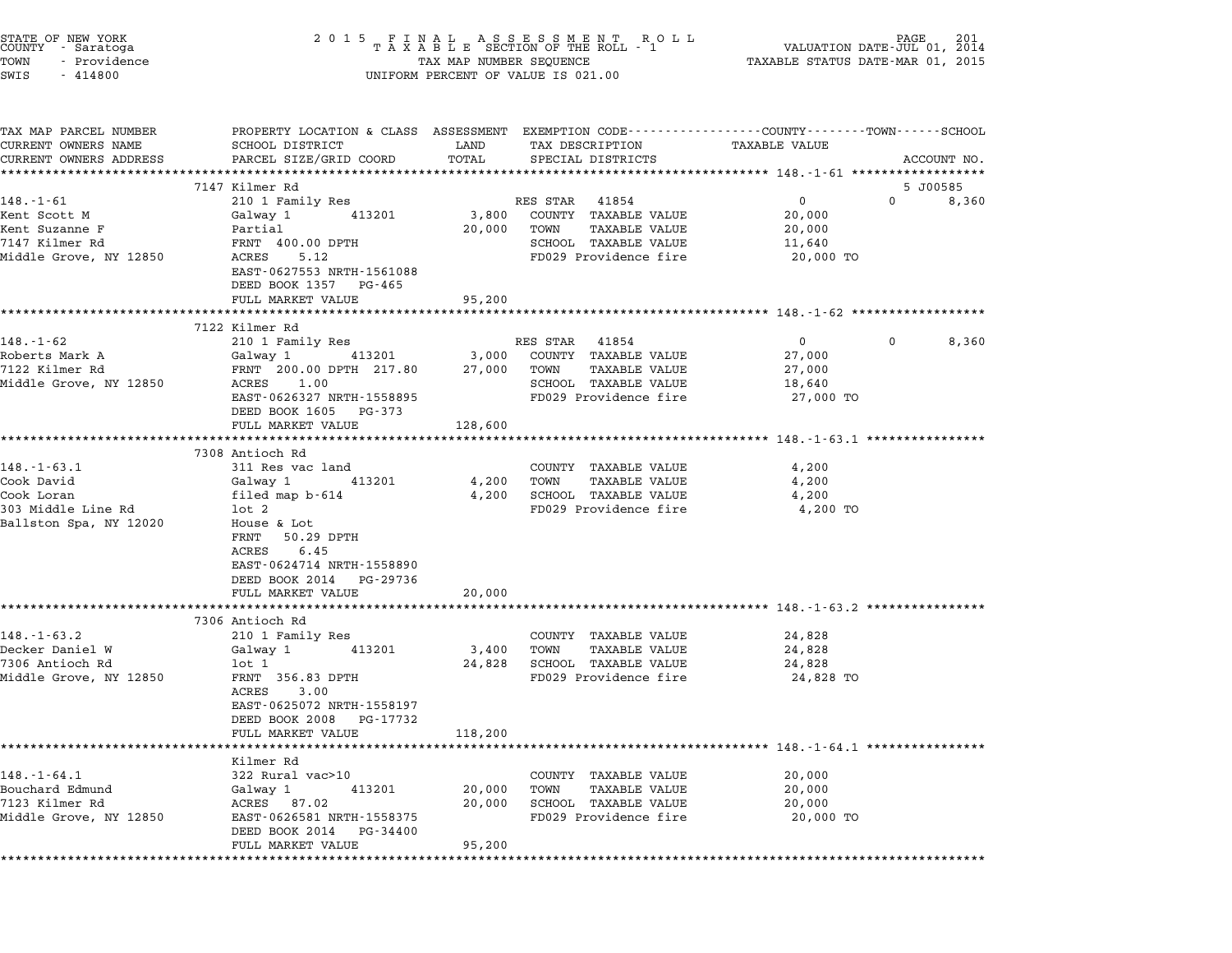STATE OF NEW YORK
COUNTY - Saratoga
TOWN - Providence
SWIS - 414800

2 0 1 5 F I N A L A S S E S S M E N T R O L L
T A X A B L E SECTION OF THE ROLL - 1
TAX MAP NUMBER SEQUENCE
UNIFORM PERCENT OF VALUE IS 021.00

VALUATION DATE-JUL 01, 2014
TAXABLE STATUS DATE-MAR 01, 2015

| TAX MAP PARCEL NUMBER / CURRENT OWNERS NAME / CURRENT OWNERS ADDRESS | PROPERTY LOCATION & CLASS / SCHOOL DISTRICT / PARCEL SIZE/GRID COORD | ASSESSMENT LAND / TOTAL | EXEMPTION CODE / TAX DESCRIPTION / SPECIAL DISTRICTS | COUNTY TAXABLE VALUE | TOWN | SCHOOL / ACCOUNT NO. |
|---|---|---|---|---|---|---|
| **148.-1-61** | 7147 Kilmer Rd | | | | | 5 J00585 |
| | 210 1 Family Res | | RES STAR 41854 | 0 | 0 | 8,360 |
| Kent Scott M | Galway 1 413201 | 3,800 | COUNTY TAXABLE VALUE | 20,000 | | |
| Kent Suzanne F | Partial | 20,000 | TOWN TAXABLE VALUE | 20,000 | | |
| 7147 Kilmer Rd | FRNT 400.00 DPTH | | SCHOOL TAXABLE VALUE | 11,640 | | |
| Middle Grove, NY 12850 | ACRES 5.12 | | FD029 Providence fire | 20,000 TO | | |
| | EAST-0627553 NRTH-1561088 | | | | | |
| | DEED BOOK 1357 PG-465 | | | | | |
| | FULL MARKET VALUE | 95,200 | | | | |
| **148.-1-62** | 7122 Kilmer Rd | | | | | |
| | 210 1 Family Res | | RES STAR 41854 | 0 | 0 | 8,360 |
| Roberts Mark A | Galway 1 413201 | 3,000 | COUNTY TAXABLE VALUE | 27,000 | | |
| 7122 Kilmer Rd | FRNT 200.00 DPTH 217.80 | 27,000 | TOWN TAXABLE VALUE | 27,000 | | |
| Middle Grove, NY 12850 | ACRES 1.00 | | SCHOOL TAXABLE VALUE | 18,640 | | |
| | EAST-0626327 NRTH-1558895 | | FD029 Providence fire | 27,000 TO | | |
| | DEED BOOK 1605 PG-373 | | | | | |
| | FULL MARKET VALUE | 128,600 | | | | |
| **148.-1-63.1** | 7308 Antioch Rd | | | | | |
| | 311 Res vac land | | COUNTY TAXABLE VALUE | 4,200 | | |
| Cook David | Galway 1 413201 | 4,200 | TOWN TAXABLE VALUE | 4,200 | | |
| Cook Loran | filed map b-614 | 4,200 | SCHOOL TAXABLE VALUE | 4,200 | | |
| 303 Middle Line Rd | lot 2 | | FD029 Providence fire | 4,200 TO | | |
| Ballston Spa, NY 12020 | House & Lot | | | | | |
| | FRNT 50.29 DPTH | | | | | |
| | ACRES 6.45 | | | | | |
| | EAST-0624714 NRTH-1558890 | | | | | |
| | DEED BOOK 2014 PG-29736 | | | | | |
| | FULL MARKET VALUE | 20,000 | | | | |
| **148.-1-63.2** | 7306 Antioch Rd | | | | | |
| | 210 1 Family Res | | COUNTY TAXABLE VALUE | 24,828 | | |
| Decker Daniel W | Galway 1 413201 | 3,400 | TOWN TAXABLE VALUE | 24,828 | | |
| 7306 Antioch Rd | lot 1 | 24,828 | SCHOOL TAXABLE VALUE | 24,828 | | |
| Middle Grove, NY 12850 | FRNT 356.83 DPTH | | FD029 Providence fire | 24,828 TO | | |
| | ACRES 3.00 | | | | | |
| | EAST-0625072 NRTH-1558197 | | | | | |
| | DEED BOOK 2008 PG-17732 | | | | | |
| | FULL MARKET VALUE | 118,200 | | | | |
| **148.-1-64.1** | Kilmer Rd | | | | | |
| | 322 Rural vac>10 | | COUNTY TAXABLE VALUE | 20,000 | | |
| Bouchard Edmund | Galway 1 413201 | 20,000 | TOWN TAXABLE VALUE | 20,000 | | |
| 7123 Kilmer Rd | ACRES 87.02 | 20,000 | SCHOOL TAXABLE VALUE | 20,000 | | |
| Middle Grove, NY 12850 | EAST-0626581 NRTH-1558375 | | FD029 Providence fire | 20,000 TO | | |
| | DEED BOOK 2014 PG-34400 | | | | | |
| | FULL MARKET VALUE | 95,200 | | | | |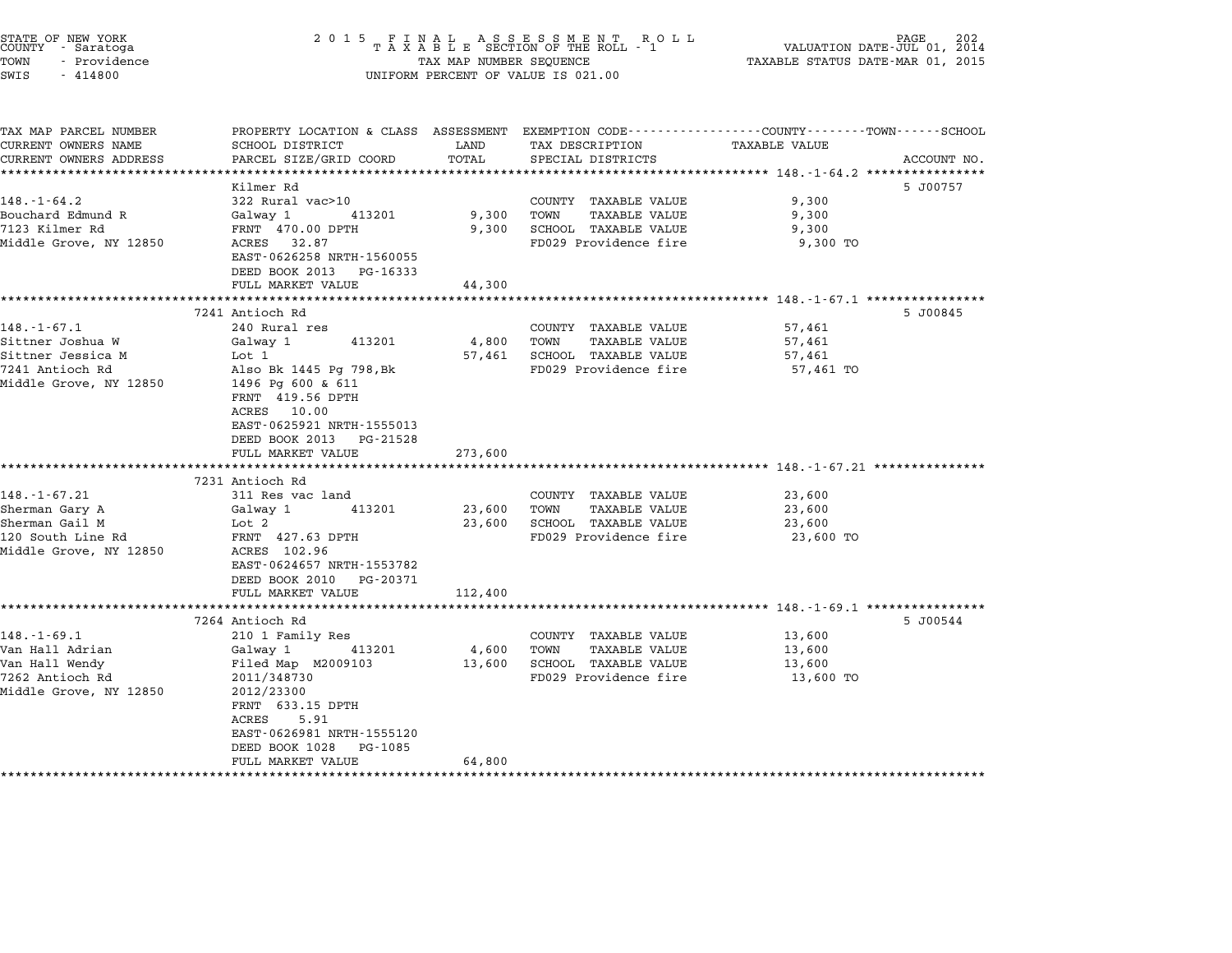STATE OF NEW YORK
COUNTY - Saratoga
TOWN - Providence
SWIS - 414800

2015 FINAL ASSESSMENT ROLL
TAXABLE SECTION OF THE ROLL - 1
TAX MAP NUMBER SEQUENCE
UNIFORM PERCENT OF VALUE IS 021.00

VALUATION DATE-JUL 01, 2014
TAXABLE STATUS DATE-MAR 01, 2015

| TAX MAP PARCEL NUMBER / CURRENT OWNERS NAME / CURRENT OWNERS ADDRESS | PROPERTY LOCATION & CLASS / SCHOOL DISTRICT / PARCEL SIZE/GRID COORD | ASSESSMENT LAND | TOTAL | EXEMPTION CODE / TAX DESCRIPTION / SPECIAL DISTRICTS | TAXABLE VALUE | ACCOUNT NO. |
|---|---|---|---|---|---|---|
| **148.-1-64.2** | Kilmer Rd | | | | | 5 J00757 |
| 148.-1-64.2 | 322 Rural vac>10 | | | COUNTY TAXABLE VALUE | 9,300 | |
| Bouchard Edmund R | Galway 1 413201 | 9,300 | | TOWN TAXABLE VALUE | 9,300 | |
| 7123 Kilmer Rd | FRNT 470.00 DPTH | | 9,300 | SCHOOL TAXABLE VALUE | 9,300 | |
| Middle Grove, NY 12850 | ACRES 32.87 | | | FD029 Providence fire | 9,300 TO | |
| | EAST-0626258 NRTH-1560055 | | | | | |
| | DEED BOOK 2013 PG-16333 | | | | | |
| | FULL MARKET VALUE | | 44,300 | | | |
| **148.-1-67.1** | 7241 Antioch Rd | | | | | 5 J00845 |
| 148.-1-67.1 | 240 Rural res | | | COUNTY TAXABLE VALUE | 57,461 | |
| Sittner Joshua W | Galway 1 413201 | 4,800 | | TOWN TAXABLE VALUE | 57,461 | |
| Sittner Jessica M | Lot 1 | | 57,461 | SCHOOL TAXABLE VALUE | 57,461 | |
| 7241 Antioch Rd | Also Bk 1445 Pg 798,Bk | | | FD029 Providence fire | 57,461 TO | |
| Middle Grove, NY 12850 | 1496 Pg 600 & 611 | | | | | |
| | FRNT 419.56 DPTH | | | | | |
| | ACRES 10.00 | | | | | |
| | EAST-0625921 NRTH-1555013 | | | | | |
| | DEED BOOK 2013 PG-21528 | | | | | |
| | FULL MARKET VALUE | | 273,600 | | | |
| **148.-1-67.21** | 7231 Antioch Rd | | | | | |
| 148.-1-67.21 | 311 Res vac land | | | COUNTY TAXABLE VALUE | 23,600 | |
| Sherman Gary A | Galway 1 413201 | 23,600 | | TOWN TAXABLE VALUE | 23,600 | |
| Sherman Gail M | Lot 2 | | 23,600 | SCHOOL TAXABLE VALUE | 23,600 | |
| 120 South Line Rd | FRNT 427.63 DPTH | | | FD029 Providence fire | 23,600 TO | |
| Middle Grove, NY 12850 | ACRES 102.96 | | | | | |
| | EAST-0624657 NRTH-1553782 | | | | | |
| | DEED BOOK 2010 PG-20371 | | | | | |
| | FULL MARKET VALUE | | 112,400 | | | |
| **148.-1-69.1** | 7264 Antioch Rd | | | | | 5 J00544 |
| 148.-1-69.1 | 210 1 Family Res | | | COUNTY TAXABLE VALUE | 13,600 | |
| Van Hall Adrian | Galway 1 413201 | 4,600 | | TOWN TAXABLE VALUE | 13,600 | |
| Van Hall Wendy | Filed Map M2009103 | | 13,600 | SCHOOL TAXABLE VALUE | 13,600 | |
| 7262 Antioch Rd | 2011/348730 | | | FD029 Providence fire | 13,600 TO | |
| Middle Grove, NY 12850 | 2012/23300 | | | | | |
| | FRNT 633.15 DPTH | | | | | |
| | ACRES 5.91 | | | | | |
| | EAST-0626981 NRTH-1555120 | | | | | |
| | DEED BOOK 1028 PG-1085 | | | | | |
| | FULL MARKET VALUE | | 64,800 | | | |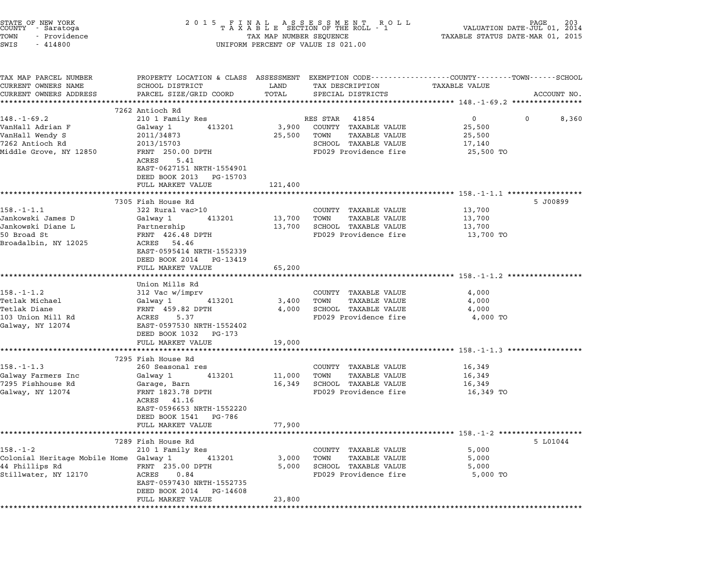STATE OF NEW YORK
COUNTY - Saratoga
TOWN - Providence
SWIS - 414800

# 2015 FINAL ASSESSMENT ROLL
TAXABLE SECTION OF THE ROLL - 1
TAX MAP NUMBER SEQUENCE
UNIFORM PERCENT OF VALUE IS 021.00

VALUATION DATE-JUL 01, 2014
TAXABLE STATUS DATE-MAR 01, 2015

| TAX MAP PARCEL NUMBER / CURRENT OWNERS NAME / CURRENT OWNERS ADDRESS | PROPERTY LOCATION & CLASS / SCHOOL DISTRICT / PARCEL SIZE/GRID COORD | ASSESSMENT LAND | TOTAL | EXEMPTION CODE / TAX DESCRIPTION / SPECIAL DISTRICTS | COUNTY TAXABLE VALUE | TOWN | SCHOOL | ACCOUNT NO. |
|---|---|---|---|---|---|---|---|---|
| **148.-1-69.2** | 7262 Antioch Rd | | | | | | | |
| 148.-1-69.2 | 210 1 Family Res | | | RES STAR 41854 | 0 | 0 | 8,360 | |
| VanHall Adrian F | Galway 1 413201 | 3,900 | | COUNTY TAXABLE VALUE | 25,500 | | | |
| VanHall Wendy S | 2011/34873 | | 25,500 | TOWN TAXABLE VALUE | 25,500 | | | |
| 7262 Antioch Rd | 2013/15703 | | | SCHOOL TAXABLE VALUE | 17,140 | | | |
| Middle Grove, NY 12850 | FRNT 250.00 DPTH | | | FD029 Providence fire | 25,500 TO | | | |
| | ACRES 5.41 | | | | | | | |
| | EAST-0627151 NRTH-1554901 | | | | | | | |
| | DEED BOOK 2013 PG-15703 | | | | | | | |
| | FULL MARKET VALUE | 121,400 | | | | | | |
| **158.-1-1.1** | 7305 Fish House Rd | | | | | | | 5 J00899 |
| 158.-1-1.1 | 322 Rural vac>10 | | | COUNTY TAXABLE VALUE | 13,700 | | | |
| Jankowski James D | Galway 1 413201 | 13,700 | | TOWN TAXABLE VALUE | 13,700 | | | |
| Jankowski Diane L | Partnership | | 13,700 | SCHOOL TAXABLE VALUE | 13,700 | | | |
| 50 Broad St | FRNT 426.48 DPTH | | | FD029 Providence fire | 13,700 TO | | | |
| Broadalbin, NY 12025 | ACRES 54.46 | | | | | | | |
| | EAST-0595414 NRTH-1552339 | | | | | | | |
| | DEED BOOK 2014 PG-13419 | | | | | | | |
| | FULL MARKET VALUE | 65,200 | | | | | | |
| **158.-1-1.2** | Union Mills Rd | | | | | | | |
| 158.-1-1.2 | 312 Vac w/imprv | | | COUNTY TAXABLE VALUE | 4,000 | | | |
| Tetlak Michael | Galway 1 413201 | 3,400 | | TOWN TAXABLE VALUE | 4,000 | | | |
| Tetlak Diane | FRNT 459.82 DPTH | | 4,000 | SCHOOL TAXABLE VALUE | 4,000 | | | |
| 103 Union Mill Rd | ACRES 5.37 | | | FD029 Providence fire | 4,000 TO | | | |
| Galway, NY 12074 | EAST-0597530 NRTH-1552402 | | | | | | | |
| | DEED BOOK 1032 PG-173 | | | | | | | |
| | FULL MARKET VALUE | 19,000 | | | | | | |
| **158.-1-1.3** | 7295 Fish House Rd | | | | | | | |
| 158.-1-1.3 | 260 Seasonal res | | | COUNTY TAXABLE VALUE | 16,349 | | | |
| Galway Farmers Inc | Galway 1 413201 | 11,000 | | TOWN TAXABLE VALUE | 16,349 | | | |
| 7295 Fishhouse Rd | Garage, Barn | | 16,349 | SCHOOL TAXABLE VALUE | 16,349 | | | |
| Galway, NY 12074 | FRNT 1823.78 DPTH | | | FD029 Providence fire | 16,349 TO | | | |
| | ACRES 41.16 | | | | | | | |
| | EAST-0596653 NRTH-1552220 | | | | | | | |
| | DEED BOOK 1541 PG-786 | | | | | | | |
| | FULL MARKET VALUE | 77,900 | | | | | | |
| **158.-1-2** | 7289 Fish House Rd | | | | | | | 5 L01044 |
| 158.-1-2 | 210 1 Family Res | | | COUNTY TAXABLE VALUE | 5,000 | | | |
| Colonial Heritage Mobile Home | Galway 1 413201 | 3,000 | | TOWN TAXABLE VALUE | 5,000 | | | |
| 44 Phillips Rd | FRNT 235.00 DPTH | | 5,000 | SCHOOL TAXABLE VALUE | 5,000 | | | |
| Stillwater, NY 12170 | ACRES 0.84 | | | FD029 Providence fire | 5,000 TO | | | |
| | EAST-0597430 NRTH-1552735 | | | | | | | |
| | DEED BOOK 2014 PG-14608 | | | | | | | |
| | FULL MARKET VALUE | 23,800 | | | | | | |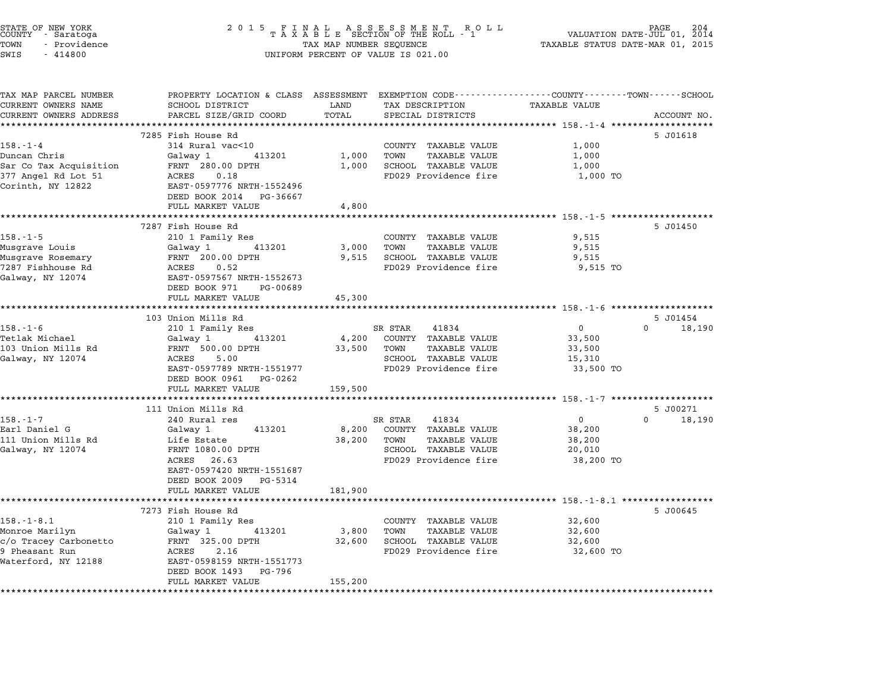STATE OF NEW YORK
COUNTY - Saratoga
TOWN - Providence
SWIS - 414800

2 0 1 5 F I N A L A S S E S S M E N T R O L L
T A X A B L E SECTION OF THE ROLL - 1
TAX MAP NUMBER SEQUENCE
UNIFORM PERCENT OF VALUE IS 021.00

VALUATION DATE-JUL 01, 2014
TAXABLE STATUS DATE-MAR 01, 2015

| TAX MAP PARCEL NUMBER / CURRENT OWNERS NAME / CURRENT OWNERS ADDRESS | PROPERTY LOCATION & CLASS / SCHOOL DISTRICT / PARCEL SIZE/GRID COORD | ASSESSMENT LAND / TOTAL | EXEMPTION CODE / TAX DESCRIPTION / SPECIAL DISTRICTS | COUNTY TAXABLE VALUE | TOWN | SCHOOL | ACCOUNT NO. |
|---|---|---|---|---|---|---|---|
| | 7285 Fish House Rd | | | | | | 5 J01618 |
| 158.-1-4 | 314 Rural vac<10 | | COUNTY TAXABLE VALUE | 1,000 | | | |
| Duncan Chris | Galway 1 413201 | 1,000 | TOWN TAXABLE VALUE | 1,000 | | | |
| Sar Co Tax Acquisition | FRNT 280.00 DPTH | 1,000 | SCHOOL TAXABLE VALUE | 1,000 | | | |
| 377 Angel Rd Lot 51 | ACRES 0.18 | | FD029 Providence fire | 1,000 TO | | | |
| Corinth, NY 12822 | EAST-0597776 NRTH-1552496 | | | | | | |
| | DEED BOOK 2014 PG-36667 | | | | | | |
| | FULL MARKET VALUE | 4,800 | | | | | |
| | 7287 Fish House Rd | | | | | | 5 J01450 |
| 158.-1-5 | 210 1 Family Res | | COUNTY TAXABLE VALUE | 9,515 | | | |
| Musgrave Louis | Galway 1 413201 | 3,000 | TOWN TAXABLE VALUE | 9,515 | | | |
| Musgrave Rosemary | FRNT 200.00 DPTH | 9,515 | SCHOOL TAXABLE VALUE | 9,515 | | | |
| 7287 Fishhouse Rd | ACRES 0.52 | | FD029 Providence fire | 9,515 TO | | | |
| Galway, NY 12074 | EAST-0597567 NRTH-1552673 | | | | | | |
| | DEED BOOK 971 PG-00689 | | | | | | |
| | FULL MARKET VALUE | 45,300 | | | | | |
| | 103 Union Mills Rd | | | | | | 5 J01454 |
| 158.-1-6 | 210 1 Family Res | | SR STAR 41834 | 0 | | 0 | 18,190 |
| Tetlak Michael | Galway 1 413201 | 4,200 | COUNTY TAXABLE VALUE | 33,500 | | | |
| 103 Union Mills Rd | FRNT 500.00 DPTH | 33,500 | TOWN TAXABLE VALUE | 33,500 | | | |
| Galway, NY 12074 | ACRES 5.00 | | SCHOOL TAXABLE VALUE | 15,310 | | | |
| | EAST-0597789 NRTH-1551977 | | FD029 Providence fire | 33,500 TO | | | |
| | DEED BOOK 0961 PG-0262 | | | | | | |
| | FULL MARKET VALUE | 159,500 | | | | | |
| | 111 Union Mills Rd | | | | | | 5 J00271 |
| 158.-1-7 | 240 Rural res | | SR STAR 41834 | 0 | | 0 | 18,190 |
| Earl Daniel G | Galway 1 413201 | 8,200 | COUNTY TAXABLE VALUE | 38,200 | | | |
| 111 Union Mills Rd | Life Estate | 38,200 | TOWN TAXABLE VALUE | 38,200 | | | |
| Galway, NY 12074 | FRNT 1080.00 DPTH | | SCHOOL TAXABLE VALUE | 20,010 | | | |
| | ACRES 26.63 | | FD029 Providence fire | 38,200 TO | | | |
| | EAST-0597420 NRTH-1551687 | | | | | | |
| | DEED BOOK 2009 PG-5314 | | | | | | |
| | FULL MARKET VALUE | 181,900 | | | | | |
| | 7273 Fish House Rd | | | | | | 5 J00645 |
| 158.-1-8.1 | 210 1 Family Res | | COUNTY TAXABLE VALUE | 32,600 | | | |
| Monroe Marilyn | Galway 1 413201 | 3,800 | TOWN TAXABLE VALUE | 32,600 | | | |
| c/o Tracey Carbonetto | FRNT 325.00 DPTH | 32,600 | SCHOOL TAXABLE VALUE | 32,600 | | | |
| 9 Pheasant Run | ACRES 2.16 | | FD029 Providence fire | 32,600 TO | | | |
| Waterford, NY 12188 | EAST-0598159 NRTH-1551773 | | | | | | |
| | DEED BOOK 1493 PG-796 | | | | | | |
| | FULL MARKET VALUE | 155,200 | | | | | |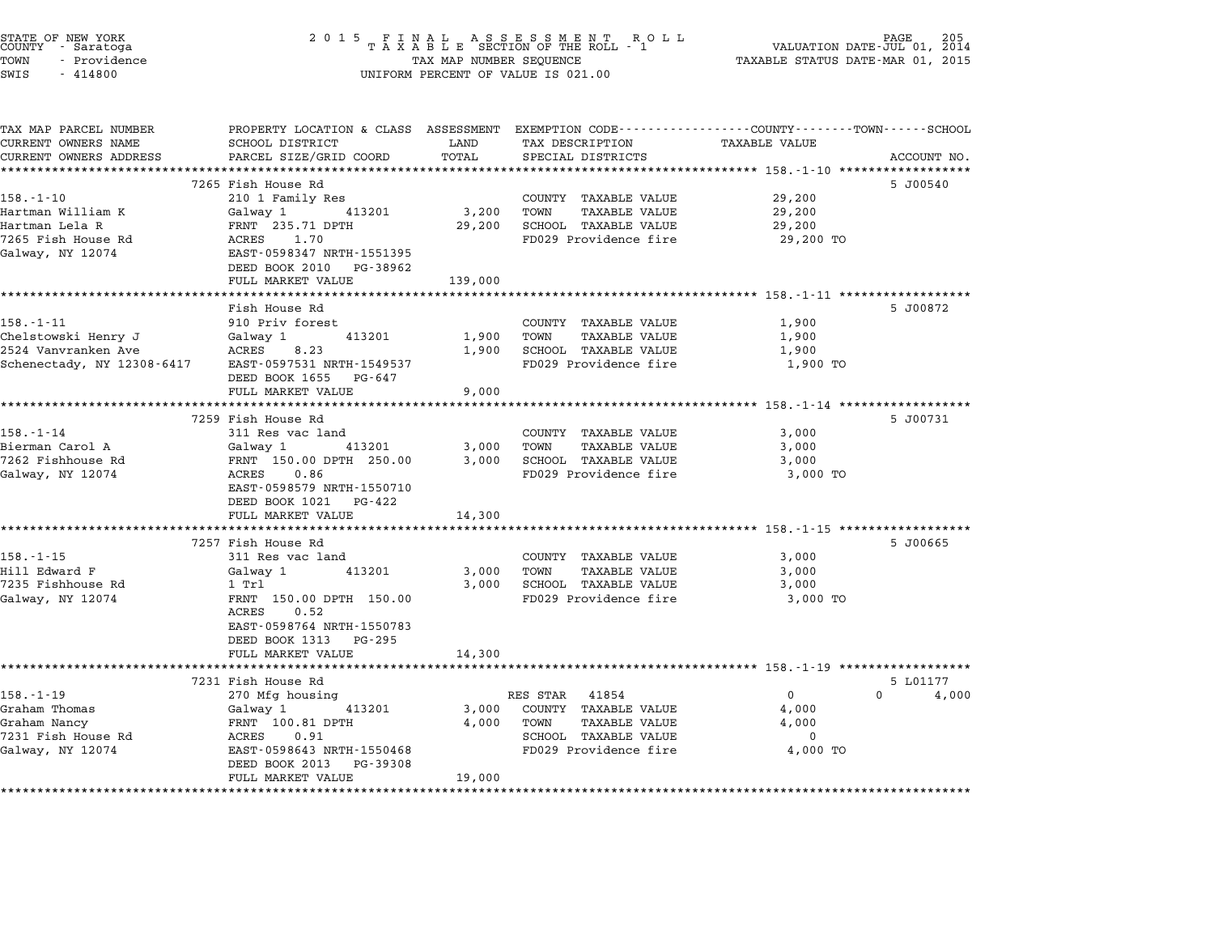STATE OF NEW YORK
COUNTY - Saratoga
TOWN - Providence
SWIS - 414800

2 0 1 5 F I N A L A S S E S S M E N T R O L L
T A X A B L E SECTION OF THE ROLL - 1
TAX MAP NUMBER SEQUENCE
UNIFORM PERCENT OF VALUE IS 021.00

VALUATION DATE-JUL 01, 2014
TAXABLE STATUS DATE-MAR 01, 2015

| TAX MAP PARCEL NUMBER / CURRENT OWNERS NAME / CURRENT OWNERS ADDRESS | PROPERTY LOCATION & CLASS / SCHOOL DISTRICT / PARCEL SIZE/GRID COORD | ASSESSMENT LAND / TOTAL | EXEMPTION CODE / TAX DESCRIPTION / SPECIAL DISTRICTS | TAXABLE VALUE (COUNTY / TOWN / SCHOOL) | ACCOUNT NO. |
|---|---|---|---|---|---|
| 158.-1-10 | 7265 Fish House Rd | | | | 5 J00540 |
| Hartman William K | 210 1 Family Res | | COUNTY TAXABLE VALUE | 29,200 | |
| Hartman Lela R | Galway 1 413201 | 3,200 | TOWN TAXABLE VALUE | 29,200 | |
| 7265 Fish House Rd | FRNT 235.71 DPTH | 29,200 | SCHOOL TAXABLE VALUE | 29,200 | |
| Galway, NY 12074 | ACRES 1.70 | | FD029 Providence fire | 29,200 TO | |
| | EAST-0598347 NRTH-1551395 | | | | |
| | DEED BOOK 2010 PG-38962 | | | | |
| | FULL MARKET VALUE | 139,000 | | | |
| 158.-1-11 | Fish House Rd | | | | 5 J00872 |
| Chelstowski Henry J | 910 Priv forest | | COUNTY TAXABLE VALUE | 1,900 | |
| 2524 Vanvranken Ave | Galway 1 413201 | 1,900 | TOWN TAXABLE VALUE | 1,900 | |
| Schenectady, NY 12308-6417 | ACRES 8.23 | 1,900 | SCHOOL TAXABLE VALUE | 1,900 | |
| | EAST-0597531 NRTH-1549537 | | FD029 Providence fire | 1,900 TO | |
| | DEED BOOK 1655 PG-647 | | | | |
| | FULL MARKET VALUE | 9,000 | | | |
| 158.-1-14 | 7259 Fish House Rd | | | | 5 J00731 |
| Bierman Carol A | 311 Res vac land | | COUNTY TAXABLE VALUE | 3,000 | |
| 7262 Fishhouse Rd | Galway 1 413201 | 3,000 | TOWN TAXABLE VALUE | 3,000 | |
| Galway, NY 12074 | FRNT 150.00 DPTH 250.00 | 3,000 | SCHOOL TAXABLE VALUE | 3,000 | |
| | ACRES 0.86 | | FD029 Providence fire | 3,000 TO | |
| | EAST-0598579 NRTH-1550710 | | | | |
| | DEED BOOK 1021 PG-422 | | | | |
| | FULL MARKET VALUE | 14,300 | | | |
| 158.-1-15 | 7257 Fish House Rd | | | | 5 J00665 |
| Hill Edward F | 311 Res vac land | | COUNTY TAXABLE VALUE | 3,000 | |
| 7235 Fishhouse Rd | Galway 1 413201 | 3,000 | TOWN TAXABLE VALUE | 3,000 | |
| Galway, NY 12074 | 1 Trl | 3,000 | SCHOOL TAXABLE VALUE | 3,000 | |
| | FRNT 150.00 DPTH 150.00 | | FD029 Providence fire | 3,000 TO | |
| | ACRES 0.52 | | | | |
| | EAST-0598764 NRTH-1550783 | | | | |
| | DEED BOOK 1313 PG-295 | | | | |
| | FULL MARKET VALUE | 14,300 | | | |
| 158.-1-19 | 7231 Fish House Rd | | | | 5 L01177 |
| Graham Thomas | 270 Mfg housing | | RES STAR 41854 | 0 / 0 / 4,000 | |
| Graham Nancy | Galway 1 413201 | 3,000 | COUNTY TAXABLE VALUE | 4,000 | |
| 7231 Fish House Rd | FRNT 100.81 DPTH | 4,000 | TOWN TAXABLE VALUE | 4,000 | |
| Galway, NY 12074 | ACRES 0.91 | | SCHOOL TAXABLE VALUE | 0 | |
| | EAST-0598643 NRTH-1550468 | | FD029 Providence fire | 4,000 TO | |
| | DEED BOOK 2013 PG-39308 | | | | |
| | FULL MARKET VALUE | 19,000 | | | |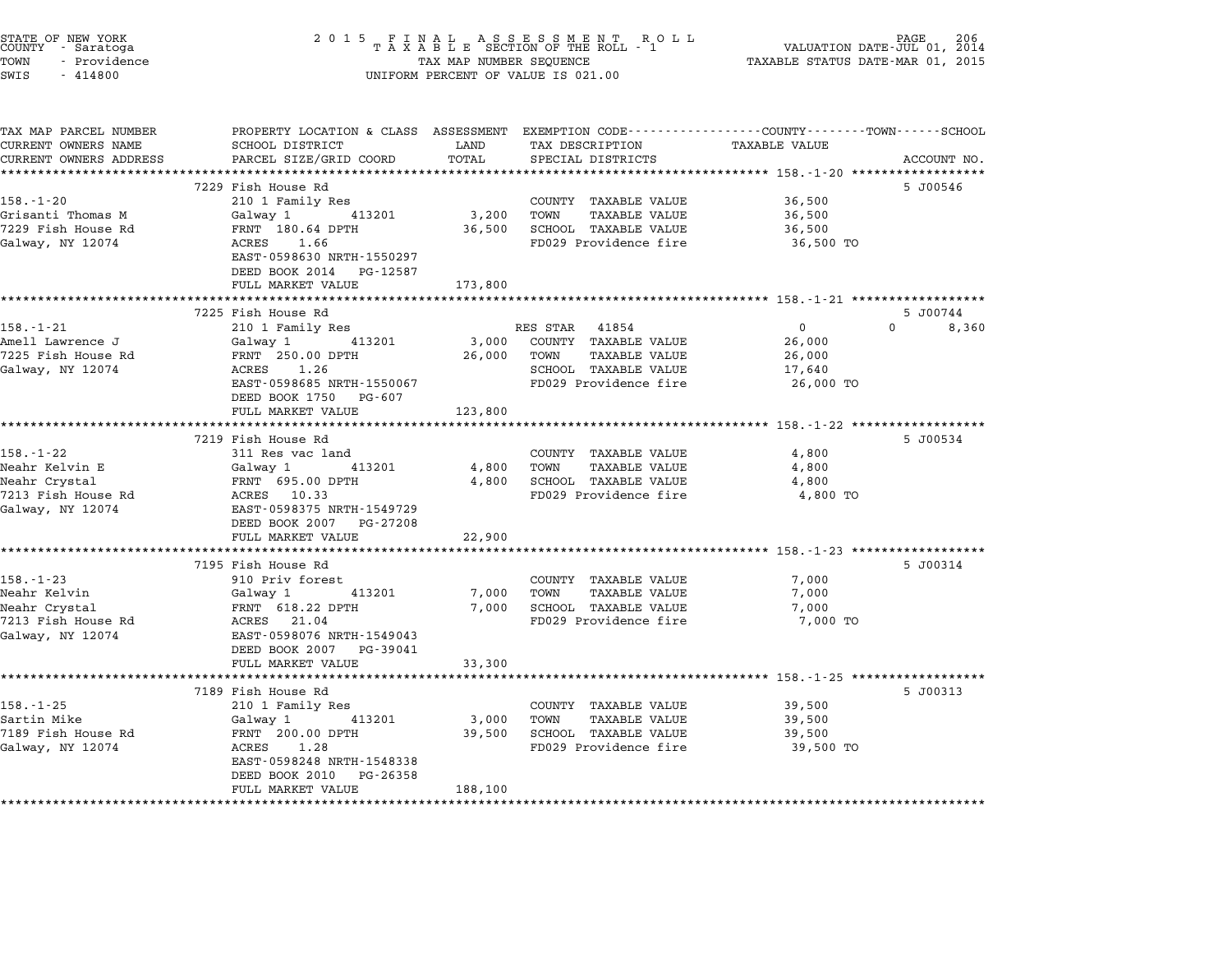STATE OF NEW YORK
COUNTY - Saratoga
TOWN - Providence
SWIS - 414800

2015 FINAL ASSESSMENT ROLL
TAXABLE SECTION OF THE ROLL - 1
TAX MAP NUMBER SEQUENCE
UNIFORM PERCENT OF VALUE IS 021.00

VALUATION DATE-JUL 01, 2014
TAXABLE STATUS DATE-MAR 01, 2015

| TAX MAP PARCEL NUMBER / CURRENT OWNERS NAME / CURRENT OWNERS ADDRESS | PROPERTY LOCATION & CLASS / SCHOOL DISTRICT / PARCEL SIZE/GRID COORD | ASSESSMENT LAND | TOTAL | EXEMPTION CODE / TAX DESCRIPTION / SPECIAL DISTRICTS | COUNTY--------TOWN------SCHOOL TAXABLE VALUE | ACCOUNT NO. |
|---|---|---|---|---|---|---|
| **158.-1-20** | 7229 Fish House Rd | | | | | 5 J00546 |
| 158.-1-20 | 210 1 Family Res | | | COUNTY TAXABLE VALUE | 36,500 | |
| Grisanti Thomas M | Galway 1 413201 | 3,200 | | TOWN TAXABLE VALUE | 36,500 | |
| 7229 Fish House Rd | FRNT 180.64 DPTH | | 36,500 | SCHOOL TAXABLE VALUE | 36,500 | |
| Galway, NY 12074 | ACRES 1.66 | | | FD029 Providence fire | 36,500 TO | |
| | EAST-0598630 NRTH-1550297 | | | | | |
| | DEED BOOK 2014 PG-12587 | | | | | |
| | FULL MARKET VALUE | | 173,800 | | | |
| **158.-1-21** | 7225 Fish House Rd | | | | | 5 J00744 |
| 158.-1-21 | 210 1 Family Res | | | RES STAR 41854 | 0 0 8,360 | |
| Amell Lawrence J | Galway 1 413201 | 3,000 | | COUNTY TAXABLE VALUE | 26,000 | |
| 7225 Fish House Rd | FRNT 250.00 DPTH | | 26,000 | TOWN TAXABLE VALUE | 26,000 | |
| Galway, NY 12074 | ACRES 1.26 | | | SCHOOL TAXABLE VALUE | 17,640 | |
| | EAST-0598685 NRTH-1550067 | | | FD029 Providence fire | 26,000 TO | |
| | DEED BOOK 1750 PG-607 | | | | | |
| | FULL MARKET VALUE | | 123,800 | | | |
| **158.-1-22** | 7219 Fish House Rd | | | | | 5 J00534 |
| 158.-1-22 | 311 Res vac land | | | COUNTY TAXABLE VALUE | 4,800 | |
| Neahr Kelvin E | Galway 1 413201 | 4,800 | | TOWN TAXABLE VALUE | 4,800 | |
| Neahr Crystal | FRNT 695.00 DPTH | | 4,800 | SCHOOL TAXABLE VALUE | 4,800 | |
| 7213 Fish House Rd | ACRES 10.33 | | | FD029 Providence fire | 4,800 TO | |
| Galway, NY 12074 | EAST-0598375 NRTH-1549729 | | | | | |
| | DEED BOOK 2007 PG-27208 | | | | | |
| | FULL MARKET VALUE | | 22,900 | | | |
| **158.-1-23** | 7195 Fish House Rd | | | | | 5 J00314 |
| 158.-1-23 | 910 Priv forest | | | COUNTY TAXABLE VALUE | 7,000 | |
| Neahr Kelvin | Galway 1 413201 | 7,000 | | TOWN TAXABLE VALUE | 7,000 | |
| Neahr Crystal | FRNT 618.22 DPTH | | 7,000 | SCHOOL TAXABLE VALUE | 7,000 | |
| 7213 Fish House Rd | ACRES 21.04 | | | FD029 Providence fire | 7,000 TO | |
| Galway, NY 12074 | EAST-0598076 NRTH-1549043 | | | | | |
| | DEED BOOK 2007 PG-39041 | | | | | |
| | FULL MARKET VALUE | | 33,300 | | | |
| **158.-1-25** | 7189 Fish House Rd | | | | | 5 J00313 |
| 158.-1-25 | 210 1 Family Res | | | COUNTY TAXABLE VALUE | 39,500 | |
| Sartin Mike | Galway 1 413201 | 3,000 | | TOWN TAXABLE VALUE | 39,500 | |
| 7189 Fish House Rd | FRNT 200.00 DPTH | | 39,500 | SCHOOL TAXABLE VALUE | 39,500 | |
| Galway, NY 12074 | ACRES 1.28 | | | FD029 Providence fire | 39,500 TO | |
| | EAST-0598248 NRTH-1548338 | | | | | |
| | DEED BOOK 2010 PG-26358 | | | | | |
| | FULL MARKET VALUE | | 188,100 | | | |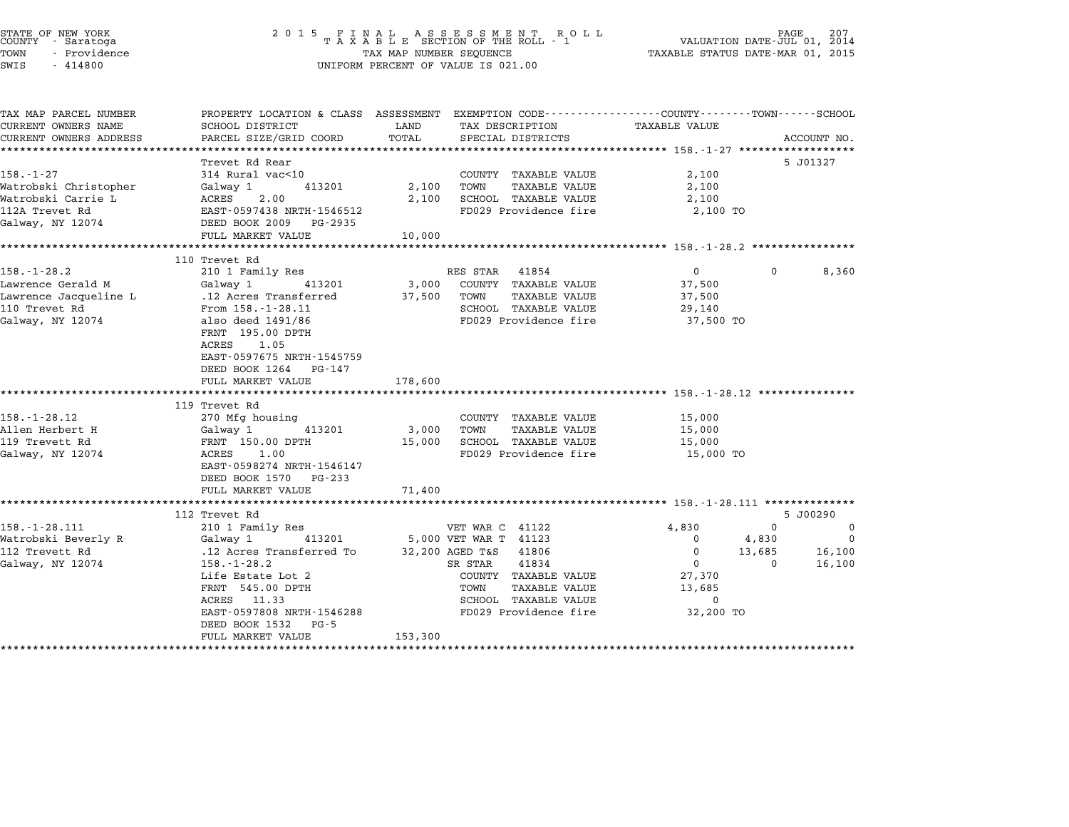STATE OF NEW YORK
COUNTY - Saratoga
TOWN - Providence
SWIS - 414800

# 2015 FINAL ASSESSMENT ROLL
TAXABLE SECTION OF THE ROLL - 1
TAX MAP NUMBER SEQUENCE
UNIFORM PERCENT OF VALUE IS 021.00

VALUATION DATE-JUL 01, 2014
TAXABLE STATUS DATE-MAR 01, 2015

| TAX MAP PARCEL NUMBER / CURRENT OWNERS NAME / CURRENT OWNERS ADDRESS | PROPERTY LOCATION & CLASS / SCHOOL DISTRICT / PARCEL SIZE/GRID COORD | ASSESSMENT LAND | TOTAL | EXEMPTION CODE / TAX DESCRIPTION / SPECIAL DISTRICTS | COUNTY TAXABLE VALUE | TOWN | SCHOOL | ACCOUNT NO. |
|---|---|---|---|---|---|---|---|---|
| 158.-1-27 | Trevet Rd Rear | | | | | | | 5 J01327 |
| | 314 Rural vac<10 | | | COUNTY TAXABLE VALUE | 2,100 | | | |
| Watrobski Christopher | Galway 1 413201 | 2,100 | | TOWN TAXABLE VALUE | 2,100 | | | |
| Watrobski Carrie L | ACRES 2.00 | | 2,100 | SCHOOL TAXABLE VALUE | 2,100 | | | |
| 112A Trevet Rd | EAST-0597438 NRTH-1546512 | | | FD029 Providence fire | 2,100 TO | | | |
| Galway, NY 12074 | DEED BOOK 2009 PG-2935 | | | | | | | |
| | FULL MARKET VALUE | | 10,000 | | | | | |
| 158.-1-28.2 | 110 Trevet Rd | | | | | | | |
| | 210 1 Family Res | | | RES STAR 41854 | 0 | 0 | 8,360 | |
| Lawrence Gerald M | Galway 1 413201 | 3,000 | | COUNTY TAXABLE VALUE | 37,500 | | | |
| Lawrence Jacqueline L | .12 Acres Transferred | | 37,500 | TOWN TAXABLE VALUE | 37,500 | | | |
| 110 Trevet Rd | From 158.-1-28.11 | | | SCHOOL TAXABLE VALUE | 29,140 | | | |
| Galway, NY 12074 | also deed 1491/86 | | | FD029 Providence fire | 37,500 TO | | | |
| | FRNT 195.00 DPTH | | | | | | | |
| | ACRES 1.05 | | | | | | | |
| | EAST-0597675 NRTH-1545759 | | | | | | | |
| | DEED BOOK 1264 PG-147 | | | | | | | |
| | FULL MARKET VALUE | | 178,600 | | | | | |
| 158.-1-28.12 | 119 Trevet Rd | | | | | | | |
| | 270 Mfg housing | | | COUNTY TAXABLE VALUE | 15,000 | | | |
| Allen Herbert H | Galway 1 413201 | 3,000 | | TOWN TAXABLE VALUE | 15,000 | | | |
| 119 Trevett Rd | FRNT 150.00 DPTH | | 15,000 | SCHOOL TAXABLE VALUE | 15,000 | | | |
| Galway, NY 12074 | ACRES 1.00 | | | FD029 Providence fire | 15,000 TO | | | |
| | EAST-0598274 NRTH-1546147 | | | | | | | |
| | DEED BOOK 1570 PG-233 | | | | | | | |
| | FULL MARKET VALUE | | 71,400 | | | | | |
| 158.-1-28.111 | 112 Trevet Rd | | | | | | | 5 J00290 |
| | 210 1 Family Res | | | VET WAR C 41122 | 4,830 | 0 | 0 | |
| Watrobski Beverly R | Galway 1 413201 | 5,000 | | VET WAR T 41123 | 0 | 4,830 | 0 | |
| 112 Trevett Rd | .12 Acres Transferred To | | 32,200 | AGED T&S 41806 | 0 | 13,685 | 16,100 | |
| Galway, NY 12074 | 158.-1-28.2 | | | SR STAR 41834 | 0 | 0 | 16,100 | |
| | Life Estate Lot 2 | | | COUNTY TAXABLE VALUE | 27,370 | | | |
| | FRNT 545.00 DPTH | | | TOWN TAXABLE VALUE | 13,685 | | | |
| | ACRES 11.33 | | | SCHOOL TAXABLE VALUE | 0 | | | |
| | EAST-0597808 NRTH-1546288 | | | FD029 Providence fire | 32,200 TO | | | |
| | DEED BOOK 1532 PG-5 | | | | | | | |
| | FULL MARKET VALUE | | 153,300 | | | | | |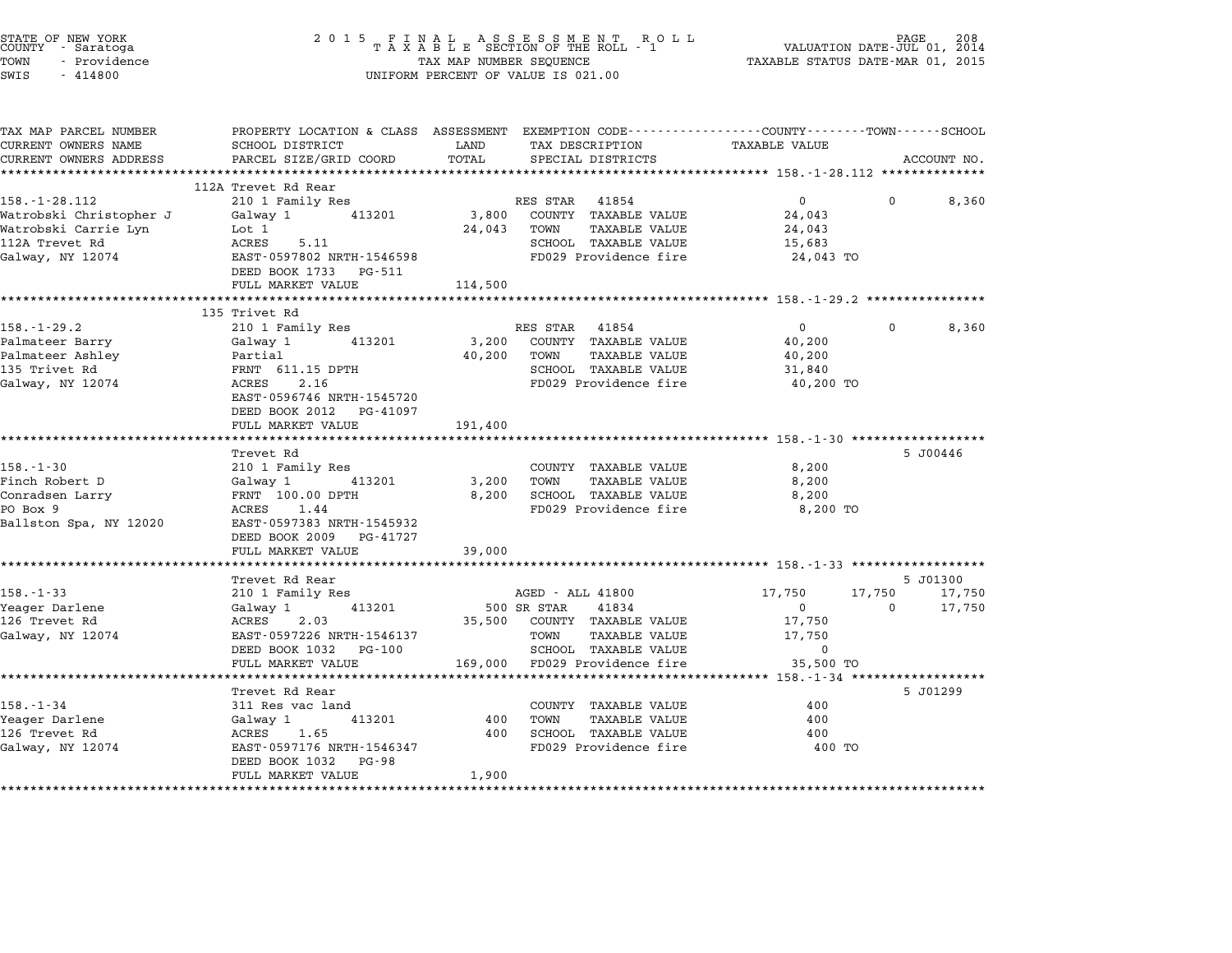STATE OF NEW YORK
COUNTY - Saratoga
TOWN - Providence
SWIS - 414800

2015 FINAL ASSESSMENT ROLL
TAXABLE SECTION OF THE ROLL - 1
TAX MAP NUMBER SEQUENCE
UNIFORM PERCENT OF VALUE IS 021.00

VALUATION DATE-JUL 01, 2014
TAXABLE STATUS DATE-MAR 01, 2015

| TAX MAP PARCEL NUMBER / CURRENT OWNERS NAME / CURRENT OWNERS ADDRESS | PROPERTY LOCATION & CLASS / SCHOOL DISTRICT / PARCEL SIZE/GRID COORD | ASSESSMENT LAND | TOTAL | EXEMPTION CODE / TAX DESCRIPTION / SPECIAL DISTRICTS | COUNTY TAXABLE VALUE | TOWN | SCHOOL | ACCOUNT NO. |
|---|---|---|---|---|---|---|---|---|
| **158.-1-28.112** | 112A Trevet Rd Rear | | | | | | | |
| 158.-1-28.112 | 210 1 Family Res | | | RES STAR 41854 | 0 | 0 | 8,360 | |
| Watrobski Christopher J | Galway 1 413201 | 3,800 | | COUNTY TAXABLE VALUE | 24,043 | | | |
| Watrobski Carrie Lyn | Lot 1 | | 24,043 | TOWN TAXABLE VALUE | 24,043 | | | |
| 112A Trevet Rd | ACRES 5.11 | | | SCHOOL TAXABLE VALUE | 15,683 | | | |
| Galway, NY 12074 | EAST-0597802 NRTH-1546598 | | | FD029 Providence fire | 24,043 TO | | | |
| | DEED BOOK 1733 PG-511 | | | | | | | |
| | FULL MARKET VALUE | | 114,500 | | | | | |
| **158.-1-29.2** | 135 Trivet Rd | | | | | | | |
| 158.-1-29.2 | 210 1 Family Res | | | RES STAR 41854 | 0 | 0 | 8,360 | |
| Palmateer Barry | Galway 1 413201 | 3,200 | | COUNTY TAXABLE VALUE | 40,200 | | | |
| Palmateer Ashley | Partial | | 40,200 | TOWN TAXABLE VALUE | 40,200 | | | |
| 135 Trivet Rd | FRNT 611.15 DPTH | | | SCHOOL TAXABLE VALUE | 31,840 | | | |
| Galway, NY 12074 | ACRES 2.16 | | | FD029 Providence fire | 40,200 TO | | | |
| | EAST-0596746 NRTH-1545720 | | | | | | | |
| | DEED BOOK 2012 PG-41097 | | | | | | | |
| | FULL MARKET VALUE | | 191,400 | | | | | |
| **158.-1-30** | Trevet Rd | | | | | | | 5 J00446 |
| 158.-1-30 | 210 1 Family Res | | | COUNTY TAXABLE VALUE | 8,200 | | | |
| Finch Robert D | Galway 1 413201 | 3,200 | | TOWN TAXABLE VALUE | 8,200 | | | |
| Conradsen Larry | FRNT 100.00 DPTH | | 8,200 | SCHOOL TAXABLE VALUE | 8,200 | | | |
| PO Box 9 | ACRES 1.44 | | | FD029 Providence fire | 8,200 TO | | | |
| Ballston Spa, NY 12020 | EAST-0597383 NRTH-1545932 | | | | | | | |
| | DEED BOOK 2009 PG-41727 | | | | | | | |
| | FULL MARKET VALUE | | 39,000 | | | | | |
| **158.-1-33** | Trevet Rd Rear | | | | | | | 5 J01300 |
| 158.-1-33 | 210 1 Family Res | | | AGED - ALL 41800 | 17,750 | 17,750 | 17,750 | |
| Yeager Darlene | Galway 1 413201 | 500 | | SR STAR 41834 | 0 | 0 | 17,750 | |
| 126 Trevet Rd | ACRES 2.03 | | 35,500 | COUNTY TAXABLE VALUE | 17,750 | | | |
| Galway, NY 12074 | EAST-0597226 NRTH-1546137 | | | TOWN TAXABLE VALUE | 17,750 | | | |
| | DEED BOOK 1032 PG-100 | | | SCHOOL TAXABLE VALUE | 0 | | | |
| | FULL MARKET VALUE | | 169,000 | FD029 Providence fire | 35,500 TO | | | |
| **158.-1-34** | Trevet Rd Rear | | | | | | | 5 J01299 |
| 158.-1-34 | 311 Res vac land | | | COUNTY TAXABLE VALUE | 400 | | | |
| Yeager Darlene | Galway 1 413201 | 400 | | TOWN TAXABLE VALUE | 400 | | | |
| 126 Trevet Rd | ACRES 1.65 | | 400 | SCHOOL TAXABLE VALUE | 400 | | | |
| Galway, NY 12074 | EAST-0597176 NRTH-1546347 | | | FD029 Providence fire | 400 TO | | | |
| | DEED BOOK 1032 PG-98 | | | | | | | |
| | FULL MARKET VALUE | | 1,900 | | | | | |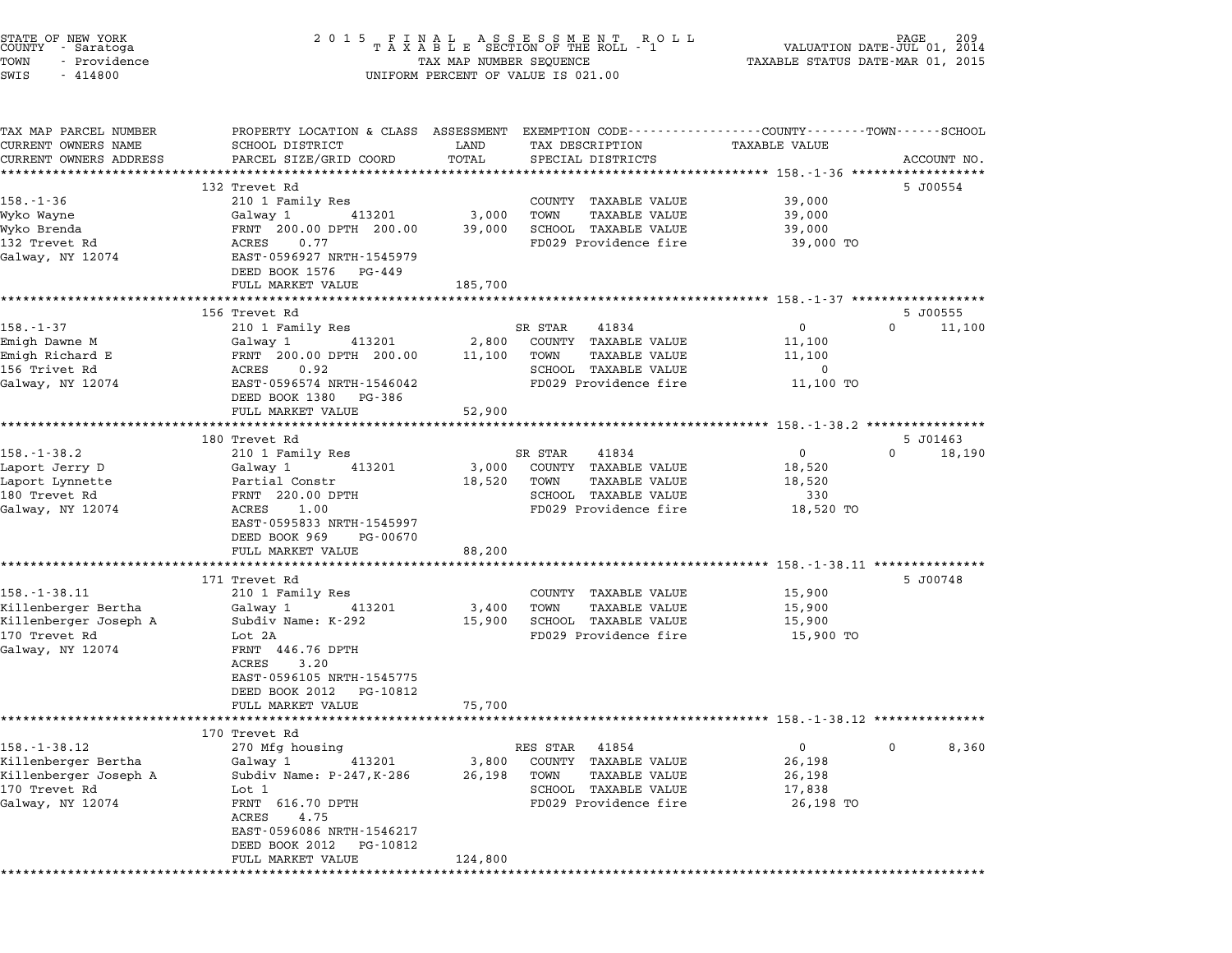STATE OF NEW YORK
COUNTY - Saratoga
TOWN - Providence
SWIS - 414800

2 0 1 5 F I N A L A S S E S S M E N T R O L L
T A X A B L E SECTION OF THE ROLL - 1
TAX MAP NUMBER SEQUENCE
UNIFORM PERCENT OF VALUE IS 021.00

VALUATION DATE-JUL 01, 2014
TAXABLE STATUS DATE-MAR 01, 2015

| TAX MAP PARCEL NUMBER / CURRENT OWNERS NAME / CURRENT OWNERS ADDRESS | PROPERTY LOCATION & CLASS / SCHOOL DISTRICT / PARCEL SIZE/GRID COORD | ASSESSMENT LAND / TOTAL | EXEMPTION CODE / TAX DESCRIPTION / SPECIAL DISTRICTS | COUNTY TAXABLE VALUE | TOWN | SCHOOL | ACCOUNT NO. |
|---|---|---|---|---|---|---|---|
| **158.-1-36** | 132 Trevet Rd | | | | | | 5 J00554 |
| | 210 1 Family Res | | COUNTY TAXABLE VALUE | 39,000 | | | |
| Wyko Wayne | Galway 1 413201 | 3,000 | TOWN TAXABLE VALUE | 39,000 | | | |
| Wyko Brenda | FRNT 200.00 DPTH 200.00 | 39,000 | SCHOOL TAXABLE VALUE | 39,000 | | | |
| 132 Trevet Rd | ACRES 0.77 | | FD029 Providence fire | 39,000 TO | | | |
| Galway, NY 12074 | EAST-0596927 NRTH-1545979 | | | | | | |
| | DEED BOOK 1576 PG-449 | | | | | | |
| | FULL MARKET VALUE | 185,700 | | | | | |
| **158.-1-37** | 156 Trevet Rd | | | | | | 5 J00555 |
| | 210 1 Family Res | | SR STAR 41834 | 0 | 0 | 11,100 | |
| Emigh Dawne M | Galway 1 413201 | 2,800 | COUNTY TAXABLE VALUE | 11,100 | | | |
| Emigh Richard E | FRNT 200.00 DPTH 200.00 | 11,100 | TOWN TAXABLE VALUE | 11,100 | | | |
| 156 Trivet Rd | ACRES 0.92 | | SCHOOL TAXABLE VALUE | 0 | | | |
| Galway, NY 12074 | EAST-0596574 NRTH-1546042 | | FD029 Providence fire | 11,100 TO | | | |
| | DEED BOOK 1380 PG-386 | | | | | | |
| | FULL MARKET VALUE | 52,900 | | | | | |
| **158.-1-38.2** | 180 Trevet Rd | | | | | | 5 J01463 |
| | 210 1 Family Res | | SR STAR 41834 | 0 | 0 | 18,190 | |
| Laport Jerry D | Galway 1 413201 | 3,000 | COUNTY TAXABLE VALUE | 18,520 | | | |
| Laport Lynnette | Partial Constr | 18,520 | TOWN TAXABLE VALUE | 18,520 | | | |
| 180 Trevet Rd | FRNT 220.00 DPTH | | SCHOOL TAXABLE VALUE | 330 | | | |
| Galway, NY 12074 | ACRES 1.00 | | FD029 Providence fire | 18,520 TO | | | |
| | EAST-0595833 NRTH-1545997 | | | | | | |
| | DEED BOOK 969 PG-00670 | | | | | | |
| | FULL MARKET VALUE | 88,200 | | | | | |
| **158.-1-38.11** | 171 Trevet Rd | | | | | | 5 J00748 |
| | 210 1 Family Res | | COUNTY TAXABLE VALUE | 15,900 | | | |
| Killenberger Bertha | Galway 1 413201 | 3,400 | TOWN TAXABLE VALUE | 15,900 | | | |
| Killenberger Joseph A | Subdiv Name: K-292 | 15,900 | SCHOOL TAXABLE VALUE | 15,900 | | | |
| 170 Trevet Rd | Lot 2A | | FD029 Providence fire | 15,900 TO | | | |
| Galway, NY 12074 | FRNT 446.76 DPTH | | | | | | |
| | ACRES 3.20 | | | | | | |
| | EAST-0596105 NRTH-1545775 | | | | | | |
| | DEED BOOK 2012 PG-10812 | | | | | | |
| | FULL MARKET VALUE | 75,700 | | | | | |
| **158.-1-38.12** | 170 Trevet Rd | | | | | | |
| | 270 Mfg housing | | RES STAR 41854 | 0 | 0 | 8,360 | |
| Killenberger Bertha | Galway 1 413201 | 3,800 | COUNTY TAXABLE VALUE | 26,198 | | | |
| Killenberger Joseph A | Subdiv Name: P-247,K-286 | 26,198 | TOWN TAXABLE VALUE | 26,198 | | | |
| 170 Trevet Rd | Lot 1 | | SCHOOL TAXABLE VALUE | 17,838 | | | |
| Galway, NY 12074 | FRNT 616.70 DPTH | | FD029 Providence fire | 26,198 TO | | | |
| | ACRES 4.75 | | | | | | |
| | EAST-0596086 NRTH-1546217 | | | | | | |
| | DEED BOOK 2012 PG-10812 | | | | | | |
| | FULL MARKET VALUE | 124,800 | | | | | |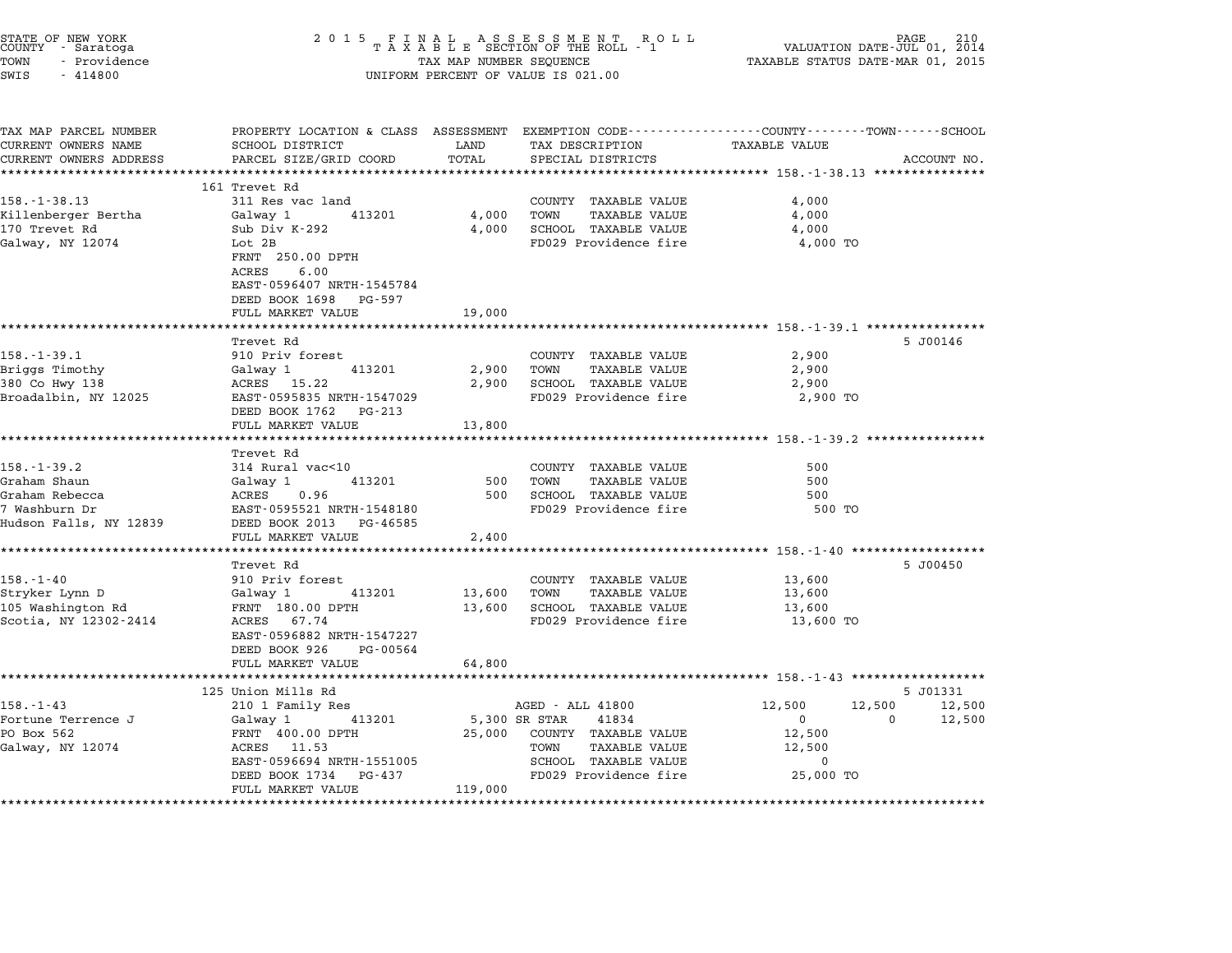STATE OF NEW YORK
COUNTY - Saratoga
TOWN - Providence
SWIS - 414800

2015 FINAL ASSESSMENT ROLL
TAXABLE SECTION OF THE ROLL - 1
TAX MAP NUMBER SEQUENCE
UNIFORM PERCENT OF VALUE IS 021.00

VALUATION DATE-JUL 01, 2014
TAXABLE STATUS DATE-MAR 01, 2015

| TAX MAP PARCEL NUMBER / CURRENT OWNERS NAME / CURRENT OWNERS ADDRESS | PROPERTY LOCATION & CLASS / SCHOOL DISTRICT / PARCEL SIZE/GRID COORD | ASSESSMENT LAND / TOTAL | EXEMPTION CODE / TAX DESCRIPTION / SPECIAL DISTRICTS | COUNTY | TOWN | SCHOOL / TAXABLE VALUE | ACCOUNT NO. |
|---|---|---|---|---|---|---|---|
| **158.-1-38.13** | 161 Trevet Rd | | | | | | |
| Killenberger Bertha | 311 Res vac land | | COUNTY TAXABLE VALUE | 4,000 | | | |
| 170 Trevet Rd | Galway 1 413201 | 4,000 | TOWN TAXABLE VALUE | 4,000 | | | |
| Galway, NY 12074 | Sub Div K-292 | 4,000 | SCHOOL TAXABLE VALUE | 4,000 | | | |
| | Lot 2B | | FD029 Providence fire | 4,000 TO | | | |
| | FRNT 250.00 DPTH | | | | | | |
| | ACRES 6.00 | | | | | | |
| | EAST-0596407 NRTH-1545784 | | | | | | |
| | DEED BOOK 1698 PG-597 | | | | | | |
| | FULL MARKET VALUE | 19,000 | | | | | |
| **158.-1-39.1** | Trevet Rd | | | | | | 5 J00146 |
| Briggs Timothy | 910 Priv forest | | COUNTY TAXABLE VALUE | 2,900 | | | |
| 380 Co Hwy 138 | Galway 1 413201 | 2,900 | TOWN TAXABLE VALUE | 2,900 | | | |
| Broadalbin, NY 12025 | ACRES 15.22 | 2,900 | SCHOOL TAXABLE VALUE | 2,900 | | | |
| | EAST-0595835 NRTH-1547029 | | FD029 Providence fire | 2,900 TO | | | |
| | DEED BOOK 1762 PG-213 | | | | | | |
| | FULL MARKET VALUE | 13,800 | | | | | |
| **158.-1-39.2** | Trevet Rd | | | | | | |
| Graham Shaun | 314 Rural vac<10 | | COUNTY TAXABLE VALUE | 500 | | | |
| Graham Rebecca | Galway 1 413201 | 500 | TOWN TAXABLE VALUE | 500 | | | |
| 7 Washburn Dr | ACRES 0.96 | 500 | SCHOOL TAXABLE VALUE | 500 | | | |
| Hudson Falls, NY 12839 | EAST-0595521 NRTH-1548180 | | FD029 Providence fire | 500 TO | | | |
| | DEED BOOK 2013 PG-46585 | | | | | | |
| | FULL MARKET VALUE | 2,400 | | | | | |
| **158.-1-40** | Trevet Rd | | | | | | 5 J00450 |
| Stryker Lynn D | 910 Priv forest | | COUNTY TAXABLE VALUE | 13,600 | | | |
| 105 Washington Rd | Galway 1 413201 | 13,600 | TOWN TAXABLE VALUE | 13,600 | | | |
| Scotia, NY 12302-2414 | FRNT 180.00 DPTH | 13,600 | SCHOOL TAXABLE VALUE | 13,600 | | | |
| | ACRES 67.74 | | FD029 Providence fire | 13,600 TO | | | |
| | EAST-0596882 NRTH-1547227 | | | | | | |
| | DEED BOOK 926 PG-00564 | | | | | | |
| | FULL MARKET VALUE | 64,800 | | | | | |
| **158.-1-43** | 125 Union Mills Rd | | | | | | 5 J01331 |
| Fortune Terrence J | 210 1 Family Res | | AGED - ALL 41800 | 12,500 | 12,500 | 12,500 | |
| PO Box 562 | Galway 1 413201 | 5,300 | SR STAR 41834 | 0 | 0 | 12,500 | |
| Galway, NY 12074 | FRNT 400.00 DPTH | 25,000 | COUNTY TAXABLE VALUE | 12,500 | | | |
| | ACRES 11.53 | | TOWN TAXABLE VALUE | 12,500 | | | |
| | EAST-0596694 NRTH-1551005 | | SCHOOL TAXABLE VALUE | 0 | | | |
| | DEED BOOK 1734 PG-437 | | FD029 Providence fire | 25,000 TO | | | |
| | FULL MARKET VALUE | 119,000 | | | | | |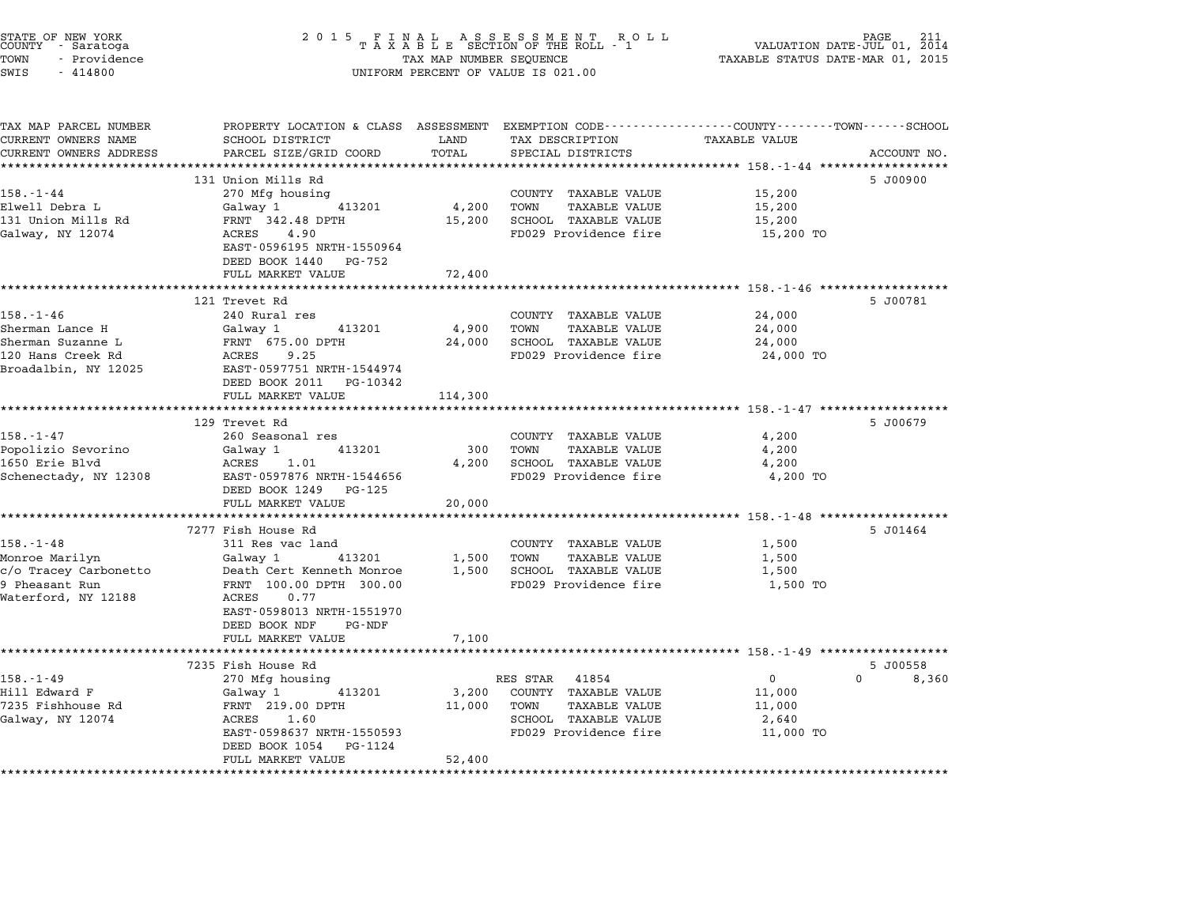STATE OF NEW YORK
COUNTY - Saratoga
TOWN - Providence
SWIS - 414800

2015 FINAL ASSESSMENT ROLL
TAXABLE SECTION OF THE ROLL - 1
TAX MAP NUMBER SEQUENCE
UNIFORM PERCENT OF VALUE IS 021.00

VALUATION DATE-JUL 01, 2014
TAXABLE STATUS DATE-MAR 01, 2015

| TAX MAP PARCEL NUMBER / CURRENT OWNERS NAME / CURRENT OWNERS ADDRESS | PROPERTY LOCATION & CLASS / SCHOOL DISTRICT / PARCEL SIZE/GRID COORD | ASSESSMENT LAND / TOTAL | EXEMPTION CODE / TAX DESCRIPTION / SPECIAL DISTRICTS | TAXABLE VALUE (COUNTY / TOWN / SCHOOL) | ACCOUNT NO. |
|---|---|---|---|---|---|
| | 131 Union Mills Rd | | | | 5 J00900 |
| 158.-1-44 | 270 Mfg housing | | COUNTY TAXABLE VALUE | 15,200 | |
| Elwell Debra L | Galway 1 413201 | 4,200 | TOWN TAXABLE VALUE | 15,200 | |
| 131 Union Mills Rd | FRNT 342.48 DPTH | 15,200 | SCHOOL TAXABLE VALUE | 15,200 | |
| Galway, NY 12074 | ACRES 4.90 | | FD029 Providence fire | 15,200 TO | |
| | EAST-0596195 NRTH-1550964 | | | | |
| | DEED BOOK 1440 PG-752 | | | | |
| | FULL MARKET VALUE | 72,400 | | | |
| | 121 Trevet Rd | | | | 5 J00781 |
| 158.-1-46 | 240 Rural res | | COUNTY TAXABLE VALUE | 24,000 | |
| Sherman Lance H | Galway 1 413201 | 4,900 | TOWN TAXABLE VALUE | 24,000 | |
| Sherman Suzanne L | FRNT 675.00 DPTH | 24,000 | SCHOOL TAXABLE VALUE | 24,000 | |
| 120 Hans Creek Rd | ACRES 9.25 | | FD029 Providence fire | 24,000 TO | |
| Broadalbin, NY 12025 | EAST-0597751 NRTH-1544974 | | | | |
| | DEED BOOK 2011 PG-10342 | | | | |
| | FULL MARKET VALUE | 114,300 | | | |
| | 129 Trevet Rd | | | | 5 J00679 |
| 158.-1-47 | 260 Seasonal res | | COUNTY TAXABLE VALUE | 4,200 | |
| Popolizio Sevorino | Galway 1 413201 | 300 | TOWN TAXABLE VALUE | 4,200 | |
| 1650 Erie Blvd | ACRES 1.01 | 4,200 | SCHOOL TAXABLE VALUE | 4,200 | |
| Schenectady, NY 12308 | EAST-0597876 NRTH-1544656 | | FD029 Providence fire | 4,200 TO | |
| | DEED BOOK 1249 PG-125 | | | | |
| | FULL MARKET VALUE | 20,000 | | | |
| | 7277 Fish House Rd | | | | 5 J01464 |
| 158.-1-48 | 311 Res vac land | | COUNTY TAXABLE VALUE | 1,500 | |
| Monroe Marilyn | Galway 1 413201 | 1,500 | TOWN TAXABLE VALUE | 1,500 | |
| c/o Tracey Carbonetto | Death Cert Kenneth Monroe | 1,500 | SCHOOL TAXABLE VALUE | 1,500 | |
| 9 Pheasant Run | FRNT 100.00 DPTH 300.00 | | FD029 Providence fire | 1,500 TO | |
| Waterford, NY 12188 | ACRES 0.77 | | | | |
| | EAST-0598013 NRTH-1551970 | | | | |
| | DEED BOOK NDF PG-NDF | | | | |
| | FULL MARKET VALUE | 7,100 | | | |
| | 7235 Fish House Rd | | | | 5 J00558 |
| 158.-1-49 | 270 Mfg housing | | RES STAR 41854 | 0 0 | 8,360 |
| Hill Edward F | Galway 1 413201 | 3,200 | COUNTY TAXABLE VALUE | 11,000 | |
| 7235 Fishhouse Rd | FRNT 219.00 DPTH | 11,000 | TOWN TAXABLE VALUE | 11,000 | |
| Galway, NY 12074 | ACRES 1.60 | | SCHOOL TAXABLE VALUE | 2,640 | |
| | EAST-0598637 NRTH-1550593 | | FD029 Providence fire | 11,000 TO | |
| | DEED BOOK 1054 PG-1124 | | | | |
| | FULL MARKET VALUE | 52,400 | | | |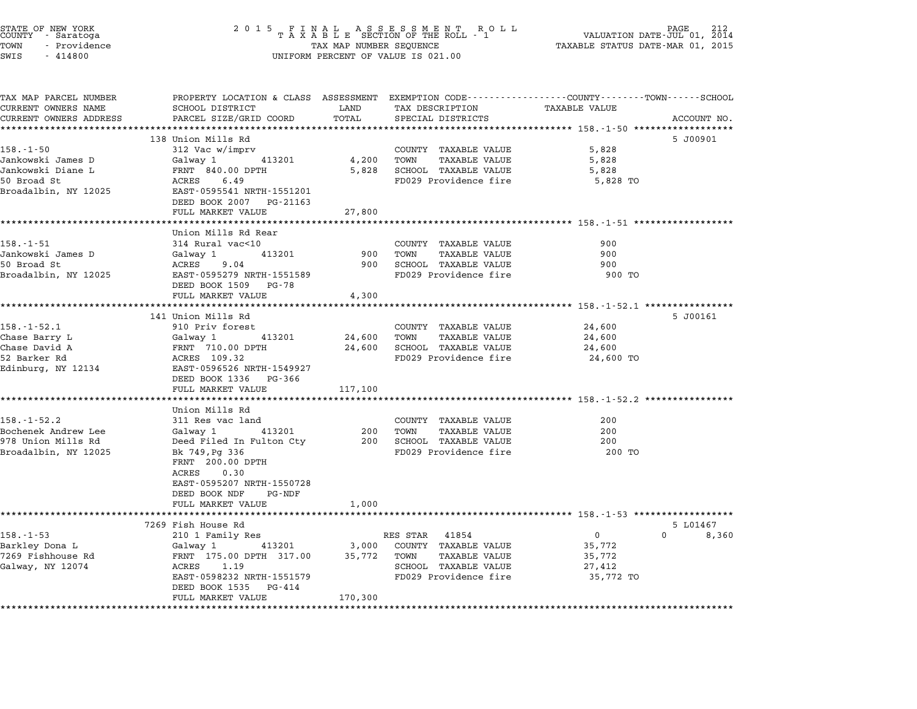STATE OF NEW YORK
COUNTY - Saratoga
TOWN - Providence
SWIS - 414800

2015 FINAL ASSESSMENT ROLL
TAXABLE SECTION OF THE ROLL - 1
TAX MAP NUMBER SEQUENCE
UNIFORM PERCENT OF VALUE IS 021.00

VALUATION DATE-JUL 01, 2014
TAXABLE STATUS DATE-MAR 01, 2015

| TAX MAP PARCEL NUMBER / CURRENT OWNERS NAME / CURRENT OWNERS ADDRESS | PROPERTY LOCATION & CLASS / SCHOOL DISTRICT / PARCEL SIZE/GRID COORD | ASSESSMENT LAND / TOTAL | EXEMPTION CODE / TAX DESCRIPTION / SPECIAL DISTRICTS | COUNTY / TOWN / SCHOOL TAXABLE VALUE | ACCOUNT NO. |
|---|---|---|---|---|---|
| **158.-1-50** | 138 Union Mills Rd | | | | 5 J00901 |
| 158.-1-50 | 312 Vac w/imprv | | COUNTY TAXABLE VALUE | 5,828 | |
| Jankowski James D | Galway 1 413201 | 4,200 | TOWN TAXABLE VALUE | 5,828 | |
| Jankowski Diane L | FRNT 840.00 DPTH | 5,828 | SCHOOL TAXABLE VALUE | 5,828 | |
| 50 Broad St | ACRES 6.49 | | FD029 Providence fire | 5,828 TO | |
| Broadalbin, NY 12025 | EAST-0595541 NRTH-1551201 | | | | |
| | DEED BOOK 2007 PG-21163 | | | | |
| | FULL MARKET VALUE | 27,800 | | | |
| **158.-1-51** | Union Mills Rd Rear | | | | |
| 158.-1-51 | 314 Rural vac<10 | | COUNTY TAXABLE VALUE | 900 | |
| Jankowski James D | Galway 1 413201 | 900 | TOWN TAXABLE VALUE | 900 | |
| 50 Broad St | ACRES 9.04 | 900 | SCHOOL TAXABLE VALUE | 900 | |
| Broadalbin, NY 12025 | EAST-0595279 NRTH-1551589 | | FD029 Providence fire | 900 TO | |
| | DEED BOOK 1509 PG-78 | | | | |
| | FULL MARKET VALUE | 4,300 | | | |
| **158.-1-52.1** | 141 Union Mills Rd | | | | 5 J00161 |
| 158.-1-52.1 | 910 Priv forest | | COUNTY TAXABLE VALUE | 24,600 | |
| Chase Barry L | Galway 1 413201 | 24,600 | TOWN TAXABLE VALUE | 24,600 | |
| Chase David A | FRNT 710.00 DPTH | 24,600 | SCHOOL TAXABLE VALUE | 24,600 | |
| 52 Barker Rd | ACRES 109.32 | | FD029 Providence fire | 24,600 TO | |
| Edinburg, NY 12134 | EAST-0596526 NRTH-1549927 | | | | |
| | DEED BOOK 1336 PG-366 | | | | |
| | FULL MARKET VALUE | 117,100 | | | |
| **158.-1-52.2** | Union Mills Rd | | | | |
| 158.-1-52.2 | 311 Res vac land | | COUNTY TAXABLE VALUE | 200 | |
| Bochenek Andrew Lee | Galway 1 413201 | 200 | TOWN TAXABLE VALUE | 200 | |
| 978 Union Mills Rd | Deed Filed In Fulton Cty | 200 | SCHOOL TAXABLE VALUE | 200 | |
| Broadalbin, NY 12025 | Bk 749,Pg 336 | | FD029 Providence fire | 200 TO | |
| | FRNT 200.00 DPTH | | | | |
| | ACRES 0.30 | | | | |
| | EAST-0595207 NRTH-1550728 | | | | |
| | DEED BOOK NDF PG-NDF | | | | |
| | FULL MARKET VALUE | 1,000 | | | |
| **158.-1-53** | 7269 Fish House Rd | | | | 5 L01467 |
| 158.-1-53 | 210 1 Family Res | | RES STAR 41854 | 0 / 0 / 8,360 | |
| Barkley Dona L | Galway 1 413201 | 3,000 | COUNTY TAXABLE VALUE | 35,772 | |
| 7269 Fishhouse Rd | FRNT 175.00 DPTH 317.00 | 35,772 | TOWN TAXABLE VALUE | 35,772 | |
| Galway, NY 12074 | ACRES 1.19 | | SCHOOL TAXABLE VALUE | 27,412 | |
| | EAST-0598232 NRTH-1551579 | | FD029 Providence fire | 35,772 TO | |
| | DEED BOOK 1535 PG-414 | | | | |
| | FULL MARKET VALUE | 170,300 | | | |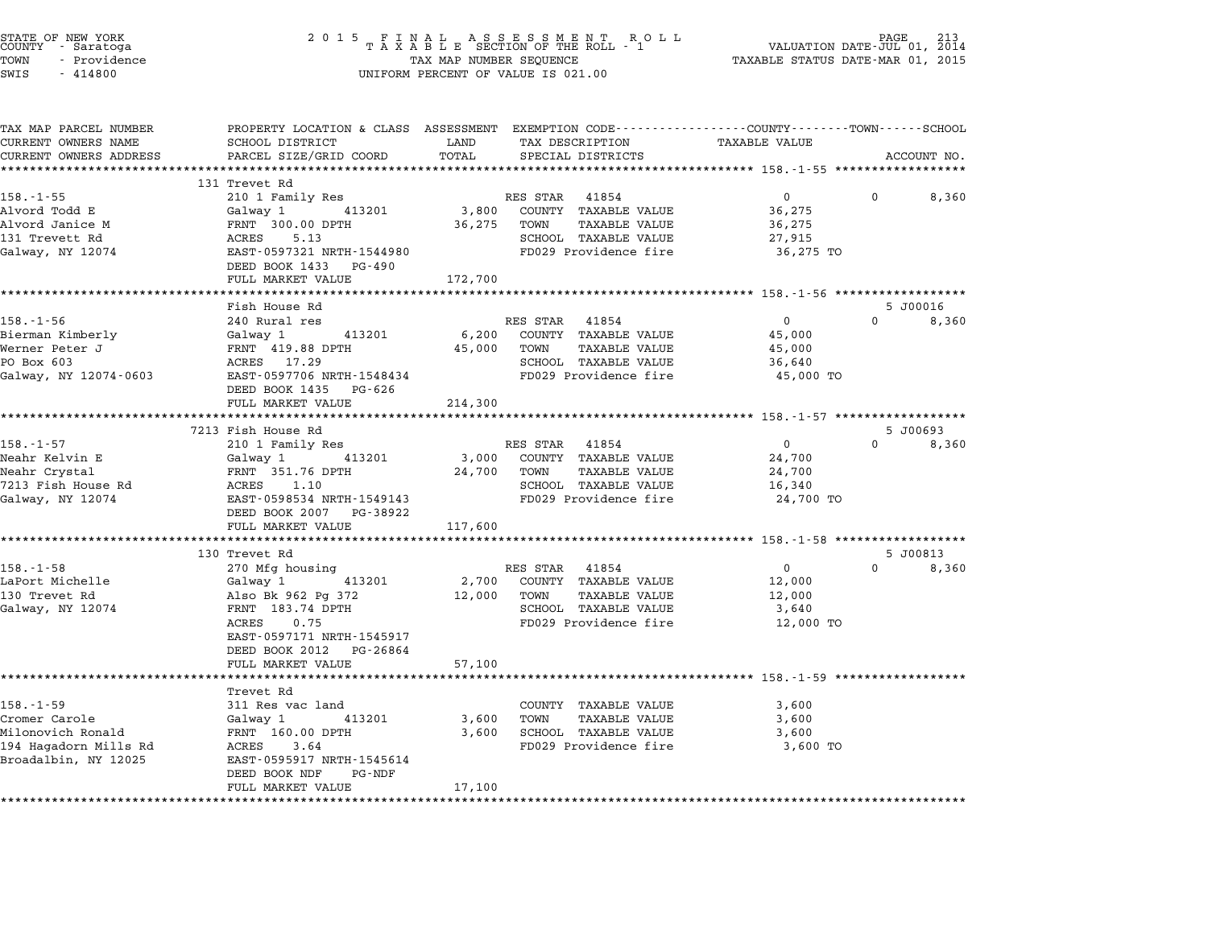STATE OF NEW YORK
COUNTY - Saratoga
TOWN - Providence
SWIS - 414800

2015 FINAL ASSESSMENT ROLL
TAXABLE SECTION OF THE ROLL - 1
TAX MAP NUMBER SEQUENCE
UNIFORM PERCENT OF VALUE IS 021.00

VALUATION DATE-JUL 01, 2014
TAXABLE STATUS DATE-MAR 01, 2015

| TAX MAP PARCEL NUMBER / CURRENT OWNERS NAME / CURRENT OWNERS ADDRESS | PROPERTY LOCATION & CLASS / SCHOOL DISTRICT / PARCEL SIZE/GRID COORD | ASSESSMENT LAND / TOTAL | EXEMPTION CODE / TAX DESCRIPTION / SPECIAL DISTRICTS | COUNTY | TOWN | SCHOOL | ACCOUNT NO. |
|---|---|---|---|---|---|---|---|
| **158.-1-55** | 131 Trevet Rd | | | | | | |
| 158.-1-55 | 210 1 Family Res | | RES STAR 41854 | 0 | 0 | 8,360 | |
| Alvord Todd E | Galway 1 413201 | 3,800 | COUNTY TAXABLE VALUE | 36,275 | | | |
| Alvord Janice M | FRNT 300.00 DPTH | 36,275 | TOWN TAXABLE VALUE | | 36,275 | | |
| 131 Trevett Rd | ACRES 5.13 | | SCHOOL TAXABLE VALUE | | | 27,915 | |
| Galway, NY 12074 | EAST-0597321 NRTH-1544980 | | FD029 Providence fire | 36,275 TO | | | |
| | DEED BOOK 1433 PG-490 | | | | | | |
| | FULL MARKET VALUE | 172,700 | | | | | |
| **158.-1-56** | Fish House Rd | | | | | | 5 J00016 |
| 158.-1-56 | 240 Rural res | | RES STAR 41854 | 0 | 0 | 8,360 | |
| Bierman Kimberly | Galway 1 413201 | 6,200 | COUNTY TAXABLE VALUE | 45,000 | | | |
| Werner Peter J | FRNT 419.88 DPTH | 45,000 | TOWN TAXABLE VALUE | | 45,000 | | |
| PO Box 603 | ACRES 17.29 | | SCHOOL TAXABLE VALUE | | | 36,640 | |
| Galway, NY 12074-0603 | EAST-0597706 NRTH-1548434 | | FD029 Providence fire | 45,000 TO | | | |
| | DEED BOOK 1435 PG-626 | | | | | | |
| | FULL MARKET VALUE | 214,300 | | | | | |
| **158.-1-57** | 7213 Fish House Rd | | | | | | 5 J00693 |
| 158.-1-57 | 210 1 Family Res | | RES STAR 41854 | 0 | 0 | 8,360 | |
| Neahr Kelvin E | Galway 1 413201 | 3,000 | COUNTY TAXABLE VALUE | 24,700 | | | |
| Neahr Crystal | FRNT 351.76 DPTH | 24,700 | TOWN TAXABLE VALUE | | 24,700 | | |
| 7213 Fish House Rd | ACRES 1.10 | | SCHOOL TAXABLE VALUE | | | 16,340 | |
| Galway, NY 12074 | EAST-0598534 NRTH-1549143 | | FD029 Providence fire | 24,700 TO | | | |
| | DEED BOOK 2007 PG-38922 | | | | | | |
| | FULL MARKET VALUE | 117,600 | | | | | |
| **158.-1-58** | 130 Trevet Rd | | | | | | 5 J00813 |
| 158.-1-58 | 270 Mfg housing | | RES STAR 41854 | 0 | 0 | 8,360 | |
| LaPort Michelle | Galway 1 413201 | 2,700 | COUNTY TAXABLE VALUE | 12,000 | | | |
| 130 Trevet Rd | Also Bk 962 Pg 372 | 12,000 | TOWN TAXABLE VALUE | | 12,000 | | |
| Galway, NY 12074 | FRNT 183.74 DPTH | | SCHOOL TAXABLE VALUE | | | 3,640 | |
| | ACRES 0.75 | | FD029 Providence fire | 12,000 TO | | | |
| | EAST-0597171 NRTH-1545917 | | | | | | |
| | DEED BOOK 2012 PG-26864 | | | | | | |
| | FULL MARKET VALUE | 57,100 | | | | | |
| **158.-1-59** | Trevet Rd | | | | | | |
| 158.-1-59 | 311 Res vac land | | COUNTY TAXABLE VALUE | 3,600 | | | |
| Cromer Carole | Galway 1 413201 | 3,600 | TOWN TAXABLE VALUE | | 3,600 | | |
| Milonovich Ronald | FRNT 160.00 DPTH | 3,600 | SCHOOL TAXABLE VALUE | | | 3,600 | |
| 194 Hagadorn Mills Rd | ACRES 3.64 | | FD029 Providence fire | 3,600 TO | | | |
| Broadalbin, NY 12025 | EAST-0595917 NRTH-1545614 | | | | | | |
| | DEED BOOK NDF PG-NDF | | | | | | |
| | FULL MARKET VALUE | 17,100 | | | | | |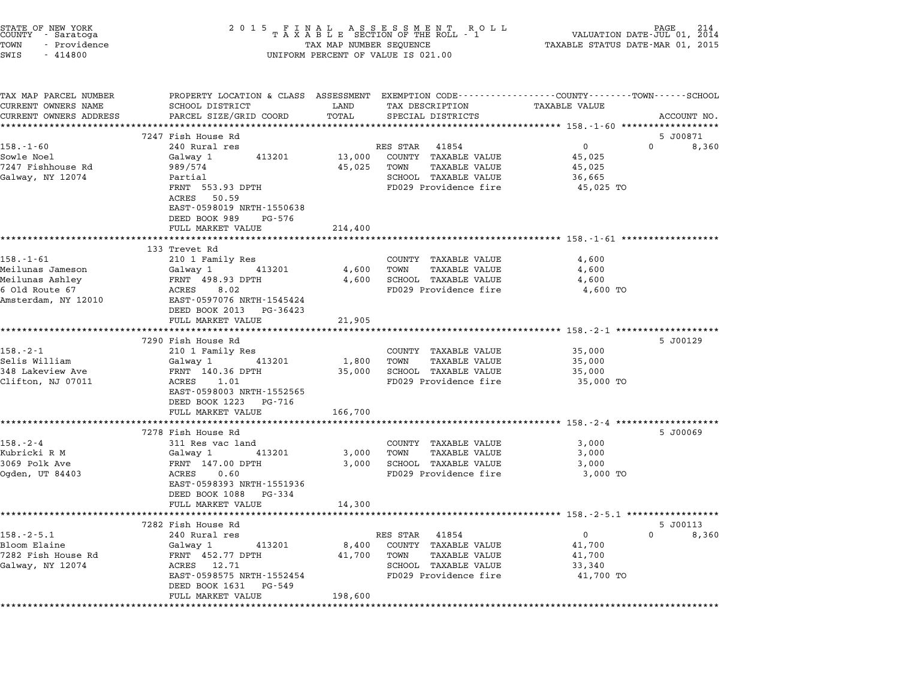STATE OF NEW YORK
COUNTY - Saratoga
TOWN - Providence
SWIS - 414800

2015 FINAL ASSESSMENT ROLL
TAXABLE SECTION OF THE ROLL - 1
TAX MAP NUMBER SEQUENCE
UNIFORM PERCENT OF VALUE IS 021.00

VALUATION DATE-JUL 01, 2014
TAXABLE STATUS DATE-MAR 01, 2015

| TAX MAP PARCEL NUMBER / CURRENT OWNERS NAME / CURRENT OWNERS ADDRESS | PROPERTY LOCATION & CLASS / SCHOOL DISTRICT / PARCEL SIZE/GRID COORD | ASSESSMENT LAND / TOTAL | EXEMPTION CODE / TAX DESCRIPTION / SPECIAL DISTRICTS | COUNTY / TOWN / SCHOOL TAXABLE VALUE | ACCOUNT NO. |
|---|---|---|---|---|---|
| **158.-1-60** | 7247 Fish House Rd | | | | 5 J00871 |
| 158.-1-60 | 240 Rural res | | RES STAR 41854 | 0 0 8,360 | |
| Sowle Noel | Galway 1 413201 | 13,000 | COUNTY TAXABLE VALUE | 45,025 | |
| 7247 Fishhouse Rd | 989/574 | 45,025 | TOWN TAXABLE VALUE | 45,025 | |
| Galway, NY 12074 | Partial | | SCHOOL TAXABLE VALUE | 36,665 | |
| | FRNT 553.93 DPTH | | FD029 Providence fire | 45,025 TO | |
| | ACRES 50.59 | | | | |
| | EAST-0598019 NRTH-1550638 | | | | |
| | DEED BOOK 989 PG-576 | | | | |
| | FULL MARKET VALUE | 214,400 | | | |
| **158.-1-61** | 133 Trevet Rd | | | | |
| 158.-1-61 | 210 1 Family Res | | COUNTY TAXABLE VALUE | 4,600 | |
| Meilunas Jameson | Galway 1 413201 | 4,600 | TOWN TAXABLE VALUE | 4,600 | |
| Meilunas Ashley | FRNT 498.93 DPTH | 4,600 | SCHOOL TAXABLE VALUE | 4,600 | |
| 6 Old Route 67 | ACRES 8.02 | | FD029 Providence fire | 4,600 TO | |
| Amsterdam, NY 12010 | EAST-0597076 NRTH-1545424 | | | | |
| | DEED BOOK 2013 PG-36423 | | | | |
| | FULL MARKET VALUE | 21,905 | | | |
| **158.-2-1** | 7290 Fish House Rd | | | | 5 J00129 |
| 158.-2-1 | 210 1 Family Res | | COUNTY TAXABLE VALUE | 35,000 | |
| Selis William | Galway 1 413201 | 1,800 | TOWN TAXABLE VALUE | 35,000 | |
| 348 Lakeview Ave | FRNT 140.36 DPTH | 35,000 | SCHOOL TAXABLE VALUE | 35,000 | |
| Clifton, NJ 07011 | ACRES 1.01 | | FD029 Providence fire | 35,000 TO | |
| | EAST-0598003 NRTH-1552565 | | | | |
| | DEED BOOK 1223 PG-716 | | | | |
| | FULL MARKET VALUE | 166,700 | | | |
| **158.-2-4** | 7278 Fish House Rd | | | | 5 J00069 |
| 158.-2-4 | 311 Res vac land | | COUNTY TAXABLE VALUE | 3,000 | |
| Kubricki R M | Galway 1 413201 | 3,000 | TOWN TAXABLE VALUE | 3,000 | |
| 3069 Polk Ave | FRNT 147.00 DPTH | 3,000 | SCHOOL TAXABLE VALUE | 3,000 | |
| Ogden, UT 84403 | ACRES 0.60 | | FD029 Providence fire | 3,000 TO | |
| | EAST-0598393 NRTH-1551936 | | | | |
| | DEED BOOK 1088 PG-334 | | | | |
| | FULL MARKET VALUE | 14,300 | | | |
| **158.-2-5.1** | 7282 Fish House Rd | | | | 5 J00113 |
| 158.-2-5.1 | 240 Rural res | | RES STAR 41854 | 0 0 8,360 | |
| Bloom Elaine | Galway 1 413201 | 8,400 | COUNTY TAXABLE VALUE | 41,700 | |
| 7282 Fish House Rd | FRNT 452.77 DPTH | 41,700 | TOWN TAXABLE VALUE | 41,700 | |
| Galway, NY 12074 | ACRES 12.71 | | SCHOOL TAXABLE VALUE | 33,340 | |
| | EAST-0598575 NRTH-1552454 | | FD029 Providence fire | 41,700 TO | |
| | DEED BOOK 1631 PG-549 | | | | |
| | FULL MARKET VALUE | 198,600 | | | |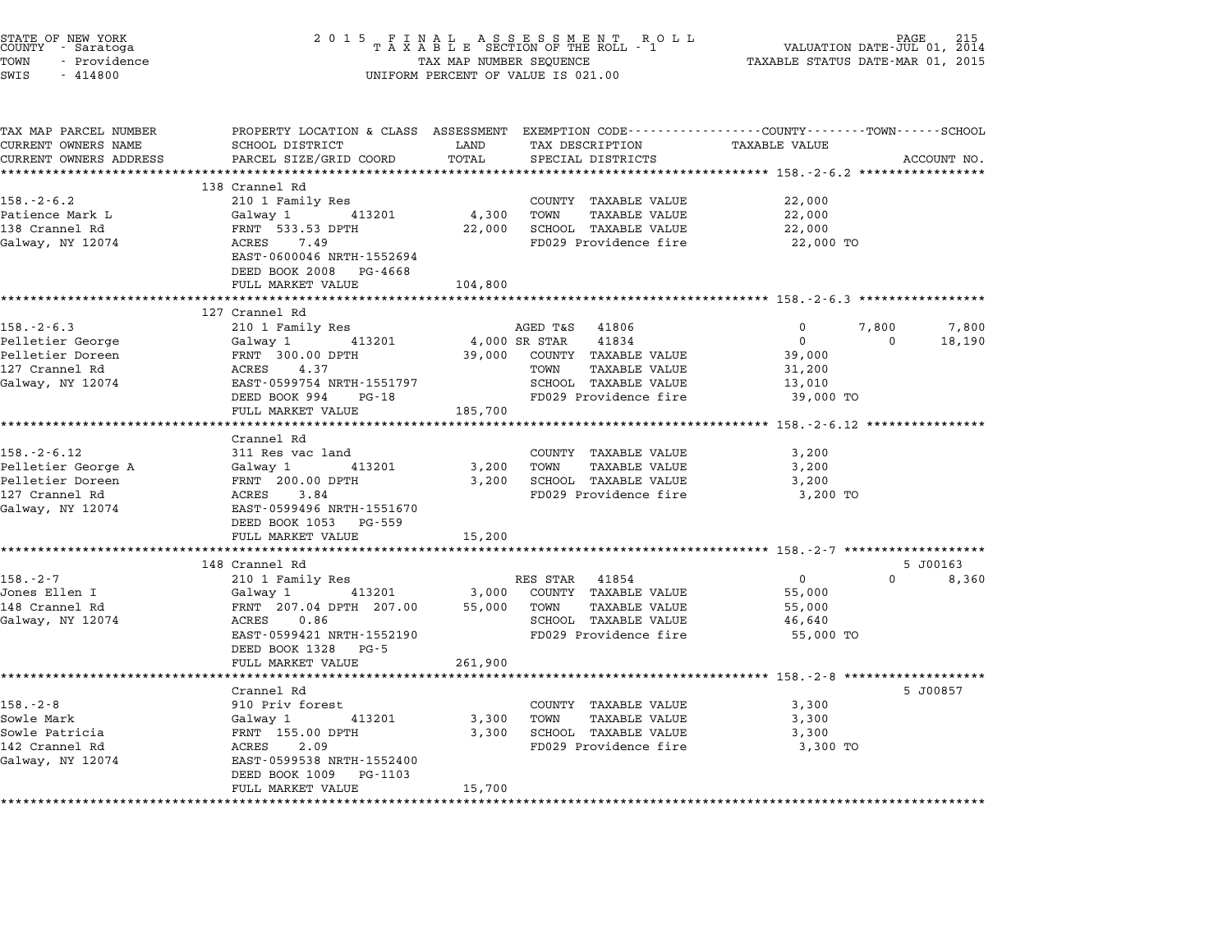STATE OF NEW YORK
COUNTY - Saratoga
TOWN - Providence
SWIS - 414800

2 0 1 5 F I N A L A S S E S S M E N T R O L L
T A X A B L E SECTION OF THE ROLL - 1
TAX MAP NUMBER SEQUENCE
UNIFORM PERCENT OF VALUE IS 021.00

VALUATION DATE-JUL 01, 2014
TAXABLE STATUS DATE-MAR 01, 2015

| TAX MAP PARCEL NUMBER / CURRENT OWNERS NAME / CURRENT OWNERS ADDRESS | PROPERTY LOCATION & CLASS / SCHOOL DISTRICT / PARCEL SIZE/GRID COORD | ASSESSMENT LAND | ASSESSMENT TOTAL | EXEMPTION CODE / TAX DESCRIPTION / SPECIAL DISTRICTS | COUNTY TAXABLE VALUE | TOWN | SCHOOL | ACCOUNT NO. |
|---|---|---|---|---|---|---|---|---|
| **158.-2-6.2** | 138 Crannel Rd | | | | | | | |
| 158.-2-6.2 | 210 1 Family Res | | | COUNTY TAXABLE VALUE | 22,000 | | | |
| Patience Mark L | Galway 1 413201 | 4,300 | | TOWN TAXABLE VALUE | 22,000 | | | |
| 138 Crannel Rd | FRNT 533.53 DPTH | | 22,000 | SCHOOL TAXABLE VALUE | 22,000 | | | |
| Galway, NY 12074 | ACRES 7.49 | | | FD029 Providence fire | 22,000 TO | | | |
| | EAST-0600046 NRTH-1552694 | | | | | | | |
| | DEED BOOK 2008 PG-4668 | | | | | | | |
| | FULL MARKET VALUE | | 104,800 | | | | | |
| **158.-2-6.3** | 127 Crannel Rd | | | | | | | |
| 158.-2-6.3 | 210 1 Family Res | | | AGED T&S 41806 | 0 | 7,800 | 7,800 | |
| Pelletier George | Galway 1 413201 | 4,000 | | SR STAR 41834 | 0 | 0 | 18,190 | |
| Pelletier Doreen | FRNT 300.00 DPTH | | 39,000 | COUNTY TAXABLE VALUE | 39,000 | | | |
| 127 Crannel Rd | ACRES 4.37 | | | TOWN TAXABLE VALUE | 31,200 | | | |
| Galway, NY 12074 | EAST-0599754 NRTH-1551797 | | | SCHOOL TAXABLE VALUE | 13,010 | | | |
| | DEED BOOK 994 PG-18 | | | FD029 Providence fire | 39,000 TO | | | |
| | FULL MARKET VALUE | | 185,700 | | | | | |
| **158.-2-6.12** | Crannel Rd | | | | | | | |
| 158.-2-6.12 | 311 Res vac land | | | COUNTY TAXABLE VALUE | 3,200 | | | |
| Pelletier George A | Galway 1 413201 | 3,200 | | TOWN TAXABLE VALUE | 3,200 | | | |
| Pelletier Doreen | FRNT 200.00 DPTH | | 3,200 | SCHOOL TAXABLE VALUE | 3,200 | | | |
| 127 Crannel Rd | ACRES 3.84 | | | FD029 Providence fire | 3,200 TO | | | |
| Galway, NY 12074 | EAST-0599496 NRTH-1551670 | | | | | | | |
| | DEED BOOK 1053 PG-559 | | | | | | | |
| | FULL MARKET VALUE | | 15,200 | | | | | |
| **158.-2-7** | 148 Crannel Rd | | | | | | | 5 J00163 |
| 158.-2-7 | 210 1 Family Res | | | RES STAR 41854 | 0 | 0 | 8,360 | |
| Jones Ellen I | Galway 1 413201 | 3,000 | | COUNTY TAXABLE VALUE | 55,000 | | | |
| 148 Crannel Rd | FRNT 207.04 DPTH 207.00 | | 55,000 | TOWN TAXABLE VALUE | 55,000 | | | |
| Galway, NY 12074 | ACRES 0.86 | | | SCHOOL TAXABLE VALUE | 46,640 | | | |
| | EAST-0599421 NRTH-1552190 | | | FD029 Providence fire | 55,000 TO | | | |
| | DEED BOOK 1328 PG-5 | | | | | | | |
| | FULL MARKET VALUE | | 261,900 | | | | | |
| **158.-2-8** | Crannel Rd | | | | | | | 5 J00857 |
| 158.-2-8 | 910 Priv forest | | | COUNTY TAXABLE VALUE | 3,300 | | | |
| Sowle Mark | Galway 1 413201 | 3,300 | | TOWN TAXABLE VALUE | 3,300 | | | |
| Sowle Patricia | FRNT 155.00 DPTH | | 3,300 | SCHOOL TAXABLE VALUE | 3,300 | | | |
| 142 Crannel Rd | ACRES 2.09 | | | FD029 Providence fire | 3,300 TO | | | |
| Galway, NY 12074 | EAST-0599538 NRTH-1552400 | | | | | | | |
| | DEED BOOK 1009 PG-1103 | | | | | | | |
| | FULL MARKET VALUE | | 15,700 | | | | | |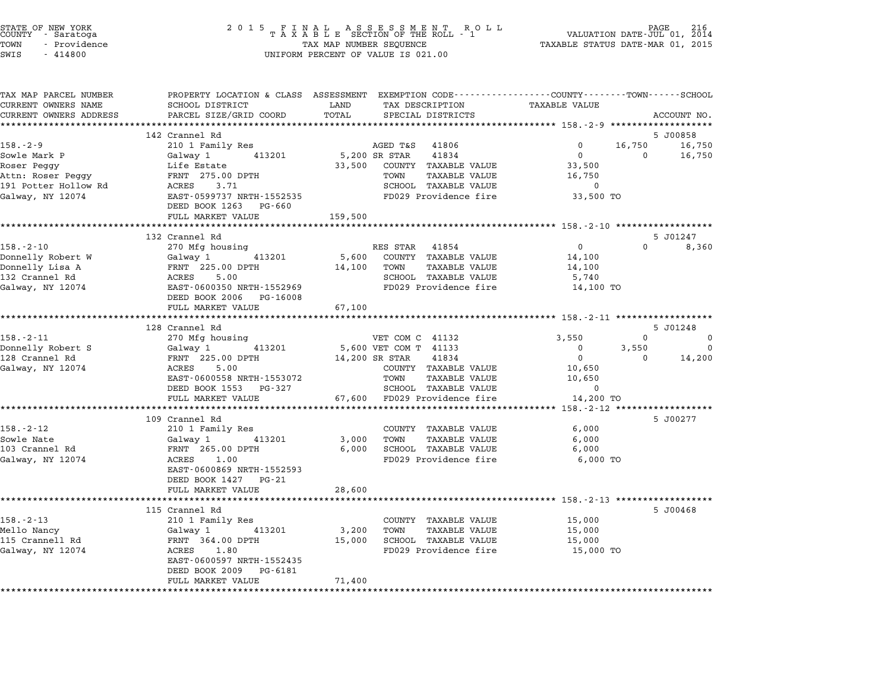STATE OF NEW YORK
COUNTY - Saratoga
TOWN - Providence
SWIS - 414800

2015 FINAL ASSESSMENT ROLL
TAXABLE SECTION OF THE ROLL - 1
TAX MAP NUMBER SEQUENCE
UNIFORM PERCENT OF VALUE IS 021.00

VALUATION DATE-JUL 01, 2014
TAXABLE STATUS DATE-MAR 01, 2015

| TAX MAP PARCEL NUMBER / CURRENT OWNERS NAME / CURRENT OWNERS ADDRESS | PROPERTY LOCATION & CLASS / SCHOOL DISTRICT / PARCEL SIZE/GRID COORD | ASSESSMENT LAND / TOTAL | EXEMPTION CODE / TAX DESCRIPTION / SPECIAL DISTRICTS | COUNTY TAXABLE VALUE | TOWN | SCHOOL / ACCOUNT NO. |
|---|---|---|---|---|---|---|
| | 142 Crannel Rd | | | | | 5 J00858 |
| 158.-2-9 | 210 1 Family Res | | AGED T&S 41806 | 0 | 16,750 | 16,750 |
| Sowle Mark P | Galway 1 413201 | 5,200 | SR STAR 41834 | 0 | 0 | 16,750 |
| Roser Peggy | Life Estate | 33,500 | COUNTY TAXABLE VALUE | 33,500 | | |
| Attn: Roser Peggy | FRNT 275.00 DPTH | | TOWN TAXABLE VALUE | 16,750 | | |
| 191 Potter Hollow Rd | ACRES 3.71 | | SCHOOL TAXABLE VALUE | 0 | | |
| Galway, NY 12074 | EAST-0599737 NRTH-1552535 | | FD029 Providence fire | 33,500 TO | | |
| | DEED BOOK 1263 PG-660 | | | | | |
| | FULL MARKET VALUE | 159,500 | | | | |
| | 132 Crannel Rd | | | | | 5 J01247 |
| 158.-2-10 | 270 Mfg housing | | RES STAR 41854 | 0 | 0 | 8,360 |
| Donnelly Robert W | Galway 1 413201 | 5,600 | COUNTY TAXABLE VALUE | 14,100 | | |
| Donnelly Lisa A | FRNT 225.00 DPTH | 14,100 | TOWN TAXABLE VALUE | 14,100 | | |
| 132 Crannel Rd | ACRES 5.00 | | SCHOOL TAXABLE VALUE | 5,740 | | |
| Galway, NY 12074 | EAST-0600350 NRTH-1552969 | | FD029 Providence fire | 14,100 TO | | |
| | DEED BOOK 2006 PG-16008 | | | | | |
| | FULL MARKET VALUE | 67,100 | | | | |
| | 128 Crannel Rd | | | | | 5 J01248 |
| 158.-2-11 | 270 Mfg housing | | VET COM C 41132 | 3,550 | 0 | 0 |
| Donnelly Robert S | Galway 1 413201 | 5,600 | VET COM T 41133 | 0 | 3,550 | 0 |
| 128 Crannel Rd | FRNT 225.00 DPTH | 14,200 | SR STAR 41834 | 0 | 0 | 14,200 |
| Galway, NY 12074 | ACRES 5.00 | | COUNTY TAXABLE VALUE | 10,650 | | |
| | EAST-0600558 NRTH-1553072 | | TOWN TAXABLE VALUE | 10,650 | | |
| | DEED BOOK 1553 PG-327 | | SCHOOL TAXABLE VALUE | 0 | | |
| | FULL MARKET VALUE | 67,600 | FD029 Providence fire | 14,200 TO | | |
| | 109 Crannel Rd | | | | | 5 J00277 |
| 158.-2-12 | 210 1 Family Res | | COUNTY TAXABLE VALUE | 6,000 | | |
| Sowle Nate | Galway 1 413201 | 3,000 | TOWN TAXABLE VALUE | 6,000 | | |
| 103 Crannel Rd | FRNT 265.00 DPTH | 6,000 | SCHOOL TAXABLE VALUE | 6,000 | | |
| Galway, NY 12074 | ACRES 1.00 | | FD029 Providence fire | 6,000 TO | | |
| | EAST-0600869 NRTH-1552593 | | | | | |
| | DEED BOOK 1427 PG-21 | | | | | |
| | FULL MARKET VALUE | 28,600 | | | | |
| | 115 Crannel Rd | | | | | 5 J00468 |
| 158.-2-13 | 210 1 Family Res | | COUNTY TAXABLE VALUE | 15,000 | | |
| Mello Nancy | Galway 1 413201 | 3,200 | TOWN TAXABLE VALUE | 15,000 | | |
| 115 Crannell Rd | FRNT 364.00 DPTH | 15,000 | SCHOOL TAXABLE VALUE | 15,000 | | |
| Galway, NY 12074 | ACRES 1.80 | | FD029 Providence fire | 15,000 TO | | |
| | EAST-0600597 NRTH-1552435 | | | | | |
| | DEED BOOK 2009 PG-6181 | | | | | |
| | FULL MARKET VALUE | 71,400 | | | | |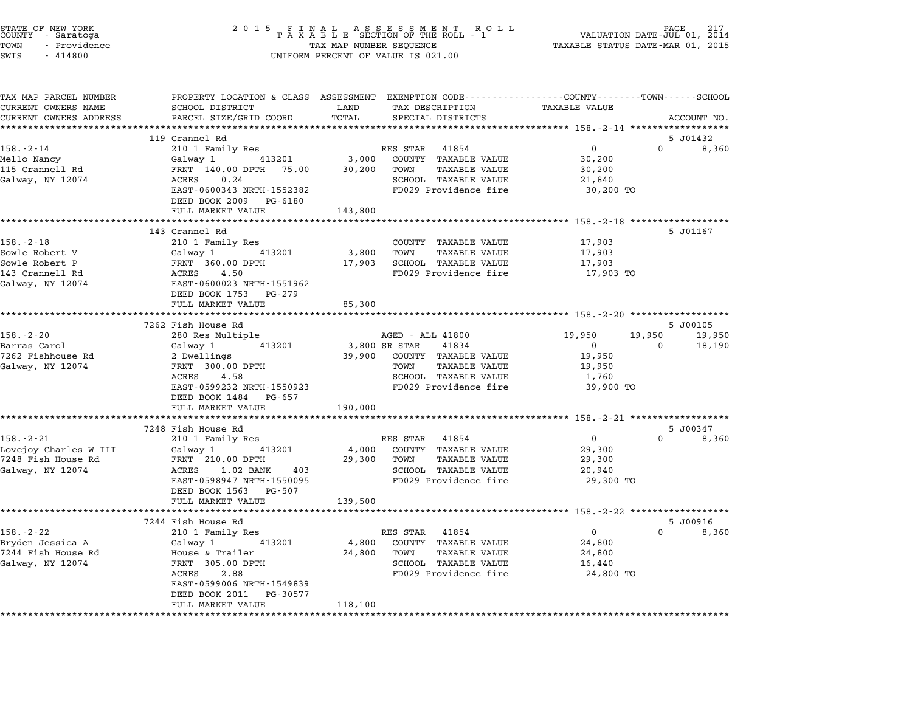STATE OF NEW YORK
COUNTY - Saratoga
TOWN - Providence
SWIS - 414800

2 0 1 5 F I N A L A S S E S S M E N T R O L L
T A X A B L E SECTION OF THE ROLL - 1
TAX MAP NUMBER SEQUENCE
UNIFORM PERCENT OF VALUE IS 021.00

VALUATION DATE-JUL 01, 2014
TAXABLE STATUS DATE-MAR 01, 2015

| TAX MAP PARCEL NUMBER / CURRENT OWNERS NAME / CURRENT OWNERS ADDRESS | PROPERTY LOCATION & CLASS / SCHOOL DISTRICT / PARCEL SIZE/GRID COORD | ASSESSMENT LAND / TOTAL | EXEMPTION CODE / TAX DESCRIPTION / SPECIAL DISTRICTS | COUNTY TAXABLE VALUE | TOWN | SCHOOL / ACCOUNT NO. |
|---|---|---|---|---|---|---|
| **158.-2-14** | 119 Crannel Rd | | | | | 5 J01432 |
| | 210 1 Family Res | | RES STAR 41854 | 0 | 0 | 8,360 |
| Mello Nancy | Galway 1 413201 | 3,000 | COUNTY TAXABLE VALUE | 30,200 | | |
| 115 Crannell Rd | FRNT 140.00 DPTH 75.00 | 30,200 | TOWN TAXABLE VALUE | 30,200 | | |
| Galway, NY 12074 | ACRES 0.24 | | SCHOOL TAXABLE VALUE | 21,840 | | |
| | EAST-0600343 NRTH-1552382 | | FD029 Providence fire | 30,200 TO | | |
| | DEED BOOK 2009 PG-6180 | | | | | |
| | FULL MARKET VALUE | 143,800 | | | | |
| **158.-2-18** | 143 Crannel Rd | | | | | 5 J01167 |
| | 210 1 Family Res | | COUNTY TAXABLE VALUE | 17,903 | | |
| Sowle Robert V | Galway 1 413201 | 3,800 | TOWN TAXABLE VALUE | 17,903 | | |
| Sowle Robert P | FRNT 360.00 DPTH | 17,903 | SCHOOL TAXABLE VALUE | 17,903 | | |
| 143 Crannell Rd | ACRES 4.50 | | FD029 Providence fire | 17,903 TO | | |
| Galway, NY 12074 | EAST-0600023 NRTH-1551962 | | | | | |
| | DEED BOOK 1753 PG-279 | | | | | |
| | FULL MARKET VALUE | 85,300 | | | | |
| **158.-2-20** | 7262 Fish House Rd | | | | | 5 J00105 |
| | 280 Res Multiple | | AGED - ALL 41800 | 19,950 | 19,950 | 19,950 |
| Barras Carol | Galway 1 413201 | 3,800 | SR STAR 41834 | 0 | 0 | 18,190 |
| 7262 Fishhouse Rd | 2 Dwellings | 39,900 | COUNTY TAXABLE VALUE | 19,950 | | |
| Galway, NY 12074 | FRNT 300.00 DPTH | | TOWN TAXABLE VALUE | 19,950 | | |
| | ACRES 4.58 | | SCHOOL TAXABLE VALUE | 1,760 | | |
| | EAST-0599232 NRTH-1550923 | | FD029 Providence fire | 39,900 TO | | |
| | DEED BOOK 1484 PG-657 | | | | | |
| | FULL MARKET VALUE | 190,000 | | | | |
| **158.-2-21** | 7248 Fish House Rd | | | | | 5 J00347 |
| | 210 1 Family Res | | RES STAR 41854 | 0 | 0 | 8,360 |
| Lovejoy Charles W III | Galway 1 413201 | 4,000 | COUNTY TAXABLE VALUE | 29,300 | | |
| 7248 Fish House Rd | FRNT 210.00 DPTH | 29,300 | TOWN TAXABLE VALUE | 29,300 | | |
| Galway, NY 12074 | ACRES 1.02 BANK 403 | | SCHOOL TAXABLE VALUE | 20,940 | | |
| | EAST-0598947 NRTH-1550095 | | FD029 Providence fire | 29,300 TO | | |
| | DEED BOOK 1563 PG-507 | | | | | |
| | FULL MARKET VALUE | 139,500 | | | | |
| **158.-2-22** | 7244 Fish House Rd | | | | | 5 J00916 |
| | 210 1 Family Res | | RES STAR 41854 | 0 | 0 | 8,360 |
| Bryden Jessica A | Galway 1 413201 | 4,800 | COUNTY TAXABLE VALUE | 24,800 | | |
| 7244 Fish House Rd | House & Trailer | 24,800 | TOWN TAXABLE VALUE | 24,800 | | |
| Galway, NY 12074 | FRNT 305.00 DPTH | | SCHOOL TAXABLE VALUE | 16,440 | | |
| | ACRES 2.88 | | FD029 Providence fire | 24,800 TO | | |
| | EAST-0599006 NRTH-1549839 | | | | | |
| | DEED BOOK 2011 PG-30577 | | | | | |
| | FULL MARKET VALUE | 118,100 | | | | |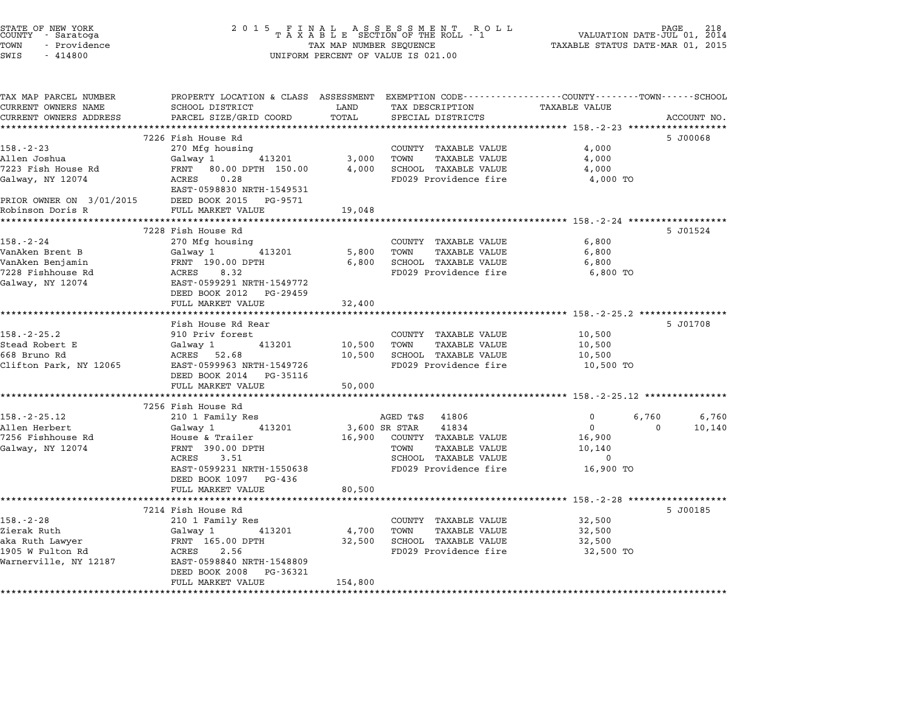STATE OF NEW YORK
COUNTY - Saratoga
TOWN - Providence
SWIS - 414800

2 0 1 5 F I N A L A S S E S S M E N T R O L L
T A X A B L E SECTION OF THE ROLL - 1
TAX MAP NUMBER SEQUENCE
UNIFORM PERCENT OF VALUE IS 021.00

VALUATION DATE-JUL 01, 2014
TAXABLE STATUS DATE-MAR 01, 2015

| TAX MAP PARCEL NUMBER / CURRENT OWNERS NAME / CURRENT OWNERS ADDRESS | PROPERTY LOCATION & CLASS / SCHOOL DISTRICT / PARCEL SIZE/GRID COORD | ASSESSMENT LAND / TOTAL | EXEMPTION CODE / TAX DESCRIPTION / SPECIAL DISTRICTS | COUNTY | TOWN | SCHOOL / ACCOUNT NO. |
|---|---|---|---|---|---|---|
| **158.-2-23** | 7226 Fish House Rd | | | | | 5 J00068 |
| Allen Joshua | 270 Mfg housing | | COUNTY TAXABLE VALUE | 4,000 | | |
| 7223 Fish House Rd | Galway 1 413201 | 3,000 | TOWN TAXABLE VALUE | 4,000 | | |
| Galway, NY 12074 | FRNT 80.00 DPTH 150.00 | 4,000 | SCHOOL TAXABLE VALUE | 4,000 | | |
| | ACRES 0.28 | | FD029 Providence fire | 4,000 TO | | |
| | EAST-0598830 NRTH-1549531 | | | | | |
| PRIOR OWNER ON 3/01/2015 | DEED BOOK 2015 PG-9571 | | | | | |
| Robinson Doris R | FULL MARKET VALUE | 19,048 | | | | |
| **158.-2-24** | 7228 Fish House Rd | | | | | 5 J01524 |
| VanAken Brent B | 270 Mfg housing | | COUNTY TAXABLE VALUE | 6,800 | | |
| VanAken Benjamin | Galway 1 413201 | 5,800 | TOWN TAXABLE VALUE | 6,800 | | |
| 7228 Fishhouse Rd | FRNT 190.00 DPTH | 6,800 | SCHOOL TAXABLE VALUE | 6,800 | | |
| Galway, NY 12074 | ACRES 8.32 | | FD029 Providence fire | 6,800 TO | | |
| | EAST-0599291 NRTH-1549772 | | | | | |
| | DEED BOOK 2012 PG-29459 | | | | | |
| | FULL MARKET VALUE | 32,400 | | | | |
| **158.-2-25.2** | Fish House Rd Rear | | | | | 5 J01708 |
| Stead Robert E | 910 Priv forest | | COUNTY TAXABLE VALUE | 10,500 | | |
| 668 Bruno Rd | Galway 1 413201 | 10,500 | TOWN TAXABLE VALUE | 10,500 | | |
| Clifton Park, NY 12065 | ACRES 52.68 | 10,500 | SCHOOL TAXABLE VALUE | 10,500 | | |
| | EAST-0599963 NRTH-1549726 | | FD029 Providence fire | 10,500 TO | | |
| | DEED BOOK 2014 PG-35116 | | | | | |
| | FULL MARKET VALUE | 50,000 | | | | |
| **158.-2-25.12** | 7256 Fish House Rd | | | | | |
| Allen Herbert | 210 1 Family Res | | AGED T&S 41806 | 0 | 6,760 | 6,760 |
| 7256 Fishhouse Rd | Galway 1 413201 | 3,600 | SR STAR 41834 | 0 | 0 | 10,140 |
| Galway, NY 12074 | House & Trailer | 16,900 | COUNTY TAXABLE VALUE | 16,900 | | |
| | FRNT 390.00 DPTH | | TOWN TAXABLE VALUE | 10,140 | | |
| | ACRES 3.51 | | SCHOOL TAXABLE VALUE | 0 | | |
| | EAST-0599231 NRTH-1550638 | | FD029 Providence fire | 16,900 TO | | |
| | DEED BOOK 1097 PG-436 | | | | | |
| | FULL MARKET VALUE | 80,500 | | | | |
| **158.-2-28** | 7214 Fish House Rd | | | | | 5 J00185 |
| Zierak Ruth | 210 1 Family Res | | COUNTY TAXABLE VALUE | 32,500 | | |
| aka Ruth Lawyer | Galway 1 413201 | 4,700 | TOWN TAXABLE VALUE | 32,500 | | |
| 1905 W Fulton Rd | FRNT 165.00 DPTH | 32,500 | SCHOOL TAXABLE VALUE | 32,500 | | |
| Warnerville, NY 12187 | ACRES 2.56 | | FD029 Providence fire | 32,500 TO | | |
| | EAST-0598840 NRTH-1548809 | | | | | |
| | DEED BOOK 2008 PG-36321 | | | | | |
| | FULL MARKET VALUE | 154,800 | | | | |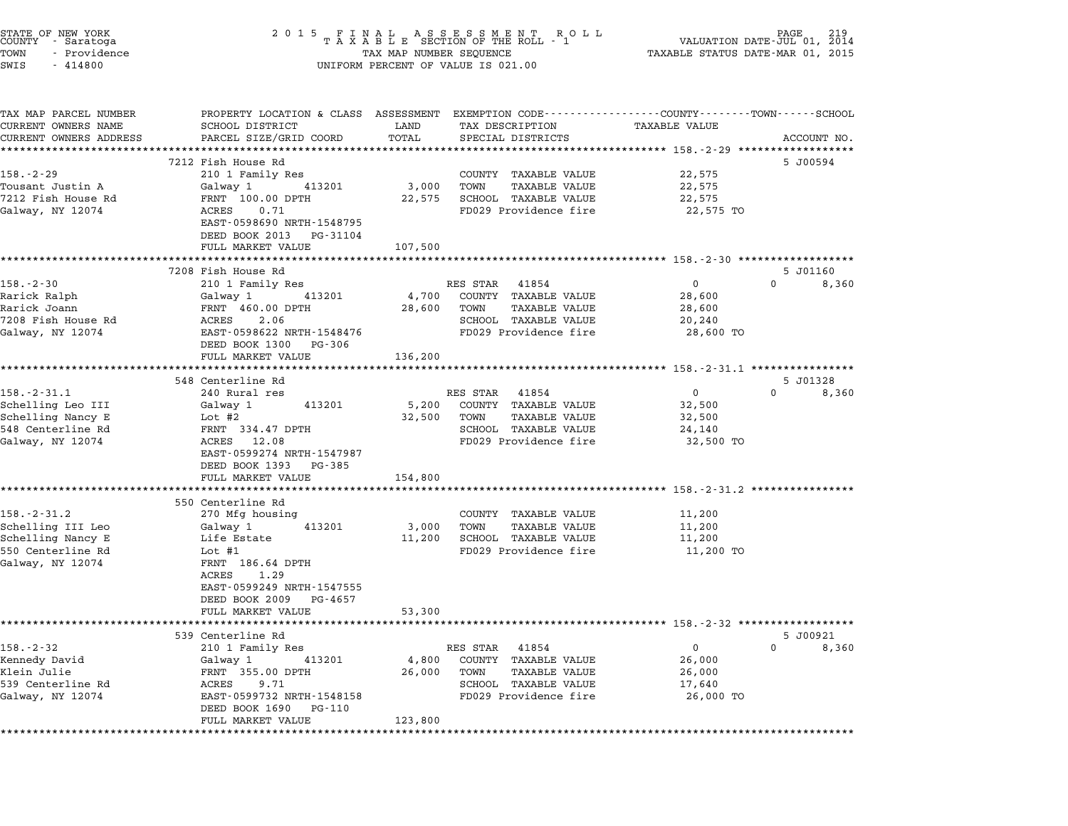STATE OF NEW YORK
COUNTY - Saratoga
TOWN - Providence
SWIS - 414800

2015 FINAL ASSESSMENT ROLL
TAXABLE SECTION OF THE ROLL - 1
TAX MAP NUMBER SEQUENCE
UNIFORM PERCENT OF VALUE IS 021.00

VALUATION DATE-JUL 01, 2014
TAXABLE STATUS DATE-MAR 01, 2015

| TAX MAP PARCEL NUMBER / CURRENT OWNERS NAME / CURRENT OWNERS ADDRESS | PROPERTY LOCATION & CLASS / SCHOOL DISTRICT / PARCEL SIZE/GRID COORD | ASSESSMENT LAND | TOTAL | EXEMPTION CODE / TAX DESCRIPTION / SPECIAL DISTRICTS | COUNTY TAXABLE VALUE | TOWN | SCHOOL | ACCOUNT NO. |
|---|---|---|---|---|---|---|---|---|
| **158.-2-29** | 7212 Fish House Rd | | | | | | | 5 J00594 |
| Tousant Justin A | 210 1 Family Res | | | COUNTY TAXABLE VALUE | 22,575 | | | |
| 7212 Fish House Rd | Galway 1 413201 | 3,000 | | TOWN TAXABLE VALUE | 22,575 | | | |
| Galway, NY 12074 | FRNT 100.00 DPTH | | 22,575 | SCHOOL TAXABLE VALUE | 22,575 | | | |
| | ACRES 0.71 | | | FD029 Providence fire | 22,575 TO | | | |
| | EAST-0598690 NRTH-1548795 | | | | | | | |
| | DEED BOOK 2013 PG-31104 | | | | | | | |
| | FULL MARKET VALUE | | 107,500 | | | | | |
| **158.-2-30** | 7208 Fish House Rd | | | | | | | 5 J01160 |
| Rarick Ralph | 210 1 Family Res | | | RES STAR 41854 | 0 | 0 | 8,360 | |
| Rarick Joann | Galway 1 413201 | 4,700 | | COUNTY TAXABLE VALUE | 28,600 | | | |
| 7208 Fish House Rd | FRNT 460.00 DPTH | | 28,600 | TOWN TAXABLE VALUE | 28,600 | | | |
| Galway, NY 12074 | ACRES 2.06 | | | SCHOOL TAXABLE VALUE | 20,240 | | | |
| | EAST-0598622 NRTH-1548476 | | | FD029 Providence fire | 28,600 TO | | | |
| | DEED BOOK 1300 PG-306 | | | | | | | |
| | FULL MARKET VALUE | | 136,200 | | | | | |
| **158.-2-31.1** | 548 Centerline Rd | | | | | | | 5 J01328 |
| Schelling Leo III | 240 Rural res | | | RES STAR 41854 | 0 | 0 | 8,360 | |
| Schelling Nancy E | Galway 1 413201 | 5,200 | | COUNTY TAXABLE VALUE | 32,500 | | | |
| 548 Centerline Rd | Lot #2 | | 32,500 | TOWN TAXABLE VALUE | 32,500 | | | |
| Galway, NY 12074 | FRNT 334.47 DPTH | | | SCHOOL TAXABLE VALUE | 24,140 | | | |
| | ACRES 12.08 | | | FD029 Providence fire | 32,500 TO | | | |
| | EAST-0599274 NRTH-1547987 | | | | | | | |
| | DEED BOOK 1393 PG-385 | | | | | | | |
| | FULL MARKET VALUE | | 154,800 | | | | | |
| **158.-2-31.2** | 550 Centerline Rd | | | | | | | |
| Schelling III Leo | 270 Mfg housing | | | COUNTY TAXABLE VALUE | 11,200 | | | |
| Schelling Nancy E | Galway 1 413201 | 3,000 | | TOWN TAXABLE VALUE | 11,200 | | | |
| 550 Centerline Rd | Life Estate | | 11,200 | SCHOOL TAXABLE VALUE | 11,200 | | | |
| Galway, NY 12074 | Lot #1 | | | FD029 Providence fire | 11,200 TO | | | |
| | FRNT 186.64 DPTH | | | | | | | |
| | ACRES 1.29 | | | | | | | |
| | EAST-0599249 NRTH-1547555 | | | | | | | |
| | DEED BOOK 2009 PG-4657 | | | | | | | |
| | FULL MARKET VALUE | | 53,300 | | | | | |
| **158.-2-32** | 539 Centerline Rd | | | | | | | 5 J00921 |
| Kennedy David | 210 1 Family Res | | | RES STAR 41854 | 0 | 0 | 8,360 | |
| Klein Julie | Galway 1 413201 | 4,800 | | COUNTY TAXABLE VALUE | 26,000 | | | |
| 539 Centerline Rd | FRNT 355.00 DPTH | | 26,000 | TOWN TAXABLE VALUE | 26,000 | | | |
| Galway, NY 12074 | ACRES 9.71 | | | SCHOOL TAXABLE VALUE | 17,640 | | | |
| | EAST-0599732 NRTH-1548158 | | | FD029 Providence fire | 26,000 TO | | | |
| | DEED BOOK 1690 PG-110 | | | | | | | |
| | FULL MARKET VALUE | | 123,800 | | | | | |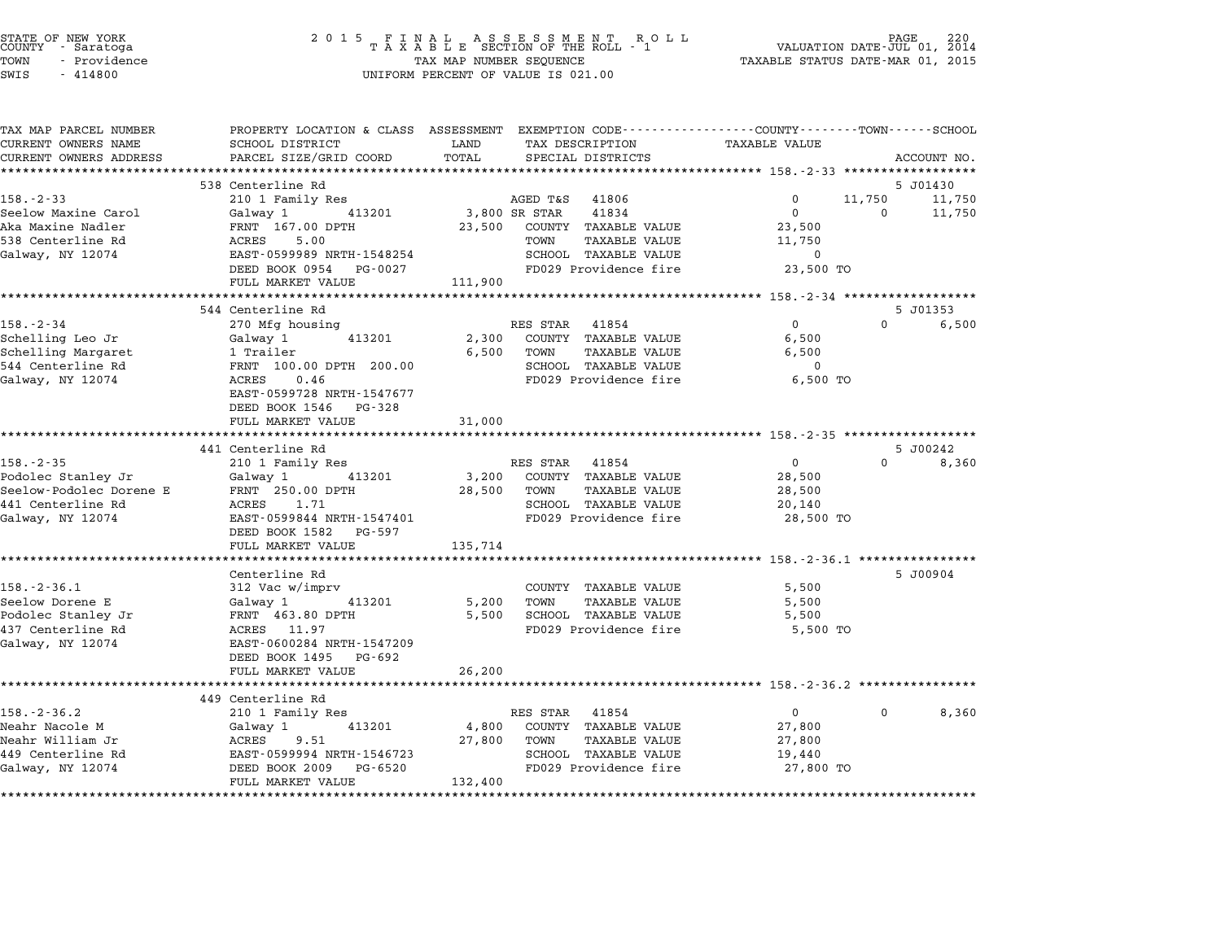STATE OF NEW YORK
COUNTY - Saratoga
TOWN - Providence
SWIS - 414800

2015 FINAL ASSESSMENT ROLL
TAXABLE SECTION OF THE ROLL - 1
TAX MAP NUMBER SEQUENCE
UNIFORM PERCENT OF VALUE IS 021.00

VALUATION DATE-JUL 01, 2014
TAXABLE STATUS DATE-MAR 01, 2015

| TAX MAP PARCEL NUMBER / CURRENT OWNERS NAME / CURRENT OWNERS ADDRESS | PROPERTY LOCATION & CLASS / SCHOOL DISTRICT / PARCEL SIZE/GRID COORD | ASSESSMENT LAND / TOTAL | EXEMPTION CODE / TAX DESCRIPTION / SPECIAL DISTRICTS | COUNTY | TOWN | SCHOOL |
|---|---|---|---|---|---|---|
| **158.-2-33** (5 J01430) | 538 Centerline Rd | | | | | |
| 158.-2-33 | 210 1 Family Res | | AGED T&S 41806 | 0 | 11,750 | 11,750 |
| Seelow Maxine Carol | Galway 1 413201 | 3,800 | SR STAR 41834 | 0 | 0 | 11,750 |
| Aka Maxine Nadler | FRNT 167.00 DPTH | 23,500 | COUNTY TAXABLE VALUE | 23,500 | | |
| 538 Centerline Rd | ACRES 5.00 | | TOWN TAXABLE VALUE | | 11,750 | |
| Galway, NY 12074 | EAST-0599989 NRTH-1548254 | | SCHOOL TAXABLE VALUE | | | 0 |
| | DEED BOOK 0954 PG-0027 | | FD029 Providence fire | 23,500 TO | | |
| | FULL MARKET VALUE | 111,900 | | | | |
| **158.-2-34** (5 J01353) | 544 Centerline Rd | | | | | |
| 158.-2-34 | 270 Mfg housing | | RES STAR 41854 | 0 | 0 | 6,500 |
| Schelling Leo Jr | Galway 1 413201 | 2,300 | COUNTY TAXABLE VALUE | 6,500 | | |
| Schelling Margaret | 1 Trailer | 6,500 | TOWN TAXABLE VALUE | | 6,500 | |
| 544 Centerline Rd | FRNT 100.00 DPTH 200.00 | | SCHOOL TAXABLE VALUE | | | 0 |
| Galway, NY 12074 | ACRES 0.46 | | FD029 Providence fire | 6,500 TO | | |
| | EAST-0599728 NRTH-1547677 | | | | | |
| | DEED BOOK 1546 PG-328 | | | | | |
| | FULL MARKET VALUE | 31,000 | | | | |
| **158.-2-35** (5 J00242) | 441 Centerline Rd | | | | | |
| 158.-2-35 | 210 1 Family Res | | RES STAR 41854 | 0 | 0 | 8,360 |
| Podolec Stanley Jr | Galway 1 413201 | 3,200 | COUNTY TAXABLE VALUE | 28,500 | | |
| Seelow-Podolec Dorene E | FRNT 250.00 DPTH | 28,500 | TOWN TAXABLE VALUE | | 28,500 | |
| 441 Centerline Rd | ACRES 1.71 | | SCHOOL TAXABLE VALUE | | | 20,140 |
| Galway, NY 12074 | EAST-0599844 NRTH-1547401 | | FD029 Providence fire | 28,500 TO | | |
| | DEED BOOK 1582 PG-597 | | | | | |
| | FULL MARKET VALUE | 135,714 | | | | |
| **158.-2-36.1** (5 J00904) | Centerline Rd | | | | | |
| 158.-2-36.1 | 312 Vac w/imprv | | COUNTY TAXABLE VALUE | 5,500 | | |
| Seelow Dorene E | Galway 1 413201 | 5,200 | TOWN TAXABLE VALUE | | 5,500 | |
| Podolec Stanley Jr | FRNT 463.80 DPTH | 5,500 | SCHOOL TAXABLE VALUE | | | 5,500 |
| 437 Centerline Rd | ACRES 11.97 | | FD029 Providence fire | 5,500 TO | | |
| Galway, NY 12074 | EAST-0600284 NRTH-1547209 | | | | | |
| | DEED BOOK 1495 PG-692 | | | | | |
| | FULL MARKET VALUE | 26,200 | | | | |
| **158.-2-36.2** | 449 Centerline Rd | | | | | |
| 158.-2-36.2 | 210 1 Family Res | | RES STAR 41854 | 0 | 0 | 8,360 |
| Neahr Nacole M | Galway 1 413201 | 4,800 | COUNTY TAXABLE VALUE | 27,800 | | |
| Neahr William Jr | ACRES 9.51 | 27,800 | TOWN TAXABLE VALUE | | 27,800 | |
| 449 Centerline Rd | EAST-0599994 NRTH-1546723 | | SCHOOL TAXABLE VALUE | | | 19,440 |
| Galway, NY 12074 | DEED BOOK 2009 PG-6520 | | FD029 Providence fire | 27,800 TO | | |
| | FULL MARKET VALUE | 132,400 | | | | |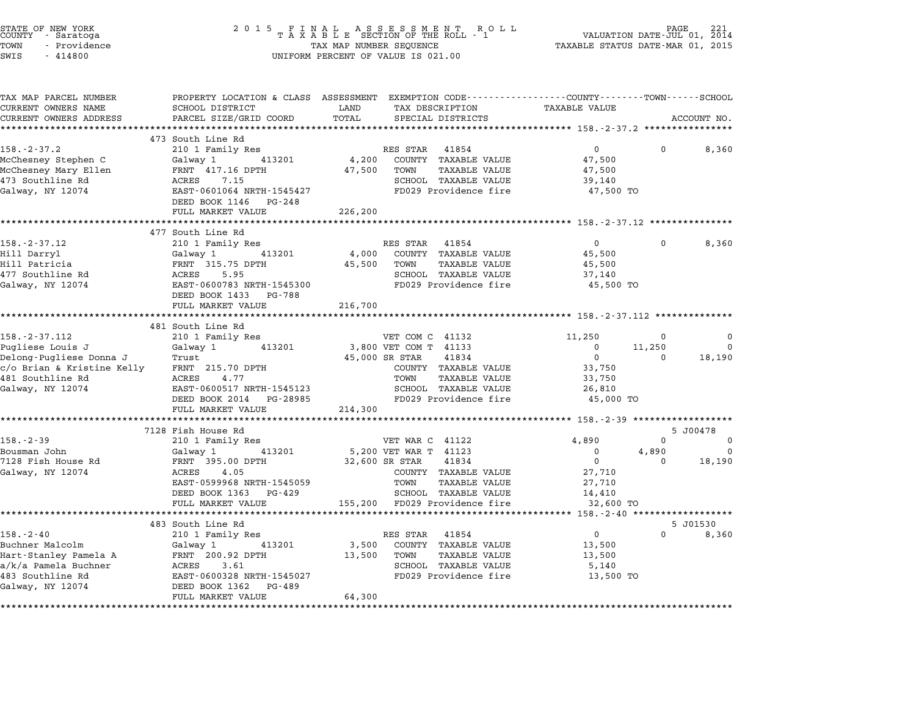STATE OF NEW YORK
COUNTY - Saratoga
TOWN - Providence
SWIS - 414800

2015 FINAL ASSESSMENT ROLL
TAXABLE SECTION OF THE ROLL - 1
TAX MAP NUMBER SEQUENCE
UNIFORM PERCENT OF VALUE IS 021.00

VALUATION DATE-JUL 01, 2014
TAXABLE STATUS DATE-MAR 01, 2015

| TAX MAP PARCEL NUMBER / CURRENT OWNERS NAME / CURRENT OWNERS ADDRESS | PROPERTY LOCATION & CLASS / SCHOOL DISTRICT / PARCEL SIZE/GRID COORD | ASSESSMENT LAND / TOTAL | EXEMPTION CODE / TAX DESCRIPTION / SPECIAL DISTRICTS | COUNTY TAXABLE VALUE | TOWN | SCHOOL / ACCOUNT NO. |
|---|---|---|---|---|---|---|
| **158.-2-37.2** | 473 South Line Rd | | | | | |
| 158.-2-37.2 | 210 1 Family Res | | RES STAR 41854 | 0 | 0 | 8,360 |
| McChesney Stephen C | Galway 1 413201 | 4,200 | COUNTY TAXABLE VALUE | 47,500 | | |
| McChesney Mary Ellen | FRNT 417.16 DPTH | 47,500 | TOWN TAXABLE VALUE | 47,500 | | |
| 473 Southline Rd | ACRES 7.15 | | SCHOOL TAXABLE VALUE | 39,140 | | |
| Galway, NY 12074 | EAST-0601064 NRTH-1545427 | | FD029 Providence fire | 47,500 TO | | |
| | DEED BOOK 1146 PG-248 | | | | | |
| | FULL MARKET VALUE | 226,200 | | | | |
| **158.-2-37.12** | 477 South Line Rd | | | | | |
| 158.-2-37.12 | 210 1 Family Res | | RES STAR 41854 | 0 | 0 | 8,360 |
| Hill Darryl | Galway 1 413201 | 4,000 | COUNTY TAXABLE VALUE | 45,500 | | |
| Hill Patricia | FRNT 315.75 DPTH | 45,500 | TOWN TAXABLE VALUE | 45,500 | | |
| 477 Southline Rd | ACRES 5.95 | | SCHOOL TAXABLE VALUE | 37,140 | | |
| Galway, NY 12074 | EAST-0600783 NRTH-1545300 | | FD029 Providence fire | 45,500 TO | | |
| | DEED BOOK 1433 PG-788 | | | | | |
| | FULL MARKET VALUE | 216,700 | | | | |
| **158.-2-37.112** | 481 South Line Rd | | | | | |
| 158.-2-37.112 | 210 1 Family Res | | VET COM C 41132 | 11,250 | 0 | 0 |
| Pugliese Louis J | Galway 1 413201 | 3,800 | VET COM T 41133 | 0 | 11,250 | 0 |
| Delong-Pugliese Donna J | Trust | 45,000 | SR STAR 41834 | 0 | 0 | 18,190 |
| c/o Brian & Kristine Kelly | FRNT 215.70 DPTH | | COUNTY TAXABLE VALUE | 33,750 | | |
| 481 Southline Rd | ACRES 4.77 | | TOWN TAXABLE VALUE | 33,750 | | |
| Galway, NY 12074 | EAST-0600517 NRTH-1545123 | | SCHOOL TAXABLE VALUE | 26,810 | | |
| | DEED BOOK 2014 PG-28985 | | FD029 Providence fire | 45,000 TO | | |
| | FULL MARKET VALUE | 214,300 | | | | |
| **158.-2-39** | 7128 Fish House Rd | | | | | 5 J00478 |
| 158.-2-39 | 210 1 Family Res | | VET WAR C 41122 | 4,890 | 0 | 0 |
| Bousman John | Galway 1 413201 | 5,200 | VET WAR T 41123 | 0 | 4,890 | 0 |
| 7128 Fish House Rd | FRNT 395.00 DPTH | 32,600 | SR STAR 41834 | 0 | 0 | 18,190 |
| Galway, NY 12074 | ACRES 4.05 | | COUNTY TAXABLE VALUE | 27,710 | | |
| | EAST-0599968 NRTH-1545059 | | TOWN TAXABLE VALUE | 27,710 | | |
| | DEED BOOK 1363 PG-429 | | SCHOOL TAXABLE VALUE | 14,410 | | |
| | FULL MARKET VALUE | 155,200 | FD029 Providence fire | 32,600 TO | | |
| **158.-2-40** | 483 South Line Rd | | | | | 5 J01530 |
| 158.-2-40 | 210 1 Family Res | | RES STAR 41854 | 0 | 0 | 8,360 |
| Buchner Malcolm | Galway 1 413201 | 3,500 | COUNTY TAXABLE VALUE | 13,500 | | |
| Hart-Stanley Pamela A | FRNT 200.92 DPTH | 13,500 | TOWN TAXABLE VALUE | 13,500 | | |
| a/k/a Pamela Buchner | ACRES 3.61 | | SCHOOL TAXABLE VALUE | 5,140 | | |
| 483 Southline Rd | EAST-0600328 NRTH-1545027 | | FD029 Providence fire | 13,500 TO | | |
| Galway, NY 12074 | DEED BOOK 1362 PG-489 | | | | | |
| | FULL MARKET VALUE | 64,300 | | | | |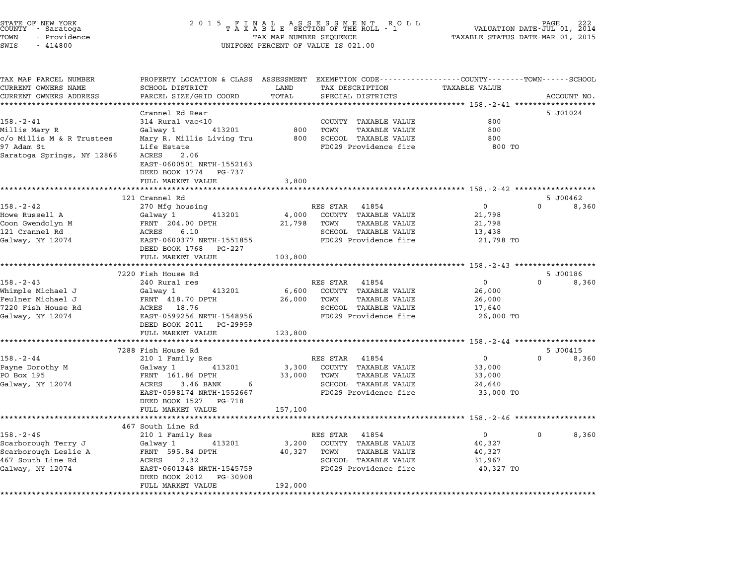STATE OF NEW YORK
COUNTY - Saratoga
TOWN - Providence
SWIS - 414800

2 0 1 5 F I N A L A S S E S S M E N T R O L L
T A X A B L E SECTION OF THE ROLL - 1
TAX MAP NUMBER SEQUENCE
UNIFORM PERCENT OF VALUE IS 021.00

VALUATION DATE-JUL 01, 2014
TAXABLE STATUS DATE-MAR 01, 2015

| TAX MAP PARCEL NUMBER / CURRENT OWNERS NAME / CURRENT OWNERS ADDRESS | PROPERTY LOCATION & CLASS / SCHOOL DISTRICT / PARCEL SIZE/GRID COORD | ASSESSMENT LAND | TOTAL | EXEMPTION CODE / TAX DESCRIPTION / SPECIAL DISTRICTS | COUNTY / TOWN / SCHOOL TAXABLE VALUE | ACCOUNT NO. |
|---|---|---|---|---|---|---|
| **158.-2-41** | Crannel Rd Rear | | | | | 5 J01024 |
| Millis Mary R | 314 Rural vac<10 | | | COUNTY TAXABLE VALUE | 800 | |
| c/o Millis M & R Trustees | Galway 1 413201 | 800 | | TOWN TAXABLE VALUE | 800 | |
| 97 Adam St | Mary R. Millis Living Tru | | 800 | SCHOOL TAXABLE VALUE | 800 | |
| Saratoga Springs, NY 12866 | Life Estate | | | FD029 Providence fire | 800 TO | |
| | ACRES 2.06 | | | | | |
| | EAST-0600501 NRTH-1552163 | | | | | |
| | DEED BOOK 1774 PG-737 | | | | | |
| | FULL MARKET VALUE | | 3,800 | | | |
| **158.-2-42** | 121 Crannel Rd | | | | | 5 J00462 |
| Howe Russell A | 270 Mfg housing | | | RES STAR 41854 | 0 0 8,360 | |
| Coon Gwendolyn M | Galway 1 413201 | 4,000 | | COUNTY TAXABLE VALUE | 21,798 | |
| 121 Crannel Rd | FRNT 204.00 DPTH | | 21,798 | TOWN TAXABLE VALUE | 21,798 | |
| Galway, NY 12074 | ACRES 6.10 | | | SCHOOL TAXABLE VALUE | 13,438 | |
| | EAST-0600377 NRTH-1551855 | | | FD029 Providence fire | 21,798 TO | |
| | DEED BOOK 1768 PG-227 | | | | | |
| | FULL MARKET VALUE | | 103,800 | | | |
| **158.-2-43** | 7220 Fish House Rd | | | | | 5 J00186 |
| Whimple Michael J | 240 Rural res | | | RES STAR 41854 | 0 0 8,360 | |
| Feulner Michael J | Galway 1 413201 | 6,600 | | COUNTY TAXABLE VALUE | 26,000 | |
| 7220 Fish House Rd | FRNT 418.70 DPTH | | 26,000 | TOWN TAXABLE VALUE | 26,000 | |
| Galway, NY 12074 | ACRES 18.76 | | | SCHOOL TAXABLE VALUE | 17,640 | |
| | EAST-0599256 NRTH-1548956 | | | FD029 Providence fire | 26,000 TO | |
| | DEED BOOK 2011 PG-29959 | | | | | |
| | FULL MARKET VALUE | | 123,800 | | | |
| **158.-2-44** | 7288 Fish House Rd | | | | | 5 J00415 |
| Payne Dorothy M | 210 1 Family Res | | | RES STAR 41854 | 0 0 8,360 | |
| PO Box 195 | Galway 1 413201 | 3,300 | | COUNTY TAXABLE VALUE | 33,000 | |
| Galway, NY 12074 | FRNT 161.86 DPTH | | 33,000 | TOWN TAXABLE VALUE | 33,000 | |
| | ACRES 3.46 BANK 6 | | | SCHOOL TAXABLE VALUE | 24,640 | |
| | EAST-0598174 NRTH-1552667 | | | FD029 Providence fire | 33,000 TO | |
| | DEED BOOK 1527 PG-718 | | | | | |
| | FULL MARKET VALUE | | 157,100 | | | |
| **158.-2-46** | 467 South Line Rd | | | | | |
| Scarborough Terry J | 210 1 Family Res | | | RES STAR 41854 | 0 0 8,360 | |
| Scarborough Leslie A | Galway 1 413201 | 3,200 | | COUNTY TAXABLE VALUE | 40,327 | |
| 467 South Line Rd | FRNT 595.84 DPTH | | 40,327 | TOWN TAXABLE VALUE | 40,327 | |
| Galway, NY 12074 | ACRES 2.32 | | | SCHOOL TAXABLE VALUE | 31,967 | |
| | EAST-0601348 NRTH-1545759 | | | FD029 Providence fire | 40,327 TO | |
| | DEED BOOK 2012 PG-30908 | | | | | |
| | FULL MARKET VALUE | | 192,000 | | | |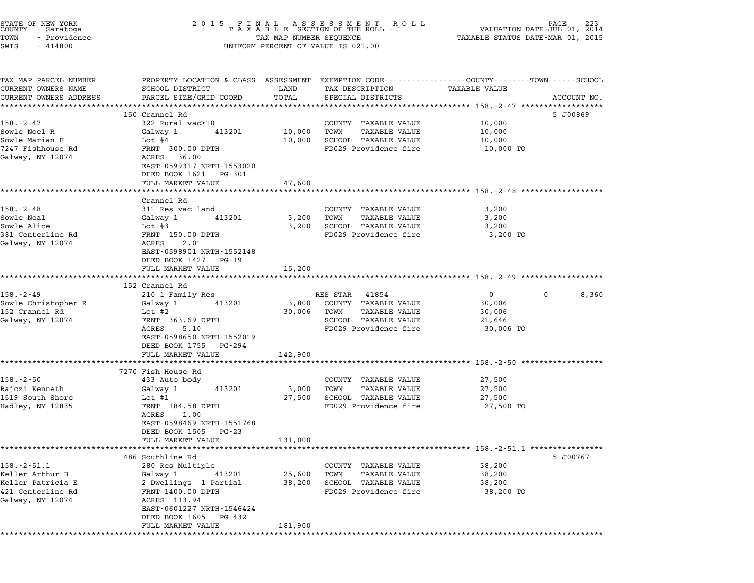STATE OF NEW YORK
COUNTY - Saratoga
TOWN - Providence
SWIS - 414800

2 0 1 5 F I N A L A S S E S S M E N T R O L L
T A X A B L E SECTION OF THE ROLL - 1
TAX MAP NUMBER SEQUENCE
UNIFORM PERCENT OF VALUE IS 021.00

VALUATION DATE-JUL 01, 2014
TAXABLE STATUS DATE-MAR 01, 2015

| TAX MAP PARCEL NUMBER / CURRENT OWNERS NAME / CURRENT OWNERS ADDRESS | PROPERTY LOCATION & CLASS / SCHOOL DISTRICT / PARCEL SIZE/GRID COORD | ASSESSMENT LAND / TOTAL | EXEMPTION CODE / TAX DESCRIPTION / SPECIAL DISTRICTS | COUNTY TAXABLE VALUE | TOWN | SCHOOL | ACCOUNT NO. |
|---|---|---|---|---|---|---|---|
| **158.-2-47** | 150 Crannel Rd | | | | | | 5 J00869 |
| 158.-2-47 | 322 Rural vac>10 | | COUNTY TAXABLE VALUE | 10,000 | | | |
| Sowle Noel R | Galway 1 413201 | 10,000 | TOWN TAXABLE VALUE | 10,000 | | | |
| Sowle Marian F | Lot #4 | 10,000 | SCHOOL TAXABLE VALUE | 10,000 | | | |
| 7247 Fishhouse Rd | FRNT 300.00 DPTH | | FD029 Providence fire | 10,000 TO | | | |
| Galway, NY 12074 | ACRES 36.00 | | | | | | |
| | EAST-0599317 NRTH-1553020 | | | | | | |
| | DEED BOOK 1621 PG-301 | | | | | | |
| | FULL MARKET VALUE | 47,600 | | | | | |
| **158.-2-48** | Crannel Rd | | | | | | |
| 158.-2-48 | 311 Res vac land | | COUNTY TAXABLE VALUE | 3,200 | | | |
| Sowle Neal | Galway 1 413201 | 3,200 | TOWN TAXABLE VALUE | 3,200 | | | |
| Sowle Alice | Lot #3 | 3,200 | SCHOOL TAXABLE VALUE | 3,200 | | | |
| 381 Centerline Rd | FRNT 150.00 DPTH | | FD029 Providence fire | 3,200 TO | | | |
| Galway, NY 12074 | ACRES 2.01 | | | | | | |
| | EAST-0598901 NRTH-1552148 | | | | | | |
| | DEED BOOK 1427 PG-19 | | | | | | |
| | FULL MARKET VALUE | 15,200 | | | | | |
| **158.-2-49** | 152 Crannel Rd | | | | | | |
| 158.-2-49 | 210 1 Family Res | | RES STAR 41854 | 0 | 0 | 8,360 | |
| Sowle Christopher R | Galway 1 413201 | 3,800 | COUNTY TAXABLE VALUE | 30,006 | | | |
| 152 Crannel Rd | Lot #2 | 30,006 | TOWN TAXABLE VALUE | 30,006 | | | |
| Galway, NY 12074 | FRNT 363.69 DPTH | | SCHOOL TAXABLE VALUE | 21,646 | | | |
| | ACRES 5.10 | | FD029 Providence fire | 30,006 TO | | | |
| | EAST-0598650 NRTH-1552019 | | | | | | |
| | DEED BOOK 1755 PG-294 | | | | | | |
| | FULL MARKET VALUE | 142,900 | | | | | |
| **158.-2-50** | 7270 Fish House Rd | | | | | | |
| 158.-2-50 | 433 Auto body | | COUNTY TAXABLE VALUE | 27,500 | | | |
| Rajczi Kenneth | Galway 1 413201 | 3,000 | TOWN TAXABLE VALUE | 27,500 | | | |
| 1519 South Shore | Lot #1 | 27,500 | SCHOOL TAXABLE VALUE | 27,500 | | | |
| Hadley, NY 12835 | FRNT 184.58 DPTH | | FD029 Providence fire | 27,500 TO | | | |
| | ACRES 1.00 | | | | | | |
| | EAST-0598469 NRTH-1551768 | | | | | | |
| | DEED BOOK 1505 PG-23 | | | | | | |
| | FULL MARKET VALUE | 131,000 | | | | | |
| **158.-2-51.1** | 486 Southline Rd | | | | | | 5 J00767 |
| 158.-2-51.1 | 280 Res Multiple | | COUNTY TAXABLE VALUE | 38,200 | | | |
| Keller Arthur B | Galway 1 413201 | 25,600 | TOWN TAXABLE VALUE | 38,200 | | | |
| Keller Patricia E | 2 Dwellings 1 Partial | 38,200 | SCHOOL TAXABLE VALUE | 38,200 | | | |
| 421 Centerline Rd | FRNT 1400.00 DPTH | | FD029 Providence fire | 38,200 TO | | | |
| Galway, NY 12074 | ACRES 113.94 | | | | | | |
| | EAST-0601227 NRTH-1546424 | | | | | | |
| | DEED BOOK 1605 PG-432 | | | | | | |
| | FULL MARKET VALUE | 181,900 | | | | | |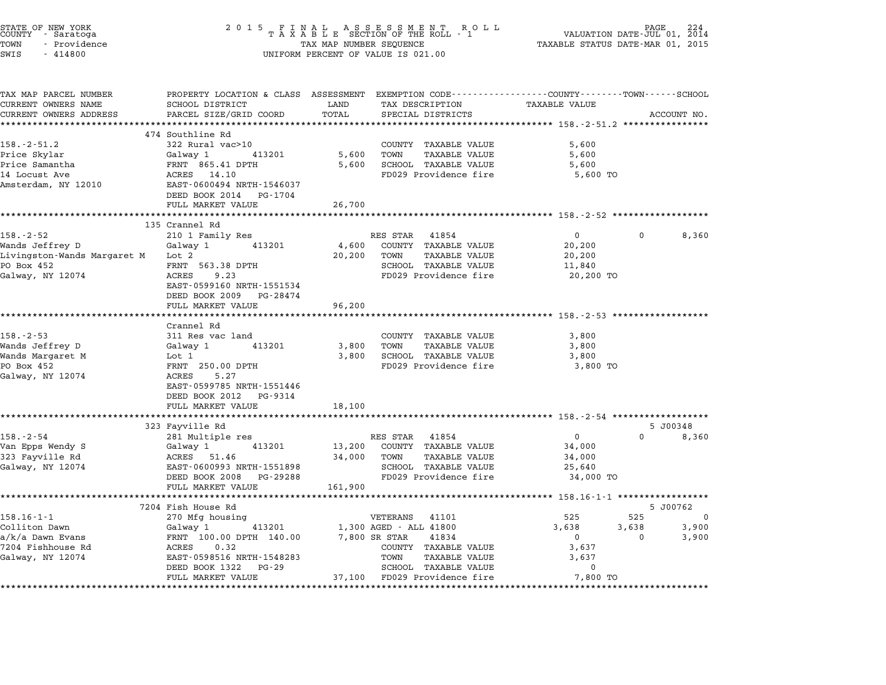STATE OF NEW YORK
COUNTY - Saratoga
TOWN - Providence
SWIS - 414800

2015 FINAL ASSESSMENT ROLL
TAXABLE SECTION OF THE ROLL - 1
TAX MAP NUMBER SEQUENCE
UNIFORM PERCENT OF VALUE IS 021.00

VALUATION DATE-JUL 01, 2014
TAXABLE STATUS DATE-MAR 01, 2015

| TAX MAP PARCEL NUMBER / CURRENT OWNERS NAME / CURRENT OWNERS ADDRESS | PROPERTY LOCATION & CLASS / SCHOOL DISTRICT / PARCEL SIZE/GRID COORD | ASSESSMENT LAND / TOTAL | EXEMPTION CODE / TAX DESCRIPTION / SPECIAL DISTRICTS | COUNTY TAXABLE VALUE | TOWN | SCHOOL / ACCOUNT NO. |
|---|---|---|---|---|---|---|
| **158.-2-51.2** | 474 Southline Rd | | | | | |
| 158.-2-51.2 | 322 Rural vac>10 | | COUNTY TAXABLE VALUE | 5,600 | | |
| Price Skylar | Galway 1 413201 | 5,600 | TOWN TAXABLE VALUE | 5,600 | | |
| Price Samantha | FRNT 865.41 DPTH | 5,600 | SCHOOL TAXABLE VALUE | 5,600 | | |
| 14 Locust Ave | ACRES 14.10 | | FD029 Providence fire | 5,600 TO | | |
| Amsterdam, NY 12010 | EAST-0600494 NRTH-1546037 | | | | | |
| | DEED BOOK 2014 PG-1704 | | | | | |
| | FULL MARKET VALUE | 26,700 | | | | |
| **158.-2-52** | 135 Crannel Rd | | | | | |
| 158.-2-52 | 210 1 Family Res | | RES STAR 41854 | 0 | 0 | 8,360 |
| Wands Jeffrey D | Galway 1 413201 | 4,600 | COUNTY TAXABLE VALUE | 20,200 | | |
| Livingston-Wands Margaret M | Lot 2 | 20,200 | TOWN TAXABLE VALUE | 20,200 | | |
| PO Box 452 | FRNT 563.38 DPTH | | SCHOOL TAXABLE VALUE | 11,840 | | |
| Galway, NY 12074 | ACRES 9.23 | | FD029 Providence fire | 20,200 TO | | |
| | EAST-0599160 NRTH-1551534 | | | | | |
| | DEED BOOK 2009 PG-28474 | | | | | |
| | FULL MARKET VALUE | 96,200 | | | | |
| **158.-2-53** | Crannel Rd | | | | | |
| 158.-2-53 | 311 Res vac land | | COUNTY TAXABLE VALUE | 3,800 | | |
| Wands Jeffrey D | Galway 1 413201 | 3,800 | TOWN TAXABLE VALUE | 3,800 | | |
| Wands Margaret M | Lot 1 | 3,800 | SCHOOL TAXABLE VALUE | 3,800 | | |
| PO Box 452 | FRNT 250.00 DPTH | | FD029 Providence fire | 3,800 TO | | |
| Galway, NY 12074 | ACRES 5.27 | | | | | |
| | EAST-0599785 NRTH-1551446 | | | | | |
| | DEED BOOK 2012 PG-9314 | | | | | |
| | FULL MARKET VALUE | 18,100 | | | | |
| **158.-2-54** | 323 Fayville Rd | | | | | 5 J00348 |
| 158.-2-54 | 281 Multiple res | | RES STAR 41854 | 0 | 0 | 8,360 |
| Van Epps Wendy S | Galway 1 413201 | 13,200 | COUNTY TAXABLE VALUE | 34,000 | | |
| 323 Fayville Rd | ACRES 51.46 | 34,000 | TOWN TAXABLE VALUE | 34,000 | | |
| Galway, NY 12074 | EAST-0600993 NRTH-1551898 | | SCHOOL TAXABLE VALUE | 25,640 | | |
| | DEED BOOK 2008 PG-29288 | | FD029 Providence fire | 34,000 TO | | |
| | FULL MARKET VALUE | 161,900 | | | | |
| **158.16-1-1** | 7204 Fish House Rd | | | | | 5 J00762 |
| 158.16-1-1 | 270 Mfg housing | | VETERANS 41101 | 525 | 525 | 0 |
| Colliton Dawn | Galway 1 413201 | 1,300 | AGED - ALL 41800 | 3,638 | 3,638 | 3,900 |
| a/k/a Dawn Evans | FRNT 100.00 DPTH 140.00 | 7,800 | SR STAR 41834 | 0 | 0 | 3,900 |
| 7204 Fishhouse Rd | ACRES 0.32 | | COUNTY TAXABLE VALUE | 3,637 | | |
| Galway, NY 12074 | EAST-0598516 NRTH-1548283 | | TOWN TAXABLE VALUE | 3,637 | | |
| | DEED BOOK 1322 PG-29 | | SCHOOL TAXABLE VALUE | 0 | | |
| | FULL MARKET VALUE | 37,100 | FD029 Providence fire | 7,800 TO | | |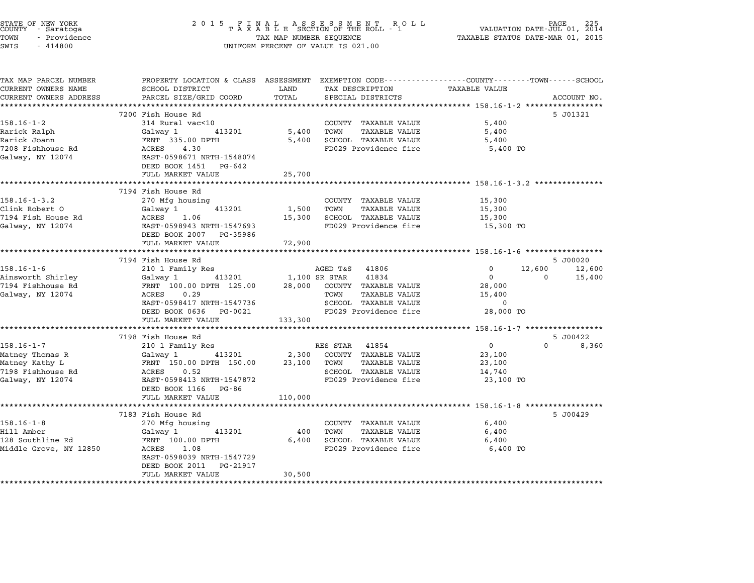STATE OF NEW YORK
COUNTY - Saratoga
TOWN - Providence
SWIS - 414800

2015 FINAL ASSESSMENT ROLL
TAXABLE SECTION OF THE ROLL - 1
TAX MAP NUMBER SEQUENCE
UNIFORM PERCENT OF VALUE IS 021.00

VALUATION DATE-JUL 01, 2014
TAXABLE STATUS DATE-MAR 01, 2015

| TAX MAP PARCEL NUMBER / CURRENT OWNERS NAME / CURRENT OWNERS ADDRESS | PROPERTY LOCATION & CLASS / SCHOOL DISTRICT / PARCEL SIZE/GRID COORD | ASSESSMENT LAND | TOTAL | EXEMPTION CODE / TAX DESCRIPTION / SPECIAL DISTRICTS | COUNTY TAXABLE VALUE | TOWN | SCHOOL | ACCOUNT NO. |
|---|---|---|---|---|---|---|---|---|
| **158.16-1-2** | 7200 Fish House Rd | | | | | | | 5 J01321 |
| Rarick Ralph | 314 Rural vac<10 | | | COUNTY TAXABLE VALUE | 5,400 | | | |
| Rarick Joann | Galway 1 413201 | 5,400 | | TOWN TAXABLE VALUE | 5,400 | | | |
| 7208 Fishhouse Rd | FRNT 335.00 DPTH | | 5,400 | SCHOOL TAXABLE VALUE | 5,400 | | | |
| Galway, NY 12074 | ACRES 4.30 | | | FD029 Providence fire | 5,400 TO | | | |
| | EAST-0598671 NRTH-1548074 | | | | | | | |
| | DEED BOOK 1451 PG-642 | | | | | | | |
| | FULL MARKET VALUE | | 25,700 | | | | | |
| **158.16-1-3.2** | 7194 Fish House Rd | | | | | | | |
| Clink Robert O | 270 Mfg housing | | | COUNTY TAXABLE VALUE | 15,300 | | | |
| 7194 Fish House Rd | Galway 1 413201 | 1,500 | | TOWN TAXABLE VALUE | 15,300 | | | |
| Galway, NY 12074 | ACRES 1.06 | | 15,300 | SCHOOL TAXABLE VALUE | 15,300 | | | |
| | EAST-0598943 NRTH-1547693 | | | FD029 Providence fire | 15,300 TO | | | |
| | DEED BOOK 2007 PG-35986 | | | | | | | |
| | FULL MARKET VALUE | | 72,900 | | | | | |
| **158.16-1-6** | 7194 Fish House Rd | | | | | | | 5 J00020 |
| Ainsworth Shirley | 210 1 Family Res | | | AGED T&S 41806 | 0 | 12,600 | 12,600 | |
| 7194 Fishhouse Rd | Galway 1 413201 | 1,100 | | SR STAR 41834 | 0 | 0 | 15,400 | |
| Galway, NY 12074 | FRNT 100.00 DPTH 125.00 | | 28,000 | COUNTY TAXABLE VALUE | 28,000 | | | |
| | ACRES 0.29 | | | TOWN TAXABLE VALUE | 15,400 | | | |
| | EAST-0598417 NRTH-1547736 | | | SCHOOL TAXABLE VALUE | 0 | | | |
| | DEED BOOK 0636 PG-0021 | | | FD029 Providence fire | 28,000 TO | | | |
| | FULL MARKET VALUE | | 133,300 | | | | | |
| **158.16-1-7** | 7198 Fish House Rd | | | | | | | 5 J00422 |
| Matney Thomas R | 210 1 Family Res | | | RES STAR 41854 | 0 | 0 | 8,360 | |
| Matney Kathy L | Galway 1 413201 | 2,300 | | COUNTY TAXABLE VALUE | 23,100 | | | |
| 7198 Fishhouse Rd | FRNT 150.00 DPTH 150.00 | | 23,100 | TOWN TAXABLE VALUE | 23,100 | | | |
| Galway, NY 12074 | ACRES 0.52 | | | SCHOOL TAXABLE VALUE | 14,740 | | | |
| | EAST-0598413 NRTH-1547872 | | | FD029 Providence fire | 23,100 TO | | | |
| | DEED BOOK 1166 PG-86 | | | | | | | |
| | FULL MARKET VALUE | | 110,000 | | | | | |
| **158.16-1-8** | 7183 Fish House Rd | | | | | | | 5 J00429 |
| Hill Amber | 270 Mfg housing | | | COUNTY TAXABLE VALUE | 6,400 | | | |
| 128 Southline Rd | Galway 1 413201 | 400 | | TOWN TAXABLE VALUE | 6,400 | | | |
| Middle Grove, NY 12850 | FRNT 100.00 DPTH | | 6,400 | SCHOOL TAXABLE VALUE | 6,400 | | | |
| | ACRES 1.08 | | | FD029 Providence fire | 6,400 TO | | | |
| | EAST-0598039 NRTH-1547729 | | | | | | | |
| | DEED BOOK 2011 PG-21917 | | | | | | | |
| | FULL MARKET VALUE | | 30,500 | | | | | |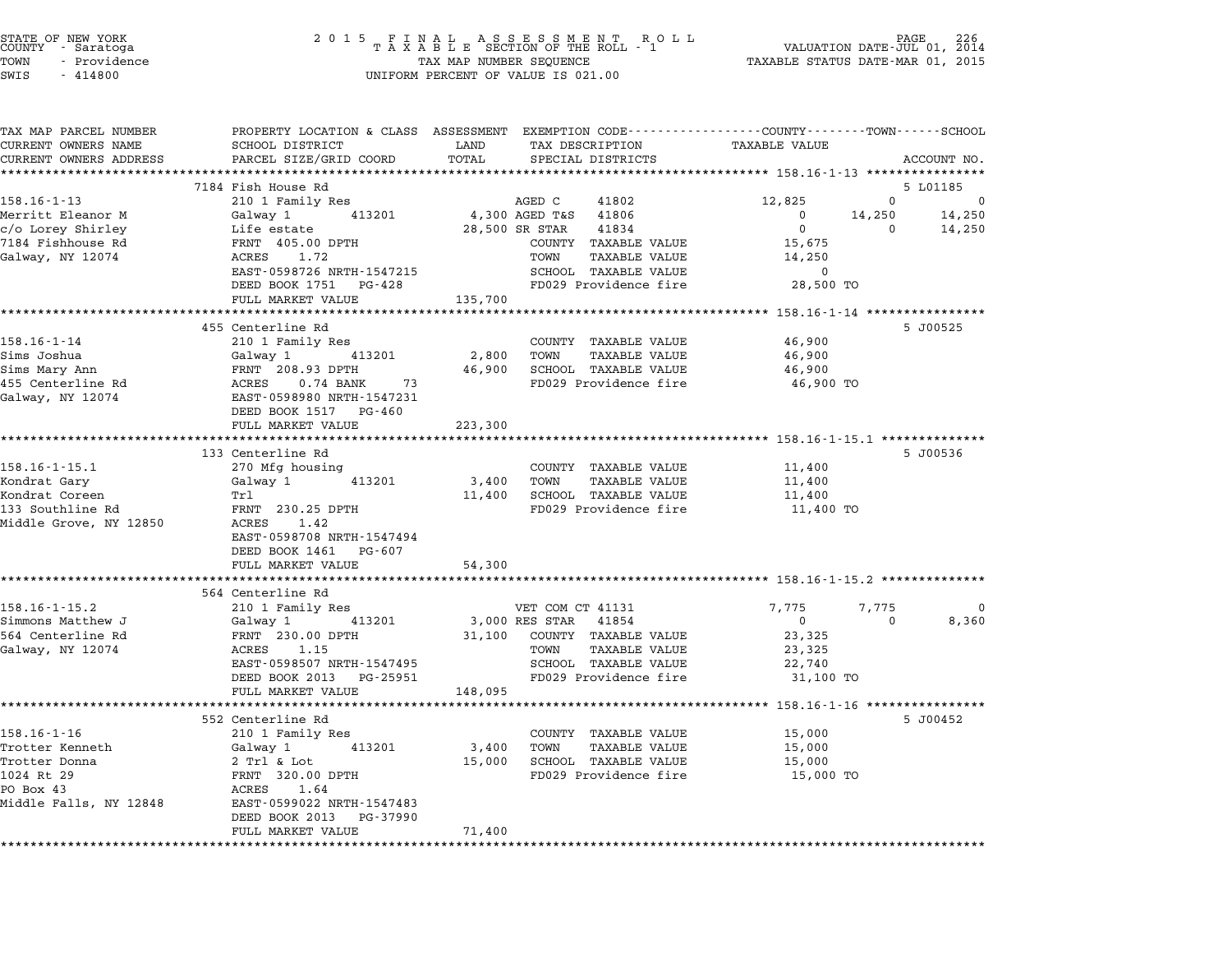STATE OF NEW YORK
COUNTY - Saratoga
TOWN - Providence
SWIS - 414800

2015 FINAL ASSESSMENT ROLL
TAXABLE SECTION OF THE ROLL - 1
TAX MAP NUMBER SEQUENCE
UNIFORM PERCENT OF VALUE IS 021.00

VALUATION DATE-JUL 01, 2014
TAXABLE STATUS DATE-MAR 01, 2015

| TAX MAP PARCEL NUMBER / CURRENT OWNERS NAME / CURRENT OWNERS ADDRESS | PROPERTY LOCATION & CLASS / SCHOOL DISTRICT / PARCEL SIZE/GRID COORD | ASSESSMENT LAND / TOTAL | EXEMPTION CODE / TAX DESCRIPTION / SPECIAL DISTRICTS | COUNTY TAXABLE VALUE | TOWN | SCHOOL | ACCOUNT NO. |
|---|---|---|---|---|---|---|---|
| **158.16-1-13** | 7184 Fish House Rd | | | | | | 5 L01185 |
| 158.16-1-13 | 210 1 Family Res | | AGED C 41802 | 12,825 | 0 | 0 | |
| Merritt Eleanor M | Galway 1 413201 | 4,300 | AGED T&S 41806 | 0 | 14,250 | 14,250 | |
| c/o Lorey Shirley | Life estate | 28,500 | SR STAR 41834 | 0 | 0 | 14,250 | |
| 7184 Fishhouse Rd | FRNT 405.00 DPTH | | COUNTY TAXABLE VALUE | 15,675 | | | |
| Galway, NY 12074 | ACRES 1.72 | | TOWN TAXABLE VALUE | 14,250 | | | |
| | EAST-0598726 NRTH-1547215 | | SCHOOL TAXABLE VALUE | 0 | | | |
| | DEED BOOK 1751 PG-428 | | FD029 Providence fire | 28,500 TO | | | |
| | FULL MARKET VALUE | 135,700 | | | | | |
| **158.16-1-14** | 455 Centerline Rd | | | | | | 5 J00525 |
| 158.16-1-14 | 210 1 Family Res | | COUNTY TAXABLE VALUE | 46,900 | | | |
| Sims Joshua | Galway 1 413201 | 2,800 | TOWN TAXABLE VALUE | 46,900 | | | |
| Sims Mary Ann | FRNT 208.93 DPTH | 46,900 | SCHOOL TAXABLE VALUE | 46,900 | | | |
| 455 Centerline Rd | ACRES 0.74 BANK 73 | | FD029 Providence fire | 46,900 TO | | | |
| Galway, NY 12074 | EAST-0598980 NRTH-1547231 | | | | | | |
| | DEED BOOK 1517 PG-460 | | | | | | |
| | FULL MARKET VALUE | 223,300 | | | | | |
| **158.16-1-15.1** | 133 Centerline Rd | | | | | | 5 J00536 |
| 158.16-1-15.1 | 270 Mfg housing | | COUNTY TAXABLE VALUE | 11,400 | | | |
| Kondrat Gary | Galway 1 413201 | 3,400 | TOWN TAXABLE VALUE | 11,400 | | | |
| Kondrat Coreen | Trl | 11,400 | SCHOOL TAXABLE VALUE | 11,400 | | | |
| 133 Southline Rd | FRNT 230.25 DPTH | | FD029 Providence fire | 11,400 TO | | | |
| Middle Grove, NY 12850 | ACRES 1.42 | | | | | | |
| | EAST-0598708 NRTH-1547494 | | | | | | |
| | DEED BOOK 1461 PG-607 | | | | | | |
| | FULL MARKET VALUE | 54,300 | | | | | |
| **158.16-1-15.2** | 564 Centerline Rd | | | | | | |
| 158.16-1-15.2 | 210 1 Family Res | | VET COM CT 41131 | 7,775 | 7,775 | 0 | |
| Simmons Matthew J | Galway 1 413201 | 3,000 | RES STAR 41854 | 0 | 0 | 8,360 | |
| 564 Centerline Rd | FRNT 230.00 DPTH | 31,100 | COUNTY TAXABLE VALUE | 23,325 | | | |
| Galway, NY 12074 | ACRES 1.15 | | TOWN TAXABLE VALUE | 23,325 | | | |
| | EAST-0598507 NRTH-1547495 | | SCHOOL TAXABLE VALUE | 22,740 | | | |
| | DEED BOOK 2013 PG-25951 | | FD029 Providence fire | 31,100 TO | | | |
| | FULL MARKET VALUE | 148,095 | | | | | |
| **158.16-1-16** | 552 Centerline Rd | | | | | | 5 J00452 |
| 158.16-1-16 | 210 1 Family Res | | COUNTY TAXABLE VALUE | 15,000 | | | |
| Trotter Kenneth | Galway 1 413201 | 3,400 | TOWN TAXABLE VALUE | 15,000 | | | |
| Trotter Donna | 2 Trl & Lot | 15,000 | SCHOOL TAXABLE VALUE | 15,000 | | | |
| 1024 Rt 29 | FRNT 320.00 DPTH | | FD029 Providence fire | 15,000 TO | | | |
| PO Box 43 | ACRES 1.64 | | | | | | |
| Middle Falls, NY 12848 | EAST-0599022 NRTH-1547483 | | | | | | |
| | DEED BOOK 2013 PG-37990 | | | | | | |
| | FULL MARKET VALUE | 71,400 | | | | | |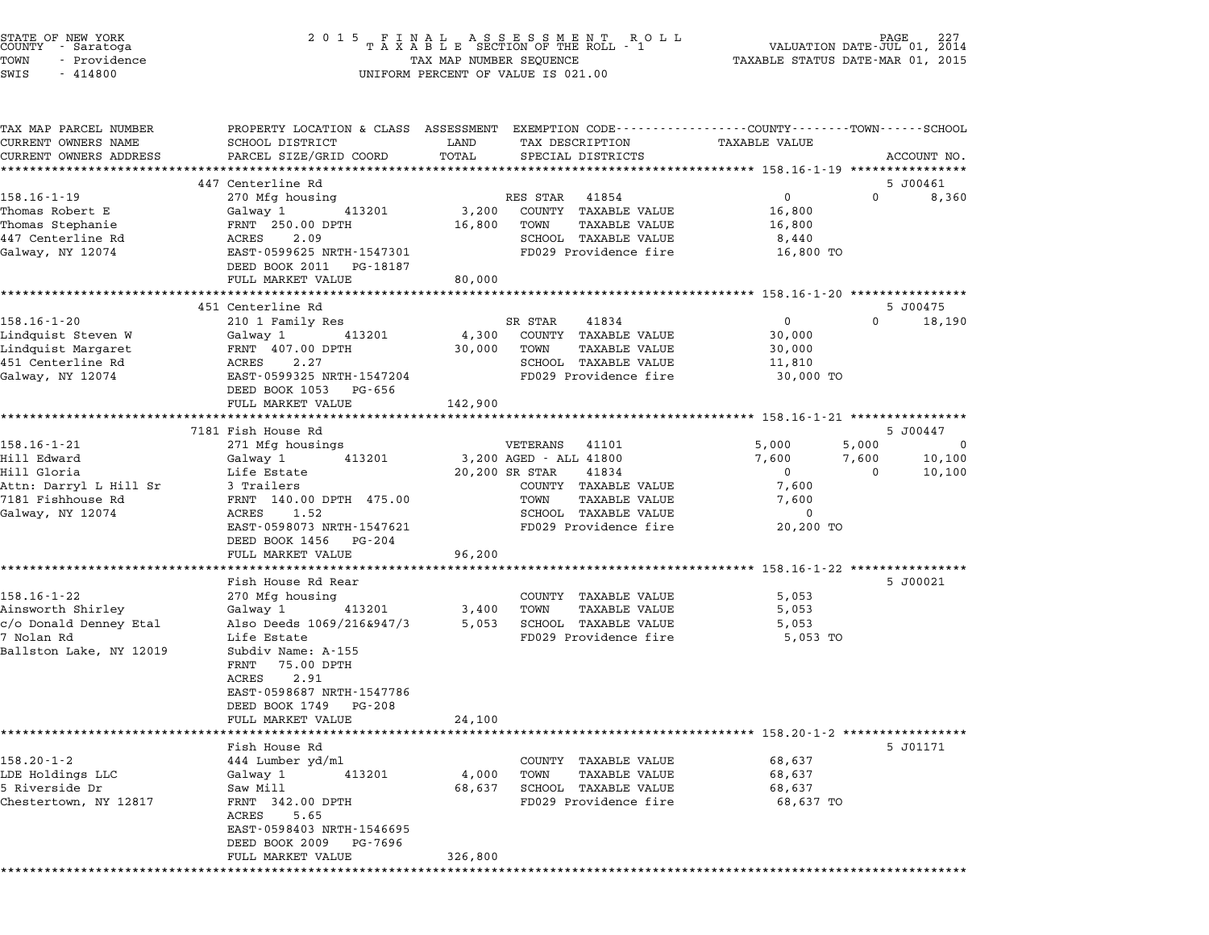STATE OF NEW YORK
COUNTY - Saratoga
TOWN - Providence
SWIS - 414800

2 0 1 5 F I N A L A S S E S S M E N T R O L L
T A X A B L E SECTION OF THE ROLL - 1
TAX MAP NUMBER SEQUENCE
UNIFORM PERCENT OF VALUE IS 021.00

VALUATION DATE-JUL 01, 2014
TAXABLE STATUS DATE-MAR 01, 2015

| TAX MAP PARCEL NUMBER / CURRENT OWNERS NAME / CURRENT OWNERS ADDRESS | PROPERTY LOCATION & CLASS / SCHOOL DISTRICT / PARCEL SIZE/GRID COORD | ASSESSMENT LAND | TOTAL | EXEMPTION CODE / TAX DESCRIPTION / SPECIAL DISTRICTS | COUNTY TAXABLE VALUE | TOWN | SCHOOL | ACCOUNT NO. |
|---|---|---|---|---|---|---|---|---|
| | 447 Centerline Rd | | | | | | | 5 J00461 |
| 158.16-1-19 | 270 Mfg housing | | | RES STAR 41854 | 0 | 0 | 8,360 | |
| Thomas Robert E | Galway 1 413201 | 3,200 | | COUNTY TAXABLE VALUE | 16,800 | | | |
| Thomas Stephanie | FRNT 250.00 DPTH | | 16,800 | TOWN TAXABLE VALUE | 16,800 | | | |
| 447 Centerline Rd | ACRES 2.09 | | | SCHOOL TAXABLE VALUE | 8,440 | | | |
| Galway, NY 12074 | EAST-0599625 NRTH-1547301 | | | FD029 Providence fire | 16,800 TO | | | |
| | DEED BOOK 2011 PG-18187 | | | | | | | |
| | FULL MARKET VALUE | | 80,000 | | | | | |
| | 451 Centerline Rd | | | | | | | 5 J00475 |
| 158.16-1-20 | 210 1 Family Res | | | SR STAR 41834 | 0 | 0 | 18,190 | |
| Lindquist Steven W | Galway 1 413201 | 4,300 | | COUNTY TAXABLE VALUE | 30,000 | | | |
| Lindquist Margaret | FRNT 407.00 DPTH | | 30,000 | TOWN TAXABLE VALUE | 30,000 | | | |
| 451 Centerline Rd | ACRES 2.27 | | | SCHOOL TAXABLE VALUE | 11,810 | | | |
| Galway, NY 12074 | EAST-0599325 NRTH-1547204 | | | FD029 Providence fire | 30,000 TO | | | |
| | DEED BOOK 1053 PG-656 | | | | | | | |
| | FULL MARKET VALUE | | 142,900 | | | | | |
| | 7181 Fish House Rd | | | | | | | 5 J00447 |
| 158.16-1-21 | 271 Mfg housings | | | VETERANS 41101 | 5,000 | 5,000 | 0 | |
| Hill Edward | Galway 1 413201 | 3,200 | | AGED - ALL 41800 | 7,600 | 7,600 | 10,100 | |
| Hill Gloria | Life Estate | | 20,200 | SR STAR 41834 | 0 | 0 | 10,100 | |
| Attn: Darryl L Hill Sr | 3 Trailers | | | COUNTY TAXABLE VALUE | 7,600 | | | |
| 7181 Fishhouse Rd | FRNT 140.00 DPTH 475.00 | | | TOWN TAXABLE VALUE | 7,600 | | | |
| Galway, NY 12074 | ACRES 1.52 | | | SCHOOL TAXABLE VALUE | 0 | | | |
| | EAST-0598073 NRTH-1547621 | | | FD029 Providence fire | 20,200 TO | | | |
| | DEED BOOK 1456 PG-204 | | | | | | | |
| | FULL MARKET VALUE | | 96,200 | | | | | |
| | Fish House Rd Rear | | | | | | | 5 J00021 |
| 158.16-1-22 | 270 Mfg housing | | | COUNTY TAXABLE VALUE | 5,053 | | | |
| Ainsworth Shirley | Galway 1 413201 | 3,400 | | TOWN TAXABLE VALUE | 5,053 | | | |
| c/o Donald Denney Etal | Also Deeds 1069/216&947/3 | | 5,053 | SCHOOL TAXABLE VALUE | 5,053 | | | |
| 7 Nolan Rd | Life Estate | | | FD029 Providence fire | 5,053 TO | | | |
| Ballston Lake, NY 12019 | Subdiv Name: A-155 | | | | | | | |
| | FRNT 75.00 DPTH | | | | | | | |
| | ACRES 2.91 | | | | | | | |
| | EAST-0598687 NRTH-1547786 | | | | | | | |
| | DEED BOOK 1749 PG-208 | | | | | | | |
| | FULL MARKET VALUE | | 24,100 | | | | | |
| | Fish House Rd | | | | | | | 5 J01171 |
| 158.20-1-2 | 444 Lumber yd/ml | | | COUNTY TAXABLE VALUE | 68,637 | | | |
| LDE Holdings LLC | Galway 1 413201 | 4,000 | | TOWN TAXABLE VALUE | 68,637 | | | |
| 5 Riverside Dr | Saw Mill | | 68,637 | SCHOOL TAXABLE VALUE | 68,637 | | | |
| Chestertown, NY 12817 | FRNT 342.00 DPTH | | | FD029 Providence fire | 68,637 TO | | | |
| | ACRES 5.65 | | | | | | | |
| | EAST-0598403 NRTH-1546695 | | | | | | | |
| | DEED BOOK 2009 PG-7696 | | | | | | | |
| | FULL MARKET VALUE | | 326,800 | | | | | |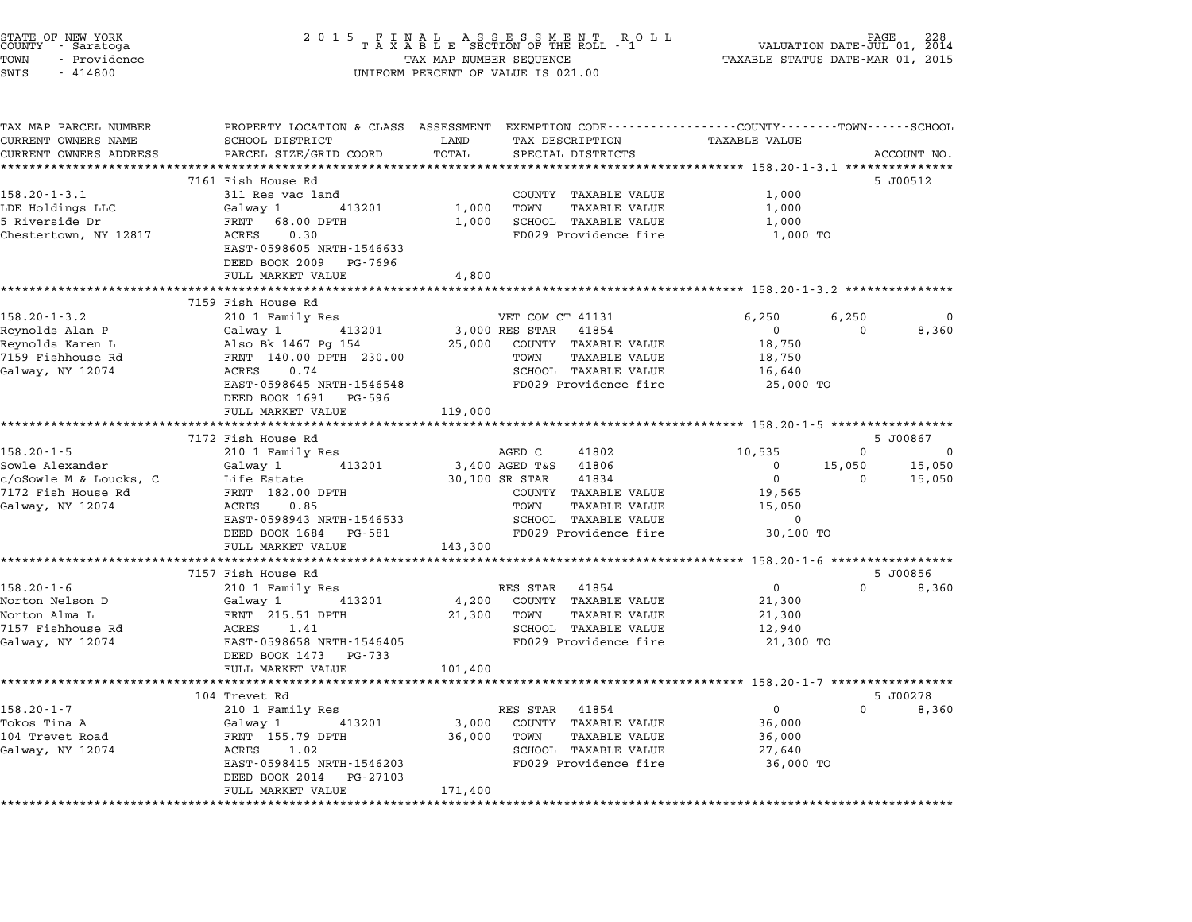STATE OF NEW YORK — COUNTY - Saratoga — TOWN - Providence — SWIS - 414800

2015 FINAL ASSESSMENT ROLL — TAXABLE SECTION OF THE ROLL - 1 — TAX MAP NUMBER SEQUENCE — UNIFORM PERCENT OF VALUE IS 021.00

VALUATION DATE-JUL 01, 2014 — TAXABLE STATUS DATE-MAR 01, 2015

| TAX MAP PARCEL NUMBER / CURRENT OWNERS NAME / CURRENT OWNERS ADDRESS | PROPERTY LOCATION & CLASS / SCHOOL DISTRICT / PARCEL SIZE/GRID COORD | ASSESSMENT LAND / TOTAL | EXEMPTION CODE / TAX DESCRIPTION / SPECIAL DISTRICTS | COUNTY TAXABLE VALUE | TOWN | SCHOOL | ACCOUNT NO. |
|---|---|---|---|---|---|---|---|
| | 7161 Fish House Rd | | | | | | 5 J00512 |
| 158.20-1-3.1 | 311 Res vac land | | COUNTY TAXABLE VALUE | 1,000 | | | |
| LDE Holdings LLC | Galway 1 413201 | 1,000 | TOWN TAXABLE VALUE | 1,000 | | | |
| 5 Riverside Dr | FRNT 68.00 DPTH | 1,000 | SCHOOL TAXABLE VALUE | 1,000 | | | |
| Chestertown, NY 12817 | ACRES 0.30 | | FD029 Providence fire | 1,000 TO | | | |
| | EAST-0598605 NRTH-1546633 | | | | | | |
| | DEED BOOK 2009 PG-7696 | | | | | | |
| | FULL MARKET VALUE | 4,800 | | | | | |
| | 7159 Fish House Rd | | | | | | |
| 158.20-1-3.2 | 210 1 Family Res | | VET COM CT 41131 | 6,250 | 6,250 | 0 | |
| Reynolds Alan P | Galway 1 413201 | 3,000 | RES STAR 41854 | 0 | 0 | 8,360 | |
| Reynolds Karen L | Also Bk 1467 Pg 154 | 25,000 | COUNTY TAXABLE VALUE | 18,750 | | | |
| 7159 Fishhouse Rd | FRNT 140.00 DPTH 230.00 | | TOWN TAXABLE VALUE | 18,750 | | | |
| Galway, NY 12074 | ACRES 0.74 | | SCHOOL TAXABLE VALUE | 16,640 | | | |
| | EAST-0598645 NRTH-1546548 | | FD029 Providence fire | 25,000 TO | | | |
| | DEED BOOK 1691 PG-596 | | | | | | |
| | FULL MARKET VALUE | 119,000 | | | | | |
| | 7172 Fish House Rd | | | | | | 5 J00867 |
| 158.20-1-5 | 210 1 Family Res | | AGED C 41802 | 10,535 | 0 | 0 | |
| Sowle Alexander | Galway 1 413201 | 3,400 | AGED T&S 41806 | 0 | 15,050 | 15,050 | |
| c/oSowle M & Loucks, C | Life Estate | 30,100 | SR STAR 41834 | 0 | 0 | 15,050 | |
| 7172 Fish House Rd | FRNT 182.00 DPTH | | COUNTY TAXABLE VALUE | 19,565 | | | |
| Galway, NY 12074 | ACRES 0.85 | | TOWN TAXABLE VALUE | 15,050 | | | |
| | EAST-0598943 NRTH-1546533 | | SCHOOL TAXABLE VALUE | 0 | | | |
| | DEED BOOK 1684 PG-581 | | FD029 Providence fire | 30,100 TO | | | |
| | FULL MARKET VALUE | 143,300 | | | | | |
| | 7157 Fish House Rd | | | | | | 5 J00856 |
| 158.20-1-6 | 210 1 Family Res | | RES STAR 41854 | 0 | 0 | 8,360 | |
| Norton Nelson D | Galway 1 413201 | 4,200 | COUNTY TAXABLE VALUE | 21,300 | | | |
| Norton Alma L | FRNT 215.51 DPTH | 21,300 | TOWN TAXABLE VALUE | 21,300 | | | |
| 7157 Fishhouse Rd | ACRES 1.41 | | SCHOOL TAXABLE VALUE | 12,940 | | | |
| Galway, NY 12074 | EAST-0598658 NRTH-1546405 | | FD029 Providence fire | 21,300 TO | | | |
| | DEED BOOK 1473 PG-733 | | | | | | |
| | FULL MARKET VALUE | 101,400 | | | | | |
| | 104 Trevet Rd | | | | | | 5 J00278 |
| 158.20-1-7 | 210 1 Family Res | | RES STAR 41854 | 0 | 0 | 8,360 | |
| Tokos Tina A | Galway 1 413201 | 3,000 | COUNTY TAXABLE VALUE | 36,000 | | | |
| 104 Trevet Road | FRNT 155.79 DPTH | 36,000 | TOWN TAXABLE VALUE | 36,000 | | | |
| Galway, NY 12074 | ACRES 1.02 | | SCHOOL TAXABLE VALUE | 27,640 | | | |
| | EAST-0598415 NRTH-1546203 | | FD029 Providence fire | 36,000 TO | | | |
| | DEED BOOK 2014 PG-27103 | | | | | | |
| | FULL MARKET VALUE | 171,400 | | | | | |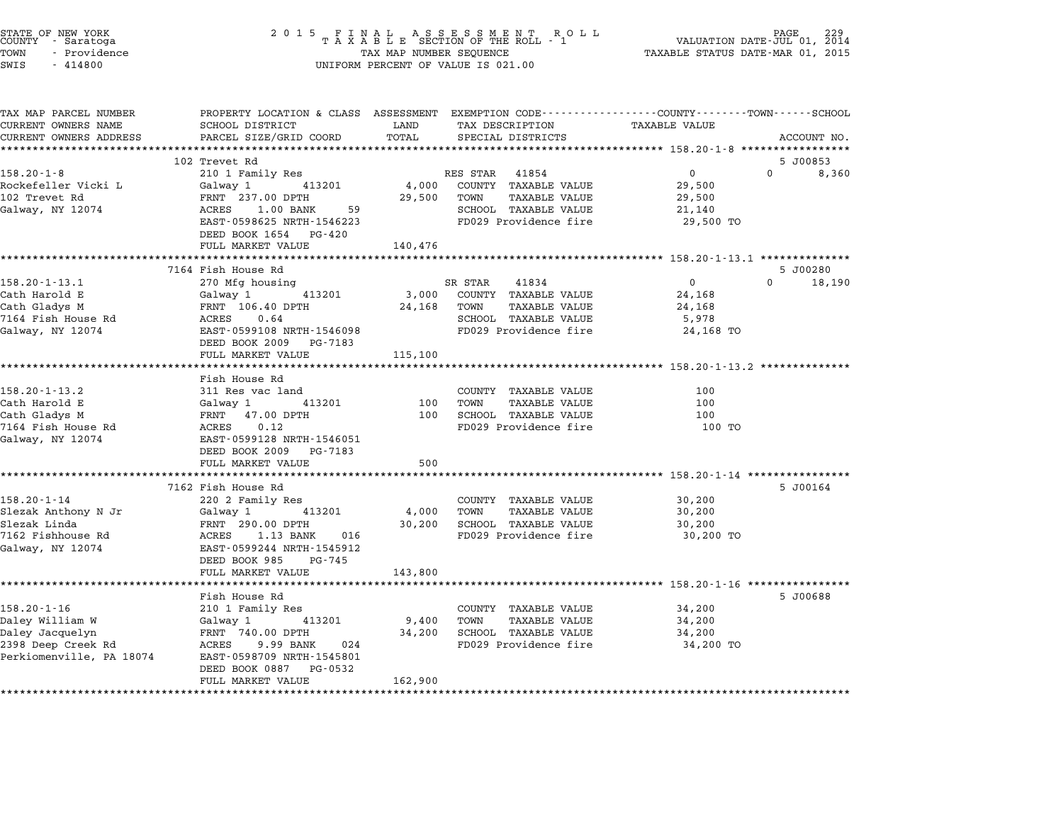STATE OF NEW YORK
COUNTY - Saratoga
TOWN - Providence
SWIS - 414800

2 0 1 5 F I N A L A S S E S S M E N T R O L L
T A X A B L E SECTION OF THE ROLL - 1
TAX MAP NUMBER SEQUENCE
UNIFORM PERCENT OF VALUE IS 021.00

VALUATION DATE-JUL 01, 2014
TAXABLE STATUS DATE-MAR 01, 2015

| TAX MAP PARCEL NUMBER / CURRENT OWNERS NAME / CURRENT OWNERS ADDRESS | PROPERTY LOCATION & CLASS / SCHOOL DISTRICT / PARCEL SIZE/GRID COORD | ASSESSMENT LAND / TOTAL | EXEMPTION CODE / TAX DESCRIPTION / SPECIAL DISTRICTS | COUNTY / TOWN / SCHOOL TAXABLE VALUE | ACCOUNT NO. |
|---|---|---|---|---|---|
| **158.20-1-8** | 102 Trevet Rd | | | | 5 J00853 |
| 158.20-1-8 | 210 1 Family Res | | RES STAR 41854 | 0 / 0 / 8,360 | |
| Rockefeller Vicki L | Galway 1 413201 | 4,000 | COUNTY TAXABLE VALUE | 29,500 | |
| 102 Trevet Rd | FRNT 237.00 DPTH | 29,500 | TOWN TAXABLE VALUE | 29,500 | |
| Galway, NY 12074 | ACRES 1.00 BANK 59 | | SCHOOL TAXABLE VALUE | 21,140 | |
| | EAST-0598625 NRTH-1546223 | | FD029 Providence fire | 29,500 TO | |
| | DEED BOOK 1654 PG-420 | | | | |
| | FULL MARKET VALUE | 140,476 | | | |
| **158.20-1-13.1** | 7164 Fish House Rd | | | | 5 J00280 |
| 158.20-1-13.1 | 270 Mfg housing | | SR STAR 41834 | 0 / 0 / 18,190 | |
| Cath Harold E | Galway 1 413201 | 3,000 | COUNTY TAXABLE VALUE | 24,168 | |
| Cath Gladys M | FRNT 106.40 DPTH | 24,168 | TOWN TAXABLE VALUE | 24,168 | |
| 7164 Fish House Rd | ACRES 0.64 | | SCHOOL TAXABLE VALUE | 5,978 | |
| Galway, NY 12074 | EAST-0599108 NRTH-1546098 | | FD029 Providence fire | 24,168 TO | |
| | DEED BOOK 2009 PG-7183 | | | | |
| | FULL MARKET VALUE | 115,100 | | | |
| **158.20-1-13.2** | Fish House Rd | | | | |
| 158.20-1-13.2 | 311 Res vac land | | COUNTY TAXABLE VALUE | 100 | |
| Cath Harold E | Galway 1 413201 | 100 | TOWN TAXABLE VALUE | 100 | |
| Cath Gladys M | FRNT 47.00 DPTH | 100 | SCHOOL TAXABLE VALUE | 100 | |
| 7164 Fish House Rd | ACRES 0.12 | | FD029 Providence fire | 100 TO | |
| Galway, NY 12074 | EAST-0599128 NRTH-1546051 | | | | |
| | DEED BOOK 2009 PG-7183 | | | | |
| | FULL MARKET VALUE | 500 | | | |
| **158.20-1-14** | 7162 Fish House Rd | | | | 5 J00164 |
| 158.20-1-14 | 220 2 Family Res | | COUNTY TAXABLE VALUE | 30,200 | |
| Slezak Anthony N Jr | Galway 1 413201 | 4,000 | TOWN TAXABLE VALUE | 30,200 | |
| Slezak Linda | FRNT 290.00 DPTH | 30,200 | SCHOOL TAXABLE VALUE | 30,200 | |
| 7162 Fishhouse Rd | ACRES 1.13 BANK 016 | | FD029 Providence fire | 30,200 TO | |
| Galway, NY 12074 | EAST-0599244 NRTH-1545912 | | | | |
| | DEED BOOK 985 PG-745 | | | | |
| | FULL MARKET VALUE | 143,800 | | | |
| **158.20-1-16** | Fish House Rd | | | | 5 J00688 |
| 158.20-1-16 | 210 1 Family Res | | COUNTY TAXABLE VALUE | 34,200 | |
| Daley William W | Galway 1 413201 | 9,400 | TOWN TAXABLE VALUE | 34,200 | |
| Daley Jacquelyn | FRNT 740.00 DPTH | 34,200 | SCHOOL TAXABLE VALUE | 34,200 | |
| 2398 Deep Creek Rd | ACRES 9.99 BANK 024 | | FD029 Providence fire | 34,200 TO | |
| Perkiomenville, PA 18074 | EAST-0598709 NRTH-1545801 | | | | |
| | DEED BOOK 0887 PG-0532 | | | | |
| | FULL MARKET VALUE | 162,900 | | | |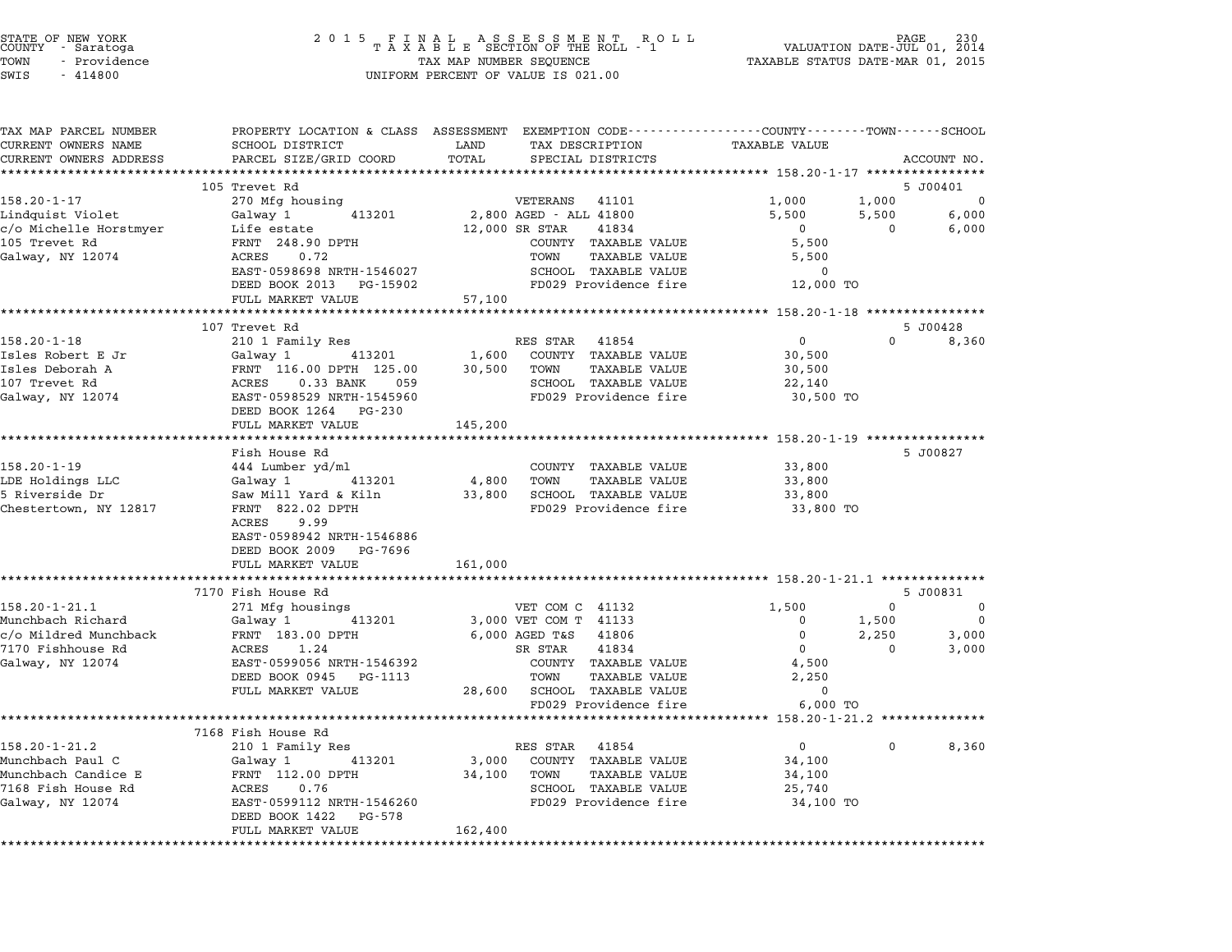STATE OF NEW YORK
COUNTY - Saratoga
TOWN - Providence
SWIS - 414800

2015 FINAL ASSESSMENT ROLL
TAXABLE SECTION OF THE ROLL - 1
TAX MAP NUMBER SEQUENCE
UNIFORM PERCENT OF VALUE IS 021.00

VALUATION DATE-JUL 01, 2014
TAXABLE STATUS DATE-MAR 01, 2015

| TAX MAP PARCEL NUMBER / CURRENT OWNERS NAME / CURRENT OWNERS ADDRESS | PROPERTY LOCATION & CLASS / SCHOOL DISTRICT / PARCEL SIZE/GRID COORD | ASSESSMENT LAND | TOTAL | EXEMPTION CODE / TAX DESCRIPTION / SPECIAL DISTRICTS | COUNTY TAXABLE VALUE | TOWN | SCHOOL / ACCOUNT NO. |
|---|---|---|---|---|---|---|---|
| | 105 Trevet Rd | | | | | | 5 J00401 |
| 158.20-1-17 | 270 Mfg housing | | | VETERANS 41101 | 1,000 | 1,000 | 0 |
| Lindquist Violet | Galway 1 413201 | 2,800 | | AGED - ALL 41800 | 5,500 | 5,500 | 6,000 |
| c/o Michelle Horstmyer | Life estate | | 12,000 | SR STAR 41834 | 0 | 0 | 6,000 |
| 105 Trevet Rd | FRNT 248.90 DPTH | | | COUNTY TAXABLE VALUE | 5,500 | | |
| Galway, NY 12074 | ACRES 0.72 | | | TOWN TAXABLE VALUE | 5,500 | | |
| | EAST-0598698 NRTH-1546027 | | | SCHOOL TAXABLE VALUE | 0 | | |
| | DEED BOOK 2013 PG-15902 | | | FD029 Providence fire | 12,000 TO | | |
| | FULL MARKET VALUE | | 57,100 | | | | |
| | 107 Trevet Rd | | | | | | 5 J00428 |
| 158.20-1-18 | 210 1 Family Res | | | RES STAR 41854 | 0 | 0 | 8,360 |
| Isles Robert E Jr | Galway 1 413201 | 1,600 | | COUNTY TAXABLE VALUE | 30,500 | | |
| Isles Deborah A | FRNT 116.00 DPTH 125.00 | | 30,500 | TOWN TAXABLE VALUE | 30,500 | | |
| 107 Trevet Rd | ACRES 0.33 BANK 059 | | | SCHOOL TAXABLE VALUE | 22,140 | | |
| Galway, NY 12074 | EAST-0598529 NRTH-1545960 | | | FD029 Providence fire | 30,500 TO | | |
| | DEED BOOK 1264 PG-230 | | | | | | |
| | FULL MARKET VALUE | | 145,200 | | | | |
| | Fish House Rd | | | | | | 5 J00827 |
| 158.20-1-19 | 444 Lumber yd/ml | | | COUNTY TAXABLE VALUE | 33,800 | | |
| LDE Holdings LLC | Galway 1 413201 | 4,800 | | TOWN TAXABLE VALUE | 33,800 | | |
| 5 Riverside Dr | Saw Mill Yard & Kiln | | 33,800 | SCHOOL TAXABLE VALUE | 33,800 | | |
| Chestertown, NY 12817 | FRNT 822.02 DPTH | | | FD029 Providence fire | 33,800 TO | | |
| | ACRES 9.99 | | | | | | |
| | EAST-0598942 NRTH-1546886 | | | | | | |
| | DEED BOOK 2009 PG-7696 | | | | | | |
| | FULL MARKET VALUE | | 161,000 | | | | |
| | 7170 Fish House Rd | | | | | | 5 J00831 |
| 158.20-1-21.1 | 271 Mfg housings | | | VET COM C 41132 | 1,500 | 0 | 0 |
| Munchbach Richard | Galway 1 413201 | 3,000 | | VET COM T 41133 | 0 | 1,500 | 0 |
| c/o Mildred Munchback | FRNT 183.00 DPTH | | 6,000 | AGED T&S 41806 | 0 | 2,250 | 3,000 |
| 7170 Fishhouse Rd | ACRES 1.24 | | | SR STAR 41834 | 0 | 0 | 3,000 |
| Galway, NY 12074 | EAST-0599056 NRTH-1546392 | | | COUNTY TAXABLE VALUE | 4,500 | | |
| | DEED BOOK 0945 PG-1113 | | | TOWN TAXABLE VALUE | 2,250 | | |
| | FULL MARKET VALUE | | 28,600 | SCHOOL TAXABLE VALUE | 0 | | |
| | | | | FD029 Providence fire | 6,000 TO | | |
| | 7168 Fish House Rd | | | | | | |
| 158.20-1-21.2 | 210 1 Family Res | | | RES STAR 41854 | 0 | 0 | 8,360 |
| Munchbach Paul C | Galway 1 413201 | 3,000 | | COUNTY TAXABLE VALUE | 34,100 | | |
| Munchbach Candice E | FRNT 112.00 DPTH | | 34,100 | TOWN TAXABLE VALUE | 34,100 | | |
| 7168 Fish House Rd | ACRES 0.76 | | | SCHOOL TAXABLE VALUE | 25,740 | | |
| Galway, NY 12074 | EAST-0599112 NRTH-1546260 | | | FD029 Providence fire | 34,100 TO | | |
| | DEED BOOK 1422 PG-578 | | | | | | |
| | FULL MARKET VALUE | | 162,400 | | | | |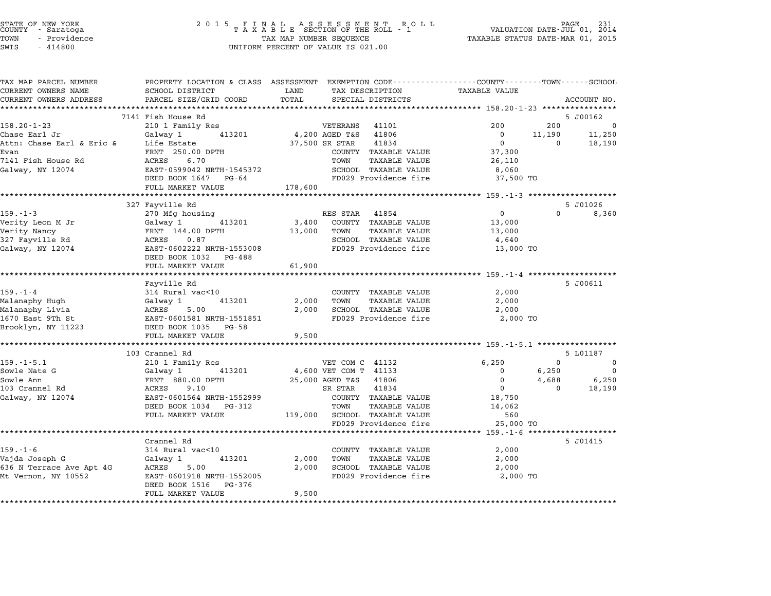STATE OF NEW YORK
COUNTY - Saratoga
TOWN - Providence
SWIS - 414800

2015 FINAL ASSESSMENT ROLL
TAXABLE SECTION OF THE ROLL - 1
TAX MAP NUMBER SEQUENCE
UNIFORM PERCENT OF VALUE IS 021.00

VALUATION DATE-JUL 01, 2014
TAXABLE STATUS DATE-MAR 01, 2015

| TAX MAP PARCEL NUMBER / CURRENT OWNERS NAME / CURRENT OWNERS ADDRESS | PROPERTY LOCATION & CLASS / SCHOOL DISTRICT / PARCEL SIZE/GRID COORD | ASSESSMENT LAND | TOTAL | EXEMPTION CODE / TAX DESCRIPTION / SPECIAL DISTRICTS | COUNTY TAXABLE VALUE | TOWN | SCHOOL | ACCOUNT NO. |
|---|---|---|---|---|---|---|---|---|
| **158.20-1-23** | 7141 Fish House Rd | | | | | | | 5 J00162 |
| 158.20-1-23 | 210 1 Family Res | | | VETERANS 41101 | 200 | 200 | 0 | |
| Chase Earl Jr | Galway 1 413201 | 4,200 | | AGED T&S 41806 | 0 | 11,190 | 11,250 | |
| Attn: Chase Earl & Eric & | Life Estate | | 37,500 | SR STAR 41834 | 0 | 0 | 18,190 | |
| Evan | FRNT 250.00 DPTH | | | COUNTY TAXABLE VALUE | 37,300 | | | |
| 7141 Fish House Rd | ACRES 6.70 | | | TOWN TAXABLE VALUE | 26,110 | | | |
| Galway, NY 12074 | EAST-0599042 NRTH-1545372 | | | SCHOOL TAXABLE VALUE | 8,060 | | | |
| | DEED BOOK 1647 PG-64 | | | FD029 Providence fire | 37,500 TO | | | |
| | FULL MARKET VALUE | | 178,600 | | | | | |
| **159.-1-3** | 327 Fayville Rd | | | | | | | 5 J01026 |
| 159.-1-3 | 270 Mfg housing | | | RES STAR 41854 | 0 | 0 | 8,360 | |
| Verity Leon M Jr | Galway 1 413201 | 3,400 | | COUNTY TAXABLE VALUE | 13,000 | | | |
| Verity Nancy | FRNT 144.00 DPTH | | 13,000 | TOWN TAXABLE VALUE | 13,000 | | | |
| 327 Fayville Rd | ACRES 0.87 | | | SCHOOL TAXABLE VALUE | 4,640 | | | |
| Galway, NY 12074 | EAST-0602222 NRTH-1553008 | | | FD029 Providence fire | 13,000 TO | | | |
| | DEED BOOK 1032 PG-488 | | | | | | | |
| | FULL MARKET VALUE | | 61,900 | | | | | |
| **159.-1-4** | Fayville Rd | | | | | | | 5 J00611 |
| 159.-1-4 | 314 Rural vac<10 | | | COUNTY TAXABLE VALUE | 2,000 | | | |
| Malanaphy Hugh | Galway 1 413201 | 2,000 | | TOWN TAXABLE VALUE | 2,000 | | | |
| Malanaphy Livia | ACRES 5.00 | | 2,000 | SCHOOL TAXABLE VALUE | 2,000 | | | |
| 1670 East 9Th St | EAST-0601581 NRTH-1551851 | | | FD029 Providence fire | 2,000 TO | | | |
| Brooklyn, NY 11223 | DEED BOOK 1035 PG-58 | | | | | | | |
| | FULL MARKET VALUE | | 9,500 | | | | | |
| **159.-1-5.1** | 103 Crannel Rd | | | | | | | 5 L01187 |
| 159.-1-5.1 | 210 1 Family Res | | | VET COM C 41132 | 6,250 | 0 | 0 | |
| Sowle Nate G | Galway 1 413201 | 4,600 | | VET COM T 41133 | 0 | 6,250 | 0 | |
| Sowle Ann | FRNT 880.00 DPTH | | 25,000 | AGED T&S 41806 | 0 | 4,688 | 6,250 | |
| 103 Crannel Rd | ACRES 9.10 | | | SR STAR 41834 | 0 | 0 | 18,190 | |
| Galway, NY 12074 | EAST-0601564 NRTH-1552999 | | | COUNTY TAXABLE VALUE | 18,750 | | | |
| | DEED BOOK 1034 PG-312 | | | TOWN TAXABLE VALUE | 14,062 | | | |
| | FULL MARKET VALUE | | 119,000 | SCHOOL TAXABLE VALUE | 560 | | | |
| | | | | FD029 Providence fire | 25,000 TO | | | |
| **159.-1-6** | Crannel Rd | | | | | | | 5 J01415 |
| 159.-1-6 | 314 Rural vac<10 | | | COUNTY TAXABLE VALUE | 2,000 | | | |
| Vajda Joseph G | Galway 1 413201 | 2,000 | | TOWN TAXABLE VALUE | 2,000 | | | |
| 636 N Terrace Ave Apt 4G | ACRES 5.00 | | 2,000 | SCHOOL TAXABLE VALUE | 2,000 | | | |
| Mt Vernon, NY 10552 | EAST-0601918 NRTH-1552005 | | | FD029 Providence fire | 2,000 TO | | | |
| | DEED BOOK 1516 PG-376 | | | | | | | |
| | FULL MARKET VALUE | | 9,500 | | | | | |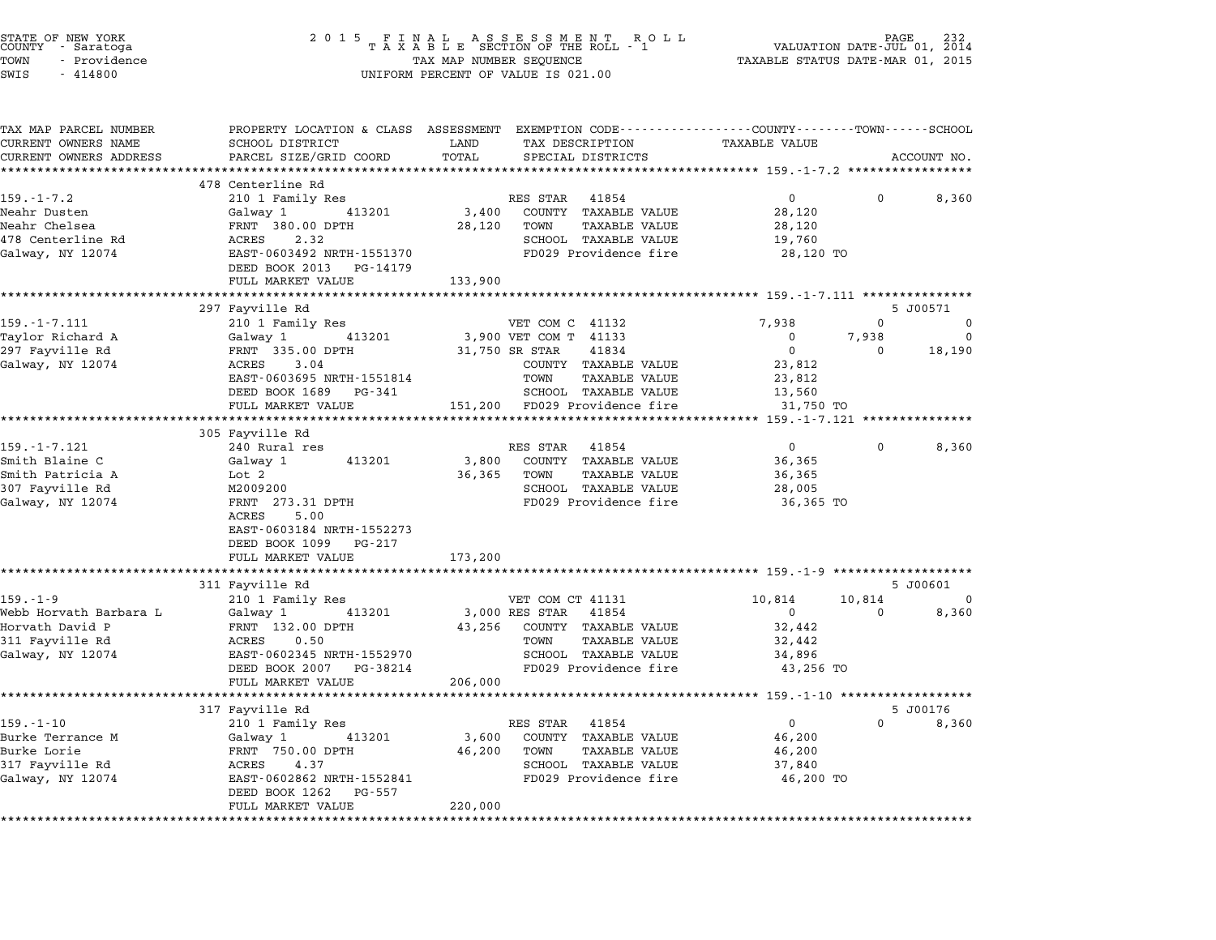STATE OF NEW YORK — COUNTY - Saratoga — TOWN - Providence — SWIS - 414800

2015 FINAL ASSESSMENT ROLL — TAXABLE SECTION OF THE ROLL - 1 — TAX MAP NUMBER SEQUENCE — UNIFORM PERCENT OF VALUE IS 021.00

VALUATION DATE-JUL 01, 2014 — TAXABLE STATUS DATE-MAR 01, 2015

| TAX MAP PARCEL NUMBER / CURRENT OWNERS NAME / CURRENT OWNERS ADDRESS | PROPERTY LOCATION & CLASS / SCHOOL DISTRICT / PARCEL SIZE/GRID COORD | ASSESSMENT LAND / TOTAL | EXEMPTION CODE / TAX DESCRIPTION / SPECIAL DISTRICTS | COUNTY TAXABLE VALUE | TOWN | SCHOOL | ACCOUNT NO. |
|---|---|---|---|---|---|---|---|
| **159.-1-7.2** | 478 Centerline Rd | | | | | | |
| | 210 1 Family Res | | RES STAR 41854 | 0 | 0 | 8,360 | |
| Neahr Dusten | Galway 1 413201 | 3,400 | COUNTY TAXABLE VALUE | 28,120 | | | |
| Neahr Chelsea | FRNT 380.00 DPTH | 28,120 | TOWN TAXABLE VALUE | 28,120 | | | |
| 478 Centerline Rd | ACRES 2.32 | | SCHOOL TAXABLE VALUE | 19,760 | | | |
| Galway, NY 12074 | EAST-0603492 NRTH-1551370 | | FD029 Providence fire | 28,120 TO | | | |
| | DEED BOOK 2013 PG-14179 | | | | | | |
| | FULL MARKET VALUE | 133,900 | | | | | |
| **159.-1-7.111** | 297 Fayville Rd | | | | | | 5 J00571 |
| | 210 1 Family Res | | VET COM C 41132 | 7,938 | 0 | 0 | |
| Taylor Richard A | Galway 1 413201 | 3,900 | VET COM T 41133 | 0 | 7,938 | 0 | |
| 297 Fayville Rd | FRNT 335.00 DPTH | 31,750 | SR STAR 41834 | 0 | 0 | 18,190 | |
| Galway, NY 12074 | ACRES 3.04 | | COUNTY TAXABLE VALUE | 23,812 | | | |
| | EAST-0603695 NRTH-1551814 | | TOWN TAXABLE VALUE | 23,812 | | | |
| | DEED BOOK 1689 PG-341 | | SCHOOL TAXABLE VALUE | 13,560 | | | |
| | FULL MARKET VALUE | 151,200 | FD029 Providence fire | 31,750 TO | | | |
| **159.-1-7.121** | 305 Fayville Rd | | | | | | |
| | 240 Rural res | | RES STAR 41854 | 0 | 0 | 8,360 | |
| Smith Blaine C | Galway 1 413201 | 3,800 | COUNTY TAXABLE VALUE | 36,365 | | | |
| Smith Patricia A | Lot 2 | 36,365 | TOWN TAXABLE VALUE | 36,365 | | | |
| 307 Fayville Rd | M2009200 | | SCHOOL TAXABLE VALUE | 28,005 | | | |
| Galway, NY 12074 | FRNT 273.31 DPTH | | FD029 Providence fire | 36,365 TO | | | |
| | ACRES 5.00 | | | | | | |
| | EAST-0603184 NRTH-1552273 | | | | | | |
| | DEED BOOK 1099 PG-217 | | | | | | |
| | FULL MARKET VALUE | 173,200 | | | | | |
| **159.-1-9** | 311 Fayville Rd | | | | | | 5 J00601 |
| | 210 1 Family Res | | VET COM CT 41131 | 10,814 | 10,814 | 0 | |
| Webb Horvath Barbara L | Galway 1 413201 | 3,000 | RES STAR 41854 | 0 | 0 | 8,360 | |
| Horvath David P | FRNT 132.00 DPTH | 43,256 | COUNTY TAXABLE VALUE | 32,442 | | | |
| 311 Fayville Rd | ACRES 0.50 | | TOWN TAXABLE VALUE | 32,442 | | | |
| Galway, NY 12074 | EAST-0602345 NRTH-1552970 | | SCHOOL TAXABLE VALUE | 34,896 | | | |
| | DEED BOOK 2007 PG-38214 | | FD029 Providence fire | 43,256 TO | | | |
| | FULL MARKET VALUE | 206,000 | | | | | |
| **159.-1-10** | 317 Fayville Rd | | | | | | 5 J00176 |
| | 210 1 Family Res | | RES STAR 41854 | 0 | 0 | 8,360 | |
| Burke Terrance M | Galway 1 413201 | 3,600 | COUNTY TAXABLE VALUE | 46,200 | | | |
| Burke Lorie | FRNT 750.00 DPTH | 46,200 | TOWN TAXABLE VALUE | 46,200 | | | |
| 317 Fayville Rd | ACRES 4.37 | | SCHOOL TAXABLE VALUE | 37,840 | | | |
| Galway, NY 12074 | EAST-0602862 NRTH-1552841 | | FD029 Providence fire | 46,200 TO | | | |
| | DEED BOOK 1262 PG-557 | | | | | | |
| | FULL MARKET VALUE | 220,000 | | | | | |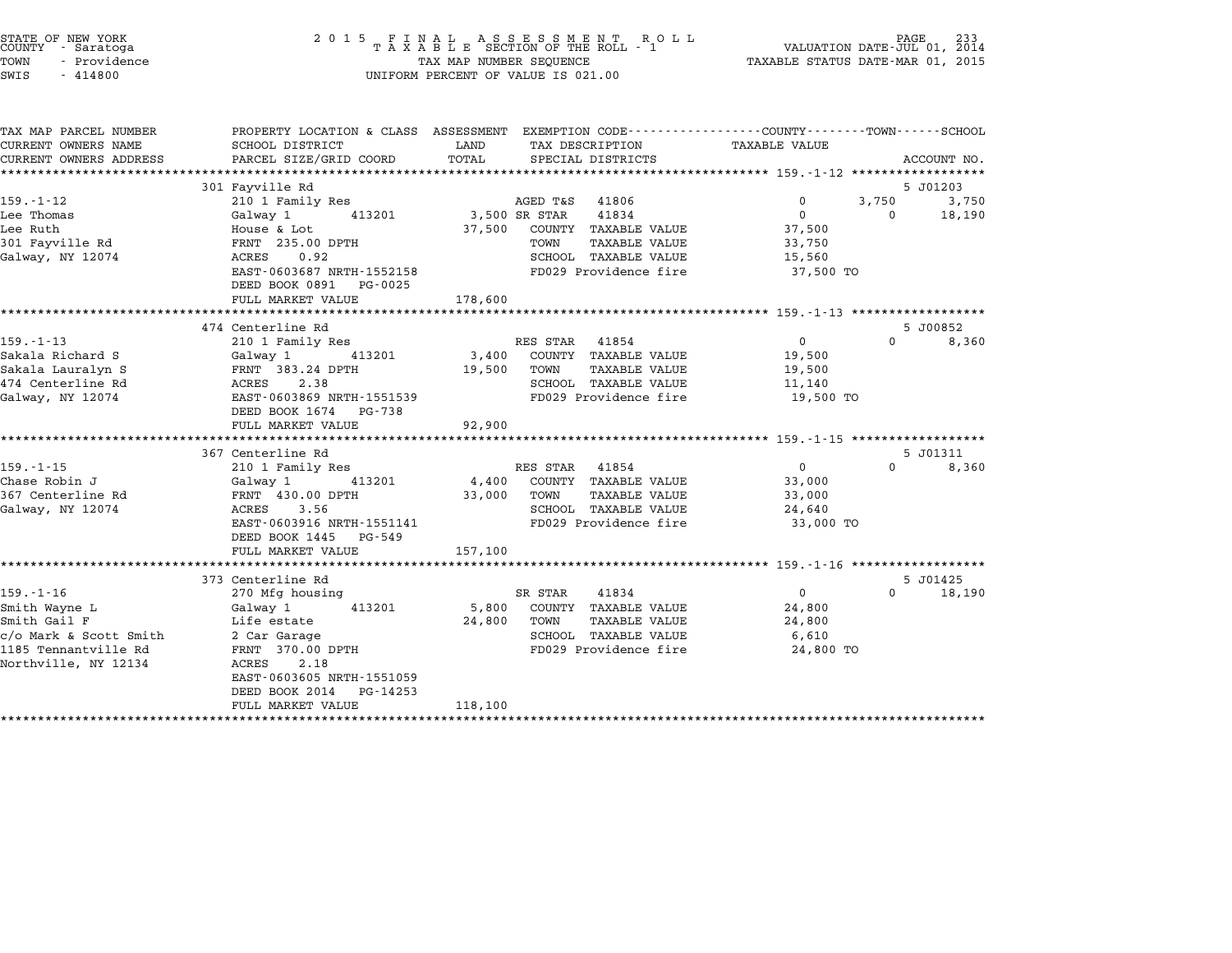STATE OF NEW YORK
COUNTY - Saratoga
TOWN - Providence
SWIS - 414800

# 2015 FINAL ASSESSMENT ROLL
TAXABLE SECTION OF THE ROLL - 1
TAX MAP NUMBER SEQUENCE
UNIFORM PERCENT OF VALUE IS 021.00

VALUATION DATE-JUL 01, 2014
TAXABLE STATUS DATE-MAR 01, 2015

| TAX MAP PARCEL NUMBER / CURRENT OWNERS NAME / CURRENT OWNERS ADDRESS | PROPERTY LOCATION & CLASS / SCHOOL DISTRICT / PARCEL SIZE/GRID COORD | ASSESSMENT LAND | ASSESSMENT TOTAL | EXEMPTION CODE / TAX DESCRIPTION / SPECIAL DISTRICTS | COUNTY TAXABLE VALUE | TOWN | SCHOOL | ACCOUNT NO. |
|---|---|---|---|---|---|---|---|---|
| **159.-1-12** | 301 Fayville Rd | | | | | | | 5 J01203 |
| Lee Thomas | 210 1 Family Res | | | AGED T&S 41806 | 0 | 3,750 | 3,750 | |
| Lee Ruth | Galway 1 413201 | 3,500 | | SR STAR 41834 | 0 | 0 | 18,190 | |
| 301 Fayville Rd | House & Lot | | 37,500 | COUNTY TAXABLE VALUE | 37,500 | | | |
| Galway, NY 12074 | FRNT 235.00 DPTH | | | TOWN TAXABLE VALUE | 33,750 | | | |
| | ACRES 0.92 | | | SCHOOL TAXABLE VALUE | 15,560 | | | |
| | EAST-0603687 NRTH-1552158 | | | FD029 Providence fire | 37,500 TO | | | |
| | DEED BOOK 0891 PG-0025 | | | | | | | |
| | FULL MARKET VALUE | | 178,600 | | | | | |
| **159.-1-13** | 474 Centerline Rd | | | | | | | 5 J00852 |
| Sakala Richard S | 210 1 Family Res | | | RES STAR 41854 | 0 | 0 | 8,360 | |
| Sakala Lauralyn S | Galway 1 413201 | 3,400 | | COUNTY TAXABLE VALUE | 19,500 | | | |
| 474 Centerline Rd | FRNT 383.24 DPTH | | 19,500 | TOWN TAXABLE VALUE | 19,500 | | | |
| Galway, NY 12074 | ACRES 2.38 | | | SCHOOL TAXABLE VALUE | 11,140 | | | |
| | EAST-0603869 NRTH-1551539 | | | FD029 Providence fire | 19,500 TO | | | |
| | DEED BOOK 1674 PG-738 | | | | | | | |
| | FULL MARKET VALUE | | 92,900 | | | | | |
| **159.-1-15** | 367 Centerline Rd | | | | | | | 5 J01311 |
| Chase Robin J | 210 1 Family Res | | | RES STAR 41854 | 0 | 0 | 8,360 | |
| 367 Centerline Rd | Galway 1 413201 | 4,400 | | COUNTY TAXABLE VALUE | 33,000 | | | |
| Galway, NY 12074 | FRNT 430.00 DPTH | | 33,000 | TOWN TAXABLE VALUE | 33,000 | | | |
| | ACRES 3.56 | | | SCHOOL TAXABLE VALUE | 24,640 | | | |
| | EAST-0603916 NRTH-1551141 | | | FD029 Providence fire | 33,000 TO | | | |
| | DEED BOOK 1445 PG-549 | | | | | | | |
| | FULL MARKET VALUE | | 157,100 | | | | | |
| **159.-1-16** | 373 Centerline Rd | | | | | | | 5 J01425 |
| Smith Wayne L | 270 Mfg housing | | | SR STAR 41834 | 0 | 0 | 18,190 | |
| Smith Gail F | Galway 1 413201 | 5,800 | | COUNTY TAXABLE VALUE | 24,800 | | | |
| c/o Mark & Scott Smith | Life estate | | 24,800 | TOWN TAXABLE VALUE | 24,800 | | | |
| 1185 Tennantville Rd | 2 Car Garage | | | SCHOOL TAXABLE VALUE | 6,610 | | | |
| Northville, NY 12134 | FRNT 370.00 DPTH | | | FD029 Providence fire | 24,800 TO | | | |
| | ACRES 2.18 | | | | | | | |
| | EAST-0603605 NRTH-1551059 | | | | | | | |
| | DEED BOOK 2014 PG-14253 | | | | | | | |
| | FULL MARKET VALUE | | 118,100 | | | | | |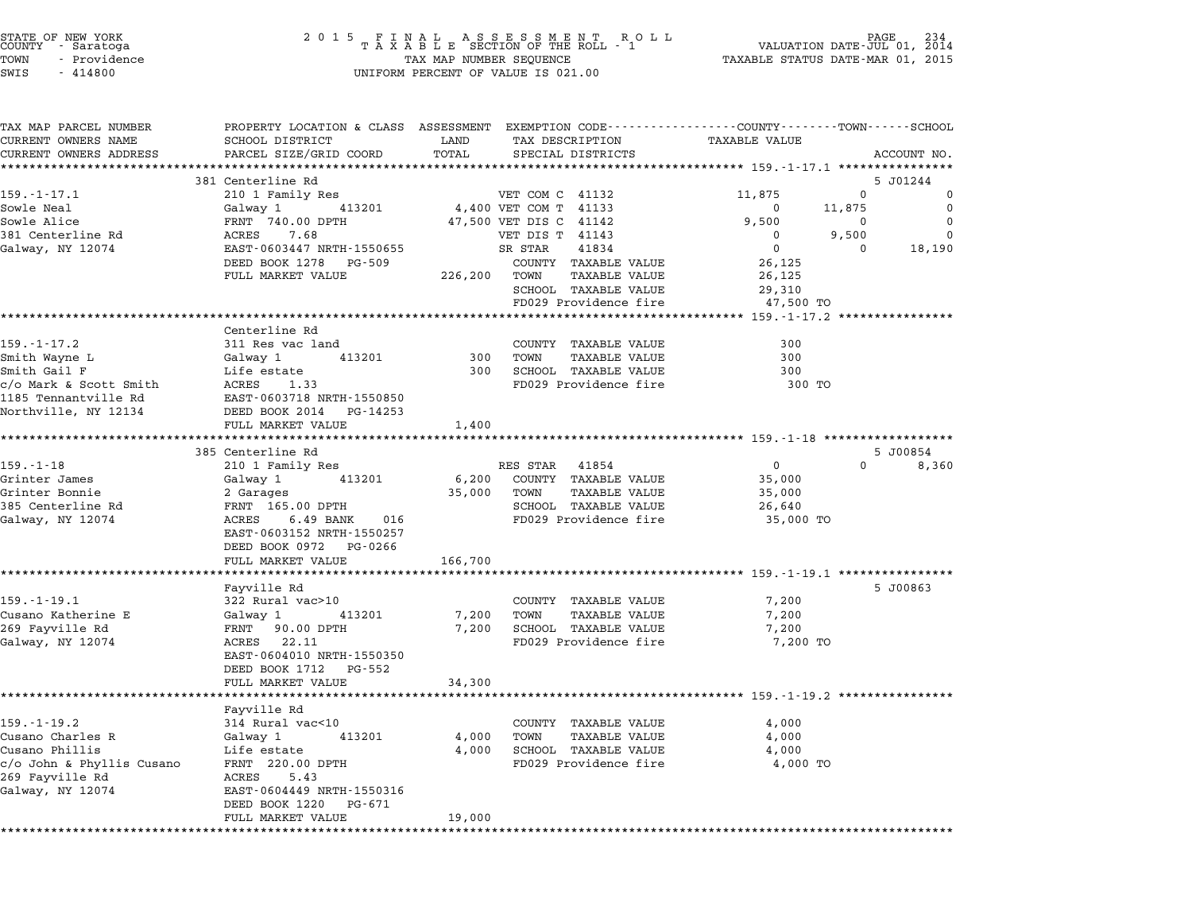STATE OF NEW YORK
COUNTY - Saratoga
TOWN - Providence
SWIS - 414800

2015 FINAL ASSESSMENT ROLL
TAXABLE SECTION OF THE ROLL - 1
TAX MAP NUMBER SEQUENCE
UNIFORM PERCENT OF VALUE IS 021.00

VALUATION DATE-JUL 01, 2014
TAXABLE STATUS DATE-MAR 01, 2015

| TAX MAP PARCEL NUMBER / CURRENT OWNERS NAME / CURRENT OWNERS ADDRESS | PROPERTY LOCATION & CLASS / SCHOOL DISTRICT / PARCEL SIZE/GRID COORD | ASSESSMENT LAND / TOTAL | EXEMPTION CODE / TAX DESCRIPTION / SPECIAL DISTRICTS | COUNTY TAXABLE VALUE | TOWN | SCHOOL / ACCOUNT NO. |
|---|---|---|---|---|---|---|
| **159.-1-17.1** | 381 Centerline Rd | | | | | 5 J01244 |
| Sowle Neal | 210 1 Family Res | | VET COM C 41132 | 11,875 | 0 | 0 |
| Sowle Alice | Galway 1 413201 | 4,400 | VET COM T 41133 | 0 | 11,875 | 0 |
| 381 Centerline Rd | FRNT 740.00 DPTH | 47,500 | VET DIS C 41142 | 9,500 | 0 | 0 |
| Galway, NY 12074 | ACRES 7.68 | | VET DIS T 41143 | 0 | 9,500 | 0 |
| | EAST-0603447 NRTH-1550655 | | SR STAR 41834 | 0 | 0 | 18,190 |
| | DEED BOOK 1278 PG-509 | | COUNTY TAXABLE VALUE | 26,125 | | |
| | FULL MARKET VALUE | 226,200 | TOWN TAXABLE VALUE | 26,125 | | |
| | | | SCHOOL TAXABLE VALUE | 29,310 | | |
| | | | FD029 Providence fire | 47,500 TO | | |
| **159.-1-17.2** | Centerline Rd | | | | | |
| Smith Wayne L | 311 Res vac land | | COUNTY TAXABLE VALUE | 300 | | |
| Smith Gail F | Galway 1 413201 | 300 | TOWN TAXABLE VALUE | 300 | | |
| c/o Mark & Scott Smith | Life estate | 300 | SCHOOL TAXABLE VALUE | 300 | | |
| 1185 Tennantville Rd | ACRES 1.33 | | FD029 Providence fire | 300 TO | | |
| Northville, NY 12134 | EAST-0603718 NRTH-1550850 | | | | | |
| | DEED BOOK 2014 PG-14253 | | | | | |
| | FULL MARKET VALUE | 1,400 | | | | |
| **159.-1-18** | 385 Centerline Rd | | | | | 5 J00854 |
| Grinter James | 210 1 Family Res | | RES STAR 41854 | 0 | 0 | 8,360 |
| Grinter Bonnie | Galway 1 413201 | 6,200 | COUNTY TAXABLE VALUE | 35,000 | | |
| 385 Centerline Rd | 2 Garages | 35,000 | TOWN TAXABLE VALUE | 35,000 | | |
| Galway, NY 12074 | FRNT 165.00 DPTH | | SCHOOL TAXABLE VALUE | 26,640 | | |
| | ACRES 6.49 BANK 016 | | FD029 Providence fire | 35,000 TO | | |
| | EAST-0603152 NRTH-1550257 | | | | | |
| | DEED BOOK 0972 PG-0266 | | | | | |
| | FULL MARKET VALUE | 166,700 | | | | |
| **159.-1-19.1** | Fayville Rd | | | | | 5 J00863 |
| Cusano Katherine E | 322 Rural vac>10 | | COUNTY TAXABLE VALUE | 7,200 | | |
| 269 Fayville Rd | Galway 1 413201 | 7,200 | TOWN TAXABLE VALUE | 7,200 | | |
| Galway, NY 12074 | FRNT 90.00 DPTH | 7,200 | SCHOOL TAXABLE VALUE | 7,200 | | |
| | ACRES 22.11 | | FD029 Providence fire | 7,200 TO | | |
| | EAST-0604010 NRTH-1550350 | | | | | |
| | DEED BOOK 1712 PG-552 | | | | | |
| | FULL MARKET VALUE | 34,300 | | | | |
| **159.-1-19.2** | Fayville Rd | | | | | |
| Cusano Charles R | 314 Rural vac<10 | | COUNTY TAXABLE VALUE | 4,000 | | |
| Cusano Phillis | Galway 1 413201 | 4,000 | TOWN TAXABLE VALUE | 4,000 | | |
| c/o John & Phyllis Cusano | Life estate | 4,000 | SCHOOL TAXABLE VALUE | 4,000 | | |
| 269 Fayville Rd | FRNT 220.00 DPTH | | FD029 Providence fire | 4,000 TO | | |
| Galway, NY 12074 | ACRES 5.43 | | | | | |
| | EAST-0604449 NRTH-1550316 | | | | | |
| | DEED BOOK 1220 PG-671 | | | | | |
| | FULL MARKET VALUE | 19,000 | | | | |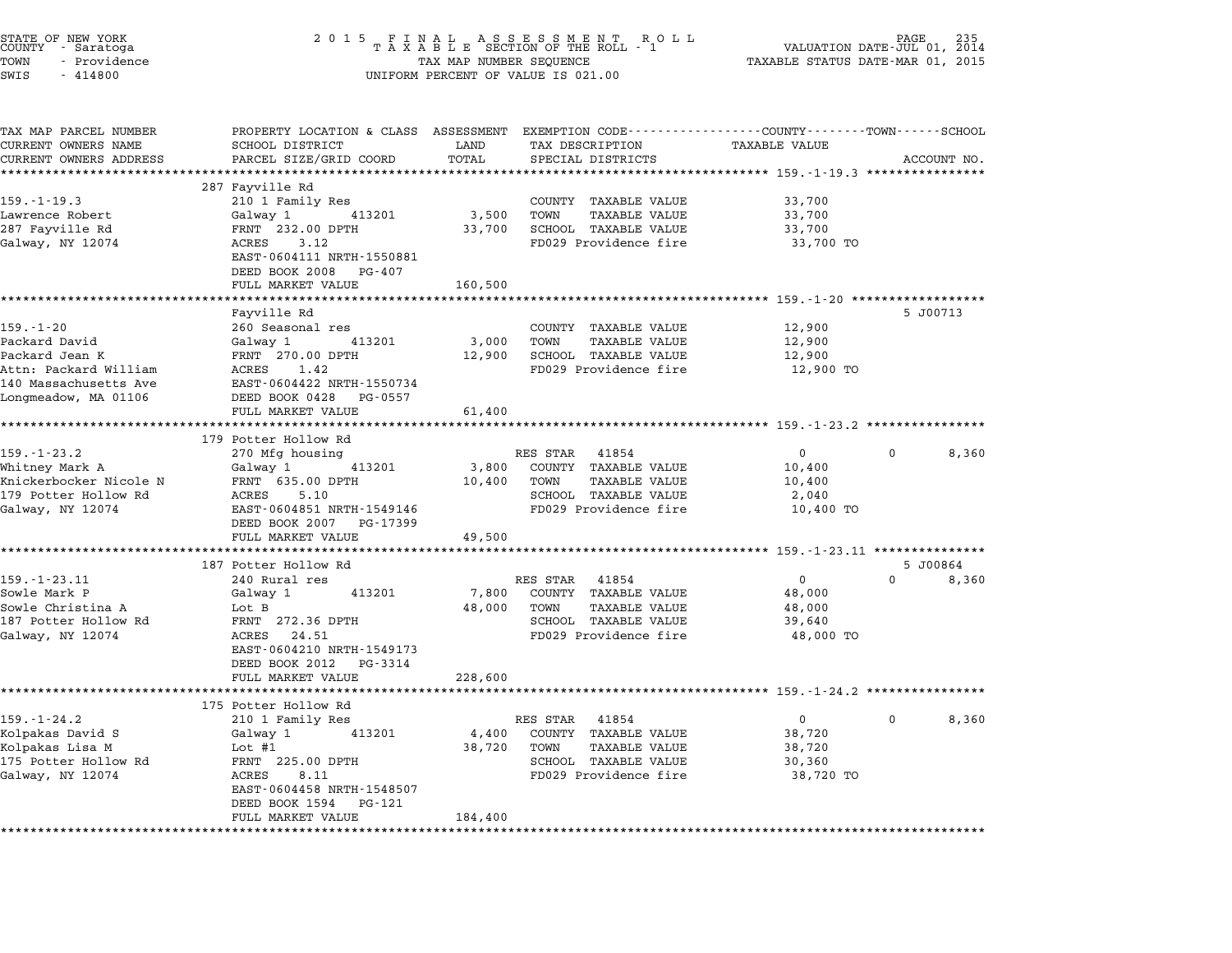STATE OF NEW YORK — COUNTY - Saratoga — TOWN - Providence — SWIS - 414800

# 2015 FINAL ASSESSMENT ROLL
TAXABLE SECTION OF THE ROLL - 1
TAX MAP NUMBER SEQUENCE
UNIFORM PERCENT OF VALUE IS 021.00

VALUATION DATE-JUL 01, 2014
TAXABLE STATUS DATE-MAR 01, 2015

| TAX MAP PARCEL NUMBER / CURRENT OWNERS NAME / CURRENT OWNERS ADDRESS | PROPERTY LOCATION & CLASS / SCHOOL DISTRICT / PARCEL SIZE/GRID COORD | ASSESSMENT LAND | TOTAL | EXEMPTION CODE / TAX DESCRIPTION / SPECIAL DISTRICTS | COUNTY TAXABLE VALUE | TOWN | SCHOOL | ACCOUNT NO. |
|---|---|---|---|---|---|---|---|---|
| **159.-1-19.3** | 287 Fayville Rd | | | | | | | |
| | 210 1 Family Res | | | COUNTY TAXABLE VALUE | 33,700 | | | |
| Lawrence Robert | Galway 1 413201 | 3,500 | | TOWN TAXABLE VALUE | 33,700 | | | |
| 287 Fayville Rd | FRNT 232.00 DPTH | | 33,700 | SCHOOL TAXABLE VALUE | 33,700 | | | |
| Galway, NY 12074 | ACRES 3.12 | | | FD029 Providence fire | 33,700 TO | | | |
| | EAST-0604111 NRTH-1550881 | | | | | | | |
| | DEED BOOK 2008 PG-407 | | | | | | | |
| | FULL MARKET VALUE | | 160,500 | | | | | |
| **159.-1-20** | Fayville Rd | | | | | | | 5 J00713 |
| | 260 Seasonal res | | | COUNTY TAXABLE VALUE | 12,900 | | | |
| Packard David | Galway 1 413201 | 3,000 | | TOWN TAXABLE VALUE | 12,900 | | | |
| Packard Jean K | FRNT 270.00 DPTH | | 12,900 | SCHOOL TAXABLE VALUE | 12,900 | | | |
| Attn: Packard William | ACRES 1.42 | | | FD029 Providence fire | 12,900 TO | | | |
| 140 Massachusetts Ave | EAST-0604422 NRTH-1550734 | | | | | | | |
| Longmeadow, MA 01106 | DEED BOOK 0428 PG-0557 | | | | | | | |
| | FULL MARKET VALUE | | 61,400 | | | | | |
| **159.-1-23.2** | 179 Potter Hollow Rd | | | | | | | |
| | 270 Mfg housing | | | RES STAR 41854 | 0 | 0 | 8,360 | |
| Whitney Mark A | Galway 1 413201 | 3,800 | | COUNTY TAXABLE VALUE | 10,400 | | | |
| Knickerbocker Nicole N | FRNT 635.00 DPTH | | 10,400 | TOWN TAXABLE VALUE | 10,400 | | | |
| 179 Potter Hollow Rd | ACRES 5.10 | | | SCHOOL TAXABLE VALUE | 2,040 | | | |
| Galway, NY 12074 | EAST-0604851 NRTH-1549146 | | | FD029 Providence fire | 10,400 TO | | | |
| | DEED BOOK 2007 PG-17399 | | | | | | | |
| | FULL MARKET VALUE | | 49,500 | | | | | |
| **159.-1-23.11** | 187 Potter Hollow Rd | | | | | | | 5 J00864 |
| | 240 Rural res | | | RES STAR 41854 | 0 | 0 | 8,360 | |
| Sowle Mark P | Galway 1 413201 | 7,800 | | COUNTY TAXABLE VALUE | 48,000 | | | |
| Sowle Christina A | Lot B | | 48,000 | TOWN TAXABLE VALUE | 48,000 | | | |
| 187 Potter Hollow Rd | FRNT 272.36 DPTH | | | SCHOOL TAXABLE VALUE | 39,640 | | | |
| Galway, NY 12074 | ACRES 24.51 | | | FD029 Providence fire | 48,000 TO | | | |
| | EAST-0604210 NRTH-1549173 | | | | | | | |
| | DEED BOOK 2012 PG-3314 | | | | | | | |
| | FULL MARKET VALUE | | 228,600 | | | | | |
| **159.-1-24.2** | 175 Potter Hollow Rd | | | | | | | |
| | 210 1 Family Res | | | RES STAR 41854 | 0 | 0 | 8,360 | |
| Kolpakas David S | Galway 1 413201 | 4,400 | | COUNTY TAXABLE VALUE | 38,720 | | | |
| Kolpakas Lisa M | Lot #1 | | 38,720 | TOWN TAXABLE VALUE | 38,720 | | | |
| 175 Potter Hollow Rd | FRNT 225.00 DPTH | | | SCHOOL TAXABLE VALUE | 30,360 | | | |
| Galway, NY 12074 | ACRES 8.11 | | | FD029 Providence fire | 38,720 TO | | | |
| | EAST-0604458 NRTH-1548507 | | | | | | | |
| | DEED BOOK 1594 PG-121 | | | | | | | |
| | FULL MARKET VALUE | | 184,400 | | | | | |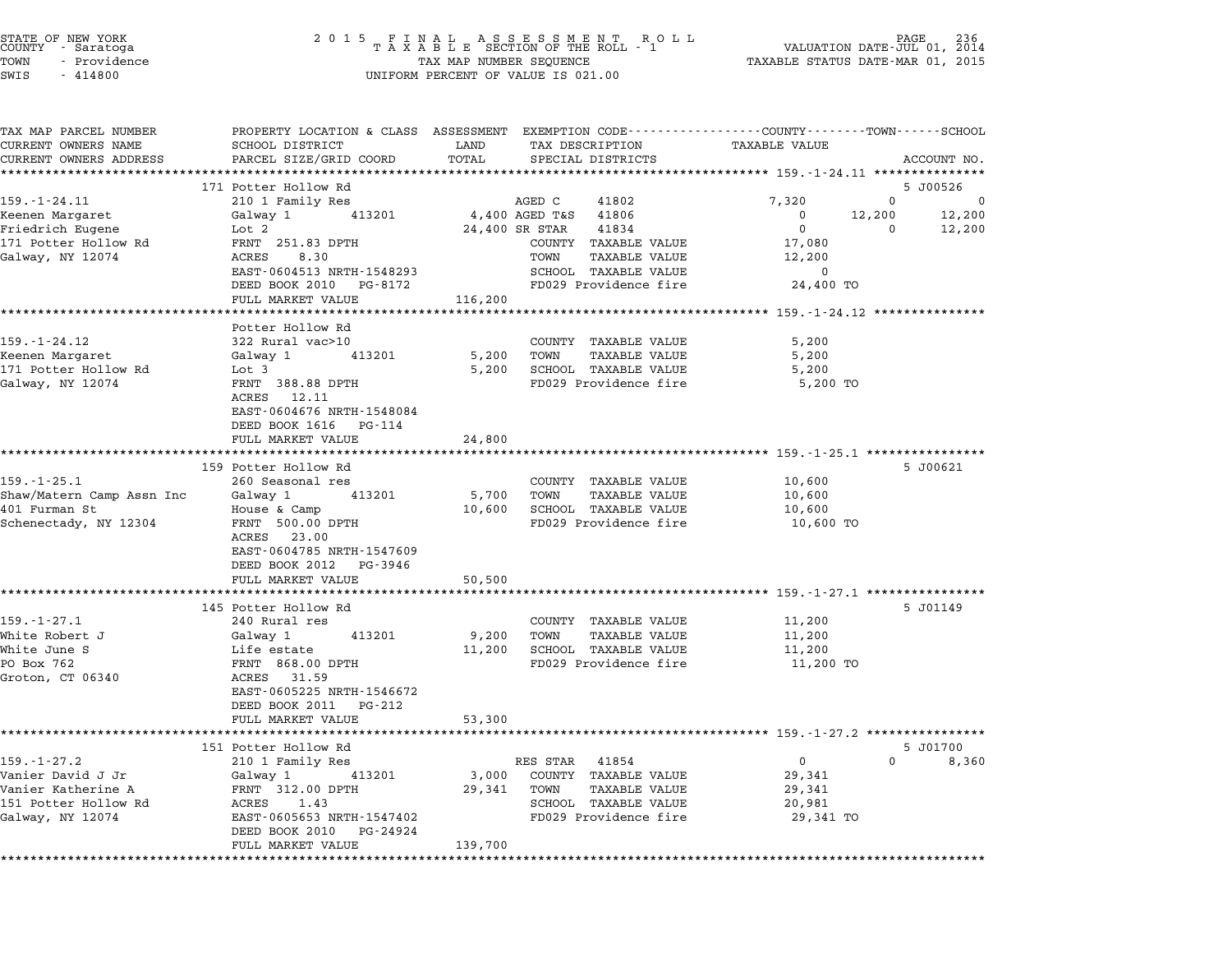STATE OF NEW YORK
COUNTY - Saratoga
TOWN - Providence
SWIS - 414800

2015 FINAL ASSESSMENT ROLL
TAXABLE SECTION OF THE ROLL - 1
TAX MAP NUMBER SEQUENCE
UNIFORM PERCENT OF VALUE IS 021.00

VALUATION DATE-JUL 01, 2014
TAXABLE STATUS DATE-MAR 01, 2015

| TAX MAP PARCEL NUMBER / CURRENT OWNERS NAME / CURRENT OWNERS ADDRESS | PROPERTY LOCATION & CLASS / SCHOOL DISTRICT / PARCEL SIZE/GRID COORD | ASSESSMENT LAND | TOTAL | EXEMPTION CODE / TAX DESCRIPTION / SPECIAL DISTRICTS | COUNTY TAXABLE VALUE | TOWN | SCHOOL | ACCOUNT NO. |
|---|---|---|---|---|---|---|---|---|
| **159.-1-24.11** | 171 Potter Hollow Rd | | | | | | | 5 J00526 |
| Keenen Margaret | 210 1 Family Res | | | AGED C 41802 | 7,320 | 0 | 0 | |
| Friedrich Eugene | Galway 1 413201 | 4,400 | | AGED T&S 41806 | 0 | 12,200 | 12,200 | |
| 171 Potter Hollow Rd | Lot 2 | | 24,400 | SR STAR 41834 | 0 | 0 | 12,200 | |
| Galway, NY 12074 | FRNT 251.83 DPTH | | | COUNTY TAXABLE VALUE | 17,080 | | | |
| | ACRES 8.30 | | | TOWN TAXABLE VALUE | 12,200 | | | |
| | EAST-0604513 NRTH-1548293 | | | SCHOOL TAXABLE VALUE | 0 | | | |
| | DEED BOOK 2010 PG-8172 | | | FD029 Providence fire | 24,400 TO | | | |
| | FULL MARKET VALUE | | 116,200 | | | | | |
| **159.-1-24.12** | Potter Hollow Rd | | | | | | | |
| Keenen Margaret | 322 Rural vac>10 | | | COUNTY TAXABLE VALUE | 5,200 | | | |
| 171 Potter Hollow Rd | Galway 1 413201 | 5,200 | | TOWN TAXABLE VALUE | 5,200 | | | |
| Galway, NY 12074 | Lot 3 | | 5,200 | SCHOOL TAXABLE VALUE | 5,200 | | | |
| | FRNT 388.88 DPTH | | | FD029 Providence fire | 5,200 TO | | | |
| | ACRES 12.11 | | | | | | | |
| | EAST-0604676 NRTH-1548084 | | | | | | | |
| | DEED BOOK 1616 PG-114 | | | | | | | |
| | FULL MARKET VALUE | | 24,800 | | | | | |
| **159.-1-25.1** | 159 Potter Hollow Rd | | | | | | | 5 J00621 |
| Shaw/Matern Camp Assn Inc | 260 Seasonal res | | | COUNTY TAXABLE VALUE | 10,600 | | | |
| 401 Furman St | Galway 1 413201 | 5,700 | | TOWN TAXABLE VALUE | 10,600 | | | |
| Schenectady, NY 12304 | House & Camp | | 10,600 | SCHOOL TAXABLE VALUE | 10,600 | | | |
| | FRNT 500.00 DPTH | | | FD029 Providence fire | 10,600 TO | | | |
| | ACRES 23.00 | | | | | | | |
| | EAST-0604785 NRTH-1547609 | | | | | | | |
| | DEED BOOK 2012 PG-3946 | | | | | | | |
| | FULL MARKET VALUE | | 50,500 | | | | | |
| **159.-1-27.1** | 145 Potter Hollow Rd | | | | | | | 5 J01149 |
| White Robert J | 240 Rural res | | | COUNTY TAXABLE VALUE | 11,200 | | | |
| White June S | Galway 1 413201 | 9,200 | | TOWN TAXABLE VALUE | 11,200 | | | |
| PO Box 762 | Life estate | | 11,200 | SCHOOL TAXABLE VALUE | 11,200 | | | |
| Groton, CT 06340 | FRNT 868.00 DPTH | | | FD029 Providence fire | 11,200 TO | | | |
| | ACRES 31.59 | | | | | | | |
| | EAST-0605225 NRTH-1546672 | | | | | | | |
| | DEED BOOK 2011 PG-212 | | | | | | | |
| | FULL MARKET VALUE | | 53,300 | | | | | |
| **159.-1-27.2** | 151 Potter Hollow Rd | | | | | | | 5 J01700 |
| Vanier David J Jr | 210 1 Family Res | | | RES STAR 41854 | 0 | 0 | 8,360 | |
| Vanier Katherine A | Galway 1 413201 | 3,000 | | COUNTY TAXABLE VALUE | 29,341 | | | |
| 151 Potter Hollow Rd | FRNT 312.00 DPTH | | 29,341 | TOWN TAXABLE VALUE | 29,341 | | | |
| Galway, NY 12074 | ACRES 1.43 | | | SCHOOL TAXABLE VALUE | 20,981 | | | |
| | EAST-0605653 NRTH-1547402 | | | FD029 Providence fire | 29,341 TO | | | |
| | DEED BOOK 2010 PG-24924 | | | | | | | |
| | FULL MARKET VALUE | | 139,700 | | | | | |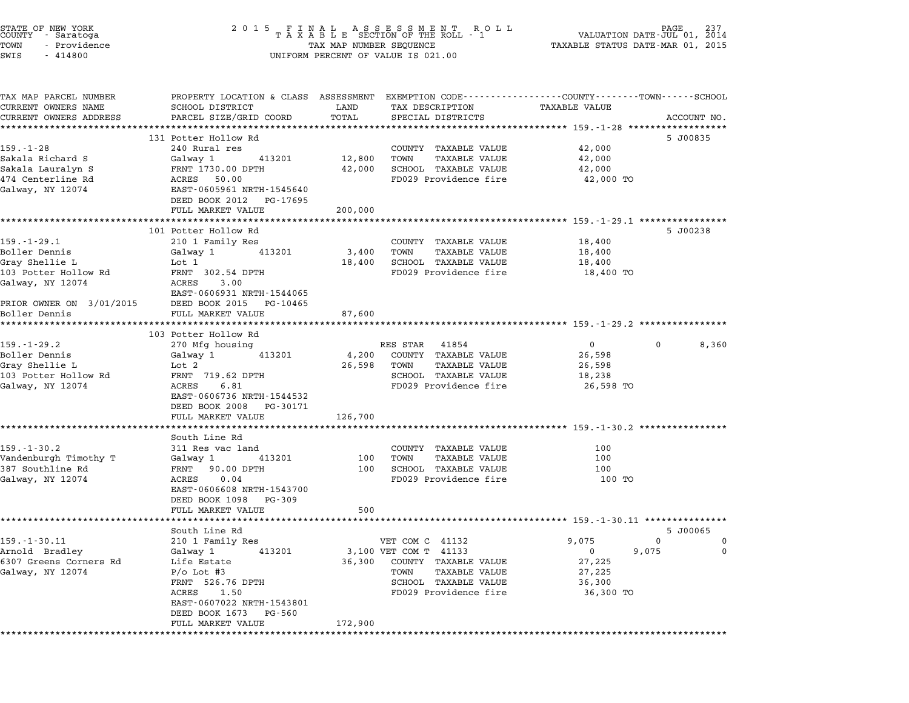STATE OF NEW YORK
COUNTY - Saratoga
TOWN - Providence
SWIS - 414800

2 0 1 5 F I N A L A S S E S S M E N T R O L L
T A X A B L E SECTION OF THE ROLL - 1
TAX MAP NUMBER SEQUENCE
UNIFORM PERCENT OF VALUE IS 021.00

VALUATION DATE-JUL 01, 2014
TAXABLE STATUS DATE-MAR 01, 2015

| TAX MAP PARCEL NUMBER / CURRENT OWNERS NAME / CURRENT OWNERS ADDRESS | PROPERTY LOCATION & CLASS / SCHOOL DISTRICT / PARCEL SIZE/GRID COORD | ASSESSMENT LAND / TOTAL | EXEMPTION CODE / TAX DESCRIPTION / SPECIAL DISTRICTS | COUNTY TAXABLE VALUE | TOWN | SCHOOL | ACCOUNT NO. |
|---|---|---|---|---|---|---|---|
| **159.-1-28** | 131 Potter Hollow Rd | | | | | | 5 J00835 |
| | 240 Rural res | | COUNTY TAXABLE VALUE | 42,000 | | | |
| Sakala Richard S | Galway 1 413201 | 12,800 | TOWN TAXABLE VALUE | 42,000 | | | |
| Sakala Lauralyn S | FRNT 1730.00 DPTH | 42,000 | SCHOOL TAXABLE VALUE | 42,000 | | | |
| 474 Centerline Rd | ACRES 50.00 | | FD029 Providence fire | 42,000 TO | | | |
| Galway, NY 12074 | EAST-0605961 NRTH-1545640 | | | | | | |
| | DEED BOOK 2012 PG-17695 | | | | | | |
| | FULL MARKET VALUE | 200,000 | | | | | |
| **159.-1-29.1** | 101 Potter Hollow Rd | | | | | | 5 J00238 |
| | 210 1 Family Res | | COUNTY TAXABLE VALUE | 18,400 | | | |
| Boller Dennis | Galway 1 413201 | 3,400 | TOWN TAXABLE VALUE | 18,400 | | | |
| Gray Shellie L | Lot 1 | 18,400 | SCHOOL TAXABLE VALUE | 18,400 | | | |
| 103 Potter Hollow Rd | FRNT 302.54 DPTH | | FD029 Providence fire | 18,400 TO | | | |
| Galway, NY 12074 | ACRES 3.00 | | | | | | |
| | EAST-0606931 NRTH-1544065 | | | | | | |
| PRIOR OWNER ON 3/01/2015 | DEED BOOK 2015 PG-10465 | | | | | | |
| Boller Dennis | FULL MARKET VALUE | 87,600 | | | | | |
| **159.-1-29.2** | 103 Potter Hollow Rd | | | | | | |
| | 270 Mfg housing | | RES STAR 41854 | 0 | 0 | 8,360 | |
| Boller Dennis | Galway 1 413201 | 4,200 | COUNTY TAXABLE VALUE | 26,598 | | | |
| Gray Shellie L | Lot 2 | 26,598 | TOWN TAXABLE VALUE | 26,598 | | | |
| 103 Potter Hollow Rd | FRNT 719.62 DPTH | | SCHOOL TAXABLE VALUE | 18,238 | | | |
| Galway, NY 12074 | ACRES 6.81 | | FD029 Providence fire | 26,598 TO | | | |
| | EAST-0606736 NRTH-1544532 | | | | | | |
| | DEED BOOK 2008 PG-30171 | | | | | | |
| | FULL MARKET VALUE | 126,700 | | | | | |
| **159.-1-30.2** | South Line Rd | | | | | | |
| | 311 Res vac land | | COUNTY TAXABLE VALUE | 100 | | | |
| Vandenburgh Timothy T | Galway 1 413201 | 100 | TOWN TAXABLE VALUE | 100 | | | |
| 387 Southline Rd | FRNT 90.00 DPTH | 100 | SCHOOL TAXABLE VALUE | 100 | | | |
| Galway, NY 12074 | ACRES 0.04 | | FD029 Providence fire | 100 TO | | | |
| | EAST-0606608 NRTH-1543700 | | | | | | |
| | DEED BOOK 1098 PG-309 | | | | | | |
| | FULL MARKET VALUE | 500 | | | | | |
| **159.-1-30.11** | South Line Rd | | | | | | 5 J00065 |
| | 210 1 Family Res | | VET COM C 41132 | 9,075 | 0 | 0 | |
| Arnold Bradley | Galway 1 413201 | 3,100 | VET COM T 41133 | 0 | 9,075 | 0 | |
| 6307 Greens Corners Rd | Life Estate | 36,300 | COUNTY TAXABLE VALUE | 27,225 | | | |
| Galway, NY 12074 | P/o Lot #3 | | TOWN TAXABLE VALUE | 27,225 | | | |
| | FRNT 526.76 DPTH | | SCHOOL TAXABLE VALUE | 36,300 | | | |
| | ACRES 1.50 | | FD029 Providence fire | 36,300 TO | | | |
| | EAST-0607022 NRTH-1543801 | | | | | | |
| | DEED BOOK 1673 PG-560 | | | | | | |
| | FULL MARKET VALUE | 172,900 | | | | | |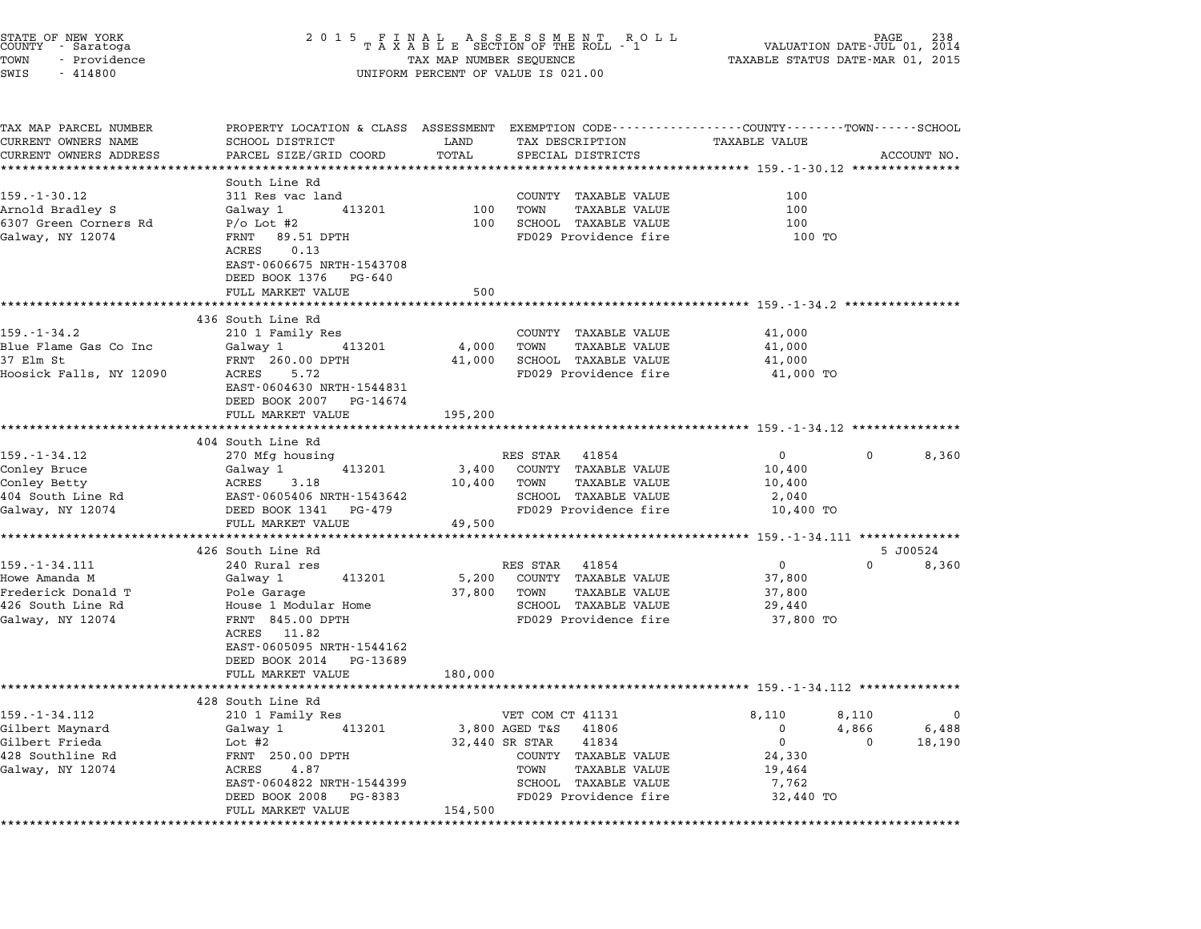STATE OF NEW YORK
COUNTY - Saratoga
TOWN - Providence
SWIS - 414800

2 0 1 5 F I N A L A S S E S S M E N T R O L L
T A X A B L E SECTION OF THE ROLL - 1
TAX MAP NUMBER SEQUENCE
UNIFORM PERCENT OF VALUE IS 021.00

VALUATION DATE-JUL 01, 2014
TAXABLE STATUS DATE-MAR 01, 2015

```
TAX MAP PARCEL NUMBER          PROPERTY LOCATION & CLASS  ASSESSMENT  EXEMPTION CODE-----------------COUNTY--------TOWN------SCHOOL
CURRENT OWNERS NAME            SCHOOL DISTRICT             LAND       TAX DESCRIPTION              TAXABLE VALUE
CURRENT OWNERS ADDRESS         PARCEL SIZE/GRID COORD      TOTAL      SPECIAL DISTRICTS                                    ACCOUNT NO.
******************************************************************************************************* 159.-1-30.12 ***************
                               South Line Rd
159.-1-30.12                   311 Res vac land                        COUNTY  TAXABLE VALUE              100
Arnold Bradley S               Galway 1        413201          100     TOWN    TAXABLE VALUE              100
6307 Green Corners Rd          P/o Lot #2                      100     SCHOOL  TAXABLE VALUE              100
Galway, NY 12074               FRNT   89.51 DPTH                       FD029 Providence fire              100 TO
                               ACRES    0.13
                               EAST-0606675 NRTH-1543708
                               DEED BOOK 1376   PG-640
                               FULL MARKET VALUE               500
******************************************************************************************************* 159.-1-34.2 ****************
                               436 South Line Rd
159.-1-34.2                    210 1 Family Res                        COUNTY  TAXABLE VALUE           41,000
Blue Flame Gas Co Inc          Galway 1        413201        4,000     TOWN    TAXABLE VALUE           41,000
37 Elm St                      FRNT  260.00 DPTH            41,000     SCHOOL  TAXABLE VALUE           41,000
Hoosick Falls, NY 12090        ACRES    5.72                           FD029 Providence fire           41,000 TO
                               EAST-0604630 NRTH-1544831
                               DEED BOOK 2007   PG-14674
                               FULL MARKET VALUE           195,200
******************************************************************************************************* 159.-1-34.12 ***************
                               404 South Line Rd
159.-1-34.12                   270 Mfg housing                         RES STAR   41854                     0          0        8,360
Conley Bruce                   Galway 1        413201        3,400     COUNTY  TAXABLE VALUE           10,400
Conley Betty                   ACRES    3.18                10,400     TOWN    TAXABLE VALUE           10,400
404 South Line Rd              EAST-0605406 NRTH-1543642               SCHOOL  TAXABLE VALUE            2,040
Galway, NY 12074               DEED BOOK 1341   PG-479                 FD029 Providence fire           10,400 TO
                               FULL MARKET VALUE            49,500
******************************************************************************************************* 159.-1-34.111 **************
                               426 South Line Rd                                                                          5 J00524
159.-1-34.111                  240 Rural res                           RES STAR   41854                     0          0        8,360
Howe Amanda M                  Galway 1        413201        5,200     COUNTY  TAXABLE VALUE           37,800
Frederick Donald T             Pole Garage                  37,800     TOWN    TAXABLE VALUE           37,800
426 South Line Rd              House 1 Modular Home                    SCHOOL  TAXABLE VALUE           29,440
Galway, NY 12074               FRNT  845.00 DPTH                       FD029 Providence fire           37,800 TO
                               ACRES   11.82
                               EAST-0605095 NRTH-1544162
                               DEED BOOK 2014   PG-13689
                               FULL MARKET VALUE           180,000
******************************************************************************************************* 159.-1-34.112 **************
                               428 South Line Rd
159.-1-34.112                  210 1 Family Res                        VET COM CT 41131                 8,110      8,110            0
Gilbert Maynard                Galway 1        413201        3,800     AGED T&S   41806                     0      4,866        6,488
Gilbert Frieda                 Lot #2                       32,440     SR STAR    41834                     0          0       18,190
428 Southline Rd               FRNT  250.00 DPTH                       COUNTY  TAXABLE VALUE           24,330
Galway, NY 12074               ACRES    4.87                           TOWN    TAXABLE VALUE           19,464
                               EAST-0604822 NRTH-1544399               SCHOOL  TAXABLE VALUE            7,762
                               DEED BOOK 2008   PG-8383                FD029 Providence fire           32,440 TO
                               FULL MARKET VALUE           154,500
************************************************************************************************************************************
```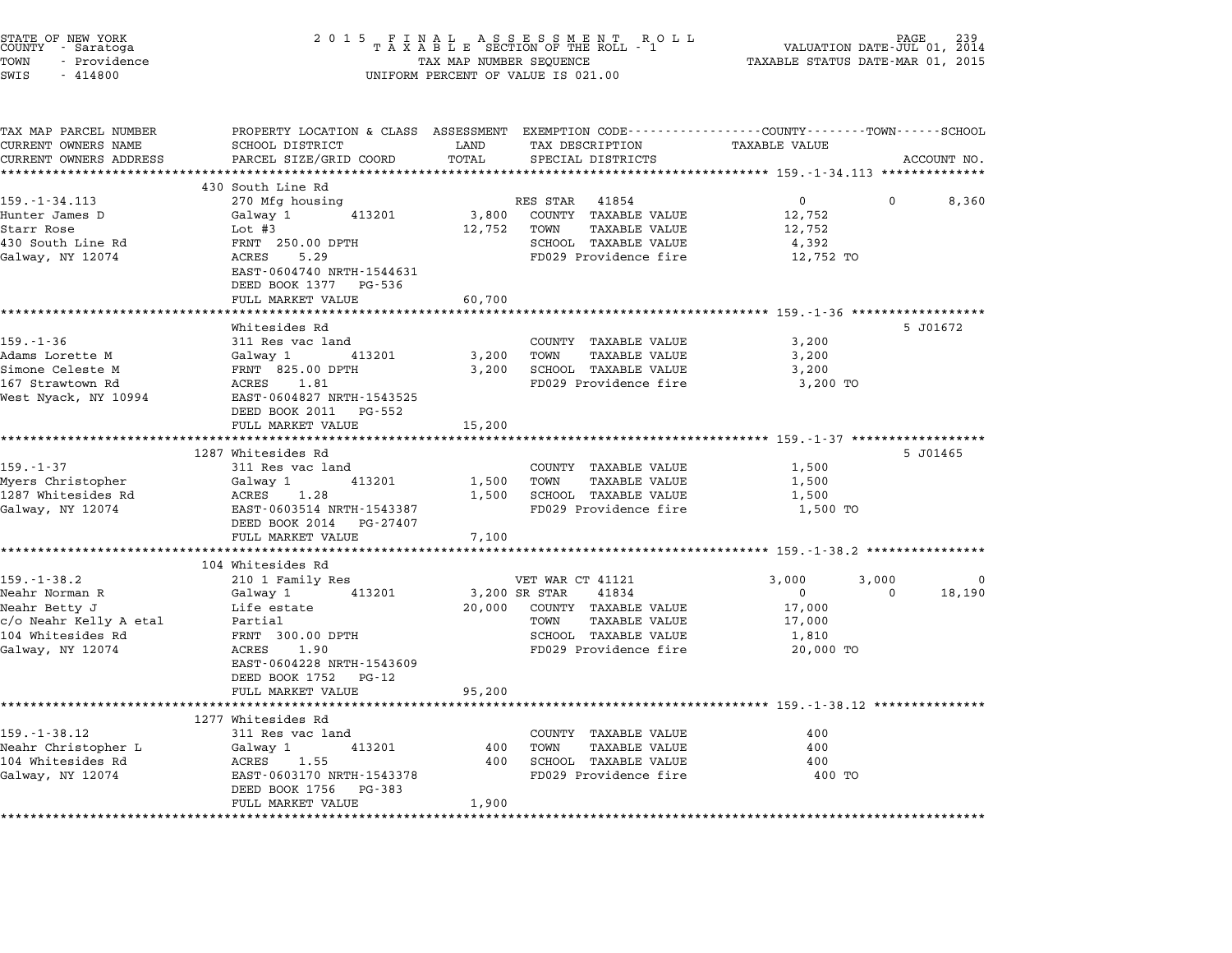STATE OF NEW YORK
COUNTY - Saratoga
TOWN - Providence
SWIS - 414800

2 0 1 5 F I N A L A S S E S S M E N T R O L L
T A X A B L E SECTION OF THE ROLL - 1
TAX MAP NUMBER SEQUENCE
UNIFORM PERCENT OF VALUE IS 021.00

VALUATION DATE-JUL 01, 2014
TAXABLE STATUS DATE-MAR 01, 2015

| TAX MAP PARCEL NUMBER / CURRENT OWNERS NAME / CURRENT OWNERS ADDRESS | PROPERTY LOCATION & CLASS / SCHOOL DISTRICT / PARCEL SIZE/GRID COORD | ASSESSMENT LAND / TOTAL | EXEMPTION CODE / TAX DESCRIPTION / SPECIAL DISTRICTS | COUNTY TAXABLE VALUE | TOWN | SCHOOL | ACCOUNT NO. |
|---|---|---|---|---|---|---|---|
| **159.-1-34.113** | 430 South Line Rd | | | | | | |
| 159.-1-34.113 | 270 Mfg housing | | RES STAR 41854 | 0 | 0 | 8,360 | |
| Hunter James D | Galway 1 413201 | 3,800 | COUNTY TAXABLE VALUE | 12,752 | | | |
| Starr Rose | Lot #3 | 12,752 | TOWN TAXABLE VALUE | 12,752 | | | |
| 430 South Line Rd | FRNT 250.00 DPTH | | SCHOOL TAXABLE VALUE | 4,392 | | | |
| Galway, NY 12074 | ACRES 5.29 | | FD029 Providence fire | 12,752 TO | | | |
| | EAST-0604740 NRTH-1544631 | | | | | | |
| | DEED BOOK 1377 PG-536 | | | | | | |
| | FULL MARKET VALUE | 60,700 | | | | | |
| **159.-1-36** | Whitesides Rd | | | | | | 5 J01672 |
| 159.-1-36 | 311 Res vac land | | COUNTY TAXABLE VALUE | 3,200 | | | |
| Adams Lorette M | Galway 1 413201 | 3,200 | TOWN TAXABLE VALUE | 3,200 | | | |
| Simone Celeste M | FRNT 825.00 DPTH | 3,200 | SCHOOL TAXABLE VALUE | 3,200 | | | |
| 167 Strawtown Rd | ACRES 1.81 | | FD029 Providence fire | 3,200 TO | | | |
| West Nyack, NY 10994 | EAST-0604827 NRTH-1543525 | | | | | | |
| | DEED BOOK 2011 PG-552 | | | | | | |
| | FULL MARKET VALUE | 15,200 | | | | | |
| **159.-1-37** | 1287 Whitesides Rd | | | | | | 5 J01465 |
| 159.-1-37 | 311 Res vac land | | COUNTY TAXABLE VALUE | 1,500 | | | |
| Myers Christopher | Galway 1 413201 | 1,500 | TOWN TAXABLE VALUE | 1,500 | | | |
| 1287 Whitesides Rd | ACRES 1.28 | 1,500 | SCHOOL TAXABLE VALUE | 1,500 | | | |
| Galway, NY 12074 | EAST-0603514 NRTH-1543387 | | FD029 Providence fire | 1,500 TO | | | |
| | DEED BOOK 2014 PG-27407 | | | | | | |
| | FULL MARKET VALUE | 7,100 | | | | | |
| **159.-1-38.2** | 104 Whitesides Rd | | | | | | |
| 159.-1-38.2 | 210 1 Family Res | | VET WAR CT 41121 | 3,000 | 3,000 | 0 | |
| Neahr Norman R | Galway 1 413201 | 3,200 | SR STAR 41834 | 0 | 0 | 18,190 | |
| Neahr Betty J | Life estate | 20,000 | COUNTY TAXABLE VALUE | 17,000 | | | |
| c/o Neahr Kelly A etal | Partial | | TOWN TAXABLE VALUE | 17,000 | | | |
| 104 Whitesides Rd | FRNT 300.00 DPTH | | SCHOOL TAXABLE VALUE | 1,810 | | | |
| Galway, NY 12074 | ACRES 1.90 | | FD029 Providence fire | 20,000 TO | | | |
| | EAST-0604228 NRTH-1543609 | | | | | | |
| | DEED BOOK 1752 PG-12 | | | | | | |
| | FULL MARKET VALUE | 95,200 | | | | | |
| **159.-1-38.12** | 1277 Whitesides Rd | | | | | | |
| 159.-1-38.12 | 311 Res vac land | | COUNTY TAXABLE VALUE | 400 | | | |
| Neahr Christopher L | Galway 1 413201 | 400 | TOWN TAXABLE VALUE | 400 | | | |
| 104 Whitesides Rd | ACRES 1.55 | 400 | SCHOOL TAXABLE VALUE | 400 | | | |
| Galway, NY 12074 | EAST-0603170 NRTH-1543378 | | FD029 Providence fire | 400 TO | | | |
| | DEED BOOK 1756 PG-383 | | | | | | |
| | FULL MARKET VALUE | 1,900 | | | | | |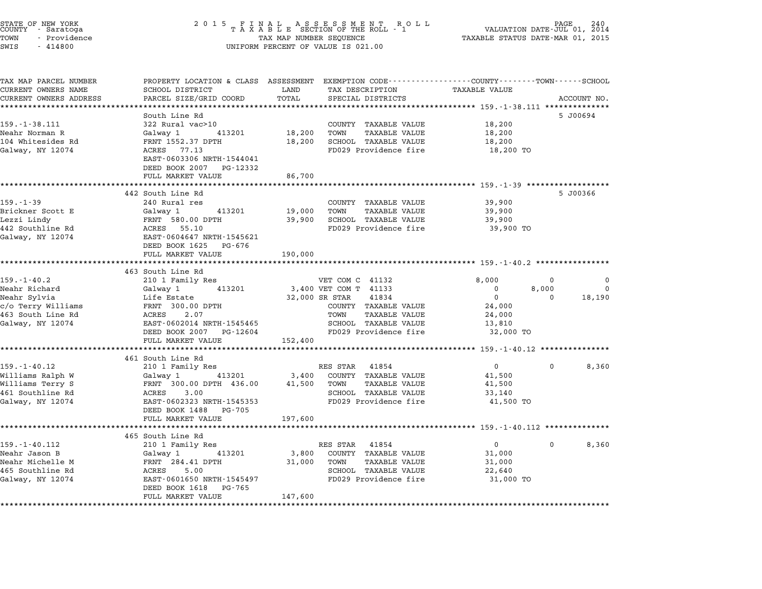STATE OF NEW YORK
COUNTY - Saratoga
TOWN - Providence
SWIS - 414800

2015 FINAL ASSESSMENT ROLL
TAXABLE SECTION OF THE ROLL - 1
TAX MAP NUMBER SEQUENCE
UNIFORM PERCENT OF VALUE IS 021.00

VALUATION DATE-JUL 01, 2014
TAXABLE STATUS DATE-MAR 01, 2015

| TAX MAP PARCEL NUMBER / CURRENT OWNERS NAME / CURRENT OWNERS ADDRESS | PROPERTY LOCATION & CLASS / SCHOOL DISTRICT / PARCEL SIZE/GRID COORD | ASSESSMENT LAND | TOTAL | EXEMPTION CODE / TAX DESCRIPTION / SPECIAL DISTRICTS | COUNTY TAXABLE VALUE | TOWN | SCHOOL | ACCOUNT NO. |
|---|---|---|---|---|---|---|---|---|
| **159.-1-38.111** | South Line Rd | | | | | | | 5 J00694 |
| 159.-1-38.111 | 322 Rural vac>10 | | | COUNTY TAXABLE VALUE | 18,200 | | | |
| Neahr Norman R | Galway 1 413201 | 18,200 | | TOWN TAXABLE VALUE | 18,200 | | | |
| 104 Whitesides Rd | FRNT 1552.37 DPTH | | 18,200 | SCHOOL TAXABLE VALUE | 18,200 | | | |
| Galway, NY 12074 | ACRES 77.13 | | | FD029 Providence fire | 18,200 TO | | | |
| | EAST-0603306 NRTH-1544041 | | | | | | | |
| | DEED BOOK 2007 PG-12332 | | | | | | | |
| | FULL MARKET VALUE | | 86,700 | | | | | |
| **159.-1-39** | 442 South Line Rd | | | | | | | 5 J00366 |
| 159.-1-39 | 240 Rural res | | | COUNTY TAXABLE VALUE | 39,900 | | | |
| Brickner Scott E | Galway 1 413201 | 19,000 | | TOWN TAXABLE VALUE | 39,900 | | | |
| Lezzi Lindy | FRNT 580.00 DPTH | | 39,900 | SCHOOL TAXABLE VALUE | 39,900 | | | |
| 442 Southline Rd | ACRES 55.10 | | | FD029 Providence fire | 39,900 TO | | | |
| Galway, NY 12074 | EAST-0604647 NRTH-1545621 | | | | | | | |
| | DEED BOOK 1625 PG-676 | | | | | | | |
| | FULL MARKET VALUE | | 190,000 | | | | | |
| **159.-1-40.2** | 463 South Line Rd | | | | | | | |
| 159.-1-40.2 | 210 1 Family Res | | | VET COM C 41132 | 8,000 | 0 | 0 | |
| Neahr Richard | Galway 1 413201 | 3,400 | | VET COM T 41133 | 0 | 8,000 | 0 | |
| Neahr Sylvia | Life Estate | | 32,000 | SR STAR 41834 | 0 | 0 | 18,190 | |
| c/o Terry Williams | FRNT 300.00 DPTH | | | COUNTY TAXABLE VALUE | 24,000 | | | |
| 463 South Line Rd | ACRES 2.07 | | | TOWN TAXABLE VALUE | 24,000 | | | |
| Galway, NY 12074 | EAST-0602014 NRTH-1545465 | | | SCHOOL TAXABLE VALUE | 13,810 | | | |
| | DEED BOOK 2007 PG-12604 | | | FD029 Providence fire | 32,000 TO | | | |
| | FULL MARKET VALUE | | 152,400 | | | | | |
| **159.-1-40.12** | 461 South Line Rd | | | | | | | |
| 159.-1-40.12 | 210 1 Family Res | | | RES STAR 41854 | 0 | 0 | 8,360 | |
| Williams Ralph W | Galway 1 413201 | 3,400 | | COUNTY TAXABLE VALUE | 41,500 | | | |
| Williams Terry S | FRNT 300.00 DPTH 436.00 | | 41,500 | TOWN TAXABLE VALUE | 41,500 | | | |
| 461 Southline Rd | ACRES 3.00 | | | SCHOOL TAXABLE VALUE | 33,140 | | | |
| Galway, NY 12074 | EAST-0602323 NRTH-1545353 | | | FD029 Providence fire | 41,500 TO | | | |
| | DEED BOOK 1488 PG-705 | | | | | | | |
| | FULL MARKET VALUE | | 197,600 | | | | | |
| **159.-1-40.112** | 465 South Line Rd | | | | | | | |
| 159.-1-40.112 | 210 1 Family Res | | | RES STAR 41854 | 0 | 0 | 8,360 | |
| Neahr Jason B | Galway 1 413201 | 3,800 | | COUNTY TAXABLE VALUE | 31,000 | | | |
| Neahr Michelle M | FRNT 284.41 DPTH | | 31,000 | TOWN TAXABLE VALUE | 31,000 | | | |
| 465 Southline Rd | ACRES 5.00 | | | SCHOOL TAXABLE VALUE | 22,640 | | | |
| Galway, NY 12074 | EAST-0601650 NRTH-1545497 | | | FD029 Providence fire | 31,000 TO | | | |
| | DEED BOOK 1618 PG-765 | | | | | | | |
| | FULL MARKET VALUE | | 147,600 | | | | | |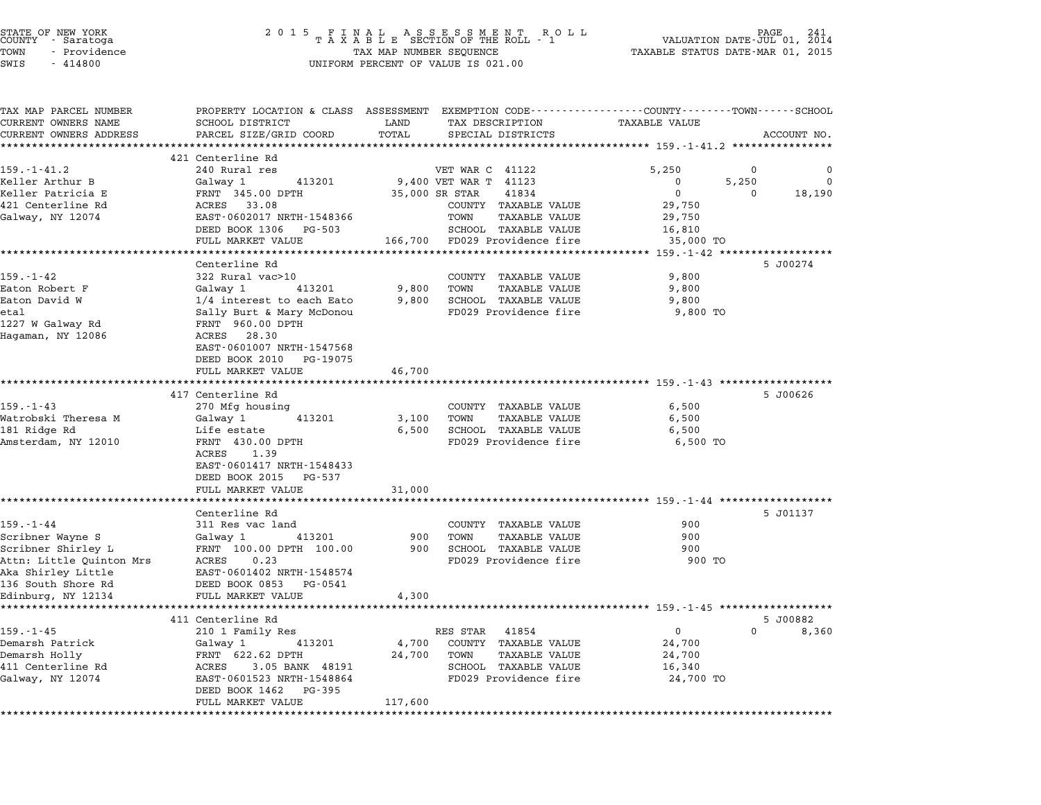STATE OF NEW YORK
COUNTY - Saratoga
TOWN - Providence
SWIS - 414800

2015 FINAL ASSESSMENT ROLL
TAXABLE SECTION OF THE ROLL - 1
TAX MAP NUMBER SEQUENCE
UNIFORM PERCENT OF VALUE IS 021.00

VALUATION DATE-JUL 01, 2014
TAXABLE STATUS DATE-MAR 01, 2015

| TAX MAP PARCEL NUMBER / CURRENT OWNERS NAME / CURRENT OWNERS ADDRESS | PROPERTY LOCATION & CLASS / SCHOOL DISTRICT / PARCEL SIZE/GRID COORD | ASSESSMENT LAND | TOTAL | EXEMPTION CODE / TAX DESCRIPTION / SPECIAL DISTRICTS | COUNTY TAXABLE VALUE | TOWN | SCHOOL | ACCOUNT NO. |
|---|---|---|---|---|---|---|---|---|
| | 421 Centerline Rd | | | | | | | |
| 159.-1-41.2 | 240 Rural res | | | VET WAR C 41122 | 5,250 | 0 | 0 | |
| Keller Arthur B | Galway 1 413201 | 9,400 | | VET WAR T 41123 | 0 | 5,250 | 0 | |
| Keller Patricia E | FRNT 345.00 DPTH | | 35,000 | SR STAR 41834 | 0 | 0 | 18,190 | |
| 421 Centerline Rd | ACRES 33.08 | | | COUNTY TAXABLE VALUE | 29,750 | | | |
| Galway, NY 12074 | EAST-0602017 NRTH-1548366 | | | TOWN TAXABLE VALUE | 29,750 | | | |
| | DEED BOOK 1306 PG-503 | | | SCHOOL TAXABLE VALUE | 16,810 | | | |
| | FULL MARKET VALUE | | 166,700 | FD029 Providence fire | 35,000 TO | | | |
| | Centerline Rd | | | | | | | 5 J00274 |
| 159.-1-42 | 322 Rural vac>10 | | | COUNTY TAXABLE VALUE | 9,800 | | | |
| Eaton Robert F | Galway 1 413201 | 9,800 | | TOWN TAXABLE VALUE | 9,800 | | | |
| Eaton David W | 1/4 interest to each Eato | | 9,800 | SCHOOL TAXABLE VALUE | 9,800 | | | |
| etal | Sally Burt & Mary McDonou | | | FD029 Providence fire | 9,800 TO | | | |
| 1227 W Galway Rd | FRNT 960.00 DPTH | | | | | | | |
| Hagaman, NY 12086 | ACRES 28.30 | | | | | | | |
| | EAST-0601007 NRTH-1547568 | | | | | | | |
| | DEED BOOK 2010 PG-19075 | | | | | | | |
| | FULL MARKET VALUE | | 46,700 | | | | | |
| | 417 Centerline Rd | | | | | | | 5 J00626 |
| 159.-1-43 | 270 Mfg housing | | | COUNTY TAXABLE VALUE | 6,500 | | | |
| Watrobski Theresa M | Galway 1 413201 | 3,100 | | TOWN TAXABLE VALUE | 6,500 | | | |
| 181 Ridge Rd | Life estate | | 6,500 | SCHOOL TAXABLE VALUE | 6,500 | | | |
| Amsterdam, NY 12010 | FRNT 430.00 DPTH | | | FD029 Providence fire | 6,500 TO | | | |
| | ACRES 1.39 | | | | | | | |
| | EAST-0601417 NRTH-1548433 | | | | | | | |
| | DEED BOOK 2015 PG-537 | | | | | | | |
| | FULL MARKET VALUE | | 31,000 | | | | | |
| | Centerline Rd | | | | | | | 5 J01137 |
| 159.-1-44 | 311 Res vac land | | | COUNTY TAXABLE VALUE | 900 | | | |
| Scribner Wayne S | Galway 1 413201 | 900 | | TOWN TAXABLE VALUE | 900 | | | |
| Scribner Shirley L | FRNT 100.00 DPTH 100.00 | | 900 | SCHOOL TAXABLE VALUE | 900 | | | |
| Attn: Little Quinton Mrs | ACRES 0.23 | | | FD029 Providence fire | 900 TO | | | |
| Aka Shirley Little | EAST-0601402 NRTH-1548574 | | | | | | | |
| 136 South Shore Rd | DEED BOOK 0853 PG-0541 | | | | | | | |
| Edinburg, NY 12134 | FULL MARKET VALUE | | 4,300 | | | | | |
| | 411 Centerline Rd | | | | | | | 5 J00882 |
| 159.-1-45 | 210 1 Family Res | | | RES STAR 41854 | 0 | 0 | 8,360 | |
| Demarsh Patrick | Galway 1 413201 | 4,700 | | COUNTY TAXABLE VALUE | 24,700 | | | |
| Demarsh Holly | FRNT 622.62 DPTH | | 24,700 | TOWN TAXABLE VALUE | 24,700 | | | |
| 411 Centerline Rd | ACRES 3.05 BANK 48191 | | | SCHOOL TAXABLE VALUE | 16,340 | | | |
| Galway, NY 12074 | EAST-0601523 NRTH-1548864 | | | FD029 Providence fire | 24,700 TO | | | |
| | DEED BOOK 1462 PG-395 | | | | | | | |
| | FULL MARKET VALUE | | 117,600 | | | | | |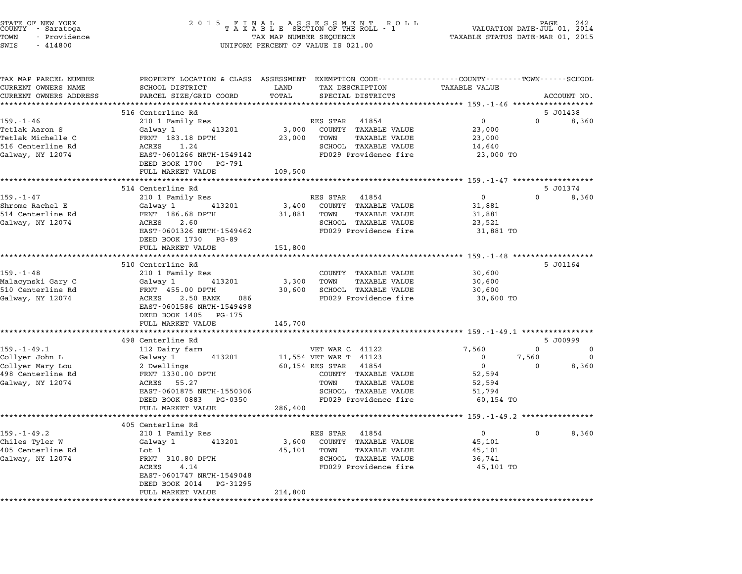STATE OF NEW YORK
COUNTY - Saratoga
TOWN - Providence
SWIS - 414800

# 2015 FINAL ASSESSMENT ROLL
TAXABLE SECTION OF THE ROLL - 1
TAX MAP NUMBER SEQUENCE
UNIFORM PERCENT OF VALUE IS 021.00

VALUATION DATE-JUL 01, 2014
TAXABLE STATUS DATE-MAR 01, 2015

| TAX MAP PARCEL NUMBER / CURRENT OWNERS NAME / CURRENT OWNERS ADDRESS | PROPERTY LOCATION & CLASS / SCHOOL DISTRICT / PARCEL SIZE/GRID COORD | ASSESSMENT LAND / TOTAL | EXEMPTION CODE / TAX DESCRIPTION / SPECIAL DISTRICTS | COUNTY TAXABLE VALUE | TOWN | SCHOOL | ACCOUNT NO. |
|---|---|---|---|---|---|---|---|
| **159.-1-46** | 516 Centerline Rd | | | | | | 5 J01438 |
| 159.-1-46 | 210 1 Family Res | | RES STAR 41854 | 0 | 0 | 8,360 | |
| Tetlak Aaron S | Galway 1 413201 | 3,000 | COUNTY TAXABLE VALUE | 23,000 | | | |
| Tetlak Michelle C | FRNT 183.18 DPTH | 23,000 | TOWN TAXABLE VALUE | 23,000 | | | |
| 516 Centerline Rd | ACRES 1.24 | | SCHOOL TAXABLE VALUE | 14,640 | | | |
| Galway, NY 12074 | EAST-0601266 NRTH-1549142 | | FD029 Providence fire | 23,000 TO | | | |
| | DEED BOOK 1700 PG-791 | | | | | | |
| | FULL MARKET VALUE | 109,500 | | | | | |
| **159.-1-47** | 514 Centerline Rd | | | | | | 5 J01374 |
| 159.-1-47 | 210 1 Family Res | | RES STAR 41854 | 0 | 0 | 8,360 | |
| Shrome Rachel E | Galway 1 413201 | 3,400 | COUNTY TAXABLE VALUE | 31,881 | | | |
| 514 Centerline Rd | FRNT 186.68 DPTH | 31,881 | TOWN TAXABLE VALUE | 31,881 | | | |
| Galway, NY 12074 | ACRES 2.60 | | SCHOOL TAXABLE VALUE | 23,521 | | | |
| | EAST-0601326 NRTH-1549462 | | FD029 Providence fire | 31,881 TO | | | |
| | DEED BOOK 1730 PG-89 | | | | | | |
| | FULL MARKET VALUE | 151,800 | | | | | |
| **159.-1-48** | 510 Centerline Rd | | | | | | 5 J01164 |
| 159.-1-48 | 210 1 Family Res | | COUNTY TAXABLE VALUE | 30,600 | | | |
| Malacynski Gary C | Galway 1 413201 | 3,300 | TOWN TAXABLE VALUE | 30,600 | | | |
| 510 Centerline Rd | FRNT 455.00 DPTH | 30,600 | SCHOOL TAXABLE VALUE | 30,600 | | | |
| Galway, NY 12074 | ACRES 2.50 BANK 086 | | FD029 Providence fire | 30,600 TO | | | |
| | EAST-0601586 NRTH-1549498 | | | | | | |
| | DEED BOOK 1405 PG-175 | | | | | | |
| | FULL MARKET VALUE | 145,700 | | | | | |
| **159.-1-49.1** | 498 Centerline Rd | | | | | | 5 J00999 |
| 159.-1-49.1 | 112 Dairy farm | | VET WAR C 41122 | 7,560 | 0 | 0 | |
| Collyer John L | Galway 1 413201 | 11,554 | VET WAR T 41123 | 0 | 7,560 | 0 | |
| Collyer Mary Lou | 2 Dwellings | 60,154 | RES STAR 41854 | 0 | 0 | 8,360 | |
| 498 Centerline Rd | FRNT 1330.00 DPTH | | COUNTY TAXABLE VALUE | 52,594 | | | |
| Galway, NY 12074 | ACRES 55.27 | | TOWN TAXABLE VALUE | 52,594 | | | |
| | EAST-0601875 NRTH-1550306 | | SCHOOL TAXABLE VALUE | 51,794 | | | |
| | DEED BOOK 0883 PG-0350 | | FD029 Providence fire | 60,154 TO | | | |
| | FULL MARKET VALUE | 286,400 | | | | | |
| **159.-1-49.2** | 405 Centerline Rd | | | | | | |
| 159.-1-49.2 | 210 1 Family Res | | RES STAR 41854 | 0 | 0 | 8,360 | |
| Chiles Tyler W | Galway 1 413201 | 3,600 | COUNTY TAXABLE VALUE | 45,101 | | | |
| 405 Centerline Rd | Lot 1 | 45,101 | TOWN TAXABLE VALUE | 45,101 | | | |
| Galway, NY 12074 | FRNT 310.80 DPTH | | SCHOOL TAXABLE VALUE | 36,741 | | | |
| | ACRES 4.14 | | FD029 Providence fire | 45,101 TO | | | |
| | EAST-0601747 NRTH-1549048 | | | | | | |
| | DEED BOOK 2014 PG-31295 | | | | | | |
| | FULL MARKET VALUE | 214,800 | | | | | |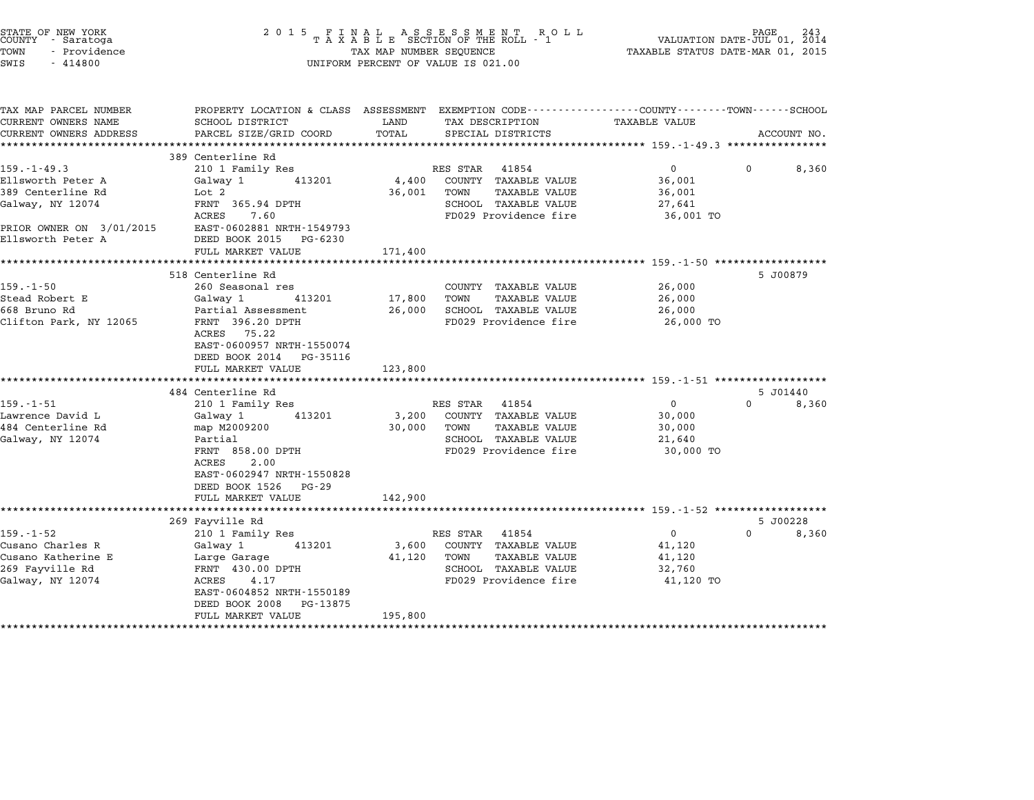STATE OF NEW YORK
COUNTY - Saratoga
TOWN - Providence
SWIS - 414800

2015 FINAL ASSESSMENT ROLL
TAXABLE SECTION OF THE ROLL - 1
TAX MAP NUMBER SEQUENCE
UNIFORM PERCENT OF VALUE IS 021.00

VALUATION DATE-JUL 01, 2014
TAXABLE STATUS DATE-MAR 01, 2015

| TAX MAP PARCEL NUMBER / CURRENT OWNERS NAME / CURRENT OWNERS ADDRESS | PROPERTY LOCATION & CLASS / SCHOOL DISTRICT / PARCEL SIZE/GRID COORD | ASSESSMENT LAND | TOTAL | EXEMPTION CODE / TAX DESCRIPTION / SPECIAL DISTRICTS | COUNTY TAXABLE VALUE | TOWN | SCHOOL / ACCOUNT NO. |
|---|---|---|---|---|---|---|---|
| **159.-1-49.3** | 389 Centerline Rd | | | | | | |
| 159.-1-49.3 | 210 1 Family Res | | | RES STAR 41854 | 0 | 0 | 8,360 |
| Ellsworth Peter A | Galway 1 413201 | 4,400 | | COUNTY TAXABLE VALUE | 36,001 | | |
| 389 Centerline Rd | Lot 2 | | 36,001 | TOWN TAXABLE VALUE | 36,001 | | |
| Galway, NY 12074 | FRNT 365.94 DPTH | | | SCHOOL TAXABLE VALUE | 27,641 | | |
| | ACRES 7.60 | | | FD029 Providence fire | 36,001 TO | | |
| PRIOR OWNER ON 3/01/2015 | EAST-0602881 NRTH-1549793 | | | | | | |
| Ellsworth Peter A | DEED BOOK 2015 PG-6230 | | | | | | |
| | FULL MARKET VALUE | | 171,400 | | | | |
| **159.-1-50** | 518 Centerline Rd | | | | | | 5 J00879 |
| 159.-1-50 | 260 Seasonal res | | | COUNTY TAXABLE VALUE | 26,000 | | |
| Stead Robert E | Galway 1 413201 | 17,800 | | TOWN TAXABLE VALUE | 26,000 | | |
| 668 Bruno Rd | Partial Assessment | | 26,000 | SCHOOL TAXABLE VALUE | 26,000 | | |
| Clifton Park, NY 12065 | FRNT 396.20 DPTH | | | FD029 Providence fire | 26,000 TO | | |
| | ACRES 75.22 | | | | | | |
| | EAST-0600957 NRTH-1550074 | | | | | | |
| | DEED BOOK 2014 PG-35116 | | | | | | |
| | FULL MARKET VALUE | | 123,800 | | | | |
| **159.-1-51** | 484 Centerline Rd | | | | | | 5 J01440 |
| 159.-1-51 | 210 1 Family Res | | | RES STAR 41854 | 0 | 0 | 8,360 |
| Lawrence David L | Galway 1 413201 | 3,200 | | COUNTY TAXABLE VALUE | 30,000 | | |
| 484 Centerline Rd | map M2009200 | | 30,000 | TOWN TAXABLE VALUE | 30,000 | | |
| Galway, NY 12074 | Partial | | | SCHOOL TAXABLE VALUE | 21,640 | | |
| | FRNT 858.00 DPTH | | | FD029 Providence fire | 30,000 TO | | |
| | ACRES 2.00 | | | | | | |
| | EAST-0602947 NRTH-1550828 | | | | | | |
| | DEED BOOK 1526 PG-29 | | | | | | |
| | FULL MARKET VALUE | | 142,900 | | | | |
| **159.-1-52** | 269 Fayville Rd | | | | | | 5 J00228 |
| 159.-1-52 | 210 1 Family Res | | | RES STAR 41854 | 0 | 0 | 8,360 |
| Cusano Charles R | Galway 1 413201 | 3,600 | | COUNTY TAXABLE VALUE | 41,120 | | |
| Cusano Katherine E | Large Garage | | 41,120 | TOWN TAXABLE VALUE | 41,120 | | |
| 269 Fayville Rd | FRNT 430.00 DPTH | | | SCHOOL TAXABLE VALUE | 32,760 | | |
| Galway, NY 12074 | ACRES 4.17 | | | FD029 Providence fire | 41,120 TO | | |
| | EAST-0604852 NRTH-1550189 | | | | | | |
| | DEED BOOK 2008 PG-13875 | | | | | | |
| | FULL MARKET VALUE | | 195,800 | | | | |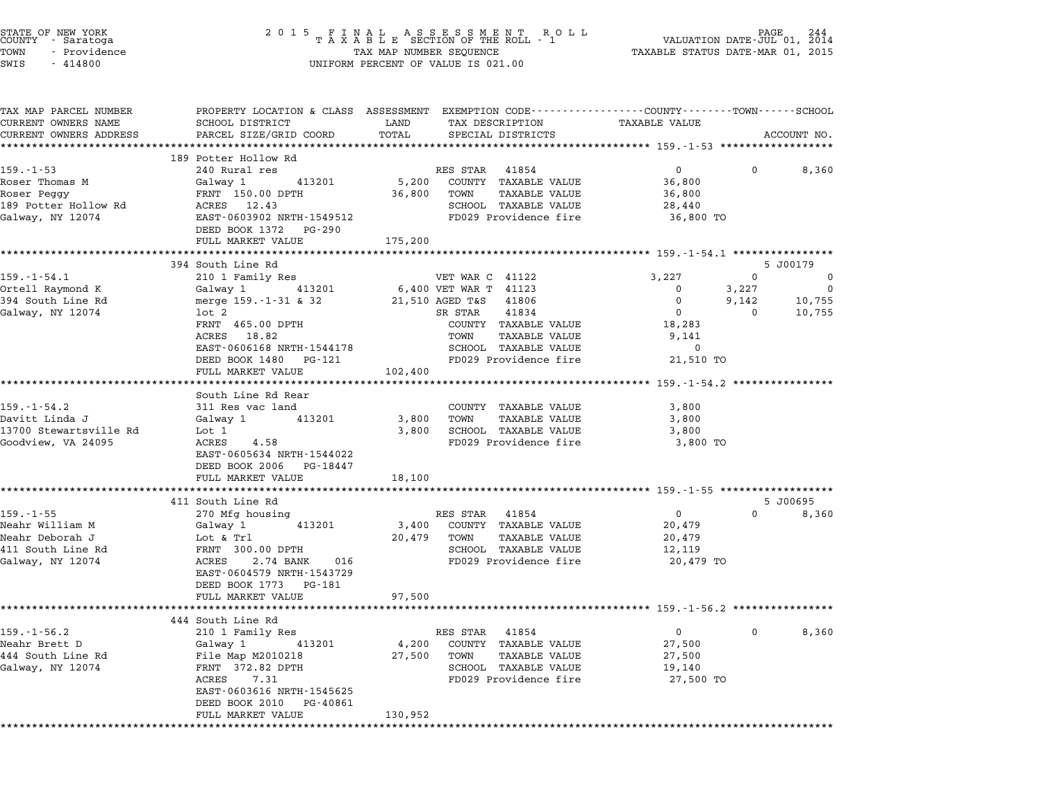STATE OF NEW YORK
COUNTY - Saratoga
TOWN - Providence
SWIS - 414800

2015 FINAL ASSESSMENT ROLL
TAXABLE SECTION OF THE ROLL - 1
TAX MAP NUMBER SEQUENCE
UNIFORM PERCENT OF VALUE IS 021.00

VALUATION DATE-JUL 01, 2014
TAXABLE STATUS DATE-MAR 01, 2015

| TAX MAP PARCEL NUMBER / CURRENT OWNERS NAME / CURRENT OWNERS ADDRESS | PROPERTY LOCATION & CLASS / SCHOOL DISTRICT / PARCEL SIZE/GRID COORD | ASSESSMENT LAND / TOTAL | EXEMPTION CODE / TAX DESCRIPTION / SPECIAL DISTRICTS | COUNTY TAXABLE VALUE | TOWN | SCHOOL / ACCOUNT NO. |
|---|---|---|---|---|---|---|
| **159.-1-53** | 189 Potter Hollow Rd | | | | | |
| 159.-1-53 | 240 Rural res | | RES STAR 41854 | 0 | 0 | 8,360 |
| Roser Thomas M | Galway 1 413201 | 5,200 | COUNTY TAXABLE VALUE | 36,800 | | |
| Roser Peggy | FRNT 150.00 DPTH | 36,800 | TOWN TAXABLE VALUE | 36,800 | | |
| 189 Potter Hollow Rd | ACRES 12.43 | | SCHOOL TAXABLE VALUE | 28,440 | | |
| Galway, NY 12074 | EAST-0603902 NRTH-1549512 | | FD029 Providence fire | 36,800 TO | | |
| | DEED BOOK 1372 PG-290 | | | | | |
| | FULL MARKET VALUE | 175,200 | | | | |
| **159.-1-54.1** | 394 South Line Rd | | | | | 5 J00179 |
| 159.-1-54.1 | 210 1 Family Res | | VET WAR C 41122 | 3,227 | 0 | 0 |
| Ortell Raymond K | Galway 1 413201 | 6,400 | VET WAR T 41123 | 0 | 3,227 | 0 |
| 394 South Line Rd | merge 159.-1-31 & 32 | 21,510 | AGED T&S 41806 | 0 | 9,142 | 10,755 |
| Galway, NY 12074 | lot 2 | | SR STAR 41834 | 0 | 0 | 10,755 |
| | FRNT 465.00 DPTH | | COUNTY TAXABLE VALUE | 18,283 | | |
| | ACRES 18.82 | | TOWN TAXABLE VALUE | 9,141 | | |
| | EAST-0606168 NRTH-1544178 | | SCHOOL TAXABLE VALUE | 0 | | |
| | DEED BOOK 1480 PG-121 | | FD029 Providence fire | 21,510 TO | | |
| | FULL MARKET VALUE | 102,400 | | | | |
| **159.-1-54.2** | South Line Rd Rear | | | | | |
| 159.-1-54.2 | 311 Res vac land | | COUNTY TAXABLE VALUE | 3,800 | | |
| Davitt Linda J | Galway 1 413201 | 3,800 | TOWN TAXABLE VALUE | 3,800 | | |
| 13700 Stewartsville Rd | Lot 1 | 3,800 | SCHOOL TAXABLE VALUE | 3,800 | | |
| Goodview, VA 24095 | ACRES 4.58 | | FD029 Providence fire | 3,800 TO | | |
| | EAST-0605634 NRTH-1544022 | | | | | |
| | DEED BOOK 2006 PG-18447 | | | | | |
| | FULL MARKET VALUE | 18,100 | | | | |
| **159.-1-55** | 411 South Line Rd | | | | | 5 J00695 |
| 159.-1-55 | 270 Mfg housing | | RES STAR 41854 | 0 | 0 | 8,360 |
| Neahr William M | Galway 1 413201 | 3,400 | COUNTY TAXABLE VALUE | 20,479 | | |
| Neahr Deborah J | Lot & Trl | 20,479 | TOWN TAXABLE VALUE | 20,479 | | |
| 411 South Line Rd | FRNT 300.00 DPTH | | SCHOOL TAXABLE VALUE | 12,119 | | |
| Galway, NY 12074 | ACRES 2.74 BANK 016 | | FD029 Providence fire | 20,479 TO | | |
| | EAST-0604579 NRTH-1543729 | | | | | |
| | DEED BOOK 1773 PG-181 | | | | | |
| | FULL MARKET VALUE | 97,500 | | | | |
| **159.-1-56.2** | 444 South Line Rd | | | | | |
| 159.-1-56.2 | 210 1 Family Res | | RES STAR 41854 | 0 | 0 | 8,360 |
| Neahr Brett D | Galway 1 413201 | 4,200 | COUNTY TAXABLE VALUE | 27,500 | | |
| 444 South Line Rd | File Map M2010218 | 27,500 | TOWN TAXABLE VALUE | 27,500 | | |
| Galway, NY 12074 | FRNT 372.82 DPTH | | SCHOOL TAXABLE VALUE | 19,140 | | |
| | ACRES 7.31 | | FD029 Providence fire | 27,500 TO | | |
| | EAST-0603616 NRTH-1545625 | | | | | |
| | DEED BOOK 2010 PG-40861 | | | | | |
| | FULL MARKET VALUE | 130,952 | | | | |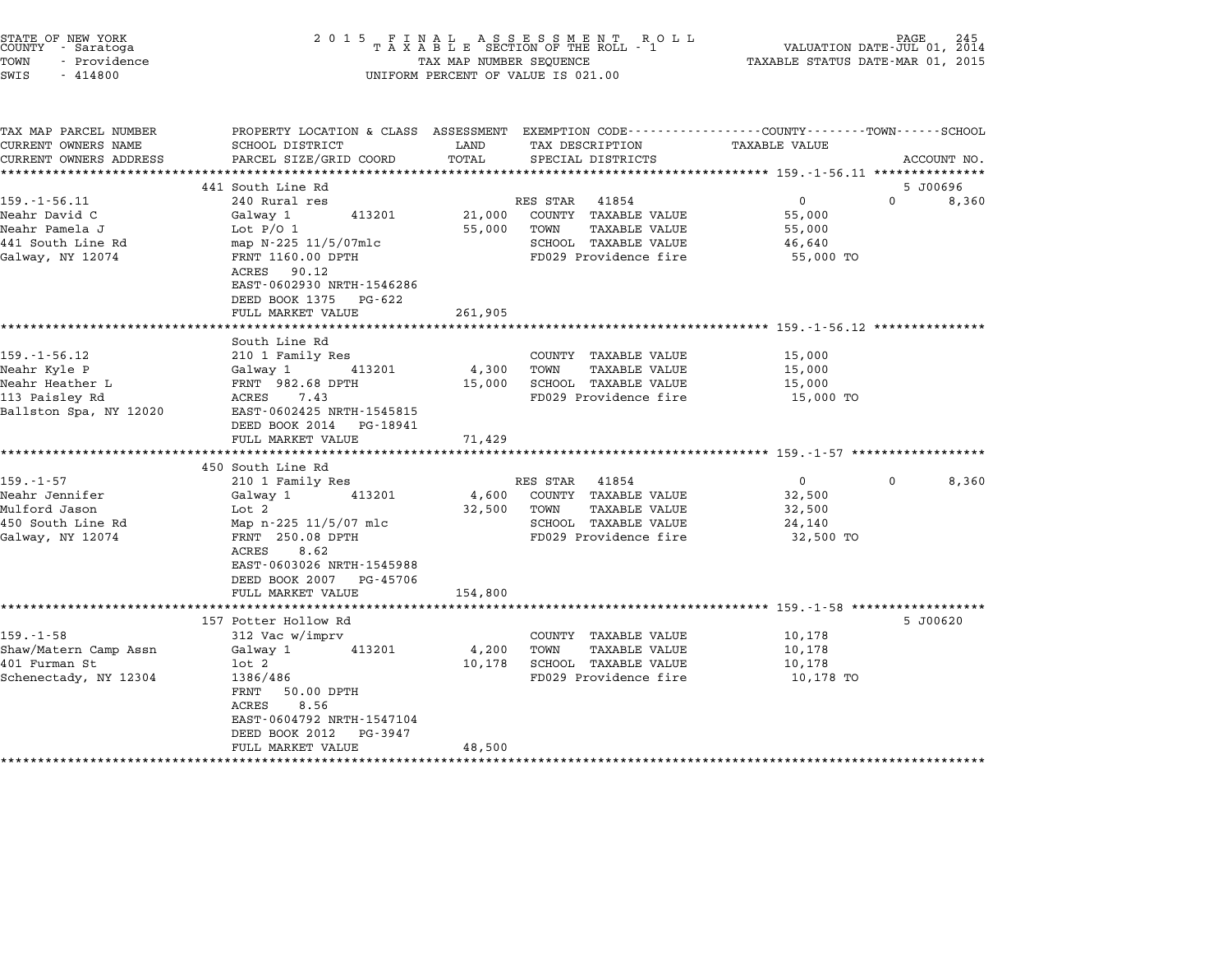STATE OF NEW YORK
COUNTY - Saratoga
TOWN - Providence
SWIS - 414800

2015 FINAL ASSESSMENT ROLL
TAXABLE SECTION OF THE ROLL - 1
TAX MAP NUMBER SEQUENCE
UNIFORM PERCENT OF VALUE IS 021.00

VALUATION DATE-JUL 01, 2014
TAXABLE STATUS DATE-MAR 01, 2015

| TAX MAP PARCEL NUMBER / CURRENT OWNERS NAME / CURRENT OWNERS ADDRESS | PROPERTY LOCATION & CLASS / SCHOOL DISTRICT / PARCEL SIZE/GRID COORD | ASSESSMENT LAND | ASSESSMENT TOTAL | EXEMPTION CODE / TAX DESCRIPTION / SPECIAL DISTRICTS | COUNTY TAXABLE VALUE | TOWN | SCHOOL | ACCOUNT NO. |
|---|---|---|---|---|---|---|---|---|
| **159.-1-56.11** | 441 South Line Rd | | | | | | | 5 J00696 |
| 159.-1-56.11 | 240 Rural res | | | RES STAR 41854 | 0 | 0 | 8,360 | |
| Neahr David C | Galway 1 413201 | 21,000 | | COUNTY TAXABLE VALUE | 55,000 | | | |
| Neahr Pamela J | Lot P/O 1 | | 55,000 | TOWN TAXABLE VALUE | 55,000 | | | |
| 441 South Line Rd | map N-225 11/5/07mlc | | | SCHOOL TAXABLE VALUE | 46,640 | | | |
| Galway, NY 12074 | FRNT 1160.00 DPTH | | | FD029 Providence fire | 55,000 TO | | | |
| | ACRES 90.12 | | | | | | | |
| | EAST-0602930 NRTH-1546286 | | | | | | | |
| | DEED BOOK 1375 PG-622 | | | | | | | |
| | FULL MARKET VALUE | | 261,905 | | | | | |
| **159.-1-56.12** | South Line Rd | | | | | | | |
| 159.-1-56.12 | 210 1 Family Res | | | COUNTY TAXABLE VALUE | 15,000 | | | |
| Neahr Kyle P | Galway 1 413201 | 4,300 | | TOWN TAXABLE VALUE | 15,000 | | | |
| Neahr Heather L | FRNT 982.68 DPTH | | 15,000 | SCHOOL TAXABLE VALUE | 15,000 | | | |
| 113 Paisley Rd | ACRES 7.43 | | | FD029 Providence fire | 15,000 TO | | | |
| Ballston Spa, NY 12020 | EAST-0602425 NRTH-1545815 | | | | | | | |
| | DEED BOOK 2014 PG-18941 | | | | | | | |
| | FULL MARKET VALUE | | 71,429 | | | | | |
| **159.-1-57** | 450 South Line Rd | | | | | | | |
| 159.-1-57 | 210 1 Family Res | | | RES STAR 41854 | 0 | 0 | 8,360 | |
| Neahr Jennifer | Galway 1 413201 | 4,600 | | COUNTY TAXABLE VALUE | 32,500 | | | |
| Mulford Jason | Lot 2 | | 32,500 | TOWN TAXABLE VALUE | 32,500 | | | |
| 450 South Line Rd | Map n-225 11/5/07 mlc | | | SCHOOL TAXABLE VALUE | 24,140 | | | |
| Galway, NY 12074 | FRNT 250.08 DPTH | | | FD029 Providence fire | 32,500 TO | | | |
| | ACRES 8.62 | | | | | | | |
| | EAST-0603026 NRTH-1545988 | | | | | | | |
| | DEED BOOK 2007 PG-45706 | | | | | | | |
| | FULL MARKET VALUE | | 154,800 | | | | | |
| **159.-1-58** | 157 Potter Hollow Rd | | | | | | | 5 J00620 |
| 159.-1-58 | 312 Vac w/imprv | | | COUNTY TAXABLE VALUE | 10,178 | | | |
| Shaw/Matern Camp Assn | Galway 1 413201 | 4,200 | | TOWN TAXABLE VALUE | 10,178 | | | |
| 401 Furman St | lot 2 | | 10,178 | SCHOOL TAXABLE VALUE | 10,178 | | | |
| Schenectady, NY 12304 | 1386/486 | | | FD029 Providence fire | 10,178 TO | | | |
| | FRNT 50.00 DPTH | | | | | | | |
| | ACRES 8.56 | | | | | | | |
| | EAST-0604792 NRTH-1547104 | | | | | | | |
| | DEED BOOK 2012 PG-3947 | | | | | | | |
| | FULL MARKET VALUE | | 48,500 | | | | | |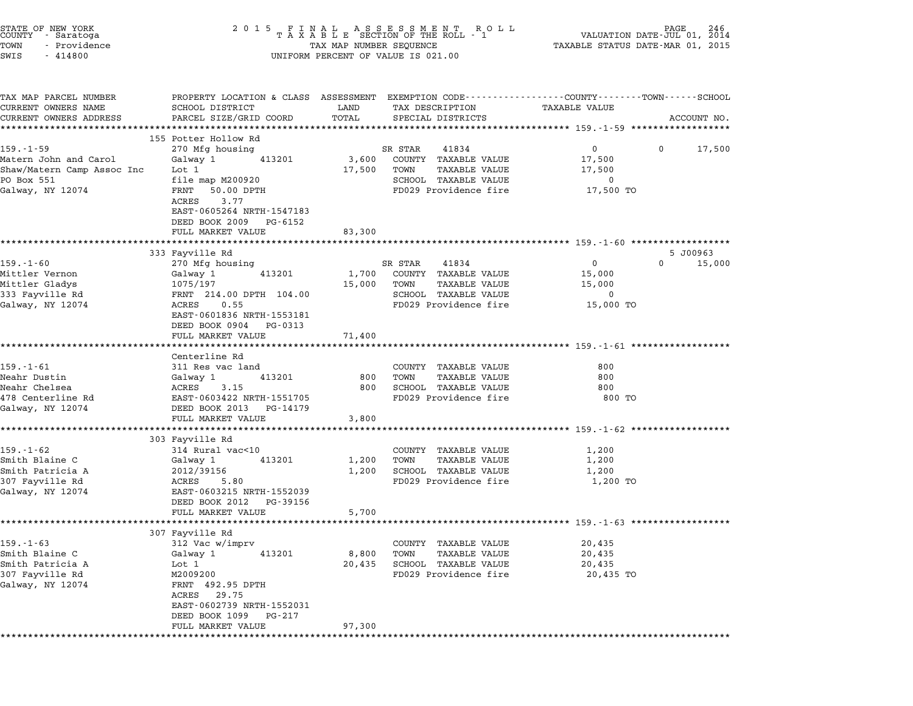STATE OF NEW YORK
COUNTY - Saratoga
TOWN - Providence
SWIS - 414800

2015 FINAL ASSESSMENT ROLL
TAXABLE SECTION OF THE ROLL - 1
TAX MAP NUMBER SEQUENCE
UNIFORM PERCENT OF VALUE IS 021.00

VALUATION DATE-JUL 01, 2014
TAXABLE STATUS DATE-MAR 01, 2015

| TAX MAP PARCEL NUMBER / CURRENT OWNERS NAME / CURRENT OWNERS ADDRESS | PROPERTY LOCATION & CLASS / SCHOOL DISTRICT / PARCEL SIZE/GRID COORD | ASSESSMENT LAND / TOTAL | EXEMPTION CODE / TAX DESCRIPTION / SPECIAL DISTRICTS | COUNTY TAXABLE VALUE | TOWN | SCHOOL | ACCOUNT NO. |
|---|---|---|---|---|---|---|---|
| **159.-1-59** | 155 Potter Hollow Rd | | | | | | |
| Matern John and Carol | 270 Mfg housing | | SR STAR 41834 | 0 | 0 | 17,500 | |
| Shaw/Matern Camp Assoc Inc | Galway 1 413201 | 3,600 | COUNTY TAXABLE VALUE | 17,500 | | | |
| PO Box 551 | Lot 1 | 17,500 | TOWN TAXABLE VALUE | 17,500 | | | |
| Galway, NY 12074 | file map M200920 | | SCHOOL TAXABLE VALUE | 0 | | | |
| | FRNT 50.00 DPTH | | FD029 Providence fire | 17,500 TO | | | |
| | ACRES 3.77 | | | | | | |
| | EAST-0605264 NRTH-1547183 | | | | | | |
| | DEED BOOK 2009 PG-6152 | | | | | | |
| | FULL MARKET VALUE | 83,300 | | | | | |
| **159.-1-60** | 333 Fayville Rd | | | | | | 5 J00963 |
| Mittler Vernon | 270 Mfg housing | | SR STAR 41834 | 0 | 0 | 15,000 | |
| Mittler Gladys | Galway 1 413201 | 1,700 | COUNTY TAXABLE VALUE | 15,000 | | | |
| 333 Fayville Rd | 1075/197 | 15,000 | TOWN TAXABLE VALUE | 15,000 | | | |
| Galway, NY 12074 | FRNT 214.00 DPTH 104.00 | | SCHOOL TAXABLE VALUE | 0 | | | |
| | ACRES 0.55 | | FD029 Providence fire | 15,000 TO | | | |
| | EAST-0601836 NRTH-1553181 | | | | | | |
| | DEED BOOK 0904 PG-0313 | | | | | | |
| | FULL MARKET VALUE | 71,400 | | | | | |
| **159.-1-61** | Centerline Rd | | | | | | |
| Neahr Dustin | 311 Res vac land | | COUNTY TAXABLE VALUE | 800 | | | |
| Neahr Chelsea | Galway 1 413201 | 800 | TOWN TAXABLE VALUE | 800 | | | |
| 478 Centerline Rd | ACRES 3.15 | 800 | SCHOOL TAXABLE VALUE | 800 | | | |
| Galway, NY 12074 | EAST-0603422 NRTH-1551705 | | FD029 Providence fire | 800 TO | | | |
| | DEED BOOK 2013 PG-14179 | | | | | | |
| | FULL MARKET VALUE | 3,800 | | | | | |
| **159.-1-62** | 303 Fayville Rd | | | | | | |
| Smith Blaine C | 314 Rural vac<10 | | COUNTY TAXABLE VALUE | 1,200 | | | |
| Smith Patricia A | Galway 1 413201 | 1,200 | TOWN TAXABLE VALUE | 1,200 | | | |
| 307 Fayville Rd | 2012/39156 | 1,200 | SCHOOL TAXABLE VALUE | 1,200 | | | |
| Galway, NY 12074 | ACRES 5.80 | | FD029 Providence fire | 1,200 TO | | | |
| | EAST-0603215 NRTH-1552039 | | | | | | |
| | DEED BOOK 2012 PG-39156 | | | | | | |
| | FULL MARKET VALUE | 5,700 | | | | | |
| **159.-1-63** | 307 Fayville Rd | | | | | | |
| Smith Blaine C | 312 Vac w/imprv | | COUNTY TAXABLE VALUE | 20,435 | | | |
| Smith Patricia A | Galway 1 413201 | 8,800 | TOWN TAXABLE VALUE | 20,435 | | | |
| 307 Fayville Rd | Lot 1 | 20,435 | SCHOOL TAXABLE VALUE | 20,435 | | | |
| Galway, NY 12074 | M2009200 | | FD029 Providence fire | 20,435 TO | | | |
| | FRNT 492.95 DPTH | | | | | | |
| | ACRES 29.75 | | | | | | |
| | EAST-0602739 NRTH-1552031 | | | | | | |
| | DEED BOOK 1099 PG-217 | | | | | | |
| | FULL MARKET VALUE | 97,300 | | | | | |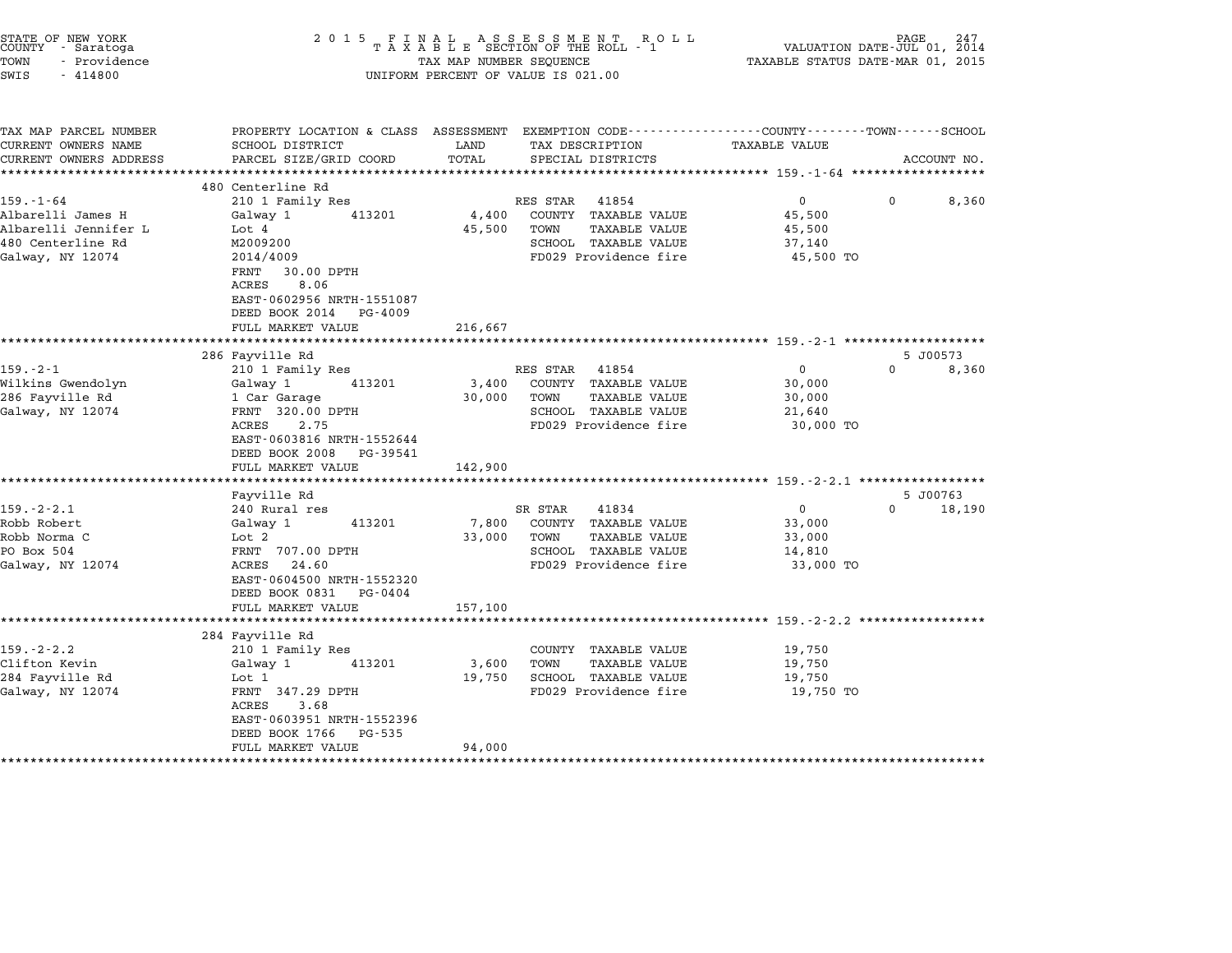STATE OF NEW YORK
COUNTY - Saratoga
TOWN - Providence
SWIS - 414800

2 0 1 5 F I N A L A S S E S S M E N T R O L L
T A X A B L E SECTION OF THE ROLL - 1
TAX MAP NUMBER SEQUENCE
UNIFORM PERCENT OF VALUE IS 021.00

VALUATION DATE-JUL 01, 2014
TAXABLE STATUS DATE-MAR 01, 2015

| TAX MAP PARCEL NUMBER / CURRENT OWNERS NAME / CURRENT OWNERS ADDRESS | PROPERTY LOCATION & CLASS / SCHOOL DISTRICT / PARCEL SIZE/GRID COORD | ASSESSMENT LAND | TOTAL | EXEMPTION CODE / TAX DESCRIPTION / SPECIAL DISTRICTS | COUNTY TAXABLE VALUE | TOWN | SCHOOL / ACCOUNT NO. |
|---|---|---|---|---|---|---|---|
| 159.-1-64 | 480 Centerline Rd | | | | | | |
| 159.-1-64 | 210 1 Family Res | | | RES STAR 41854 | 0 | 0 | 8,360 |
| Albarelli James H | Galway 1 413201 | 4,400 | | COUNTY TAXABLE VALUE | 45,500 | | |
| Albarelli Jennifer L | Lot 4 | | 45,500 | TOWN TAXABLE VALUE | 45,500 | | |
| 480 Centerline Rd | M2009200 | | | SCHOOL TAXABLE VALUE | 37,140 | | |
| Galway, NY 12074 | 2014/4009 | | | FD029 Providence fire | 45,500 TO | | |
| | FRNT 30.00 DPTH | | | | | | |
| | ACRES 8.06 | | | | | | |
| | EAST-0602956 NRTH-1551087 | | | | | | |
| | DEED BOOK 2014 PG-4009 | | | | | | |
| | FULL MARKET VALUE | | 216,667 | | | | |
| 159.-2-1 | 286 Fayville Rd | | | | | | 5 J00573 |
| 159.-2-1 | 210 1 Family Res | | | RES STAR 41854 | 0 | 0 | 8,360 |
| Wilkins Gwendolyn | Galway 1 413201 | 3,400 | | COUNTY TAXABLE VALUE | 30,000 | | |
| 286 Fayville Rd | 1 Car Garage | | 30,000 | TOWN TAXABLE VALUE | 30,000 | | |
| Galway, NY 12074 | FRNT 320.00 DPTH | | | SCHOOL TAXABLE VALUE | 21,640 | | |
| | ACRES 2.75 | | | FD029 Providence fire | 30,000 TO | | |
| | EAST-0603816 NRTH-1552644 | | | | | | |
| | DEED BOOK 2008 PG-39541 | | | | | | |
| | FULL MARKET VALUE | | 142,900 | | | | |
| 159.-2-2.1 | Fayville Rd | | | | | | 5 J00763 |
| 159.-2-2.1 | 240 Rural res | | | SR STAR 41834 | 0 | 0 | 18,190 |
| Robb Robert | Galway 1 413201 | 7,800 | | COUNTY TAXABLE VALUE | 33,000 | | |
| Robb Norma C | Lot 2 | | 33,000 | TOWN TAXABLE VALUE | 33,000 | | |
| PO Box 504 | FRNT 707.00 DPTH | | | SCHOOL TAXABLE VALUE | 14,810 | | |
| Galway, NY 12074 | ACRES 24.60 | | | FD029 Providence fire | 33,000 TO | | |
| | EAST-0604500 NRTH-1552320 | | | | | | |
| | DEED BOOK 0831 PG-0404 | | | | | | |
| | FULL MARKET VALUE | | 157,100 | | | | |
| 159.-2-2.2 | 284 Fayville Rd | | | | | | |
| 159.-2-2.2 | 210 1 Family Res | | | COUNTY TAXABLE VALUE | 19,750 | | |
| Clifton Kevin | Galway 1 413201 | 3,600 | | TOWN TAXABLE VALUE | 19,750 | | |
| 284 Fayville Rd | Lot 1 | | 19,750 | SCHOOL TAXABLE VALUE | 19,750 | | |
| Galway, NY 12074 | FRNT 347.29 DPTH | | | FD029 Providence fire | 19,750 TO | | |
| | ACRES 3.68 | | | | | | |
| | EAST-0603951 NRTH-1552396 | | | | | | |
| | DEED BOOK 1766 PG-535 | | | | | | |
| | FULL MARKET VALUE | | 94,000 | | | | |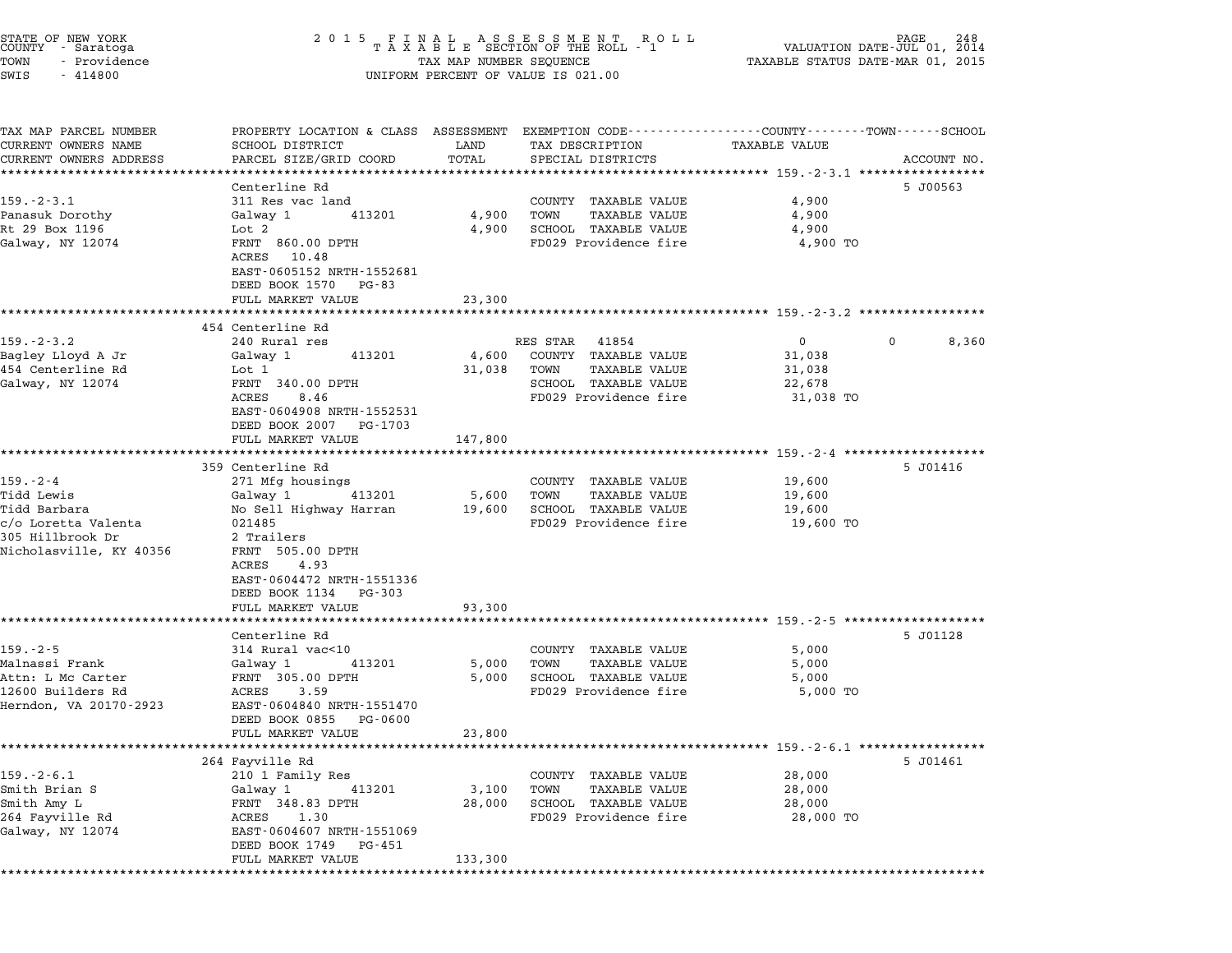STATE OF NEW YORK
COUNTY - Saratoga
TOWN - Providence
SWIS - 414800

2015 FINAL ASSESSMENT ROLL
TAXABLE SECTION OF THE ROLL - 1
TAX MAP NUMBER SEQUENCE
UNIFORM PERCENT OF VALUE IS 021.00

VALUATION DATE-JUL 01, 2014
TAXABLE STATUS DATE-MAR 01, 2015

| TAX MAP PARCEL NUMBER / CURRENT OWNERS NAME / CURRENT OWNERS ADDRESS | PROPERTY LOCATION & CLASS / SCHOOL DISTRICT / PARCEL SIZE/GRID COORD | ASSESSMENT LAND | TOTAL | EXEMPTION CODE / TAX DESCRIPTION / SPECIAL DISTRICTS | COUNTY TAXABLE VALUE | TOWN | SCHOOL | ACCOUNT NO. |
|---|---|---|---|---|---|---|---|---|
| **159.-2-3.1** | Centerline Rd | | | | | | | 5 J00563 |
| 159.-2-3.1 | 311 Res vac land | | | COUNTY TAXABLE VALUE | 4,900 | | | |
| Panasuk Dorothy | Galway 1 413201 | 4,900 | | TOWN TAXABLE VALUE | 4,900 | | | |
| Rt 29 Box 1196 | Lot 2 | | 4,900 | SCHOOL TAXABLE VALUE | 4,900 | | | |
| Galway, NY 12074 | FRNT 860.00 DPTH | | | FD029 Providence fire | 4,900 TO | | | |
| | ACRES 10.48 | | | | | | | |
| | EAST-0605152 NRTH-1552681 | | | | | | | |
| | DEED BOOK 1570 PG-83 | | | | | | | |
| | FULL MARKET VALUE | | 23,300 | | | | | |
| **159.-2-3.2** | 454 Centerline Rd | | | | | | | |
| 159.-2-3.2 | 240 Rural res | | | RES STAR 41854 | 0 | 0 | 8,360 | |
| Bagley Lloyd A Jr | Galway 1 413201 | 4,600 | | COUNTY TAXABLE VALUE | 31,038 | | | |
| 454 Centerline Rd | Lot 1 | | 31,038 | TOWN TAXABLE VALUE | 31,038 | | | |
| Galway, NY 12074 | FRNT 340.00 DPTH | | | SCHOOL TAXABLE VALUE | 22,678 | | | |
| | ACRES 8.46 | | | FD029 Providence fire | 31,038 TO | | | |
| | EAST-0604908 NRTH-1552531 | | | | | | | |
| | DEED BOOK 2007 PG-1703 | | | | | | | |
| | FULL MARKET VALUE | | 147,800 | | | | | |
| **159.-2-4** | 359 Centerline Rd | | | | | | | 5 J01416 |
| 159.-2-4 | 271 Mfg housings | | | COUNTY TAXABLE VALUE | 19,600 | | | |
| Tidd Lewis | Galway 1 413201 | 5,600 | | TOWN TAXABLE VALUE | 19,600 | | | |
| Tidd Barbara | No Sell Highway Harran | | 19,600 | SCHOOL TAXABLE VALUE | 19,600 | | | |
| c/o Loretta Valenta | 021485 | | | FD029 Providence fire | 19,600 TO | | | |
| 305 Hillbrook Dr | 2 Trailers | | | | | | | |
| Nicholasville, KY 40356 | FRNT 505.00 DPTH | | | | | | | |
| | ACRES 4.93 | | | | | | | |
| | EAST-0604472 NRTH-1551336 | | | | | | | |
| | DEED BOOK 1134 PG-303 | | | | | | | |
| | FULL MARKET VALUE | | 93,300 | | | | | |
| **159.-2-5** | Centerline Rd | | | | | | | 5 J01128 |
| 159.-2-5 | 314 Rural vac<10 | | | COUNTY TAXABLE VALUE | 5,000 | | | |
| Malnassi Frank | Galway 1 413201 | 5,000 | | TOWN TAXABLE VALUE | 5,000 | | | |
| Attn: L Mc Carter | FRNT 305.00 DPTH | | 5,000 | SCHOOL TAXABLE VALUE | 5,000 | | | |
| 12600 Builders Rd | ACRES 3.59 | | | FD029 Providence fire | 5,000 TO | | | |
| Herndon, VA 20170-2923 | EAST-0604840 NRTH-1551470 | | | | | | | |
| | DEED BOOK 0855 PG-0600 | | | | | | | |
| | FULL MARKET VALUE | | 23,800 | | | | | |
| **159.-2-6.1** | 264 Fayville Rd | | | | | | | 5 J01461 |
| 159.-2-6.1 | 210 1 Family Res | | | COUNTY TAXABLE VALUE | 28,000 | | | |
| Smith Brian S | Galway 1 413201 | 3,100 | | TOWN TAXABLE VALUE | 28,000 | | | |
| Smith Amy L | FRNT 348.83 DPTH | | 28,000 | SCHOOL TAXABLE VALUE | 28,000 | | | |
| 264 Fayville Rd | ACRES 1.30 | | | FD029 Providence fire | 28,000 TO | | | |
| Galway, NY 12074 | EAST-0604607 NRTH-1551069 | | | | | | | |
| | DEED BOOK 1749 PG-451 | | | | | | | |
| | FULL MARKET VALUE | | 133,300 | | | | | |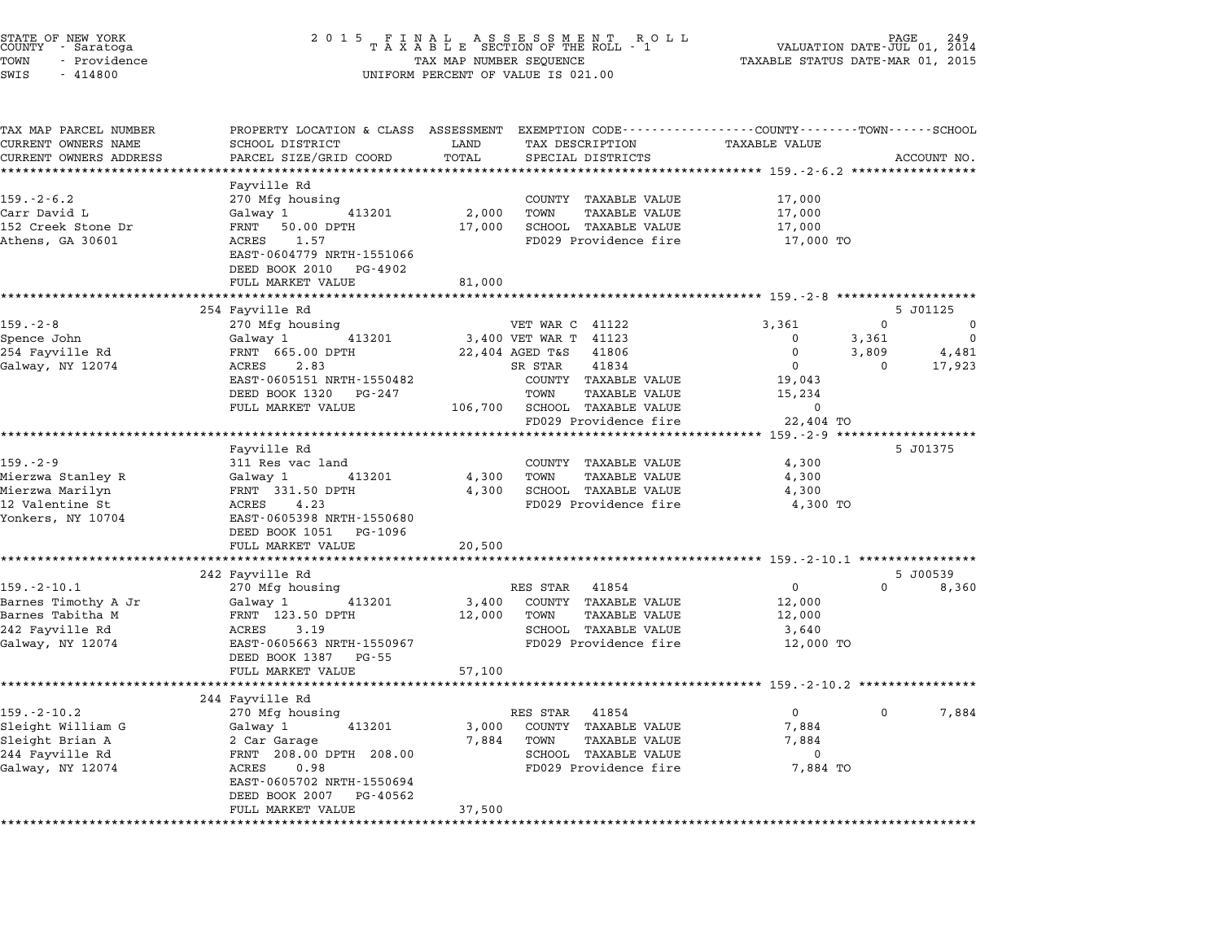STATE OF NEW YORK COUNTY - Saratoga TOWN - Providence SWIS - 414800

2015 FINAL ASSESSMENT ROLL
TAXABLE SECTION OF THE ROLL - 1
TAX MAP NUMBER SEQUENCE
UNIFORM PERCENT OF VALUE IS 021.00

VALUATION DATE-JUL 01, 2014
TAXABLE STATUS DATE-MAR 01, 2015

| TAX MAP PARCEL NUMBER / CURRENT OWNERS NAME / CURRENT OWNERS ADDRESS | PROPERTY LOCATION & CLASS / SCHOOL DISTRICT / PARCEL SIZE/GRID COORD | ASSESSMENT LAND / TOTAL | EXEMPTION CODE / TAX DESCRIPTION / SPECIAL DISTRICTS | COUNTY TAXABLE VALUE | TOWN | SCHOOL | ACCOUNT NO. |
|---|---|---|---|---|---|---|---|
| **159.-2-6.2** | Fayville Rd | | | | | | |
| 159.-2-6.2 | 270 Mfg housing | | COUNTY TAXABLE VALUE | 17,000 | | | |
| Carr David L | Galway 1 413201 | 2,000 | TOWN TAXABLE VALUE | 17,000 | | | |
| 152 Creek Stone Dr | FRNT 50.00 DPTH | 17,000 | SCHOOL TAXABLE VALUE | 17,000 | | | |
| Athens, GA 30601 | ACRES 1.57 | | FD029 Providence fire | 17,000 TO | | | |
| | EAST-0604779 NRTH-1551066 | | | | | | |
| | DEED BOOK 2010 PG-4902 | | | | | | |
| | FULL MARKET VALUE | 81,000 | | | | | |
| **159.-2-8** | 254 Fayville Rd | | | | | | 5 J01125 |
| 159.-2-8 | 270 Mfg housing | | VET WAR C 41122 | 3,361 | 0 | 0 | |
| Spence John | Galway 1 413201 | 3,400 | VET WAR T 41123 | 0 | 3,361 | 0 | |
| 254 Fayville Rd | FRNT 665.00 DPTH | 22,404 | AGED T&S 41806 | 0 | 3,809 | 4,481 | |
| Galway, NY 12074 | ACRES 2.83 | | SR STAR 41834 | 0 | 0 | 17,923 | |
| | EAST-0605151 NRTH-1550482 | | COUNTY TAXABLE VALUE | 19,043 | | | |
| | DEED BOOK 1320 PG-247 | | TOWN TAXABLE VALUE | 15,234 | | | |
| | FULL MARKET VALUE | 106,700 | SCHOOL TAXABLE VALUE | 0 | | | |
| | | | FD029 Providence fire | 22,404 TO | | | |
| **159.-2-9** | Fayville Rd | | | | | | 5 J01375 |
| 159.-2-9 | 311 Res vac land | | COUNTY TAXABLE VALUE | 4,300 | | | |
| Mierzwa Stanley R | Galway 1 413201 | 4,300 | TOWN TAXABLE VALUE | 4,300 | | | |
| Mierzwa Marilyn | FRNT 331.50 DPTH | 4,300 | SCHOOL TAXABLE VALUE | 4,300 | | | |
| 12 Valentine St | ACRES 4.23 | | FD029 Providence fire | 4,300 TO | | | |
| Yonkers, NY 10704 | EAST-0605398 NRTH-1550680 | | | | | | |
| | DEED BOOK 1051 PG-1096 | | | | | | |
| | FULL MARKET VALUE | 20,500 | | | | | |
| **159.-2-10.1** | 242 Fayville Rd | | | | | | 5 J00539 |
| 159.-2-10.1 | 270 Mfg housing | | RES STAR 41854 | 0 | 0 | 8,360 | |
| Barnes Timothy A Jr | Galway 1 413201 | 3,400 | COUNTY TAXABLE VALUE | 12,000 | | | |
| Barnes Tabitha M | FRNT 123.50 DPTH | 12,000 | TOWN TAXABLE VALUE | 12,000 | | | |
| 242 Fayville Rd | ACRES 3.19 | | SCHOOL TAXABLE VALUE | 3,640 | | | |
| Galway, NY 12074 | EAST-0605663 NRTH-1550967 | | FD029 Providence fire | 12,000 TO | | | |
| | DEED BOOK 1387 PG-55 | | | | | | |
| | FULL MARKET VALUE | 57,100 | | | | | |
| **159.-2-10.2** | 244 Fayville Rd | | | | | | |
| 159.-2-10.2 | 270 Mfg housing | | RES STAR 41854 | 0 | 0 | 7,884 | |
| Sleight William G | Galway 1 413201 | 3,000 | COUNTY TAXABLE VALUE | 7,884 | | | |
| Sleight Brian A | 2 Car Garage | 7,884 | TOWN TAXABLE VALUE | 7,884 | | | |
| 244 Fayville Rd | FRNT 208.00 DPTH 208.00 | | SCHOOL TAXABLE VALUE | 0 | | | |
| Galway, NY 12074 | ACRES 0.98 | | FD029 Providence fire | 7,884 TO | | | |
| | EAST-0605702 NRTH-1550694 | | | | | | |
| | DEED BOOK 2007 PG-40562 | | | | | | |
| | FULL MARKET VALUE | 37,500 | | | | | |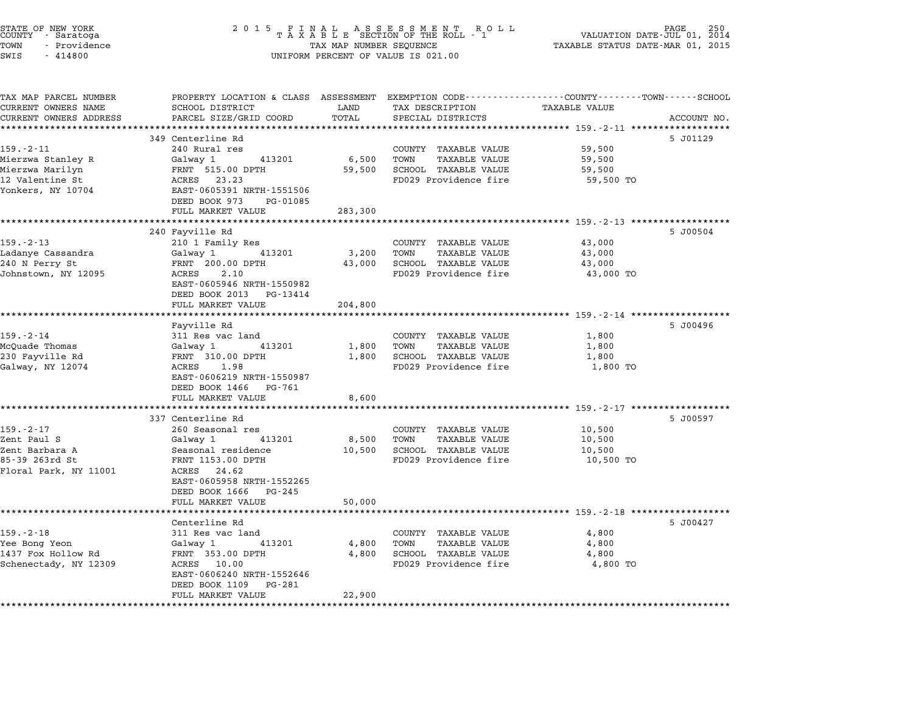STATE OF NEW YORK
COUNTY - Saratoga
TOWN - Providence
SWIS - 414800

2015 FINAL ASSESSMENT ROLL
TAXABLE SECTION OF THE ROLL - 1
TAX MAP NUMBER SEQUENCE
UNIFORM PERCENT OF VALUE IS 021.00

VALUATION DATE-JUL 01, 2014
TAXABLE STATUS DATE-MAR 01, 2015

| TAX MAP PARCEL NUMBER / CURRENT OWNERS NAME / CURRENT OWNERS ADDRESS | PROPERTY LOCATION & CLASS / SCHOOL DISTRICT / PARCEL SIZE/GRID COORD | ASSESSMENT LAND | TOTAL | EXEMPTION CODE / TAX DESCRIPTION / SPECIAL DISTRICTS | TAXABLE VALUE (COUNTY / TOWN / SCHOOL) | ACCOUNT NO. |
|---|---|---|---|---|---|---|
| 159.-2-11 | 349 Centerline Rd | | | | | 5 J01129 |
| Mierzwa Stanley R | 240 Rural res | | | COUNTY TAXABLE VALUE | 59,500 | |
| Mierzwa Marilyn | Galway 1 413201 | 6,500 | | TOWN TAXABLE VALUE | 59,500 | |
| 12 Valentine St | FRNT 515.00 DPTH | | 59,500 | SCHOOL TAXABLE VALUE | 59,500 | |
| Yonkers, NY 10704 | ACRES 23.23 | | | FD029 Providence fire | 59,500 TO | |
| | EAST-0605391 NRTH-1551506 | | | | | |
| | DEED BOOK 973 PG-01085 | | | | | |
| | FULL MARKET VALUE | | 283,300 | | | |
| 159.-2-13 | 240 Fayville Rd | | | | | 5 J00504 |
| Ladanye Cassandra | 210 1 Family Res | | | COUNTY TAXABLE VALUE | 43,000 | |
| 240 N Perry St | Galway 1 413201 | 3,200 | | TOWN TAXABLE VALUE | 43,000 | |
| Johnstown, NY 12095 | FRNT 200.00 DPTH | | 43,000 | SCHOOL TAXABLE VALUE | 43,000 | |
| | ACRES 2.10 | | | FD029 Providence fire | 43,000 TO | |
| | EAST-0605946 NRTH-1550982 | | | | | |
| | DEED BOOK 2013 PG-13414 | | | | | |
| | FULL MARKET VALUE | | 204,800 | | | |
| 159.-2-14 | Fayville Rd | | | | | 5 J00496 |
| McQuade Thomas | 311 Res vac land | | | COUNTY TAXABLE VALUE | 1,800 | |
| 230 Fayville Rd | Galway 1 413201 | 1,800 | | TOWN TAXABLE VALUE | 1,800 | |
| Galway, NY 12074 | FRNT 310.00 DPTH | | 1,800 | SCHOOL TAXABLE VALUE | 1,800 | |
| | ACRES 1.98 | | | FD029 Providence fire | 1,800 TO | |
| | EAST-0606219 NRTH-1550987 | | | | | |
| | DEED BOOK 1466 PG-761 | | | | | |
| | FULL MARKET VALUE | | 8,600 | | | |
| 159.-2-17 | 337 Centerline Rd | | | | | 5 J00597 |
| Zent Paul S | 260 Seasonal res | | | COUNTY TAXABLE VALUE | 10,500 | |
| Zent Barbara A | Galway 1 413201 | 8,500 | | TOWN TAXABLE VALUE | 10,500 | |
| 85-39 263rd St | Seasonal residence | | 10,500 | SCHOOL TAXABLE VALUE | 10,500 | |
| Floral Park, NY 11001 | FRNT 1153.00 DPTH | | | FD029 Providence fire | 10,500 TO | |
| | ACRES 24.62 | | | | | |
| | EAST-0605958 NRTH-1552265 | | | | | |
| | DEED BOOK 1666 PG-245 | | | | | |
| | FULL MARKET VALUE | | 50,000 | | | |
| 159.-2-18 | Centerline Rd | | | | | 5 J00427 |
| Yee Bong Yeon | 311 Res vac land | | | COUNTY TAXABLE VALUE | 4,800 | |
| 1437 Fox Hollow Rd | Galway 1 413201 | 4,800 | | TOWN TAXABLE VALUE | 4,800 | |
| Schenectady, NY 12309 | FRNT 353.00 DPTH | | 4,800 | SCHOOL TAXABLE VALUE | 4,800 | |
| | ACRES 10.00 | | | FD029 Providence fire | 4,800 TO | |
| | EAST-0606240 NRTH-1552646 | | | | | |
| | DEED BOOK 1109 PG-281 | | | | | |
| | FULL MARKET VALUE | | 22,900 | | | |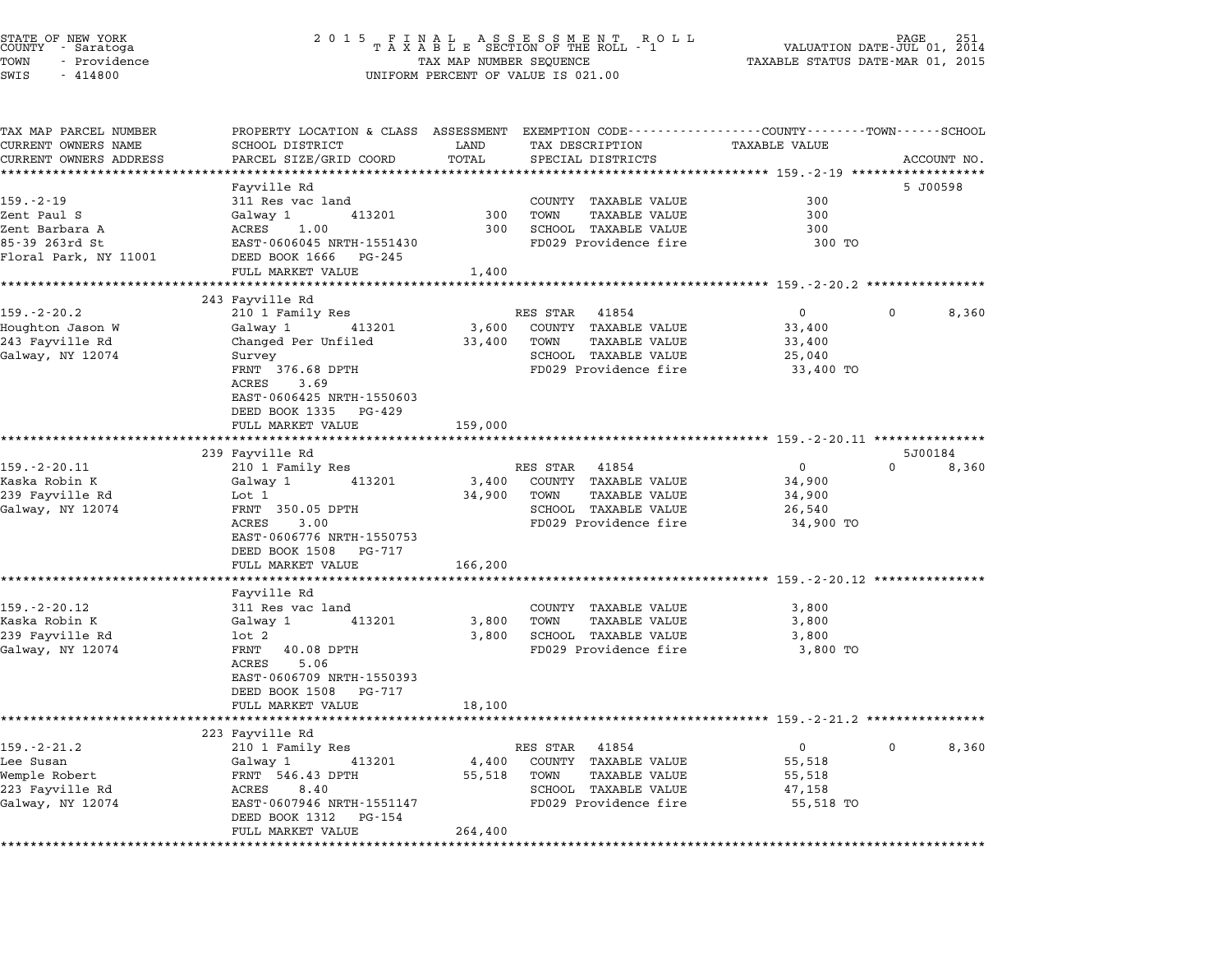STATE OF NEW YORK
COUNTY - Saratoga
TOWN - Providence
SWIS - 414800

2 0 1 5 F I N A L A S S E S S M E N T R O L L
T A X A B L E SECTION OF THE ROLL - 1
TAX MAP NUMBER SEQUENCE
UNIFORM PERCENT OF VALUE IS 021.00

VALUATION DATE-JUL 01, 2014
TAXABLE STATUS DATE-MAR 01, 2015

| TAX MAP PARCEL NUMBER / CURRENT OWNERS NAME / CURRENT OWNERS ADDRESS | PROPERTY LOCATION & CLASS / SCHOOL DISTRICT / PARCEL SIZE/GRID COORD | ASSESSMENT LAND / TOTAL | EXEMPTION CODE / TAX DESCRIPTION / SPECIAL DISTRICTS | COUNTY TAXABLE VALUE | TOWN | SCHOOL | ACCOUNT NO. |
|---|---|---|---|---|---|---|---|
| **159.-2-19** | Fayville Rd | | | | | | 5 J00598 |
| Zent Paul S | 311 Res vac land | | COUNTY TAXABLE VALUE | 300 | | | |
| Zent Barbara A | Galway 1 413201 | 300 | TOWN TAXABLE VALUE | 300 | | | |
| 85-39 263rd St | ACRES 1.00 | 300 | SCHOOL TAXABLE VALUE | 300 | | | |
| Floral Park, NY 11001 | EAST-0606045 NRTH-1551430 | | FD029 Providence fire | 300 TO | | | |
| | DEED BOOK 1666 PG-245 | | | | | | |
| | FULL MARKET VALUE | 1,400 | | | | | |
| **159.-2-20.2** | 243 Fayville Rd | | | | | | |
| Houghton Jason W | 210 1 Family Res | | RES STAR 41854 | 0 | 0 | 8,360 | |
| 243 Fayville Rd | Galway 1 413201 | 3,600 | COUNTY TAXABLE VALUE | 33,400 | | | |
| Galway, NY 12074 | Changed Per Unfiled | 33,400 | TOWN TAXABLE VALUE | 33,400 | | | |
| | Survey | | SCHOOL TAXABLE VALUE | 25,040 | | | |
| | FRNT 376.68 DPTH | | FD029 Providence fire | 33,400 TO | | | |
| | ACRES 3.69 | | | | | | |
| | EAST-0606425 NRTH-1550603 | | | | | | |
| | DEED BOOK 1335 PG-429 | | | | | | |
| | FULL MARKET VALUE | 159,000 | | | | | |
| **159.-2-20.11** | 239 Fayville Rd | | | | | | 5J00184 |
| Kaska Robin K | 210 1 Family Res | | RES STAR 41854 | 0 | 0 | 8,360 | |
| 239 Fayville Rd | Galway 1 413201 | 3,400 | COUNTY TAXABLE VALUE | 34,900 | | | |
| Galway, NY 12074 | Lot 1 | 34,900 | TOWN TAXABLE VALUE | 34,900 | | | |
| | FRNT 350.05 DPTH | | SCHOOL TAXABLE VALUE | 26,540 | | | |
| | ACRES 3.00 | | FD029 Providence fire | 34,900 TO | | | |
| | EAST-0606776 NRTH-1550753 | | | | | | |
| | DEED BOOK 1508 PG-717 | | | | | | |
| | FULL MARKET VALUE | 166,200 | | | | | |
| **159.-2-20.12** | Fayville Rd | | | | | | |
| Kaska Robin K | 311 Res vac land | | COUNTY TAXABLE VALUE | 3,800 | | | |
| 239 Fayville Rd | Galway 1 413201 | 3,800 | TOWN TAXABLE VALUE | 3,800 | | | |
| Galway, NY 12074 | lot 2 | 3,800 | SCHOOL TAXABLE VALUE | 3,800 | | | |
| | FRNT 40.08 DPTH | | FD029 Providence fire | 3,800 TO | | | |
| | ACRES 5.06 | | | | | | |
| | EAST-0606709 NRTH-1550393 | | | | | | |
| | DEED BOOK 1508 PG-717 | | | | | | |
| | FULL MARKET VALUE | 18,100 | | | | | |
| **159.-2-21.2** | 223 Fayville Rd | | | | | | |
| Lee Susan | 210 1 Family Res | | RES STAR 41854 | 0 | 0 | 8,360 | |
| Wemple Robert | Galway 1 413201 | 4,400 | COUNTY TAXABLE VALUE | 55,518 | | | |
| 223 Fayville Rd | FRNT 546.43 DPTH | 55,518 | TOWN TAXABLE VALUE | 55,518 | | | |
| Galway, NY 12074 | ACRES 8.40 | | SCHOOL TAXABLE VALUE | 47,158 | | | |
| | EAST-0607946 NRTH-1551147 | | FD029 Providence fire | 55,518 TO | | | |
| | DEED BOOK 1312 PG-154 | | | | | | |
| | FULL MARKET VALUE | 264,400 | | | | | |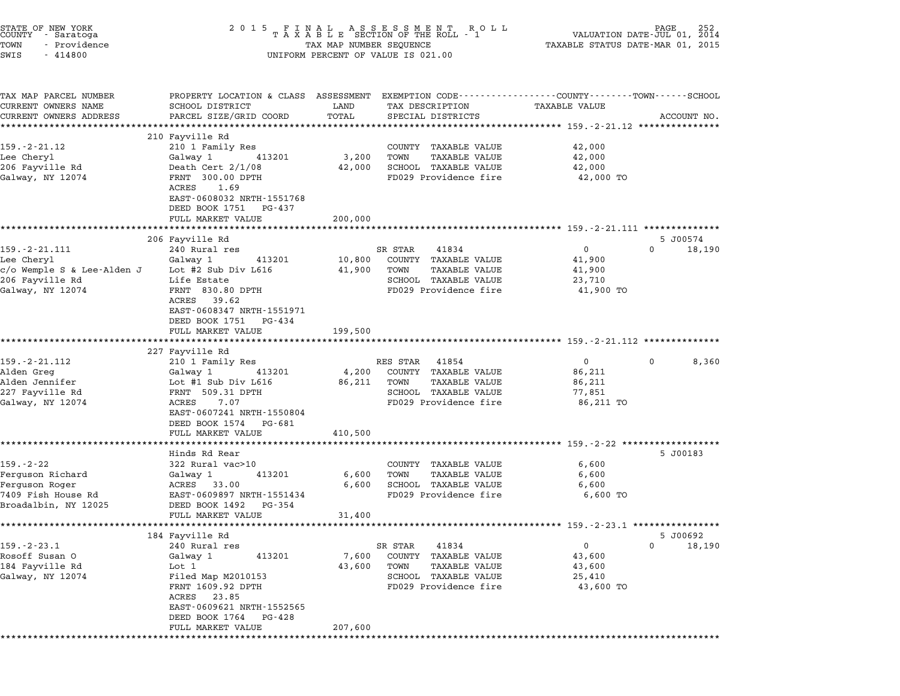STATE OF NEW YORK
COUNTY - Saratoga
TOWN - Providence
SWIS - 414800

2 0 1 5 F I N A L A S S E S S M E N T R O L L
T A X A B L E SECTION OF THE ROLL - 1
TAX MAP NUMBER SEQUENCE
UNIFORM PERCENT OF VALUE IS 021.00

VALUATION DATE-JUL 01, 2014
TAXABLE STATUS DATE-MAR 01, 2015

| TAX MAP PARCEL NUMBER / CURRENT OWNERS NAME / CURRENT OWNERS ADDRESS | PROPERTY LOCATION & CLASS / SCHOOL DISTRICT / PARCEL SIZE/GRID COORD | ASSESSMENT LAND / TOTAL | EXEMPTION CODE / TAX DESCRIPTION / SPECIAL DISTRICTS | COUNTY TAXABLE VALUE | TOWN | SCHOOL / ACCOUNT NO. |
|---|---|---|---|---|---|---|
| **159.-2-21.12** | 210 Fayville Rd | | | | | |
| 159.-2-21.12 | 210 1 Family Res | | COUNTY TAXABLE VALUE | 42,000 | | |
| Lee Cheryl | Galway 1 413201 | 3,200 | TOWN TAXABLE VALUE | 42,000 | | |
| 206 Fayville Rd | Death Cert 2/1/08 | 42,000 | SCHOOL TAXABLE VALUE | 42,000 | | |
| Galway, NY 12074 | FRNT 300.00 DPTH | | FD029 Providence fire | 42,000 TO | | |
| | ACRES 1.69 | | | | | |
| | EAST-0608032 NRTH-1551768 | | | | | |
| | DEED BOOK 1751 PG-437 | | | | | |
| | FULL MARKET VALUE | 200,000 | | | | |
| **159.-2-21.111** | 206 Fayville Rd | | | | | 5 J00574 |
| 159.-2-21.111 | 240 Rural res | | SR STAR 41834 | 0 | 0 | 18,190 |
| Lee Cheryl | Galway 1 413201 | 10,800 | COUNTY TAXABLE VALUE | 41,900 | | |
| c/o Wemple S & Lee-Alden J | Lot #2 Sub Div L616 | 41,900 | TOWN TAXABLE VALUE | 41,900 | | |
| 206 Fayville Rd | Life Estate | | SCHOOL TAXABLE VALUE | 23,710 | | |
| Galway, NY 12074 | FRNT 830.80 DPTH | | FD029 Providence fire | 41,900 TO | | |
| | ACRES 39.62 | | | | | |
| | EAST-0608347 NRTH-1551971 | | | | | |
| | DEED BOOK 1751 PG-434 | | | | | |
| | FULL MARKET VALUE | 199,500 | | | | |
| **159.-2-21.112** | 227 Fayville Rd | | | | | |
| 159.-2-21.112 | 210 1 Family Res | | RES STAR 41854 | 0 | 0 | 8,360 |
| Alden Greg | Galway 1 413201 | 4,200 | COUNTY TAXABLE VALUE | 86,211 | | |
| Alden Jennifer | Lot #1 Sub Div L616 | 86,211 | TOWN TAXABLE VALUE | 86,211 | | |
| 227 Fayville Rd | FRNT 509.31 DPTH | | SCHOOL TAXABLE VALUE | 77,851 | | |
| Galway, NY 12074 | ACRES 7.07 | | FD029 Providence fire | 86,211 TO | | |
| | EAST-0607241 NRTH-1550804 | | | | | |
| | DEED BOOK 1574 PG-681 | | | | | |
| | FULL MARKET VALUE | 410,500 | | | | |
| **159.-2-22** | Hinds Rd Rear | | | | | 5 J00183 |
| 159.-2-22 | 322 Rural vac>10 | | COUNTY TAXABLE VALUE | 6,600 | | |
| Ferguson Richard | Galway 1 413201 | 6,600 | TOWN TAXABLE VALUE | 6,600 | | |
| Ferguson Roger | ACRES 33.00 | 6,600 | SCHOOL TAXABLE VALUE | 6,600 | | |
| 7409 Fish House Rd | EAST-0609897 NRTH-1551434 | | FD029 Providence fire | 6,600 TO | | |
| Broadalbin, NY 12025 | DEED BOOK 1492 PG-354 | | | | | |
| | FULL MARKET VALUE | 31,400 | | | | |
| **159.-2-23.1** | 184 Fayville Rd | | | | | 5 J00692 |
| 159.-2-23.1 | 240 Rural res | | SR STAR 41834 | 0 | 0 | 18,190 |
| Rosoff Susan O | Galway 1 413201 | 7,600 | COUNTY TAXABLE VALUE | 43,600 | | |
| 184 Fayville Rd | Lot 1 | 43,600 | TOWN TAXABLE VALUE | 43,600 | | |
| Galway, NY 12074 | Filed Map M2010153 | | SCHOOL TAXABLE VALUE | 25,410 | | |
| | FRNT 1609.92 DPTH | | FD029 Providence fire | 43,600 TO | | |
| | ACRES 23.85 | | | | | |
| | EAST-0609621 NRTH-1552565 | | | | | |
| | DEED BOOK 1764 PG-428 | | | | | |
| | FULL MARKET VALUE | 207,600 | | | | |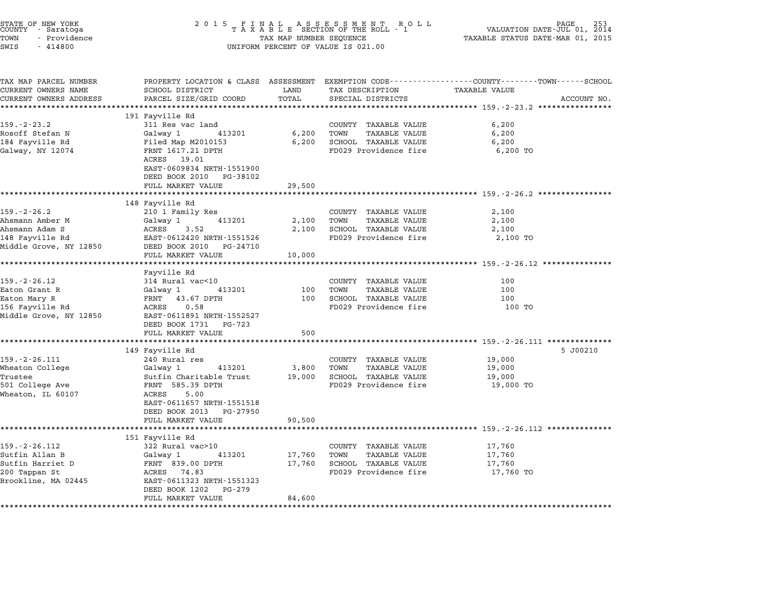STATE OF NEW YORK
COUNTY - Saratoga
TOWN - Providence
SWIS - 414800

2 0 1 5 F I N A L A S S E S S M E N T R O L L
T A X A B L E SECTION OF THE ROLL - 1
TAX MAP NUMBER SEQUENCE
UNIFORM PERCENT OF VALUE IS 021.00

VALUATION DATE-JUL 01, 2014
TAXABLE STATUS DATE-MAR 01, 2015

| TAX MAP PARCEL NUMBER / CURRENT OWNERS NAME / CURRENT OWNERS ADDRESS | PROPERTY LOCATION & CLASS / SCHOOL DISTRICT / PARCEL SIZE/GRID COORD | ASSESSMENT LAND | TOTAL | EXEMPTION CODE / TAX DESCRIPTION / SPECIAL DISTRICTS | TAXABLE VALUE (COUNTY / TOWN / SCHOOL) | ACCOUNT NO. |
|---|---|---|---|---|---|---|
| 159.-2-23.2 | 191 Fayville Rd | | | | | |
| 159.-2-23.2 | 311 Res vac land | | | COUNTY TAXABLE VALUE | 6,200 | |
| Rosoff Stefan N | Galway 1 413201 | 6,200 | | TOWN TAXABLE VALUE | 6,200 | |
| 184 Fayville Rd | Filed Map M2010153 | | 6,200 | SCHOOL TAXABLE VALUE | 6,200 | |
| Galway, NY 12074 | FRNT 1617.21 DPTH | | | FD029 Providence fire | 6,200 TO | |
| | ACRES 19.01 | | | | | |
| | EAST-0609834 NRTH-1551900 | | | | | |
| | DEED BOOK 2010 PG-38102 | | | | | |
| | FULL MARKET VALUE | | 29,500 | | | |
| 159.-2-26.2 | 148 Fayville Rd | | | | | |
| 159.-2-26.2 | 210 1 Family Res | | | COUNTY TAXABLE VALUE | 2,100 | |
| Ahsmann Amber M | Galway 1 413201 | 2,100 | | TOWN TAXABLE VALUE | 2,100 | |
| Ahsmann Adam S | ACRES 3.52 | | 2,100 | SCHOOL TAXABLE VALUE | 2,100 | |
| 148 Fayville Rd | EAST-0612420 NRTH-1551526 | | | FD029 Providence fire | 2,100 TO | |
| Middle Grove, NY 12850 | DEED BOOK 2010 PG-24710 | | | | | |
| | FULL MARKET VALUE | | 10,000 | | | |
| 159.-2-26.12 | Fayville Rd | | | | | |
| 159.-2-26.12 | 314 Rural vac<10 | | | COUNTY TAXABLE VALUE | 100 | |
| Eaton Grant R | Galway 1 413201 | 100 | | TOWN TAXABLE VALUE | 100 | |
| Eaton Mary R | FRNT 43.67 DPTH | | 100 | SCHOOL TAXABLE VALUE | 100 | |
| 156 Fayville Rd | ACRES 0.58 | | | FD029 Providence fire | 100 TO | |
| Middle Grove, NY 12850 | EAST-0611891 NRTH-1552527 | | | | | |
| | DEED BOOK 1731 PG-723 | | | | | |
| | FULL MARKET VALUE | | 500 | | | |
| 159.-2-26.111 | 149 Fayville Rd | | | | | 5 J00210 |
| 159.-2-26.111 | 240 Rural res | | | COUNTY TAXABLE VALUE | 19,000 | |
| Wheaton College | Galway 1 413201 | 3,800 | | TOWN TAXABLE VALUE | 19,000 | |
| Trustee | Sutfin Charitable Trust | | 19,000 | SCHOOL TAXABLE VALUE | 19,000 | |
| 501 College Ave | FRNT 585.39 DPTH | | | FD029 Providence fire | 19,000 TO | |
| Wheaton, IL 60107 | ACRES 5.00 | | | | | |
| | EAST-0611657 NRTH-1551518 | | | | | |
| | DEED BOOK 2013 PG-27950 | | | | | |
| | FULL MARKET VALUE | | 90,500 | | | |
| 159.-2-26.112 | 151 Fayville Rd | | | | | |
| 159.-2-26.112 | 322 Rural vac>10 | | | COUNTY TAXABLE VALUE | 17,760 | |
| Sutfin Allan B | Galway 1 413201 | 17,760 | | TOWN TAXABLE VALUE | 17,760 | |
| Sutfin Harriet D | FRNT 839.00 DPTH | | 17,760 | SCHOOL TAXABLE VALUE | 17,760 | |
| 200 Tappan St | ACRES 74.83 | | | FD029 Providence fire | 17,760 TO | |
| Brookline, MA 02445 | EAST-0611323 NRTH-1551323 | | | | | |
| | DEED BOOK 1202 PG-279 | | | | | |
| | FULL MARKET VALUE | | 84,600 | | | |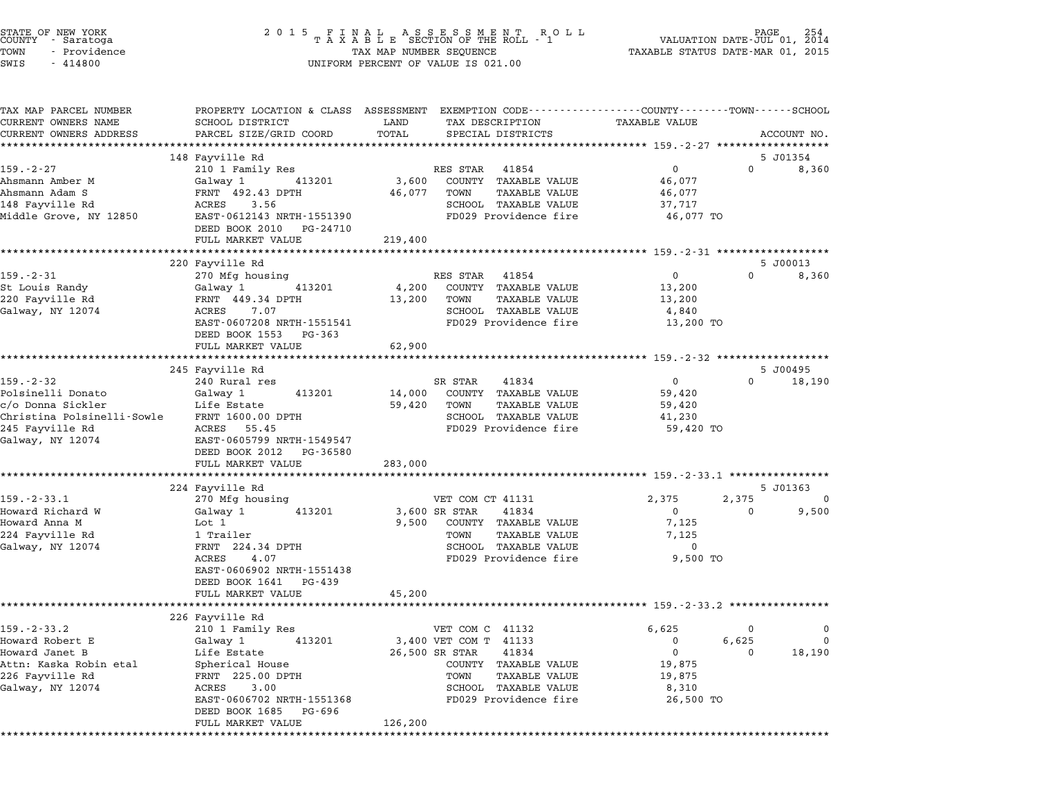STATE OF NEW YORK
COUNTY - Saratoga
TOWN - Providence
SWIS - 414800

2 0 1 5 F I N A L A S S E S S M E N T R O L L
T A X A B L E SECTION OF THE ROLL - 1
TAX MAP NUMBER SEQUENCE
UNIFORM PERCENT OF VALUE IS 021.00

VALUATION DATE-JUL 01, 2014
TAXABLE STATUS DATE-MAR 01, 2015

| TAX MAP PARCEL NUMBER / CURRENT OWNERS NAME / CURRENT OWNERS ADDRESS | PROPERTY LOCATION & CLASS / SCHOOL DISTRICT / PARCEL SIZE/GRID COORD | ASSESSMENT LAND / TOTAL | EXEMPTION CODE / TAX DESCRIPTION / SPECIAL DISTRICTS | COUNTY TAXABLE VALUE | TOWN | SCHOOL / ACCOUNT NO. |
|---|---|---|---|---|---|---|
| **159.-2-27** | 148 Fayville Rd | | | | | 5 J01354 |
| 159.-2-27 | 210 1 Family Res | | RES STAR 41854 | 0 | 0 | 8,360 |
| Ahsmann Amber M | Galway 1 413201 | 3,600 | COUNTY TAXABLE VALUE | 46,077 | | |
| Ahsmann Adam S | FRNT 492.43 DPTH | 46,077 | TOWN TAXABLE VALUE | 46,077 | | |
| 148 Fayville Rd | ACRES 3.56 | | SCHOOL TAXABLE VALUE | 37,717 | | |
| Middle Grove, NY 12850 | EAST-0612143 NRTH-1551390 | | FD029 Providence fire | 46,077 TO | | |
| | DEED BOOK 2010 PG-24710 | | | | | |
| | FULL MARKET VALUE | 219,400 | | | | |
| **159.-2-31** | 220 Fayville Rd | | | | | 5 J00013 |
| 159.-2-31 | 270 Mfg housing | | RES STAR 41854 | 0 | 0 | 8,360 |
| St Louis Randy | Galway 1 413201 | 4,200 | COUNTY TAXABLE VALUE | 13,200 | | |
| 220 Fayville Rd | FRNT 449.34 DPTH | 13,200 | TOWN TAXABLE VALUE | 13,200 | | |
| Galway, NY 12074 | ACRES 7.07 | | SCHOOL TAXABLE VALUE | 4,840 | | |
| | EAST-0607208 NRTH-1551541 | | FD029 Providence fire | 13,200 TO | | |
| | DEED BOOK 1553 PG-363 | | | | | |
| | FULL MARKET VALUE | 62,900 | | | | |
| **159.-2-32** | 245 Fayville Rd | | | | | 5 J00495 |
| 159.-2-32 | 240 Rural res | | SR STAR 41834 | 0 | 0 | 18,190 |
| Polsinelli Donato | Galway 1 413201 | 14,000 | COUNTY TAXABLE VALUE | 59,420 | | |
| c/o Donna Sickler | Life Estate | 59,420 | TOWN TAXABLE VALUE | 59,420 | | |
| Christina Polsinelli-Sowle | FRNT 1600.00 DPTH | | SCHOOL TAXABLE VALUE | 41,230 | | |
| 245 Fayville Rd | ACRES 55.45 | | FD029 Providence fire | 59,420 TO | | |
| Galway, NY 12074 | EAST-0605799 NRTH-1549547 | | | | | |
| | DEED BOOK 2012 PG-36580 | | | | | |
| | FULL MARKET VALUE | 283,000 | | | | |
| **159.-2-33.1** | 224 Fayville Rd | | | | | 5 J01363 |
| 159.-2-33.1 | 270 Mfg housing | | VET COM CT 41131 | 2,375 | 2,375 | 0 |
| Howard Richard W | Galway 1 413201 | 3,600 | SR STAR 41834 | 0 | 0 | 9,500 |
| Howard Anna M | Lot 1 | 9,500 | COUNTY TAXABLE VALUE | 7,125 | | |
| 224 Fayville Rd | 1 Trailer | | TOWN TAXABLE VALUE | 7,125 | | |
| Galway, NY 12074 | FRNT 224.34 DPTH | | SCHOOL TAXABLE VALUE | 0 | | |
| | ACRES 4.07 | | FD029 Providence fire | 9,500 TO | | |
| | EAST-0606902 NRTH-1551438 | | | | | |
| | DEED BOOK 1641 PG-439 | | | | | |
| | FULL MARKET VALUE | 45,200 | | | | |
| **159.-2-33.2** | 226 Fayville Rd | | | | | |
| 159.-2-33.2 | 210 1 Family Res | | VET COM C 41132 | 6,625 | 0 | 0 |
| Howard Robert E | Galway 1 413201 | 3,400 | VET COM T 41133 | 0 | 6,625 | 0 |
| Howard Janet B | Life Estate | 26,500 | SR STAR 41834 | 0 | 0 | 18,190 |
| Attn: Kaska Robin etal | Spherical House | | COUNTY TAXABLE VALUE | 19,875 | | |
| 226 Fayville Rd | FRNT 225.00 DPTH | | TOWN TAXABLE VALUE | 19,875 | | |
| Galway, NY 12074 | ACRES 3.00 | | SCHOOL TAXABLE VALUE | 8,310 | | |
| | EAST-0606702 NRTH-1551368 | | FD029 Providence fire | 26,500 TO | | |
| | DEED BOOK 1685 PG-696 | | | | | |
| | FULL MARKET VALUE | 126,200 | | | | |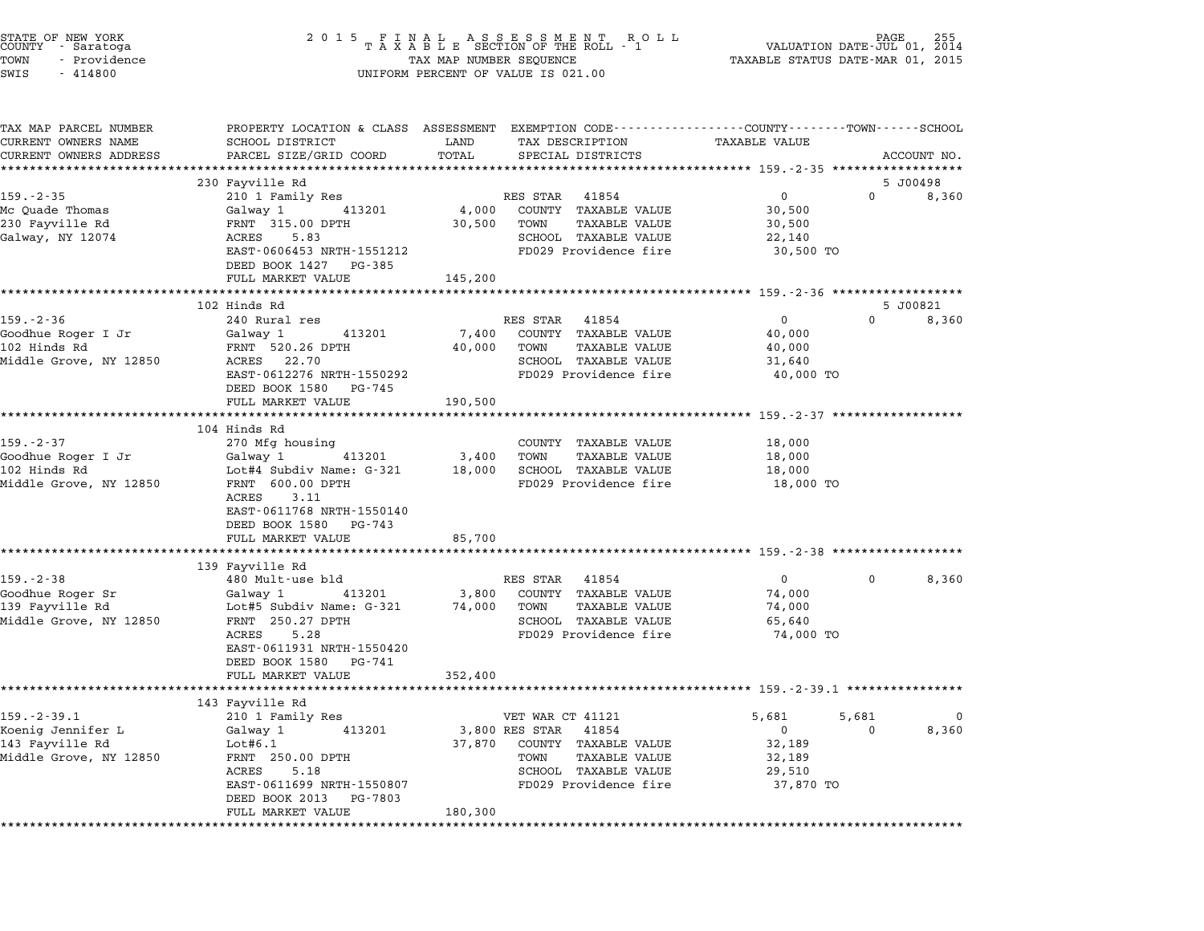STATE OF NEW YORK
COUNTY - Saratoga
TOWN - Providence
SWIS - 414800

2015 FINAL ASSESSMENT ROLL
TAXABLE SECTION OF THE ROLL - 1
TAX MAP NUMBER SEQUENCE
UNIFORM PERCENT OF VALUE IS 021.00

VALUATION DATE-JUL 01, 2014
TAXABLE STATUS DATE-MAR 01, 2015

| TAX MAP PARCEL NUMBER / CURRENT OWNERS NAME / CURRENT OWNERS ADDRESS | PROPERTY LOCATION & CLASS / SCHOOL DISTRICT / PARCEL SIZE/GRID COORD | ASSESSMENT LAND / TOTAL | EXEMPTION CODE / TAX DESCRIPTION / SPECIAL DISTRICTS | COUNTY TAXABLE VALUE | TOWN | SCHOOL / ACCOUNT NO. |
|---|---|---|---|---|---|---|
| **159.-2-35** | 230 Fayville Rd | | | | | 5 J00498 |
| 159.-2-35 | 210 1 Family Res | | RES STAR 41854 | 0 | 0 | 8,360 |
| Mc Quade Thomas | Galway 1 413201 | 4,000 | COUNTY TAXABLE VALUE | 30,500 | | |
| 230 Fayville Rd | FRNT 315.00 DPTH | 30,500 | TOWN TAXABLE VALUE | 30,500 | | |
| Galway, NY 12074 | ACRES 5.83 | | SCHOOL TAXABLE VALUE | 22,140 | | |
| | EAST-0606453 NRTH-1551212 | | FD029 Providence fire | 30,500 TO | | |
| | DEED BOOK 1427 PG-385 | | | | | |
| | FULL MARKET VALUE | 145,200 | | | | |
| **159.-2-36** | 102 Hinds Rd | | | | | 5 J00821 |
| 159.-2-36 | 240 Rural res | | RES STAR 41854 | 0 | 0 | 8,360 |
| Goodhue Roger I Jr | Galway 1 413201 | 7,400 | COUNTY TAXABLE VALUE | 40,000 | | |
| 102 Hinds Rd | FRNT 520.26 DPTH | 40,000 | TOWN TAXABLE VALUE | 40,000 | | |
| Middle Grove, NY 12850 | ACRES 22.70 | | SCHOOL TAXABLE VALUE | 31,640 | | |
| | EAST-0612276 NRTH-1550292 | | FD029 Providence fire | 40,000 TO | | |
| | DEED BOOK 1580 PG-745 | | | | | |
| | FULL MARKET VALUE | 190,500 | | | | |
| **159.-2-37** | 104 Hinds Rd | | | | | |
| 159.-2-37 | 270 Mfg housing | | COUNTY TAXABLE VALUE | 18,000 | | |
| Goodhue Roger I Jr | Galway 1 413201 | 3,400 | TOWN TAXABLE VALUE | 18,000 | | |
| 102 Hinds Rd | Lot#4 Subdiv Name: G-321 | 18,000 | SCHOOL TAXABLE VALUE | 18,000 | | |
| Middle Grove, NY 12850 | FRNT 600.00 DPTH | | FD029 Providence fire | 18,000 TO | | |
| | ACRES 3.11 | | | | | |
| | EAST-0611768 NRTH-1550140 | | | | | |
| | DEED BOOK 1580 PG-743 | | | | | |
| | FULL MARKET VALUE | 85,700 | | | | |
| **159.-2-38** | 139 Fayville Rd | | | | | |
| 159.-2-38 | 480 Mult-use bld | | RES STAR 41854 | 0 | 0 | 8,360 |
| Goodhue Roger Sr | Galway 1 413201 | 3,800 | COUNTY TAXABLE VALUE | 74,000 | | |
| 139 Fayville Rd | Lot#5 Subdiv Name: G-321 | 74,000 | TOWN TAXABLE VALUE | 74,000 | | |
| Middle Grove, NY 12850 | FRNT 250.27 DPTH | | SCHOOL TAXABLE VALUE | 65,640 | | |
| | ACRES 5.28 | | FD029 Providence fire | 74,000 TO | | |
| | EAST-0611931 NRTH-1550420 | | | | | |
| | DEED BOOK 1580 PG-741 | | | | | |
| | FULL MARKET VALUE | 352,400 | | | | |
| **159.-2-39.1** | 143 Fayville Rd | | | | | |
| 159.-2-39.1 | 210 1 Family Res | | VET WAR CT 41121 | 5,681 | 5,681 | 0 |
| Koenig Jennifer L | Galway 1 413201 | 3,800 | RES STAR 41854 | 0 | 0 | 8,360 |
| 143 Fayville Rd | Lot#6.1 | 37,870 | COUNTY TAXABLE VALUE | 32,189 | | |
| Middle Grove, NY 12850 | FRNT 250.00 DPTH | | TOWN TAXABLE VALUE | 32,189 | | |
| | ACRES 5.18 | | SCHOOL TAXABLE VALUE | 29,510 | | |
| | EAST-0611699 NRTH-1550807 | | FD029 Providence fire | 37,870 TO | | |
| | DEED BOOK 2013 PG-7803 | | | | | |
| | FULL MARKET VALUE | 180,300 | | | | |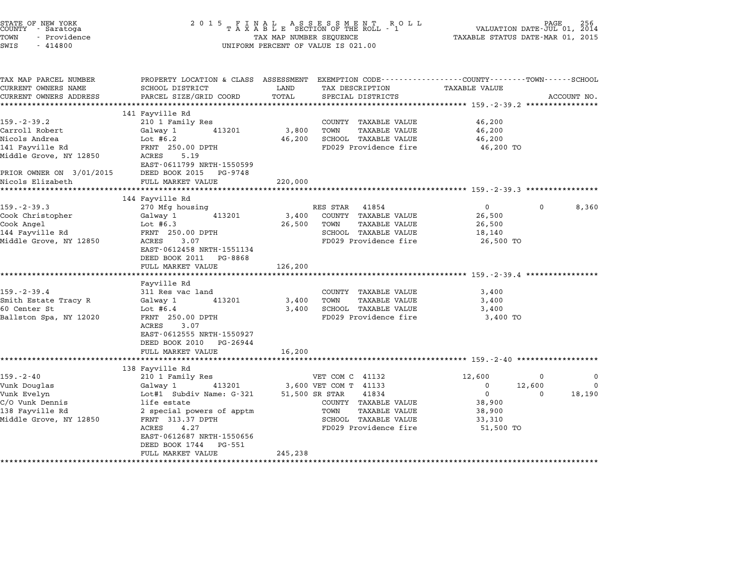STATE OF NEW YORK
COUNTY - Saratoga
TOWN - Providence
SWIS - 414800

2015 FINAL ASSESSMENT ROLL
TAXABLE SECTION OF THE ROLL - 1
TAX MAP NUMBER SEQUENCE
UNIFORM PERCENT OF VALUE IS 021.00

VALUATION DATE-JUL 01, 2014
TAXABLE STATUS DATE-MAR 01, 2015

| TAX MAP PARCEL NUMBER / CURRENT OWNERS NAME / CURRENT OWNERS ADDRESS | PROPERTY LOCATION & CLASS / SCHOOL DISTRICT / PARCEL SIZE/GRID COORD | ASSESSMENT LAND | TOTAL | EXEMPTION CODE / TAX DESCRIPTION / SPECIAL DISTRICTS | COUNTY TAXABLE VALUE | TOWN | SCHOOL |
|---|---|---|---|---|---|---|---|
| **159.-2-39.2** | 141 Fayville Rd | | | | | | |
| Carroll Robert | 210 1 Family Res | | | COUNTY TAXABLE VALUE | 46,200 | | |
| Nicols Andrea | Galway 1 413201 | 3,800 | | TOWN TAXABLE VALUE | 46,200 | | |
| 141 Fayville Rd | Lot #6.2 | | 46,200 | SCHOOL TAXABLE VALUE | 46,200 | | |
| Middle Grove, NY 12850 | FRNT 250.00 DPTH | | | FD029 Providence fire | 46,200 TO | | |
| | ACRES 5.19 | | | | | | |
| | EAST-0611799 NRTH-1550599 | | | | | | |
| PRIOR OWNER ON 3/01/2015 | DEED BOOK 2015 PG-9748 | | | | | | |
| Nicols Elizabeth | FULL MARKET VALUE | | 220,000 | | | | |
| **159.-2-39.3** | 144 Fayville Rd | | | | | | |
| Cook Christopher | 270 Mfg housing | | | RES STAR 41854 | 0 | 0 | 8,360 |
| Cook Angel | Galway 1 413201 | 3,400 | | COUNTY TAXABLE VALUE | 26,500 | | |
| 144 Fayville Rd | Lot #6.3 | | 26,500 | TOWN TAXABLE VALUE | 26,500 | | |
| Middle Grove, NY 12850 | FRNT 250.00 DPTH | | | SCHOOL TAXABLE VALUE | 18,140 | | |
| | ACRES 3.07 | | | FD029 Providence fire | 26,500 TO | | |
| | EAST-0612458 NRTH-1551134 | | | | | | |
| | DEED BOOK 2011 PG-8868 | | | | | | |
| | FULL MARKET VALUE | | 126,200 | | | | |
| **159.-2-39.4** | Fayville Rd | | | | | | |
| Smith Estate Tracy R | 311 Res vac land | | | COUNTY TAXABLE VALUE | 3,400 | | |
| 60 Center St | Galway 1 413201 | 3,400 | | TOWN TAXABLE VALUE | 3,400 | | |
| Ballston Spa, NY 12020 | Lot #6.4 | | 3,400 | SCHOOL TAXABLE VALUE | 3,400 | | |
| | FRNT 250.00 DPTH | | | FD029 Providence fire | 3,400 TO | | |
| | ACRES 3.07 | | | | | | |
| | EAST-0612555 NRTH-1550927 | | | | | | |
| | DEED BOOK 2010 PG-26944 | | | | | | |
| | FULL MARKET VALUE | | 16,200 | | | | |
| **159.-2-40** | 138 Fayville Rd | | | | | | |
| Vunk Douglas | 210 1 Family Res | | | VET COM C 41132 | 12,600 | 0 | 0 |
| Vunk Evelyn | Galway 1 413201 | 3,600 | | VET COM T 41133 | 0 | 12,600 | 0 |
| C/O Vunk Dennis | Lot#1 Subdiv Name: G-321 | | 51,500 | SR STAR 41834 | 0 | 0 | 18,190 |
| 138 Fayville Rd | life estate | | | COUNTY TAXABLE VALUE | 38,900 | | |
| Middle Grove, NY 12850 | 2 special powers of apptm | | | TOWN TAXABLE VALUE | 38,900 | | |
| | FRNT 313.37 DPTH | | | SCHOOL TAXABLE VALUE | 33,310 | | |
| | ACRES 4.27 | | | FD029 Providence fire | 51,500 TO | | |
| | EAST-0612687 NRTH-1550656 | | | | | | |
| | DEED BOOK 1744 PG-551 | | | | | | |
| | FULL MARKET VALUE | | 245,238 | | | | |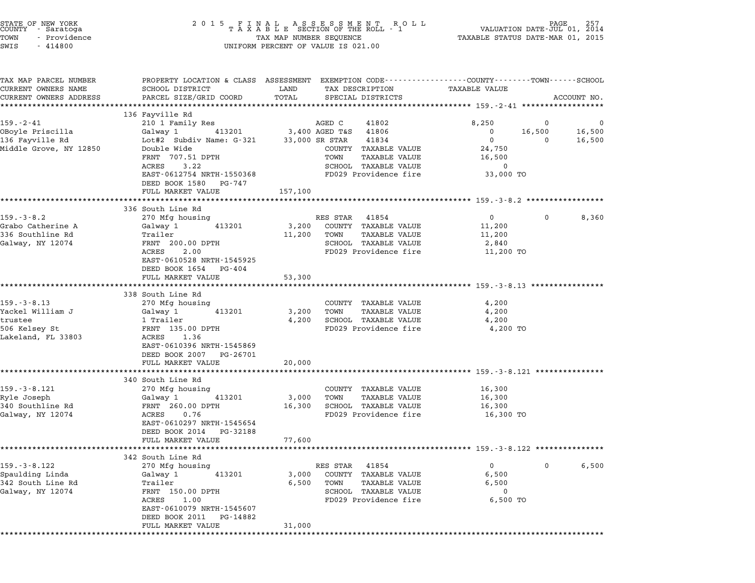STATE OF NEW YORK
COUNTY - Saratoga
TOWN - Providence
SWIS - 414800

2015 FINAL ASSESSMENT ROLL
TAXABLE SECTION OF THE ROLL - 1
TAX MAP NUMBER SEQUENCE
UNIFORM PERCENT OF VALUE IS 021.00

VALUATION DATE-JUL 01, 2014
TAXABLE STATUS DATE-MAR 01, 2015

| TAX MAP PARCEL NUMBER / CURRENT OWNERS NAME / CURRENT OWNERS ADDRESS | PROPERTY LOCATION & CLASS / SCHOOL DISTRICT / PARCEL SIZE/GRID COORD | ASSESSMENT LAND | TOTAL | EXEMPTION CODE / TAX DESCRIPTION / SPECIAL DISTRICTS | COUNTY TAXABLE VALUE | TOWN | SCHOOL |
|---|---|---|---|---|---|---|---|
| **159.-2-41** | 136 Fayville Rd | | | | | | |
| 159.-2-41 | 210 1 Family Res | | | AGED C 41802 | 8,250 | 0 | 0 |
| OBoyle Priscilla | Galway 1 413201 | 3,400 | | AGED T&S 41806 | 0 | 16,500 | 16,500 |
| 136 Fayville Rd | Lot#2 Subdiv Name: G-321 | | 33,000 | SR STAR 41834 | 0 | 0 | 16,500 |
| Middle Grove, NY 12850 | Double Wide | | | COUNTY TAXABLE VALUE | 24,750 | | |
| | FRNT 707.51 DPTH | | | TOWN TAXABLE VALUE | 16,500 | | |
| | ACRES 3.22 | | | SCHOOL TAXABLE VALUE | 0 | | |
| | EAST-0612754 NRTH-1550368 | | | FD029 Providence fire | 33,000 TO | | |
| | DEED BOOK 1580 PG-747 | | | | | | |
| | FULL MARKET VALUE | | 157,100 | | | | |
| **159.-3-8.2** | 336 South Line Rd | | | | | | |
| 159.-3-8.2 | 270 Mfg housing | | | RES STAR 41854 | 0 | 0 | 8,360 |
| Grabo Catherine A | Galway 1 413201 | 3,200 | | COUNTY TAXABLE VALUE | 11,200 | | |
| 336 Southline Rd | Trailer | | 11,200 | TOWN TAXABLE VALUE | 11,200 | | |
| Galway, NY 12074 | FRNT 200.00 DPTH | | | SCHOOL TAXABLE VALUE | 2,840 | | |
| | ACRES 2.00 | | | FD029 Providence fire | 11,200 TO | | |
| | EAST-0610528 NRTH-1545925 | | | | | | |
| | DEED BOOK 1654 PG-404 | | | | | | |
| | FULL MARKET VALUE | | 53,300 | | | | |
| **159.-3-8.13** | 338 South Line Rd | | | | | | |
| 159.-3-8.13 | 270 Mfg housing | | | COUNTY TAXABLE VALUE | 4,200 | | |
| Yackel William J | Galway 1 413201 | 3,200 | | TOWN TAXABLE VALUE | 4,200 | | |
| trustee | 1 Trailer | | 4,200 | SCHOOL TAXABLE VALUE | 4,200 | | |
| 506 Kelsey St | FRNT 135.00 DPTH | | | FD029 Providence fire | 4,200 TO | | |
| Lakeland, FL 33803 | ACRES 1.36 | | | | | | |
| | EAST-0610396 NRTH-1545869 | | | | | | |
| | DEED BOOK 2007 PG-26701 | | | | | | |
| | FULL MARKET VALUE | | 20,000 | | | | |
| **159.-3-8.121** | 340 South Line Rd | | | | | | |
| 159.-3-8.121 | 270 Mfg housing | | | COUNTY TAXABLE VALUE | 16,300 | | |
| Ryle Joseph | Galway 1 413201 | 3,000 | | TOWN TAXABLE VALUE | 16,300 | | |
| 340 Southline Rd | FRNT 260.00 DPTH | | 16,300 | SCHOOL TAXABLE VALUE | 16,300 | | |
| Galway, NY 12074 | ACRES 0.76 | | | FD029 Providence fire | 16,300 TO | | |
| | EAST-0610297 NRTH-1545654 | | | | | | |
| | DEED BOOK 2014 PG-32188 | | | | | | |
| | FULL MARKET VALUE | | 77,600 | | | | |
| **159.-3-8.122** | 342 South Line Rd | | | | | | |
| 159.-3-8.122 | 270 Mfg housing | | | RES STAR 41854 | 0 | 0 | 6,500 |
| Spaulding Linda | Galway 1 413201 | 3,000 | | COUNTY TAXABLE VALUE | 6,500 | | |
| 342 South Line Rd | Trailer | | 6,500 | TOWN TAXABLE VALUE | 6,500 | | |
| Galway, NY 12074 | FRNT 150.00 DPTH | | | SCHOOL TAXABLE VALUE | 0 | | |
| | ACRES 1.00 | | | FD029 Providence fire | 6,500 TO | | |
| | EAST-0610079 NRTH-1545607 | | | | | | |
| | DEED BOOK 2011 PG-14882 | | | | | | |
| | FULL MARKET VALUE | | 31,000 | | | | |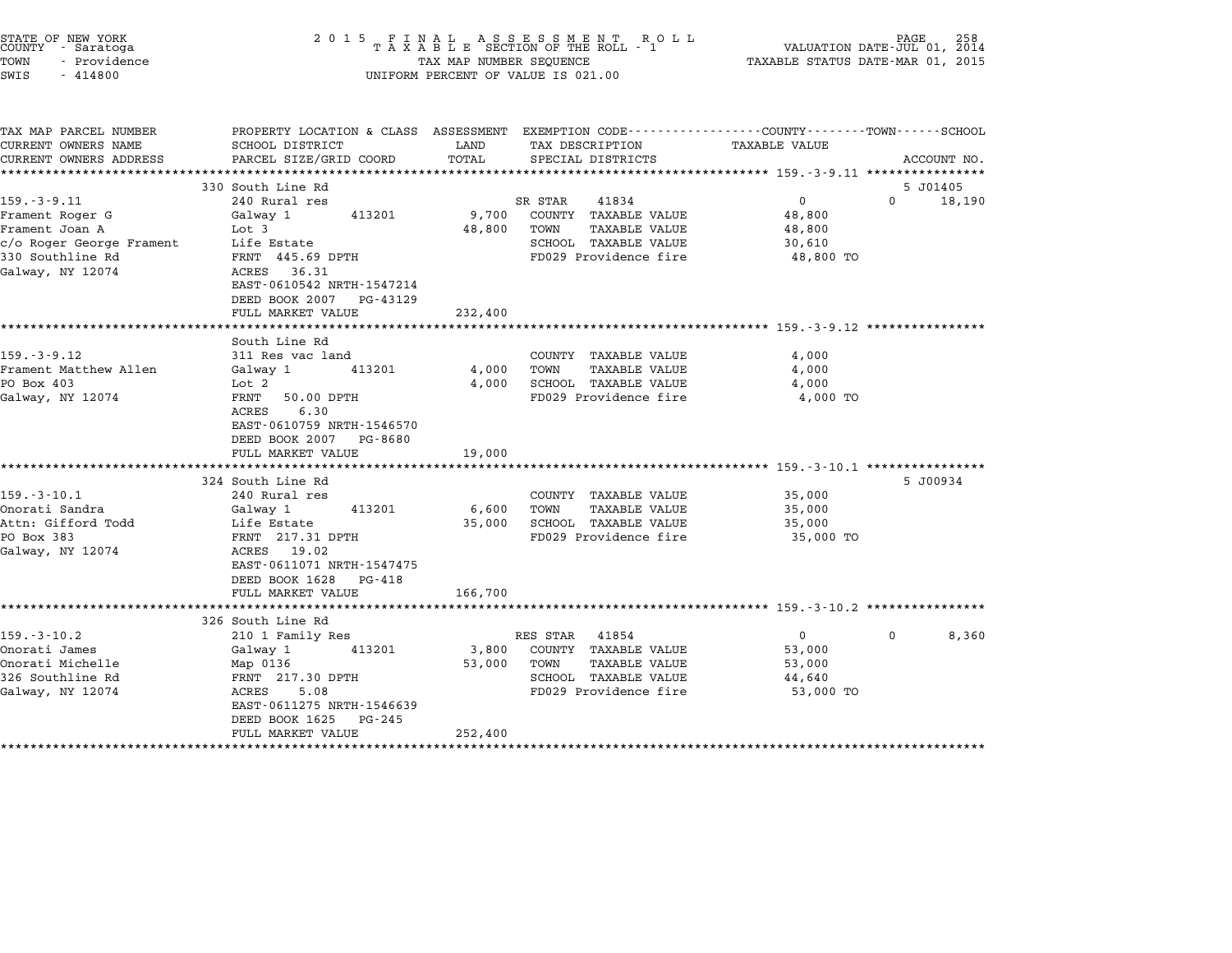STATE OF NEW YORK — 2015 FINAL ASSESSMENT ROLL — TAXABLE SECTION OF THE ROLL - 1
COUNTY - Saratoga — VALUATION DATE-JUL 01, 2014
TOWN - Providence — TAX MAP NUMBER SEQUENCE — TAXABLE STATUS DATE-MAR 01, 2015
SWIS - 414800 — UNIFORM PERCENT OF VALUE IS 021.00

| TAX MAP PARCEL NUMBER / CURRENT OWNERS NAME / CURRENT OWNERS ADDRESS | PROPERTY LOCATION & CLASS / SCHOOL DISTRICT / PARCEL SIZE/GRID COORD | ASSESSMENT LAND | TOTAL | EXEMPTION CODE / TAX DESCRIPTION / SPECIAL DISTRICTS | COUNTY TAXABLE VALUE | TOWN | SCHOOL / ACCOUNT NO. |
|---|---|---|---|---|---|---|---|
| **159.-3-9.11** | 330 South Line Rd | | | | | | 5 J01405 |
| 159.-3-9.11 | 240 Rural res | | | SR STAR 41834 | 0 | 0 | 18,190 |
| Frament Roger G | Galway 1 413201 | 9,700 | | COUNTY TAXABLE VALUE | 48,800 | | |
| Frament Joan A | Lot 3 | | 48,800 | TOWN TAXABLE VALUE | 48,800 | | |
| c/o Roger George Frament | Life Estate | | | SCHOOL TAXABLE VALUE | 30,610 | | |
| 330 Southline Rd | FRNT 445.69 DPTH | | | FD029 Providence fire | 48,800 TO | | |
| Galway, NY 12074 | ACRES 36.31 | | | | | | |
| | EAST-0610542 NRTH-1547214 | | | | | | |
| | DEED BOOK 2007 PG-43129 | | | | | | |
| | FULL MARKET VALUE | | 232,400 | | | | |
| **159.-3-9.12** | South Line Rd | | | | | | |
| 159.-3-9.12 | 311 Res vac land | | | COUNTY TAXABLE VALUE | 4,000 | | |
| Frament Matthew Allen | Galway 1 413201 | 4,000 | | TOWN TAXABLE VALUE | 4,000 | | |
| PO Box 403 | Lot 2 | | 4,000 | SCHOOL TAXABLE VALUE | 4,000 | | |
| Galway, NY 12074 | FRNT 50.00 DPTH | | | FD029 Providence fire | 4,000 TO | | |
| | ACRES 6.30 | | | | | | |
| | EAST-0610759 NRTH-1546570 | | | | | | |
| | DEED BOOK 2007 PG-8680 | | | | | | |
| | FULL MARKET VALUE | | 19,000 | | | | |
| **159.-3-10.1** | 324 South Line Rd | | | | | | 5 J00934 |
| 159.-3-10.1 | 240 Rural res | | | COUNTY TAXABLE VALUE | 35,000 | | |
| Onorati Sandra | Galway 1 413201 | 6,600 | | TOWN TAXABLE VALUE | 35,000 | | |
| Attn: Gifford Todd | Life Estate | | 35,000 | SCHOOL TAXABLE VALUE | 35,000 | | |
| PO Box 383 | FRNT 217.31 DPTH | | | FD029 Providence fire | 35,000 TO | | |
| Galway, NY 12074 | ACRES 19.02 | | | | | | |
| | EAST-0611071 NRTH-1547475 | | | | | | |
| | DEED BOOK 1628 PG-418 | | | | | | |
| | FULL MARKET VALUE | | 166,700 | | | | |
| **159.-3-10.2** | 326 South Line Rd | | | | | | |
| 159.-3-10.2 | 210 1 Family Res | | | RES STAR 41854 | 0 | 0 | 8,360 |
| Onorati James | Galway 1 413201 | 3,800 | | COUNTY TAXABLE VALUE | 53,000 | | |
| Onorati Michelle | Map 0136 | | 53,000 | TOWN TAXABLE VALUE | 53,000 | | |
| 326 Southline Rd | FRNT 217.30 DPTH | | | SCHOOL TAXABLE VALUE | 44,640 | | |
| Galway, NY 12074 | ACRES 5.08 | | | FD029 Providence fire | 53,000 TO | | |
| | EAST-0611275 NRTH-1546639 | | | | | | |
| | DEED BOOK 1625 PG-245 | | | | | | |
| | FULL MARKET VALUE | | 252,400 | | | | |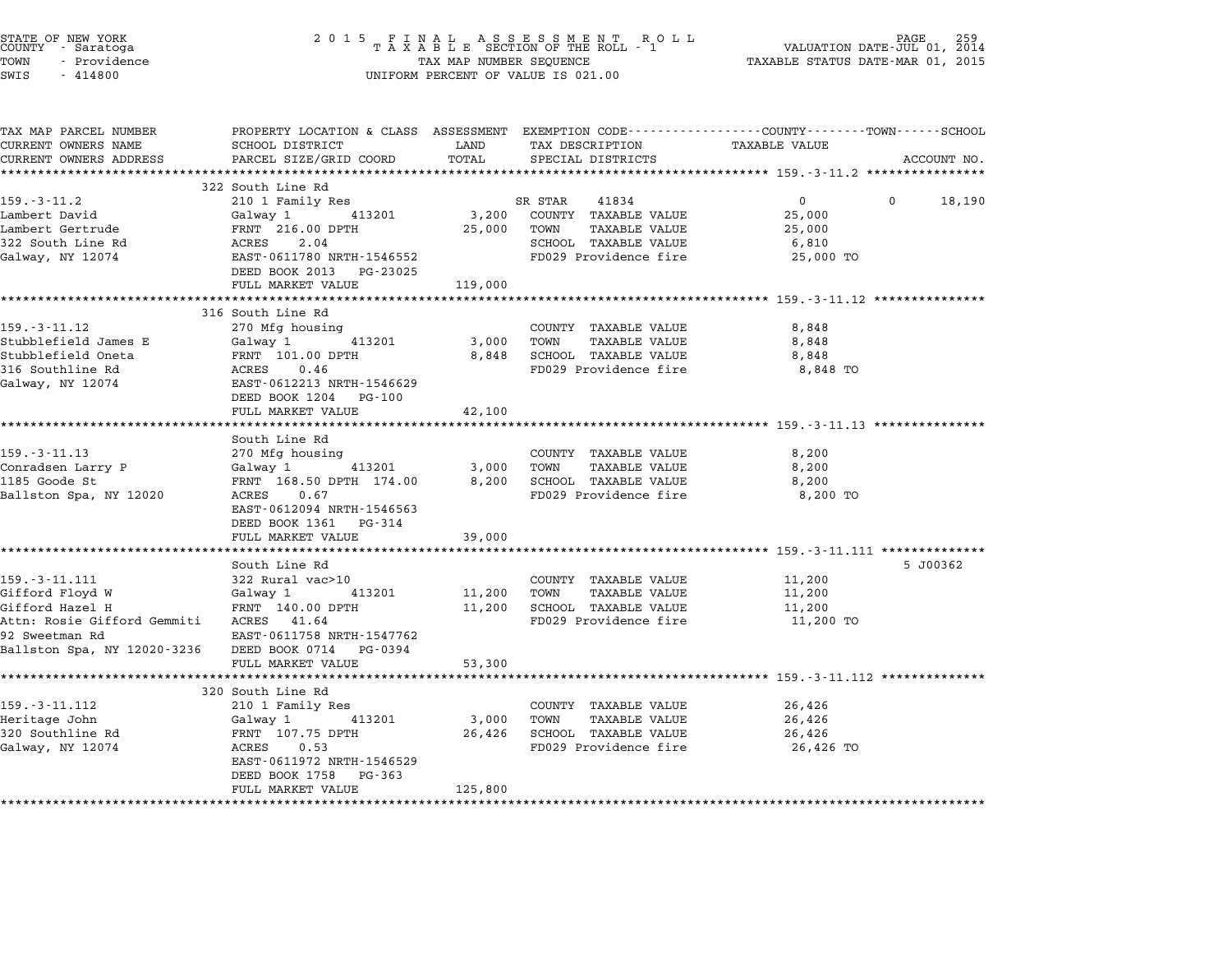STATE OF NEW YORK
COUNTY - Saratoga
TOWN - Providence
SWIS - 414800

2015 FINAL ASSESSMENT ROLL
TAXABLE SECTION OF THE ROLL - 1
TAX MAP NUMBER SEQUENCE
UNIFORM PERCENT OF VALUE IS 021.00

VALUATION DATE-JUL 01, 2014
TAXABLE STATUS DATE-MAR 01, 2015

| TAX MAP PARCEL NUMBER / CURRENT OWNERS NAME / CURRENT OWNERS ADDRESS | PROPERTY LOCATION & CLASS / SCHOOL DISTRICT / PARCEL SIZE/GRID COORD | ASSESSMENT LAND | TOTAL | EXEMPTION CODE / TAX DESCRIPTION / SPECIAL DISTRICTS | COUNTY / TAXABLE VALUE | TOWN | SCHOOL | ACCOUNT NO. |
|---|---|---|---|---|---|---|---|---|
| **159.-3-11.2** | 322 South Line Rd | | | | | | | |
| 159.-3-11.2 | 210 1 Family Res | | | SR STAR 41834 | 0 | 0 | 18,190 | |
| Lambert David | Galway 1 413201 | 3,200 | | COUNTY TAXABLE VALUE | 25,000 | | | |
| Lambert Gertrude | FRNT 216.00 DPTH | | 25,000 | TOWN TAXABLE VALUE | 25,000 | | | |
| 322 South Line Rd | ACRES 2.04 | | | SCHOOL TAXABLE VALUE | 6,810 | | | |
| Galway, NY 12074 | EAST-0611780 NRTH-1546552 | | | FD029 Providence fire | 25,000 TO | | | |
| | DEED BOOK 2013 PG-23025 | | | | | | | |
| | FULL MARKET VALUE | 119,000 | | | | | | |
| **159.-3-11.12** | 316 South Line Rd | | | | | | | |
| 159.-3-11.12 | 270 Mfg housing | | | COUNTY TAXABLE VALUE | 8,848 | | | |
| Stubblefield James E | Galway 1 413201 | 3,000 | | TOWN TAXABLE VALUE | 8,848 | | | |
| Stubblefield Oneta | FRNT 101.00 DPTH | | 8,848 | SCHOOL TAXABLE VALUE | 8,848 | | | |
| 316 Southline Rd | ACRES 0.46 | | | FD029 Providence fire | 8,848 TO | | | |
| Galway, NY 12074 | EAST-0612213 NRTH-1546629 | | | | | | | |
| | DEED BOOK 1204 PG-100 | | | | | | | |
| | FULL MARKET VALUE | 42,100 | | | | | | |
| **159.-3-11.13** | South Line Rd | | | | | | | |
| 159.-3-11.13 | 270 Mfg housing | | | COUNTY TAXABLE VALUE | 8,200 | | | |
| Conradsen Larry P | Galway 1 413201 | 3,000 | | TOWN TAXABLE VALUE | 8,200 | | | |
| 1185 Goode St | FRNT 168.50 DPTH 174.00 | | 8,200 | SCHOOL TAXABLE VALUE | 8,200 | | | |
| Ballston Spa, NY 12020 | ACRES 0.67 | | | FD029 Providence fire | 8,200 TO | | | |
| | EAST-0612094 NRTH-1546563 | | | | | | | |
| | DEED BOOK 1361 PG-314 | | | | | | | |
| | FULL MARKET VALUE | 39,000 | | | | | | |
| **159.-3-11.111** | South Line Rd | | | | | | | 5 J00362 |
| 159.-3-11.111 | 322 Rural vac>10 | | | COUNTY TAXABLE VALUE | 11,200 | | | |
| Gifford Floyd W | Galway 1 413201 | 11,200 | | TOWN TAXABLE VALUE | 11,200 | | | |
| Gifford Hazel H | FRNT 140.00 DPTH | | 11,200 | SCHOOL TAXABLE VALUE | 11,200 | | | |
| Attn: Rosie Gifford Gemmiti | ACRES 41.64 | | | FD029 Providence fire | 11,200 TO | | | |
| 92 Sweetman Rd | EAST-0611758 NRTH-1547762 | | | | | | | |
| Ballston Spa, NY 12020-3236 | DEED BOOK 0714 PG-0394 | | | | | | | |
| | FULL MARKET VALUE | 53,300 | | | | | | |
| **159.-3-11.112** | 320 South Line Rd | | | | | | | |
| 159.-3-11.112 | 210 1 Family Res | | | COUNTY TAXABLE VALUE | 26,426 | | | |
| Heritage John | Galway 1 413201 | 3,000 | | TOWN TAXABLE VALUE | 26,426 | | | |
| 320 Southline Rd | FRNT 107.75 DPTH | | 26,426 | SCHOOL TAXABLE VALUE | 26,426 | | | |
| Galway, NY 12074 | ACRES 0.53 | | | FD029 Providence fire | 26,426 TO | | | |
| | EAST-0611972 NRTH-1546529 | | | | | | | |
| | DEED BOOK 1758 PG-363 | | | | | | | |
| | FULL MARKET VALUE | 125,800 | | | | | | |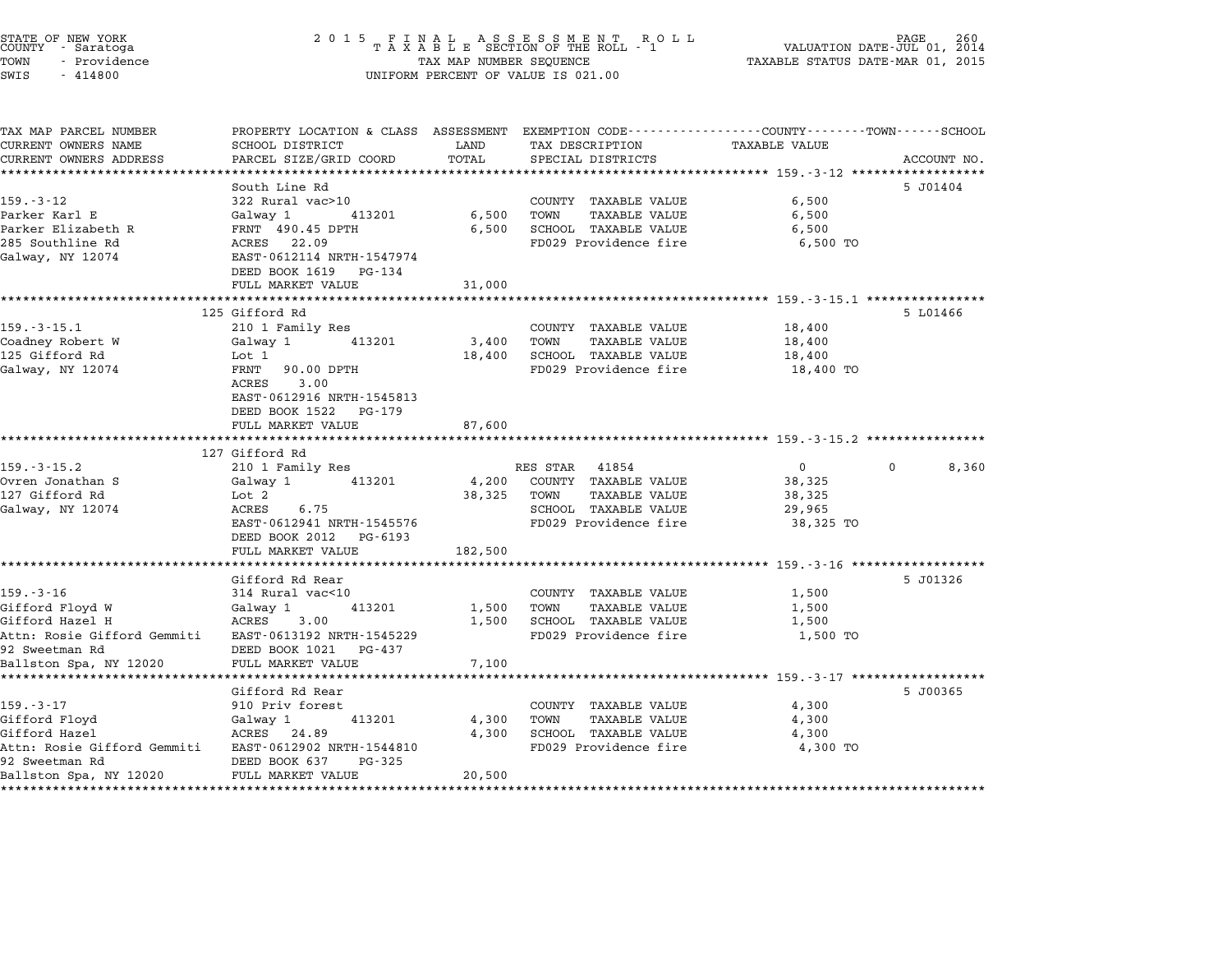STATE OF NEW YORK
COUNTY - Saratoga
TOWN - Providence
SWIS - 414800

2015 FINAL ASSESSMENT ROLL
TAXABLE SECTION OF THE ROLL - 1
TAX MAP NUMBER SEQUENCE
UNIFORM PERCENT OF VALUE IS 021.00

VALUATION DATE-JUL 01, 2014
TAXABLE STATUS DATE-MAR 01, 2015

| TAX MAP PARCEL NUMBER / CURRENT OWNERS NAME / CURRENT OWNERS ADDRESS | PROPERTY LOCATION & CLASS / SCHOOL DISTRICT / PARCEL SIZE/GRID COORD | ASSESSMENT LAND | TOTAL | EXEMPTION CODE / TAX DESCRIPTION / SPECIAL DISTRICTS | COUNTY / TOWN / SCHOOL TAXABLE VALUE | ACCOUNT NO. |
|---|---|---|---|---|---|---|
| **159.-3-12** | South Line Rd | | | | | 5 J01404 |
| 159.-3-12 | 322 Rural vac>10 | | | COUNTY TAXABLE VALUE | 6,500 | |
| Parker Karl E | Galway 1 413201 | 6,500 | | TOWN TAXABLE VALUE | 6,500 | |
| Parker Elizabeth R | FRNT 490.45 DPTH | | 6,500 | SCHOOL TAXABLE VALUE | 6,500 | |
| 285 Southline Rd | ACRES 22.09 | | | FD029 Providence fire | 6,500 TO | |
| Galway, NY 12074 | EAST-0612114 NRTH-1547974 | | | | | |
| | DEED BOOK 1619 PG-134 | | | | | |
| | FULL MARKET VALUE | | 31,000 | | | |
| **159.-3-15.1** | 125 Gifford Rd | | | | | 5 L01466 |
| 159.-3-15.1 | 210 1 Family Res | | | COUNTY TAXABLE VALUE | 18,400 | |
| Coadney Robert W | Galway 1 413201 | 3,400 | | TOWN TAXABLE VALUE | 18,400 | |
| 125 Gifford Rd | Lot 1 | | 18,400 | SCHOOL TAXABLE VALUE | 18,400 | |
| Galway, NY 12074 | FRNT 90.00 DPTH | | | FD029 Providence fire | 18,400 TO | |
| | ACRES 3.00 | | | | | |
| | EAST-0612916 NRTH-1545813 | | | | | |
| | DEED BOOK 1522 PG-179 | | | | | |
| | FULL MARKET VALUE | | 87,600 | | | |
| **159.-3-15.2** | 127 Gifford Rd | | | | | |
| 159.-3-15.2 | 210 1 Family Res | | | RES STAR 41854 | 0 0 8,360 | |
| Ovren Jonathan S | Galway 1 413201 | 4,200 | | COUNTY TAXABLE VALUE | 38,325 | |
| 127 Gifford Rd | Lot 2 | | 38,325 | TOWN TAXABLE VALUE | 38,325 | |
| Galway, NY 12074 | ACRES 6.75 | | | SCHOOL TAXABLE VALUE | 29,965 | |
| | EAST-0612941 NRTH-1545576 | | | FD029 Providence fire | 38,325 TO | |
| | DEED BOOK 2012 PG-6193 | | | | | |
| | FULL MARKET VALUE | | 182,500 | | | |
| **159.-3-16** | Gifford Rd Rear | | | | | 5 J01326 |
| 159.-3-16 | 314 Rural vac<10 | | | COUNTY TAXABLE VALUE | 1,500 | |
| Gifford Floyd W | Galway 1 413201 | 1,500 | | TOWN TAXABLE VALUE | 1,500 | |
| Gifford Hazel H | ACRES 3.00 | | 1,500 | SCHOOL TAXABLE VALUE | 1,500 | |
| Attn: Rosie Gifford Gemmiti | EAST-0613192 NRTH-1545229 | | | FD029 Providence fire | 1,500 TO | |
| 92 Sweetman Rd | DEED BOOK 1021 PG-437 | | | | | |
| Ballston Spa, NY 12020 | FULL MARKET VALUE | | 7,100 | | | |
| **159.-3-17** | Gifford Rd Rear | | | | | 5 J00365 |
| 159.-3-17 | 910 Priv forest | | | COUNTY TAXABLE VALUE | 4,300 | |
| Gifford Floyd | Galway 1 413201 | 4,300 | | TOWN TAXABLE VALUE | 4,300 | |
| Gifford Hazel | ACRES 24.89 | | 4,300 | SCHOOL TAXABLE VALUE | 4,300 | |
| Attn: Rosie Gifford Gemmiti | EAST-0612902 NRTH-1544810 | | | FD029 Providence fire | 4,300 TO | |
| 92 Sweetman Rd | DEED BOOK 637 PG-325 | | | | | |
| Ballston Spa, NY 12020 | FULL MARKET VALUE | | 20,500 | | | |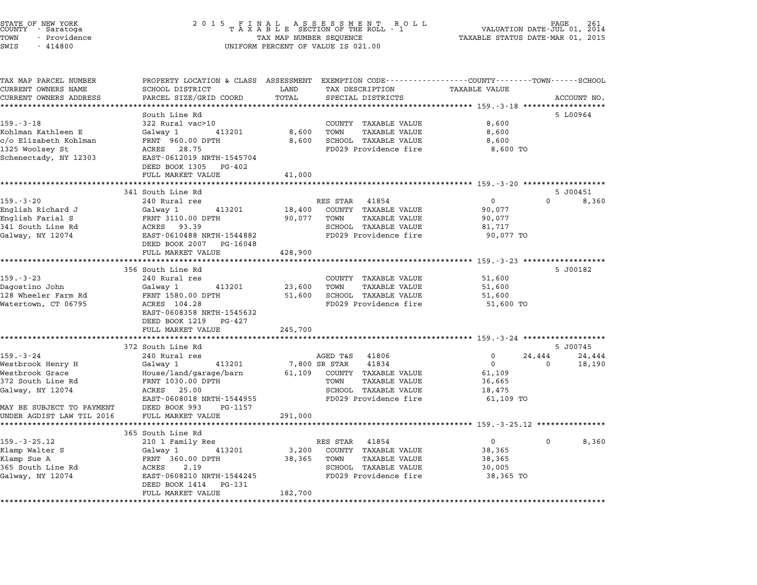STATE OF NEW YORK | 2015 FINAL ASSESSMENT ROLL | VALUATION DATE-JUL 01, 2014
COUNTY - Saratoga | TAXABLE SECTION OF THE ROLL - 1 | TAXABLE STATUS DATE-MAR 01, 2015
TOWN - Providence | TAX MAP NUMBER SEQUENCE
SWIS - 414800 | UNIFORM PERCENT OF VALUE IS 021.00

| TAX MAP PARCEL NUMBER / CURRENT OWNERS NAME / CURRENT OWNERS ADDRESS | PROPERTY LOCATION & CLASS / SCHOOL DISTRICT / PARCEL SIZE/GRID COORD | ASSESSMENT LAND / TOTAL | EXEMPTION CODE / TAX DESCRIPTION / SPECIAL DISTRICTS | COUNTY TAXABLE VALUE | TOWN | SCHOOL | ACCOUNT NO. |
|---|---|---|---|---|---|---|---|
| **159.-3-18** | South Line Rd | | | | | | 5 L00964 |
| Kohlman Kathleen E | 322 Rural vac>10 | | COUNTY TAXABLE VALUE | 8,600 | | | |
| c/o Elizabeth Kohlman | Galway 1 413201 | 8,600 | TOWN TAXABLE VALUE | 8,600 | | | |
| 1325 Woolsey St | FRNT 960.00 DPTH | 8,600 | SCHOOL TAXABLE VALUE | 8,600 | | | |
| Schenectady, NY 12303 | ACRES 28.75 | | FD029 Providence fire | 8,600 TO | | | |
| | EAST-0612019 NRTH-1545704 | | | | | | |
| | DEED BOOK 1305 PG-402 | | | | | | |
| | FULL MARKET VALUE | 41,000 | | | | | |
| **159.-3-20** | 341 South Line Rd | | | | | | 5 J00451 |
| English Richard J | 240 Rural res | | RES STAR 41854 | 0 | 0 | 8,360 | |
| English Farial S | Galway 1 413201 | 18,400 | COUNTY TAXABLE VALUE | 90,077 | | | |
| 341 South Line Rd | FRNT 3110.00 DPTH | 90,077 | TOWN TAXABLE VALUE | 90,077 | | | |
| Galway, NY 12074 | ACRES 93.39 | | SCHOOL TAXABLE VALUE | 81,717 | | | |
| | EAST-0610488 NRTH-1544882 | | FD029 Providence fire | 90,077 TO | | | |
| | DEED BOOK 2007 PG-16048 | | | | | | |
| | FULL MARKET VALUE | 428,900 | | | | | |
| **159.-3-23** | 356 South Line Rd | | | | | | 5 J00182 |
| Dagostino John | 240 Rural res | | COUNTY TAXABLE VALUE | 51,600 | | | |
| 128 Wheeler Farm Rd | Galway 1 413201 | 23,600 | TOWN TAXABLE VALUE | 51,600 | | | |
| Watertown, CT 06795 | FRNT 1580.00 DPTH | 51,600 | SCHOOL TAXABLE VALUE | 51,600 | | | |
| | ACRES 104.28 | | FD029 Providence fire | 51,600 TO | | | |
| | EAST-0608358 NRTH-1545632 | | | | | | |
| | DEED BOOK 1219 PG-427 | | | | | | |
| | FULL MARKET VALUE | 245,700 | | | | | |
| **159.-3-24** | 372 South Line Rd | | | | | | 5 J00745 |
| Westbrook Henry H | 240 Rural res | | AGED T&S 41806 | 0 | 24,444 | 24,444 | |
| Westbrook Grace | Galway 1 413201 | 7,800 | SR STAR 41834 | 0 | 0 | 18,190 | |
| 372 South Line Rd | House/land/garage/barn | 61,109 | COUNTY TAXABLE VALUE | 61,109 | | | |
| Galway, NY 12074 | FRNT 1030.00 DPTH | | TOWN TAXABLE VALUE | 36,665 | | | |
| | ACRES 25.00 | | SCHOOL TAXABLE VALUE | 18,475 | | | |
| MAY BE SUBJECT TO PAYMENT | EAST-0608018 NRTH-1544955 | | FD029 Providence fire | 61,109 TO | | | |
| UNDER AGDIST LAW TIL 2016 | DEED BOOK 993 PG-1157 | | | | | | |
| | FULL MARKET VALUE | 291,000 | | | | | |
| **159.-3-25.12** | 365 South Line Rd | | | | | | |
| Klamp Walter S | 210 1 Family Res | | RES STAR 41854 | 0 | 0 | 8,360 | |
| Klamp Sue A | Galway 1 413201 | 3,200 | COUNTY TAXABLE VALUE | 38,365 | | | |
| 365 South Line Rd | FRNT 360.00 DPTH | 38,365 | TOWN TAXABLE VALUE | 38,365 | | | |
| Galway, NY 12074 | ACRES 2.19 | | SCHOOL TAXABLE VALUE | 30,005 | | | |
| | EAST-0608210 NRTH-1544245 | | FD029 Providence fire | 38,365 TO | | | |
| | DEED BOOK 1414 PG-131 | | | | | | |
| | FULL MARKET VALUE | 182,700 | | | | | |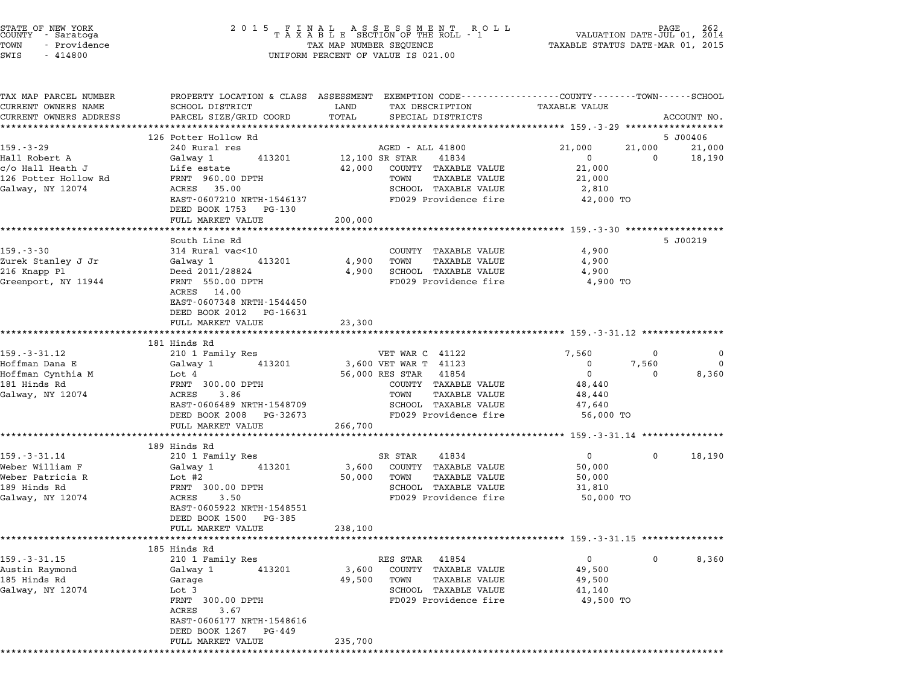STATE OF NEW YORK
COUNTY - Saratoga
TOWN - Providence
SWIS - 414800

2015 FINAL ASSESSMENT ROLL
TAXABLE SECTION OF THE ROLL - 1
TAX MAP NUMBER SEQUENCE
UNIFORM PERCENT OF VALUE IS 021.00

VALUATION DATE-JUL 01, 2014
TAXABLE STATUS DATE-MAR 01, 2015

| TAX MAP PARCEL NUMBER / CURRENT OWNERS NAME / CURRENT OWNERS ADDRESS | PROPERTY LOCATION & CLASS / SCHOOL DISTRICT / PARCEL SIZE/GRID COORD | ASSESSMENT LAND | TOTAL | EXEMPTION CODE / TAX DESCRIPTION / SPECIAL DISTRICTS | COUNTY TAXABLE VALUE | TOWN | SCHOOL | ACCOUNT NO. |
|---|---|---|---|---|---|---|---|---|
| **159.-3-29** | 126 Potter Hollow Rd | | | | | | | 5 J00406 |
| 159.-3-29 | 240 Rural res | | | AGED - ALL 41800 | 21,000 | 21,000 | 21,000 | |
| Hall Robert A | Galway 1 413201 | 12,100 | | SR STAR 41834 | 0 | 0 | 18,190 | |
| c/o Hall Heath J | Life estate | | 42,000 | COUNTY TAXABLE VALUE | 21,000 | | | |
| 126 Potter Hollow Rd | FRNT 960.00 DPTH | | | TOWN TAXABLE VALUE | 21,000 | | | |
| Galway, NY 12074 | ACRES 35.00 | | | SCHOOL TAXABLE VALUE | 2,810 | | | |
| | EAST-0607210 NRTH-1546137 | | | FD029 Providence fire | 42,000 TO | | | |
| | DEED BOOK 1753 PG-130 | | | | | | | |
| | FULL MARKET VALUE | | 200,000 | | | | | |
| **159.-3-30** | South Line Rd | | | | | | | 5 J00219 |
| 159.-3-30 | 314 Rural vac<10 | | | COUNTY TAXABLE VALUE | 4,900 | | | |
| Zurek Stanley J Jr | Galway 1 413201 | 4,900 | | TOWN TAXABLE VALUE | 4,900 | | | |
| 216 Knapp Pl | Deed 2011/28824 | | 4,900 | SCHOOL TAXABLE VALUE | 4,900 | | | |
| Greenport, NY 11944 | FRNT 550.00 DPTH | | | FD029 Providence fire | 4,900 TO | | | |
| | ACRES 14.00 | | | | | | | |
| | EAST-0607348 NRTH-1544450 | | | | | | | |
| | DEED BOOK 2012 PG-16631 | | | | | | | |
| | FULL MARKET VALUE | | 23,300 | | | | | |
| **159.-3-31.12** | 181 Hinds Rd | | | | | | | |
| 159.-3-31.12 | 210 1 Family Res | | | VET WAR C 41122 | 7,560 | 0 | 0 | |
| Hoffman Dana E | Galway 1 413201 | 3,600 | | VET WAR T 41123 | 0 | 7,560 | 0 | |
| Hoffman Cynthia M | Lot 4 | | 56,000 | RES STAR 41854 | 0 | 0 | 8,360 | |
| 181 Hinds Rd | FRNT 300.00 DPTH | | | COUNTY TAXABLE VALUE | 48,440 | | | |
| Galway, NY 12074 | ACRES 3.86 | | | TOWN TAXABLE VALUE | 48,440 | | | |
| | EAST-0606489 NRTH-1548709 | | | SCHOOL TAXABLE VALUE | 47,640 | | | |
| | DEED BOOK 2008 PG-32673 | | | FD029 Providence fire | 56,000 TO | | | |
| | FULL MARKET VALUE | | 266,700 | | | | | |
| **159.-3-31.14** | 189 Hinds Rd | | | | | | | |
| 159.-3-31.14 | 210 1 Family Res | | | SR STAR 41834 | 0 | 0 | 18,190 | |
| Weber William F | Galway 1 413201 | 3,600 | | COUNTY TAXABLE VALUE | 50,000 | | | |
| Weber Patricia R | Lot #2 | | 50,000 | TOWN TAXABLE VALUE | 50,000 | | | |
| 189 Hinds Rd | FRNT 300.00 DPTH | | | SCHOOL TAXABLE VALUE | 31,810 | | | |
| Galway, NY 12074 | ACRES 3.50 | | | FD029 Providence fire | 50,000 TO | | | |
| | EAST-0605922 NRTH-1548551 | | | | | | | |
| | DEED BOOK 1500 PG-385 | | | | | | | |
| | FULL MARKET VALUE | | 238,100 | | | | | |
| **159.-3-31.15** | 185 Hinds Rd | | | | | | | |
| 159.-3-31.15 | 210 1 Family Res | | | RES STAR 41854 | 0 | 0 | 8,360 | |
| Austin Raymond | Galway 1 413201 | 3,600 | | COUNTY TAXABLE VALUE | 49,500 | | | |
| 185 Hinds Rd | Garage | | 49,500 | TOWN TAXABLE VALUE | 49,500 | | | |
| Galway, NY 12074 | Lot 3 | | | SCHOOL TAXABLE VALUE | 41,140 | | | |
| | FRNT 300.00 DPTH | | | FD029 Providence fire | 49,500 TO | | | |
| | ACRES 3.67 | | | | | | | |
| | EAST-0606177 NRTH-1548616 | | | | | | | |
| | DEED BOOK 1267 PG-449 | | | | | | | |
| | FULL MARKET VALUE | | 235,700 | | | | | |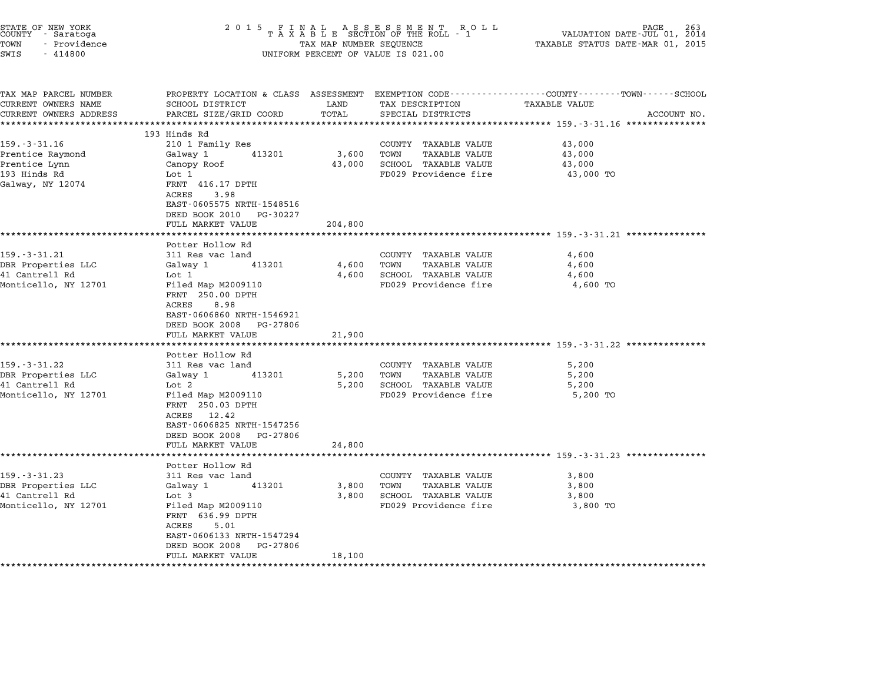STATE OF NEW YORK
COUNTY - Saratoga
TOWN - Providence
SWIS - 414800

2 0 1 5 F I N A L A S S E S S M E N T R O L L
T A X A B L E SECTION OF THE ROLL - 1
TAX MAP NUMBER SEQUENCE
UNIFORM PERCENT OF VALUE IS 021.00

VALUATION DATE-JUL 01, 2014
TAXABLE STATUS DATE-MAR 01, 2015

| TAX MAP PARCEL NUMBER / CURRENT OWNERS NAME / CURRENT OWNERS ADDRESS | PROPERTY LOCATION & CLASS / SCHOOL DISTRICT / PARCEL SIZE/GRID COORD | ASSESSMENT LAND | TOTAL | EXEMPTION CODE / TAX DESCRIPTION / SPECIAL DISTRICTS | TAXABLE VALUE (COUNTY / TOWN / SCHOOL) | ACCOUNT NO. |
|---|---|---|---|---|---|---|
| **159.-3-31.16** | 193 Hinds Rd | | | | | |
| 159.-3-31.16 | 210 1 Family Res | | | COUNTY TAXABLE VALUE | 43,000 | |
| Prentice Raymond | Galway 1 413201 | 3,600 | | TOWN TAXABLE VALUE | 43,000 | |
| Prentice Lynn | Canopy Roof | | 43,000 | SCHOOL TAXABLE VALUE | 43,000 | |
| 193 Hinds Rd | Lot 1 | | | FD029 Providence fire | 43,000 TO | |
| Galway, NY 12074 | FRNT 416.17 DPTH | | | | | |
| | ACRES 3.98 | | | | | |
| | EAST-0605575 NRTH-1548516 | | | | | |
| | DEED BOOK 2010 PG-30227 | | | | | |
| | FULL MARKET VALUE | | 204,800 | | | |
| **159.-3-31.21** | Potter Hollow Rd | | | | | |
| 159.-3-31.21 | 311 Res vac land | | | COUNTY TAXABLE VALUE | 4,600 | |
| DBR Properties LLC | Galway 1 413201 | 4,600 | | TOWN TAXABLE VALUE | 4,600 | |
| 41 Cantrell Rd | Lot 1 | | 4,600 | SCHOOL TAXABLE VALUE | 4,600 | |
| Monticello, NY 12701 | Filed Map M2009110 | | | FD029 Providence fire | 4,600 TO | |
| | FRNT 250.00 DPTH | | | | | |
| | ACRES 8.98 | | | | | |
| | EAST-0606860 NRTH-1546921 | | | | | |
| | DEED BOOK 2008 PG-27806 | | | | | |
| | FULL MARKET VALUE | | 21,900 | | | |
| **159.-3-31.22** | Potter Hollow Rd | | | | | |
| 159.-3-31.22 | 311 Res vac land | | | COUNTY TAXABLE VALUE | 5,200 | |
| DBR Properties LLC | Galway 1 413201 | 5,200 | | TOWN TAXABLE VALUE | 5,200 | |
| 41 Cantrell Rd | Lot 2 | | 5,200 | SCHOOL TAXABLE VALUE | 5,200 | |
| Monticello, NY 12701 | Filed Map M2009110 | | | FD029 Providence fire | 5,200 TO | |
| | FRNT 250.03 DPTH | | | | | |
| | ACRES 12.42 | | | | | |
| | EAST-0606825 NRTH-1547256 | | | | | |
| | DEED BOOK 2008 PG-27806 | | | | | |
| | FULL MARKET VALUE | | 24,800 | | | |
| **159.-3-31.23** | Potter Hollow Rd | | | | | |
| 159.-3-31.23 | 311 Res vac land | | | COUNTY TAXABLE VALUE | 3,800 | |
| DBR Properties LLC | Galway 1 413201 | 3,800 | | TOWN TAXABLE VALUE | 3,800 | |
| 41 Cantrell Rd | Lot 3 | | 3,800 | SCHOOL TAXABLE VALUE | 3,800 | |
| Monticello, NY 12701 | Filed Map M2009110 | | | FD029 Providence fire | 3,800 TO | |
| | FRNT 636.99 DPTH | | | | | |
| | ACRES 5.01 | | | | | |
| | EAST-0606133 NRTH-1547294 | | | | | |
| | DEED BOOK 2008 PG-27806 | | | | | |
| | FULL MARKET VALUE | | 18,100 | | | |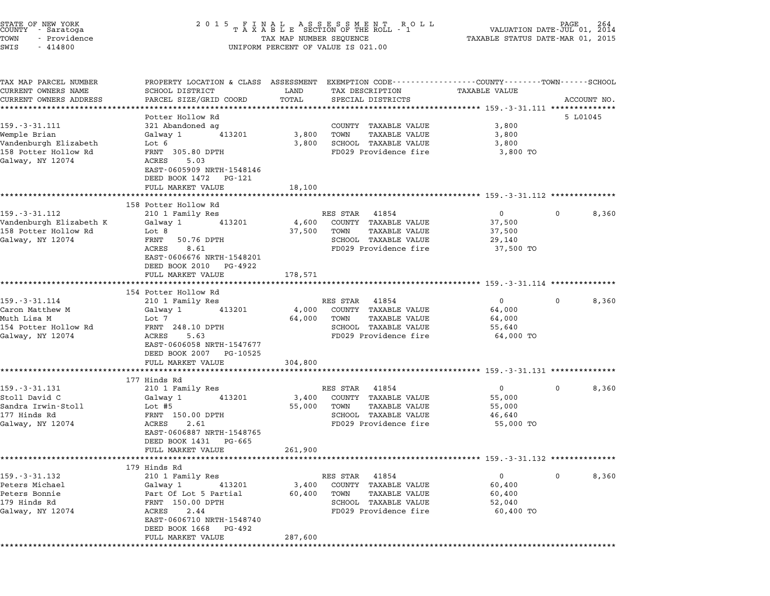STATE OF NEW YORK
COUNTY - Saratoga
TOWN - Providence
SWIS - 414800

2015 FINAL ASSESSMENT ROLL
TAXABLE SECTION OF THE ROLL - 1
TAX MAP NUMBER SEQUENCE
UNIFORM PERCENT OF VALUE IS 021.00

VALUATION DATE-JUL 01, 2014
TAXABLE STATUS DATE-MAR 01, 2015

| TAX MAP PARCEL NUMBER / CURRENT OWNERS NAME / CURRENT OWNERS ADDRESS | PROPERTY LOCATION & CLASS / SCHOOL DISTRICT / PARCEL SIZE/GRID COORD | ASSESSMENT LAND | TOTAL | EXEMPTION CODE / TAX DESCRIPTION / SPECIAL DISTRICTS | COUNTY TAXABLE VALUE | TOWN | SCHOOL | ACCOUNT NO. |
|---|---|---|---|---|---|---|---|---|
| 159.-3-31.111 | Potter Hollow Rd | | | | | | | 5 L01045 |
| Wemple Brian | 321 Abandoned ag | | | COUNTY TAXABLE VALUE | 3,800 | | | |
| Vandenburgh Elizabeth | Galway 1 413201 | 3,800 | | TOWN TAXABLE VALUE | 3,800 | | | |
| 158 Potter Hollow Rd | Lot 6 | | 3,800 | SCHOOL TAXABLE VALUE | 3,800 | | | |
| Galway, NY 12074 | FRNT 305.80 DPTH | | | FD029 Providence fire | 3,800 TO | | | |
| | ACRES 5.03 | | | | | | | |
| | EAST-0605909 NRTH-1548146 | | | | | | | |
| | DEED BOOK 1472 PG-121 | | | | | | | |
| | FULL MARKET VALUE | | 18,100 | | | | | |
| 159.-3-31.112 | 158 Potter Hollow Rd | | | | | | | |
| Vandenburgh Elizabeth K | 210 1 Family Res | | | RES STAR 41854 | 0 | 0 | 8,360 | |
| 158 Potter Hollow Rd | Galway 1 413201 | 4,600 | | COUNTY TAXABLE VALUE | 37,500 | | | |
| Galway, NY 12074 | Lot 8 | | 37,500 | TOWN TAXABLE VALUE | 37,500 | | | |
| | FRNT 50.76 DPTH | | | SCHOOL TAXABLE VALUE | 29,140 | | | |
| | ACRES 8.61 | | | FD029 Providence fire | 37,500 TO | | | |
| | EAST-0606676 NRTH-1548201 | | | | | | | |
| | DEED BOOK 2010 PG-4922 | | | | | | | |
| | FULL MARKET VALUE | | 178,571 | | | | | |
| 159.-3-31.114 | 154 Potter Hollow Rd | | | | | | | |
| Caron Matthew M | 210 1 Family Res | | | RES STAR 41854 | 0 | 0 | 8,360 | |
| Muth Lisa M | Galway 1 413201 | 4,000 | | COUNTY TAXABLE VALUE | 64,000 | | | |
| 154 Potter Hollow Rd | Lot 7 | | 64,000 | TOWN TAXABLE VALUE | 64,000 | | | |
| Galway, NY 12074 | FRNT 248.10 DPTH | | | SCHOOL TAXABLE VALUE | 55,640 | | | |
| | ACRES 5.63 | | | FD029 Providence fire | 64,000 TO | | | |
| | EAST-0606058 NRTH-1547677 | | | | | | | |
| | DEED BOOK 2007 PG-10525 | | | | | | | |
| | FULL MARKET VALUE | | 304,800 | | | | | |
| 159.-3-31.131 | 177 Hinds Rd | | | | | | | |
| Stoll David C | 210 1 Family Res | | | RES STAR 41854 | 0 | 0 | 8,360 | |
| Sandra Irwin-Stoll | Galway 1 413201 | 3,400 | | COUNTY TAXABLE VALUE | 55,000 | | | |
| 177 Hinds Rd | Lot #5 | | 55,000 | TOWN TAXABLE VALUE | 55,000 | | | |
| Galway, NY 12074 | FRNT 150.00 DPTH | | | SCHOOL TAXABLE VALUE | 46,640 | | | |
| | ACRES 2.61 | | | FD029 Providence fire | 55,000 TO | | | |
| | EAST-0606887 NRTH-1548765 | | | | | | | |
| | DEED BOOK 1431 PG-665 | | | | | | | |
| | FULL MARKET VALUE | | 261,900 | | | | | |
| 159.-3-31.132 | 179 Hinds Rd | | | | | | | |
| Peters Michael | 210 1 Family Res | | | RES STAR 41854 | 0 | 0 | 8,360 | |
| Peters Bonnie | Galway 1 413201 | 3,400 | | COUNTY TAXABLE VALUE | 60,400 | | | |
| 179 Hinds Rd | Part Of Lot 5 Partial | | 60,400 | TOWN TAXABLE VALUE | 60,400 | | | |
| Galway, NY 12074 | FRNT 150.00 DPTH | | | SCHOOL TAXABLE VALUE | 52,040 | | | |
| | ACRES 2.44 | | | FD029 Providence fire | 60,400 TO | | | |
| | EAST-0606710 NRTH-1548740 | | | | | | | |
| | DEED BOOK 1668 PG-492 | | | | | | | |
| | FULL MARKET VALUE | | 287,600 | | | | | |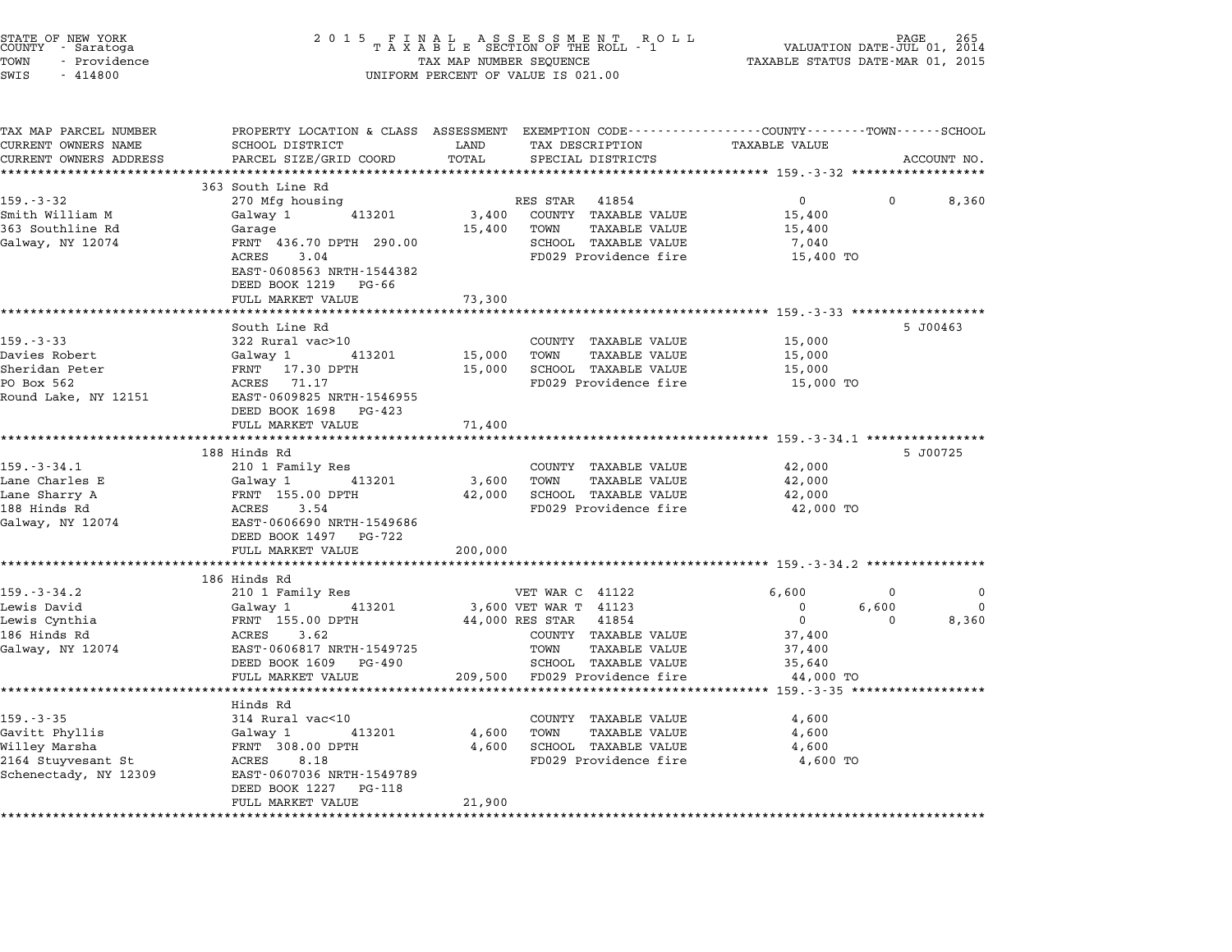STATE OF NEW YORK
COUNTY - Saratoga
TOWN - Providence
SWIS - 414800

2 0 1 5 F I N A L A S S E S S M E N T R O L L
T A X A B L E SECTION OF THE ROLL - 1
TAX MAP NUMBER SEQUENCE
UNIFORM PERCENT OF VALUE IS 021.00

VALUATION DATE-JUL 01, 2014
TAXABLE STATUS DATE-MAR 01, 2015

| TAX MAP PARCEL NUMBER / CURRENT OWNERS NAME / CURRENT OWNERS ADDRESS | PROPERTY LOCATION & CLASS / SCHOOL DISTRICT / PARCEL SIZE/GRID COORD | ASSESSMENT LAND | TOTAL | EXEMPTION CODE / TAX DESCRIPTION / SPECIAL DISTRICTS | COUNTY TAXABLE VALUE | TOWN | SCHOOL | ACCOUNT NO. |
|---|---|---|---|---|---|---|---|---|
| **159.-3-32** | 363 South Line Rd | | | | | | | |
| 159.-3-32 | 270 Mfg housing | | | RES STAR 41854 | 0 | 0 | 8,360 | |
| Smith William M | Galway 1 413201 | 3,400 | | COUNTY TAXABLE VALUE | 15,400 | | | |
| 363 Southline Rd | Garage | | 15,400 | TOWN TAXABLE VALUE | 15,400 | | | |
| Galway, NY 12074 | FRNT 436.70 DPTH 290.00 | | | SCHOOL TAXABLE VALUE | 7,040 | | | |
| | ACRES 3.04 | | | FD029 Providence fire | 15,400 TO | | | |
| | EAST-0608563 NRTH-1544382 | | | | | | | |
| | DEED BOOK 1219 PG-66 | | | | | | | |
| | FULL MARKET VALUE | | 73,300 | | | | | |
| **159.-3-33** | South Line Rd | | | | | | | 5 J00463 |
| 159.-3-33 | 322 Rural vac>10 | | | COUNTY TAXABLE VALUE | 15,000 | | | |
| Davies Robert | Galway 1 413201 | 15,000 | | TOWN TAXABLE VALUE | 15,000 | | | |
| Sheridan Peter | FRNT 17.30 DPTH | | 15,000 | SCHOOL TAXABLE VALUE | 15,000 | | | |
| PO Box 562 | ACRES 71.17 | | | FD029 Providence fire | 15,000 TO | | | |
| Round Lake, NY 12151 | EAST-0609825 NRTH-1546955 | | | | | | | |
| | DEED BOOK 1698 PG-423 | | | | | | | |
| | FULL MARKET VALUE | | 71,400 | | | | | |
| **159.-3-34.1** | 188 Hinds Rd | | | | | | | 5 J00725 |
| 159.-3-34.1 | 210 1 Family Res | | | COUNTY TAXABLE VALUE | 42,000 | | | |
| Lane Charles E | Galway 1 413201 | 3,600 | | TOWN TAXABLE VALUE | 42,000 | | | |
| Lane Sharry A | FRNT 155.00 DPTH | | 42,000 | SCHOOL TAXABLE VALUE | 42,000 | | | |
| 188 Hinds Rd | ACRES 3.54 | | | FD029 Providence fire | 42,000 TO | | | |
| Galway, NY 12074 | EAST-0606690 NRTH-1549686 | | | | | | | |
| | DEED BOOK 1497 PG-722 | | | | | | | |
| | FULL MARKET VALUE | | 200,000 | | | | | |
| **159.-3-34.2** | 186 Hinds Rd | | | | | | | |
| 159.-3-34.2 | 210 1 Family Res | | | VET WAR C 41122 | 6,600 | 0 | 0 | |
| Lewis David | Galway 1 413201 | 3,600 | | VET WAR T 41123 | 0 | 6,600 | 0 | |
| Lewis Cynthia | FRNT 155.00 DPTH | | 44,000 | RES STAR 41854 | 0 | 0 | 8,360 | |
| 186 Hinds Rd | ACRES 3.62 | | | COUNTY TAXABLE VALUE | 37,400 | | | |
| Galway, NY 12074 | EAST-0606817 NRTH-1549725 | | | TOWN TAXABLE VALUE | 37,400 | | | |
| | DEED BOOK 1609 PG-490 | | | SCHOOL TAXABLE VALUE | 35,640 | | | |
| | FULL MARKET VALUE | | 209,500 | FD029 Providence fire | 44,000 TO | | | |
| **159.-3-35** | Hinds Rd | | | | | | | |
| 159.-3-35 | 314 Rural vac<10 | | | COUNTY TAXABLE VALUE | 4,600 | | | |
| Gavitt Phyllis | Galway 1 413201 | 4,600 | | TOWN TAXABLE VALUE | 4,600 | | | |
| Willey Marsha | FRNT 308.00 DPTH | | 4,600 | SCHOOL TAXABLE VALUE | 4,600 | | | |
| 2164 Stuyvesant St | ACRES 8.18 | | | FD029 Providence fire | 4,600 TO | | | |
| Schenectady, NY 12309 | EAST-0607036 NRTH-1549789 | | | | | | | |
| | DEED BOOK 1227 PG-118 | | | | | | | |
| | FULL MARKET VALUE | | 21,900 | | | | | |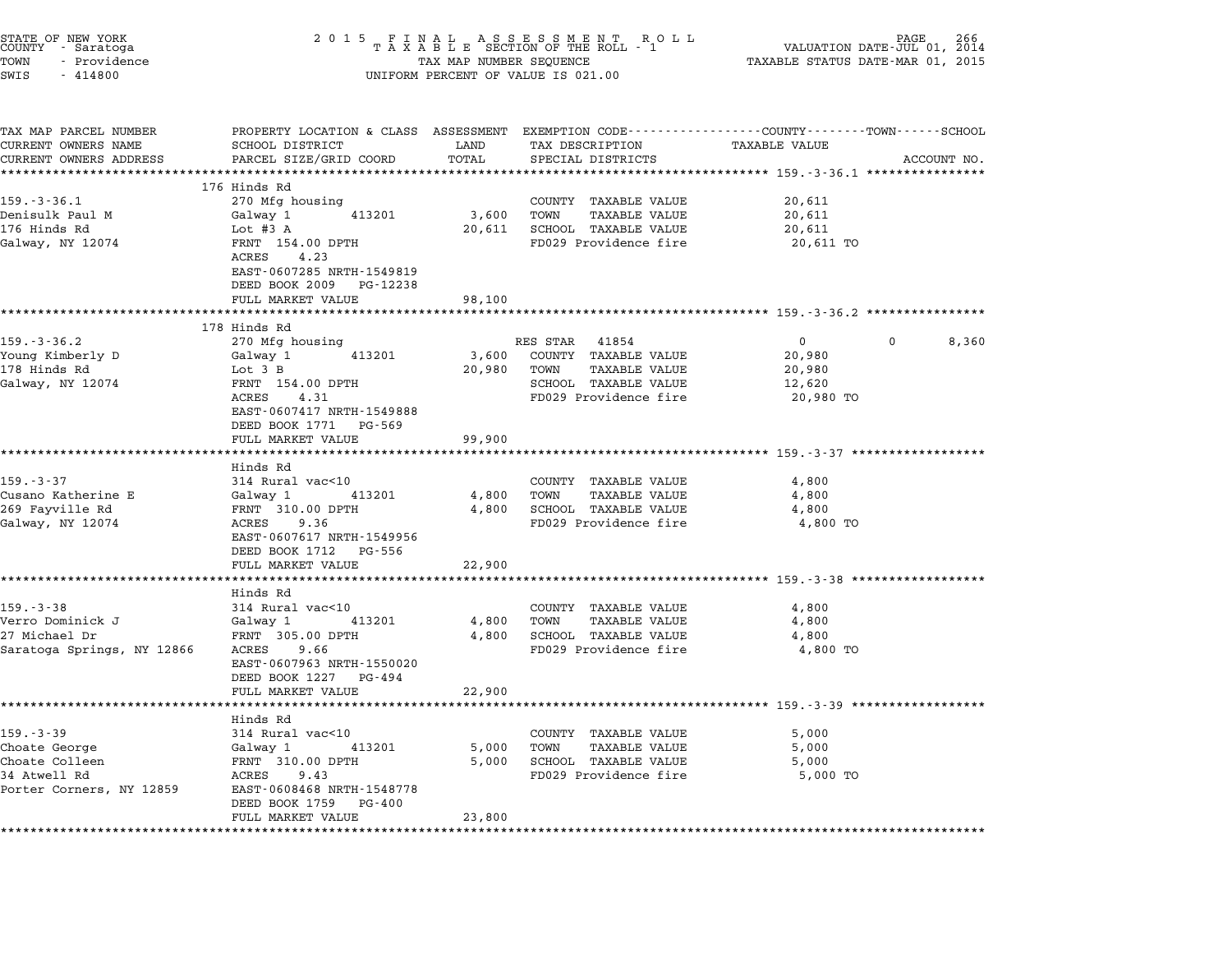STATE OF NEW YORK — 2015 FINAL ASSESSMENT ROLL — TAXABLE SECTION OF THE ROLL - 1 — VALUATION DATE-JUL 01, 2014
COUNTY - Saratoga — TAXABLE STATUS DATE-MAR 01, 2015
TOWN - Providence — TAX MAP NUMBER SEQUENCE
SWIS - 414800 — UNIFORM PERCENT OF VALUE IS 021.00

| TAX MAP PARCEL NUMBER / CURRENT OWNERS NAME / CURRENT OWNERS ADDRESS | PROPERTY LOCATION & CLASS / SCHOOL DISTRICT / PARCEL SIZE/GRID COORD | ASSESSMENT LAND | TOTAL | EXEMPTION CODE / TAX DESCRIPTION / SPECIAL DISTRICTS | COUNTY / TAXABLE VALUE | TOWN | SCHOOL / ACCOUNT NO. |
|---|---|---|---|---|---|---|---|
| **159.-3-36.1** | 176 Hinds Rd | | | | | | |
| Denisulk Paul M | 270 Mfg housing | | | COUNTY TAXABLE VALUE | 20,611 | | |
| 176 Hinds Rd | Galway 1 413201 | 3,600 | | TOWN TAXABLE VALUE | 20,611 | | |
| Galway, NY 12074 | Lot #3 A | | 20,611 | SCHOOL TAXABLE VALUE | 20,611 | | |
| | FRNT 154.00 DPTH | | | FD029 Providence fire | 20,611 TO | | |
| | ACRES 4.23 | | | | | | |
| | EAST-0607285 NRTH-1549819 | | | | | | |
| | DEED BOOK 2009 PG-12238 | | | | | | |
| | FULL MARKET VALUE | | 98,100 | | | | |
| **159.-3-36.2** | 178 Hinds Rd | | | | | | |
| Young Kimberly D | 270 Mfg housing | | | RES STAR 41854 | 0 | 0 | 8,360 |
| 178 Hinds Rd | Galway 1 413201 | 3,600 | | COUNTY TAXABLE VALUE | 20,980 | | |
| Galway, NY 12074 | Lot 3 B | | 20,980 | TOWN TAXABLE VALUE | 20,980 | | |
| | FRNT 154.00 DPTH | | | SCHOOL TAXABLE VALUE | 12,620 | | |
| | ACRES 4.31 | | | FD029 Providence fire | 20,980 TO | | |
| | EAST-0607417 NRTH-1549888 | | | | | | |
| | DEED BOOK 1771 PG-569 | | | | | | |
| | FULL MARKET VALUE | | 99,900 | | | | |
| **159.-3-37** | Hinds Rd | | | | | | |
| Cusano Katherine E | 314 Rural vac<10 | | | COUNTY TAXABLE VALUE | 4,800 | | |
| 269 Fayville Rd | Galway 1 413201 | 4,800 | | TOWN TAXABLE VALUE | 4,800 | | |
| Galway, NY 12074 | FRNT 310.00 DPTH | | 4,800 | SCHOOL TAXABLE VALUE | 4,800 | | |
| | ACRES 9.36 | | | FD029 Providence fire | 4,800 TO | | |
| | EAST-0607617 NRTH-1549956 | | | | | | |
| | DEED BOOK 1712 PG-556 | | | | | | |
| | FULL MARKET VALUE | | 22,900 | | | | |
| **159.-3-38** | Hinds Rd | | | | | | |
| Verro Dominick J | 314 Rural vac<10 | | | COUNTY TAXABLE VALUE | 4,800 | | |
| 27 Michael Dr | Galway 1 413201 | 4,800 | | TOWN TAXABLE VALUE | 4,800 | | |
| Saratoga Springs, NY 12866 | FRNT 305.00 DPTH | | 4,800 | SCHOOL TAXABLE VALUE | 4,800 | | |
| | ACRES 9.66 | | | FD029 Providence fire | 4,800 TO | | |
| | EAST-0607963 NRTH-1550020 | | | | | | |
| | DEED BOOK 1227 PG-494 | | | | | | |
| | FULL MARKET VALUE | | 22,900 | | | | |
| **159.-3-39** | Hinds Rd | | | | | | |
| Choate George | 314 Rural vac<10 | | | COUNTY TAXABLE VALUE | 5,000 | | |
| Choate Colleen | Galway 1 413201 | 5,000 | | TOWN TAXABLE VALUE | 5,000 | | |
| 34 Atwell Rd | FRNT 310.00 DPTH | | 5,000 | SCHOOL TAXABLE VALUE | 5,000 | | |
| Porter Corners, NY 12859 | ACRES 9.43 | | | FD029 Providence fire | 5,000 TO | | |
| | EAST-0608468 NRTH-1548778 | | | | | | |
| | DEED BOOK 1759 PG-400 | | | | | | |
| | FULL MARKET VALUE | | 23,800 | | | | |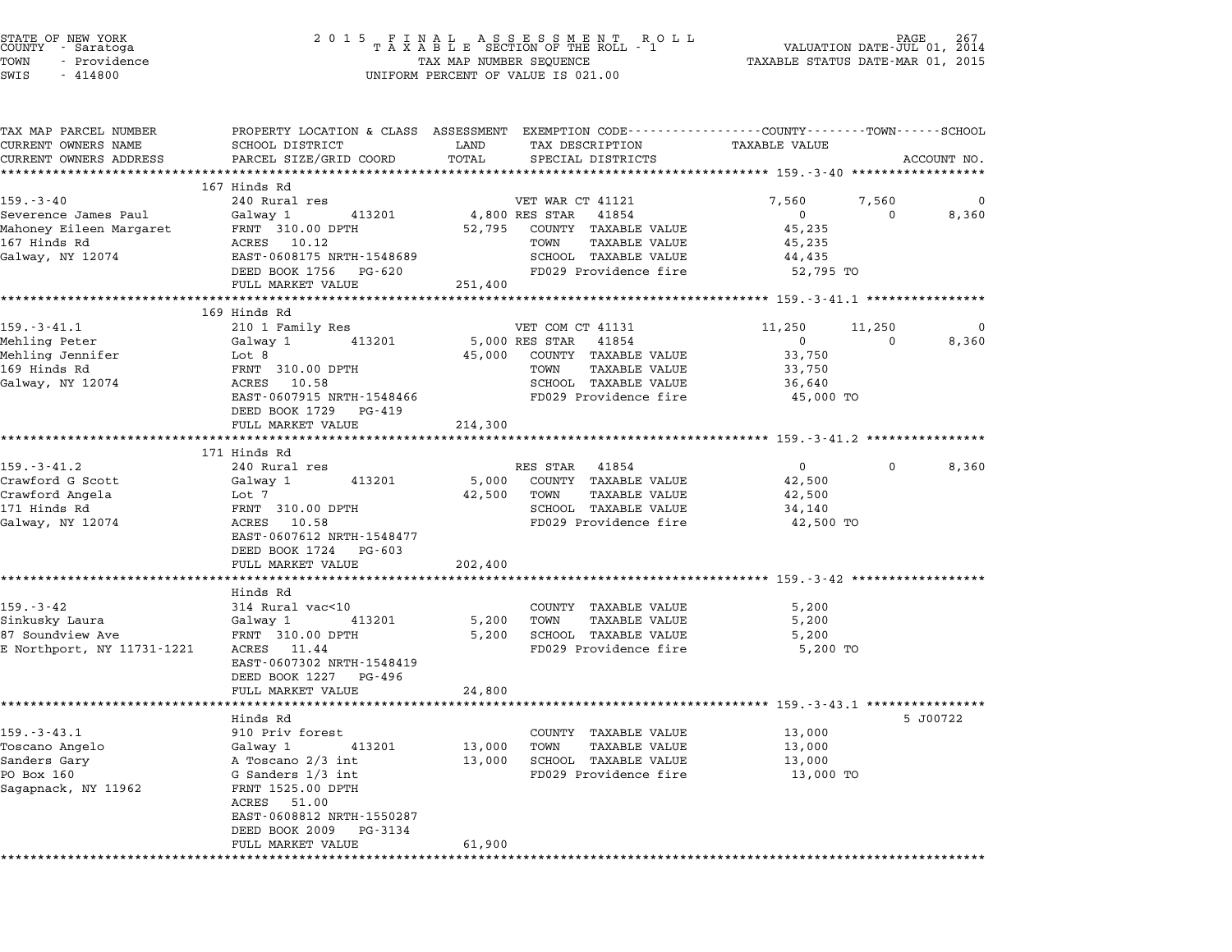STATE OF NEW YORK
COUNTY - Saratoga
TOWN - Providence
SWIS - 414800

2 0 1 5 F I N A L A S S E S S M E N T R O L L
T A X A B L E SECTION OF THE ROLL - 1
TAX MAP NUMBER SEQUENCE
UNIFORM PERCENT OF VALUE IS 021.00

VALUATION DATE-JUL 01, 2014
TAXABLE STATUS DATE-MAR 01, 2015

| TAX MAP PARCEL NUMBER / CURRENT OWNERS NAME / CURRENT OWNERS ADDRESS | PROPERTY LOCATION & CLASS / SCHOOL DISTRICT / PARCEL SIZE/GRID COORD | ASSESSMENT LAND / TOTAL | EXEMPTION CODE / TAX DESCRIPTION / SPECIAL DISTRICTS | COUNTY TAXABLE VALUE | TOWN | SCHOOL / ACCOUNT NO. |
|---|---|---|---|---|---|---|
| **159.-3-40** | 167 Hinds Rd | | | | | |
| | 240 Rural res | | VET WAR CT 41121 | 7,560 | 7,560 | 0 |
| Severence James Paul | Galway 1 413201 | 4,800 | RES STAR 41854 | 0 | 0 | 8,360 |
| Mahoney Eileen Margaret | FRNT 310.00 DPTH | 52,795 | COUNTY TAXABLE VALUE | 45,235 | | |
| 167 Hinds Rd | ACRES 10.12 | | TOWN TAXABLE VALUE | 45,235 | | |
| Galway, NY 12074 | EAST-0608175 NRTH-1548689 | | SCHOOL TAXABLE VALUE | 44,435 | | |
| | DEED BOOK 1756 PG-620 | | FD029 Providence fire | 52,795 TO | | |
| | FULL MARKET VALUE | 251,400 | | | | |
| **159.-3-41.1** | 169 Hinds Rd | | | | | |
| | 210 1 Family Res | | VET COM CT 41131 | 11,250 | 11,250 | 0 |
| Mehling Peter | Galway 1 413201 | 5,000 | RES STAR 41854 | 0 | 0 | 8,360 |
| Mehling Jennifer | Lot 8 | 45,000 | COUNTY TAXABLE VALUE | 33,750 | | |
| 169 Hinds Rd | FRNT 310.00 DPTH | | TOWN TAXABLE VALUE | 33,750 | | |
| Galway, NY 12074 | ACRES 10.58 | | SCHOOL TAXABLE VALUE | 36,640 | | |
| | EAST-0607915 NRTH-1548466 | | FD029 Providence fire | 45,000 TO | | |
| | DEED BOOK 1729 PG-419 | | | | | |
| | FULL MARKET VALUE | 214,300 | | | | |
| **159.-3-41.2** | 171 Hinds Rd | | | | | |
| | 240 Rural res | | RES STAR 41854 | 0 | 0 | 8,360 |
| Crawford G Scott | Galway 1 413201 | 5,000 | COUNTY TAXABLE VALUE | 42,500 | | |
| Crawford Angela | Lot 7 | 42,500 | TOWN TAXABLE VALUE | 42,500 | | |
| 171 Hinds Rd | FRNT 310.00 DPTH | | SCHOOL TAXABLE VALUE | 34,140 | | |
| Galway, NY 12074 | ACRES 10.58 | | FD029 Providence fire | 42,500 TO | | |
| | EAST-0607612 NRTH-1548477 | | | | | |
| | DEED BOOK 1724 PG-603 | | | | | |
| | FULL MARKET VALUE | 202,400 | | | | |
| **159.-3-42** | Hinds Rd | | | | | |
| | 314 Rural vac<10 | | COUNTY TAXABLE VALUE | 5,200 | | |
| Sinkusky Laura | Galway 1 413201 | 5,200 | TOWN TAXABLE VALUE | 5,200 | | |
| 87 Soundview Ave | FRNT 310.00 DPTH | 5,200 | SCHOOL TAXABLE VALUE | 5,200 | | |
| E Northport, NY 11731-1221 | ACRES 11.44 | | FD029 Providence fire | 5,200 TO | | |
| | EAST-0607302 NRTH-1548419 | | | | | |
| | DEED BOOK 1227 PG-496 | | | | | |
| | FULL MARKET VALUE | 24,800 | | | | |
| **159.-3-43.1** | Hinds Rd | | | | | 5 J00722 |
| | 910 Priv forest | | COUNTY TAXABLE VALUE | 13,000 | | |
| Toscano Angelo | Galway 1 413201 | 13,000 | TOWN TAXABLE VALUE | 13,000 | | |
| Sanders Gary | A Toscano 2/3 int | 13,000 | SCHOOL TAXABLE VALUE | 13,000 | | |
| PO Box 160 | G Sanders 1/3 int | | FD029 Providence fire | 13,000 TO | | |
| Sagapnack, NY 11962 | FRNT 1525.00 DPTH | | | | | |
| | ACRES 51.00 | | | | | |
| | EAST-0608812 NRTH-1550287 | | | | | |
| | DEED BOOK 2009 PG-3134 | | | | | |
| | FULL MARKET VALUE | 61,900 | | | | |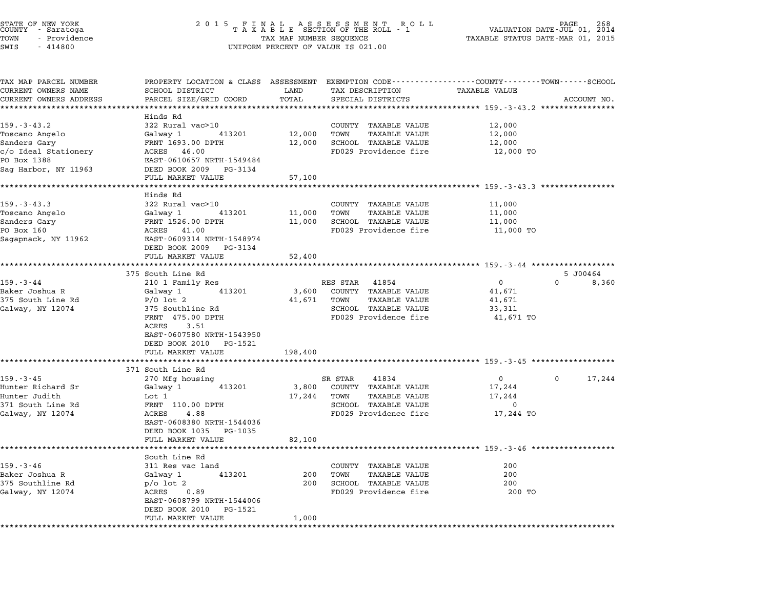STATE OF NEW YORK
COUNTY - Saratoga
TOWN - Providence
SWIS - 414800

2015 FINAL ASSESSMENT ROLL
TAXABLE SECTION OF THE ROLL - 1
TAX MAP NUMBER SEQUENCE
UNIFORM PERCENT OF VALUE IS 021.00

VALUATION DATE-JUL 01, 2014
TAXABLE STATUS DATE-MAR 01, 2015

| TAX MAP PARCEL NUMBER / CURRENT OWNERS NAME / CURRENT OWNERS ADDRESS | PROPERTY LOCATION & CLASS / SCHOOL DISTRICT / PARCEL SIZE/GRID COORD | ASSESSMENT LAND | ASSESSMENT TOTAL | EXEMPTION CODE / TAX DESCRIPTION / SPECIAL DISTRICTS | COUNTY TAXABLE VALUE | TOWN | SCHOOL | ACCOUNT NO. |
|---|---|---|---|---|---|---|---|---|
| **159.-3-43.2** | Hinds Rd | | | | | | | |
| 159.-3-43.2 | 322 Rural vac>10 | | | COUNTY TAXABLE VALUE | 12,000 | | | |
| Toscano Angelo | Galway 1 413201 | 12,000 | | TOWN TAXABLE VALUE | 12,000 | | | |
| Sanders Gary | FRNT 1693.00 DPTH | | 12,000 | SCHOOL TAXABLE VALUE | 12,000 | | | |
| c/o Ideal Stationery | ACRES 46.00 | | | FD029 Providence fire | 12,000 TO | | | |
| PO Box 1388 | EAST-0610657 NRTH-1549484 | | | | | | | |
| Sag Harbor, NY 11963 | DEED BOOK 2009 PG-3134 | | | | | | | |
| | FULL MARKET VALUE | | 57,100 | | | | | |
| **159.-3-43.3** | Hinds Rd | | | | | | | |
| 159.-3-43.3 | 322 Rural vac>10 | | | COUNTY TAXABLE VALUE | 11,000 | | | |
| Toscano Angelo | Galway 1 413201 | 11,000 | | TOWN TAXABLE VALUE | 11,000 | | | |
| Sanders Gary | FRNT 1526.00 DPTH | | 11,000 | SCHOOL TAXABLE VALUE | 11,000 | | | |
| PO Box 160 | ACRES 41.00 | | | FD029 Providence fire | 11,000 TO | | | |
| Sagapnack, NY 11962 | EAST-0609314 NRTH-1548974 | | | | | | | |
| | DEED BOOK 2009 PG-3134 | | | | | | | |
| | FULL MARKET VALUE | | 52,400 | | | | | |
| **159.-3-44** | 375 South Line Rd | | | | | | | 5 J00464 |
| 159.-3-44 | 210 1 Family Res | | | RES STAR 41854 | 0 | 0 | 8,360 | |
| Baker Joshua R | Galway 1 413201 | 3,600 | | COUNTY TAXABLE VALUE | 41,671 | | | |
| 375 South Line Rd | P/O lot 2 | | 41,671 | TOWN TAXABLE VALUE | 41,671 | | | |
| Galway, NY 12074 | 375 Southline Rd | | | SCHOOL TAXABLE VALUE | 33,311 | | | |
| | FRNT 475.00 DPTH | | | FD029 Providence fire | 41,671 TO | | | |
| | ACRES 3.51 | | | | | | | |
| | EAST-0607580 NRTH-1543950 | | | | | | | |
| | DEED BOOK 2010 PG-1521 | | | | | | | |
| | FULL MARKET VALUE | | 198,400 | | | | | |
| **159.-3-45** | 371 South Line Rd | | | | | | | |
| 159.-3-45 | 270 Mfg housing | | | SR STAR 41834 | 0 | 0 | 17,244 | |
| Hunter Richard Sr | Galway 1 413201 | 3,800 | | COUNTY TAXABLE VALUE | 17,244 | | | |
| Hunter Judith | Lot 1 | | 17,244 | TOWN TAXABLE VALUE | 17,244 | | | |
| 371 South Line Rd | FRNT 110.00 DPTH | | | SCHOOL TAXABLE VALUE | 0 | | | |
| Galway, NY 12074 | ACRES 4.88 | | | FD029 Providence fire | 17,244 TO | | | |
| | EAST-0608380 NRTH-1544036 | | | | | | | |
| | DEED BOOK 1035 PG-1035 | | | | | | | |
| | FULL MARKET VALUE | | 82,100 | | | | | |
| **159.-3-46** | South Line Rd | | | | | | | |
| 159.-3-46 | 311 Res vac land | | | COUNTY TAXABLE VALUE | 200 | | | |
| Baker Joshua R | Galway 1 413201 | 200 | | TOWN TAXABLE VALUE | 200 | | | |
| 375 Southline Rd | p/o lot 2 | | 200 | SCHOOL TAXABLE VALUE | 200 | | | |
| Galway, NY 12074 | ACRES 0.89 | | | FD029 Providence fire | 200 TO | | | |
| | EAST-0608799 NRTH-1544006 | | | | | | | |
| | DEED BOOK 2010 PG-1521 | | | | | | | |
| | FULL MARKET VALUE | | 1,000 | | | | | |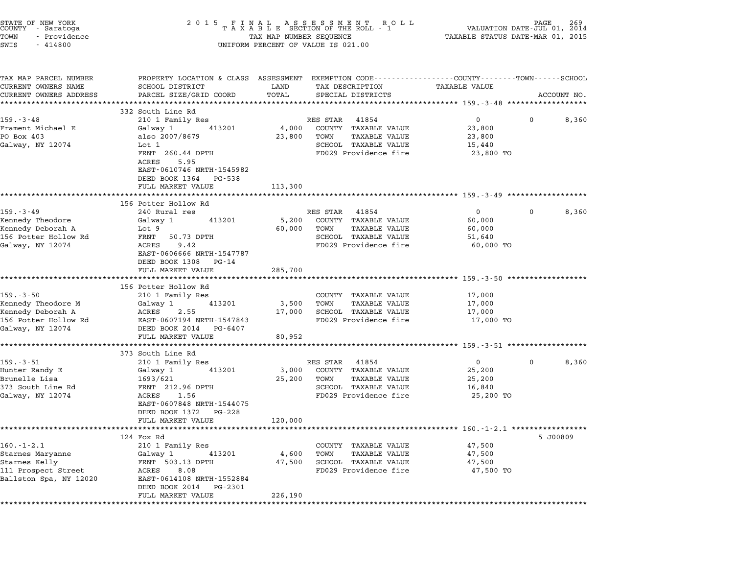STATE OF NEW YORK
COUNTY - Saratoga
TOWN - Providence
SWIS - 414800

2015 FINAL ASSESSMENT ROLL
TAXABLE SECTION OF THE ROLL - 1
TAX MAP NUMBER SEQUENCE
UNIFORM PERCENT OF VALUE IS 021.00

VALUATION DATE-JUL 01, 2014
TAXABLE STATUS DATE-MAR 01, 2015

| TAX MAP PARCEL NUMBER / CURRENT OWNERS NAME / CURRENT OWNERS ADDRESS | PROPERTY LOCATION & CLASS / SCHOOL DISTRICT / PARCEL SIZE/GRID COORD | ASSESSMENT LAND / TOTAL | EXEMPTION CODE / TAX DESCRIPTION / SPECIAL DISTRICTS | COUNTY / TAXABLE VALUE | TOWN | SCHOOL / ACCOUNT NO. |
|---|---|---|---|---|---|---|
| **159.-3-48** | 332 South Line Rd | | | | | |
| Frament Michael E | 210 1 Family Res | | RES STAR 41854 | 0 | 0 | 8,360 |
| PO Box 403 | Galway 1 413201 | 4,000 | COUNTY TAXABLE VALUE | 23,800 | | |
| Galway, NY 12074 | also 2007/8679 | 23,800 | TOWN TAXABLE VALUE | 23,800 | | |
| | Lot 1 | | SCHOOL TAXABLE VALUE | 15,440 | | |
| | FRNT 260.44 DPTH | | FD029 Providence fire | 23,800 TO | | |
| | ACRES 5.95 | | | | | |
| | EAST-0610746 NRTH-1545982 | | | | | |
| | DEED BOOK 1364 PG-538 | | | | | |
| | FULL MARKET VALUE | 113,300 | | | | |
| **159.-3-49** | 156 Potter Hollow Rd | | | | | |
| Kennedy Theodore | 240 Rural res | | RES STAR 41854 | 0 | 0 | 8,360 |
| Kennedy Deborah A | Galway 1 413201 | 5,200 | COUNTY TAXABLE VALUE | 60,000 | | |
| 156 Potter Hollow Rd | Lot 9 | 60,000 | TOWN TAXABLE VALUE | 60,000 | | |
| Galway, NY 12074 | FRNT 50.73 DPTH | | SCHOOL TAXABLE VALUE | 51,640 | | |
| | ACRES 9.42 | | FD029 Providence fire | 60,000 TO | | |
| | EAST-0606666 NRTH-1547787 | | | | | |
| | DEED BOOK 1308 PG-14 | | | | | |
| | FULL MARKET VALUE | 285,700 | | | | |
| **159.-3-50** | 156 Potter Hollow Rd | | | | | |
| Kennedy Theodore M | 210 1 Family Res | | COUNTY TAXABLE VALUE | 17,000 | | |
| Kennedy Deborah A | Galway 1 413201 | 3,500 | TOWN TAXABLE VALUE | 17,000 | | |
| 156 Potter Hollow Rd | ACRES 2.55 | 17,000 | SCHOOL TAXABLE VALUE | 17,000 | | |
| Galway, NY 12074 | EAST-0607194 NRTH-1547843 | | FD029 Providence fire | 17,000 TO | | |
| | DEED BOOK 2014 PG-6407 | | | | | |
| | FULL MARKET VALUE | 80,952 | | | | |
| **159.-3-51** | 373 South Line Rd | | | | | |
| Hunter Randy E | 210 1 Family Res | | RES STAR 41854 | 0 | 0 | 8,360 |
| Brunelle Lisa | Galway 1 413201 | 3,000 | COUNTY TAXABLE VALUE | 25,200 | | |
| 373 South Line Rd | 1693/621 | 25,200 | TOWN TAXABLE VALUE | 25,200 | | |
| Galway, NY 12074 | FRNT 212.96 DPTH | | SCHOOL TAXABLE VALUE | 16,840 | | |
| | ACRES 1.56 | | FD029 Providence fire | 25,200 TO | | |
| | EAST-0607848 NRTH-1544075 | | | | | |
| | DEED BOOK 1372 PG-228 | | | | | |
| | FULL MARKET VALUE | 120,000 | | | | |
| **160.-1-2.1** | 124 Fox Rd | | | | | 5 J00809 |
| Starnes Maryanne | 210 1 Family Res | | COUNTY TAXABLE VALUE | 47,500 | | |
| Starnes Kelly | Galway 1 413201 | 4,600 | TOWN TAXABLE VALUE | 47,500 | | |
| 111 Prospect Street | FRNT 503.13 DPTH | 47,500 | SCHOOL TAXABLE VALUE | 47,500 | | |
| Ballston Spa, NY 12020 | ACRES 8.08 | | FD029 Providence fire | 47,500 TO | | |
| | EAST-0614108 NRTH-1552884 | | | | | |
| | DEED BOOK 2014 PG-2301 | | | | | |
| | FULL MARKET VALUE | 226,190 | | | | |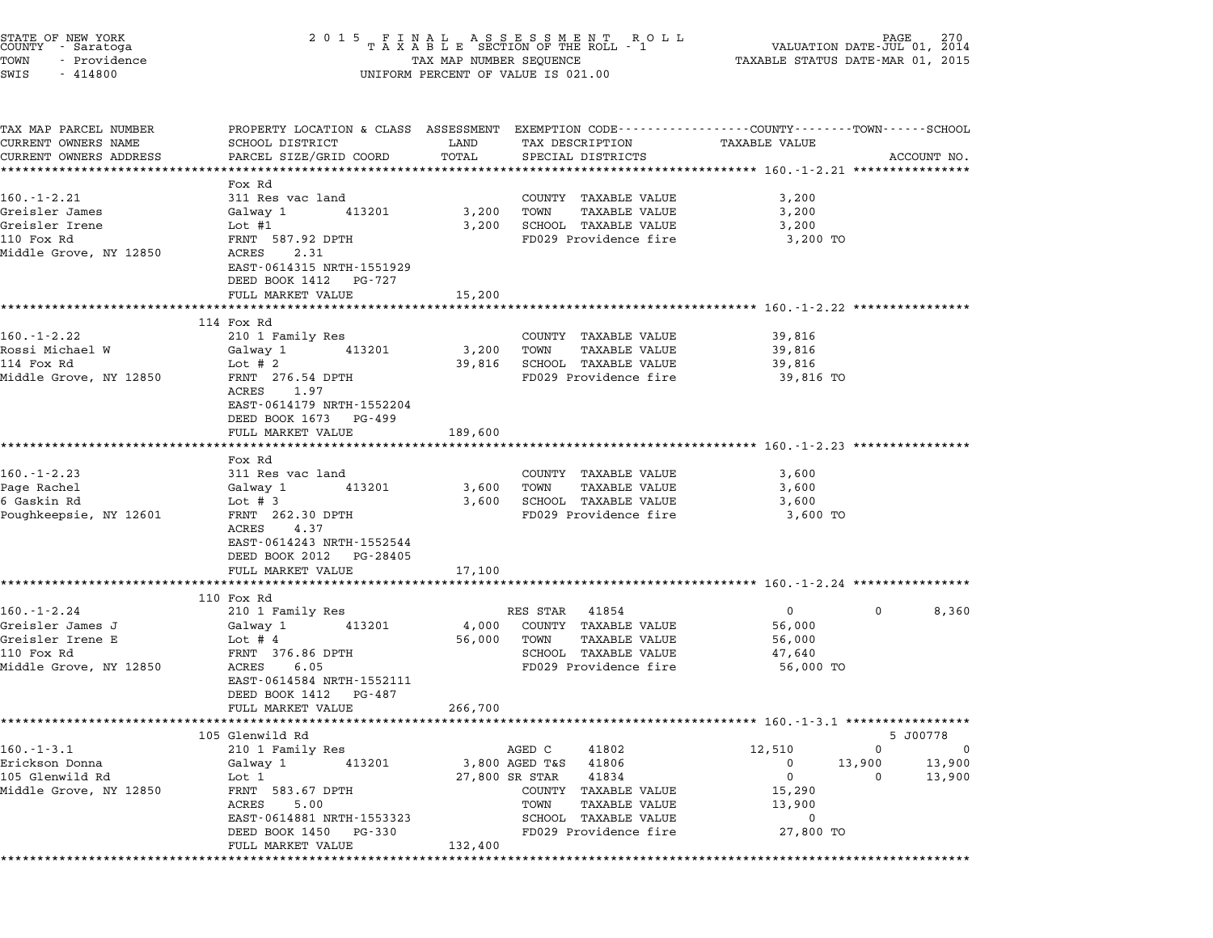STATE OF NEW YORK
COUNTY - Saratoga
TOWN - Providence
SWIS - 414800

2015 FINAL ASSESSMENT ROLL
TAXABLE SECTION OF THE ROLL - 1
TAX MAP NUMBER SEQUENCE
UNIFORM PERCENT OF VALUE IS 021.00

VALUATION DATE-JUL 01, 2014
TAXABLE STATUS DATE-MAR 01, 2015

| TAX MAP PARCEL NUMBER / CURRENT OWNERS NAME / CURRENT OWNERS ADDRESS | PROPERTY LOCATION & CLASS / SCHOOL DISTRICT / PARCEL SIZE/GRID COORD | ASSESSMENT LAND / TOTAL | EXEMPTION CODE / TAX DESCRIPTION / SPECIAL DISTRICTS | COUNTY TAXABLE VALUE | TOWN | SCHOOL / ACCOUNT NO. |
|---|---|---|---|---|---|---|
| **160.-1-2.21** | Fox Rd | | | | | |
| 160.-1-2.21 | 311 Res vac land | | COUNTY TAXABLE VALUE | 3,200 | | |
| Greisler James | Galway 1 413201 | 3,200 | TOWN TAXABLE VALUE | 3,200 | | |
| Greisler Irene | Lot #1 | 3,200 | SCHOOL TAXABLE VALUE | 3,200 | | |
| 110 Fox Rd | FRNT 587.92 DPTH | | FD029 Providence fire | 3,200 TO | | |
| Middle Grove, NY 12850 | ACRES 2.31 | | | | | |
| | EAST-0614315 NRTH-1551929 | | | | | |
| | DEED BOOK 1412 PG-727 | | | | | |
| | FULL MARKET VALUE | 15,200 | | | | |
| **160.-1-2.22** | 114 Fox Rd | | | | | |
| 160.-1-2.22 | 210 1 Family Res | | COUNTY TAXABLE VALUE | 39,816 | | |
| Rossi Michael W | Galway 1 413201 | 3,200 | TOWN TAXABLE VALUE | 39,816 | | |
| 114 Fox Rd | Lot # 2 | 39,816 | SCHOOL TAXABLE VALUE | 39,816 | | |
| Middle Grove, NY 12850 | FRNT 276.54 DPTH | | FD029 Providence fire | 39,816 TO | | |
| | ACRES 1.97 | | | | | |
| | EAST-0614179 NRTH-1552204 | | | | | |
| | DEED BOOK 1673 PG-499 | | | | | |
| | FULL MARKET VALUE | 189,600 | | | | |
| **160.-1-2.23** | Fox Rd | | | | | |
| 160.-1-2.23 | 311 Res vac land | | COUNTY TAXABLE VALUE | 3,600 | | |
| Page Rachel | Galway 1 413201 | 3,600 | TOWN TAXABLE VALUE | 3,600 | | |
| 6 Gaskin Rd | Lot # 3 | 3,600 | SCHOOL TAXABLE VALUE | 3,600 | | |
| Poughkeepsie, NY 12601 | FRNT 262.30 DPTH | | FD029 Providence fire | 3,600 TO | | |
| | ACRES 4.37 | | | | | |
| | EAST-0614243 NRTH-1552544 | | | | | |
| | DEED BOOK 2012 PG-28405 | | | | | |
| | FULL MARKET VALUE | 17,100 | | | | |
| **160.-1-2.24** | 110 Fox Rd | | | | | |
| 160.-1-2.24 | 210 1 Family Res | | RES STAR 41854 | 0 | 0 | 8,360 |
| Greisler James J | Galway 1 413201 | 4,000 | COUNTY TAXABLE VALUE | 56,000 | | |
| Greisler Irene E | Lot # 4 | 56,000 | TOWN TAXABLE VALUE | 56,000 | | |
| 110 Fox Rd | FRNT 376.86 DPTH | | SCHOOL TAXABLE VALUE | 47,640 | | |
| Middle Grove, NY 12850 | ACRES 6.05 | | FD029 Providence fire | 56,000 TO | | |
| | EAST-0614584 NRTH-1552111 | | | | | |
| | DEED BOOK 1412 PG-487 | | | | | |
| | FULL MARKET VALUE | 266,700 | | | | |
| **160.-1-3.1** | 105 Glenwild Rd | | | | | 5 J00778 |
| 160.-1-3.1 | 210 1 Family Res | | AGED C 41802 | 12,510 | 0 | 0 |
| Erickson Donna | Galway 1 413201 | 3,800 | AGED T&S 41806 | 0 | 13,900 | 13,900 |
| 105 Glenwild Rd | Lot 1 | 27,800 | SR STAR 41834 | 0 | 0 | 13,900 |
| Middle Grove, NY 12850 | FRNT 583.67 DPTH | | COUNTY TAXABLE VALUE | 15,290 | | |
| | ACRES 5.00 | | TOWN TAXABLE VALUE | 13,900 | | |
| | EAST-0614881 NRTH-1553323 | | SCHOOL TAXABLE VALUE | 0 | | |
| | DEED BOOK 1450 PG-330 | | FD029 Providence fire | 27,800 TO | | |
| | FULL MARKET VALUE | 132,400 | | | | |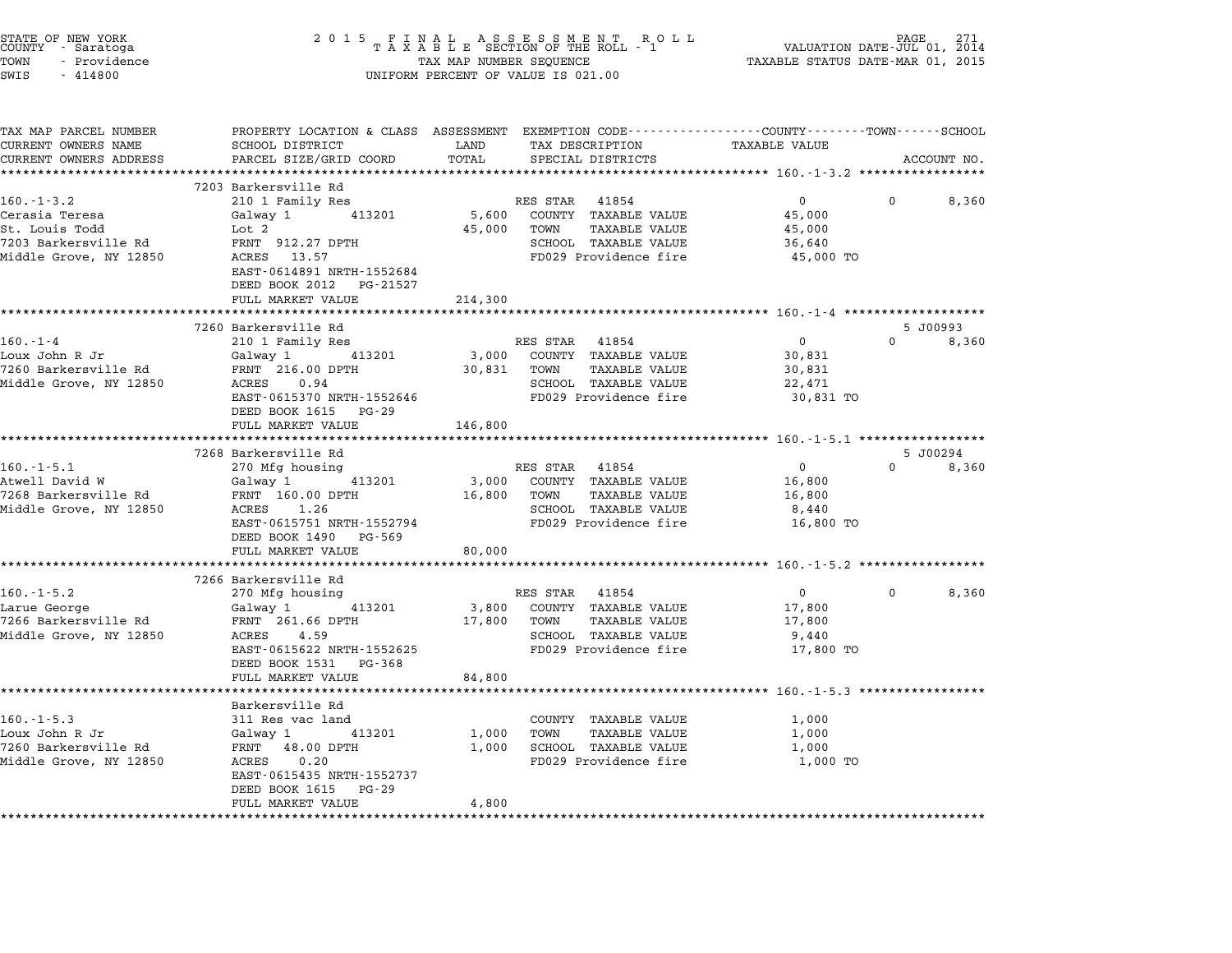STATE OF NEW YORK
COUNTY - Saratoga
TOWN - Providence
SWIS - 414800

# 2015 FINAL ASSESSMENT ROLL
TAXABLE SECTION OF THE ROLL - 1
TAX MAP NUMBER SEQUENCE
UNIFORM PERCENT OF VALUE IS 021.00

VALUATION DATE-JUL 01, 2014
TAXABLE STATUS DATE-MAR 01, 2015

| TAX MAP PARCEL NUMBER / CURRENT OWNERS NAME / CURRENT OWNERS ADDRESS | PROPERTY LOCATION & CLASS / SCHOOL DISTRICT / PARCEL SIZE/GRID COORD | ASSESSMENT LAND / TOTAL | EXEMPTION CODE / TAX DESCRIPTION / SPECIAL DISTRICTS | COUNTY TAXABLE VALUE | TOWN | SCHOOL / ACCOUNT NO. |
|---|---|---|---|---|---|---|
| **160.-1-3.2** | 7203 Barkersville Rd | | | | | |
| 160.-1-3.2 | 210 1 Family Res | | RES STAR 41854 | 0 | 0 | 8,360 |
| Cerasia Teresa | Galway 1 413201 | 5,600 | COUNTY TAXABLE VALUE | 45,000 | | |
| St. Louis Todd | Lot 2 | 45,000 | TOWN TAXABLE VALUE | 45,000 | | |
| 7203 Barkersville Rd | FRNT 912.27 DPTH | | SCHOOL TAXABLE VALUE | 36,640 | | |
| Middle Grove, NY 12850 | ACRES 13.57 | | FD029 Providence fire | 45,000 TO | | |
| | EAST-0614891 NRTH-1552684 | | | | | |
| | DEED BOOK 2012 PG-21527 | | | | | |
| | FULL MARKET VALUE | 214,300 | | | | |
| **160.-1-4** | 7260 Barkersville Rd | | | | | 5 J00993 |
| 160.-1-4 | 210 1 Family Res | | RES STAR 41854 | 0 | 0 | 8,360 |
| Loux John R Jr | Galway 1 413201 | 3,000 | COUNTY TAXABLE VALUE | 30,831 | | |
| 7260 Barkersville Rd | FRNT 216.00 DPTH | 30,831 | TOWN TAXABLE VALUE | 30,831 | | |
| Middle Grove, NY 12850 | ACRES 0.94 | | SCHOOL TAXABLE VALUE | 22,471 | | |
| | EAST-0615370 NRTH-1552646 | | FD029 Providence fire | 30,831 TO | | |
| | DEED BOOK 1615 PG-29 | | | | | |
| | FULL MARKET VALUE | 146,800 | | | | |
| **160.-1-5.1** | 7268 Barkersville Rd | | | | | 5 J00294 |
| 160.-1-5.1 | 270 Mfg housing | | RES STAR 41854 | 0 | 0 | 8,360 |
| Atwell David W | Galway 1 413201 | 3,000 | COUNTY TAXABLE VALUE | 16,800 | | |
| 7268 Barkersville Rd | FRNT 160.00 DPTH | 16,800 | TOWN TAXABLE VALUE | 16,800 | | |
| Middle Grove, NY 12850 | ACRES 1.26 | | SCHOOL TAXABLE VALUE | 8,440 | | |
| | EAST-0615751 NRTH-1552794 | | FD029 Providence fire | 16,800 TO | | |
| | DEED BOOK 1490 PG-569 | | | | | |
| | FULL MARKET VALUE | 80,000 | | | | |
| **160.-1-5.2** | 7266 Barkersville Rd | | | | | |
| 160.-1-5.2 | 270 Mfg housing | | RES STAR 41854 | 0 | 0 | 8,360 |
| Larue George | Galway 1 413201 | 3,800 | COUNTY TAXABLE VALUE | 17,800 | | |
| 7266 Barkersville Rd | FRNT 261.66 DPTH | 17,800 | TOWN TAXABLE VALUE | 17,800 | | |
| Middle Grove, NY 12850 | ACRES 4.59 | | SCHOOL TAXABLE VALUE | 9,440 | | |
| | EAST-0615622 NRTH-1552625 | | FD029 Providence fire | 17,800 TO | | |
| | DEED BOOK 1531 PG-368 | | | | | |
| | FULL MARKET VALUE | 84,800 | | | | |
| **160.-1-5.3** | Barkersville Rd | | | | | |
| 160.-1-5.3 | 311 Res vac land | | COUNTY TAXABLE VALUE | 1,000 | | |
| Loux John R Jr | Galway 1 413201 | 1,000 | TOWN TAXABLE VALUE | 1,000 | | |
| 7260 Barkersville Rd | FRNT 48.00 DPTH | 1,000 | SCHOOL TAXABLE VALUE | 1,000 | | |
| Middle Grove, NY 12850 | ACRES 0.20 | | FD029 Providence fire | 1,000 TO | | |
| | EAST-0615435 NRTH-1552737 | | | | | |
| | DEED BOOK 1615 PG-29 | | | | | |
| | FULL MARKET VALUE | 4,800 | | | | |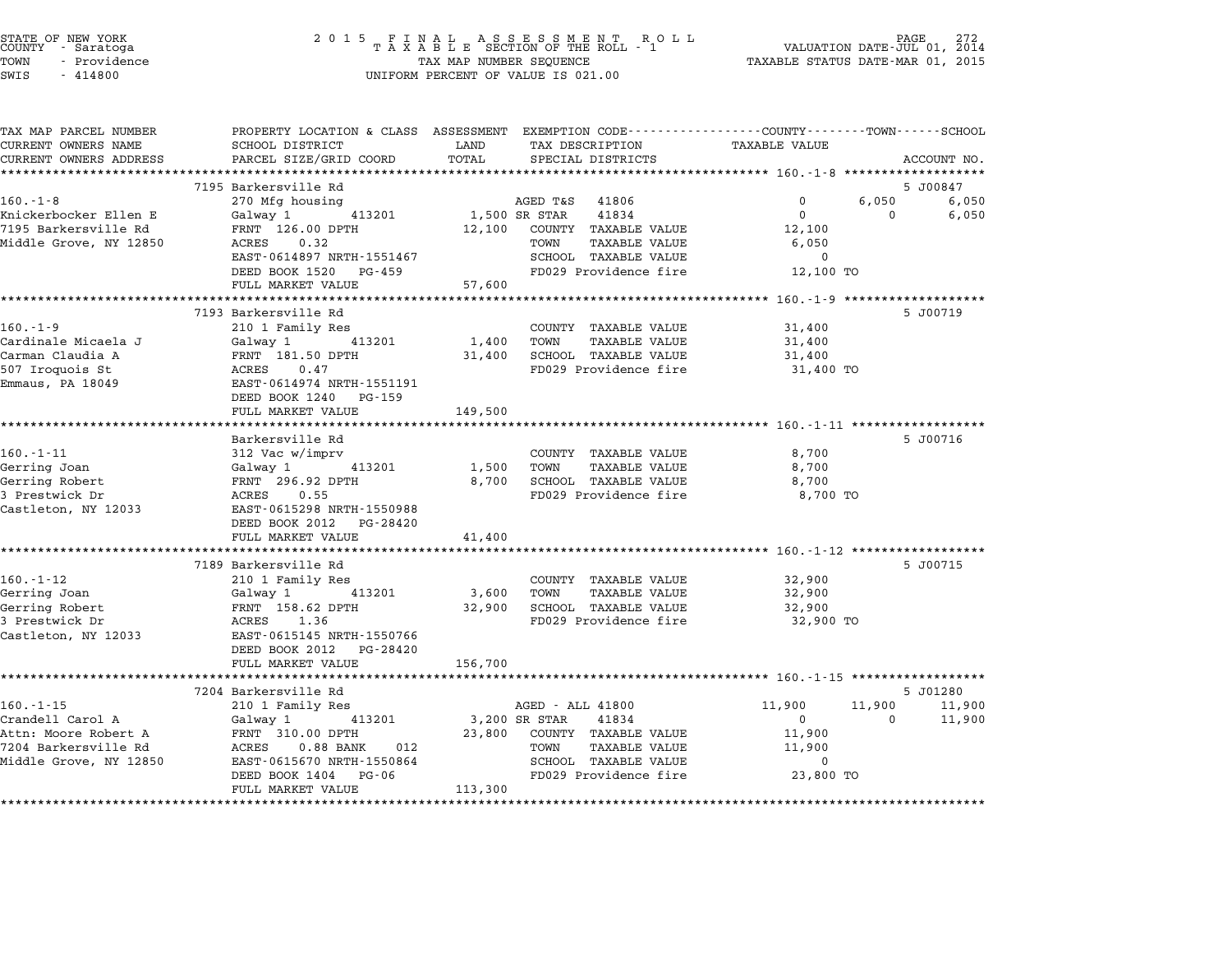STATE OF NEW YORK
COUNTY - Saratoga
TOWN - Providence
SWIS - 414800

# 2015 FINAL ASSESSMENT ROLL
## TAXABLE SECTION OF THE ROLL - 1
TAX MAP NUMBER SEQUENCE
UNIFORM PERCENT OF VALUE IS 021.00

VALUATION DATE-JUL 01, 2014
TAXABLE STATUS DATE-MAR 01, 2015

| TAX MAP PARCEL NUMBER / CURRENT OWNERS NAME / CURRENT OWNERS ADDRESS | PROPERTY LOCATION & CLASS / SCHOOL DISTRICT / PARCEL SIZE/GRID COORD | ASSESSMENT LAND | TOTAL | EXEMPTION CODE / TAX DESCRIPTION / SPECIAL DISTRICTS | COUNTY | TOWN | SCHOOL | ACCOUNT NO. |
|---|---|---|---|---|---|---|---|---|
| 160.-1-8 | 7195 Barkersville Rd | | | | | | | 5 J00847 |
| Knickerbocker Ellen E | 270 Mfg housing | | | AGED T&S 41806 | 0 | 6,050 | 6,050 | |
| 7195 Barkersville Rd | Galway 1 413201 | 1,500 | | SR STAR 41834 | 0 | 0 | 6,050 | |
| Middle Grove, NY 12850 | FRNT 126.00 DPTH | | 12,100 | COUNTY TAXABLE VALUE | 12,100 | | | |
| | ACRES 0.32 | | | TOWN TAXABLE VALUE | | 6,050 | | |
| | EAST-0614897 NRTH-1551467 | | | SCHOOL TAXABLE VALUE | | | 0 | |
| | DEED BOOK 1520 PG-459 | | | FD029 Providence fire | 12,100 TO | | | |
| | FULL MARKET VALUE | | 57,600 | | | | | |
| 160.-1-9 | 7193 Barkersville Rd | | | | | | | 5 J00719 |
| Cardinale Micaela J | 210 1 Family Res | | | COUNTY TAXABLE VALUE | 31,400 | | | |
| Carman Claudia A | Galway 1 413201 | 1,400 | | TOWN TAXABLE VALUE | | 31,400 | | |
| 507 Iroquois St | FRNT 181.50 DPTH | | 31,400 | SCHOOL TAXABLE VALUE | | | 31,400 | |
| Emmaus, PA 18049 | ACRES 0.47 | | | FD029 Providence fire | 31,400 TO | | | |
| | EAST-0614974 NRTH-1551191 | | | | | | | |
| | DEED BOOK 1240 PG-159 | | | | | | | |
| | FULL MARKET VALUE | | 149,500 | | | | | |
| 160.-1-11 | Barkersville Rd | | | | | | | 5 J00716 |
| Gerring Joan | 312 Vac w/imprv | | | COUNTY TAXABLE VALUE | 8,700 | | | |
| Gerring Robert | Galway 1 413201 | 1,500 | | TOWN TAXABLE VALUE | | 8,700 | | |
| 3 Prestwick Dr | FRNT 296.92 DPTH | | 8,700 | SCHOOL TAXABLE VALUE | | | 8,700 | |
| Castleton, NY 12033 | ACRES 0.55 | | | FD029 Providence fire | 8,700 TO | | | |
| | EAST-0615298 NRTH-1550988 | | | | | | | |
| | DEED BOOK 2012 PG-28420 | | | | | | | |
| | FULL MARKET VALUE | | 41,400 | | | | | |
| 160.-1-12 | 7189 Barkersville Rd | | | | | | | 5 J00715 |
| Gerring Joan | 210 1 Family Res | | | COUNTY TAXABLE VALUE | 32,900 | | | |
| Gerring Robert | Galway 1 413201 | 3,600 | | TOWN TAXABLE VALUE | | 32,900 | | |
| 3 Prestwick Dr | FRNT 158.62 DPTH | | 32,900 | SCHOOL TAXABLE VALUE | | | 32,900 | |
| Castleton, NY 12033 | ACRES 1.36 | | | FD029 Providence fire | 32,900 TO | | | |
| | EAST-0615145 NRTH-1550766 | | | | | | | |
| | DEED BOOK 2012 PG-28420 | | | | | | | |
| | FULL MARKET VALUE | | 156,700 | | | | | |
| 160.-1-15 | 7204 Barkersville Rd | | | | | | | 5 J01280 |
| Crandell Carol A | 210 1 Family Res | | | AGED - ALL 41800 | 11,900 | 11,900 | 11,900 | |
| Attn: Moore Robert A | Galway 1 413201 | 3,200 | | SR STAR 41834 | 0 | 0 | 11,900 | |
| 7204 Barkersville Rd | FRNT 310.00 DPTH | | 23,800 | COUNTY TAXABLE VALUE | 11,900 | | | |
| Middle Grove, NY 12850 | ACRES 0.88 BANK 012 | | | TOWN TAXABLE VALUE | | 11,900 | | |
| | EAST-0615670 NRTH-1550864 | | | SCHOOL TAXABLE VALUE | | | 0 | |
| | DEED BOOK 1404 PG-06 | | | FD029 Providence fire | 23,800 TO | | | |
| | FULL MARKET VALUE | | 113,300 | | | | | |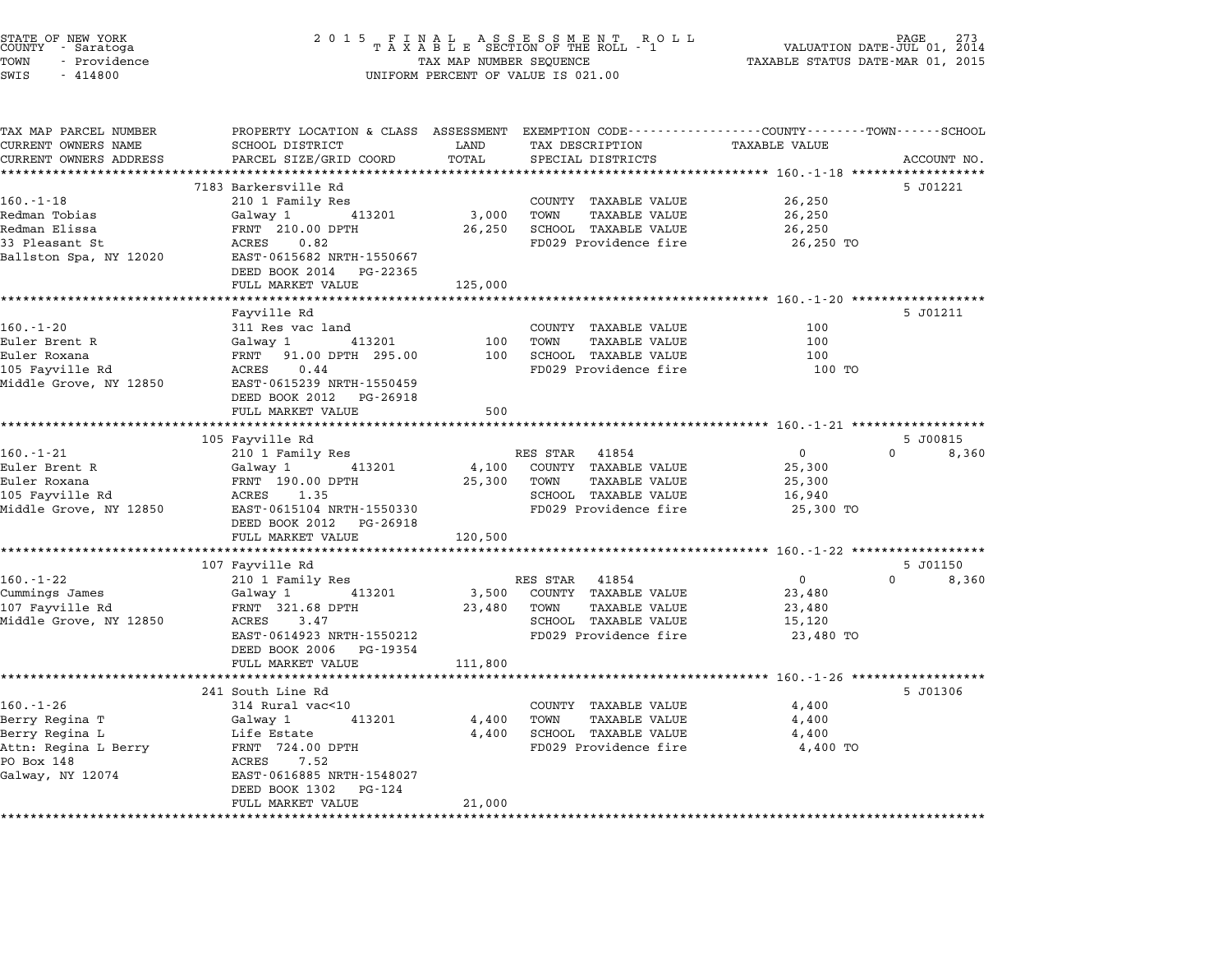STATE OF NEW YORK
COUNTY - Saratoga
TOWN - Providence
SWIS - 414800

# 2015 FINAL ASSESSMENT ROLL
TAXABLE SECTION OF THE ROLL - 1
TAX MAP NUMBER SEQUENCE
UNIFORM PERCENT OF VALUE IS 021.00

VALUATION DATE-JUL 01, 2014
TAXABLE STATUS DATE-MAR 01, 2015

| TAX MAP PARCEL NUMBER / CURRENT OWNERS NAME / CURRENT OWNERS ADDRESS | PROPERTY LOCATION & CLASS / SCHOOL DISTRICT / PARCEL SIZE/GRID COORD | ASSESSMENT LAND | TOTAL | EXEMPTION CODE / TAX DESCRIPTION / SPECIAL DISTRICTS | COUNTY | TOWN | SCHOOL | TAXABLE VALUE | ACCOUNT NO. |
|---|---|---|---|---|---|---|---|---|---|
| **160.-1-18** | 7183 Barkersville Rd | | | | | | | | 5 J01221 |
| 160.-1-18 | 210 1 Family Res | | | COUNTY TAXABLE VALUE | | | | 26,250 | |
| Redman Tobias | Galway 1 413201 | 3,000 | | TOWN TAXABLE VALUE | | | | 26,250 | |
| Redman Elissa | FRNT 210.00 DPTH | | 26,250 | SCHOOL TAXABLE VALUE | | | | 26,250 | |
| 33 Pleasant St | ACRES 0.82 | | | FD029 Providence fire | | | | 26,250 TO | |
| Ballston Spa, NY 12020 | EAST-0615682 NRTH-1550667 | | | | | | | | |
| | DEED BOOK 2014 PG-22365 | | | | | | | | |
| | FULL MARKET VALUE | | 125,000 | | | | | | |
| **160.-1-20** | Fayville Rd | | | | | | | | 5 J01211 |
| 160.-1-20 | 311 Res vac land | | | COUNTY TAXABLE VALUE | | | | 100 | |
| Euler Brent R | Galway 1 413201 | 100 | | TOWN TAXABLE VALUE | | | | 100 | |
| Euler Roxana | FRNT 91.00 DPTH 295.00 | | 100 | SCHOOL TAXABLE VALUE | | | | 100 | |
| 105 Fayville Rd | ACRES 0.44 | | | FD029 Providence fire | | | | 100 TO | |
| Middle Grove, NY 12850 | EAST-0615239 NRTH-1550459 | | | | | | | | |
| | DEED BOOK 2012 PG-26918 | | | | | | | | |
| | FULL MARKET VALUE | | 500 | | | | | | |
| **160.-1-21** | 105 Fayville Rd | | | | | | | | 5 J00815 |
| 160.-1-21 | 210 1 Family Res | | | RES STAR 41854 | 0 | 0 | 8,360 | | |
| Euler Brent R | Galway 1 413201 | 4,100 | | COUNTY TAXABLE VALUE | | | | 25,300 | |
| Euler Roxana | FRNT 190.00 DPTH | | 25,300 | TOWN TAXABLE VALUE | | | | 25,300 | |
| 105 Fayville Rd | ACRES 1.35 | | | SCHOOL TAXABLE VALUE | | | | 16,940 | |
| Middle Grove, NY 12850 | EAST-0615104 NRTH-1550330 | | | FD029 Providence fire | | | | 25,300 TO | |
| | DEED BOOK 2012 PG-26918 | | | | | | | | |
| | FULL MARKET VALUE | | 120,500 | | | | | | |
| **160.-1-22** | 107 Fayville Rd | | | | | | | | 5 J01150 |
| 160.-1-22 | 210 1 Family Res | | | RES STAR 41854 | 0 | 0 | 8,360 | | |
| Cummings James | Galway 1 413201 | 3,500 | | COUNTY TAXABLE VALUE | | | | 23,480 | |
| 107 Fayville Rd | FRNT 321.68 DPTH | | 23,480 | TOWN TAXABLE VALUE | | | | 23,480 | |
| Middle Grove, NY 12850 | ACRES 3.47 | | | SCHOOL TAXABLE VALUE | | | | 15,120 | |
| | EAST-0614923 NRTH-1550212 | | | FD029 Providence fire | | | | 23,480 TO | |
| | DEED BOOK 2006 PG-19354 | | | | | | | | |
| | FULL MARKET VALUE | | 111,800 | | | | | | |
| **160.-1-26** | 241 South Line Rd | | | | | | | | 5 J01306 |
| 160.-1-26 | 314 Rural vac<10 | | | COUNTY TAXABLE VALUE | | | | 4,400 | |
| Berry Regina T | Galway 1 413201 | 4,400 | | TOWN TAXABLE VALUE | | | | 4,400 | |
| Berry Regina L | Life Estate | | 4,400 | SCHOOL TAXABLE VALUE | | | | 4,400 | |
| Attn: Regina L Berry | FRNT 724.00 DPTH | | | FD029 Providence fire | | | | 4,400 TO | |
| PO Box 148 | ACRES 7.52 | | | | | | | | |
| Galway, NY 12074 | EAST-0616885 NRTH-1548027 | | | | | | | | |
| | DEED BOOK 1302 PG-124 | | | | | | | | |
| | FULL MARKET VALUE | | 21,000 | | | | | | |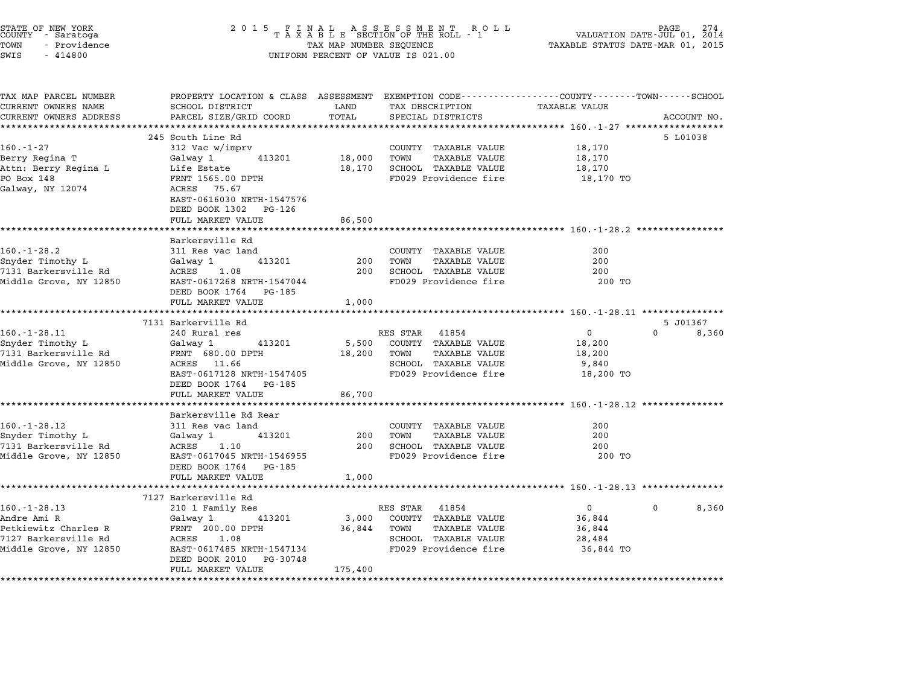STATE OF NEW YORK
COUNTY - Saratoga
TOWN - Providence
SWIS - 414800

2015 FINAL ASSESSMENT ROLL
TAXABLE SECTION OF THE ROLL - 1
TAX MAP NUMBER SEQUENCE
UNIFORM PERCENT OF VALUE IS 021.00

VALUATION DATE-JUL 01, 2014
TAXABLE STATUS DATE-MAR 01, 2015

| TAX MAP PARCEL NUMBER / CURRENT OWNERS NAME / CURRENT OWNERS ADDRESS | PROPERTY LOCATION & CLASS / SCHOOL DISTRICT / PARCEL SIZE/GRID COORD | ASSESSMENT LAND | TOTAL | EXEMPTION CODE / TAX DESCRIPTION / SPECIAL DISTRICTS | COUNTY / TOWN TAXABLE VALUE | SCHOOL | ACCOUNT NO. |
|---|---|---|---|---|---|---|---|
| **160.-1-27** | 245 South Line Rd | | | | | | 5 L01038 |
| 160.-1-27 | 312 Vac w/imprv | | | COUNTY TAXABLE VALUE | 18,170 | | |
| Berry Regina T | Galway 1 413201 | 18,000 | | TOWN TAXABLE VALUE | 18,170 | | |
| Attn: Berry Regina L | Life Estate | | 18,170 | SCHOOL TAXABLE VALUE | 18,170 | | |
| PO Box 148 | FRNT 1565.00 DPTH | | | FD029 Providence fire | 18,170 TO | | |
| Galway, NY 12074 | ACRES 75.67 | | | | | | |
| | EAST-0616030 NRTH-1547576 | | | | | | |
| | DEED BOOK 1302 PG-126 | | | | | | |
| | FULL MARKET VALUE | | 86,500 | | | | |
| **160.-1-28.2** | Barkersville Rd | | | | | | |
| 160.-1-28.2 | 311 Res vac land | | | COUNTY TAXABLE VALUE | 200 | | |
| Snyder Timothy L | Galway 1 413201 | 200 | | TOWN TAXABLE VALUE | 200 | | |
| 7131 Barkersville Rd | ACRES 1.08 | | 200 | SCHOOL TAXABLE VALUE | 200 | | |
| Middle Grove, NY 12850 | EAST-0617268 NRTH-1547044 | | | FD029 Providence fire | 200 TO | | |
| | DEED BOOK 1764 PG-185 | | | | | | |
| | FULL MARKET VALUE | | 1,000 | | | | |
| **160.-1-28.11** | 7131 Barkerville Rd | | | | | | 5 J01367 |
| 160.-1-28.11 | 240 Rural res | | | RES STAR 41854 | 0 | 0 8,360 | |
| Snyder Timothy L | Galway 1 413201 | 5,500 | | COUNTY TAXABLE VALUE | 18,200 | | |
| 7131 Barkersville Rd | FRNT 680.00 DPTH | | 18,200 | TOWN TAXABLE VALUE | 18,200 | | |
| Middle Grove, NY 12850 | ACRES 11.66 | | | SCHOOL TAXABLE VALUE | 9,840 | | |
| | EAST-0617128 NRTH-1547405 | | | FD029 Providence fire | 18,200 TO | | |
| | DEED BOOK 1764 PG-185 | | | | | | |
| | FULL MARKET VALUE | | 86,700 | | | | |
| **160.-1-28.12** | Barkersville Rd Rear | | | | | | |
| 160.-1-28.12 | 311 Res vac land | | | COUNTY TAXABLE VALUE | 200 | | |
| Snyder Timothy L | Galway 1 413201 | 200 | | TOWN TAXABLE VALUE | 200 | | |
| 7131 Barkersville Rd | ACRES 1.10 | | 200 | SCHOOL TAXABLE VALUE | 200 | | |
| Middle Grove, NY 12850 | EAST-0617045 NRTH-1546955 | | | FD029 Providence fire | 200 TO | | |
| | DEED BOOK 1764 PG-185 | | | | | | |
| | FULL MARKET VALUE | | 1,000 | | | | |
| **160.-1-28.13** | 7127 Barkersville Rd | | | | | | |
| 160.-1-28.13 | 210 1 Family Res | | | RES STAR 41854 | 0 | 0 8,360 | |
| Andre Ami R | Galway 1 413201 | 3,000 | | COUNTY TAXABLE VALUE | 36,844 | | |
| Petkiewitz Charles R | FRNT 200.00 DPTH | | 36,844 | TOWN TAXABLE VALUE | 36,844 | | |
| 7127 Barkersville Rd | ACRES 1.08 | | | SCHOOL TAXABLE VALUE | 28,484 | | |
| Middle Grove, NY 12850 | EAST-0617485 NRTH-1547134 | | | FD029 Providence fire | 36,844 TO | | |
| | DEED BOOK 2010 PG-30748 | | | | | | |
| | FULL MARKET VALUE | | 175,400 | | | | |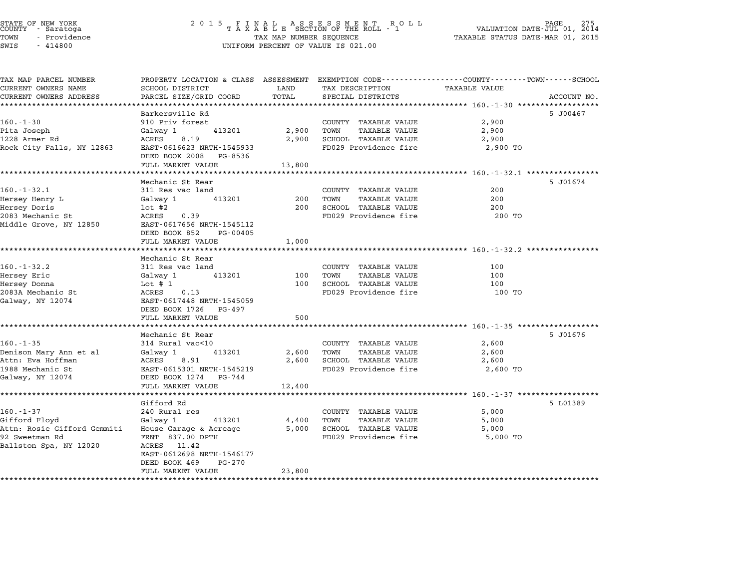STATE OF NEW YORK
COUNTY - Saratoga
TOWN - Providence
SWIS - 414800

**2015 FINAL ASSESSMENT ROLL**
**TAXABLE SECTION OF THE ROLL - 1**
TAX MAP NUMBER SEQUENCE
UNIFORM PERCENT OF VALUE IS 021.00

VALUATION DATE-JUL 01, 2014
TAXABLE STATUS DATE-MAR 01, 2015

| TAX MAP PARCEL NUMBER / CURRENT OWNERS NAME / CURRENT OWNERS ADDRESS | PROPERTY LOCATION & CLASS / SCHOOL DISTRICT / PARCEL SIZE/GRID COORD | ASSESSMENT LAND | TOTAL | EXEMPTION CODE / TAX DESCRIPTION / SPECIAL DISTRICTS | TAXABLE VALUE (COUNTY / TOWN / SCHOOL) | ACCOUNT NO. |
|---|---|---|---|---|---|---|
| **160.-1-30** | Barkersville Rd | | | | | 5 J00467 |
| 160.-1-30 | 910 Priv forest | | | COUNTY TAXABLE VALUE | 2,900 | |
| Pita Joseph | Galway 1 413201 | 2,900 | | TOWN TAXABLE VALUE | 2,900 | |
| 1228 Armer Rd | ACRES 8.19 | | 2,900 | SCHOOL TAXABLE VALUE | 2,900 | |
| Rock City Falls, NY 12863 | EAST-0616623 NRTH-1545933 | | | FD029 Providence fire | 2,900 TO | |
| | DEED BOOK 2008 PG-8536 | | | | | |
| | FULL MARKET VALUE | | 13,800 | | | |
| **160.-1-32.1** | Mechanic St Rear | | | | | 5 J01674 |
| 160.-1-32.1 | 311 Res vac land | | | COUNTY TAXABLE VALUE | 200 | |
| Hersey Henry L | Galway 1 413201 | 200 | | TOWN TAXABLE VALUE | 200 | |
| Hersey Doris | lot #2 | | 200 | SCHOOL TAXABLE VALUE | 200 | |
| 2083 Mechanic St | ACRES 0.39 | | | FD029 Providence fire | 200 TO | |
| Middle Grove, NY 12850 | EAST-0617656 NRTH-1545112 | | | | | |
| | DEED BOOK 852 PG-00405 | | | | | |
| | FULL MARKET VALUE | | 1,000 | | | |
| **160.-1-32.2** | Mechanic St Rear | | | | | |
| 160.-1-32.2 | 311 Res vac land | | | COUNTY TAXABLE VALUE | 100 | |
| Hersey Eric | Galway 1 413201 | 100 | | TOWN TAXABLE VALUE | 100 | |
| Hersey Donna | Lot # 1 | | 100 | SCHOOL TAXABLE VALUE | 100 | |
| 2083A Mechanic St | ACRES 0.13 | | | FD029 Providence fire | 100 TO | |
| Galway, NY 12074 | EAST-0617448 NRTH-1545059 | | | | | |
| | DEED BOOK 1726 PG-497 | | | | | |
| | FULL MARKET VALUE | | 500 | | | |
| **160.-1-35** | Mechanic St Rear | | | | | 5 J01676 |
| 160.-1-35 | 314 Rural vac<10 | | | COUNTY TAXABLE VALUE | 2,600 | |
| Denison Mary Ann et al | Galway 1 413201 | 2,600 | | TOWN TAXABLE VALUE | 2,600 | |
| Attn: Eva Hoffman | ACRES 8.91 | | 2,600 | SCHOOL TAXABLE VALUE | 2,600 | |
| 1988 Mechanic St | EAST-0615301 NRTH-1545219 | | | FD029 Providence fire | 2,600 TO | |
| Galway, NY 12074 | DEED BOOK 1274 PG-744 | | | | | |
| | FULL MARKET VALUE | | 12,400 | | | |
| **160.-1-37** | Gifford Rd | | | | | 5 L01389 |
| 160.-1-37 | 240 Rural res | | | COUNTY TAXABLE VALUE | 5,000 | |
| Gifford Floyd | Galway 1 413201 | 4,400 | | TOWN TAXABLE VALUE | 5,000 | |
| Attn: Rosie Gifford Gemmiti | House Garage & Acreage | | 5,000 | SCHOOL TAXABLE VALUE | 5,000 | |
| 92 Sweetman Rd | FRNT 837.00 DPTH | | | FD029 Providence fire | 5,000 TO | |
| Ballston Spa, NY 12020 | ACRES 11.42 | | | | | |
| | EAST-0612698 NRTH-1546177 | | | | | |
| | DEED BOOK 469 PG-270 | | | | | |
| | FULL MARKET VALUE | | 23,800 | | | |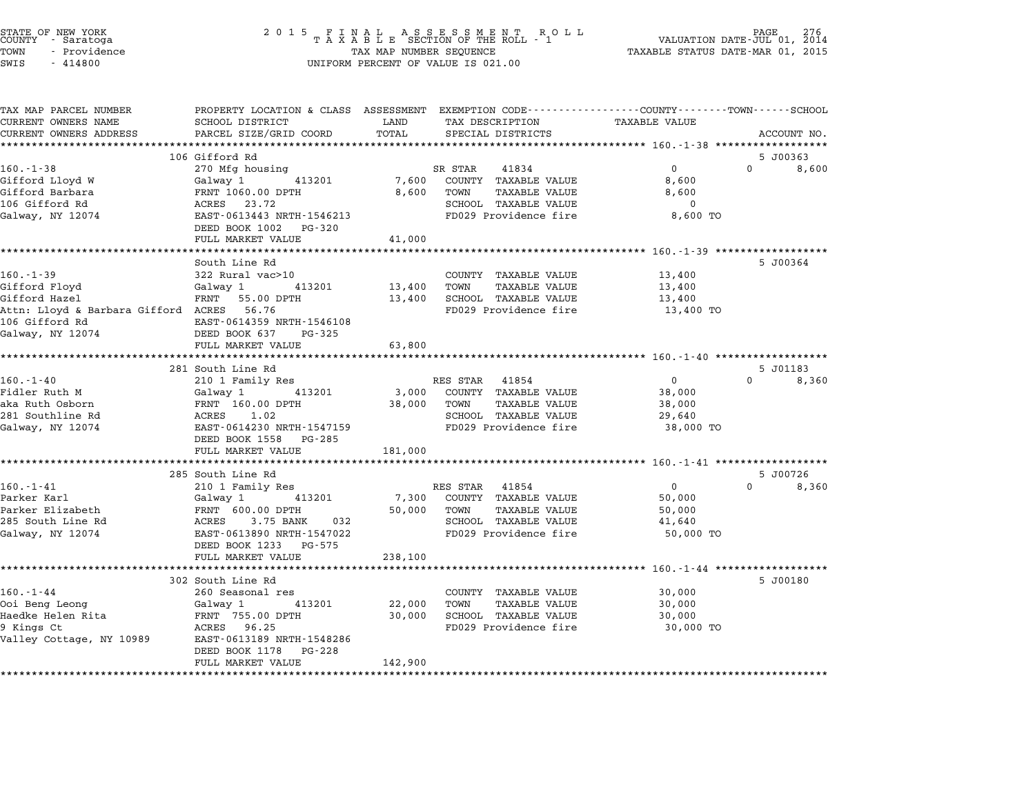STATE OF NEW YORK
COUNTY - Saratoga
TOWN - Providence
SWIS - 414800

2015 FINAL ASSESSMENT ROLL
TAXABLE SECTION OF THE ROLL - 1
TAX MAP NUMBER SEQUENCE
UNIFORM PERCENT OF VALUE IS 021.00

VALUATION DATE-JUL 01, 2014
TAXABLE STATUS DATE-MAR 01, 2015

| TAX MAP PARCEL NUMBER / CURRENT OWNERS NAME / CURRENT OWNERS ADDRESS | PROPERTY LOCATION & CLASS / SCHOOL DISTRICT / PARCEL SIZE/GRID COORD | ASSESSMENT LAND / TOTAL | EXEMPTION CODE / TAX DESCRIPTION / SPECIAL DISTRICTS | COUNTY / TOWN TAXABLE VALUE | SCHOOL / ACCOUNT NO. |
|---|---|---|---|---|---|
| **160.-1-38** | 106 Gifford Rd | | | | 5 J00363 |
| 160.-1-38 | 270 Mfg housing | | SR STAR 41834 | 0 | 0 8,600 |
| Gifford Lloyd W | Galway 1 413201 | 7,600 | COUNTY TAXABLE VALUE | 8,600 | |
| Gifford Barbara | FRNT 1060.00 DPTH | 8,600 | TOWN TAXABLE VALUE | 8,600 | |
| 106 Gifford Rd | ACRES 23.72 | | SCHOOL TAXABLE VALUE | 0 | |
| Galway, NY 12074 | EAST-0613443 NRTH-1546213 | | FD029 Providence fire | 8,600 TO | |
| | DEED BOOK 1002 PG-320 | | | | |
| | FULL MARKET VALUE | 41,000 | | | |
| **160.-1-39** | South Line Rd | | | | 5 J00364 |
| 160.-1-39 | 322 Rural vac>10 | | COUNTY TAXABLE VALUE | 13,400 | |
| Gifford Floyd | Galway 1 413201 | 13,400 | TOWN TAXABLE VALUE | 13,400 | |
| Gifford Hazel | FRNT 55.00 DPTH | 13,400 | SCHOOL TAXABLE VALUE | 13,400 | |
| Attn: Lloyd & Barbara Gifford | ACRES 56.76 | | FD029 Providence fire | 13,400 TO | |
| 106 Gifford Rd | EAST-0614359 NRTH-1546108 | | | | |
| Galway, NY 12074 | DEED BOOK 637 PG-325 | | | | |
| | FULL MARKET VALUE | 63,800 | | | |
| **160.-1-40** | 281 South Line Rd | | | | 5 J01183 |
| 160.-1-40 | 210 1 Family Res | | RES STAR 41854 | 0 | 0 8,360 |
| Fidler Ruth M | Galway 1 413201 | 3,000 | COUNTY TAXABLE VALUE | 38,000 | |
| aka Ruth Osborn | FRNT 160.00 DPTH | 38,000 | TOWN TAXABLE VALUE | 38,000 | |
| 281 Southline Rd | ACRES 1.02 | | SCHOOL TAXABLE VALUE | 29,640 | |
| Galway, NY 12074 | EAST-0614230 NRTH-1547159 | | FD029 Providence fire | 38,000 TO | |
| | DEED BOOK 1558 PG-285 | | | | |
| | FULL MARKET VALUE | 181,000 | | | |
| **160.-1-41** | 285 South Line Rd | | | | 5 J00726 |
| 160.-1-41 | 210 1 Family Res | | RES STAR 41854 | 0 | 0 8,360 |
| Parker Karl | Galway 1 413201 | 7,300 | COUNTY TAXABLE VALUE | 50,000 | |
| Parker Elizabeth | FRNT 600.00 DPTH | 50,000 | TOWN TAXABLE VALUE | 50,000 | |
| 285 South Line Rd | ACRES 3.75 BANK 032 | | SCHOOL TAXABLE VALUE | 41,640 | |
| Galway, NY 12074 | EAST-0613890 NRTH-1547022 | | FD029 Providence fire | 50,000 TO | |
| | DEED BOOK 1233 PG-575 | | | | |
| | FULL MARKET VALUE | 238,100 | | | |
| **160.-1-44** | 302 South Line Rd | | | | 5 J00180 |
| 160.-1-44 | 260 Seasonal res | | COUNTY TAXABLE VALUE | 30,000 | |
| Ooi Beng Leong | Galway 1 413201 | 22,000 | TOWN TAXABLE VALUE | 30,000 | |
| Haedke Helen Rita | FRNT 755.00 DPTH | 30,000 | SCHOOL TAXABLE VALUE | 30,000 | |
| 9 Kings Ct | ACRES 96.25 | | FD029 Providence fire | 30,000 TO | |
| Valley Cottage, NY 10989 | EAST-0613189 NRTH-1548286 | | | | |
| | DEED BOOK 1178 PG-228 | | | | |
| | FULL MARKET VALUE | 142,900 | | | |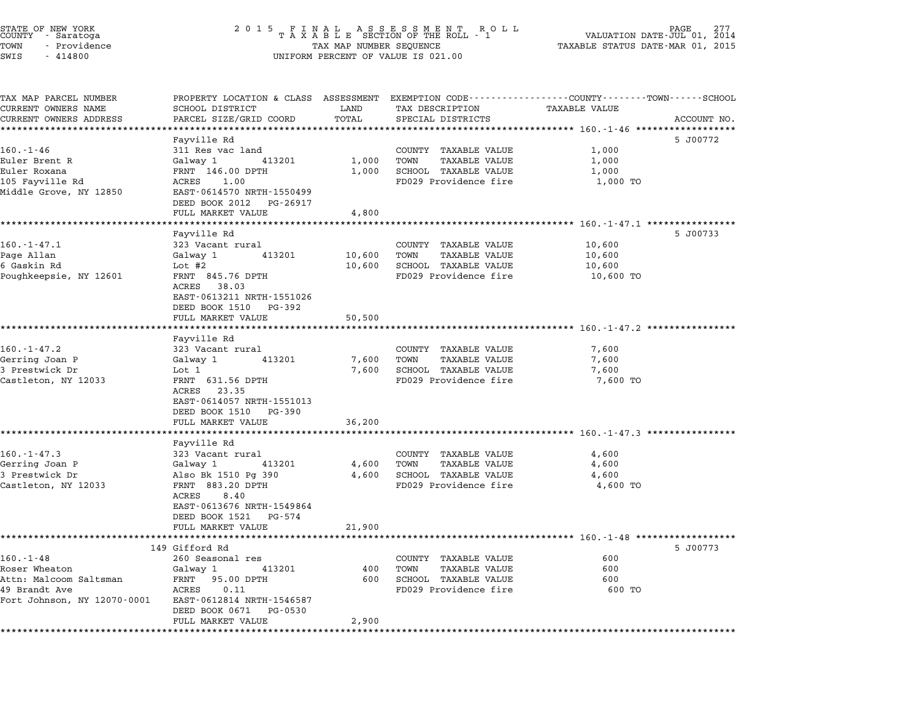STATE OF NEW YORK — 2015 FINAL ASSESSMENT ROLL — TAXABLE SECTION OF THE ROLL - 1 — VALUATION DATE-JUL 01, 2014
COUNTY - Saratoga — TAX MAP NUMBER SEQUENCE — TAXABLE STATUS DATE-MAR 01, 2015
TOWN - Providence — UNIFORM PERCENT OF VALUE IS 021.00
SWIS - 414800

| TAX MAP PARCEL NUMBER / CURRENT OWNERS NAME / CURRENT OWNERS ADDRESS | PROPERTY LOCATION & CLASS / SCHOOL DISTRICT / PARCEL SIZE/GRID COORD | ASSESSMENT LAND / TOTAL | EXEMPTION CODE / TAX DESCRIPTION / SPECIAL DISTRICTS | TAXABLE VALUE (COUNTY / TOWN / SCHOOL) | ACCOUNT NO. |
|---|---|---|---|---|---|
| | Fayville Rd | | | | 5 J00772 |
| 160.-1-46 | 311 Res vac land | | COUNTY TAXABLE VALUE | 1,000 | |
| Euler Brent R | Galway 1 413201 | 1,000 | TOWN TAXABLE VALUE | 1,000 | |
| Euler Roxana | FRNT 146.00 DPTH | 1,000 | SCHOOL TAXABLE VALUE | 1,000 | |
| 105 Fayville Rd | ACRES 1.00 | | FD029 Providence fire | 1,000 TO | |
| Middle Grove, NY 12850 | EAST-0614570 NRTH-1550499 | | | | |
| | DEED BOOK 2012 PG-26917 | | | | |
| | FULL MARKET VALUE | 4,800 | | | |
| | Fayville Rd | | | | 5 J00733 |
| 160.-1-47.1 | 323 Vacant rural | | COUNTY TAXABLE VALUE | 10,600 | |
| Page Allan | Galway 1 413201 | 10,600 | TOWN TAXABLE VALUE | 10,600 | |
| 6 Gaskin Rd | Lot #2 | 10,600 | SCHOOL TAXABLE VALUE | 10,600 | |
| Poughkeepsie, NY 12601 | FRNT 845.76 DPTH | | FD029 Providence fire | 10,600 TO | |
| | ACRES 38.03 | | | | |
| | EAST-0613211 NRTH-1551026 | | | | |
| | DEED BOOK 1510 PG-392 | | | | |
| | FULL MARKET VALUE | 50,500 | | | |
| | Fayville Rd | | | | |
| 160.-1-47.2 | 323 Vacant rural | | COUNTY TAXABLE VALUE | 7,600 | |
| Gerring Joan P | Galway 1 413201 | 7,600 | TOWN TAXABLE VALUE | 7,600 | |
| 3 Prestwick Dr | Lot 1 | 7,600 | SCHOOL TAXABLE VALUE | 7,600 | |
| Castleton, NY 12033 | FRNT 631.56 DPTH | | FD029 Providence fire | 7,600 TO | |
| | ACRES 23.35 | | | | |
| | EAST-0614057 NRTH-1551013 | | | | |
| | DEED BOOK 1510 PG-390 | | | | |
| | FULL MARKET VALUE | 36,200 | | | |
| | Fayville Rd | | | | |
| 160.-1-47.3 | 323 Vacant rural | | COUNTY TAXABLE VALUE | 4,600 | |
| Gerring Joan P | Galway 1 413201 | 4,600 | TOWN TAXABLE VALUE | 4,600 | |
| 3 Prestwick Dr | Also Bk 1510 Pg 390 | 4,600 | SCHOOL TAXABLE VALUE | 4,600 | |
| Castleton, NY 12033 | FRNT 883.20 DPTH | | FD029 Providence fire | 4,600 TO | |
| | ACRES 8.40 | | | | |
| | EAST-0613676 NRTH-1549864 | | | | |
| | DEED BOOK 1521 PG-574 | | | | |
| | FULL MARKET VALUE | 21,900 | | | |
| | 149 Gifford Rd | | | | 5 J00773 |
| 160.-1-48 | 260 Seasonal res | | COUNTY TAXABLE VALUE | 600 | |
| Roser Wheaton | Galway 1 413201 | 400 | TOWN TAXABLE VALUE | 600 | |
| Attn: Malcoom Saltsman | FRNT 95.00 DPTH | 600 | SCHOOL TAXABLE VALUE | 600 | |
| 49 Brandt Ave | ACRES 0.11 | | FD029 Providence fire | 600 TO | |
| Fort Johnson, NY 12070-0001 | EAST-0612814 NRTH-1546587 | | | | |
| | DEED BOOK 0671 PG-0530 | | | | |
| | FULL MARKET VALUE | 2,900 | | | |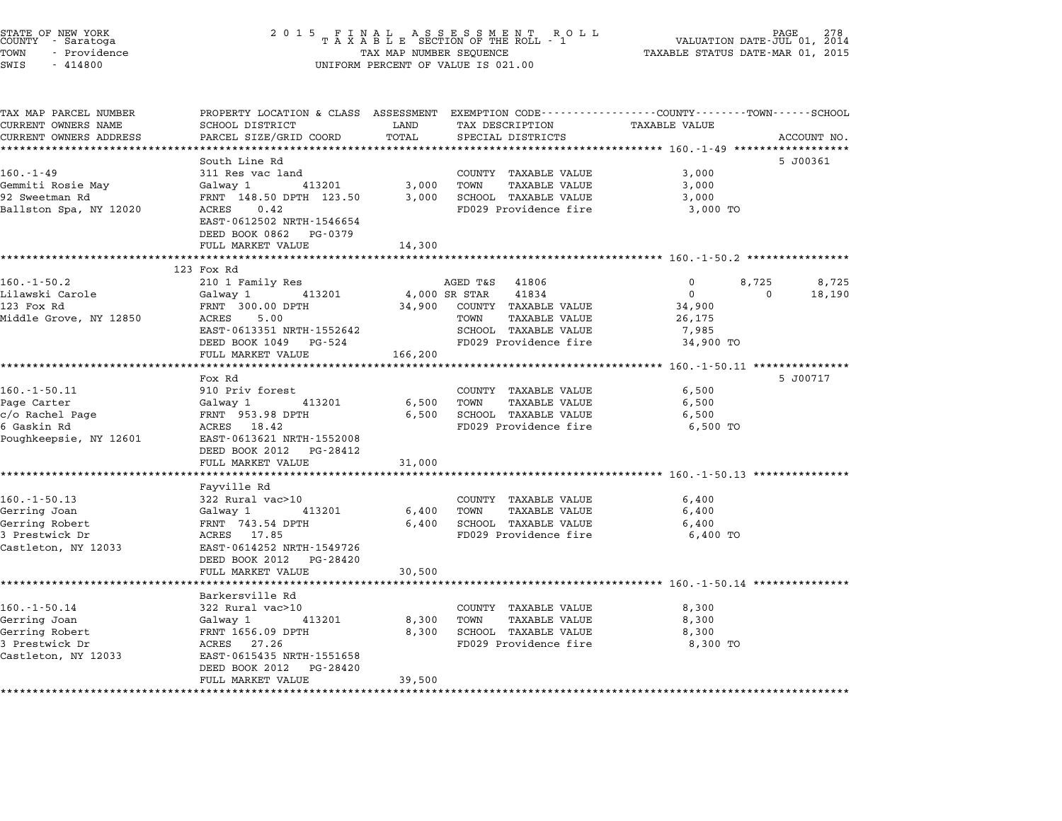STATE OF NEW YORK
COUNTY - Saratoga
TOWN - Providence
SWIS - 414800

2015 FINAL ASSESSMENT ROLL
TAXABLE SECTION OF THE ROLL - 1
TAX MAP NUMBER SEQUENCE
UNIFORM PERCENT OF VALUE IS 021.00

VALUATION DATE-JUL 01, 2014
TAXABLE STATUS DATE-MAR 01, 2015

| TAX MAP PARCEL NUMBER / CURRENT OWNERS NAME / CURRENT OWNERS ADDRESS | PROPERTY LOCATION & CLASS / SCHOOL DISTRICT / PARCEL SIZE/GRID COORD | ASSESSMENT LAND | TOTAL | EXEMPTION CODE / TAX DESCRIPTION / SPECIAL DISTRICTS | COUNTY TAXABLE VALUE | TOWN | SCHOOL | ACCOUNT NO. |
|---|---|---|---|---|---|---|---|---|
| **160.-1-49** | South Line Rd | | | | | | | 5 J00361 |
| Gemmiti Rosie May | 311 Res vac land | | | COUNTY TAXABLE VALUE | 3,000 | | | |
| 92 Sweetman Rd | Galway 1 413201 | 3,000 | | TOWN TAXABLE VALUE | 3,000 | | | |
| Ballston Spa, NY 12020 | FRNT 148.50 DPTH 123.50 | | 3,000 | SCHOOL TAXABLE VALUE | 3,000 | | | |
| | ACRES 0.42 | | | FD029 Providence fire | 3,000 TO | | | |
| | EAST-0612502 NRTH-1546654 | | | | | | | |
| | DEED BOOK 0862 PG-0379 | | | | | | | |
| | FULL MARKET VALUE | | 14,300 | | | | | |
| **160.-1-50.2** | 123 Fox Rd | | | | | | | |
| Lilawski Carole | 210 1 Family Res | | | AGED T&S 41806 | 0 | 8,725 | 8,725 | |
| 123 Fox Rd | Galway 1 413201 | 4,000 | | SR STAR 41834 | 0 | 0 | 18,190 | |
| Middle Grove, NY 12850 | FRNT 300.00 DPTH | | 34,900 | COUNTY TAXABLE VALUE | 34,900 | | | |
| | ACRES 5.00 | | | TOWN TAXABLE VALUE | 26,175 | | | |
| | EAST-0613351 NRTH-1552642 | | | SCHOOL TAXABLE VALUE | 7,985 | | | |
| | DEED BOOK 1049 PG-524 | | | FD029 Providence fire | 34,900 TO | | | |
| | FULL MARKET VALUE | | 166,200 | | | | | |
| **160.-1-50.11** | Fox Rd | | | | | | | 5 J00717 |
| Page Carter | 910 Priv forest | | | COUNTY TAXABLE VALUE | 6,500 | | | |
| c/o Rachel Page | Galway 1 413201 | 6,500 | | TOWN TAXABLE VALUE | 6,500 | | | |
| 6 Gaskin Rd | FRNT 953.98 DPTH | | 6,500 | SCHOOL TAXABLE VALUE | 6,500 | | | |
| Poughkeepsie, NY 12601 | ACRES 18.42 | | | FD029 Providence fire | 6,500 TO | | | |
| | EAST-0613621 NRTH-1552008 | | | | | | | |
| | DEED BOOK 2012 PG-28412 | | | | | | | |
| | FULL MARKET VALUE | | 31,000 | | | | | |
| **160.-1-50.13** | Fayville Rd | | | | | | | |
| Gerring Joan | 322 Rural vac>10 | | | COUNTY TAXABLE VALUE | 6,400 | | | |
| Gerring Robert | Galway 1 413201 | 6,400 | | TOWN TAXABLE VALUE | 6,400 | | | |
| 3 Prestwick Dr | FRNT 743.54 DPTH | | 6,400 | SCHOOL TAXABLE VALUE | 6,400 | | | |
| Castleton, NY 12033 | ACRES 17.85 | | | FD029 Providence fire | 6,400 TO | | | |
| | EAST-0614252 NRTH-1549726 | | | | | | | |
| | DEED BOOK 2012 PG-28420 | | | | | | | |
| | FULL MARKET VALUE | | 30,500 | | | | | |
| **160.-1-50.14** | Barkersville Rd | | | | | | | |
| Gerring Joan | 322 Rural vac>10 | | | COUNTY TAXABLE VALUE | 8,300 | | | |
| Gerring Robert | Galway 1 413201 | 8,300 | | TOWN TAXABLE VALUE | 8,300 | | | |
| 3 Prestwick Dr | FRNT 1656.09 DPTH | | 8,300 | SCHOOL TAXABLE VALUE | 8,300 | | | |
| Castleton, NY 12033 | ACRES 27.26 | | | FD029 Providence fire | 8,300 TO | | | |
| | EAST-0615435 NRTH-1551658 | | | | | | | |
| | DEED BOOK 2012 PG-28420 | | | | | | | |
| | FULL MARKET VALUE | | 39,500 | | | | | |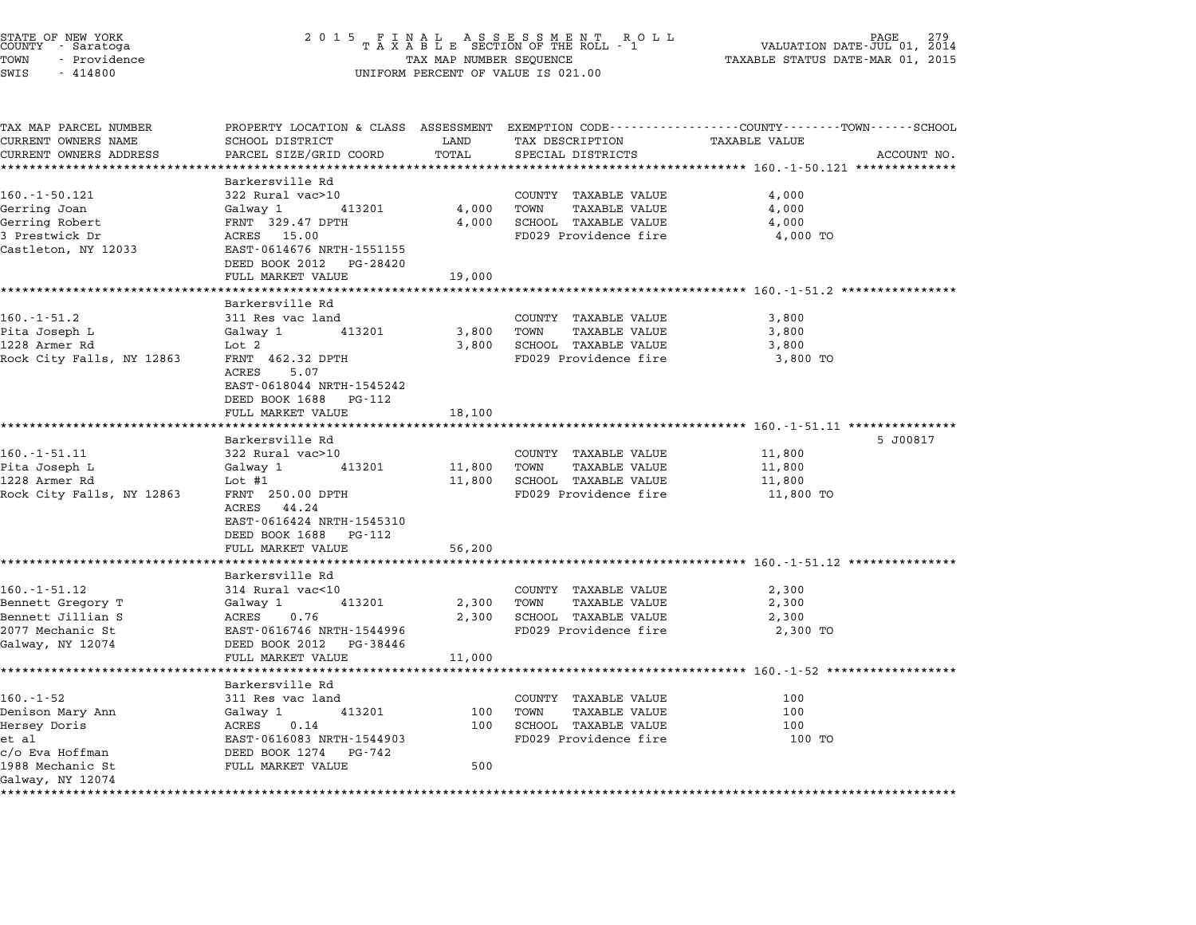STATE OF NEW YORK
COUNTY - Saratoga
TOWN - Providence
SWIS - 414800

2015 FINAL ASSESSMENT ROLL
TAXABLE SECTION OF THE ROLL - 1
TAX MAP NUMBER SEQUENCE
UNIFORM PERCENT OF VALUE IS 021.00

VALUATION DATE-JUL 01, 2014
TAXABLE STATUS DATE-MAR 01, 2015

| TAX MAP PARCEL NUMBER / CURRENT OWNERS NAME / CURRENT OWNERS ADDRESS | PROPERTY LOCATION & CLASS / SCHOOL DISTRICT / PARCEL SIZE/GRID COORD | ASSESSMENT LAND / TOTAL | EXEMPTION CODE / TAX DESCRIPTION / SPECIAL DISTRICTS | TAXABLE VALUE | ACCOUNT NO. |
|---|---|---|---|---|---|
| **160.-1-50.121** | Barkersville Rd | | | | |
| 160.-1-50.121 | 322 Rural vac>10 | | COUNTY TAXABLE VALUE | 4,000 | |
| Gerring Joan | Galway 1 413201 | 4,000 | TOWN TAXABLE VALUE | 4,000 | |
| Gerring Robert | FRNT 329.47 DPTH | 4,000 | SCHOOL TAXABLE VALUE | 4,000 | |
| 3 Prestwick Dr | ACRES 15.00 | | FD029 Providence fire | 4,000 TO | |
| Castleton, NY 12033 | EAST-0614676 NRTH-1551155 | | | | |
| | DEED BOOK 2012 PG-28420 | | | | |
| | FULL MARKET VALUE | 19,000 | | | |
| **160.-1-51.2** | Barkersville Rd | | | | |
| 160.-1-51.2 | 311 Res vac land | | COUNTY TAXABLE VALUE | 3,800 | |
| Pita Joseph L | Galway 1 413201 | 3,800 | TOWN TAXABLE VALUE | 3,800 | |
| 1228 Armer Rd | Lot 2 | 3,800 | SCHOOL TAXABLE VALUE | 3,800 | |
| Rock City Falls, NY 12863 | FRNT 462.32 DPTH | | FD029 Providence fire | 3,800 TO | |
| | ACRES 5.07 | | | | |
| | EAST-0618044 NRTH-1545242 | | | | |
| | DEED BOOK 1688 PG-112 | | | | |
| | FULL MARKET VALUE | 18,100 | | | |
| **160.-1-51.11** | Barkersville Rd | | | | 5 J00817 |
| 160.-1-51.11 | 322 Rural vac>10 | | COUNTY TAXABLE VALUE | 11,800 | |
| Pita Joseph L | Galway 1 413201 | 11,800 | TOWN TAXABLE VALUE | 11,800 | |
| 1228 Armer Rd | Lot #1 | 11,800 | SCHOOL TAXABLE VALUE | 11,800 | |
| Rock City Falls, NY 12863 | FRNT 250.00 DPTH | | FD029 Providence fire | 11,800 TO | |
| | ACRES 44.24 | | | | |
| | EAST-0616424 NRTH-1545310 | | | | |
| | DEED BOOK 1688 PG-112 | | | | |
| | FULL MARKET VALUE | 56,200 | | | |
| **160.-1-51.12** | Barkersville Rd | | | | |
| 160.-1-51.12 | 314 Rural vac<10 | | COUNTY TAXABLE VALUE | 2,300 | |
| Bennett Gregory T | Galway 1 413201 | 2,300 | TOWN TAXABLE VALUE | 2,300 | |
| Bennett Jillian S | ACRES 0.76 | 2,300 | SCHOOL TAXABLE VALUE | 2,300 | |
| 2077 Mechanic St | EAST-0616746 NRTH-1544996 | | FD029 Providence fire | 2,300 TO | |
| Galway, NY 12074 | DEED BOOK 2012 PG-38446 | | | | |
| | FULL MARKET VALUE | 11,000 | | | |
| **160.-1-52** | Barkersville Rd | | | | |
| 160.-1-52 | 311 Res vac land | | COUNTY TAXABLE VALUE | 100 | |
| Denison Mary Ann | Galway 1 413201 | 100 | TOWN TAXABLE VALUE | 100 | |
| Hersey Doris | ACRES 0.14 | 100 | SCHOOL TAXABLE VALUE | 100 | |
| et al | EAST-0616083 NRTH-1544903 | | FD029 Providence fire | 100 TO | |
| c/o Eva Hoffman | DEED BOOK 1274 PG-742 | | | | |
| 1988 Mechanic St | FULL MARKET VALUE | 500 | | | |
| Galway, NY 12074 | | | | | |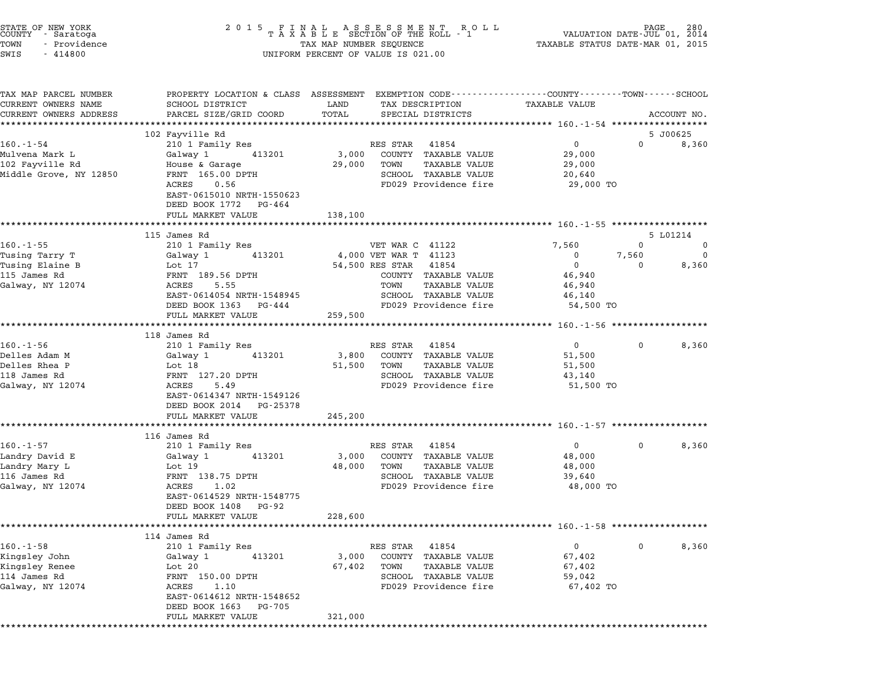STATE OF NEW YORK
COUNTY - Saratoga
TOWN - Providence
SWIS - 414800

# 2015 FINAL ASSESSMENT ROLL
TAXABLE SECTION OF THE ROLL - 1
TAX MAP NUMBER SEQUENCE
UNIFORM PERCENT OF VALUE IS 021.00

VALUATION DATE-JUL 01, 2014
TAXABLE STATUS DATE-MAR 01, 2015

| TAX MAP PARCEL NUMBER / CURRENT OWNERS NAME / CURRENT OWNERS ADDRESS | PROPERTY LOCATION & CLASS / SCHOOL DISTRICT / PARCEL SIZE/GRID COORD | ASSESSMENT LAND / TOTAL | EXEMPTION CODE / TAX DESCRIPTION / SPECIAL DISTRICTS | COUNTY TAXABLE VALUE | TOWN | SCHOOL | ACCOUNT NO. |
|---|---|---|---|---|---|---|---|
| | 102 Fayville Rd | | | | | | 5 J00625 |
| 160.-1-54 | 210 1 Family Res | | RES STAR 41854 | 0 | 0 | 8,360 | |
| Mulvena Mark L | Galway 1 413201 | 3,000 | COUNTY TAXABLE VALUE | 29,000 | | | |
| 102 Fayville Rd | House & Garage | 29,000 | TOWN TAXABLE VALUE | 29,000 | | | |
| Middle Grove, NY 12850 | FRNT 165.00 DPTH | | SCHOOL TAXABLE VALUE | 20,640 | | | |
| | ACRES 0.56 | | FD029 Providence fire | 29,000 TO | | | |
| | EAST-0615010 NRTH-1550623 | | | | | | |
| | DEED BOOK 1772 PG-464 | | | | | | |
| | FULL MARKET VALUE | 138,100 | | | | | |
| | 115 James Rd | | | | | | 5 L01214 |
| 160.-1-55 | 210 1 Family Res | | VET WAR C 41122 | 7,560 | 0 | 0 | |
| Tusing Tarry T | Galway 1 413201 | 4,000 | VET WAR T 41123 | 0 | 7,560 | 0 | |
| Tusing Elaine B | Lot 17 | 54,500 | RES STAR 41854 | 0 | 0 | 8,360 | |
| 115 James Rd | FRNT 189.56 DPTH | | COUNTY TAXABLE VALUE | 46,940 | | | |
| Galway, NY 12074 | ACRES 5.55 | | TOWN TAXABLE VALUE | 46,940 | | | |
| | EAST-0614054 NRTH-1548945 | | SCHOOL TAXABLE VALUE | 46,140 | | | |
| | DEED BOOK 1363 PG-444 | | FD029 Providence fire | 54,500 TO | | | |
| | FULL MARKET VALUE | 259,500 | | | | | |
| | 118 James Rd | | | | | | |
| 160.-1-56 | 210 1 Family Res | | RES STAR 41854 | 0 | 0 | 8,360 | |
| Delles Adam M | Galway 1 413201 | 3,800 | COUNTY TAXABLE VALUE | 51,500 | | | |
| Delles Rhea P | Lot 18 | 51,500 | TOWN TAXABLE VALUE | 51,500 | | | |
| 118 James Rd | FRNT 127.20 DPTH | | SCHOOL TAXABLE VALUE | 43,140 | | | |
| Galway, NY 12074 | ACRES 5.49 | | FD029 Providence fire | 51,500 TO | | | |
| | EAST-0614347 NRTH-1549126 | | | | | | |
| | DEED BOOK 2014 PG-25378 | | | | | | |
| | FULL MARKET VALUE | 245,200 | | | | | |
| | 116 James Rd | | | | | | |
| 160.-1-57 | 210 1 Family Res | | RES STAR 41854 | 0 | 0 | 8,360 | |
| Landry David E | Galway 1 413201 | 3,000 | COUNTY TAXABLE VALUE | 48,000 | | | |
| Landry Mary L | Lot 19 | 48,000 | TOWN TAXABLE VALUE | 48,000 | | | |
| 116 James Rd | FRNT 138.75 DPTH | | SCHOOL TAXABLE VALUE | 39,640 | | | |
| Galway, NY 12074 | ACRES 1.02 | | FD029 Providence fire | 48,000 TO | | | |
| | EAST-0614529 NRTH-1548775 | | | | | | |
| | DEED BOOK 1408 PG-92 | | | | | | |
| | FULL MARKET VALUE | 228,600 | | | | | |
| | 114 James Rd | | | | | | |
| 160.-1-58 | 210 1 Family Res | | RES STAR 41854 | 0 | 0 | 8,360 | |
| Kingsley John | Galway 1 413201 | 3,000 | COUNTY TAXABLE VALUE | 67,402 | | | |
| Kingsley Renee | Lot 20 | 67,402 | TOWN TAXABLE VALUE | 67,402 | | | |
| 114 James Rd | FRNT 150.00 DPTH | | SCHOOL TAXABLE VALUE | 59,042 | | | |
| Galway, NY 12074 | ACRES 1.10 | | FD029 Providence fire | 67,402 TO | | | |
| | EAST-0614612 NRTH-1548652 | | | | | | |
| | DEED BOOK 1663 PG-705 | | | | | | |
| | FULL MARKET VALUE | 321,000 | | | | | |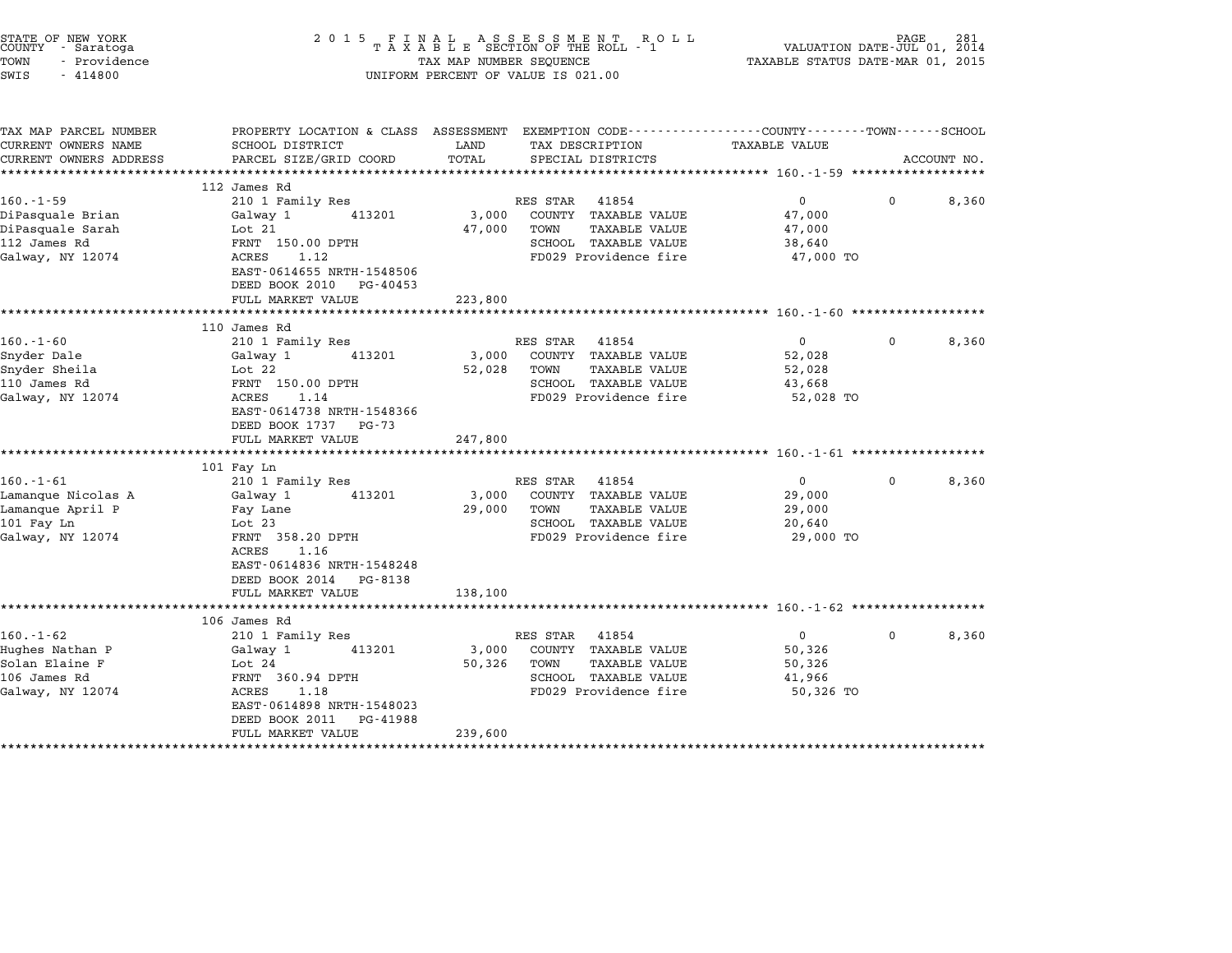STATE OF NEW YORK
COUNTY - Saratoga
TOWN - Providence
SWIS - 414800

2015 FINAL ASSESSMENT ROLL
TAXABLE SECTION OF THE ROLL - 1
TAX MAP NUMBER SEQUENCE
UNIFORM PERCENT OF VALUE IS 021.00

VALUATION DATE-JUL 01, 2014
TAXABLE STATUS DATE-MAR 01, 2015

| TAX MAP PARCEL NUMBER / CURRENT OWNERS NAME / CURRENT OWNERS ADDRESS | PROPERTY LOCATION & CLASS / SCHOOL DISTRICT / PARCEL SIZE/GRID COORD | ASSESSMENT LAND / TOTAL | EXEMPTION CODE / TAX DESCRIPTION / SPECIAL DISTRICTS | COUNTY / TAXABLE VALUE | TOWN | SCHOOL / ACCOUNT NO. |
|---|---|---|---|---|---|---|
| | 112 James Rd | | | | | |
| 160.-1-59 | 210 1 Family Res | | RES STAR 41854 | 0 | 0 | 8,360 |
| DiPasquale Brian | Galway 1 413201 | 3,000 | COUNTY TAXABLE VALUE | 47,000 | | |
| DiPasquale Sarah | Lot 21 | 47,000 | TOWN TAXABLE VALUE | 47,000 | | |
| 112 James Rd | FRNT 150.00 DPTH | | SCHOOL TAXABLE VALUE | 38,640 | | |
| Galway, NY 12074 | ACRES 1.12 | | FD029 Providence fire | 47,000 TO | | |
| | EAST-0614655 NRTH-1548506 | | | | | |
| | DEED BOOK 2010 PG-40453 | | | | | |
| | FULL MARKET VALUE | 223,800 | | | | |
| | 110 James Rd | | | | | |
| 160.-1-60 | 210 1 Family Res | | RES STAR 41854 | 0 | 0 | 8,360 |
| Snyder Dale | Galway 1 413201 | 3,000 | COUNTY TAXABLE VALUE | 52,028 | | |
| Snyder Sheila | Lot 22 | 52,028 | TOWN TAXABLE VALUE | 52,028 | | |
| 110 James Rd | FRNT 150.00 DPTH | | SCHOOL TAXABLE VALUE | 43,668 | | |
| Galway, NY 12074 | ACRES 1.14 | | FD029 Providence fire | 52,028 TO | | |
| | EAST-0614738 NRTH-1548366 | | | | | |
| | DEED BOOK 1737 PG-73 | | | | | |
| | FULL MARKET VALUE | 247,800 | | | | |
| | 101 Fay Ln | | | | | |
| 160.-1-61 | 210 1 Family Res | | RES STAR 41854 | 0 | 0 | 8,360 |
| Lamanque Nicolas A | Galway 1 413201 | 3,000 | COUNTY TAXABLE VALUE | 29,000 | | |
| Lamanque April P | Fay Lane | 29,000 | TOWN TAXABLE VALUE | 29,000 | | |
| 101 Fay Ln | Lot 23 | | SCHOOL TAXABLE VALUE | 20,640 | | |
| Galway, NY 12074 | FRNT 358.20 DPTH | | FD029 Providence fire | 29,000 TO | | |
| | ACRES 1.16 | | | | | |
| | EAST-0614836 NRTH-1548248 | | | | | |
| | DEED BOOK 2014 PG-8138 | | | | | |
| | FULL MARKET VALUE | 138,100 | | | | |
| | 106 James Rd | | | | | |
| 160.-1-62 | 210 1 Family Res | | RES STAR 41854 | 0 | 0 | 8,360 |
| Hughes Nathan P | Galway 1 413201 | 3,000 | COUNTY TAXABLE VALUE | 50,326 | | |
| Solan Elaine F | Lot 24 | 50,326 | TOWN TAXABLE VALUE | 50,326 | | |
| 106 James Rd | FRNT 360.94 DPTH | | SCHOOL TAXABLE VALUE | 41,966 | | |
| Galway, NY 12074 | ACRES 1.18 | | FD029 Providence fire | 50,326 TO | | |
| | EAST-0614898 NRTH-1548023 | | | | | |
| | DEED BOOK 2011 PG-41988 | | | | | |
| | FULL MARKET VALUE | 239,600 | | | | |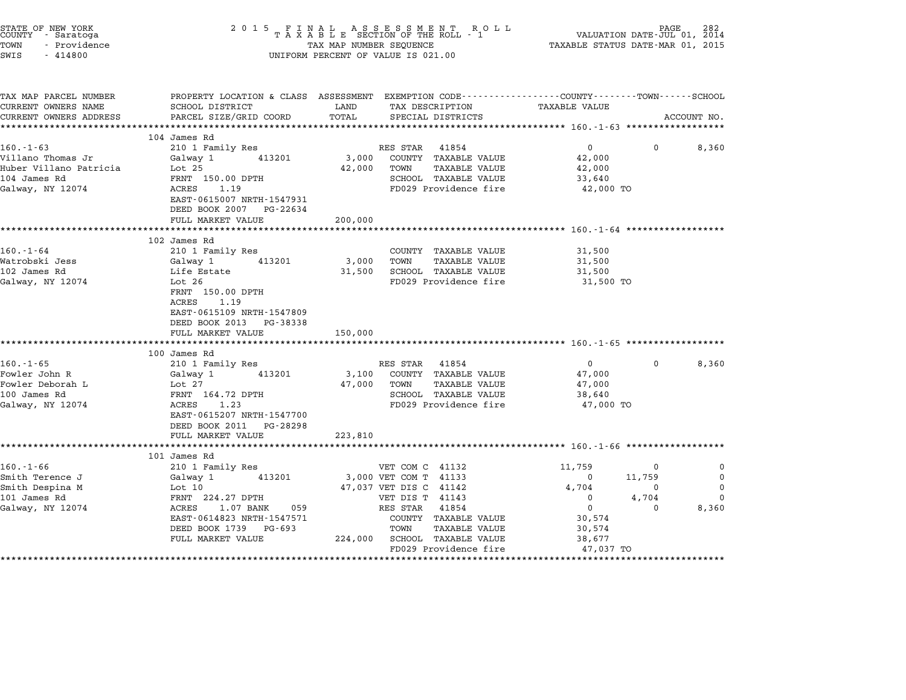STATE OF NEW YORK
COUNTY - Saratoga
TOWN - Providence
SWIS - 414800

2015 FINAL ASSESSMENT ROLL
TAXABLE SECTION OF THE ROLL - 1
TAX MAP NUMBER SEQUENCE
UNIFORM PERCENT OF VALUE IS 021.00

VALUATION DATE-JUL 01, 2014
TAXABLE STATUS DATE-MAR 01, 2015

| TAX MAP PARCEL NUMBER / CURRENT OWNERS NAME / CURRENT OWNERS ADDRESS | PROPERTY LOCATION & CLASS / SCHOOL DISTRICT / PARCEL SIZE/GRID COORD | ASSESSMENT LAND | TOTAL | EXEMPTION CODE / TAX DESCRIPTION / SPECIAL DISTRICTS | COUNTY TAXABLE VALUE | TOWN | SCHOOL | ACCOUNT NO. |
|---|---|---|---|---|---|---|---|---|
| **160.-1-63** | 104 James Rd | | | | | | | |
| 160.-1-63 | 210 1 Family Res | | | RES STAR 41854 | 0 | 0 | 8,360 | |
| Villano Thomas Jr | Galway 1 413201 | 3,000 | | COUNTY TAXABLE VALUE | 42,000 | | | |
| Huber Villano Patricia | Lot 25 | | 42,000 | TOWN TAXABLE VALUE | 42,000 | | | |
| 104 James Rd | FRNT 150.00 DPTH | | | SCHOOL TAXABLE VALUE | 33,640 | | | |
| Galway, NY 12074 | ACRES 1.19 | | | FD029 Providence fire | 42,000 TO | | | |
| | EAST-0615007 NRTH-1547931 | | | | | | | |
| | DEED BOOK 2007 PG-22634 | | | | | | | |
| | FULL MARKET VALUE | | 200,000 | | | | | |
| **160.-1-64** | 102 James Rd | | | | | | | |
| 160.-1-64 | 210 1 Family Res | | | COUNTY TAXABLE VALUE | 31,500 | | | |
| Watrobski Jess | Galway 1 413201 | 3,000 | | TOWN TAXABLE VALUE | 31,500 | | | |
| 102 James Rd | Life Estate | | 31,500 | SCHOOL TAXABLE VALUE | 31,500 | | | |
| Galway, NY 12074 | Lot 26 | | | FD029 Providence fire | 31,500 TO | | | |
| | FRNT 150.00 DPTH | | | | | | | |
| | ACRES 1.19 | | | | | | | |
| | EAST-0615109 NRTH-1547809 | | | | | | | |
| | DEED BOOK 2013 PG-38338 | | | | | | | |
| | FULL MARKET VALUE | | 150,000 | | | | | |
| **160.-1-65** | 100 James Rd | | | | | | | |
| 160.-1-65 | 210 1 Family Res | | | RES STAR 41854 | 0 | 0 | 8,360 | |
| Fowler John R | Galway 1 413201 | 3,100 | | COUNTY TAXABLE VALUE | 47,000 | | | |
| Fowler Deborah L | Lot 27 | | 47,000 | TOWN TAXABLE VALUE | 47,000 | | | |
| 100 James Rd | FRNT 164.72 DPTH | | | SCHOOL TAXABLE VALUE | 38,640 | | | |
| Galway, NY 12074 | ACRES 1.23 | | | FD029 Providence fire | 47,000 TO | | | |
| | EAST-0615207 NRTH-1547700 | | | | | | | |
| | DEED BOOK 2011 PG-28298 | | | | | | | |
| | FULL MARKET VALUE | | 223,810 | | | | | |
| **160.-1-66** | 101 James Rd | | | | | | | |
| 160.-1-66 | 210 1 Family Res | | | VET COM C 41132 | 11,759 | 0 | 0 | |
| Smith Terence J | Galway 1 413201 | 3,000 | | VET COM T 41133 | 0 | 11,759 | 0 | |
| Smith Despina M | Lot 10 | | 47,037 | VET DIS C 41142 | 4,704 | 0 | 0 | |
| 101 James Rd | FRNT 224.27 DPTH | | | VET DIS T 41143 | 0 | 4,704 | 0 | |
| Galway, NY 12074 | ACRES 1.07 BANK 059 | | | RES STAR 41854 | 0 | 0 | 8,360 | |
| | EAST-0614823 NRTH-1547571 | | | COUNTY TAXABLE VALUE | 30,574 | | | |
| | DEED BOOK 1739 PG-693 | | | TOWN TAXABLE VALUE | 30,574 | | | |
| | FULL MARKET VALUE | | 224,000 | SCHOOL TAXABLE VALUE | 38,677 | | | |
| | | | | FD029 Providence fire | 47,037 TO | | | |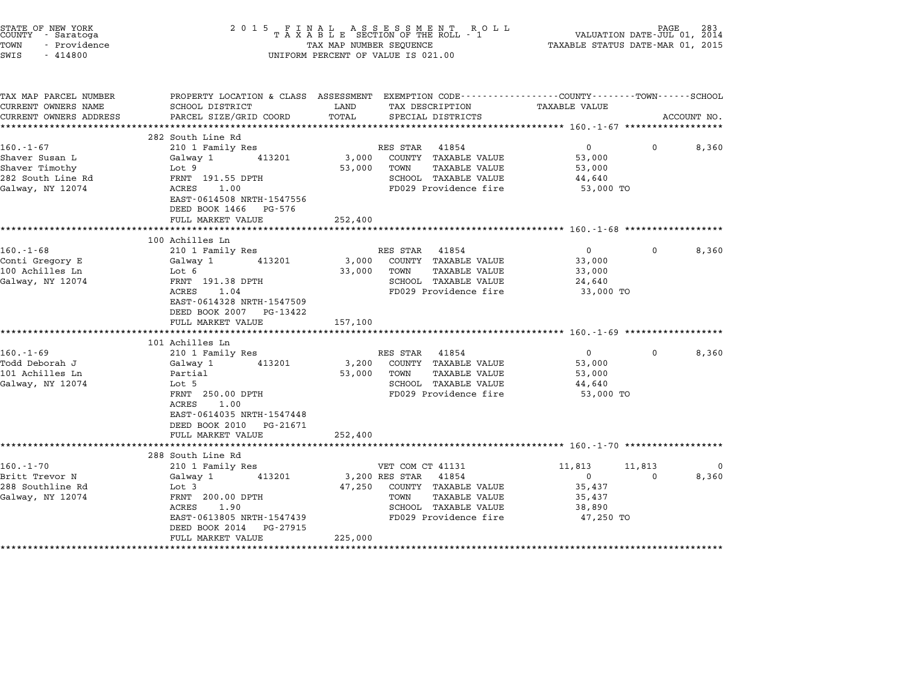STATE OF NEW YORK
COUNTY - Saratoga
TOWN - Providence
SWIS - 414800

2 0 1 5 F I N A L A S S E S S M E N T R O L L
T A X A B L E SECTION OF THE ROLL - 1
TAX MAP NUMBER SEQUENCE
UNIFORM PERCENT OF VALUE IS 021.00

VALUATION DATE-JUL 01, 2014
TAXABLE STATUS DATE-MAR 01, 2015

| TAX MAP PARCEL NUMBER / CURRENT OWNERS NAME / CURRENT OWNERS ADDRESS | PROPERTY LOCATION & CLASS / SCHOOL DISTRICT / PARCEL SIZE/GRID COORD | ASSESSMENT LAND | TOTAL | EXEMPTION CODE / TAX DESCRIPTION / SPECIAL DISTRICTS | COUNTY TAXABLE VALUE | TOWN | SCHOOL / ACCOUNT NO. |
|---|---|---|---|---|---|---|---|
| | 282 South Line Rd | | | | | | |
| 160.-1-67 | 210 1 Family Res | | | RES STAR 41854 | 0 | 0 | 8,360 |
| Shaver Susan L | Galway 1 413201 | 3,000 | | COUNTY TAXABLE VALUE | 53,000 | | |
| Shaver Timothy | Lot 9 | | 53,000 | TOWN TAXABLE VALUE | 53,000 | | |
| 282 South Line Rd | FRNT 191.55 DPTH | | | SCHOOL TAXABLE VALUE | 44,640 | | |
| Galway, NY 12074 | ACRES 1.00 | | | FD029 Providence fire | 53,000 TO | | |
| | EAST-0614508 NRTH-1547556 | | | | | | |
| | DEED BOOK 1466 PG-576 | | | | | | |
| | FULL MARKET VALUE | | 252,400 | | | | |
| | 100 Achilles Ln | | | | | | |
| 160.-1-68 | 210 1 Family Res | | | RES STAR 41854 | 0 | 0 | 8,360 |
| Conti Gregory E | Galway 1 413201 | 3,000 | | COUNTY TAXABLE VALUE | 33,000 | | |
| 100 Achilles Ln | Lot 6 | | 33,000 | TOWN TAXABLE VALUE | 33,000 | | |
| Galway, NY 12074 | FRNT 191.38 DPTH | | | SCHOOL TAXABLE VALUE | 24,640 | | |
| | ACRES 1.04 | | | FD029 Providence fire | 33,000 TO | | |
| | EAST-0614328 NRTH-1547509 | | | | | | |
| | DEED BOOK 2007 PG-13422 | | | | | | |
| | FULL MARKET VALUE | | 157,100 | | | | |
| | 101 Achilles Ln | | | | | | |
| 160.-1-69 | 210 1 Family Res | | | RES STAR 41854 | 0 | 0 | 8,360 |
| Todd Deborah J | Galway 1 413201 | 3,200 | | COUNTY TAXABLE VALUE | 53,000 | | |
| 101 Achilles Ln | Partial | | 53,000 | TOWN TAXABLE VALUE | 53,000 | | |
| Galway, NY 12074 | Lot 5 | | | SCHOOL TAXABLE VALUE | 44,640 | | |
| | FRNT 250.00 DPTH | | | FD029 Providence fire | 53,000 TO | | |
| | ACRES 1.00 | | | | | | |
| | EAST-0614035 NRTH-1547448 | | | | | | |
| | DEED BOOK 2010 PG-21671 | | | | | | |
| | FULL MARKET VALUE | | 252,400 | | | | |
| | 288 South Line Rd | | | | | | |
| 160.-1-70 | 210 1 Family Res | | | VET COM CT 41131 | 11,813 | 11,813 | 0 |
| Britt Trevor N | Galway 1 413201 | 3,200 | | RES STAR 41854 | 0 | 0 | 8,360 |
| 288 Southline Rd | Lot 3 | | 47,250 | COUNTY TAXABLE VALUE | 35,437 | | |
| Galway, NY 12074 | FRNT 200.00 DPTH | | | TOWN TAXABLE VALUE | 35,437 | | |
| | ACRES 1.90 | | | SCHOOL TAXABLE VALUE | 38,890 | | |
| | EAST-0613805 NRTH-1547439 | | | FD029 Providence fire | 47,250 TO | | |
| | DEED BOOK 2014 PG-27915 | | | | | | |
| | FULL MARKET VALUE | | 225,000 | | | | |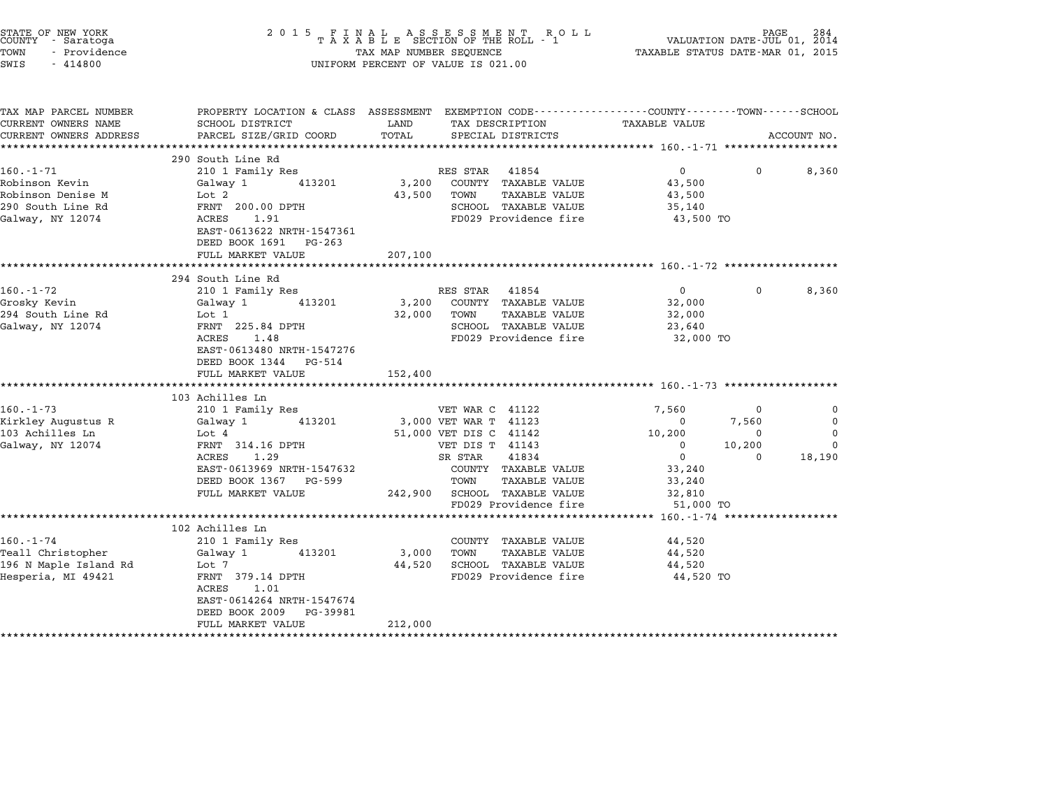STATE OF NEW YORK
COUNTY - Saratoga
TOWN - Providence
SWIS - 414800

2 0 1 5 F I N A L A S S E S S M E N T R O L L
T A X A B L E SECTION OF THE ROLL - 1
TAX MAP NUMBER SEQUENCE
UNIFORM PERCENT OF VALUE IS 021.00

VALUATION DATE-JUL 01, 2014
TAXABLE STATUS DATE-MAR 01, 2015

| TAX MAP PARCEL NUMBER / CURRENT OWNERS NAME / CURRENT OWNERS ADDRESS | PROPERTY LOCATION & CLASS / SCHOOL DISTRICT / PARCEL SIZE/GRID COORD | ASSESSMENT LAND / TOTAL | EXEMPTION CODE / TAX DESCRIPTION / SPECIAL DISTRICTS | COUNTY TAXABLE VALUE | TOWN | SCHOOL / ACCOUNT NO. |
|---|---|---|---|---|---|---|
| **160.-1-71** | 290 South Line Rd | | | | | |
| 160.-1-71 | 210 1 Family Res | | RES STAR 41854 | 0 | 0 | 8,360 |
| Robinson Kevin | Galway 1 413201 | 3,200 | COUNTY TAXABLE VALUE | 43,500 | | |
| Robinson Denise M | Lot 2 | 43,500 | TOWN TAXABLE VALUE | 43,500 | | |
| 290 South Line Rd | FRNT 200.00 DPTH | | SCHOOL TAXABLE VALUE | 35,140 | | |
| Galway, NY 12074 | ACRES 1.91 | | FD029 Providence fire | 43,500 TO | | |
| | EAST-0613622 NRTH-1547361 | | | | | |
| | DEED BOOK 1691 PG-263 | | | | | |
| | FULL MARKET VALUE | 207,100 | | | | |
| **160.-1-72** | 294 South Line Rd | | | | | |
| 160.-1-72 | 210 1 Family Res | | RES STAR 41854 | 0 | 0 | 8,360 |
| Grosky Kevin | Galway 1 413201 | 3,200 | COUNTY TAXABLE VALUE | 32,000 | | |
| 294 South Line Rd | Lot 1 | 32,000 | TOWN TAXABLE VALUE | 32,000 | | |
| Galway, NY 12074 | FRNT 225.84 DPTH | | SCHOOL TAXABLE VALUE | 23,640 | | |
| | ACRES 1.48 | | FD029 Providence fire | 32,000 TO | | |
| | EAST-0613480 NRTH-1547276 | | | | | |
| | DEED BOOK 1344 PG-514 | | | | | |
| | FULL MARKET VALUE | 152,400 | | | | |
| **160.-1-73** | 103 Achilles Ln | | | | | |
| 160.-1-73 | 210 1 Family Res | | VET WAR C 41122 | 7,560 | 0 | 0 |
| Kirkley Augustus R | Galway 1 413201 | 3,000 | VET WAR T 41123 | 0 | 7,560 | 0 |
| 103 Achilles Ln | Lot 4 | 51,000 | VET DIS C 41142 | 10,200 | 0 | 0 |
| Galway, NY 12074 | FRNT 314.16 DPTH | | VET DIS T 41143 | 0 | 10,200 | 0 |
| | ACRES 1.29 | | SR STAR 41834 | 0 | 0 | 18,190 |
| | EAST-0613969 NRTH-1547632 | | COUNTY TAXABLE VALUE | 33,240 | | |
| | DEED BOOK 1367 PG-599 | | TOWN TAXABLE VALUE | 33,240 | | |
| | FULL MARKET VALUE | 242,900 | SCHOOL TAXABLE VALUE | 32,810 | | |
| | | | FD029 Providence fire | 51,000 TO | | |
| **160.-1-74** | 102 Achilles Ln | | | | | |
| 160.-1-74 | 210 1 Family Res | | COUNTY TAXABLE VALUE | 44,520 | | |
| Teall Christopher | Galway 1 413201 | 3,000 | TOWN TAXABLE VALUE | 44,520 | | |
| 196 N Maple Island Rd | Lot 7 | 44,520 | SCHOOL TAXABLE VALUE | 44,520 | | |
| Hesperia, MI 49421 | FRNT 379.14 DPTH | | FD029 Providence fire | 44,520 TO | | |
| | ACRES 1.01 | | | | | |
| | EAST-0614264 NRTH-1547674 | | | | | |
| | DEED BOOK 2009 PG-39981 | | | | | |
| | FULL MARKET VALUE | 212,000 | | | | |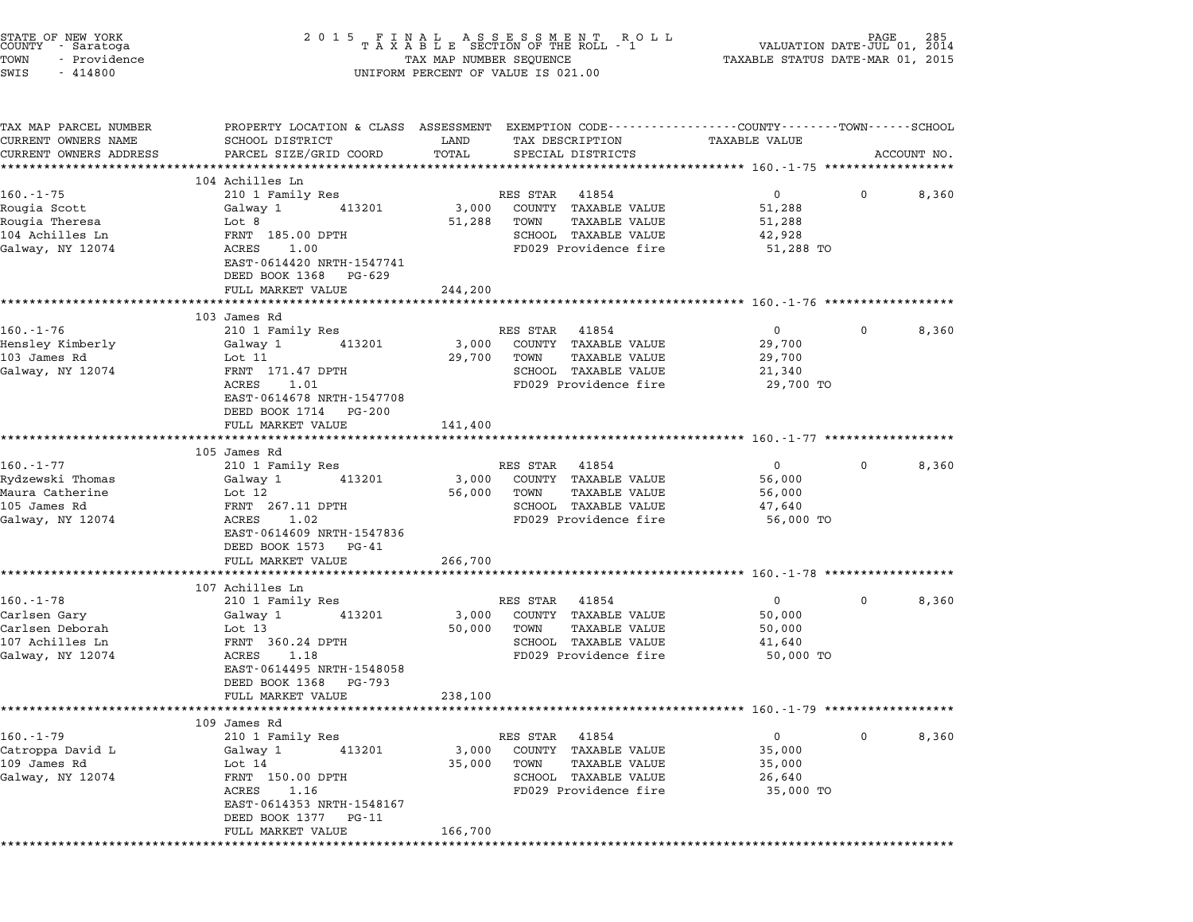STATE OF NEW YORK
COUNTY - Saratoga
TOWN - Providence
SWIS - 414800

2015 FINAL ASSESSMENT ROLL
TAXABLE SECTION OF THE ROLL - 1
TAX MAP NUMBER SEQUENCE
UNIFORM PERCENT OF VALUE IS 021.00

VALUATION DATE-JUL 01, 2014
TAXABLE STATUS DATE-MAR 01, 2015

| TAX MAP PARCEL NUMBER / CURRENT OWNERS NAME / CURRENT OWNERS ADDRESS | PROPERTY LOCATION & CLASS / SCHOOL DISTRICT / PARCEL SIZE/GRID COORD | ASSESSMENT LAND / TOTAL | EXEMPTION CODE / TAX DESCRIPTION / SPECIAL DISTRICTS | COUNTY TAXABLE VALUE | TOWN | SCHOOL | ACCOUNT NO. |
|---|---|---|---|---|---|---|---|
| **160.-1-75** | 104 Achilles Ln | | | | | | |
| 160.-1-75 | 210 1 Family Res | | RES STAR 41854 | 0 | 0 | 8,360 | |
| Rougia Scott | Galway 1 413201 | 3,000 | COUNTY TAXABLE VALUE | 51,288 | | | |
| Rougia Theresa | Lot 8 | 51,288 | TOWN TAXABLE VALUE | 51,288 | | | |
| 104 Achilles Ln | FRNT 185.00 DPTH | | SCHOOL TAXABLE VALUE | 42,928 | | | |
| Galway, NY 12074 | ACRES 1.00 | | FD029 Providence fire | 51,288 TO | | | |
| | EAST-0614420 NRTH-1547741 | | | | | | |
| | DEED BOOK 1368 PG-629 | | | | | | |
| | FULL MARKET VALUE | 244,200 | | | | | |
| **160.-1-76** | 103 James Rd | | | | | | |
| 160.-1-76 | 210 1 Family Res | | RES STAR 41854 | 0 | 0 | 8,360 | |
| Hensley Kimberly | Galway 1 413201 | 3,000 | COUNTY TAXABLE VALUE | 29,700 | | | |
| 103 James Rd | Lot 11 | 29,700 | TOWN TAXABLE VALUE | 29,700 | | | |
| Galway, NY 12074 | FRNT 171.47 DPTH | | SCHOOL TAXABLE VALUE | 21,340 | | | |
| | ACRES 1.01 | | FD029 Providence fire | 29,700 TO | | | |
| | EAST-0614678 NRTH-1547708 | | | | | | |
| | DEED BOOK 1714 PG-200 | | | | | | |
| | FULL MARKET VALUE | 141,400 | | | | | |
| **160.-1-77** | 105 James Rd | | | | | | |
| 160.-1-77 | 210 1 Family Res | | RES STAR 41854 | 0 | 0 | 8,360 | |
| Rydzewski Thomas | Galway 1 413201 | 3,000 | COUNTY TAXABLE VALUE | 56,000 | | | |
| Maura Catherine | Lot 12 | 56,000 | TOWN TAXABLE VALUE | 56,000 | | | |
| 105 James Rd | FRNT 267.11 DPTH | | SCHOOL TAXABLE VALUE | 47,640 | | | |
| Galway, NY 12074 | ACRES 1.02 | | FD029 Providence fire | 56,000 TO | | | |
| | EAST-0614609 NRTH-1547836 | | | | | | |
| | DEED BOOK 1573 PG-41 | | | | | | |
| | FULL MARKET VALUE | 266,700 | | | | | |
| **160.-1-78** | 107 Achilles Ln | | | | | | |
| 160.-1-78 | 210 1 Family Res | | RES STAR 41854 | 0 | 0 | 8,360 | |
| Carlsen Gary | Galway 1 413201 | 3,000 | COUNTY TAXABLE VALUE | 50,000 | | | |
| Carlsen Deborah | Lot 13 | 50,000 | TOWN TAXABLE VALUE | 50,000 | | | |
| 107 Achilles Ln | FRNT 360.24 DPTH | | SCHOOL TAXABLE VALUE | 41,640 | | | |
| Galway, NY 12074 | ACRES 1.18 | | FD029 Providence fire | 50,000 TO | | | |
| | EAST-0614495 NRTH-1548058 | | | | | | |
| | DEED BOOK 1368 PG-793 | | | | | | |
| | FULL MARKET VALUE | 238,100 | | | | | |
| **160.-1-79** | 109 James Rd | | | | | | |
| 160.-1-79 | 210 1 Family Res | | RES STAR 41854 | 0 | 0 | 8,360 | |
| Catroppa David L | Galway 1 413201 | 3,000 | COUNTY TAXABLE VALUE | 35,000 | | | |
| 109 James Rd | Lot 14 | 35,000 | TOWN TAXABLE VALUE | 35,000 | | | |
| Galway, NY 12074 | FRNT 150.00 DPTH | | SCHOOL TAXABLE VALUE | 26,640 | | | |
| | ACRES 1.16 | | FD029 Providence fire | 35,000 TO | | | |
| | EAST-0614353 NRTH-1548167 | | | | | | |
| | DEED BOOK 1377 PG-11 | | | | | | |
| | FULL MARKET VALUE | 166,700 | | | | | |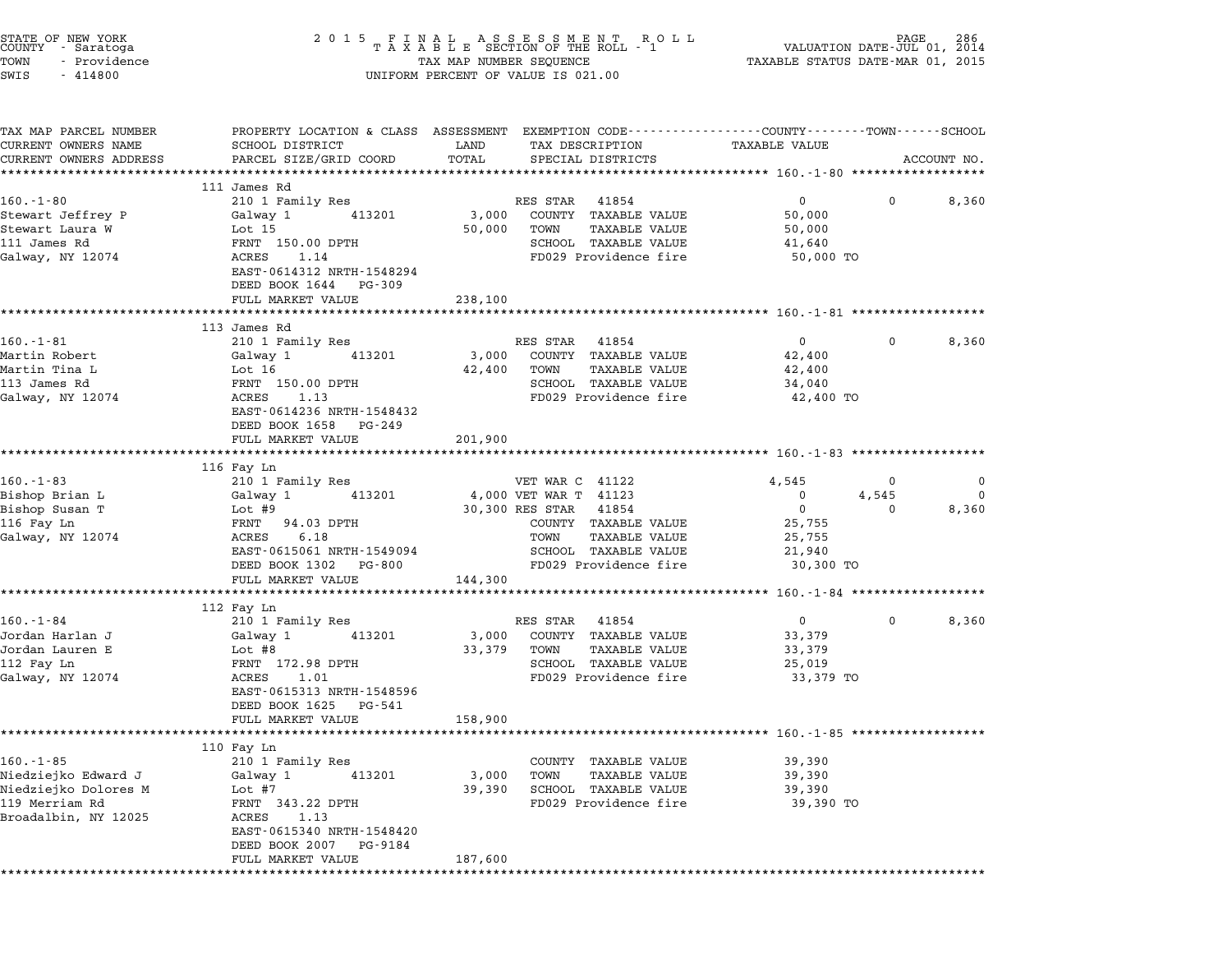STATE OF NEW YORK
COUNTY - Saratoga
TOWN - Providence
SWIS - 414800

2 0 1 5 F I N A L A S S E S S M E N T R O L L
T A X A B L E SECTION OF THE ROLL - 1
TAX MAP NUMBER SEQUENCE
UNIFORM PERCENT OF VALUE IS 021.00

VALUATION DATE-JUL 01, 2014
TAXABLE STATUS DATE-MAR 01, 2015

| TAX MAP PARCEL NUMBER<br>CURRENT OWNERS NAME<br>CURRENT OWNERS ADDRESS | PROPERTY LOCATION & CLASS<br>SCHOOL DISTRICT<br>PARCEL SIZE/GRID COORD | ASSESSMENT<br>LAND<br>TOTAL | EXEMPTION CODE<br>TAX DESCRIPTION<br>SPECIAL DISTRICTS | COUNTY<br>TAXABLE VALUE | TOWN | SCHOOL<br>ACCOUNT NO. |
|---|---|---|---|---|---|---|
| **160.-1-80** | 111 James Rd | | | | | |
| 160.-1-80 | 210 1 Family Res | | RES STAR 41854 | 0 | 0 | 8,360 |
| Stewart Jeffrey P | Galway 1 413201 | 3,000 | COUNTY TAXABLE VALUE | 50,000 | | |
| Stewart Laura W | Lot 15 | 50,000 | TOWN TAXABLE VALUE | 50,000 | | |
| 111 James Rd | FRNT 150.00 DPTH | | SCHOOL TAXABLE VALUE | 41,640 | | |
| Galway, NY 12074 | ACRES 1.14 | | FD029 Providence fire | 50,000 TO | | |
| | EAST-0614312 NRTH-1548294 | | | | | |
| | DEED BOOK 1644 PG-309 | | | | | |
| | FULL MARKET VALUE | 238,100 | | | | |
| **160.-1-81** | 113 James Rd | | | | | |
| 160.-1-81 | 210 1 Family Res | | RES STAR 41854 | 0 | 0 | 8,360 |
| Martin Robert | Galway 1 413201 | 3,000 | COUNTY TAXABLE VALUE | 42,400 | | |
| Martin Tina L | Lot 16 | 42,400 | TOWN TAXABLE VALUE | 42,400 | | |
| 113 James Rd | FRNT 150.00 DPTH | | SCHOOL TAXABLE VALUE | 34,040 | | |
| Galway, NY 12074 | ACRES 1.13 | | FD029 Providence fire | 42,400 TO | | |
| | EAST-0614236 NRTH-1548432 | | | | | |
| | DEED BOOK 1658 PG-249 | | | | | |
| | FULL MARKET VALUE | 201,900 | | | | |
| **160.-1-83** | 116 Fay Ln | | | | | |
| 160.-1-83 | 210 1 Family Res | | VET WAR C 41122 | 4,545 | 0 | 0 |
| Bishop Brian L | Galway 1 413201 | 4,000 | VET WAR T 41123 | 0 | 4,545 | 0 |
| Bishop Susan T | Lot #9 | 30,300 | RES STAR 41854 | 0 | 0 | 8,360 |
| 116 Fay Ln | FRNT 94.03 DPTH | | COUNTY TAXABLE VALUE | 25,755 | | |
| Galway, NY 12074 | ACRES 6.18 | | TOWN TAXABLE VALUE | 25,755 | | |
| | EAST-0615061 NRTH-1549094 | | SCHOOL TAXABLE VALUE | 21,940 | | |
| | DEED BOOK 1302 PG-800 | | FD029 Providence fire | 30,300 TO | | |
| | FULL MARKET VALUE | 144,300 | | | | |
| **160.-1-84** | 112 Fay Ln | | | | | |
| 160.-1-84 | 210 1 Family Res | | RES STAR 41854 | 0 | 0 | 8,360 |
| Jordan Harlan J | Galway 1 413201 | 3,000 | COUNTY TAXABLE VALUE | 33,379 | | |
| Jordan Lauren E | Lot #8 | 33,379 | TOWN TAXABLE VALUE | 33,379 | | |
| 112 Fay Ln | FRNT 172.98 DPTH | | SCHOOL TAXABLE VALUE | 25,019 | | |
| Galway, NY 12074 | ACRES 1.01 | | FD029 Providence fire | 33,379 TO | | |
| | EAST-0615313 NRTH-1548596 | | | | | |
| | DEED BOOK 1625 PG-541 | | | | | |
| | FULL MARKET VALUE | 158,900 | | | | |
| **160.-1-85** | 110 Fay Ln | | | | | |
| 160.-1-85 | 210 1 Family Res | | COUNTY TAXABLE VALUE | 39,390 | | |
| Niedziejko Edward J | Galway 1 413201 | 3,000 | TOWN TAXABLE VALUE | 39,390 | | |
| Niedziejko Dolores M | Lot #7 | 39,390 | SCHOOL TAXABLE VALUE | 39,390 | | |
| 119 Merriam Rd | FRNT 343.22 DPTH | | FD029 Providence fire | 39,390 TO | | |
| Broadalbin, NY 12025 | ACRES 1.13 | | | | | |
| | EAST-0615340 NRTH-1548420 | | | | | |
| | DEED BOOK 2007 PG-9184 | | | | | |
| | FULL MARKET VALUE | 187,600 | | | | |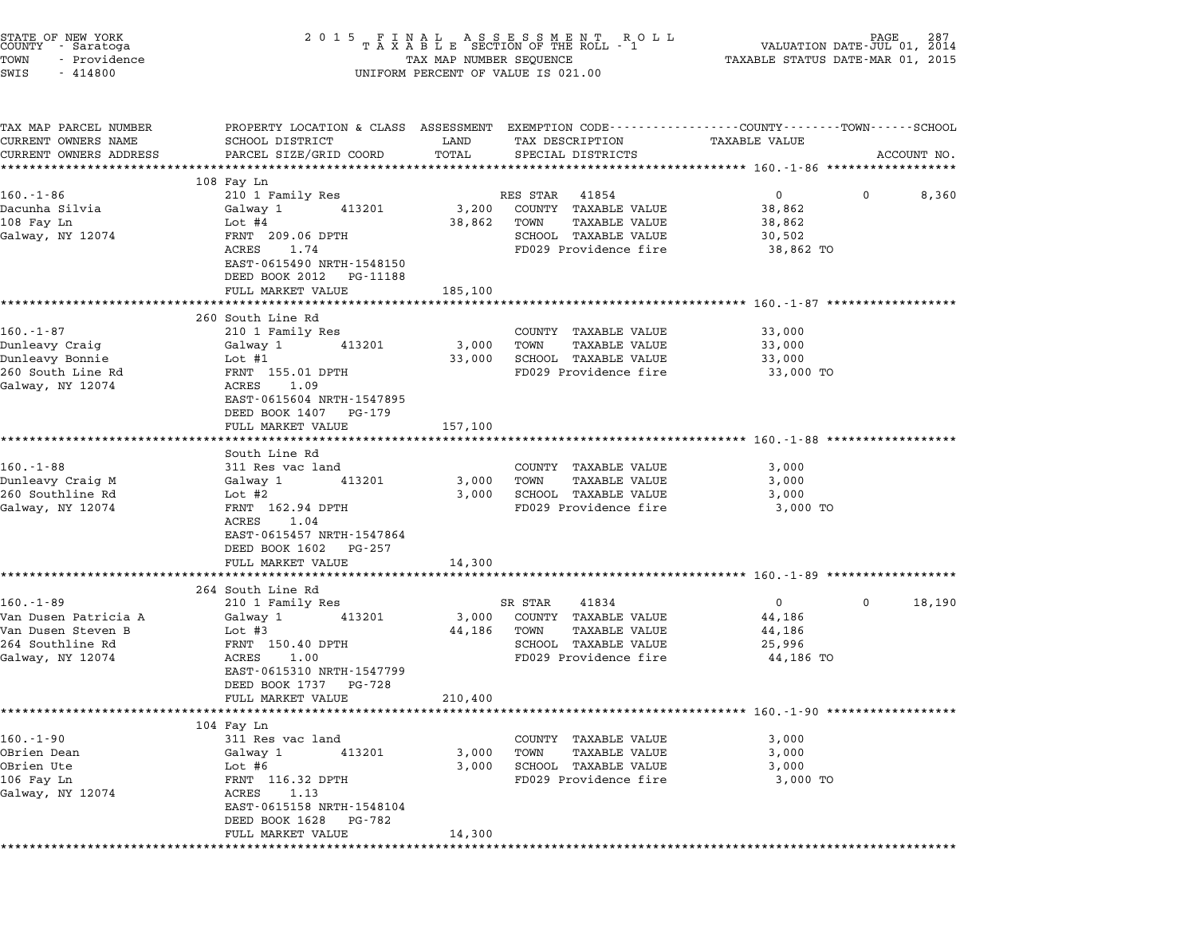STATE OF NEW YORK
COUNTY - Saratoga
TOWN - Providence
SWIS - 414800

2015 FINAL ASSESSMENT ROLL
TAXABLE SECTION OF THE ROLL - 1
TAX MAP NUMBER SEQUENCE
UNIFORM PERCENT OF VALUE IS 021.00

VALUATION DATE-JUL 01, 2014
TAXABLE STATUS DATE-MAR 01, 2015

| TAX MAP PARCEL NUMBER / CURRENT OWNERS NAME / CURRENT OWNERS ADDRESS | PROPERTY LOCATION & CLASS / SCHOOL DISTRICT / PARCEL SIZE/GRID COORD | ASSESSMENT LAND / TOTAL | EXEMPTION CODE / TAX DESCRIPTION / SPECIAL DISTRICTS | COUNTY TAXABLE VALUE | TOWN | SCHOOL |
|---|---|---|---|---|---|---|
| **160.-1-86** | 108 Fay Ln | | | | | |
| 160.-1-86 | 210 1 Family Res | | RES STAR 41854 | 0 | 0 | 8,360 |
| Dacunha Silvia | Galway 1 413201 | 3,200 | COUNTY TAXABLE VALUE | 38,862 | | |
| 108 Fay Ln | Lot #4 | 38,862 | TOWN TAXABLE VALUE | 38,862 | | |
| Galway, NY 12074 | FRNT 209.06 DPTH | | SCHOOL TAXABLE VALUE | 30,502 | | |
| | ACRES 1.74 | | FD029 Providence fire | 38,862 TO | | |
| | EAST-0615490 NRTH-1548150 | | | | | |
| | DEED BOOK 2012 PG-11188 | | | | | |
| | FULL MARKET VALUE | 185,100 | | | | |
| **160.-1-87** | 260 South Line Rd | | | | | |
| 160.-1-87 | 210 1 Family Res | | COUNTY TAXABLE VALUE | 33,000 | | |
| Dunleavy Craig | Galway 1 413201 | 3,000 | TOWN TAXABLE VALUE | 33,000 | | |
| Dunleavy Bonnie | Lot #1 | 33,000 | SCHOOL TAXABLE VALUE | 33,000 | | |
| 260 South Line Rd | FRNT 155.01 DPTH | | FD029 Providence fire | 33,000 TO | | |
| Galway, NY 12074 | ACRES 1.09 | | | | | |
| | EAST-0615604 NRTH-1547895 | | | | | |
| | DEED BOOK 1407 PG-179 | | | | | |
| | FULL MARKET VALUE | 157,100 | | | | |
| **160.-1-88** | South Line Rd | | | | | |
| 160.-1-88 | 311 Res vac land | | COUNTY TAXABLE VALUE | 3,000 | | |
| Dunleavy Craig M | Galway 1 413201 | 3,000 | TOWN TAXABLE VALUE | 3,000 | | |
| 260 Southline Rd | Lot #2 | 3,000 | SCHOOL TAXABLE VALUE | 3,000 | | |
| Galway, NY 12074 | FRNT 162.94 DPTH | | FD029 Providence fire | 3,000 TO | | |
| | ACRES 1.04 | | | | | |
| | EAST-0615457 NRTH-1547864 | | | | | |
| | DEED BOOK 1602 PG-257 | | | | | |
| | FULL MARKET VALUE | 14,300 | | | | |
| **160.-1-89** | 264 South Line Rd | | | | | |
| 160.-1-89 | 210 1 Family Res | | SR STAR 41834 | 0 | 0 | 18,190 |
| Van Dusen Patricia A | Galway 1 413201 | 3,000 | COUNTY TAXABLE VALUE | 44,186 | | |
| Van Dusen Steven B | Lot #3 | 44,186 | TOWN TAXABLE VALUE | 44,186 | | |
| 264 Southline Rd | FRNT 150.40 DPTH | | SCHOOL TAXABLE VALUE | 25,996 | | |
| Galway, NY 12074 | ACRES 1.00 | | FD029 Providence fire | 44,186 TO | | |
| | EAST-0615310 NRTH-1547799 | | | | | |
| | DEED BOOK 1737 PG-728 | | | | | |
| | FULL MARKET VALUE | 210,400 | | | | |
| **160.-1-90** | 104 Fay Ln | | | | | |
| 160.-1-90 | 311 Res vac land | | COUNTY TAXABLE VALUE | 3,000 | | |
| OBrien Dean | Galway 1 413201 | 3,000 | TOWN TAXABLE VALUE | 3,000 | | |
| OBrien Ute | Lot #6 | 3,000 | SCHOOL TAXABLE VALUE | 3,000 | | |
| 106 Fay Ln | FRNT 116.32 DPTH | | FD029 Providence fire | 3,000 TO | | |
| Galway, NY 12074 | ACRES 1.13 | | | | | |
| | EAST-0615158 NRTH-1548104 | | | | | |
| | DEED BOOK 1628 PG-782 | | | | | |
| | FULL MARKET VALUE | 14,300 | | | | |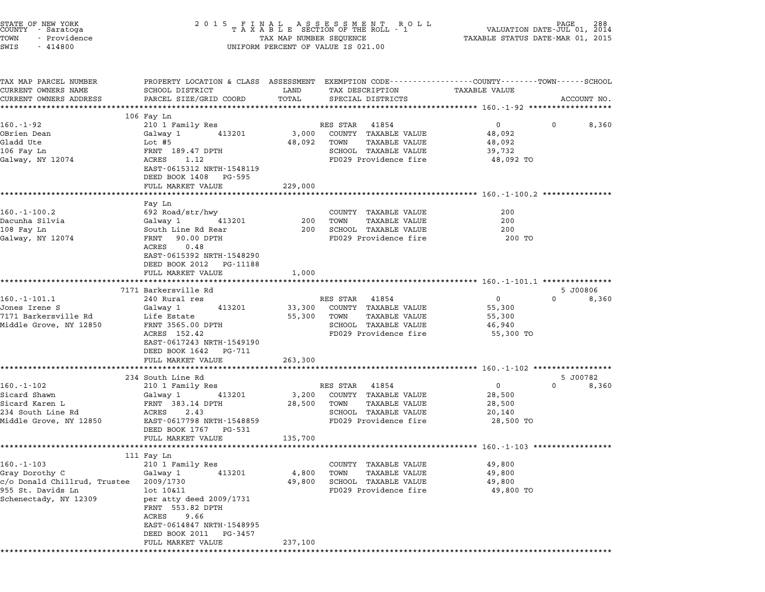STATE OF NEW YORK
COUNTY - Saratoga
TOWN - Providence
SWIS - 414800

2015 FINAL ASSESSMENT ROLL
TAXABLE SECTION OF THE ROLL - 1
TAX MAP NUMBER SEQUENCE
UNIFORM PERCENT OF VALUE IS 021.00

VALUATION DATE-JUL 01, 2014
TAXABLE STATUS DATE-MAR 01, 2015

| TAX MAP PARCEL NUMBER / CURRENT OWNERS NAME / CURRENT OWNERS ADDRESS | PROPERTY LOCATION & CLASS / SCHOOL DISTRICT / PARCEL SIZE/GRID COORD | ASSESSMENT LAND | ASSESSMENT TOTAL | EXEMPTION CODE / TAX DESCRIPTION / SPECIAL DISTRICTS | COUNTY TAXABLE VALUE | TOWN | SCHOOL / ACCOUNT NO. |
|---|---|---|---|---|---|---|---|
| **160.-1-92** | 106 Fay Ln | | | | | | |
| 160.-1-92 | 210 1 Family Res | | | RES STAR 41854 | 0 | 0 | 8,360 |
| OBrien Dean | Galway 1 413201 | 3,000 | | COUNTY TAXABLE VALUE | 48,092 | | |
| Gladd Ute | Lot #5 | | 48,092 | TOWN TAXABLE VALUE | 48,092 | | |
| 106 Fay Ln | FRNT 189.47 DPTH | | | SCHOOL TAXABLE VALUE | 39,732 | | |
| Galway, NY 12074 | ACRES 1.12 | | | FD029 Providence fire | 48,092 TO | | |
| | EAST-0615312 NRTH-1548119 | | | | | | |
| | DEED BOOK 1408 PG-595 | | | | | | |
| | FULL MARKET VALUE | | 229,000 | | | | |
| **160.-1-100.2** | Fay Ln | | | | | | |
| 160.-1-100.2 | 692 Road/str/hwy | | | COUNTY TAXABLE VALUE | 200 | | |
| Dacunha Silvia | Galway 1 413201 | 200 | | TOWN TAXABLE VALUE | 200 | | |
| 108 Fay Ln | South Line Rd Rear | | 200 | SCHOOL TAXABLE VALUE | 200 | | |
| Galway, NY 12074 | FRNT 90.00 DPTH | | | FD029 Providence fire | 200 TO | | |
| | ACRES 0.48 | | | | | | |
| | EAST-0615392 NRTH-1548290 | | | | | | |
| | DEED BOOK 2012 PG-11188 | | | | | | |
| | FULL MARKET VALUE | | 1,000 | | | | |
| **160.-1-101.1** | 7171 Barkersville Rd | | | | | | 5 J00806 |
| 160.-1-101.1 | 240 Rural res | | | RES STAR 41854 | 0 | 0 | 8,360 |
| Jones Irene S | Galway 1 413201 | 33,300 | | COUNTY TAXABLE VALUE | 55,300 | | |
| 7171 Barkersville Rd | Life Estate | | 55,300 | TOWN TAXABLE VALUE | 55,300 | | |
| Middle Grove, NY 12850 | FRNT 3565.00 DPTH | | | SCHOOL TAXABLE VALUE | 46,940 | | |
| | ACRES 152.42 | | | FD029 Providence fire | 55,300 TO | | |
| | EAST-0617243 NRTH-1549190 | | | | | | |
| | DEED BOOK 1642 PG-711 | | | | | | |
| | FULL MARKET VALUE | | 263,300 | | | | |
| **160.-1-102** | 234 South Line Rd | | | | | | 5 J00782 |
| 160.-1-102 | 210 1 Family Res | | | RES STAR 41854 | 0 | 0 | 8,360 |
| Sicard Shawn | Galway 1 413201 | 3,200 | | COUNTY TAXABLE VALUE | 28,500 | | |
| Sicard Karen L | FRNT 383.14 DPTH | | 28,500 | TOWN TAXABLE VALUE | 28,500 | | |
| 234 South Line Rd | ACRES 2.43 | | | SCHOOL TAXABLE VALUE | 20,140 | | |
| Middle Grove, NY 12850 | EAST-0617798 NRTH-1548859 | | | FD029 Providence fire | 28,500 TO | | |
| | DEED BOOK 1767 PG-531 | | | | | | |
| | FULL MARKET VALUE | | 135,700 | | | | |
| **160.-1-103** | 111 Fay Ln | | | | | | |
| 160.-1-103 | 210 1 Family Res | | | COUNTY TAXABLE VALUE | 49,800 | | |
| Gray Dorothy C | Galway 1 413201 | 4,800 | | TOWN TAXABLE VALUE | 49,800 | | |
| c/o Donald Chillrud, Trustee | 2009/1730 | | 49,800 | SCHOOL TAXABLE VALUE | 49,800 | | |
| 955 St. Davids Ln | lot 10&11 | | | FD029 Providence fire | 49,800 TO | | |
| Schenectady, NY 12309 | per atty deed 2009/1731 | | | | | | |
| | FRNT 553.82 DPTH | | | | | | |
| | ACRES 9.66 | | | | | | |
| | EAST-0614847 NRTH-1548995 | | | | | | |
| | DEED BOOK 2011 PG-3457 | | | | | | |
| | FULL MARKET VALUE | | 237,100 | | | | |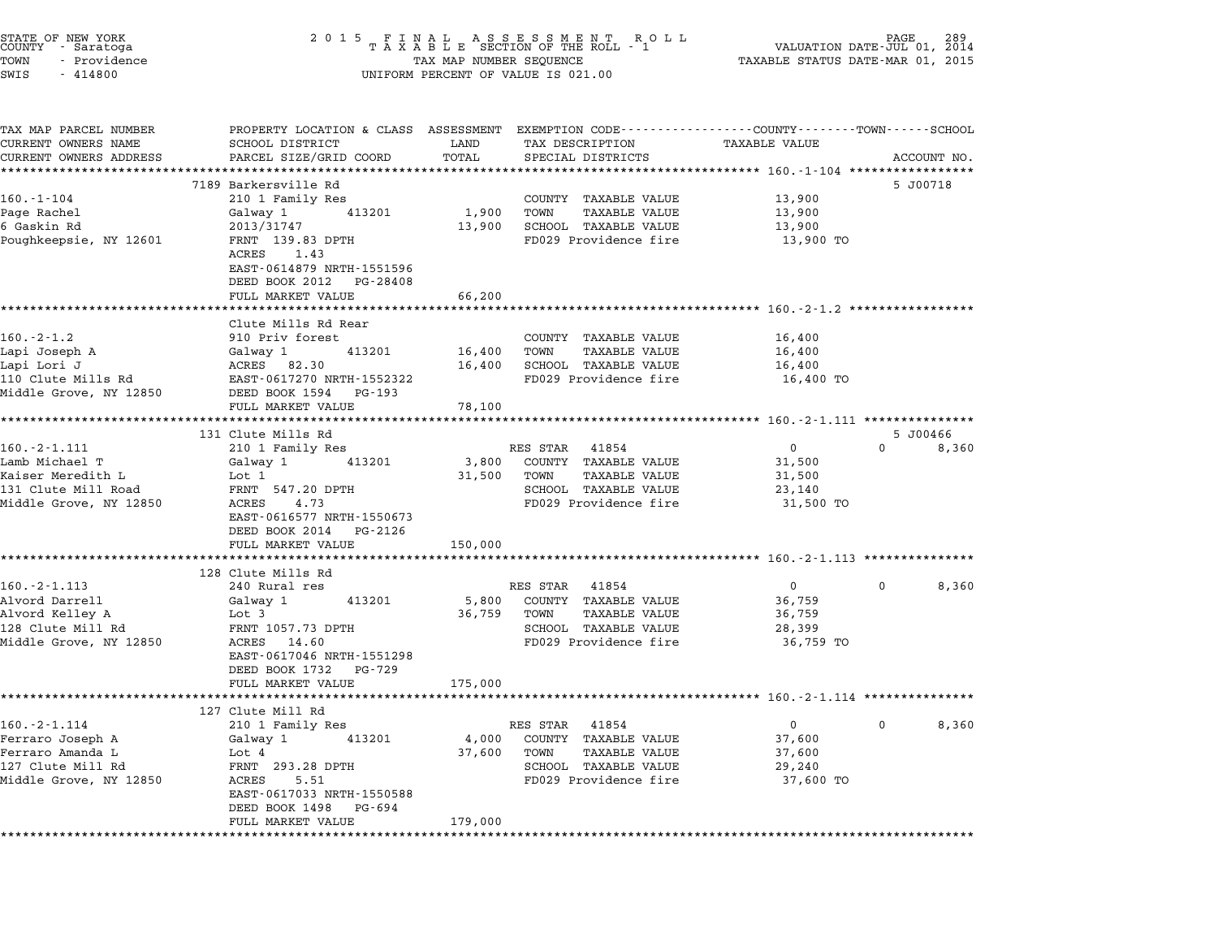STATE OF NEW YORK
COUNTY - Saratoga
TOWN - Providence
SWIS - 414800

2015 FINAL ASSESSMENT ROLL
TAXABLE SECTION OF THE ROLL - 1
TAX MAP NUMBER SEQUENCE
UNIFORM PERCENT OF VALUE IS 021.00

VALUATION DATE-JUL 01, 2014
TAXABLE STATUS DATE-MAR 01, 2015

| TAX MAP PARCEL NUMBER / CURRENT OWNERS NAME / CURRENT OWNERS ADDRESS | PROPERTY LOCATION & CLASS / SCHOOL DISTRICT / PARCEL SIZE/GRID COORD | ASSESSMENT LAND / TOTAL | EXEMPTION CODE / TAX DESCRIPTION / SPECIAL DISTRICTS | COUNTY TAXABLE VALUE | TOWN | SCHOOL / ACCOUNT NO. |
|---|---|---|---|---|---|---|
| **160.-1-104** | 7189 Barkersville Rd | | | | | 5 J00718 |
| | 210 1 Family Res | | COUNTY TAXABLE VALUE | 13,900 | | |
| Page Rachel | Galway 1 413201 | 1,900 | TOWN TAXABLE VALUE | 13,900 | | |
| 6 Gaskin Rd | 2013/31747 | 13,900 | SCHOOL TAXABLE VALUE | 13,900 | | |
| Poughkeepsie, NY 12601 | FRNT 139.83 DPTH | | FD029 Providence fire | 13,900 TO | | |
| | ACRES 1.43 | | | | | |
| | EAST-0614879 NRTH-1551596 | | | | | |
| | DEED BOOK 2012 PG-28408 | | | | | |
| | FULL MARKET VALUE | 66,200 | | | | |
| **160.-2-1.2** | Clute Mills Rd Rear | | | | | |
| | 910 Priv forest | | COUNTY TAXABLE VALUE | 16,400 | | |
| Lapi Joseph A | Galway 1 413201 | 16,400 | TOWN TAXABLE VALUE | 16,400 | | |
| Lapi Lori J | ACRES 82.30 | 16,400 | SCHOOL TAXABLE VALUE | 16,400 | | |
| 110 Clute Mills Rd | EAST-0617270 NRTH-1552322 | | FD029 Providence fire | 16,400 TO | | |
| Middle Grove, NY 12850 | DEED BOOK 1594 PG-193 | | | | | |
| | FULL MARKET VALUE | 78,100 | | | | |
| **160.-2-1.111** | 131 Clute Mills Rd | | | | | 5 J00466 |
| | 210 1 Family Res | | RES STAR 41854 | 0 | 0 | 8,360 |
| Lamb Michael T | Galway 1 413201 | 3,800 | COUNTY TAXABLE VALUE | 31,500 | | |
| Kaiser Meredith L | Lot 1 | 31,500 | TOWN TAXABLE VALUE | 31,500 | | |
| 131 Clute Mill Road | FRNT 547.20 DPTH | | SCHOOL TAXABLE VALUE | 23,140 | | |
| Middle Grove, NY 12850 | ACRES 4.73 | | FD029 Providence fire | 31,500 TO | | |
| | EAST-0616577 NRTH-1550673 | | | | | |
| | DEED BOOK 2014 PG-2126 | | | | | |
| | FULL MARKET VALUE | 150,000 | | | | |
| **160.-2-1.113** | 128 Clute Mills Rd | | | | | |
| | 240 Rural res | | RES STAR 41854 | 0 | 0 | 8,360 |
| Alvord Darrell | Galway 1 413201 | 5,800 | COUNTY TAXABLE VALUE | 36,759 | | |
| Alvord Kelley A | Lot 3 | 36,759 | TOWN TAXABLE VALUE | 36,759 | | |
| 128 Clute Mill Rd | FRNT 1057.73 DPTH | | SCHOOL TAXABLE VALUE | 28,399 | | |
| Middle Grove, NY 12850 | ACRES 14.60 | | FD029 Providence fire | 36,759 TO | | |
| | EAST-0617046 NRTH-1551298 | | | | | |
| | DEED BOOK 1732 PG-729 | | | | | |
| | FULL MARKET VALUE | 175,000 | | | | |
| **160.-2-1.114** | 127 Clute Mill Rd | | | | | |
| | 210 1 Family Res | | RES STAR 41854 | 0 | 0 | 8,360 |
| Ferraro Joseph A | Galway 1 413201 | 4,000 | COUNTY TAXABLE VALUE | 37,600 | | |
| Ferraro Amanda L | Lot 4 | 37,600 | TOWN TAXABLE VALUE | 37,600 | | |
| 127 Clute Mill Rd | FRNT 293.28 DPTH | | SCHOOL TAXABLE VALUE | 29,240 | | |
| Middle Grove, NY 12850 | ACRES 5.51 | | FD029 Providence fire | 37,600 TO | | |
| | EAST-0617033 NRTH-1550588 | | | | | |
| | DEED BOOK 1498 PG-694 | | | | | |
| | FULL MARKET VALUE | 179,000 | | | | |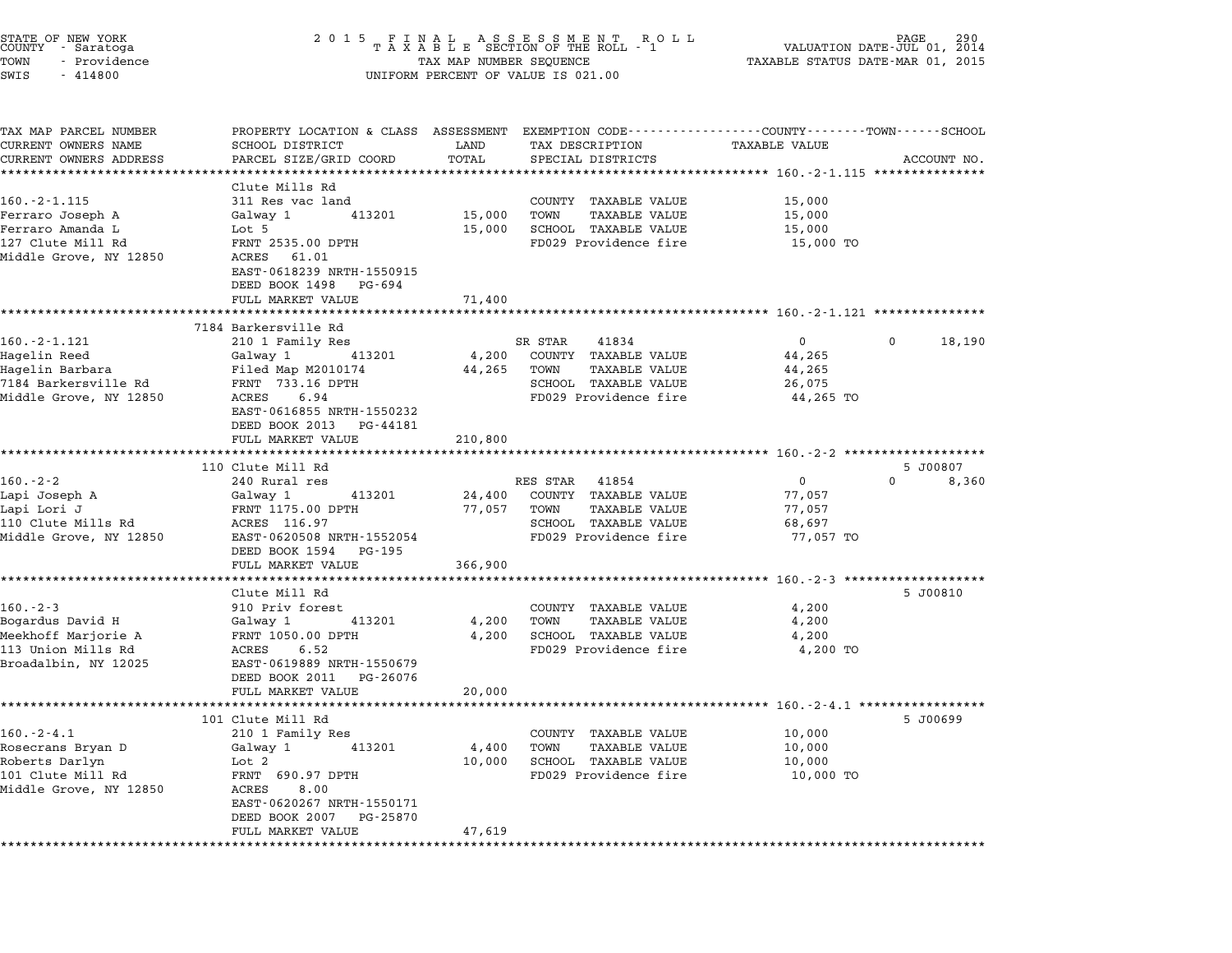STATE OF NEW YORK
COUNTY - Saratoga
TOWN - Providence
SWIS - 414800

# 2015 FINAL ASSESSMENT ROLL
TAXABLE SECTION OF THE ROLL - 1
TAX MAP NUMBER SEQUENCE
UNIFORM PERCENT OF VALUE IS 021.00

VALUATION DATE-JUL 01, 2014
TAXABLE STATUS DATE-MAR 01, 2015

| TAX MAP PARCEL NUMBER / CURRENT OWNERS NAME / CURRENT OWNERS ADDRESS | PROPERTY LOCATION & CLASS / SCHOOL DISTRICT / PARCEL SIZE/GRID COORD | ASSESSMENT LAND | TOTAL | EXEMPTION CODE / TAX DESCRIPTION / SPECIAL DISTRICTS | COUNTY / TAXABLE VALUE | TOWN | SCHOOL | ACCOUNT NO. |
|---|---|---|---|---|---|---|---|---|
| **160.-2-1.115** | Clute Mills Rd | | | | | | | |
| 160.-2-1.115 | 311 Res vac land | | | COUNTY TAXABLE VALUE | 15,000 | | | |
| Ferraro Joseph A | Galway 1 413201 | 15,000 | | TOWN TAXABLE VALUE | 15,000 | | | |
| Ferraro Amanda L | Lot 5 | | 15,000 | SCHOOL TAXABLE VALUE | 15,000 | | | |
| 127 Clute Mill Rd | FRNT 2535.00 DPTH | | | FD029 Providence fire | 15,000 TO | | | |
| Middle Grove, NY 12850 | ACRES 61.01 | | | | | | | |
| | EAST-0618239 NRTH-1550915 | | | | | | | |
| | DEED BOOK 1498 PG-694 | | | | | | | |
| | FULL MARKET VALUE | | 71,400 | | | | | |
| **160.-2-1.121** | 7184 Barkersville Rd | | | | | | | |
| 160.-2-1.121 | 210 1 Family Res | | | SR STAR 41834 | 0 | 0 | 18,190 | |
| Hagelin Reed | Galway 1 413201 | 4,200 | | COUNTY TAXABLE VALUE | 44,265 | | | |
| Hagelin Barbara | Filed Map M2010174 | | 44,265 | TOWN TAXABLE VALUE | 44,265 | | | |
| 7184 Barkersville Rd | FRNT 733.16 DPTH | | | SCHOOL TAXABLE VALUE | 26,075 | | | |
| Middle Grove, NY 12850 | ACRES 6.94 | | | FD029 Providence fire | 44,265 TO | | | |
| | EAST-0616855 NRTH-1550232 | | | | | | | |
| | DEED BOOK 2013 PG-44181 | | | | | | | |
| | FULL MARKET VALUE | | 210,800 | | | | | |
| **160.-2-2** | 110 Clute Mill Rd | | | | | | | 5 J00807 |
| 160.-2-2 | 240 Rural res | | | RES STAR 41854 | 0 | 0 | 8,360 | |
| Lapi Joseph A | Galway 1 413201 | 24,400 | | COUNTY TAXABLE VALUE | 77,057 | | | |
| Lapi Lori J | FRNT 1175.00 DPTH | | 77,057 | TOWN TAXABLE VALUE | 77,057 | | | |
| 110 Clute Mills Rd | ACRES 116.97 | | | SCHOOL TAXABLE VALUE | 68,697 | | | |
| Middle Grove, NY 12850 | EAST-0620508 NRTH-1552054 | | | FD029 Providence fire | 77,057 TO | | | |
| | DEED BOOK 1594 PG-195 | | | | | | | |
| | FULL MARKET VALUE | | 366,900 | | | | | |
| **160.-2-3** | Clute Mill Rd | | | | | | | 5 J00810 |
| 160.-2-3 | 910 Priv forest | | | COUNTY TAXABLE VALUE | 4,200 | | | |
| Bogardus David H | Galway 1 413201 | 4,200 | | TOWN TAXABLE VALUE | 4,200 | | | |
| Meekhoff Marjorie A | FRNT 1050.00 DPTH | | 4,200 | SCHOOL TAXABLE VALUE | 4,200 | | | |
| 113 Union Mills Rd | ACRES 6.52 | | | FD029 Providence fire | 4,200 TO | | | |
| Broadalbin, NY 12025 | EAST-0619889 NRTH-1550679 | | | | | | | |
| | DEED BOOK 2011 PG-26076 | | | | | | | |
| | FULL MARKET VALUE | | 20,000 | | | | | |
| **160.-2-4.1** | 101 Clute Mill Rd | | | | | | | 5 J00699 |
| 160.-2-4.1 | 210 1 Family Res | | | COUNTY TAXABLE VALUE | 10,000 | | | |
| Rosecrans Bryan D | Galway 1 413201 | 4,400 | | TOWN TAXABLE VALUE | 10,000 | | | |
| Roberts Darlyn | Lot 2 | | 10,000 | SCHOOL TAXABLE VALUE | 10,000 | | | |
| 101 Clute Mill Rd | FRNT 690.97 DPTH | | | FD029 Providence fire | 10,000 TO | | | |
| Middle Grove, NY 12850 | ACRES 8.00 | | | | | | | |
| | EAST-0620267 NRTH-1550171 | | | | | | | |
| | DEED BOOK 2007 PG-25870 | | | | | | | |
| | FULL MARKET VALUE | | 47,619 | | | | | |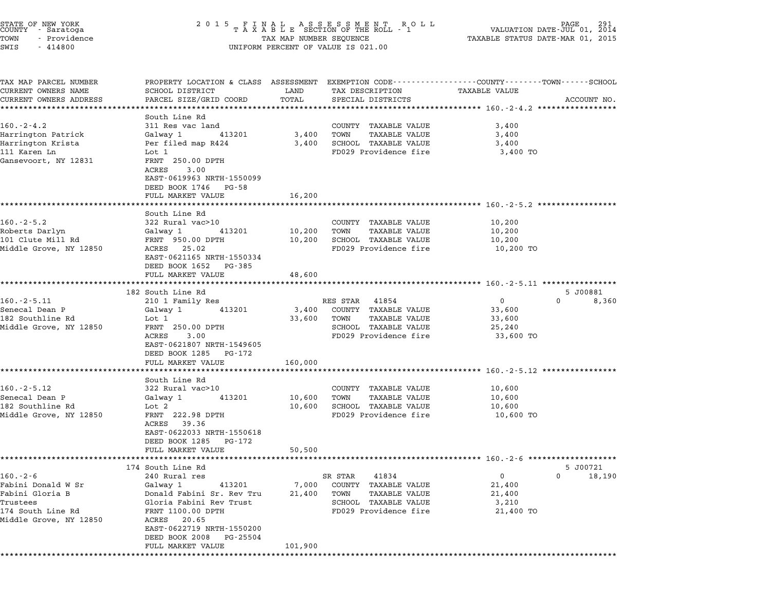STATE OF NEW YORK
COUNTY - Saratoga
TOWN - Providence
SWIS - 414800

2015 FINAL ASSESSMENT ROLL
TAXABLE SECTION OF THE ROLL - 1
TAX MAP NUMBER SEQUENCE
UNIFORM PERCENT OF VALUE IS 021.00

VALUATION DATE-JUL 01, 2014
TAXABLE STATUS DATE-MAR 01, 2015

| TAX MAP PARCEL NUMBER / CURRENT OWNERS NAME / CURRENT OWNERS ADDRESS | PROPERTY LOCATION & CLASS / SCHOOL DISTRICT / PARCEL SIZE/GRID COORD | ASSESSMENT LAND | ASSESSMENT TOTAL | EXEMPTION CODE / TAX DESCRIPTION / SPECIAL DISTRICTS | COUNTY TAXABLE VALUE | TOWN | SCHOOL | ACCOUNT NO. |
|---|---|---|---|---|---|---|---|---|
| **160.-2-4.2** | South Line Rd | | | | | | | |
| 160.-2-4.2 | 311 Res vac land | | | COUNTY TAXABLE VALUE | 3,400 | | | |
| Harrington Patrick | Galway 1 413201 | 3,400 | | TOWN TAXABLE VALUE | 3,400 | | | |
| Harrington Krista | Per filed map R424 | | 3,400 | SCHOOL TAXABLE VALUE | 3,400 | | | |
| 111 Karen Ln | Lot 1 | | | FD029 Providence fire | 3,400 TO | | | |
| Gansevoort, NY 12831 | FRNT 250.00 DPTH | | | | | | | |
| | ACRES 3.00 | | | | | | | |
| | EAST-0619963 NRTH-1550099 | | | | | | | |
| | DEED BOOK 1746 PG-58 | | | | | | | |
| | FULL MARKET VALUE | | 16,200 | | | | | |
| **160.-2-5.2** | South Line Rd | | | | | | | |
| 160.-2-5.2 | 322 Rural vac>10 | | | COUNTY TAXABLE VALUE | 10,200 | | | |
| Roberts Darlyn | Galway 1 413201 | 10,200 | | TOWN TAXABLE VALUE | 10,200 | | | |
| 101 Clute Mill Rd | FRNT 950.00 DPTH | | 10,200 | SCHOOL TAXABLE VALUE | 10,200 | | | |
| Middle Grove, NY 12850 | ACRES 25.02 | | | FD029 Providence fire | 10,200 TO | | | |
| | EAST-0621165 NRTH-1550334 | | | | | | | |
| | DEED BOOK 1652 PG-385 | | | | | | | |
| | FULL MARKET VALUE | | 48,600 | | | | | |
| **160.-2-5.11** | 182 South Line Rd | | | | | | | 5 J00881 |
| 160.-2-5.11 | 210 1 Family Res | | | RES STAR 41854 | 0 | 0 | 8,360 | |
| Senecal Dean P | Galway 1 413201 | 3,400 | | COUNTY TAXABLE VALUE | 33,600 | | | |
| 182 Southline Rd | Lot 1 | | 33,600 | TOWN TAXABLE VALUE | 33,600 | | | |
| Middle Grove, NY 12850 | FRNT 250.00 DPTH | | | SCHOOL TAXABLE VALUE | 25,240 | | | |
| | ACRES 3.00 | | | FD029 Providence fire | 33,600 TO | | | |
| | EAST-0621807 NRTH-1549605 | | | | | | | |
| | DEED BOOK 1285 PG-172 | | | | | | | |
| | FULL MARKET VALUE | | 160,000 | | | | | |
| **160.-2-5.12** | South Line Rd | | | | | | | |
| 160.-2-5.12 | 322 Rural vac>10 | | | COUNTY TAXABLE VALUE | 10,600 | | | |
| Senecal Dean P | Galway 1 413201 | 10,600 | | TOWN TAXABLE VALUE | 10,600 | | | |
| 182 Southline Rd | Lot 2 | | 10,600 | SCHOOL TAXABLE VALUE | 10,600 | | | |
| Middle Grove, NY 12850 | FRNT 222.98 DPTH | | | FD029 Providence fire | 10,600 TO | | | |
| | ACRES 39.36 | | | | | | | |
| | EAST-0622033 NRTH-1550618 | | | | | | | |
| | DEED BOOK 1285 PG-172 | | | | | | | |
| | FULL MARKET VALUE | | 50,500 | | | | | |
| **160.-2-6** | 174 South Line Rd | | | | | | | 5 J00721 |
| 160.-2-6 | 240 Rural res | | | SR STAR 41834 | 0 | 0 | 18,190 | |
| Fabini Donald W Sr | Galway 1 413201 | 7,000 | | COUNTY TAXABLE VALUE | 21,400 | | | |
| Fabini Gloria B | Donald Fabini Sr. Rev Tru | | 21,400 | TOWN TAXABLE VALUE | 21,400 | | | |
| Trustees | Gloria Fabini Rev Trust | | | SCHOOL TAXABLE VALUE | 3,210 | | | |
| 174 South Line Rd | FRNT 1100.00 DPTH | | | FD029 Providence fire | 21,400 TO | | | |
| Middle Grove, NY 12850 | ACRES 20.65 | | | | | | | |
| | EAST-0622719 NRTH-1550200 | | | | | | | |
| | DEED BOOK 2008 PG-25504 | | | | | | | |
| | FULL MARKET VALUE | | 101,900 | | | | | |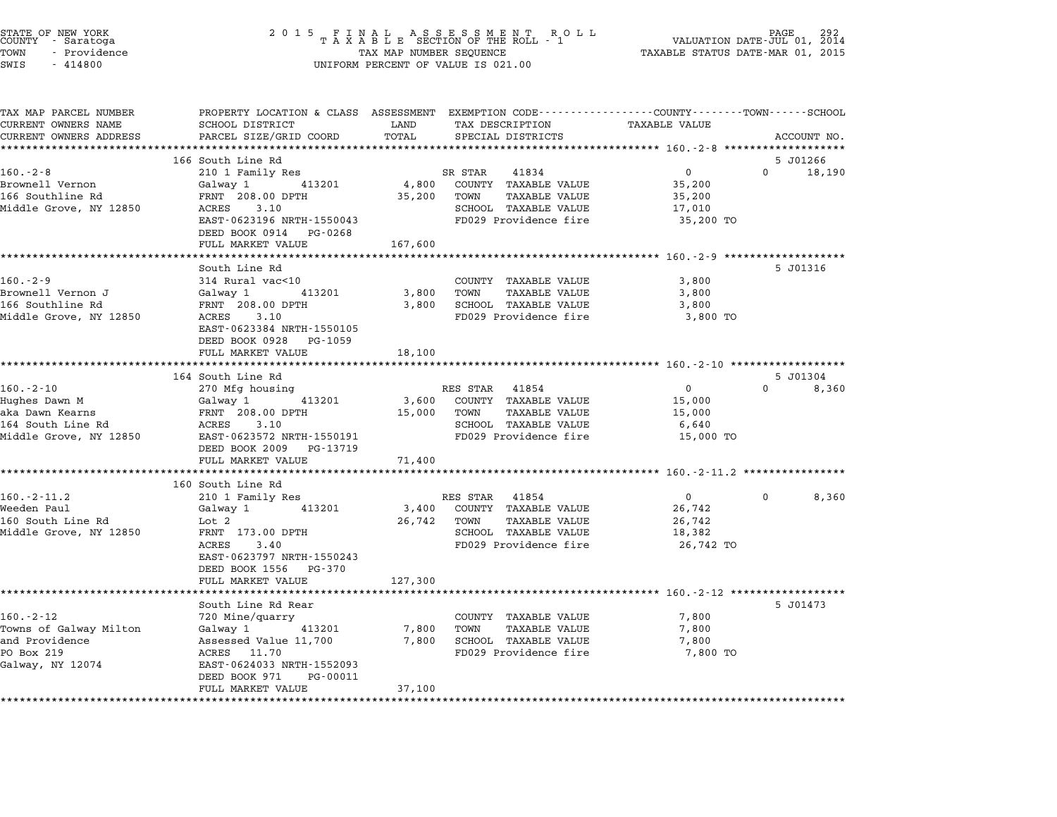STATE OF NEW YORK
COUNTY - Saratoga
TOWN - Providence
SWIS - 414800

2015 FINAL ASSESSMENT ROLL
TAXABLE SECTION OF THE ROLL - 1
TAX MAP NUMBER SEQUENCE
UNIFORM PERCENT OF VALUE IS 021.00

VALUATION DATE-JUL 01, 2014
TAXABLE STATUS DATE-MAR 01, 2015

| TAX MAP PARCEL NUMBER / CURRENT OWNERS NAME / CURRENT OWNERS ADDRESS | PROPERTY LOCATION & CLASS / SCHOOL DISTRICT / PARCEL SIZE/GRID COORD | ASSESSMENT LAND / TOTAL | EXEMPTION CODE / TAX DESCRIPTION / SPECIAL DISTRICTS | COUNTY TAXABLE VALUE | TOWN | SCHOOL / ACCOUNT NO. |
|---|---|---|---|---|---|---|
| | 166 South Line Rd | | | | | 5 J01266 |
| 160.-2-8 | 210 1 Family Res | | SR STAR 41834 | 0 | 0 | 18,190 |
| Brownell Vernon | Galway 1 413201 | 4,800 | COUNTY TAXABLE VALUE | 35,200 | | |
| 166 Southline Rd | FRNT 208.00 DPTH | 35,200 | TOWN TAXABLE VALUE | 35,200 | | |
| Middle Grove, NY 12850 | ACRES 3.10 | | SCHOOL TAXABLE VALUE | 17,010 | | |
| | EAST-0623196 NRTH-1550043 | | FD029 Providence fire | 35,200 TO | | |
| | DEED BOOK 0914 PG-0268 | | | | | |
| | FULL MARKET VALUE | 167,600 | | | | |
| | South Line Rd | | | | | 5 J01316 |
| 160.-2-9 | 314 Rural vac<10 | | COUNTY TAXABLE VALUE | 3,800 | | |
| Brownell Vernon J | Galway 1 413201 | 3,800 | TOWN TAXABLE VALUE | 3,800 | | |
| 166 Southline Rd | FRNT 208.00 DPTH | 3,800 | SCHOOL TAXABLE VALUE | 3,800 | | |
| Middle Grove, NY 12850 | ACRES 3.10 | | FD029 Providence fire | 3,800 TO | | |
| | EAST-0623384 NRTH-1550105 | | | | | |
| | DEED BOOK 0928 PG-1059 | | | | | |
| | FULL MARKET VALUE | 18,100 | | | | |
| | 164 South Line Rd | | | | | 5 J01304 |
| 160.-2-10 | 270 Mfg housing | | RES STAR 41854 | 0 | 0 | 8,360 |
| Hughes Dawn M | Galway 1 413201 | 3,600 | COUNTY TAXABLE VALUE | 15,000 | | |
| aka Dawn Kearns | FRNT 208.00 DPTH | 15,000 | TOWN TAXABLE VALUE | 15,000 | | |
| 164 South Line Rd | ACRES 3.10 | | SCHOOL TAXABLE VALUE | 6,640 | | |
| Middle Grove, NY 12850 | EAST-0623572 NRTH-1550191 | | FD029 Providence fire | 15,000 TO | | |
| | DEED BOOK 2009 PG-13719 | | | | | |
| | FULL MARKET VALUE | 71,400 | | | | |
| | 160 South Line Rd | | | | | |
| 160.-2-11.2 | 210 1 Family Res | | RES STAR 41854 | 0 | 0 | 8,360 |
| Weeden Paul | Galway 1 413201 | 3,400 | COUNTY TAXABLE VALUE | 26,742 | | |
| 160 South Line Rd | Lot 2 | 26,742 | TOWN TAXABLE VALUE | 26,742 | | |
| Middle Grove, NY 12850 | FRNT 173.00 DPTH | | SCHOOL TAXABLE VALUE | 18,382 | | |
| | ACRES 3.40 | | FD029 Providence fire | 26,742 TO | | |
| | EAST-0623797 NRTH-1550243 | | | | | |
| | DEED BOOK 1556 PG-370 | | | | | |
| | FULL MARKET VALUE | 127,300 | | | | |
| | South Line Rd Rear | | | | | 5 J01473 |
| 160.-2-12 | 720 Mine/quarry | | COUNTY TAXABLE VALUE | 7,800 | | |
| Towns of Galway Milton | Galway 1 413201 | 7,800 | TOWN TAXABLE VALUE | 7,800 | | |
| and Providence | Assessed Value 11,700 | 7,800 | SCHOOL TAXABLE VALUE | 7,800 | | |
| PO Box 219 | ACRES 11.70 | | FD029 Providence fire | 7,800 TO | | |
| Galway, NY 12074 | EAST-0624033 NRTH-1552093 | | | | | |
| | DEED BOOK 971 PG-00011 | | | | | |
| | FULL MARKET VALUE | 37,100 | | | | |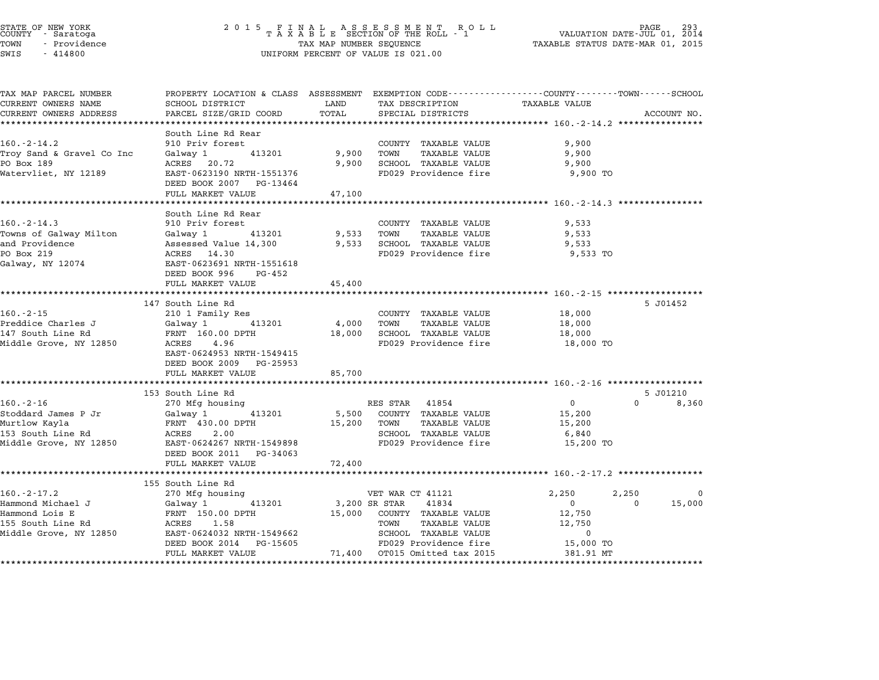STATE OF NEW YORK
COUNTY - Saratoga
TOWN - Providence
SWIS - 414800

2015 FINAL ASSESSMENT ROLL
TAXABLE SECTION OF THE ROLL - 1
TAX MAP NUMBER SEQUENCE
UNIFORM PERCENT OF VALUE IS 021.00

VALUATION DATE-JUL 01, 2014
TAXABLE STATUS DATE-MAR 01, 2015

| TAX MAP PARCEL NUMBER / CURRENT OWNERS NAME / CURRENT OWNERS ADDRESS | PROPERTY LOCATION & CLASS / SCHOOL DISTRICT / PARCEL SIZE/GRID COORD | ASSESSMENT LAND | TOTAL | EXEMPTION CODE / TAX DESCRIPTION / SPECIAL DISTRICTS | COUNTY TAXABLE VALUE | TOWN | SCHOOL | ACCOUNT NO. |
|---|---|---|---|---|---|---|---|---|
| **160.-2-14.2** | South Line Rd Rear | | | | | | | |
| Troy Sand & Gravel Co Inc | 910 Priv forest | | | COUNTY TAXABLE VALUE | 9,900 | | | |
| PO Box 189 | Galway 1 413201 | 9,900 | | TOWN TAXABLE VALUE | 9,900 | | | |
| Watervliet, NY 12189 | ACRES 20.72 | | 9,900 | SCHOOL TAXABLE VALUE | 9,900 | | | |
| | EAST-0623190 NRTH-1551376 | | | FD029 Providence fire | 9,900 TO | | | |
| | DEED BOOK 2007 PG-13464 | | | | | | | |
| | FULL MARKET VALUE | | 47,100 | | | | | |
| **160.-2-14.3** | South Line Rd Rear | | | | | | | |
| Towns of Galway Milton | 910 Priv forest | | | COUNTY TAXABLE VALUE | 9,533 | | | |
| and Providence | Galway 1 413201 | 9,533 | | TOWN TAXABLE VALUE | 9,533 | | | |
| PO Box 219 | Assessed Value 14,300 | | 9,533 | SCHOOL TAXABLE VALUE | 9,533 | | | |
| Galway, NY 12074 | ACRES 14.30 | | | FD029 Providence fire | 9,533 TO | | | |
| | EAST-0623691 NRTH-1551618 | | | | | | | |
| | DEED BOOK 996 PG-452 | | | | | | | |
| | FULL MARKET VALUE | | 45,400 | | | | | |
| **160.-2-15** | 147 South Line Rd | | | | | | | 5 J01452 |
| Preddice Charles J | 210 1 Family Res | | | COUNTY TAXABLE VALUE | 18,000 | | | |
| 147 South Line Rd | Galway 1 413201 | 4,000 | | TOWN TAXABLE VALUE | 18,000 | | | |
| Middle Grove, NY 12850 | FRNT 160.00 DPTH | | 18,000 | SCHOOL TAXABLE VALUE | 18,000 | | | |
| | ACRES 4.96 | | | FD029 Providence fire | 18,000 TO | | | |
| | EAST-0624953 NRTH-1549415 | | | | | | | |
| | DEED BOOK 2009 PG-25953 | | | | | | | |
| | FULL MARKET VALUE | | 85,700 | | | | | |
| **160.-2-16** | 153 South Line Rd | | | | | | | 5 J01210 |
| Stoddard James P Jr | 270 Mfg housing | | | RES STAR 41854 | 0 | 0 | 8,360 | |
| Murtlow Kayla | Galway 1 413201 | 5,500 | | COUNTY TAXABLE VALUE | 15,200 | | | |
| 153 South Line Rd | FRNT 430.00 DPTH | | 15,200 | TOWN TAXABLE VALUE | 15,200 | | | |
| Middle Grove, NY 12850 | ACRES 2.00 | | | SCHOOL TAXABLE VALUE | 6,840 | | | |
| | EAST-0624267 NRTH-1549898 | | | FD029 Providence fire | 15,200 TO | | | |
| | DEED BOOK 2011 PG-34063 | | | | | | | |
| | FULL MARKET VALUE | | 72,400 | | | | | |
| **160.-2-17.2** | 155 South Line Rd | | | | | | | |
| Hammond Michael J | 270 Mfg housing | | | VET WAR CT 41121 | 2,250 | 2,250 | 0 | |
| Hammond Lois E | Galway 1 413201 | 3,200 | | SR STAR 41834 | 0 | 0 | 15,000 | |
| 155 South Line Rd | FRNT 150.00 DPTH | | 15,000 | COUNTY TAXABLE VALUE | 12,750 | | | |
| Middle Grove, NY 12850 | ACRES 1.58 | | | TOWN TAXABLE VALUE | 12,750 | | | |
| | EAST-0624032 NRTH-1549662 | | | SCHOOL TAXABLE VALUE | 0 | | | |
| | DEED BOOK 2014 PG-15605 | | | FD029 Providence fire | 15,000 TO | | | |
| | FULL MARKET VALUE | | 71,400 | OT015 Omitted tax 2015 | 381.91 MT | | | |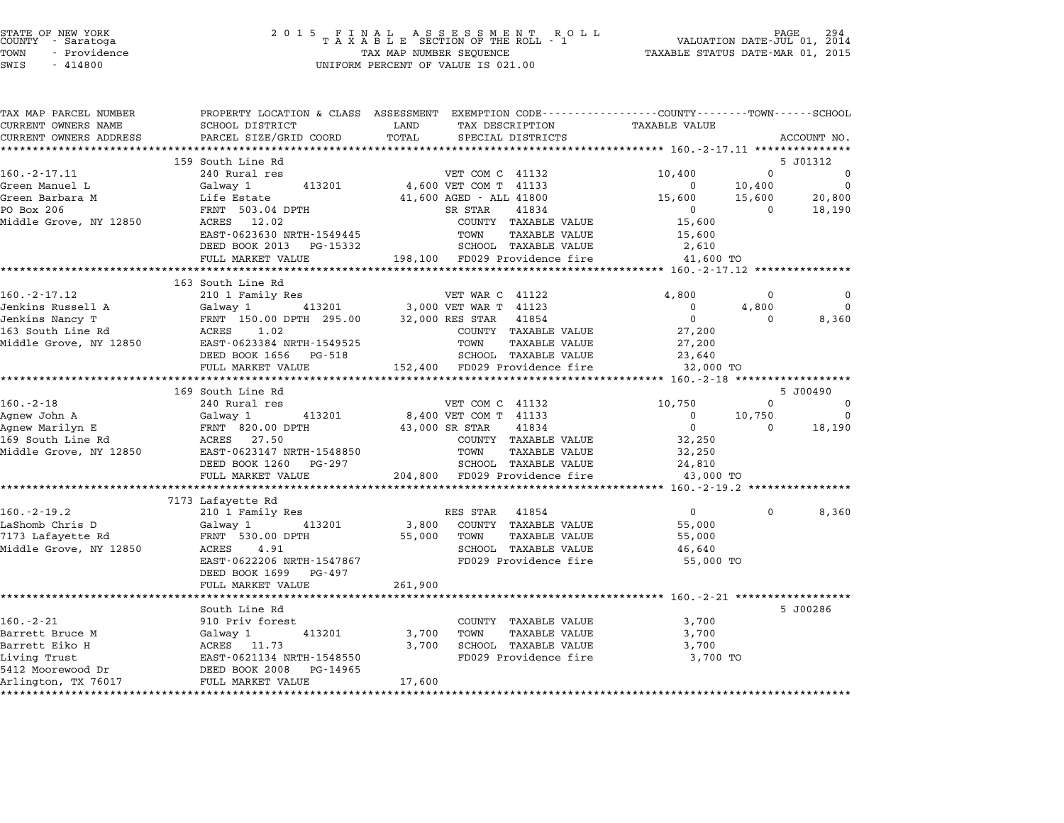STATE OF NEW YORK
COUNTY - Saratoga
TOWN - Providence
SWIS - 414800

2 0 1 5 F I N A L A S S E S S M E N T R O L L
T A X A B L E SECTION OF THE ROLL - 1
TAX MAP NUMBER SEQUENCE
UNIFORM PERCENT OF VALUE IS 021.00

VALUATION DATE-JUL 01, 2014
TAXABLE STATUS DATE-MAR 01, 2015

```
TAX MAP PARCEL NUMBER     PROPERTY LOCATION & CLASS  ASSESSMENT  EXEMPTION CODE-----------------COUNTY--------TOWN------SCHOOL
CURRENT OWNERS NAME       SCHOOL DISTRICT               LAND      TAX DESCRIPTION              TAXABLE VALUE
CURRENT OWNERS ADDRESS    PARCEL SIZE/GRID COORD        TOTAL     SPECIAL DISTRICTS                                    ACCOUNT NO.
******************************************************************************************************* 160.-2-17.11 ***************
                          159 South Line Rd                                                                         5 J01312
160.-2-17.11              240 Rural res                           VET COM C  41132            10,400          0             0
Green Manuel L            Galway 1          413201        4,600 VET COM T  41133                 0        10,400             0
Green Barbara M           Life Estate                    41,600 AGED - ALL 41800            15,600      15,600        20,800
PO Box 206                FRNT 503.04 DPTH                      SR STAR    41834                 0          0        18,190
Middle Grove, NY 12850    ACRES  12.02                          COUNTY  TAXABLE VALUE          15,600
                          EAST-0623630 NRTH-1549445             TOWN    TAXABLE VALUE          15,600
                          DEED BOOK 2013   PG-15332             SCHOOL  TAXABLE VALUE           2,610
                          FULL MARKET VALUE             198,100 FD029 Providence fire          41,600 TO
******************************************************************************************************* 160.-2-17.12 ***************
                          163 South Line Rd
160.-2-17.12              210 1 Family Res                        VET WAR C  41122             4,800          0             0
Jenkins Russell A         Galway 1          413201        3,000 VET WAR T  41123                 0         4,800             0
Jenkins Nancy T           FRNT 150.00 DPTH 295.00        32,000 RES STAR   41854                 0          0         8,360
163 South Line Rd         ACRES   1.02                          COUNTY  TAXABLE VALUE          27,200
Middle Grove, NY 12850    EAST-0623384 NRTH-1549525             TOWN    TAXABLE VALUE          27,200
                          DEED BOOK 1656   PG-518               SCHOOL  TAXABLE VALUE          23,640
                          FULL MARKET VALUE             152,400 FD029 Providence fire          32,000 TO
******************************************************************************************************* 160.-2-18 ******************
                          169 South Line Rd                                                                         5 J00490
160.-2-18                 240 Rural res                           VET COM C  41132            10,750          0             0
Agnew John A              Galway 1          413201        8,400 VET COM T  41133                 0        10,750             0
Agnew Marilyn E           FRNT 820.00 DPTH               43,000 SR STAR    41834                 0          0        18,190
169 South Line Rd         ACRES  27.50                          COUNTY  TAXABLE VALUE          32,250
Middle Grove, NY 12850    EAST-0623147 NRTH-1548850             TOWN    TAXABLE VALUE          32,250
                          DEED BOOK 1260   PG-297               SCHOOL  TAXABLE VALUE          24,810
                          FULL MARKET VALUE             204,800 FD029 Providence fire          43,000 TO
******************************************************************************************************* 160.-2-19.2 ****************
                          7173 Lafayette Rd
160.-2-19.2               210 1 Family Res                        RES STAR   41854                 0          0         8,360
LaShomb Chris D           Galway 1          413201        3,800   COUNTY  TAXABLE VALUE          55,000
7173 Lafayette Rd         FRNT 530.00 DPTH               55,000   TOWN    TAXABLE VALUE          55,000
Middle Grove, NY 12850    ACRES   4.91                            SCHOOL  TAXABLE VALUE          46,640
                          EAST-0622206 NRTH-1547867               FD029 Providence fire          55,000 TO
                          DEED BOOK 1699   PG-497
                          FULL MARKET VALUE             261,900
******************************************************************************************************* 160.-2-21 ******************
                          South Line Rd                                                                             5 J00286
160.-2-21                 910 Priv forest                         COUNTY  TAXABLE VALUE           3,700
Barrett Bruce M           Galway 1          413201        3,700   TOWN    TAXABLE VALUE           3,700
Barrett Eiko H            ACRES  11.73                    3,700   SCHOOL  TAXABLE VALUE           3,700
Living Trust              EAST-0621134 NRTH-1548550               FD029 Providence fire           3,700 TO
5412 Moorewood Dr         DEED BOOK 2008   PG-14965
Arlington, TX 76017       FULL MARKET VALUE              17,600
************************************************************************************************************************************
```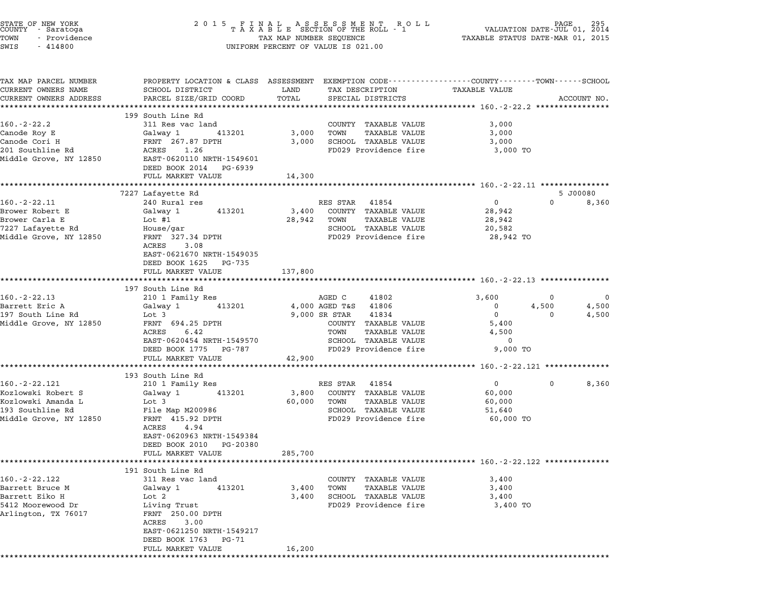STATE OF NEW YORK — COUNTY - Saratoga — TOWN - Providence — SWIS - 414800

2015 FINAL ASSESSMENT ROLL — TAXABLE SECTION OF THE ROLL - 1 — TAX MAP NUMBER SEQUENCE — UNIFORM PERCENT OF VALUE IS 021.00

VALUATION DATE-JUL 01, 2014 — TAXABLE STATUS DATE-MAR 01, 2015

| TAX MAP PARCEL NUMBER / CURRENT OWNERS NAME / CURRENT OWNERS ADDRESS | PROPERTY LOCATION & CLASS / SCHOOL DISTRICT / PARCEL SIZE/GRID COORD | ASSESSMENT LAND / TOTAL | EXEMPTION CODE / TAX DESCRIPTION / SPECIAL DISTRICTS | COUNTY TAXABLE VALUE | TOWN | SCHOOL / ACCOUNT NO. |
|---|---|---|---|---|---|---|
| **160.-2-22.2** | 199 South Line Rd | | | | | |
| 160.-2-22.2 | 311 Res vac land | | COUNTY TAXABLE VALUE | 3,000 | | |
| Canode Roy E | Galway 1 413201 | 3,000 | TOWN TAXABLE VALUE | 3,000 | | |
| Canode Cori H | FRNT 267.87 DPTH | 3,000 | SCHOOL TAXABLE VALUE | 3,000 | | |
| 201 Southline Rd | ACRES 1.26 | | FD029 Providence fire | 3,000 TO | | |
| Middle Grove, NY 12850 | EAST-0620110 NRTH-1549601 | | | | | |
| | DEED BOOK 2014 PG-6939 | | | | | |
| | FULL MARKET VALUE | 14,300 | | | | |
| **160.-2-22.11** | 7227 Lafayette Rd | | | | | 5 J00080 |
| 160.-2-22.11 | 240 Rural res | | RES STAR 41854 | 0 | 0 | 8,360 |
| Brower Robert E | Galway 1 413201 | 3,400 | COUNTY TAXABLE VALUE | 28,942 | | |
| Brower Carla E | Lot #1 | 28,942 | TOWN TAXABLE VALUE | 28,942 | | |
| 7227 Lafayette Rd | House/gar | | SCHOOL TAXABLE VALUE | 20,582 | | |
| Middle Grove, NY 12850 | FRNT 327.34 DPTH | | FD029 Providence fire | 28,942 TO | | |
| | ACRES 3.08 | | | | | |
| | EAST-0621670 NRTH-1549035 | | | | | |
| | DEED BOOK 1625 PG-735 | | | | | |
| | FULL MARKET VALUE | 137,800 | | | | |
| **160.-2-22.13** | 197 South Line Rd | | | | | |
| 160.-2-22.13 | 210 1 Family Res | | AGED C 41802 | 3,600 | 0 | 0 |
| Barrett Eric A | Galway 1 413201 | 4,000 | AGED T&S 41806 | 0 | 4,500 | 4,500 |
| 197 South Line Rd | Lot 3 | 9,000 | SR STAR 41834 | 0 | 0 | 4,500 |
| Middle Grove, NY 12850 | FRNT 694.25 DPTH | | COUNTY TAXABLE VALUE | 5,400 | | |
| | ACRES 6.42 | | TOWN TAXABLE VALUE | 4,500 | | |
| | EAST-0620454 NRTH-1549570 | | SCHOOL TAXABLE VALUE | 0 | | |
| | DEED BOOK 1775 PG-787 | | FD029 Providence fire | 9,000 TO | | |
| | FULL MARKET VALUE | 42,900 | | | | |
| **160.-2-22.121** | 193 South Line Rd | | | | | |
| 160.-2-22.121 | 210 1 Family Res | | RES STAR 41854 | 0 | 0 | 8,360 |
| Kozlowski Robert S | Galway 1 413201 | 3,800 | COUNTY TAXABLE VALUE | 60,000 | | |
| Kozlowski Amanda L | Lot 3 | 60,000 | TOWN TAXABLE VALUE | 60,000 | | |
| 193 Southline Rd | File Map M200986 | | SCHOOL TAXABLE VALUE | 51,640 | | |
| Middle Grove, NY 12850 | FRNT 415.92 DPTH | | FD029 Providence fire | 60,000 TO | | |
| | ACRES 4.94 | | | | | |
| | EAST-0620963 NRTH-1549384 | | | | | |
| | DEED BOOK 2010 PG-20380 | | | | | |
| | FULL MARKET VALUE | 285,700 | | | | |
| **160.-2-22.122** | 191 South Line Rd | | | | | |
| 160.-2-22.122 | 311 Res vac land | | COUNTY TAXABLE VALUE | 3,400 | | |
| Barrett Bruce M | Galway 1 413201 | 3,400 | TOWN TAXABLE VALUE | 3,400 | | |
| Barrett Eiko H | Lot 2 | 3,400 | SCHOOL TAXABLE VALUE | 3,400 | | |
| 5412 Moorewood Dr | Living Trust | | FD029 Providence fire | 3,400 TO | | |
| Arlington, TX 76017 | FRNT 250.00 DPTH | | | | | |
| | ACRES 3.00 | | | | | |
| | EAST-0621250 NRTH-1549217 | | | | | |
| | DEED BOOK 1763 PG-71 | | | | | |
| | FULL MARKET VALUE | 16,200 | | | | |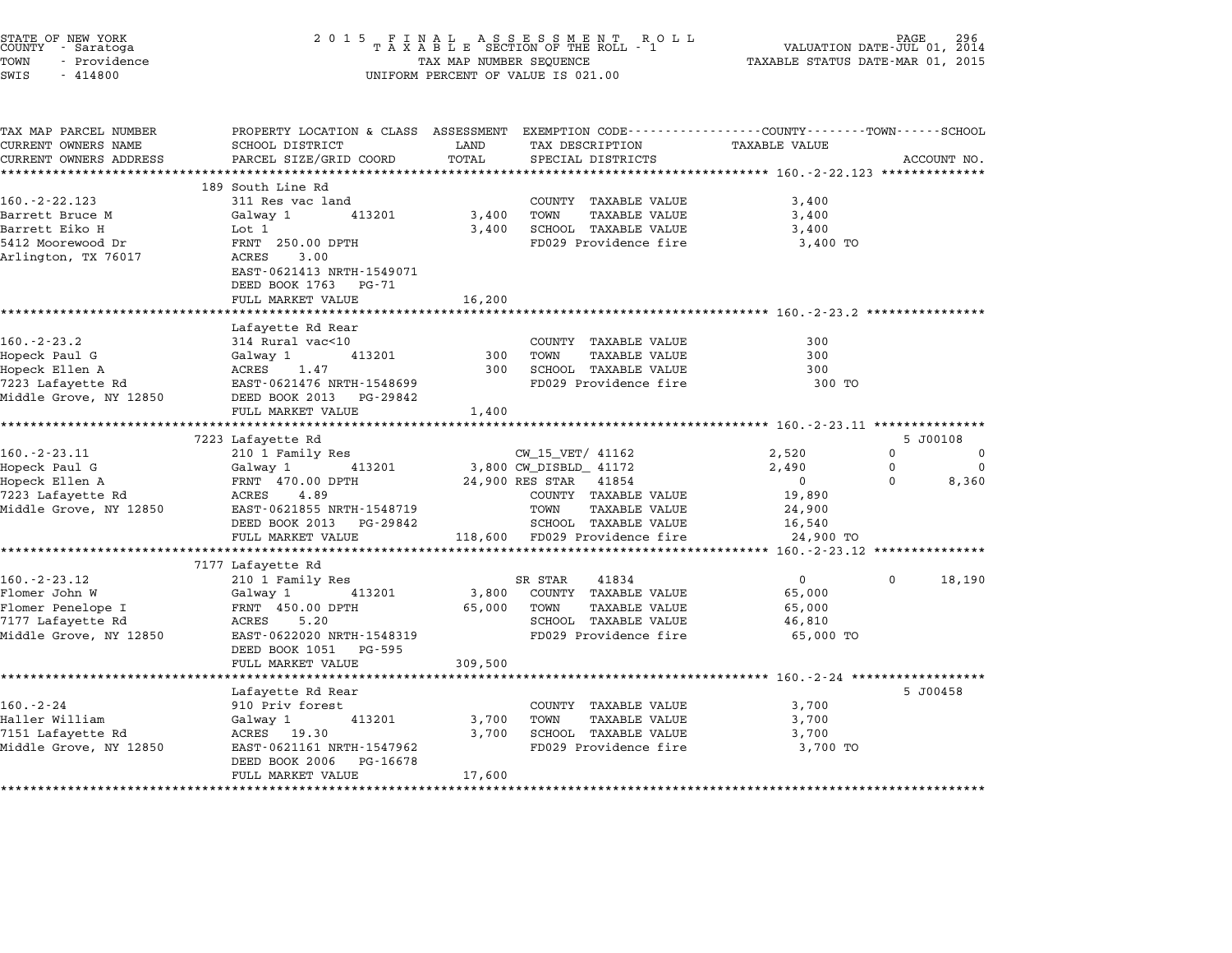STATE OF NEW YORK · COUNTY - Saratoga · TOWN - Providence · SWIS - 414800

**2015 FINAL ASSESSMENT ROLL**
TAXABLE SECTION OF THE ROLL - 1
TAX MAP NUMBER SEQUENCE
UNIFORM PERCENT OF VALUE IS 021.00

VALUATION DATE-JUL 01, 2014
TAXABLE STATUS DATE-MAR 01, 2015

| TAX MAP PARCEL NUMBER / CURRENT OWNERS NAME / CURRENT OWNERS ADDRESS | PROPERTY LOCATION & CLASS / SCHOOL DISTRICT / PARCEL SIZE/GRID COORD | ASSESSMENT LAND / TOTAL | EXEMPTION CODE / TAX DESCRIPTION / SPECIAL DISTRICTS | COUNTY TAXABLE VALUE | TOWN | SCHOOL | ACCOUNT NO. |
|---|---|---|---|---|---|---|---|
| **160.-2-22.123** | 189 South Line Rd | | | | | | |
| 160.-2-22.123 | 311 Res vac land | | COUNTY TAXABLE VALUE | 3,400 | | | |
| Barrett Bruce M | Galway 1 413201 | 3,400 | TOWN TAXABLE VALUE | 3,400 | | | |
| Barrett Eiko H | Lot 1 | 3,400 | SCHOOL TAXABLE VALUE | 3,400 | | | |
| 5412 Moorewood Dr | FRNT 250.00 DPTH | | FD029 Providence fire | 3,400 TO | | | |
| Arlington, TX 76017 | ACRES 3.00 | | | | | | |
| | EAST-0621413 NRTH-1549071 | | | | | | |
| | DEED BOOK 1763 PG-71 | | | | | | |
| | FULL MARKET VALUE | 16,200 | | | | | |
| **160.-2-23.2** | Lafayette Rd Rear | | | | | | |
| 160.-2-23.2 | 314 Rural vac<10 | | COUNTY TAXABLE VALUE | 300 | | | |
| Hopeck Paul G | Galway 1 413201 | 300 | TOWN TAXABLE VALUE | 300 | | | |
| Hopeck Ellen A | ACRES 1.47 | 300 | SCHOOL TAXABLE VALUE | 300 | | | |
| 7223 Lafayette Rd | EAST-0621476 NRTH-1548699 | | FD029 Providence fire | 300 TO | | | |
| Middle Grove, NY 12850 | DEED BOOK 2013 PG-29842 | | | | | | |
| | FULL MARKET VALUE | 1,400 | | | | | |
| **160.-2-23.11** | 7223 Lafayette Rd | | | | | | 5 J00108 |
| 160.-2-23.11 | 210 1 Family Res | | CW_15_VET/ 41162 | 2,520 | 0 | 0 | |
| Hopeck Paul G | Galway 1 413201 | 3,800 | CW_DISBLD_ 41172 | 2,490 | 0 | 0 | |
| Hopeck Ellen A | FRNT 470.00 DPTH | 24,900 | RES STAR 41854 | 0 | 0 | 8,360 | |
| 7223 Lafayette Rd | ACRES 4.89 | | COUNTY TAXABLE VALUE | 19,890 | | | |
| Middle Grove, NY 12850 | EAST-0621855 NRTH-1548719 | | TOWN TAXABLE VALUE | 24,900 | | | |
| | DEED BOOK 2013 PG-29842 | | SCHOOL TAXABLE VALUE | 16,540 | | | |
| | FULL MARKET VALUE | 118,600 | FD029 Providence fire | 24,900 TO | | | |
| **160.-2-23.12** | 7177 Lafayette Rd | | | | | | |
| 160.-2-23.12 | 210 1 Family Res | | SR STAR 41834 | 0 | 0 | 18,190 | |
| Flomer John W | Galway 1 413201 | 3,800 | COUNTY TAXABLE VALUE | 65,000 | | | |
| Flomer Penelope I | FRNT 450.00 DPTH | 65,000 | TOWN TAXABLE VALUE | 65,000 | | | |
| 7177 Lafayette Rd | ACRES 5.20 | | SCHOOL TAXABLE VALUE | 46,810 | | | |
| Middle Grove, NY 12850 | EAST-0622020 NRTH-1548319 | | FD029 Providence fire | 65,000 TO | | | |
| | DEED BOOK 1051 PG-595 | | | | | | |
| | FULL MARKET VALUE | 309,500 | | | | | |
| **160.-2-24** | Lafayette Rd Rear | | | | | | 5 J00458 |
| 160.-2-24 | 910 Priv forest | | COUNTY TAXABLE VALUE | 3,700 | | | |
| Haller William | Galway 1 413201 | 3,700 | TOWN TAXABLE VALUE | 3,700 | | | |
| 7151 Lafayette Rd | ACRES 19.30 | 3,700 | SCHOOL TAXABLE VALUE | 3,700 | | | |
| Middle Grove, NY 12850 | EAST-0621161 NRTH-1547962 | | FD029 Providence fire | 3,700 TO | | | |
| | DEED BOOK 2006 PG-16678 | | | | | | |
| | FULL MARKET VALUE | 17,600 | | | | | |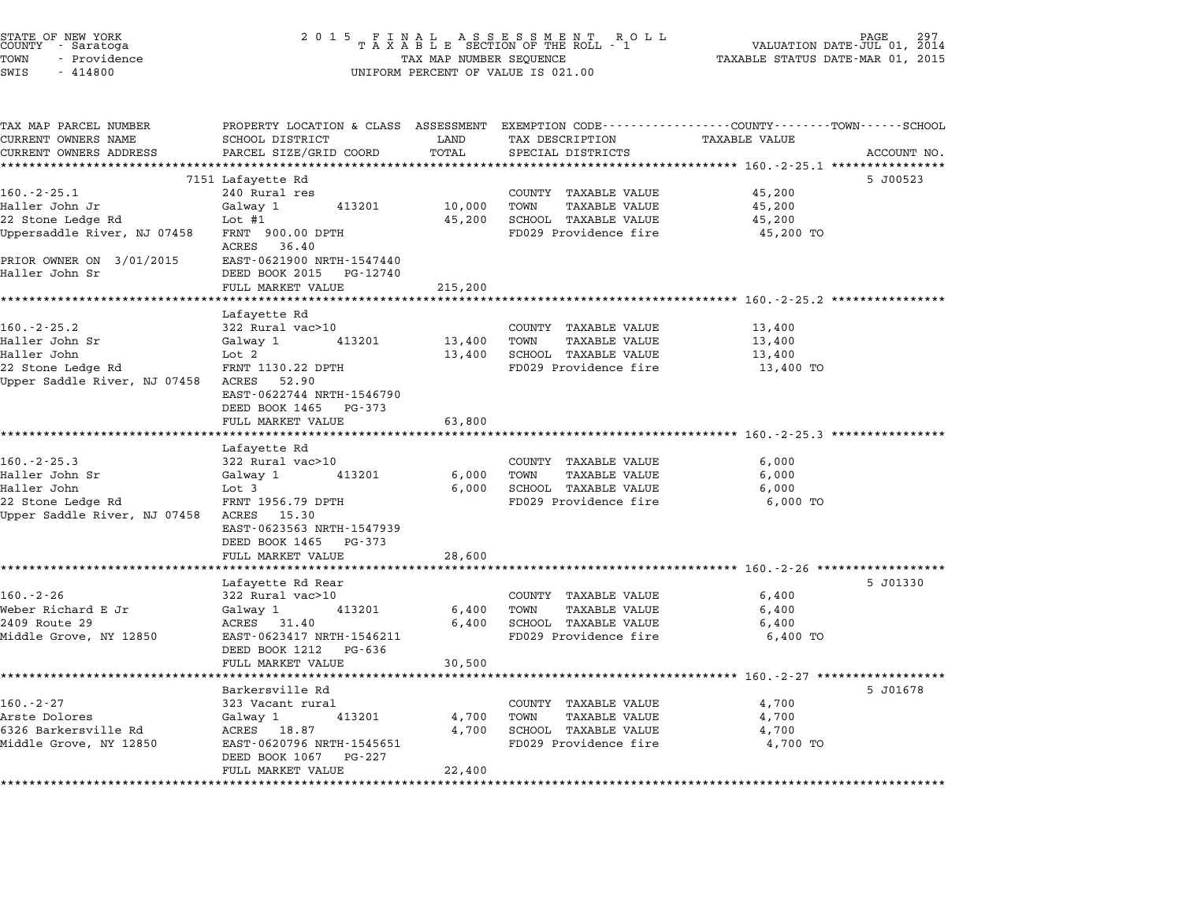STATE OF NEW YORK COUNTY - Saratoga TOWN - Providence SWIS - 414800

2 0 1 5 F I N A L A S S E S S M E N T R O L L
T A X A B L E SECTION OF THE ROLL - 1
TAX MAP NUMBER SEQUENCE
UNIFORM PERCENT OF VALUE IS 021.00

VALUATION DATE-JUL 01, 2014
TAXABLE STATUS DATE-MAR 01, 2015

| TAX MAP PARCEL NUMBER / CURRENT OWNERS NAME / CURRENT OWNERS ADDRESS | PROPERTY LOCATION & CLASS / SCHOOL DISTRICT / PARCEL SIZE/GRID COORD | ASSESSMENT LAND | TOTAL | EXEMPTION CODE / TAX DESCRIPTION / SPECIAL DISTRICTS | TAXABLE VALUE (COUNTY--TOWN--SCHOOL) | ACCOUNT NO. |
|---|---|---|---|---|---|---|
| **160.-2-25.1** | 7151 Lafayette Rd | | | | | 5 J00523 |
| 160.-2-25.1 | 240 Rural res | | | COUNTY TAXABLE VALUE | 45,200 | |
| Haller John Jr | Galway 1 413201 | 10,000 | | TOWN TAXABLE VALUE | 45,200 | |
| 22 Stone Ledge Rd | Lot #1 | | 45,200 | SCHOOL TAXABLE VALUE | 45,200 | |
| Uppersaddle River, NJ 07458 | FRNT 900.00 DPTH | | | FD029 Providence fire | 45,200 TO | |
| | ACRES 36.40 | | | | | |
| PRIOR OWNER ON 3/01/2015 | EAST-0621900 NRTH-1547440 | | | | | |
| Haller John Sr | DEED BOOK 2015 PG-12740 | | | | | |
| | FULL MARKET VALUE | | 215,200 | | | |
| **160.-2-25.2** | Lafayette Rd | | | | | |
| 160.-2-25.2 | 322 Rural vac>10 | | | COUNTY TAXABLE VALUE | 13,400 | |
| Haller John Sr | Galway 1 413201 | 13,400 | | TOWN TAXABLE VALUE | 13,400 | |
| Haller John | Lot 2 | | 13,400 | SCHOOL TAXABLE VALUE | 13,400 | |
| 22 Stone Ledge Rd | FRNT 1130.22 DPTH | | | FD029 Providence fire | 13,400 TO | |
| Upper Saddle River, NJ 07458 | ACRES 52.90 | | | | | |
| | EAST-0622744 NRTH-1546790 | | | | | |
| | DEED BOOK 1465 PG-373 | | | | | |
| | FULL MARKET VALUE | | 63,800 | | | |
| **160.-2-25.3** | Lafayette Rd | | | | | |
| 160.-2-25.3 | 322 Rural vac>10 | | | COUNTY TAXABLE VALUE | 6,000 | |
| Haller John Sr | Galway 1 413201 | 6,000 | | TOWN TAXABLE VALUE | 6,000 | |
| Haller John | Lot 3 | | 6,000 | SCHOOL TAXABLE VALUE | 6,000 | |
| 22 Stone Ledge Rd | FRNT 1956.79 DPTH | | | FD029 Providence fire | 6,000 TO | |
| Upper Saddle River, NJ 07458 | ACRES 15.30 | | | | | |
| | EAST-0623563 NRTH-1547939 | | | | | |
| | DEED BOOK 1465 PG-373 | | | | | |
| | FULL MARKET VALUE | | 28,600 | | | |
| **160.-2-26** | Lafayette Rd Rear | | | | | 5 J01330 |
| 160.-2-26 | 322 Rural vac>10 | | | COUNTY TAXABLE VALUE | 6,400 | |
| Weber Richard E Jr | Galway 1 413201 | 6,400 | | TOWN TAXABLE VALUE | 6,400 | |
| 2409 Route 29 | ACRES 31.40 | | 6,400 | SCHOOL TAXABLE VALUE | 6,400 | |
| Middle Grove, NY 12850 | EAST-0623417 NRTH-1546211 | | | FD029 Providence fire | 6,400 TO | |
| | DEED BOOK 1212 PG-636 | | | | | |
| | FULL MARKET VALUE | | 30,500 | | | |
| **160.-2-27** | Barkersville Rd | | | | | 5 J01678 |
| 160.-2-27 | 323 Vacant rural | | | COUNTY TAXABLE VALUE | 4,700 | |
| Arste Dolores | Galway 1 413201 | 4,700 | | TOWN TAXABLE VALUE | 4,700 | |
| 6326 Barkersville Rd | ACRES 18.87 | | 4,700 | SCHOOL TAXABLE VALUE | 4,700 | |
| Middle Grove, NY 12850 | EAST-0620796 NRTH-1545651 | | | FD029 Providence fire | 4,700 TO | |
| | DEED BOOK 1067 PG-227 | | | | | |
| | FULL MARKET VALUE | | 22,400 | | | |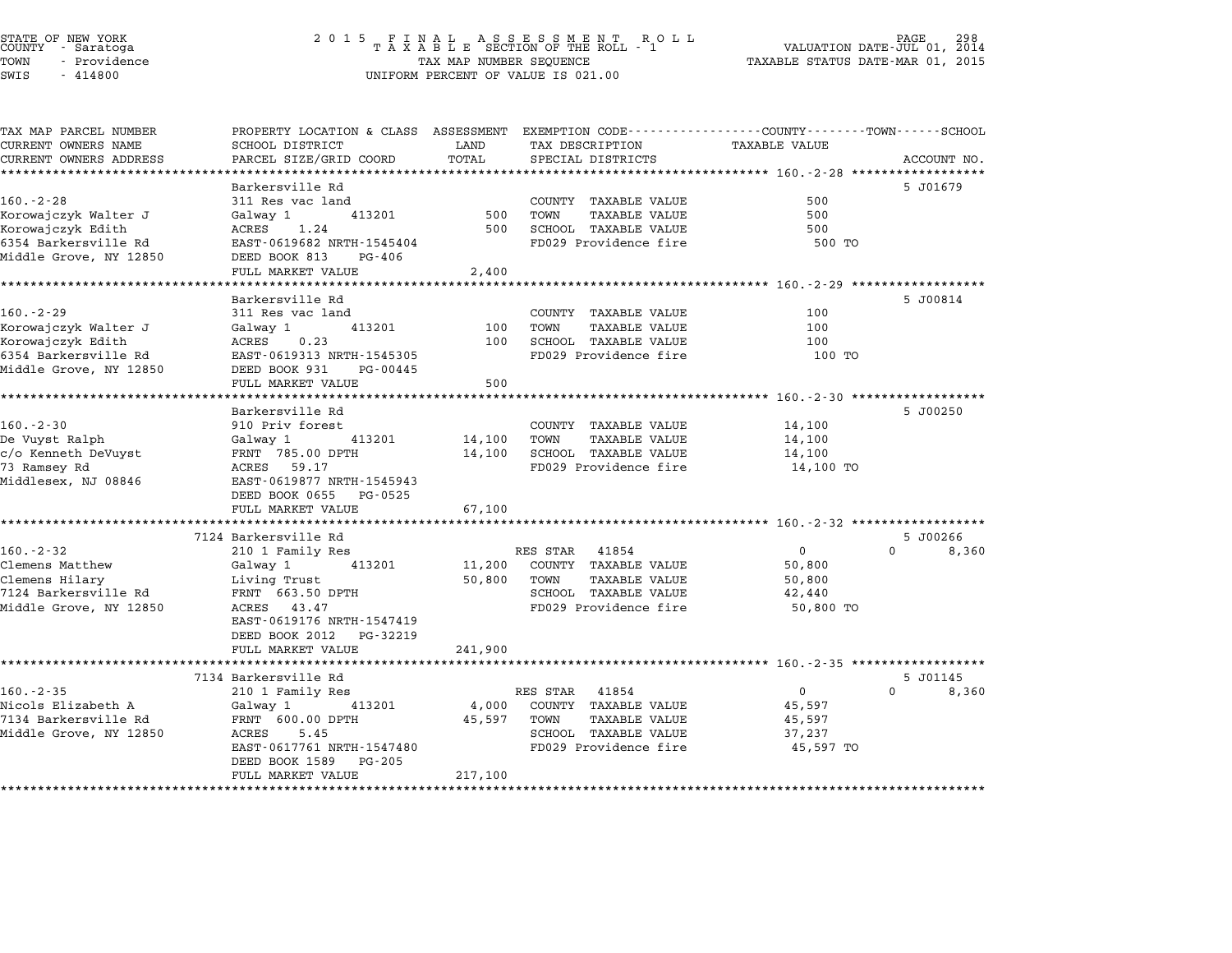STATE OF NEW YORK
COUNTY - Saratoga
TOWN - Providence
SWIS - 414800

2 0 1 5 F I N A L A S S E S S M E N T R O L L
T A X A B L E SECTION OF THE ROLL - 1
TAX MAP NUMBER SEQUENCE
UNIFORM PERCENT OF VALUE IS 021.00

VALUATION DATE-JUL 01, 2014
TAXABLE STATUS DATE-MAR 01, 2015

| TAX MAP PARCEL NUMBER / CURRENT OWNERS NAME / CURRENT OWNERS ADDRESS | PROPERTY LOCATION & CLASS / SCHOOL DISTRICT / PARCEL SIZE/GRID COORD | ASSESSMENT LAND / TOTAL | EXEMPTION CODE / TAX DESCRIPTION / SPECIAL DISTRICTS | COUNTY | TOWN | SCHOOL | ACCOUNT NO. |
|---|---|---|---|---|---|---|---|
| **160.-2-28** | Barkersville Rd | | | | | | 5 J01679 |
| 160.-2-28 | 311 Res vac land | | COUNTY TAXABLE VALUE | 500 | | | |
| Korowajczyk Walter J | Galway 1 413201 | 500 | TOWN TAXABLE VALUE | | 500 | | |
| Korowajczyk Edith | ACRES 1.24 | 500 | SCHOOL TAXABLE VALUE | | | 500 | |
| 6354 Barkersville Rd | EAST-0619682 NRTH-1545404 | | FD029 Providence fire | 500 TO | | | |
| Middle Grove, NY 12850 | DEED BOOK 813 PG-406 | | | | | | |
| | FULL MARKET VALUE | 2,400 | | | | | |
| **160.-2-29** | Barkersville Rd | | | | | | 5 J00814 |
| 160.-2-29 | 311 Res vac land | | COUNTY TAXABLE VALUE | 100 | | | |
| Korowajczyk Walter J | Galway 1 413201 | 100 | TOWN TAXABLE VALUE | | 100 | | |
| Korowajczyk Edith | ACRES 0.23 | 100 | SCHOOL TAXABLE VALUE | | | 100 | |
| 6354 Barkersville Rd | EAST-0619313 NRTH-1545305 | | FD029 Providence fire | 100 TO | | | |
| Middle Grove, NY 12850 | DEED BOOK 931 PG-00445 | | | | | | |
| | FULL MARKET VALUE | 500 | | | | | |
| **160.-2-30** | Barkersville Rd | | | | | | 5 J00250 |
| 160.-2-30 | 910 Priv forest | | COUNTY TAXABLE VALUE | 14,100 | | | |
| De Vuyst Ralph | Galway 1 413201 | 14,100 | TOWN TAXABLE VALUE | | 14,100 | | |
| c/o Kenneth DeVuyst | FRNT 785.00 DPTH | 14,100 | SCHOOL TAXABLE VALUE | | | 14,100 | |
| 73 Ramsey Rd | ACRES 59.17 | | FD029 Providence fire | 14,100 TO | | | |
| Middlesex, NJ 08846 | EAST-0619877 NRTH-1545943 | | | | | | |
| | DEED BOOK 0655 PG-0525 | | | | | | |
| | FULL MARKET VALUE | 67,100 | | | | | |
| **160.-2-32** | 7124 Barkersville Rd | | | | | | 5 J00266 |
| 160.-2-32 | 210 1 Family Res | | RES STAR 41854 | 0 | 0 | 8,360 | |
| Clemens Matthew | Galway 1 413201 | 11,200 | COUNTY TAXABLE VALUE | 50,800 | | | |
| Clemens Hilary | Living Trust | 50,800 | TOWN TAXABLE VALUE | | 50,800 | | |
| 7124 Barkersville Rd | FRNT 663.50 DPTH | | SCHOOL TAXABLE VALUE | | | 42,440 | |
| Middle Grove, NY 12850 | ACRES 43.47 | | FD029 Providence fire | 50,800 TO | | | |
| | EAST-0619176 NRTH-1547419 | | | | | | |
| | DEED BOOK 2012 PG-32219 | | | | | | |
| | FULL MARKET VALUE | 241,900 | | | | | |
| **160.-2-35** | 7134 Barkersville Rd | | | | | | 5 J01145 |
| 160.-2-35 | 210 1 Family Res | | RES STAR 41854 | 0 | 0 | 8,360 | |
| Nicols Elizabeth A | Galway 1 413201 | 4,000 | COUNTY TAXABLE VALUE | 45,597 | | | |
| 7134 Barkersville Rd | FRNT 600.00 DPTH | 45,597 | TOWN TAXABLE VALUE | | 45,597 | | |
| Middle Grove, NY 12850 | ACRES 5.45 | | SCHOOL TAXABLE VALUE | | | 37,237 | |
| | EAST-0617761 NRTH-1547480 | | FD029 Providence fire | 45,597 TO | | | |
| | DEED BOOK 1589 PG-205 | | | | | | |
| | FULL MARKET VALUE | 217,100 | | | | | |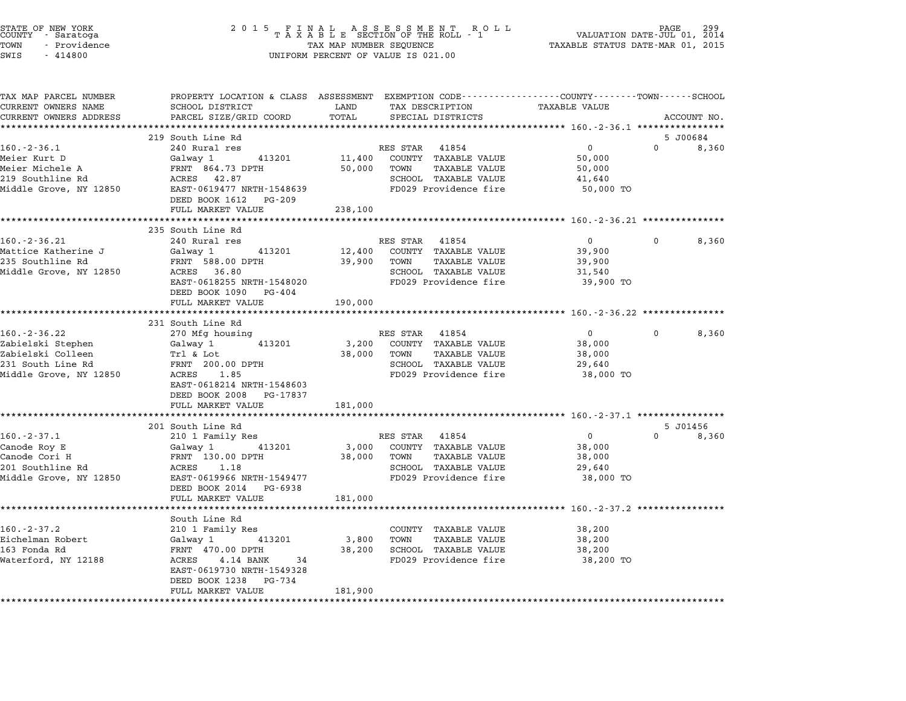STATE OF NEW YORK
COUNTY - Saratoga
TOWN - Providence
SWIS - 414800

2 0 1 5 F I N A L A S S E S S M E N T R O L L
T A X A B L E SECTION OF THE ROLL - 1
TAX MAP NUMBER SEQUENCE
UNIFORM PERCENT OF VALUE IS 021.00

VALUATION DATE-JUL 01, 2014
TAXABLE STATUS DATE-MAR 01, 2015

| TAX MAP PARCEL NUMBER / CURRENT OWNERS NAME / CURRENT OWNERS ADDRESS | PROPERTY LOCATION & CLASS / SCHOOL DISTRICT / PARCEL SIZE/GRID COORD | ASSESSMENT LAND | TOTAL | EXEMPTION CODE / TAX DESCRIPTION / SPECIAL DISTRICTS | COUNTY TAXABLE VALUE | TOWN | SCHOOL | ACCOUNT NO. |
|---|---|---|---|---|---|---|---|---|
| 160.-2-36.1 | 219 South Line Rd | | | | | | | 5 J00684 |
| | 240 Rural res | | | RES STAR 41854 | 0 | 0 | 8,360 | |
| Meier Kurt D | Galway 1 413201 | 11,400 | | COUNTY TAXABLE VALUE | 50,000 | | | |
| Meier Michele A | FRNT 864.73 DPTH | | 50,000 | TOWN TAXABLE VALUE | 50,000 | | | |
| 219 Southline Rd | ACRES 42.87 | | | SCHOOL TAXABLE VALUE | 41,640 | | | |
| Middle Grove, NY 12850 | EAST-0619477 NRTH-1548639 | | | FD029 Providence fire | 50,000 TO | | | |
| | DEED BOOK 1612 PG-209 | | | | | | | |
| | FULL MARKET VALUE | | 238,100 | | | | | |
| 160.-2-36.21 | 235 South Line Rd | | | | | | | |
| | 240 Rural res | | | RES STAR 41854 | 0 | 0 | 8,360 | |
| Mattice Katherine J | Galway 1 413201 | 12,400 | | COUNTY TAXABLE VALUE | 39,900 | | | |
| 235 Southline Rd | FRNT 588.00 DPTH | | 39,900 | TOWN TAXABLE VALUE | 39,900 | | | |
| Middle Grove, NY 12850 | ACRES 36.80 | | | SCHOOL TAXABLE VALUE | 31,540 | | | |
| | EAST-0618255 NRTH-1548020 | | | FD029 Providence fire | 39,900 TO | | | |
| | DEED BOOK 1090 PG-404 | | | | | | | |
| | FULL MARKET VALUE | | 190,000 | | | | | |
| 160.-2-36.22 | 231 South Line Rd | | | | | | | |
| | 270 Mfg housing | | | RES STAR 41854 | 0 | 0 | 8,360 | |
| Zabielski Stephen | Galway 1 413201 | 3,200 | | COUNTY TAXABLE VALUE | 38,000 | | | |
| Zabielski Colleen | Trl & Lot | | 38,000 | TOWN TAXABLE VALUE | 38,000 | | | |
| 231 South Line Rd | FRNT 200.00 DPTH | | | SCHOOL TAXABLE VALUE | 29,640 | | | |
| Middle Grove, NY 12850 | ACRES 1.85 | | | FD029 Providence fire | 38,000 TO | | | |
| | EAST-0618214 NRTH-1548603 | | | | | | | |
| | DEED BOOK 2008 PG-17837 | | | | | | | |
| | FULL MARKET VALUE | | 181,000 | | | | | |
| 160.-2-37.1 | 201 South Line Rd | | | | | | | 5 J01456 |
| | 210 1 Family Res | | | RES STAR 41854 | 0 | 0 | 8,360 | |
| Canode Roy E | Galway 1 413201 | 3,000 | | COUNTY TAXABLE VALUE | 38,000 | | | |
| Canode Cori H | FRNT 130.00 DPTH | | 38,000 | TOWN TAXABLE VALUE | 38,000 | | | |
| 201 Southline Rd | ACRES 1.18 | | | SCHOOL TAXABLE VALUE | 29,640 | | | |
| Middle Grove, NY 12850 | EAST-0619966 NRTH-1549477 | | | FD029 Providence fire | 38,000 TO | | | |
| | DEED BOOK 2014 PG-6938 | | | | | | | |
| | FULL MARKET VALUE | | 181,000 | | | | | |
| 160.-2-37.2 | South Line Rd | | | | | | | |
| | 210 1 Family Res | | | COUNTY TAXABLE VALUE | 38,200 | | | |
| Eichelman Robert | Galway 1 413201 | 3,800 | | TOWN TAXABLE VALUE | 38,200 | | | |
| 163 Fonda Rd | FRNT 470.00 DPTH | | 38,200 | SCHOOL TAXABLE VALUE | 38,200 | | | |
| Waterford, NY 12188 | ACRES 4.14 BANK 34 | | | FD029 Providence fire | 38,200 TO | | | |
| | EAST-0619730 NRTH-1549328 | | | | | | | |
| | DEED BOOK 1238 PG-734 | | | | | | | |
| | FULL MARKET VALUE | | 181,900 | | | | | |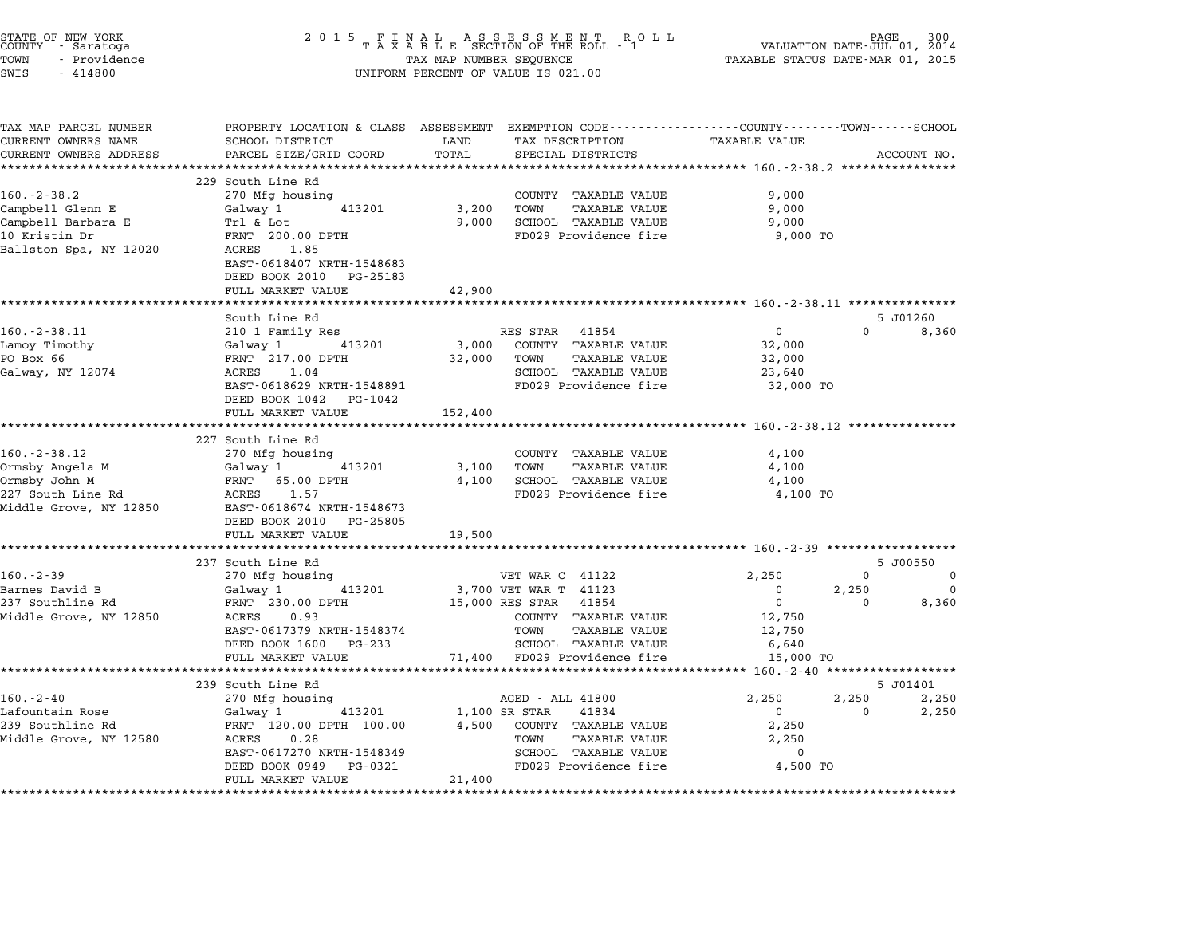STATE OF NEW YORK
COUNTY - Saratoga
TOWN - Providence
SWIS - 414800

**2015 FINAL ASSESSMENT ROLL**
**TAXABLE SECTION OF THE ROLL - 1**
TAX MAP NUMBER SEQUENCE
UNIFORM PERCENT OF VALUE IS 021.00

VALUATION DATE-JUL 01, 2014
TAXABLE STATUS DATE-MAR 01, 2015

| TAX MAP PARCEL NUMBER / CURRENT OWNERS NAME / CURRENT OWNERS ADDRESS | PROPERTY LOCATION & CLASS / SCHOOL DISTRICT / PARCEL SIZE/GRID COORD | ASSESSMENT LAND / TOTAL | EXEMPTION CODE / TAX DESCRIPTION / SPECIAL DISTRICTS | COUNTY TAXABLE VALUE | TOWN | SCHOOL | ACCOUNT NO. |
|---|---|---|---|---|---|---|---|
| **160.-2-38.2** | 229 South Line Rd | | | | | | |
| 160.-2-38.2 | 270 Mfg housing | | COUNTY TAXABLE VALUE | 9,000 | | | |
| Campbell Glenn E | Galway 1 413201 | 3,200 | TOWN TAXABLE VALUE | 9,000 | | | |
| Campbell Barbara E | Trl & Lot | 9,000 | SCHOOL TAXABLE VALUE | 9,000 | | | |
| 10 Kristin Dr | FRNT 200.00 DPTH | | FD029 Providence fire | 9,000 TO | | | |
| Ballston Spa, NY 12020 | ACRES 1.85 | | | | | | |
| | EAST-0618407 NRTH-1548683 | | | | | | |
| | DEED BOOK 2010 PG-25183 | | | | | | |
| | FULL MARKET VALUE | 42,900 | | | | | |
| **160.-2-38.11** | South Line Rd | | | | | | 5 J01260 |
| 160.-2-38.11 | 210 1 Family Res | | RES STAR 41854 | 0 | 0 | 8,360 | |
| Lamoy Timothy | Galway 1 413201 | 3,000 | COUNTY TAXABLE VALUE | 32,000 | | | |
| PO Box 66 | FRNT 217.00 DPTH | 32,000 | TOWN TAXABLE VALUE | 32,000 | | | |
| Galway, NY 12074 | ACRES 1.04 | | SCHOOL TAXABLE VALUE | 23,640 | | | |
| | EAST-0618629 NRTH-1548891 | | FD029 Providence fire | 32,000 TO | | | |
| | DEED BOOK 1042 PG-1042 | | | | | | |
| | FULL MARKET VALUE | 152,400 | | | | | |
| **160.-2-38.12** | 227 South Line Rd | | | | | | |
| 160.-2-38.12 | 270 Mfg housing | | COUNTY TAXABLE VALUE | 4,100 | | | |
| Ormsby Angela M | Galway 1 413201 | 3,100 | TOWN TAXABLE VALUE | 4,100 | | | |
| Ormsby John M | FRNT 65.00 DPTH | 4,100 | SCHOOL TAXABLE VALUE | 4,100 | | | |
| 227 South Line Rd | ACRES 1.57 | | FD029 Providence fire | 4,100 TO | | | |
| Middle Grove, NY 12850 | EAST-0618674 NRTH-1548673 | | | | | | |
| | DEED BOOK 2010 PG-25805 | | | | | | |
| | FULL MARKET VALUE | 19,500 | | | | | |
| **160.-2-39** | 237 South Line Rd | | | | | | 5 J00550 |
| 160.-2-39 | 270 Mfg housing | | VET WAR C 41122 | 2,250 | 0 | 0 | |
| Barnes David B | Galway 1 413201 | 3,700 | VET WAR T 41123 | 0 | 2,250 | 0 | |
| 237 Southline Rd | FRNT 230.00 DPTH | 15,000 | RES STAR 41854 | 0 | 0 | 8,360 | |
| Middle Grove, NY 12850 | ACRES 0.93 | | COUNTY TAXABLE VALUE | 12,750 | | | |
| | EAST-0617379 NRTH-1548374 | | TOWN TAXABLE VALUE | 12,750 | | | |
| | DEED BOOK 1600 PG-233 | | SCHOOL TAXABLE VALUE | 6,640 | | | |
| | FULL MARKET VALUE | 71,400 | FD029 Providence fire | 15,000 TO | | | |
| **160.-2-40** | 239 South Line Rd | | | | | | 5 J01401 |
| 160.-2-40 | 270 Mfg housing | | AGED - ALL 41800 | 2,250 | 2,250 | 2,250 | |
| Lafountain Rose | Galway 1 413201 | 1,100 | SR STAR 41834 | 0 | 0 | 2,250 | |
| 239 Southline Rd | FRNT 120.00 DPTH 100.00 | 4,500 | COUNTY TAXABLE VALUE | 2,250 | | | |
| Middle Grove, NY 12580 | ACRES 0.28 | | TOWN TAXABLE VALUE | 2,250 | | | |
| | EAST-0617270 NRTH-1548349 | | SCHOOL TAXABLE VALUE | 0 | | | |
| | DEED BOOK 0949 PG-0321 | | FD029 Providence fire | 4,500 TO | | | |
| | FULL MARKET VALUE | 21,400 | | | | | |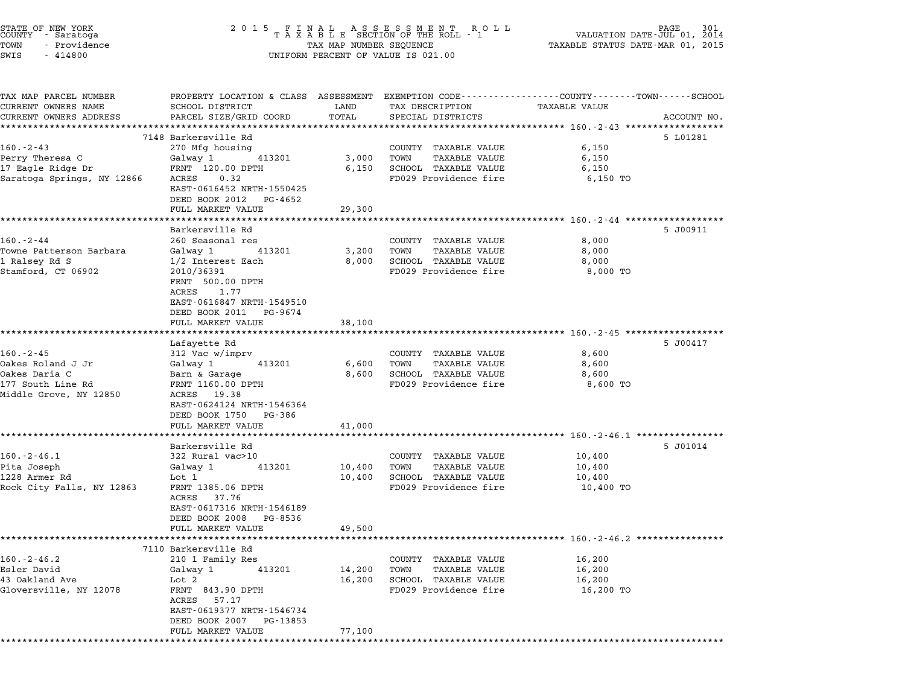STATE OF NEW YORK
COUNTY - Saratoga
TOWN - Providence
SWIS - 414800

2015 FINAL ASSESSMENT ROLL
TAXABLE SECTION OF THE ROLL - 1
TAX MAP NUMBER SEQUENCE
UNIFORM PERCENT OF VALUE IS 021.00

VALUATION DATE-JUL 01, 2014
TAXABLE STATUS DATE-MAR 01, 2015

| TAX MAP PARCEL NUMBER / CURRENT OWNERS NAME / CURRENT OWNERS ADDRESS | PROPERTY LOCATION & CLASS / SCHOOL DISTRICT / PARCEL SIZE/GRID COORD | ASSESSMENT LAND | TOTAL | EXEMPTION CODE / TAX DESCRIPTION / SPECIAL DISTRICTS | TAXABLE VALUE (COUNTY / TOWN / SCHOOL) | ACCOUNT NO. |
|---|---|---|---|---|---|---|
| 160.-2-43 | 7148 Barkersville Rd | | | | | 5 L01281 |
| | 270 Mfg housing | | | COUNTY TAXABLE VALUE | 6,150 | |
| Perry Theresa C | Galway 1 413201 | 3,000 | | TOWN TAXABLE VALUE | 6,150 | |
| 17 Eagle Ridge Dr | FRNT 120.00 DPTH | | 6,150 | SCHOOL TAXABLE VALUE | 6,150 | |
| Saratoga Springs, NY 12866 | ACRES 0.32 | | | FD029 Providence fire | 6,150 TO | |
| | EAST-0616452 NRTH-1550425 | | | | | |
| | DEED BOOK 2012 PG-4652 | | | | | |
| | FULL MARKET VALUE | | 29,300 | | | |
| 160.-2-44 | Barkersville Rd | | | | | 5 J00911 |
| | 260 Seasonal res | | | COUNTY TAXABLE VALUE | 8,000 | |
| Towne Patterson Barbara | Galway 1 413201 | 3,200 | | TOWN TAXABLE VALUE | 8,000 | |
| 1 Ralsey Rd S | 1/2 Interest Each | | 8,000 | SCHOOL TAXABLE VALUE | 8,000 | |
| Stamford, CT 06902 | 2010/36391 | | | FD029 Providence fire | 8,000 TO | |
| | FRNT 500.00 DPTH | | | | | |
| | ACRES 1.77 | | | | | |
| | EAST-0616847 NRTH-1549510 | | | | | |
| | DEED BOOK 2011 PG-9674 | | | | | |
| | FULL MARKET VALUE | | 38,100 | | | |
| 160.-2-45 | Lafayette Rd | | | | | 5 J00417 |
| | 312 Vac w/imprv | | | COUNTY TAXABLE VALUE | 8,600 | |
| Oakes Roland J Jr | Galway 1 413201 | 6,600 | | TOWN TAXABLE VALUE | 8,600 | |
| Oakes Daria C | Barn & Garage | | 8,600 | SCHOOL TAXABLE VALUE | 8,600 | |
| 177 South Line Rd | FRNT 1160.00 DPTH | | | FD029 Providence fire | 8,600 TO | |
| Middle Grove, NY 12850 | ACRES 19.38 | | | | | |
| | EAST-0624124 NRTH-1546364 | | | | | |
| | DEED BOOK 1750 PG-386 | | | | | |
| | FULL MARKET VALUE | | 41,000 | | | |
| 160.-2-46.1 | Barkersville Rd | | | | | 5 J01014 |
| | 322 Rural vac>10 | | | COUNTY TAXABLE VALUE | 10,400 | |
| Pita Joseph | Galway 1 413201 | 10,400 | | TOWN TAXABLE VALUE | 10,400 | |
| 1228 Armer Rd | Lot 1 | | 10,400 | SCHOOL TAXABLE VALUE | 10,400 | |
| Rock City Falls, NY 12863 | FRNT 1385.06 DPTH | | | FD029 Providence fire | 10,400 TO | |
| | ACRES 37.76 | | | | | |
| | EAST-0617316 NRTH-1546189 | | | | | |
| | DEED BOOK 2008 PG-8536 | | | | | |
| | FULL MARKET VALUE | | 49,500 | | | |
| 160.-2-46.2 | 7110 Barkersville Rd | | | | | |
| | 210 1 Family Res | | | COUNTY TAXABLE VALUE | 16,200 | |
| Esler David | Galway 1 413201 | 14,200 | | TOWN TAXABLE VALUE | 16,200 | |
| 43 Oakland Ave | Lot 2 | | 16,200 | SCHOOL TAXABLE VALUE | 16,200 | |
| Gloversville, NY 12078 | FRNT 843.90 DPTH | | | FD029 Providence fire | 16,200 TO | |
| | ACRES 57.17 | | | | | |
| | EAST-0619377 NRTH-1546734 | | | | | |
| | DEED BOOK 2007 PG-13853 | | | | | |
| | FULL MARKET VALUE | | 77,100 | | | |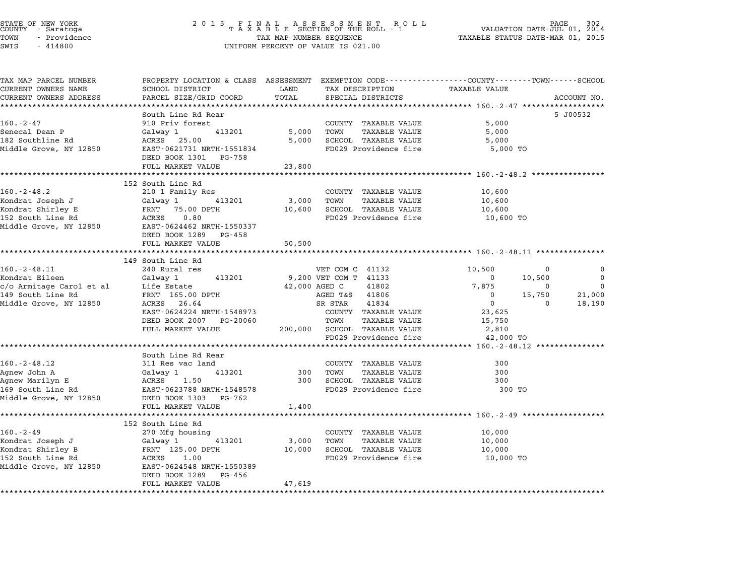STATE OF NEW YORK
COUNTY - Saratoga
TOWN - Providence
SWIS - 414800

2015 FINAL ASSESSMENT ROLL
TAXABLE SECTION OF THE ROLL - 1
TAX MAP NUMBER SEQUENCE
UNIFORM PERCENT OF VALUE IS 021.00

VALUATION DATE-JUL 01, 2014
TAXABLE STATUS DATE-MAR 01, 2015

| TAX MAP PARCEL NUMBER / CURRENT OWNERS NAME / CURRENT OWNERS ADDRESS | PROPERTY LOCATION & CLASS / SCHOOL DISTRICT / PARCEL SIZE/GRID COORD | ASSESSMENT LAND / TOTAL | EXEMPTION CODE / TAX DESCRIPTION / SPECIAL DISTRICTS | COUNTY TAXABLE VALUE | TOWN | SCHOOL | ACCOUNT NO. |
|---|---|---|---|---|---|---|---|
| **160.-2-47** | South Line Rd Rear | | | | | | 5 J00532 |
| Senecal Dean P | 910 Priv forest | | COUNTY TAXABLE VALUE | 5,000 | | | |
| 182 Southline Rd | Galway 1 413201 | 5,000 | TOWN TAXABLE VALUE | 5,000 | | | |
| Middle Grove, NY 12850 | ACRES 25.00 | 5,000 | SCHOOL TAXABLE VALUE | 5,000 | | | |
| | EAST-0621731 NRTH-1551834 | | FD029 Providence fire | 5,000 TO | | | |
| | DEED BOOK 1301 PG-758 | | | | | | |
| | FULL MARKET VALUE | 23,800 | | | | | |
| **160.-2-48.2** | 152 South Line Rd | | | | | | |
| Kondrat Joseph J | 210 1 Family Res | | COUNTY TAXABLE VALUE | 10,600 | | | |
| Kondrat Shirley E | Galway 1 413201 | 3,000 | TOWN TAXABLE VALUE | 10,600 | | | |
| 152 South Line Rd | FRNT 75.00 DPTH | 10,600 | SCHOOL TAXABLE VALUE | 10,600 | | | |
| Middle Grove, NY 12850 | ACRES 0.80 | | FD029 Providence fire | 10,600 TO | | | |
| | EAST-0624462 NRTH-1550337 | | | | | | |
| | DEED BOOK 1289 PG-458 | | | | | | |
| | FULL MARKET VALUE | 50,500 | | | | | |
| **160.-2-48.11** | 149 South Line Rd | | | | | | |
| Kondrat Eileen | 240 Rural res | | VET COM C 41132 | 10,500 | 0 | 0 | |
| c/o Armitage Carol et al | Galway 1 413201 | 9,200 | VET COM T 41133 | 0 | 10,500 | 0 | |
| 149 South Line Rd | Life Estate | 42,000 | AGED C 41802 | 7,875 | 0 | 0 | |
| Middle Grove, NY 12850 | FRNT 165.00 DPTH | | AGED T&S 41806 | 0 | 15,750 | 21,000 | |
| | ACRES 26.64 | | SR STAR 41834 | 0 | 0 | 18,190 | |
| | EAST-0624224 NRTH-1548973 | | COUNTY TAXABLE VALUE | 23,625 | | | |
| | DEED BOOK 2007 PG-20060 | | TOWN TAXABLE VALUE | 15,750 | | | |
| | FULL MARKET VALUE | 200,000 | SCHOOL TAXABLE VALUE | 2,810 | | | |
| | | | FD029 Providence fire | 42,000 TO | | | |
| **160.-2-48.12** | South Line Rd Rear | | | | | | |
| Agnew John A | 311 Res vac land | | COUNTY TAXABLE VALUE | 300 | | | |
| Agnew Marilyn E | Galway 1 413201 | 300 | TOWN TAXABLE VALUE | 300 | | | |
| 169 South Line Rd | ACRES 1.50 | 300 | SCHOOL TAXABLE VALUE | 300 | | | |
| Middle Grove, NY 12850 | EAST-0623788 NRTH-1548578 | | FD029 Providence fire | 300 TO | | | |
| | DEED BOOK 1303 PG-762 | | | | | | |
| | FULL MARKET VALUE | 1,400 | | | | | |
| **160.-2-49** | 152 South Line Rd | | | | | | |
| Kondrat Joseph J | 270 Mfg housing | | COUNTY TAXABLE VALUE | 10,000 | | | |
| Kondrat Shirley B | Galway 1 413201 | 3,000 | TOWN TAXABLE VALUE | 10,000 | | | |
| 152 South Line Rd | FRNT 125.00 DPTH | 10,000 | SCHOOL TAXABLE VALUE | 10,000 | | | |
| Middle Grove, NY 12850 | ACRES 1.00 | | FD029 Providence fire | 10,000 TO | | | |
| | EAST-0624548 NRTH-1550389 | | | | | | |
| | DEED BOOK 1289 PG-456 | | | | | | |
| | FULL MARKET VALUE | 47,619 | | | | | |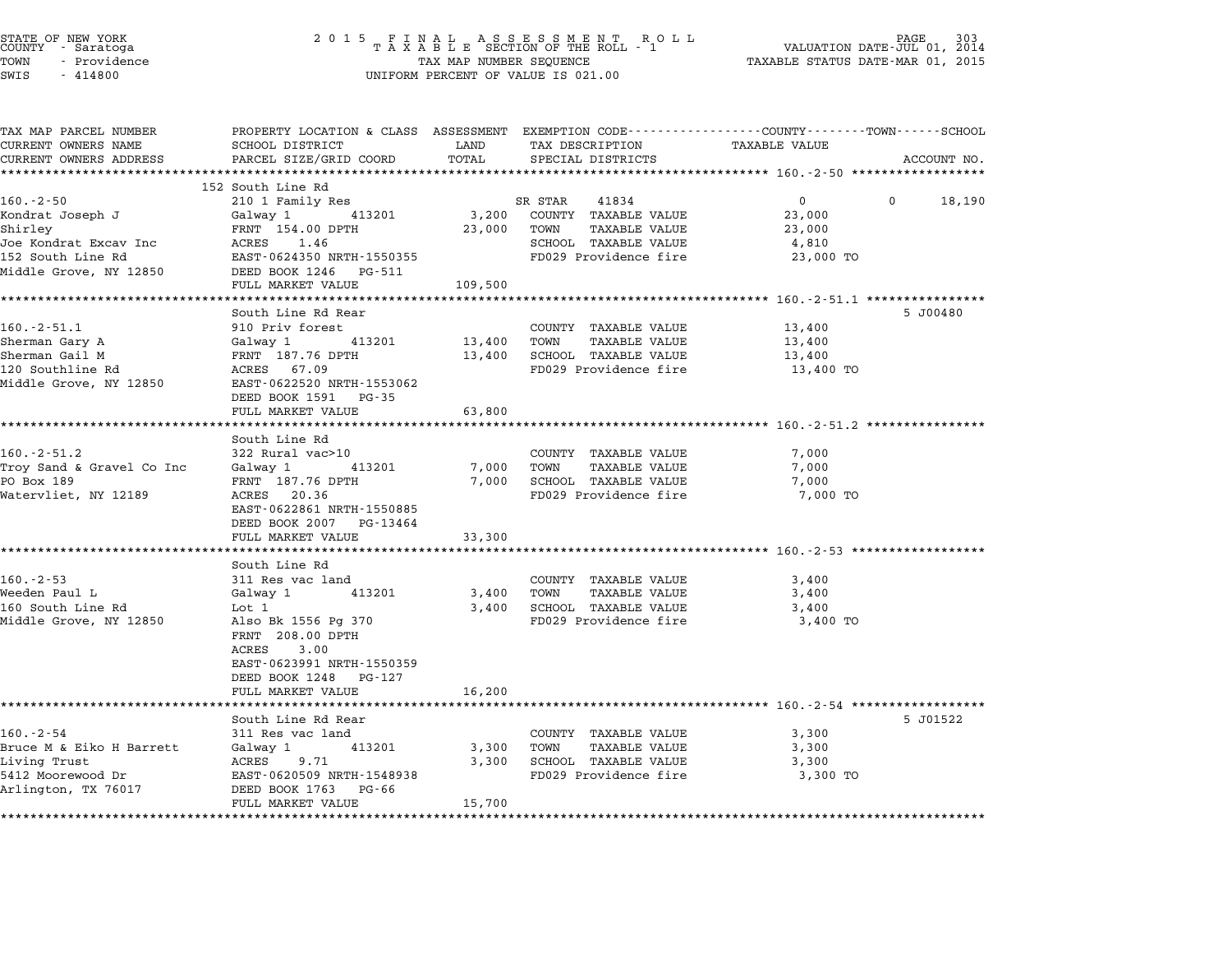STATE OF NEW YORK
COUNTY - Saratoga
TOWN - Providence
SWIS - 414800

2 0 1 5 F I N A L A S S E S S M E N T R O L L
T A X A B L E SECTION OF THE ROLL - 1
TAX MAP NUMBER SEQUENCE
UNIFORM PERCENT OF VALUE IS 021.00

VALUATION DATE-JUL 01, 2014
TAXABLE STATUS DATE-MAR 01, 2015

| TAX MAP PARCEL NUMBER / CURRENT OWNERS NAME / CURRENT OWNERS ADDRESS | PROPERTY LOCATION & CLASS / SCHOOL DISTRICT / PARCEL SIZE/GRID COORD | ASSESSMENT LAND | TOTAL | EXEMPTION CODE / TAX DESCRIPTION / SPECIAL DISTRICTS | COUNTY | TOWN | SCHOOL / TAXABLE VALUE | ACCOUNT NO. |
|---|---|---|---|---|---|---|---|---|
| **160.-2-50** | 152 South Line Rd | | | | | | | |
| 160.-2-50 | 210 1 Family Res | | | SR STAR 41834 | 0 | 0 | 18,190 | |
| Kondrat Joseph J | Galway 1 413201 | 3,200 | | COUNTY TAXABLE VALUE | 23,000 | | | |
| Shirley | FRNT 154.00 DPTH | | 23,000 | TOWN TAXABLE VALUE | | 23,000 | | |
| Joe Kondrat Excav Inc | ACRES 1.46 | | | SCHOOL TAXABLE VALUE | | | 4,810 | |
| 152 South Line Rd | EAST-0624350 NRTH-1550355 | | | FD029 Providence fire | | | 23,000 TO | |
| Middle Grove, NY 12850 | DEED BOOK 1246 PG-511 | | | | | | | |
| | FULL MARKET VALUE | | 109,500 | | | | | |
| **160.-2-51.1** | South Line Rd Rear | | | | | | | 5 J00480 |
| 160.-2-51.1 | 910 Priv forest | | | COUNTY TAXABLE VALUE | 13,400 | | | |
| Sherman Gary A | Galway 1 413201 | 13,400 | | TOWN TAXABLE VALUE | | 13,400 | | |
| Sherman Gail M | FRNT 187.76 DPTH | | 13,400 | SCHOOL TAXABLE VALUE | | | 13,400 | |
| 120 Southline Rd | ACRES 67.09 | | | FD029 Providence fire | | | 13,400 TO | |
| Middle Grove, NY 12850 | EAST-0622520 NRTH-1553062 | | | | | | | |
| | DEED BOOK 1591 PG-35 | | | | | | | |
| | FULL MARKET VALUE | | 63,800 | | | | | |
| **160.-2-51.2** | South Line Rd | | | | | | | |
| 160.-2-51.2 | 322 Rural vac>10 | | | COUNTY TAXABLE VALUE | 7,000 | | | |
| Troy Sand & Gravel Co Inc | Galway 1 413201 | 7,000 | | TOWN TAXABLE VALUE | | 7,000 | | |
| PO Box 189 | FRNT 187.76 DPTH | | 7,000 | SCHOOL TAXABLE VALUE | | | 7,000 | |
| Watervliet, NY 12189 | ACRES 20.36 | | | FD029 Providence fire | | | 7,000 TO | |
| | EAST-0622861 NRTH-1550885 | | | | | | | |
| | DEED BOOK 2007 PG-13464 | | | | | | | |
| | FULL MARKET VALUE | | 33,300 | | | | | |
| **160.-2-53** | South Line Rd | | | | | | | |
| 160.-2-53 | 311 Res vac land | | | COUNTY TAXABLE VALUE | 3,400 | | | |
| Weeden Paul L | Galway 1 413201 | 3,400 | | TOWN TAXABLE VALUE | | 3,400 | | |
| 160 South Line Rd | Lot 1 | | 3,400 | SCHOOL TAXABLE VALUE | | | 3,400 | |
| Middle Grove, NY 12850 | Also Bk 1556 Pg 370 | | | FD029 Providence fire | | | 3,400 TO | |
| | FRNT 208.00 DPTH | | | | | | | |
| | ACRES 3.00 | | | | | | | |
| | EAST-0623991 NRTH-1550359 | | | | | | | |
| | DEED BOOK 1248 PG-127 | | | | | | | |
| | FULL MARKET VALUE | | 16,200 | | | | | |
| **160.-2-54** | South Line Rd Rear | | | | | | | 5 J01522 |
| 160.-2-54 | 311 Res vac land | | | COUNTY TAXABLE VALUE | 3,300 | | | |
| Bruce M & Eiko H Barrett | Galway 1 413201 | 3,300 | | TOWN TAXABLE VALUE | | 3,300 | | |
| Living Trust | ACRES 9.71 | | 3,300 | SCHOOL TAXABLE VALUE | | | 3,300 | |
| 5412 Moorewood Dr | EAST-0620509 NRTH-1548938 | | | FD029 Providence fire | | | 3,300 TO | |
| Arlington, TX 76017 | DEED BOOK 1763 PG-66 | | | | | | | |
| | FULL MARKET VALUE | | 15,700 | | | | | |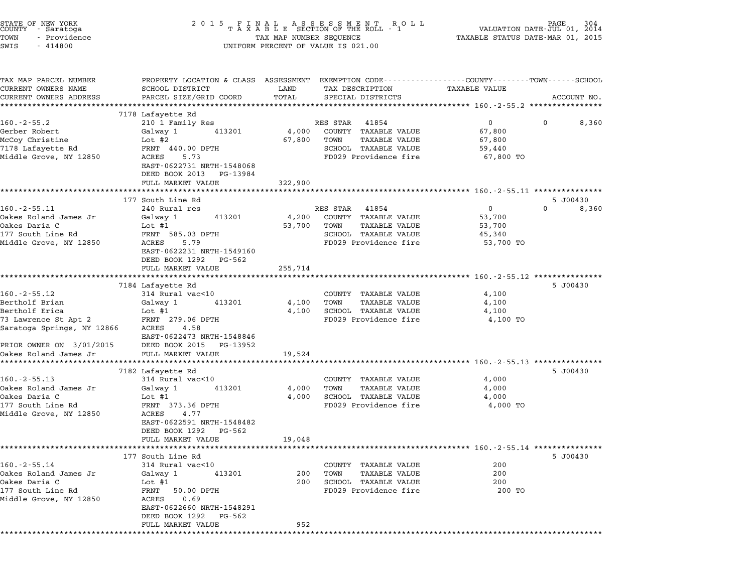STATE OF NEW YORK
COUNTY - Saratoga
TOWN - Providence
SWIS - 414800

2 0 1 5 F I N A L A S S E S S M E N T R O L L
T A X A B L E SECTION OF THE ROLL - 1
TAX MAP NUMBER SEQUENCE
UNIFORM PERCENT OF VALUE IS 021.00

VALUATION DATE-JUL 01, 2014
TAXABLE STATUS DATE-MAR 01, 2015

| TAX MAP PARCEL NUMBER / CURRENT OWNERS NAME / CURRENT OWNERS ADDRESS | PROPERTY LOCATION & CLASS / SCHOOL DISTRICT / PARCEL SIZE/GRID COORD | ASSESSMENT LAND / TOTAL | EXEMPTION CODE / TAX DESCRIPTION / SPECIAL DISTRICTS | COUNTY | TOWN | SCHOOL / ACCOUNT NO. |
|---|---|---|---|---|---|---|
| **160.-2-55.2** | 7178 Lafayette Rd | | | | | |
| 160.-2-55.2 | 210 1 Family Res | | RES STAR 41854 | 0 | 0 | 8,360 |
| Gerber Robert | Galway 1 413201 | 4,000 | COUNTY TAXABLE VALUE | 67,800 | | |
| McCoy Christine | Lot #2 | 67,800 | TOWN TAXABLE VALUE | | 67,800 | |
| 7178 Lafayette Rd | FRNT 440.00 DPTH | | SCHOOL TAXABLE VALUE | | | 59,440 |
| Middle Grove, NY 12850 | ACRES 5.73 | | FD029 Providence fire | 67,800 TO | | |
| | EAST-0622731 NRTH-1548068 | | | | | |
| | DEED BOOK 2013 PG-13984 | | | | | |
| | FULL MARKET VALUE | 322,900 | | | | |
| **160.-2-55.11** | 177 South Line Rd | | | | | 5 J00430 |
| 160.-2-55.11 | 240 Rural res | | RES STAR 41854 | 0 | 0 | 8,360 |
| Oakes Roland James Jr | Galway 1 413201 | 4,200 | COUNTY TAXABLE VALUE | 53,700 | | |
| Oakes Daria C | Lot #1 | 53,700 | TOWN TAXABLE VALUE | | 53,700 | |
| 177 South Line Rd | FRNT 585.03 DPTH | | SCHOOL TAXABLE VALUE | | | 45,340 |
| Middle Grove, NY 12850 | ACRES 5.79 | | FD029 Providence fire | 53,700 TO | | |
| | EAST-0622231 NRTH-1549160 | | | | | |
| | DEED BOOK 1292 PG-562 | | | | | |
| | FULL MARKET VALUE | 255,714 | | | | |
| **160.-2-55.12** | 7184 Lafayette Rd | | | | | 5 J00430 |
| 160.-2-55.12 | 314 Rural vac<10 | | COUNTY TAXABLE VALUE | 4,100 | | |
| Bertholf Brian | Galway 1 413201 | 4,100 | TOWN TAXABLE VALUE | | 4,100 | |
| Bertholf Erica | Lot #1 | 4,100 | SCHOOL TAXABLE VALUE | | | 4,100 |
| 73 Lawrence St Apt 2 | FRNT 279.06 DPTH | | FD029 Providence fire | 4,100 TO | | |
| Saratoga Springs, NY 12866 | ACRES 4.58 | | | | | |
| | EAST-0622473 NRTH-1548846 | | | | | |
| PRIOR OWNER ON 3/01/2015 | DEED BOOK 2015 PG-13952 | | | | | |
| Oakes Roland James Jr | FULL MARKET VALUE | 19,524 | | | | |
| **160.-2-55.13** | 7182 Lafayette Rd | | | | | 5 J00430 |
| 160.-2-55.13 | 314 Rural vac<10 | | COUNTY TAXABLE VALUE | 4,000 | | |
| Oakes Roland James Jr | Galway 1 413201 | 4,000 | TOWN TAXABLE VALUE | | 4,000 | |
| Oakes Daria C | Lot #1 | 4,000 | SCHOOL TAXABLE VALUE | | | 4,000 |
| 177 South Line Rd | FRNT 373.36 DPTH | | FD029 Providence fire | 4,000 TO | | |
| Middle Grove, NY 12850 | ACRES 4.77 | | | | | |
| | EAST-0622591 NRTH-1548482 | | | | | |
| | DEED BOOK 1292 PG-562 | | | | | |
| | FULL MARKET VALUE | 19,048 | | | | |
| **160.-2-55.14** | 177 South Line Rd | | | | | 5 J00430 |
| 160.-2-55.14 | 314 Rural vac<10 | | COUNTY TAXABLE VALUE | 200 | | |
| Oakes Roland James Jr | Galway 1 413201 | 200 | TOWN TAXABLE VALUE | | 200 | |
| Oakes Daria C | Lot #1 | 200 | SCHOOL TAXABLE VALUE | | | 200 |
| 177 South Line Rd | FRNT 50.00 DPTH | | FD029 Providence fire | 200 TO | | |
| Middle Grove, NY 12850 | ACRES 0.69 | | | | | |
| | EAST-0622660 NRTH-1548291 | | | | | |
| | DEED BOOK 1292 PG-562 | | | | | |
| | FULL MARKET VALUE | 952 | | | | |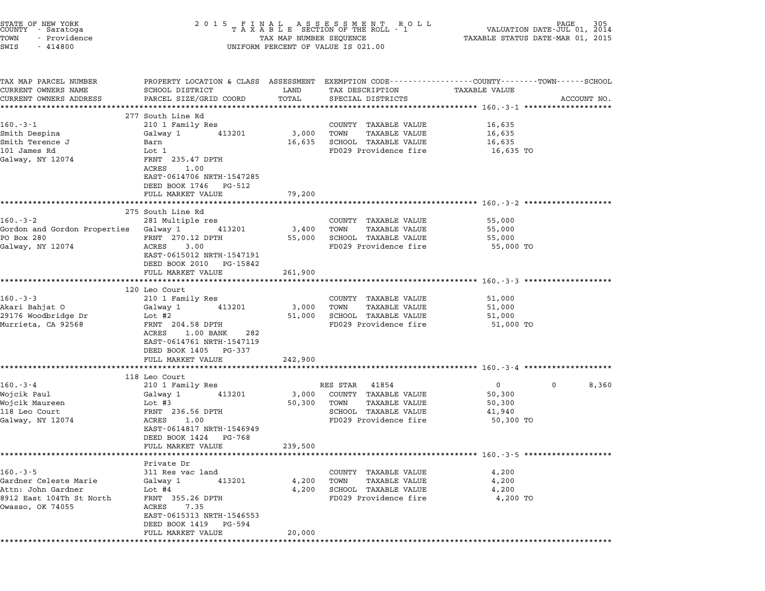STATE OF NEW YORK
COUNTY - Saratoga
TOWN - Providence
SWIS - 414800

# 2015 FINAL ASSESSMENT ROLL
TAXABLE SECTION OF THE ROLL - 1
TAX MAP NUMBER SEQUENCE
UNIFORM PERCENT OF VALUE IS 021.00

VALUATION DATE-JUL 01, 2014
TAXABLE STATUS DATE-MAR 01, 2015

| TAX MAP PARCEL NUMBER / CURRENT OWNERS NAME / CURRENT OWNERS ADDRESS | PROPERTY LOCATION & CLASS / SCHOOL DISTRICT / PARCEL SIZE/GRID COORD | ASSESSMENT LAND / TOTAL | EXEMPTION CODE / TAX DESCRIPTION / SPECIAL DISTRICTS | COUNTY | TOWN | SCHOOL / TAXABLE VALUE | ACCOUNT NO. |
|---|---|---|---|---|---|---|---|
| **160.-3-1** | 277 South Line Rd | | | | | | |
| 160.-3-1 | 210 1 Family Res | | COUNTY TAXABLE VALUE | 16,635 | | | |
| Smith Despina | Galway 1 413201 | 3,000 | TOWN TAXABLE VALUE | 16,635 | | | |
| Smith Terence J | Barn | 16,635 | SCHOOL TAXABLE VALUE | 16,635 | | | |
| 101 James Rd | Lot 1 | | FD029 Providence fire | 16,635 TO | | | |
| Galway, NY 12074 | FRNT 235.47 DPTH | | | | | | |
| | ACRES 1.00 | | | | | | |
| | EAST-0614706 NRTH-1547285 | | | | | | |
| | DEED BOOK 1746 PG-512 | | | | | | |
| | FULL MARKET VALUE | 79,200 | | | | | |
| **160.-3-2** | 275 South Line Rd | | | | | | |
| 160.-3-2 | 281 Multiple res | | COUNTY TAXABLE VALUE | 55,000 | | | |
| Gordon and Gordon Properties | Galway 1 413201 | 3,400 | TOWN TAXABLE VALUE | 55,000 | | | |
| PO Box 280 | FRNT 270.12 DPTH | 55,000 | SCHOOL TAXABLE VALUE | 55,000 | | | |
| Galway, NY 12074 | ACRES 3.00 | | FD029 Providence fire | 55,000 TO | | | |
| | EAST-0615012 NRTH-1547191 | | | | | | |
| | DEED BOOK 2010 PG-15842 | | | | | | |
| | FULL MARKET VALUE | 261,900 | | | | | |
| **160.-3-3** | 120 Leo Court | | | | | | |
| 160.-3-3 | 210 1 Family Res | | COUNTY TAXABLE VALUE | 51,000 | | | |
| Akari Bahjat O | Galway 1 413201 | 3,000 | TOWN TAXABLE VALUE | 51,000 | | | |
| 29176 Woodbridge Dr | Lot #2 | 51,000 | SCHOOL TAXABLE VALUE | 51,000 | | | |
| Murrieta, CA 92568 | FRNT 204.58 DPTH | | FD029 Providence fire | 51,000 TO | | | |
| | ACRES 1.00 BANK 282 | | | | | | |
| | EAST-0614761 NRTH-1547119 | | | | | | |
| | DEED BOOK 1405 PG-337 | | | | | | |
| | FULL MARKET VALUE | 242,900 | | | | | |
| **160.-3-4** | 118 Leo Court | | | | | | |
| 160.-3-4 | 210 1 Family Res | | RES STAR 41854 | 0 | 0 | 8,360 | |
| Wojcik Paul | Galway 1 413201 | 3,000 | COUNTY TAXABLE VALUE | 50,300 | | | |
| Wojcik Maureen | Lot #3 | 50,300 | TOWN TAXABLE VALUE | 50,300 | | | |
| 118 Leo Court | FRNT 236.56 DPTH | | SCHOOL TAXABLE VALUE | 41,940 | | | |
| Galway, NY 12074 | ACRES 1.00 | | FD029 Providence fire | 50,300 TO | | | |
| | EAST-0614817 NRTH-1546949 | | | | | | |
| | DEED BOOK 1424 PG-768 | | | | | | |
| | FULL MARKET VALUE | 239,500 | | | | | |
| **160.-3-5** | Private Dr | | | | | | |
| 160.-3-5 | 311 Res vac land | | COUNTY TAXABLE VALUE | 4,200 | | | |
| Gardner Celeste Marie | Galway 1 413201 | 4,200 | TOWN TAXABLE VALUE | 4,200 | | | |
| Attn: John Gardner | Lot #4 | 4,200 | SCHOOL TAXABLE VALUE | 4,200 | | | |
| 8912 East 104Th St North | FRNT 355.26 DPTH | | FD029 Providence fire | 4,200 TO | | | |
| Owasso, OK 74055 | ACRES 7.35 | | | | | | |
| | EAST-0615313 NRTH-1546553 | | | | | | |
| | DEED BOOK 1419 PG-594 | | | | | | |
| | FULL MARKET VALUE | 20,000 | | | | | |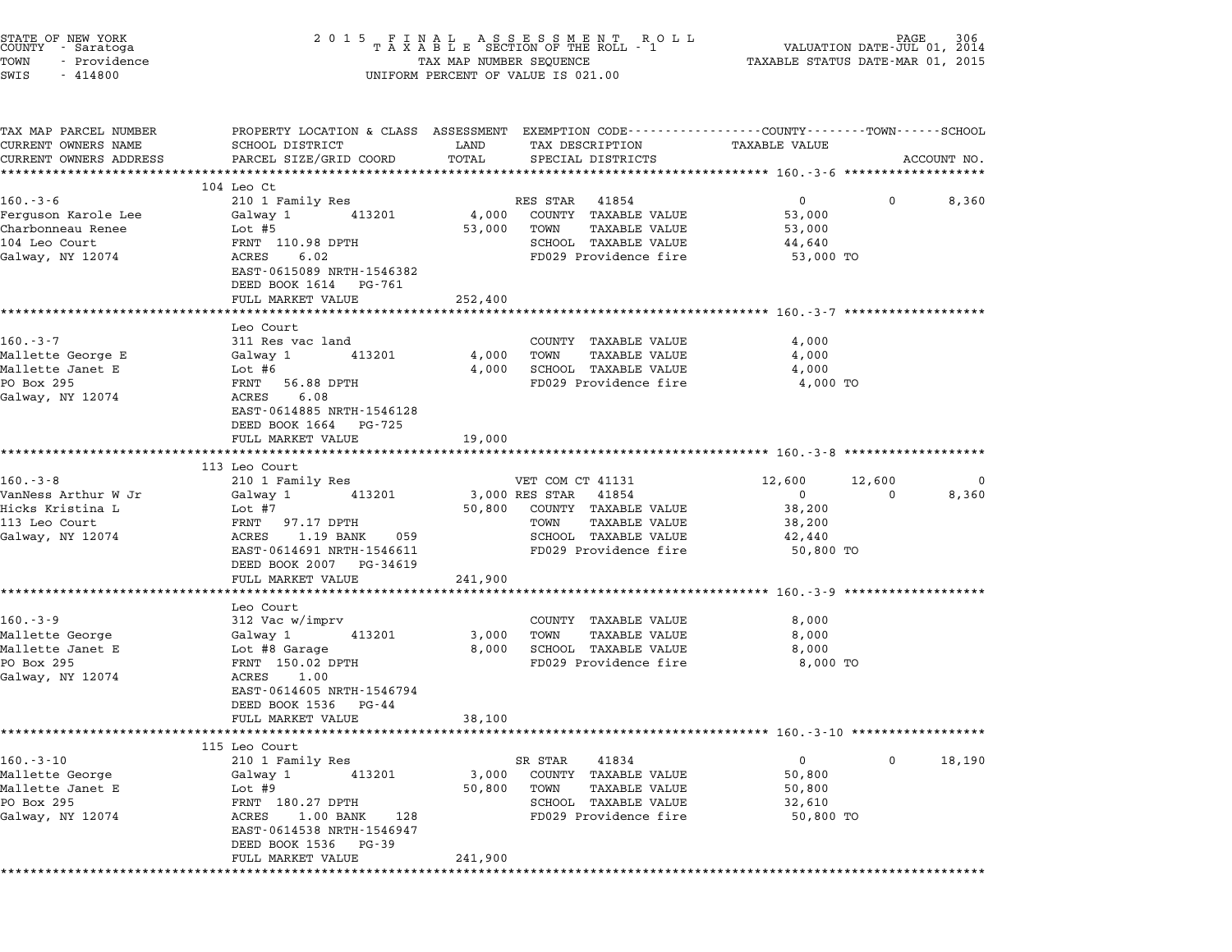STATE OF NEW YORK — COUNTY - Saratoga — TOWN - Providence — SWIS - 414800

2 0 1 5 F I N A L A S S E S S M E N T R O L L
T A X A B L E SECTION OF THE ROLL - 1
TAX MAP NUMBER SEQUENCE
UNIFORM PERCENT OF VALUE IS 021.00

VALUATION DATE-JUL 01, 2014
TAXABLE STATUS DATE-MAR 01, 2015

| TAX MAP PARCEL NUMBER / CURRENT OWNERS NAME / CURRENT OWNERS ADDRESS | PROPERTY LOCATION & CLASS / SCHOOL DISTRICT / PARCEL SIZE/GRID COORD | ASSESSMENT LAND | TOTAL | EXEMPTION CODE / TAX DESCRIPTION / SPECIAL DISTRICTS | COUNTY TAXABLE VALUE | TOWN | SCHOOL |
|---|---|---|---|---|---|---|---|
| **160.-3-6** | 104 Leo Ct | | | | | | |
| Ferguson Karole Lee | 210 1 Family Res | | | RES STAR 41854 | 0 | 0 | 8,360 |
| Charbonneau Renee | Galway 1 413201 | 4,000 | | COUNTY TAXABLE VALUE | 53,000 | | |
| 104 Leo Court | Lot #5 | | 53,000 | TOWN TAXABLE VALUE | 53,000 | | |
| Galway, NY 12074 | FRNT 110.98 DPTH | | | SCHOOL TAXABLE VALUE | 44,640 | | |
| | ACRES 6.02 | | | FD029 Providence fire | 53,000 TO | | |
| | EAST-0615089 NRTH-1546382 | | | | | | |
| | DEED BOOK 1614 PG-761 | | | | | | |
| | FULL MARKET VALUE | | 252,400 | | | | |
| **160.-3-7** | Leo Court | | | | | | |
| Mallette George E | 311 Res vac land | | | COUNTY TAXABLE VALUE | 4,000 | | |
| Mallette Janet E | Galway 1 413201 | 4,000 | | TOWN TAXABLE VALUE | 4,000 | | |
| PO Box 295 | Lot #6 | | 4,000 | SCHOOL TAXABLE VALUE | 4,000 | | |
| Galway, NY 12074 | FRNT 56.88 DPTH | | | FD029 Providence fire | 4,000 TO | | |
| | ACRES 6.08 | | | | | | |
| | EAST-0614885 NRTH-1546128 | | | | | | |
| | DEED BOOK 1664 PG-725 | | | | | | |
| | FULL MARKET VALUE | | 19,000 | | | | |
| **160.-3-8** | 113 Leo Court | | | | | | |
| VanNess Arthur W Jr | 210 1 Family Res | | | VET COM CT 41131 | 12,600 | 12,600 | 0 |
| Hicks Kristina L | Galway 1 413201 | 3,000 | | RES STAR 41854 | 0 | 0 | 8,360 |
| 113 Leo Court | Lot #7 | | 50,800 | COUNTY TAXABLE VALUE | 38,200 | | |
| Galway, NY 12074 | FRNT 97.17 DPTH | | | TOWN TAXABLE VALUE | 38,200 | | |
| | ACRES 1.19 BANK 059 | | | SCHOOL TAXABLE VALUE | 42,440 | | |
| | EAST-0614691 NRTH-1546611 | | | FD029 Providence fire | 50,800 TO | | |
| | DEED BOOK 2007 PG-34619 | | | | | | |
| | FULL MARKET VALUE | | 241,900 | | | | |
| **160.-3-9** | Leo Court | | | | | | |
| Mallette George | 312 Vac w/imprv | | | COUNTY TAXABLE VALUE | 8,000 | | |
| Mallette Janet E | Galway 1 413201 | 3,000 | | TOWN TAXABLE VALUE | 8,000 | | |
| PO Box 295 | Lot #8 Garage | | 8,000 | SCHOOL TAXABLE VALUE | 8,000 | | |
| Galway, NY 12074 | FRNT 150.02 DPTH | | | FD029 Providence fire | 8,000 TO | | |
| | ACRES 1.00 | | | | | | |
| | EAST-0614605 NRTH-1546794 | | | | | | |
| | DEED BOOK 1536 PG-44 | | | | | | |
| | FULL MARKET VALUE | | 38,100 | | | | |
| **160.-3-10** | 115 Leo Court | | | | | | |
| Mallette George | 210 1 Family Res | | | SR STAR 41834 | 0 | 0 | 18,190 |
| Mallette Janet E | Galway 1 413201 | 3,000 | | COUNTY TAXABLE VALUE | 50,800 | | |
| PO Box 295 | Lot #9 | | 50,800 | TOWN TAXABLE VALUE | 50,800 | | |
| Galway, NY 12074 | FRNT 180.27 DPTH | | | SCHOOL TAXABLE VALUE | 32,610 | | |
| | ACRES 1.00 BANK 128 | | | FD029 Providence fire | 50,800 TO | | |
| | EAST-0614538 NRTH-1546947 | | | | | | |
| | DEED BOOK 1536 PG-39 | | | | | | |
| | FULL MARKET VALUE | | 241,900 | | | | |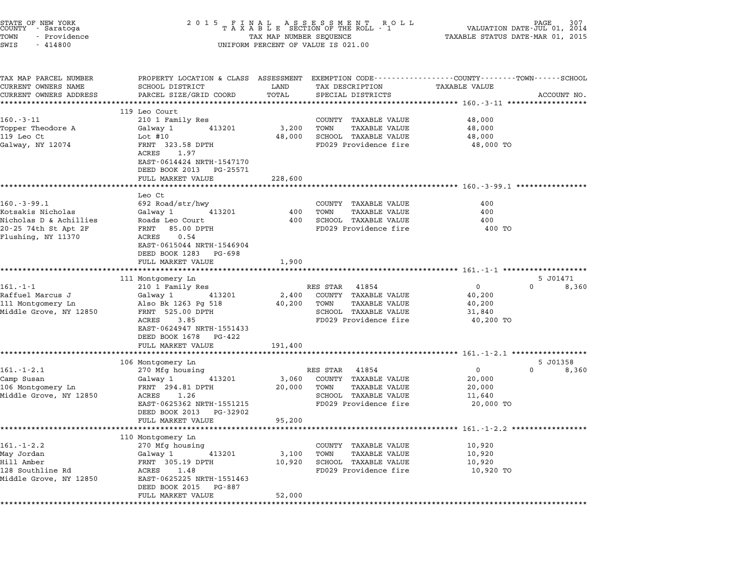STATE OF NEW YORK
COUNTY - Saratoga
TOWN - Providence
SWIS - 414800

2015 FINAL ASSESSMENT ROLL
TAXABLE SECTION OF THE ROLL - 1
TAX MAP NUMBER SEQUENCE
UNIFORM PERCENT OF VALUE IS 021.00

VALUATION DATE-JUL 01, 2014
TAXABLE STATUS DATE-MAR 01, 2015

| TAX MAP PARCEL NUMBER / CURRENT OWNERS NAME / CURRENT OWNERS ADDRESS | PROPERTY LOCATION & CLASS / SCHOOL DISTRICT / PARCEL SIZE/GRID COORD | ASSESSMENT LAND | TOTAL | EXEMPTION CODE / TAX DESCRIPTION / SPECIAL DISTRICTS | COUNTY / TOWN / SCHOOL TAXABLE VALUE | ACCOUNT NO. |
|---|---|---|---|---|---|---|
| **160.-3-11** | 119 Leo Court | | | | | |
| 160.-3-11 | 210 1 Family Res | | | COUNTY TAXABLE VALUE | 48,000 | |
| Topper Theodore A | Galway 1 413201 | 3,200 | | TOWN TAXABLE VALUE | 48,000 | |
| 119 Leo Ct | Lot #10 | | 48,000 | SCHOOL TAXABLE VALUE | 48,000 | |
| Galway, NY 12074 | FRNT 323.58 DPTH | | | FD029 Providence fire | 48,000 TO | |
| | ACRES 1.97 | | | | | |
| | EAST-0614424 NRTH-1547170 | | | | | |
| | DEED BOOK 2013 PG-25571 | | | | | |
| | FULL MARKET VALUE | | 228,600 | | | |
| **160.-3-99.1** | Leo Ct | | | | | |
| 160.-3-99.1 | 692 Road/str/hwy | | | COUNTY TAXABLE VALUE | 400 | |
| Kotsakis Nicholas | Galway 1 413201 | 400 | | TOWN TAXABLE VALUE | 400 | |
| Nicholas D & Achillies | Roads Leo Court | | 400 | SCHOOL TAXABLE VALUE | 400 | |
| 20-25 74th St Apt 2F | FRNT 85.00 DPTH | | | FD029 Providence fire | 400 TO | |
| Flushing, NY 11370 | ACRES 0.54 | | | | | |
| | EAST-0615044 NRTH-1546904 | | | | | |
| | DEED BOOK 1283 PG-698 | | | | | |
| | FULL MARKET VALUE | | 1,900 | | | |
| **161.-1-1** | 111 Montgomery Ln | | | | | 5 J01471 |
| 161.-1-1 | 210 1 Family Res | | | RES STAR 41854 | 0 / 0 / 8,360 | |
| Raffuel Marcus J | Galway 1 413201 | 2,400 | | COUNTY TAXABLE VALUE | 40,200 | |
| 111 Montgomery Ln | Also Bk 1263 Pg 518 | | 40,200 | TOWN TAXABLE VALUE | 40,200 | |
| Middle Grove, NY 12850 | FRNT 525.00 DPTH | | | SCHOOL TAXABLE VALUE | 31,840 | |
| | ACRES 3.85 | | | FD029 Providence fire | 40,200 TO | |
| | EAST-0624947 NRTH-1551433 | | | | | |
| | DEED BOOK 1678 PG-422 | | | | | |
| | FULL MARKET VALUE | | 191,400 | | | |
| **161.-1-2.1** | 106 Montgomery Ln | | | | | 5 J01358 |
| 161.-1-2.1 | 270 Mfg housing | | | RES STAR 41854 | 0 / 0 / 8,360 | |
| Camp Susan | Galway 1 413201 | 3,060 | | COUNTY TAXABLE VALUE | 20,000 | |
| 106 Montgomery Ln | FRNT 294.81 DPTH | | 20,000 | TOWN TAXABLE VALUE | 20,000 | |
| Middle Grove, NY 12850 | ACRES 1.26 | | | SCHOOL TAXABLE VALUE | 11,640 | |
| | EAST-0625362 NRTH-1551215 | | | FD029 Providence fire | 20,000 TO | |
| | DEED BOOK 2013 PG-32902 | | | | | |
| | FULL MARKET VALUE | | 95,200 | | | |
| **161.-1-2.2** | 110 Montgomery Ln | | | | | |
| 161.-1-2.2 | 270 Mfg housing | | | COUNTY TAXABLE VALUE | 10,920 | |
| May Jordan | Galway 1 413201 | 3,100 | | TOWN TAXABLE VALUE | 10,920 | |
| Hill Amber | FRNT 305.19 DPTH | | 10,920 | SCHOOL TAXABLE VALUE | 10,920 | |
| 128 Southline Rd | ACRES 1.48 | | | FD029 Providence fire | 10,920 TO | |
| Middle Grove, NY 12850 | EAST-0625225 NRTH-1551463 | | | | | |
| | DEED BOOK 2015 PG-887 | | | | | |
| | FULL MARKET VALUE | | 52,000 | | | |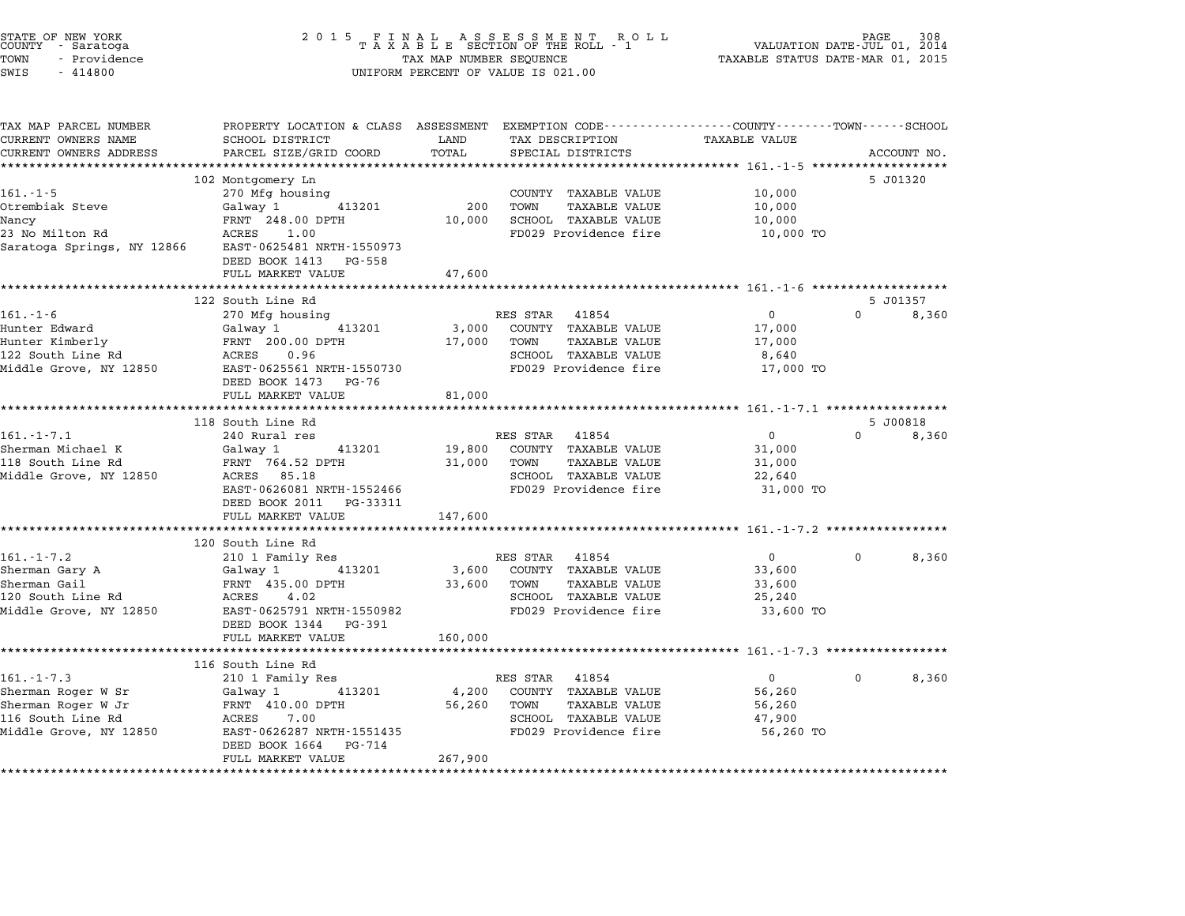STATE OF NEW YORK
COUNTY - Saratoga
TOWN - Providence
SWIS - 414800

# 2015 FINAL ASSESSMENT ROLL
TAXABLE SECTION OF THE ROLL - 1
TAX MAP NUMBER SEQUENCE
UNIFORM PERCENT OF VALUE IS 021.00

VALUATION DATE-JUL 01, 2014
TAXABLE STATUS DATE-MAR 01, 2015

| TAX MAP PARCEL NUMBER / CURRENT OWNERS NAME / CURRENT OWNERS ADDRESS | PROPERTY LOCATION & CLASS / SCHOOL DISTRICT / PARCEL SIZE/GRID COORD | ASSESSMENT LAND / TOTAL | EXEMPTION CODE / TAX DESCRIPTION / SPECIAL DISTRICTS | COUNTY TAXABLE VALUE | TOWN | SCHOOL | ACCOUNT NO. |
|---|---|---|---|---|---|---|---|
| **161.-1-5** | 102 Montgomery Ln | | | | | | 5 J01320 |
| Otrembiak Steve | 270 Mfg housing | | COUNTY TAXABLE VALUE | 10,000 | | | |
| Nancy | Galway 1 413201 | 200 | TOWN TAXABLE VALUE | 10,000 | | | |
| 23 No Milton Rd | FRNT 248.00 DPTH | 10,000 | SCHOOL TAXABLE VALUE | 10,000 | | | |
| Saratoga Springs, NY 12866 | ACRES 1.00 | | FD029 Providence fire | 10,000 TO | | | |
| | EAST-0625481 NRTH-1550973 | | | | | | |
| | DEED BOOK 1413 PG-558 | | | | | | |
| | FULL MARKET VALUE | 47,600 | | | | | |
| **161.-1-6** | 122 South Line Rd | | | | | | 5 J01357 |
| Hunter Edward | 270 Mfg housing | | RES STAR 41854 | 0 | 0 | 8,360 | |
| Hunter Kimberly | Galway 1 413201 | 3,000 | COUNTY TAXABLE VALUE | 17,000 | | | |
| 122 South Line Rd | FRNT 200.00 DPTH | 17,000 | TOWN TAXABLE VALUE | 17,000 | | | |
| Middle Grove, NY 12850 | ACRES 0.96 | | SCHOOL TAXABLE VALUE | 8,640 | | | |
| | EAST-0625561 NRTH-1550730 | | FD029 Providence fire | 17,000 TO | | | |
| | DEED BOOK 1473 PG-76 | | | | | | |
| | FULL MARKET VALUE | 81,000 | | | | | |
| **161.-1-7.1** | 118 South Line Rd | | | | | | 5 J00818 |
| Sherman Michael K | 240 Rural res | | RES STAR 41854 | 0 | 0 | 8,360 | |
| 118 South Line Rd | Galway 1 413201 | 19,800 | COUNTY TAXABLE VALUE | 31,000 | | | |
| Middle Grove, NY 12850 | FRNT 764.52 DPTH | 31,000 | TOWN TAXABLE VALUE | 31,000 | | | |
| | ACRES 85.18 | | SCHOOL TAXABLE VALUE | 22,640 | | | |
| | EAST-0626081 NRTH-1552466 | | FD029 Providence fire | 31,000 TO | | | |
| | DEED BOOK 2011 PG-33311 | | | | | | |
| | FULL MARKET VALUE | 147,600 | | | | | |
| **161.-1-7.2** | 120 South Line Rd | | | | | | |
| Sherman Gary A | 210 1 Family Res | | RES STAR 41854 | 0 | 0 | 8,360 | |
| Sherman Gail | Galway 1 413201 | 3,600 | COUNTY TAXABLE VALUE | 33,600 | | | |
| 120 South Line Rd | FRNT 435.00 DPTH | 33,600 | TOWN TAXABLE VALUE | 33,600 | | | |
| Middle Grove, NY 12850 | ACRES 4.02 | | SCHOOL TAXABLE VALUE | 25,240 | | | |
| | EAST-0625791 NRTH-1550982 | | FD029 Providence fire | 33,600 TO | | | |
| | DEED BOOK 1344 PG-391 | | | | | | |
| | FULL MARKET VALUE | 160,000 | | | | | |
| **161.-1-7.3** | 116 South Line Rd | | | | | | |
| Sherman Roger W Sr | 210 1 Family Res | | RES STAR 41854 | 0 | 0 | 8,360 | |
| Sherman Roger W Jr | Galway 1 413201 | 4,200 | COUNTY TAXABLE VALUE | 56,260 | | | |
| 116 South Line Rd | FRNT 410.00 DPTH | 56,260 | TOWN TAXABLE VALUE | 56,260 | | | |
| Middle Grove, NY 12850 | ACRES 7.00 | | SCHOOL TAXABLE VALUE | 47,900 | | | |
| | EAST-0626287 NRTH-1551435 | | FD029 Providence fire | 56,260 TO | | | |
| | DEED BOOK 1664 PG-714 | | | | | | |
| | FULL MARKET VALUE | 267,900 | | | | | |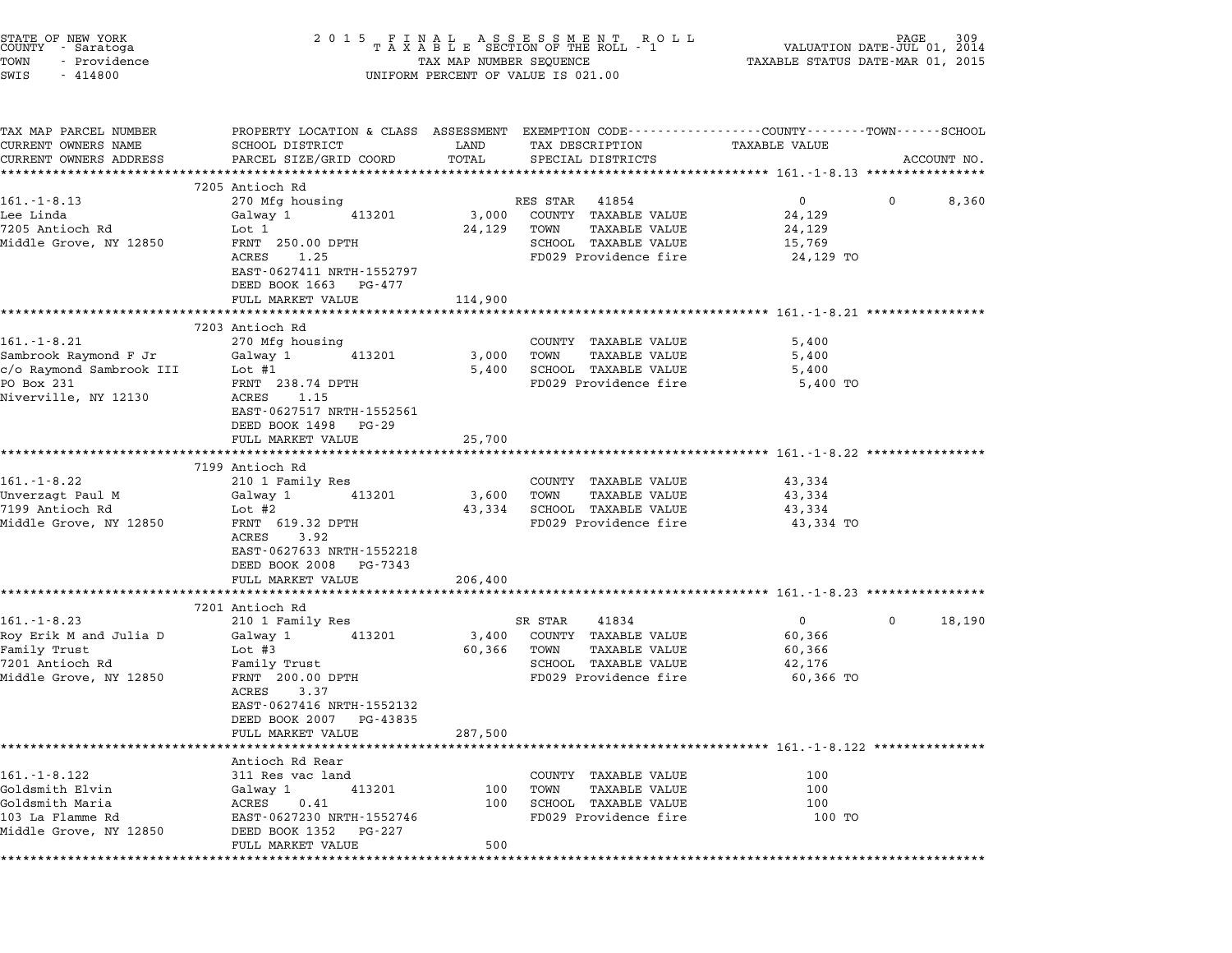STATE OF NEW YORK
COUNTY - Saratoga
TOWN - Providence
SWIS - 414800

2015 FINAL ASSESSMENT ROLL
TAXABLE SECTION OF THE ROLL - 1
TAX MAP NUMBER SEQUENCE
UNIFORM PERCENT OF VALUE IS 021.00

VALUATION DATE-JUL 01, 2014
TAXABLE STATUS DATE-MAR 01, 2015

| TAX MAP PARCEL NUMBER / CURRENT OWNERS NAME / CURRENT OWNERS ADDRESS | PROPERTY LOCATION & CLASS / SCHOOL DISTRICT / PARCEL SIZE/GRID COORD | ASSESSMENT LAND / TOTAL | EXEMPTION CODE / TAX DESCRIPTION / SPECIAL DISTRICTS | COUNTY TAXABLE VALUE | TOWN | SCHOOL / ACCOUNT NO. |
|---|---|---|---|---|---|---|
| **161.-1-8.13** | 7205 Antioch Rd | | | | | |
| 161.-1-8.13 | 270 Mfg housing | | RES STAR 41854 | 0 | 0 | 8,360 |
| Lee Linda | Galway 1 413201 | 3,000 | COUNTY TAXABLE VALUE | 24,129 | | |
| 7205 Antioch Rd | Lot 1 | 24,129 | TOWN TAXABLE VALUE | 24,129 | | |
| Middle Grove, NY 12850 | FRNT 250.00 DPTH | | SCHOOL TAXABLE VALUE | 15,769 | | |
| | ACRES 1.25 | | FD029 Providence fire | 24,129 TO | | |
| | EAST-0627411 NRTH-1552797 | | | | | |
| | DEED BOOK 1663 PG-477 | | | | | |
| | FULL MARKET VALUE | 114,900 | | | | |
| **161.-1-8.21** | 7203 Antioch Rd | | | | | |
| 161.-1-8.21 | 270 Mfg housing | | COUNTY TAXABLE VALUE | 5,400 | | |
| Sambrook Raymond F Jr | Galway 1 413201 | 3,000 | TOWN TAXABLE VALUE | 5,400 | | |
| c/o Raymond Sambrook III | Lot #1 | 5,400 | SCHOOL TAXABLE VALUE | 5,400 | | |
| PO Box 231 | FRNT 238.74 DPTH | | FD029 Providence fire | 5,400 TO | | |
| Niverville, NY 12130 | ACRES 1.15 | | | | | |
| | EAST-0627517 NRTH-1552561 | | | | | |
| | DEED BOOK 1498 PG-29 | | | | | |
| | FULL MARKET VALUE | 25,700 | | | | |
| **161.-1-8.22** | 7199 Antioch Rd | | | | | |
| 161.-1-8.22 | 210 1 Family Res | | COUNTY TAXABLE VALUE | 43,334 | | |
| Unverzagt Paul M | Galway 1 413201 | 3,600 | TOWN TAXABLE VALUE | 43,334 | | |
| 7199 Antioch Rd | Lot #2 | 43,334 | SCHOOL TAXABLE VALUE | 43,334 | | |
| Middle Grove, NY 12850 | FRNT 619.32 DPTH | | FD029 Providence fire | 43,334 TO | | |
| | ACRES 3.92 | | | | | |
| | EAST-0627633 NRTH-1552218 | | | | | |
| | DEED BOOK 2008 PG-7343 | | | | | |
| | FULL MARKET VALUE | 206,400 | | | | |
| **161.-1-8.23** | 7201 Antioch Rd | | | | | |
| 161.-1-8.23 | 210 1 Family Res | | SR STAR 41834 | 0 | 0 | 18,190 |
| Roy Erik M and Julia D | Galway 1 413201 | 3,400 | COUNTY TAXABLE VALUE | 60,366 | | |
| Family Trust | Lot #3 | 60,366 | TOWN TAXABLE VALUE | 60,366 | | |
| 7201 Antioch Rd | Family Trust | | SCHOOL TAXABLE VALUE | 42,176 | | |
| Middle Grove, NY 12850 | FRNT 200.00 DPTH | | FD029 Providence fire | 60,366 TO | | |
| | ACRES 3.37 | | | | | |
| | EAST-0627416 NRTH-1552132 | | | | | |
| | DEED BOOK 2007 PG-43835 | | | | | |
| | FULL MARKET VALUE | 287,500 | | | | |
| **161.-1-8.122** | Antioch Rd Rear | | | | | |
| 161.-1-8.122 | 311 Res vac land | | COUNTY TAXABLE VALUE | 100 | | |
| Goldsmith Elvin | Galway 1 413201 | 100 | TOWN TAXABLE VALUE | 100 | | |
| Goldsmith Maria | ACRES 0.41 | 100 | SCHOOL TAXABLE VALUE | 100 | | |
| 103 La Flamme Rd | EAST-0627230 NRTH-1552746 | | FD029 Providence fire | 100 TO | | |
| Middle Grove, NY 12850 | DEED BOOK 1352 PG-227 | | | | | |
| | FULL MARKET VALUE | 500 | | | | |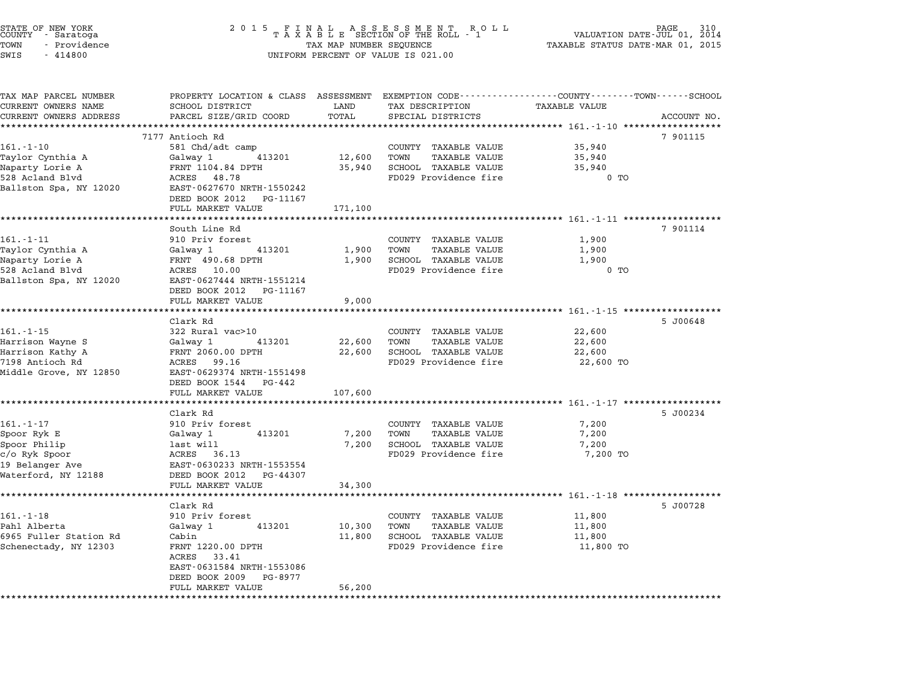STATE OF NEW YORK
COUNTY - Saratoga
TOWN - Providence
SWIS - 414800

2 0 1 5 F I N A L A S S E S S M E N T R O L L
T A X A B L E SECTION OF THE ROLL - 1
TAX MAP NUMBER SEQUENCE
UNIFORM PERCENT OF VALUE IS 021.00

VALUATION DATE-JUL 01, 2014
TAXABLE STATUS DATE-MAR 01, 2015

| TAX MAP PARCEL NUMBER / CURRENT OWNERS NAME / CURRENT OWNERS ADDRESS | PROPERTY LOCATION & CLASS / SCHOOL DISTRICT / PARCEL SIZE/GRID COORD | ASSESSMENT LAND | TOTAL | EXEMPTION CODE / TAX DESCRIPTION / SPECIAL DISTRICTS | TAXABLE VALUE (COUNTY / TOWN / SCHOOL) | ACCOUNT NO. |
|---|---|---|---|---|---|---|
| 161.-1-10 | 7177 Antioch Rd | | | | | 7 901115 |
| Taylor Cynthia A | 581 Chd/adt camp | | | COUNTY TAXABLE VALUE | 35,940 | |
| Naparty Lorie A | Galway 1 413201 | 12,600 | | TOWN TAXABLE VALUE | 35,940 | |
| 528 Acland Blvd | FRNT 1104.84 DPTH | | 35,940 | SCHOOL TAXABLE VALUE | 35,940 | |
| Ballston Spa, NY 12020 | ACRES 48.78 | | | FD029 Providence fire | 0 TO | |
| | EAST-0627670 NRTH-1550242 | | | | | |
| | DEED BOOK 2012 PG-11167 | | | | | |
| | FULL MARKET VALUE | | 171,100 | | | |
| 161.-1-11 | South Line Rd | | | | | 7 901114 |
| Taylor Cynthia A | 910 Priv forest | | | COUNTY TAXABLE VALUE | 1,900 | |
| Naparty Lorie A | Galway 1 413201 | 1,900 | | TOWN TAXABLE VALUE | 1,900 | |
| 528 Acland Blvd | FRNT 490.68 DPTH | | 1,900 | SCHOOL TAXABLE VALUE | 1,900 | |
| Ballston Spa, NY 12020 | ACRES 10.00 | | | FD029 Providence fire | 0 TO | |
| | EAST-0627444 NRTH-1551214 | | | | | |
| | DEED BOOK 2012 PG-11167 | | | | | |
| | FULL MARKET VALUE | | 9,000 | | | |
| 161.-1-15 | Clark Rd | | | | | 5 J00648 |
| Harrison Wayne S | 322 Rural vac>10 | | | COUNTY TAXABLE VALUE | 22,600 | |
| Harrison Kathy A | Galway 1 413201 | 22,600 | | TOWN TAXABLE VALUE | 22,600 | |
| 7198 Antioch Rd | FRNT 2060.00 DPTH | | 22,600 | SCHOOL TAXABLE VALUE | 22,600 | |
| Middle Grove, NY 12850 | ACRES 99.16 | | | FD029 Providence fire | 22,600 TO | |
| | EAST-0629374 NRTH-1551498 | | | | | |
| | DEED BOOK 1544 PG-442 | | | | | |
| | FULL MARKET VALUE | | 107,600 | | | |
| 161.-1-17 | Clark Rd | | | | | 5 J00234 |
| Spoor Ryk E | 910 Priv forest | | | COUNTY TAXABLE VALUE | 7,200 | |
| Spoor Philip | Galway 1 413201 | 7,200 | | TOWN TAXABLE VALUE | 7,200 | |
| c/o Ryk Spoor | last will | | 7,200 | SCHOOL TAXABLE VALUE | 7,200 | |
| 19 Belanger Ave | ACRES 36.13 | | | FD029 Providence fire | 7,200 TO | |
| Waterford, NY 12188 | EAST-0630233 NRTH-1553554 | | | | | |
| | DEED BOOK 2012 PG-44307 | | | | | |
| | FULL MARKET VALUE | | 34,300 | | | |
| 161.-1-18 | Clark Rd | | | | | 5 J00728 |
| Pahl Alberta | 910 Priv forest | | | COUNTY TAXABLE VALUE | 11,800 | |
| 6965 Fuller Station Rd | Galway 1 413201 | 10,300 | | TOWN TAXABLE VALUE | 11,800 | |
| Schenectady, NY 12303 | Cabin | | 11,800 | SCHOOL TAXABLE VALUE | 11,800 | |
| | FRNT 1220.00 DPTH | | | FD029 Providence fire | 11,800 TO | |
| | ACRES 33.41 | | | | | |
| | EAST-0631584 NRTH-1553086 | | | | | |
| | DEED BOOK 2009 PG-8977 | | | | | |
| | FULL MARKET VALUE | | 56,200 | | | |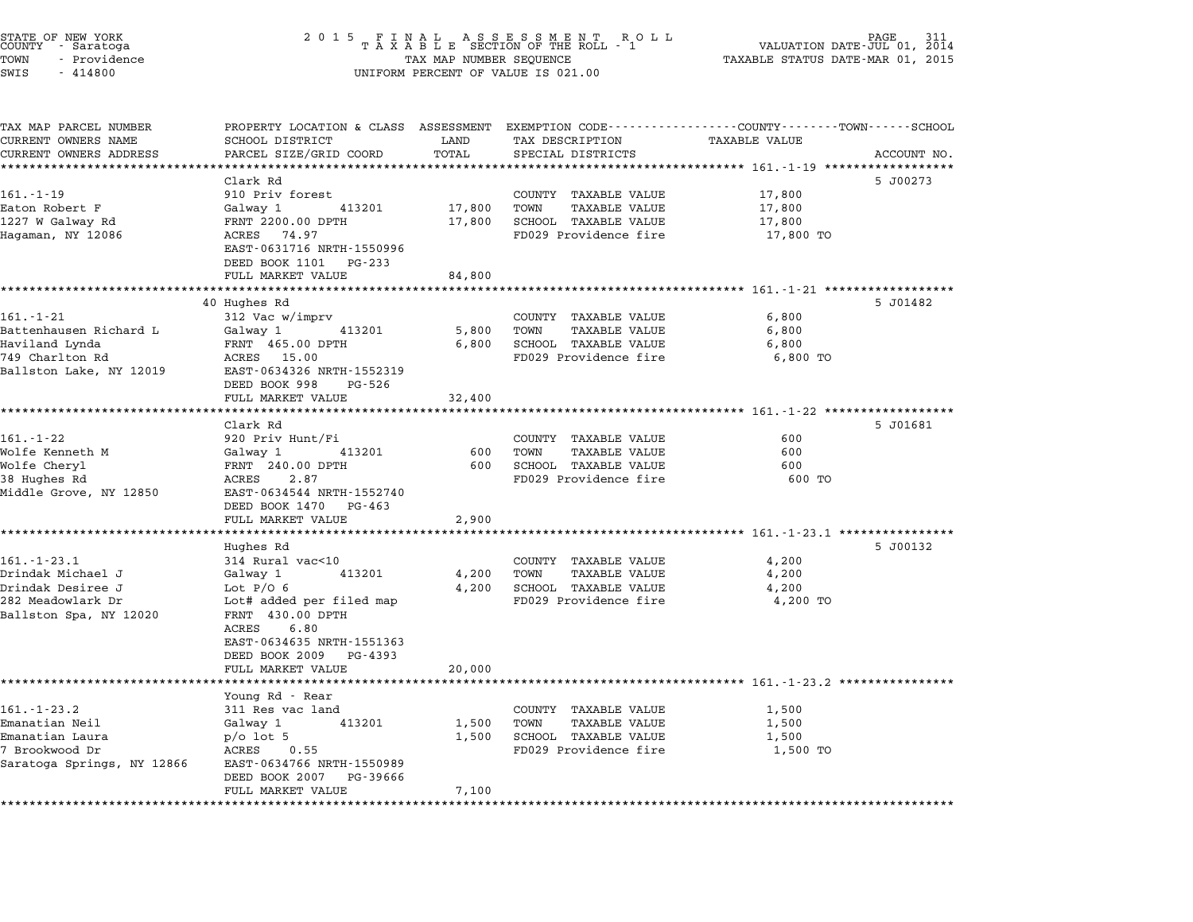STATE OF NEW YORK
COUNTY - Saratoga
TOWN - Providence
SWIS - 414800

2 0 1 5 F I N A L A S S E S S M E N T R O L L
T A X A B L E SECTION OF THE ROLL - 1
TAX MAP NUMBER SEQUENCE
UNIFORM PERCENT OF VALUE IS 021.00

VALUATION DATE-JUL 01, 2014
TAXABLE STATUS DATE-MAR 01, 2015

| TAX MAP PARCEL NUMBER / CURRENT OWNERS NAME / CURRENT OWNERS ADDRESS | PROPERTY LOCATION & CLASS / SCHOOL DISTRICT / PARCEL SIZE/GRID COORD | ASSESSMENT LAND / TOTAL | EXEMPTION CODE / TAX DESCRIPTION / SPECIAL DISTRICTS | TAXABLE VALUE (COUNTY / TOWN / SCHOOL) | ACCOUNT NO. |
|---|---|---|---|---|---|
| **161.-1-19** | Clark Rd | | | | 5 J00273 |
| Eaton Robert F | 910 Priv forest | | COUNTY TAXABLE VALUE | 17,800 | |
| 1227 W Galway Rd | Galway 1 413201 | 17,800 | TOWN TAXABLE VALUE | 17,800 | |
| Hagaman, NY 12086 | FRNT 2200.00 DPTH | 17,800 | SCHOOL TAXABLE VALUE | 17,800 | |
| | ACRES 74.97 | | FD029 Providence fire | 17,800 TO | |
| | EAST-0631716 NRTH-1550996 | | | | |
| | DEED BOOK 1101 PG-233 | | | | |
| | FULL MARKET VALUE | 84,800 | | | |
| **161.-1-21** | 40 Hughes Rd | | | | 5 J01482 |
| Battenhausen Richard L | 312 Vac w/imprv | | COUNTY TAXABLE VALUE | 6,800 | |
| Haviland Lynda | Galway 1 413201 | 5,800 | TOWN TAXABLE VALUE | 6,800 | |
| 749 Charlton Rd | FRNT 465.00 DPTH | 6,800 | SCHOOL TAXABLE VALUE | 6,800 | |
| Ballston Lake, NY 12019 | ACRES 15.00 | | FD029 Providence fire | 6,800 TO | |
| | EAST-0634326 NRTH-1552319 | | | | |
| | DEED BOOK 998 PG-526 | | | | |
| | FULL MARKET VALUE | 32,400 | | | |
| **161.-1-22** | Clark Rd | | | | 5 J01681 |
| Wolfe Kenneth M | 920 Priv Hunt/Fi | | COUNTY TAXABLE VALUE | 600 | |
| Wolfe Cheryl | Galway 1 413201 | 600 | TOWN TAXABLE VALUE | 600 | |
| 38 Hughes Rd | FRNT 240.00 DPTH | 600 | SCHOOL TAXABLE VALUE | 600 | |
| Middle Grove, NY 12850 | ACRES 2.87 | | FD029 Providence fire | 600 TO | |
| | EAST-0634544 NRTH-1552740 | | | | |
| | DEED BOOK 1470 PG-463 | | | | |
| | FULL MARKET VALUE | 2,900 | | | |
| **161.-1-23.1** | Hughes Rd | | | | 5 J00132 |
| Drindak Michael J | 314 Rural vac<10 | | COUNTY TAXABLE VALUE | 4,200 | |
| Drindak Desiree J | Galway 1 413201 | 4,200 | TOWN TAXABLE VALUE | 4,200 | |
| 282 Meadowlark Dr | Lot P/O 6 | 4,200 | SCHOOL TAXABLE VALUE | 4,200 | |
| Ballston Spa, NY 12020 | Lot# added per filed map | | FD029 Providence fire | 4,200 TO | |
| | FRNT 430.00 DPTH | | | | |
| | ACRES 6.80 | | | | |
| | EAST-0634635 NRTH-1551363 | | | | |
| | DEED BOOK 2009 PG-4393 | | | | |
| | FULL MARKET VALUE | 20,000 | | | |
| **161.-1-23.2** | Young Rd - Rear | | | | |
| Emanatian Neil | 311 Res vac land | | COUNTY TAXABLE VALUE | 1,500 | |
| Emanatian Laura | Galway 1 413201 | 1,500 | TOWN TAXABLE VALUE | 1,500 | |
| 7 Brookwood Dr | p/o lot 5 | 1,500 | SCHOOL TAXABLE VALUE | 1,500 | |
| Saratoga Springs, NY 12866 | ACRES 0.55 | | FD029 Providence fire | 1,500 TO | |
| | EAST-0634766 NRTH-1550989 | | | | |
| | DEED BOOK 2007 PG-39666 | | | | |
| | FULL MARKET VALUE | 7,100 | | | |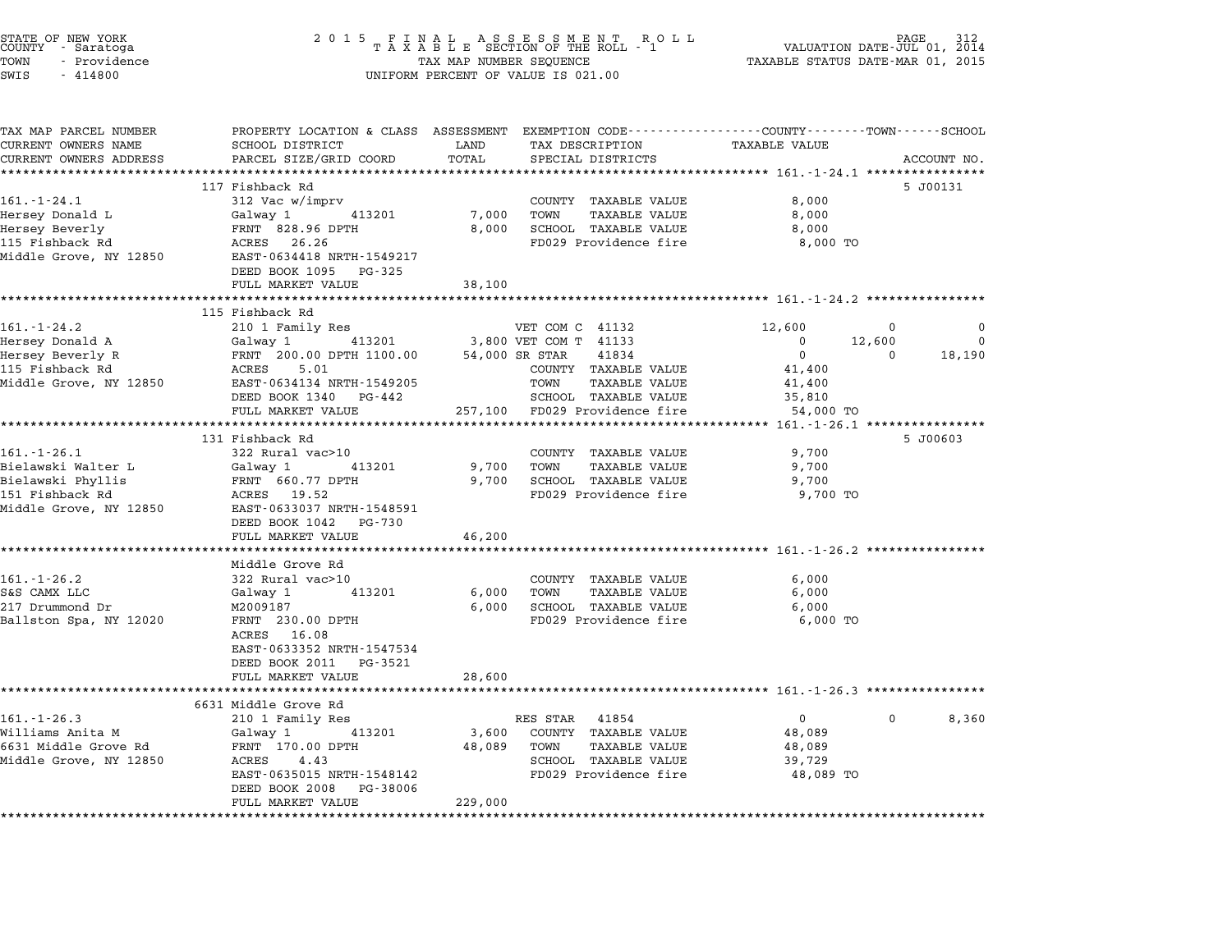STATE OF NEW YORK
COUNTY - Saratoga
TOWN - Providence
SWIS - 414800

2 0 1 5 F I N A L A S S E S S M E N T R O L L
T A X A B L E SECTION OF THE ROLL - 1
TAX MAP NUMBER SEQUENCE
UNIFORM PERCENT OF VALUE IS 021.00

VALUATION DATE-JUL 01, 2014
TAXABLE STATUS DATE-MAR 01, 2015

| TAX MAP PARCEL NUMBER / CURRENT OWNERS NAME / CURRENT OWNERS ADDRESS | PROPERTY LOCATION & CLASS / SCHOOL DISTRICT / PARCEL SIZE/GRID COORD | ASSESSMENT LAND / TOTAL | EXEMPTION CODE / TAX DESCRIPTION / SPECIAL DISTRICTS | COUNTY TAXABLE VALUE | TOWN | SCHOOL | ACCOUNT NO. |
|---|---|---|---|---|---|---|---|
| **161.-1-24.1** | 117 Fishback Rd | | | | | | 5 J00131 |
| Hersey Donald L | 312 Vac w/imprv | | COUNTY TAXABLE VALUE | 8,000 | | | |
| Hersey Beverly | Galway 1 413201 | 7,000 | TOWN TAXABLE VALUE | 8,000 | | | |
| 115 Fishback Rd | FRNT 828.96 DPTH | 8,000 | SCHOOL TAXABLE VALUE | 8,000 | | | |
| Middle Grove, NY 12850 | ACRES 26.26 | | FD029 Providence fire | 8,000 TO | | | |
| | EAST-0634418 NRTH-1549217 | | | | | | |
| | DEED BOOK 1095 PG-325 | | | | | | |
| | FULL MARKET VALUE | 38,100 | | | | | |
| **161.-1-24.2** | 115 Fishback Rd | | | | | | |
| Hersey Donald A | 210 1 Family Res | | VET COM C 41132 | 12,600 | 0 | 0 | |
| Hersey Beverly R | Galway 1 413201 | 3,800 | VET COM T 41133 | 0 | 12,600 | 0 | |
| 115 Fishback Rd | FRNT 200.00 DPTH 1100.00 | 54,000 | SR STAR 41834 | 0 | 0 | 18,190 | |
| Middle Grove, NY 12850 | ACRES 5.01 | | COUNTY TAXABLE VALUE | 41,400 | | | |
| | EAST-0634134 NRTH-1549205 | | TOWN TAXABLE VALUE | 41,400 | | | |
| | DEED BOOK 1340 PG-442 | | SCHOOL TAXABLE VALUE | 35,810 | | | |
| | FULL MARKET VALUE | 257,100 | FD029 Providence fire | 54,000 TO | | | |
| **161.-1-26.1** | 131 Fishback Rd | | | | | | 5 J00603 |
| Bielawski Walter L | 322 Rural vac>10 | | COUNTY TAXABLE VALUE | 9,700 | | | |
| Bielawski Phyllis | Galway 1 413201 | 9,700 | TOWN TAXABLE VALUE | 9,700 | | | |
| 151 Fishback Rd | FRNT 660.77 DPTH | 9,700 | SCHOOL TAXABLE VALUE | 9,700 | | | |
| Middle Grove, NY 12850 | ACRES 19.52 | | FD029 Providence fire | 9,700 TO | | | |
| | EAST-0633037 NRTH-1548591 | | | | | | |
| | DEED BOOK 1042 PG-730 | | | | | | |
| | FULL MARKET VALUE | 46,200 | | | | | |
| **161.-1-26.2** | Middle Grove Rd | | | | | | |
| S&S CAMX LLC | 322 Rural vac>10 | | COUNTY TAXABLE VALUE | 6,000 | | | |
| 217 Drummond Dr | Galway 1 413201 | 6,000 | TOWN TAXABLE VALUE | 6,000 | | | |
| Ballston Spa, NY 12020 | M2009187 | 6,000 | SCHOOL TAXABLE VALUE | 6,000 | | | |
| | FRNT 230.00 DPTH | | FD029 Providence fire | 6,000 TO | | | |
| | ACRES 16.08 | | | | | | |
| | EAST-0633352 NRTH-1547534 | | | | | | |
| | DEED BOOK 2011 PG-3521 | | | | | | |
| | FULL MARKET VALUE | 28,600 | | | | | |
| **161.-1-26.3** | 6631 Middle Grove Rd | | | | | | |
| Williams Anita M | 210 1 Family Res | | RES STAR 41854 | 0 | 0 | 8,360 | |
| 6631 Middle Grove Rd | Galway 1 413201 | 3,600 | COUNTY TAXABLE VALUE | 48,089 | | | |
| Middle Grove, NY 12850 | FRNT 170.00 DPTH | 48,089 | TOWN TAXABLE VALUE | 48,089 | | | |
| | ACRES 4.43 | | SCHOOL TAXABLE VALUE | 39,729 | | | |
| | EAST-0635015 NRTH-1548142 | | FD029 Providence fire | 48,089 TO | | | |
| | DEED BOOK 2008 PG-38006 | | | | | | |
| | FULL MARKET VALUE | 229,000 | | | | | |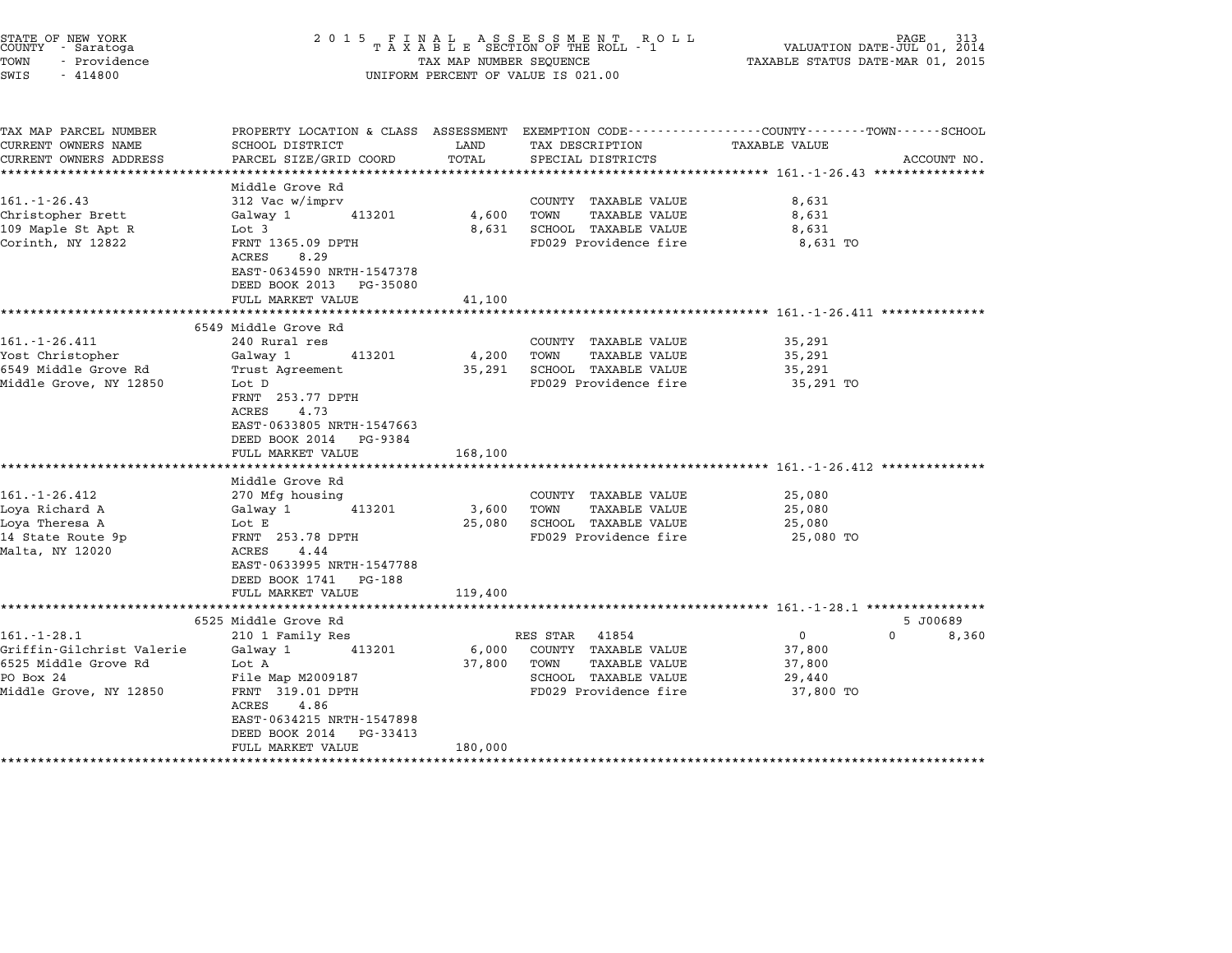STATE OF NEW YORK
COUNTY - Saratoga
TOWN - Providence
SWIS - 414800

2015 FINAL ASSESSMENT ROLL
TAXABLE SECTION OF THE ROLL - 1
TAX MAP NUMBER SEQUENCE
UNIFORM PERCENT OF VALUE IS 021.00

VALUATION DATE-JUL 01, 2014
TAXABLE STATUS DATE-MAR 01, 2015

| TAX MAP PARCEL NUMBER / CURRENT OWNERS NAME / CURRENT OWNERS ADDRESS | PROPERTY LOCATION & CLASS / SCHOOL DISTRICT / PARCEL SIZE/GRID COORD | ASSESSMENT LAND | TOTAL | EXEMPTION CODE / TAX DESCRIPTION / SPECIAL DISTRICTS | COUNTY / TOWN / SCHOOL TAXABLE VALUE | ACCOUNT NO. |
|---|---|---|---|---|---|---|
| **161.-1-26.43** | Middle Grove Rd | | | | | |
| 161.-1-26.43 | 312 Vac w/imprv | | | COUNTY TAXABLE VALUE | 8,631 | |
| Christopher Brett | Galway 1 413201 | 4,600 | | TOWN TAXABLE VALUE | 8,631 | |
| 109 Maple St Apt R | Lot 3 | | 8,631 | SCHOOL TAXABLE VALUE | 8,631 | |
| Corinth, NY 12822 | FRNT 1365.09 DPTH | | | FD029 Providence fire | 8,631 TO | |
| | ACRES 8.29 | | | | | |
| | EAST-0634590 NRTH-1547378 | | | | | |
| | DEED BOOK 2013 PG-35080 | | | | | |
| | FULL MARKET VALUE | | 41,100 | | | |
| **161.-1-26.411** | 6549 Middle Grove Rd | | | | | |
| 161.-1-26.411 | 240 Rural res | | | COUNTY TAXABLE VALUE | 35,291 | |
| Yost Christopher | Galway 1 413201 | 4,200 | | TOWN TAXABLE VALUE | 35,291 | |
| 6549 Middle Grove Rd | Trust Agreement | | 35,291 | SCHOOL TAXABLE VALUE | 35,291 | |
| Middle Grove, NY 12850 | Lot D | | | FD029 Providence fire | 35,291 TO | |
| | FRNT 253.77 DPTH | | | | | |
| | ACRES 4.73 | | | | | |
| | EAST-0633805 NRTH-1547663 | | | | | |
| | DEED BOOK 2014 PG-9384 | | | | | |
| | FULL MARKET VALUE | | 168,100 | | | |
| **161.-1-26.412** | Middle Grove Rd | | | | | |
| 161.-1-26.412 | 270 Mfg housing | | | COUNTY TAXABLE VALUE | 25,080 | |
| Loya Richard A | Galway 1 413201 | 3,600 | | TOWN TAXABLE VALUE | 25,080 | |
| Loya Theresa A | Lot E | | 25,080 | SCHOOL TAXABLE VALUE | 25,080 | |
| 14 State Route 9p | FRNT 253.78 DPTH | | | FD029 Providence fire | 25,080 TO | |
| Malta, NY 12020 | ACRES 4.44 | | | | | |
| | EAST-0633995 NRTH-1547788 | | | | | |
| | DEED BOOK 1741 PG-188 | | | | | |
| | FULL MARKET VALUE | | 119,400 | | | |
| **161.-1-28.1** | 6525 Middle Grove Rd | | | | | 5 J00689 |
| 161.-1-28.1 | 210 1 Family Res | | | RES STAR 41854 | 0 0 8,360 | |
| Griffin-Gilchrist Valerie | Galway 1 413201 | 6,000 | | COUNTY TAXABLE VALUE | 37,800 | |
| 6525 Middle Grove Rd | Lot A | | 37,800 | TOWN TAXABLE VALUE | 37,800 | |
| PO Box 24 | File Map M2009187 | | | SCHOOL TAXABLE VALUE | 29,440 | |
| Middle Grove, NY 12850 | FRNT 319.01 DPTH | | | FD029 Providence fire | 37,800 TO | |
| | ACRES 4.86 | | | | | |
| | EAST-0634215 NRTH-1547898 | | | | | |
| | DEED BOOK 2014 PG-33413 | | | | | |
| | FULL MARKET VALUE | | 180,000 | | | |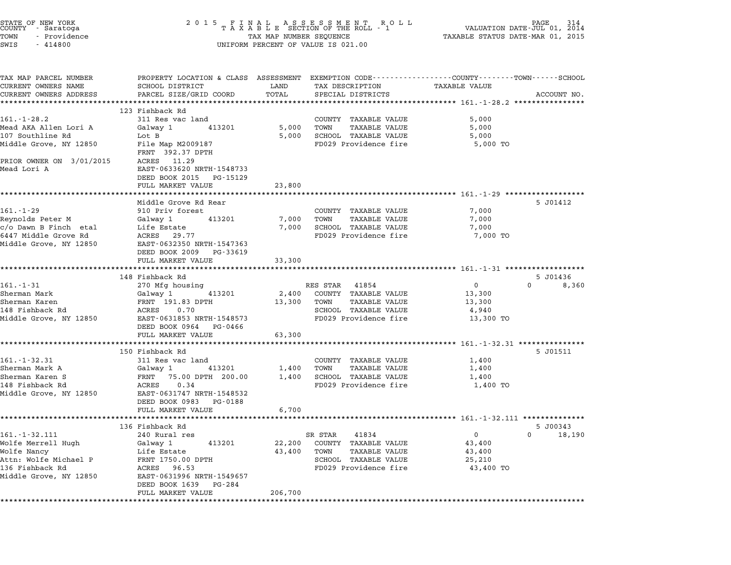STATE OF NEW YORK
COUNTY - Saratoga
TOWN - Providence
SWIS - 414800

2015 FINAL ASSESSMENT ROLL
TAXABLE SECTION OF THE ROLL - 1
TAX MAP NUMBER SEQUENCE
UNIFORM PERCENT OF VALUE IS 021.00

VALUATION DATE-JUL 01, 2014
TAXABLE STATUS DATE-MAR 01, 2015

| TAX MAP PARCEL NUMBER / CURRENT OWNERS NAME / CURRENT OWNERS ADDRESS | PROPERTY LOCATION & CLASS / SCHOOL DISTRICT / PARCEL SIZE/GRID COORD | ASSESSMENT LAND / TOTAL | EXEMPTION CODE / TAX DESCRIPTION / SPECIAL DISTRICTS | COUNTY / TOWN TAXABLE VALUE | SCHOOL | ACCOUNT NO. |
|---|---|---|---|---|---|---|
| **161.-1-28.2** | 123 Fishback Rd | | | | | |
| 161.-1-28.2 | 311 Res vac land | | COUNTY TAXABLE VALUE | 5,000 | | |
| Mead AKA Allen Lori A | Galway 1 413201 | 5,000 | TOWN TAXABLE VALUE | 5,000 | | |
| 107 Southline Rd | Lot B | 5,000 | SCHOOL TAXABLE VALUE | 5,000 | | |
| Middle Grove, NY 12850 | File Map M2009187 | | FD029 Providence fire | 5,000 TO | | |
| | FRNT 392.37 DPTH | | | | | |
| PRIOR OWNER ON 3/01/2015 | ACRES 11.29 | | | | | |
| Mead Lori A | EAST-0633620 NRTH-1548733 | | | | | |
| | DEED BOOK 2015 PG-15129 | | | | | |
| | FULL MARKET VALUE | 23,800 | | | | |
| **161.-1-29** | Middle Grove Rd Rear | | | | | 5 J01412 |
| 161.-1-29 | 910 Priv forest | | COUNTY TAXABLE VALUE | 7,000 | | |
| Reynolds Peter M | Galway 1 413201 | 7,000 | TOWN TAXABLE VALUE | 7,000 | | |
| c/o Dawn B Finch etal | Life Estate | 7,000 | SCHOOL TAXABLE VALUE | 7,000 | | |
| 6447 Middle Grove Rd | ACRES 29.77 | | FD029 Providence fire | 7,000 TO | | |
| Middle Grove, NY 12850 | EAST-0632350 NRTH-1547363 | | | | | |
| | DEED BOOK 2009 PG-33619 | | | | | |
| | FULL MARKET VALUE | 33,300 | | | | |
| **161.-1-31** | 148 Fishback Rd | | | | | 5 J01436 |
| 161.-1-31 | 270 Mfg housing | | RES STAR 41854 | 0 | 0 | 8,360 |
| Sherman Mark | Galway 1 413201 | 2,400 | COUNTY TAXABLE VALUE | 13,300 | | |
| Sherman Karen | FRNT 191.83 DPTH | 13,300 | TOWN TAXABLE VALUE | 13,300 | | |
| 148 Fishback Rd | ACRES 0.70 | | SCHOOL TAXABLE VALUE | 4,940 | | |
| Middle Grove, NY 12850 | EAST-0631853 NRTH-1548573 | | FD029 Providence fire | 13,300 TO | | |
| | DEED BOOK 0964 PG-0466 | | | | | |
| | FULL MARKET VALUE | 63,300 | | | | |
| **161.-1-32.31** | 150 Fishback Rd | | | | | 5 J01511 |
| 161.-1-32.31 | 311 Res vac land | | COUNTY TAXABLE VALUE | 1,400 | | |
| Sherman Mark A | Galway 1 413201 | 1,400 | TOWN TAXABLE VALUE | 1,400 | | |
| Sherman Karen S | FRNT 75.00 DPTH 200.00 | 1,400 | SCHOOL TAXABLE VALUE | 1,400 | | |
| 148 Fishback Rd | ACRES 0.34 | | FD029 Providence fire | 1,400 TO | | |
| Middle Grove, NY 12850 | EAST-0631747 NRTH-1548532 | | | | | |
| | DEED BOOK 0983 PG-0188 | | | | | |
| | FULL MARKET VALUE | 6,700 | | | | |
| **161.-1-32.111** | 136 Fishback Rd | | | | | 5 J00343 |
| 161.-1-32.111 | 240 Rural res | | SR STAR 41834 | 0 | 0 | 18,190 |
| Wolfe Merrell Hugh | Galway 1 413201 | 22,200 | COUNTY TAXABLE VALUE | 43,400 | | |
| Wolfe Nancy | Life Estate | 43,400 | TOWN TAXABLE VALUE | 43,400 | | |
| Attn: Wolfe Michael P | FRNT 1750.00 DPTH | | SCHOOL TAXABLE VALUE | 25,210 | | |
| 136 Fishback Rd | ACRES 96.53 | | FD029 Providence fire | 43,400 TO | | |
| Middle Grove, NY 12850 | EAST-0631996 NRTH-1549657 | | | | | |
| | DEED BOOK 1639 PG-284 | | | | | |
| | FULL MARKET VALUE | 206,700 | | | | |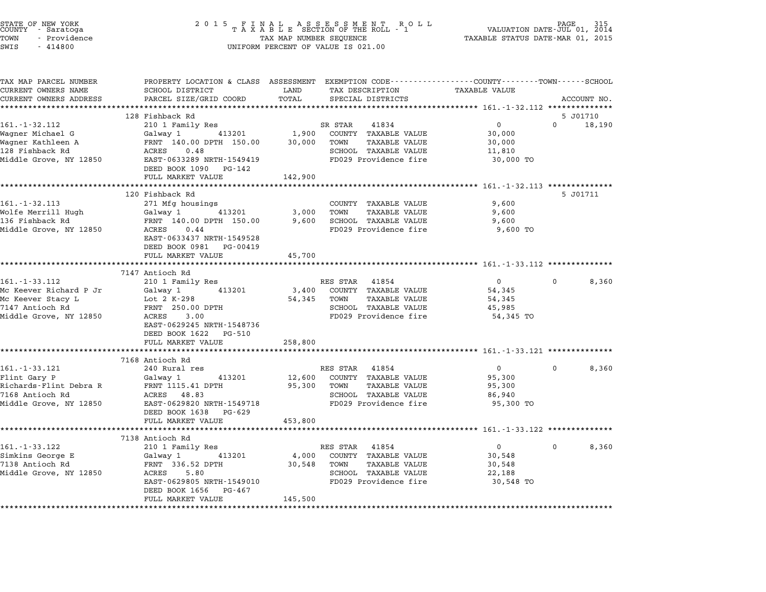STATE OF NEW YORK
COUNTY - Saratoga
TOWN - Providence
SWIS - 414800

2015 FINAL ASSESSMENT ROLL
TAXABLE SECTION OF THE ROLL - 1
TAX MAP NUMBER SEQUENCE
UNIFORM PERCENT OF VALUE IS 021.00

VALUATION DATE-JUL 01, 2014
TAXABLE STATUS DATE-MAR 01, 2015

| TAX MAP PARCEL NUMBER / CURRENT OWNERS NAME / CURRENT OWNERS ADDRESS | PROPERTY LOCATION & CLASS / SCHOOL DISTRICT / PARCEL SIZE/GRID COORD | ASSESSMENT LAND / TOTAL | EXEMPTION CODE / TAX DESCRIPTION / SPECIAL DISTRICTS | COUNTY | TOWN | SCHOOL | ACCOUNT NO. |
|---|---|---|---|---|---|---|---|
| **161.-1-32.112** | 128 Fishback Rd | | | | | | 5 J01710 |
| 161.-1-32.112 | 210 1 Family Res | | SR STAR 41834 | 0 | 0 | 18,190 | |
| Wagner Michael G | Galway 1 413201 | 1,900 | COUNTY TAXABLE VALUE | 30,000 | | | |
| Wagner Kathleen A | FRNT 140.00 DPTH 150.00 | 30,000 | TOWN TAXABLE VALUE | | 30,000 | | |
| 128 Fishback Rd | ACRES 0.48 | | SCHOOL TAXABLE VALUE | | | 11,810 | |
| Middle Grove, NY 12850 | EAST-0633289 NRTH-1549419 | | FD029 Providence fire | 30,000 TO | | | |
| | DEED BOOK 1090 PG-142 | | | | | | |
| | FULL MARKET VALUE | 142,900 | | | | | |
| **161.-1-32.113** | 120 Fishback Rd | | | | | | 5 J01711 |
| 161.-1-32.113 | 271 Mfg housings | | COUNTY TAXABLE VALUE | 9,600 | | | |
| Wolfe Merrill Hugh | Galway 1 413201 | 3,000 | TOWN TAXABLE VALUE | | 9,600 | | |
| 136 Fishback Rd | FRNT 140.00 DPTH 150.00 | 9,600 | SCHOOL TAXABLE VALUE | | | 9,600 | |
| Middle Grove, NY 12850 | ACRES 0.44 | | FD029 Providence fire | 9,600 TO | | | |
| | EAST-0633437 NRTH-1549528 | | | | | | |
| | DEED BOOK 0981 PG-00419 | | | | | | |
| | FULL MARKET VALUE | 45,700 | | | | | |
| **161.-1-33.112** | 7147 Antioch Rd | | | | | | |
| 161.-1-33.112 | 210 1 Family Res | | RES STAR 41854 | 0 | 0 | 8,360 | |
| Mc Keever Richard P Jr | Galway 1 413201 | 3,400 | COUNTY TAXABLE VALUE | 54,345 | | | |
| Mc Keever Stacy L | Lot 2 K-298 | 54,345 | TOWN TAXABLE VALUE | | 54,345 | | |
| 7147 Antioch Rd | FRNT 250.00 DPTH | | SCHOOL TAXABLE VALUE | | | 45,985 | |
| Middle Grove, NY 12850 | ACRES 3.00 | | FD029 Providence fire | 54,345 TO | | | |
| | EAST-0629245 NRTH-1548736 | | | | | | |
| | DEED BOOK 1622 PG-510 | | | | | | |
| | FULL MARKET VALUE | 258,800 | | | | | |
| **161.-1-33.121** | 7168 Antioch Rd | | | | | | |
| 161.-1-33.121 | 240 Rural res | | RES STAR 41854 | 0 | 0 | 8,360 | |
| Flint Gary P | Galway 1 413201 | 12,600 | COUNTY TAXABLE VALUE | 95,300 | | | |
| Richards-Flint Debra R | FRNT 1115.41 DPTH | 95,300 | TOWN TAXABLE VALUE | | 95,300 | | |
| 7168 Antioch Rd | ACRES 48.83 | | SCHOOL TAXABLE VALUE | | | 86,940 | |
| Middle Grove, NY 12850 | EAST-0629820 NRTH-1549718 | | FD029 Providence fire | 95,300 TO | | | |
| | DEED BOOK 1638 PG-629 | | | | | | |
| | FULL MARKET VALUE | 453,800 | | | | | |
| **161.-1-33.122** | 7138 Antioch Rd | | | | | | |
| 161.-1-33.122 | 210 1 Family Res | | RES STAR 41854 | 0 | 0 | 8,360 | |
| Simkins George E | Galway 1 413201 | 4,000 | COUNTY TAXABLE VALUE | 30,548 | | | |
| 7138 Antioch Rd | FRNT 336.52 DPTH | 30,548 | TOWN TAXABLE VALUE | | 30,548 | | |
| Middle Grove, NY 12850 | ACRES 5.80 | | SCHOOL TAXABLE VALUE | | | 22,188 | |
| | EAST-0629805 NRTH-1549010 | | FD029 Providence fire | 30,548 TO | | | |
| | DEED BOOK 1656 PG-467 | | | | | | |
| | FULL MARKET VALUE | 145,500 | | | | | |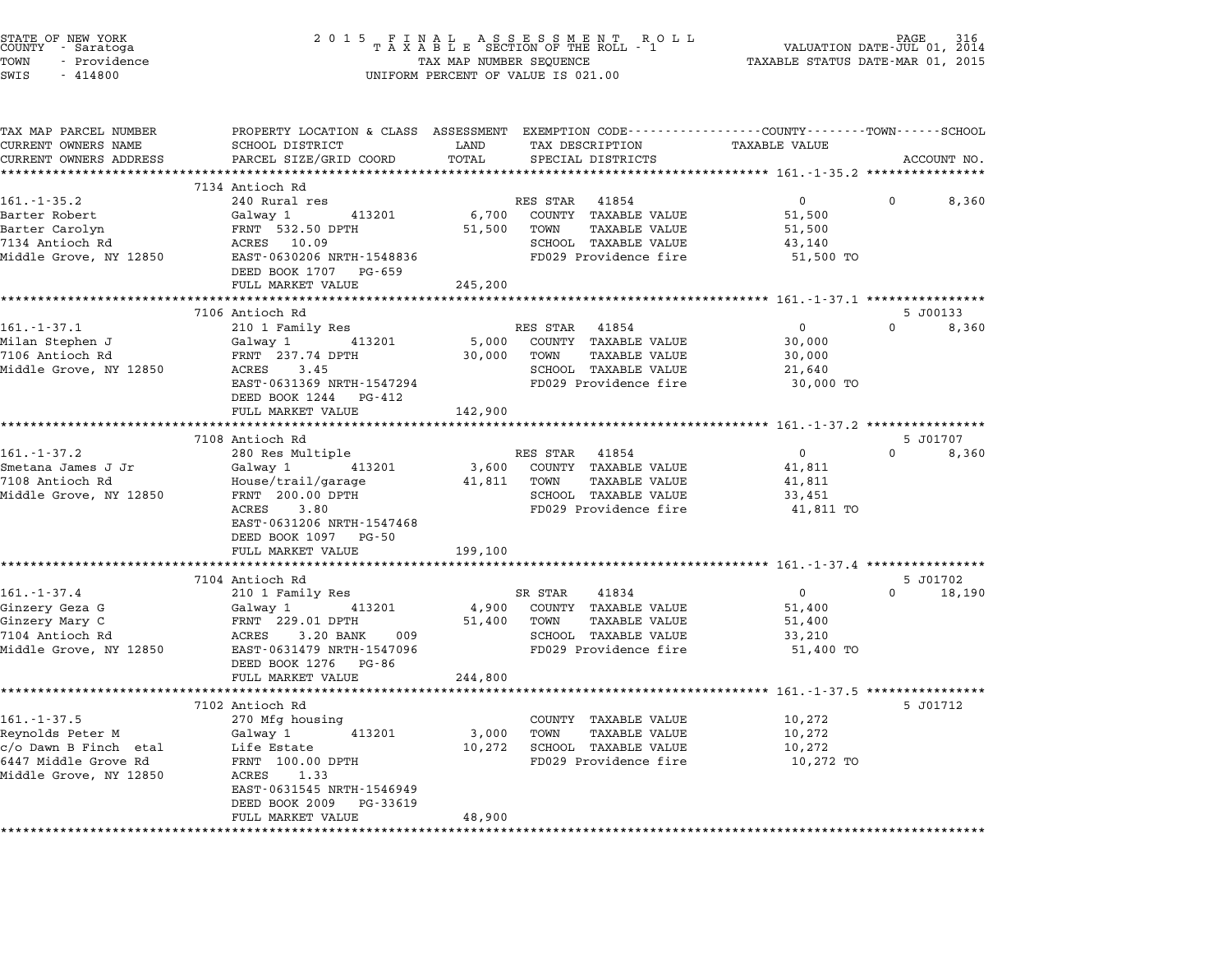STATE OF NEW YORK
COUNTY - Saratoga
TOWN - Providence
SWIS - 414800

2015 FINAL ASSESSMENT ROLL
TAXABLE SECTION OF THE ROLL - 1
TAX MAP NUMBER SEQUENCE
UNIFORM PERCENT OF VALUE IS 021.00

VALUATION DATE-JUL 01, 2014
TAXABLE STATUS DATE-MAR 01, 2015

| TAX MAP PARCEL NUMBER / CURRENT OWNERS NAME / CURRENT OWNERS ADDRESS | PROPERTY LOCATION & CLASS / SCHOOL DISTRICT / PARCEL SIZE/GRID COORD | ASSESSMENT LAND / TOTAL | EXEMPTION CODE / TAX DESCRIPTION / SPECIAL DISTRICTS | COUNTY / TOWN / SCHOOL TAXABLE VALUE | ACCOUNT NO. |
|---|---|---|---|---|---|
| **161.-1-35.2** | 7134 Antioch Rd | | | | |
| 161.-1-35.2 | 240 Rural res | | RES STAR 41854 | 0 / 0 / 8,360 | |
| Barter Robert | Galway 1 413201 | 6,700 | COUNTY TAXABLE VALUE | 51,500 | |
| Barter Carolyn | FRNT 532.50 DPTH | 51,500 | TOWN TAXABLE VALUE | 51,500 | |
| 7134 Antioch Rd | ACRES 10.09 | | SCHOOL TAXABLE VALUE | 43,140 | |
| Middle Grove, NY 12850 | EAST-0630206 NRTH-1548836 | | FD029 Providence fire | 51,500 TO | |
| | DEED BOOK 1707 PG-659 | | | | |
| | FULL MARKET VALUE | 245,200 | | | |
| **161.-1-37.1** | 7106 Antioch Rd | | | | 5 J00133 |
| 161.-1-37.1 | 210 1 Family Res | | RES STAR 41854 | 0 / 0 / 8,360 | |
| Milan Stephen J | Galway 1 413201 | 5,000 | COUNTY TAXABLE VALUE | 30,000 | |
| 7106 Antioch Rd | FRNT 237.74 DPTH | 30,000 | TOWN TAXABLE VALUE | 30,000 | |
| Middle Grove, NY 12850 | ACRES 3.45 | | SCHOOL TAXABLE VALUE | 21,640 | |
| | EAST-0631369 NRTH-1547294 | | FD029 Providence fire | 30,000 TO | |
| | DEED BOOK 1244 PG-412 | | | | |
| | FULL MARKET VALUE | 142,900 | | | |
| **161.-1-37.2** | 7108 Antioch Rd | | | | 5 J01707 |
| 161.-1-37.2 | 280 Res Multiple | | RES STAR 41854 | 0 / 0 / 8,360 | |
| Smetana James J Jr | Galway 1 413201 | 3,600 | COUNTY TAXABLE VALUE | 41,811 | |
| 7108 Antioch Rd | House/trail/garage | 41,811 | TOWN TAXABLE VALUE | 41,811 | |
| Middle Grove, NY 12850 | FRNT 200.00 DPTH | | SCHOOL TAXABLE VALUE | 33,451 | |
| | ACRES 3.80 | | FD029 Providence fire | 41,811 TO | |
| | EAST-0631206 NRTH-1547468 | | | | |
| | DEED BOOK 1097 PG-50 | | | | |
| | FULL MARKET VALUE | 199,100 | | | |
| **161.-1-37.4** | 7104 Antioch Rd | | | | 5 J01702 |
| 161.-1-37.4 | 210 1 Family Res | | SR STAR 41834 | 0 / 0 / 18,190 | |
| Ginzery Geza G | Galway 1 413201 | 4,900 | COUNTY TAXABLE VALUE | 51,400 | |
| Ginzery Mary C | FRNT 229.01 DPTH | 51,400 | TOWN TAXABLE VALUE | 51,400 | |
| 7104 Antioch Rd | ACRES 3.20 BANK 009 | | SCHOOL TAXABLE VALUE | 33,210 | |
| Middle Grove, NY 12850 | EAST-0631479 NRTH-1547096 | | FD029 Providence fire | 51,400 TO | |
| | DEED BOOK 1276 PG-86 | | | | |
| | FULL MARKET VALUE | 244,800 | | | |
| **161.-1-37.5** | 7102 Antioch Rd | | | | 5 J01712 |
| 161.-1-37.5 | 270 Mfg housing | | COUNTY TAXABLE VALUE | 10,272 | |
| Reynolds Peter M | Galway 1 413201 | 3,000 | TOWN TAXABLE VALUE | 10,272 | |
| c/o Dawn B Finch etal | Life Estate | 10,272 | SCHOOL TAXABLE VALUE | 10,272 | |
| 6447 Middle Grove Rd | FRNT 100.00 DPTH | | FD029 Providence fire | 10,272 TO | |
| Middle Grove, NY 12850 | ACRES 1.33 | | | | |
| | EAST-0631545 NRTH-1546949 | | | | |
| | DEED BOOK 2009 PG-33619 | | | | |
| | FULL MARKET VALUE | 48,900 | | | |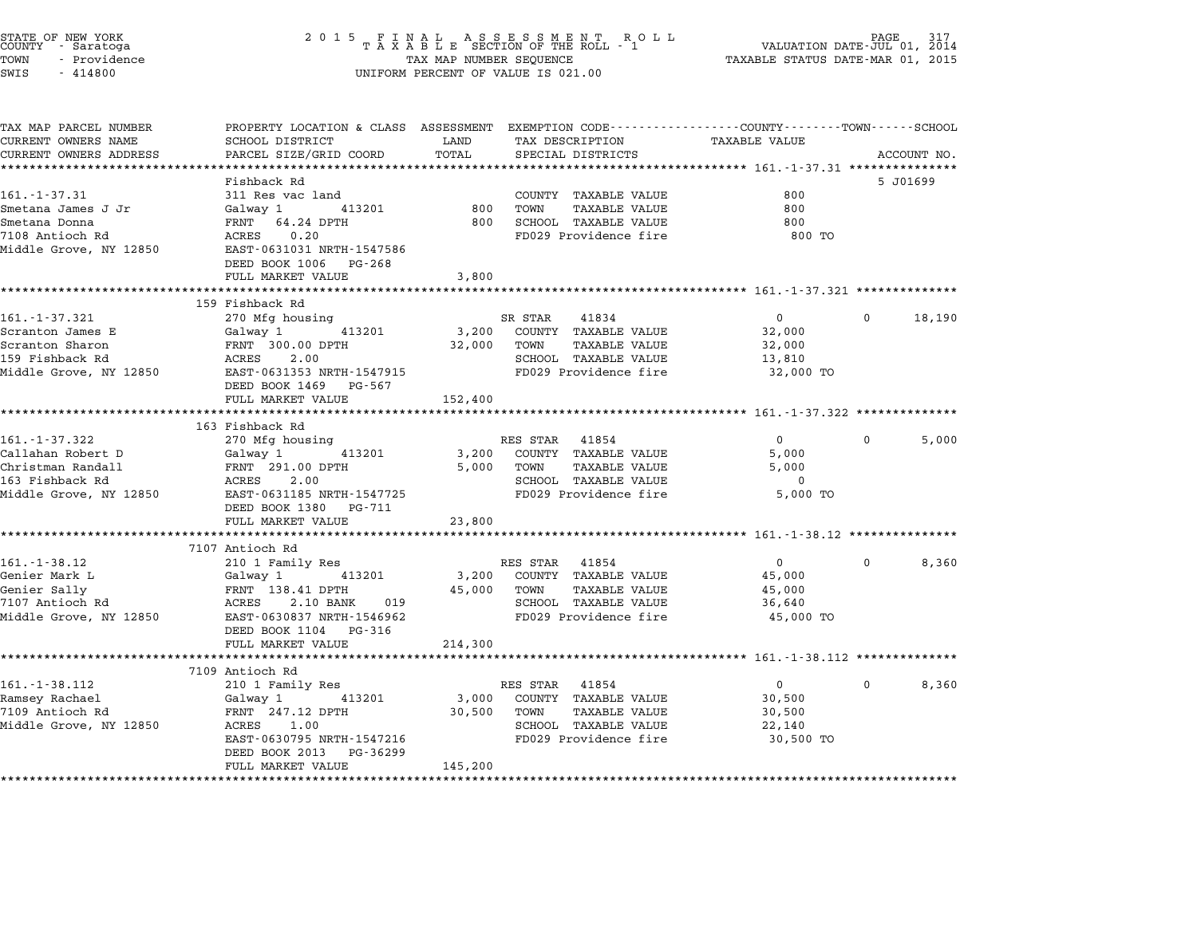STATE OF NEW YORK
COUNTY - Saratoga
TOWN - Providence
SWIS - 414800

2015 FINAL ASSESSMENT ROLL
TAXABLE SECTION OF THE ROLL - 1
TAX MAP NUMBER SEQUENCE
UNIFORM PERCENT OF VALUE IS 021.00

VALUATION DATE-JUL 01, 2014
TAXABLE STATUS DATE-MAR 01, 2015

| TAX MAP PARCEL NUMBER / CURRENT OWNERS NAME / CURRENT OWNERS ADDRESS | PROPERTY LOCATION & CLASS / SCHOOL DISTRICT / PARCEL SIZE/GRID COORD | ASSESSMENT LAND / TOTAL | EXEMPTION CODE / TAX DESCRIPTION / SPECIAL DISTRICTS | COUNTY / TOWN TAXABLE VALUE | SCHOOL / ACCOUNT NO. |
|---|---|---|---|---|---|
| **161.-1-37.31** | Fishback Rd | | | | 5 J01699 |
| 161.-1-37.31 | 311 Res vac land | | COUNTY TAXABLE VALUE | 800 | |
| Smetana James J Jr | Galway 1 413201 | 800 | TOWN TAXABLE VALUE | 800 | |
| Smetana Donna | FRNT 64.24 DPTH | 800 | SCHOOL TAXABLE VALUE | 800 | |
| 7108 Antioch Rd | ACRES 0.20 | | FD029 Providence fire | 800 TO | |
| Middle Grove, NY 12850 | EAST-0631031 NRTH-1547586 | | | | |
| | DEED BOOK 1006 PG-268 | | | | |
| | FULL MARKET VALUE | 3,800 | | | |
| **161.-1-37.321** | 159 Fishback Rd | | | | |
| 161.-1-37.321 | 270 Mfg housing | | SR STAR 41834 | 0 / 0 | 18,190 |
| Scranton James E | Galway 1 413201 | 3,200 | COUNTY TAXABLE VALUE | 32,000 | |
| Scranton Sharon | FRNT 300.00 DPTH | 32,000 | TOWN TAXABLE VALUE | 32,000 | |
| 159 Fishback Rd | ACRES 2.00 | | SCHOOL TAXABLE VALUE | 13,810 | |
| Middle Grove, NY 12850 | EAST-0631353 NRTH-1547915 | | FD029 Providence fire | 32,000 TO | |
| | DEED BOOK 1469 PG-567 | | | | |
| | FULL MARKET VALUE | 152,400 | | | |
| **161.-1-37.322** | 163 Fishback Rd | | | | |
| 161.-1-37.322 | 270 Mfg housing | | RES STAR 41854 | 0 / 0 | 5,000 |
| Callahan Robert D | Galway 1 413201 | 3,200 | COUNTY TAXABLE VALUE | 5,000 | |
| Christman Randall | FRNT 291.00 DPTH | 5,000 | TOWN TAXABLE VALUE | 5,000 | |
| 163 Fishback Rd | ACRES 2.00 | | SCHOOL TAXABLE VALUE | 0 | |
| Middle Grove, NY 12850 | EAST-0631185 NRTH-1547725 | | FD029 Providence fire | 5,000 TO | |
| | DEED BOOK 1380 PG-711 | | | | |
| | FULL MARKET VALUE | 23,800 | | | |
| **161.-1-38.12** | 7107 Antioch Rd | | | | |
| 161.-1-38.12 | 210 1 Family Res | | RES STAR 41854 | 0 / 0 | 8,360 |
| Genier Mark L | Galway 1 413201 | 3,200 | COUNTY TAXABLE VALUE | 45,000 | |
| Genier Sally | FRNT 138.41 DPTH | 45,000 | TOWN TAXABLE VALUE | 45,000 | |
| 7107 Antioch Rd | ACRES 2.10 BANK 019 | | SCHOOL TAXABLE VALUE | 36,640 | |
| Middle Grove, NY 12850 | EAST-0630837 NRTH-1546962 | | FD029 Providence fire | 45,000 TO | |
| | DEED BOOK 1104 PG-316 | | | | |
| | FULL MARKET VALUE | 214,300 | | | |
| **161.-1-38.112** | 7109 Antioch Rd | | | | |
| 161.-1-38.112 | 210 1 Family Res | | RES STAR 41854 | 0 / 0 | 8,360 |
| Ramsey Rachael | Galway 1 413201 | 3,000 | COUNTY TAXABLE VALUE | 30,500 | |
| 7109 Antioch Rd | FRNT 247.12 DPTH | 30,500 | TOWN TAXABLE VALUE | 30,500 | |
| Middle Grove, NY 12850 | ACRES 1.00 | | SCHOOL TAXABLE VALUE | 22,140 | |
| | EAST-0630795 NRTH-1547216 | | FD029 Providence fire | 30,500 TO | |
| | DEED BOOK 2013 PG-36299 | | | | |
| | FULL MARKET VALUE | 145,200 | | | |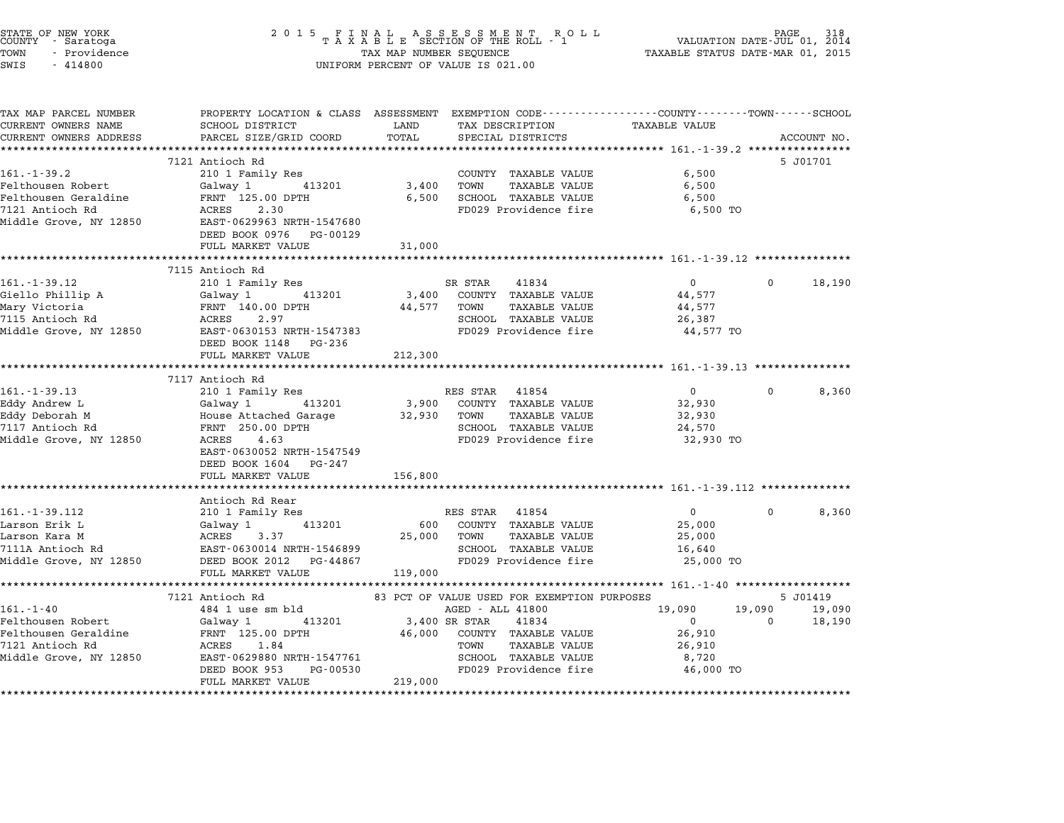STATE OF NEW YORK
COUNTY - Saratoga
TOWN - Providence
SWIS - 414800

# 2015 FINAL ASSESSMENT ROLL
TAXABLE SECTION OF THE ROLL - 1
TAX MAP NUMBER SEQUENCE
UNIFORM PERCENT OF VALUE IS 021.00

VALUATION DATE-JUL 01, 2014
TAXABLE STATUS DATE-MAR 01, 2015

| TAX MAP PARCEL NUMBER / CURRENT OWNERS NAME / CURRENT OWNERS ADDRESS | PROPERTY LOCATION & CLASS / SCHOOL DISTRICT / PARCEL SIZE/GRID COORD | ASSESSMENT LAND / TOTAL | EXEMPTION CODE / TAX DESCRIPTION / SPECIAL DISTRICTS | COUNTY | TOWN | SCHOOL | ACCOUNT NO. |
|---|---|---|---|---|---|---|---|
| **161.-1-39.2** | 7121 Antioch Rd | | | | | | 5 J01701 |
| 161.-1-39.2 | 210 1 Family Res | | COUNTY TAXABLE VALUE | 6,500 | | | |
| Felthousen Robert | Galway 1 413201 | 3,400 | TOWN TAXABLE VALUE | | 6,500 | | |
| Felthousen Geraldine | FRNT 125.00 DPTH | 6,500 | SCHOOL TAXABLE VALUE | | | 6,500 | |
| 7121 Antioch Rd | ACRES 2.30 | | FD029 Providence fire | 6,500 TO | | | |
| Middle Grove, NY 12850 | EAST-0629963 NRTH-1547680 | | | | | | |
| | DEED BOOK 0976 PG-00129 | | | | | | |
| | FULL MARKET VALUE | 31,000 | | | | | |
| **161.-1-39.12** | 7115 Antioch Rd | | | | | | |
| 161.-1-39.12 | 210 1 Family Res | | SR STAR 41834 | 0 | 0 | 18,190 | |
| Giello Phillip A | Galway 1 413201 | 3,400 | COUNTY TAXABLE VALUE | 44,577 | | | |
| Mary Victoria | FRNT 140.00 DPTH | 44,577 | TOWN TAXABLE VALUE | | 44,577 | | |
| 7115 Antioch Rd | ACRES 2.97 | | SCHOOL TAXABLE VALUE | | | 26,387 | |
| Middle Grove, NY 12850 | EAST-0630153 NRTH-1547383 | | FD029 Providence fire | 44,577 TO | | | |
| | DEED BOOK 1148 PG-236 | | | | | | |
| | FULL MARKET VALUE | 212,300 | | | | | |
| **161.-1-39.13** | 7117 Antioch Rd | | | | | | |
| 161.-1-39.13 | 210 1 Family Res | | RES STAR 41854 | 0 | 0 | 8,360 | |
| Eddy Andrew L | Galway 1 413201 | 3,900 | COUNTY TAXABLE VALUE | 32,930 | | | |
| Eddy Deborah M | House Attached Garage | 32,930 | TOWN TAXABLE VALUE | | 32,930 | | |
| 7117 Antioch Rd | FRNT 250.00 DPTH | | SCHOOL TAXABLE VALUE | | | 24,570 | |
| Middle Grove, NY 12850 | ACRES 4.63 | | FD029 Providence fire | 32,930 TO | | | |
| | EAST-0630052 NRTH-1547549 | | | | | | |
| | DEED BOOK 1604 PG-247 | | | | | | |
| | FULL MARKET VALUE | 156,800 | | | | | |
| **161.-1-39.112** | Antioch Rd Rear | | | | | | |
| 161.-1-39.112 | 210 1 Family Res | | RES STAR 41854 | 0 | 0 | 8,360 | |
| Larson Erik L | Galway 1 413201 | 600 | COUNTY TAXABLE VALUE | 25,000 | | | |
| Larson Kara M | ACRES 3.37 | 25,000 | TOWN TAXABLE VALUE | | 25,000 | | |
| 7111A Antioch Rd | EAST-0630014 NRTH-1546899 | | SCHOOL TAXABLE VALUE | | | 16,640 | |
| Middle Grove, NY 12850 | DEED BOOK 2012 PG-44867 | | FD029 Providence fire | 25,000 TO | | | |
| | FULL MARKET VALUE | 119,000 | | | | | |
| **161.-1-40** | 7121 Antioch Rd | | 83 PCT OF VALUE USED FOR EXEMPTION PURPOSES | | | | 5 J01419 |
| 161.-1-40 | 484 1 use sm bld | | AGED - ALL 41800 | 19,090 | 19,090 | 19,090 | |
| Felthousen Robert | Galway 1 413201 | 3,400 | SR STAR 41834 | 0 | 0 | 18,190 | |
| Felthousen Geraldine | FRNT 125.00 DPTH | 46,000 | COUNTY TAXABLE VALUE | 26,910 | | | |
| 7121 Antioch Rd | ACRES 1.84 | | TOWN TAXABLE VALUE | | 26,910 | | |
| Middle Grove, NY 12850 | EAST-0629880 NRTH-1547761 | | SCHOOL TAXABLE VALUE | | | 8,720 | |
| | DEED BOOK 953 PG-00530 | | FD029 Providence fire | 46,000 TO | | | |
| | FULL MARKET VALUE | 219,000 | | | | | |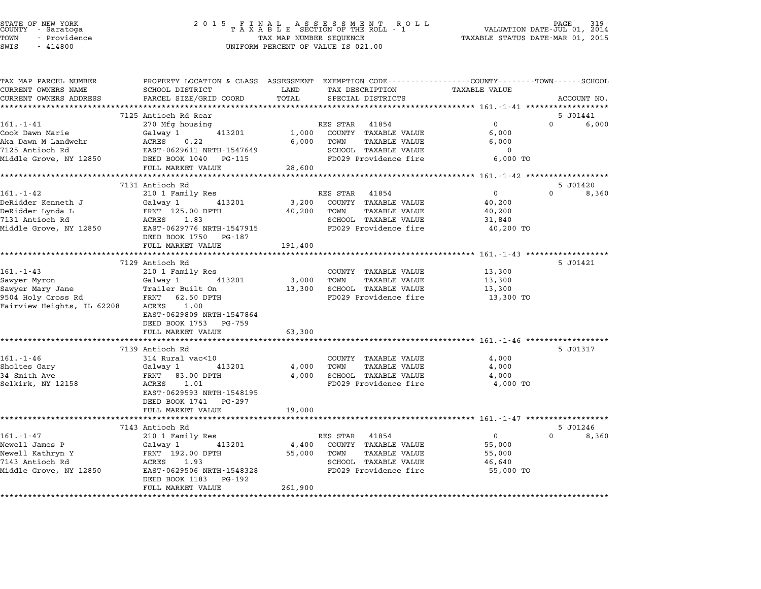STATE OF NEW YORK
COUNTY - Saratoga
TOWN - Providence
SWIS - 414800

2015 FINAL ASSESSMENT ROLL
TAXABLE SECTION OF THE ROLL - 1
TAX MAP NUMBER SEQUENCE
UNIFORM PERCENT OF VALUE IS 021.00

VALUATION DATE-JUL 01, 2014
TAXABLE STATUS DATE-MAR 01, 2015

| TAX MAP PARCEL NUMBER / CURRENT OWNERS NAME / CURRENT OWNERS ADDRESS | PROPERTY LOCATION & CLASS / SCHOOL DISTRICT / PARCEL SIZE/GRID COORD | ASSESSMENT LAND | TOTAL | EXEMPTION CODE / TAX DESCRIPTION / SPECIAL DISTRICTS | COUNTY | TOWN | SCHOOL | ACCOUNT NO. |
|---|---|---|---|---|---|---|---|---|
| **161.-1-41** | 7125 Antioch Rd Rear | | | | | | | 5 J01441 |
| Cook Dawn Marie | 270 Mfg housing | | | RES STAR 41854 | 0 | 0 | 6,000 | |
| Aka Dawn M Landwehr | Galway 1 413201 | 1,000 | | COUNTY TAXABLE VALUE | 6,000 | | | |
| 7125 Antioch Rd | ACRES 0.22 | | 6,000 | TOWN TAXABLE VALUE | | 6,000 | | |
| Middle Grove, NY 12850 | EAST-0629611 NRTH-1547649 | | | SCHOOL TAXABLE VALUE | | | 0 | |
| | DEED BOOK 1040 PG-115 | | | FD029 Providence fire | 6,000 TO | | | |
| | FULL MARKET VALUE | | 28,600 | | | | | |
| **161.-1-42** | 7131 Antioch Rd | | | | | | | 5 J01420 |
| DeRidder Kenneth J | 210 1 Family Res | | | RES STAR 41854 | 0 | 0 | 8,360 | |
| DeRidder Lynda L | Galway 1 413201 | 3,200 | | COUNTY TAXABLE VALUE | 40,200 | | | |
| 7131 Antioch Rd | FRNT 125.00 DPTH | | 40,200 | TOWN TAXABLE VALUE | | 40,200 | | |
| Middle Grove, NY 12850 | ACRES 1.83 | | | SCHOOL TAXABLE VALUE | | | 31,840 | |
| | EAST-0629776 NRTH-1547915 | | | FD029 Providence fire | 40,200 TO | | | |
| | DEED BOOK 1750 PG-187 | | | | | | | |
| | FULL MARKET VALUE | | 191,400 | | | | | |
| **161.-1-43** | 7129 Antioch Rd | | | | | | | 5 J01421 |
| Sawyer Myron | 210 1 Family Res | | | COUNTY TAXABLE VALUE | 13,300 | | | |
| Sawyer Mary Jane | Galway 1 413201 | 3,000 | | TOWN TAXABLE VALUE | | 13,300 | | |
| 9504 Holy Cross Rd | Trailer Built On | | 13,300 | SCHOOL TAXABLE VALUE | | | 13,300 | |
| Fairview Heights, IL 62208 | FRNT 62.50 DPTH | | | FD029 Providence fire | 13,300 TO | | | |
| | ACRES 1.00 | | | | | | | |
| | EAST-0629809 NRTH-1547864 | | | | | | | |
| | DEED BOOK 1753 PG-759 | | | | | | | |
| | FULL MARKET VALUE | | 63,300 | | | | | |
| **161.-1-46** | 7139 Antioch Rd | | | | | | | 5 J01317 |
| Sholtes Gary | 314 Rural vac<10 | | | COUNTY TAXABLE VALUE | 4,000 | | | |
| 34 Smith Ave | Galway 1 413201 | 4,000 | | TOWN TAXABLE VALUE | | 4,000 | | |
| Selkirk, NY 12158 | FRNT 83.00 DPTH | | 4,000 | SCHOOL TAXABLE VALUE | | | 4,000 | |
| | ACRES 1.01 | | | FD029 Providence fire | 4,000 TO | | | |
| | EAST-0629593 NRTH-1548195 | | | | | | | |
| | DEED BOOK 1741 PG-297 | | | | | | | |
| | FULL MARKET VALUE | | 19,000 | | | | | |
| **161.-1-47** | 7143 Antioch Rd | | | | | | | 5 J01246 |
| Newell James P | 210 1 Family Res | | | RES STAR 41854 | 0 | 0 | 8,360 | |
| Newell Kathryn Y | Galway 1 413201 | 4,400 | | COUNTY TAXABLE VALUE | 55,000 | | | |
| 7143 Antioch Rd | FRNT 192.00 DPTH | | 55,000 | TOWN TAXABLE VALUE | | 55,000 | | |
| Middle Grove, NY 12850 | ACRES 1.93 | | | SCHOOL TAXABLE VALUE | | | 46,640 | |
| | EAST-0629506 NRTH-1548328 | | | FD029 Providence fire | 55,000 TO | | | |
| | DEED BOOK 1183 PG-192 | | | | | | | |
| | FULL MARKET VALUE | | 261,900 | | | | | |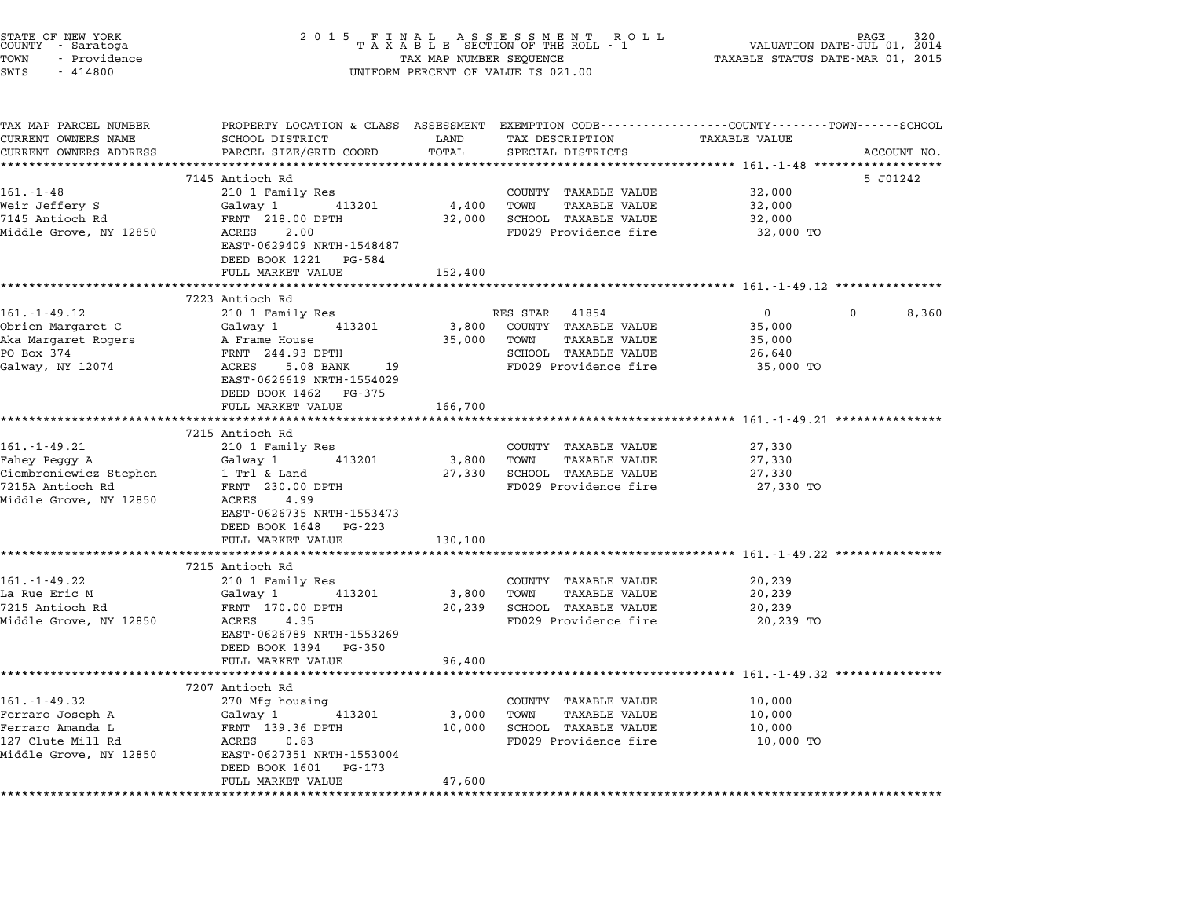STATE OF NEW YORK
COUNTY - Saratoga
TOWN - Providence
SWIS - 414800

2015 FINAL ASSESSMENT ROLL
TAXABLE SECTION OF THE ROLL - 1
TAX MAP NUMBER SEQUENCE
UNIFORM PERCENT OF VALUE IS 021.00

VALUATION DATE-JUL 01, 2014
TAXABLE STATUS DATE-MAR 01, 2015

| TAX MAP PARCEL NUMBER / CURRENT OWNERS NAME / CURRENT OWNERS ADDRESS | PROPERTY LOCATION & CLASS / SCHOOL DISTRICT / PARCEL SIZE/GRID COORD | ASSESSMENT LAND | TOTAL | EXEMPTION CODE / TAX DESCRIPTION / SPECIAL DISTRICTS | COUNTY TAXABLE VALUE | TOWN | SCHOOL | ACCOUNT NO. |
|---|---|---|---|---|---|---|---|---|
| **161.-1-48** | 7145 Antioch Rd | | | | | | | 5 J01242 |
| 161.-1-48 | 210 1 Family Res | | | COUNTY TAXABLE VALUE | 32,000 | | | |
| Weir Jeffery S | Galway 1 413201 | 4,400 | | TOWN TAXABLE VALUE | 32,000 | | | |
| 7145 Antioch Rd | FRNT 218.00 DPTH | | 32,000 | SCHOOL TAXABLE VALUE | 32,000 | | | |
| Middle Grove, NY 12850 | ACRES 2.00 | | | FD029 Providence fire | 32,000 TO | | | |
| | EAST-0629409 NRTH-1548487 | | | | | | | |
| | DEED BOOK 1221 PG-584 | | | | | | | |
| | FULL MARKET VALUE | | 152,400 | | | | | |
| **161.-1-49.12** | 7223 Antioch Rd | | | | | | | |
| 161.-1-49.12 | 210 1 Family Res | | | RES STAR 41854 | 0 | 0 | 8,360 | |
| Obrien Margaret C | Galway 1 413201 | 3,800 | | COUNTY TAXABLE VALUE | 35,000 | | | |
| Aka Margaret Rogers | A Frame House | | 35,000 | TOWN TAXABLE VALUE | 35,000 | | | |
| PO Box 374 | FRNT 244.93 DPTH | | | SCHOOL TAXABLE VALUE | 26,640 | | | |
| Galway, NY 12074 | ACRES 5.08 BANK 19 | | | FD029 Providence fire | 35,000 TO | | | |
| | EAST-0626619 NRTH-1554029 | | | | | | | |
| | DEED BOOK 1462 PG-375 | | | | | | | |
| | FULL MARKET VALUE | | 166,700 | | | | | |
| **161.-1-49.21** | 7215 Antioch Rd | | | | | | | |
| 161.-1-49.21 | 210 1 Family Res | | | COUNTY TAXABLE VALUE | 27,330 | | | |
| Fahey Peggy A | Galway 1 413201 | 3,800 | | TOWN TAXABLE VALUE | 27,330 | | | |
| Ciembroniewicz Stephen | 1 Trl & Land | | 27,330 | SCHOOL TAXABLE VALUE | 27,330 | | | |
| 7215A Antioch Rd | FRNT 230.00 DPTH | | | FD029 Providence fire | 27,330 TO | | | |
| Middle Grove, NY 12850 | ACRES 4.99 | | | | | | | |
| | EAST-0626735 NRTH-1553473 | | | | | | | |
| | DEED BOOK 1648 PG-223 | | | | | | | |
| | FULL MARKET VALUE | | 130,100 | | | | | |
| **161.-1-49.22** | 7215 Antioch Rd | | | | | | | |
| 161.-1-49.22 | 210 1 Family Res | | | COUNTY TAXABLE VALUE | 20,239 | | | |
| La Rue Eric M | Galway 1 413201 | 3,800 | | TOWN TAXABLE VALUE | 20,239 | | | |
| 7215 Antioch Rd | FRNT 170.00 DPTH | | 20,239 | SCHOOL TAXABLE VALUE | 20,239 | | | |
| Middle Grove, NY 12850 | ACRES 4.35 | | | FD029 Providence fire | 20,239 TO | | | |
| | EAST-0626789 NRTH-1553269 | | | | | | | |
| | DEED BOOK 1394 PG-350 | | | | | | | |
| | FULL MARKET VALUE | | 96,400 | | | | | |
| **161.-1-49.32** | 7207 Antioch Rd | | | | | | | |
| 161.-1-49.32 | 270 Mfg housing | | | COUNTY TAXABLE VALUE | 10,000 | | | |
| Ferraro Joseph A | Galway 1 413201 | 3,000 | | TOWN TAXABLE VALUE | 10,000 | | | |
| Ferraro Amanda L | FRNT 139.36 DPTH | | 10,000 | SCHOOL TAXABLE VALUE | 10,000 | | | |
| 127 Clute Mill Rd | ACRES 0.83 | | | FD029 Providence fire | 10,000 TO | | | |
| Middle Grove, NY 12850 | EAST-0627351 NRTH-1553004 | | | | | | | |
| | DEED BOOK 1601 PG-173 | | | | | | | |
| | FULL MARKET VALUE | | 47,600 | | | | | |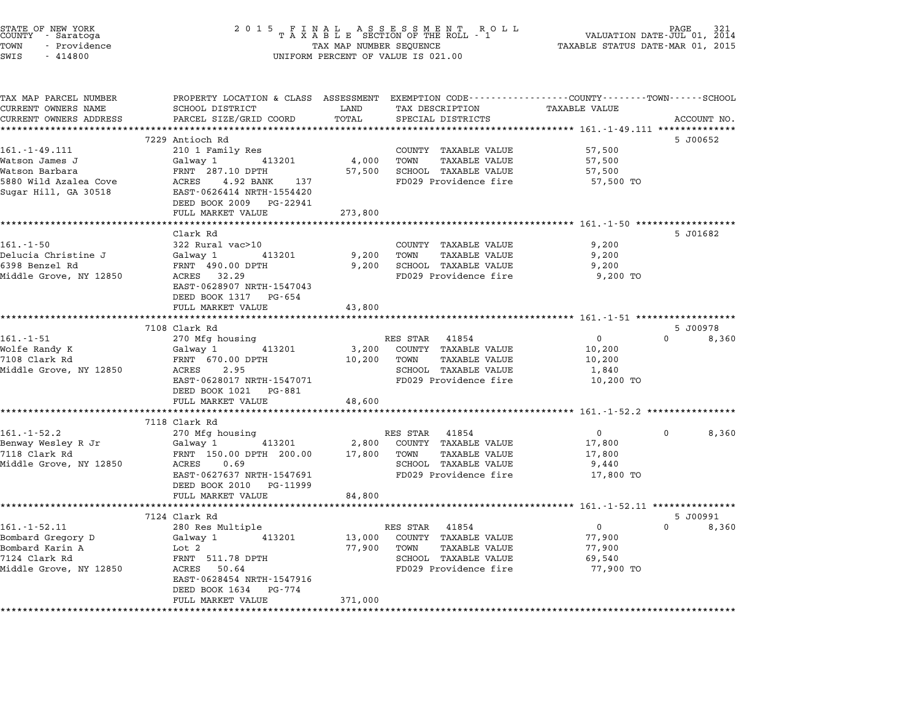STATE OF NEW YORK
COUNTY - Saratoga
TOWN - Providence
SWIS - 414800

2 0 1 5 F I N A L A S S E S S M E N T R O L L
T A X A B L E SECTION OF THE ROLL - 1
TAX MAP NUMBER SEQUENCE
UNIFORM PERCENT OF VALUE IS 021.00

VALUATION DATE-JUL 01, 2014
TAXABLE STATUS DATE-MAR 01, 2015

| TAX MAP PARCEL NUMBER / CURRENT OWNERS NAME / CURRENT OWNERS ADDRESS | PROPERTY LOCATION & CLASS / SCHOOL DISTRICT / PARCEL SIZE/GRID COORD | ASSESSMENT LAND / TOTAL | EXEMPTION CODE / TAX DESCRIPTION / SPECIAL DISTRICTS | COUNTY / TOWN / SCHOOL TAXABLE VALUE | ACCOUNT NO. |
|---|---|---|---|---|---|
| **161.-1-49.111** | 7229 Antioch Rd | | | | 5 J00652 |
| Watson James J | 210 1 Family Res | | COUNTY TAXABLE VALUE | 57,500 | |
| Watson Barbara | Galway 1 413201 | 4,000 | TOWN TAXABLE VALUE | 57,500 | |
| 5880 Wild Azalea Cove | FRNT 287.10 DPTH | 57,500 | SCHOOL TAXABLE VALUE | 57,500 | |
| Sugar Hill, GA 30518 | ACRES 4.92 BANK 137 | | FD029 Providence fire | 57,500 TO | |
| | EAST-0626414 NRTH-1554420 | | | | |
| | DEED BOOK 2009 PG-22941 | | | | |
| | FULL MARKET VALUE | 273,800 | | | |
| **161.-1-50** | Clark Rd | | | | 5 J01682 |
| Delucia Christine J | 322 Rural vac>10 | | COUNTY TAXABLE VALUE | 9,200 | |
| 6398 Benzel Rd | Galway 1 413201 | 9,200 | TOWN TAXABLE VALUE | 9,200 | |
| Middle Grove, NY 12850 | FRNT 490.00 DPTH | 9,200 | SCHOOL TAXABLE VALUE | 9,200 | |
| | ACRES 32.29 | | FD029 Providence fire | 9,200 TO | |
| | EAST-0628907 NRTH-1547043 | | | | |
| | DEED BOOK 1317 PG-654 | | | | |
| | FULL MARKET VALUE | 43,800 | | | |
| **161.-1-51** | 7108 Clark Rd | | | | 5 J00978 |
| Wolfe Randy K | 270 Mfg housing | | RES STAR 41854 | 0 / 0 / 8,360 | |
| 7108 Clark Rd | Galway 1 413201 | 3,200 | COUNTY TAXABLE VALUE | 10,200 | |
| Middle Grove, NY 12850 | FRNT 670.00 DPTH | 10,200 | TOWN TAXABLE VALUE | 10,200 | |
| | ACRES 2.95 | | SCHOOL TAXABLE VALUE | 1,840 | |
| | EAST-0628017 NRTH-1547071 | | FD029 Providence fire | 10,200 TO | |
| | DEED BOOK 1021 PG-881 | | | | |
| | FULL MARKET VALUE | 48,600 | | | |
| **161.-1-52.2** | 7118 Clark Rd | | | | |
| Benway Wesley R Jr | 270 Mfg housing | | RES STAR 41854 | 0 / 0 / 8,360 | |
| 7118 Clark Rd | Galway 1 413201 | 2,800 | COUNTY TAXABLE VALUE | 17,800 | |
| Middle Grove, NY 12850 | FRNT 150.00 DPTH 200.00 | 17,800 | TOWN TAXABLE VALUE | 17,800 | |
| | ACRES 0.69 | | SCHOOL TAXABLE VALUE | 9,440 | |
| | EAST-0627637 NRTH-1547691 | | FD029 Providence fire | 17,800 TO | |
| | DEED BOOK 2010 PG-11999 | | | | |
| | FULL MARKET VALUE | 84,800 | | | |
| **161.-1-52.11** | 7124 Clark Rd | | | | 5 J00991 |
| Bombard Gregory D | 280 Res Multiple | | RES STAR 41854 | 0 / 0 / 8,360 | |
| Bombard Karin A | Galway 1 413201 | 13,000 | COUNTY TAXABLE VALUE | 77,900 | |
| 7124 Clark Rd | Lot 2 | 77,900 | TOWN TAXABLE VALUE | 77,900 | |
| Middle Grove, NY 12850 | FRNT 511.78 DPTH | | SCHOOL TAXABLE VALUE | 69,540 | |
| | ACRES 50.64 | | FD029 Providence fire | 77,900 TO | |
| | EAST-0628454 NRTH-1547916 | | | | |
| | DEED BOOK 1634 PG-774 | | | | |
| | FULL MARKET VALUE | 371,000 | | | |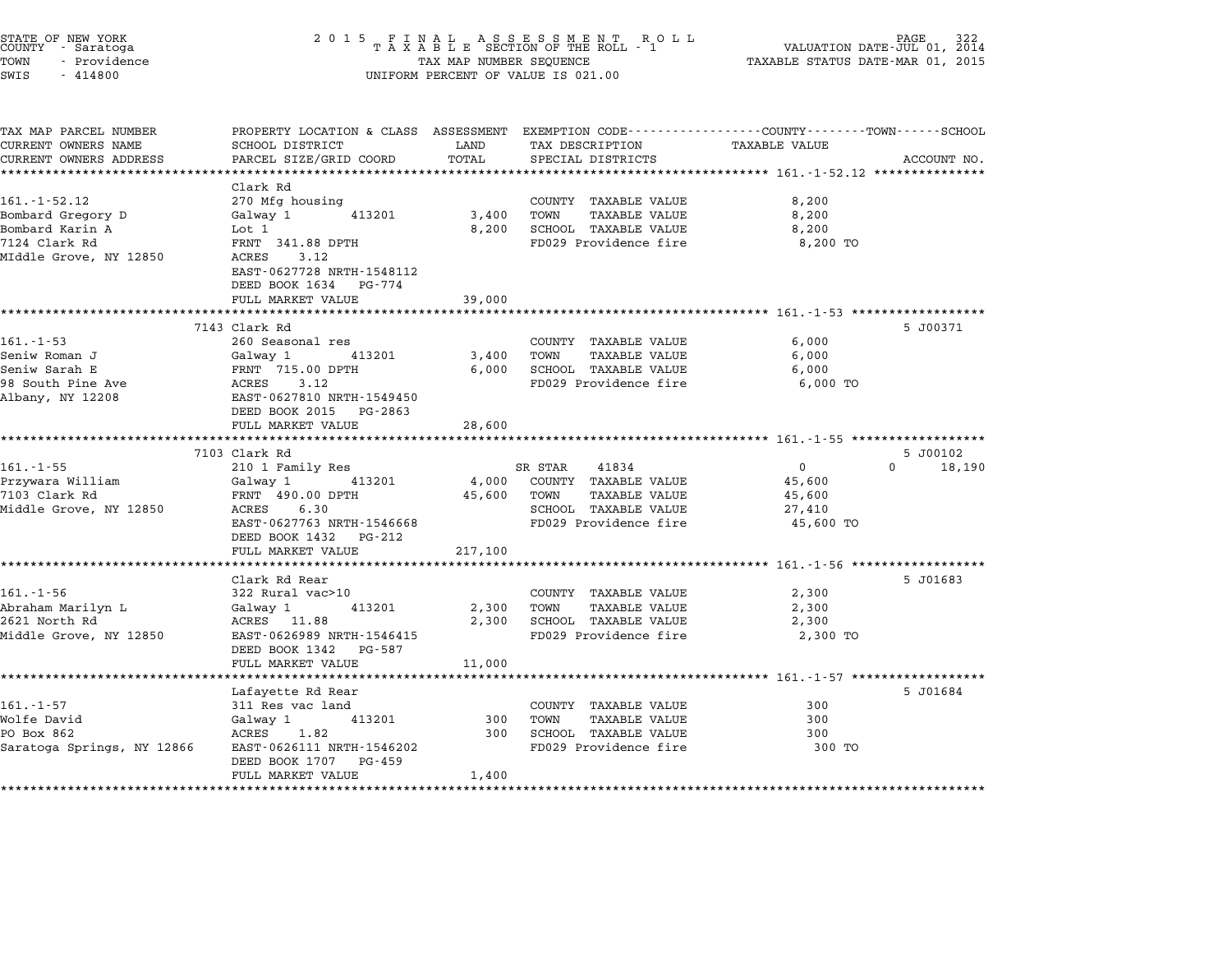STATE OF NEW YORK — COUNTY - Saratoga — TOWN - Providence — SWIS - 414800

**2015 FINAL ASSESSMENT ROLL**
**TAXABLE SECTION OF THE ROLL - 1**
TAX MAP NUMBER SEQUENCE
UNIFORM PERCENT OF VALUE IS 021.00

VALUATION DATE-JUL 01, 2014
TAXABLE STATUS DATE-MAR 01, 2015

| TAX MAP PARCEL NUMBER / CURRENT OWNERS NAME / CURRENT OWNERS ADDRESS | PROPERTY LOCATION & CLASS / SCHOOL DISTRICT / PARCEL SIZE/GRID COORD | ASSESSMENT LAND / TOTAL | EXEMPTION CODE / TAX DESCRIPTION / SPECIAL DISTRICTS | COUNTY / TOWN / SCHOOL TAXABLE VALUE | ACCOUNT NO. |
|---|---|---|---|---|---|
| **161.-1-52.12** | Clark Rd | | | | |
| 161.-1-52.12 | 270 Mfg housing | | COUNTY TAXABLE VALUE | 8,200 | |
| Bombard Gregory D | Galway 1 413201 | 3,400 | TOWN TAXABLE VALUE | 8,200 | |
| Bombard Karin A | Lot 1 | 8,200 | SCHOOL TAXABLE VALUE | 8,200 | |
| 7124 Clark Rd | FRNT 341.88 DPTH | | FD029 Providence fire | 8,200 TO | |
| MIddle Grove, NY 12850 | ACRES 3.12 | | | | |
| | EAST-0627728 NRTH-1548112 | | | | |
| | DEED BOOK 1634 PG-774 | | | | |
| | FULL MARKET VALUE | 39,000 | | | |
| **161.-1-53** | 7143 Clark Rd | | | | 5 J00371 |
| 161.-1-53 | 260 Seasonal res | | COUNTY TAXABLE VALUE | 6,000 | |
| Seniw Roman J | Galway 1 413201 | 3,400 | TOWN TAXABLE VALUE | 6,000 | |
| Seniw Sarah E | FRNT 715.00 DPTH | 6,000 | SCHOOL TAXABLE VALUE | 6,000 | |
| 98 South Pine Ave | ACRES 3.12 | | FD029 Providence fire | 6,000 TO | |
| Albany, NY 12208 | EAST-0627810 NRTH-1549450 | | | | |
| | DEED BOOK 2015 PG-2863 | | | | |
| | FULL MARKET VALUE | 28,600 | | | |
| **161.-1-55** | 7103 Clark Rd | | | | 5 J00102 |
| 161.-1-55 | 210 1 Family Res | | SR STAR 41834 | 0 / 0 / 18,190 | |
| Przywara William | Galway 1 413201 | 4,000 | COUNTY TAXABLE VALUE | 45,600 | |
| 7103 Clark Rd | FRNT 490.00 DPTH | 45,600 | TOWN TAXABLE VALUE | 45,600 | |
| Middle Grove, NY 12850 | ACRES 6.30 | | SCHOOL TAXABLE VALUE | 27,410 | |
| | EAST-0627763 NRTH-1546668 | | FD029 Providence fire | 45,600 TO | |
| | DEED BOOK 1432 PG-212 | | | | |
| | FULL MARKET VALUE | 217,100 | | | |
| **161.-1-56** | Clark Rd Rear | | | | 5 J01683 |
| 161.-1-56 | 322 Rural vac>10 | | COUNTY TAXABLE VALUE | 2,300 | |
| Abraham Marilyn L | Galway 1 413201 | 2,300 | TOWN TAXABLE VALUE | 2,300 | |
| 2621 North Rd | ACRES 11.88 | 2,300 | SCHOOL TAXABLE VALUE | 2,300 | |
| Middle Grove, NY 12850 | EAST-0626989 NRTH-1546415 | | FD029 Providence fire | 2,300 TO | |
| | DEED BOOK 1342 PG-587 | | | | |
| | FULL MARKET VALUE | 11,000 | | | |
| **161.-1-57** | Lafayette Rd Rear | | | | 5 J01684 |
| 161.-1-57 | 311 Res vac land | | COUNTY TAXABLE VALUE | 300 | |
| Wolfe David | Galway 1 413201 | 300 | TOWN TAXABLE VALUE | 300 | |
| PO Box 862 | ACRES 1.82 | 300 | SCHOOL TAXABLE VALUE | 300 | |
| Saratoga Springs, NY 12866 | EAST-0626111 NRTH-1546202 | | FD029 Providence fire | 300 TO | |
| | DEED BOOK 1707 PG-459 | | | | |
| | FULL MARKET VALUE | 1,400 | | | |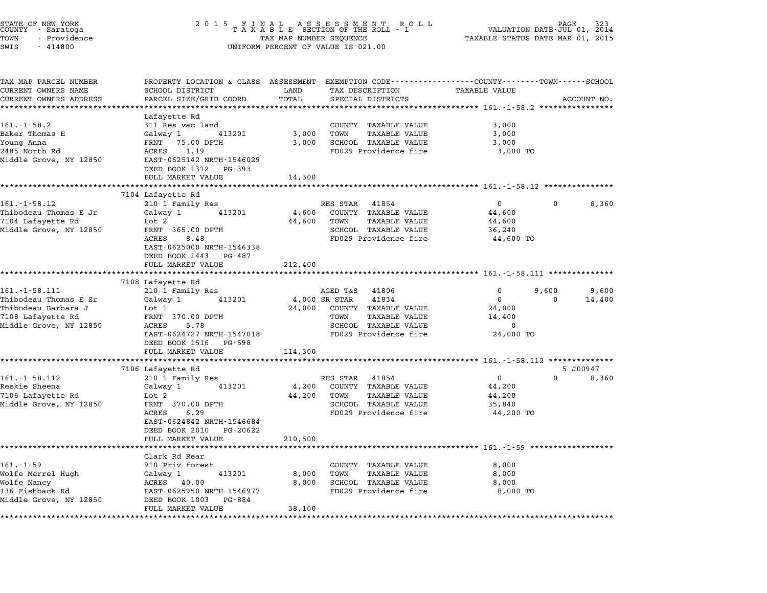STATE OF NEW YORK
COUNTY - Saratoga
TOWN - Providence
SWIS - 414800

2 0 1 5 F I N A L A S S E S S M E N T R O L L
T A X A B L E SECTION OF THE ROLL - 1
TAX MAP NUMBER SEQUENCE
UNIFORM PERCENT OF VALUE IS 021.00

VALUATION DATE-JUL 01, 2014
TAXABLE STATUS DATE-MAR 01, 2015

| TAX MAP PARCEL NUMBER / CURRENT OWNERS NAME / CURRENT OWNERS ADDRESS | PROPERTY LOCATION & CLASS / SCHOOL DISTRICT / PARCEL SIZE/GRID COORD | ASSESSMENT LAND | TOTAL | EXEMPTION CODE / TAX DESCRIPTION / SPECIAL DISTRICTS | COUNTY TAXABLE VALUE | TOWN | SCHOOL / ACCOUNT NO. |
|---|---|---|---|---|---|---|---|
| **161.-1-58.2** | Lafayette Rd | | | | | | |
| 161.-1-58.2 | 311 Res vac land | | | COUNTY TAXABLE VALUE | 3,000 | | |
| Baker Thomas E | Galway 1 413201 | 3,000 | | TOWN TAXABLE VALUE | 3,000 | | |
| Young Anna | FRNT 75.00 DPTH | | 3,000 | SCHOOL TAXABLE VALUE | 3,000 | | |
| 2485 North Rd | ACRES 1.19 | | | FD029 Providence fire | 3,000 TO | | |
| Middle Grove, NY 12850 | EAST-0625142 NRTH-1546029 | | | | | | |
| | DEED BOOK 1312 PG-393 | | | | | | |
| | FULL MARKET VALUE | | 14,300 | | | | |
| **161.-1-58.12** | 7104 Lafayette Rd | | | | | | |
| 161.-1-58.12 | 210 1 Family Res | | | RES STAR 41854 | 0 | 0 | 8,360 |
| Thibodeau Thomas E Jr | Galway 1 413201 | 4,600 | | COUNTY TAXABLE VALUE | 44,600 | | |
| 7104 Lafayette Rd | Lot 2 | | 44,600 | TOWN TAXABLE VALUE | 44,600 | | |
| Middle Grove, NY 12850 | FRNT 365.00 DPTH | | | SCHOOL TAXABLE VALUE | 36,240 | | |
| | ACRES 8.48 | | | FD029 Providence fire | 44,600 TO | | |
| | EAST-0625000 NRTH-1546338 | | | | | | |
| | DEED BOOK 1443 PG-487 | | | | | | |
| | FULL MARKET VALUE | | 212,400 | | | | |
| **161.-1-58.111** | 7108 Lafayette Rd | | | | | | |
| 161.-1-58.111 | 210 1 Family Res | | | AGED T&S 41806 | 0 | 9,600 | 9,600 |
| Thibodeau Thomas E Sr | Galway 1 413201 | 4,000 | | SR STAR 41834 | 0 | 0 | 14,400 |
| Thibodeau Barbara J | Lot 1 | | 24,000 | COUNTY TAXABLE VALUE | 24,000 | | |
| 7108 Lafayette Rd | FRNT 370.00 DPTH | | | TOWN TAXABLE VALUE | 14,400 | | |
| Middle Grove, NY 12850 | ACRES 5.78 | | | SCHOOL TAXABLE VALUE | 0 | | |
| | EAST-0624727 NRTH-1547018 | | | FD029 Providence fire | 24,000 TO | | |
| | DEED BOOK 1516 PG-598 | | | | | | |
| | FULL MARKET VALUE | | 114,300 | | | | |
| **161.-1-58.112** | 7106 Lafayette Rd | | | | | | 5 J00947 |
| 161.-1-58.112 | 210 1 Family Res | | | RES STAR 41854 | 0 | 0 | 8,360 |
| Reekie Sheena | Galway 1 413201 | 4,200 | | COUNTY TAXABLE VALUE | 44,200 | | |
| 7106 Lafayette Rd | Lot 2 | | 44,200 | TOWN TAXABLE VALUE | 44,200 | | |
| Middle Grove, NY 12850 | FRNT 370.00 DPTH | | | SCHOOL TAXABLE VALUE | 35,840 | | |
| | ACRES 6.29 | | | FD029 Providence fire | 44,200 TO | | |
| | EAST-0624842 NRTH-1546684 | | | | | | |
| | DEED BOOK 2010 PG-20622 | | | | | | |
| | FULL MARKET VALUE | | 210,500 | | | | |
| **161.-1-59** | Clark Rd Rear | | | | | | |
| 161.-1-59 | 910 Priv forest | | | COUNTY TAXABLE VALUE | 8,000 | | |
| Wolfe Merrel Hugh | Galway 1 413201 | 8,000 | | TOWN TAXABLE VALUE | 8,000 | | |
| Wolfe Nancy | ACRES 40.00 | | 8,000 | SCHOOL TAXABLE VALUE | 8,000 | | |
| 136 Fishback Rd | EAST-0625950 NRTH-1546977 | | | FD029 Providence fire | 8,000 TO | | |
| Middle Grove, NY 12850 | DEED BOOK 1003 PG-884 | | | | | | |
| | FULL MARKET VALUE | | 38,100 | | | | |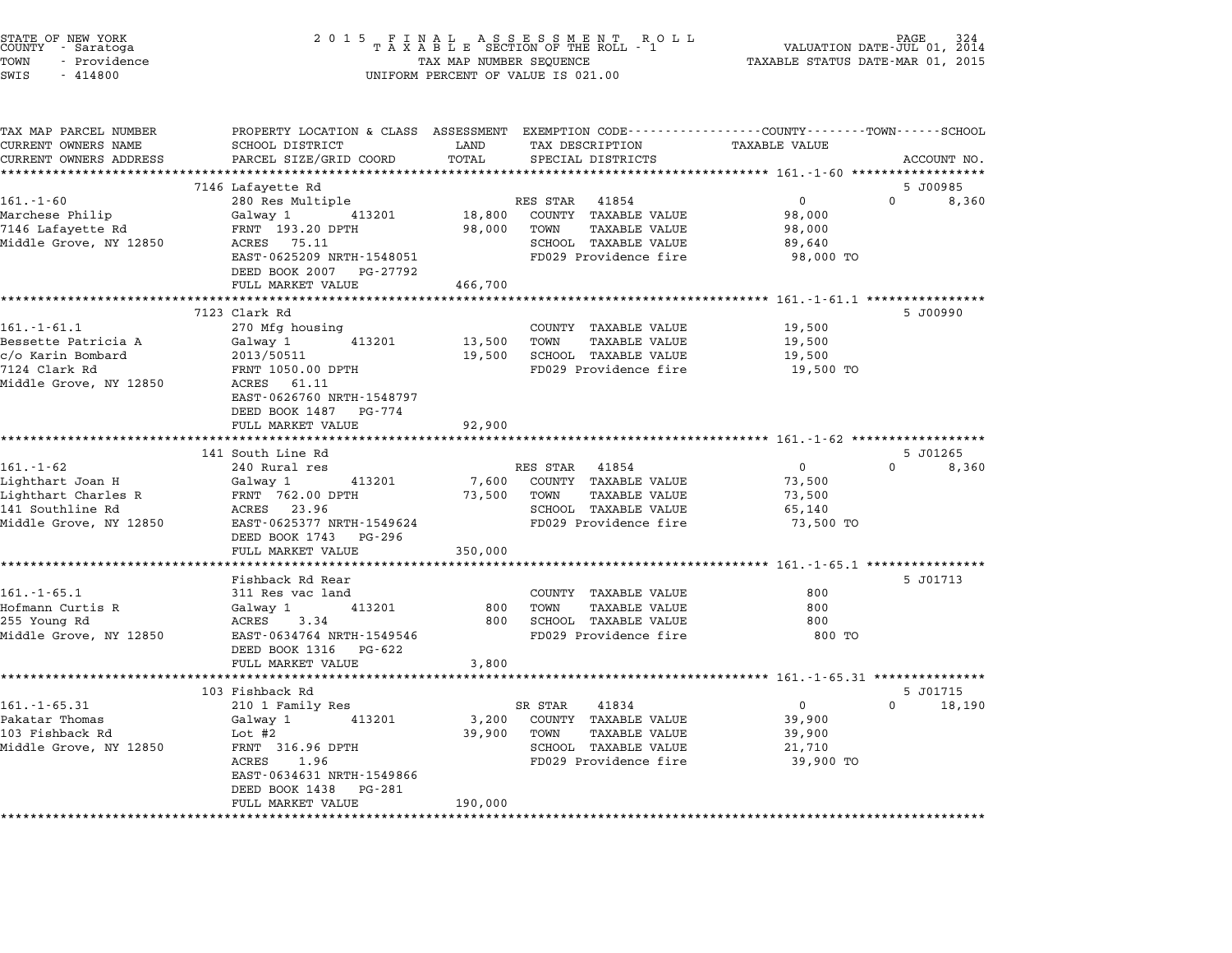STATE OF NEW YORK
COUNTY - Saratoga
TOWN - Providence
SWIS - 414800

2015 FINAL ASSESSMENT ROLL
TAXABLE SECTION OF THE ROLL - 1
TAX MAP NUMBER SEQUENCE
UNIFORM PERCENT OF VALUE IS 021.00

VALUATION DATE-JUL 01, 2014
TAXABLE STATUS DATE-MAR 01, 2015

| TAX MAP PARCEL NUMBER / CURRENT OWNERS NAME / CURRENT OWNERS ADDRESS | PROPERTY LOCATION & CLASS / SCHOOL DISTRICT / PARCEL SIZE/GRID COORD | ASSESSMENT LAND | TOTAL | EXEMPTION CODE / TAX DESCRIPTION / SPECIAL DISTRICTS | COUNTY / TOWN / SCHOOL TAXABLE VALUE | ACCOUNT NO. |
|---|---|---|---|---|---|---|
| **161.-1-60** | 7146 Lafayette Rd | | | | | 5 J00985 |
| 161.-1-60 | 280 Res Multiple | | | RES STAR 41854 | 0 | 0 8,360 |
| Marchese Philip | Galway 1 413201 | 18,800 | | COUNTY TAXABLE VALUE | 98,000 | |
| 7146 Lafayette Rd | FRNT 193.20 DPTH | | 98,000 | TOWN TAXABLE VALUE | 98,000 | |
| Middle Grove, NY 12850 | ACRES 75.11 | | | SCHOOL TAXABLE VALUE | 89,640 | |
| | EAST-0625209 NRTH-1548051 | | | FD029 Providence fire | 98,000 TO | |
| | DEED BOOK 2007 PG-27792 | | | | | |
| | FULL MARKET VALUE | | 466,700 | | | |
| **161.-1-61.1** | 7123 Clark Rd | | | | | 5 J00990 |
| 161.-1-61.1 | 270 Mfg housing | | | COUNTY TAXABLE VALUE | 19,500 | |
| Bessette Patricia A | Galway 1 413201 | 13,500 | | TOWN TAXABLE VALUE | 19,500 | |
| c/o Karin Bombard | 2013/50511 | | 19,500 | SCHOOL TAXABLE VALUE | 19,500 | |
| 7124 Clark Rd | FRNT 1050.00 DPTH | | | FD029 Providence fire | 19,500 TO | |
| Middle Grove, NY 12850 | ACRES 61.11 | | | | | |
| | EAST-0626760 NRTH-1548797 | | | | | |
| | DEED BOOK 1487 PG-774 | | | | | |
| | FULL MARKET VALUE | | 92,900 | | | |
| **161.-1-62** | 141 South Line Rd | | | | | 5 J01265 |
| 161.-1-62 | 240 Rural res | | | RES STAR 41854 | 0 | 0 8,360 |
| Lighthart Joan H | Galway 1 413201 | 7,600 | | COUNTY TAXABLE VALUE | 73,500 | |
| Lighthart Charles R | FRNT 762.00 DPTH | | 73,500 | TOWN TAXABLE VALUE | 73,500 | |
| 141 Southline Rd | ACRES 23.96 | | | SCHOOL TAXABLE VALUE | 65,140 | |
| Middle Grove, NY 12850 | EAST-0625377 NRTH-1549624 | | | FD029 Providence fire | 73,500 TO | |
| | DEED BOOK 1743 PG-296 | | | | | |
| | FULL MARKET VALUE | | 350,000 | | | |
| **161.-1-65.1** | Fishback Rd Rear | | | | | 5 J01713 |
| 161.-1-65.1 | 311 Res vac land | | | COUNTY TAXABLE VALUE | 800 | |
| Hofmann Curtis R | Galway 1 413201 | 800 | | TOWN TAXABLE VALUE | 800 | |
| 255 Young Rd | ACRES 3.34 | | 800 | SCHOOL TAXABLE VALUE | 800 | |
| Middle Grove, NY 12850 | EAST-0634764 NRTH-1549546 | | | FD029 Providence fire | 800 TO | |
| | DEED BOOK 1316 PG-622 | | | | | |
| | FULL MARKET VALUE | | 3,800 | | | |
| **161.-1-65.31** | 103 Fishback Rd | | | | | 5 J01715 |
| 161.-1-65.31 | 210 1 Family Res | | | SR STAR 41834 | 0 | 0 18,190 |
| Pakatar Thomas | Galway 1 413201 | 3,200 | | COUNTY TAXABLE VALUE | 39,900 | |
| 103 Fishback Rd | Lot #2 | | 39,900 | TOWN TAXABLE VALUE | 39,900 | |
| Middle Grove, NY 12850 | FRNT 316.96 DPTH | | | SCHOOL TAXABLE VALUE | 21,710 | |
| | ACRES 1.96 | | | FD029 Providence fire | 39,900 TO | |
| | EAST-0634631 NRTH-1549866 | | | | | |
| | DEED BOOK 1438 PG-281 | | | | | |
| | FULL MARKET VALUE | | 190,000 | | | |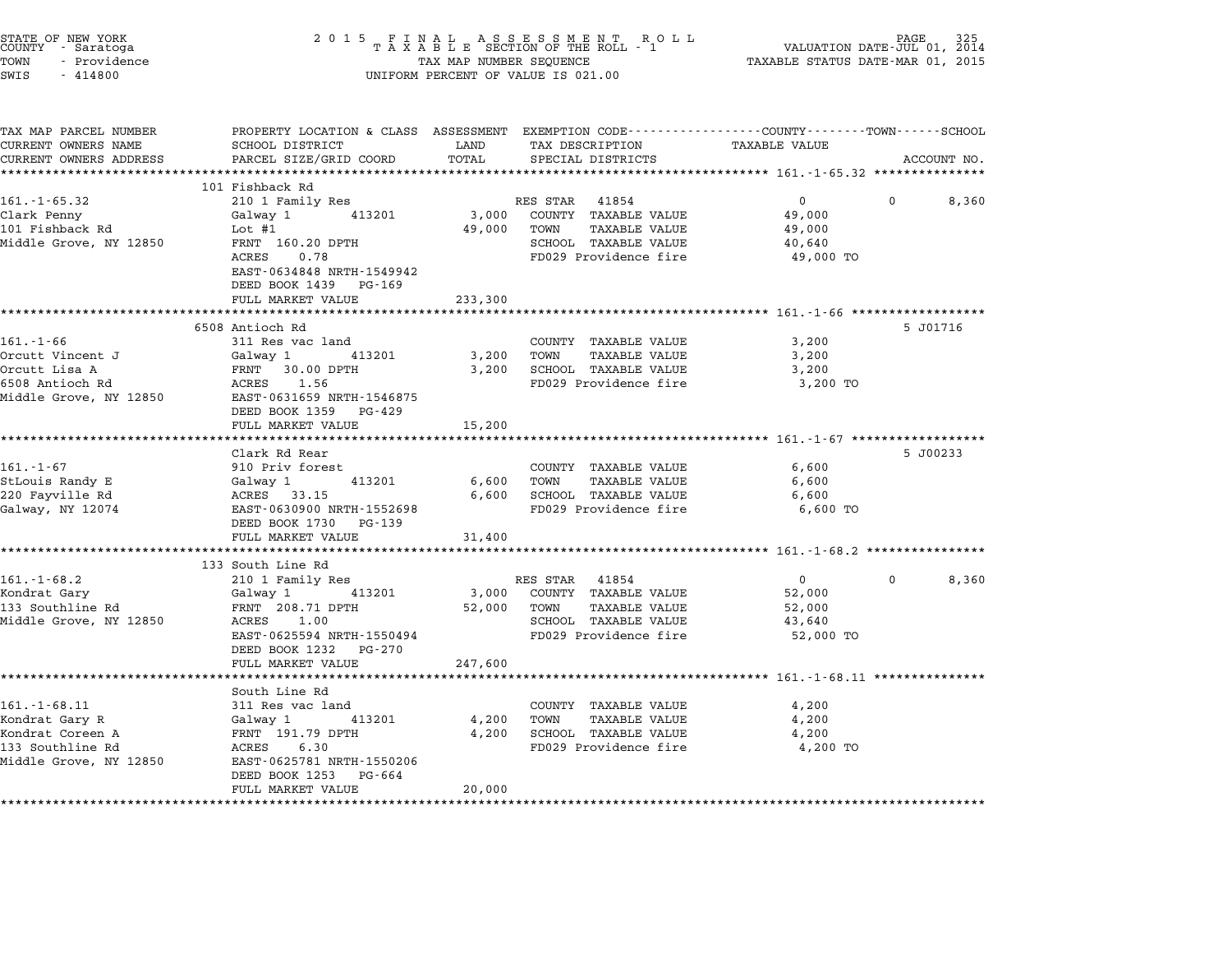STATE OF NEW YORK
COUNTY - Saratoga
TOWN - Providence
SWIS - 414800

2015 FINAL ASSESSMENT ROLL
TAXABLE SECTION OF THE ROLL - 1
TAX MAP NUMBER SEQUENCE
UNIFORM PERCENT OF VALUE IS 021.00

VALUATION DATE-JUL 01, 2014
TAXABLE STATUS DATE-MAR 01, 2015

| TAX MAP PARCEL NUMBER / CURRENT OWNERS NAME / CURRENT OWNERS ADDRESS | PROPERTY LOCATION & CLASS / SCHOOL DISTRICT / PARCEL SIZE/GRID COORD | ASSESSMENT LAND / TOTAL | EXEMPTION CODE / TAX DESCRIPTION / SPECIAL DISTRICTS | COUNTY / TOWN / SCHOOL TAXABLE VALUE | ACCOUNT NO. |
|---|---|---|---|---|---|
| 161.-1-65.32 | 101 Fishback Rd | | | | |
| 161.-1-65.32 | 210 1 Family Res | | RES STAR 41854 | 0 0 | 8,360 |
| Clark Penny | Galway 1 413201 | 3,000 | COUNTY TAXABLE VALUE | 49,000 | |
| 101 Fishback Rd | Lot #1 | 49,000 | TOWN TAXABLE VALUE | 49,000 | |
| Middle Grove, NY 12850 | FRNT 160.20 DPTH | | SCHOOL TAXABLE VALUE | 40,640 | |
| | ACRES 0.78 | | FD029 Providence fire | 49,000 TO | |
| | EAST-0634848 NRTH-1549942 | | | | |
| | DEED BOOK 1439 PG-169 | | | | |
| | FULL MARKET VALUE | 233,300 | | | |
| 161.-1-66 | 6508 Antioch Rd | | | | 5 J01716 |
| 161.-1-66 | 311 Res vac land | | COUNTY TAXABLE VALUE | 3,200 | |
| Orcutt Vincent J | Galway 1 413201 | 3,200 | TOWN TAXABLE VALUE | 3,200 | |
| Orcutt Lisa A | FRNT 30.00 DPTH | 3,200 | SCHOOL TAXABLE VALUE | 3,200 | |
| 6508 Antioch Rd | ACRES 1.56 | | FD029 Providence fire | 3,200 TO | |
| Middle Grove, NY 12850 | EAST-0631659 NRTH-1546875 | | | | |
| | DEED BOOK 1359 PG-429 | | | | |
| | FULL MARKET VALUE | 15,200 | | | |
| 161.-1-67 | Clark Rd Rear | | | | 5 J00233 |
| 161.-1-67 | 910 Priv forest | | COUNTY TAXABLE VALUE | 6,600 | |
| StLouis Randy E | Galway 1 413201 | 6,600 | TOWN TAXABLE VALUE | 6,600 | |
| 220 Fayville Rd | ACRES 33.15 | 6,600 | SCHOOL TAXABLE VALUE | 6,600 | |
| Galway, NY 12074 | EAST-0630900 NRTH-1552698 | | FD029 Providence fire | 6,600 TO | |
| | DEED BOOK 1730 PG-139 | | | | |
| | FULL MARKET VALUE | 31,400 | | | |
| 161.-1-68.2 | 133 South Line Rd | | | | |
| 161.-1-68.2 | 210 1 Family Res | | RES STAR 41854 | 0 0 | 8,360 |
| Kondrat Gary | Galway 1 413201 | 3,000 | COUNTY TAXABLE VALUE | 52,000 | |
| 133 Southline Rd | FRNT 208.71 DPTH | 52,000 | TOWN TAXABLE VALUE | 52,000 | |
| Middle Grove, NY 12850 | ACRES 1.00 | | SCHOOL TAXABLE VALUE | 43,640 | |
| | EAST-0625594 NRTH-1550494 | | FD029 Providence fire | 52,000 TO | |
| | DEED BOOK 1232 PG-270 | | | | |
| | FULL MARKET VALUE | 247,600 | | | |
| 161.-1-68.11 | South Line Rd | | | | |
| 161.-1-68.11 | 311 Res vac land | | COUNTY TAXABLE VALUE | 4,200 | |
| Kondrat Gary R | Galway 1 413201 | 4,200 | TOWN TAXABLE VALUE | 4,200 | |
| Kondrat Coreen A | FRNT 191.79 DPTH | 4,200 | SCHOOL TAXABLE VALUE | 4,200 | |
| 133 Southline Rd | ACRES 6.30 | | FD029 Providence fire | 4,200 TO | |
| Middle Grove, NY 12850 | EAST-0625781 NRTH-1550206 | | | | |
| | DEED BOOK 1253 PG-664 | | | | |
| | FULL MARKET VALUE | 20,000 | | | |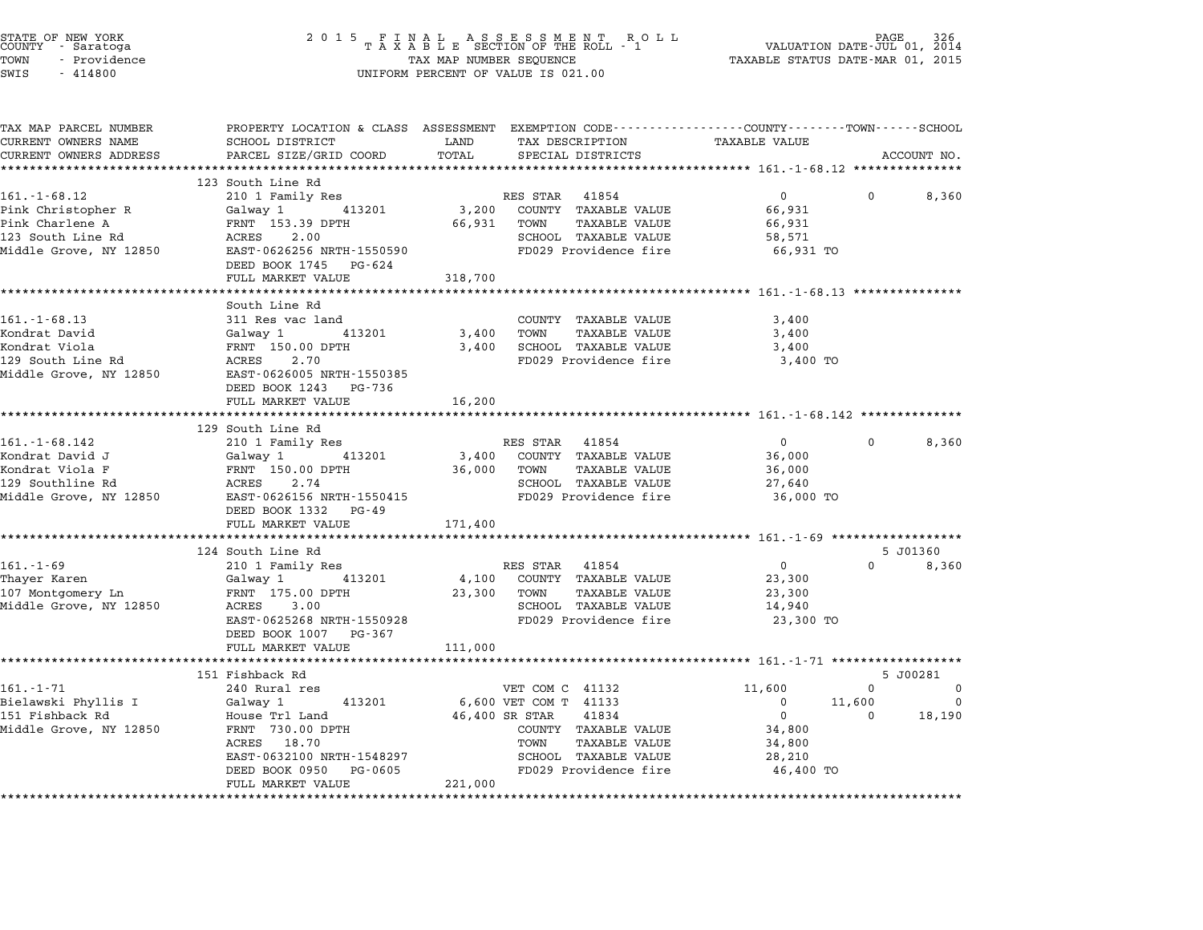STATE OF NEW YORK — COUNTY - Saratoga — TOWN - Providence — SWIS - 414800

2015 FINAL ASSESSMENT ROLL — TAXABLE SECTION OF THE ROLL - 1 — TAX MAP NUMBER SEQUENCE — UNIFORM PERCENT OF VALUE IS 021.00

VALUATION DATE-JUL 01, 2014 — TAXABLE STATUS DATE-MAR 01, 2015

| TAX MAP PARCEL NUMBER / CURRENT OWNERS NAME / CURRENT OWNERS ADDRESS | PROPERTY LOCATION & CLASS / SCHOOL DISTRICT / PARCEL SIZE/GRID COORD | ASSESSMENT LAND / TOTAL | EXEMPTION CODE / TAX DESCRIPTION / SPECIAL DISTRICTS | COUNTY TAXABLE VALUE | TOWN | SCHOOL | ACCOUNT NO. |
|---|---|---|---|---|---|---|---|
| **161.-1-68.12** | 123 South Line Rd | | | | | | |
| | 210 1 Family Res | | RES STAR 41854 | 0 | 0 | 8,360 | |
| Pink Christopher R | Galway 1 413201 | 3,200 | COUNTY TAXABLE VALUE | 66,931 | | | |
| Pink Charlene A | FRNT 153.39 DPTH | 66,931 | TOWN TAXABLE VALUE | 66,931 | | | |
| 123 South Line Rd | ACRES 2.00 | | SCHOOL TAXABLE VALUE | 58,571 | | | |
| Middle Grove, NY 12850 | EAST-0626256 NRTH-1550590 | | FD029 Providence fire | 66,931 TO | | | |
| | DEED BOOK 1745 PG-624 | | | | | | |
| | FULL MARKET VALUE | 318,700 | | | | | |
| **161.-1-68.13** | South Line Rd | | | | | | |
| | 311 Res vac land | | COUNTY TAXABLE VALUE | 3,400 | | | |
| Kondrat David | Galway 1 413201 | 3,400 | TOWN TAXABLE VALUE | 3,400 | | | |
| Kondrat Viola | FRNT 150.00 DPTH | 3,400 | SCHOOL TAXABLE VALUE | 3,400 | | | |
| 129 South Line Rd | ACRES 2.70 | | FD029 Providence fire | 3,400 TO | | | |
| Middle Grove, NY 12850 | EAST-0626005 NRTH-1550385 | | | | | | |
| | DEED BOOK 1243 PG-736 | | | | | | |
| | FULL MARKET VALUE | 16,200 | | | | | |
| **161.-1-68.142** | 129 South Line Rd | | | | | | |
| | 210 1 Family Res | | RES STAR 41854 | 0 | 0 | 8,360 | |
| Kondrat David J | Galway 1 413201 | 3,400 | COUNTY TAXABLE VALUE | 36,000 | | | |
| Kondrat Viola F | FRNT 150.00 DPTH | 36,000 | TOWN TAXABLE VALUE | 36,000 | | | |
| 129 Southline Rd | ACRES 2.74 | | SCHOOL TAXABLE VALUE | 27,640 | | | |
| Middle Grove, NY 12850 | EAST-0626156 NRTH-1550415 | | FD029 Providence fire | 36,000 TO | | | |
| | DEED BOOK 1332 PG-49 | | | | | | |
| | FULL MARKET VALUE | 171,400 | | | | | |
| **161.-1-69** | 124 South Line Rd | | | | | | 5 J01360 |
| | 210 1 Family Res | | RES STAR 41854 | 0 | 0 | 8,360 | |
| Thayer Karen | Galway 1 413201 | 4,100 | COUNTY TAXABLE VALUE | 23,300 | | | |
| 107 Montgomery Ln | FRNT 175.00 DPTH | 23,300 | TOWN TAXABLE VALUE | 23,300 | | | |
| Middle Grove, NY 12850 | ACRES 3.00 | | SCHOOL TAXABLE VALUE | 14,940 | | | |
| | EAST-0625268 NRTH-1550928 | | FD029 Providence fire | 23,300 TO | | | |
| | DEED BOOK 1007 PG-367 | | | | | | |
| | FULL MARKET VALUE | 111,000 | | | | | |
| **161.-1-71** | 151 Fishback Rd | | | | | | 5 J00281 |
| | 240 Rural res | | VET COM C 41132 | 11,600 | 0 | 0 | |
| Bielawski Phyllis I | Galway 1 413201 | 6,600 | VET COM T 41133 | 0 | 11,600 | 0 | |
| 151 Fishback Rd | House Trl Land | 46,400 | SR STAR 41834 | 0 | 0 | 18,190 | |
| Middle Grove, NY 12850 | FRNT 730.00 DPTH | | COUNTY TAXABLE VALUE | 34,800 | | | |
| | ACRES 18.70 | | TOWN TAXABLE VALUE | 34,800 | | | |
| | EAST-0632100 NRTH-1548297 | | SCHOOL TAXABLE VALUE | 28,210 | | | |
| | DEED BOOK 0950 PG-0605 | | FD029 Providence fire | 46,400 TO | | | |
| | FULL MARKET VALUE | 221,000 | | | | | |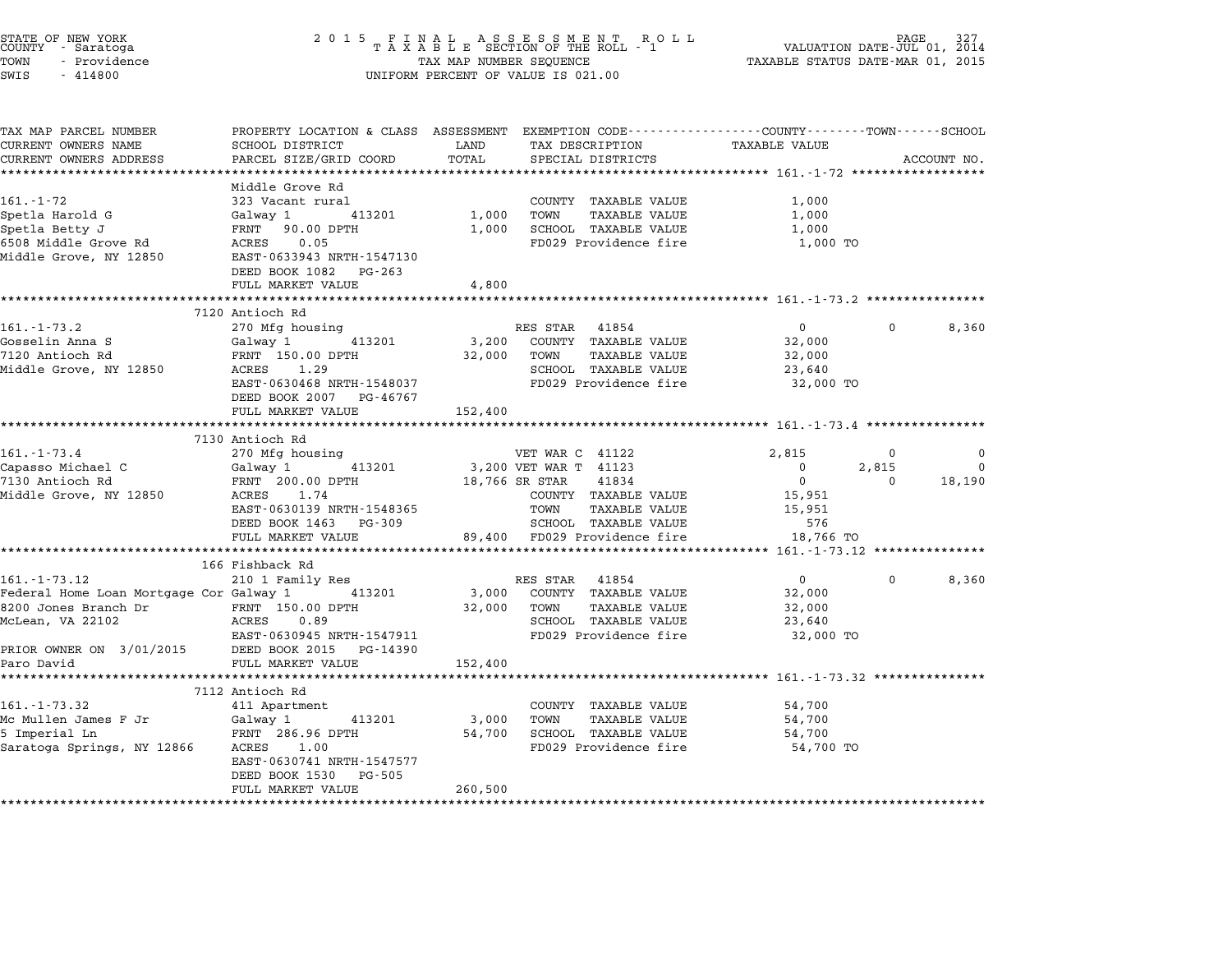STATE OF NEW YORK
COUNTY - Saratoga
TOWN - Providence
SWIS - 414800

2 0 1 5 F I N A L A S S E S S M E N T R O L L
T A X A B L E SECTION OF THE ROLL - 1
TAX MAP NUMBER SEQUENCE
UNIFORM PERCENT OF VALUE IS 021.00

VALUATION DATE-JUL 01, 2014
TAXABLE STATUS DATE-MAR 01, 2015

| TAX MAP PARCEL NUMBER / CURRENT OWNERS NAME / CURRENT OWNERS ADDRESS | PROPERTY LOCATION & CLASS / SCHOOL DISTRICT / PARCEL SIZE/GRID COORD | ASSESSMENT LAND / TOTAL | EXEMPTION CODE / TAX DESCRIPTION / SPECIAL DISTRICTS | COUNTY TAXABLE VALUE | TOWN | SCHOOL / ACCOUNT NO. |
|---|---|---|---|---|---|---|
| **161.-1-72** | Middle Grove Rd | | | | | |
| | 323 Vacant rural | | COUNTY TAXABLE VALUE | 1,000 | | |
| Spetla Harold G | Galway 1 413201 | 1,000 | TOWN TAXABLE VALUE | 1,000 | | |
| Spetla Betty J | FRNT 90.00 DPTH | 1,000 | SCHOOL TAXABLE VALUE | 1,000 | | |
| 6508 Middle Grove Rd | ACRES 0.05 | | FD029 Providence fire | 1,000 TO | | |
| Middle Grove, NY 12850 | EAST-0633943 NRTH-1547130 | | | | | |
| | DEED BOOK 1082 PG-263 | | | | | |
| | FULL MARKET VALUE | 4,800 | | | | |
| **161.-1-73.2** | 7120 Antioch Rd | | | | | |
| | 270 Mfg housing | | RES STAR 41854 | 0 | 0 | 8,360 |
| Gosselin Anna S | Galway 1 413201 | 3,200 | COUNTY TAXABLE VALUE | 32,000 | | |
| 7120 Antioch Rd | FRNT 150.00 DPTH | 32,000 | TOWN TAXABLE VALUE | 32,000 | | |
| Middle Grove, NY 12850 | ACRES 1.29 | | SCHOOL TAXABLE VALUE | 23,640 | | |
| | EAST-0630468 NRTH-1548037 | | FD029 Providence fire | 32,000 TO | | |
| | DEED BOOK 2007 PG-46767 | | | | | |
| | FULL MARKET VALUE | 152,400 | | | | |
| **161.-1-73.4** | 7130 Antioch Rd | | | | | |
| | 270 Mfg housing | | VET WAR C 41122 | 2,815 | 0 | 0 |
| Capasso Michael C | Galway 1 413201 | 3,200 | VET WAR T 41123 | 0 | 2,815 | 0 |
| 7130 Antioch Rd | FRNT 200.00 DPTH | 18,766 | SR STAR 41834 | 0 | 0 | 18,190 |
| Middle Grove, NY 12850 | ACRES 1.74 | | COUNTY TAXABLE VALUE | 15,951 | | |
| | EAST-0630139 NRTH-1548365 | | TOWN TAXABLE VALUE | 15,951 | | |
| | DEED BOOK 1463 PG-309 | | SCHOOL TAXABLE VALUE | 576 | | |
| | FULL MARKET VALUE | 89,400 | FD029 Providence fire | 18,766 TO | | |
| **161.-1-73.12** | 166 Fishback Rd | | | | | |
| | 210 1 Family Res | | RES STAR 41854 | 0 | 0 | 8,360 |
| Federal Home Loan Mortgage Cor | Galway 1 413201 | 3,000 | COUNTY TAXABLE VALUE | 32,000 | | |
| 8200 Jones Branch Dr | FRNT 150.00 DPTH | 32,000 | TOWN TAXABLE VALUE | 32,000 | | |
| McLean, VA 22102 | ACRES 0.89 | | SCHOOL TAXABLE VALUE | 23,640 | | |
| | EAST-0630945 NRTH-1547911 | | FD029 Providence fire | 32,000 TO | | |
| PRIOR OWNER ON 3/01/2015 | DEED BOOK 2015 PG-14390 | | | | | |
| Paro David | FULL MARKET VALUE | 152,400 | | | | |
| **161.-1-73.32** | 7112 Antioch Rd | | | | | |
| | 411 Apartment | | COUNTY TAXABLE VALUE | 54,700 | | |
| Mc Mullen James F Jr | Galway 1 413201 | 3,000 | TOWN TAXABLE VALUE | 54,700 | | |
| 5 Imperial Ln | FRNT 286.96 DPTH | 54,700 | SCHOOL TAXABLE VALUE | 54,700 | | |
| Saratoga Springs, NY 12866 | ACRES 1.00 | | FD029 Providence fire | 54,700 TO | | |
| | EAST-0630741 NRTH-1547577 | | | | | |
| | DEED BOOK 1530 PG-505 | | | | | |
| | FULL MARKET VALUE | 260,500 | | | | |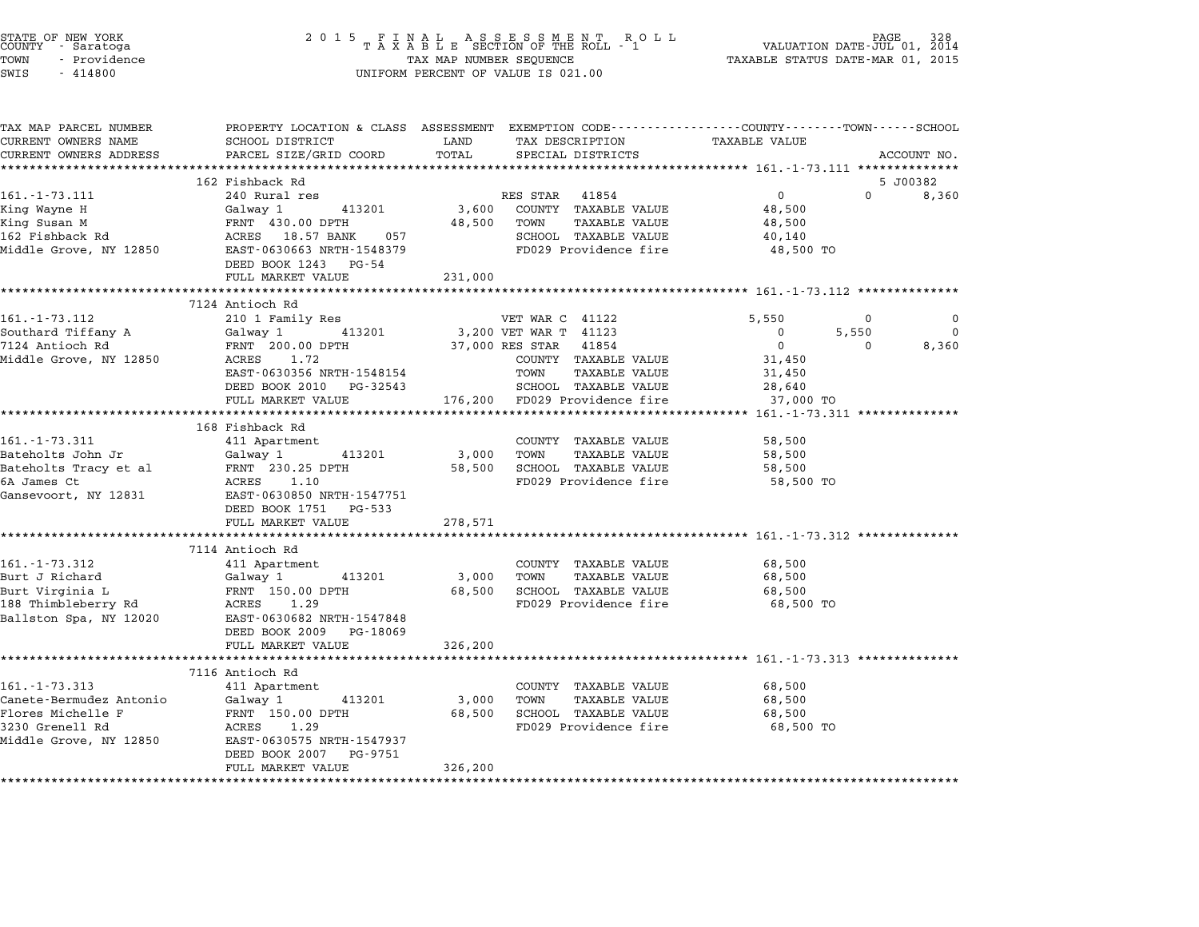STATE OF NEW YORK
COUNTY - Saratoga
TOWN - Providence
SWIS - 414800

2 0 1 5 F I N A L A S S E S S M E N T R O L L
T A X A B L E SECTION OF THE ROLL - 1
TAX MAP NUMBER SEQUENCE
UNIFORM PERCENT OF VALUE IS 021.00

VALUATION DATE-JUL 01, 2014
TAXABLE STATUS DATE-MAR 01, 2015

| TAX MAP PARCEL NUMBER<br>CURRENT OWNERS NAME<br>CURRENT OWNERS ADDRESS | PROPERTY LOCATION & CLASS<br>SCHOOL DISTRICT<br>PARCEL SIZE/GRID COORD | ASSESSMENT<br>LAND<br>TOTAL | EXEMPTION CODE<br>TAX DESCRIPTION<br>SPECIAL DISTRICTS | COUNTY<br>TAXABLE VALUE | TOWN | SCHOOL<br>ACCOUNT NO. |
|---|---|---|---|---|---|---|
| **161.-1-73.111** | 162 Fishback Rd | | | | | 5 J00382 |
| 161.-1-73.111 | 240 Rural res | | RES STAR 41854 | 0 | 0 | 8,360 |
| King Wayne H | Galway 1 413201 | 3,600 | COUNTY TAXABLE VALUE | 48,500 | | |
| King Susan M | FRNT 430.00 DPTH | 48,500 | TOWN TAXABLE VALUE | 48,500 | | |
| 162 Fishback Rd | ACRES 18.57 BANK 057 | | SCHOOL TAXABLE VALUE | 40,140 | | |
| Middle Grove, NY 12850 | EAST-0630663 NRTH-1548379 | | FD029 Providence fire | 48,500 TO | | |
| | DEED BOOK 1243 PG-54 | | | | | |
| | FULL MARKET VALUE | 231,000 | | | | |
| **161.-1-73.112** | 7124 Antioch Rd | | | | | |
| 161.-1-73.112 | 210 1 Family Res | | VET WAR C 41122 | 5,550 | 0 | 0 |
| Southard Tiffany A | Galway 1 413201 | 3,200 | VET WAR T 41123 | 0 | 5,550 | 0 |
| 7124 Antioch Rd | FRNT 200.00 DPTH | 37,000 | RES STAR 41854 | 0 | 0 | 8,360 |
| Middle Grove, NY 12850 | ACRES 1.72 | | COUNTY TAXABLE VALUE | 31,450 | | |
| | EAST-0630356 NRTH-1548154 | | TOWN TAXABLE VALUE | 31,450 | | |
| | DEED BOOK 2010 PG-32543 | | SCHOOL TAXABLE VALUE | 28,640 | | |
| | FULL MARKET VALUE | 176,200 | FD029 Providence fire | 37,000 TO | | |
| **161.-1-73.311** | 168 Fishback Rd | | | | | |
| 161.-1-73.311 | 411 Apartment | | COUNTY TAXABLE VALUE | 58,500 | | |
| Bateholts John Jr | Galway 1 413201 | 3,000 | TOWN TAXABLE VALUE | 58,500 | | |
| Bateholts Tracy et al | FRNT 230.25 DPTH | 58,500 | SCHOOL TAXABLE VALUE | 58,500 | | |
| 6A James Ct | ACRES 1.10 | | FD029 Providence fire | 58,500 TO | | |
| Gansevoort, NY 12831 | EAST-0630850 NRTH-1547751 | | | | | |
| | DEED BOOK 1751 PG-533 | | | | | |
| | FULL MARKET VALUE | 278,571 | | | | |
| **161.-1-73.312** | 7114 Antioch Rd | | | | | |
| 161.-1-73.312 | 411 Apartment | | COUNTY TAXABLE VALUE | 68,500 | | |
| Burt J Richard | Galway 1 413201 | 3,000 | TOWN TAXABLE VALUE | 68,500 | | |
| Burt Virginia L | FRNT 150.00 DPTH | 68,500 | SCHOOL TAXABLE VALUE | 68,500 | | |
| 188 Thimbleberry Rd | ACRES 1.29 | | FD029 Providence fire | 68,500 TO | | |
| Ballston Spa, NY 12020 | EAST-0630682 NRTH-1547848 | | | | | |
| | DEED BOOK 2009 PG-18069 | | | | | |
| | FULL MARKET VALUE | 326,200 | | | | |
| **161.-1-73.313** | 7116 Antioch Rd | | | | | |
| 161.-1-73.313 | 411 Apartment | | COUNTY TAXABLE VALUE | 68,500 | | |
| Canete-Bermudez Antonio | Galway 1 413201 | 3,000 | TOWN TAXABLE VALUE | 68,500 | | |
| Flores Michelle F | FRNT 150.00 DPTH | 68,500 | SCHOOL TAXABLE VALUE | 68,500 | | |
| 3230 Grenell Rd | ACRES 1.29 | | FD029 Providence fire | 68,500 TO | | |
| Middle Grove, NY 12850 | EAST-0630575 NRTH-1547937 | | | | | |
| | DEED BOOK 2007 PG-9751 | | | | | |
| | FULL MARKET VALUE | 326,200 | | | | |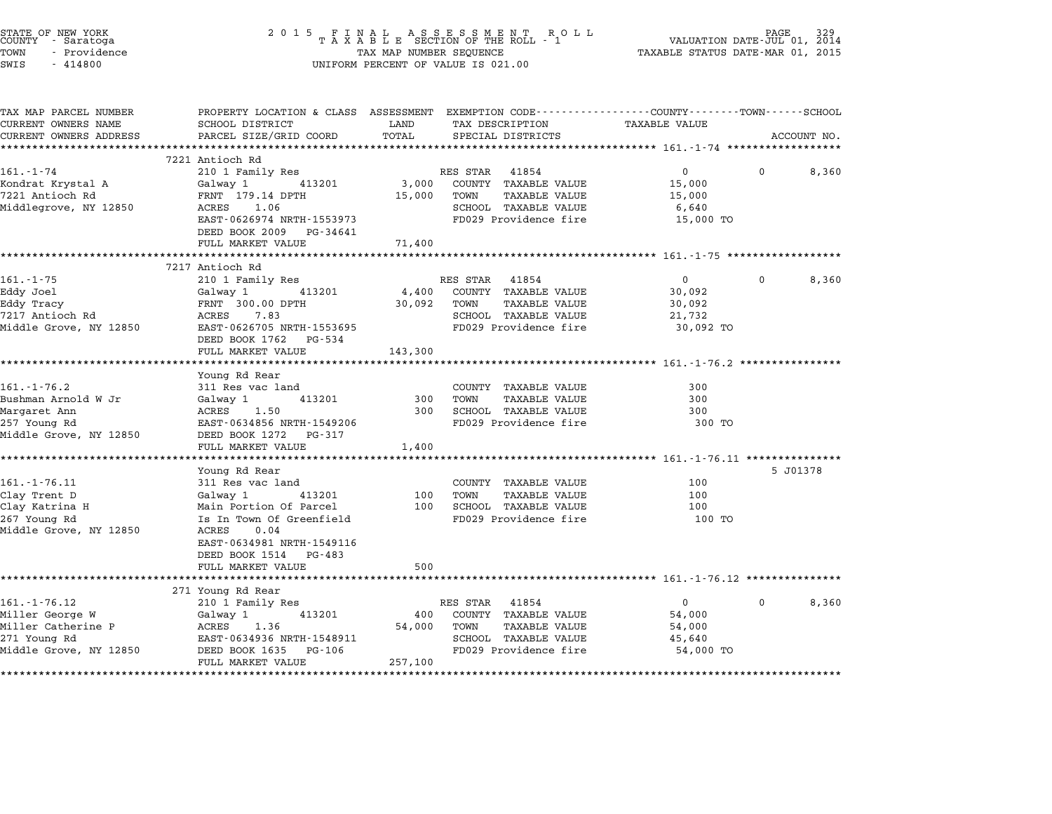STATE OF NEW YORK
COUNTY - Saratoga
TOWN - Providence
SWIS - 414800

2 0 1 5 F I N A L A S S E S S M E N T R O L L
T A X A B L E SECTION OF THE ROLL - 1
TAX MAP NUMBER SEQUENCE
UNIFORM PERCENT OF VALUE IS 021.00

VALUATION DATE-JUL 01, 2014
TAXABLE STATUS DATE-MAR 01, 2015

| TAX MAP PARCEL NUMBER / CURRENT OWNERS NAME / CURRENT OWNERS ADDRESS | PROPERTY LOCATION & CLASS / SCHOOL DISTRICT / PARCEL SIZE/GRID COORD | ASSESSMENT LAND / TOTAL | EXEMPTION CODE / TAX DESCRIPTION / SPECIAL DISTRICTS | COUNTY / TOWN / SCHOOL TAXABLE VALUE | ACCOUNT NO. |
|---|---|---|---|---|---|
| **161.-1-74** | 7221 Antioch Rd | | | | |
| Kondrat Krystal A | 210 1 Family Res | | RES STAR 41854 | 0 / 0 / 8,360 | |
| 7221 Antioch Rd | Galway 1 413201 | 3,000 | COUNTY TAXABLE VALUE | 15,000 | |
| Middlegrove, NY 12850 | FRNT 179.14 DPTH | 15,000 | TOWN TAXABLE VALUE | 15,000 | |
| | ACRES 1.06 | | SCHOOL TAXABLE VALUE | 6,640 | |
| | EAST-0626974 NRTH-1553973 | | FD029 Providence fire | 15,000 TO | |
| | DEED BOOK 2009 PG-34641 | | | | |
| | FULL MARKET VALUE | 71,400 | | | |
| **161.-1-75** | 7217 Antioch Rd | | | | |
| Eddy Joel | 210 1 Family Res | | RES STAR 41854 | 0 / 0 / 8,360 | |
| Eddy Tracy | Galway 1 413201 | 4,400 | COUNTY TAXABLE VALUE | 30,092 | |
| 7217 Antioch Rd | FRNT 300.00 DPTH | 30,092 | TOWN TAXABLE VALUE | 30,092 | |
| Middle Grove, NY 12850 | ACRES 7.83 | | SCHOOL TAXABLE VALUE | 21,732 | |
| | EAST-0626705 NRTH-1553695 | | FD029 Providence fire | 30,092 TO | |
| | DEED BOOK 1762 PG-534 | | | | |
| | FULL MARKET VALUE | 143,300 | | | |
| **161.-1-76.2** | Young Rd Rear | | | | |
| Bushman Arnold W Jr | 311 Res vac land | | COUNTY TAXABLE VALUE | 300 | |
| Margaret Ann | Galway 1 413201 | 300 | TOWN TAXABLE VALUE | 300 | |
| 257 Young Rd | ACRES 1.50 | 300 | SCHOOL TAXABLE VALUE | 300 | |
| Middle Grove, NY 12850 | EAST-0634856 NRTH-1549206 | | FD029 Providence fire | 300 TO | |
| | DEED BOOK 1272 PG-317 | | | | |
| | FULL MARKET VALUE | 1,400 | | | |
| **161.-1-76.11** | Young Rd Rear | | | | 5 J01378 |
| Clay Trent D | 311 Res vac land | | COUNTY TAXABLE VALUE | 100 | |
| Clay Katrina H | Galway 1 413201 | 100 | TOWN TAXABLE VALUE | 100 | |
| 267 Young Rd | Main Portion Of Parcel | 100 | SCHOOL TAXABLE VALUE | 100 | |
| Middle Grove, NY 12850 | Is In Town Of Greenfield | | FD029 Providence fire | 100 TO | |
| | ACRES 0.04 | | | | |
| | EAST-0634981 NRTH-1549116 | | | | |
| | DEED BOOK 1514 PG-483 | | | | |
| | FULL MARKET VALUE | 500 | | | |
| **161.-1-76.12** | 271 Young Rd Rear | | | | |
| Miller George W | 210 1 Family Res | | RES STAR 41854 | 0 / 0 / 8,360 | |
| Miller Catherine P | Galway 1 413201 | 400 | COUNTY TAXABLE VALUE | 54,000 | |
| 271 Young Rd | ACRES 1.36 | 54,000 | TOWN TAXABLE VALUE | 54,000 | |
| Middle Grove, NY 12850 | EAST-0634936 NRTH-1548911 | | SCHOOL TAXABLE VALUE | 45,640 | |
| | DEED BOOK 1635 PG-106 | | FD029 Providence fire | 54,000 TO | |
| | FULL MARKET VALUE | 257,100 | | | |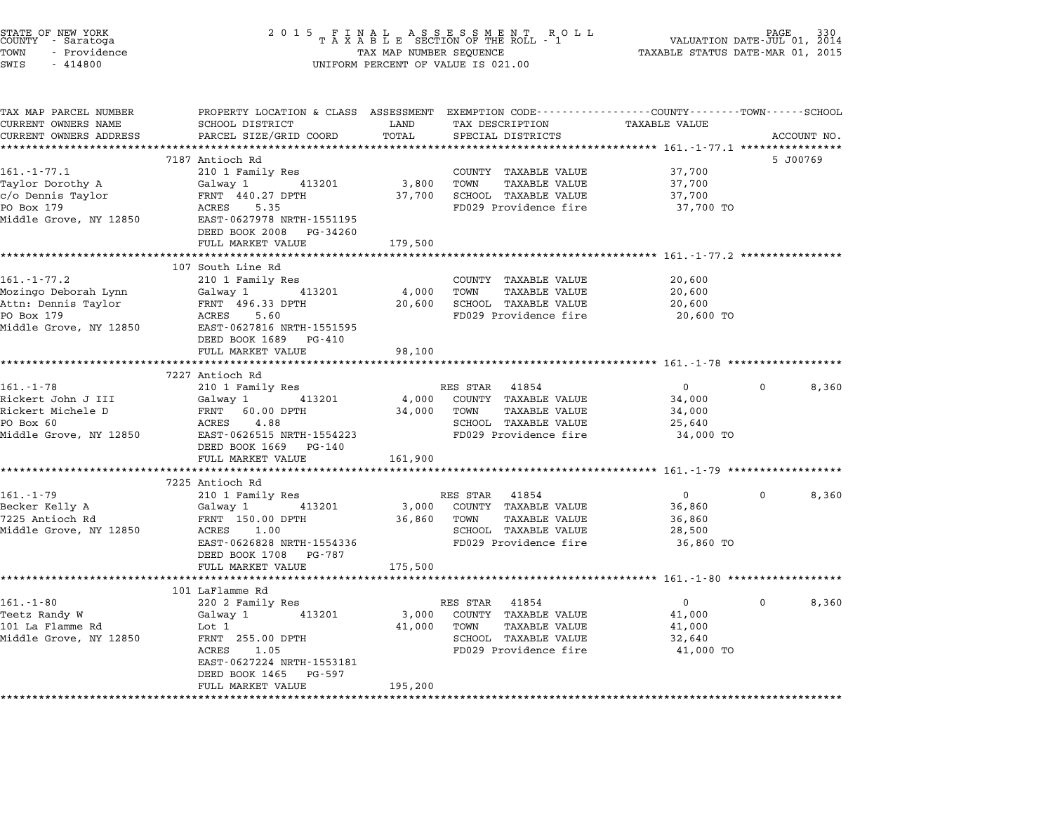STATE OF NEW YORK
COUNTY - Saratoga
TOWN - Providence
SWIS - 414800

2015 FINAL ASSESSMENT ROLL
TAXABLE SECTION OF THE ROLL - 1
TAX MAP NUMBER SEQUENCE
UNIFORM PERCENT OF VALUE IS 021.00

VALUATION DATE-JUL 01, 2014
TAXABLE STATUS DATE-MAR 01, 2015

| TAX MAP PARCEL NUMBER / CURRENT OWNERS NAME / CURRENT OWNERS ADDRESS | PROPERTY LOCATION & CLASS / SCHOOL DISTRICT / PARCEL SIZE/GRID COORD | ASSESSMENT LAND / TOTAL | EXEMPTION CODE / TAX DESCRIPTION / SPECIAL DISTRICTS | COUNTY TAXABLE VALUE | TOWN | SCHOOL | ACCOUNT NO. |
|---|---|---|---|---|---|---|---|
| **161.-1-77.1** | 7187 Antioch Rd | | | | | | 5 J00769 |
| 161.-1-77.1 | 210 1 Family Res | | COUNTY TAXABLE VALUE | 37,700 | | | |
| Taylor Dorothy A | Galway 1 413201 | 3,800 | TOWN TAXABLE VALUE | 37,700 | | | |
| c/o Dennis Taylor | FRNT 440.27 DPTH | 37,700 | SCHOOL TAXABLE VALUE | 37,700 | | | |
| PO Box 179 | ACRES 5.35 | | FD029 Providence fire | 37,700 TO | | | |
| Middle Grove, NY 12850 | EAST-0627978 NRTH-1551195 | | | | | | |
| | DEED BOOK 2008 PG-34260 | | | | | | |
| | FULL MARKET VALUE | 179,500 | | | | | |
| **161.-1-77.2** | 107 South Line Rd | | | | | | |
| 161.-1-77.2 | 210 1 Family Res | | COUNTY TAXABLE VALUE | 20,600 | | | |
| Mozingo Deborah Lynn | Galway 1 413201 | 4,000 | TOWN TAXABLE VALUE | 20,600 | | | |
| Attn: Dennis Taylor | FRNT 496.33 DPTH | 20,600 | SCHOOL TAXABLE VALUE | 20,600 | | | |
| PO Box 179 | ACRES 5.60 | | FD029 Providence fire | 20,600 TO | | | |
| Middle Grove, NY 12850 | EAST-0627816 NRTH-1551595 | | | | | | |
| | DEED BOOK 1689 PG-410 | | | | | | |
| | FULL MARKET VALUE | 98,100 | | | | | |
| **161.-1-78** | 7227 Antioch Rd | | | | | | |
| 161.-1-78 | 210 1 Family Res | | RES STAR 41854 | 0 | 0 | 8,360 | |
| Rickert John J III | Galway 1 413201 | 4,000 | COUNTY TAXABLE VALUE | 34,000 | | | |
| Rickert Michele D | FRNT 60.00 DPTH | 34,000 | TOWN TAXABLE VALUE | 34,000 | | | |
| PO Box 60 | ACRES 4.88 | | SCHOOL TAXABLE VALUE | 25,640 | | | |
| Middle Grove, NY 12850 | EAST-0626515 NRTH-1554223 | | FD029 Providence fire | 34,000 TO | | | |
| | DEED BOOK 1669 PG-140 | | | | | | |
| | FULL MARKET VALUE | 161,900 | | | | | |
| **161.-1-79** | 7225 Antioch Rd | | | | | | |
| 161.-1-79 | 210 1 Family Res | | RES STAR 41854 | 0 | 0 | 8,360 | |
| Becker Kelly A | Galway 1 413201 | 3,000 | COUNTY TAXABLE VALUE | 36,860 | | | |
| 7225 Antioch Rd | FRNT 150.00 DPTH | 36,860 | TOWN TAXABLE VALUE | 36,860 | | | |
| Middle Grove, NY 12850 | ACRES 1.00 | | SCHOOL TAXABLE VALUE | 28,500 | | | |
| | EAST-0626828 NRTH-1554336 | | FD029 Providence fire | 36,860 TO | | | |
| | DEED BOOK 1708 PG-787 | | | | | | |
| | FULL MARKET VALUE | 175,500 | | | | | |
| **161.-1-80** | 101 LaFlamme Rd | | | | | | |
| 161.-1-80 | 220 2 Family Res | | RES STAR 41854 | 0 | 0 | 8,360 | |
| Teetz Randy W | Galway 1 413201 | 3,000 | COUNTY TAXABLE VALUE | 41,000 | | | |
| 101 La Flamme Rd | Lot 1 | 41,000 | TOWN TAXABLE VALUE | 41,000 | | | |
| Middle Grove, NY 12850 | FRNT 255.00 DPTH | | SCHOOL TAXABLE VALUE | 32,640 | | | |
| | ACRES 1.05 | | FD029 Providence fire | 41,000 TO | | | |
| | EAST-0627224 NRTH-1553181 | | | | | | |
| | DEED BOOK 1465 PG-597 | | | | | | |
| | FULL MARKET VALUE | 195,200 | | | | | |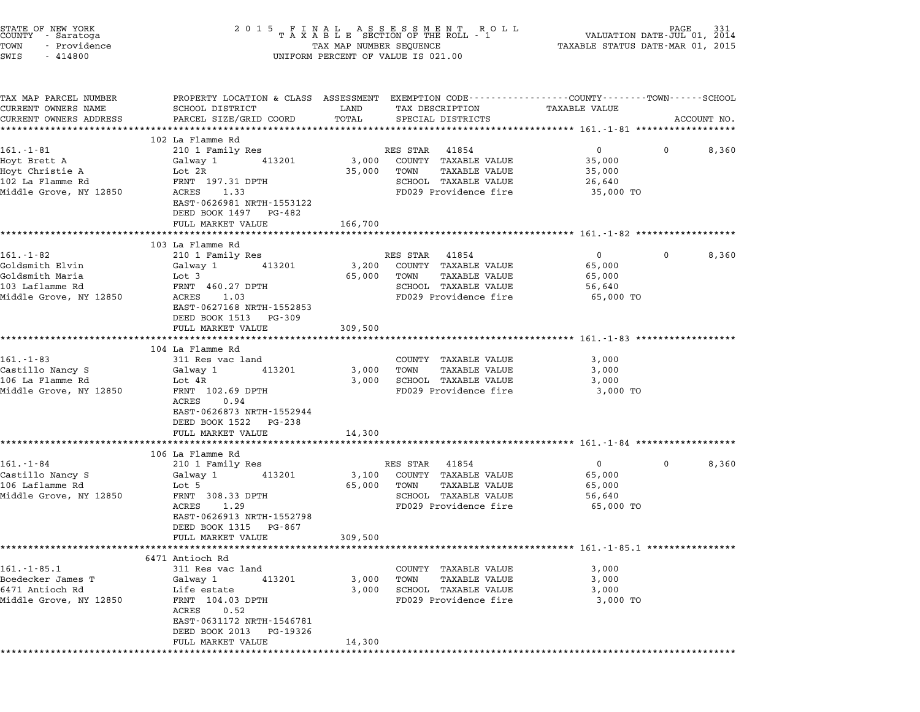STATE OF NEW YORK
COUNTY - Saratoga
TOWN - Providence
SWIS - 414800

2015 FINAL ASSESSMENT ROLL
TAXABLE SECTION OF THE ROLL - 1
TAX MAP NUMBER SEQUENCE
UNIFORM PERCENT OF VALUE IS 021.00

VALUATION DATE-JUL 01, 2014
TAXABLE STATUS DATE-MAR 01, 2015

| TAX MAP PARCEL NUMBER / CURRENT OWNERS NAME / CURRENT OWNERS ADDRESS | PROPERTY LOCATION & CLASS / SCHOOL DISTRICT / PARCEL SIZE/GRID COORD | ASSESSMENT LAND / TOTAL | EXEMPTION CODE / TAX DESCRIPTION / SPECIAL DISTRICTS | COUNTY / TAXABLE VALUE | TOWN | SCHOOL / ACCOUNT NO. |
|---|---|---|---|---|---|---|
| **161.-1-81** | 102 La Flamme Rd | | | | | |
| 161.-1-81 | 210 1 Family Res | | RES STAR 41854 | 0 | 0 | 8,360 |
| Hoyt Brett A | Galway 1 413201 | 3,000 | COUNTY TAXABLE VALUE | 35,000 | | |
| Hoyt Christie A | Lot 2R | 35,000 | TOWN TAXABLE VALUE | 35,000 | | |
| 102 La Flamme Rd | FRNT 197.31 DPTH | | SCHOOL TAXABLE VALUE | 26,640 | | |
| Middle Grove, NY 12850 | ACRES 1.33 | | FD029 Providence fire | 35,000 TO | | |
| | EAST-0626981 NRTH-1553122 | | | | | |
| | DEED BOOK 1497 PG-482 | | | | | |
| | FULL MARKET VALUE | 166,700 | | | | |
| **161.-1-82** | 103 La Flamme Rd | | | | | |
| 161.-1-82 | 210 1 Family Res | | RES STAR 41854 | 0 | 0 | 8,360 |
| Goldsmith Elvin | Galway 1 413201 | 3,200 | COUNTY TAXABLE VALUE | 65,000 | | |
| Goldsmith Maria | Lot 3 | 65,000 | TOWN TAXABLE VALUE | 65,000 | | |
| 103 Laflamme Rd | FRNT 460.27 DPTH | | SCHOOL TAXABLE VALUE | 56,640 | | |
| Middle Grove, NY 12850 | ACRES 1.03 | | FD029 Providence fire | 65,000 TO | | |
| | EAST-0627168 NRTH-1552853 | | | | | |
| | DEED BOOK 1513 PG-309 | | | | | |
| | FULL MARKET VALUE | 309,500 | | | | |
| **161.-1-83** | 104 La Flamme Rd | | | | | |
| 161.-1-83 | 311 Res vac land | | COUNTY TAXABLE VALUE | 3,000 | | |
| Castillo Nancy S | Galway 1 413201 | 3,000 | TOWN TAXABLE VALUE | 3,000 | | |
| 106 La Flamme Rd | Lot 4R | 3,000 | SCHOOL TAXABLE VALUE | 3,000 | | |
| Middle Grove, NY 12850 | FRNT 102.69 DPTH | | FD029 Providence fire | 3,000 TO | | |
| | ACRES 0.94 | | | | | |
| | EAST-0626873 NRTH-1552944 | | | | | |
| | DEED BOOK 1522 PG-238 | | | | | |
| | FULL MARKET VALUE | 14,300 | | | | |
| **161.-1-84** | 106 La Flamme Rd | | | | | |
| 161.-1-84 | 210 1 Family Res | | RES STAR 41854 | 0 | 0 | 8,360 |
| Castillo Nancy S | Galway 1 413201 | 3,100 | COUNTY TAXABLE VALUE | 65,000 | | |
| 106 Laflamme Rd | Lot 5 | 65,000 | TOWN TAXABLE VALUE | 65,000 | | |
| Middle Grove, NY 12850 | FRNT 308.33 DPTH | | SCHOOL TAXABLE VALUE | 56,640 | | |
| | ACRES 1.29 | | FD029 Providence fire | 65,000 TO | | |
| | EAST-0626913 NRTH-1552798 | | | | | |
| | DEED BOOK 1315 PG-867 | | | | | |
| | FULL MARKET VALUE | 309,500 | | | | |
| **161.-1-85.1** | 6471 Antioch Rd | | | | | |
| 161.-1-85.1 | 311 Res vac land | | COUNTY TAXABLE VALUE | 3,000 | | |
| Boedecker James T | Galway 1 413201 | 3,000 | TOWN TAXABLE VALUE | 3,000 | | |
| 6471 Antioch Rd | Life estate | 3,000 | SCHOOL TAXABLE VALUE | 3,000 | | |
| Middle Grove, NY 12850 | FRNT 104.03 DPTH | | FD029 Providence fire | 3,000 TO | | |
| | ACRES 0.52 | | | | | |
| | EAST-0631172 NRTH-1546781 | | | | | |
| | DEED BOOK 2013 PG-19326 | | | | | |
| | FULL MARKET VALUE | 14,300 | | | | |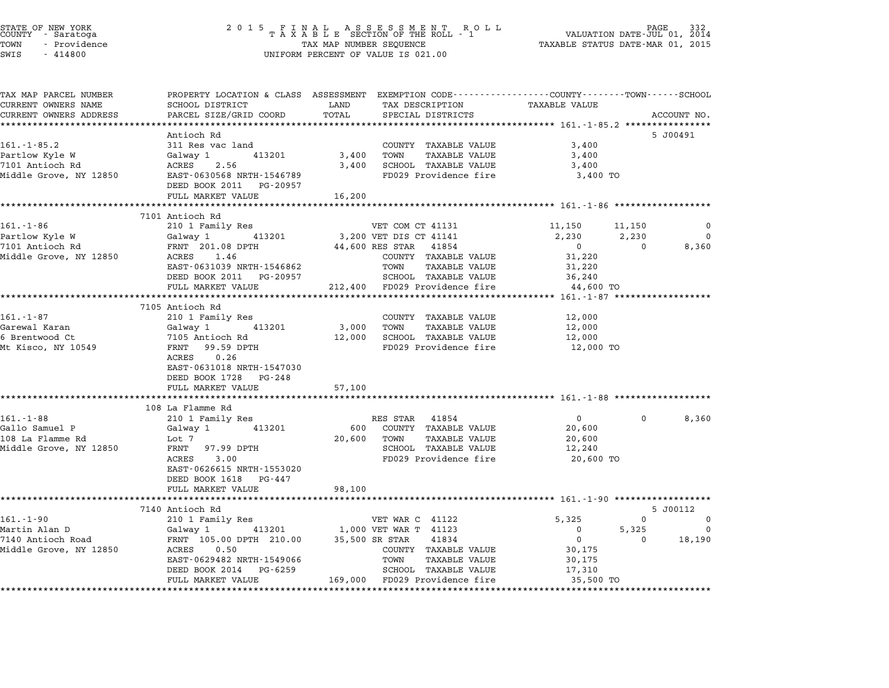STATE OF NEW YORK
COUNTY - Saratoga
TOWN - Providence
SWIS - 414800

2015 FINAL ASSESSMENT ROLL
TAXABLE SECTION OF THE ROLL - 1
TAX MAP NUMBER SEQUENCE
UNIFORM PERCENT OF VALUE IS 021.00

VALUATION DATE-JUL 01, 2014
TAXABLE STATUS DATE-MAR 01, 2015

| TAX MAP PARCEL NUMBER / CURRENT OWNERS NAME / CURRENT OWNERS ADDRESS | PROPERTY LOCATION & CLASS / SCHOOL DISTRICT / PARCEL SIZE/GRID COORD | ASSESSMENT LAND / TOTAL | EXEMPTION CODE / TAX DESCRIPTION / SPECIAL DISTRICTS | COUNTY TAXABLE VALUE | TOWN | SCHOOL | ACCOUNT NO. |
|---|---|---|---|---|---|---|---|
| **161.-1-85.2** | Antioch Rd | | | | | | 5 J00491 |
| 161.-1-85.2 | 311 Res vac land | | COUNTY TAXABLE VALUE | 3,400 | | | |
| Partlow Kyle W | Galway 1 413201 | 3,400 | TOWN TAXABLE VALUE | 3,400 | | | |
| 7101 Antioch Rd | ACRES 2.56 | 3,400 | SCHOOL TAXABLE VALUE | 3,400 | | | |
| Middle Grove, NY 12850 | EAST-0630568 NRTH-1546789 | | FD029 Providence fire | 3,400 TO | | | |
| | DEED BOOK 2011 PG-20957 | | | | | | |
| | FULL MARKET VALUE | 16,200 | | | | | |
| **161.-1-86** | 7101 Antioch Rd | | | | | | |
| 161.-1-86 | 210 1 Family Res | | VET COM CT 41131 | 11,150 | 11,150 | 0 | |
| Partlow Kyle W | Galway 1 413201 | 3,200 | VET DIS CT 41141 | 2,230 | 2,230 | 0 | |
| 7101 Antioch Rd | FRNT 201.08 DPTH | 44,600 | RES STAR 41854 | 0 | 0 | 8,360 | |
| Middle Grove, NY 12850 | ACRES 1.46 | | COUNTY TAXABLE VALUE | 31,220 | | | |
| | EAST-0631039 NRTH-1546862 | | TOWN TAXABLE VALUE | 31,220 | | | |
| | DEED BOOK 2011 PG-20957 | | SCHOOL TAXABLE VALUE | 36,240 | | | |
| | FULL MARKET VALUE | 212,400 | FD029 Providence fire | 44,600 TO | | | |
| **161.-1-87** | 7105 Antioch Rd | | | | | | |
| 161.-1-87 | 210 1 Family Res | | COUNTY TAXABLE VALUE | 12,000 | | | |
| Garewal Karan | Galway 1 413201 | 3,000 | TOWN TAXABLE VALUE | 12,000 | | | |
| 6 Brentwood Ct | 7105 Antioch Rd | 12,000 | SCHOOL TAXABLE VALUE | 12,000 | | | |
| Mt Kisco, NY 10549 | FRNT 99.59 DPTH | | FD029 Providence fire | 12,000 TO | | | |
| | ACRES 0.26 | | | | | | |
| | EAST-0631018 NRTH-1547030 | | | | | | |
| | DEED BOOK 1728 PG-248 | | | | | | |
| | FULL MARKET VALUE | 57,100 | | | | | |
| **161.-1-88** | 108 La Flamme Rd | | | | | | |
| 161.-1-88 | 210 1 Family Res | | RES STAR 41854 | 0 | 0 | 8,360 | |
| Gallo Samuel P | Galway 1 413201 | 600 | COUNTY TAXABLE VALUE | 20,600 | | | |
| 108 La Flamme Rd | Lot 7 | 20,600 | TOWN TAXABLE VALUE | 20,600 | | | |
| Middle Grove, NY 12850 | FRNT 97.99 DPTH | | SCHOOL TAXABLE VALUE | 12,240 | | | |
| | ACRES 3.00 | | FD029 Providence fire | 20,600 TO | | | |
| | EAST-0626615 NRTH-1553020 | | | | | | |
| | DEED BOOK 1618 PG-447 | | | | | | |
| | FULL MARKET VALUE | 98,100 | | | | | |
| **161.-1-90** | 7140 Antioch Rd | | | | | | 5 J00112 |
| 161.-1-90 | 210 1 Family Res | | VET WAR C 41122 | 5,325 | 0 | 0 | |
| Martin Alan D | Galway 1 413201 | 1,000 | VET WAR T 41123 | 0 | 5,325 | 0 | |
| 7140 Antioch Road | FRNT 105.00 DPTH 210.00 | 35,500 | SR STAR 41834 | 0 | 0 | 18,190 | |
| Middle Grove, NY 12850 | ACRES 0.50 | | COUNTY TAXABLE VALUE | 30,175 | | | |
| | EAST-0629482 NRTH-1549066 | | TOWN TAXABLE VALUE | 30,175 | | | |
| | DEED BOOK 2014 PG-6259 | | SCHOOL TAXABLE VALUE | 17,310 | | | |
| | FULL MARKET VALUE | 169,000 | FD029 Providence fire | 35,500 TO | | | |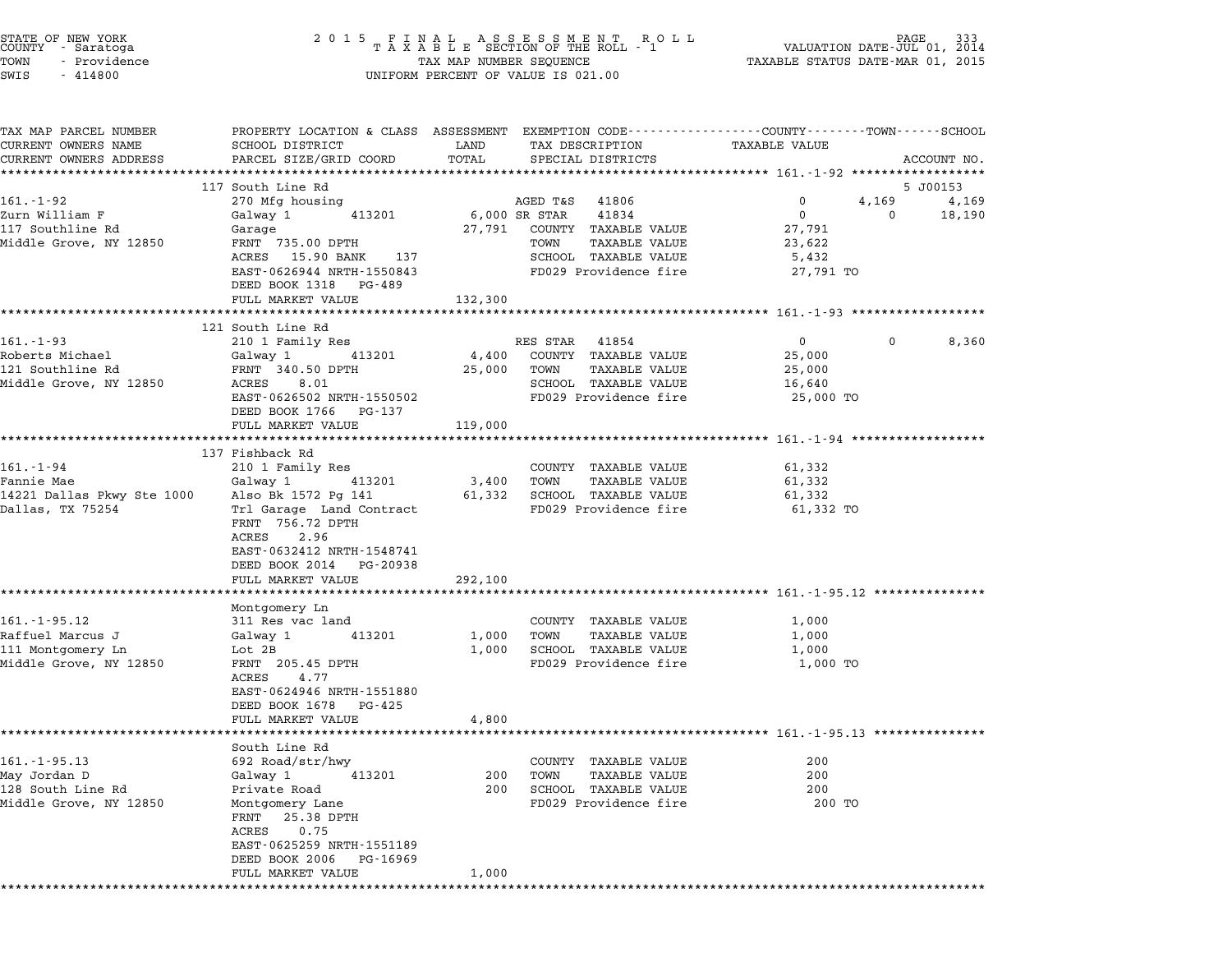STATE OF NEW YORK
COUNTY - Saratoga
TOWN - Providence
SWIS - 414800

2015 FINAL ASSESSMENT ROLL
TAXABLE SECTION OF THE ROLL - 1
TAX MAP NUMBER SEQUENCE
UNIFORM PERCENT OF VALUE IS 021.00

VALUATION DATE-JUL 01, 2014
TAXABLE STATUS DATE-MAR 01, 2015

| TAX MAP PARCEL NUMBER / CURRENT OWNERS NAME / CURRENT OWNERS ADDRESS | PROPERTY LOCATION & CLASS / SCHOOL DISTRICT / PARCEL SIZE/GRID COORD | ASSESSMENT LAND / TOTAL | EXEMPTION CODE / TAX DESCRIPTION / SPECIAL DISTRICTS | COUNTY TAXABLE VALUE | TOWN | SCHOOL | ACCOUNT NO. |
|---|---|---|---|---|---|---|---|
| | 117 South Line Rd | | | | | | 5 J00153 |
| 161.-1-92 | 270 Mfg housing | | AGED T&S 41806 | 0 | 4,169 | 4,169 | |
| Zurn William F | Galway 1 413201 | 6,000 | SR STAR 41834 | 0 | 0 | 18,190 | |
| 117 Southline Rd | Garage | 27,791 | COUNTY TAXABLE VALUE | 27,791 | | | |
| Middle Grove, NY 12850 | FRNT 735.00 DPTH | | TOWN TAXABLE VALUE | 23,622 | | | |
| | ACRES 15.90 BANK 137 | | SCHOOL TAXABLE VALUE | 5,432 | | | |
| | EAST-0626944 NRTH-1550843 | | FD029 Providence fire | 27,791 TO | | | |
| | DEED BOOK 1318 PG-489 | | | | | | |
| | FULL MARKET VALUE | 132,300 | | | | | |
| | 121 South Line Rd | | | | | | |
| 161.-1-93 | 210 1 Family Res | | RES STAR 41854 | 0 | 0 | 8,360 | |
| Roberts Michael | Galway 1 413201 | 4,400 | COUNTY TAXABLE VALUE | 25,000 | | | |
| 121 Southline Rd | FRNT 340.50 DPTH | 25,000 | TOWN TAXABLE VALUE | 25,000 | | | |
| Middle Grove, NY 12850 | ACRES 8.01 | | SCHOOL TAXABLE VALUE | 16,640 | | | |
| | EAST-0626502 NRTH-1550502 | | FD029 Providence fire | 25,000 TO | | | |
| | DEED BOOK 1766 PG-137 | | | | | | |
| | FULL MARKET VALUE | 119,000 | | | | | |
| | 137 Fishback Rd | | | | | | |
| 161.-1-94 | 210 1 Family Res | | COUNTY TAXABLE VALUE | 61,332 | | | |
| Fannie Mae | Galway 1 413201 | 3,400 | TOWN TAXABLE VALUE | 61,332 | | | |
| 14221 Dallas Pkwy Ste 1000 | Also Bk 1572 Pg 141 | 61,332 | SCHOOL TAXABLE VALUE | 61,332 | | | |
| Dallas, TX 75254 | Trl Garage Land Contract | | FD029 Providence fire | 61,332 TO | | | |
| | FRNT 756.72 DPTH | | | | | | |
| | ACRES 2.96 | | | | | | |
| | EAST-0632412 NRTH-1548741 | | | | | | |
| | DEED BOOK 2014 PG-20938 | | | | | | |
| | FULL MARKET VALUE | 292,100 | | | | | |
| | Montgomery Ln | | | | | | |
| 161.-1-95.12 | 311 Res vac land | | COUNTY TAXABLE VALUE | 1,000 | | | |
| Raffuel Marcus J | Galway 1 413201 | 1,000 | TOWN TAXABLE VALUE | 1,000 | | | |
| 111 Montgomery Ln | Lot 2B | 1,000 | SCHOOL TAXABLE VALUE | 1,000 | | | |
| Middle Grove, NY 12850 | FRNT 205.45 DPTH | | FD029 Providence fire | 1,000 TO | | | |
| | ACRES 4.77 | | | | | | |
| | EAST-0624946 NRTH-1551880 | | | | | | |
| | DEED BOOK 1678 PG-425 | | | | | | |
| | FULL MARKET VALUE | 4,800 | | | | | |
| | South Line Rd | | | | | | |
| 161.-1-95.13 | 692 Road/str/hwy | | COUNTY TAXABLE VALUE | 200 | | | |
| May Jordan D | Galway 1 413201 | 200 | TOWN TAXABLE VALUE | 200 | | | |
| 128 South Line Rd | Private Road | 200 | SCHOOL TAXABLE VALUE | 200 | | | |
| Middle Grove, NY 12850 | Montgomery Lane | | FD029 Providence fire | 200 TO | | | |
| | FRNT 25.38 DPTH | | | | | | |
| | ACRES 0.75 | | | | | | |
| | EAST-0625259 NRTH-1551189 | | | | | | |
| | DEED BOOK 2006 PG-16969 | | | | | | |
| | FULL MARKET VALUE | 1,000 | | | | | |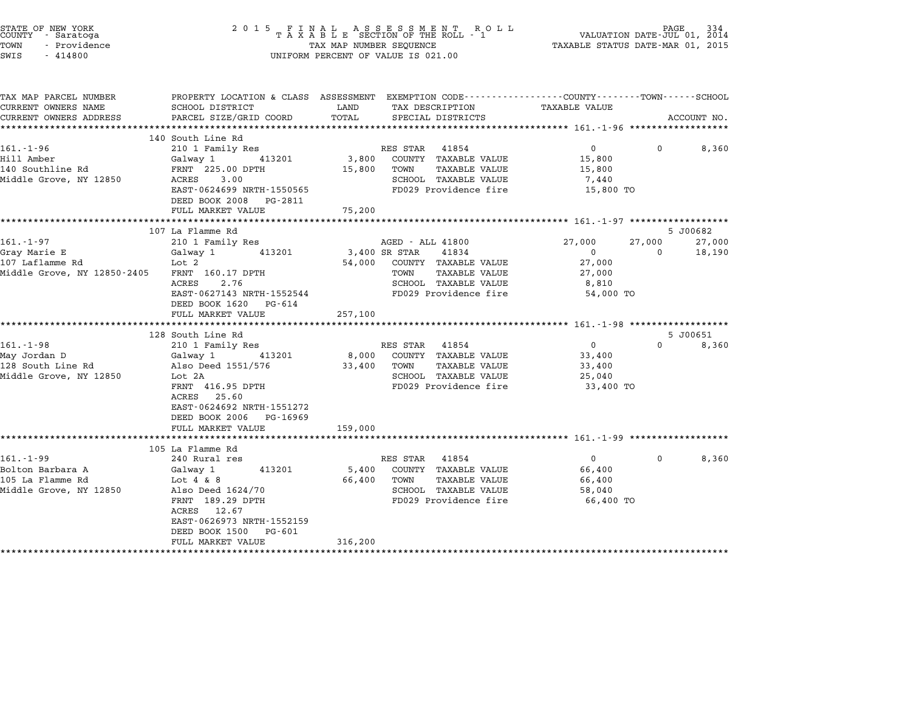STATE OF NEW YORK
COUNTY - Saratoga
TOWN - Providence
SWIS - 414800

2 0 1 5 F I N A L A S S E S S M E N T R O L L
T A X A B L E SECTION OF THE ROLL - 1
TAX MAP NUMBER SEQUENCE
UNIFORM PERCENT OF VALUE IS 021.00

VALUATION DATE-JUL 01, 2014
TAXABLE STATUS DATE-MAR 01, 2015

| TAX MAP PARCEL NUMBER / CURRENT OWNERS NAME / CURRENT OWNERS ADDRESS | PROPERTY LOCATION & CLASS / SCHOOL DISTRICT / PARCEL SIZE/GRID COORD | ASSESSMENT LAND / TOTAL | EXEMPTION CODE / TAX DESCRIPTION / SPECIAL DISTRICTS | COUNTY TAXABLE VALUE | TOWN | SCHOOL / ACCOUNT NO. |
|---|---|---|---|---|---|---|
| | 140 South Line Rd | | | | | |
| 161.-1-96 | 210 1 Family Res | | RES STAR 41854 | 0 | 0 | 8,360 |
| Hill Amber | Galway 1 413201 | 3,800 | COUNTY TAXABLE VALUE | 15,800 | | |
| 140 Southline Rd | FRNT 225.00 DPTH | 15,800 | TOWN TAXABLE VALUE | 15,800 | | |
| Middle Grove, NY 12850 | ACRES 3.00 | | SCHOOL TAXABLE VALUE | 7,440 | | |
| | EAST-0624699 NRTH-1550565 | | FD029 Providence fire | 15,800 TO | | |
| | DEED BOOK 2008 PG-2811 | | | | | |
| | FULL MARKET VALUE | 75,200 | | | | |
| | 107 La Flamme Rd | | | | | 5 J00682 |
| 161.-1-97 | 210 1 Family Res | | AGED - ALL 41800 | 27,000 | 27,000 | 27,000 |
| Gray Marie E | Galway 1 413201 | 3,400 | SR STAR 41834 | 0 | 0 | 18,190 |
| 107 Laflamme Rd | Lot 2 | 54,000 | COUNTY TAXABLE VALUE | 27,000 | | |
| Middle Grove, NY 12850-2405 | FRNT 160.17 DPTH | | TOWN TAXABLE VALUE | 27,000 | | |
| | ACRES 2.76 | | SCHOOL TAXABLE VALUE | 8,810 | | |
| | EAST-0627143 NRTH-1552544 | | FD029 Providence fire | 54,000 TO | | |
| | DEED BOOK 1620 PG-614 | | | | | |
| | FULL MARKET VALUE | 257,100 | | | | |
| | 128 South Line Rd | | | | | 5 J00651 |
| 161.-1-98 | 210 1 Family Res | | RES STAR 41854 | 0 | 0 | 8,360 |
| May Jordan D | Galway 1 413201 | 8,000 | COUNTY TAXABLE VALUE | 33,400 | | |
| 128 South Line Rd | Also Deed 1551/576 | 33,400 | TOWN TAXABLE VALUE | 33,400 | | |
| Middle Grove, NY 12850 | Lot 2A | | SCHOOL TAXABLE VALUE | 25,040 | | |
| | FRNT 416.95 DPTH | | FD029 Providence fire | 33,400 TO | | |
| | ACRES 25.60 | | | | | |
| | EAST-0624692 NRTH-1551272 | | | | | |
| | DEED BOOK 2006 PG-16969 | | | | | |
| | FULL MARKET VALUE | 159,000 | | | | |
| | 105 La Flamme Rd | | | | | |
| 161.-1-99 | 240 Rural res | | RES STAR 41854 | 0 | 0 | 8,360 |
| Bolton Barbara A | Galway 1 413201 | 5,400 | COUNTY TAXABLE VALUE | 66,400 | | |
| 105 La Flamme Rd | Lot 4 & 8 | 66,400 | TOWN TAXABLE VALUE | 66,400 | | |
| Middle Grove, NY 12850 | Also Deed 1624/70 | | SCHOOL TAXABLE VALUE | 58,040 | | |
| | FRNT 189.29 DPTH | | FD029 Providence fire | 66,400 TO | | |
| | ACRES 12.67 | | | | | |
| | EAST-0626973 NRTH-1552159 | | | | | |
| | DEED BOOK 1500 PG-601 | | | | | |
| | FULL MARKET VALUE | 316,200 | | | | |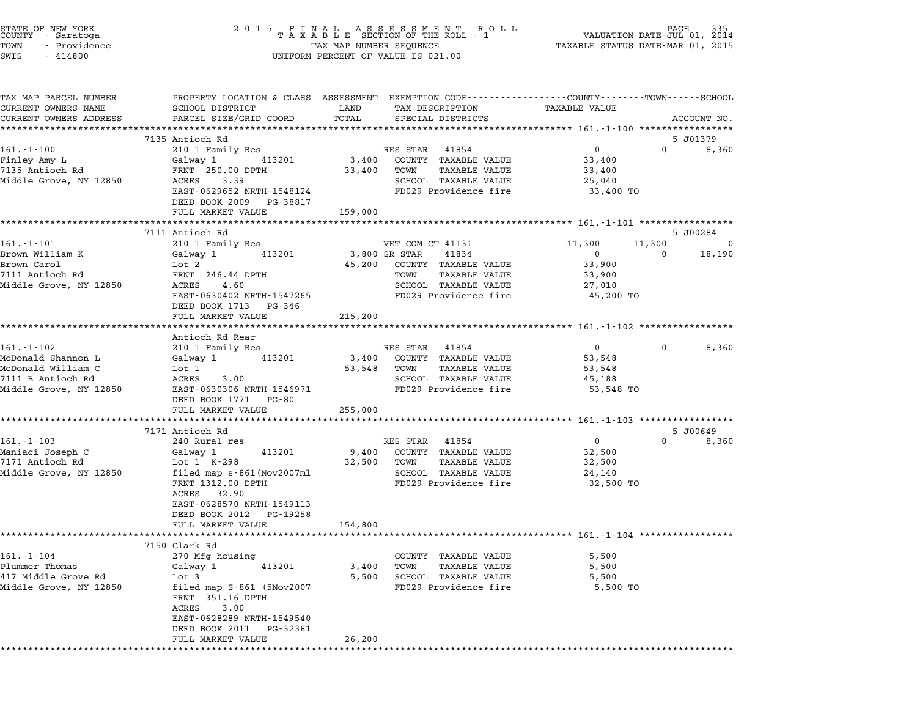STATE OF NEW YORK
COUNTY - Saratoga
TOWN - Providence
SWIS - 414800

# 2015 FINAL ASSESSMENT ROLL
TAXABLE SECTION OF THE ROLL - 1
TAX MAP NUMBER SEQUENCE
UNIFORM PERCENT OF VALUE IS 021.00

VALUATION DATE-JUL 01, 2014
TAXABLE STATUS DATE-MAR 01, 2015

| TAX MAP PARCEL NUMBER / CURRENT OWNERS NAME / CURRENT OWNERS ADDRESS | PROPERTY LOCATION & CLASS / SCHOOL DISTRICT / PARCEL SIZE/GRID COORD | ASSESSMENT LAND | TOTAL | EXEMPTION CODE / TAX DESCRIPTION / SPECIAL DISTRICTS | COUNTY TAXABLE VALUE | TOWN | SCHOOL / ACCOUNT NO. |
|---|---|---|---|---|---|---|---|
| 161.-1-100 | 7135 Antioch Rd | | | | | | 5 J01379 |
| 161.-1-100 | 210 1 Family Res | | | RES STAR 41854 | 0 | 0 | 8,360 |
| Finley Amy L | Galway 1 413201 | 3,400 | | COUNTY TAXABLE VALUE | 33,400 | | |
| 7135 Antioch Rd | FRNT 250.00 DPTH | | 33,400 | TOWN TAXABLE VALUE | 33,400 | | |
| Middle Grove, NY 12850 | ACRES 3.39 | | | SCHOOL TAXABLE VALUE | 25,040 | | |
| | EAST-0629652 NRTH-1548124 | | | FD029 Providence fire | 33,400 TO | | |
| | DEED BOOK 2009 PG-38817 | | | | | | |
| | FULL MARKET VALUE | | 159,000 | | | | |
| 161.-1-101 | 7111 Antioch Rd | | | | | | 5 J00284 |
| 161.-1-101 | 210 1 Family Res | | | VET COM CT 41131 | 11,300 | 11,300 | 0 |
| Brown William K | Galway 1 413201 | 3,800 | | SR STAR 41834 | 0 | 0 | 18,190 |
| Brown Carol | Lot 2 | | 45,200 | COUNTY TAXABLE VALUE | 33,900 | | |
| 7111 Antioch Rd | FRNT 246.44 DPTH | | | TOWN TAXABLE VALUE | 33,900 | | |
| Middle Grove, NY 12850 | ACRES 4.60 | | | SCHOOL TAXABLE VALUE | 27,010 | | |
| | EAST-0630402 NRTH-1547265 | | | FD029 Providence fire | 45,200 TO | | |
| | DEED BOOK 1713 PG-346 | | | | | | |
| | FULL MARKET VALUE | | 215,200 | | | | |
| 161.-1-102 | Antioch Rd Rear | | | | | | |
| 161.-1-102 | 210 1 Family Res | | | RES STAR 41854 | 0 | 0 | 8,360 |
| McDonald Shannon L | Galway 1 413201 | 3,400 | | COUNTY TAXABLE VALUE | 53,548 | | |
| McDonald William C | Lot 1 | | 53,548 | TOWN TAXABLE VALUE | 53,548 | | |
| 7111 B Antioch Rd | ACRES 3.00 | | | SCHOOL TAXABLE VALUE | 45,188 | | |
| Middle Grove, NY 12850 | EAST-0630306 NRTH-1546971 | | | FD029 Providence fire | 53,548 TO | | |
| | DEED BOOK 1771 PG-80 | | | | | | |
| | FULL MARKET VALUE | | 255,000 | | | | |
| 161.-1-103 | 7171 Antioch Rd | | | | | | 5 J00649 |
| 161.-1-103 | 240 Rural res | | | RES STAR 41854 | 0 | 0 | 8,360 |
| Maniaci Joseph C | Galway 1 413201 | 9,400 | | COUNTY TAXABLE VALUE | 32,500 | | |
| 7171 Antioch Rd | Lot 1 K-298 | | 32,500 | TOWN TAXABLE VALUE | 32,500 | | |
| Middle Grove, NY 12850 | filed map s-861(Nov2007ml | | | SCHOOL TAXABLE VALUE | 24,140 | | |
| | FRNT 1312.00 DPTH | | | FD029 Providence fire | 32,500 TO | | |
| | ACRES 32.90 | | | | | | |
| | EAST-0628570 NRTH-1549113 | | | | | | |
| | DEED BOOK 2012 PG-19258 | | | | | | |
| | FULL MARKET VALUE | | 154,800 | | | | |
| 161.-1-104 | 7150 Clark Rd | | | | | | |
| 161.-1-104 | 270 Mfg housing | | | COUNTY TAXABLE VALUE | 5,500 | | |
| Plummer Thomas | Galway 1 413201 | 3,400 | | TOWN TAXABLE VALUE | 5,500 | | |
| 417 Middle Grove Rd | Lot 3 | | 5,500 | SCHOOL TAXABLE VALUE | 5,500 | | |
| Middle Grove, NY 12850 | filed map S-861 (5Nov2007 | | | FD029 Providence fire | 5,500 TO | | |
| | FRNT 351.16 DPTH | | | | | | |
| | ACRES 3.00 | | | | | | |
| | EAST-0628289 NRTH-1549540 | | | | | | |
| | DEED BOOK 2011 PG-32381 | | | | | | |
| | FULL MARKET VALUE | | 26,200 | | | | |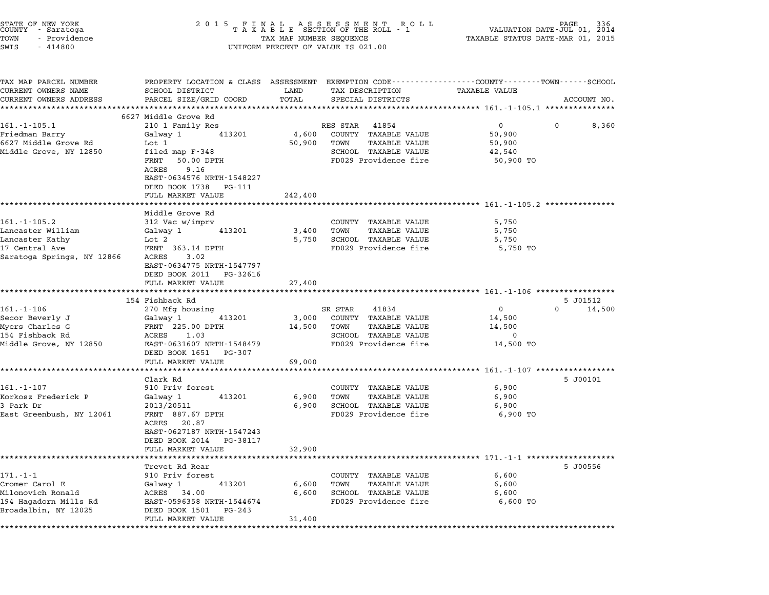STATE OF NEW YORK
COUNTY - Saratoga
TOWN - Providence
SWIS - 414800

2015 FINAL ASSESSMENT ROLL
TAXABLE SECTION OF THE ROLL - 1
TAX MAP NUMBER SEQUENCE
UNIFORM PERCENT OF VALUE IS 021.00

VALUATION DATE-JUL 01, 2014
TAXABLE STATUS DATE-MAR 01, 2015

| TAX MAP PARCEL NUMBER / CURRENT OWNERS NAME / CURRENT OWNERS ADDRESS | PROPERTY LOCATION & CLASS / SCHOOL DISTRICT / PARCEL SIZE/GRID COORD | ASSESSMENT LAND | TOTAL | EXEMPTION CODE / TAX DESCRIPTION / SPECIAL DISTRICTS | COUNTY TAXABLE VALUE | TOWN | SCHOOL | ACCOUNT NO. |
|---|---|---|---|---|---|---|---|---|
| **161.-1-105.1** | 6627 Middle Grove Rd | | | | | | | |
| 161.-1-105.1 | 210 1 Family Res | | | RES STAR 41854 | 0 | 0 | 8,360 | |
| Friedman Barry | Galway 1 413201 | 4,600 | | COUNTY TAXABLE VALUE | 50,900 | | | |
| 6627 Middle Grove Rd | Lot 1 | | 50,900 | TOWN TAXABLE VALUE | 50,900 | | | |
| Middle Grove, NY 12850 | filed map F-348 | | | SCHOOL TAXABLE VALUE | 42,540 | | | |
| | FRNT 50.00 DPTH | | | FD029 Providence fire | 50,900 TO | | | |
| | ACRES 9.16 | | | | | | | |
| | EAST-0634576 NRTH-1548227 | | | | | | | |
| | DEED BOOK 1738 PG-111 | | | | | | | |
| | FULL MARKET VALUE | | 242,400 | | | | | |
| **161.-1-105.2** | Middle Grove Rd | | | | | | | |
| 161.-1-105.2 | 312 Vac w/imprv | | | COUNTY TAXABLE VALUE | 5,750 | | | |
| Lancaster William | Galway 1 413201 | 3,400 | | TOWN TAXABLE VALUE | 5,750 | | | |
| Lancaster Kathy | Lot 2 | | 5,750 | SCHOOL TAXABLE VALUE | 5,750 | | | |
| 17 Central Ave | FRNT 363.14 DPTH | | | FD029 Providence fire | 5,750 TO | | | |
| Saratoga Springs, NY 12866 | ACRES 3.02 | | | | | | | |
| | EAST-0634775 NRTH-1547797 | | | | | | | |
| | DEED BOOK 2011 PG-32616 | | | | | | | |
| | FULL MARKET VALUE | | 27,400 | | | | | |
| **161.-1-106** | 154 Fishback Rd | | | | | | | 5 J01512 |
| 161.-1-106 | 270 Mfg housing | | | SR STAR 41834 | 0 | 0 | 14,500 | |
| Secor Beverly J | Galway 1 413201 | 3,000 | | COUNTY TAXABLE VALUE | 14,500 | | | |
| Myers Charles G | FRNT 225.00 DPTH | | 14,500 | TOWN TAXABLE VALUE | 14,500 | | | |
| 154 Fishback Rd | ACRES 1.03 | | | SCHOOL TAXABLE VALUE | 0 | | | |
| Middle Grove, NY 12850 | EAST-0631607 NRTH-1548479 | | | FD029 Providence fire | 14,500 TO | | | |
| | DEED BOOK 1651 PG-307 | | | | | | | |
| | FULL MARKET VALUE | | 69,000 | | | | | |
| **161.-1-107** | Clark Rd | | | | | | | 5 J00101 |
| 161.-1-107 | 910 Priv forest | | | COUNTY TAXABLE VALUE | 6,900 | | | |
| Korkosz Frederick P | Galway 1 413201 | 6,900 | | TOWN TAXABLE VALUE | 6,900 | | | |
| 3 Park Dr | 2013/20511 | | 6,900 | SCHOOL TAXABLE VALUE | 6,900 | | | |
| East Greenbush, NY 12061 | FRNT 887.67 DPTH | | | FD029 Providence fire | 6,900 TO | | | |
| | ACRES 20.87 | | | | | | | |
| | EAST-0627187 NRTH-1547243 | | | | | | | |
| | DEED BOOK 2014 PG-38117 | | | | | | | |
| | FULL MARKET VALUE | | 32,900 | | | | | |
| **171.-1-1** | Trevet Rd Rear | | | | | | | 5 J00556 |
| 171.-1-1 | 910 Priv forest | | | COUNTY TAXABLE VALUE | 6,600 | | | |
| Cromer Carol E | Galway 1 413201 | 6,600 | | TOWN TAXABLE VALUE | 6,600 | | | |
| Milonovich Ronald | ACRES 34.00 | | 6,600 | SCHOOL TAXABLE VALUE | 6,600 | | | |
| 194 Hagadorn Mills Rd | EAST-0596358 NRTH-1544674 | | | FD029 Providence fire | 6,600 TO | | | |
| Broadalbin, NY 12025 | DEED BOOK 1501 PG-243 | | | | | | | |
| | FULL MARKET VALUE | | 31,400 | | | | | |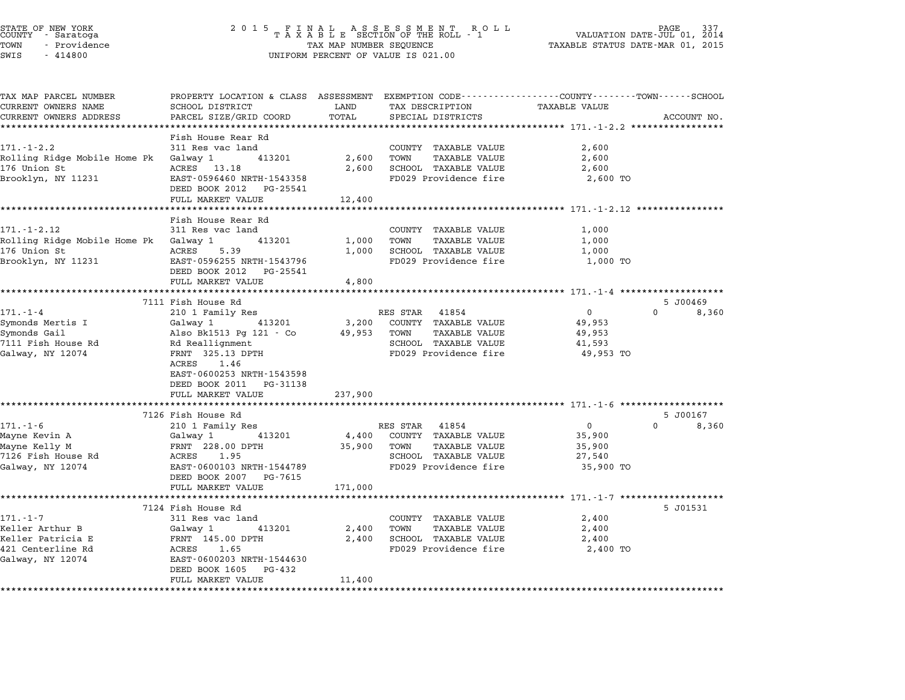STATE OF NEW YORK
COUNTY - Saratoga
TOWN - Providence
SWIS - 414800

2015 FINAL ASSESSMENT ROLL
TAXABLE SECTION OF THE ROLL - 1
TAX MAP NUMBER SEQUENCE
UNIFORM PERCENT OF VALUE IS 021.00

VALUATION DATE-JUL 01, 2014
TAXABLE STATUS DATE-MAR 01, 2015

| TAX MAP PARCEL NUMBER / CURRENT OWNERS NAME / CURRENT OWNERS ADDRESS | PROPERTY LOCATION & CLASS / SCHOOL DISTRICT / PARCEL SIZE/GRID COORD | ASSESSMENT LAND | ASSESSMENT TOTAL | EXEMPTION CODE / TAX DESCRIPTION / SPECIAL DISTRICTS | COUNTY | TOWN | SCHOOL | TAXABLE VALUE | ACCOUNT NO. |
|---|---|---|---|---|---|---|---|---|---|
| **171.-1-2.2** | Fish House Rear Rd | | | | | | | | |
| 171.-1-2.2 | 311 Res vac land | | | COUNTY TAXABLE VALUE | | | | 2,600 | |
| Rolling Ridge Mobile Home Pk | Galway 1 413201 | 2,600 | | TOWN TAXABLE VALUE | | | | 2,600 | |
| 176 Union St | ACRES 13.18 | | 2,600 | SCHOOL TAXABLE VALUE | | | | 2,600 | |
| Brooklyn, NY 11231 | EAST-0596460 NRTH-1543358 | | | FD029 Providence fire | | | | 2,600 TO | |
| | DEED BOOK 2012 PG-25541 | | | | | | | | |
| | FULL MARKET VALUE | | 12,400 | | | | | | |
| **171.-1-2.12** | Fish House Rear Rd | | | | | | | | |
| 171.-1-2.12 | 311 Res vac land | | | COUNTY TAXABLE VALUE | | | | 1,000 | |
| Rolling Ridge Mobile Home Pk | Galway 1 413201 | 1,000 | | TOWN TAXABLE VALUE | | | | 1,000 | |
| 176 Union St | ACRES 5.39 | | 1,000 | SCHOOL TAXABLE VALUE | | | | 1,000 | |
| Brooklyn, NY 11231 | EAST-0596255 NRTH-1543796 | | | FD029 Providence fire | | | | 1,000 TO | |
| | DEED BOOK 2012 PG-25541 | | | | | | | | |
| | FULL MARKET VALUE | | 4,800 | | | | | | |
| **171.-1-4** | 7111 Fish House Rd | | | | | | | | 5 J00469 |
| 171.-1-4 | 210 1 Family Res | | | RES STAR 41854 | 0 | 0 | 8,360 | | |
| Symonds Mertis I | Galway 1 413201 | 3,200 | | COUNTY TAXABLE VALUE | | | | 49,953 | |
| Symonds Gail | Also Bk1513 Pg 121 - Co | | 49,953 | TOWN TAXABLE VALUE | | | | 49,953 | |
| 7111 Fish House Rd | Rd Reallignment | | | SCHOOL TAXABLE VALUE | | | | 41,593 | |
| Galway, NY 12074 | FRNT 325.13 DPTH | | | FD029 Providence fire | | | | 49,953 TO | |
| | ACRES 1.46 | | | | | | | | |
| | EAST-0600253 NRTH-1543598 | | | | | | | | |
| | DEED BOOK 2011 PG-31138 | | | | | | | | |
| | FULL MARKET VALUE | | 237,900 | | | | | | |
| **171.-1-6** | 7126 Fish House Rd | | | | | | | | 5 J00167 |
| 171.-1-6 | 210 1 Family Res | | | RES STAR 41854 | 0 | 0 | 8,360 | | |
| Mayne Kevin A | Galway 1 413201 | 4,400 | | COUNTY TAXABLE VALUE | | | | 35,900 | |
| Mayne Kelly M | FRNT 228.00 DPTH | | 35,900 | TOWN TAXABLE VALUE | | | | 35,900 | |
| 7126 Fish House Rd | ACRES 1.95 | | | SCHOOL TAXABLE VALUE | | | | 27,540 | |
| Galway, NY 12074 | EAST-0600103 NRTH-1544789 | | | FD029 Providence fire | | | | 35,900 TO | |
| | DEED BOOK 2007 PG-7615 | | | | | | | | |
| | FULL MARKET VALUE | | 171,000 | | | | | | |
| **171.-1-7** | 7124 Fish House Rd | | | | | | | | 5 J01531 |
| 171.-1-7 | 311 Res vac land | | | COUNTY TAXABLE VALUE | | | | 2,400 | |
| Keller Arthur B | Galway 1 413201 | 2,400 | | TOWN TAXABLE VALUE | | | | 2,400 | |
| Keller Patricia E | FRNT 145.00 DPTH | | 2,400 | SCHOOL TAXABLE VALUE | | | | 2,400 | |
| 421 Centerline Rd | ACRES 1.65 | | | FD029 Providence fire | | | | 2,400 TO | |
| Galway, NY 12074 | EAST-0600203 NRTH-1544630 | | | | | | | | |
| | DEED BOOK 1605 PG-432 | | | | | | | | |
| | FULL MARKET VALUE | | 11,400 | | | | | | |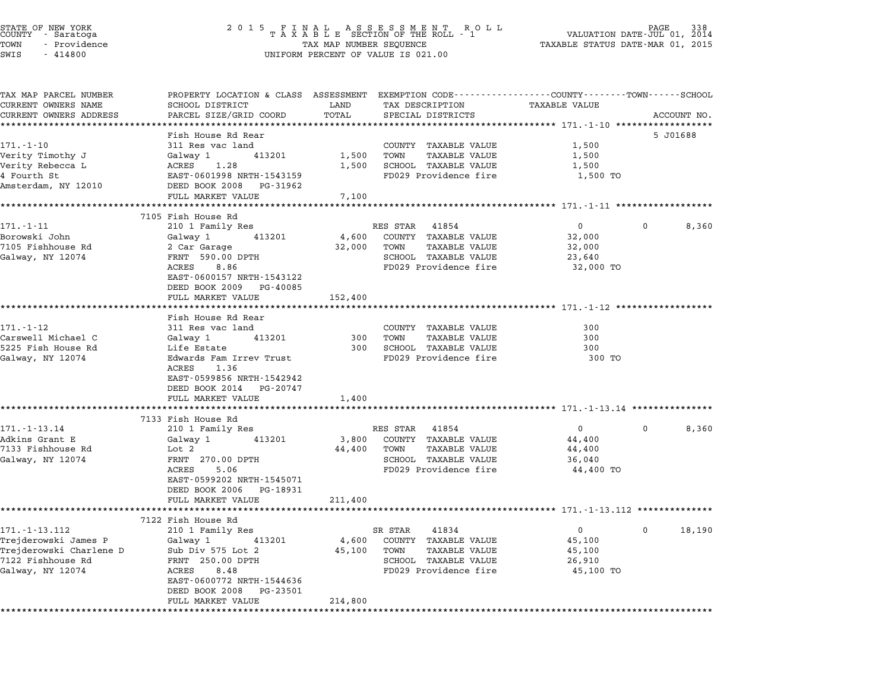STATE OF NEW YORK
COUNTY - Saratoga
TOWN - Providence
SWIS - 414800

# 2015 FINAL ASSESSMENT ROLL
TAXABLE SECTION OF THE ROLL - 1
TAX MAP NUMBER SEQUENCE
UNIFORM PERCENT OF VALUE IS 021.00

VALUATION DATE-JUL 01, 2014
TAXABLE STATUS DATE-MAR 01, 2015

| TAX MAP PARCEL NUMBER / CURRENT OWNERS NAME / CURRENT OWNERS ADDRESS | PROPERTY LOCATION & CLASS / SCHOOL DISTRICT / PARCEL SIZE/GRID COORD | ASSESSMENT LAND | TOTAL | EXEMPTION CODE / TAX DESCRIPTION / SPECIAL DISTRICTS | COUNTY TAXABLE VALUE | TOWN | SCHOOL / ACCOUNT NO. |
|---|---|---|---|---|---|---|---|
| **171.-1-10** | Fish House Rd Rear | | | | | | 5 J01688 |
| 171.-1-10 | 311 Res vac land | | | COUNTY TAXABLE VALUE | 1,500 | | |
| Verity Timothy J | Galway 1 413201 | 1,500 | | TOWN TAXABLE VALUE | 1,500 | | |
| Verity Rebecca L | ACRES 1.28 | | 1,500 | SCHOOL TAXABLE VALUE | 1,500 | | |
| 4 Fourth St | EAST-0601998 NRTH-1543159 | | | FD029 Providence fire | 1,500 TO | | |
| Amsterdam, NY 12010 | DEED BOOK 2008 PG-31962 | | | | | | |
| | FULL MARKET VALUE | | 7,100 | | | | |
| **171.-1-11** | 7105 Fish House Rd | | | | | | |
| 171.-1-11 | 210 1 Family Res | | | RES STAR 41854 | 0 | 0 | 8,360 |
| Borowski John | Galway 1 413201 | 4,600 | | COUNTY TAXABLE VALUE | 32,000 | | |
| 7105 Fishhouse Rd | 2 Car Garage | | 32,000 | TOWN TAXABLE VALUE | 32,000 | | |
| Galway, NY 12074 | FRNT 590.00 DPTH | | | SCHOOL TAXABLE VALUE | 23,640 | | |
| | ACRES 8.86 | | | FD029 Providence fire | 32,000 TO | | |
| | EAST-0600157 NRTH-1543122 | | | | | | |
| | DEED BOOK 2009 PG-40085 | | | | | | |
| | FULL MARKET VALUE | | 152,400 | | | | |
| **171.-1-12** | Fish House Rd Rear | | | | | | |
| 171.-1-12 | 311 Res vac land | | | COUNTY TAXABLE VALUE | 300 | | |
| Carswell Michael C | Galway 1 413201 | 300 | | TOWN TAXABLE VALUE | 300 | | |
| 5225 Fish House Rd | Life Estate | | 300 | SCHOOL TAXABLE VALUE | 300 | | |
| Galway, NY 12074 | Edwards Fam Irrev Trust | | | FD029 Providence fire | 300 TO | | |
| | ACRES 1.36 | | | | | | |
| | EAST-0599856 NRTH-1542942 | | | | | | |
| | DEED BOOK 2014 PG-20747 | | | | | | |
| | FULL MARKET VALUE | | 1,400 | | | | |
| **171.-1-13.14** | 7133 Fish House Rd | | | | | | |
| 171.-1-13.14 | 210 1 Family Res | | | RES STAR 41854 | 0 | 0 | 8,360 |
| Adkins Grant E | Galway 1 413201 | 3,800 | | COUNTY TAXABLE VALUE | 44,400 | | |
| 7133 Fishhouse Rd | Lot 2 | | 44,400 | TOWN TAXABLE VALUE | 44,400 | | |
| Galway, NY 12074 | FRNT 270.00 DPTH | | | SCHOOL TAXABLE VALUE | 36,040 | | |
| | ACRES 5.06 | | | FD029 Providence fire | 44,400 TO | | |
| | EAST-0599202 NRTH-1545071 | | | | | | |
| | DEED BOOK 2006 PG-18931 | | | | | | |
| | FULL MARKET VALUE | | 211,400 | | | | |
| **171.-1-13.112** | 7122 Fish House Rd | | | | | | |
| 171.-1-13.112 | 210 1 Family Res | | | SR STAR 41834 | 0 | 0 | 18,190 |
| Trejderowski James P | Galway 1 413201 | 4,600 | | COUNTY TAXABLE VALUE | 45,100 | | |
| Trejderowski Charlene D | Sub Div 575 Lot 2 | | 45,100 | TOWN TAXABLE VALUE | 45,100 | | |
| 7122 Fishhouse Rd | FRNT 250.00 DPTH | | | SCHOOL TAXABLE VALUE | 26,910 | | |
| Galway, NY 12074 | ACRES 8.48 | | | FD029 Providence fire | 45,100 TO | | |
| | EAST-0600772 NRTH-1544636 | | | | | | |
| | DEED BOOK 2008 PG-23501 | | | | | | |
| | FULL MARKET VALUE | | 214,800 | | | | |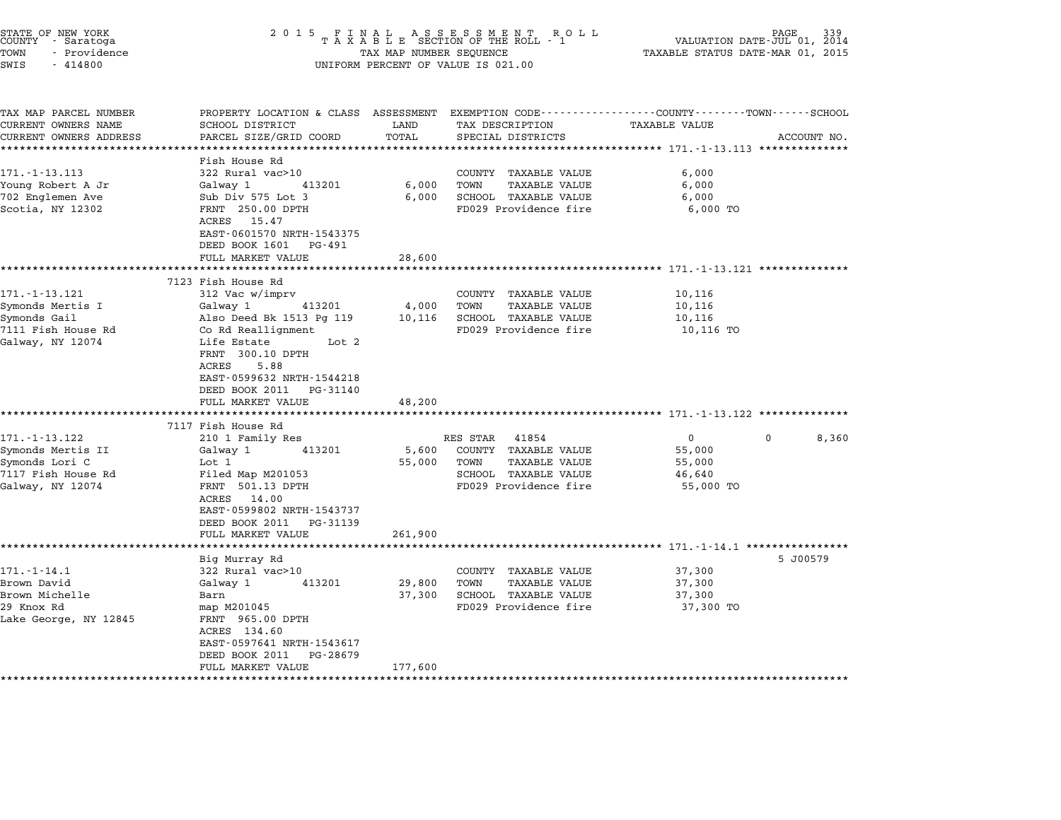STATE OF NEW YORK
COUNTY - Saratoga
TOWN - Providence
SWIS - 414800

2015 FINAL ASSESSMENT ROLL
TAXABLE SECTION OF THE ROLL - 1
TAX MAP NUMBER SEQUENCE
UNIFORM PERCENT OF VALUE IS 021.00

VALUATION DATE-JUL 01, 2014
TAXABLE STATUS DATE-MAR 01, 2015

| TAX MAP PARCEL NUMBER / CURRENT OWNERS NAME / CURRENT OWNERS ADDRESS | PROPERTY LOCATION & CLASS / SCHOOL DISTRICT / PARCEL SIZE/GRID COORD | ASSESSMENT LAND / TOTAL | EXEMPTION CODE / TAX DESCRIPTION / SPECIAL DISTRICTS | COUNTY / TOWN / SCHOOL TAXABLE VALUE | ACCOUNT NO. |
|---|---|---|---|---|---|
| **171.-1-13.113** | Fish House Rd | | | | |
| 171.-1-13.113 | 322 Rural vac>10 | | COUNTY TAXABLE VALUE | 6,000 | |
| Young Robert A Jr | Galway 1 413201 | 6,000 | TOWN TAXABLE VALUE | 6,000 | |
| 702 Englemen Ave | Sub Div 575 Lot 3 | 6,000 | SCHOOL TAXABLE VALUE | 6,000 | |
| Scotia, NY 12302 | FRNT 250.00 DPTH | | FD029 Providence fire | 6,000 TO | |
| | ACRES 15.47 | | | | |
| | EAST-0601570 NRTH-1543375 | | | | |
| | DEED BOOK 1601 PG-491 | | | | |
| | FULL MARKET VALUE | 28,600 | | | |
| **171.-1-13.121** | 7123 Fish House Rd | | | | |
| 171.-1-13.121 | 312 Vac w/imprv | | COUNTY TAXABLE VALUE | 10,116 | |
| Symonds Mertis I | Galway 1 413201 | 4,000 | TOWN TAXABLE VALUE | 10,116 | |
| Symonds Gail | Also Deed Bk 1513 Pg 119 | 10,116 | SCHOOL TAXABLE VALUE | 10,116 | |
| 7111 Fish House Rd | Co Rd Reallignment | | FD029 Providence fire | 10,116 TO | |
| Galway, NY 12074 | Life Estate Lot 2 | | | | |
| | FRNT 300.10 DPTH | | | | |
| | ACRES 5.88 | | | | |
| | EAST-0599632 NRTH-1544218 | | | | |
| | DEED BOOK 2011 PG-31140 | | | | |
| | FULL MARKET VALUE | 48,200 | | | |
| **171.-1-13.122** | 7117 Fish House Rd | | | | |
| 171.-1-13.122 | 210 1 Family Res | | RES STAR 41854 | 0 0 8,360 | |
| Symonds Mertis II | Galway 1 413201 | 5,600 | COUNTY TAXABLE VALUE | 55,000 | |
| Symonds Lori C | Lot 1 | 55,000 | TOWN TAXABLE VALUE | 55,000 | |
| 7117 Fish House Rd | Filed Map M201053 | | SCHOOL TAXABLE VALUE | 46,640 | |
| Galway, NY 12074 | FRNT 501.13 DPTH | | FD029 Providence fire | 55,000 TO | |
| | ACRES 14.00 | | | | |
| | EAST-0599802 NRTH-1543737 | | | | |
| | DEED BOOK 2011 PG-31139 | | | | |
| | FULL MARKET VALUE | 261,900 | | | |
| **171.-1-14.1** | Big Murray Rd | | | | 5 J00579 |
| 171.-1-14.1 | 322 Rural vac>10 | | COUNTY TAXABLE VALUE | 37,300 | |
| Brown David | Galway 1 413201 | 29,800 | TOWN TAXABLE VALUE | 37,300 | |
| Brown Michelle | Barn | 37,300 | SCHOOL TAXABLE VALUE | 37,300 | |
| 29 Knox Rd | map M201045 | | FD029 Providence fire | 37,300 TO | |
| Lake George, NY 12845 | FRNT 965.00 DPTH | | | | |
| | ACRES 134.60 | | | | |
| | EAST-0597641 NRTH-1543617 | | | | |
| | DEED BOOK 2011 PG-28679 | | | | |
| | FULL MARKET VALUE | 177,600 | | | |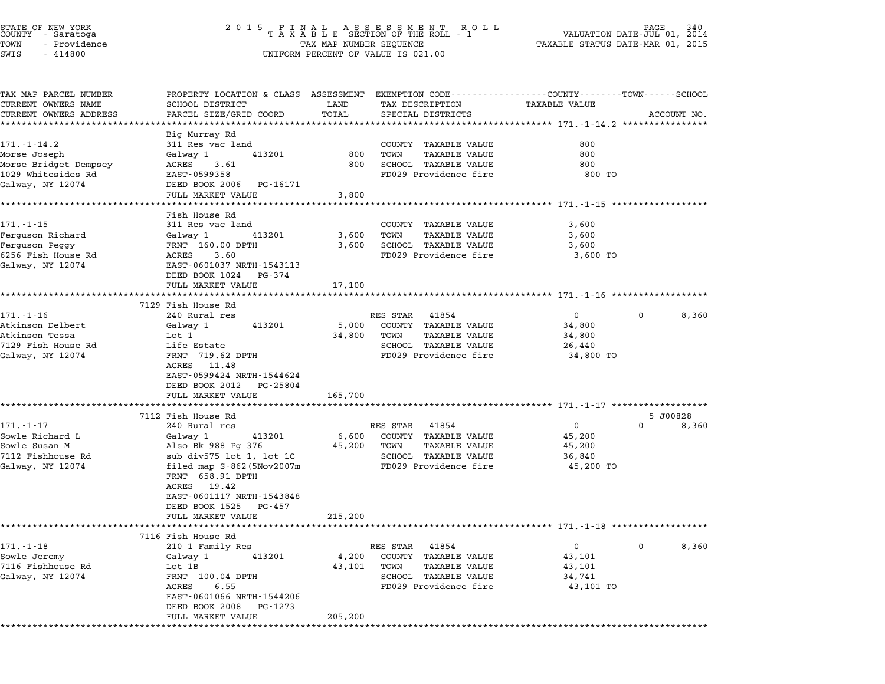STATE OF NEW YORK
COUNTY - Saratoga
TOWN - Providence
SWIS - 414800

2 0 1 5 F I N A L A S S E S S M E N T R O L L
T A X A B L E SECTION OF THE ROLL - 1
TAX MAP NUMBER SEQUENCE
UNIFORM PERCENT OF VALUE IS 021.00

VALUATION DATE-JUL 01, 2014
TAXABLE STATUS DATE-MAR 01, 2015

| TAX MAP PARCEL NUMBER / CURRENT OWNERS NAME / CURRENT OWNERS ADDRESS | PROPERTY LOCATION & CLASS / SCHOOL DISTRICT / PARCEL SIZE/GRID COORD | ASSESSMENT LAND | TOTAL | EXEMPTION CODE / TAX DESCRIPTION / SPECIAL DISTRICTS | COUNTY TAXABLE VALUE | TOWN | SCHOOL | ACCOUNT NO. |
|---|---|---|---|---|---|---|---|---|
| **171.-1-14.2** | Big Murray Rd | | | | | | | |
| 171.-1-14.2 | 311 Res vac land | | | COUNTY TAXABLE VALUE | 800 | | | |
| Morse Joseph | Galway 1 413201 | 800 | | TOWN TAXABLE VALUE | 800 | | | |
| Morse Bridget Dempsey | ACRES 3.61 | | 800 | SCHOOL TAXABLE VALUE | 800 | | | |
| 1029 Whitesides Rd | EAST-0599358 | | | FD029 Providence fire | 800 TO | | | |
| Galway, NY 12074 | DEED BOOK 2006 PG-16171 | | | | | | | |
| | FULL MARKET VALUE | | 3,800 | | | | | |
| **171.-1-15** | Fish House Rd | | | | | | | |
| 171.-1-15 | 311 Res vac land | | | COUNTY TAXABLE VALUE | 3,600 | | | |
| Ferguson Richard | Galway 1 413201 | 3,600 | | TOWN TAXABLE VALUE | 3,600 | | | |
| Ferguson Peggy | FRNT 160.00 DPTH | | 3,600 | SCHOOL TAXABLE VALUE | 3,600 | | | |
| 6256 Fish House Rd | ACRES 3.60 | | | FD029 Providence fire | 3,600 TO | | | |
| Galway, NY 12074 | EAST-0601037 NRTH-1543113 | | | | | | | |
| | DEED BOOK 1024 PG-374 | | | | | | | |
| | FULL MARKET VALUE | | 17,100 | | | | | |
| **171.-1-16** | 7129 Fish House Rd | | | | | | | |
| 171.-1-16 | 240 Rural res | | | RES STAR 41854 | 0 | 0 | 8,360 | |
| Atkinson Delbert | Galway 1 413201 | 5,000 | | COUNTY TAXABLE VALUE | 34,800 | | | |
| Atkinson Tessa | Lot 1 | | 34,800 | TOWN TAXABLE VALUE | 34,800 | | | |
| 7129 Fish House Rd | Life Estate | | | SCHOOL TAXABLE VALUE | 26,440 | | | |
| Galway, NY 12074 | FRNT 719.62 DPTH | | | FD029 Providence fire | 34,800 TO | | | |
| | ACRES 11.48 | | | | | | | |
| | EAST-0599424 NRTH-1544624 | | | | | | | |
| | DEED BOOK 2012 PG-25804 | | | | | | | |
| | FULL MARKET VALUE | | 165,700 | | | | | |
| **171.-1-17** | 7112 Fish House Rd | | | | | | | 5 J00828 |
| 171.-1-17 | 240 Rural res | | | RES STAR 41854 | 0 | 0 | 8,360 | |
| Sowle Richard L | Galway 1 413201 | 6,600 | | COUNTY TAXABLE VALUE | 45,200 | | | |
| Sowle Susan M | Also Bk 988 Pg 376 | | 45,200 | TOWN TAXABLE VALUE | 45,200 | | | |
| 7112 Fishhouse Rd | sub div575 lot 1, lot 1C | | | SCHOOL TAXABLE VALUE | 36,840 | | | |
| Galway, NY 12074 | filed map S-862(5Nov2007m | | | FD029 Providence fire | 45,200 TO | | | |
| | FRNT 658.91 DPTH | | | | | | | |
| | ACRES 19.42 | | | | | | | |
| | EAST-0601117 NRTH-1543848 | | | | | | | |
| | DEED BOOK 1525 PG-457 | | | | | | | |
| | FULL MARKET VALUE | | 215,200 | | | | | |
| **171.-1-18** | 7116 Fish House Rd | | | | | | | |
| 171.-1-18 | 210 1 Family Res | | | RES STAR 41854 | 0 | 0 | 8,360 | |
| Sowle Jeremy | Galway 1 413201 | 4,200 | | COUNTY TAXABLE VALUE | 43,101 | | | |
| 7116 Fishhouse Rd | Lot 1B | | 43,101 | TOWN TAXABLE VALUE | 43,101 | | | |
| Galway, NY 12074 | FRNT 100.04 DPTH | | | SCHOOL TAXABLE VALUE | 34,741 | | | |
| | ACRES 6.55 | | | FD029 Providence fire | 43,101 TO | | | |
| | EAST-0601066 NRTH-1544206 | | | | | | | |
| | DEED BOOK 2008 PG-1273 | | | | | | | |
| | FULL MARKET VALUE | | 205,200 | | | | | |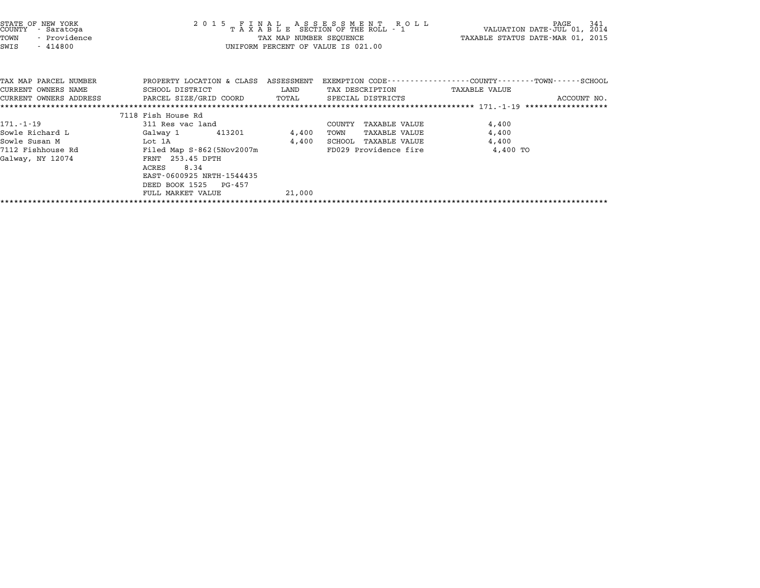STATE OF NEW YORK
COUNTY - Saratoga
TOWN - Providence
SWIS - 414800

2 0 1 5 F I N A L A S S E S S M E N T R O L L
T A X A B L E SECTION OF THE ROLL - 1
TAX MAP NUMBER SEQUENCE
UNIFORM PERCENT OF VALUE IS 021.00

VALUATION DATE-JUL 01, 2014
TAXABLE STATUS DATE-MAR 01, 2015

| TAX MAP PARCEL NUMBER / CURRENT OWNERS NAME / CURRENT OWNERS ADDRESS | PROPERTY LOCATION & CLASS / SCHOOL DISTRICT / PARCEL SIZE/GRID COORD | ASSESSMENT LAND / TOTAL | EXEMPTION CODE / TAX DESCRIPTION / SPECIAL DISTRICTS | TAXABLE VALUE (COUNTY / TOWN / SCHOOL) | ACCOUNT NO. |
|---|---|---|---|---|---|
| | 7118 Fish House Rd | | | | |
| 171.-1-19 | 311 Res vac land | | COUNTY TAXABLE VALUE | 4,400 | |
| Sowle Richard L | Galway 1 413201 | 4,400 | TOWN TAXABLE VALUE | 4,400 | |
| Sowle Susan M | Lot 1A | 4,400 | SCHOOL TAXABLE VALUE | 4,400 | |
| 7112 Fishhouse Rd | Filed Map S-862(5Nov2007m | | FD029 Providence fire | 4,400 TO | |
| Galway, NY 12074 | FRNT 253.45 DPTH | | | | |
| | ACRES 8.34 | | | | |
| | EAST-0600925 NRTH-1544435 | | | | |
| | DEED BOOK 1525 PG-457 | | | | |
| | FULL MARKET VALUE | 21,000 | | | |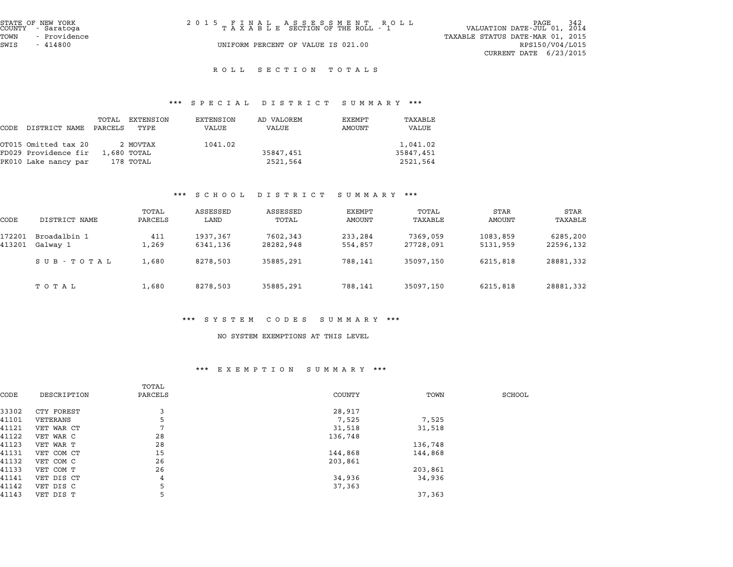STATE OF NEW YORK
COUNTY - Saratoga
TOWN - Providence
SWIS - 414800

2 0 1 5 F I N A L A S S E S S M E N T R O L L
T A X A B L E SECTION OF THE ROLL - 1

UNIFORM PERCENT OF VALUE IS 021.00

VALUATION DATE-JUL 01, 2014
TAXABLE STATUS DATE-MAR 01, 2015
RPS150/V04/L015
CURRENT DATE 6/23/2015

## R O L L S E C T I O N T O T A L S

### *** S P E C I A L D I S T R I C T S U M M A R Y ***

| CODE | DISTRICT NAME | TOTAL PARCELS | EXTENSION TYPE | EXTENSION VALUE | AD VALOREM VALUE | EXEMPT AMOUNT | TAXABLE VALUE |
|---|---|---|---|---|---|---|---|
| OT015 | Omitted tax 20 | 2 | MOVTAX | 1041.02 | | | 1,041.02 |
| FD029 | Providence fir | 1,680 | TOTAL | | 35847,451 | | 35847,451 |
| PK010 | Lake nancy par | 178 | TOTAL | | 2521,564 | | 2521,564 |

### *** S C H O O L D I S T R I C T S U M M A R Y ***

| CODE | DISTRICT NAME | TOTAL PARCELS | ASSESSED LAND | ASSESSED TOTAL | EXEMPT AMOUNT | TOTAL TAXABLE | STAR AMOUNT | STAR TAXABLE |
|---|---|---|---|---|---|---|---|---|
| 172201 | Broadalbin 1 | 411 | 1937,367 | 7602,343 | 233,284 | 7369,059 | 1083,859 | 6285,200 |
| 413201 | Galway 1 | 1,269 | 6341,136 | 28282,948 | 554,857 | 27728,091 | 5131,959 | 22596,132 |
| | S U B - T O T A L | 1,680 | 8278,503 | 35885,291 | 788,141 | 35097,150 | 6215,818 | 28881,332 |
| | T O T A L | 1,680 | 8278,503 | 35885,291 | 788,141 | 35097,150 | 6215,818 | 28881,332 |

### *** S Y S T E M C O D E S S U M M A R Y ***

NO SYSTEM EXEMPTIONS AT THIS LEVEL

### *** E X E M P T I O N S U M M A R Y ***

| CODE | DESCRIPTION | TOTAL PARCELS | COUNTY | TOWN | SCHOOL |
|---|---|---|---|---|---|
| 33302 | CTY FOREST | 3 | 28,917 | | |
| 41101 | VETERANS | 5 | 7,525 | 7,525 | |
| 41121 | VET WAR CT | 7 | 31,518 | 31,518 | |
| 41122 | VET WAR C | 28 | 136,748 | | |
| 41123 | VET WAR T | 28 | | 136,748 | |
| 41131 | VET COM CT | 15 | 144,868 | 144,868 | |
| 41132 | VET COM C | 26 | 203,861 | | |
| 41133 | VET COM T | 26 | | 203,861 | |
| 41141 | VET DIS CT | 4 | 34,936 | 34,936 | |
| 41142 | VET DIS C | 5 | 37,363 | | |
| 41143 | VET DIS T | 5 | | 37,363 | |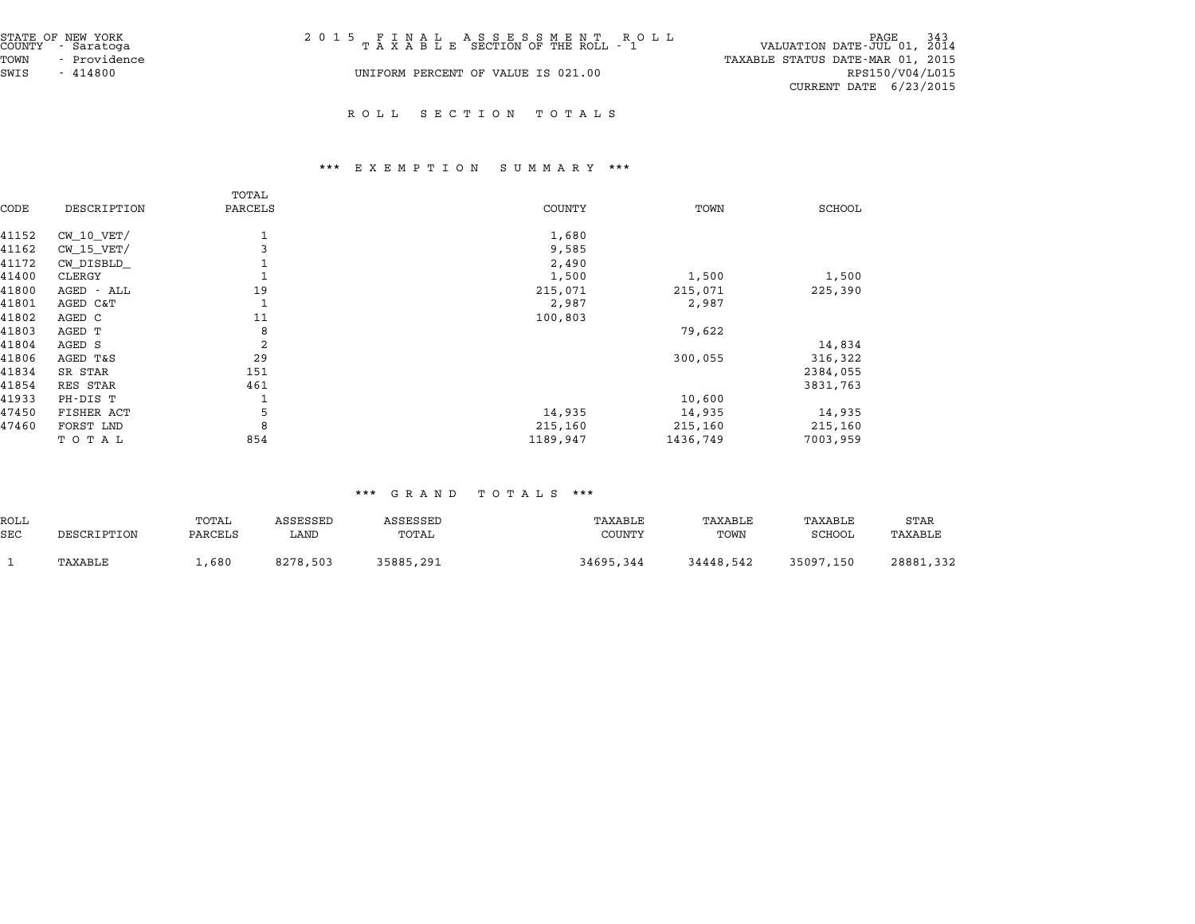STATE OF NEW YORK
COUNTY - Saratoga
TOWN - Providence
SWIS - 414800

2015 FINAL ASSESSMENT ROLL
TAXABLE SECTION OF THE ROLL - 1

UNIFORM PERCENT OF VALUE IS 021.00

VALUATION DATE-JUL 01, 2014
TAXABLE STATUS DATE-MAR 01, 2015
RPS150/V04/L015
CURRENT DATE 6/23/2015

## ROLL SECTION TOTALS

### *** EXEMPTION SUMMARY ***

| CODE | DESCRIPTION | TOTAL PARCELS | COUNTY | TOWN | SCHOOL |
|---|---|---|---|---|---|
| 41152 | CW_10_VET/ | 1 | 1,680 | | |
| 41162 | CW_15_VET/ | 3 | 9,585 | | |
| 41172 | CW_DISBLD_ | 1 | 2,490 | | |
| 41400 | CLERGY | 1 | 1,500 | 1,500 | 1,500 |
| 41800 | AGED - ALL | 19 | 215,071 | 215,071 | 225,390 |
| 41801 | AGED C&T | 1 | 2,987 | 2,987 | |
| 41802 | AGED C | 11 | 100,803 | | |
| 41803 | AGED T | 8 | | 79,622 | |
| 41804 | AGED S | 2 | | | 14,834 |
| 41806 | AGED T&S | 29 | | 300,055 | 316,322 |
| 41834 | SR STAR | 151 | | | 2384,055 |
| 41854 | RES STAR | 461 | | | 3831,763 |
| 41933 | PH-DIS T | 1 | | 10,600 | |
| 47450 | FISHER ACT | 5 | 14,935 | 14,935 | 14,935 |
| 47460 | FORST LND | 8 | 215,160 | 215,160 | 215,160 |
| | TOTAL | 854 | 1189,947 | 1436,749 | 7003,959 |

### *** GRAND TOTALS ***

| ROLL SEC | DESCRIPTION | TOTAL PARCELS | ASSESSED LAND | ASSESSED TOTAL | TAXABLE COUNTY | TAXABLE TOWN | TAXABLE SCHOOL | STAR TAXABLE |
|---|---|---|---|---|---|---|---|---|
| 1 | TAXABLE | 1,680 | 8278,503 | 35885,291 | 34695,344 | 34448,542 | 35097,150 | 28881,332 |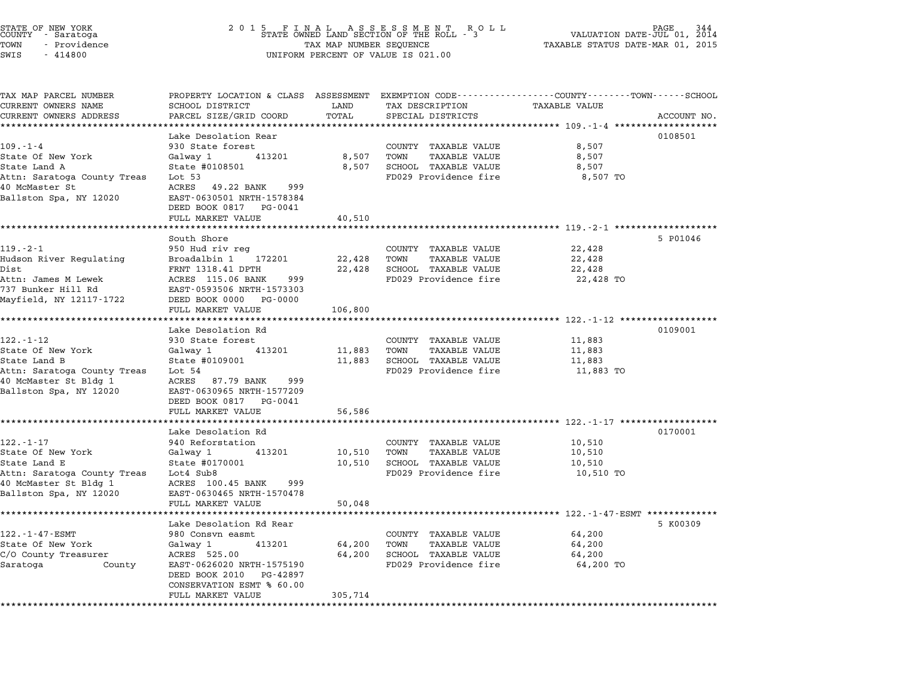STATE OF NEW YORK
COUNTY - Saratoga
TOWN - Providence
SWIS - 414800

2 0 1 5 F I N A L A S S E S S M E N T R O L L
STATE OWNED LAND SECTION OF THE ROLL - 3
TAX MAP NUMBER SEQUENCE
UNIFORM PERCENT OF VALUE IS 021.00

VALUATION DATE-JUL 01, 2014
TAXABLE STATUS DATE-MAR 01, 2015

| TAX MAP PARCEL NUMBER / CURRENT OWNERS NAME / CURRENT OWNERS ADDRESS | PROPERTY LOCATION & CLASS / SCHOOL DISTRICT / PARCEL SIZE/GRID COORD | ASSESSMENT LAND / TOTAL | EXEMPTION CODE / TAX DESCRIPTION / SPECIAL DISTRICTS | TAXABLE VALUE (COUNTY / TOWN / SCHOOL) | ACCOUNT NO. |
|---|---|---|---|---|---|
| **109.-1-4** | Lake Desolation Rear | | | | 0108501 |
| State Of New York | 930 State forest | | COUNTY TAXABLE VALUE | 8,507 | |
| State Land A | Galway 1 413201 | 8,507 | TOWN TAXABLE VALUE | 8,507 | |
| Attn: Saratoga County Treas | State #0108501 | 8,507 | SCHOOL TAXABLE VALUE | 8,507 | |
| 40 McMaster St | Lot 53 | | FD029 Providence fire | 8,507 TO | |
| Ballston Spa, NY 12020 | ACRES 49.22 BANK 999 | | | | |
| | EAST-0630501 NRTH-1578384 | | | | |
| | DEED BOOK 0817 PG-0041 | | | | |
| | FULL MARKET VALUE | 40,510 | | | |
| **119.-2-1** | South Shore | | | | 5 P01046 |
| Hudson River Regulating Dist | 950 Hud riv reg | | COUNTY TAXABLE VALUE | 22,428 | |
| | Broadalbin 1 172201 | 22,428 | TOWN TAXABLE VALUE | 22,428 | |
| | FRNT 1318.41 DPTH | 22,428 | SCHOOL TAXABLE VALUE | 22,428 | |
| Attn: James M Lewek | ACRES 115.06 BANK 999 | | FD029 Providence fire | 22,428 TO | |
| 737 Bunker Hill Rd | EAST-0593506 NRTH-1573303 | | | | |
| Mayfield, NY 12117-1722 | DEED BOOK 0000 PG-0000 | | | | |
| | FULL MARKET VALUE | 106,800 | | | |
| **122.-1-12** | Lake Desolation Rd | | | | 0109001 |
| State Of New York | 930 State forest | | COUNTY TAXABLE VALUE | 11,883 | |
| State Land B | Galway 1 413201 | 11,883 | TOWN TAXABLE VALUE | 11,883 | |
| Attn: Saratoga County Treas | State #0109001 | 11,883 | SCHOOL TAXABLE VALUE | 11,883 | |
| 40 McMaster St Bldg 1 | Lot 54 | | FD029 Providence fire | 11,883 TO | |
| Ballston Spa, NY 12020 | ACRES 87.79 BANK 999 | | | | |
| | EAST-0630965 NRTH-1577209 | | | | |
| | DEED BOOK 0817 PG-0041 | | | | |
| | FULL MARKET VALUE | 56,586 | | | |
| **122.-1-17** | Lake Desolation Rd | | | | 0170001 |
| State Of New York | 940 Reforstation | | COUNTY TAXABLE VALUE | 10,510 | |
| State Land E | Galway 1 413201 | 10,510 | TOWN TAXABLE VALUE | 10,510 | |
| Attn: Saratoga County Treas | State #0170001 | 10,510 | SCHOOL TAXABLE VALUE | 10,510 | |
| 40 McMaster St Bldg 1 | Lot4 Sub8 | | FD029 Providence fire | 10,510 TO | |
| Ballston Spa, NY 12020 | ACRES 100.45 BANK 999 | | | | |
| | EAST-0630465 NRTH-1570478 | | | | |
| | FULL MARKET VALUE | 50,048 | | | |
| **122.-1-47-ESMT** | Lake Desolation Rd Rear | | | | 5 K00309 |
| State Of New York | 980 Consvn easmt | | COUNTY TAXABLE VALUE | 64,200 | |
| C/O County Treasurer | Galway 1 413201 | 64,200 | TOWN TAXABLE VALUE | 64,200 | |
| Saratoga County | ACRES 525.00 | 64,200 | SCHOOL TAXABLE VALUE | 64,200 | |
| | EAST-0626020 NRTH-1575190 | | FD029 Providence fire | 64,200 TO | |
| | DEED BOOK 2010 PG-42897 | | | | |
| | CONSERVATION ESMT % 60.00 | | | | |
| | FULL MARKET VALUE | 305,714 | | | |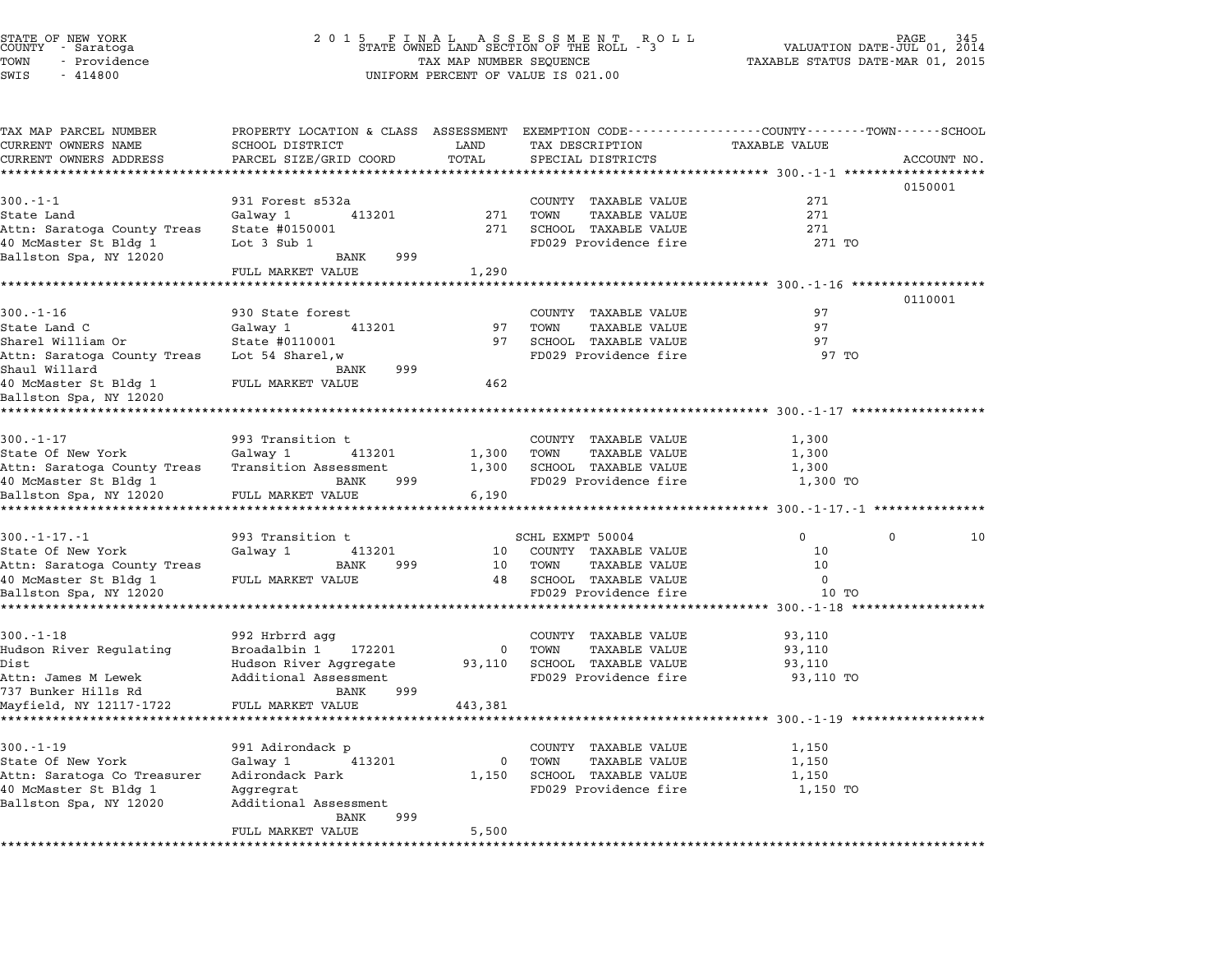STATE OF NEW YORK
COUNTY - Saratoga
TOWN - Providence
SWIS - 414800

2015 FINAL ASSESSMENT ROLL
STATE OWNED LAND SECTION OF THE ROLL - 3
TAX MAP NUMBER SEQUENCE
UNIFORM PERCENT OF VALUE IS 021.00

VALUATION DATE-JUL 01, 2014
TAXABLE STATUS DATE-MAR 01, 2015

| TAX MAP PARCEL NUMBER / CURRENT OWNERS NAME / CURRENT OWNERS ADDRESS | PROPERTY LOCATION & CLASS / SCHOOL DISTRICT / PARCEL SIZE/GRID COORD | ASSESSMENT LAND / TOTAL | EXEMPTION CODE / TAX DESCRIPTION / SPECIAL DISTRICTS | COUNTY TAXABLE VALUE | TOWN | SCHOOL | ACCOUNT NO. |
|---|---|---|---|---|---|---|---|
| 300.-1-1 | 931 Forest s532a | | COUNTY TAXABLE VALUE | 271 | | | 0150001 |
| State Land | Galway 1 413201 | 271 | TOWN TAXABLE VALUE | 271 | | | |
| Attn: Saratoga County Treas | State #0150001 | 271 | SCHOOL TAXABLE VALUE | 271 | | | |
| 40 McMaster St Bldg 1 | Lot 3 Sub 1 | | FD029 Providence fire | 271 TO | | | |
| Ballston Spa, NY 12020 | BANK 999 | | | | | | |
| | FULL MARKET VALUE | 1,290 | | | | | |
| 300.-1-16 | 930 State forest | | COUNTY TAXABLE VALUE | 97 | | | 0110001 |
| State Land C | Galway 1 413201 | 97 | TOWN TAXABLE VALUE | 97 | | | |
| Sharel William Or | State #0110001 | 97 | SCHOOL TAXABLE VALUE | 97 | | | |
| Attn: Saratoga County Treas | Lot 54 Sharel,w | | FD029 Providence fire | 97 TO | | | |
| Shaul Willard | BANK 999 | | | | | | |
| 40 McMaster St Bldg 1 | FULL MARKET VALUE | 462 | | | | | |
| Ballston Spa, NY 12020 | | | | | | | |
| 300.-1-17 | 993 Transition t | | COUNTY TAXABLE VALUE | 1,300 | | | |
| State Of New York | Galway 1 413201 | 1,300 | TOWN TAXABLE VALUE | 1,300 | | | |
| Attn: Saratoga County Treas | Transition Assessment | 1,300 | SCHOOL TAXABLE VALUE | 1,300 | | | |
| 40 McMaster St Bldg 1 | BANK 999 | | FD029 Providence fire | 1,300 TO | | | |
| Ballston Spa, NY 12020 | FULL MARKET VALUE | 6,190 | | | | | |
| 300.-1-17.-1 | 993 Transition t | | SCHL EXMPT 50004 | 0 | 0 | 10 | |
| State Of New York | Galway 1 413201 | 10 | COUNTY TAXABLE VALUE | 10 | | | |
| Attn: Saratoga County Treas | BANK 999 | 10 | TOWN TAXABLE VALUE | 10 | | | |
| 40 McMaster St Bldg 1 | FULL MARKET VALUE | 48 | SCHOOL TAXABLE VALUE | 0 | | | |
| Ballston Spa, NY 12020 | | | FD029 Providence fire | 10 TO | | | |
| 300.-1-18 | 992 Hrbrrd agg | | COUNTY TAXABLE VALUE | 93,110 | | | |
| Hudson River Regulating | Broadalbin 1 172201 | 0 | TOWN TAXABLE VALUE | 93,110 | | | |
| Dist | Hudson River Aggregate | 93,110 | SCHOOL TAXABLE VALUE | 93,110 | | | |
| Attn: James M Lewek | Additional Assessment | | FD029 Providence fire | 93,110 TO | | | |
| 737 Bunker Hills Rd | BANK 999 | | | | | | |
| Mayfield, NY 12117-1722 | FULL MARKET VALUE | 443,381 | | | | | |
| 300.-1-19 | 991 Adirondack p | | COUNTY TAXABLE VALUE | 1,150 | | | |
| State Of New York | Galway 1 413201 | 0 | TOWN TAXABLE VALUE | 1,150 | | | |
| Attn: Saratoga Co Treasurer | Adirondack Park | 1,150 | SCHOOL TAXABLE VALUE | 1,150 | | | |
| 40 McMaster St Bldg 1 | Aggregrat | | FD029 Providence fire | 1,150 TO | | | |
| Ballston Spa, NY 12020 | Additional Assessment | | | | | | |
| | BANK 999 | | | | | | |
| | FULL MARKET VALUE | 5,500 | | | | | |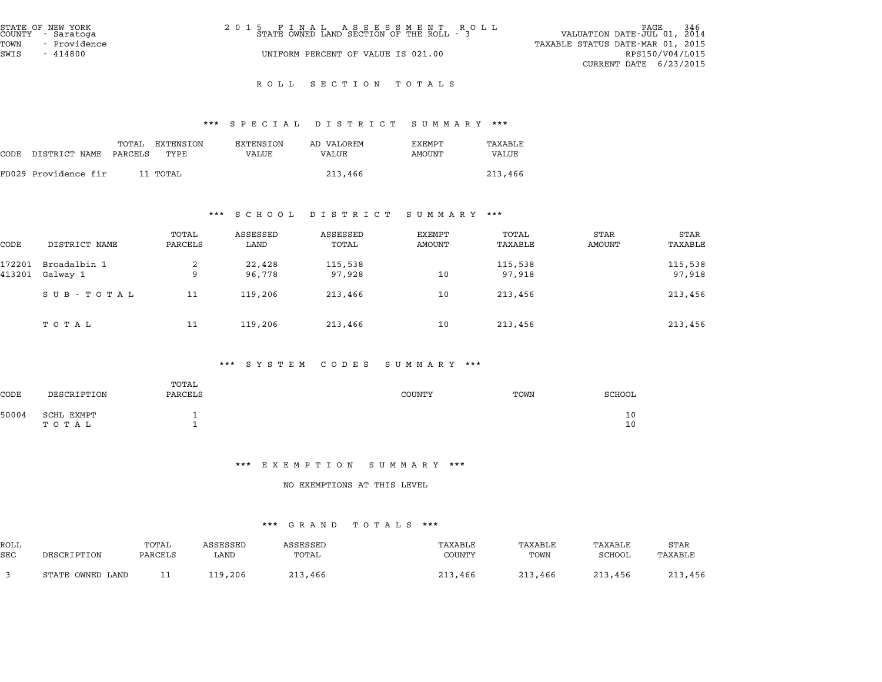STATE OF NEW YORK
COUNTY - Saratoga
TOWN - Providence
SWIS - 414800

2 0 1 5 F I N A L A S S E S S M E N T R O L L
STATE OWNED LAND SECTION OF THE ROLL - 3

UNIFORM PERCENT OF VALUE IS 021.00

VALUATION DATE-JUL 01, 2014
TAXABLE STATUS DATE-MAR 01, 2015
RPS150/V04/L015
CURRENT DATE 6/23/2015

## R O L L S E C T I O N T O T A L S

### *** S P E C I A L D I S T R I C T S U M M A R Y ***

| CODE | DISTRICT NAME | TOTAL PARCELS | EXTENSION TYPE | EXTENSION VALUE | AD VALOREM VALUE | EXEMPT AMOUNT | TAXABLE VALUE |
|---|---|---|---|---|---|---|---|
| FD029 | Providence fir | 11 | TOTAL | | 213,466 | | 213,466 |

### *** S C H O O L D I S T R I C T S U M M A R Y ***

| CODE | DISTRICT NAME | TOTAL PARCELS | ASSESSED LAND | ASSESSED TOTAL | EXEMPT AMOUNT | TOTAL TAXABLE | STAR AMOUNT | STAR TAXABLE |
|---|---|---|---|---|---|---|---|---|
| 172201 | Broadalbin 1 | 2 | 22,428 | 115,538 | | 115,538 | | 115,538 |
| 413201 | Galway 1 | 9 | 96,778 | 97,928 | 10 | 97,918 | | 97,918 |
| | S U B - T O T A L | 11 | 119,206 | 213,466 | 10 | 213,456 | | 213,456 |
| | T O T A L | 11 | 119,206 | 213,466 | 10 | 213,456 | | 213,456 |

### *** S Y S T E M C O D E S S U M M A R Y ***

| CODE | DESCRIPTION | TOTAL PARCELS | COUNTY | TOWN | SCHOOL |
|---|---|---|---|---|---|
| 50004 | SCHL EXMPT | 1 | | | 10 |
| | T O T A L | 1 | | | 10 |

### *** E X E M P T I O N S U M M A R Y ***

NO EXEMPTIONS AT THIS LEVEL

### *** G R A N D T O T A L S ***

| ROLL SEC | DESCRIPTION | TOTAL PARCELS | ASSESSED LAND | ASSESSED TOTAL | TAXABLE COUNTY | TAXABLE TOWN | TAXABLE SCHOOL | STAR TAXABLE |
|---|---|---|---|---|---|---|---|---|
| 3 | STATE OWNED LAND | 11 | 119,206 | 213,466 | 213,466 | 213,466 | 213,456 | 213,456 |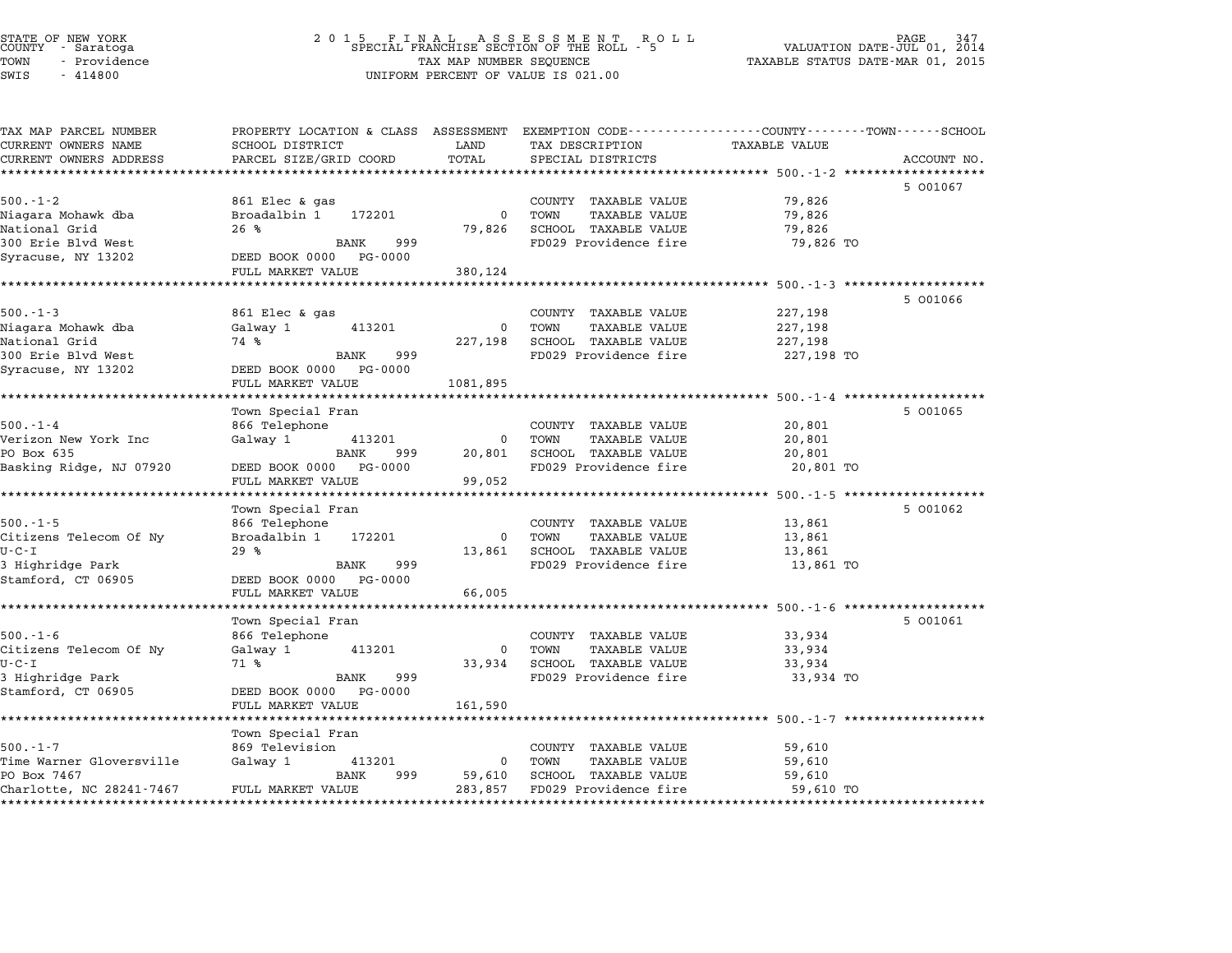STATE OF NEW YORK
COUNTY - Saratoga
TOWN - Providence
SWIS - 414800

2 0 1 5 F I N A L A S S E S S M E N T R O L L
SPECIAL FRANCHISE SECTION OF THE ROLL - 5
TAX MAP NUMBER SEQUENCE
UNIFORM PERCENT OF VALUE IS 021.00

VALUATION DATE-JUL 01, 2014
TAXABLE STATUS DATE-MAR 01, 2015

| TAX MAP PARCEL NUMBER / CURRENT OWNERS NAME / CURRENT OWNERS ADDRESS | PROPERTY LOCATION & CLASS / SCHOOL DISTRICT / PARCEL SIZE/GRID COORD | ASSESSMENT LAND / TOTAL | EXEMPTION CODE / TAX DESCRIPTION / SPECIAL DISTRICTS | TAXABLE VALUE (COUNTY / TOWN / SCHOOL) | ACCOUNT NO. |
|---|---|---|---|---|---|
| 500.-1-2 | | | | | 5 001067 |
| 500.-1-2 | 861 Elec & gas | | COUNTY TAXABLE VALUE | 79,826 | |
| Niagara Mohawk dba | Broadalbin 1 172201 | 0 | TOWN TAXABLE VALUE | 79,826 | |
| National Grid | 26 % | 79,826 | SCHOOL TAXABLE VALUE | 79,826 | |
| 300 Erie Blvd West | BANK 999 | | FD029 Providence fire | 79,826 TO | |
| Syracuse, NY 13202 | DEED BOOK 0000 PG-0000 | | | | |
| | FULL MARKET VALUE | 380,124 | | | |
| 500.-1-3 | | | | | 5 001066 |
| 500.-1-3 | 861 Elec & gas | | COUNTY TAXABLE VALUE | 227,198 | |
| Niagara Mohawk dba | Galway 1 413201 | 0 | TOWN TAXABLE VALUE | 227,198 | |
| National Grid | 74 % | 227,198 | SCHOOL TAXABLE VALUE | 227,198 | |
| 300 Erie Blvd West | BANK 999 | | FD029 Providence fire | 227,198 TO | |
| Syracuse, NY 13202 | DEED BOOK 0000 PG-0000 | | | | |
| | FULL MARKET VALUE | 1081,895 | | | |
| 500.-1-4 | Town Special Fran | | | | 5 001065 |
| 500.-1-4 | 866 Telephone | | COUNTY TAXABLE VALUE | 20,801 | |
| Verizon New York Inc | Galway 1 413201 | 0 | TOWN TAXABLE VALUE | 20,801 | |
| PO Box 635 | BANK 999 | 20,801 | SCHOOL TAXABLE VALUE | 20,801 | |
| Basking Ridge, NJ 07920 | DEED BOOK 0000 PG-0000 | | FD029 Providence fire | 20,801 TO | |
| | FULL MARKET VALUE | 99,052 | | | |
| 500.-1-5 | Town Special Fran | | | | 5 001062 |
| 500.-1-5 | 866 Telephone | | COUNTY TAXABLE VALUE | 13,861 | |
| Citizens Telecom Of Ny | Broadalbin 1 172201 | 0 | TOWN TAXABLE VALUE | 13,861 | |
| U-C-I | 29 % | 13,861 | SCHOOL TAXABLE VALUE | 13,861 | |
| 3 Highridge Park | BANK 999 | | FD029 Providence fire | 13,861 TO | |
| Stamford, CT 06905 | DEED BOOK 0000 PG-0000 | | | | |
| | FULL MARKET VALUE | 66,005 | | | |
| 500.-1-6 | Town Special Fran | | | | 5 001061 |
| 500.-1-6 | 866 Telephone | | COUNTY TAXABLE VALUE | 33,934 | |
| Citizens Telecom Of Ny | Galway 1 413201 | 0 | TOWN TAXABLE VALUE | 33,934 | |
| U-C-I | 71 % | 33,934 | SCHOOL TAXABLE VALUE | 33,934 | |
| 3 Highridge Park | BANK 999 | | FD029 Providence fire | 33,934 TO | |
| Stamford, CT 06905 | DEED BOOK 0000 PG-0000 | | | | |
| | FULL MARKET VALUE | 161,590 | | | |
| 500.-1-7 | Town Special Fran | | | | |
| 500.-1-7 | 869 Television | | COUNTY TAXABLE VALUE | 59,610 | |
| Time Warner Gloversville | Galway 1 413201 | 0 | TOWN TAXABLE VALUE | 59,610 | |
| PO Box 7467 | BANK 999 | 59,610 | SCHOOL TAXABLE VALUE | 59,610 | |
| Charlotte, NC 28241-7467 | FULL MARKET VALUE | 283,857 | FD029 Providence fire | 59,610 TO | |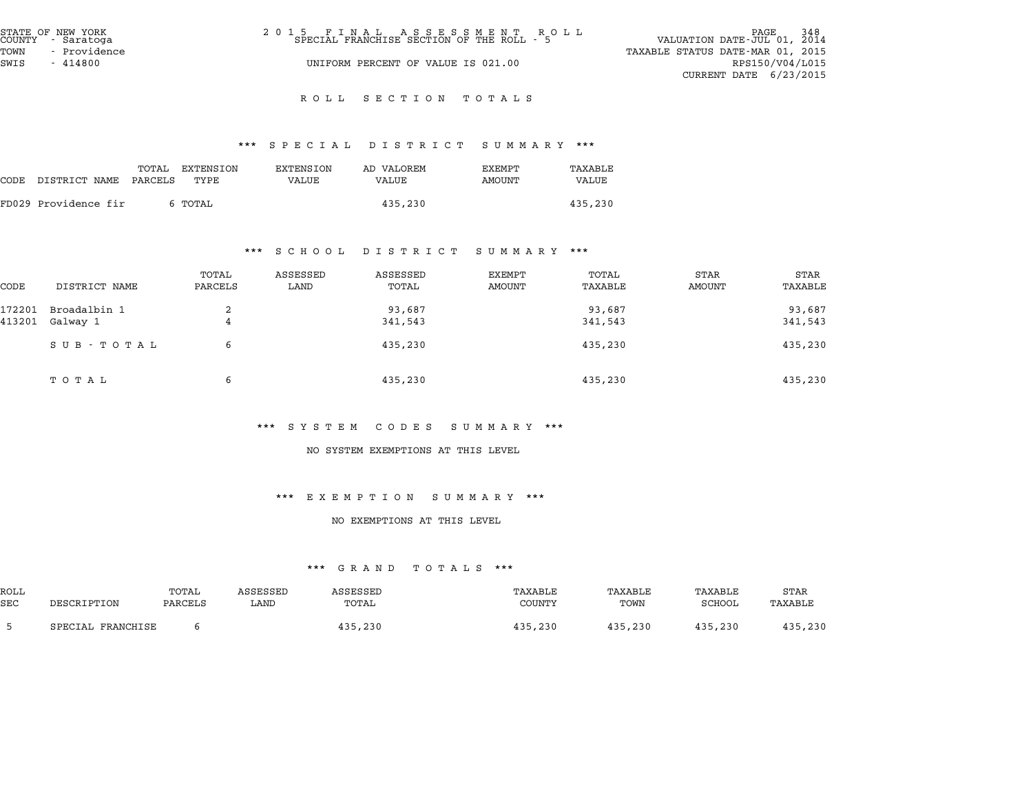STATE OF NEW YORK
COUNTY - Saratoga
TOWN - Providence
SWIS - 414800

2 0 1 5 F I N A L A S S E S S M E N T R O L L
SPECIAL FRANCHISE SECTION OF THE ROLL - 5

UNIFORM PERCENT OF VALUE IS 021.00

VALUATION DATE-JUL 01, 2014
TAXABLE STATUS DATE-MAR 01, 2015
RPS150/V04/L015
CURRENT DATE 6/23/2015

## R O L L S E C T I O N T O T A L S

### *** S P E C I A L D I S T R I C T S U M M A R Y ***

| CODE | DISTRICT NAME | TOTAL PARCELS | EXTENSION TYPE | EXTENSION VALUE | AD VALOREM VALUE | EXEMPT AMOUNT | TAXABLE VALUE |
|---|---|---|---|---|---|---|---|
| FD029 | Providence fir | 6 | TOTAL | | 435,230 | | 435,230 |

### *** S C H O O L D I S T R I C T S U M M A R Y ***

| CODE | DISTRICT NAME | TOTAL PARCELS | ASSESSED LAND | ASSESSED TOTAL | EXEMPT AMOUNT | TOTAL TAXABLE | STAR AMOUNT | STAR TAXABLE |
|---|---|---|---|---|---|---|---|---|
| 172201 | Broadalbin 1 | 2 | | 93,687 | | 93,687 | | 93,687 |
| 413201 | Galway 1 | 4 | | 341,543 | | 341,543 | | 341,543 |
| | S U B - T O T A L | 6 | | 435,230 | | 435,230 | | 435,230 |
| | T O T A L | 6 | | 435,230 | | 435,230 | | 435,230 |

### *** S Y S T E M C O D E S S U M M A R Y ***

NO SYSTEM EXEMPTIONS AT THIS LEVEL

### *** E X E M P T I O N S U M M A R Y ***

NO EXEMPTIONS AT THIS LEVEL

### *** G R A N D T O T A L S ***

| ROLL SEC | DESCRIPTION | TOTAL PARCELS | ASSESSED LAND | ASSESSED TOTAL | TAXABLE COUNTY | TAXABLE TOWN | TAXABLE SCHOOL | STAR TAXABLE |
|---|---|---|---|---|---|---|---|---|
| 5 | SPECIAL FRANCHISE | 6 | | 435,230 | 435,230 | 435,230 | 435,230 | 435,230 |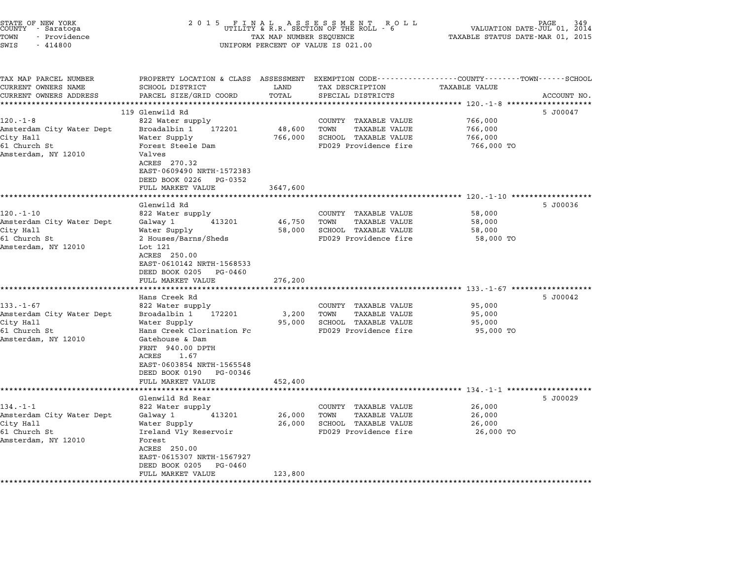STATE OF NEW YORK
COUNTY - Saratoga
TOWN - Providence
SWIS - 414800

2 0 1 5 F I N A L A S S E S S M E N T R O L L
UTILITY & R.R. SECTION OF THE ROLL - 6
TAX MAP NUMBER SEQUENCE
UNIFORM PERCENT OF VALUE IS 021.00

VALUATION DATE-JUL 01, 2014
TAXABLE STATUS DATE-MAR 01, 2015

| TAX MAP PARCEL NUMBER / CURRENT OWNERS NAME / CURRENT OWNERS ADDRESS | PROPERTY LOCATION & CLASS / SCHOOL DISTRICT / PARCEL SIZE/GRID COORD | ASSESSMENT LAND | ASSESSMENT TOTAL | EXEMPTION CODE / TAX DESCRIPTION / SPECIAL DISTRICTS | TAXABLE VALUE (COUNTY--------TOWN------SCHOOL) | ACCOUNT NO. |
|---|---|---|---|---|---|---|
| 120.-1-8 | 119 Glenwild Rd | | | | | 5 J00047 |
| Amsterdam City Water Dept | 822 Water supply | | | COUNTY TAXABLE VALUE | 766,000 | |
| City Hall | Broadalbin 1 172201 | 48,600 | | TOWN TAXABLE VALUE | 766,000 | |
| 61 Church St | Water Supply | | 766,000 | SCHOOL TAXABLE VALUE | 766,000 | |
| Amsterdam, NY 12010 | Forest Steele Dam | | | FD029 Providence fire | 766,000 TO | |
| | Valves | | | | | |
| | ACRES 270.32 | | | | | |
| | EAST-0609490 NRTH-1572383 | | | | | |
| | DEED BOOK 0226 PG-0352 | | | | | |
| | FULL MARKET VALUE | | 3647,600 | | | |
| 120.-1-10 | Glenwild Rd | | | | | 5 J00036 |
| Amsterdam City Water Dept | 822 Water supply | | | COUNTY TAXABLE VALUE | 58,000 | |
| City Hall | Galway 1 413201 | 46,750 | | TOWN TAXABLE VALUE | 58,000 | |
| 61 Church St | Water Supply | | 58,000 | SCHOOL TAXABLE VALUE | 58,000 | |
| Amsterdam, NY 12010 | 2 Houses/Barns/Sheds | | | FD029 Providence fire | 58,000 TO | |
| | Lot 121 | | | | | |
| | ACRES 250.00 | | | | | |
| | EAST-0610142 NRTH-1568533 | | | | | |
| | DEED BOOK 0205 PG-0460 | | | | | |
| | FULL MARKET VALUE | | 276,200 | | | |
| 133.-1-67 | Hans Creek Rd | | | | | 5 J00042 |
| Amsterdam City Water Dept | 822 Water supply | | | COUNTY TAXABLE VALUE | 95,000 | |
| City Hall | Broadalbin 1 172201 | 3,200 | | TOWN TAXABLE VALUE | 95,000 | |
| 61 Church St | Water Supply | | 95,000 | SCHOOL TAXABLE VALUE | 95,000 | |
| Amsterdam, NY 12010 | Hans Creek Clorination Fc | | | FD029 Providence fire | 95,000 TO | |
| | Gatehouse & Dam | | | | | |
| | FRNT 940.00 DPTH | | | | | |
| | ACRES 1.67 | | | | | |
| | EAST-0603854 NRTH-1565548 | | | | | |
| | DEED BOOK 0190 PG-00346 | | | | | |
| | FULL MARKET VALUE | | 452,400 | | | |
| 134.-1-1 | Glenwild Rd Rear | | | | | 5 J00029 |
| Amsterdam City Water Dept | 822 Water supply | | | COUNTY TAXABLE VALUE | 26,000 | |
| City Hall | Galway 1 413201 | 26,000 | | TOWN TAXABLE VALUE | 26,000 | |
| 61 Church St | Water Supply | | 26,000 | SCHOOL TAXABLE VALUE | 26,000 | |
| Amsterdam, NY 12010 | Ireland Vly Reservoir | | | FD029 Providence fire | 26,000 TO | |
| | Forest | | | | | |
| | ACRES 250.00 | | | | | |
| | EAST-0615307 NRTH-1567927 | | | | | |
| | DEED BOOK 0205 PG-0460 | | | | | |
| | FULL MARKET VALUE | | 123,800 | | | |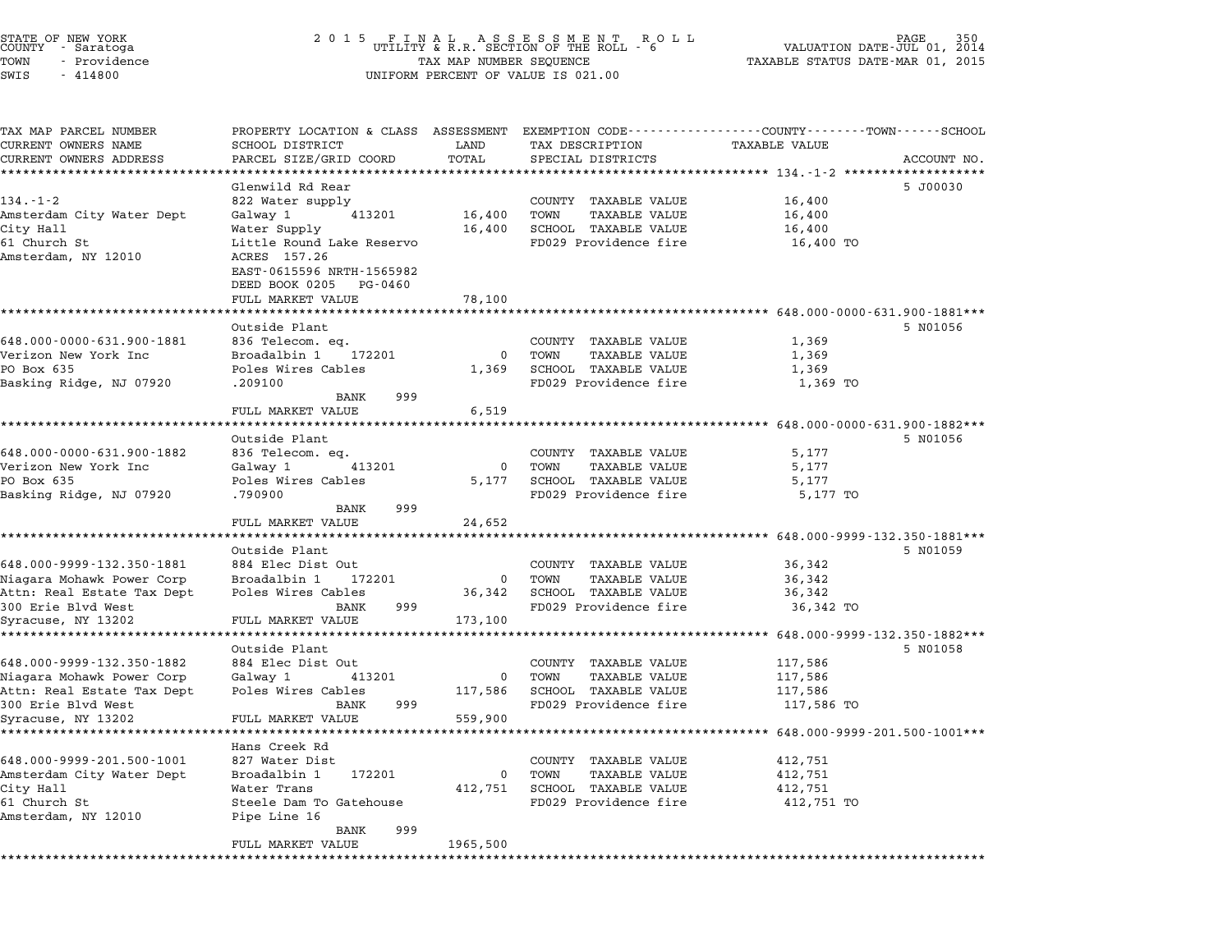STATE OF NEW YORK
COUNTY - Saratoga
TOWN - Providence
SWIS - 414800

# 2015 FINAL ASSESSMENT ROLL
UTILITY & R.R. SECTION OF THE ROLL - 6
TAX MAP NUMBER SEQUENCE
UNIFORM PERCENT OF VALUE IS 021.00

VALUATION DATE-JUL 01, 2014
TAXABLE STATUS DATE-MAR 01, 2015

| TAX MAP PARCEL NUMBER / CURRENT OWNERS NAME / CURRENT OWNERS ADDRESS | PROPERTY LOCATION & CLASS / SCHOOL DISTRICT / PARCEL SIZE/GRID COORD | ASSESSMENT LAND | TOTAL | EXEMPTION CODE / TAX DESCRIPTION / SPECIAL DISTRICTS | TAXABLE VALUE (COUNTY / TOWN / SCHOOL) | ACCOUNT NO. |
|---|---|---|---|---|---|---|
| **134.-1-2** | Glenwild Rd Rear | | | | | 5 J00030 |
| 134.-1-2 | 822 Water supply | | | COUNTY TAXABLE VALUE | 16,400 | |
| Amsterdam City Water Dept | Galway 1 413201 | 16,400 | | TOWN TAXABLE VALUE | 16,400 | |
| City Hall | Water Supply | | 16,400 | SCHOOL TAXABLE VALUE | 16,400 | |
| 61 Church St | Little Round Lake Reservo | | | FD029 Providence fire | 16,400 TO | |
| Amsterdam, NY 12010 | ACRES 157.26 | | | | | |
| | EAST-0615596 NRTH-1565982 | | | | | |
| | DEED BOOK 0205 PG-0460 | | | | | |
| | FULL MARKET VALUE | | 78,100 | | | |
| **648.000-0000-631.900-1881** | Outside Plant | | | | | 5 N01056 |
| 648.000-0000-631.900-1881 | 836 Telecom. eq. | | | COUNTY TAXABLE VALUE | 1,369 | |
| Verizon New York Inc | Broadalbin 1 172201 | 0 | | TOWN TAXABLE VALUE | 1,369 | |
| PO Box 635 | Poles Wires Cables | | 1,369 | SCHOOL TAXABLE VALUE | 1,369 | |
| Basking Ridge, NJ 07920 | .209100 | | | FD029 Providence fire | 1,369 TO | |
| | BANK 999 | | | | | |
| | FULL MARKET VALUE | | 6,519 | | | |
| **648.000-0000-631.900-1882** | Outside Plant | | | | | 5 N01056 |
| 648.000-0000-631.900-1882 | 836 Telecom. eq. | | | COUNTY TAXABLE VALUE | 5,177 | |
| Verizon New York Inc | Galway 1 413201 | 0 | | TOWN TAXABLE VALUE | 5,177 | |
| PO Box 635 | Poles Wires Cables | | 5,177 | SCHOOL TAXABLE VALUE | 5,177 | |
| Basking Ridge, NJ 07920 | .790900 | | | FD029 Providence fire | 5,177 TO | |
| | BANK 999 | | | | | |
| | FULL MARKET VALUE | | 24,652 | | | |
| **648.000-9999-132.350-1881** | Outside Plant | | | | | 5 N01059 |
| 648.000-9999-132.350-1881 | 884 Elec Dist Out | | | COUNTY TAXABLE VALUE | 36,342 | |
| Niagara Mohawk Power Corp | Broadalbin 1 172201 | 0 | | TOWN TAXABLE VALUE | 36,342 | |
| Attn: Real Estate Tax Dept | Poles Wires Cables | | 36,342 | SCHOOL TAXABLE VALUE | 36,342 | |
| 300 Erie Blvd West | BANK 999 | | | FD029 Providence fire | 36,342 TO | |
| Syracuse, NY 13202 | FULL MARKET VALUE | | 173,100 | | | |
| **648.000-9999-132.350-1882** | Outside Plant | | | | | 5 N01058 |
| 648.000-9999-132.350-1882 | 884 Elec Dist Out | | | COUNTY TAXABLE VALUE | 117,586 | |
| Niagara Mohawk Power Corp | Galway 1 413201 | 0 | | TOWN TAXABLE VALUE | 117,586 | |
| Attn: Real Estate Tax Dept | Poles Wires Cables | | 117,586 | SCHOOL TAXABLE VALUE | 117,586 | |
| 300 Erie Blvd West | BANK 999 | | | FD029 Providence fire | 117,586 TO | |
| Syracuse, NY 13202 | FULL MARKET VALUE | | 559,900 | | | |
| **648.000-9999-201.500-1001** | Hans Creek Rd | | | | | |
| 648.000-9999-201.500-1001 | 827 Water Dist | | | COUNTY TAXABLE VALUE | 412,751 | |
| Amsterdam City Water Dept | Broadalbin 1 172201 | 0 | | TOWN TAXABLE VALUE | 412,751 | |
| City Hall | Water Trans | | 412,751 | SCHOOL TAXABLE VALUE | 412,751 | |
| 61 Church St | Steele Dam To Gatehouse | | | FD029 Providence fire | 412,751 TO | |
| Amsterdam, NY 12010 | Pipe Line 16 | | | | | |
| | BANK 999 | | | | | |
| | FULL MARKET VALUE | | 1965,500 | | | |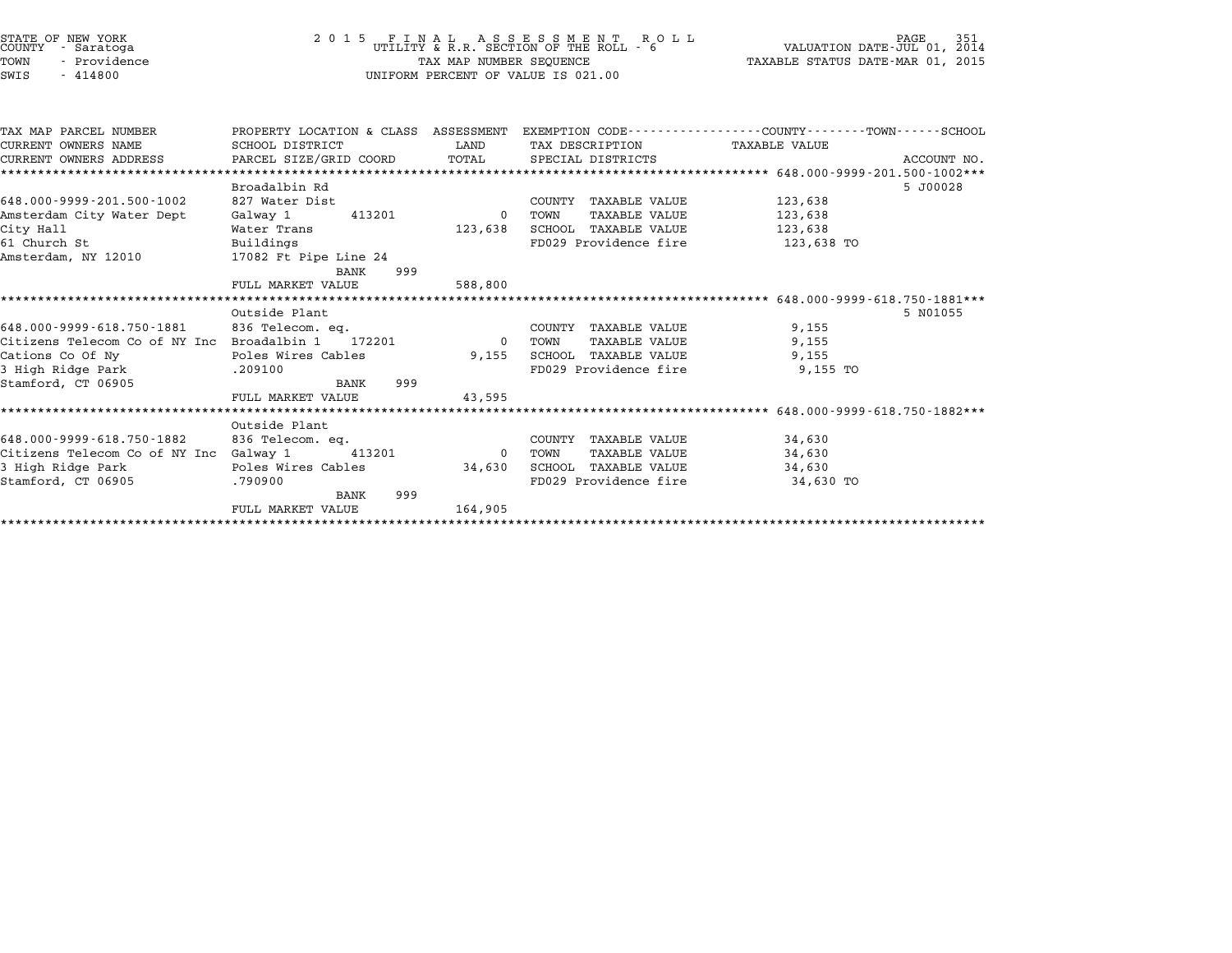STATE OF NEW YORK
COUNTY - Saratoga
TOWN - Providence
SWIS - 414800

2 0 1 5 F I N A L A S S E S S M E N T R O L L
UTILITY & R.R. SECTION OF THE ROLL - 6
TAX MAP NUMBER SEQUENCE
UNIFORM PERCENT OF VALUE IS 021.00

VALUATION DATE-JUL 01, 2014
TAXABLE STATUS DATE-MAR 01, 2015

| TAX MAP PARCEL NUMBER / CURRENT OWNERS NAME / CURRENT OWNERS ADDRESS | PROPERTY LOCATION & CLASS / SCHOOL DISTRICT / PARCEL SIZE/GRID COORD | ASSESSMENT LAND / TOTAL | EXEMPTION CODE / TAX DESCRIPTION / SPECIAL DISTRICTS | TAXABLE VALUE (COUNTY--TOWN--SCHOOL) | ACCOUNT NO. |
|---|---|---|---|---|---|
| **648.000-9999-201.500-1002** | Broadalbin Rd | | | | 5 J00028 |
| 648.000-9999-201.500-1002 | 827 Water Dist | | COUNTY TAXABLE VALUE | 123,638 | |
| Amsterdam City Water Dept | Galway 1 413201 | 0 | TOWN TAXABLE VALUE | 123,638 | |
| City Hall | Water Trans | 123,638 | SCHOOL TAXABLE VALUE | 123,638 | |
| 61 Church St | Buildings | | FD029 Providence fire | 123,638 TO | |
| Amsterdam, NY 12010 | 17082 Ft Pipe Line 24 | | | | |
| | BANK 999 | | | | |
| | FULL MARKET VALUE | 588,800 | | | |
| **648.000-9999-618.750-1881** | Outside Plant | | | | 5 N01055 |
| 648.000-9999-618.750-1881 | 836 Telecom. eq. | | COUNTY TAXABLE VALUE | 9,155 | |
| Citizens Telecom Co of NY Inc | Broadalbin 1 172201 | 0 | TOWN TAXABLE VALUE | 9,155 | |
| Cations Co Of Ny | Poles Wires Cables | 9,155 | SCHOOL TAXABLE VALUE | 9,155 | |
| 3 High Ridge Park | .209100 | | FD029 Providence fire | 9,155 TO | |
| Stamford, CT 06905 | BANK 999 | | | | |
| | FULL MARKET VALUE | 43,595 | | | |
| **648.000-9999-618.750-1882** | Outside Plant | | | | |
| 648.000-9999-618.750-1882 | 836 Telecom. eq. | | COUNTY TAXABLE VALUE | 34,630 | |
| Citizens Telecom Co of NY Inc | Galway 1 413201 | 0 | TOWN TAXABLE VALUE | 34,630 | |
| 3 High Ridge Park | Poles Wires Cables | 34,630 | SCHOOL TAXABLE VALUE | 34,630 | |
| Stamford, CT 06905 | .790900 | | FD029 Providence fire | 34,630 TO | |
| | BANK 999 | | | | |
| | FULL MARKET VALUE | 164,905 | | | |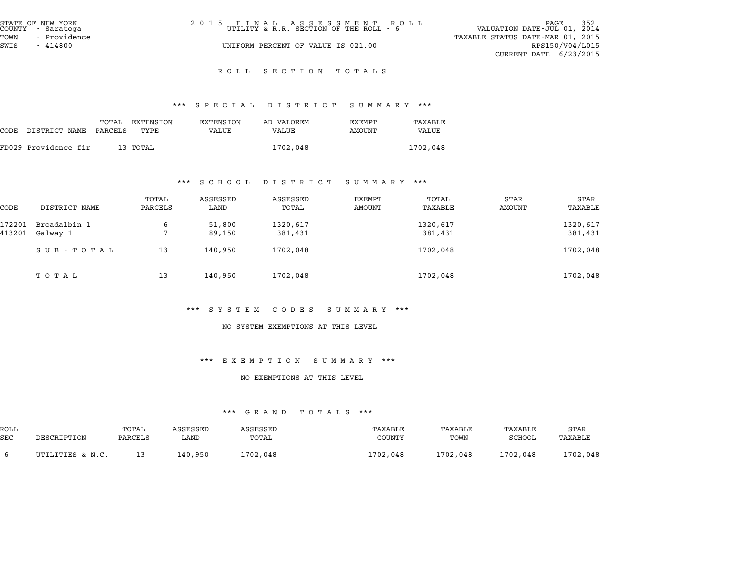STATE OF NEW YORK
COUNTY - Saratoga
TOWN - Providence
SWIS - 414800

2 0 1 5 F I N A L A S S E S S M E N T R O L L
UTILITY & R.R. SECTION OF THE ROLL - 6
UNIFORM PERCENT OF VALUE IS 021.00

VALUATION DATE-JUL 01, 2014
TAXABLE STATUS DATE-MAR 01, 2015
RPS150/V04/L015
CURRENT DATE 6/23/2015

## R O L L S E C T I O N T O T A L S

### \*\*\* S P E C I A L D I S T R I C T S U M M A R Y \*\*\*

| CODE | DISTRICT NAME | TOTAL PARCELS | EXTENSION TYPE | EXTENSION VALUE | AD VALOREM VALUE | EXEMPT AMOUNT | TAXABLE VALUE |
|---|---|---|---|---|---|---|---|
| FD029 | Providence fir | 13 | TOTAL | | 1702,048 | | 1702,048 |

### \*\*\* S C H O O L D I S T R I C T S U M M A R Y \*\*\*

| CODE | DISTRICT NAME | TOTAL PARCELS | ASSESSED LAND | ASSESSED TOTAL | EXEMPT AMOUNT | TOTAL TAXABLE | STAR AMOUNT | STAR TAXABLE |
|---|---|---|---|---|---|---|---|---|
| 172201 | Broadalbin 1 | 6 | 51,800 | 1320,617 | | 1320,617 | | 1320,617 |
| 413201 | Galway 1 | 7 | 89,150 | 381,431 | | 381,431 | | 381,431 |
| | S U B - T O T A L | 13 | 140,950 | 1702,048 | | 1702,048 | | 1702,048 |
| | T O T A L | 13 | 140,950 | 1702,048 | | 1702,048 | | 1702,048 |

### \*\*\* S Y S T E M C O D E S S U M M A R Y \*\*\*

NO SYSTEM EXEMPTIONS AT THIS LEVEL

### \*\*\* E X E M P T I O N S U M M A R Y \*\*\*

NO EXEMPTIONS AT THIS LEVEL

### \*\*\* G R A N D T O T A L S \*\*\*

| ROLL SEC | DESCRIPTION | TOTAL PARCELS | ASSESSED LAND | ASSESSED TOTAL | TAXABLE COUNTY | TAXABLE TOWN | TAXABLE SCHOOL | STAR TAXABLE |
|---|---|---|---|---|---|---|---|---|
| 6 | UTILITIES & N.C. | 13 | 140,950 | 1702,048 | 1702,048 | 1702,048 | 1702,048 | 1702,048 |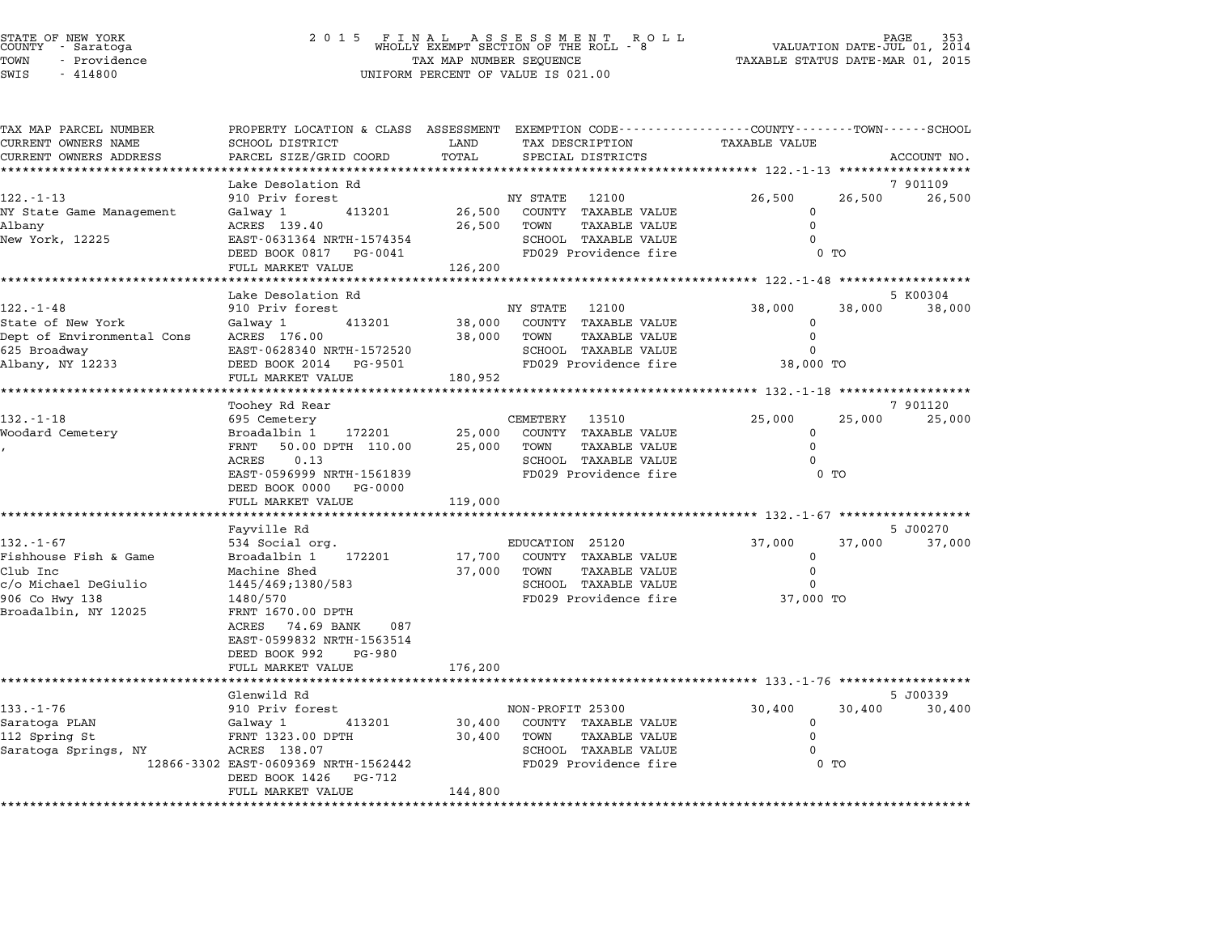STATE OF NEW YORK
COUNTY - Saratoga
TOWN - Providence
SWIS - 414800

2 0 1 5 F I N A L A S S E S S M E N T R O L L
WHOLLY EXEMPT SECTION OF THE ROLL - 8
TAX MAP NUMBER SEQUENCE
UNIFORM PERCENT OF VALUE IS 021.00

VALUATION DATE-JUL 01, 2014
TAXABLE STATUS DATE-MAR 01, 2015

| TAX MAP PARCEL NUMBER / CURRENT OWNERS NAME / CURRENT OWNERS ADDRESS | PROPERTY LOCATION & CLASS / SCHOOL DISTRICT / PARCEL SIZE/GRID COORD | ASSESSMENT LAND / TOTAL | EXEMPTION CODE / TAX DESCRIPTION / SPECIAL DISTRICTS | COUNTY | TOWN | SCHOOL | ACCOUNT NO. |
|---|---|---|---|---|---|---|---|
| 122.-1-13 | Lake Desolation Rd | | | | | | 7 901109 |
| | 910 Priv forest | | NY STATE 12100 | 26,500 | 26,500 | 26,500 | |
| NY State Game Management | Galway 1 413201 | 26,500 | COUNTY TAXABLE VALUE | 0 | | | |
| Albany | ACRES 139.40 | 26,500 | TOWN TAXABLE VALUE | 0 | | | |
| New York, 12225 | EAST-0631364 NRTH-1574354 | | SCHOOL TAXABLE VALUE | 0 | | | |
| | DEED BOOK 0817 PG-0041 | | FD029 Providence fire | 0 TO | | | |
| | FULL MARKET VALUE | 126,200 | | | | | |
| 122.-1-48 | Lake Desolation Rd | | | | | | 5 K00304 |
| | 910 Priv forest | | NY STATE 12100 | 38,000 | 38,000 | 38,000 | |
| State of New York | Galway 1 413201 | 38,000 | COUNTY TAXABLE VALUE | 0 | | | |
| Dept of Environmental Cons | ACRES 176.00 | 38,000 | TOWN TAXABLE VALUE | 0 | | | |
| 625 Broadway | EAST-0628340 NRTH-1572520 | | SCHOOL TAXABLE VALUE | 0 | | | |
| Albany, NY 12233 | DEED BOOK 2014 PG-9501 | | FD029 Providence fire | 38,000 TO | | | |
| | FULL MARKET VALUE | 180,952 | | | | | |
| 132.-1-18 | Toohey Rd Rear | | | | | | 7 901120 |
| | 695 Cemetery | | CEMETERY 13510 | 25,000 | 25,000 | 25,000 | |
| Woodard Cemetery | Broadalbin 1 172201 | 25,000 | COUNTY TAXABLE VALUE | 0 | | | |
| , | FRNT 50.00 DPTH 110.00 | 25,000 | TOWN TAXABLE VALUE | 0 | | | |
| | ACRES 0.13 | | SCHOOL TAXABLE VALUE | 0 | | | |
| | EAST-0596999 NRTH-1561839 | | FD029 Providence fire | 0 TO | | | |
| | DEED BOOK 0000 PG-0000 | | | | | | |
| | FULL MARKET VALUE | 119,000 | | | | | |
| 132.-1-67 | Fayville Rd | | | | | | 5 J00270 |
| | 534 Social org. | | EDUCATION 25120 | 37,000 | 37,000 | 37,000 | |
| Fishhouse Fish & Game | Broadalbin 1 172201 | 17,700 | COUNTY TAXABLE VALUE | 0 | | | |
| Club Inc | Machine Shed | 37,000 | TOWN TAXABLE VALUE | 0 | | | |
| c/o Michael DeGiulio | 1445/469;1380/583 | | SCHOOL TAXABLE VALUE | 0 | | | |
| 906 Co Hwy 138 | 1480/570 | | FD029 Providence fire | 37,000 TO | | | |
| Broadalbin, NY 12025 | FRNT 1670.00 DPTH | | | | | | |
| | ACRES 74.69 BANK 087 | | | | | | |
| | EAST-0599832 NRTH-1563514 | | | | | | |
| | DEED BOOK 992 PG-980 | | | | | | |
| | FULL MARKET VALUE | 176,200 | | | | | |
| 133.-1-76 | Glenwild Rd | | | | | | 5 J00339 |
| | 910 Priv forest | | NON-PROFIT 25300 | 30,400 | 30,400 | 30,400 | |
| Saratoga PLAN | Galway 1 413201 | 30,400 | COUNTY TAXABLE VALUE | 0 | | | |
| 112 Spring St | FRNT 1323.00 DPTH | 30,400 | TOWN TAXABLE VALUE | 0 | | | |
| Saratoga Springs, NY | ACRES 138.07 | | SCHOOL TAXABLE VALUE | 0 | | | |
| 12866-3302 | EAST-0609369 NRTH-1562442 | | FD029 Providence fire | 0 TO | | | |
| | DEED BOOK 1426 PG-712 | | | | | | |
| | FULL MARKET VALUE | 144,800 | | | | | |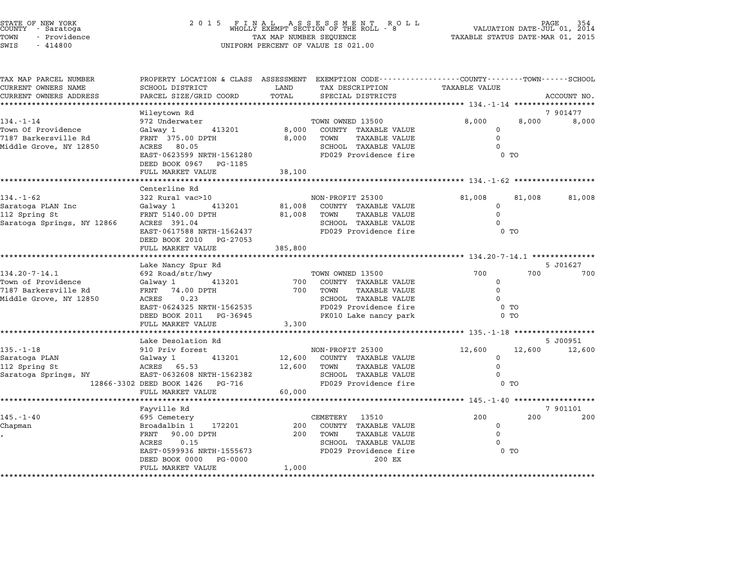STATE OF NEW YORK
COUNTY - Saratoga
TOWN - Providence
SWIS - 414800

2 0 1 5 F I N A L A S S E S S M E N T R O L L
WHOLLY EXEMPT SECTION OF THE ROLL - 8
TAX MAP NUMBER SEQUENCE
UNIFORM PERCENT OF VALUE IS 021.00

VALUATION DATE-JUL 01, 2014
TAXABLE STATUS DATE-MAR 01, 2015

| TAX MAP PARCEL NUMBER<br>CURRENT OWNERS NAME<br>CURRENT OWNERS ADDRESS | PROPERTY LOCATION & CLASS<br>SCHOOL DISTRICT<br>PARCEL SIZE/GRID COORD | ASSESSMENT<br>LAND<br>TOTAL | EXEMPTION CODE<br>TAX DESCRIPTION<br>SPECIAL DISTRICTS | COUNTY<br>TAXABLE VALUE | TOWN | SCHOOL<br>ACCOUNT NO. |
|---|---|---|---|---|---|---|
| **134.-1-14** | Wileytown Rd | | | | | 7 901477 |
| 134.-1-14 | 972 Underwater | | TOWN OWNED 13500 | 8,000 | 8,000 | 8,000 |
| Town Of Providence | Galway 1 413201 | 8,000 | COUNTY TAXABLE VALUE | 0 | | |
| 7187 Barkersville Rd | FRNT 375.00 DPTH | 8,000 | TOWN TAXABLE VALUE | 0 | | |
| Middle Grove, NY 12850 | ACRES 80.05 | | SCHOOL TAXABLE VALUE | 0 | | |
| | EAST-0623599 NRTH-1561280 | | FD029 Providence fire | 0 TO | | |
| | DEED BOOK 0967 PG-1185 | | | | | |
| | FULL MARKET VALUE | 38,100 | | | | |
| **134.-1-62** | Centerline Rd | | | | | |
| 134.-1-62 | 322 Rural vac>10 | | NON-PROFIT 25300 | 81,008 | 81,008 | 81,008 |
| Saratoga PLAN Inc | Galway 1 413201 | 81,008 | COUNTY TAXABLE VALUE | 0 | | |
| 112 Spring St | FRNT 5140.00 DPTH | 81,008 | TOWN TAXABLE VALUE | 0 | | |
| Saratoga Springs, NY 12866 | ACRES 391.04 | | SCHOOL TAXABLE VALUE | 0 | | |
| | EAST-0617588 NRTH-1562437 | | FD029 Providence fire | 0 TO | | |
| | DEED BOOK 2010 PG-27053 | | | | | |
| | FULL MARKET VALUE | 385,800 | | | | |
| **134.20-7-14.1** | Lake Nancy Spur Rd | | | | | 5 J01627 |
| 134.20-7-14.1 | 692 Road/str/hwy | | TOWN OWNED 13500 | 700 | 700 | 700 |
| Town of Providence | Galway 1 413201 | 700 | COUNTY TAXABLE VALUE | 0 | | |
| 7187 Barkersville Rd | FRNT 74.00 DPTH | 700 | TOWN TAXABLE VALUE | 0 | | |
| Middle Grove, NY 12850 | ACRES 0.23 | | SCHOOL TAXABLE VALUE | 0 | | |
| | EAST-0624325 NRTH-1562535 | | FD029 Providence fire | 0 TO | | |
| | DEED BOOK 2011 PG-36945 | | PK010 Lake nancy park | 0 TO | | |
| | FULL MARKET VALUE | 3,300 | | | | |
| **135.-1-18** | Lake Desolation Rd | | | | | 5 J00951 |
| 135.-1-18 | 910 Priv forest | | NON-PROFIT 25300 | 12,600 | 12,600 | 12,600 |
| Saratoga PLAN | Galway 1 413201 | 12,600 | COUNTY TAXABLE VALUE | 0 | | |
| 112 Spring St | ACRES 65.53 | 12,600 | TOWN TAXABLE VALUE | 0 | | |
| Saratoga Springs, NY | EAST-0632608 NRTH-1562382 | | SCHOOL TAXABLE VALUE | 0 | | |
| 12866-3302 | DEED BOOK 1426 PG-716 | | FD029 Providence fire | 0 TO | | |
| | FULL MARKET VALUE | 60,000 | | | | |
| **145.-1-40** | Fayville Rd | | | | | 7 901101 |
| 145.-1-40 | 695 Cemetery | | CEMETERY 13510 | 200 | 200 | 200 |
| Chapman | Broadalbin 1 172201 | 200 | COUNTY TAXABLE VALUE | 0 | | |
| , | FRNT 90.00 DPTH | 200 | TOWN TAXABLE VALUE | 0 | | |
| | ACRES 0.15 | | SCHOOL TAXABLE VALUE | 0 | | |
| | EAST-0599936 NRTH-1555673 | | FD029 Providence fire | 0 TO | | |
| | DEED BOOK 0000 PG-0000 | | 200 EX | | | |
| | FULL MARKET VALUE | 1,000 | | | | |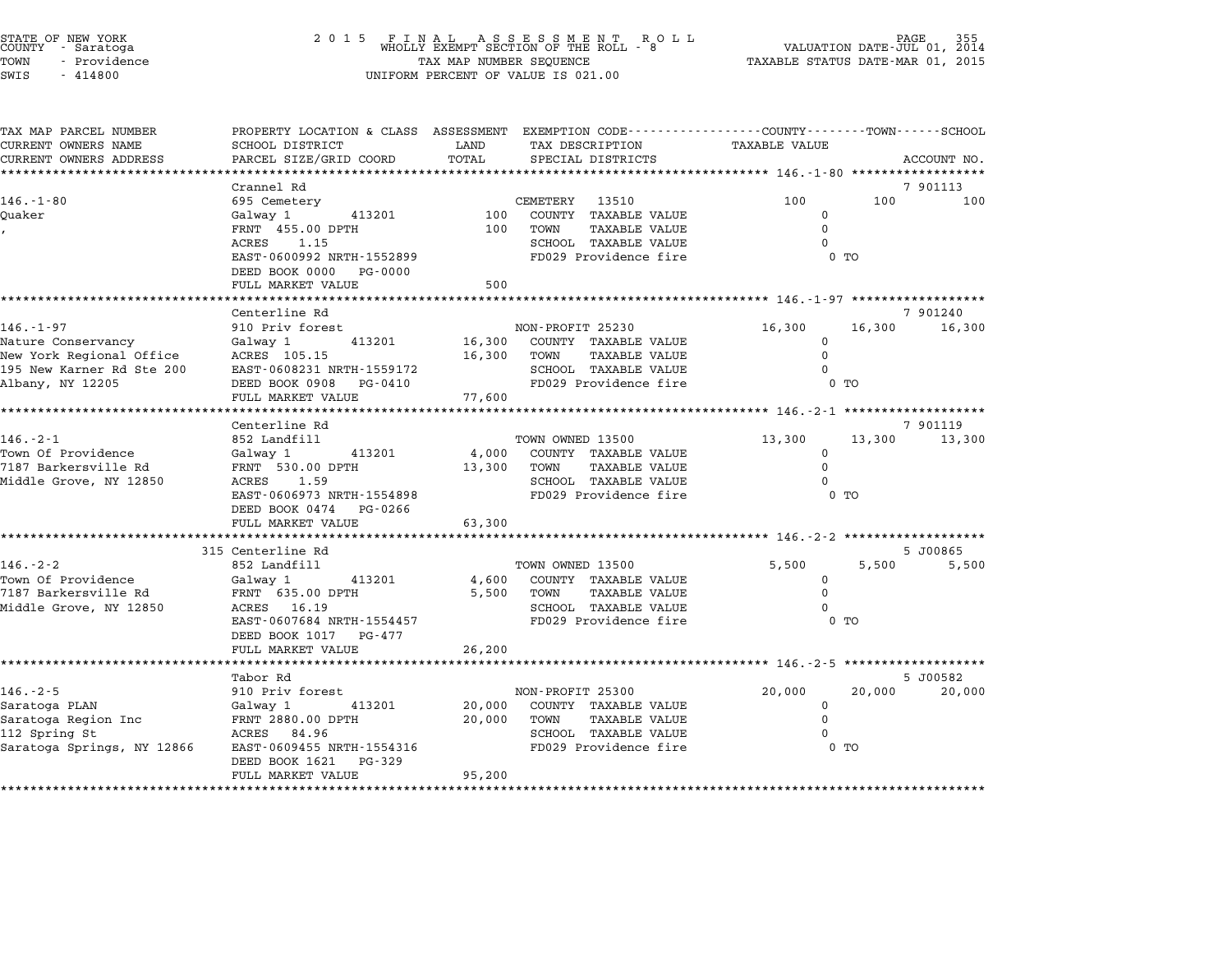STATE OF NEW YORK
COUNTY - Saratoga
TOWN - Providence
SWIS - 414800

2 0 1 5 F I N A L A S S E S S M E N T R O L L
WHOLLY EXEMPT SECTION OF THE ROLL - 8
TAX MAP NUMBER SEQUENCE
UNIFORM PERCENT OF VALUE IS 021.00

VALUATION DATE-JUL 01, 2014
TAXABLE STATUS DATE-MAR 01, 2015

| TAX MAP PARCEL NUMBER / CURRENT OWNERS NAME / CURRENT OWNERS ADDRESS | PROPERTY LOCATION & CLASS / SCHOOL DISTRICT / PARCEL SIZE/GRID COORD | ASSESSMENT LAND / TOTAL | EXEMPTION CODE / TAX DESCRIPTION / SPECIAL DISTRICTS | COUNTY TAXABLE VALUE | TOWN | SCHOOL / ACCOUNT NO. |
|---|---|---|---|---|---|---|
| 146.-1-80 | Crannel Rd | | | | | 7 901113 |
| Quaker | 695 Cemetery | | CEMETERY 13510 | 100 | 100 | 100 |
| , | Galway 1 413201 | 100 | COUNTY TAXABLE VALUE | 0 | | |
| | FRNT 455.00 DPTH | 100 | TOWN TAXABLE VALUE | 0 | | |
| | ACRES 1.15 | | SCHOOL TAXABLE VALUE | 0 | | |
| | EAST-0600992 NRTH-1552899 | | FD029 Providence fire | 0 TO | | |
| | DEED BOOK 0000 PG-0000 | | | | | |
| | FULL MARKET VALUE | 500 | | | | |
| 146.-1-97 | Centerline Rd | | | | | 7 901240 |
| Nature Conservancy | 910 Priv forest | | NON-PROFIT 25230 | 16,300 | 16,300 | 16,300 |
| New York Regional Office | Galway 1 413201 | 16,300 | COUNTY TAXABLE VALUE | 0 | | |
| 195 New Karner Rd Ste 200 | ACRES 105.15 | 16,300 | TOWN TAXABLE VALUE | 0 | | |
| Albany, NY 12205 | EAST-0608231 NRTH-1559172 | | SCHOOL TAXABLE VALUE | 0 | | |
| | DEED BOOK 0908 PG-0410 | | FD029 Providence fire | 0 TO | | |
| | FULL MARKET VALUE | 77,600 | | | | |
| 146.-2-1 | Centerline Rd | | | | | 7 901119 |
| Town Of Providence | 852 Landfill | | TOWN OWNED 13500 | 13,300 | 13,300 | 13,300 |
| 7187 Barkersville Rd | Galway 1 413201 | 4,000 | COUNTY TAXABLE VALUE | 0 | | |
| Middle Grove, NY 12850 | FRNT 530.00 DPTH | 13,300 | TOWN TAXABLE VALUE | 0 | | |
| | ACRES 1.59 | | SCHOOL TAXABLE VALUE | 0 | | |
| | EAST-0606973 NRTH-1554898 | | FD029 Providence fire | 0 TO | | |
| | DEED BOOK 0474 PG-0266 | | | | | |
| | FULL MARKET VALUE | 63,300 | | | | |
| 146.-2-2 | 315 Centerline Rd | | | | | 5 J00865 |
| Town Of Providence | 852 Landfill | | TOWN OWNED 13500 | 5,500 | 5,500 | 5,500 |
| 7187 Barkersville Rd | Galway 1 413201 | 4,600 | COUNTY TAXABLE VALUE | 0 | | |
| Middle Grove, NY 12850 | FRNT 635.00 DPTH | 5,500 | TOWN TAXABLE VALUE | 0 | | |
| | ACRES 16.19 | | SCHOOL TAXABLE VALUE | 0 | | |
| | EAST-0607684 NRTH-1554457 | | FD029 Providence fire | 0 TO | | |
| | DEED BOOK 1017 PG-477 | | | | | |
| | FULL MARKET VALUE | 26,200 | | | | |
| 146.-2-5 | Tabor Rd | | | | | 5 J00582 |
| Saratoga PLAN | 910 Priv forest | | NON-PROFIT 25300 | 20,000 | 20,000 | 20,000 |
| Saratoga Region Inc | Galway 1 413201 | 20,000 | COUNTY TAXABLE VALUE | 0 | | |
| 112 Spring St | FRNT 2880.00 DPTH | 20,000 | TOWN TAXABLE VALUE | 0 | | |
| Saratoga Springs, NY 12866 | ACRES 84.96 | | SCHOOL TAXABLE VALUE | 0 | | |
| | EAST-0609455 NRTH-1554316 | | FD029 Providence fire | 0 TO | | |
| | DEED BOOK 1621 PG-329 | | | | | |
| | FULL MARKET VALUE | 95,200 | | | | |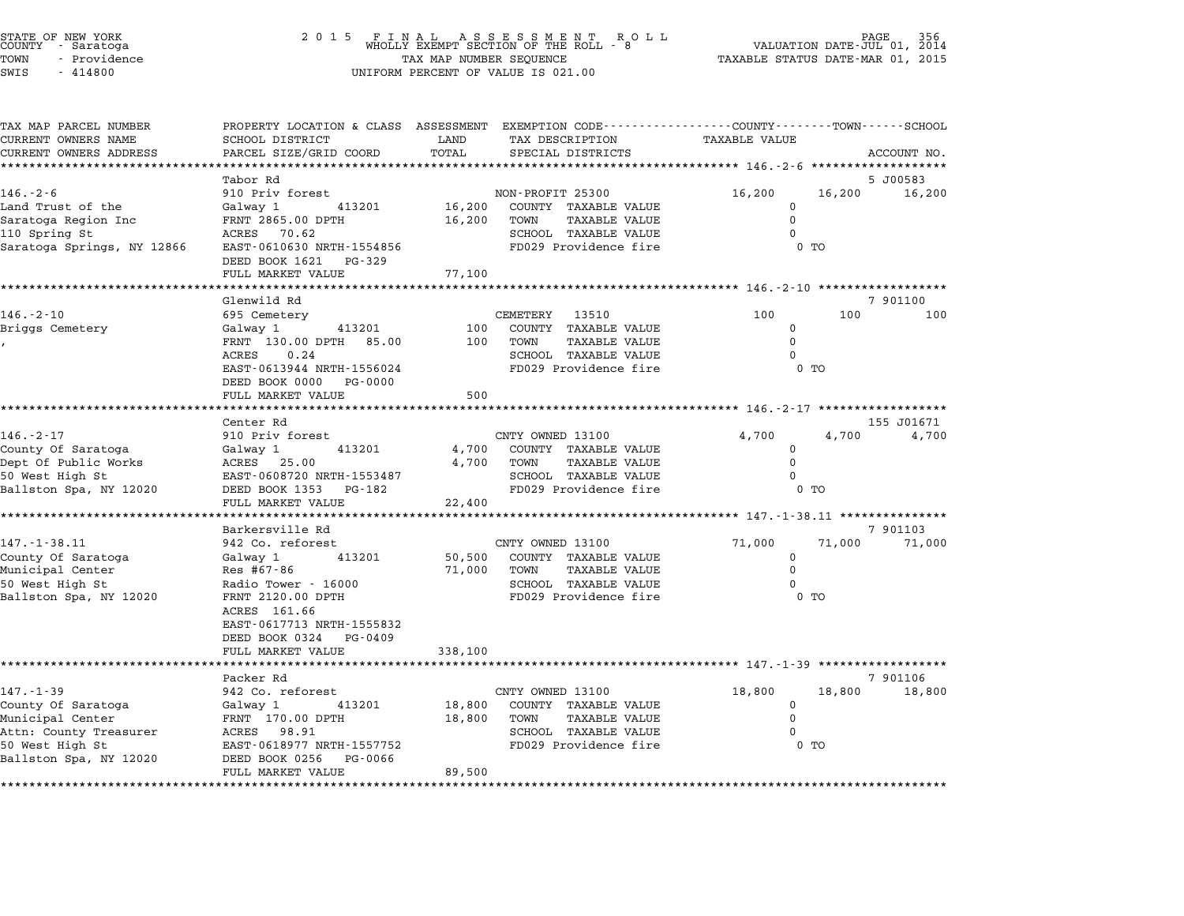STATE OF NEW YORK
COUNTY - Saratoga
TOWN - Providence
SWIS - 414800

2 0 1 5 F I N A L A S S E S S M E N T R O L L
WHOLLY EXEMPT SECTION OF THE ROLL - 8
TAX MAP NUMBER SEQUENCE
UNIFORM PERCENT OF VALUE IS 021.00

VALUATION DATE-JUL 01, 2014
TAXABLE STATUS DATE-MAR 01, 2015

| TAX MAP PARCEL NUMBER / CURRENT OWNERS NAME / CURRENT OWNERS ADDRESS | PROPERTY LOCATION & CLASS / SCHOOL DISTRICT / PARCEL SIZE/GRID COORD | ASSESSMENT LAND / TOTAL | EXEMPTION CODE / TAX DESCRIPTION / SPECIAL DISTRICTS | COUNTY | TOWN | SCHOOL / ACCOUNT NO. |
|---|---|---|---|---|---|---|
| **146.-2-6** | Tabor Rd | | | | | 5 J00583 |
| | 910 Priv forest | | NON-PROFIT 25300 | 16,200 | 16,200 | 16,200 |
| Land Trust of the | Galway 1 413201 | 16,200 | COUNTY TAXABLE VALUE | 0 | | |
| Saratoga Region Inc | FRNT 2865.00 DPTH | 16,200 | TOWN TAXABLE VALUE | 0 | | |
| 110 Spring St | ACRES 70.62 | | SCHOOL TAXABLE VALUE | 0 | | |
| Saratoga Springs, NY 12866 | EAST-0610630 NRTH-1554856 | | FD029 Providence fire | 0 TO | | |
| | DEED BOOK 1621 PG-329 | | | | | |
| | FULL MARKET VALUE | 77,100 | | | | |
| **146.-2-10** | Glenwild Rd | | | | | 7 901100 |
| | 695 Cemetery | | CEMETERY 13510 | 100 | 100 | 100 |
| Briggs Cemetery | Galway 1 413201 | 100 | COUNTY TAXABLE VALUE | 0 | | |
| , | FRNT 130.00 DPTH 85.00 | 100 | TOWN TAXABLE VALUE | 0 | | |
| | ACRES 0.24 | | SCHOOL TAXABLE VALUE | 0 | | |
| | EAST-0613944 NRTH-1556024 | | FD029 Providence fire | 0 TO | | |
| | DEED BOOK 0000 PG-0000 | | | | | |
| | FULL MARKET VALUE | 500 | | | | |
| **146.-2-17** | Center Rd | | | | | 155 J01671 |
| | 910 Priv forest | | CNTY OWNED 13100 | 4,700 | 4,700 | 4,700 |
| County Of Saratoga | Galway 1 413201 | 4,700 | COUNTY TAXABLE VALUE | 0 | | |
| Dept Of Public Works | ACRES 25.00 | 4,700 | TOWN TAXABLE VALUE | 0 | | |
| 50 West High St | EAST-0608720 NRTH-1553487 | | SCHOOL TAXABLE VALUE | 0 | | |
| Ballston Spa, NY 12020 | DEED BOOK 1353 PG-182 | | FD029 Providence fire | 0 TO | | |
| | FULL MARKET VALUE | 22,400 | | | | |
| **147.-1-38.11** | Barkersville Rd | | | | | 7 901103 |
| | 942 Co. reforest | | CNTY OWNED 13100 | 71,000 | 71,000 | 71,000 |
| County Of Saratoga | Galway 1 413201 | 50,500 | COUNTY TAXABLE VALUE | 0 | | |
| Municipal Center | Res #67-86 | 71,000 | TOWN TAXABLE VALUE | 0 | | |
| 50 West High St | Radio Tower - 16000 | | SCHOOL TAXABLE VALUE | 0 | | |
| Ballston Spa, NY 12020 | FRNT 2120.00 DPTH | | FD029 Providence fire | 0 TO | | |
| | ACRES 161.66 | | | | | |
| | EAST-0617713 NRTH-1555832 | | | | | |
| | DEED BOOK 0324 PG-0409 | | | | | |
| | FULL MARKET VALUE | 338,100 | | | | |
| **147.-1-39** | Packer Rd | | | | | 7 901106 |
| | 942 Co. reforest | | CNTY OWNED 13100 | 18,800 | 18,800 | 18,800 |
| County Of Saratoga | Galway 1 413201 | 18,800 | COUNTY TAXABLE VALUE | 0 | | |
| Municipal Center | FRNT 170.00 DPTH | 18,800 | TOWN TAXABLE VALUE | 0 | | |
| Attn: County Treasurer | ACRES 98.91 | | SCHOOL TAXABLE VALUE | 0 | | |
| 50 West High St | EAST-0618977 NRTH-1557752 | | FD029 Providence fire | 0 TO | | |
| Ballston Spa, NY 12020 | DEED BOOK 0256 PG-0066 | | | | | |
| | FULL MARKET VALUE | 89,500 | | | | |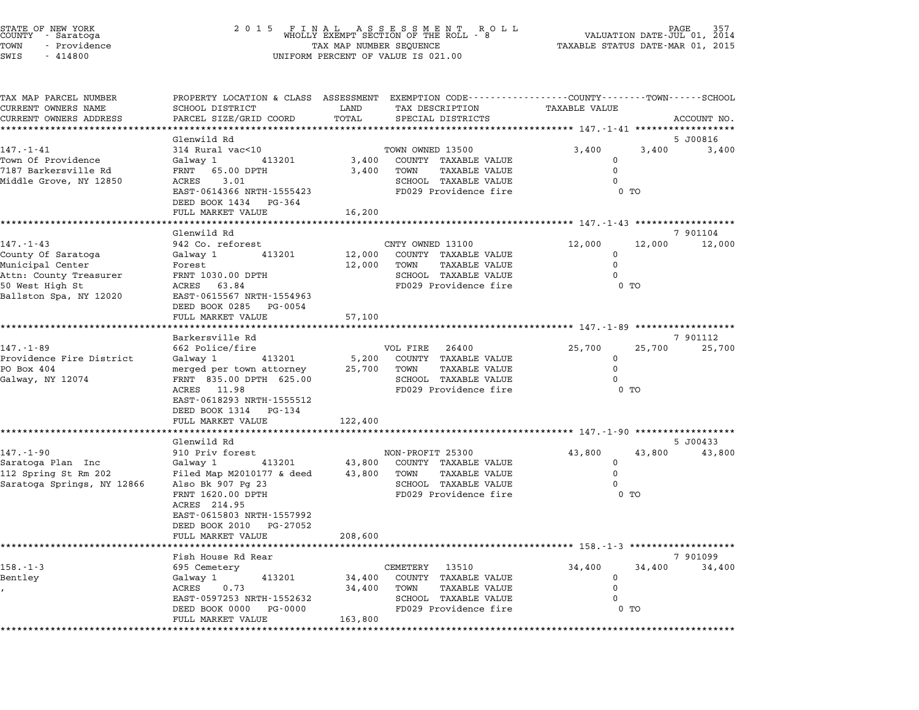STATE OF NEW YORK
COUNTY - Saratoga
TOWN - Providence
SWIS - 414800

2015 FINAL ASSESSMENT ROLL
WHOLLY EXEMPT SECTION OF THE ROLL - 8
TAX MAP NUMBER SEQUENCE
UNIFORM PERCENT OF VALUE IS 021.00

VALUATION DATE-JUL 01, 2014
TAXABLE STATUS DATE-MAR 01, 2015

| TAX MAP PARCEL NUMBER / CURRENT OWNERS NAME / CURRENT OWNERS ADDRESS | PROPERTY LOCATION & CLASS / SCHOOL DISTRICT / PARCEL SIZE/GRID COORD | ASSESSMENT LAND | TOTAL | EXEMPTION CODE / TAX DESCRIPTION / SPECIAL DISTRICTS | COUNTY TAXABLE VALUE | TOWN | SCHOOL / ACCOUNT NO. |
|---|---|---|---|---|---|---|---|
| **147.-1-41** | Glenwild Rd | | | | | | 5 J00816 |
| Town Of Providence | 314 Rural vac<10 | | | TOWN OWNED 13500 | 3,400 | 3,400 | 3,400 |
| 7187 Barkersville Rd | Galway 1 413201 | 3,400 | | COUNTY TAXABLE VALUE | 0 | | |
| Middle Grove, NY 12850 | FRNT 65.00 DPTH | | 3,400 | TOWN TAXABLE VALUE | 0 | | |
| | ACRES 3.01 | | | SCHOOL TAXABLE VALUE | 0 | | |
| | EAST-0614366 NRTH-1555423 | | | FD029 Providence fire | 0 TO | | |
| | DEED BOOK 1434 PG-364 | | | | | | |
| | FULL MARKET VALUE | | 16,200 | | | | |
| **147.-1-43** | Glenwild Rd | | | | | | 7 901104 |
| County Of Saratoga | 942 Co. reforest | | | CNTY OWNED 13100 | 12,000 | 12,000 | 12,000 |
| Municipal Center | Galway 1 413201 | 12,000 | | COUNTY TAXABLE VALUE | 0 | | |
| Attn: County Treasurer | Forest | | 12,000 | TOWN TAXABLE VALUE | 0 | | |
| 50 West High St | FRNT 1030.00 DPTH | | | SCHOOL TAXABLE VALUE | 0 | | |
| Ballston Spa, NY 12020 | ACRES 63.84 | | | FD029 Providence fire | 0 TO | | |
| | EAST-0615567 NRTH-1554963 | | | | | | |
| | DEED BOOK 0285 PG-0054 | | | | | | |
| | FULL MARKET VALUE | | 57,100 | | | | |
| **147.-1-89** | Barkersville Rd | | | | | | 7 901112 |
| Providence Fire District | 662 Police/fire | | | VOL FIRE 26400 | 25,700 | 25,700 | 25,700 |
| PO Box 404 | Galway 1 413201 | 5,200 | | COUNTY TAXABLE VALUE | 0 | | |
| Galway, NY 12074 | merged per town attorney | | 25,700 | TOWN TAXABLE VALUE | 0 | | |
| | FRNT 835.00 DPTH 625.00 | | | SCHOOL TAXABLE VALUE | 0 | | |
| | ACRES 11.98 | | | FD029 Providence fire | 0 TO | | |
| | EAST-0618293 NRTH-1555512 | | | | | | |
| | DEED BOOK 1314 PG-134 | | | | | | |
| | FULL MARKET VALUE | | 122,400 | | | | |
| **147.-1-90** | Glenwild Rd | | | | | | 5 J00433 |
| Saratoga Plan Inc | 910 Priv forest | | | NON-PROFIT 25300 | 43,800 | 43,800 | 43,800 |
| 112 Spring St Rm 202 | Galway 1 413201 | 43,800 | | COUNTY TAXABLE VALUE | 0 | | |
| Saratoga Springs, NY 12866 | Filed Map M2010177 & deed | | 43,800 | TOWN TAXABLE VALUE | 0 | | |
| | Also Bk 907 Pg 23 | | | SCHOOL TAXABLE VALUE | 0 | | |
| | FRNT 1620.00 DPTH | | | FD029 Providence fire | 0 TO | | |
| | ACRES 214.95 | | | | | | |
| | EAST-0615803 NRTH-1557992 | | | | | | |
| | DEED BOOK 2010 PG-27052 | | | | | | |
| | FULL MARKET VALUE | | 208,600 | | | | |
| **158.-1-3** | Fish House Rd Rear | | | | | | 7 901099 |
| Bentley | 695 Cemetery | | | CEMETERY 13510 | 34,400 | 34,400 | 34,400 |
| , | Galway 1 413201 | 34,400 | | COUNTY TAXABLE VALUE | 0 | | |
| | ACRES 0.73 | | 34,400 | TOWN TAXABLE VALUE | 0 | | |
| | EAST-0597253 NRTH-1552632 | | | SCHOOL TAXABLE VALUE | 0 | | |
| | DEED BOOK 0000 PG-0000 | | | FD029 Providence fire | 0 TO | | |
| | FULL MARKET VALUE | | 163,800 | | | | |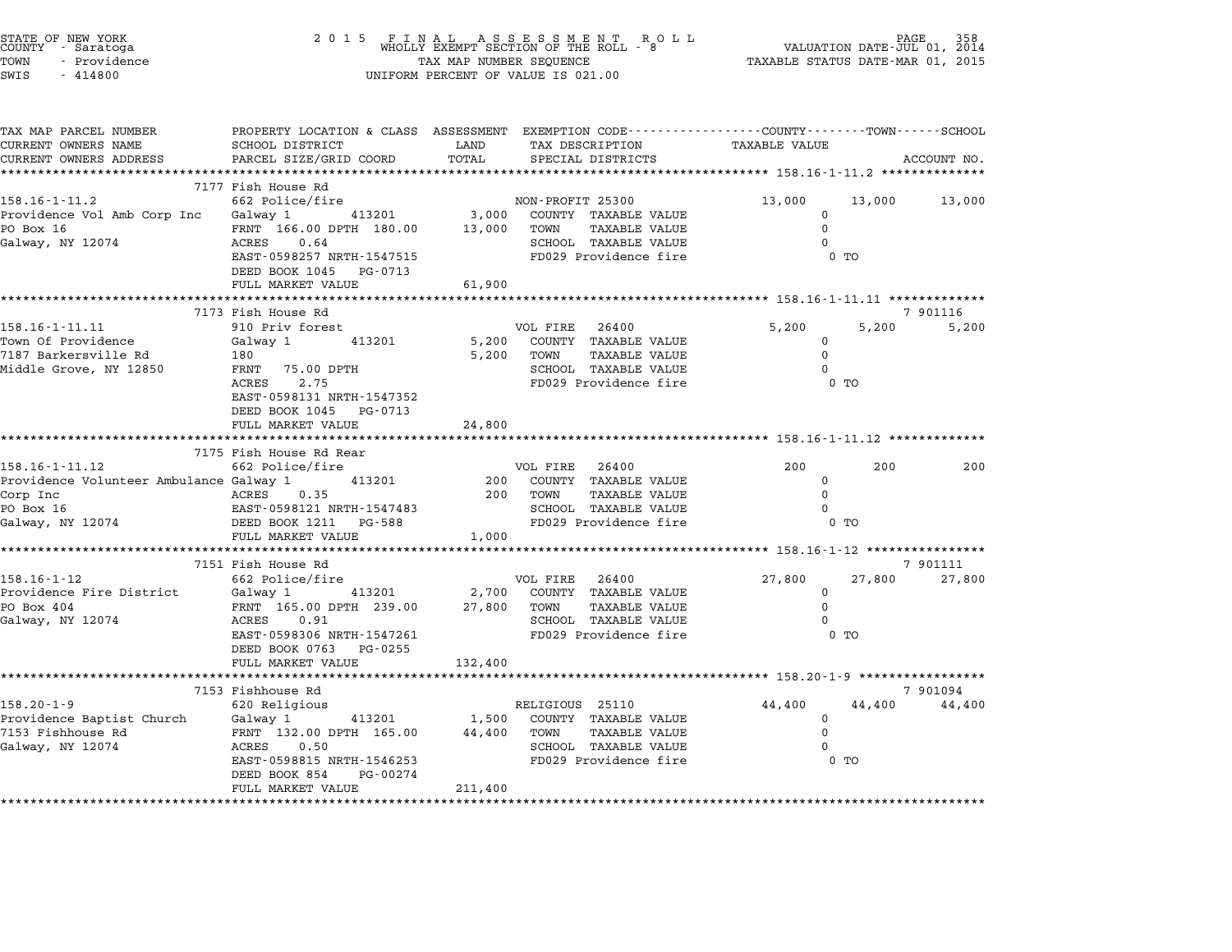STATE OF NEW YORK
COUNTY - Saratoga
TOWN - Providence
SWIS - 414800

2015 FINAL ASSESSMENT ROLL
WHOLLY EXEMPT SECTION OF THE ROLL - 8
TAX MAP NUMBER SEQUENCE
UNIFORM PERCENT OF VALUE IS 021.00

VALUATION DATE-JUL 01, 2014
TAXABLE STATUS DATE-MAR 01, 2015

| TAX MAP PARCEL NUMBER / CURRENT OWNERS NAME / CURRENT OWNERS ADDRESS | PROPERTY LOCATION & CLASS / SCHOOL DISTRICT / PARCEL SIZE/GRID COORD | ASSESSMENT LAND / TOTAL | EXEMPTION CODE / TAX DESCRIPTION / SPECIAL DISTRICTS | COUNTY TAXABLE VALUE | TOWN | SCHOOL / ACCOUNT NO. |
|---|---|---|---|---|---|---|
| **158.16-1-11.2** | 7177 Fish House Rd | | | | | |
| 158.16-1-11.2 | 662 Police/fire | | NON-PROFIT 25300 | 13,000 | 13,000 | 13,000 |
| Providence Vol Amb Corp Inc | Galway 1 413201 | 3,000 | COUNTY TAXABLE VALUE | 0 | | |
| PO Box 16 | FRNT 166.00 DPTH 180.00 | 13,000 | TOWN TAXABLE VALUE | 0 | | |
| Galway, NY 12074 | ACRES 0.64 | | SCHOOL TAXABLE VALUE | 0 | | |
| | EAST-0598257 NRTH-1547515 | | FD029 Providence fire | 0 TO | | |
| | DEED BOOK 1045 PG-0713 | | | | | |
| | FULL MARKET VALUE | 61,900 | | | | |
| **158.16-1-11.11** | 7173 Fish House Rd | | | | | 7 901116 |
| 158.16-1-11.11 | 910 Priv forest | | VOL FIRE 26400 | 5,200 | 5,200 | 5,200 |
| Town Of Providence | Galway 1 413201 | 5,200 | COUNTY TAXABLE VALUE | 0 | | |
| 7187 Barkersville Rd | 180 | 5,200 | TOWN TAXABLE VALUE | 0 | | |
| Middle Grove, NY 12850 | FRNT 75.00 DPTH | | SCHOOL TAXABLE VALUE | 0 | | |
| | ACRES 2.75 | | FD029 Providence fire | 0 TO | | |
| | EAST-0598131 NRTH-1547352 | | | | | |
| | DEED BOOK 1045 PG-0713 | | | | | |
| | FULL MARKET VALUE | 24,800 | | | | |
| **158.16-1-11.12** | 7175 Fish House Rd Rear | | | | | |
| 158.16-1-11.12 | 662 Police/fire | | VOL FIRE 26400 | 200 | 200 | 200 |
| Providence Volunteer Ambulance | Galway 1 413201 | 200 | COUNTY TAXABLE VALUE | 0 | | |
| Corp Inc | ACRES 0.35 | 200 | TOWN TAXABLE VALUE | 0 | | |
| PO Box 16 | EAST-0598121 NRTH-1547483 | | SCHOOL TAXABLE VALUE | 0 | | |
| Galway, NY 12074 | DEED BOOK 1211 PG-588 | | FD029 Providence fire | 0 TO | | |
| | FULL MARKET VALUE | 1,000 | | | | |
| **158.16-1-12** | 7151 Fish House Rd | | | | | 7 901111 |
| 158.16-1-12 | 662 Police/fire | | VOL FIRE 26400 | 27,800 | 27,800 | 27,800 |
| Providence Fire District | Galway 1 413201 | 2,700 | COUNTY TAXABLE VALUE | 0 | | |
| PO Box 404 | FRNT 165.00 DPTH 239.00 | 27,800 | TOWN TAXABLE VALUE | 0 | | |
| Galway, NY 12074 | ACRES 0.91 | | SCHOOL TAXABLE VALUE | 0 | | |
| | EAST-0598306 NRTH-1547261 | | FD029 Providence fire | 0 TO | | |
| | DEED BOOK 0763 PG-0255 | | | | | |
| | FULL MARKET VALUE | 132,400 | | | | |
| **158.20-1-9** | 7153 Fishhouse Rd | | | | | 7 901094 |
| 158.20-1-9 | 620 Religious | | RELIGIOUS 25110 | 44,400 | 44,400 | 44,400 |
| Providence Baptist Church | Galway 1 413201 | 1,500 | COUNTY TAXABLE VALUE | 0 | | |
| 7153 Fishhouse Rd | FRNT 132.00 DPTH 165.00 | 44,400 | TOWN TAXABLE VALUE | 0 | | |
| Galway, NY 12074 | ACRES 0.50 | | SCHOOL TAXABLE VALUE | 0 | | |
| | EAST-0598815 NRTH-1546253 | | FD029 Providence fire | 0 TO | | |
| | DEED BOOK 854 PG-00274 | | | | | |
| | FULL MARKET VALUE | 211,400 | | | | |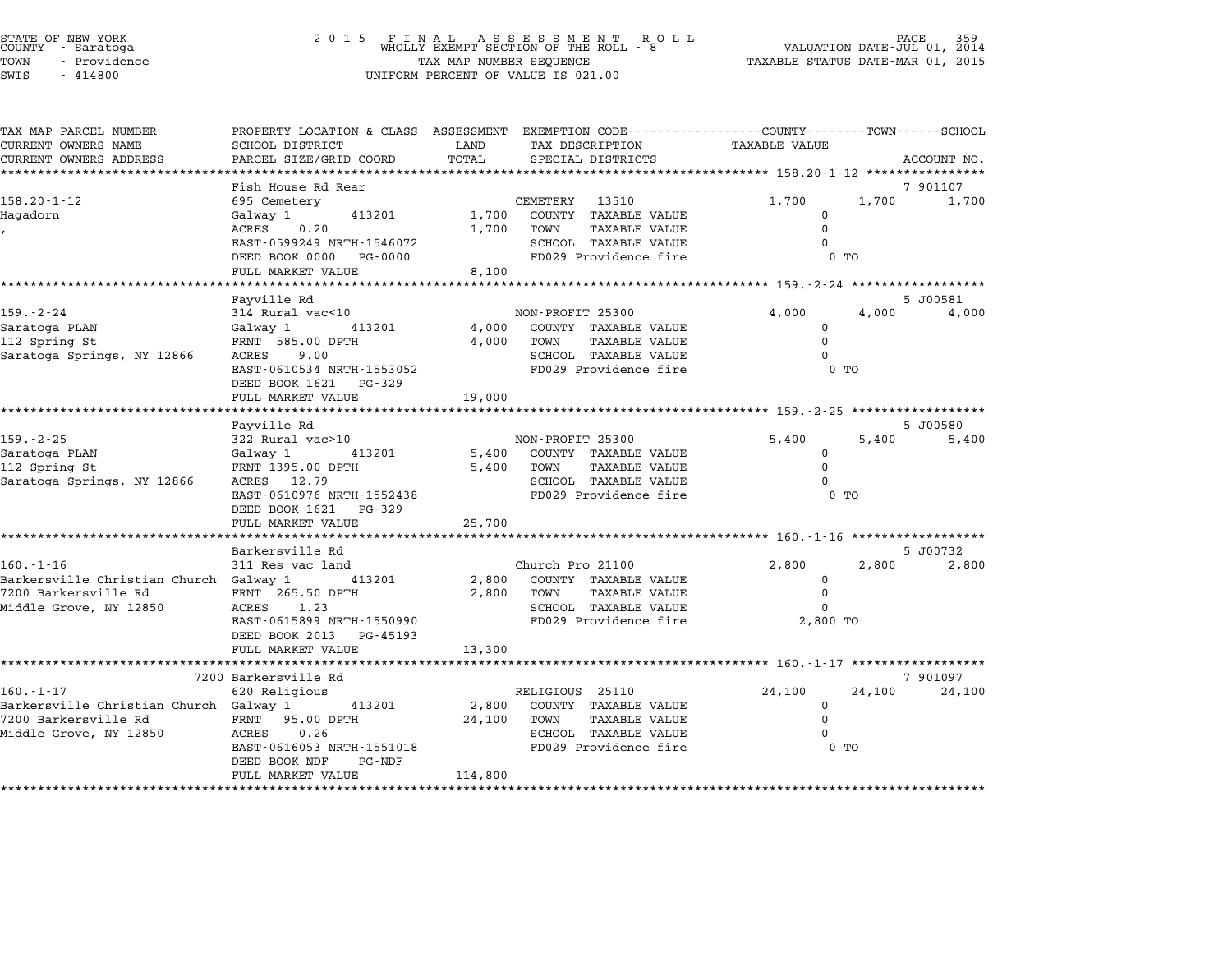STATE OF NEW YORK
COUNTY - Saratoga
TOWN - Providence
SWIS - 414800

2 0 1 5 F I N A L A S S E S S M E N T R O L L
WHOLLY EXEMPT SECTION OF THE ROLL - 8
TAX MAP NUMBER SEQUENCE
UNIFORM PERCENT OF VALUE IS 021.00

VALUATION DATE-JUL 01, 2014
TAXABLE STATUS DATE-MAR 01, 2015

| TAX MAP PARCEL NUMBER / CURRENT OWNERS NAME / CURRENT OWNERS ADDRESS | PROPERTY LOCATION & CLASS / SCHOOL DISTRICT / PARCEL SIZE/GRID COORD | ASSESSMENT LAND / TOTAL | EXEMPTION CODE / TAX DESCRIPTION / SPECIAL DISTRICTS | COUNTY | TOWN | SCHOOL | ACCOUNT NO. |
|---|---|---|---|---|---|---|---|
| **158.20-1-12** | Fish House Rd Rear | | | | | | 7 901107 |
| 158.20-1-12 | 695 Cemetery | | CEMETERY 13510 | 1,700 | 1,700 | 1,700 | |
| Hagadorn | Galway 1 413201 | 1,700 | COUNTY TAXABLE VALUE | 0 | | | |
| , | ACRES 0.20 | 1,700 | TOWN TAXABLE VALUE | | 0 | | |
| | EAST-0599249 NRTH-1546072 | | SCHOOL TAXABLE VALUE | | | 0 | |
| | DEED BOOK 0000 PG-0000 | | FD029 Providence fire | 0 TO | | | |
| | FULL MARKET VALUE | 8,100 | | | | | |
| **159.-2-24** | Fayville Rd | | | | | | 5 J00581 |
| 159.-2-24 | 314 Rural vac<10 | | NON-PROFIT 25300 | 4,000 | 4,000 | 4,000 | |
| Saratoga PLAN | Galway 1 413201 | 4,000 | COUNTY TAXABLE VALUE | 0 | | | |
| 112 Spring St | FRNT 585.00 DPTH | 4,000 | TOWN TAXABLE VALUE | | 0 | | |
| Saratoga Springs, NY 12866 | ACRES 9.00 | | SCHOOL TAXABLE VALUE | | | 0 | |
| | EAST-0610534 NRTH-1553052 | | FD029 Providence fire | 0 TO | | | |
| | DEED BOOK 1621 PG-329 | | | | | | |
| | FULL MARKET VALUE | 19,000 | | | | | |
| **159.-2-25** | Fayville Rd | | | | | | 5 J00580 |
| 159.-2-25 | 322 Rural vac>10 | | NON-PROFIT 25300 | 5,400 | 5,400 | 5,400 | |
| Saratoga PLAN | Galway 1 413201 | 5,400 | COUNTY TAXABLE VALUE | 0 | | | |
| 112 Spring St | FRNT 1395.00 DPTH | 5,400 | TOWN TAXABLE VALUE | | 0 | | |
| Saratoga Springs, NY 12866 | ACRES 12.79 | | SCHOOL TAXABLE VALUE | | | 0 | |
| | EAST-0610976 NRTH-1552438 | | FD029 Providence fire | 0 TO | | | |
| | DEED BOOK 1621 PG-329 | | | | | | |
| | FULL MARKET VALUE | 25,700 | | | | | |
| **160.-1-16** | Barkersville Rd | | | | | | 5 J00732 |
| 160.-1-16 | 311 Res vac land | | Church Pro 21100 | 2,800 | 2,800 | 2,800 | |
| Barkersville Christian Church | Galway 1 413201 | 2,800 | COUNTY TAXABLE VALUE | 0 | | | |
| 7200 Barkersville Rd | FRNT 265.50 DPTH | 2,800 | TOWN TAXABLE VALUE | | 0 | | |
| Middle Grove, NY 12850 | ACRES 1.23 | | SCHOOL TAXABLE VALUE | | | 0 | |
| | EAST-0615899 NRTH-1550990 | | FD029 Providence fire | 2,800 TO | | | |
| | DEED BOOK 2013 PG-45193 | | | | | | |
| | FULL MARKET VALUE | 13,300 | | | | | |
| **160.-1-17** | 7200 Barkersville Rd | | | | | | 7 901097 |
| 160.-1-17 | 620 Religious | | RELIGIOUS 25110 | 24,100 | 24,100 | 24,100 | |
| Barkersville Christian Church | Galway 1 413201 | 2,800 | COUNTY TAXABLE VALUE | 0 | | | |
| 7200 Barkersville Rd | FRNT 95.00 DPTH | 24,100 | TOWN TAXABLE VALUE | | 0 | | |
| Middle Grove, NY 12850 | ACRES 0.26 | | SCHOOL TAXABLE VALUE | | | 0 | |
| | EAST-0616053 NRTH-1551018 | | FD029 Providence fire | 0 TO | | | |
| | DEED BOOK NDF PG-NDF | | | | | | |
| | FULL MARKET VALUE | 114,800 | | | | | |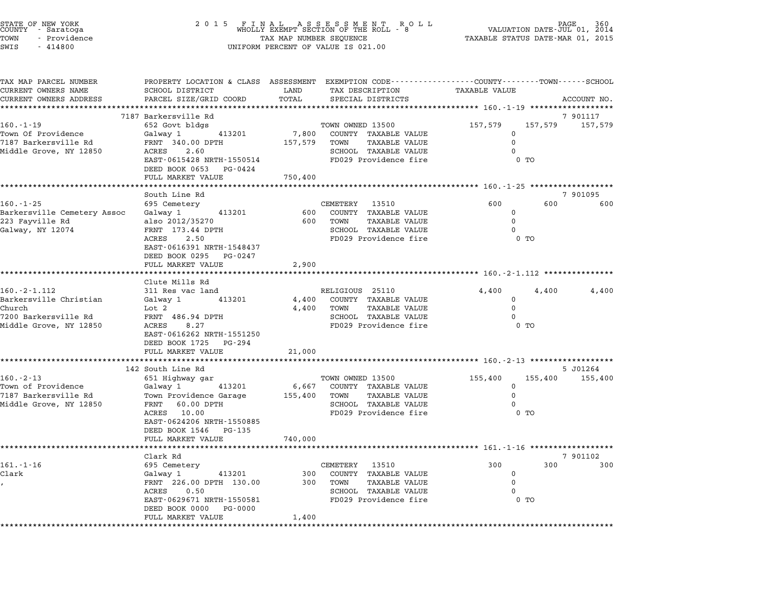STATE OF NEW YORK
COUNTY - Saratoga
TOWN - Providence
SWIS - 414800

# 2015 FINAL ASSESSMENT ROLL
WHOLLY EXEMPT SECTION OF THE ROLL - 8
TAX MAP NUMBER SEQUENCE
UNIFORM PERCENT OF VALUE IS 021.00

VALUATION DATE-JUL 01, 2014
TAXABLE STATUS DATE-MAR 01, 2015

| TAX MAP PARCEL NUMBER / CURRENT OWNERS NAME / CURRENT OWNERS ADDRESS | PROPERTY LOCATION & CLASS / SCHOOL DISTRICT / PARCEL SIZE/GRID COORD | ASSESSMENT LAND / TOTAL | EXEMPTION CODE / TAX DESCRIPTION / SPECIAL DISTRICTS | COUNTY | TOWN | SCHOOL / ACCOUNT NO. |
|---|---|---|---|---|---|---|
| 160.-1-19 | 7187 Barkersville Rd | | | | | 7 901117 |
| Town Of Providence | 652 Govt bldgs | | TOWN OWNED 13500 | 157,579 | 157,579 | 157,579 |
| 7187 Barkersville Rd | Galway 1 413201 | 7,800 | COUNTY TAXABLE VALUE | 0 | | |
| Middle Grove, NY 12850 | FRNT 340.00 DPTH | 157,579 | TOWN TAXABLE VALUE | | 0 | |
| | ACRES 2.60 | | SCHOOL TAXABLE VALUE | | | 0 |
| | EAST-0615428 NRTH-1550514 | | FD029 Providence fire | | 0 TO | |
| | DEED BOOK 0653 PG-0424 | | | | | |
| | FULL MARKET VALUE | 750,400 | | | | |
| 160.-1-25 | South Line Rd | | | | | 7 901095 |
| Barkersville Cemetery Assoc | 695 Cemetery | | CEMETERY 13510 | 600 | 600 | 600 |
| 223 Fayville Rd | Galway 1 413201 | 600 | COUNTY TAXABLE VALUE | 0 | | |
| Galway, NY 12074 | also 2012/35270 | 600 | TOWN TAXABLE VALUE | | 0 | |
| | FRNT 173.44 DPTH | | SCHOOL TAXABLE VALUE | | | 0 |
| | ACRES 2.50 | | FD029 Providence fire | | 0 TO | |
| | EAST-0616391 NRTH-1548437 | | | | | |
| | DEED BOOK 0295 PG-0247 | | | | | |
| | FULL MARKET VALUE | 2,900 | | | | |
| 160.-2-1.112 | Clute Mills Rd | | | | | |
| Barkersville Christian Church | 311 Res vac land | | RELIGIOUS 25110 | 4,400 | 4,400 | 4,400 |
| 7200 Barkersville Rd | Galway 1 413201 | 4,400 | COUNTY TAXABLE VALUE | 0 | | |
| Middle Grove, NY 12850 | Lot 2 | 4,400 | TOWN TAXABLE VALUE | | 0 | |
| | FRNT 486.94 DPTH | | SCHOOL TAXABLE VALUE | | | 0 |
| | ACRES 8.27 | | FD029 Providence fire | | 0 TO | |
| | EAST-0616262 NRTH-1551250 | | | | | |
| | DEED BOOK 1725 PG-294 | | | | | |
| | FULL MARKET VALUE | 21,000 | | | | |
| 160.-2-13 | 142 South Line Rd | | | | | 5 J01264 |
| Town of Providence | 651 Highway gar | | TOWN OWNED 13500 | 155,400 | 155,400 | 155,400 |
| 7187 Barkersville Rd | Galway 1 413201 | 6,667 | COUNTY TAXABLE VALUE | 0 | | |
| Middle Grove, NY 12850 | Town Providence Garage | 155,400 | TOWN TAXABLE VALUE | | 0 | |
| | FRNT 60.00 DPTH | | SCHOOL TAXABLE VALUE | | | 0 |
| | ACRES 10.00 | | FD029 Providence fire | | 0 TO | |
| | EAST-0624206 NRTH-1550885 | | | | | |
| | DEED BOOK 1546 PG-135 | | | | | |
| | FULL MARKET VALUE | 740,000 | | | | |
| 161.-1-16 | Clark Rd | | | | | 7 901102 |
| Clark | 695 Cemetery | | CEMETERY 13510 | 300 | 300 | 300 |
| , | Galway 1 413201 | 300 | COUNTY TAXABLE VALUE | 0 | | |
| | FRNT 226.00 DPTH 130.00 | 300 | TOWN TAXABLE VALUE | | 0 | |
| | ACRES 0.50 | | SCHOOL TAXABLE VALUE | | | 0 |
| | EAST-0629671 NRTH-1550581 | | FD029 Providence fire | | 0 TO | |
| | DEED BOOK 0000 PG-0000 | | | | | |
| | FULL MARKET VALUE | 1,400 | | | | |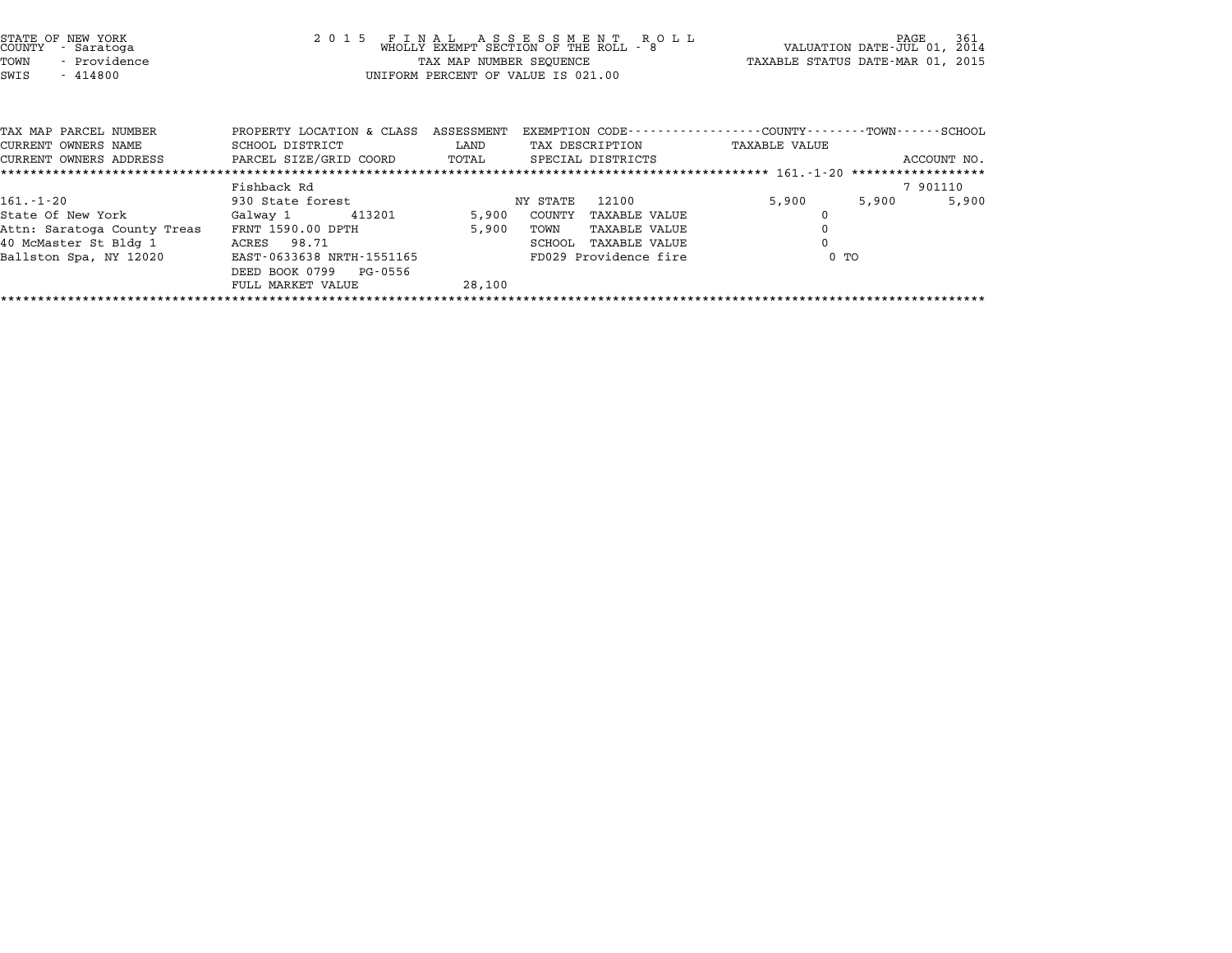STATE OF NEW YORK
COUNTY - Saratoga
TOWN - Providence
SWIS - 414800

2 0 1 5 F I N A L A S S E S S M E N T R O L L
WHOLLY EXEMPT SECTION OF THE ROLL - 8
TAX MAP NUMBER SEQUENCE
UNIFORM PERCENT OF VALUE IS 021.00

VALUATION DATE-JUL 01, 2014
TAXABLE STATUS DATE-MAR 01, 2015

| TAX MAP PARCEL NUMBER<br>CURRENT OWNERS NAME<br>CURRENT OWNERS ADDRESS | PROPERTY LOCATION & CLASS<br>SCHOOL DISTRICT<br>PARCEL SIZE/GRID COORD | ASSESSMENT<br>LAND<br>TOTAL | EXEMPTION CODE<br>TAX DESCRIPTION<br>SPECIAL DISTRICTS | COUNTY<br>TAXABLE VALUE | TOWN | SCHOOL<br>ACCOUNT NO. |
|---|---|---|---|---|---|---|
| ****** 161.-1-20 ****** | | | | | | |
| | Fishback Rd | | | | | 7 901110 |
| 161.-1-20 | 930 State forest | | NY STATE 12100 | 5,900 | 5,900 | 5,900 |
| State Of New York | Galway 1 413201 | 5,900 | COUNTY TAXABLE VALUE | 0 | | |
| Attn: Saratoga County Treas | FRNT 1590.00 DPTH | 5,900 | TOWN TAXABLE VALUE | 0 | | |
| 40 McMaster St Bldg 1 | ACRES 98.71 | | SCHOOL TAXABLE VALUE | 0 | | |
| Ballston Spa, NY 12020 | EAST-0633638 NRTH-1551165 | | FD029 Providence fire | 0 TO | | |
| | DEED BOOK 0799 PG-0556 | | | | | |
| | FULL MARKET VALUE | 28,100 | | | | |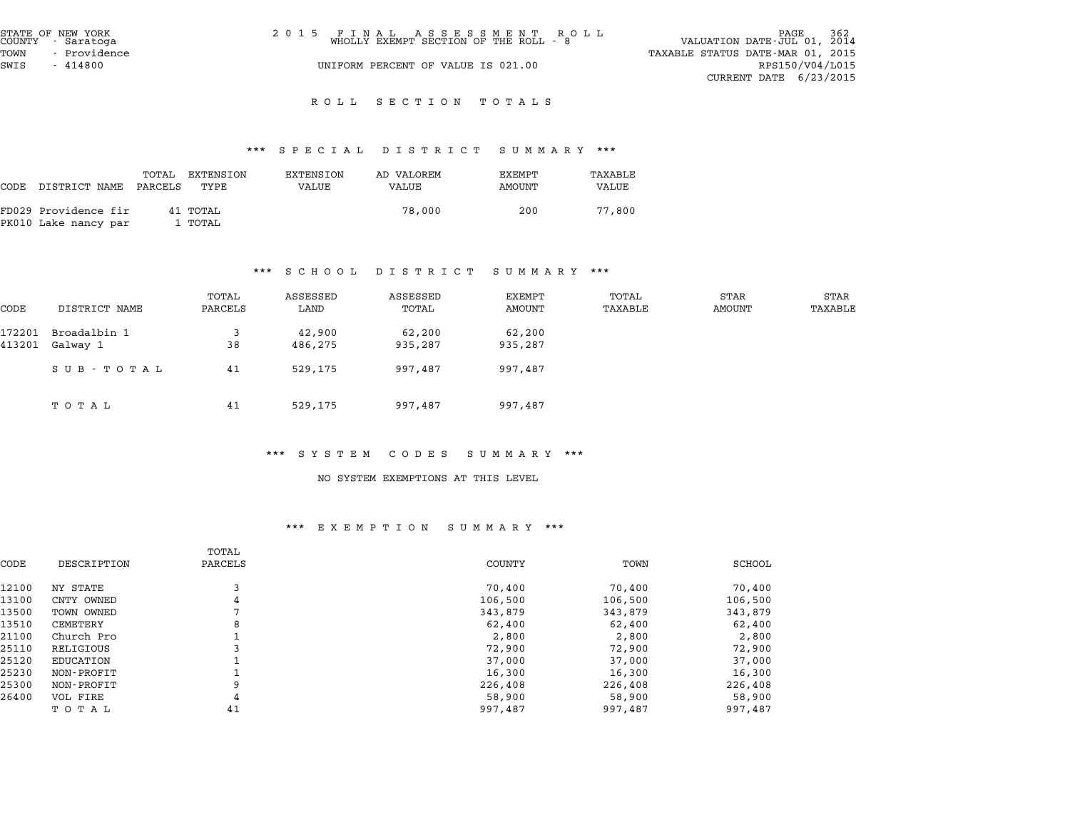STATE OF NEW YORK
COUNTY - Saratoga
TOWN - Providence
SWIS - 414800

2015 FINAL ASSESSMENT ROLL
WHOLLY EXEMPT SECTION OF THE ROLL - 8
UNIFORM PERCENT OF VALUE IS 021.00

VALUATION DATE-JUL 01, 2014
TAXABLE STATUS DATE-MAR 01, 2015
RPS150/V04/L015
CURRENT DATE 6/23/2015

## ROLL SECTION TOTALS

### *** SPECIAL DISTRICT SUMMARY ***

| CODE | DISTRICT NAME | TOTAL PARCELS | EXTENSION TYPE | EXTENSION VALUE | AD VALOREM VALUE | EXEMPT AMOUNT | TAXABLE VALUE |
|---|---|---|---|---|---|---|---|
| FD029 | Providence fir | 41 | TOTAL | | 78,000 | 200 | 77,800 |
| PK010 | Lake nancy par | 1 | TOTAL | | | | |

### *** SCHOOL DISTRICT SUMMARY ***

| CODE | DISTRICT NAME | TOTAL PARCELS | ASSESSED LAND | ASSESSED TOTAL | EXEMPT AMOUNT | TOTAL TAXABLE | STAR AMOUNT | STAR TAXABLE |
|---|---|---|---|---|---|---|---|---|
| 172201 | Broadalbin 1 | 3 | 42,900 | 62,200 | 62,200 | | | |
| 413201 | Galway 1 | 38 | 486,275 | 935,287 | 935,287 | | | |
| | SUB-TOTAL | 41 | 529,175 | 997,487 | 997,487 | | | |
| | TOTAL | 41 | 529,175 | 997,487 | 997,487 | | | |

### *** SYSTEM CODES SUMMARY ***

NO SYSTEM EXEMPTIONS AT THIS LEVEL

### *** EXEMPTION SUMMARY ***

| CODE | DESCRIPTION | TOTAL PARCELS | COUNTY | TOWN | SCHOOL |
|---|---|---|---|---|---|
| 12100 | NY STATE | 3 | 70,400 | 70,400 | 70,400 |
| 13100 | CNTY OWNED | 4 | 106,500 | 106,500 | 106,500 |
| 13500 | TOWN OWNED | 7 | 343,879 | 343,879 | 343,879 |
| 13510 | CEMETERY | 8 | 62,400 | 62,400 | 62,400 |
| 21100 | Church Pro | 1 | 2,800 | 2,800 | 2,800 |
| 25110 | RELIGIOUS | 3 | 72,900 | 72,900 | 72,900 |
| 25120 | EDUCATION | 1 | 37,000 | 37,000 | 37,000 |
| 25230 | NON-PROFIT | 1 | 16,300 | 16,300 | 16,300 |
| 25300 | NON-PROFIT | 9 | 226,408 | 226,408 | 226,408 |
| 26400 | VOL FIRE | 4 | 58,900 | 58,900 | 58,900 |
| | TOTAL | 41 | 997,487 | 997,487 | 997,487 |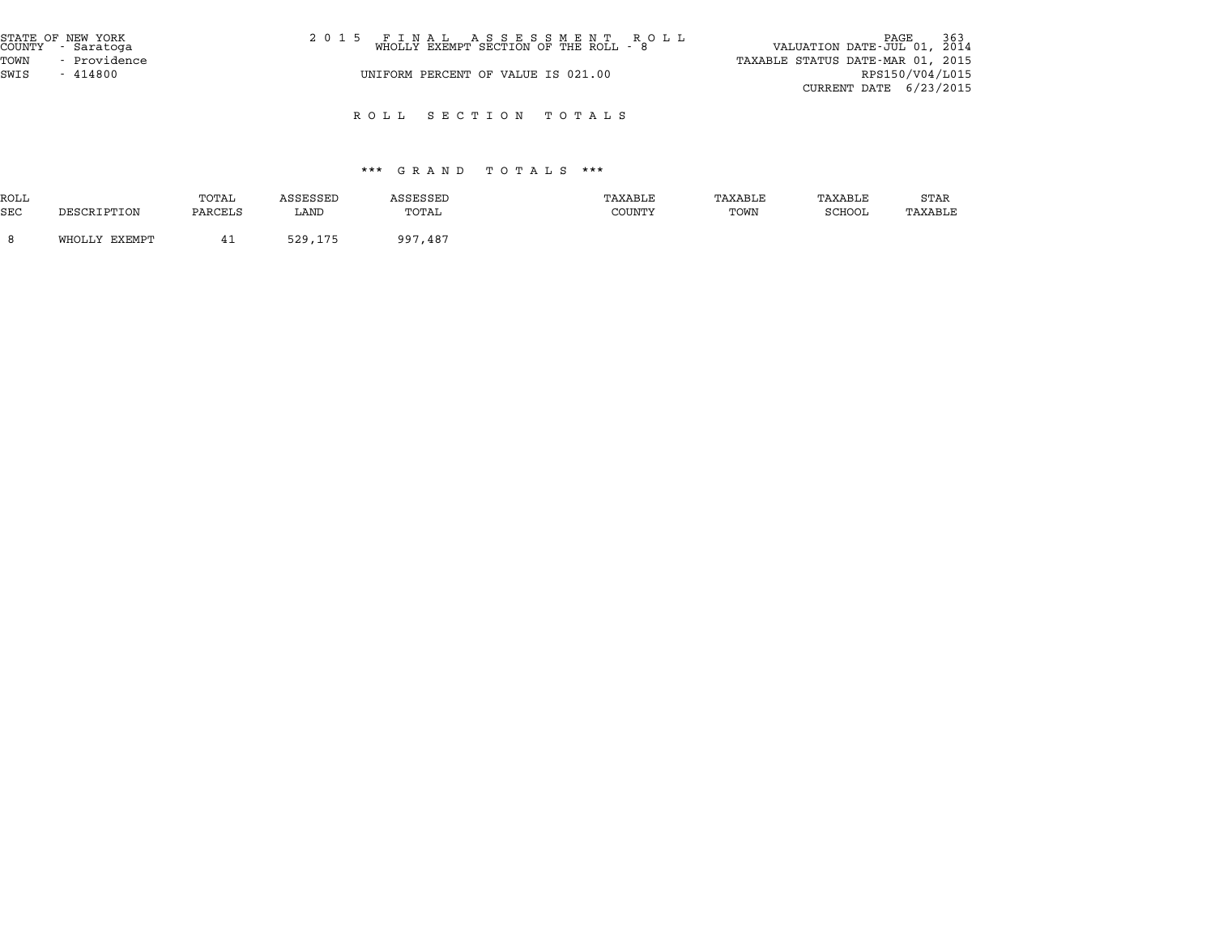STATE OF NEW YORK
COUNTY - Saratoga
TOWN - Providence
SWIS - 414800

2 0 1 5 F I N A L A S S E S S M E N T R O L L
WHOLLY EXEMPT SECTION OF THE ROLL - 8

UNIFORM PERCENT OF VALUE IS 021.00

VALUATION DATE-JUL 01, 2014
TAXABLE STATUS DATE-MAR 01, 2015
RPS150/V04/L015
CURRENT DATE 6/23/2015

## R O L L S E C T I O N T O T A L S

### \*\*\* G R A N D T O T A L S \*\*\*

| ROLL SEC | DESCRIPTION | TOTAL PARCELS | ASSESSED LAND | ASSESSED TOTAL | TAXABLE COUNTY | TAXABLE TOWN | TAXABLE SCHOOL | STAR TAXABLE |
|---|---|---|---|---|---|---|---|---|
| 8 | WHOLLY EXEMPT | 41 | 529,175 | 997,487 | | | | |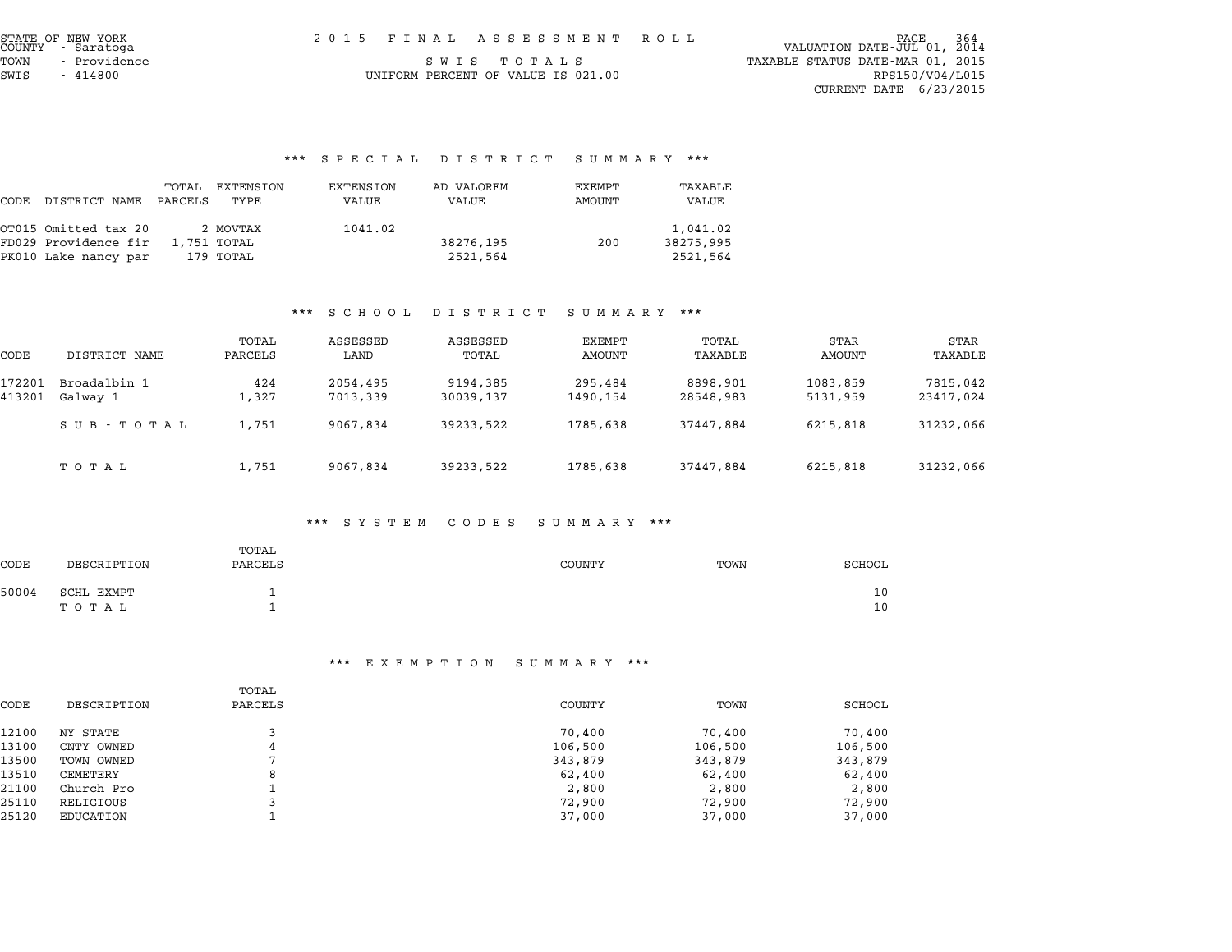STATE OF NEW YORK
COUNTY - Saratoga
TOWN - Providence
SWIS - 414800

# 2015 FINAL ASSESSMENT ROLL

SWIS TOTALS
UNIFORM PERCENT OF VALUE IS 021.00

VALUATION DATE-JUL 01, 2014
TAXABLE STATUS DATE-MAR 01, 2015
RPS150/V04/L015
CURRENT DATE 6/23/2015

## *** SPECIAL DISTRICT SUMMARY ***

| CODE | DISTRICT NAME | TOTAL PARCELS | EXTENSION TYPE | EXTENSION VALUE | AD VALOREM VALUE | EXEMPT AMOUNT | TAXABLE VALUE |
|---|---|---|---|---|---|---|---|
| OT015 | Omitted tax 20 | 2 | MOVTAX | 1041.02 | | | 1,041.02 |
| FD029 | Providence fir | 1,751 | TOTAL | | 38276,195 | 200 | 38275,995 |
| PK010 | Lake nancy par | 179 | TOTAL | | 2521,564 | | 2521,564 |

## *** SCHOOL DISTRICT SUMMARY ***

| CODE | DISTRICT NAME | TOTAL PARCELS | ASSESSED LAND | ASSESSED TOTAL | EXEMPT AMOUNT | TOTAL TAXABLE | STAR AMOUNT | STAR TAXABLE |
|---|---|---|---|---|---|---|---|---|
| 172201 | Broadalbin 1 | 424 | 2054,495 | 9194,385 | 295,484 | 8898,901 | 1083,859 | 7815,042 |
| 413201 | Galway 1 | 1,327 | 7013,339 | 30039,137 | 1490,154 | 28548,983 | 5131,959 | 23417,024 |
| | SUB-TOTAL | 1,751 | 9067,834 | 39233,522 | 1785,638 | 37447,884 | 6215,818 | 31232,066 |
| | TOTAL | 1,751 | 9067,834 | 39233,522 | 1785,638 | 37447,884 | 6215,818 | 31232,066 |

## *** SYSTEM CODES SUMMARY ***

| CODE | DESCRIPTION | TOTAL PARCELS | COUNTY | TOWN | SCHOOL |
|---|---|---|---|---|---|
| 50004 | SCHL EXMPT | 1 | | | 10 |
| | TOTAL | 1 | | | 10 |

## *** EXEMPTION SUMMARY ***

| CODE | DESCRIPTION | TOTAL PARCELS | COUNTY | TOWN | SCHOOL |
|---|---|---|---|---|---|
| 12100 | NY STATE | 3 | 70,400 | 70,400 | 70,400 |
| 13100 | CNTY OWNED | 4 | 106,500 | 106,500 | 106,500 |
| 13500 | TOWN OWNED | 7 | 343,879 | 343,879 | 343,879 |
| 13510 | CEMETERY | 8 | 62,400 | 62,400 | 62,400 |
| 21100 | Church Pro | 1 | 2,800 | 2,800 | 2,800 |
| 25110 | RELIGIOUS | 3 | 72,900 | 72,900 | 72,900 |
| 25120 | EDUCATION | 1 | 37,000 | 37,000 | 37,000 |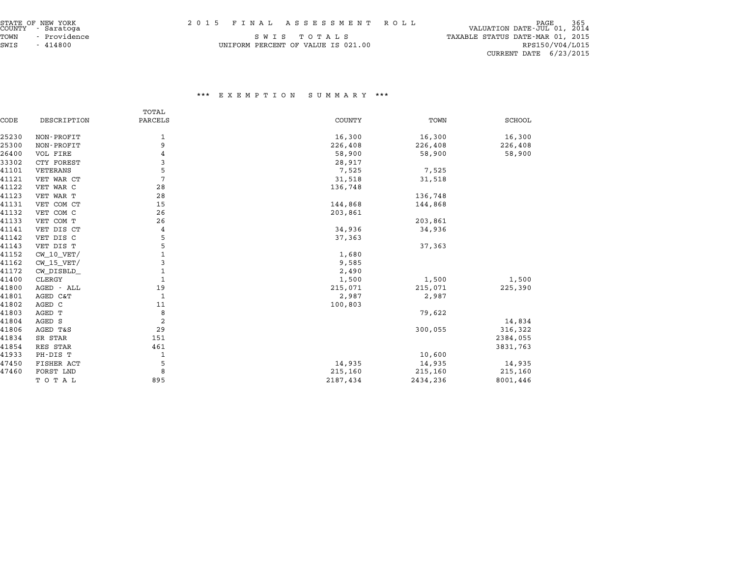STATE OF NEW YORK
COUNTY - Saratoga
TOWN - Providence
SWIS - 414800

2 0 1 5 F I N A L A S S E S S M E N T R O L L

S W I S T O T A L S

UNIFORM PERCENT OF VALUE IS 021.00

VALUATION DATE-JUL 01, 2014
TAXABLE STATUS DATE-MAR 01, 2015
RPS150/V04/L015
CURRENT DATE 6/23/2015

### \*\*\* E X E M P T I O N S U M M A R Y \*\*\*

| CODE | DESCRIPTION | TOTAL PARCELS | COUNTY | TOWN | SCHOOL |
|---|---|---|---|---|---|
| 25230 | NON-PROFIT | 1 | 16,300 | 16,300 | 16,300 |
| 25300 | NON-PROFIT | 9 | 226,408 | 226,408 | 226,408 |
| 26400 | VOL FIRE | 4 | 58,900 | 58,900 | 58,900 |
| 33302 | CTY FOREST | 3 | 28,917 | | |
| 41101 | VETERANS | 5 | 7,525 | 7,525 | |
| 41121 | VET WAR CT | 7 | 31,518 | 31,518 | |
| 41122 | VET WAR C | 28 | 136,748 | | |
| 41123 | VET WAR T | 28 | | 136,748 | |
| 41131 | VET COM CT | 15 | 144,868 | 144,868 | |
| 41132 | VET COM C | 26 | 203,861 | | |
| 41133 | VET COM T | 26 | | 203,861 | |
| 41141 | VET DIS CT | 4 | 34,936 | 34,936 | |
| 41142 | VET DIS C | 5 | 37,363 | | |
| 41143 | VET DIS T | 5 | | 37,363 | |
| 41152 | CW_10_VET/ | 1 | 1,680 | | |
| 41162 | CW_15_VET/ | 3 | 9,585 | | |
| 41172 | CW_DISBLD_ | 1 | 2,490 | | |
| 41400 | CLERGY | 1 | 1,500 | 1,500 | 1,500 |
| 41800 | AGED - ALL | 19 | 215,071 | 215,071 | 225,390 |
| 41801 | AGED C&T | 1 | 2,987 | 2,987 | |
| 41802 | AGED C | 11 | 100,803 | | |
| 41803 | AGED T | 8 | | 79,622 | |
| 41804 | AGED S | 2 | | | 14,834 |
| 41806 | AGED T&S | 29 | | 300,055 | 316,322 |
| 41834 | SR STAR | 151 | | | 2384,055 |
| 41854 | RES STAR | 461 | | | 3831,763 |
| 41933 | PH-DIS T | 1 | | 10,600 | |
| 47450 | FISHER ACT | 5 | 14,935 | 14,935 | 14,935 |
| 47460 | FORST LND | 8 | 215,160 | 215,160 | 215,160 |
| | T O T A L | 895 | 2187,434 | 2434,236 | 8001,446 |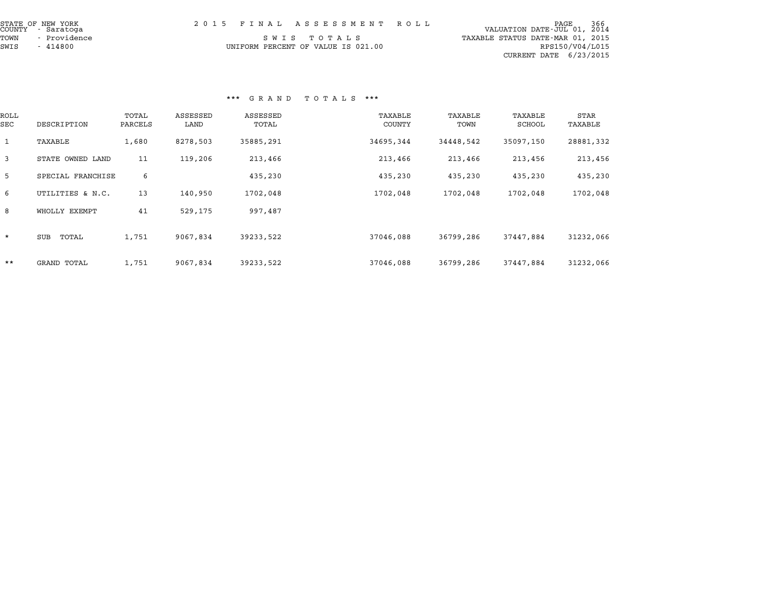STATE OF NEW YORK
COUNTY - Saratoga
TOWN - Providence
SWIS - 414800

2015 FINAL ASSESSMENT ROLL

SWIS TOTALS

UNIFORM PERCENT OF VALUE IS 021.00

VALUATION DATE-JUL 01, 2014
TAXABLE STATUS DATE-MAR 01, 2015
RPS150/V04/L015
CURRENT DATE 6/23/2015

*** GRAND TOTALS ***

| ROLL SEC | DESCRIPTION | TOTAL PARCELS | ASSESSED LAND | ASSESSED TOTAL | TAXABLE COUNTY | TAXABLE TOWN | TAXABLE SCHOOL | STAR TAXABLE |
|---|---|---|---|---|---|---|---|---|
| 1 | TAXABLE | 1,680 | 8278,503 | 35885,291 | 34695,344 | 34448,542 | 35097,150 | 28881,332 |
| 3 | STATE OWNED LAND | 11 | 119,206 | 213,466 | 213,466 | 213,466 | 213,456 | 213,456 |
| 5 | SPECIAL FRANCHISE | 6 | | 435,230 | 435,230 | 435,230 | 435,230 | 435,230 |
| 6 | UTILITIES & N.C. | 13 | 140,950 | 1702,048 | 1702,048 | 1702,048 | 1702,048 | 1702,048 |
| 8 | WHOLLY EXEMPT | 41 | 529,175 | 997,487 | | | | |
| * | SUB TOTAL | 1,751 | 9067,834 | 39233,522 | 37046,088 | 36799,286 | 37447,884 | 31232,066 |
| ** | GRAND TOTAL | 1,751 | 9067,834 | 39233,522 | 37046,088 | 36799,286 | 37447,884 | 31232,066 |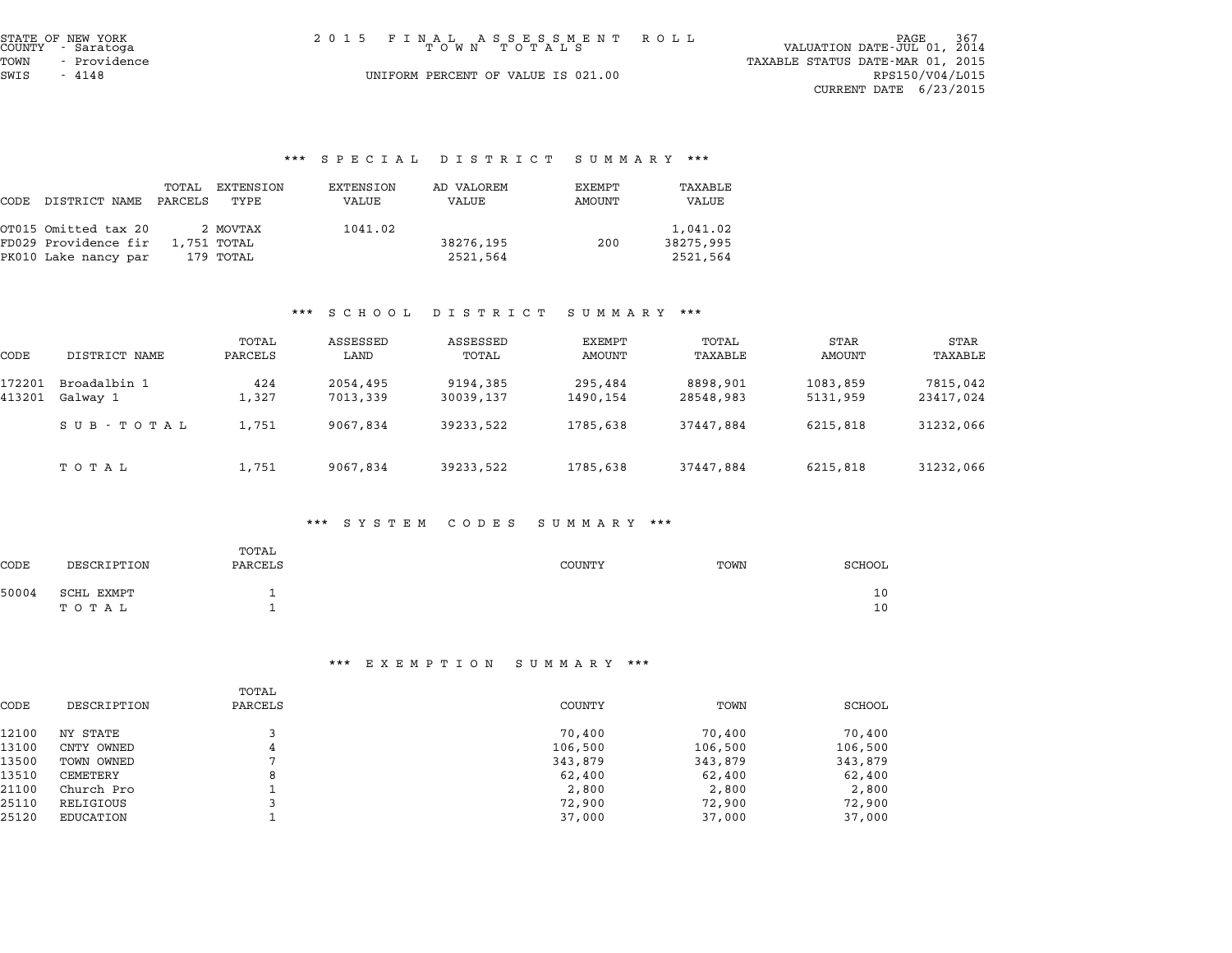STATE OF NEW YORK
COUNTY - Saratoga
TOWN - Providence
SWIS - 4148

# 2015 FINAL ASSESSMENT ROLL

TOWN TOTALS

UNIFORM PERCENT OF VALUE IS 021.00

VALUATION DATE-JUL 01, 2014
TAXABLE STATUS DATE-MAR 01, 2015
RPS150/V04/L015
CURRENT DATE 6/23/2015

## *** SPECIAL DISTRICT SUMMARY ***

| CODE | DISTRICT NAME | TOTAL PARCELS | EXTENSION TYPE | EXTENSION VALUE | AD VALOREM VALUE | EXEMPT AMOUNT | TAXABLE VALUE |
|---|---|---|---|---|---|---|---|
| OT015 | Omitted tax 20 | 2 | MOVTAX | 1041.02 | | | 1,041.02 |
| FD029 | Providence fir | 1,751 | TOTAL | | 38276,195 | 200 | 38275,995 |
| PK010 | Lake nancy par | 179 | TOTAL | | 2521,564 | | 2521,564 |

## *** SCHOOL DISTRICT SUMMARY ***

| CODE | DISTRICT NAME | TOTAL PARCELS | ASSESSED LAND | ASSESSED TOTAL | EXEMPT AMOUNT | TOTAL TAXABLE | STAR AMOUNT | STAR TAXABLE |
|---|---|---|---|---|---|---|---|---|
| 172201 | Broadalbin 1 | 424 | 2054,495 | 9194,385 | 295,484 | 8898,901 | 1083,859 | 7815,042 |
| 413201 | Galway 1 | 1,327 | 7013,339 | 30039,137 | 1490,154 | 28548,983 | 5131,959 | 23417,024 |
| | SUB-TOTAL | 1,751 | 9067,834 | 39233,522 | 1785,638 | 37447,884 | 6215,818 | 31232,066 |
| | TOTAL | 1,751 | 9067,834 | 39233,522 | 1785,638 | 37447,884 | 6215,818 | 31232,066 |

## *** SYSTEM CODES SUMMARY ***

| CODE | DESCRIPTION | TOTAL PARCELS | COUNTY | TOWN | SCHOOL |
|---|---|---|---|---|---|
| 50004 | SCHL EXMPT | 1 | | | 10 |
| | TOTAL | 1 | | | 10 |

## *** EXEMPTION SUMMARY ***

| CODE | DESCRIPTION | TOTAL PARCELS | COUNTY | TOWN | SCHOOL |
|---|---|---|---|---|---|
| 12100 | NY STATE | 3 | 70,400 | 70,400 | 70,400 |
| 13100 | CNTY OWNED | 4 | 106,500 | 106,500 | 106,500 |
| 13500 | TOWN OWNED | 7 | 343,879 | 343,879 | 343,879 |
| 13510 | CEMETERY | 8 | 62,400 | 62,400 | 62,400 |
| 21100 | Church Pro | 1 | 2,800 | 2,800 | 2,800 |
| 25110 | RELIGIOUS | 3 | 72,900 | 72,900 | 72,900 |
| 25120 | EDUCATION | 1 | 37,000 | 37,000 | 37,000 |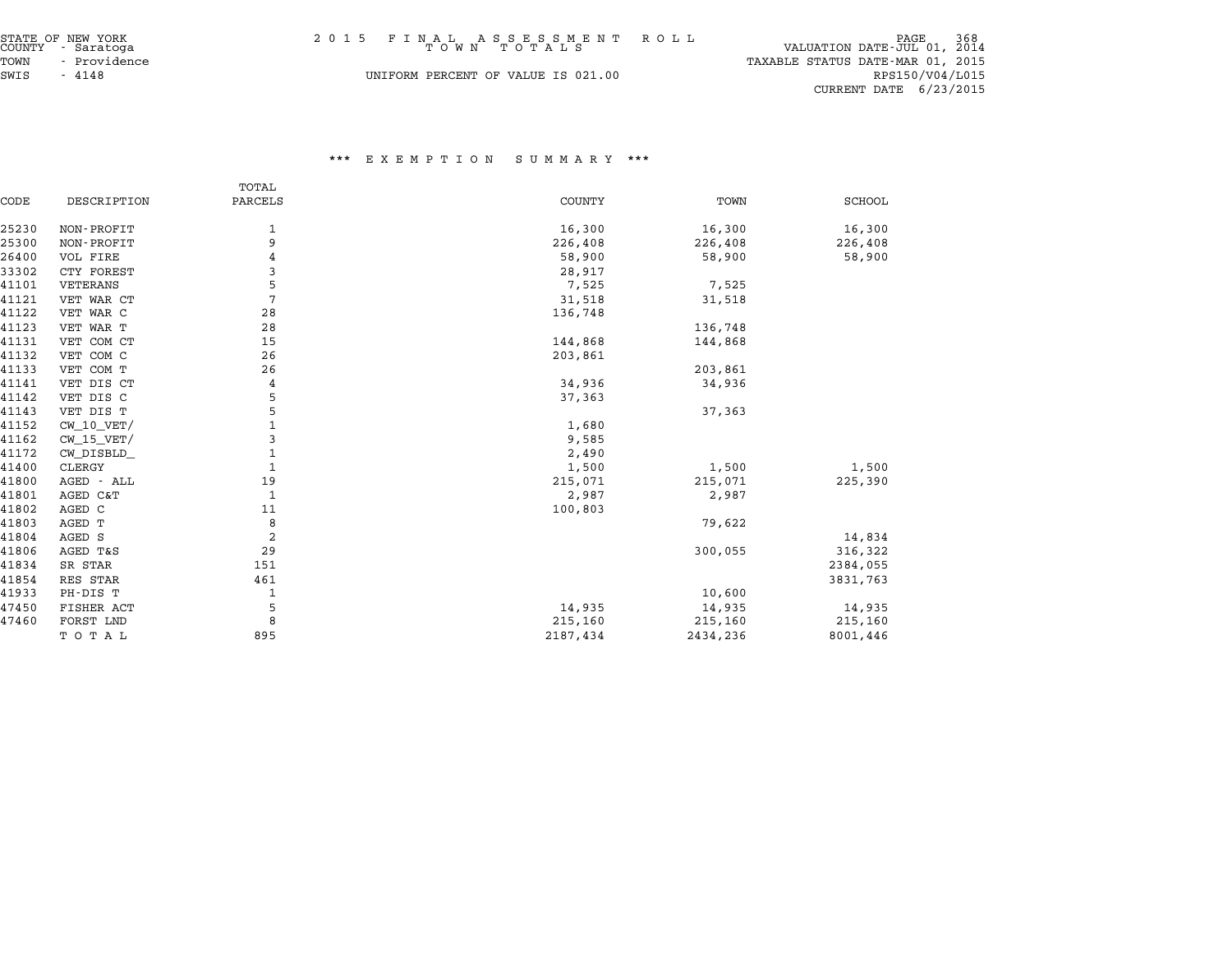STATE OF NEW YORK
COUNTY - Saratoga
TOWN - Providence
SWIS - 4148

# 2015 FINAL ASSESSMENT ROLL
## TOWN TOTALS

UNIFORM PERCENT OF VALUE IS 021.00

VALUATION DATE-JUL 01, 2014
TAXABLE STATUS DATE-MAR 01, 2015
RPS150/V04/L015
CURRENT DATE 6/23/2015

### *** EXEMPTION SUMMARY ***

| CODE | DESCRIPTION | TOTAL PARCELS | COUNTY | TOWN | SCHOOL |
|---|---|---|---|---|---|
| 25230 | NON-PROFIT | 1 | 16,300 | 16,300 | 16,300 |
| 25300 | NON-PROFIT | 9 | 226,408 | 226,408 | 226,408 |
| 26400 | VOL FIRE | 4 | 58,900 | 58,900 | 58,900 |
| 33302 | CTY FOREST | 3 | 28,917 | | |
| 41101 | VETERANS | 5 | 7,525 | 7,525 | |
| 41121 | VET WAR CT | 7 | 31,518 | 31,518 | |
| 41122 | VET WAR C | 28 | 136,748 | | |
| 41123 | VET WAR T | 28 | | 136,748 | |
| 41131 | VET COM CT | 15 | 144,868 | 144,868 | |
| 41132 | VET COM C | 26 | 203,861 | | |
| 41133 | VET COM T | 26 | | 203,861 | |
| 41141 | VET DIS CT | 4 | 34,936 | 34,936 | |
| 41142 | VET DIS C | 5 | 37,363 | | |
| 41143 | VET DIS T | 5 | | 37,363 | |
| 41152 | CW_10_VET/ | 1 | 1,680 | | |
| 41162 | CW_15_VET/ | 3 | 9,585 | | |
| 41172 | CW_DISBLD_ | 1 | 2,490 | | |
| 41400 | CLERGY | 1 | 1,500 | 1,500 | 1,500 |
| 41800 | AGED - ALL | 19 | 215,071 | 215,071 | 225,390 |
| 41801 | AGED C&T | 1 | 2,987 | 2,987 | |
| 41802 | AGED C | 11 | 100,803 | | |
| 41803 | AGED T | 8 | | 79,622 | |
| 41804 | AGED S | 2 | | | 14,834 |
| 41806 | AGED T&S | 29 | | 300,055 | 316,322 |
| 41834 | SR STAR | 151 | | | 2384,055 |
| 41854 | RES STAR | 461 | | | 3831,763 |
| 41933 | PH-DIS T | 1 | | 10,600 | |
| 47450 | FISHER ACT | 5 | 14,935 | 14,935 | 14,935 |
| 47460 | FORST LND | 8 | 215,160 | 215,160 | 215,160 |
| | T O T A L | 895 | 2187,434 | 2434,236 | 8001,446 |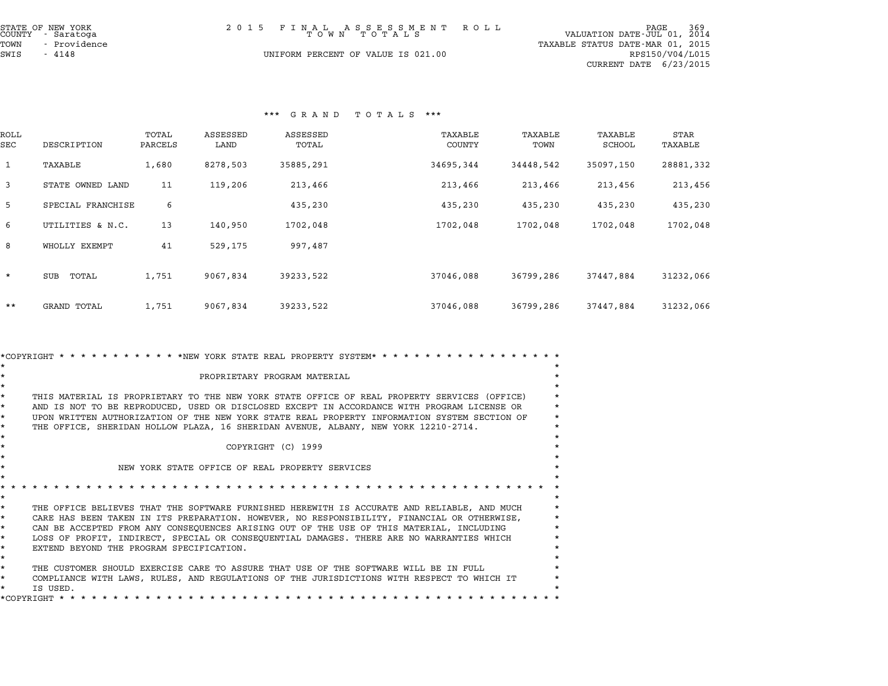STATE OF NEW YORK
COUNTY - Saratoga
TOWN - Providence
SWIS - 4148

2 0 1 5 F I N A L A S S E S S M E N T R O L L
T O W N T O T A L S
UNIFORM PERCENT OF VALUE IS 021.00

VALUATION DATE-JUL 01, 2014
TAXABLE STATUS DATE-MAR 01, 2015
RPS150/V04/L015
CURRENT DATE 6/23/2015

*** G R A N D T O T A L S ***

| ROLL SEC | DESCRIPTION | TOTAL PARCELS | ASSESSED LAND | ASSESSED TOTAL | TAXABLE COUNTY | TAXABLE TOWN | TAXABLE SCHOOL | STAR TAXABLE |
|---|---|---|---|---|---|---|---|---|
| 1 | TAXABLE | 1,680 | 8278,503 | 35885,291 | 34695,344 | 34448,542 | 35097,150 | 28881,332 |
| 3 | STATE OWNED LAND | 11 | 119,206 | 213,466 | 213,466 | 213,466 | 213,456 | 213,456 |
| 5 | SPECIAL FRANCHISE | 6 | | 435,230 | 435,230 | 435,230 | 435,230 | 435,230 |
| 6 | UTILITIES & N.C. | 13 | 140,950 | 1702,048 | 1702,048 | 1702,048 | 1702,048 | 1702,048 |
| 8 | WHOLLY EXEMPT | 41 | 529,175 | 997,487 | | | | |
| * | SUB TOTAL | 1,751 | 9067,834 | 39233,522 | 37046,088 | 36799,286 | 37447,884 | 31232,066 |
| ** | GRAND TOTAL | 1,751 | 9067,834 | 39233,522 | 37046,088 | 36799,286 | 37447,884 | 31232,066 |

*COPYRIGHT * * * * * * * * * * * *NEW YORK STATE REAL PROPERTY SYSTEM* * * * * * * * * * * * * * * * * *

PROPRIETARY PROGRAM MATERIAL

THIS MATERIAL IS PROPRIETARY TO THE NEW YORK STATE OFFICE OF REAL PROPERTY SERVICES (OFFICE) AND IS NOT TO BE REPRODUCED, USED OR DISCLOSED EXCEPT IN ACCORDANCE WITH PROGRAM LICENSE OR UPON WRITTEN AUTHORIZATION OF THE NEW YORK STATE REAL PROPERTY INFORMATION SYSTEM SECTION OF THE OFFICE, SHERIDAN HOLLOW PLAZA, 16 SHERIDAN AVENUE, ALBANY, NEW YORK 12210-2714.

COPYRIGHT (C) 1999

NEW YORK STATE OFFICE OF REAL PROPERTY SERVICES

THE OFFICE BELIEVES THAT THE SOFTWARE FURNISHED HEREWITH IS ACCURATE AND RELIABLE, AND MUCH CARE HAS BEEN TAKEN IN ITS PREPARATION. HOWEVER, NO RESPONSIBILITY, FINANCIAL OR OTHERWISE, CAN BE ACCEPTED FROM ANY CONSEQUENCES ARISING OUT OF THE USE OF THIS MATERIAL, INCLUDING LOSS OF PROFIT, INDIRECT, SPECIAL OR CONSEQUENTIAL DAMAGES. THERE ARE NO WARRANTIES WHICH EXTEND BEYOND THE PROGRAM SPECIFICATION.

THE CUSTOMER SHOULD EXERCISE CARE TO ASSURE THAT USE OF THE SOFTWARE WILL BE IN FULL COMPLIANCE WITH LAWS, RULES, AND REGULATIONS OF THE JURISDICTIONS WITH RESPECT TO WHICH IT IS USED.

*COPYRIGHT * * * * * * * * * * * * * * * * * * * * * * * * * * * * * * * * * * * * * * * * * * * * *